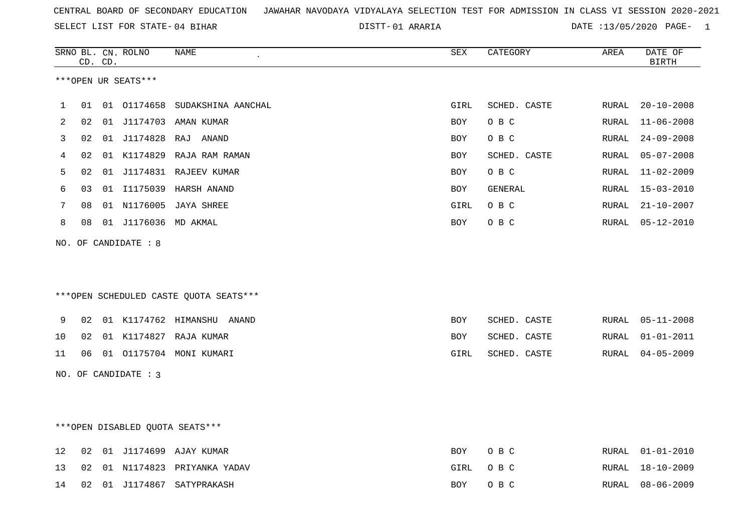CENTRAL BOARD OF SECONDARY EDUCATION JAWAHAR NAVODAYA VIDYALAYA SELECTION TEST FOR ADMISSION IN CLASS VI SESSION 2020-2021

SELECT LIST FOR STATE- 04 BIHAR DISTT- 01 ARARIA DATE :13/05/2020 PAGE- 1

***OPEN UR SEATS***

| SRNO | BL. CD. | CN. CD. | ROLNO | NAME | SEX | CATEGORY | AREA | DATE OF BIRTH |
|---|---|---|---|---|---|---|---|---|
| 1 | 01 | 01 | O1174658 | SUDAKSHINA AANCHAL | GIRL | SCHED. CASTE | RURAL | 20-10-2008 |
| 2 | 02 | 01 | J1174703 | AMAN KUMAR | BOY | O B C | RURAL | 11-06-2008 |
| 3 | 02 | 01 | J1174828 | RAJ ANAND | BOY | O B C | RURAL | 24-09-2008 |
| 4 | 02 | 01 | K1174829 | RAJA RAM RAMAN | BOY | SCHED. CASTE | RURAL | 05-07-2008 |
| 5 | 02 | 01 | J1174831 | RAJEEV KUMAR | BOY | O B C | RURAL | 11-02-2009 |
| 6 | 03 | 01 | I1175039 | HARSH ANAND | BOY | GENERAL | RURAL | 15-03-2010 |
| 7 | 08 | 01 | N1176005 | JAYA SHREE | GIRL | O B C | RURAL | 21-10-2007 |
| 8 | 08 | 01 | J1176036 | MD AKMAL | BOY | O B C | RURAL | 05-12-2010 |

NO. OF CANDIDATE : 8

***OPEN SCHEDULED CASTE QUOTA SEATS***

| SRNO | BL. CD. | CN. CD. | ROLNO | NAME | SEX | CATEGORY | AREA | DATE OF BIRTH |
|---|---|---|---|---|---|---|---|---|
| 9 | 02 | 01 | K1174762 | HIMANSHU ANAND | BOY | SCHED. CASTE | RURAL | 05-11-2008 |
| 10 | 02 | 01 | K1174827 | RAJA KUMAR | BOY | SCHED. CASTE | RURAL | 01-01-2011 |
| 11 | 06 | 01 | O1175704 | MONI KUMARI | GIRL | SCHED. CASTE | RURAL | 04-05-2009 |

NO. OF CANDIDATE : 3

***OPEN DISABLED QUOTA SEATS***

| SRNO | BL. CD. | CN. CD. | ROLNO | NAME | SEX | CATEGORY | AREA | DATE OF BIRTH |
|---|---|---|---|---|---|---|---|---|
| 12 | 02 | 01 | J1174699 | AJAY KUMAR | BOY | O B C | RURAL | 01-01-2010 |
| 13 | 02 | 01 | N1174823 | PRIYANKA YADAV | GIRL | O B C | RURAL | 18-10-2009 |
| 14 | 02 | 01 | J1174867 | SATYPRAKASH | BOY | O B C | RURAL | 08-06-2009 |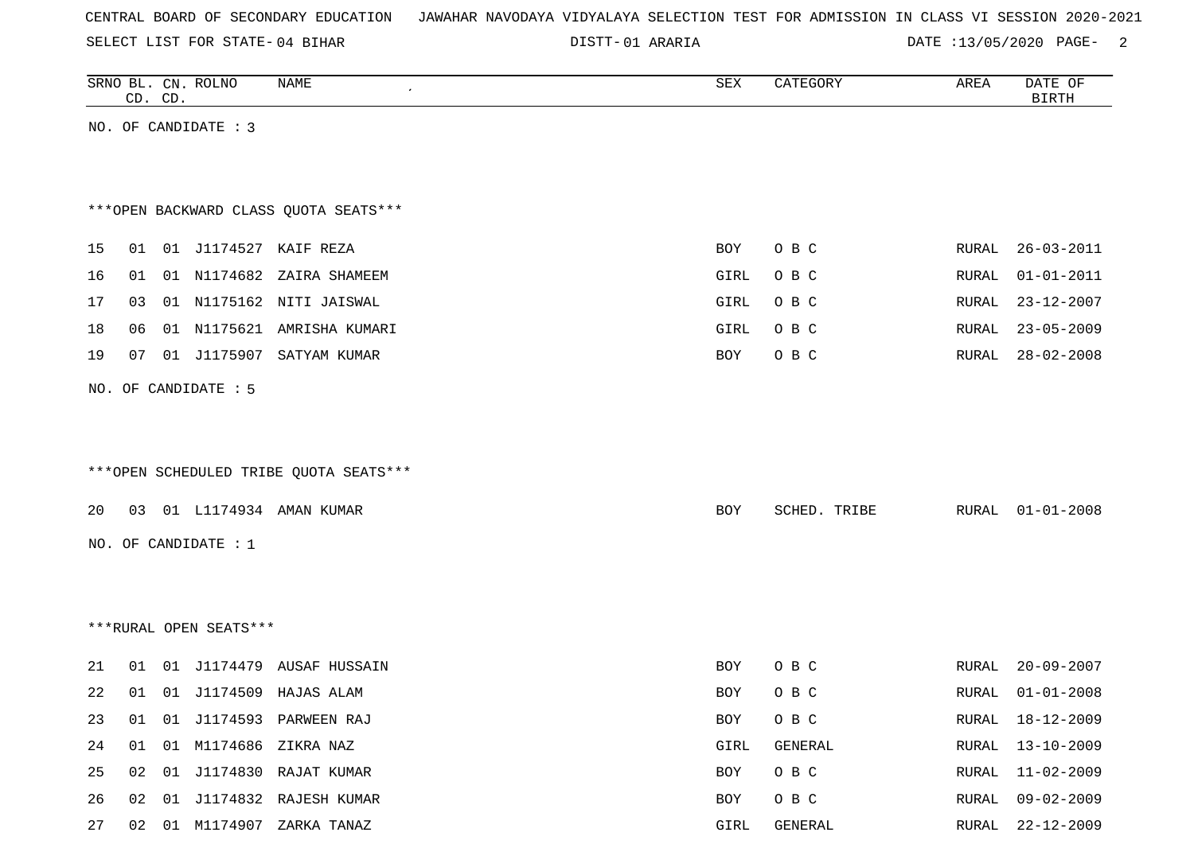CENTRAL BOARD OF SECONDARY EDUCATION JAWAHAR NAVODAYA VIDYALAYA SELECTION TEST FOR ADMISSION IN CLASS VI SESSION 2020-2021

SELECT LIST FOR STATE- 04 BIHAR DISTT- 01 ARARIA DATE :13/05/2020

NO. OF CANDIDATE : 3

***OPEN BACKWARD CLASS QUOTA SEATS***

| SRNO | BL. CD. | CN. CD. | ROLNO | NAME | SEX | CATEGORY | AREA | DATE OF BIRTH |
|---|---|---|---|---|---|---|---|---|
| 15 | 01 | 01 | J1174527 | KAIF REZA | BOY | O B C | RURAL | 26-03-2011 |
| 16 | 01 | 01 | N1174682 | ZAIRA SHAMEEM | GIRL | O B C | RURAL | 01-01-2011 |
| 17 | 03 | 01 | N1175162 | NITI JAISWAL | GIRL | O B C | RURAL | 23-12-2007 |
| 18 | 06 | 01 | N1175621 | AMRISHA KUMARI | GIRL | O B C | RURAL | 23-05-2009 |
| 19 | 07 | 01 | J1175907 | SATYAM KUMAR | BOY | O B C | RURAL | 28-02-2008 |

NO. OF CANDIDATE : 5

***OPEN SCHEDULED TRIBE QUOTA SEATS***

| SRNO | BL. CD. | CN. CD. | ROLNO | NAME | SEX | CATEGORY | AREA | DATE OF BIRTH |
|---|---|---|---|---|---|---|---|---|
| 20 | 03 | 01 | L1174934 | AMAN KUMAR | BOY | SCHED. TRIBE | RURAL | 01-01-2008 |

NO. OF CANDIDATE : 1

***RURAL OPEN SEATS***

| SRNO | BL. CD. | CN. CD. | ROLNO | NAME | SEX | CATEGORY | AREA | DATE OF BIRTH |
|---|---|---|---|---|---|---|---|---|
| 21 | 01 | 01 | J1174479 | AUSAF HUSSAIN | BOY | O B C | RURAL | 20-09-2007 |
| 22 | 01 | 01 | J1174509 | HAJAS ALAM | BOY | O B C | RURAL | 01-01-2008 |
| 23 | 01 | 01 | J1174593 | PARWEEN RAJ | BOY | O B C | RURAL | 18-12-2009 |
| 24 | 01 | 01 | M1174686 | ZIKRA NAZ | GIRL | GENERAL | RURAL | 13-10-2009 |
| 25 | 02 | 01 | J1174830 | RAJAT KUMAR | BOY | O B C | RURAL | 11-02-2009 |
| 26 | 02 | 01 | J1174832 | RAJESH KUMAR | BOY | O B C | RURAL | 09-02-2009 |
| 27 | 02 | 01 | M1174907 | ZARKA TANAZ | GIRL | GENERAL | RURAL | 22-12-2009 |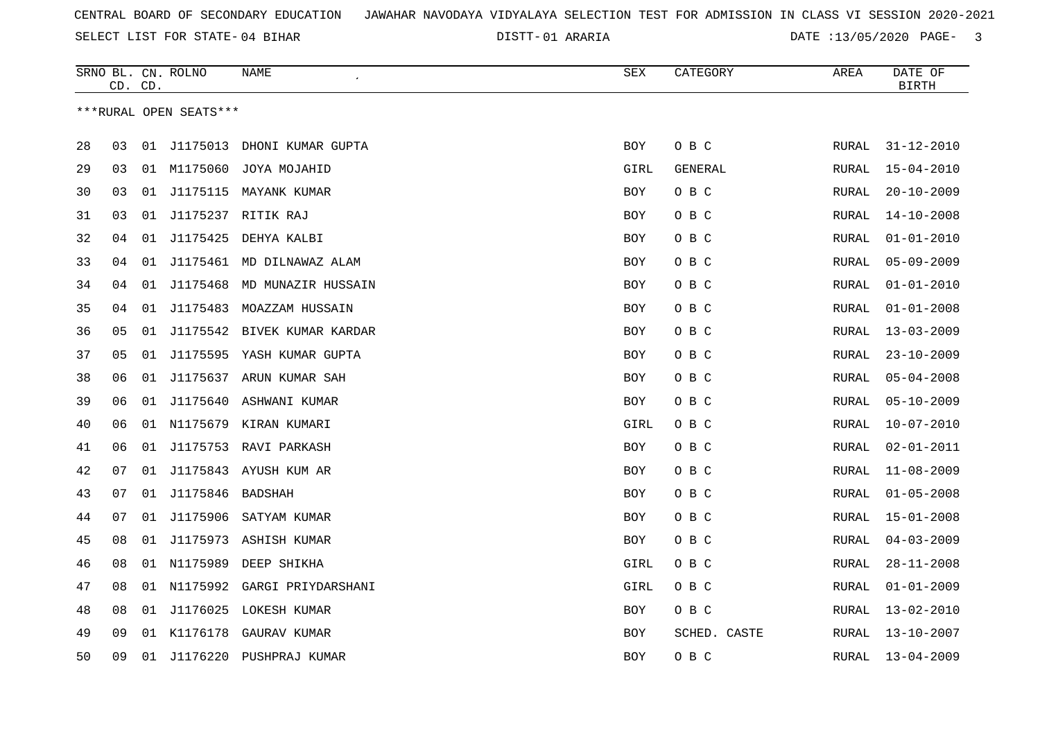CENTRAL BOARD OF SECONDARY EDUCATION   JAWAHAR NAVODAYA VIDYALAYA SELECTION TEST FOR ADMISSION IN CLASS VI SESSION 2020-2021

SELECT LIST FOR STATE- 04 BIHAR   DISTT- 01 ARARIA   DATE :13/05/2020

| SRNO | BL. CD. | CN. CD. | ROLNO | NAME | SEX | CATEGORY | AREA | DATE OF BIRTH |
|---|---|---|---|---|---|---|---|---|
| ***RURAL OPEN SEATS*** | | | | | | | | |
| 28 | 03 | 01 | J1175013 | DHONI KUMAR GUPTA | BOY | O B C | RURAL | 31-12-2010 |
| 29 | 03 | 01 | M1175060 | JOYA MOJAHID | GIRL | GENERAL | RURAL | 15-04-2010 |
| 30 | 03 | 01 | J1175115 | MAYANK KUMAR | BOY | O B C | RURAL | 20-10-2009 |
| 31 | 03 | 01 | J1175237 | RITIK RAJ | BOY | O B C | RURAL | 14-10-2008 |
| 32 | 04 | 01 | J1175425 | DEHYA KALBI | BOY | O B C | RURAL | 01-01-2010 |
| 33 | 04 | 01 | J1175461 | MD DILNAWAZ ALAM | BOY | O B C | RURAL | 05-09-2009 |
| 34 | 04 | 01 | J1175468 | MD MUNAZIR HUSSAIN | BOY | O B C | RURAL | 01-01-2010 |
| 35 | 04 | 01 | J1175483 | MOAZZAM HUSSAIN | BOY | O B C | RURAL | 01-01-2008 |
| 36 | 05 | 01 | J1175542 | BIVEK KUMAR KARDAR | BOY | O B C | RURAL | 13-03-2009 |
| 37 | 05 | 01 | J1175595 | YASH KUMAR GUPTA | BOY | O B C | RURAL | 23-10-2009 |
| 38 | 06 | 01 | J1175637 | ARUN KUMAR SAH | BOY | O B C | RURAL | 05-04-2008 |
| 39 | 06 | 01 | J1175640 | ASHWANI KUMAR | BOY | O B C | RURAL | 05-10-2009 |
| 40 | 06 | 01 | N1175679 | KIRAN KUMARI | GIRL | O B C | RURAL | 10-07-2010 |
| 41 | 06 | 01 | J1175753 | RAVI PARKASH | BOY | O B C | RURAL | 02-01-2011 |
| 42 | 07 | 01 | J1175843 | AYUSH KUM AR | BOY | O B C | RURAL | 11-08-2009 |
| 43 | 07 | 01 | J1175846 | BADSHAH | BOY | O B C | RURAL | 01-05-2008 |
| 44 | 07 | 01 | J1175906 | SATYAM KUMAR | BOY | O B C | RURAL | 15-01-2008 |
| 45 | 08 | 01 | J1175973 | ASHISH KUMAR | BOY | O B C | RURAL | 04-03-2009 |
| 46 | 08 | 01 | N1175989 | DEEP SHIKHA | GIRL | O B C | RURAL | 28-11-2008 |
| 47 | 08 | 01 | N1175992 | GARGI PRIYDARSHANI | GIRL | O B C | RURAL | 01-01-2009 |
| 48 | 08 | 01 | J1176025 | LOKESH KUMAR | BOY | O B C | RURAL | 13-02-2010 |
| 49 | 09 | 01 | K1176178 | GAURAV KUMAR | BOY | SCHED. CASTE | RURAL | 13-10-2007 |
| 50 | 09 | 01 | J1176220 | PUSHPRAJ KUMAR | BOY | O B C | RURAL | 13-04-2009 |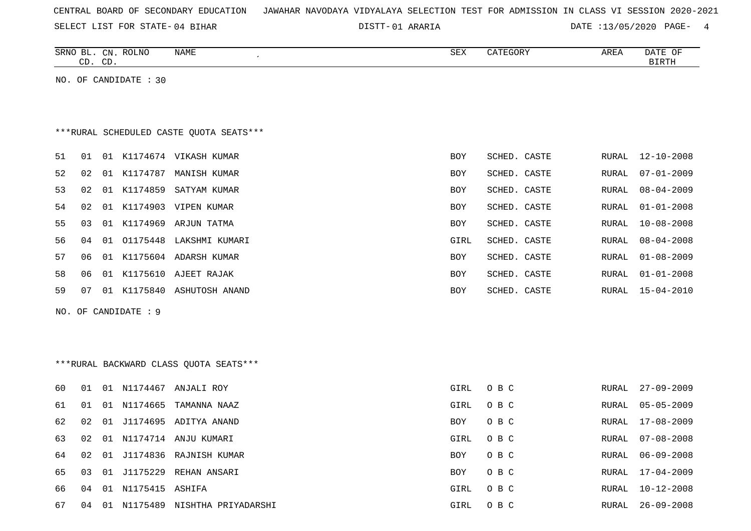CENTRAL BOARD OF SECONDARY EDUCATION JAWAHAR NAVODAYA VIDYALAYA SELECTION TEST FOR ADMISSION IN CLASS VI SESSION 2020-2021

SELECT LIST FOR STATE- 04 BIHAR DISTT- 01 ARARIA DATE :13/05/2020

| SRNO | BL. CD. | CN. CD. | ROLNO | NAME | SEX | CATEGORY | AREA | DATE OF BIRTH |
|---|---|---|---|---|---|---|---|---|

NO. OF CANDIDATE : 30

***RURAL SCHEDULED CASTE QUOTA SEATS***

| SRNO | BL. CD. | CN. CD. | ROLNO | NAME | SEX | CATEGORY | AREA | DATE OF BIRTH |
|---|---|---|---|---|---|---|---|---|
| 51 | 01 | 01 | K1174674 | VIKASH KUMAR | BOY | SCHED. CASTE | RURAL | 12-10-2008 |
| 52 | 02 | 01 | K1174787 | MANISH KUMAR | BOY | SCHED. CASTE | RURAL | 07-01-2009 |
| 53 | 02 | 01 | K1174859 | SATYAM KUMAR | BOY | SCHED. CASTE | RURAL | 08-04-2009 |
| 54 | 02 | 01 | K1174903 | VIPEN KUMAR | BOY | SCHED. CASTE | RURAL | 01-01-2008 |
| 55 | 03 | 01 | K1174969 | ARJUN TATMA | BOY | SCHED. CASTE | RURAL | 10-08-2008 |
| 56 | 04 | 01 | O1175448 | LAKSHMI KUMARI | GIRL | SCHED. CASTE | RURAL | 08-04-2008 |
| 57 | 06 | 01 | K1175604 | ADARSH KUMAR | BOY | SCHED. CASTE | RURAL | 01-08-2009 |
| 58 | 06 | 01 | K1175610 | AJEET RAJAK | BOY | SCHED. CASTE | RURAL | 01-01-2008 |
| 59 | 07 | 01 | K1175840 | ASHUTOSH ANAND | BOY | SCHED. CASTE | RURAL | 15-04-2010 |

NO. OF CANDIDATE : 9

***RURAL BACKWARD CLASS QUOTA SEATS***

| SRNO | BL. CD. | CN. CD. | ROLNO | NAME | SEX | CATEGORY | AREA | DATE OF BIRTH |
|---|---|---|---|---|---|---|---|---|
| 60 | 01 | 01 | N1174467 | ANJALI ROY | GIRL | O B C | RURAL | 27-09-2009 |
| 61 | 01 | 01 | N1174665 | TAMANNA NAAZ | GIRL | O B C | RURAL | 05-05-2009 |
| 62 | 02 | 01 | J1174695 | ADITYA ANAND | BOY | O B C | RURAL | 17-08-2009 |
| 63 | 02 | 01 | N1174714 | ANJU KUMARI | GIRL | O B C | RURAL | 07-08-2008 |
| 64 | 02 | 01 | J1174836 | RAJNISH KUMAR | BOY | O B C | RURAL | 06-09-2008 |
| 65 | 03 | 01 | J1175229 | REHAN ANSARI | BOY | O B C | RURAL | 17-04-2009 |
| 66 | 04 | 01 | N1175415 | ASHIFA | GIRL | O B C | RURAL | 10-12-2008 |
| 67 | 04 | 01 | N1175489 | NISHTHA PRIYADARSHI | GIRL | O B C | RURAL | 26-09-2008 |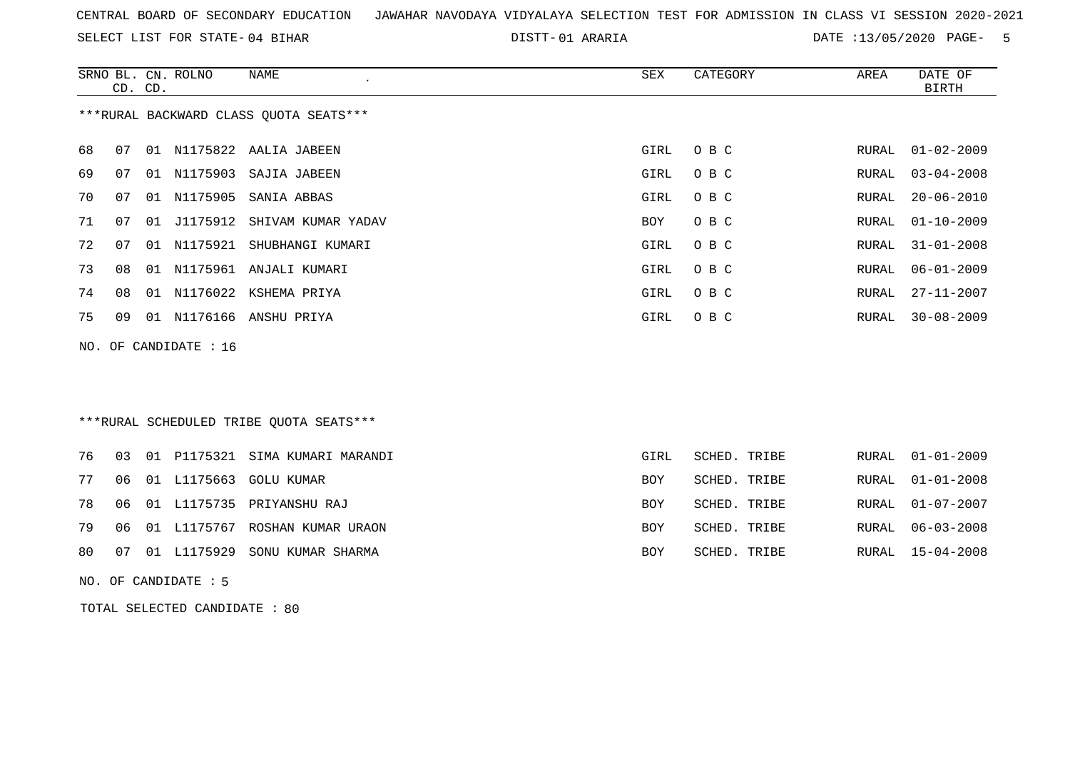CENTRAL BOARD OF SECONDARY EDUCATION JAWAHAR NAVODAYA VIDYALAYA SELECTION TEST FOR ADMISSION IN CLASS VI SESSION 2020-2021

SELECT LIST FOR STATE- 04 BIHAR DISTT- 01 ARARIA DATE :13/05/2020

***RURAL BACKWARD CLASS QUOTA SEATS***

| SRNO | BL. CD. | CN. CD. | ROLNO | NAME | SEX | CATEGORY | AREA | DATE OF BIRTH |
|---|---|---|---|---|---|---|---|---|
| 68 | 07 | 01 | N1175822 | AALIA JABEEN | GIRL | O B C | RURAL | 01-02-2009 |
| 69 | 07 | 01 | N1175903 | SAJIA JABEEN | GIRL | O B C | RURAL | 03-04-2008 |
| 70 | 07 | 01 | N1175905 | SANIA ABBAS | GIRL | O B C | RURAL | 20-06-2010 |
| 71 | 07 | 01 | J1175912 | SHIVAM KUMAR YADAV | BOY | O B C | RURAL | 01-10-2009 |
| 72 | 07 | 01 | N1175921 | SHUBHANGI KUMARI | GIRL | O B C | RURAL | 31-01-2008 |
| 73 | 08 | 01 | N1175961 | ANJALI KUMARI | GIRL | O B C | RURAL | 06-01-2009 |
| 74 | 08 | 01 | N1176022 | KSHEMA PRIYA | GIRL | O B C | RURAL | 27-11-2007 |
| 75 | 09 | 01 | N1176166 | ANSHU PRIYA | GIRL | O B C | RURAL | 30-08-2009 |

NO. OF CANDIDATE : 16

***RURAL SCHEDULED TRIBE QUOTA SEATS***

| SRNO | BL. CD. | CN. CD. | ROLNO | NAME | SEX | CATEGORY | AREA | DATE OF BIRTH |
|---|---|---|---|---|---|---|---|---|
| 76 | 03 | 01 | P1175321 | SIMA KUMARI MARANDI | GIRL | SCHED. TRIBE | RURAL | 01-01-2009 |
| 77 | 06 | 01 | L1175663 | GOLU KUMAR | BOY | SCHED. TRIBE | RURAL | 01-01-2008 |
| 78 | 06 | 01 | L1175735 | PRIYANSHU RAJ | BOY | SCHED. TRIBE | RURAL | 01-07-2007 |
| 79 | 06 | 01 | L1175767 | ROSHAN KUMAR URAON | BOY | SCHED. TRIBE | RURAL | 06-03-2008 |
| 80 | 07 | 01 | L1175929 | SONU KUMAR SHARMA | BOY | SCHED. TRIBE | RURAL | 15-04-2008 |

NO. OF CANDIDATE : 5

TOTAL SELECTED CANDIDATE : 80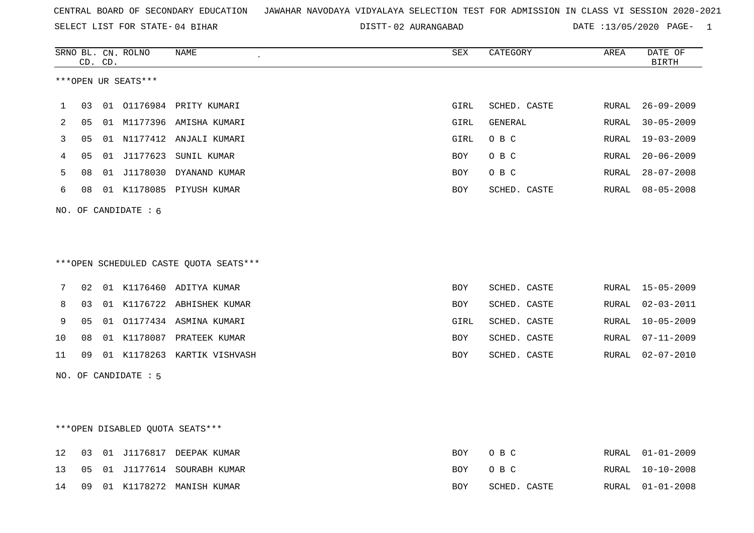CENTRAL BOARD OF SECONDARY EDUCATION JAWAHAR NAVODAYA VIDYALAYA SELECTION TEST FOR ADMISSION IN CLASS VI SESSION 2020-2021

SELECT LIST FOR STATE- 04 BIHAR DISTT- 02 AURANGABAD DATE :13/05/2020

***OPEN UR SEATS***

| SRNO | BL. CD. | CN. CD. | ROLNO | NAME | SEX | CATEGORY | AREA | DATE OF BIRTH |
|---|---|---|---|---|---|---|---|---|
| 1 | 03 | 01 | O1176984 | PRITY KUMARI | GIRL | SCHED. CASTE | RURAL | 26-09-2009 |
| 2 | 05 | 01 | M1177396 | AMISHA KUMARI | GIRL | GENERAL | RURAL | 30-05-2009 |
| 3 | 05 | 01 | N1177412 | ANJALI KUMARI | GIRL | O B C | RURAL | 19-03-2009 |
| 4 | 05 | 01 | J1177623 | SUNIL KUMAR | BOY | O B C | RURAL | 20-06-2009 |
| 5 | 08 | 01 | J1178030 | DYANAND KUMAR | BOY | O B C | RURAL | 28-07-2008 |
| 6 | 08 | 01 | K1178085 | PIYUSH KUMAR | BOY | SCHED. CASTE | RURAL | 08-05-2008 |

NO. OF CANDIDATE : 6

***OPEN SCHEDULED CASTE QUOTA SEATS***

| SRNO | BL. CD. | CN. CD. | ROLNO | NAME | SEX | CATEGORY | AREA | DATE OF BIRTH |
|---|---|---|---|---|---|---|---|---|
| 7 | 02 | 01 | K1176460 | ADITYA KUMAR | BOY | SCHED. CASTE | RURAL | 15-05-2009 |
| 8 | 03 | 01 | K1176722 | ABHISHEK KUMAR | BOY | SCHED. CASTE | RURAL | 02-03-2011 |
| 9 | 05 | 01 | O1177434 | ASMINA KUMARI | GIRL | SCHED. CASTE | RURAL | 10-05-2009 |
| 10 | 08 | 01 | K1178087 | PRATEEK KUMAR | BOY | SCHED. CASTE | RURAL | 07-11-2009 |
| 11 | 09 | 01 | K1178263 | KARTIK VISHVASH | BOY | SCHED. CASTE | RURAL | 02-07-2010 |

NO. OF CANDIDATE : 5

***OPEN DISABLED QUOTA SEATS***

| SRNO | BL. CD. | CN. CD. | ROLNO | NAME | SEX | CATEGORY | AREA | DATE OF BIRTH |
|---|---|---|---|---|---|---|---|---|
| 12 | 03 | 01 | J1176817 | DEEPAK KUMAR | BOY | O B C | RURAL | 01-01-2009 |
| 13 | 05 | 01 | J1177614 | SOURABH KUMAR | BOY | O B C | RURAL | 10-10-2008 |
| 14 | 09 | 01 | K1178272 | MANISH KUMAR | BOY | SCHED. CASTE | RURAL | 01-01-2008 |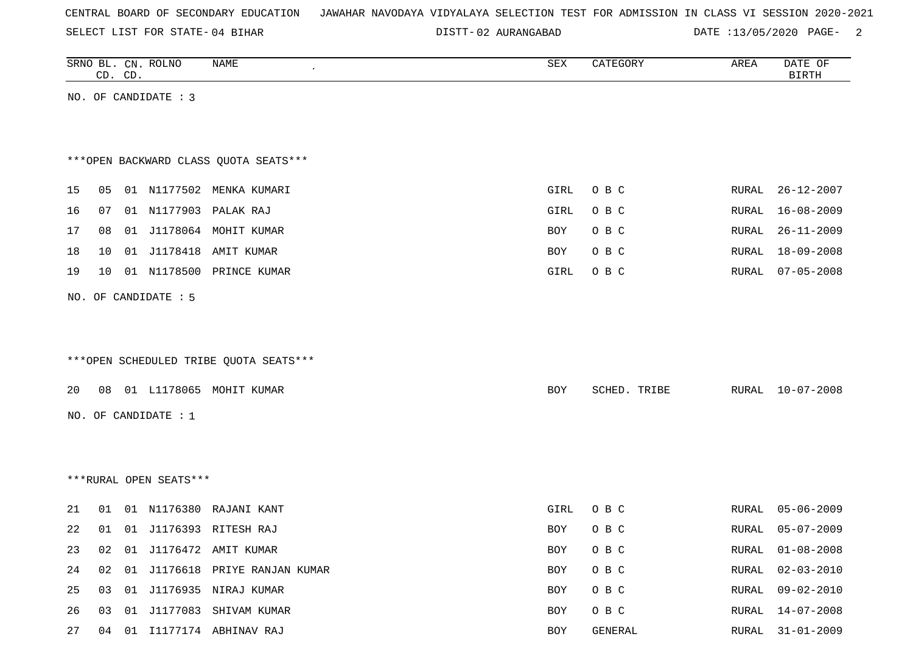CENTRAL BOARD OF SECONDARY EDUCATION JAWAHAR NAVODAYA VIDYALAYA SELECTION TEST FOR ADMISSION IN CLASS VI SESSION 2020-2021

SELECT LIST FOR STATE- 04 BIHAR DISTT- 02 AURANGABAD DATE :13/05/2020

| SRNO | BL. CD. | CN. CD. | ROLNO | NAME | SEX | CATEGORY | AREA | DATE OF BIRTH |
|---|---|---|---|---|---|---|---|---|

NO. OF CANDIDATE : 3

***OPEN BACKWARD CLASS QUOTA SEATS***

| SRNO | BL. CD. | CN. CD. | ROLNO | NAME | SEX | CATEGORY | AREA | DATE OF BIRTH |
|---|---|---|---|---|---|---|---|---|
| 15 | 05 | 01 | N1177502 | MENKA KUMARI | GIRL | O B C | RURAL | 26-12-2007 |
| 16 | 07 | 01 | N1177903 | PALAK RAJ | GIRL | O B C | RURAL | 16-08-2009 |
| 17 | 08 | 01 | J1178064 | MOHIT KUMAR | BOY | O B C | RURAL | 26-11-2009 |
| 18 | 10 | 01 | J1178418 | AMIT KUMAR | BOY | O B C | RURAL | 18-09-2008 |
| 19 | 10 | 01 | N1178500 | PRINCE KUMAR | GIRL | O B C | RURAL | 07-05-2008 |

NO. OF CANDIDATE : 5

***OPEN SCHEDULED TRIBE QUOTA SEATS***

| SRNO | BL. CD. | CN. CD. | ROLNO | NAME | SEX | CATEGORY | AREA | DATE OF BIRTH |
|---|---|---|---|---|---|---|---|---|
| 20 | 08 | 01 | L1178065 | MOHIT KUMAR | BOY | SCHED. TRIBE | RURAL | 10-07-2008 |

NO. OF CANDIDATE : 1

***RURAL OPEN SEATS***

| SRNO | BL. CD. | CN. CD. | ROLNO | NAME | SEX | CATEGORY | AREA | DATE OF BIRTH |
|---|---|---|---|---|---|---|---|---|
| 21 | 01 | 01 | N1176380 | RAJANI KANT | GIRL | O B C | RURAL | 05-06-2009 |
| 22 | 01 | 01 | J1176393 | RITESH RAJ | BOY | O B C | RURAL | 05-07-2009 |
| 23 | 02 | 01 | J1176472 | AMIT KUMAR | BOY | O B C | RURAL | 01-08-2008 |
| 24 | 02 | 01 | J1176618 | PRIYE RANJAN KUMAR | BOY | O B C | RURAL | 02-03-2010 |
| 25 | 03 | 01 | J1176935 | NIRAJ KUMAR | BOY | O B C | RURAL | 09-02-2010 |
| 26 | 03 | 01 | J1177083 | SHIVAM KUMAR | BOY | O B C | RURAL | 14-07-2008 |
| 27 | 04 | 01 | I1177174 | ABHINAV RAJ | BOY | GENERAL | RURAL | 31-01-2009 |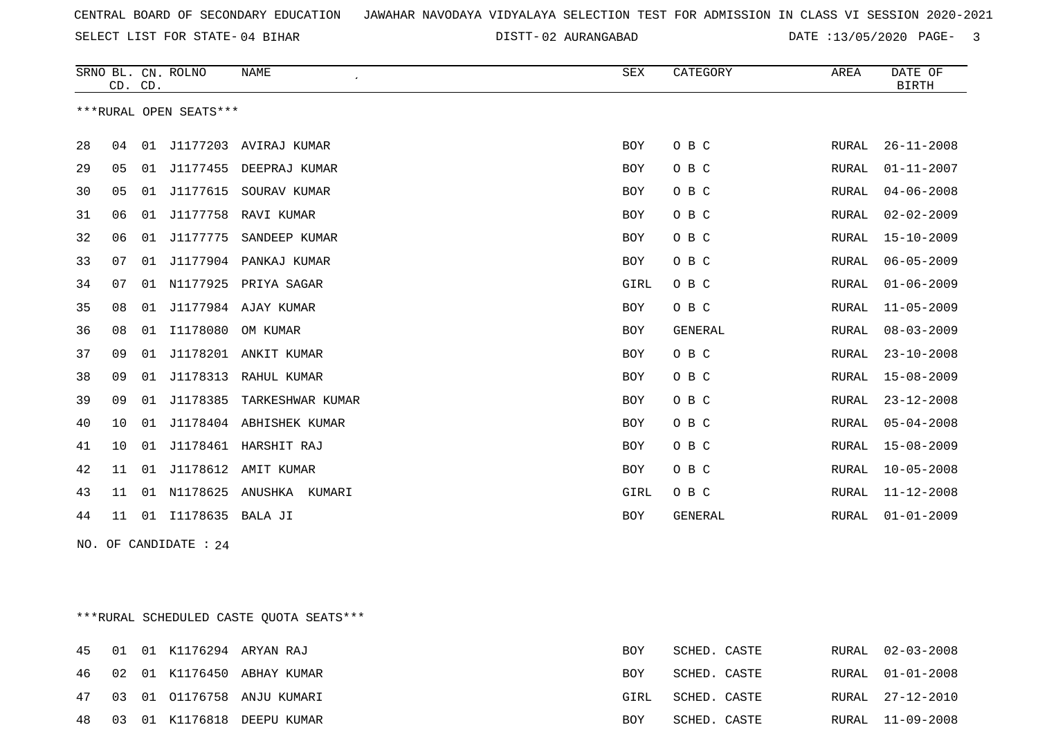CENTRAL BOARD OF SECONDARY EDUCATION JAWAHAR NAVODAYA VIDYALAYA SELECTION TEST FOR ADMISSION IN CLASS VI SESSION 2020-2021

SELECT LIST FOR STATE- 04 BIHAR DISTT- 02 AURANGABAD DATE :13/05/2020

***RURAL OPEN SEATS***

| SRNO | BL. CD. | CN. CD. | ROLNO | NAME | SEX | CATEGORY | AREA | DATE OF BIRTH |
|---|---|---|---|---|---|---|---|---|
| 28 | 04 | 01 | J1177203 | AVIRAJ KUMAR | BOY | O B C | RURAL | 26-11-2008 |
| 29 | 05 | 01 | J1177455 | DEEPRAJ KUMAR | BOY | O B C | RURAL | 01-11-2007 |
| 30 | 05 | 01 | J1177615 | SOURAV KUMAR | BOY | O B C | RURAL | 04-06-2008 |
| 31 | 06 | 01 | J1177758 | RAVI KUMAR | BOY | O B C | RURAL | 02-02-2009 |
| 32 | 06 | 01 | J1177775 | SANDEEP KUMAR | BOY | O B C | RURAL | 15-10-2009 |
| 33 | 07 | 01 | J1177904 | PANKAJ KUMAR | BOY | O B C | RURAL | 06-05-2009 |
| 34 | 07 | 01 | N1177925 | PRIYA SAGAR | GIRL | O B C | RURAL | 01-06-2009 |
| 35 | 08 | 01 | J1177984 | AJAY KUMAR | BOY | O B C | RURAL | 11-05-2009 |
| 36 | 08 | 01 | I1178080 | OM KUMAR | BOY | GENERAL | RURAL | 08-03-2009 |
| 37 | 09 | 01 | J1178201 | ANKIT KUMAR | BOY | O B C | RURAL | 23-10-2008 |
| 38 | 09 | 01 | J1178313 | RAHUL KUMAR | BOY | O B C | RURAL | 15-08-2009 |
| 39 | 09 | 01 | J1178385 | TARKESHWAR KUMAR | BOY | O B C | RURAL | 23-12-2008 |
| 40 | 10 | 01 | J1178404 | ABHISHEK KUMAR | BOY | O B C | RURAL | 05-04-2008 |
| 41 | 10 | 01 | J1178461 | HARSHIT RAJ | BOY | O B C | RURAL | 15-08-2009 |
| 42 | 11 | 01 | J1178612 | AMIT KUMAR | BOY | O B C | RURAL | 10-05-2008 |
| 43 | 11 | 01 | N1178625 | ANUSHKA KUMARI | GIRL | O B C | RURAL | 11-12-2008 |
| 44 | 11 | 01 | I1178635 | BALA JI | BOY | GENERAL | RURAL | 01-01-2009 |

NO. OF CANDIDATE : 24

***RURAL SCHEDULED CASTE QUOTA SEATS***

| SRNO | BL. CD. | CN. CD. | ROLNO | NAME | SEX | CATEGORY | AREA | DATE OF BIRTH |
|---|---|---|---|---|---|---|---|---|
| 45 | 01 | 01 | K1176294 | ARYAN RAJ | BOY | SCHED. CASTE | RURAL | 02-03-2008 |
| 46 | 02 | 01 | K1176450 | ABHAY KUMAR | BOY | SCHED. CASTE | RURAL | 01-01-2008 |
| 47 | 03 | 01 | O1176758 | ANJU KUMARI | GIRL | SCHED. CASTE | RURAL | 27-12-2010 |
| 48 | 03 | 01 | K1176818 | DEEPU KUMAR | BOY | SCHED. CASTE | RURAL | 11-09-2008 |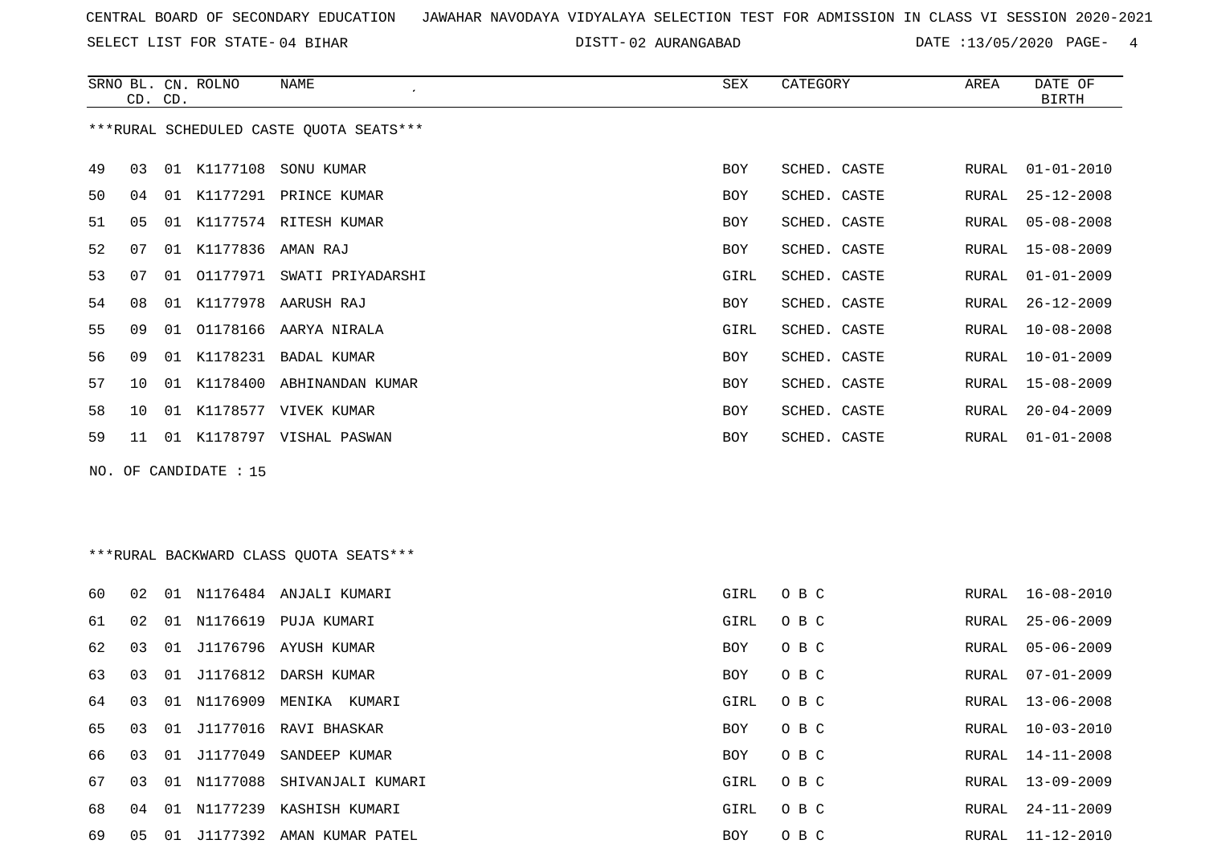CENTRAL BOARD OF SECONDARY EDUCATION JAWAHAR NAVODAYA VIDYALAYA SELECTION TEST FOR ADMISSION IN CLASS VI SESSION 2020-2021

SELECT LIST FOR STATE- 04 BIHAR DISTT- 02 AURANGABAD DATE :13/05/2020

***RURAL SCHEDULED CASTE QUOTA SEATS***

| SRNO | BL. CD. | CN. CD. | ROLNO | NAME | SEX | CATEGORY | AREA | DATE OF BIRTH |
|---|---|---|---|---|---|---|---|---|
| 49 | 03 | 01 | K1177108 | SONU KUMAR | BOY | SCHED. CASTE | RURAL | 01-01-2010 |
| 50 | 04 | 01 | K1177291 | PRINCE KUMAR | BOY | SCHED. CASTE | RURAL | 25-12-2008 |
| 51 | 05 | 01 | K1177574 | RITESH KUMAR | BOY | SCHED. CASTE | RURAL | 05-08-2008 |
| 52 | 07 | 01 | K1177836 | AMAN RAJ | BOY | SCHED. CASTE | RURAL | 15-08-2009 |
| 53 | 07 | 01 | O1177971 | SWATI PRIYADARSHI | GIRL | SCHED. CASTE | RURAL | 01-01-2009 |
| 54 | 08 | 01 | K1177978 | AARUSH RAJ | BOY | SCHED. CASTE | RURAL | 26-12-2009 |
| 55 | 09 | 01 | O1178166 | AARYA NIRALA | GIRL | SCHED. CASTE | RURAL | 10-08-2008 |
| 56 | 09 | 01 | K1178231 | BADAL KUMAR | BOY | SCHED. CASTE | RURAL | 10-01-2009 |
| 57 | 10 | 01 | K1178400 | ABHINANDAN KUMAR | BOY | SCHED. CASTE | RURAL | 15-08-2009 |
| 58 | 10 | 01 | K1178577 | VIVEK KUMAR | BOY | SCHED. CASTE | RURAL | 20-04-2009 |
| 59 | 11 | 01 | K1178797 | VISHAL PASWAN | BOY | SCHED. CASTE | RURAL | 01-01-2008 |

NO. OF CANDIDATE : 15

***RURAL BACKWARD CLASS QUOTA SEATS***

| SRNO | BL. CD. | CN. CD. | ROLNO | NAME | SEX | CATEGORY | AREA | DATE OF BIRTH |
|---|---|---|---|---|---|---|---|---|
| 60 | 02 | 01 | N1176484 | ANJALI KUMARI | GIRL | O B C | RURAL | 16-08-2010 |
| 61 | 02 | 01 | N1176619 | PUJA KUMARI | GIRL | O B C | RURAL | 25-06-2009 |
| 62 | 03 | 01 | J1176796 | AYUSH KUMAR | BOY | O B C | RURAL | 05-06-2009 |
| 63 | 03 | 01 | J1176812 | DARSH KUMAR | BOY | O B C | RURAL | 07-01-2009 |
| 64 | 03 | 01 | N1176909 | MENIKA KUMARI | GIRL | O B C | RURAL | 13-06-2008 |
| 65 | 03 | 01 | J1177016 | RAVI BHASKAR | BOY | O B C | RURAL | 10-03-2010 |
| 66 | 03 | 01 | J1177049 | SANDEEP KUMAR | BOY | O B C | RURAL | 14-11-2008 |
| 67 | 03 | 01 | N1177088 | SHIVANJALI KUMARI | GIRL | O B C | RURAL | 13-09-2009 |
| 68 | 04 | 01 | N1177239 | KASHISH KUMARI | GIRL | O B C | RURAL | 24-11-2009 |
| 69 | 05 | 01 | J1177392 | AMAN KUMAR PATEL | BOY | O B C | RURAL | 11-12-2010 |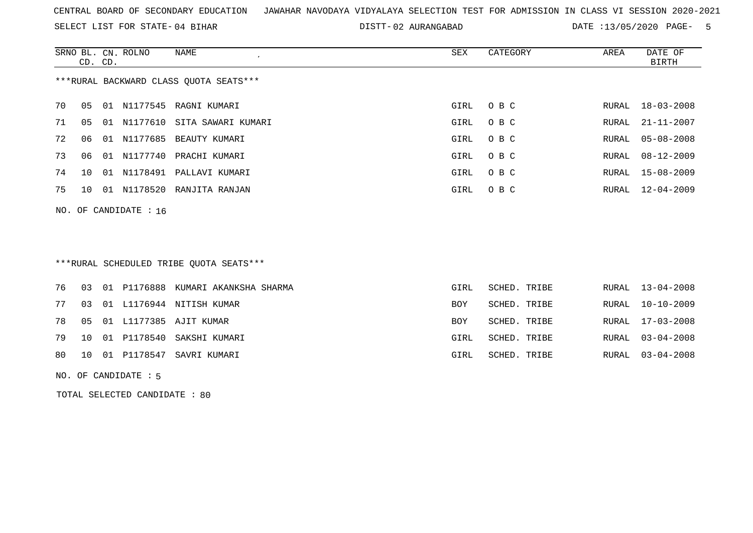CENTRAL BOARD OF SECONDARY EDUCATION JAWAHAR NAVODAYA VIDYALAYA SELECTION TEST FOR ADMISSION IN CLASS VI SESSION 2020-2021

SELECT LIST FOR STATE- 04 BIHAR DISTT- 02 AURANGABAD DATE :13/05/2020

***RURAL BACKWARD CLASS QUOTA SEATS***

| SRNO | BL. CD. | CN. CD. | ROLNO | NAME | SEX | CATEGORY | AREA | DATE OF BIRTH |
|---|---|---|---|---|---|---|---|---|
| 70 | 05 | 01 | N1177545 | RAGNI KUMARI | GIRL | O B C | RURAL | 18-03-2008 |
| 71 | 05 | 01 | N1177610 | SITA SAWARI KUMARI | GIRL | O B C | RURAL | 21-11-2007 |
| 72 | 06 | 01 | N1177685 | BEAUTY KUMARI | GIRL | O B C | RURAL | 05-08-2008 |
| 73 | 06 | 01 | N1177740 | PRACHI KUMARI | GIRL | O B C | RURAL | 08-12-2009 |
| 74 | 10 | 01 | N1178491 | PALLAVI KUMARI | GIRL | O B C | RURAL | 15-08-2009 |
| 75 | 10 | 01 | N1178520 | RANJITA RANJAN | GIRL | O B C | RURAL | 12-04-2009 |

NO. OF CANDIDATE : 16

***RURAL SCHEDULED TRIBE QUOTA SEATS***

| SRNO | BL. CD. | CN. CD. | ROLNO | NAME | SEX | CATEGORY | AREA | DATE OF BIRTH |
|---|---|---|---|---|---|---|---|---|
| 76 | 03 | 01 | P1176888 | KUMARI AKANKSHA SHARMA | GIRL | SCHED. TRIBE | RURAL | 13-04-2008 |
| 77 | 03 | 01 | L1176944 | NITISH KUMAR | BOY | SCHED. TRIBE | RURAL | 10-10-2009 |
| 78 | 05 | 01 | L1177385 | AJIT KUMAR | BOY | SCHED. TRIBE | RURAL | 17-03-2008 |
| 79 | 10 | 01 | P1178540 | SAKSHI KUMARI | GIRL | SCHED. TRIBE | RURAL | 03-04-2008 |
| 80 | 10 | 01 | P1178547 | SAVRI KUMARI | GIRL | SCHED. TRIBE | RURAL | 03-04-2008 |

NO. OF CANDIDATE : 5

TOTAL SELECTED CANDIDATE : 80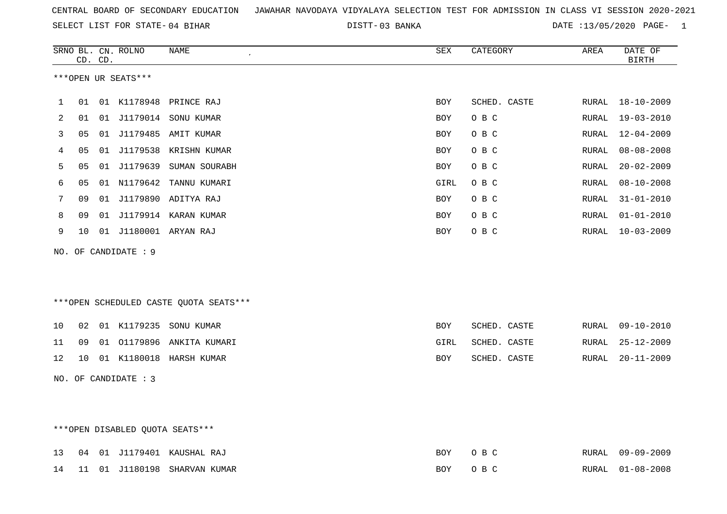CENTRAL BOARD OF SECONDARY EDUCATION JAWAHAR NAVODAYA VIDYALAYA SELECTION TEST FOR ADMISSION IN CLASS VI SESSION 2020-2021

SELECT LIST FOR STATE- 04 BIHAR DISTT- 03 BANKA DATE :13/05/2020

***OPEN UR SEATS***

| SRNO | BL. CD. | CN. CD. | ROLNO | NAME | SEX | CATEGORY | AREA | DATE OF BIRTH |
|---|---|---|---|---|---|---|---|---|
| 1 | 01 | 01 | K1178948 | PRINCE RAJ | BOY | SCHED. CASTE | RURAL | 18-10-2009 |
| 2 | 01 | 01 | J1179014 | SONU KUMAR | BOY | O B C | RURAL | 19-03-2010 |
| 3 | 05 | 01 | J1179485 | AMIT KUMAR | BOY | O B C | RURAL | 12-04-2009 |
| 4 | 05 | 01 | J1179538 | KRISHN KUMAR | BOY | O B C | RURAL | 08-08-2008 |
| 5 | 05 | 01 | J1179639 | SUMAN SOURABH | BOY | O B C | RURAL | 20-02-2009 |
| 6 | 05 | 01 | N1179642 | TANNU KUMARI | GIRL | O B C | RURAL | 08-10-2008 |
| 7 | 09 | 01 | J1179890 | ADITYA RAJ | BOY | O B C | RURAL | 31-01-2010 |
| 8 | 09 | 01 | J1179914 | KARAN KUMAR | BOY | O B C | RURAL | 01-01-2010 |
| 9 | 10 | 01 | J1180001 | ARYAN RAJ | BOY | O B C | RURAL | 10-03-2009 |

NO. OF CANDIDATE : 9

***OPEN SCHEDULED CASTE QUOTA SEATS***

| SRNO | BL. CD. | CN. CD. | ROLNO | NAME | SEX | CATEGORY | AREA | DATE OF BIRTH |
|---|---|---|---|---|---|---|---|---|
| 10 | 02 | 01 | K1179235 | SONU KUMAR | BOY | SCHED. CASTE | RURAL | 09-10-2010 |
| 11 | 09 | 01 | O1179896 | ANKITA KUMARI | GIRL | SCHED. CASTE | RURAL | 25-12-2009 |
| 12 | 10 | 01 | K1180018 | HARSH KUMAR | BOY | SCHED. CASTE | RURAL | 20-11-2009 |

NO. OF CANDIDATE : 3

***OPEN DISABLED QUOTA SEATS***

| SRNO | BL. CD. | CN. CD. | ROLNO | NAME | SEX | CATEGORY | AREA | DATE OF BIRTH |
|---|---|---|---|---|---|---|---|---|
| 13 | 04 | 01 | J1179401 | KAUSHAL RAJ | BOY | O B C | RURAL | 09-09-2009 |
| 14 | 11 | 01 | J1180198 | SHARVAN KUMAR | BOY | O B C | RURAL | 01-08-2008 |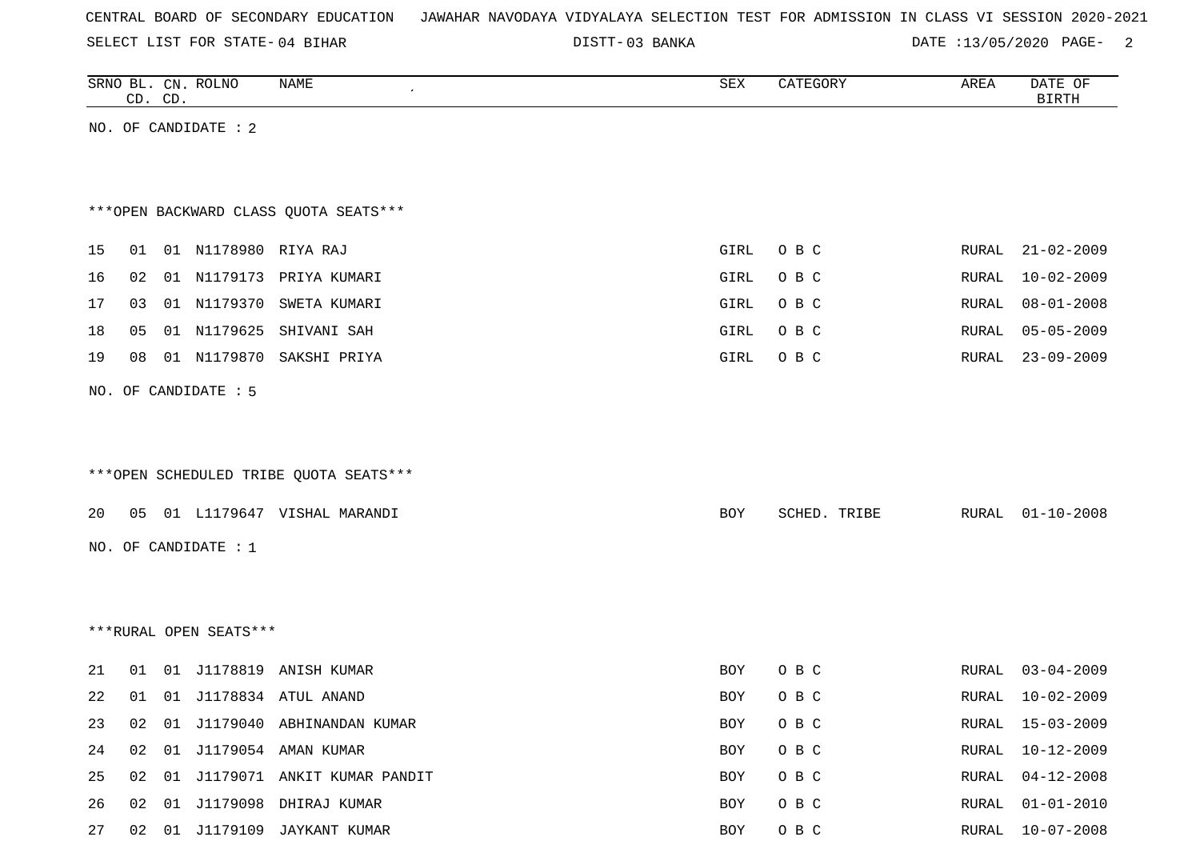CENTRAL BOARD OF SECONDARY EDUCATION JAWAHAR NAVODAYA VIDYALAYA SELECTION TEST FOR ADMISSION IN CLASS VI SESSION 2020-2021

SELECT LIST FOR STATE- 04 BIHAR DISTT- 03 BANKA DATE :13/05/2020

| SRNO | BL. CD. | CN. CD. | ROLNO | NAME | SEX | CATEGORY | AREA | DATE OF BIRTH |
|---|---|---|---|---|---|---|---|---|

NO. OF CANDIDATE : 2

***OPEN BACKWARD CLASS QUOTA SEATS***

| SRNO | BL. CD. | CN. CD. | ROLNO | NAME | SEX | CATEGORY | AREA | DATE OF BIRTH |
|---|---|---|---|---|---|---|---|---|
| 15 | 01 | 01 | N1178980 | RIYA RAJ | GIRL | O B C | RURAL | 21-02-2009 |
| 16 | 02 | 01 | N1179173 | PRIYA KUMARI | GIRL | O B C | RURAL | 10-02-2009 |
| 17 | 03 | 01 | N1179370 | SWETA KUMARI | GIRL | O B C | RURAL | 08-01-2008 |
| 18 | 05 | 01 | N1179625 | SHIVANI SAH | GIRL | O B C | RURAL | 05-05-2009 |
| 19 | 08 | 01 | N1179870 | SAKSHI PRIYA | GIRL | O B C | RURAL | 23-09-2009 |

NO. OF CANDIDATE : 5

***OPEN SCHEDULED TRIBE QUOTA SEATS***

| SRNO | BL. CD. | CN. CD. | ROLNO | NAME | SEX | CATEGORY | AREA | DATE OF BIRTH |
|---|---|---|---|---|---|---|---|---|
| 20 | 05 | 01 | L1179647 | VISHAL MARANDI | BOY | SCHED. TRIBE | RURAL | 01-10-2008 |

NO. OF CANDIDATE : 1

***RURAL OPEN SEATS***

| SRNO | BL. CD. | CN. CD. | ROLNO | NAME | SEX | CATEGORY | AREA | DATE OF BIRTH |
|---|---|---|---|---|---|---|---|---|
| 21 | 01 | 01 | J1178819 | ANISH KUMAR | BOY | O B C | RURAL | 03-04-2009 |
| 22 | 01 | 01 | J1178834 | ATUL ANAND | BOY | O B C | RURAL | 10-02-2009 |
| 23 | 02 | 01 | J1179040 | ABHINANDAN KUMAR | BOY | O B C | RURAL | 15-03-2009 |
| 24 | 02 | 01 | J1179054 | AMAN KUMAR | BOY | O B C | RURAL | 10-12-2009 |
| 25 | 02 | 01 | J1179071 | ANKIT KUMAR PANDIT | BOY | O B C | RURAL | 04-12-2008 |
| 26 | 02 | 01 | J1179098 | DHIRAJ KUMAR | BOY | O B C | RURAL | 01-01-2010 |
| 27 | 02 | 01 | J1179109 | JAYKANT KUMAR | BOY | O B C | RURAL | 10-07-2008 |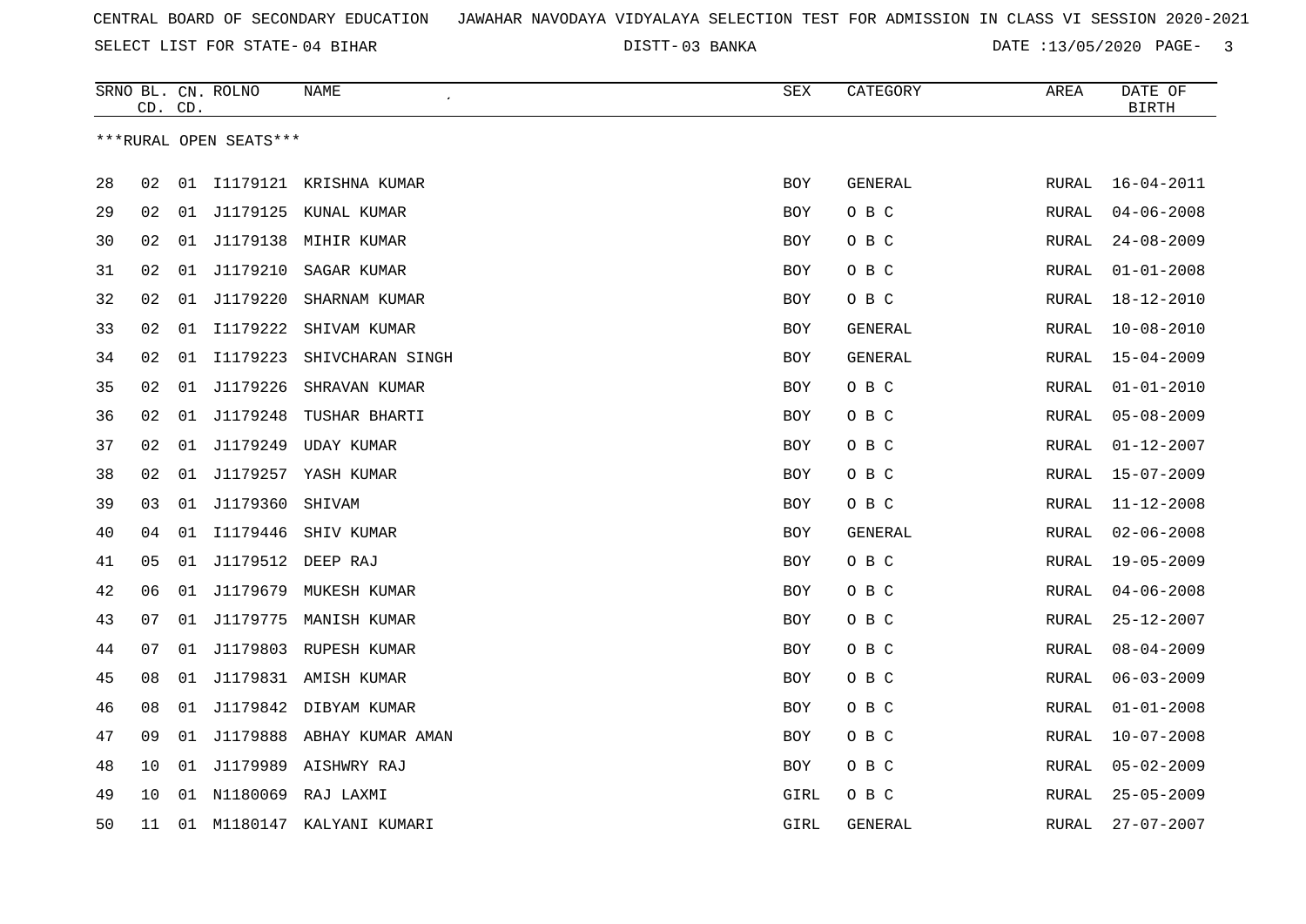CENTRAL BOARD OF SECONDARY EDUCATION JAWAHAR NAVODAYA VIDYALAYA SELECTION TEST FOR ADMISSION IN CLASS VI SESSION 2020-2021

SELECT LIST FOR STATE- 04 BIHAR DISTT- 03 BANKA DATE :13/05/2020

| SRNO | BL. CD. | CN. CD. | ROLNO | NAME | SEX | CATEGORY | AREA | DATE OF BIRTH |
|---|---|---|---|---|---|---|---|---|

***RURAL OPEN SEATS***

| SRNO | BL. CD. | CN. CD. | ROLNO | NAME | SEX | CATEGORY | AREA | DATE OF BIRTH |
|---|---|---|---|---|---|---|---|---|
| 28 | 02 | 01 | I1179121 | KRISHNA KUMAR | BOY | GENERAL | RURAL | 16-04-2011 |
| 29 | 02 | 01 | J1179125 | KUNAL KUMAR | BOY | O B C | RURAL | 04-06-2008 |
| 30 | 02 | 01 | J1179138 | MIHIR KUMAR | BOY | O B C | RURAL | 24-08-2009 |
| 31 | 02 | 01 | J1179210 | SAGAR KUMAR | BOY | O B C | RURAL | 01-01-2008 |
| 32 | 02 | 01 | J1179220 | SHARNAM KUMAR | BOY | O B C | RURAL | 18-12-2010 |
| 33 | 02 | 01 | I1179222 | SHIVAM KUMAR | BOY | GENERAL | RURAL | 10-08-2010 |
| 34 | 02 | 01 | I1179223 | SHIVCHARAN SINGH | BOY | GENERAL | RURAL | 15-04-2009 |
| 35 | 02 | 01 | J1179226 | SHRAVAN KUMAR | BOY | O B C | RURAL | 01-01-2010 |
| 36 | 02 | 01 | J1179248 | TUSHAR BHARTI | BOY | O B C | RURAL | 05-08-2009 |
| 37 | 02 | 01 | J1179249 | UDAY KUMAR | BOY | O B C | RURAL | 01-12-2007 |
| 38 | 02 | 01 | J1179257 | YASH KUMAR | BOY | O B C | RURAL | 15-07-2009 |
| 39 | 03 | 01 | J1179360 | SHIVAM | BOY | O B C | RURAL | 11-12-2008 |
| 40 | 04 | 01 | I1179446 | SHIV KUMAR | BOY | GENERAL | RURAL | 02-06-2008 |
| 41 | 05 | 01 | J1179512 | DEEP RAJ | BOY | O B C | RURAL | 19-05-2009 |
| 42 | 06 | 01 | J1179679 | MUKESH KUMAR | BOY | O B C | RURAL | 04-06-2008 |
| 43 | 07 | 01 | J1179775 | MANISH KUMAR | BOY | O B C | RURAL | 25-12-2007 |
| 44 | 07 | 01 | J1179803 | RUPESH KUMAR | BOY | O B C | RURAL | 08-04-2009 |
| 45 | 08 | 01 | J1179831 | AMISH KUMAR | BOY | O B C | RURAL | 06-03-2009 |
| 46 | 08 | 01 | J1179842 | DIBYAM KUMAR | BOY | O B C | RURAL | 01-01-2008 |
| 47 | 09 | 01 | J1179888 | ABHAY KUMAR AMAN | BOY | O B C | RURAL | 10-07-2008 |
| 48 | 10 | 01 | J1179989 | AISHWRY RAJ | BOY | O B C | RURAL | 05-02-2009 |
| 49 | 10 | 01 | N1180069 | RAJ LAXMI | GIRL | O B C | RURAL | 25-05-2009 |
| 50 | 11 | 01 | M1180147 | KALYANI KUMARI | GIRL | GENERAL | RURAL | 27-07-2007 |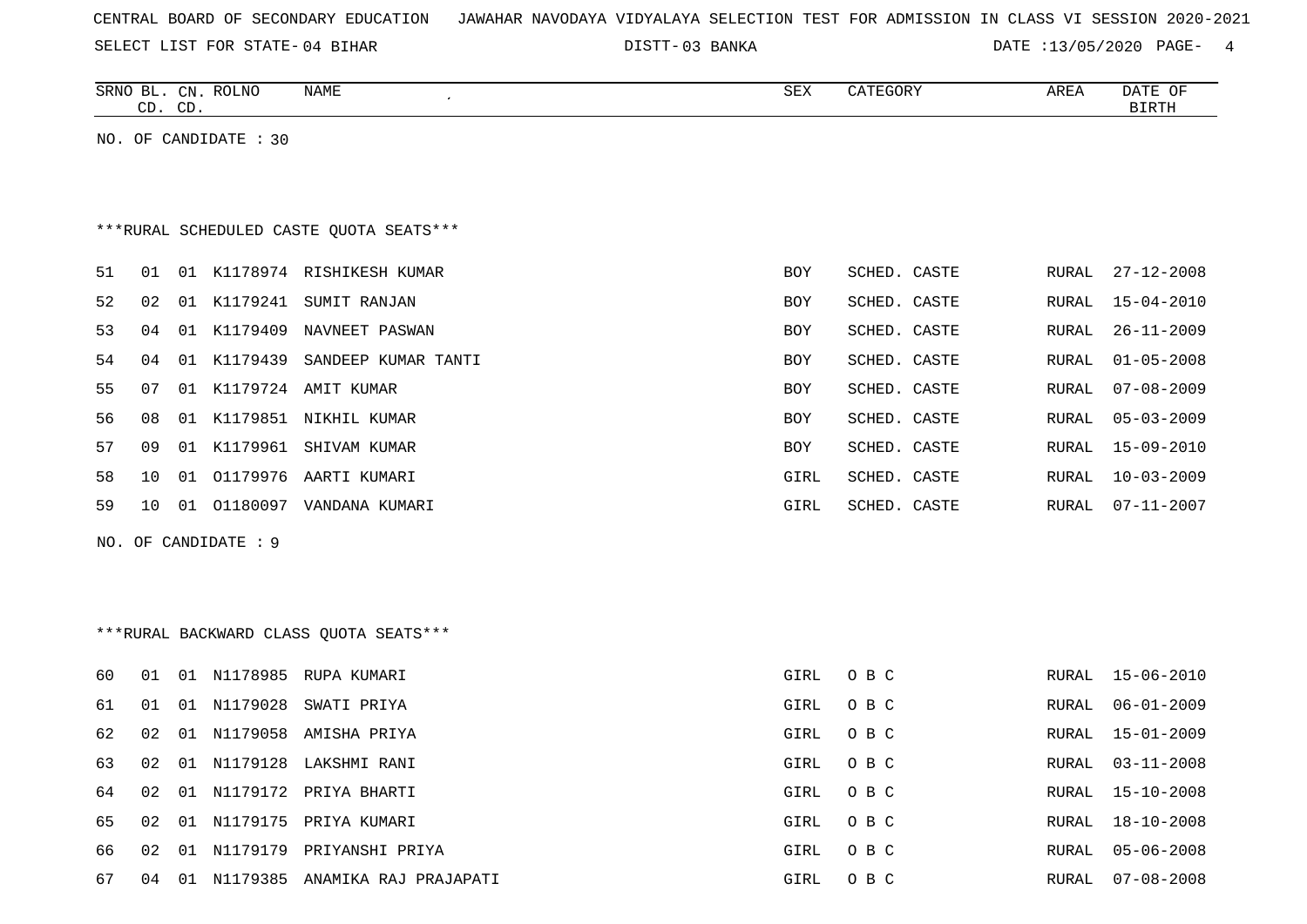CENTRAL BOARD OF SECONDARY EDUCATION JAWAHAR NAVODAYA VIDYALAYA SELECTION TEST FOR ADMISSION IN CLASS VI SESSION 2020-2021

SELECT LIST FOR STATE- 04 BIHAR DISTT- 03 BANKA DATE :13/05/2020

| SRNO | BL. CD. | CN. CD. | ROLNO | NAME | SEX | CATEGORY | AREA | DATE OF BIRTH |
|---|---|---|---|---|---|---|---|---|

NO. OF CANDIDATE : 30

***RURAL SCHEDULED CASTE QUOTA SEATS***

| SRNO | BL. CD. | CN. CD. | ROLNO | NAME | SEX | CATEGORY | AREA | DATE OF BIRTH |
|---|---|---|---|---|---|---|---|---|
| 51 | 01 | 01 | K1178974 | RISHIKESH KUMAR | BOY | SCHED. CASTE | RURAL | 27-12-2008 |
| 52 | 02 | 01 | K1179241 | SUMIT RANJAN | BOY | SCHED. CASTE | RURAL | 15-04-2010 |
| 53 | 04 | 01 | K1179409 | NAVNEET PASWAN | BOY | SCHED. CASTE | RURAL | 26-11-2009 |
| 54 | 04 | 01 | K1179439 | SANDEEP KUMAR TANTI | BOY | SCHED. CASTE | RURAL | 01-05-2008 |
| 55 | 07 | 01 | K1179724 | AMIT KUMAR | BOY | SCHED. CASTE | RURAL | 07-08-2009 |
| 56 | 08 | 01 | K1179851 | NIKHIL KUMAR | BOY | SCHED. CASTE | RURAL | 05-03-2009 |
| 57 | 09 | 01 | K1179961 | SHIVAM KUMAR | BOY | SCHED. CASTE | RURAL | 15-09-2010 |
| 58 | 10 | 01 | O1179976 | AARTI KUMARI | GIRL | SCHED. CASTE | RURAL | 10-03-2009 |
| 59 | 10 | 01 | O1180097 | VANDANA KUMARI | GIRL | SCHED. CASTE | RURAL | 07-11-2007 |

NO. OF CANDIDATE : 9

***RURAL BACKWARD CLASS QUOTA SEATS***

| SRNO | BL. CD. | CN. CD. | ROLNO | NAME | SEX | CATEGORY | AREA | DATE OF BIRTH |
|---|---|---|---|---|---|---|---|---|
| 60 | 01 | 01 | N1178985 | RUPA KUMARI | GIRL | O B C | RURAL | 15-06-2010 |
| 61 | 01 | 01 | N1179028 | SWATI PRIYA | GIRL | O B C | RURAL | 06-01-2009 |
| 62 | 02 | 01 | N1179058 | AMISHA PRIYA | GIRL | O B C | RURAL | 15-01-2009 |
| 63 | 02 | 01 | N1179128 | LAKSHMI RANI | GIRL | O B C | RURAL | 03-11-2008 |
| 64 | 02 | 01 | N1179172 | PRIYA BHARTI | GIRL | O B C | RURAL | 15-10-2008 |
| 65 | 02 | 01 | N1179175 | PRIYA KUMARI | GIRL | O B C | RURAL | 18-10-2008 |
| 66 | 02 | 01 | N1179179 | PRIYANSHI PRIYA | GIRL | O B C | RURAL | 05-06-2008 |
| 67 | 04 | 01 | N1179385 | ANAMIKA RAJ PRAJAPATI | GIRL | O B C | RURAL | 07-08-2008 |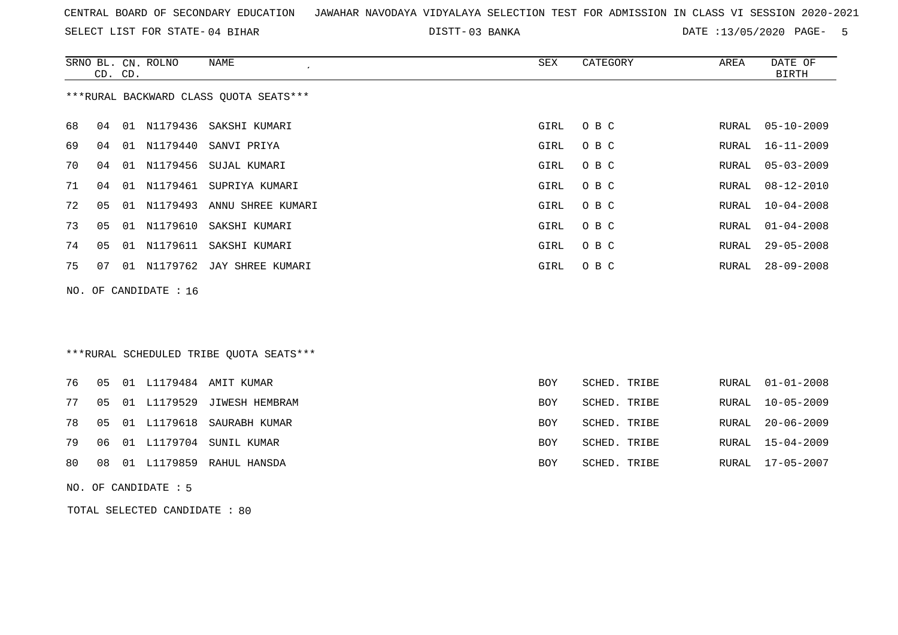CENTRAL BOARD OF SECONDARY EDUCATION   JAWAHAR NAVODAYA VIDYALAYA SELECTION TEST FOR ADMISSION IN CLASS VI SESSION 2020-2021

SELECT LIST FOR STATE- 04 BIHAR   DISTT- 03 BANKA   DATE :13/05/2020

***RURAL BACKWARD CLASS QUOTA SEATS***

| SRNO | BL. CD. | CN. CD. | ROLNO | NAME | SEX | CATEGORY | AREA | DATE OF BIRTH |
|---|---|---|---|---|---|---|---|---|
| 68 | 04 | 01 | N1179436 | SAKSHI KUMARI | GIRL | O B C | RURAL | 05-10-2009 |
| 69 | 04 | 01 | N1179440 | SANVI PRIYA | GIRL | O B C | RURAL | 16-11-2009 |
| 70 | 04 | 01 | N1179456 | SUJAL KUMARI | GIRL | O B C | RURAL | 05-03-2009 |
| 71 | 04 | 01 | N1179461 | SUPRIYA KUMARI | GIRL | O B C | RURAL | 08-12-2010 |
| 72 | 05 | 01 | N1179493 | ANNU SHREE KUMARI | GIRL | O B C | RURAL | 10-04-2008 |
| 73 | 05 | 01 | N1179610 | SAKSHI KUMARI | GIRL | O B C | RURAL | 01-04-2008 |
| 74 | 05 | 01 | N1179611 | SAKSHI KUMARI | GIRL | O B C | RURAL | 29-05-2008 |
| 75 | 07 | 01 | N1179762 | JAY SHREE KUMARI | GIRL | O B C | RURAL | 28-09-2008 |

NO. OF CANDIDATE : 16

***RURAL SCHEDULED TRIBE QUOTA SEATS***

| SRNO | BL. CD. | CN. CD. | ROLNO | NAME | SEX | CATEGORY | AREA | DATE OF BIRTH |
|---|---|---|---|---|---|---|---|---|
| 76 | 05 | 01 | L1179484 | AMIT KUMAR | BOY | SCHED. TRIBE | RURAL | 01-01-2008 |
| 77 | 05 | 01 | L1179529 | JIWESH HEMBRAM | BOY | SCHED. TRIBE | RURAL | 10-05-2009 |
| 78 | 05 | 01 | L1179618 | SAURABH KUMAR | BOY | SCHED. TRIBE | RURAL | 20-06-2009 |
| 79 | 06 | 01 | L1179704 | SUNIL KUMAR | BOY | SCHED. TRIBE | RURAL | 15-04-2009 |
| 80 | 08 | 01 | L1179859 | RAHUL HANSDA | BOY | SCHED. TRIBE | RURAL | 17-05-2007 |

NO. OF CANDIDATE : 5

TOTAL SELECTED CANDIDATE : 80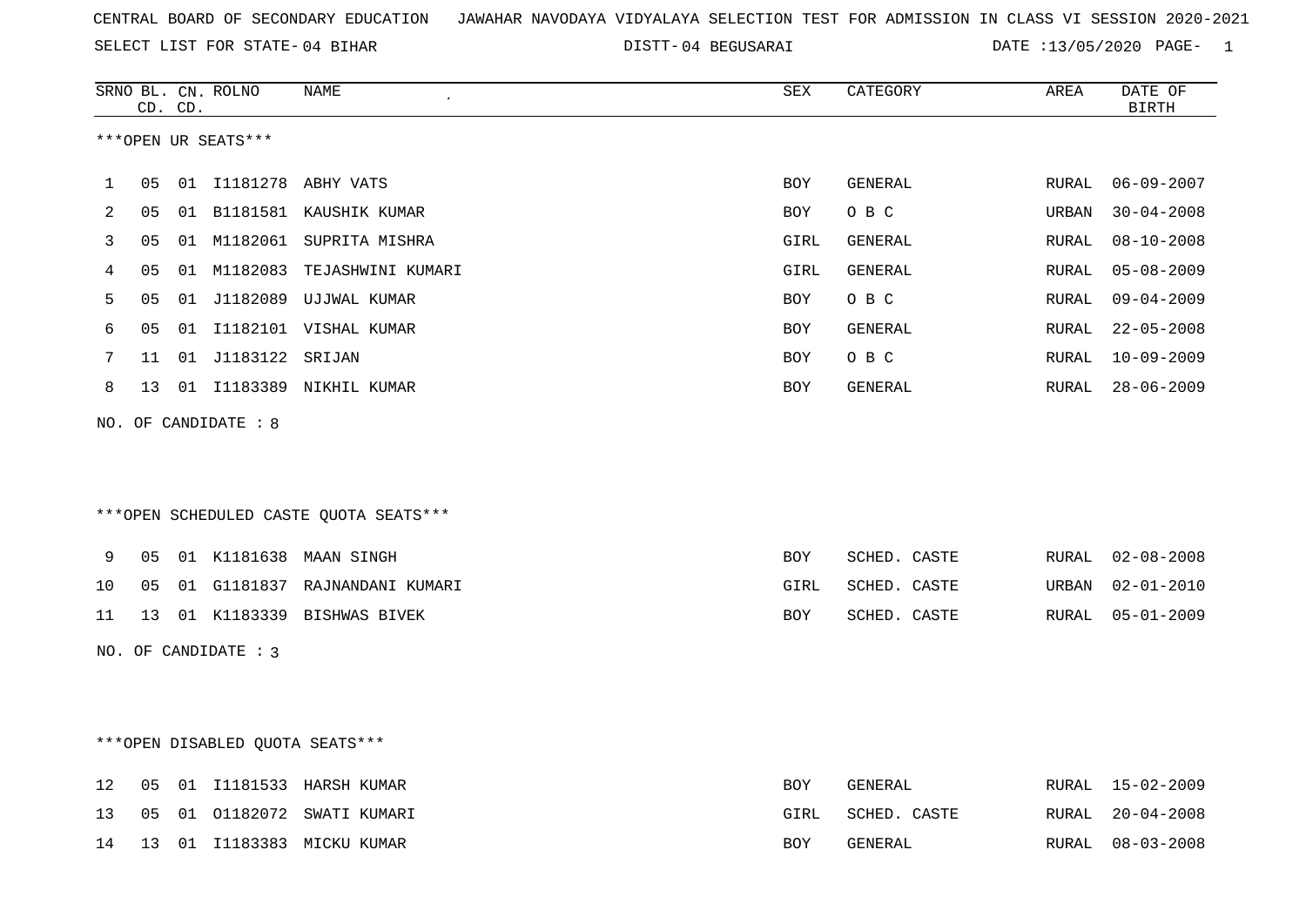CENTRAL BOARD OF SECONDARY EDUCATION JAWAHAR NAVODAYA VIDYALAYA SELECTION TEST FOR ADMISSION IN CLASS VI SESSION 2020-2021

SELECT LIST FOR STATE- 04 BIHAR DISTT- 04 BEGUSARAI DATE :13/05/2020

***OPEN UR SEATS***

| SRNO | BL. CD. | CN. CD. | ROLNO | NAME | SEX | CATEGORY | AREA | DATE OF BIRTH |
|---|---|---|---|---|---|---|---|---|
| 1 | 05 | 01 | I1181278 | ABHY VATS | BOY | GENERAL | RURAL | 06-09-2007 |
| 2 | 05 | 01 | B1181581 | KAUSHIK KUMAR | BOY | O B C | URBAN | 30-04-2008 |
| 3 | 05 | 01 | M1182061 | SUPRITA MISHRA | GIRL | GENERAL | RURAL | 08-10-2008 |
| 4 | 05 | 01 | M1182083 | TEJASHWINI KUMARI | GIRL | GENERAL | RURAL | 05-08-2009 |
| 5 | 05 | 01 | J1182089 | UJJWAL KUMAR | BOY | O B C | RURAL | 09-04-2009 |
| 6 | 05 | 01 | I1182101 | VISHAL KUMAR | BOY | GENERAL | RURAL | 22-05-2008 |
| 7 | 11 | 01 | J1183122 | SRIJAN | BOY | O B C | RURAL | 10-09-2009 |
| 8 | 13 | 01 | I1183389 | NIKHIL KUMAR | BOY | GENERAL | RURAL | 28-06-2009 |

NO. OF CANDIDATE : 8

***OPEN SCHEDULED CASTE QUOTA SEATS***

| SRNO | BL. CD. | CN. CD. | ROLNO | NAME | SEX | CATEGORY | AREA | DATE OF BIRTH |
|---|---|---|---|---|---|---|---|---|
| 9 | 05 | 01 | K1181638 | MAAN SINGH | BOY | SCHED. CASTE | RURAL | 02-08-2008 |
| 10 | 05 | 01 | G1181837 | RAJNANDANI KUMARI | GIRL | SCHED. CASTE | URBAN | 02-01-2010 |
| 11 | 13 | 01 | K1183339 | BISHWAS BIVEK | BOY | SCHED. CASTE | RURAL | 05-01-2009 |

NO. OF CANDIDATE : 3

***OPEN DISABLED QUOTA SEATS***

| SRNO | BL. CD. | CN. CD. | ROLNO | NAME | SEX | CATEGORY | AREA | DATE OF BIRTH |
|---|---|---|---|---|---|---|---|---|
| 12 | 05 | 01 | I1181533 | HARSH KUMAR | BOY | GENERAL | RURAL | 15-02-2009 |
| 13 | 05 | 01 | O1182072 | SWATI KUMARI | GIRL | SCHED. CASTE | RURAL | 20-04-2008 |
| 14 | 13 | 01 | I1183383 | MICKU KUMAR | BOY | GENERAL | RURAL | 08-03-2008 |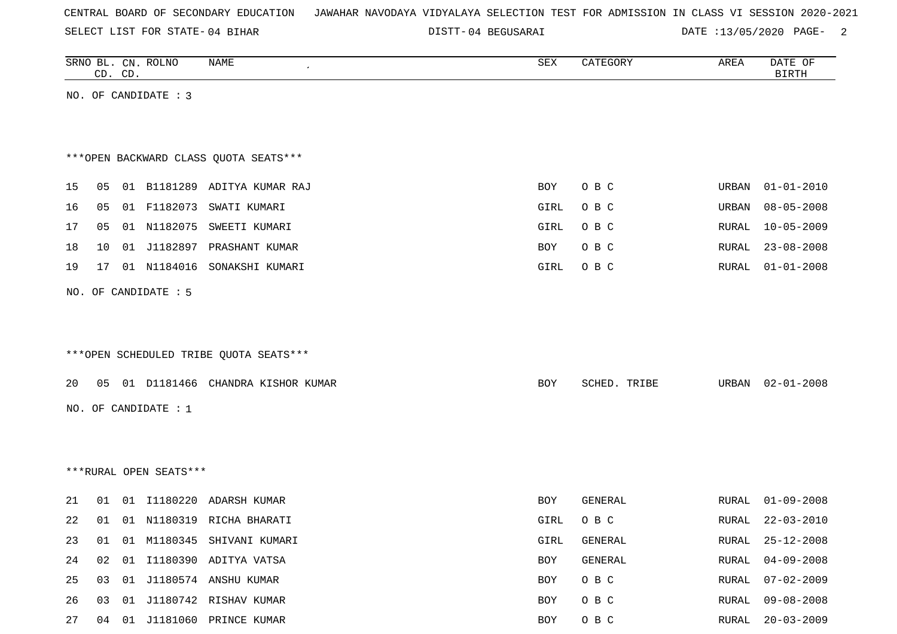CENTRAL BOARD OF SECONDARY EDUCATION JAWAHAR NAVODAYA VIDYALAYA SELECTION TEST FOR ADMISSION IN CLASS VI SESSION 2020-2021

SELECT LIST FOR STATE- 04 BIHAR DISTT- 04 BEGUSARAI DATE :13/05/2020

| SRNO | BL. CD. | CN. CD. | ROLNO | NAME | SEX | CATEGORY | AREA | DATE OF BIRTH |
|---|---|---|---|---|---|---|---|---|

NO. OF CANDIDATE : 3

***OPEN BACKWARD CLASS QUOTA SEATS***

| SRNO | BL. CD. | CN. CD. | ROLNO | NAME | SEX | CATEGORY | AREA | DATE OF BIRTH |
|---|---|---|---|---|---|---|---|---|
| 15 | 05 | 01 | B1181289 | ADITYA KUMAR RAJ | BOY | O B C | URBAN | 01-01-2010 |
| 16 | 05 | 01 | F1182073 | SWATI KUMARI | GIRL | O B C | URBAN | 08-05-2008 |
| 17 | 05 | 01 | N1182075 | SWEETI KUMARI | GIRL | O B C | RURAL | 10-05-2009 |
| 18 | 10 | 01 | J1182897 | PRASHANT KUMAR | BOY | O B C | RURAL | 23-08-2008 |
| 19 | 17 | 01 | N1184016 | SONAKSHI KUMARI | GIRL | O B C | RURAL | 01-01-2008 |

NO. OF CANDIDATE : 5

***OPEN SCHEDULED TRIBE QUOTA SEATS***

| SRNO | BL. CD. | CN. CD. | ROLNO | NAME | SEX | CATEGORY | AREA | DATE OF BIRTH |
|---|---|---|---|---|---|---|---|---|
| 20 | 05 | 01 | D1181466 | CHANDRA KISHOR KUMAR | BOY | SCHED. TRIBE | URBAN | 02-01-2008 |

NO. OF CANDIDATE : 1

***RURAL OPEN SEATS***

| SRNO | BL. CD. | CN. CD. | ROLNO | NAME | SEX | CATEGORY | AREA | DATE OF BIRTH |
|---|---|---|---|---|---|---|---|---|
| 21 | 01 | 01 | I1180220 | ADARSH KUMAR | BOY | GENERAL | RURAL | 01-09-2008 |
| 22 | 01 | 01 | N1180319 | RICHA BHARATI | GIRL | O B C | RURAL | 22-03-2010 |
| 23 | 01 | 01 | M1180345 | SHIVANI KUMARI | GIRL | GENERAL | RURAL | 25-12-2008 |
| 24 | 02 | 01 | I1180390 | ADITYA VATSA | BOY | GENERAL | RURAL | 04-09-2008 |
| 25 | 03 | 01 | J1180574 | ANSHU KUMAR | BOY | O B C | RURAL | 07-02-2009 |
| 26 | 03 | 01 | J1180742 | RISHAV KUMAR | BOY | O B C | RURAL | 09-08-2008 |
| 27 | 04 | 01 | J1181060 | PRINCE KUMAR | BOY | O B C | RURAL | 20-03-2009 |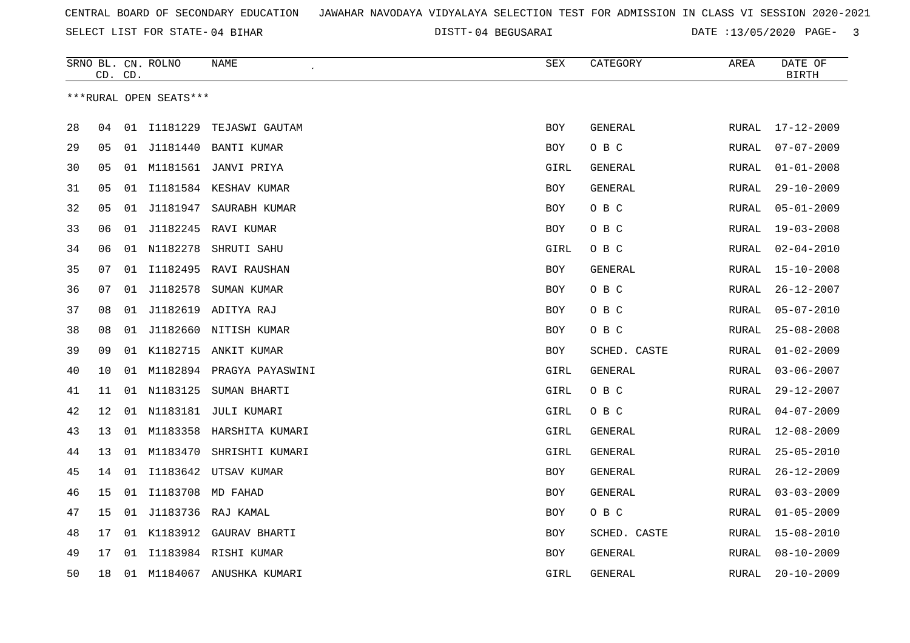CENTRAL BOARD OF SECONDARY EDUCATION JAWAHAR NAVODAYA VIDYALAYA SELECTION TEST FOR ADMISSION IN CLASS VI SESSION 2020-2021

SELECT LIST FOR STATE- 04 BIHAR DISTT- 04 BEGUSARAI DATE :13/05/2020

| SRNO | BL. CD. | CN. CD. | ROLNO | NAME | SEX | CATEGORY | AREA | DATE OF BIRTH |
|---|---|---|---|---|---|---|---|---|
| ***RURAL OPEN SEATS*** | | | | | | | | |
| 28 | 04 | 01 | I1181229 | TEJASWI GAUTAM | BOY | GENERAL | RURAL | 17-12-2009 |
| 29 | 05 | 01 | J1181440 | BANTI KUMAR | BOY | O B C | RURAL | 07-07-2009 |
| 30 | 05 | 01 | M1181561 | JANVI PRIYA | GIRL | GENERAL | RURAL | 01-01-2008 |
| 31 | 05 | 01 | I1181584 | KESHAV KUMAR | BOY | GENERAL | RURAL | 29-10-2009 |
| 32 | 05 | 01 | J1181947 | SAURABH KUMAR | BOY | O B C | RURAL | 05-01-2009 |
| 33 | 06 | 01 | J1182245 | RAVI KUMAR | BOY | O B C | RURAL | 19-03-2008 |
| 34 | 06 | 01 | N1182278 | SHRUTI SAHU | GIRL | O B C | RURAL | 02-04-2010 |
| 35 | 07 | 01 | I1182495 | RAVI RAUSHAN | BOY | GENERAL | RURAL | 15-10-2008 |
| 36 | 07 | 01 | J1182578 | SUMAN KUMAR | BOY | O B C | RURAL | 26-12-2007 |
| 37 | 08 | 01 | J1182619 | ADITYA RAJ | BOY | O B C | RURAL | 05-07-2010 |
| 38 | 08 | 01 | J1182660 | NITISH KUMAR | BOY | O B C | RURAL | 25-08-2008 |
| 39 | 09 | 01 | K1182715 | ANKIT KUMAR | BOY | SCHED. CASTE | RURAL | 01-02-2009 |
| 40 | 10 | 01 | M1182894 | PRAGYA PAYASWINI | GIRL | GENERAL | RURAL | 03-06-2007 |
| 41 | 11 | 01 | N1183125 | SUMAN BHARTI | GIRL | O B C | RURAL | 29-12-2007 |
| 42 | 12 | 01 | N1183181 | JULI KUMARI | GIRL | O B C | RURAL | 04-07-2009 |
| 43 | 13 | 01 | M1183358 | HARSHITA KUMARI | GIRL | GENERAL | RURAL | 12-08-2009 |
| 44 | 13 | 01 | M1183470 | SHRISHTI KUMARI | GIRL | GENERAL | RURAL | 25-05-2010 |
| 45 | 14 | 01 | I1183642 | UTSAV KUMAR | BOY | GENERAL | RURAL | 26-12-2009 |
| 46 | 15 | 01 | I1183708 | MD FAHAD | BOY | GENERAL | RURAL | 03-03-2009 |
| 47 | 15 | 01 | J1183736 | RAJ KAMAL | BOY | O B C | RURAL | 01-05-2009 |
| 48 | 17 | 01 | K1183912 | GAURAV BHARTI | BOY | SCHED. CASTE | RURAL | 15-08-2010 |
| 49 | 17 | 01 | I1183984 | RISHI KUMAR | BOY | GENERAL | RURAL | 08-10-2009 |
| 50 | 18 | 01 | M1184067 | ANUSHKA KUMARI | GIRL | GENERAL | RURAL | 20-10-2009 |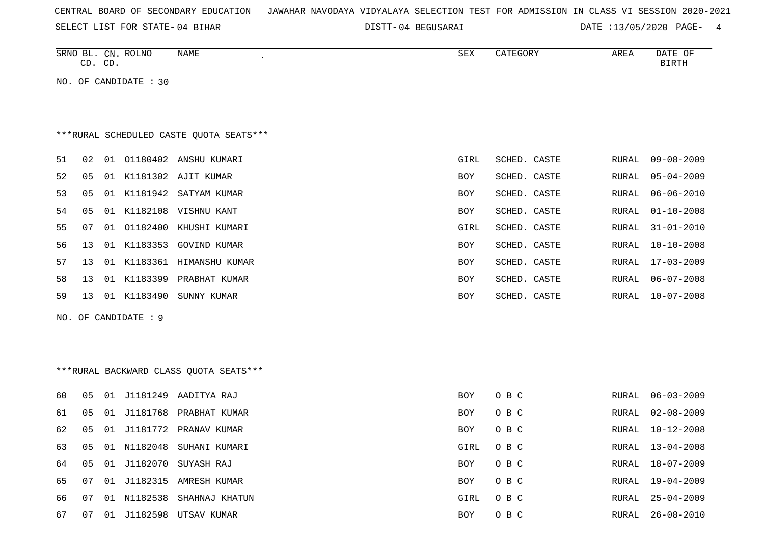CENTRAL BOARD OF SECONDARY EDUCATION   JAWAHAR NAVODAYA VIDYALAYA SELECTION TEST FOR ADMISSION IN CLASS VI SESSION 2020-2021

SELECT LIST FOR STATE- 04 BIHAR   DISTT- 04 BEGUSARAI   DATE :13/05/2020

NO. OF CANDIDATE : 30

***RURAL SCHEDULED CASTE QUOTA SEATS***

| SRNO | BL. CD. | CN. CD. | ROLNO | NAME | SEX | CATEGORY | AREA | DATE OF BIRTH |
|---|---|---|---|---|---|---|---|---|
| 51 | 02 | 01 | O1180402 | ANSHU KUMARI | GIRL | SCHED. CASTE | RURAL | 09-08-2009 |
| 52 | 05 | 01 | K1181302 | AJIT KUMAR | BOY | SCHED. CASTE | RURAL | 05-04-2009 |
| 53 | 05 | 01 | K1181942 | SATYAM KUMAR | BOY | SCHED. CASTE | RURAL | 06-06-2010 |
| 54 | 05 | 01 | K1182108 | VISHNU KANT | BOY | SCHED. CASTE | RURAL | 01-10-2008 |
| 55 | 07 | 01 | O1182400 | KHUSHI KUMARI | GIRL | SCHED. CASTE | RURAL | 31-01-2010 |
| 56 | 13 | 01 | K1183353 | GOVIND KUMAR | BOY | SCHED. CASTE | RURAL | 10-10-2008 |
| 57 | 13 | 01 | K1183361 | HIMANSHU KUMAR | BOY | SCHED. CASTE | RURAL | 17-03-2009 |
| 58 | 13 | 01 | K1183399 | PRABHAT KUMAR | BOY | SCHED. CASTE | RURAL | 06-07-2008 |
| 59 | 13 | 01 | K1183490 | SUNNY KUMAR | BOY | SCHED. CASTE | RURAL | 10-07-2008 |

NO. OF CANDIDATE : 9

***RURAL BACKWARD CLASS QUOTA SEATS***

| SRNO | BL. CD. | CN. CD. | ROLNO | NAME | SEX | CATEGORY | AREA | DATE OF BIRTH |
|---|---|---|---|---|---|---|---|---|
| 60 | 05 | 01 | J1181249 | AADITYA RAJ | BOY | O B C | RURAL | 06-03-2009 |
| 61 | 05 | 01 | J1181768 | PRABHAT KUMAR | BOY | O B C | RURAL | 02-08-2009 |
| 62 | 05 | 01 | J1181772 | PRANAV KUMAR | BOY | O B C | RURAL | 10-12-2008 |
| 63 | 05 | 01 | N1182048 | SUHANI KUMARI | GIRL | O B C | RURAL | 13-04-2008 |
| 64 | 05 | 01 | J1182070 | SUYASH RAJ | BOY | O B C | RURAL | 18-07-2009 |
| 65 | 07 | 01 | J1182315 | AMRESH KUMAR | BOY | O B C | RURAL | 19-04-2009 |
| 66 | 07 | 01 | N1182538 | SHAHNAJ KHATUN | GIRL | O B C | RURAL | 25-04-2009 |
| 67 | 07 | 01 | J1182598 | UTSAV KUMAR | BOY | O B C | RURAL | 26-08-2010 |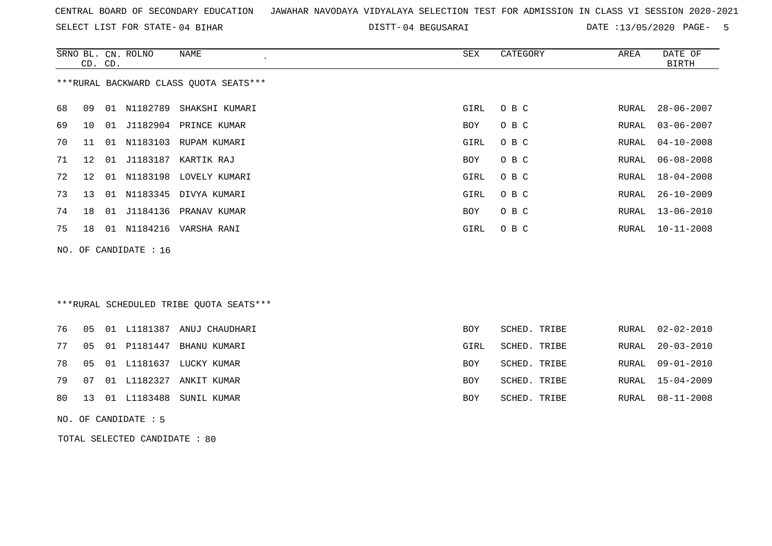CENTRAL BOARD OF SECONDARY EDUCATION JAWAHAR NAVODAYA VIDYALAYA SELECTION TEST FOR ADMISSION IN CLASS VI SESSION 2020-2021

SELECT LIST FOR STATE- 04 BIHAR DISTT- 04 BEGUSARAI DATE :13/05/2020

***RURAL BACKWARD CLASS QUOTA SEATS***

| SRNO | BL. CD. | CN. CD. | ROLNO | NAME | SEX | CATEGORY | AREA | DATE OF BIRTH |
|---|---|---|---|---|---|---|---|---|
| 68 | 09 | 01 | N1182789 | SHAKSHI KUMARI | GIRL | O B C | RURAL | 28-06-2007 |
| 69 | 10 | 01 | J1182904 | PRINCE KUMAR | BOY | O B C | RURAL | 03-06-2007 |
| 70 | 11 | 01 | N1183103 | RUPAM KUMARI | GIRL | O B C | RURAL | 04-10-2008 |
| 71 | 12 | 01 | J1183187 | KARTIK RAJ | BOY | O B C | RURAL | 06-08-2008 |
| 72 | 12 | 01 | N1183198 | LOVELY KUMARI | GIRL | O B C | RURAL | 18-04-2008 |
| 73 | 13 | 01 | N1183345 | DIVYA KUMARI | GIRL | O B C | RURAL | 26-10-2009 |
| 74 | 18 | 01 | J1184136 | PRANAV KUMAR | BOY | O B C | RURAL | 13-06-2010 |
| 75 | 18 | 01 | N1184216 | VARSHA RANI | GIRL | O B C | RURAL | 10-11-2008 |

NO. OF CANDIDATE : 16

***RURAL SCHEDULED TRIBE QUOTA SEATS***

| SRNO | BL. CD. | CN. CD. | ROLNO | NAME | SEX | CATEGORY | AREA | DATE OF BIRTH |
|---|---|---|---|---|---|---|---|---|
| 76 | 05 | 01 | L1181387 | ANUJ CHAUDHARI | BOY | SCHED. TRIBE | RURAL | 02-02-2010 |
| 77 | 05 | 01 | P1181447 | BHANU KUMARI | GIRL | SCHED. TRIBE | RURAL | 20-03-2010 |
| 78 | 05 | 01 | L1181637 | LUCKY KUMAR | BOY | SCHED. TRIBE | RURAL | 09-01-2010 |
| 79 | 07 | 01 | L1182327 | ANKIT KUMAR | BOY | SCHED. TRIBE | RURAL | 15-04-2009 |
| 80 | 13 | 01 | L1183488 | SUNIL KUMAR | BOY | SCHED. TRIBE | RURAL | 08-11-2008 |

NO. OF CANDIDATE : 5

TOTAL SELECTED CANDIDATE : 80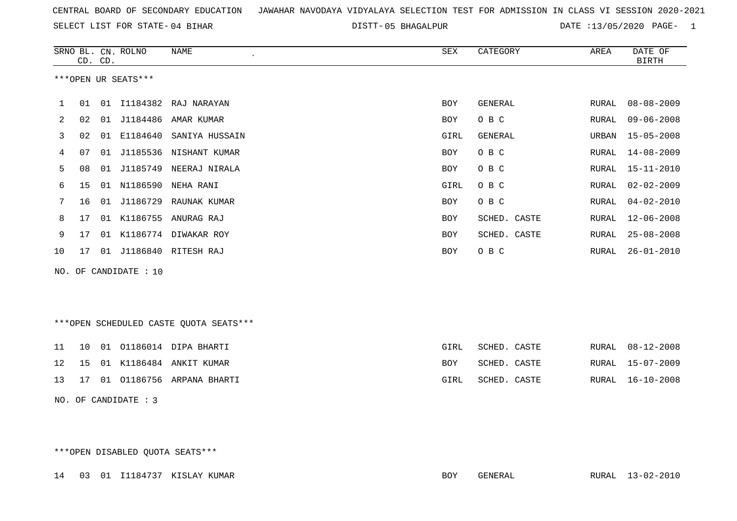CENTRAL BOARD OF SECONDARY EDUCATION JAWAHAR NAVODAYA VIDYALAYA SELECTION TEST FOR ADMISSION IN CLASS VI SESSION 2020-2021

SELECT LIST FOR STATE- 04 BIHAR DISTT- 05 BHAGALPUR DATE :13/05/2020 PAGE- 1

| SRNO | BL. CD. | CN. CD. | ROLNO | NAME | SEX | CATEGORY | AREA | DATE OF BIRTH |
|---|---|---|---|---|---|---|---|---|

***OPEN UR SEATS***

| SRNO | BL. CD. | CN. CD. | ROLNO | NAME | SEX | CATEGORY | AREA | DATE OF BIRTH |
|---|---|---|---|---|---|---|---|---|
| 1 | 01 | 01 | I1184382 | RAJ NARAYAN | BOY | GENERAL | RURAL | 08-08-2009 |
| 2 | 02 | 01 | J1184486 | AMAR KUMAR | BOY | O B C | RURAL | 09-06-2008 |
| 3 | 02 | 01 | E1184640 | SANIYA HUSSAIN | GIRL | GENERAL | URBAN | 15-05-2008 |
| 4 | 07 | 01 | J1185536 | NISHANT KUMAR | BOY | O B C | RURAL | 14-08-2009 |
| 5 | 08 | 01 | J1185749 | NEERAJ NIRALA | BOY | O B C | RURAL | 15-11-2010 |
| 6 | 15 | 01 | N1186590 | NEHA RANI | GIRL | O B C | RURAL | 02-02-2009 |
| 7 | 16 | 01 | J1186729 | RAUNAK KUMAR | BOY | O B C | RURAL | 04-02-2010 |
| 8 | 17 | 01 | K1186755 | ANURAG RAJ | BOY | SCHED. CASTE | RURAL | 12-06-2008 |
| 9 | 17 | 01 | K1186774 | DIWAKAR ROY | BOY | SCHED. CASTE | RURAL | 25-08-2008 |
| 10 | 17 | 01 | J1186840 | RITESH RAJ | BOY | O B C | RURAL | 26-01-2010 |

NO. OF CANDIDATE : 10

***OPEN SCHEDULED CASTE QUOTA SEATS***

| SRNO | BL. CD. | CN. CD. | ROLNO | NAME | SEX | CATEGORY | AREA | DATE OF BIRTH |
|---|---|---|---|---|---|---|---|---|
| 11 | 10 | 01 | O1186014 | DIPA BHARTI | GIRL | SCHED. CASTE | RURAL | 08-12-2008 |
| 12 | 15 | 01 | K1186484 | ANKIT KUMAR | BOY | SCHED. CASTE | RURAL | 15-07-2009 |
| 13 | 17 | 01 | O1186756 | ARPANA BHARTI | GIRL | SCHED. CASTE | RURAL | 16-10-2008 |

NO. OF CANDIDATE : 3

***OPEN DISABLED QUOTA SEATS***

| SRNO | BL. CD. | CN. CD. | ROLNO | NAME | SEX | CATEGORY | AREA | DATE OF BIRTH |
|---|---|---|---|---|---|---|---|---|
| 14 | 03 | 01 | I1184737 | KISLAY KUMAR | BOY | GENERAL | RURAL | 13-02-2010 |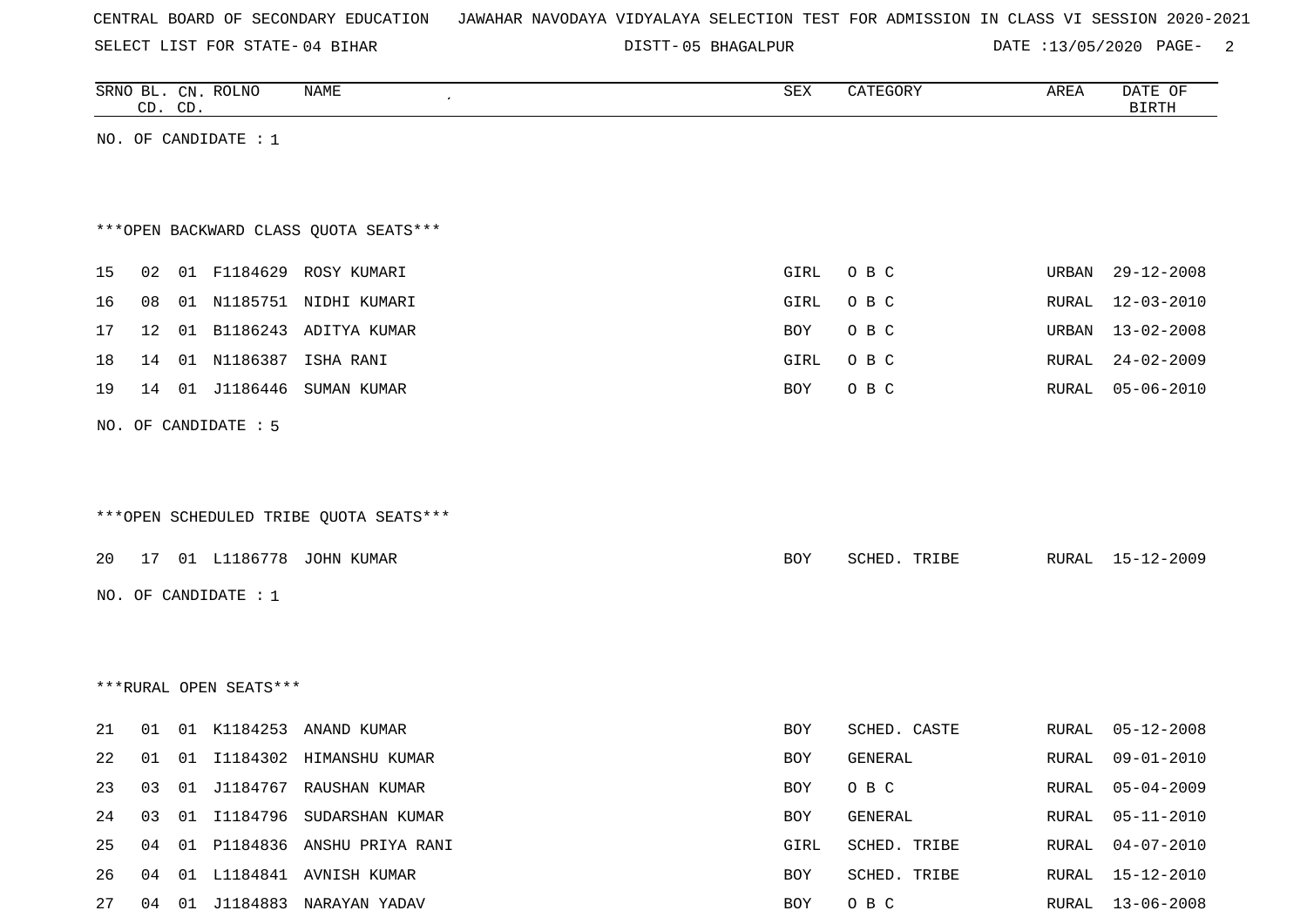CENTRAL BOARD OF SECONDARY EDUCATION JAWAHAR NAVODAYA VIDYALAYA SELECTION TEST FOR ADMISSION IN CLASS VI SESSION 2020-2021

SELECT LIST FOR STATE- 04 BIHAR DISTT- 05 BHAGALPUR DATE :13/05/2020

| SRNO | BL. CD. | CN. CD. | ROLNO | NAME | SEX | CATEGORY | AREA | DATE OF BIRTH |
|---|---|---|---|---|---|---|---|---|

NO. OF CANDIDATE : 1

***OPEN BACKWARD CLASS QUOTA SEATS***

| SRNO | BL. CD. | CN. CD. | ROLNO | NAME | SEX | CATEGORY | AREA | DATE OF BIRTH |
|---|---|---|---|---|---|---|---|---|
| 15 | 02 | 01 | F1184629 | ROSY KUMARI | GIRL | O B C | URBAN | 29-12-2008 |
| 16 | 08 | 01 | N1185751 | NIDHI KUMARI | GIRL | O B C | RURAL | 12-03-2010 |
| 17 | 12 | 01 | B1186243 | ADITYA KUMAR | BOY | O B C | URBAN | 13-02-2008 |
| 18 | 14 | 01 | N1186387 | ISHA RANI | GIRL | O B C | RURAL | 24-02-2009 |
| 19 | 14 | 01 | J1186446 | SUMAN KUMAR | BOY | O B C | RURAL | 05-06-2010 |

NO. OF CANDIDATE : 5

***OPEN SCHEDULED TRIBE QUOTA SEATS***

| SRNO | BL. CD. | CN. CD. | ROLNO | NAME | SEX | CATEGORY | AREA | DATE OF BIRTH |
|---|---|---|---|---|---|---|---|---|
| 20 | 17 | 01 | L1186778 | JOHN KUMAR | BOY | SCHED. TRIBE | RURAL | 15-12-2009 |

NO. OF CANDIDATE : 1

***RURAL OPEN SEATS***

| SRNO | BL. CD. | CN. CD. | ROLNO | NAME | SEX | CATEGORY | AREA | DATE OF BIRTH |
|---|---|---|---|---|---|---|---|---|
| 21 | 01 | 01 | K1184253 | ANAND KUMAR | BOY | SCHED. CASTE | RURAL | 05-12-2008 |
| 22 | 01 | 01 | I1184302 | HIMANSHU KUMAR | BOY | GENERAL | RURAL | 09-01-2010 |
| 23 | 03 | 01 | J1184767 | RAUSHAN KUMAR | BOY | O B C | RURAL | 05-04-2009 |
| 24 | 03 | 01 | I1184796 | SUDARSHAN KUMAR | BOY | GENERAL | RURAL | 05-11-2010 |
| 25 | 04 | 01 | P1184836 | ANSHU PRIYA RANI | GIRL | SCHED. TRIBE | RURAL | 04-07-2010 |
| 26 | 04 | 01 | L1184841 | AVNISH KUMAR | BOY | SCHED. TRIBE | RURAL | 15-12-2010 |
| 27 | 04 | 01 | J1184883 | NARAYAN YADAV | BOY | O B C | RURAL | 13-06-2008 |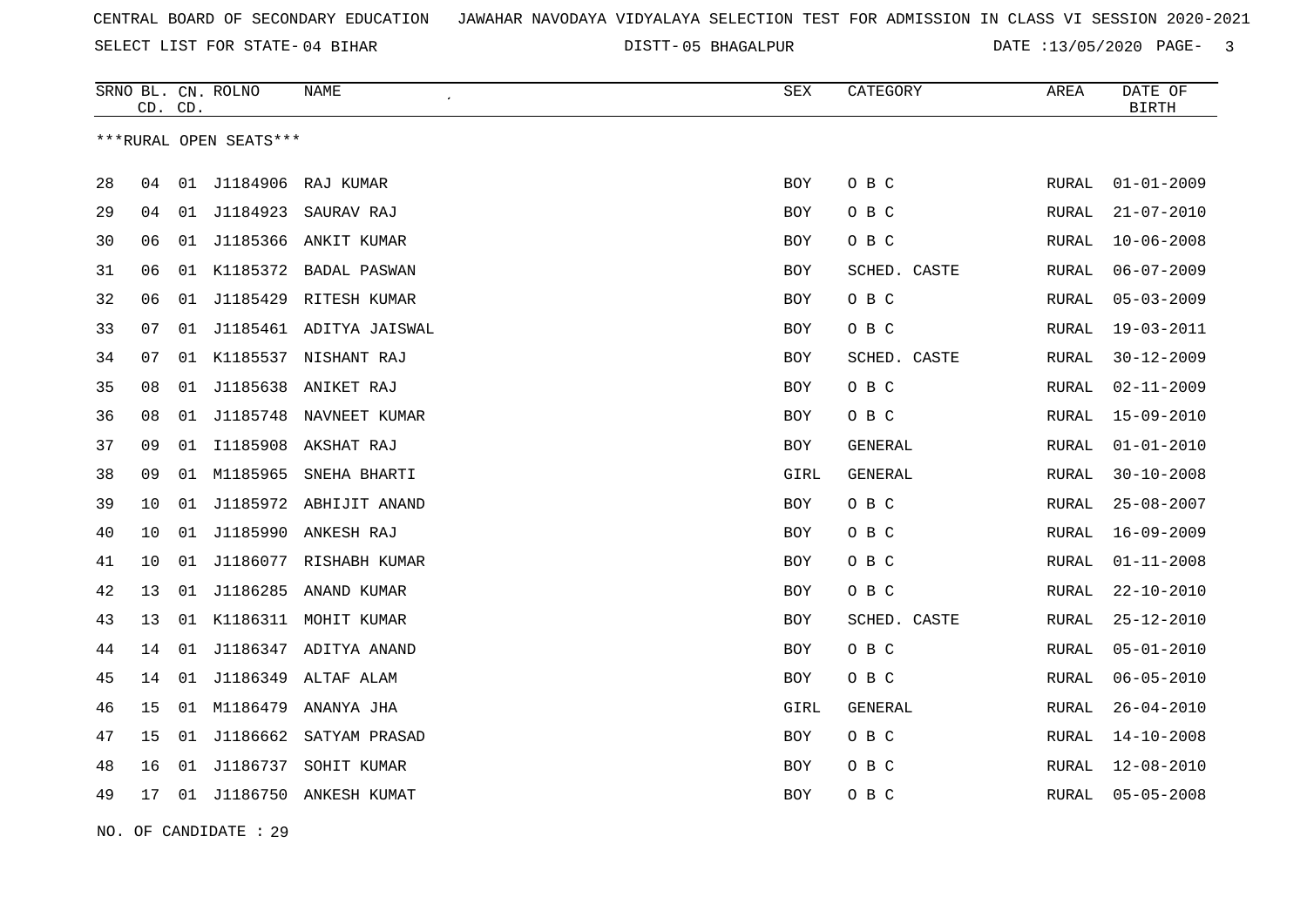CENTRAL BOARD OF SECONDARY EDUCATION JAWAHAR NAVODAYA VIDYALAYA SELECTION TEST FOR ADMISSION IN CLASS VI SESSION 2020-2021

SELECT LIST FOR STATE- 04 BIHAR DISTT- 05 BHAGALPUR DATE :13/05/2020

| SRNO | BL. CD. | CN. CD. | ROLNO | NAME | SEX | CATEGORY | AREA | DATE OF BIRTH |
|---|---|---|---|---|---|---|---|---|

***RURAL OPEN SEATS***

| SRNO | BL. CD. | CN. CD. | ROLNO | NAME | SEX | CATEGORY | AREA | DATE OF BIRTH |
|---|---|---|---|---|---|---|---|---|
| 28 | 04 | 01 | J1184906 | RAJ KUMAR | BOY | O B C | RURAL | 01-01-2009 |
| 29 | 04 | 01 | J1184923 | SAURAV RAJ | BOY | O B C | RURAL | 21-07-2010 |
| 30 | 06 | 01 | J1185366 | ANKIT KUMAR | BOY | O B C | RURAL | 10-06-2008 |
| 31 | 06 | 01 | K1185372 | BADAL PASWAN | BOY | SCHED. CASTE | RURAL | 06-07-2009 |
| 32 | 06 | 01 | J1185429 | RITESH KUMAR | BOY | O B C | RURAL | 05-03-2009 |
| 33 | 07 | 01 | J1185461 | ADITYA JAISWAL | BOY | O B C | RURAL | 19-03-2011 |
| 34 | 07 | 01 | K1185537 | NISHANT RAJ | BOY | SCHED. CASTE | RURAL | 30-12-2009 |
| 35 | 08 | 01 | J1185638 | ANIKET RAJ | BOY | O B C | RURAL | 02-11-2009 |
| 36 | 08 | 01 | J1185748 | NAVNEET KUMAR | BOY | O B C | RURAL | 15-09-2010 |
| 37 | 09 | 01 | I1185908 | AKSHAT RAJ | BOY | GENERAL | RURAL | 01-01-2010 |
| 38 | 09 | 01 | M1185965 | SNEHA BHARTI | GIRL | GENERAL | RURAL | 30-10-2008 |
| 39 | 10 | 01 | J1185972 | ABHIJIT ANAND | BOY | O B C | RURAL | 25-08-2007 |
| 40 | 10 | 01 | J1185990 | ANKESH RAJ | BOY | O B C | RURAL | 16-09-2009 |
| 41 | 10 | 01 | J1186077 | RISHABH KUMAR | BOY | O B C | RURAL | 01-11-2008 |
| 42 | 13 | 01 | J1186285 | ANAND KUMAR | BOY | O B C | RURAL | 22-10-2010 |
| 43 | 13 | 01 | K1186311 | MOHIT KUMAR | BOY | SCHED. CASTE | RURAL | 25-12-2010 |
| 44 | 14 | 01 | J1186347 | ADITYA ANAND | BOY | O B C | RURAL | 05-01-2010 |
| 45 | 14 | 01 | J1186349 | ALTAF ALAM | BOY | O B C | RURAL | 06-05-2010 |
| 46 | 15 | 01 | M1186479 | ANANYA JHA | GIRL | GENERAL | RURAL | 26-04-2010 |
| 47 | 15 | 01 | J1186662 | SATYAM PRASAD | BOY | O B C | RURAL | 14-10-2008 |
| 48 | 16 | 01 | J1186737 | SOHIT KUMAR | BOY | O B C | RURAL | 12-08-2010 |
| 49 | 17 | 01 | J1186750 | ANKESH KUMAT | BOY | O B C | RURAL | 05-05-2008 |

NO. OF CANDIDATE : 29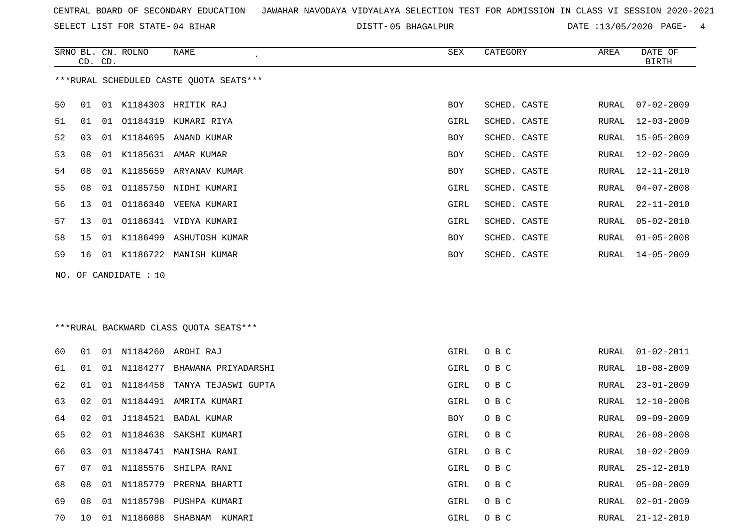CENTRAL BOARD OF SECONDARY EDUCATION JAWAHAR NAVODAYA VIDYALAYA SELECTION TEST FOR ADMISSION IN CLASS VI SESSION 2020-2021

SELECT LIST FOR STATE- 04 BIHAR DISTT- 05 BHAGALPUR DATE :13/05/2020

***RURAL SCHEDULED CASTE QUOTA SEATS***

| SRNO | BL. CD. | CN. CD. | ROLNO | NAME | SEX | CATEGORY | AREA | DATE OF BIRTH |
|---|---|---|---|---|---|---|---|---|
| 50 | 01 | 01 | K1184303 | HRITIK RAJ | BOY | SCHED. CASTE | RURAL | 07-02-2009 |
| 51 | 01 | 01 | O1184319 | KUMARI RIYA | GIRL | SCHED. CASTE | RURAL | 12-03-2009 |
| 52 | 03 | 01 | K1184695 | ANAND KUMAR | BOY | SCHED. CASTE | RURAL | 15-05-2009 |
| 53 | 08 | 01 | K1185631 | AMAR KUMAR | BOY | SCHED. CASTE | RURAL | 12-02-2009 |
| 54 | 08 | 01 | K1185659 | ARYANAV KUMAR | BOY | SCHED. CASTE | RURAL | 12-11-2010 |
| 55 | 08 | 01 | O1185750 | NIDHI KUMARI | GIRL | SCHED. CASTE | RURAL | 04-07-2008 |
| 56 | 13 | 01 | O1186340 | VEENA KUMARI | GIRL | SCHED. CASTE | RURAL | 22-11-2010 |
| 57 | 13 | 01 | O1186341 | VIDYA KUMARI | GIRL | SCHED. CASTE | RURAL | 05-02-2010 |
| 58 | 15 | 01 | K1186499 | ASHUTOSH KUMAR | BOY | SCHED. CASTE | RURAL | 01-05-2008 |
| 59 | 16 | 01 | K1186722 | MANISH KUMAR | BOY | SCHED. CASTE | RURAL | 14-05-2009 |

NO. OF CANDIDATE : 10

***RURAL BACKWARD CLASS QUOTA SEATS***

| SRNO | BL. CD. | CN. CD. | ROLNO | NAME | SEX | CATEGORY | AREA | DATE OF BIRTH |
|---|---|---|---|---|---|---|---|---|
| 60 | 01 | 01 | N1184260 | AROHI RAJ | GIRL | O B C | RURAL | 01-02-2011 |
| 61 | 01 | 01 | N1184277 | BHAWANA PRIYADARSHI | GIRL | O B C | RURAL | 10-08-2009 |
| 62 | 01 | 01 | N1184458 | TANYA TEJASWI GUPTA | GIRL | O B C | RURAL | 23-01-2009 |
| 63 | 02 | 01 | N1184491 | AMRITA KUMARI | GIRL | O B C | RURAL | 12-10-2008 |
| 64 | 02 | 01 | J1184521 | BADAL KUMAR | BOY | O B C | RURAL | 09-09-2009 |
| 65 | 02 | 01 | N1184638 | SAKSHI KUMARI | GIRL | O B C | RURAL | 26-08-2008 |
| 66 | 03 | 01 | N1184741 | MANISHA RANI | GIRL | O B C | RURAL | 10-02-2009 |
| 67 | 07 | 01 | N1185576 | SHILPA RANI | GIRL | O B C | RURAL | 25-12-2010 |
| 68 | 08 | 01 | N1185779 | PRERNA BHARTI | GIRL | O B C | RURAL | 05-08-2009 |
| 69 | 08 | 01 | N1185798 | PUSHPA KUMARI | GIRL | O B C | RURAL | 02-01-2009 |
| 70 | 10 | 01 | N1186088 | SHABNAM KUMARI | GIRL | O B C | RURAL | 21-12-2010 |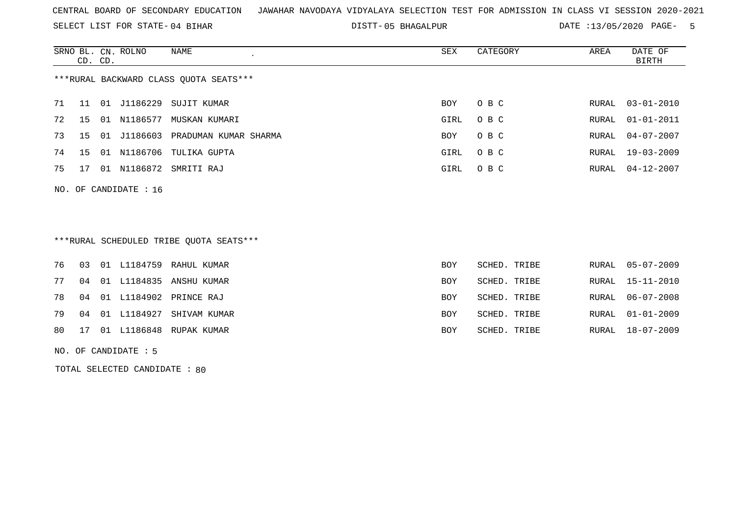CENTRAL BOARD OF SECONDARY EDUCATION JAWAHAR NAVODAYA VIDYALAYA SELECTION TEST FOR ADMISSION IN CLASS VI SESSION 2020-2021

SELECT LIST FOR STATE- 04 BIHAR DISTT- 05 BHAGALPUR DATE :13/05/2020 PAGE- 5

***RURAL BACKWARD CLASS QUOTA SEATS***

| SRNO | BL. CD. | CN. CD. | ROLNO | NAME | SEX | CATEGORY | AREA | DATE OF BIRTH |
|---|---|---|---|---|---|---|---|---|
| 71 | 11 | 01 | J1186229 | SUJIT KUMAR | BOY | O B C | RURAL | 03-01-2010 |
| 72 | 15 | 01 | N1186577 | MUSKAN KUMARI | GIRL | O B C | RURAL | 01-01-2011 |
| 73 | 15 | 01 | J1186603 | PRADUMAN KUMAR SHARMA | BOY | O B C | RURAL | 04-07-2007 |
| 74 | 15 | 01 | N1186706 | TULIKA GUPTA | GIRL | O B C | RURAL | 19-03-2009 |
| 75 | 17 | 01 | N1186872 | SMRITI RAJ | GIRL | O B C | RURAL | 04-12-2007 |

NO. OF CANDIDATE : 16

***RURAL SCHEDULED TRIBE QUOTA SEATS***

| SRNO | BL. CD. | CN. CD. | ROLNO | NAME | SEX | CATEGORY | AREA | DATE OF BIRTH |
|---|---|---|---|---|---|---|---|---|
| 76 | 03 | 01 | L1184759 | RAHUL KUMAR | BOY | SCHED. TRIBE | RURAL | 05-07-2009 |
| 77 | 04 | 01 | L1184835 | ANSHU KUMAR | BOY | SCHED. TRIBE | RURAL | 15-11-2010 |
| 78 | 04 | 01 | L1184902 | PRINCE RAJ | BOY | SCHED. TRIBE | RURAL | 06-07-2008 |
| 79 | 04 | 01 | L1184927 | SHIVAM KUMAR | BOY | SCHED. TRIBE | RURAL | 01-01-2009 |
| 80 | 17 | 01 | L1186848 | RUPAK KUMAR | BOY | SCHED. TRIBE | RURAL | 18-07-2009 |

NO. OF CANDIDATE : 5

TOTAL SELECTED CANDIDATE : 80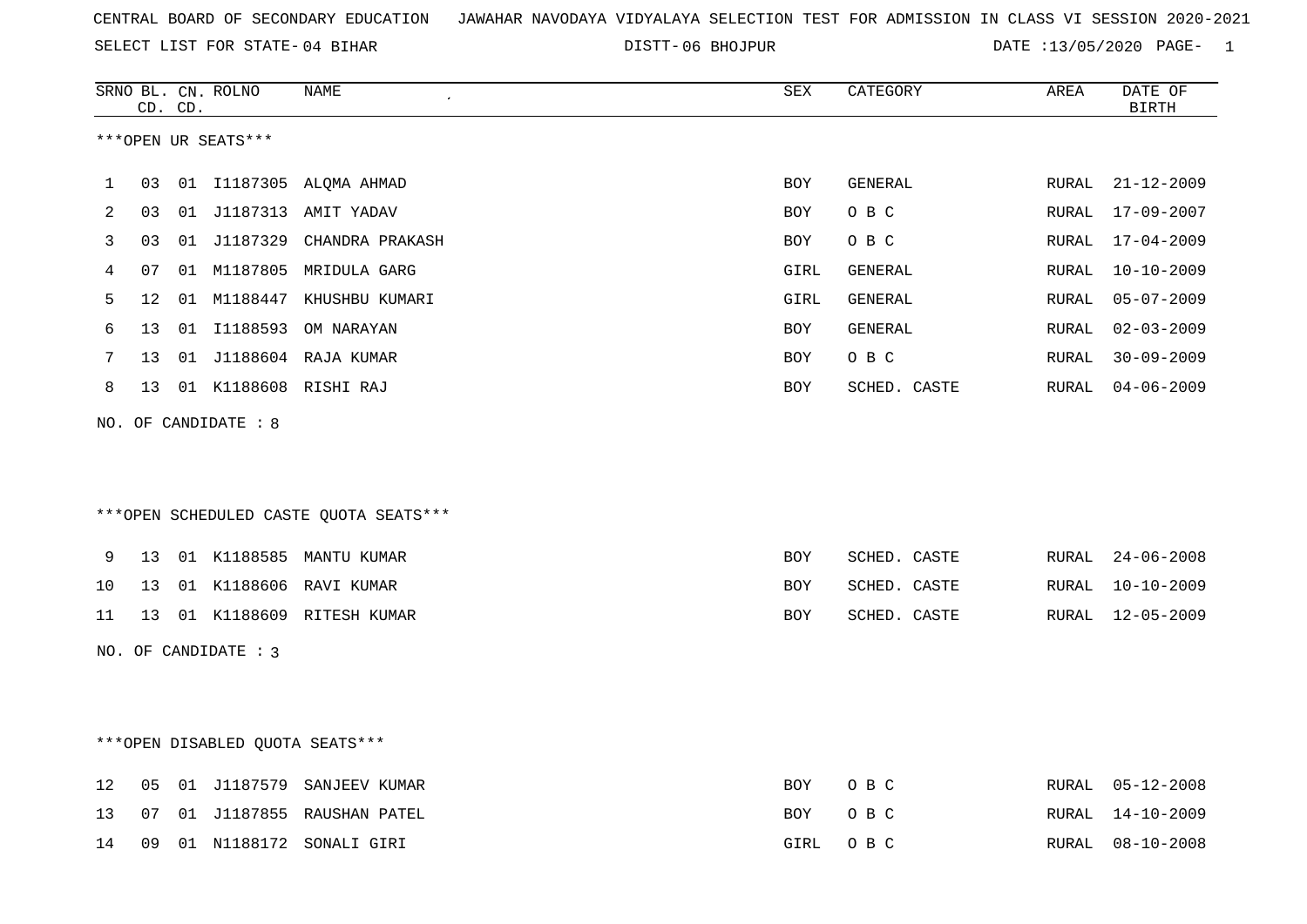CENTRAL BOARD OF SECONDARY EDUCATION JAWAHAR NAVODAYA VIDYALAYA SELECTION TEST FOR ADMISSION IN CLASS VI SESSION 2020-2021

SELECT LIST FOR STATE- 04 BIHAR DISTT- 06 BHOJPUR DATE :13/05/2020

***OPEN UR SEATS***

| SRNO | BL. CD. | CN. CD. | ROLNO | NAME | SEX | CATEGORY | AREA | DATE OF BIRTH |
|---|---|---|---|---|---|---|---|---|
| 1 | 03 | 01 | I1187305 | ALQMA AHMAD | BOY | GENERAL | RURAL | 21-12-2009 |
| 2 | 03 | 01 | J1187313 | AMIT YADAV | BOY | O B C | RURAL | 17-09-2007 |
| 3 | 03 | 01 | J1187329 | CHANDRA PRAKASH | BOY | O B C | RURAL | 17-04-2009 |
| 4 | 07 | 01 | M1187805 | MRIDULA GARG | GIRL | GENERAL | RURAL | 10-10-2009 |
| 5 | 12 | 01 | M1188447 | KHUSHBU KUMARI | GIRL | GENERAL | RURAL | 05-07-2009 |
| 6 | 13 | 01 | I1188593 | OM NARAYAN | BOY | GENERAL | RURAL | 02-03-2009 |
| 7 | 13 | 01 | J1188604 | RAJA KUMAR | BOY | O B C | RURAL | 30-09-2009 |
| 8 | 13 | 01 | K1188608 | RISHI RAJ | BOY | SCHED. CASTE | RURAL | 04-06-2009 |

NO. OF CANDIDATE : 8

***OPEN SCHEDULED CASTE QUOTA SEATS***

| SRNO | BL. CD. | CN. CD. | ROLNO | NAME | SEX | CATEGORY | AREA | DATE OF BIRTH |
|---|---|---|---|---|---|---|---|---|
| 9 | 13 | 01 | K1188585 | MANTU KUMAR | BOY | SCHED. CASTE | RURAL | 24-06-2008 |
| 10 | 13 | 01 | K1188606 | RAVI KUMAR | BOY | SCHED. CASTE | RURAL | 10-10-2009 |
| 11 | 13 | 01 | K1188609 | RITESH KUMAR | BOY | SCHED. CASTE | RURAL | 12-05-2009 |

NO. OF CANDIDATE : 3

***OPEN DISABLED QUOTA SEATS***

| SRNO | BL. CD. | CN. CD. | ROLNO | NAME | SEX | CATEGORY | AREA | DATE OF BIRTH |
|---|---|---|---|---|---|---|---|---|
| 12 | 05 | 01 | J1187579 | SANJEEV KUMAR | BOY | O B C | RURAL | 05-12-2008 |
| 13 | 07 | 01 | J1187855 | RAUSHAN PATEL | BOY | O B C | RURAL | 14-10-2009 |
| 14 | 09 | 01 | N1188172 | SONALI GIRI | GIRL | O B C | RURAL | 08-10-2008 |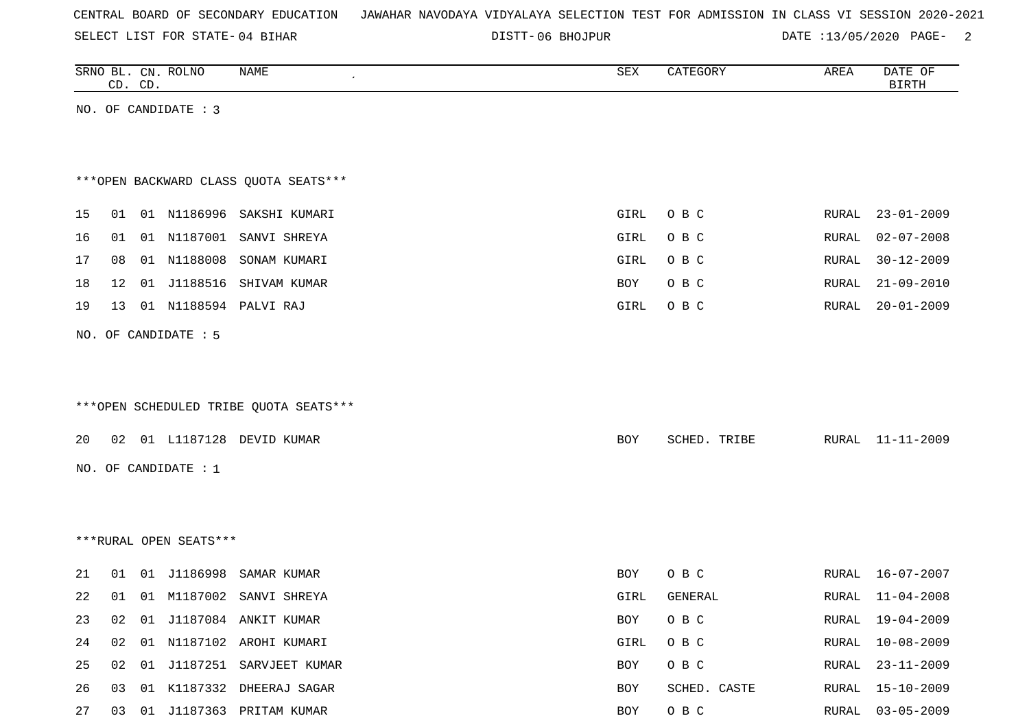CENTRAL BOARD OF SECONDARY EDUCATION JAWAHAR NAVODAYA VIDYALAYA SELECTION TEST FOR ADMISSION IN CLASS VI SESSION 2020-2021

SELECT LIST FOR STATE- 04 BIHAR DISTT- 06 BHOJPUR DATE :13/05/2020

| SRNO | BL. CD. | CN. CD. | ROLNO | NAME | SEX | CATEGORY | AREA | DATE OF BIRTH |
|---|---|---|---|---|---|---|---|---|

NO. OF CANDIDATE : 3

***OPEN BACKWARD CLASS QUOTA SEATS***

| SRNO | BL. CD. | CN. CD. | ROLNO | NAME | SEX | CATEGORY | AREA | DATE OF BIRTH |
|---|---|---|---|---|---|---|---|---|
| 15 | 01 | 01 | N1186996 | SAKSHI KUMARI | GIRL | O B C | RURAL | 23-01-2009 |
| 16 | 01 | 01 | N1187001 | SANVI SHREYA | GIRL | O B C | RURAL | 02-07-2008 |
| 17 | 08 | 01 | N1188008 | SONAM KUMARI | GIRL | O B C | RURAL | 30-12-2009 |
| 18 | 12 | 01 | J1188516 | SHIVAM KUMAR | BOY | O B C | RURAL | 21-09-2010 |
| 19 | 13 | 01 | N1188594 | PALVI RAJ | GIRL | O B C | RURAL | 20-01-2009 |

NO. OF CANDIDATE : 5

***OPEN SCHEDULED TRIBE QUOTA SEATS***

| SRNO | BL. CD. | CN. CD. | ROLNO | NAME | SEX | CATEGORY | AREA | DATE OF BIRTH |
|---|---|---|---|---|---|---|---|---|
| 20 | 02 | 01 | L1187128 | DEVID KUMAR | BOY | SCHED. TRIBE | RURAL | 11-11-2009 |

NO. OF CANDIDATE : 1

***RURAL OPEN SEATS***

| SRNO | BL. CD. | CN. CD. | ROLNO | NAME | SEX | CATEGORY | AREA | DATE OF BIRTH |
|---|---|---|---|---|---|---|---|---|
| 21 | 01 | 01 | J1186998 | SAMAR KUMAR | BOY | O B C | RURAL | 16-07-2007 |
| 22 | 01 | 01 | M1187002 | SANVI SHREYA | GIRL | GENERAL | RURAL | 11-04-2008 |
| 23 | 02 | 01 | J1187084 | ANKIT KUMAR | BOY | O B C | RURAL | 19-04-2009 |
| 24 | 02 | 01 | N1187102 | AROHI KUMARI | GIRL | O B C | RURAL | 10-08-2009 |
| 25 | 02 | 01 | J1187251 | SARVJEET KUMAR | BOY | O B C | RURAL | 23-11-2009 |
| 26 | 03 | 01 | K1187332 | DHEERAJ SAGAR | BOY | SCHED. CASTE | RURAL | 15-10-2009 |
| 27 | 03 | 01 | J1187363 | PRITAM KUMAR | BOY | O B C | RURAL | 03-05-2009 |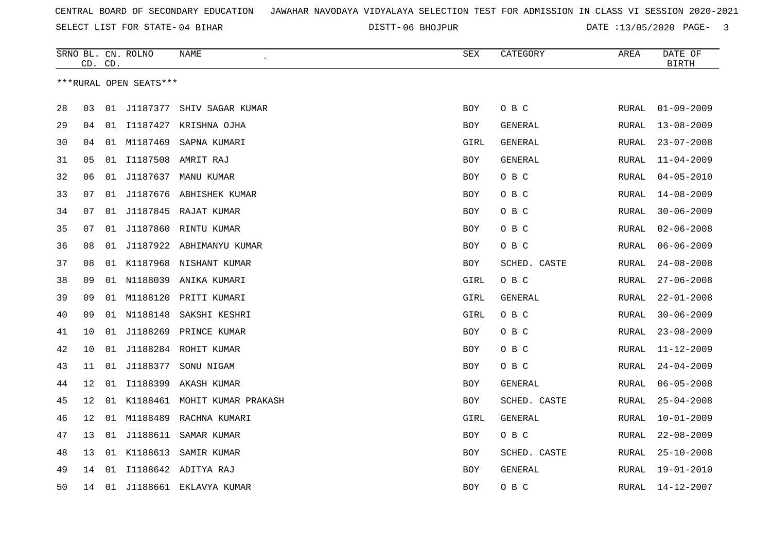CENTRAL BOARD OF SECONDARY EDUCATION JAWAHAR NAVODAYA VIDYALAYA SELECTION TEST FOR ADMISSION IN CLASS VI SESSION 2020-2021

SELECT LIST FOR STATE- 04 BIHAR DISTT- 06 BHOJPUR DATE :13/05/2020

***RURAL OPEN SEATS***

| SRNO | BL. CD. | CN. CD. | ROLNO | NAME | SEX | CATEGORY | AREA | DATE OF BIRTH |
|---|---|---|---|---|---|---|---|---|
| 28 | 03 | 01 | J1187377 | SHIV SAGAR KUMAR | BOY | O B C | RURAL | 01-09-2009 |
| 29 | 04 | 01 | I1187427 | KRISHNA OJHA | BOY | GENERAL | RURAL | 13-08-2009 |
| 30 | 04 | 01 | M1187469 | SAPNA KUMARI | GIRL | GENERAL | RURAL | 23-07-2008 |
| 31 | 05 | 01 | I1187508 | AMRIT RAJ | BOY | GENERAL | RURAL | 11-04-2009 |
| 32 | 06 | 01 | J1187637 | MANU KUMAR | BOY | O B C | RURAL | 04-05-2010 |
| 33 | 07 | 01 | J1187676 | ABHISHEK KUMAR | BOY | O B C | RURAL | 14-08-2009 |
| 34 | 07 | 01 | J1187845 | RAJAT KUMAR | BOY | O B C | RURAL | 30-06-2009 |
| 35 | 07 | 01 | J1187860 | RINTU KUMAR | BOY | O B C | RURAL | 02-06-2008 |
| 36 | 08 | 01 | J1187922 | ABHIMANYU KUMAR | BOY | O B C | RURAL | 06-06-2009 |
| 37 | 08 | 01 | K1187968 | NISHANT KUMAR | BOY | SCHED. CASTE | RURAL | 24-08-2008 |
| 38 | 09 | 01 | N1188039 | ANIKA KUMARI | GIRL | O B C | RURAL | 27-06-2008 |
| 39 | 09 | 01 | M1188120 | PRITI KUMARI | GIRL | GENERAL | RURAL | 22-01-2008 |
| 40 | 09 | 01 | N1188148 | SAKSHI KESHRI | GIRL | O B C | RURAL | 30-06-2009 |
| 41 | 10 | 01 | J1188269 | PRINCE KUMAR | BOY | O B C | RURAL | 23-08-2009 |
| 42 | 10 | 01 | J1188284 | ROHIT KUMAR | BOY | O B C | RURAL | 11-12-2009 |
| 43 | 11 | 01 | J1188377 | SONU NIGAM | BOY | O B C | RURAL | 24-04-2009 |
| 44 | 12 | 01 | I1188399 | AKASH KUMAR | BOY | GENERAL | RURAL | 06-05-2008 |
| 45 | 12 | 01 | K1188461 | MOHIT KUMAR PRAKASH | BOY | SCHED. CASTE | RURAL | 25-04-2008 |
| 46 | 12 | 01 | M1188489 | RACHNA KUMARI | GIRL | GENERAL | RURAL | 10-01-2009 |
| 47 | 13 | 01 | J1188611 | SAMAR KUMAR | BOY | O B C | RURAL | 22-08-2009 |
| 48 | 13 | 01 | K1188613 | SAMIR KUMAR | BOY | SCHED. CASTE | RURAL | 25-10-2008 |
| 49 | 14 | 01 | I1188642 | ADITYA RAJ | BOY | GENERAL | RURAL | 19-01-2010 |
| 50 | 14 | 01 | J1188661 | EKLAVYA KUMAR | BOY | O B C | RURAL | 14-12-2007 |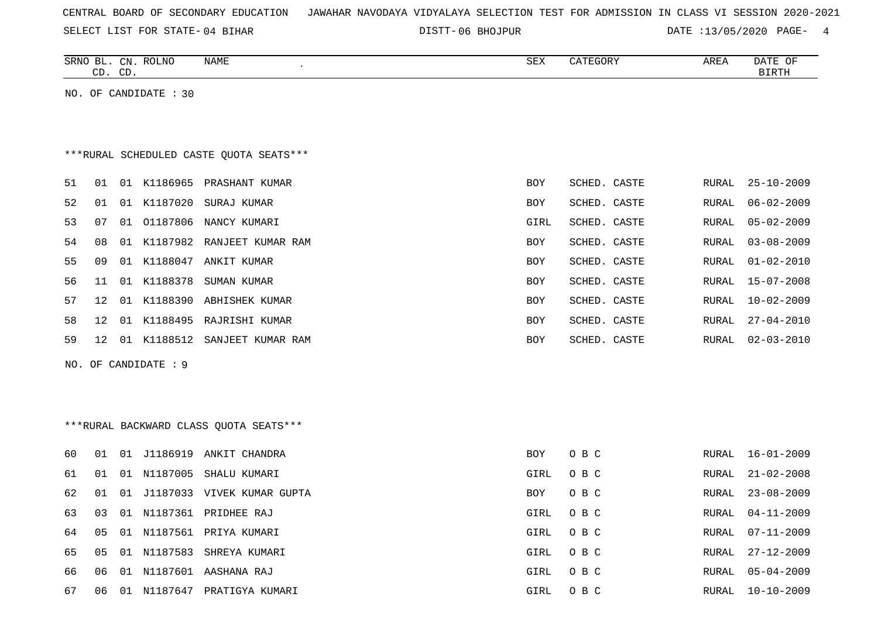CENTRAL BOARD OF SECONDARY EDUCATION JAWAHAR NAVODAYA VIDYALAYA SELECTION TEST FOR ADMISSION IN CLASS VI SESSION 2020-2021

SELECT LIST FOR STATE- 04 BIHAR DISTT- 06 BHOJPUR DATE :13/05/2020

| SRNO | BL. CD. | CN. CD. | ROLNO | NAME | SEX | CATEGORY | AREA | DATE OF BIRTH |
|---|---|---|---|---|---|---|---|---|

NO. OF CANDIDATE : 30

***RURAL SCHEDULED CASTE QUOTA SEATS***

| SRNO | BL. CD. | CN. CD. | ROLNO | NAME | SEX | CATEGORY | AREA | DATE OF BIRTH |
|---|---|---|---|---|---|---|---|---|
| 51 | 01 | 01 | K1186965 | PRASHANT KUMAR | BOY | SCHED. CASTE | RURAL | 25-10-2009 |
| 52 | 01 | 01 | K1187020 | SURAJ KUMAR | BOY | SCHED. CASTE | RURAL | 06-02-2009 |
| 53 | 07 | 01 | O1187806 | NANCY KUMARI | GIRL | SCHED. CASTE | RURAL | 05-02-2009 |
| 54 | 08 | 01 | K1187982 | RANJEET KUMAR RAM | BOY | SCHED. CASTE | RURAL | 03-08-2009 |
| 55 | 09 | 01 | K1188047 | ANKIT KUMAR | BOY | SCHED. CASTE | RURAL | 01-02-2010 |
| 56 | 11 | 01 | K1188378 | SUMAN KUMAR | BOY | SCHED. CASTE | RURAL | 15-07-2008 |
| 57 | 12 | 01 | K1188390 | ABHISHEK KUMAR | BOY | SCHED. CASTE | RURAL | 10-02-2009 |
| 58 | 12 | 01 | K1188495 | RAJRISHI KUMAR | BOY | SCHED. CASTE | RURAL | 27-04-2010 |
| 59 | 12 | 01 | K1188512 | SANJEET KUMAR RAM | BOY | SCHED. CASTE | RURAL | 02-03-2010 |

NO. OF CANDIDATE : 9

***RURAL BACKWARD CLASS QUOTA SEATS***

| SRNO | BL. CD. | CN. CD. | ROLNO | NAME | SEX | CATEGORY | AREA | DATE OF BIRTH |
|---|---|---|---|---|---|---|---|---|
| 60 | 01 | 01 | J1186919 | ANKIT CHANDRA | BOY | O B C | RURAL | 16-01-2009 |
| 61 | 01 | 01 | N1187005 | SHALU KUMARI | GIRL | O B C | RURAL | 21-02-2008 |
| 62 | 01 | 01 | J1187033 | VIVEK KUMAR GUPTA | BOY | O B C | RURAL | 23-08-2009 |
| 63 | 03 | 01 | N1187361 | PRIDHEE RAJ | GIRL | O B C | RURAL | 04-11-2009 |
| 64 | 05 | 01 | N1187561 | PRIYA KUMARI | GIRL | O B C | RURAL | 07-11-2009 |
| 65 | 05 | 01 | N1187583 | SHREYA KUMARI | GIRL | O B C | RURAL | 27-12-2009 |
| 66 | 06 | 01 | N1187601 | AASHANA RAJ | GIRL | O B C | RURAL | 05-04-2009 |
| 67 | 06 | 01 | N1187647 | PRATIGYA KUMARI | GIRL | O B C | RURAL | 10-10-2009 |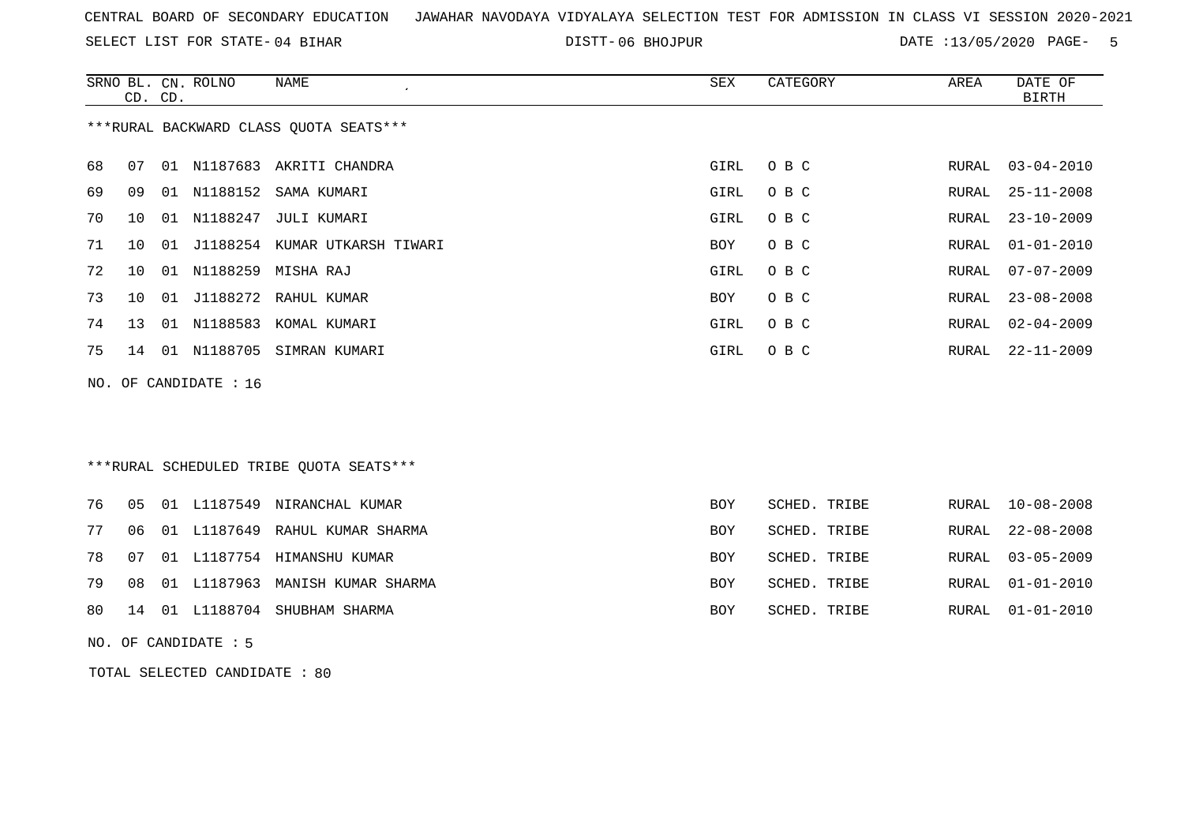CENTRAL BOARD OF SECONDARY EDUCATION JAWAHAR NAVODAYA VIDYALAYA SELECTION TEST FOR ADMISSION IN CLASS VI SESSION 2020-2021

SELECT LIST FOR STATE- 04 BIHAR DISTT- 06 BHOJPUR DATE :13/05/2020

***RURAL BACKWARD CLASS QUOTA SEATS***

| SRNO | BL. CD. | CN. CD. | ROLNO | NAME | SEX | CATEGORY | AREA | DATE OF BIRTH |
|---|---|---|---|---|---|---|---|---|
| 68 | 07 | 01 | N1187683 | AKRITI CHANDRA | GIRL | O B C | RURAL | 03-04-2010 |
| 69 | 09 | 01 | N1188152 | SAMA KUMARI | GIRL | O B C | RURAL | 25-11-2008 |
| 70 | 10 | 01 | N1188247 | JULI KUMARI | GIRL | O B C | RURAL | 23-10-2009 |
| 71 | 10 | 01 | J1188254 | KUMAR UTKARSH TIWARI | BOY | O B C | RURAL | 01-01-2010 |
| 72 | 10 | 01 | N1188259 | MISHA RAJ | GIRL | O B C | RURAL | 07-07-2009 |
| 73 | 10 | 01 | J1188272 | RAHUL KUMAR | BOY | O B C | RURAL | 23-08-2008 |
| 74 | 13 | 01 | N1188583 | KOMAL KUMARI | GIRL | O B C | RURAL | 02-04-2009 |
| 75 | 14 | 01 | N1188705 | SIMRAN KUMARI | GIRL | O B C | RURAL | 22-11-2009 |

NO. OF CANDIDATE : 16

***RURAL SCHEDULED TRIBE QUOTA SEATS***

| SRNO | BL. CD. | CN. CD. | ROLNO | NAME | SEX | CATEGORY | AREA | DATE OF BIRTH |
|---|---|---|---|---|---|---|---|---|
| 76 | 05 | 01 | L1187549 | NIRANCHAL KUMAR | BOY | SCHED. TRIBE | RURAL | 10-08-2008 |
| 77 | 06 | 01 | L1187649 | RAHUL KUMAR SHARMA | BOY | SCHED. TRIBE | RURAL | 22-08-2008 |
| 78 | 07 | 01 | L1187754 | HIMANSHU KUMAR | BOY | SCHED. TRIBE | RURAL | 03-05-2009 |
| 79 | 08 | 01 | L1187963 | MANISH KUMAR SHARMA | BOY | SCHED. TRIBE | RURAL | 01-01-2010 |
| 80 | 14 | 01 | L1188704 | SHUBHAM SHARMA | BOY | SCHED. TRIBE | RURAL | 01-01-2010 |

NO. OF CANDIDATE : 5

TOTAL SELECTED CANDIDATE : 80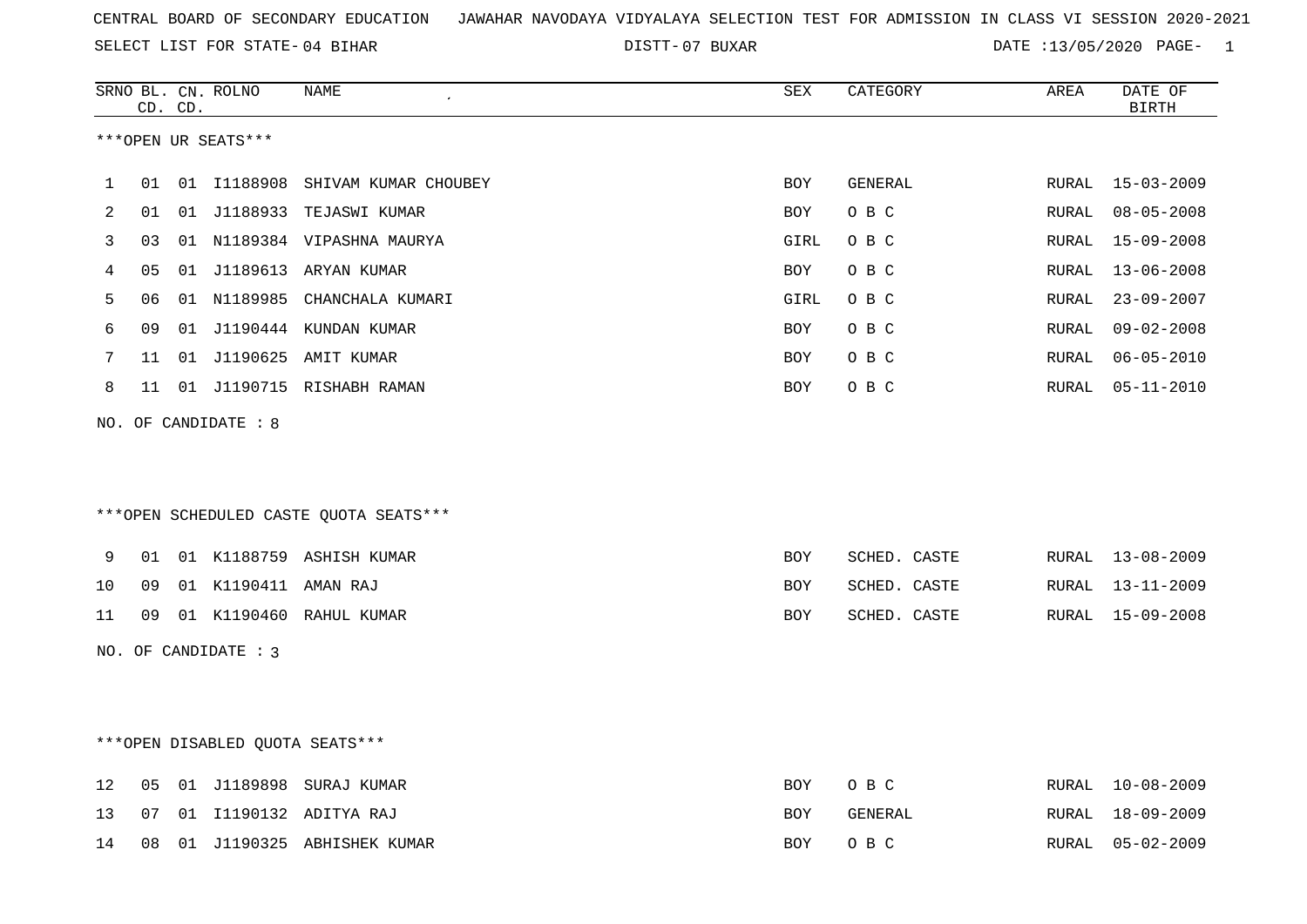CENTRAL BOARD OF SECONDARY EDUCATION JAWAHAR NAVODAYA VIDYALAYA SELECTION TEST FOR ADMISSION IN CLASS VI SESSION 2020-2021

SELECT LIST FOR STATE- 04 BIHAR DISTT- 07 BUXAR DATE :13/05/2020

***OPEN UR SEATS***

| SRNO | BL. CD. | CN. CD. | ROLNO | NAME | SEX | CATEGORY | AREA | DATE OF BIRTH |
|---|---|---|---|---|---|---|---|---|
| 1 | 01 | 01 | I1188908 | SHIVAM KUMAR CHOUBEY | BOY | GENERAL | RURAL | 15-03-2009 |
| 2 | 01 | 01 | J1188933 | TEJASWI KUMAR | BOY | O B C | RURAL | 08-05-2008 |
| 3 | 03 | 01 | N1189384 | VIPASHNA MAURYA | GIRL | O B C | RURAL | 15-09-2008 |
| 4 | 05 | 01 | J1189613 | ARYAN KUMAR | BOY | O B C | RURAL | 13-06-2008 |
| 5 | 06 | 01 | N1189985 | CHANCHALA KUMARI | GIRL | O B C | RURAL | 23-09-2007 |
| 6 | 09 | 01 | J1190444 | KUNDAN KUMAR | BOY | O B C | RURAL | 09-02-2008 |
| 7 | 11 | 01 | J1190625 | AMIT KUMAR | BOY | O B C | RURAL | 06-05-2010 |
| 8 | 11 | 01 | J1190715 | RISHABH RAMAN | BOY | O B C | RURAL | 05-11-2010 |

NO. OF CANDIDATE : 8

***OPEN SCHEDULED CASTE QUOTA SEATS***

| SRNO | BL. CD. | CN. CD. | ROLNO | NAME | SEX | CATEGORY | AREA | DATE OF BIRTH |
|---|---|---|---|---|---|---|---|---|
| 9 | 01 | 01 | K1188759 | ASHISH KUMAR | BOY | SCHED. CASTE | RURAL | 13-08-2009 |
| 10 | 09 | 01 | K1190411 | AMAN RAJ | BOY | SCHED. CASTE | RURAL | 13-11-2009 |
| 11 | 09 | 01 | K1190460 | RAHUL KUMAR | BOY | SCHED. CASTE | RURAL | 15-09-2008 |

NO. OF CANDIDATE : 3

***OPEN DISABLED QUOTA SEATS***

| SRNO | BL. CD. | CN. CD. | ROLNO | NAME | SEX | CATEGORY | AREA | DATE OF BIRTH |
|---|---|---|---|---|---|---|---|---|
| 12 | 05 | 01 | J1189898 | SURAJ KUMAR | BOY | O B C | RURAL | 10-08-2009 |
| 13 | 07 | 01 | I1190132 | ADITYA RAJ | BOY | GENERAL | RURAL | 18-09-2009 |
| 14 | 08 | 01 | J1190325 | ABHISHEK KUMAR | BOY | O B C | RURAL | 05-02-2009 |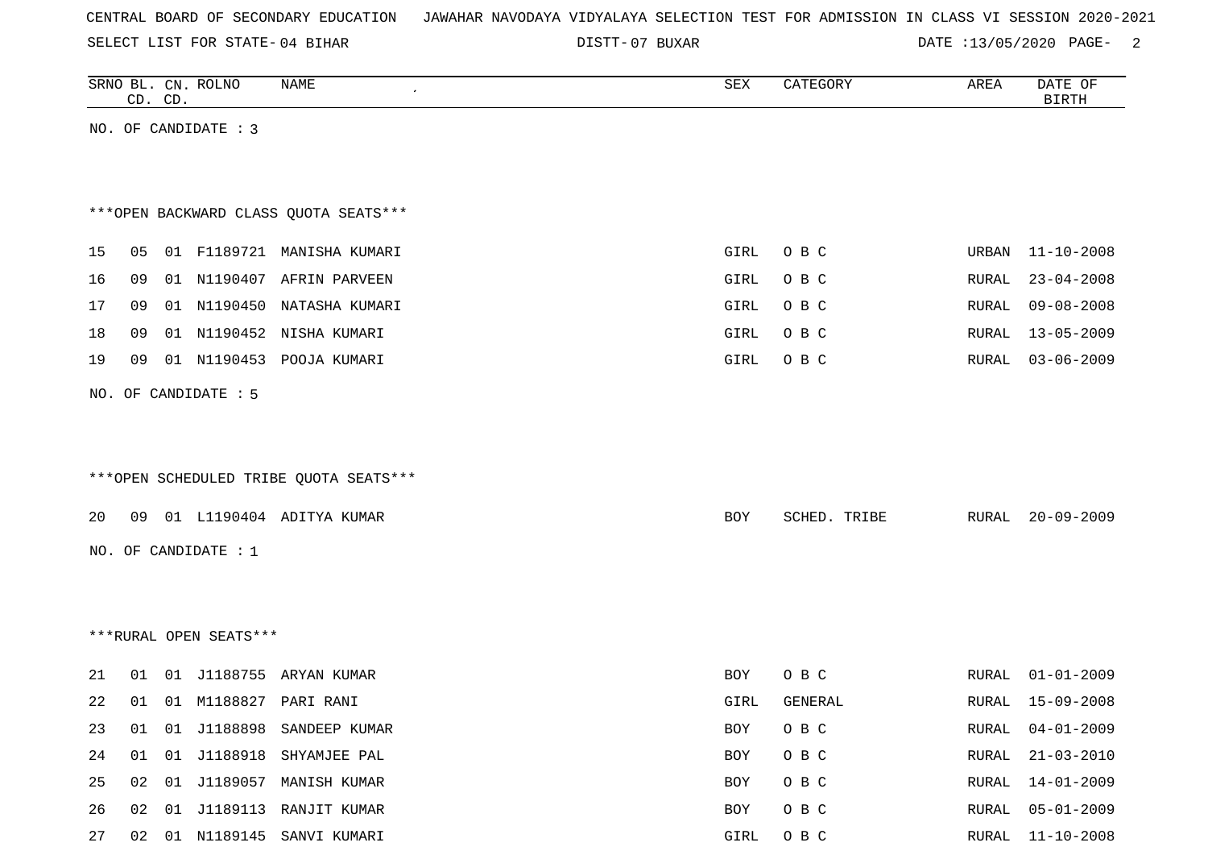CENTRAL BOARD OF SECONDARY EDUCATION JAWAHAR NAVODAYA VIDYALAYA SELECTION TEST FOR ADMISSION IN CLASS VI SESSION 2020-2021

SELECT LIST FOR STATE- 04 BIHAR DISTT- 07 BUXAR DATE :13/05/2020

| SRNO | BL. CD. | CN. CD. | ROLNO | NAME | SEX | CATEGORY | AREA | DATE OF BIRTH |
|---|---|---|---|---|---|---|---|---|

NO. OF CANDIDATE : 3

***OPEN BACKWARD CLASS QUOTA SEATS***

| SRNO | BL. CD. | CN. CD. | ROLNO | NAME | SEX | CATEGORY | AREA | DATE OF BIRTH |
|---|---|---|---|---|---|---|---|---|
| 15 | 05 | 01 | F1189721 | MANISHA KUMARI | GIRL | O B C | URBAN | 11-10-2008 |
| 16 | 09 | 01 | N1190407 | AFRIN PARVEEN | GIRL | O B C | RURAL | 23-04-2008 |
| 17 | 09 | 01 | N1190450 | NATASHA KUMARI | GIRL | O B C | RURAL | 09-08-2008 |
| 18 | 09 | 01 | N1190452 | NISHA KUMARI | GIRL | O B C | RURAL | 13-05-2009 |
| 19 | 09 | 01 | N1190453 | POOJA KUMARI | GIRL | O B C | RURAL | 03-06-2009 |

NO. OF CANDIDATE : 5

***OPEN SCHEDULED TRIBE QUOTA SEATS***

| SRNO | BL. CD. | CN. CD. | ROLNO | NAME | SEX | CATEGORY | AREA | DATE OF BIRTH |
|---|---|---|---|---|---|---|---|---|
| 20 | 09 | 01 | L1190404 | ADITYA KUMAR | BOY | SCHED. TRIBE | RURAL | 20-09-2009 |

NO. OF CANDIDATE : 1

***RURAL OPEN SEATS***

| SRNO | BL. CD. | CN. CD. | ROLNO | NAME | SEX | CATEGORY | AREA | DATE OF BIRTH |
|---|---|---|---|---|---|---|---|---|
| 21 | 01 | 01 | J1188755 | ARYAN KUMAR | BOY | O B C | RURAL | 01-01-2009 |
| 22 | 01 | 01 | M1188827 | PARI RANI | GIRL | GENERAL | RURAL | 15-09-2008 |
| 23 | 01 | 01 | J1188898 | SANDEEP KUMAR | BOY | O B C | RURAL | 04-01-2009 |
| 24 | 01 | 01 | J1188918 | SHYAMJEE PAL | BOY | O B C | RURAL | 21-03-2010 |
| 25 | 02 | 01 | J1189057 | MANISH KUMAR | BOY | O B C | RURAL | 14-01-2009 |
| 26 | 02 | 01 | J1189113 | RANJIT KUMAR | BOY | O B C | RURAL | 05-01-2009 |
| 27 | 02 | 01 | N1189145 | SANVI KUMARI | GIRL | O B C | RURAL | 11-10-2008 |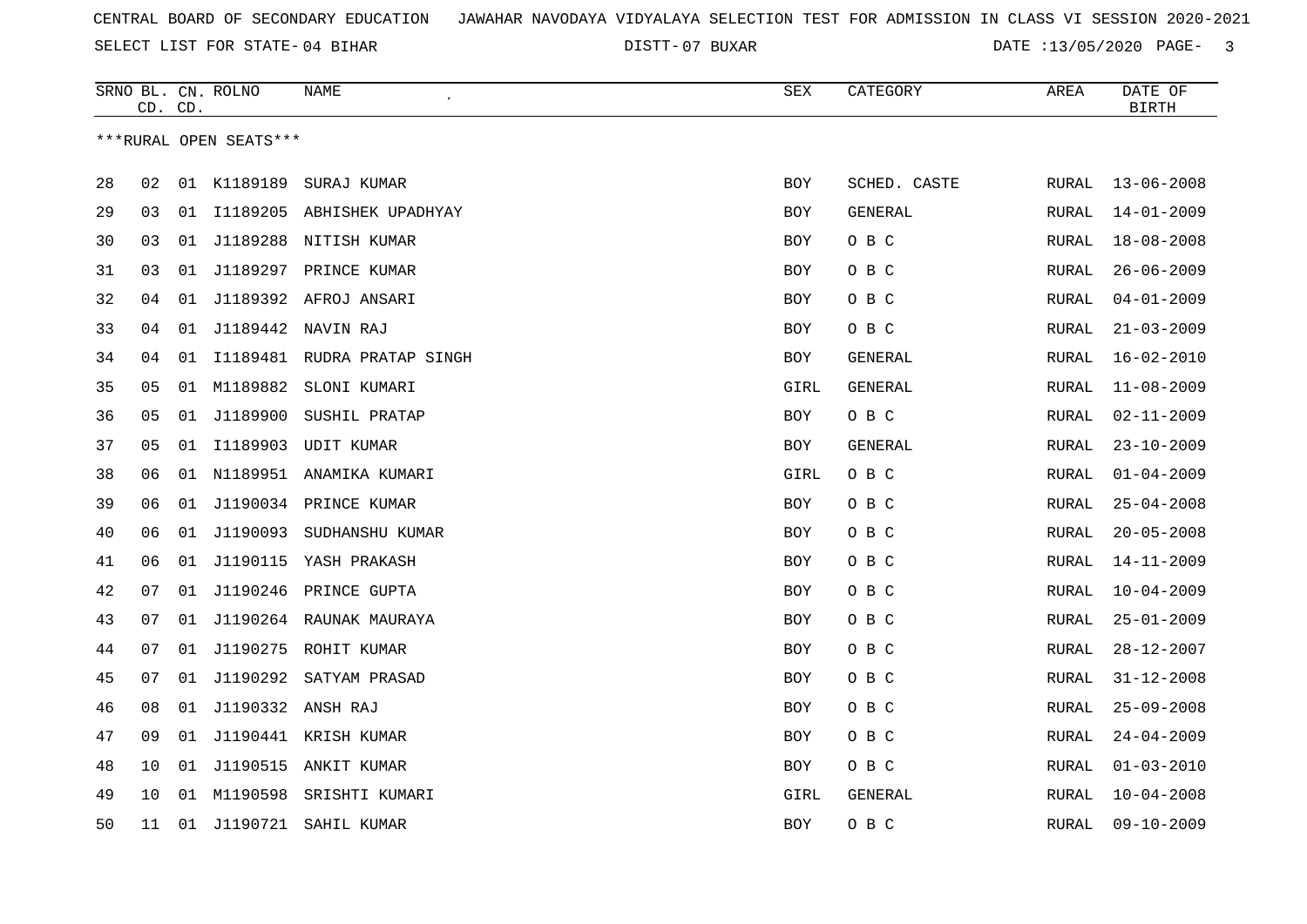CENTRAL BOARD OF SECONDARY EDUCATION JAWAHAR NAVODAYA VIDYALAYA SELECTION TEST FOR ADMISSION IN CLASS VI SESSION 2020-2021

SELECT LIST FOR STATE- 04 BIHAR DISTT- 07 BUXAR DATE :13/05/2020

***RURAL OPEN SEATS***

| SRNO | BL. CD. | CN. CD. | ROLNO | NAME | SEX | CATEGORY | AREA | DATE OF BIRTH |
|---|---|---|---|---|---|---|---|---|
| 28 | 02 | 01 | K1189189 | SURAJ KUMAR | BOY | SCHED. CASTE | RURAL | 13-06-2008 |
| 29 | 03 | 01 | I1189205 | ABHISHEK UPADHYAY | BOY | GENERAL | RURAL | 14-01-2009 |
| 30 | 03 | 01 | J1189288 | NITISH KUMAR | BOY | O B C | RURAL | 18-08-2008 |
| 31 | 03 | 01 | J1189297 | PRINCE KUMAR | BOY | O B C | RURAL | 26-06-2009 |
| 32 | 04 | 01 | J1189392 | AFROJ ANSARI | BOY | O B C | RURAL | 04-01-2009 |
| 33 | 04 | 01 | J1189442 | NAVIN RAJ | BOY | O B C | RURAL | 21-03-2009 |
| 34 | 04 | 01 | I1189481 | RUDRA PRATAP SINGH | BOY | GENERAL | RURAL | 16-02-2010 |
| 35 | 05 | 01 | M1189882 | SLONI KUMARI | GIRL | GENERAL | RURAL | 11-08-2009 |
| 36 | 05 | 01 | J1189900 | SUSHIL PRATAP | BOY | O B C | RURAL | 02-11-2009 |
| 37 | 05 | 01 | I1189903 | UDIT KUMAR | BOY | GENERAL | RURAL | 23-10-2009 |
| 38 | 06 | 01 | N1189951 | ANAMIKA KUMARI | GIRL | O B C | RURAL | 01-04-2009 |
| 39 | 06 | 01 | J1190034 | PRINCE KUMAR | BOY | O B C | RURAL | 25-04-2008 |
| 40 | 06 | 01 | J1190093 | SUDHANSHU KUMAR | BOY | O B C | RURAL | 20-05-2008 |
| 41 | 06 | 01 | J1190115 | YASH PRAKASH | BOY | O B C | RURAL | 14-11-2009 |
| 42 | 07 | 01 | J1190246 | PRINCE GUPTA | BOY | O B C | RURAL | 10-04-2009 |
| 43 | 07 | 01 | J1190264 | RAUNAK MAURAYA | BOY | O B C | RURAL | 25-01-2009 |
| 44 | 07 | 01 | J1190275 | ROHIT KUMAR | BOY | O B C | RURAL | 28-12-2007 |
| 45 | 07 | 01 | J1190292 | SATYAM PRASAD | BOY | O B C | RURAL | 31-12-2008 |
| 46 | 08 | 01 | J1190332 | ANSH RAJ | BOY | O B C | RURAL | 25-09-2008 |
| 47 | 09 | 01 | J1190441 | KRISH KUMAR | BOY | O B C | RURAL | 24-04-2009 |
| 48 | 10 | 01 | J1190515 | ANKIT KUMAR | BOY | O B C | RURAL | 01-03-2010 |
| 49 | 10 | 01 | M1190598 | SRISHTI KUMARI | GIRL | GENERAL | RURAL | 10-04-2008 |
| 50 | 11 | 01 | J1190721 | SAHIL KUMAR | BOY | O B C | RURAL | 09-10-2009 |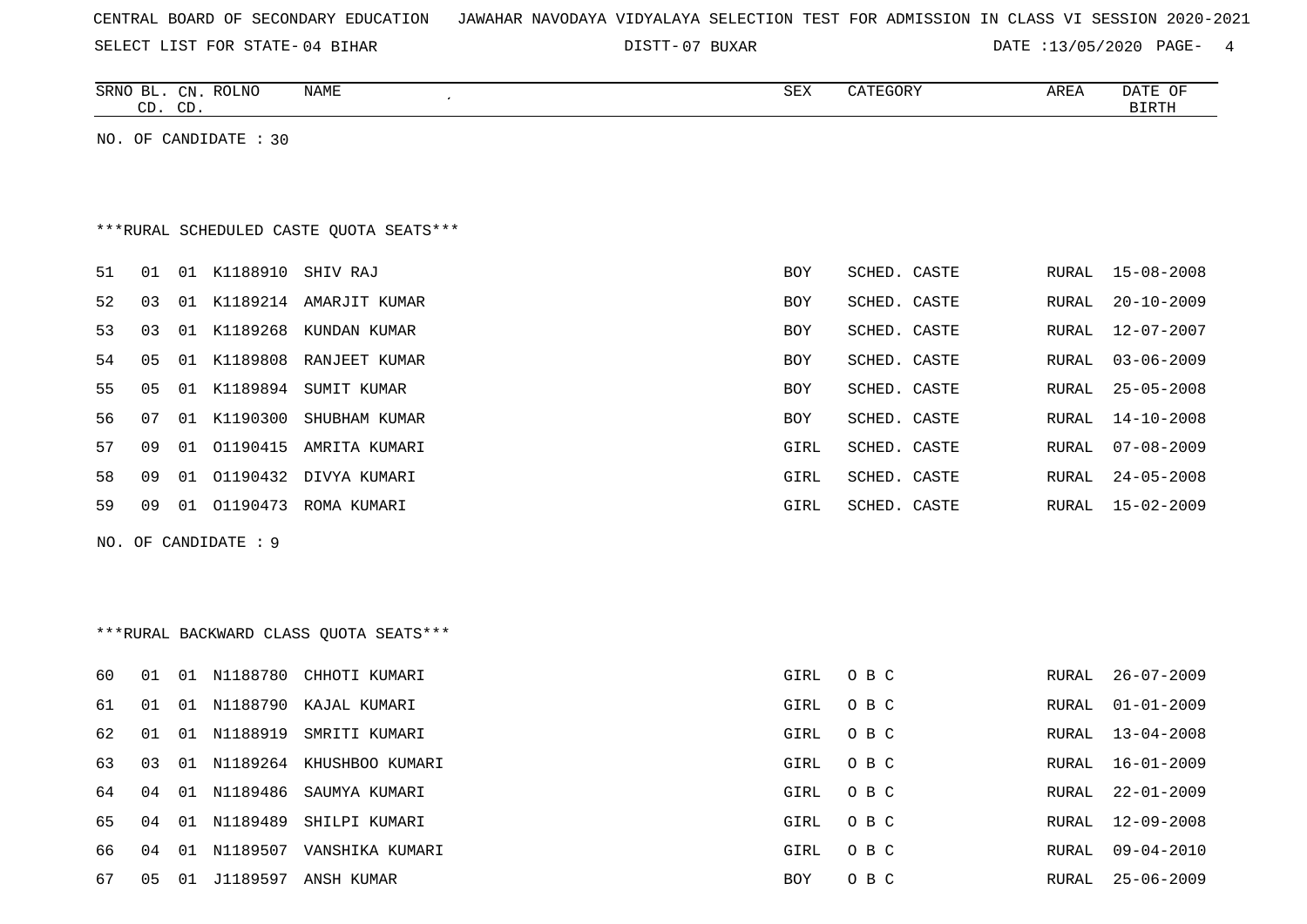CENTRAL BOARD OF SECONDARY EDUCATION JAWAHAR NAVODAYA VIDYALAYA SELECTION TEST FOR ADMISSION IN CLASS VI SESSION 2020-2021

SELECT LIST FOR STATE- 04 BIHAR DISTT- 07 BUXAR DATE :13/05/2020

NO. OF CANDIDATE : 30

***RURAL SCHEDULED CASTE QUOTA SEATS***

| SRNO | BL. CD. | CN. CD. | ROLNO | NAME | SEX | CATEGORY | AREA | DATE OF BIRTH |
|---|---|---|---|---|---|---|---|---|
| 51 | 01 | 01 | K1188910 | SHIV RAJ | BOY | SCHED. CASTE | RURAL | 15-08-2008 |
| 52 | 03 | 01 | K1189214 | AMARJIT KUMAR | BOY | SCHED. CASTE | RURAL | 20-10-2009 |
| 53 | 03 | 01 | K1189268 | KUNDAN KUMAR | BOY | SCHED. CASTE | RURAL | 12-07-2007 |
| 54 | 05 | 01 | K1189808 | RANJEET KUMAR | BOY | SCHED. CASTE | RURAL | 03-06-2009 |
| 55 | 05 | 01 | K1189894 | SUMIT KUMAR | BOY | SCHED. CASTE | RURAL | 25-05-2008 |
| 56 | 07 | 01 | K1190300 | SHUBHAM KUMAR | BOY | SCHED. CASTE | RURAL | 14-10-2008 |
| 57 | 09 | 01 | O1190415 | AMRITA KUMARI | GIRL | SCHED. CASTE | RURAL | 07-08-2009 |
| 58 | 09 | 01 | O1190432 | DIVYA KUMARI | GIRL | SCHED. CASTE | RURAL | 24-05-2008 |
| 59 | 09 | 01 | O1190473 | ROMA KUMARI | GIRL | SCHED. CASTE | RURAL | 15-02-2009 |

NO. OF CANDIDATE : 9

***RURAL BACKWARD CLASS QUOTA SEATS***

| SRNO | BL. CD. | CN. CD. | ROLNO | NAME | SEX | CATEGORY | AREA | DATE OF BIRTH |
|---|---|---|---|---|---|---|---|---|
| 60 | 01 | 01 | N1188780 | CHHOTI KUMARI | GIRL | O B C | RURAL | 26-07-2009 |
| 61 | 01 | 01 | N1188790 | KAJAL KUMARI | GIRL | O B C | RURAL | 01-01-2009 |
| 62 | 01 | 01 | N1188919 | SMRITI KUMARI | GIRL | O B C | RURAL | 13-04-2008 |
| 63 | 03 | 01 | N1189264 | KHUSHBOO KUMARI | GIRL | O B C | RURAL | 16-01-2009 |
| 64 | 04 | 01 | N1189486 | SAUMYA KUMARI | GIRL | O B C | RURAL | 22-01-2009 |
| 65 | 04 | 01 | N1189489 | SHILPI KUMARI | GIRL | O B C | RURAL | 12-09-2008 |
| 66 | 04 | 01 | N1189507 | VANSHIKA KUMARI | GIRL | O B C | RURAL | 09-04-2010 |
| 67 | 05 | 01 | J1189597 | ANSH KUMAR | BOY | O B C | RURAL | 25-06-2009 |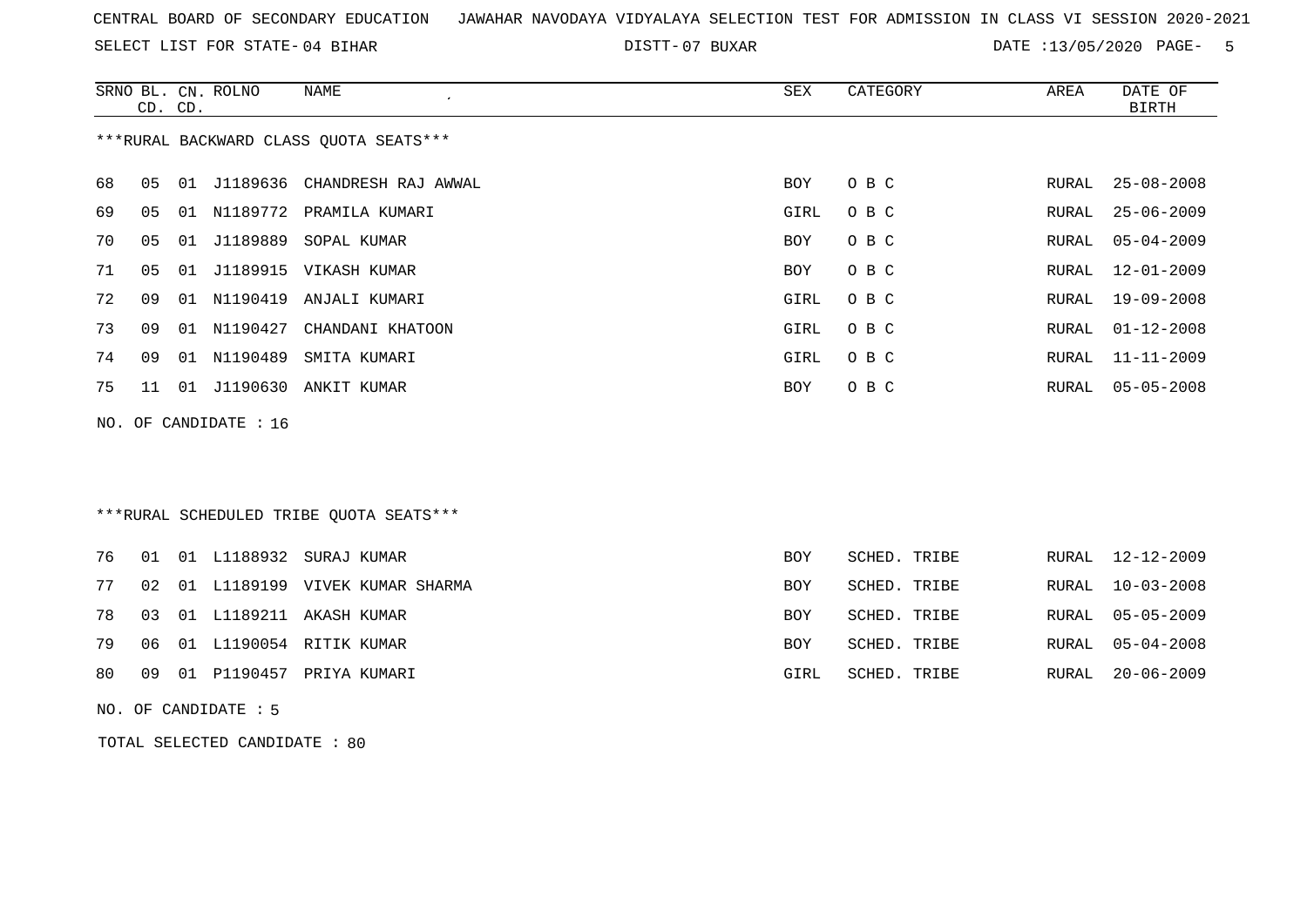CENTRAL BOARD OF SECONDARY EDUCATION JAWAHAR NAVODAYA VIDYALAYA SELECTION TEST FOR ADMISSION IN CLASS VI SESSION 2020-2021

SELECT LIST FOR STATE- 04 BIHAR DISTT- 07 BUXAR DATE :13/05/2020

| SRNO | BL. CD. | CN. CD. | ROLNO | NAME | SEX | CATEGORY | AREA | DATE OF BIRTH |
|---|---|---|---|---|---|---|---|---|

***RURAL BACKWARD CLASS QUOTA SEATS***

| SRNO | BL. CD. | CN. CD. | ROLNO | NAME | SEX | CATEGORY | AREA | DATE OF BIRTH |
|---|---|---|---|---|---|---|---|---|
| 68 | 05 | 01 | J1189636 | CHANDRESH RAJ AWWAL | BOY | O B C | RURAL | 25-08-2008 |
| 69 | 05 | 01 | N1189772 | PRAMILA KUMARI | GIRL | O B C | RURAL | 25-06-2009 |
| 70 | 05 | 01 | J1189889 | SOPAL KUMAR | BOY | O B C | RURAL | 05-04-2009 |
| 71 | 05 | 01 | J1189915 | VIKASH KUMAR | BOY | O B C | RURAL | 12-01-2009 |
| 72 | 09 | 01 | N1190419 | ANJALI KUMARI | GIRL | O B C | RURAL | 19-09-2008 |
| 73 | 09 | 01 | N1190427 | CHANDANI KHATOON | GIRL | O B C | RURAL | 01-12-2008 |
| 74 | 09 | 01 | N1190489 | SMITA KUMARI | GIRL | O B C | RURAL | 11-11-2009 |
| 75 | 11 | 01 | J1190630 | ANKIT KUMAR | BOY | O B C | RURAL | 05-05-2008 |

NO. OF CANDIDATE : 16

***RURAL SCHEDULED TRIBE QUOTA SEATS***

| SRNO | BL. CD. | CN. CD. | ROLNO | NAME | SEX | CATEGORY | AREA | DATE OF BIRTH |
|---|---|---|---|---|---|---|---|---|
| 76 | 01 | 01 | L1188932 | SURAJ KUMAR | BOY | SCHED. TRIBE | RURAL | 12-12-2009 |
| 77 | 02 | 01 | L1189199 | VIVEK KUMAR SHARMA | BOY | SCHED. TRIBE | RURAL | 10-03-2008 |
| 78 | 03 | 01 | L1189211 | AKASH KUMAR | BOY | SCHED. TRIBE | RURAL | 05-05-2009 |
| 79 | 06 | 01 | L1190054 | RITIK KUMAR | BOY | SCHED. TRIBE | RURAL | 05-04-2008 |
| 80 | 09 | 01 | P1190457 | PRIYA KUMARI | GIRL | SCHED. TRIBE | RURAL | 20-06-2009 |

NO. OF CANDIDATE : 5

TOTAL SELECTED CANDIDATE : 80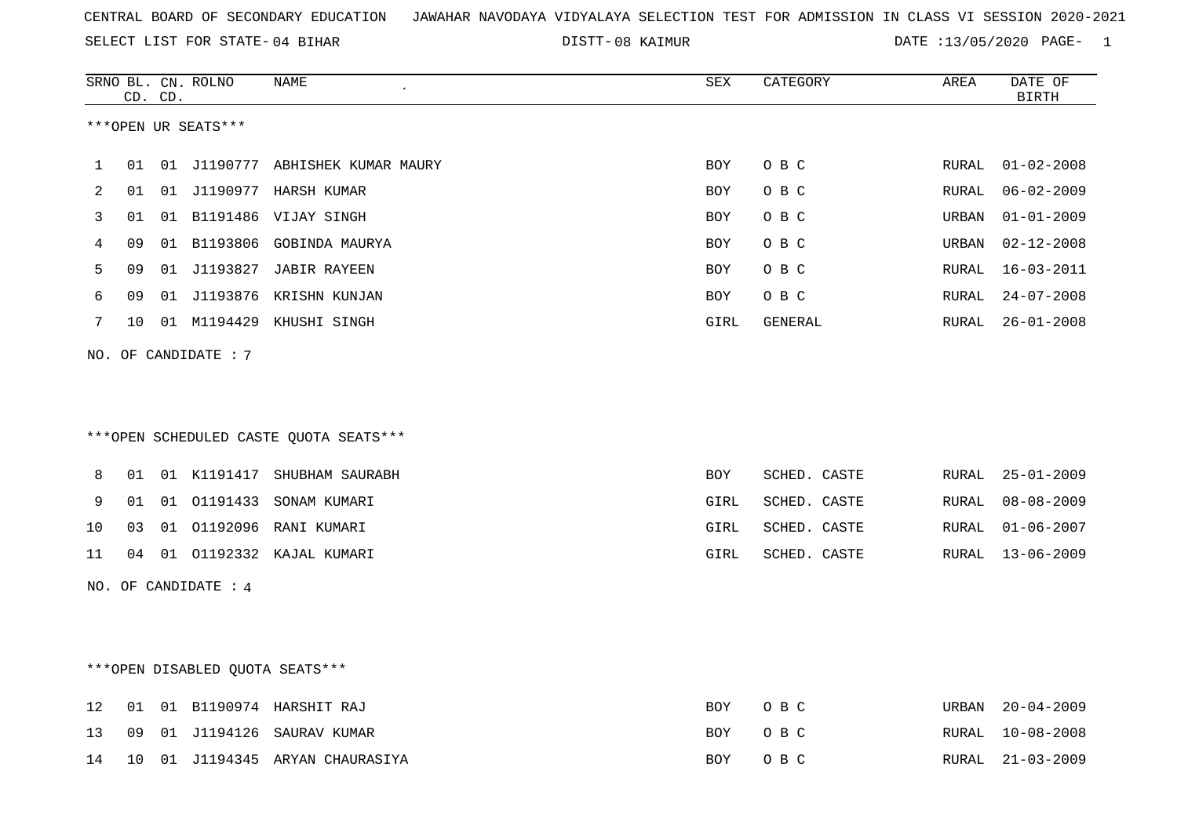CENTRAL BOARD OF SECONDARY EDUCATION JAWAHAR NAVODAYA VIDYALAYA SELECTION TEST FOR ADMISSION IN CLASS VI SESSION 2020-2021

SELECT LIST FOR STATE- 04 BIHAR DISTT- 08 KAIMUR DATE :13/05/2020

***OPEN UR SEATS***

| SRNO | BL. CD. | CN. CD. | ROLNO | NAME | SEX | CATEGORY | AREA | DATE OF BIRTH |
|---|---|---|---|---|---|---|---|---|
| 1 | 01 | 01 | J1190777 | ABHISHEK KUMAR MAURY | BOY | O B C | RURAL | 01-02-2008 |
| 2 | 01 | 01 | J1190977 | HARSH KUMAR | BOY | O B C | RURAL | 06-02-2009 |
| 3 | 01 | 01 | B1191486 | VIJAY SINGH | BOY | O B C | URBAN | 01-01-2009 |
| 4 | 09 | 01 | B1193806 | GOBINDA MAURYA | BOY | O B C | URBAN | 02-12-2008 |
| 5 | 09 | 01 | J1193827 | JABIR RAYEEN | BOY | O B C | RURAL | 16-03-2011 |
| 6 | 09 | 01 | J1193876 | KRISHN KUNJAN | BOY | O B C | RURAL | 24-07-2008 |
| 7 | 10 | 01 | M1194429 | KHUSHI SINGH | GIRL | GENERAL | RURAL | 26-01-2008 |

NO. OF CANDIDATE : 7

***OPEN SCHEDULED CASTE QUOTA SEATS***

| SRNO | BL. CD. | CN. CD. | ROLNO | NAME | SEX | CATEGORY | AREA | DATE OF BIRTH |
|---|---|---|---|---|---|---|---|---|
| 8 | 01 | 01 | K1191417 | SHUBHAM SAURABH | BOY | SCHED. CASTE | RURAL | 25-01-2009 |
| 9 | 01 | 01 | O1191433 | SONAM KUMARI | GIRL | SCHED. CASTE | RURAL | 08-08-2009 |
| 10 | 03 | 01 | O1192096 | RANI KUMARI | GIRL | SCHED. CASTE | RURAL | 01-06-2007 |
| 11 | 04 | 01 | O1192332 | KAJAL KUMARI | GIRL | SCHED. CASTE | RURAL | 13-06-2009 |

NO. OF CANDIDATE : 4

***OPEN DISABLED QUOTA SEATS***

| SRNO | BL. CD. | CN. CD. | ROLNO | NAME | SEX | CATEGORY | AREA | DATE OF BIRTH |
|---|---|---|---|---|---|---|---|---|
| 12 | 01 | 01 | B1190974 | HARSHIT RAJ | BOY | O B C | URBAN | 20-04-2009 |
| 13 | 09 | 01 | J1194126 | SAURAV KUMAR | BOY | O B C | RURAL | 10-08-2008 |
| 14 | 10 | 01 | J1194345 | ARYAN CHAURASIYA | BOY | O B C | RURAL | 21-03-2009 |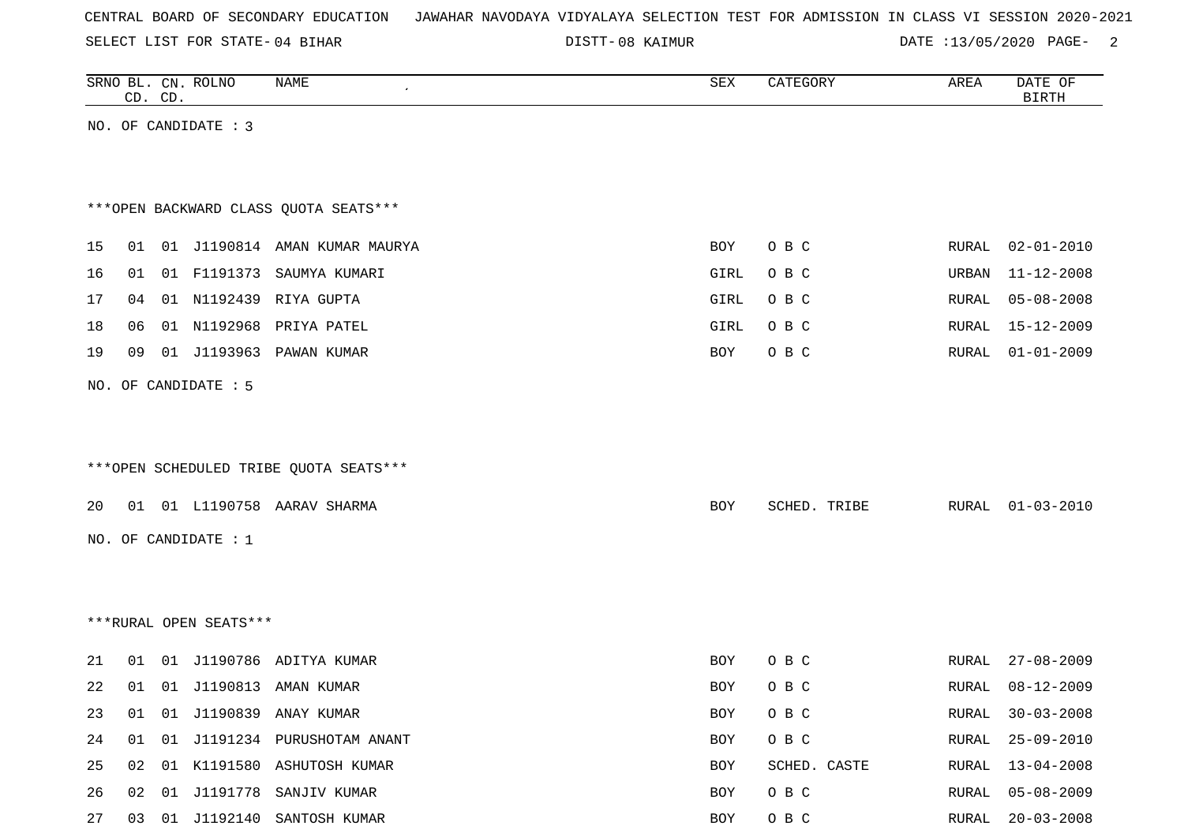CENTRAL BOARD OF SECONDARY EDUCATION JAWAHAR NAVODAYA VIDYALAYA SELECTION TEST FOR ADMISSION IN CLASS VI SESSION 2020-2021

SELECT LIST FOR STATE- 04 BIHAR DISTT- 08 KAIMUR DATE :13/05/2020

NO. OF CANDIDATE : 3

***OPEN BACKWARD CLASS QUOTA SEATS***

| SRNO | BL. CD. | CN. CD. | ROLNO | NAME | SEX | CATEGORY | AREA | DATE OF BIRTH |
|---|---|---|---|---|---|---|---|---|
| 15 | 01 | 01 | J1190814 | AMAN KUMAR MAURYA | BOY | O B C | RURAL | 02-01-2010 |
| 16 | 01 | 01 | F1191373 | SAUMYA KUMARI | GIRL | O B C | URBAN | 11-12-2008 |
| 17 | 04 | 01 | N1192439 | RIYA GUPTA | GIRL | O B C | RURAL | 05-08-2008 |
| 18 | 06 | 01 | N1192968 | PRIYA PATEL | GIRL | O B C | RURAL | 15-12-2009 |
| 19 | 09 | 01 | J1193963 | PAWAN KUMAR | BOY | O B C | RURAL | 01-01-2009 |

NO. OF CANDIDATE : 5

***OPEN SCHEDULED TRIBE QUOTA SEATS***

| SRNO | BL. CD. | CN. CD. | ROLNO | NAME | SEX | CATEGORY | AREA | DATE OF BIRTH |
|---|---|---|---|---|---|---|---|---|
| 20 | 01 | 01 | L1190758 | AARAV SHARMA | BOY | SCHED. TRIBE | RURAL | 01-03-2010 |

NO. OF CANDIDATE : 1

***RURAL OPEN SEATS***

| SRNO | BL. CD. | CN. CD. | ROLNO | NAME | SEX | CATEGORY | AREA | DATE OF BIRTH |
|---|---|---|---|---|---|---|---|---|
| 21 | 01 | 01 | J1190786 | ADITYA KUMAR | BOY | O B C | RURAL | 27-08-2009 |
| 22 | 01 | 01 | J1190813 | AMAN KUMAR | BOY | O B C | RURAL | 08-12-2009 |
| 23 | 01 | 01 | J1190839 | ANAY KUMAR | BOY | O B C | RURAL | 30-03-2008 |
| 24 | 01 | 01 | J1191234 | PURUSHOTAM ANANT | BOY | O B C | RURAL | 25-09-2010 |
| 25 | 02 | 01 | K1191580 | ASHUTOSH KUMAR | BOY | SCHED. CASTE | RURAL | 13-04-2008 |
| 26 | 02 | 01 | J1191778 | SANJIV KUMAR | BOY | O B C | RURAL | 05-08-2009 |
| 27 | 03 | 01 | J1192140 | SANTOSH KUMAR | BOY | O B C | RURAL | 20-03-2008 |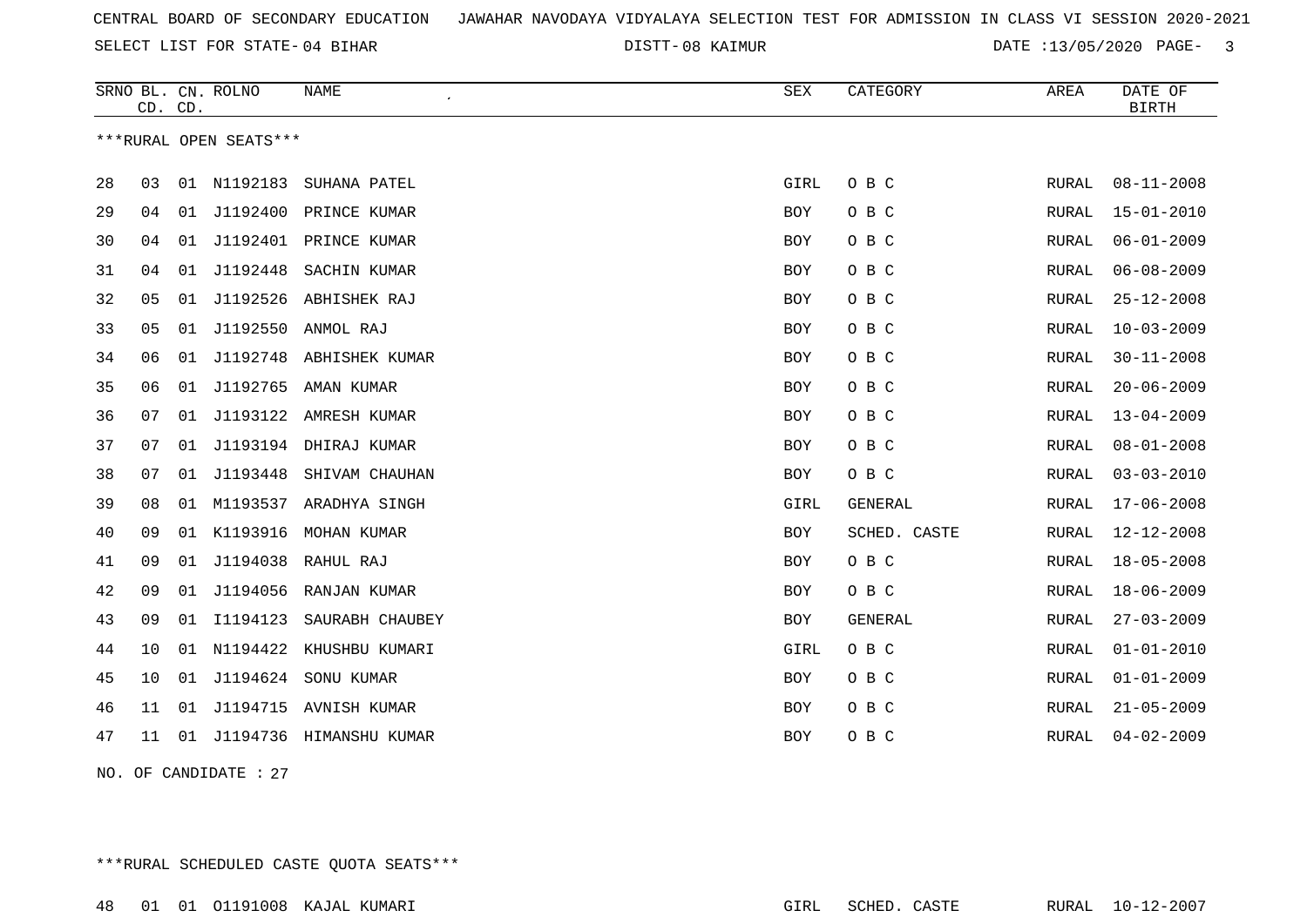CENTRAL BOARD OF SECONDARY EDUCATION JAWAHAR NAVODAYA VIDYALAYA SELECTION TEST FOR ADMISSION IN CLASS VI SESSION 2020-2021

SELECT LIST FOR STATE- 04 BIHAR DISTT- 08 KAIMUR DATE :13/05/2020

***RURAL OPEN SEATS***

| SRNO | BL. CD. | CN. CD. | ROLNO | NAME | SEX | CATEGORY | AREA | DATE OF BIRTH |
|---|---|---|---|---|---|---|---|---|
| 28 | 03 | 01 | N1192183 | SUHANA PATEL | GIRL | O B C | RURAL | 08-11-2008 |
| 29 | 04 | 01 | J1192400 | PRINCE KUMAR | BOY | O B C | RURAL | 15-01-2010 |
| 30 | 04 | 01 | J1192401 | PRINCE KUMAR | BOY | O B C | RURAL | 06-01-2009 |
| 31 | 04 | 01 | J1192448 | SACHIN KUMAR | BOY | O B C | RURAL | 06-08-2009 |
| 32 | 05 | 01 | J1192526 | ABHISHEK RAJ | BOY | O B C | RURAL | 25-12-2008 |
| 33 | 05 | 01 | J1192550 | ANMOL RAJ | BOY | O B C | RURAL | 10-03-2009 |
| 34 | 06 | 01 | J1192748 | ABHISHEK KUMAR | BOY | O B C | RURAL | 30-11-2008 |
| 35 | 06 | 01 | J1192765 | AMAN KUMAR | BOY | O B C | RURAL | 20-06-2009 |
| 36 | 07 | 01 | J1193122 | AMRESH KUMAR | BOY | O B C | RURAL | 13-04-2009 |
| 37 | 07 | 01 | J1193194 | DHIRAJ KUMAR | BOY | O B C | RURAL | 08-01-2008 |
| 38 | 07 | 01 | J1193448 | SHIVAM CHAUHAN | BOY | O B C | RURAL | 03-03-2010 |
| 39 | 08 | 01 | M1193537 | ARADHYA SINGH | GIRL | GENERAL | RURAL | 17-06-2008 |
| 40 | 09 | 01 | K1193916 | MOHAN KUMAR | BOY | SCHED. CASTE | RURAL | 12-12-2008 |
| 41 | 09 | 01 | J1194038 | RAHUL RAJ | BOY | O B C | RURAL | 18-05-2008 |
| 42 | 09 | 01 | J1194056 | RANJAN KUMAR | BOY | O B C | RURAL | 18-06-2009 |
| 43 | 09 | 01 | I1194123 | SAURABH CHAUBEY | BOY | GENERAL | RURAL | 27-03-2009 |
| 44 | 10 | 01 | N1194422 | KHUSHBU KUMARI | GIRL | O B C | RURAL | 01-01-2010 |
| 45 | 10 | 01 | J1194624 | SONU KUMAR | BOY | O B C | RURAL | 01-01-2009 |
| 46 | 11 | 01 | J1194715 | AVNISH KUMAR | BOY | O B C | RURAL | 21-05-2009 |
| 47 | 11 | 01 | J1194736 | HIMANSHU KUMAR | BOY | O B C | RURAL | 04-02-2009 |

NO. OF CANDIDATE : 27

***RURAL SCHEDULED CASTE QUOTA SEATS***

| SRNO | BL. CD. | CN. CD. | ROLNO | NAME | SEX | CATEGORY | AREA | DATE OF BIRTH |
|---|---|---|---|---|---|---|---|---|
| 48 | 01 | 01 | O1191008 | KAJAL KUMARI | GIRL | SCHED. CASTE | RURAL | 10-12-2007 |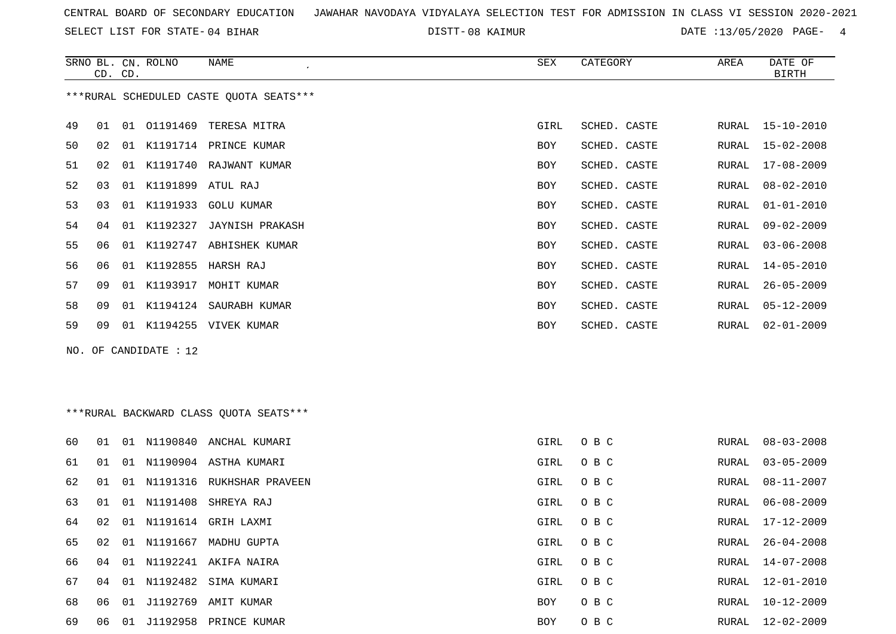CENTRAL BOARD OF SECONDARY EDUCATION JAWAHAR NAVODAYA VIDYALAYA SELECTION TEST FOR ADMISSION IN CLASS VI SESSION 2020-2021

SELECT LIST FOR STATE- 04 BIHAR DISTT- 08 KAIMUR DATE :13/05/2020

***RURAL SCHEDULED CASTE QUOTA SEATS***

| SRNO | BL. CD. | CN. CD. | ROLNO | NAME | SEX | CATEGORY | AREA | DATE OF BIRTH |
|---|---|---|---|---|---|---|---|---|
| 49 | 01 | 01 | O1191469 | TERESA MITRA | GIRL | SCHED. CASTE | RURAL | 15-10-2010 |
| 50 | 02 | 01 | K1191714 | PRINCE KUMAR | BOY | SCHED. CASTE | RURAL | 15-02-2008 |
| 51 | 02 | 01 | K1191740 | RAJWANT KUMAR | BOY | SCHED. CASTE | RURAL | 17-08-2009 |
| 52 | 03 | 01 | K1191899 | ATUL RAJ | BOY | SCHED. CASTE | RURAL | 08-02-2010 |
| 53 | 03 | 01 | K1191933 | GOLU KUMAR | BOY | SCHED. CASTE | RURAL | 01-01-2010 |
| 54 | 04 | 01 | K1192327 | JAYNISH PRAKASH | BOY | SCHED. CASTE | RURAL | 09-02-2009 |
| 55 | 06 | 01 | K1192747 | ABHISHEK KUMAR | BOY | SCHED. CASTE | RURAL | 03-06-2008 |
| 56 | 06 | 01 | K1192855 | HARSH RAJ | BOY | SCHED. CASTE | RURAL | 14-05-2010 |
| 57 | 09 | 01 | K1193917 | MOHIT KUMAR | BOY | SCHED. CASTE | RURAL | 26-05-2009 |
| 58 | 09 | 01 | K1194124 | SAURABH KUMAR | BOY | SCHED. CASTE | RURAL | 05-12-2009 |
| 59 | 09 | 01 | K1194255 | VIVEK KUMAR | BOY | SCHED. CASTE | RURAL | 02-01-2009 |

NO. OF CANDIDATE : 12

***RURAL BACKWARD CLASS QUOTA SEATS***

| SRNO | BL. CD. | CN. CD. | ROLNO | NAME | SEX | CATEGORY | AREA | DATE OF BIRTH |
|---|---|---|---|---|---|---|---|---|
| 60 | 01 | 01 | N1190840 | ANCHAL KUMARI | GIRL | O B C | RURAL | 08-03-2008 |
| 61 | 01 | 01 | N1190904 | ASTHA KUMARI | GIRL | O B C | RURAL | 03-05-2009 |
| 62 | 01 | 01 | N1191316 | RUKHSHAR PRAVEEN | GIRL | O B C | RURAL | 08-11-2007 |
| 63 | 01 | 01 | N1191408 | SHREYA RAJ | GIRL | O B C | RURAL | 06-08-2009 |
| 64 | 02 | 01 | N1191614 | GRIH LAXMI | GIRL | O B C | RURAL | 17-12-2009 |
| 65 | 02 | 01 | N1191667 | MADHU GUPTA | GIRL | O B C | RURAL | 26-04-2008 |
| 66 | 04 | 01 | N1192241 | AKIFA NAIRA | GIRL | O B C | RURAL | 14-07-2008 |
| 67 | 04 | 01 | N1192482 | SIMA KUMARI | GIRL | O B C | RURAL | 12-01-2010 |
| 68 | 06 | 01 | J1192769 | AMIT KUMAR | BOY | O B C | RURAL | 10-12-2009 |
| 69 | 06 | 01 | J1192958 | PRINCE KUMAR | BOY | O B C | RURAL | 12-02-2009 |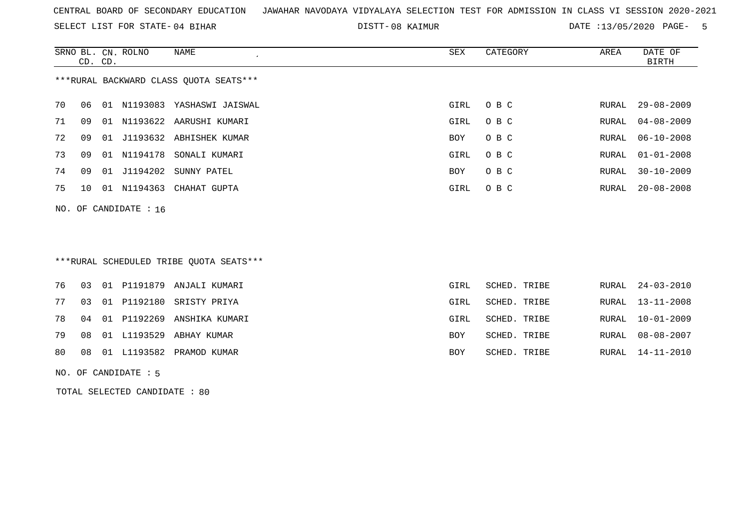CENTRAL BOARD OF SECONDARY EDUCATION JAWAHAR NAVODAYA VIDYALAYA SELECTION TEST FOR ADMISSION IN CLASS VI SESSION 2020-2021

SELECT LIST FOR STATE- 04 BIHAR DISTT- 08 KAIMUR DATE :13/05/2020

***RURAL BACKWARD CLASS QUOTA SEATS***

| SRNO | BL. CD. | CN. CD. | ROLNO | NAME | SEX | CATEGORY | AREA | DATE OF BIRTH |
|---|---|---|---|---|---|---|---|---|
| 70 | 06 | 01 | N1193083 | YASHASWI JAISWAL | GIRL | O B C | RURAL | 29-08-2009 |
| 71 | 09 | 01 | N1193622 | AARUSHI KUMARI | GIRL | O B C | RURAL | 04-08-2009 |
| 72 | 09 | 01 | J1193632 | ABHISHEK KUMAR | BOY | O B C | RURAL | 06-10-2008 |
| 73 | 09 | 01 | N1194178 | SONALI KUMARI | GIRL | O B C | RURAL | 01-01-2008 |
| 74 | 09 | 01 | J1194202 | SUNNY PATEL | BOY | O B C | RURAL | 30-10-2009 |
| 75 | 10 | 01 | N1194363 | CHAHAT GUPTA | GIRL | O B C | RURAL | 20-08-2008 |

NO. OF CANDIDATE : 16

***RURAL SCHEDULED TRIBE QUOTA SEATS***

| SRNO | BL. CD. | CN. CD. | ROLNO | NAME | SEX | CATEGORY | AREA | DATE OF BIRTH |
|---|---|---|---|---|---|---|---|---|
| 76 | 03 | 01 | P1191879 | ANJALI KUMARI | GIRL | SCHED. TRIBE | RURAL | 24-03-2010 |
| 77 | 03 | 01 | P1192180 | SRISTY PRIYA | GIRL | SCHED. TRIBE | RURAL | 13-11-2008 |
| 78 | 04 | 01 | P1192269 | ANSHIKA KUMARI | GIRL | SCHED. TRIBE | RURAL | 10-01-2009 |
| 79 | 08 | 01 | L1193529 | ABHAY KUMAR | BOY | SCHED. TRIBE | RURAL | 08-08-2007 |
| 80 | 08 | 01 | L1193582 | PRAMOD KUMAR | BOY | SCHED. TRIBE | RURAL | 14-11-2010 |

NO. OF CANDIDATE : 5

TOTAL SELECTED CANDIDATE : 80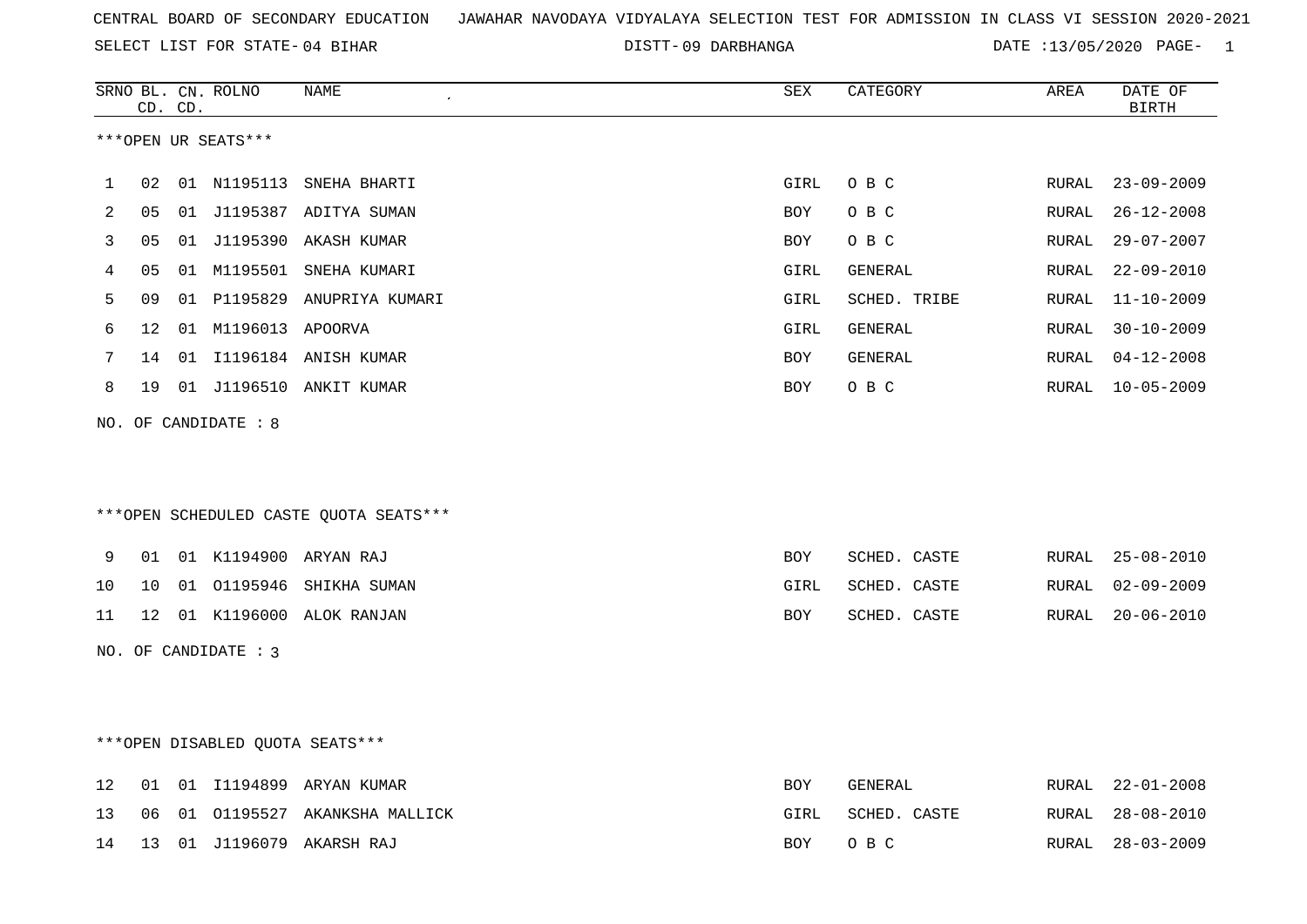CENTRAL BOARD OF SECONDARY EDUCATION JAWAHAR NAVODAYA VIDYALAYA SELECTION TEST FOR ADMISSION IN CLASS VI SESSION 2020-2021

SELECT LIST FOR STATE- 04 BIHAR DISTT- 09 DARBHANGA DATE :13/05/2020

***OPEN UR SEATS***

| SRNO | BL. CD. | CN. CD. | ROLNO | NAME | SEX | CATEGORY | AREA | DATE OF BIRTH |
|---|---|---|---|---|---|---|---|---|
| 1 | 02 | 01 | N1195113 | SNEHA BHARTI | GIRL | O B C | RURAL | 23-09-2009 |
| 2 | 05 | 01 | J1195387 | ADITYA SUMAN | BOY | O B C | RURAL | 26-12-2008 |
| 3 | 05 | 01 | J1195390 | AKASH KUMAR | BOY | O B C | RURAL | 29-07-2007 |
| 4 | 05 | 01 | M1195501 | SNEHA KUMARI | GIRL | GENERAL | RURAL | 22-09-2010 |
| 5 | 09 | 01 | P1195829 | ANUPRIYA KUMARI | GIRL | SCHED. TRIBE | RURAL | 11-10-2009 |
| 6 | 12 | 01 | M1196013 | APOORVA | GIRL | GENERAL | RURAL | 30-10-2009 |
| 7 | 14 | 01 | I1196184 | ANISH KUMAR | BOY | GENERAL | RURAL | 04-12-2008 |
| 8 | 19 | 01 | J1196510 | ANKIT KUMAR | BOY | O B C | RURAL | 10-05-2009 |

NO. OF CANDIDATE : 8

***OPEN SCHEDULED CASTE QUOTA SEATS***

| SRNO | BL. CD. | CN. CD. | ROLNO | NAME | SEX | CATEGORY | AREA | DATE OF BIRTH |
|---|---|---|---|---|---|---|---|---|
| 9 | 01 | 01 | K1194900 | ARYAN RAJ | BOY | SCHED. CASTE | RURAL | 25-08-2010 |
| 10 | 10 | 01 | O1195946 | SHIKHA SUMAN | GIRL | SCHED. CASTE | RURAL | 02-09-2009 |
| 11 | 12 | 01 | K1196000 | ALOK RANJAN | BOY | SCHED. CASTE | RURAL | 20-06-2010 |

NO. OF CANDIDATE : 3

***OPEN DISABLED QUOTA SEATS***

| SRNO | BL. CD. | CN. CD. | ROLNO | NAME | SEX | CATEGORY | AREA | DATE OF BIRTH |
|---|---|---|---|---|---|---|---|---|
| 12 | 01 | 01 | I1194899 | ARYAN KUMAR | BOY | GENERAL | RURAL | 22-01-2008 |
| 13 | 06 | 01 | O1195527 | AKANKSHA MALLICK | GIRL | SCHED. CASTE | RURAL | 28-08-2010 |
| 14 | 13 | 01 | J1196079 | AKARSH RAJ | BOY | O B C | RURAL | 28-03-2009 |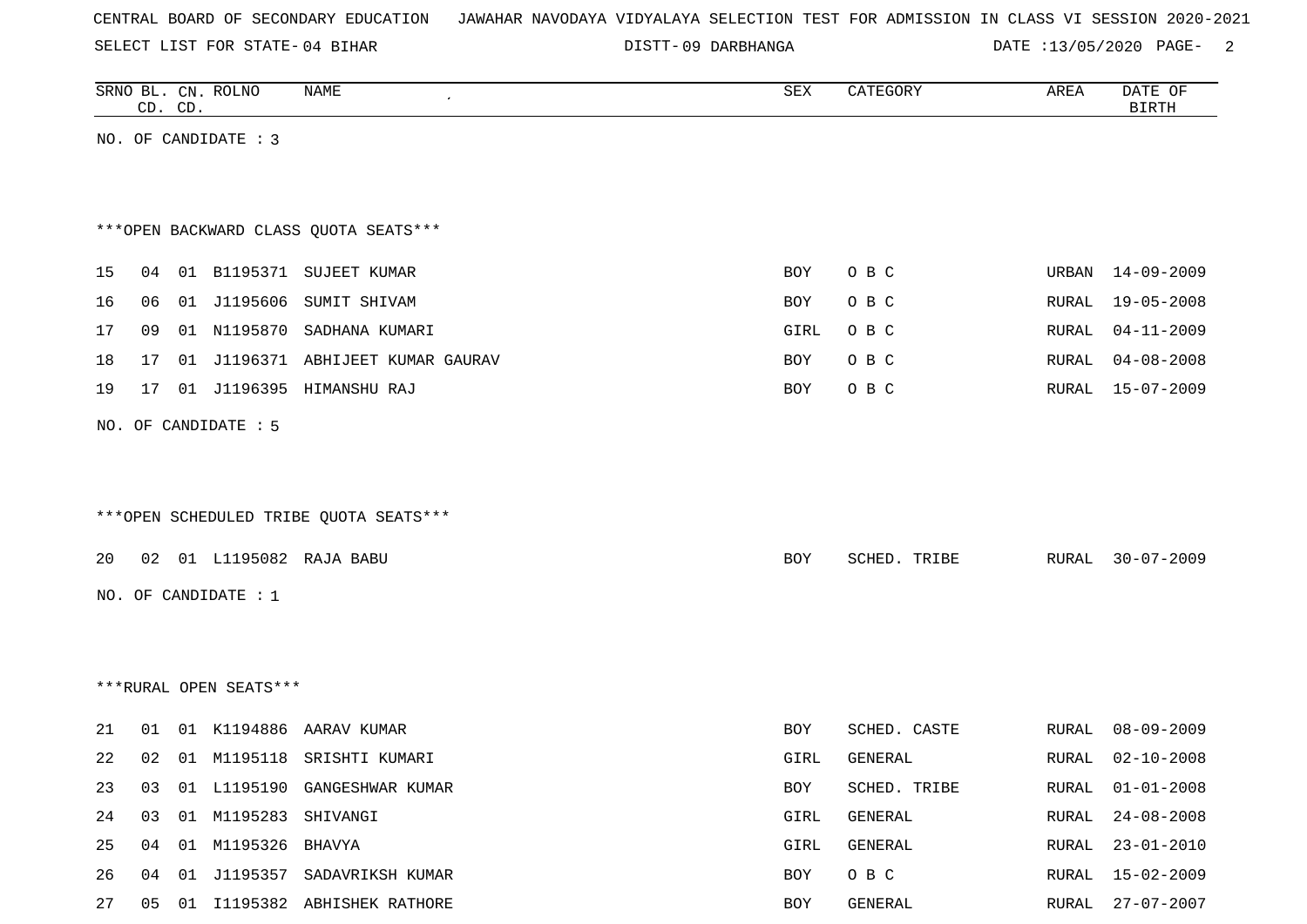CENTRAL BOARD OF SECONDARY EDUCATION JAWAHAR NAVODAYA VIDYALAYA SELECTION TEST FOR ADMISSION IN CLASS VI SESSION 2020-2021

SELECT LIST FOR STATE- 04 BIHAR DISTT- 09 DARBHANGA DATE :13/05/2020

| SRNO | BL. CD. | CN. CD. | ROLNO | NAME | SEX | CATEGORY | AREA | DATE OF BIRTH |
|---|---|---|---|---|---|---|---|---|

NO. OF CANDIDATE : 3

***OPEN BACKWARD CLASS QUOTA SEATS***

| SRNO | BL. CD. | CN. CD. | ROLNO | NAME | SEX | CATEGORY | AREA | DATE OF BIRTH |
|---|---|---|---|---|---|---|---|---|
| 15 | 04 | 01 | B1195371 | SUJEET KUMAR | BOY | O B C | URBAN | 14-09-2009 |
| 16 | 06 | 01 | J1195606 | SUMIT SHIVAM | BOY | O B C | RURAL | 19-05-2008 |
| 17 | 09 | 01 | N1195870 | SADHANA KUMARI | GIRL | O B C | RURAL | 04-11-2009 |
| 18 | 17 | 01 | J1196371 | ABHIJEET KUMAR GAURAV | BOY | O B C | RURAL | 04-08-2008 |
| 19 | 17 | 01 | J1196395 | HIMANSHU RAJ | BOY | O B C | RURAL | 15-07-2009 |

NO. OF CANDIDATE : 5

***OPEN SCHEDULED TRIBE QUOTA SEATS***

| SRNO | BL. CD. | CN. CD. | ROLNO | NAME | SEX | CATEGORY | AREA | DATE OF BIRTH |
|---|---|---|---|---|---|---|---|---|
| 20 | 02 | 01 | L1195082 | RAJA BABU | BOY | SCHED. TRIBE | RURAL | 30-07-2009 |

NO. OF CANDIDATE : 1

***RURAL OPEN SEATS***

| SRNO | BL. CD. | CN. CD. | ROLNO | NAME | SEX | CATEGORY | AREA | DATE OF BIRTH |
|---|---|---|---|---|---|---|---|---|
| 21 | 01 | 01 | K1194886 | AARAV KUMAR | BOY | SCHED. CASTE | RURAL | 08-09-2009 |
| 22 | 02 | 01 | M1195118 | SRISHTI KUMARI | GIRL | GENERAL | RURAL | 02-10-2008 |
| 23 | 03 | 01 | L1195190 | GANGESHWAR KUMAR | BOY | SCHED. TRIBE | RURAL | 01-01-2008 |
| 24 | 03 | 01 | M1195283 | SHIVANGI | GIRL | GENERAL | RURAL | 24-08-2008 |
| 25 | 04 | 01 | M1195326 | BHAVYA | GIRL | GENERAL | RURAL | 23-01-2010 |
| 26 | 04 | 01 | J1195357 | SADAVRIKSH KUMAR | BOY | O B C | RURAL | 15-02-2009 |
| 27 | 05 | 01 | I1195382 | ABHISHEK RATHORE | BOY | GENERAL | RURAL | 27-07-2007 |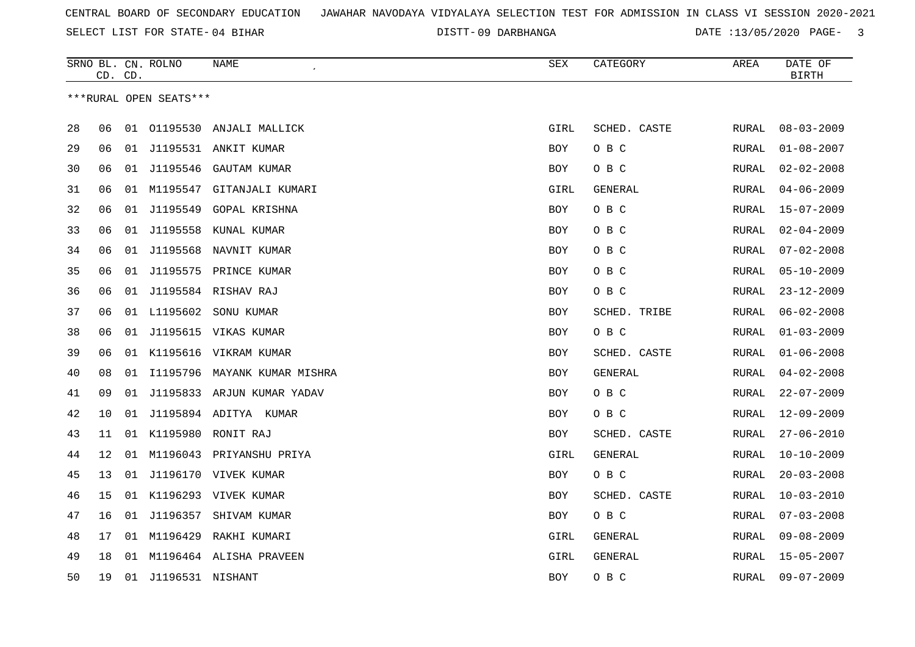CENTRAL BOARD OF SECONDARY EDUCATION JAWAHAR NAVODAYA VIDYALAYA SELECTION TEST FOR ADMISSION IN CLASS VI SESSION 2020-2021

SELECT LIST FOR STATE- 04 BIHAR DISTT- 09 DARBHANGA DATE :13/05/2020

| SRNO | BL. CD. | CN. CD. | ROLNO | NAME | SEX | CATEGORY | AREA | DATE OF BIRTH |
|---|---|---|---|---|---|---|---|---|

***RURAL OPEN SEATS***

| SRNO | BL. CD. | CN. CD. | ROLNO | NAME | SEX | CATEGORY | AREA | DATE OF BIRTH |
|---|---|---|---|---|---|---|---|---|
| 28 | 06 | 01 | O1195530 | ANJALI MALLICK | GIRL | SCHED. CASTE | RURAL | 08-03-2009 |
| 29 | 06 | 01 | J1195531 | ANKIT KUMAR | BOY | O B C | RURAL | 01-08-2007 |
| 30 | 06 | 01 | J1195546 | GAUTAM KUMAR | BOY | O B C | RURAL | 02-02-2008 |
| 31 | 06 | 01 | M1195547 | GITANJALI KUMARI | GIRL | GENERAL | RURAL | 04-06-2009 |
| 32 | 06 | 01 | J1195549 | GOPAL KRISHNA | BOY | O B C | RURAL | 15-07-2009 |
| 33 | 06 | 01 | J1195558 | KUNAL KUMAR | BOY | O B C | RURAL | 02-04-2009 |
| 34 | 06 | 01 | J1195568 | NAVNIT KUMAR | BOY | O B C | RURAL | 07-02-2008 |
| 35 | 06 | 01 | J1195575 | PRINCE KUMAR | BOY | O B C | RURAL | 05-10-2009 |
| 36 | 06 | 01 | J1195584 | RISHAV RAJ | BOY | O B C | RURAL | 23-12-2009 |
| 37 | 06 | 01 | L1195602 | SONU KUMAR | BOY | SCHED. TRIBE | RURAL | 06-02-2008 |
| 38 | 06 | 01 | J1195615 | VIKAS KUMAR | BOY | O B C | RURAL | 01-03-2009 |
| 39 | 06 | 01 | K1195616 | VIKRAM KUMAR | BOY | SCHED. CASTE | RURAL | 01-06-2008 |
| 40 | 08 | 01 | I1195796 | MAYANK KUMAR MISHRA | BOY | GENERAL | RURAL | 04-02-2008 |
| 41 | 09 | 01 | J1195833 | ARJUN KUMAR YADAV | BOY | O B C | RURAL | 22-07-2009 |
| 42 | 10 | 01 | J1195894 | ADITYA KUMAR | BOY | O B C | RURAL | 12-09-2009 |
| 43 | 11 | 01 | K1195980 | RONIT RAJ | BOY | SCHED. CASTE | RURAL | 27-06-2010 |
| 44 | 12 | 01 | M1196043 | PRIYANSHU PRIYA | GIRL | GENERAL | RURAL | 10-10-2009 |
| 45 | 13 | 01 | J1196170 | VIVEK KUMAR | BOY | O B C | RURAL | 20-03-2008 |
| 46 | 15 | 01 | K1196293 | VIVEK KUMAR | BOY | SCHED. CASTE | RURAL | 10-03-2010 |
| 47 | 16 | 01 | J1196357 | SHIVAM KUMAR | BOY | O B C | RURAL | 07-03-2008 |
| 48 | 17 | 01 | M1196429 | RAKHI KUMARI | GIRL | GENERAL | RURAL | 09-08-2009 |
| 49 | 18 | 01 | M1196464 | ALISHA PRAVEEN | GIRL | GENERAL | RURAL | 15-05-2007 |
| 50 | 19 | 01 | J1196531 | NISHANT | BOY | O B C | RURAL | 09-07-2009 |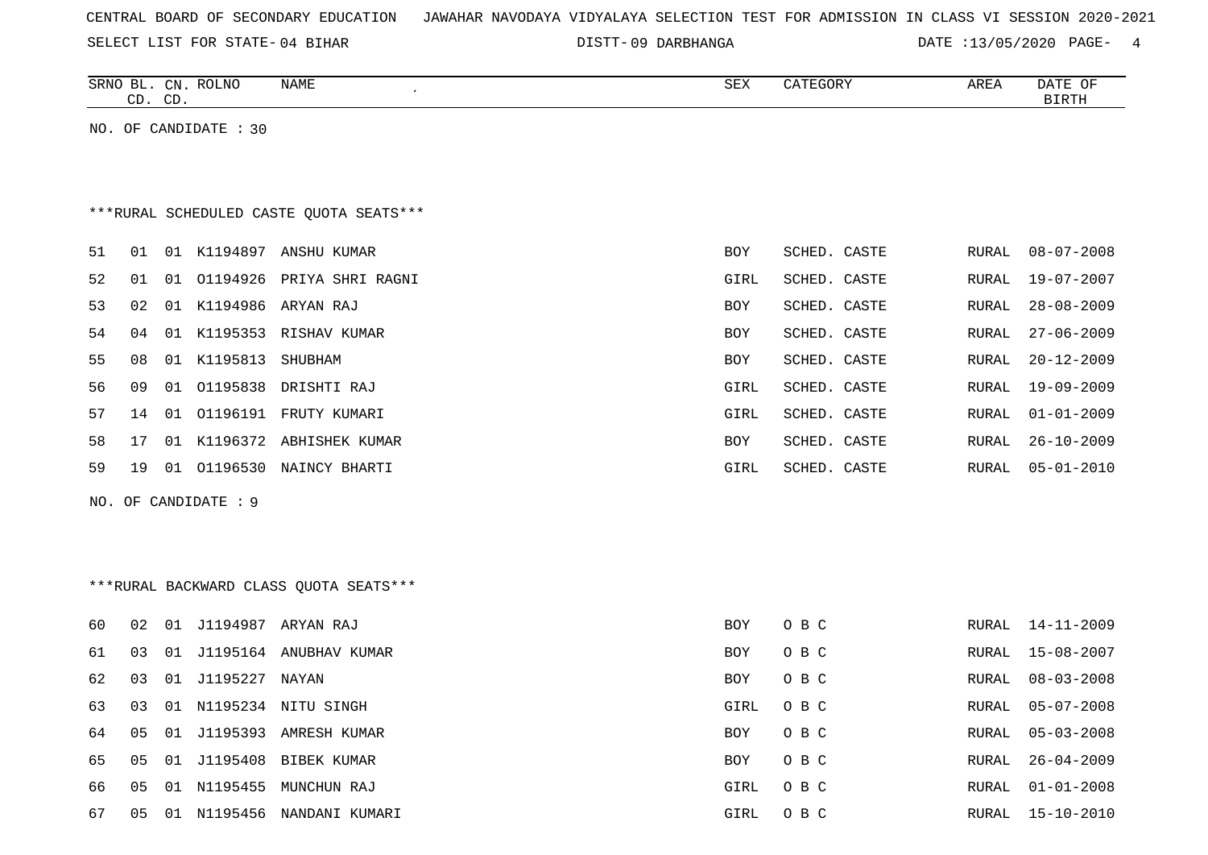CENTRAL BOARD OF SECONDARY EDUCATION JAWAHAR NAVODAYA VIDYALAYA SELECTION TEST FOR ADMISSION IN CLASS VI SESSION 2020-2021

SELECT LIST FOR STATE- 04 BIHAR DISTT- 09 DARBHANGA DATE :13/05/2020

| SRNO | BL. CD. | CN. CD. | ROLNO | NAME | SEX | CATEGORY | AREA | DATE OF BIRTH |
|---|---|---|---|---|---|---|---|---|

NO. OF CANDIDATE : 30

***RURAL SCHEDULED CASTE QUOTA SEATS***

| SRNO | BL. CD. | CN. CD. | ROLNO | NAME | SEX | CATEGORY | AREA | DATE OF BIRTH |
|---|---|---|---|---|---|---|---|---|
| 51 | 01 | 01 | K1194897 | ANSHU KUMAR | BOY | SCHED. CASTE | RURAL | 08-07-2008 |
| 52 | 01 | 01 | O1194926 | PRIYA SHRI RAGNI | GIRL | SCHED. CASTE | RURAL | 19-07-2007 |
| 53 | 02 | 01 | K1194986 | ARYAN RAJ | BOY | SCHED. CASTE | RURAL | 28-08-2009 |
| 54 | 04 | 01 | K1195353 | RISHAV KUMAR | BOY | SCHED. CASTE | RURAL | 27-06-2009 |
| 55 | 08 | 01 | K1195813 | SHUBHAM | BOY | SCHED. CASTE | RURAL | 20-12-2009 |
| 56 | 09 | 01 | O1195838 | DRISHTI RAJ | GIRL | SCHED. CASTE | RURAL | 19-09-2009 |
| 57 | 14 | 01 | O1196191 | FRUTY KUMARI | GIRL | SCHED. CASTE | RURAL | 01-01-2009 |
| 58 | 17 | 01 | K1196372 | ABHISHEK KUMAR | BOY | SCHED. CASTE | RURAL | 26-10-2009 |
| 59 | 19 | 01 | O1196530 | NAINCY BHARTI | GIRL | SCHED. CASTE | RURAL | 05-01-2010 |

NO. OF CANDIDATE : 9

***RURAL BACKWARD CLASS QUOTA SEATS***

| SRNO | BL. CD. | CN. CD. | ROLNO | NAME | SEX | CATEGORY | AREA | DATE OF BIRTH |
|---|---|---|---|---|---|---|---|---|
| 60 | 02 | 01 | J1194987 | ARYAN RAJ | BOY | O B C | RURAL | 14-11-2009 |
| 61 | 03 | 01 | J1195164 | ANUBHAV KUMAR | BOY | O B C | RURAL | 15-08-2007 |
| 62 | 03 | 01 | J1195227 | NAYAN | BOY | O B C | RURAL | 08-03-2008 |
| 63 | 03 | 01 | N1195234 | NITU SINGH | GIRL | O B C | RURAL | 05-07-2008 |
| 64 | 05 | 01 | J1195393 | AMRESH KUMAR | BOY | O B C | RURAL | 05-03-2008 |
| 65 | 05 | 01 | J1195408 | BIBEK KUMAR | BOY | O B C | RURAL | 26-04-2009 |
| 66 | 05 | 01 | N1195455 | MUNCHUN RAJ | GIRL | O B C | RURAL | 01-01-2008 |
| 67 | 05 | 01 | N1195456 | NANDANI KUMARI | GIRL | O B C | RURAL | 15-10-2010 |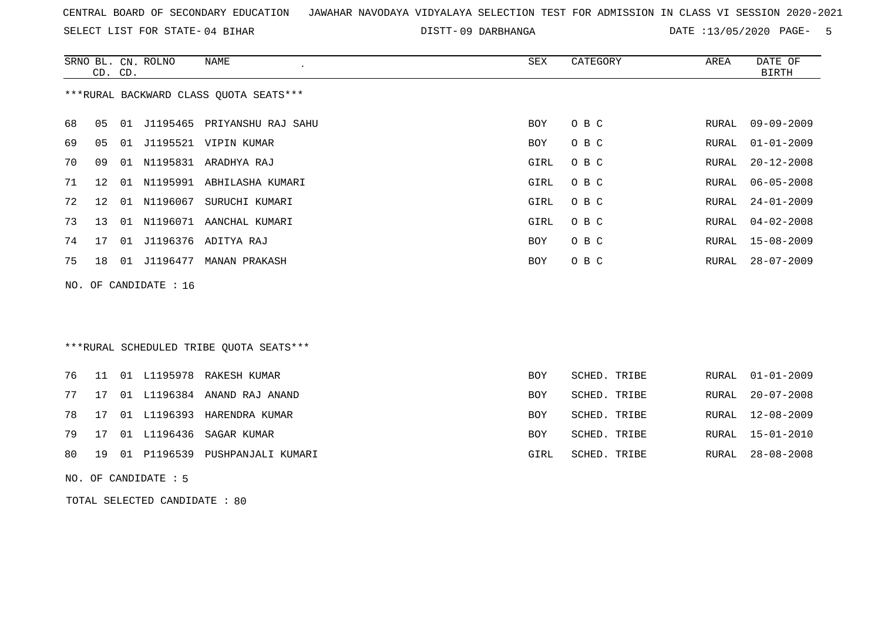CENTRAL BOARD OF SECONDARY EDUCATION   JAWAHAR NAVODAYA VIDYALAYA SELECTION TEST FOR ADMISSION IN CLASS VI SESSION 2020-2021

SELECT LIST FOR STATE- 04 BIHAR   DISTT- 09 DARBHANGA   DATE :13/05/2020

***RURAL BACKWARD CLASS QUOTA SEATS***

| SRNO | BL. CD. | CN. CD. | ROLNO | NAME | SEX | CATEGORY | AREA | DATE OF BIRTH |
|---|---|---|---|---|---|---|---|---|
| 68 | 05 | 01 | J1195465 | PRIYANSHU RAJ SAHU | BOY | O B C | RURAL | 09-09-2009 |
| 69 | 05 | 01 | J1195521 | VIPIN KUMAR | BOY | O B C | RURAL | 01-01-2009 |
| 70 | 09 | 01 | N1195831 | ARADHYA RAJ | GIRL | O B C | RURAL | 20-12-2008 |
| 71 | 12 | 01 | N1195991 | ABHILASHA KUMARI | GIRL | O B C | RURAL | 06-05-2008 |
| 72 | 12 | 01 | N1196067 | SURUCHI KUMARI | GIRL | O B C | RURAL | 24-01-2009 |
| 73 | 13 | 01 | N1196071 | AANCHAL KUMARI | GIRL | O B C | RURAL | 04-02-2008 |
| 74 | 17 | 01 | J1196376 | ADITYA RAJ | BOY | O B C | RURAL | 15-08-2009 |
| 75 | 18 | 01 | J1196477 | MANAN PRAKASH | BOY | O B C | RURAL | 28-07-2009 |

NO. OF CANDIDATE : 16

***RURAL SCHEDULED TRIBE QUOTA SEATS***

| SRNO | BL. CD. | CN. CD. | ROLNO | NAME | SEX | CATEGORY | AREA | DATE OF BIRTH |
|---|---|---|---|---|---|---|---|---|
| 76 | 11 | 01 | L1195978 | RAKESH KUMAR | BOY | SCHED. TRIBE | RURAL | 01-01-2009 |
| 77 | 17 | 01 | L1196384 | ANAND RAJ ANAND | BOY | SCHED. TRIBE | RURAL | 20-07-2008 |
| 78 | 17 | 01 | L1196393 | HARENDRA KUMAR | BOY | SCHED. TRIBE | RURAL | 12-08-2009 |
| 79 | 17 | 01 | L1196436 | SAGAR KUMAR | BOY | SCHED. TRIBE | RURAL | 15-01-2010 |
| 80 | 19 | 01 | P1196539 | PUSHPANJALI KUMARI | GIRL | SCHED. TRIBE | RURAL | 28-08-2008 |

NO. OF CANDIDATE : 5

TOTAL SELECTED CANDIDATE : 80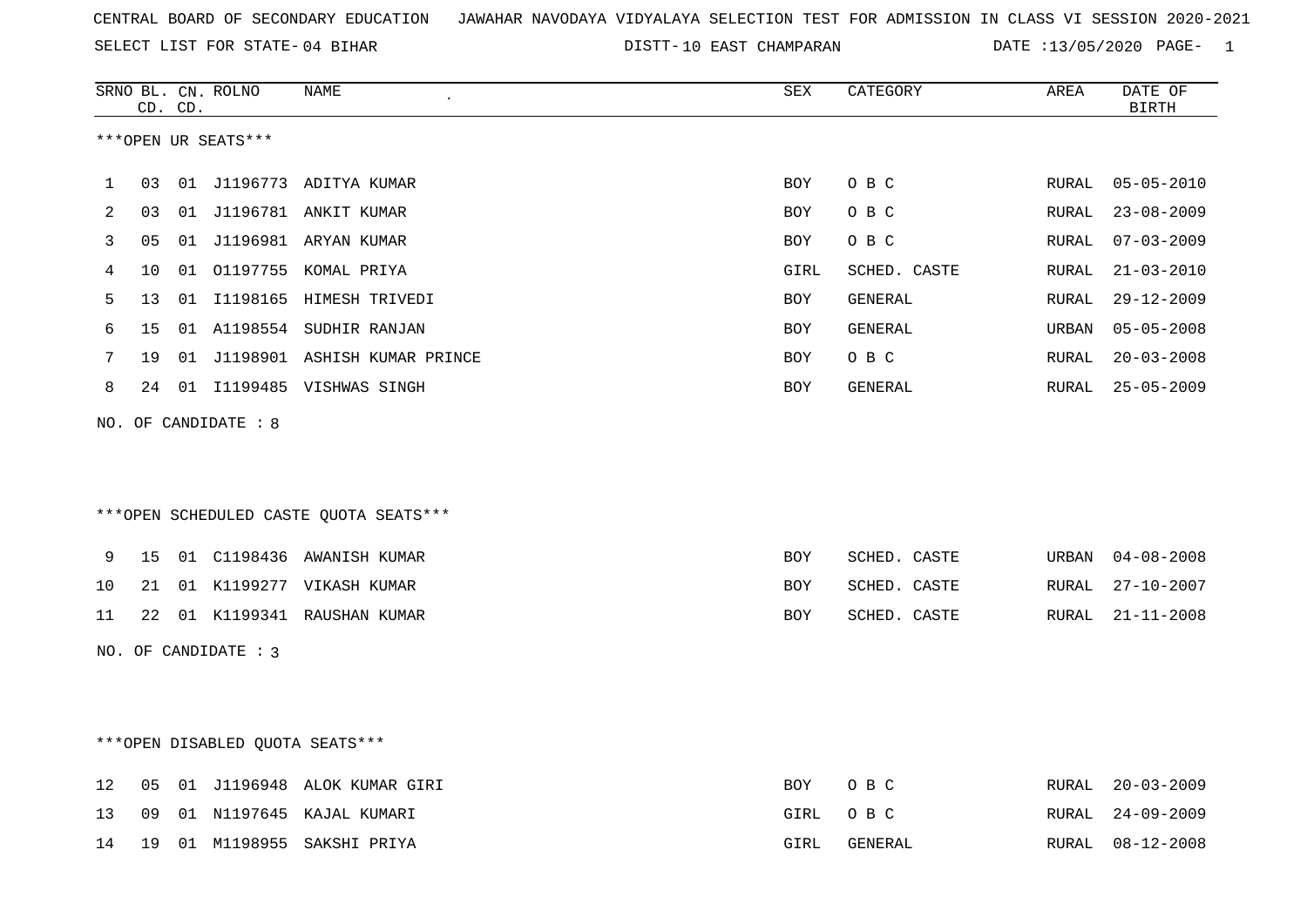CENTRAL BOARD OF SECONDARY EDUCATION JAWAHAR NAVODAYA VIDYALAYA SELECTION TEST FOR ADMISSION IN CLASS VI SESSION 2020-2021

SELECT LIST FOR STATE- 04 BIHAR DISTT- 10 EAST CHAMPARAN DATE :13/05/2020

| SRNO | BL. CD. | CN. CD. | ROLNO | NAME | SEX | CATEGORY | AREA | DATE OF BIRTH |
|---|---|---|---|---|---|---|---|---|

***OPEN UR SEATS***

| SRNO | BL. CD. | CN. CD. | ROLNO | NAME | SEX | CATEGORY | AREA | DATE OF BIRTH |
|---|---|---|---|---|---|---|---|---|
| 1 | 03 | 01 | J1196773 | ADITYA KUMAR | BOY | O B C | RURAL | 05-05-2010 |
| 2 | 03 | 01 | J1196781 | ANKIT KUMAR | BOY | O B C | RURAL | 23-08-2009 |
| 3 | 05 | 01 | J1196981 | ARYAN KUMAR | BOY | O B C | RURAL | 07-03-2009 |
| 4 | 10 | 01 | O1197755 | KOMAL PRIYA | GIRL | SCHED. CASTE | RURAL | 21-03-2010 |
| 5 | 13 | 01 | I1198165 | HIMESH TRIVEDI | BOY | GENERAL | RURAL | 29-12-2009 |
| 6 | 15 | 01 | A1198554 | SUDHIR RANJAN | BOY | GENERAL | URBAN | 05-05-2008 |
| 7 | 19 | 01 | J1198901 | ASHISH KUMAR PRINCE | BOY | O B C | RURAL | 20-03-2008 |
| 8 | 24 | 01 | I1199485 | VISHWAS SINGH | BOY | GENERAL | RURAL | 25-05-2009 |

NO. OF CANDIDATE : 8

***OPEN SCHEDULED CASTE QUOTA SEATS***

| SRNO | BL. CD. | CN. CD. | ROLNO | NAME | SEX | CATEGORY | AREA | DATE OF BIRTH |
|---|---|---|---|---|---|---|---|---|
| 9 | 15 | 01 | C1198436 | AWANISH KUMAR | BOY | SCHED. CASTE | URBAN | 04-08-2008 |
| 10 | 21 | 01 | K1199277 | VIKASH KUMAR | BOY | SCHED. CASTE | RURAL | 27-10-2007 |
| 11 | 22 | 01 | K1199341 | RAUSHAN KUMAR | BOY | SCHED. CASTE | RURAL | 21-11-2008 |

NO. OF CANDIDATE : 3

***OPEN DISABLED QUOTA SEATS***

| SRNO | BL. CD. | CN. CD. | ROLNO | NAME | SEX | CATEGORY | AREA | DATE OF BIRTH |
|---|---|---|---|---|---|---|---|---|
| 12 | 05 | 01 | J1196948 | ALOK KUMAR GIRI | BOY | O B C | RURAL | 20-03-2009 |
| 13 | 09 | 01 | N1197645 | KAJAL KUMARI | GIRL | O B C | RURAL | 24-09-2009 |
| 14 | 19 | 01 | M1198955 | SAKSHI PRIYA | GIRL | GENERAL | RURAL | 08-12-2008 |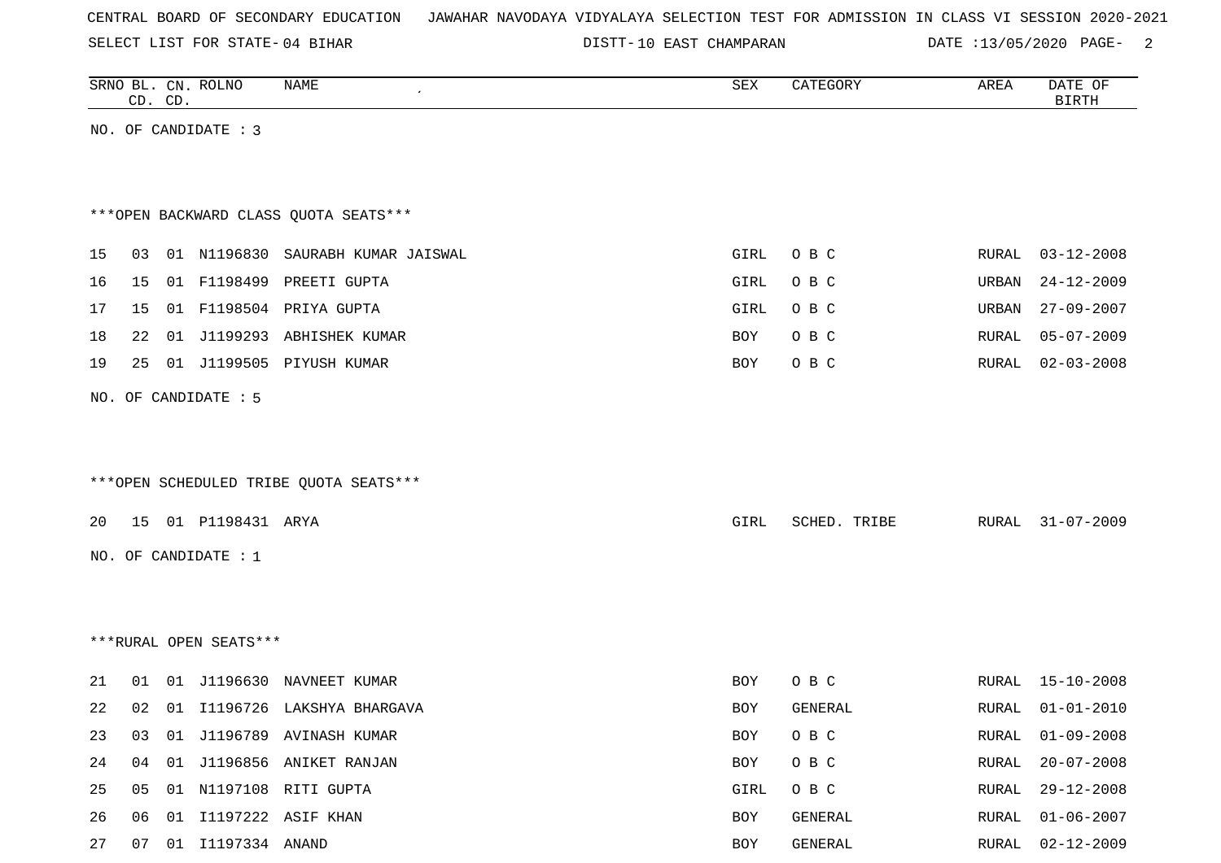CENTRAL BOARD OF SECONDARY EDUCATION JAWAHAR NAVODAYA VIDYALAYA SELECTION TEST FOR ADMISSION IN CLASS VI SESSION 2020-2021

SELECT LIST FOR STATE- 04 BIHAR DISTT- 10 EAST CHAMPARAN DATE :13/05/2020

| SRNO | BL. CD. | CN. CD. | ROLNO | NAME | SEX | CATEGORY | AREA | DATE OF BIRTH |
|---|---|---|---|---|---|---|---|---|

NO. OF CANDIDATE : 3

***OPEN BACKWARD CLASS QUOTA SEATS***

| SRNO | BL. CD. | CN. CD. | ROLNO | NAME | SEX | CATEGORY | AREA | DATE OF BIRTH |
|---|---|---|---|---|---|---|---|---|
| 15 | 03 | 01 | N1196830 | SAURABH KUMAR JAISWAL | GIRL | O B C | RURAL | 03-12-2008 |
| 16 | 15 | 01 | F1198499 | PREETI GUPTA | GIRL | O B C | URBAN | 24-12-2009 |
| 17 | 15 | 01 | F1198504 | PRIYA GUPTA | GIRL | O B C | URBAN | 27-09-2007 |
| 18 | 22 | 01 | J1199293 | ABHISHEK KUMAR | BOY | O B C | RURAL | 05-07-2009 |
| 19 | 25 | 01 | J1199505 | PIYUSH KUMAR | BOY | O B C | RURAL | 02-03-2008 |

NO. OF CANDIDATE : 5

***OPEN SCHEDULED TRIBE QUOTA SEATS***

| SRNO | BL. CD. | CN. CD. | ROLNO | NAME | SEX | CATEGORY | AREA | DATE OF BIRTH |
|---|---|---|---|---|---|---|---|---|
| 20 | 15 | 01 | P1198431 | ARYA | GIRL | SCHED. TRIBE | RURAL | 31-07-2009 |

NO. OF CANDIDATE : 1

***RURAL OPEN SEATS***

| SRNO | BL. CD. | CN. CD. | ROLNO | NAME | SEX | CATEGORY | AREA | DATE OF BIRTH |
|---|---|---|---|---|---|---|---|---|
| 21 | 01 | 01 | J1196630 | NAVNEET KUMAR | BOY | O B C | RURAL | 15-10-2008 |
| 22 | 02 | 01 | I1196726 | LAKSHYA BHARGAVA | BOY | GENERAL | RURAL | 01-01-2010 |
| 23 | 03 | 01 | J1196789 | AVINASH KUMAR | BOY | O B C | RURAL | 01-09-2008 |
| 24 | 04 | 01 | J1196856 | ANIKET RANJAN | BOY | O B C | RURAL | 20-07-2008 |
| 25 | 05 | 01 | N1197108 | RITI GUPTA | GIRL | O B C | RURAL | 29-12-2008 |
| 26 | 06 | 01 | I1197222 | ASIF KHAN | BOY | GENERAL | RURAL | 01-06-2007 |
| 27 | 07 | 01 | I1197334 | ANAND | BOY | GENERAL | RURAL | 02-12-2009 |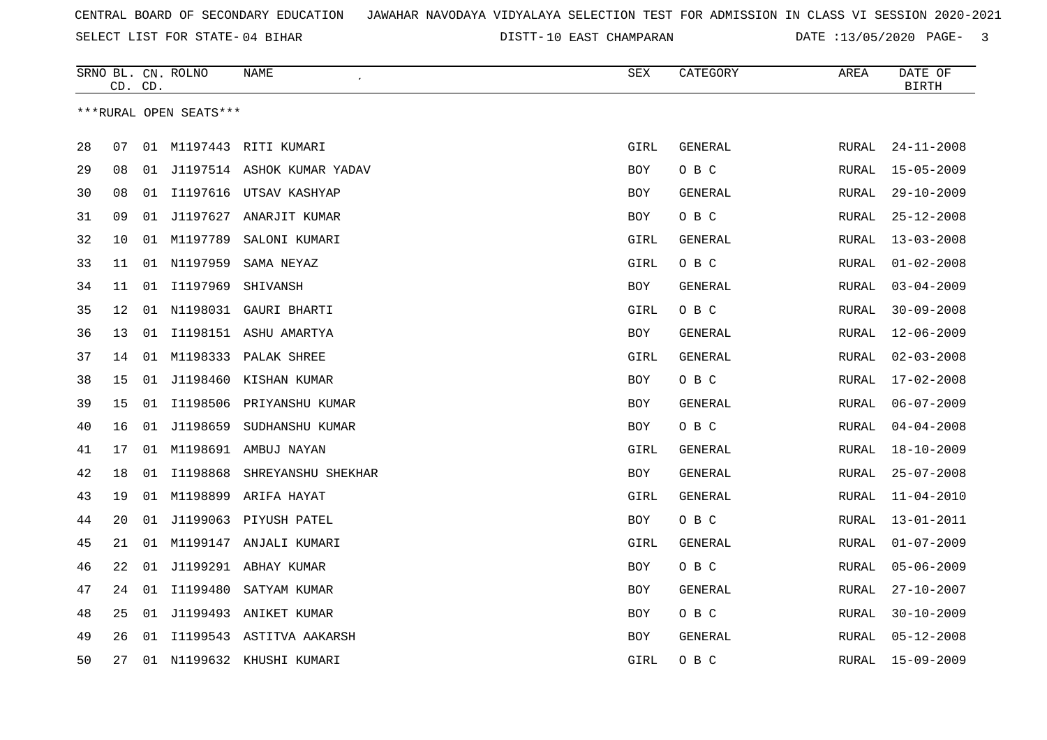CENTRAL BOARD OF SECONDARY EDUCATION JAWAHAR NAVODAYA VIDYALAYA SELECTION TEST FOR ADMISSION IN CLASS VI SESSION 2020-2021

SELECT LIST FOR STATE- 04 BIHAR DISTT- 10 EAST CHAMPARAN DATE :13/05/2020

***RURAL OPEN SEATS***

| SRNO | BL. CD. | CN. CD. | ROLNO | NAME | SEX | CATEGORY | AREA | DATE OF BIRTH |
|---|---|---|---|---|---|---|---|---|
| 28 | 07 | 01 | M1197443 | RITI KUMARI | GIRL | GENERAL | RURAL | 24-11-2008 |
| 29 | 08 | 01 | J1197514 | ASHOK KUMAR YADAV | BOY | O B C | RURAL | 15-05-2009 |
| 30 | 08 | 01 | I1197616 | UTSAV KASHYAP | BOY | GENERAL | RURAL | 29-10-2009 |
| 31 | 09 | 01 | J1197627 | ANARJIT KUMAR | BOY | O B C | RURAL | 25-12-2008 |
| 32 | 10 | 01 | M1197789 | SALONI KUMARI | GIRL | GENERAL | RURAL | 13-03-2008 |
| 33 | 11 | 01 | N1197959 | SAMA NEYAZ | GIRL | O B C | RURAL | 01-02-2008 |
| 34 | 11 | 01 | I1197969 | SHIVANSH | BOY | GENERAL | RURAL | 03-04-2009 |
| 35 | 12 | 01 | N1198031 | GAURI BHARTI | GIRL | O B C | RURAL | 30-09-2008 |
| 36 | 13 | 01 | I1198151 | ASHU AMARTYA | BOY | GENERAL | RURAL | 12-06-2009 |
| 37 | 14 | 01 | M1198333 | PALAK SHREE | GIRL | GENERAL | RURAL | 02-03-2008 |
| 38 | 15 | 01 | J1198460 | KISHAN KUMAR | BOY | O B C | RURAL | 17-02-2008 |
| 39 | 15 | 01 | I1198506 | PRIYANSHU KUMAR | BOY | GENERAL | RURAL | 06-07-2009 |
| 40 | 16 | 01 | J1198659 | SUDHANSHU KUMAR | BOY | O B C | RURAL | 04-04-2008 |
| 41 | 17 | 01 | M1198691 | AMBUJ NAYAN | GIRL | GENERAL | RURAL | 18-10-2009 |
| 42 | 18 | 01 | I1198868 | SHREYANSHU SHEKHAR | BOY | GENERAL | RURAL | 25-07-2008 |
| 43 | 19 | 01 | M1198899 | ARIFA HAYAT | GIRL | GENERAL | RURAL | 11-04-2010 |
| 44 | 20 | 01 | J1199063 | PIYUSH PATEL | BOY | O B C | RURAL | 13-01-2011 |
| 45 | 21 | 01 | M1199147 | ANJALI KUMARI | GIRL | GENERAL | RURAL | 01-07-2009 |
| 46 | 22 | 01 | J1199291 | ABHAY KUMAR | BOY | O B C | RURAL | 05-06-2009 |
| 47 | 24 | 01 | I1199480 | SATYAM KUMAR | BOY | GENERAL | RURAL | 27-10-2007 |
| 48 | 25 | 01 | J1199493 | ANIKET KUMAR | BOY | O B C | RURAL | 30-10-2009 |
| 49 | 26 | 01 | I1199543 | ASTITVA AAKARSH | BOY | GENERAL | RURAL | 05-12-2008 |
| 50 | 27 | 01 | N1199632 | KHUSHI KUMARI | GIRL | O B C | RURAL | 15-09-2009 |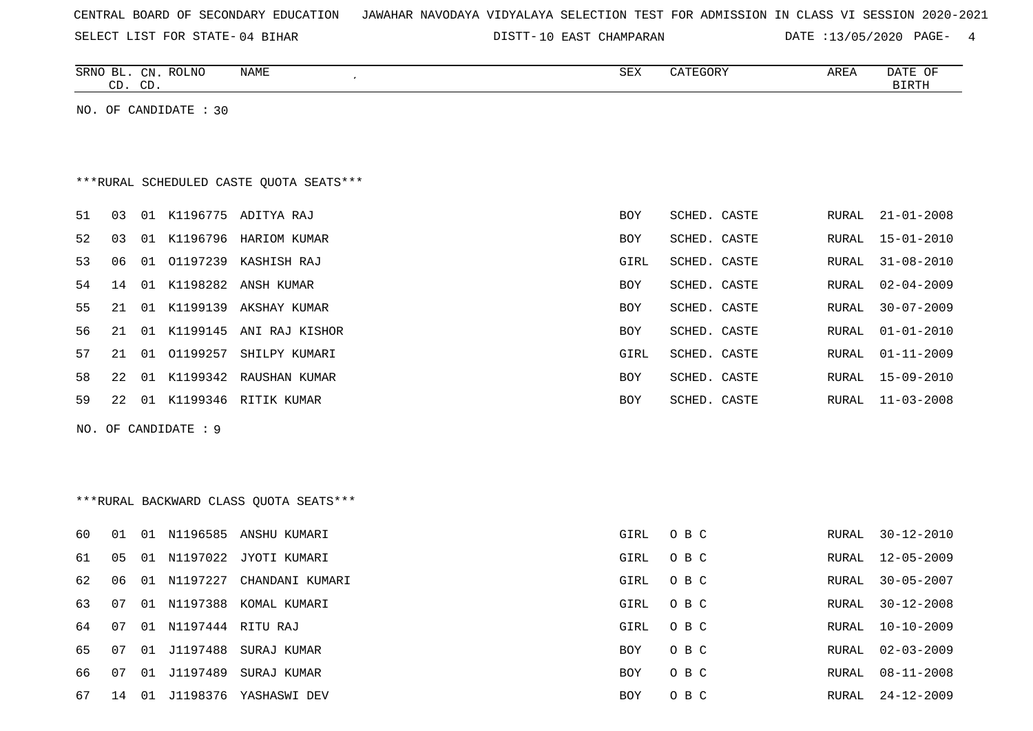CENTRAL BOARD OF SECONDARY EDUCATION JAWAHAR NAVODAYA VIDYALAYA SELECTION TEST FOR ADMISSION IN CLASS VI SESSION 2020-2021

SELECT LIST FOR STATE- 04 BIHAR DISTT- 10 EAST CHAMPARAN DATE :13/05/2020

| SRNO | BL. CD. | CN. CD. | ROLNO | NAME | SEX | CATEGORY | AREA | DATE OF BIRTH |
|---|---|---|---|---|---|---|---|---|

NO. OF CANDIDATE : 30

***RURAL SCHEDULED CASTE QUOTA SEATS***

| SRNO | BL. CD. | CN. CD. | ROLNO | NAME | SEX | CATEGORY | AREA | DATE OF BIRTH |
|---|---|---|---|---|---|---|---|---|
| 51 | 03 | 01 | K1196775 | ADITYA RAJ | BOY | SCHED. CASTE | RURAL | 21-01-2008 |
| 52 | 03 | 01 | K1196796 | HARIOM KUMAR | BOY | SCHED. CASTE | RURAL | 15-01-2010 |
| 53 | 06 | 01 | O1197239 | KASHISH RAJ | GIRL | SCHED. CASTE | RURAL | 31-08-2010 |
| 54 | 14 | 01 | K1198282 | ANSH KUMAR | BOY | SCHED. CASTE | RURAL | 02-04-2009 |
| 55 | 21 | 01 | K1199139 | AKSHAY KUMAR | BOY | SCHED. CASTE | RURAL | 30-07-2009 |
| 56 | 21 | 01 | K1199145 | ANI RAJ KISHOR | BOY | SCHED. CASTE | RURAL | 01-01-2010 |
| 57 | 21 | 01 | O1199257 | SHILPY KUMARI | GIRL | SCHED. CASTE | RURAL | 01-11-2009 |
| 58 | 22 | 01 | K1199342 | RAUSHAN KUMAR | BOY | SCHED. CASTE | RURAL | 15-09-2010 |
| 59 | 22 | 01 | K1199346 | RITIK KUMAR | BOY | SCHED. CASTE | RURAL | 11-03-2008 |

NO. OF CANDIDATE : 9

***RURAL BACKWARD CLASS QUOTA SEATS***

| SRNO | BL. CD. | CN. CD. | ROLNO | NAME | SEX | CATEGORY | AREA | DATE OF BIRTH |
|---|---|---|---|---|---|---|---|---|
| 60 | 01 | 01 | N1196585 | ANSHU KUMARI | GIRL | O B C | RURAL | 30-12-2010 |
| 61 | 05 | 01 | N1197022 | JYOTI KUMARI | GIRL | O B C | RURAL | 12-05-2009 |
| 62 | 06 | 01 | N1197227 | CHANDANI KUMARI | GIRL | O B C | RURAL | 30-05-2007 |
| 63 | 07 | 01 | N1197388 | KOMAL KUMARI | GIRL | O B C | RURAL | 30-12-2008 |
| 64 | 07 | 01 | N1197444 | RITU RAJ | GIRL | O B C | RURAL | 10-10-2009 |
| 65 | 07 | 01 | J1197488 | SURAJ KUMAR | BOY | O B C | RURAL | 02-03-2009 |
| 66 | 07 | 01 | J1197489 | SURAJ KUMAR | BOY | O B C | RURAL | 08-11-2008 |
| 67 | 14 | 01 | J1198376 | YASHASWI DEV | BOY | O B C | RURAL | 24-12-2009 |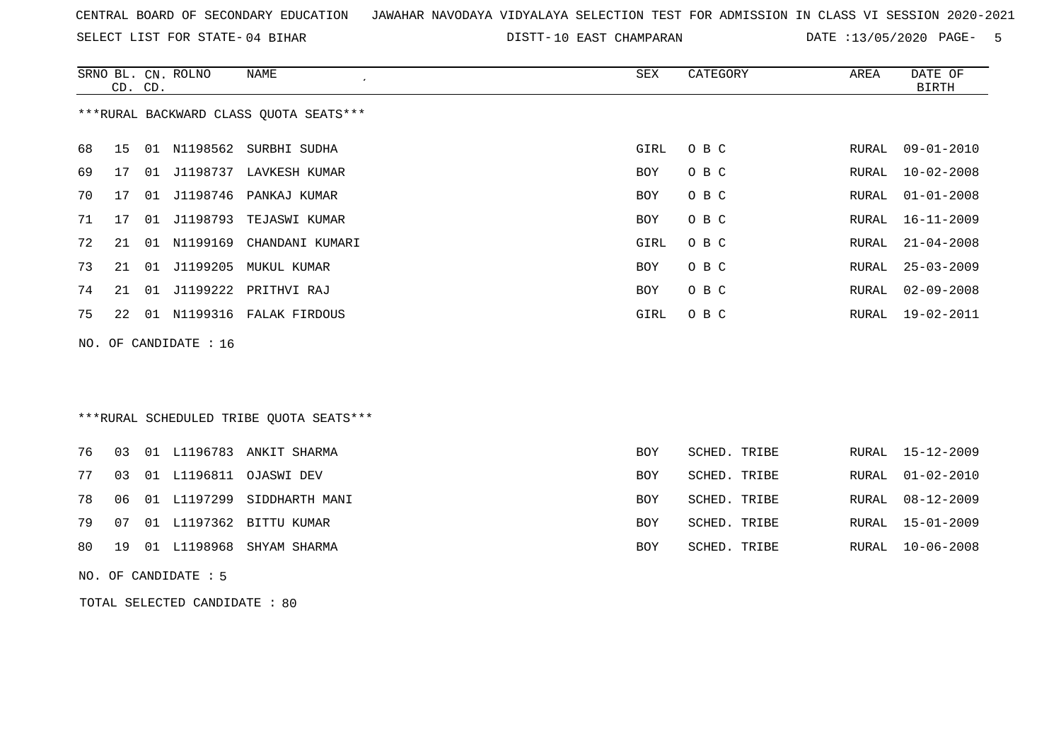CENTRAL BOARD OF SECONDARY EDUCATION   JAWAHAR NAVODAYA VIDYALAYA SELECTION TEST FOR ADMISSION IN CLASS VI SESSION 2020-2021

SELECT LIST FOR STATE- 04 BIHAR   DISTT- 10 EAST CHAMPARAN   DATE :13/05/2020

***RURAL BACKWARD CLASS QUOTA SEATS***

| SRNO | BL. CD. | CN. CD. | ROLNO | NAME | SEX | CATEGORY | AREA | DATE OF BIRTH |
|---|---|---|---|---|---|---|---|---|
| 68 | 15 | 01 | N1198562 | SURBHI SUDHA | GIRL | O B C | RURAL | 09-01-2010 |
| 69 | 17 | 01 | J1198737 | LAVKESH KUMAR | BOY | O B C | RURAL | 10-02-2008 |
| 70 | 17 | 01 | J1198746 | PANKAJ KUMAR | BOY | O B C | RURAL | 01-01-2008 |
| 71 | 17 | 01 | J1198793 | TEJASWI KUMAR | BOY | O B C | RURAL | 16-11-2009 |
| 72 | 21 | 01 | N1199169 | CHANDANI KUMARI | GIRL | O B C | RURAL | 21-04-2008 |
| 73 | 21 | 01 | J1199205 | MUKUL KUMAR | BOY | O B C | RURAL | 25-03-2009 |
| 74 | 21 | 01 | J1199222 | PRITHVI RAJ | BOY | O B C | RURAL | 02-09-2008 |
| 75 | 22 | 01 | N1199316 | FALAK FIRDOUS | GIRL | O B C | RURAL | 19-02-2011 |

NO. OF CANDIDATE : 16

***RURAL SCHEDULED TRIBE QUOTA SEATS***

| SRNO | BL. CD. | CN. CD. | ROLNO | NAME | SEX | CATEGORY | AREA | DATE OF BIRTH |
|---|---|---|---|---|---|---|---|---|
| 76 | 03 | 01 | L1196783 | ANKIT SHARMA | BOY | SCHED. TRIBE | RURAL | 15-12-2009 |
| 77 | 03 | 01 | L1196811 | OJASWI DEV | BOY | SCHED. TRIBE | RURAL | 01-02-2010 |
| 78 | 06 | 01 | L1197299 | SIDDHARTH MANI | BOY | SCHED. TRIBE | RURAL | 08-12-2009 |
| 79 | 07 | 01 | L1197362 | BITTU KUMAR | BOY | SCHED. TRIBE | RURAL | 15-01-2009 |
| 80 | 19 | 01 | L1198968 | SHYAM SHARMA | BOY | SCHED. TRIBE | RURAL | 10-06-2008 |

NO. OF CANDIDATE : 5

TOTAL SELECTED CANDIDATE : 80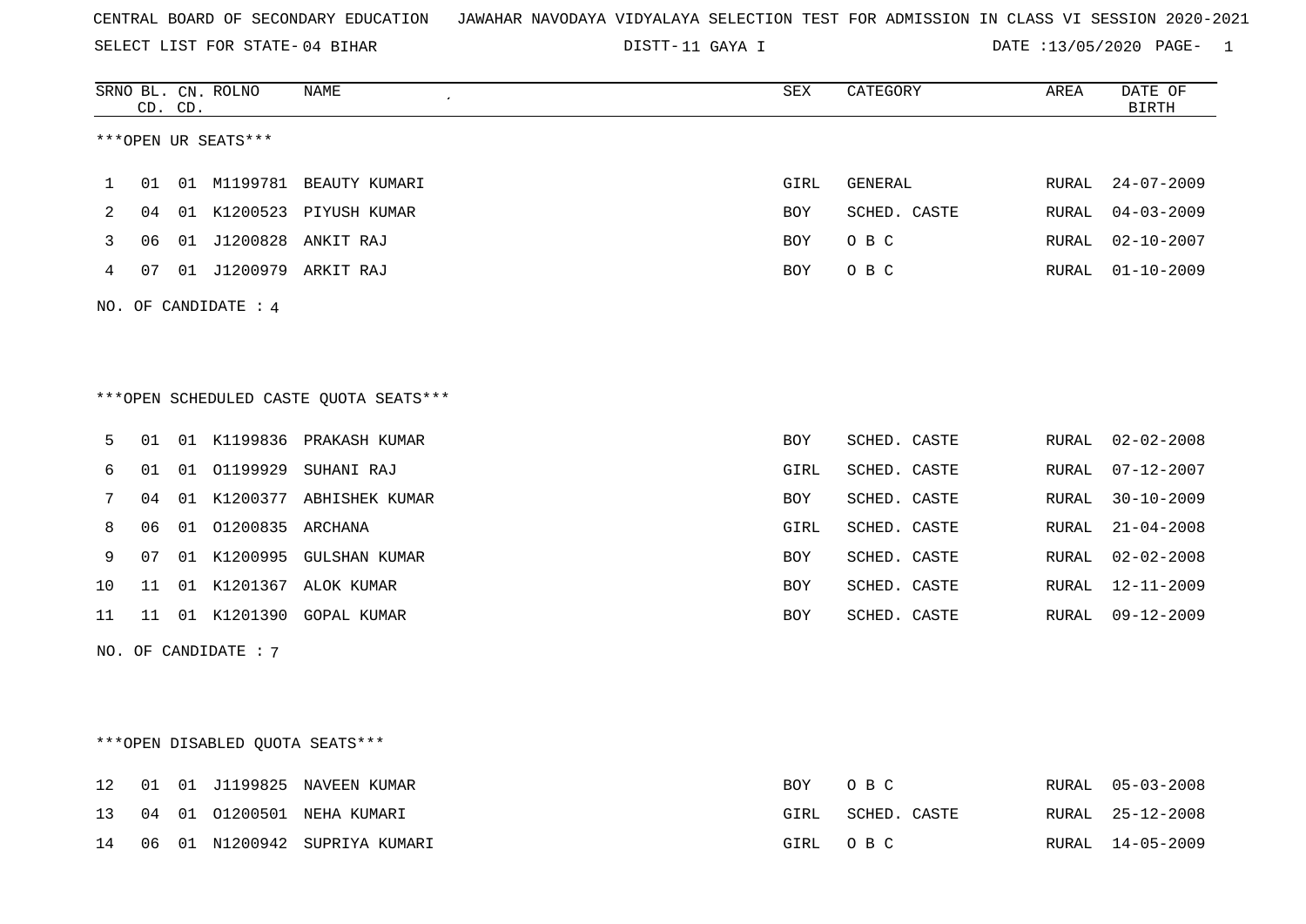CENTRAL BOARD OF SECONDARY EDUCATION JAWAHAR NAVODAYA VIDYALAYA SELECTION TEST FOR ADMISSION IN CLASS VI SESSION 2020-2021

SELECT LIST FOR STATE- 04 BIHAR DISTT- 11 GAYA I DATE :13/05/2020

***OPEN UR SEATS***

| SRNO | BL. CD. | CN. CD. | ROLNO | NAME | SEX | CATEGORY | AREA | DATE OF BIRTH |
|---|---|---|---|---|---|---|---|---|
| 1 | 01 | 01 | M1199781 | BEAUTY KUMARI | GIRL | GENERAL | RURAL | 24-07-2009 |
| 2 | 04 | 01 | K1200523 | PIYUSH KUMAR | BOY | SCHED. CASTE | RURAL | 04-03-2009 |
| 3 | 06 | 01 | J1200828 | ANKIT RAJ | BOY | O B C | RURAL | 02-10-2007 |
| 4 | 07 | 01 | J1200979 | ARKIT RAJ | BOY | O B C | RURAL | 01-10-2009 |

NO. OF CANDIDATE : 4

***OPEN SCHEDULED CASTE QUOTA SEATS***

| SRNO | BL. CD. | CN. CD. | ROLNO | NAME | SEX | CATEGORY | AREA | DATE OF BIRTH |
|---|---|---|---|---|---|---|---|---|
| 5 | 01 | 01 | K1199836 | PRAKASH KUMAR | BOY | SCHED. CASTE | RURAL | 02-02-2008 |
| 6 | 01 | 01 | O1199929 | SUHANI RAJ | GIRL | SCHED. CASTE | RURAL | 07-12-2007 |
| 7 | 04 | 01 | K1200377 | ABHISHEK KUMAR | BOY | SCHED. CASTE | RURAL | 30-10-2009 |
| 8 | 06 | 01 | O1200835 | ARCHANA | GIRL | SCHED. CASTE | RURAL | 21-04-2008 |
| 9 | 07 | 01 | K1200995 | GULSHAN KUMAR | BOY | SCHED. CASTE | RURAL | 02-02-2008 |
| 10 | 11 | 01 | K1201367 | ALOK KUMAR | BOY | SCHED. CASTE | RURAL | 12-11-2009 |
| 11 | 11 | 01 | K1201390 | GOPAL KUMAR | BOY | SCHED. CASTE | RURAL | 09-12-2009 |

NO. OF CANDIDATE : 7

***OPEN DISABLED QUOTA SEATS***

| SRNO | BL. CD. | CN. CD. | ROLNO | NAME | SEX | CATEGORY | AREA | DATE OF BIRTH |
|---|---|---|---|---|---|---|---|---|
| 12 | 01 | 01 | J1199825 | NAVEEN KUMAR | BOY | O B C | RURAL | 05-03-2008 |
| 13 | 04 | 01 | O1200501 | NEHA KUMARI | GIRL | SCHED. CASTE | RURAL | 25-12-2008 |
| 14 | 06 | 01 | N1200942 | SUPRIYA KUMARI | GIRL | O B C | RURAL | 14-05-2009 |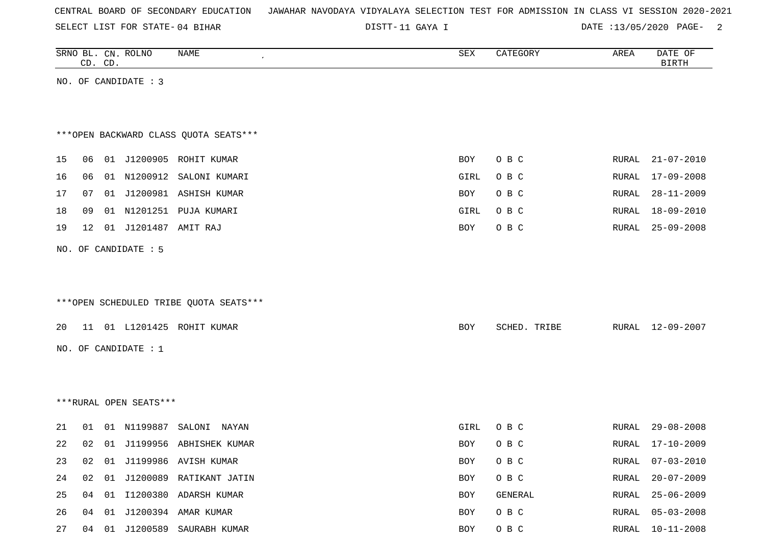CENTRAL BOARD OF SECONDARY EDUCATION JAWAHAR NAVODAYA VIDYALAYA SELECTION TEST FOR ADMISSION IN CLASS VI SESSION 2020-2021

SELECT LIST FOR STATE- 04 BIHAR DISTT- 11 GAYA I DATE :13/05/2020

| SRNO | BL. CD. | CN. CD. | ROLNO | NAME | SEX | CATEGORY | AREA | DATE OF BIRTH |
|---|---|---|---|---|---|---|---|---|

NO. OF CANDIDATE : 3

***OPEN BACKWARD CLASS QUOTA SEATS***

| SRNO | BL. CD. | CN. CD. | ROLNO | NAME | SEX | CATEGORY | AREA | DATE OF BIRTH |
|---|---|---|---|---|---|---|---|---|
| 15 | 06 | 01 | J1200905 | ROHIT KUMAR | BOY | O B C | RURAL | 21-07-2010 |
| 16 | 06 | 01 | N1200912 | SALONI KUMARI | GIRL | O B C | RURAL | 17-09-2008 |
| 17 | 07 | 01 | J1200981 | ASHISH KUMAR | BOY | O B C | RURAL | 28-11-2009 |
| 18 | 09 | 01 | N1201251 | PUJA KUMARI | GIRL | O B C | RURAL | 18-09-2010 |
| 19 | 12 | 01 | J1201487 | AMIT RAJ | BOY | O B C | RURAL | 25-09-2008 |

NO. OF CANDIDATE : 5

***OPEN SCHEDULED TRIBE QUOTA SEATS***

| SRNO | BL. CD. | CN. CD. | ROLNO | NAME | SEX | CATEGORY | AREA | DATE OF BIRTH |
|---|---|---|---|---|---|---|---|---|
| 20 | 11 | 01 | L1201425 | ROHIT KUMAR | BOY | SCHED. TRIBE | RURAL | 12-09-2007 |

NO. OF CANDIDATE : 1

***RURAL OPEN SEATS***

| SRNO | BL. CD. | CN. CD. | ROLNO | NAME | SEX | CATEGORY | AREA | DATE OF BIRTH |
|---|---|---|---|---|---|---|---|---|
| 21 | 01 | 01 | N1199887 | SALONI NAYAN | GIRL | O B C | RURAL | 29-08-2008 |
| 22 | 02 | 01 | J1199956 | ABHISHEK KUMAR | BOY | O B C | RURAL | 17-10-2009 |
| 23 | 02 | 01 | J1199986 | AVISH KUMAR | BOY | O B C | RURAL | 07-03-2010 |
| 24 | 02 | 01 | J1200089 | RATIKANT JATIN | BOY | O B C | RURAL | 20-07-2009 |
| 25 | 04 | 01 | I1200380 | ADARSH KUMAR | BOY | GENERAL | RURAL | 25-06-2009 |
| 26 | 04 | 01 | J1200394 | AMAR KUMAR | BOY | O B C | RURAL | 05-03-2008 |
| 27 | 04 | 01 | J1200589 | SAURABH KUMAR | BOY | O B C | RURAL | 10-11-2008 |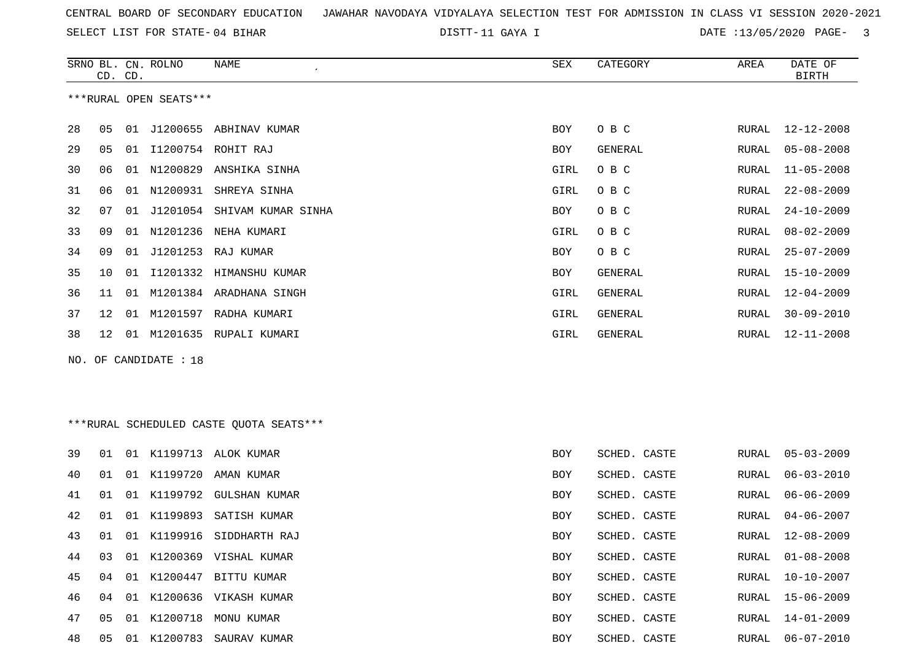CENTRAL BOARD OF SECONDARY EDUCATION JAWAHAR NAVODAYA VIDYALAYA SELECTION TEST FOR ADMISSION IN CLASS VI SESSION 2020-2021

SELECT LIST FOR STATE- 04 BIHAR DISTT- 11 GAYA I DATE :13/05/2020

***RURAL OPEN SEATS***

| SRNO | BL. CD. | CN. CD. | ROLNO | NAME | SEX | CATEGORY | AREA | DATE OF BIRTH |
|---|---|---|---|---|---|---|---|---|
| 28 | 05 | 01 | J1200655 | ABHINAV KUMAR | BOY | O B C | RURAL | 12-12-2008 |
| 29 | 05 | 01 | I1200754 | ROHIT RAJ | BOY | GENERAL | RURAL | 05-08-2008 |
| 30 | 06 | 01 | N1200829 | ANSHIKA SINHA | GIRL | O B C | RURAL | 11-05-2008 |
| 31 | 06 | 01 | N1200931 | SHREYA SINHA | GIRL | O B C | RURAL | 22-08-2009 |
| 32 | 07 | 01 | J1201054 | SHIVAM KUMAR SINHA | BOY | O B C | RURAL | 24-10-2009 |
| 33 | 09 | 01 | N1201236 | NEHA KUMARI | GIRL | O B C | RURAL | 08-02-2009 |
| 34 | 09 | 01 | J1201253 | RAJ KUMAR | BOY | O B C | RURAL | 25-07-2009 |
| 35 | 10 | 01 | I1201332 | HIMANSHU KUMAR | BOY | GENERAL | RURAL | 15-10-2009 |
| 36 | 11 | 01 | M1201384 | ARADHANA SINGH | GIRL | GENERAL | RURAL | 12-04-2009 |
| 37 | 12 | 01 | M1201597 | RADHA KUMARI | GIRL | GENERAL | RURAL | 30-09-2010 |
| 38 | 12 | 01 | M1201635 | RUPALI KUMARI | GIRL | GENERAL | RURAL | 12-11-2008 |

NO. OF CANDIDATE : 18

***RURAL SCHEDULED CASTE QUOTA SEATS***

| SRNO | BL. CD. | CN. CD. | ROLNO | NAME | SEX | CATEGORY | AREA | DATE OF BIRTH |
|---|---|---|---|---|---|---|---|---|
| 39 | 01 | 01 | K1199713 | ALOK KUMAR | BOY | SCHED. CASTE | RURAL | 05-03-2009 |
| 40 | 01 | 01 | K1199720 | AMAN KUMAR | BOY | SCHED. CASTE | RURAL | 06-03-2010 |
| 41 | 01 | 01 | K1199792 | GULSHAN KUMAR | BOY | SCHED. CASTE | RURAL | 06-06-2009 |
| 42 | 01 | 01 | K1199893 | SATISH KUMAR | BOY | SCHED. CASTE | RURAL | 04-06-2007 |
| 43 | 01 | 01 | K1199916 | SIDDHARTH RAJ | BOY | SCHED. CASTE | RURAL | 12-08-2009 |
| 44 | 03 | 01 | K1200369 | VISHAL KUMAR | BOY | SCHED. CASTE | RURAL | 01-08-2008 |
| 45 | 04 | 01 | K1200447 | BITTU KUMAR | BOY | SCHED. CASTE | RURAL | 10-10-2007 |
| 46 | 04 | 01 | K1200636 | VIKASH KUMAR | BOY | SCHED. CASTE | RURAL | 15-06-2009 |
| 47 | 05 | 01 | K1200718 | MONU KUMAR | BOY | SCHED. CASTE | RURAL | 14-01-2009 |
| 48 | 05 | 01 | K1200783 | SAURAV KUMAR | BOY | SCHED. CASTE | RURAL | 06-07-2010 |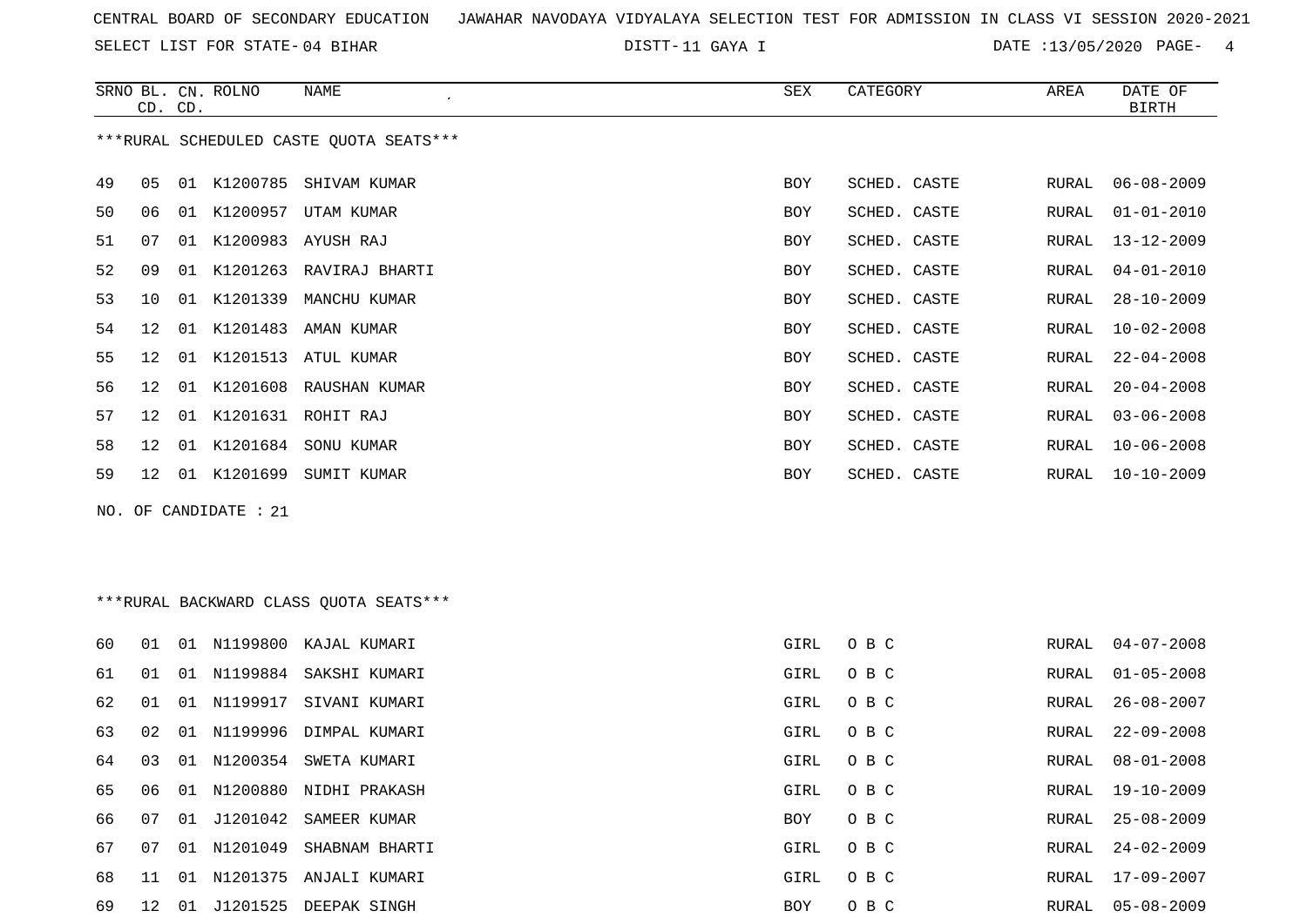CENTRAL BOARD OF SECONDARY EDUCATION JAWAHAR NAVODAYA VIDYALAYA SELECTION TEST FOR ADMISSION IN CLASS VI SESSION 2020-2021

SELECT LIST FOR STATE- 04 BIHAR DISTT- 11 GAYA I DATE :13/05/2020

***RURAL SCHEDULED CASTE QUOTA SEATS***

| SRNO | BL. CD. | CN. CD. | ROLNO | NAME | SEX | CATEGORY | AREA | DATE OF BIRTH |
|---|---|---|---|---|---|---|---|---|
| 49 | 05 | 01 | K1200785 | SHIVAM KUMAR | BOY | SCHED. CASTE | RURAL | 06-08-2009 |
| 50 | 06 | 01 | K1200957 | UTAM KUMAR | BOY | SCHED. CASTE | RURAL | 01-01-2010 |
| 51 | 07 | 01 | K1200983 | AYUSH RAJ | BOY | SCHED. CASTE | RURAL | 13-12-2009 |
| 52 | 09 | 01 | K1201263 | RAVIRAJ BHARTI | BOY | SCHED. CASTE | RURAL | 04-01-2010 |
| 53 | 10 | 01 | K1201339 | MANCHU KUMAR | BOY | SCHED. CASTE | RURAL | 28-10-2009 |
| 54 | 12 | 01 | K1201483 | AMAN KUMAR | BOY | SCHED. CASTE | RURAL | 10-02-2008 |
| 55 | 12 | 01 | K1201513 | ATUL KUMAR | BOY | SCHED. CASTE | RURAL | 22-04-2008 |
| 56 | 12 | 01 | K1201608 | RAUSHAN KUMAR | BOY | SCHED. CASTE | RURAL | 20-04-2008 |
| 57 | 12 | 01 | K1201631 | ROHIT RAJ | BOY | SCHED. CASTE | RURAL | 03-06-2008 |
| 58 | 12 | 01 | K1201684 | SONU KUMAR | BOY | SCHED. CASTE | RURAL | 10-06-2008 |
| 59 | 12 | 01 | K1201699 | SUMIT KUMAR | BOY | SCHED. CASTE | RURAL | 10-10-2009 |

NO. OF CANDIDATE : 21

***RURAL BACKWARD CLASS QUOTA SEATS***

| SRNO | BL. CD. | CN. CD. | ROLNO | NAME | SEX | CATEGORY | AREA | DATE OF BIRTH |
|---|---|---|---|---|---|---|---|---|
| 60 | 01 | 01 | N1199800 | KAJAL KUMARI | GIRL | O B C | RURAL | 04-07-2008 |
| 61 | 01 | 01 | N1199884 | SAKSHI KUMARI | GIRL | O B C | RURAL | 01-05-2008 |
| 62 | 01 | 01 | N1199917 | SIVANI KUMARI | GIRL | O B C | RURAL | 26-08-2007 |
| 63 | 02 | 01 | N1199996 | DIMPAL KUMARI | GIRL | O B C | RURAL | 22-09-2008 |
| 64 | 03 | 01 | N1200354 | SWETA KUMARI | GIRL | O B C | RURAL | 08-01-2008 |
| 65 | 06 | 01 | N1200880 | NIDHI PRAKASH | GIRL | O B C | RURAL | 19-10-2009 |
| 66 | 07 | 01 | J1201042 | SAMEER KUMAR | BOY | O B C | RURAL | 25-08-2009 |
| 67 | 07 | 01 | N1201049 | SHABNAM BHARTI | GIRL | O B C | RURAL | 24-02-2009 |
| 68 | 11 | 01 | N1201375 | ANJALI KUMARI | GIRL | O B C | RURAL | 17-09-2007 |
| 69 | 12 | 01 | J1201525 | DEEPAK SINGH | BOY | O B C | RURAL | 05-08-2009 |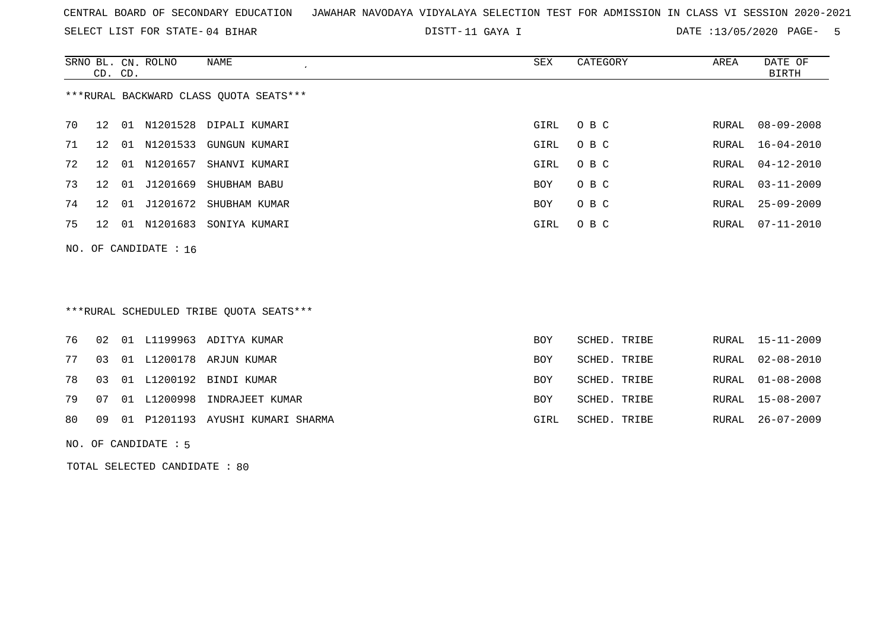CENTRAL BOARD OF SECONDARY EDUCATION   JAWAHAR NAVODAYA VIDYALAYA SELECTION TEST FOR ADMISSION IN CLASS VI SESSION 2020-2021

SELECT LIST FOR STATE- 04 BIHAR   DISTT- 11 GAYA I   DATE :13/05/2020

***RURAL BACKWARD CLASS QUOTA SEATS***

| SRNO | BL. CD. | CN. CD. | ROLNO | NAME | SEX | CATEGORY | AREA | DATE OF BIRTH |
|---|---|---|---|---|---|---|---|---|
| 70 | 12 | 01 | N1201528 | DIPALI KUMARI | GIRL | O B C | RURAL | 08-09-2008 |
| 71 | 12 | 01 | N1201533 | GUNGUN KUMARI | GIRL | O B C | RURAL | 16-04-2010 |
| 72 | 12 | 01 | N1201657 | SHANVI KUMARI | GIRL | O B C | RURAL | 04-12-2010 |
| 73 | 12 | 01 | J1201669 | SHUBHAM BABU | BOY | O B C | RURAL | 03-11-2009 |
| 74 | 12 | 01 | J1201672 | SHUBHAM KUMAR | BOY | O B C | RURAL | 25-09-2009 |
| 75 | 12 | 01 | N1201683 | SONIYA KUMARI | GIRL | O B C | RURAL | 07-11-2010 |

NO. OF CANDIDATE : 16

***RURAL SCHEDULED TRIBE QUOTA SEATS***

| SRNO | BL. CD. | CN. CD. | ROLNO | NAME | SEX | CATEGORY | AREA | DATE OF BIRTH |
|---|---|---|---|---|---|---|---|---|
| 76 | 02 | 01 | L1199963 | ADITYA KUMAR | BOY | SCHED. TRIBE | RURAL | 15-11-2009 |
| 77 | 03 | 01 | L1200178 | ARJUN KUMAR | BOY | SCHED. TRIBE | RURAL | 02-08-2010 |
| 78 | 03 | 01 | L1200192 | BINDI KUMAR | BOY | SCHED. TRIBE | RURAL | 01-08-2008 |
| 79 | 07 | 01 | L1200998 | INDRAJEET KUMAR | BOY | SCHED. TRIBE | RURAL | 15-08-2007 |
| 80 | 09 | 01 | P1201193 | AYUSHI KUMARI SHARMA | GIRL | SCHED. TRIBE | RURAL | 26-07-2009 |

NO. OF CANDIDATE : 5

TOTAL SELECTED CANDIDATE : 80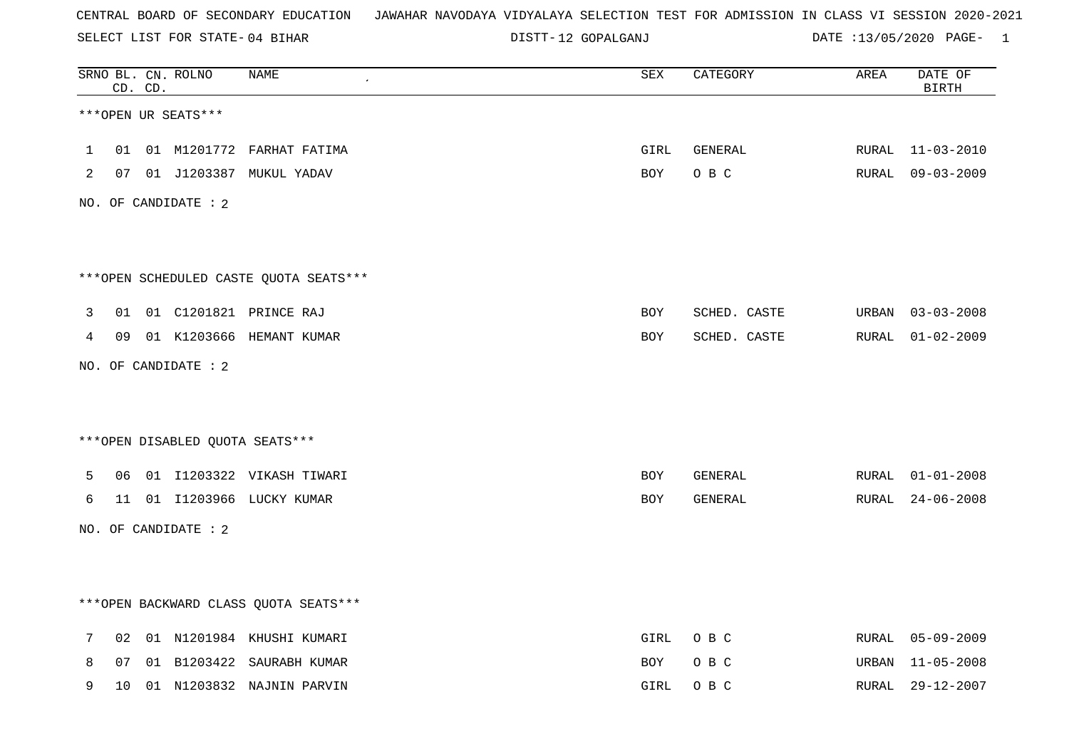CENTRAL BOARD OF SECONDARY EDUCATION JAWAHAR NAVODAYA VIDYALAYA SELECTION TEST FOR ADMISSION IN CLASS VI SESSION 2020-2021

SELECT LIST FOR STATE- 04 BIHAR DISTT- 12 GOPALGANJ DATE :13/05/2020

***OPEN UR SEATS***

| SRNO | BL. CD. | CN. CD. | ROLNO | NAME | SEX | CATEGORY | AREA | DATE OF BIRTH |
|---|---|---|---|---|---|---|---|---|
| 1 | 01 | 01 | M1201772 | FARHAT FATIMA | GIRL | GENERAL | RURAL | 11-03-2010 |
| 2 | 07 | 01 | J1203387 | MUKUL YADAV | BOY | O B C | RURAL | 09-03-2009 |

NO. OF CANDIDATE : 2

***OPEN SCHEDULED CASTE QUOTA SEATS***

| SRNO | BL. CD. | CN. CD. | ROLNO | NAME | SEX | CATEGORY | AREA | DATE OF BIRTH |
|---|---|---|---|---|---|---|---|---|
| 3 | 01 | 01 | C1201821 | PRINCE RAJ | BOY | SCHED. CASTE | URBAN | 03-03-2008 |
| 4 | 09 | 01 | K1203666 | HEMANT KUMAR | BOY | SCHED. CASTE | RURAL | 01-02-2009 |

NO. OF CANDIDATE : 2

***OPEN DISABLED QUOTA SEATS***

| SRNO | BL. CD. | CN. CD. | ROLNO | NAME | SEX | CATEGORY | AREA | DATE OF BIRTH |
|---|---|---|---|---|---|---|---|---|
| 5 | 06 | 01 | I1203322 | VIKASH TIWARI | BOY | GENERAL | RURAL | 01-01-2008 |
| 6 | 11 | 01 | I1203966 | LUCKY KUMAR | BOY | GENERAL | RURAL | 24-06-2008 |

NO. OF CANDIDATE : 2

***OPEN BACKWARD CLASS QUOTA SEATS***

| SRNO | BL. CD. | CN. CD. | ROLNO | NAME | SEX | CATEGORY | AREA | DATE OF BIRTH |
|---|---|---|---|---|---|---|---|---|
| 7 | 02 | 01 | N1201984 | KHUSHI KUMARI | GIRL | O B C | RURAL | 05-09-2009 |
| 8 | 07 | 01 | B1203422 | SAURABH KUMAR | BOY | O B C | URBAN | 11-05-2008 |
| 9 | 10 | 01 | N1203832 | NAJNIN PARVIN | GIRL | O B C | RURAL | 29-12-2007 |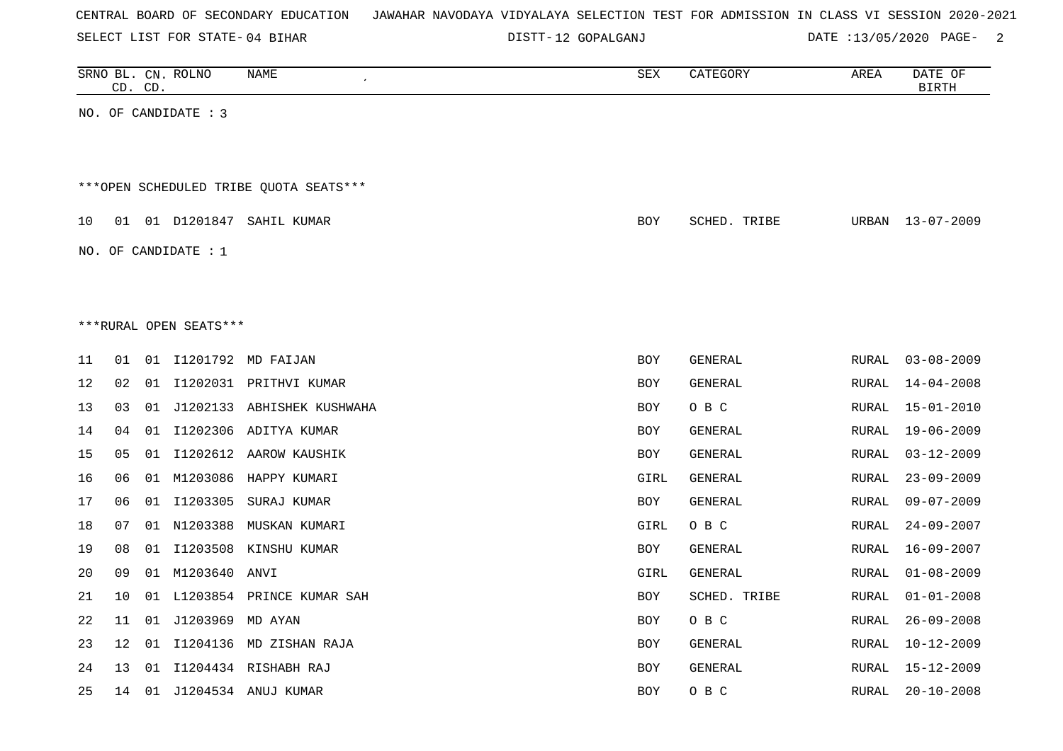CENTRAL BOARD OF SECONDARY EDUCATION JAWAHAR NAVODAYA VIDYALAYA SELECTION TEST FOR ADMISSION IN CLASS VI SESSION 2020-2021

SELECT LIST FOR STATE- 04 BIHAR DISTT- 12 GOPALGANJ DATE :13/05/2020

| SRNO | BL. CD. | CN. CD. | ROLNO | NAME | SEX | CATEGORY | AREA | DATE OF BIRTH |
|---|---|---|---|---|---|---|---|---|

NO. OF CANDIDATE : 3

***OPEN SCHEDULED TRIBE QUOTA SEATS***

| SRNO | BL. CD. | CN. CD. | ROLNO | NAME | SEX | CATEGORY | AREA | DATE OF BIRTH |
|---|---|---|---|---|---|---|---|---|
| 10 | 01 | 01 | D1201847 | SAHIL KUMAR | BOY | SCHED. TRIBE | URBAN | 13-07-2009 |

NO. OF CANDIDATE : 1

***RURAL OPEN SEATS***

| SRNO | BL. CD. | CN. CD. | ROLNO | NAME | SEX | CATEGORY | AREA | DATE OF BIRTH |
|---|---|---|---|---|---|---|---|---|
| 11 | 01 | 01 | I1201792 | MD FAIJAN | BOY | GENERAL | RURAL | 03-08-2009 |
| 12 | 02 | 01 | I1202031 | PRITHVI KUMAR | BOY | GENERAL | RURAL | 14-04-2008 |
| 13 | 03 | 01 | J1202133 | ABHISHEK KUSHWAHA | BOY | O B C | RURAL | 15-01-2010 |
| 14 | 04 | 01 | I1202306 | ADITYA KUMAR | BOY | GENERAL | RURAL | 19-06-2009 |
| 15 | 05 | 01 | I1202612 | AAROW KAUSHIK | BOY | GENERAL | RURAL | 03-12-2009 |
| 16 | 06 | 01 | M1203086 | HAPPY KUMARI | GIRL | GENERAL | RURAL | 23-09-2009 |
| 17 | 06 | 01 | I1203305 | SURAJ KUMAR | BOY | GENERAL | RURAL | 09-07-2009 |
| 18 | 07 | 01 | N1203388 | MUSKAN KUMARI | GIRL | O B C | RURAL | 24-09-2007 |
| 19 | 08 | 01 | I1203508 | KINSHU KUMAR | BOY | GENERAL | RURAL | 16-09-2007 |
| 20 | 09 | 01 | M1203640 | ANVI | GIRL | GENERAL | RURAL | 01-08-2009 |
| 21 | 10 | 01 | L1203854 | PRINCE KUMAR SAH | BOY | SCHED. TRIBE | RURAL | 01-01-2008 |
| 22 | 11 | 01 | J1203969 | MD AYAN | BOY | O B C | RURAL | 26-09-2008 |
| 23 | 12 | 01 | I1204136 | MD ZISHAN RAJA | BOY | GENERAL | RURAL | 10-12-2009 |
| 24 | 13 | 01 | I1204434 | RISHABH RAJ | BOY | GENERAL | RURAL | 15-12-2009 |
| 25 | 14 | 01 | J1204534 | ANUJ KUMAR | BOY | O B C | RURAL | 20-10-2008 |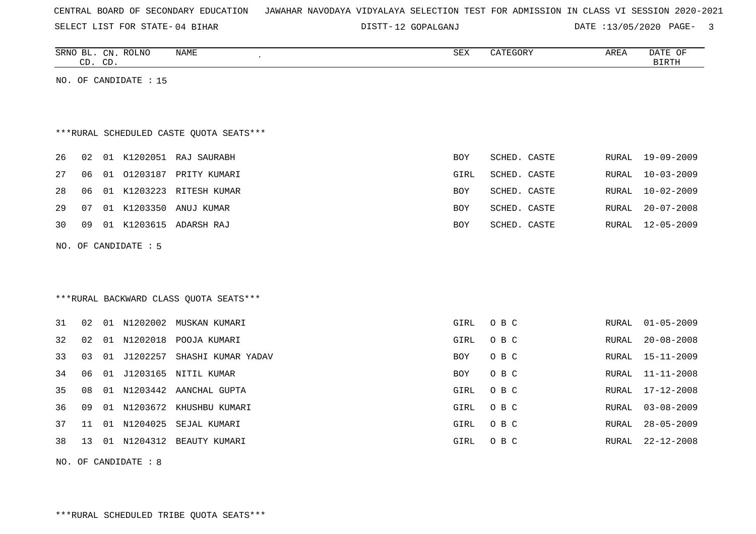CENTRAL BOARD OF SECONDARY EDUCATION JAWAHAR NAVODAYA VIDYALAYA SELECTION TEST FOR ADMISSION IN CLASS VI SESSION 2020-2021

SELECT LIST FOR STATE- 04 BIHAR DISTT- 12 GOPALGANJ DATE :13/05/2020

| SRNO | BL. CD. | CN. CD. | ROLNO | NAME | SEX | CATEGORY | AREA | DATE OF BIRTH |
|---|---|---|---|---|---|---|---|---|

NO. OF CANDIDATE : 15

***RURAL SCHEDULED CASTE QUOTA SEATS***

| SRNO | BL. CD. | CN. CD. | ROLNO | NAME | SEX | CATEGORY | AREA | DATE OF BIRTH |
|---|---|---|---|---|---|---|---|---|
| 26 | 02 | 01 | K1202051 | RAJ SAURABH | BOY | SCHED. CASTE | RURAL | 19-09-2009 |
| 27 | 06 | 01 | O1203187 | PRITY KUMARI | GIRL | SCHED. CASTE | RURAL | 10-03-2009 |
| 28 | 06 | 01 | K1203223 | RITESH KUMAR | BOY | SCHED. CASTE | RURAL | 10-02-2009 |
| 29 | 07 | 01 | K1203350 | ANUJ KUMAR | BOY | SCHED. CASTE | RURAL | 20-07-2008 |
| 30 | 09 | 01 | K1203615 | ADARSH RAJ | BOY | SCHED. CASTE | RURAL | 12-05-2009 |

NO. OF CANDIDATE : 5

***RURAL BACKWARD CLASS QUOTA SEATS***

| SRNO | BL. CD. | CN. CD. | ROLNO | NAME | SEX | CATEGORY | AREA | DATE OF BIRTH |
|---|---|---|---|---|---|---|---|---|
| 31 | 02 | 01 | N1202002 | MUSKAN KUMARI | GIRL | O B C | RURAL | 01-05-2009 |
| 32 | 02 | 01 | N1202018 | POOJA KUMARI | GIRL | O B C | RURAL | 20-08-2008 |
| 33 | 03 | 01 | J1202257 | SHASHI KUMAR YADAV | BOY | O B C | RURAL | 15-11-2009 |
| 34 | 06 | 01 | J1203165 | NITIL KUMAR | BOY | O B C | RURAL | 11-11-2008 |
| 35 | 08 | 01 | N1203442 | AANCHAL GUPTA | GIRL | O B C | RURAL | 17-12-2008 |
| 36 | 09 | 01 | N1203672 | KHUSHBU KUMARI | GIRL | O B C | RURAL | 03-08-2009 |
| 37 | 11 | 01 | N1204025 | SEJAL KUMARI | GIRL | O B C | RURAL | 28-05-2009 |
| 38 | 13 | 01 | N1204312 | BEAUTY KUMARI | GIRL | O B C | RURAL | 22-12-2008 |

NO. OF CANDIDATE : 8

***RURAL SCHEDULED TRIBE QUOTA SEATS***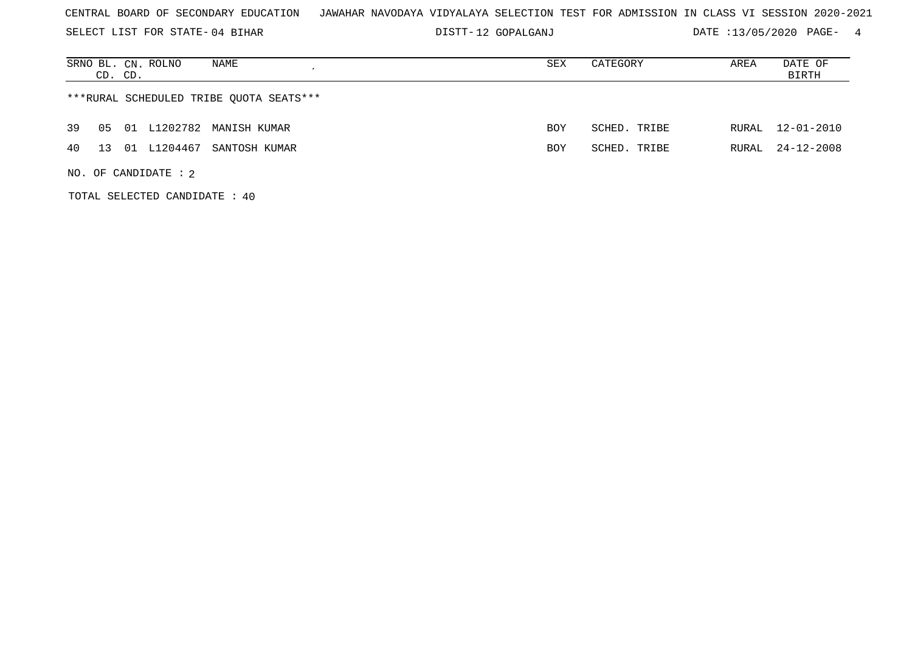CENTRAL BOARD OF SECONDARY EDUCATION   JAWAHAR NAVODAYA VIDYALAYA SELECTION TEST FOR ADMISSION IN CLASS VI SESSION 2020-2021

SELECT LIST FOR STATE- 04 BIHAR   DISTT- 12 GOPALGANJ   DATE :13/05/2020 PAGE- 4

***RURAL SCHEDULED TRIBE QUOTA SEATS***

| SRNO | BL. CD. | CN. CD. | ROLNO | NAME | SEX | CATEGORY | AREA | DATE OF BIRTH |
|---|---|---|---|---|---|---|---|---|
| 39 | 05 | 01 | L1202782 | MANISH KUMAR | BOY | SCHED. TRIBE | RURAL | 12-01-2010 |
| 40 | 13 | 01 | L1204467 | SANTOSH KUMAR | BOY | SCHED. TRIBE | RURAL | 24-12-2008 |

NO. OF CANDIDATE : 2

TOTAL SELECTED CANDIDATE : 40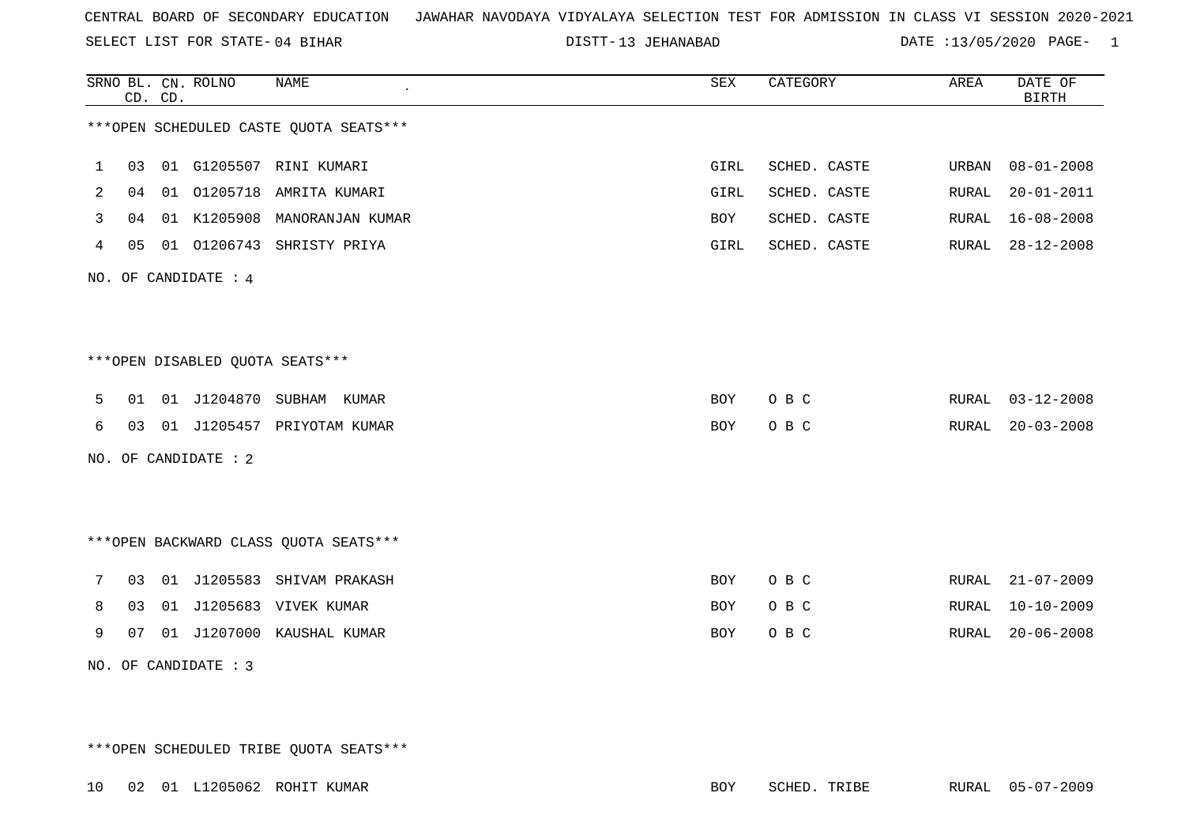CENTRAL BOARD OF SECONDARY EDUCATION JAWAHAR NAVODAYA VIDYALAYA SELECTION TEST FOR ADMISSION IN CLASS VI SESSION 2020-2021

SELECT LIST FOR STATE- 04 BIHAR DISTT- 13 JEHANABAD DATE :13/05/2020

| SRNO | BL. CD. | CN. CD. | ROLNO | NAME | SEX | CATEGORY | AREA | DATE OF BIRTH |
|---|---|---|---|---|---|---|---|---|

***OPEN SCHEDULED CASTE QUOTA SEATS***

| SRNO | BL. CD. | CN. CD. | ROLNO | NAME | SEX | CATEGORY | AREA | DATE OF BIRTH |
|---|---|---|---|---|---|---|---|---|
| 1 | 03 | 01 | G1205507 | RINI KUMARI | GIRL | SCHED. CASTE | URBAN | 08-01-2008 |
| 2 | 04 | 01 | O1205718 | AMRITA KUMARI | GIRL | SCHED. CASTE | RURAL | 20-01-2011 |
| 3 | 04 | 01 | K1205908 | MANORANJAN KUMAR | BOY | SCHED. CASTE | RURAL | 16-08-2008 |
| 4 | 05 | 01 | O1206743 | SHRISTY PRIYA | GIRL | SCHED. CASTE | RURAL | 28-12-2008 |

NO. OF CANDIDATE : 4

***OPEN DISABLED QUOTA SEATS***

| SRNO | BL. CD. | CN. CD. | ROLNO | NAME | SEX | CATEGORY | AREA | DATE OF BIRTH |
|---|---|---|---|---|---|---|---|---|
| 5 | 01 | 01 | J1204870 | SUBHAM KUMAR | BOY | O B C | RURAL | 03-12-2008 |
| 6 | 03 | 01 | J1205457 | PRIYOTAM KUMAR | BOY | O B C | RURAL | 20-03-2008 |

NO. OF CANDIDATE : 2

***OPEN BACKWARD CLASS QUOTA SEATS***

| SRNO | BL. CD. | CN. CD. | ROLNO | NAME | SEX | CATEGORY | AREA | DATE OF BIRTH |
|---|---|---|---|---|---|---|---|---|
| 7 | 03 | 01 | J1205583 | SHIVAM PRAKASH | BOY | O B C | RURAL | 21-07-2009 |
| 8 | 03 | 01 | J1205683 | VIVEK KUMAR | BOY | O B C | RURAL | 10-10-2009 |
| 9 | 07 | 01 | J1207000 | KAUSHAL KUMAR | BOY | O B C | RURAL | 20-06-2008 |

NO. OF CANDIDATE : 3

***OPEN SCHEDULED TRIBE QUOTA SEATS***

| SRNO | BL. CD. | CN. CD. | ROLNO | NAME | SEX | CATEGORY | AREA | DATE OF BIRTH |
|---|---|---|---|---|---|---|---|---|
| 10 | 02 | 01 | L1205062 | ROHIT KUMAR | BOY | SCHED. TRIBE | RURAL | 05-07-2009 |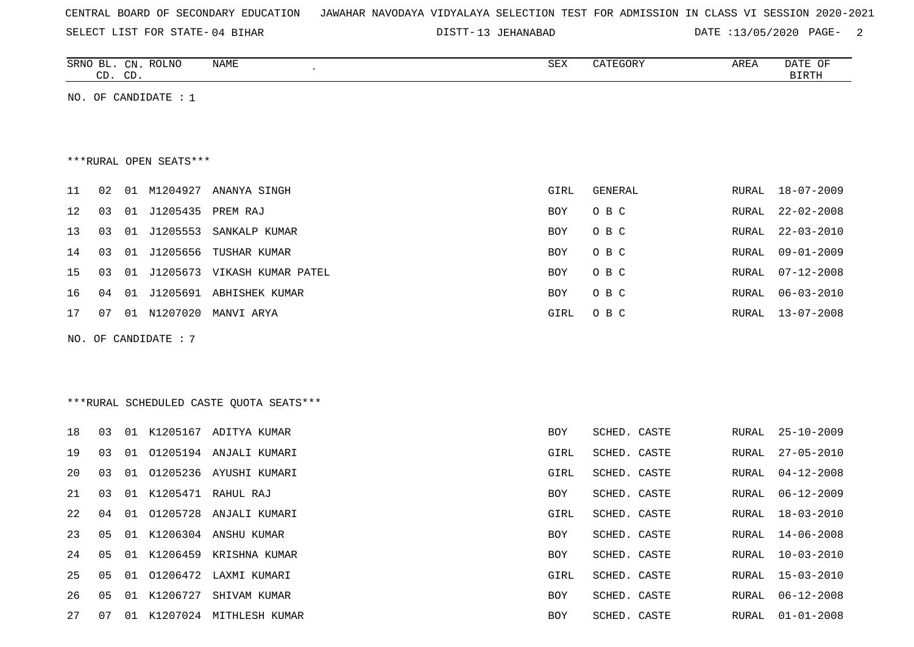CENTRAL BOARD OF SECONDARY EDUCATION JAWAHAR NAVODAYA VIDYALAYA SELECTION TEST FOR ADMISSION IN CLASS VI SESSION 2020-2021

SELECT LIST FOR STATE- 04 BIHAR DISTT- 13 JEHANABAD DATE :13/05/2020

| SRNO | BL. CD. | CN. CD. | ROLNO | NAME | SEX | CATEGORY | AREA | DATE OF BIRTH |
|---|---|---|---|---|---|---|---|---|

NO. OF CANDIDATE : 1

***RURAL OPEN SEATS***

| SRNO | BL. CD. | CN. CD. | ROLNO | NAME | SEX | CATEGORY | AREA | DATE OF BIRTH |
|---|---|---|---|---|---|---|---|---|
| 11 | 02 | 01 | M1204927 | ANANYA SINGH | GIRL | GENERAL | RURAL | 18-07-2009 |
| 12 | 03 | 01 | J1205435 | PREM RAJ | BOY | O B C | RURAL | 22-02-2008 |
| 13 | 03 | 01 | J1205553 | SANKALP KUMAR | BOY | O B C | RURAL | 22-03-2010 |
| 14 | 03 | 01 | J1205656 | TUSHAR KUMAR | BOY | O B C | RURAL | 09-01-2009 |
| 15 | 03 | 01 | J1205673 | VIKASH KUMAR PATEL | BOY | O B C | RURAL | 07-12-2008 |
| 16 | 04 | 01 | J1205691 | ABHISHEK KUMAR | BOY | O B C | RURAL | 06-03-2010 |
| 17 | 07 | 01 | N1207020 | MANVI ARYA | GIRL | O B C | RURAL | 13-07-2008 |

NO. OF CANDIDATE : 7

***RURAL SCHEDULED CASTE QUOTA SEATS***

| SRNO | BL. CD. | CN. CD. | ROLNO | NAME | SEX | CATEGORY | AREA | DATE OF BIRTH |
|---|---|---|---|---|---|---|---|---|
| 18 | 03 | 01 | K1205167 | ADITYA KUMAR | BOY | SCHED. CASTE | RURAL | 25-10-2009 |
| 19 | 03 | 01 | O1205194 | ANJALI KUMARI | GIRL | SCHED. CASTE | RURAL | 27-05-2010 |
| 20 | 03 | 01 | O1205236 | AYUSHI KUMARI | GIRL | SCHED. CASTE | RURAL | 04-12-2008 |
| 21 | 03 | 01 | K1205471 | RAHUL RAJ | BOY | SCHED. CASTE | RURAL | 06-12-2009 |
| 22 | 04 | 01 | O1205728 | ANJALI KUMARI | GIRL | SCHED. CASTE | RURAL | 18-03-2010 |
| 23 | 05 | 01 | K1206304 | ANSHU KUMAR | BOY | SCHED. CASTE | RURAL | 14-06-2008 |
| 24 | 05 | 01 | K1206459 | KRISHNA KUMAR | BOY | SCHED. CASTE | RURAL | 10-03-2010 |
| 25 | 05 | 01 | O1206472 | LAXMI KUMARI | GIRL | SCHED. CASTE | RURAL | 15-03-2010 |
| 26 | 05 | 01 | K1206727 | SHIVAM KUMAR | BOY | SCHED. CASTE | RURAL | 06-12-2008 |
| 27 | 07 | 01 | K1207024 | MITHLESH KUMAR | BOY | SCHED. CASTE | RURAL | 01-01-2008 |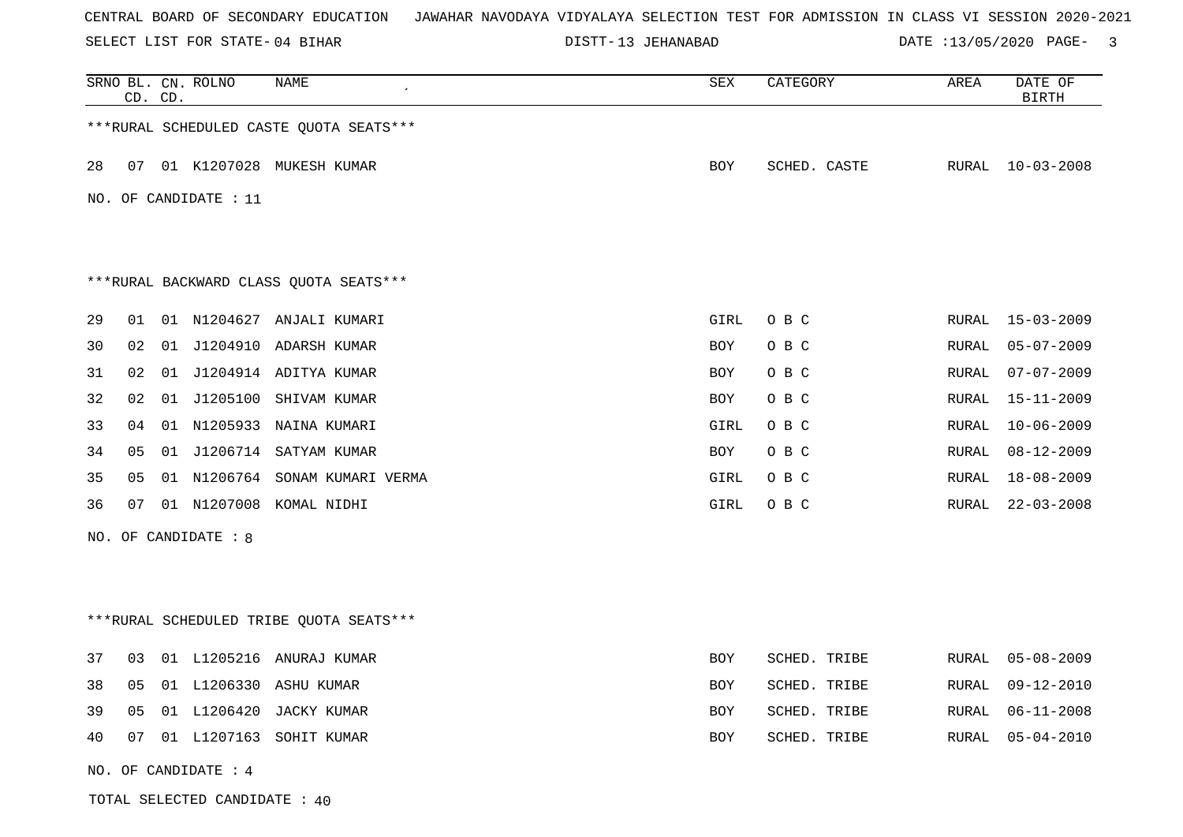CENTRAL BOARD OF SECONDARY EDUCATION JAWAHAR NAVODAYA VIDYALAYA SELECTION TEST FOR ADMISSION IN CLASS VI SESSION 2020-2021

SELECT LIST FOR STATE- 04 BIHAR DISTT- 13 JEHANABAD DATE :13/05/2020 PAGE- 3

***RURAL SCHEDULED CASTE QUOTA SEATS***

| SRNO | BL. CD. | CN. CD. | ROLNO | NAME | SEX | CATEGORY | AREA | DATE OF BIRTH |
|---|---|---|---|---|---|---|---|---|
| 28 | 07 | 01 | K1207028 | MUKESH KUMAR | BOY | SCHED. CASTE | RURAL | 10-03-2008 |

NO. OF CANDIDATE : 11

***RURAL BACKWARD CLASS QUOTA SEATS***

| SRNO | BL. CD. | CN. CD. | ROLNO | NAME | SEX | CATEGORY | AREA | DATE OF BIRTH |
|---|---|---|---|---|---|---|---|---|
| 29 | 01 | 01 | N1204627 | ANJALI KUMARI | GIRL | O B C | RURAL | 15-03-2009 |
| 30 | 02 | 01 | J1204910 | ADARSH KUMAR | BOY | O B C | RURAL | 05-07-2009 |
| 31 | 02 | 01 | J1204914 | ADITYA KUMAR | BOY | O B C | RURAL | 07-07-2009 |
| 32 | 02 | 01 | J1205100 | SHIVAM KUMAR | BOY | O B C | RURAL | 15-11-2009 |
| 33 | 04 | 01 | N1205933 | NAINA KUMARI | GIRL | O B C | RURAL | 10-06-2009 |
| 34 | 05 | 01 | J1206714 | SATYAM KUMAR | BOY | O B C | RURAL | 08-12-2009 |
| 35 | 05 | 01 | N1206764 | SONAM KUMARI VERMA | GIRL | O B C | RURAL | 18-08-2009 |
| 36 | 07 | 01 | N1207008 | KOMAL NIDHI | GIRL | O B C | RURAL | 22-03-2008 |

NO. OF CANDIDATE : 8

***RURAL SCHEDULED TRIBE QUOTA SEATS***

| SRNO | BL. CD. | CN. CD. | ROLNO | NAME | SEX | CATEGORY | AREA | DATE OF BIRTH |
|---|---|---|---|---|---|---|---|---|
| 37 | 03 | 01 | L1205216 | ANURAJ KUMAR | BOY | SCHED. TRIBE | RURAL | 05-08-2009 |
| 38 | 05 | 01 | L1206330 | ASHU KUMAR | BOY | SCHED. TRIBE | RURAL | 09-12-2010 |
| 39 | 05 | 01 | L1206420 | JACKY KUMAR | BOY | SCHED. TRIBE | RURAL | 06-11-2008 |
| 40 | 07 | 01 | L1207163 | SOHIT KUMAR | BOY | SCHED. TRIBE | RURAL | 05-04-2010 |

NO. OF CANDIDATE : 4

TOTAL SELECTED CANDIDATE : 40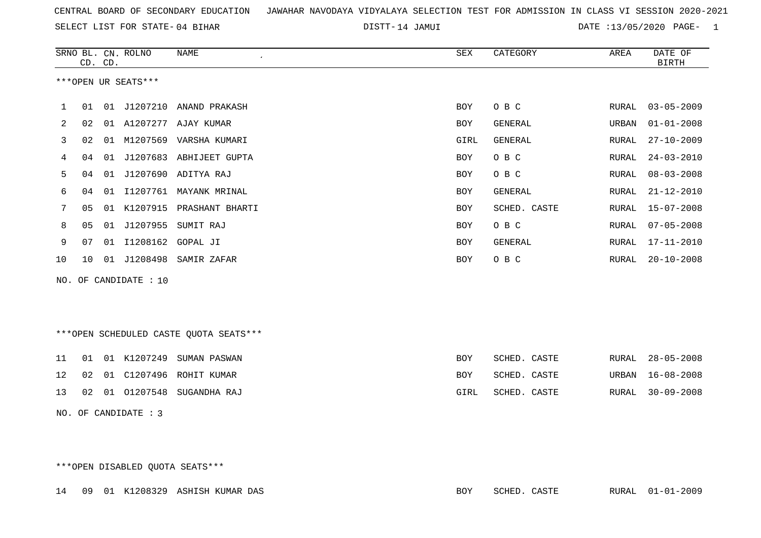CENTRAL BOARD OF SECONDARY EDUCATION JAWAHAR NAVODAYA VIDYALAYA SELECTION TEST FOR ADMISSION IN CLASS VI SESSION 2020-2021

SELECT LIST FOR STATE- 04 BIHAR DISTT- 14 JAMUI DATE :13/05/2020

***OPEN UR SEATS***

| SRNO | BL. CD. | CN. CD. | ROLNO | NAME | SEX | CATEGORY | AREA | DATE OF BIRTH |
|---|---|---|---|---|---|---|---|---|
| 1 | 01 | 01 | J1207210 | ANAND PRAKASH | BOY | O B C | RURAL | 03-05-2009 |
| 2 | 02 | 01 | A1207277 | AJAY KUMAR | BOY | GENERAL | URBAN | 01-01-2008 |
| 3 | 02 | 01 | M1207569 | VARSHA KUMARI | GIRL | GENERAL | RURAL | 27-10-2009 |
| 4 | 04 | 01 | J1207683 | ABHIJEET GUPTA | BOY | O B C | RURAL | 24-03-2010 |
| 5 | 04 | 01 | J1207690 | ADITYA RAJ | BOY | O B C | RURAL | 08-03-2008 |
| 6 | 04 | 01 | I1207761 | MAYANK MRINAL | BOY | GENERAL | RURAL | 21-12-2010 |
| 7 | 05 | 01 | K1207915 | PRASHANT BHARTI | BOY | SCHED. CASTE | RURAL | 15-07-2008 |
| 8 | 05 | 01 | J1207955 | SUMIT RAJ | BOY | O B C | RURAL | 07-05-2008 |
| 9 | 07 | 01 | I1208162 | GOPAL JI | BOY | GENERAL | RURAL | 17-11-2010 |
| 10 | 10 | 01 | J1208498 | SAMIR ZAFAR | BOY | O B C | RURAL | 20-10-2008 |

NO. OF CANDIDATE : 10

***OPEN SCHEDULED CASTE QUOTA SEATS***

| SRNO | BL. CD. | CN. CD. | ROLNO | NAME | SEX | CATEGORY | AREA | DATE OF BIRTH |
|---|---|---|---|---|---|---|---|---|
| 11 | 01 | 01 | K1207249 | SUMAN PASWAN | BOY | SCHED. CASTE | RURAL | 28-05-2008 |
| 12 | 02 | 01 | C1207496 | ROHIT KUMAR | BOY | SCHED. CASTE | URBAN | 16-08-2008 |
| 13 | 02 | 01 | O1207548 | SUGANDHA RAJ | GIRL | SCHED. CASTE | RURAL | 30-09-2008 |

NO. OF CANDIDATE : 3

***OPEN DISABLED QUOTA SEATS***

| SRNO | BL. CD. | CN. CD. | ROLNO | NAME | SEX | CATEGORY | AREA | DATE OF BIRTH |
|---|---|---|---|---|---|---|---|---|
| 14 | 09 | 01 | K1208329 | ASHISH KUMAR DAS | BOY | SCHED. CASTE | RURAL | 01-01-2009 |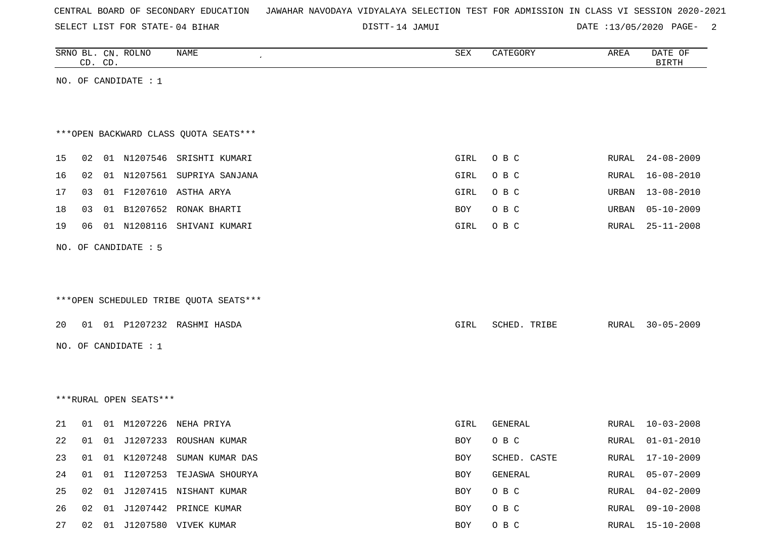CENTRAL BOARD OF SECONDARY EDUCATION JAWAHAR NAVODAYA VIDYALAYA SELECTION TEST FOR ADMISSION IN CLASS VI SESSION 2020-2021

SELECT LIST FOR STATE- 04 BIHAR DISTT- 14 JAMUI DATE :13/05/2020

| SRNO | BL. CD. | CN. CD. | ROLNO | NAME | SEX | CATEGORY | AREA | DATE OF BIRTH |
|---|---|---|---|---|---|---|---|---|

NO. OF CANDIDATE : 1

***OPEN BACKWARD CLASS QUOTA SEATS***

| SRNO | BL. CD. | CN. CD. | ROLNO | NAME | SEX | CATEGORY | AREA | DATE OF BIRTH |
|---|---|---|---|---|---|---|---|---|
| 15 | 02 | 01 | N1207546 | SRISHTI KUMARI | GIRL | O B C | RURAL | 24-08-2009 |
| 16 | 02 | 01 | N1207561 | SUPRIYA SANJANA | GIRL | O B C | RURAL | 16-08-2010 |
| 17 | 03 | 01 | F1207610 | ASTHA ARYA | GIRL | O B C | URBAN | 13-08-2010 |
| 18 | 03 | 01 | B1207652 | RONAK BHARTI | BOY | O B C | URBAN | 05-10-2009 |
| 19 | 06 | 01 | N1208116 | SHIVANI KUMARI | GIRL | O B C | RURAL | 25-11-2008 |

NO. OF CANDIDATE : 5

***OPEN SCHEDULED TRIBE QUOTA SEATS***

| SRNO | BL. CD. | CN. CD. | ROLNO | NAME | SEX | CATEGORY | AREA | DATE OF BIRTH |
|---|---|---|---|---|---|---|---|---|
| 20 | 01 | 01 | P1207232 | RASHMI HASDA | GIRL | SCHED. TRIBE | RURAL | 30-05-2009 |

NO. OF CANDIDATE : 1

***RURAL OPEN SEATS***

| SRNO | BL. CD. | CN. CD. | ROLNO | NAME | SEX | CATEGORY | AREA | DATE OF BIRTH |
|---|---|---|---|---|---|---|---|---|
| 21 | 01 | 01 | M1207226 | NEHA PRIYA | GIRL | GENERAL | RURAL | 10-03-2008 |
| 22 | 01 | 01 | J1207233 | ROUSHAN KUMAR | BOY | O B C | RURAL | 01-01-2010 |
| 23 | 01 | 01 | K1207248 | SUMAN KUMAR DAS | BOY | SCHED. CASTE | RURAL | 17-10-2009 |
| 24 | 01 | 01 | I1207253 | TEJASWA SHOURYA | BOY | GENERAL | RURAL | 05-07-2009 |
| 25 | 02 | 01 | J1207415 | NISHANT KUMAR | BOY | O B C | RURAL | 04-02-2009 |
| 26 | 02 | 01 | J1207442 | PRINCE KUMAR | BOY | O B C | RURAL | 09-10-2008 |
| 27 | 02 | 01 | J1207580 | VIVEK KUMAR | BOY | O B C | RURAL | 15-10-2008 |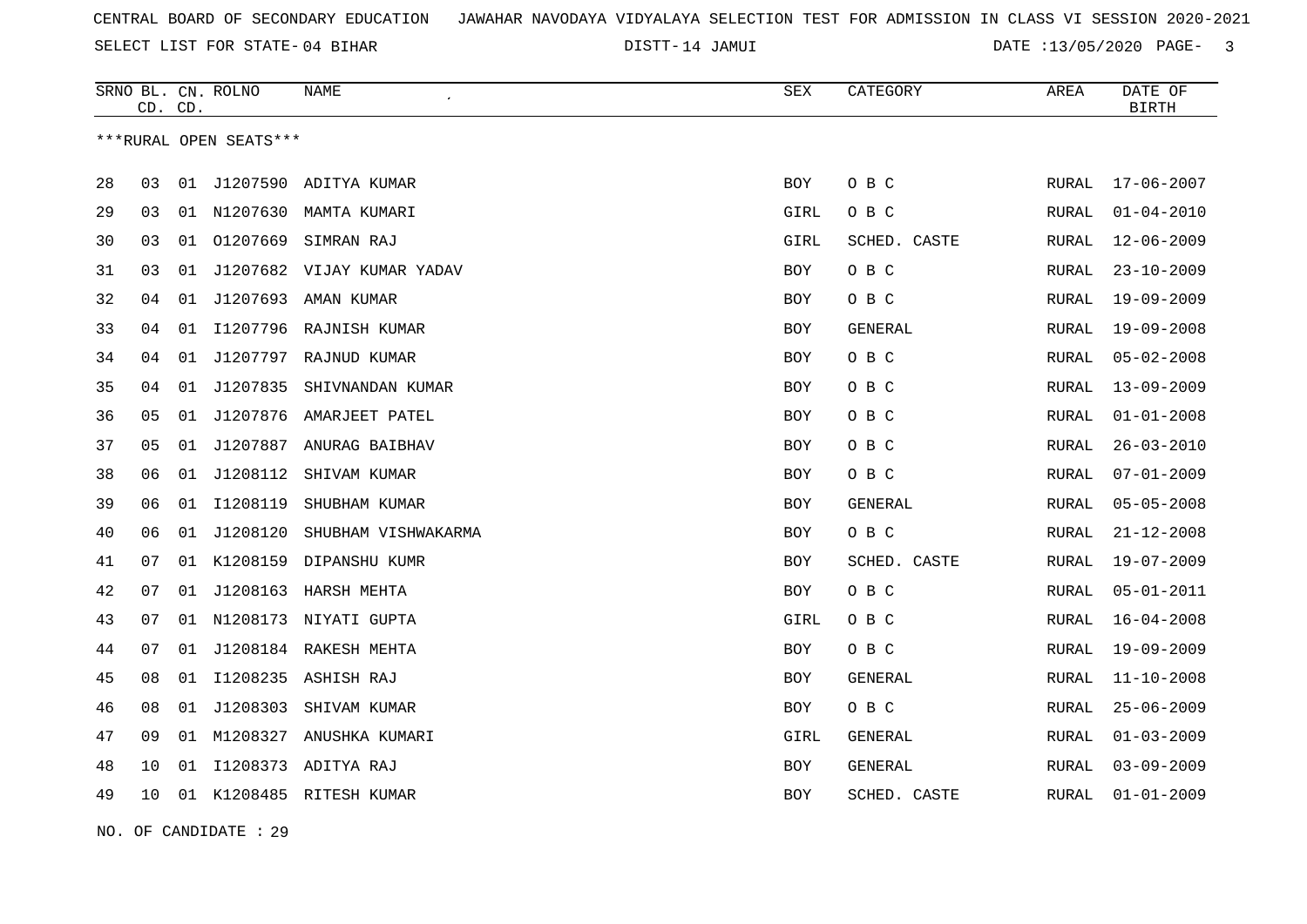CENTRAL BOARD OF SECONDARY EDUCATION JAWAHAR NAVODAYA VIDYALAYA SELECTION TEST FOR ADMISSION IN CLASS VI SESSION 2020-2021

SELECT LIST FOR STATE- 04 BIHAR DISTT- 14 JAMUI DATE :13/05/2020

***RURAL OPEN SEATS***

| SRNO | BL. CD. | CN. CD. | ROLNO | NAME | SEX | CATEGORY | AREA | DATE OF BIRTH |
|---|---|---|---|---|---|---|---|---|
| 28 | 03 | 01 | J1207590 | ADITYA KUMAR | BOY | O B C | RURAL | 17-06-2007 |
| 29 | 03 | 01 | N1207630 | MAMTA KUMARI | GIRL | O B C | RURAL | 01-04-2010 |
| 30 | 03 | 01 | O1207669 | SIMRAN RAJ | GIRL | SCHED. CASTE | RURAL | 12-06-2009 |
| 31 | 03 | 01 | J1207682 | VIJAY KUMAR YADAV | BOY | O B C | RURAL | 23-10-2009 |
| 32 | 04 | 01 | J1207693 | AMAN KUMAR | BOY | O B C | RURAL | 19-09-2009 |
| 33 | 04 | 01 | I1207796 | RAJNISH KUMAR | BOY | GENERAL | RURAL | 19-09-2008 |
| 34 | 04 | 01 | J1207797 | RAJNUD KUMAR | BOY | O B C | RURAL | 05-02-2008 |
| 35 | 04 | 01 | J1207835 | SHIVNANDAN KUMAR | BOY | O B C | RURAL | 13-09-2009 |
| 36 | 05 | 01 | J1207876 | AMARJEET PATEL | BOY | O B C | RURAL | 01-01-2008 |
| 37 | 05 | 01 | J1207887 | ANURAG BAIBHAV | BOY | O B C | RURAL | 26-03-2010 |
| 38 | 06 | 01 | J1208112 | SHIVAM KUMAR | BOY | O B C | RURAL | 07-01-2009 |
| 39 | 06 | 01 | I1208119 | SHUBHAM KUMAR | BOY | GENERAL | RURAL | 05-05-2008 |
| 40 | 06 | 01 | J1208120 | SHUBHAM VISHWAKARMA | BOY | O B C | RURAL | 21-12-2008 |
| 41 | 07 | 01 | K1208159 | DIPANSHU KUMR | BOY | SCHED. CASTE | RURAL | 19-07-2009 |
| 42 | 07 | 01 | J1208163 | HARSH MEHTA | BOY | O B C | RURAL | 05-01-2011 |
| 43 | 07 | 01 | N1208173 | NIYATI GUPTA | GIRL | O B C | RURAL | 16-04-2008 |
| 44 | 07 | 01 | J1208184 | RAKESH MEHTA | BOY | O B C | RURAL | 19-09-2009 |
| 45 | 08 | 01 | I1208235 | ASHISH RAJ | BOY | GENERAL | RURAL | 11-10-2008 |
| 46 | 08 | 01 | J1208303 | SHIVAM KUMAR | BOY | O B C | RURAL | 25-06-2009 |
| 47 | 09 | 01 | M1208327 | ANUSHKA KUMARI | GIRL | GENERAL | RURAL | 01-03-2009 |
| 48 | 10 | 01 | I1208373 | ADITYA RAJ | BOY | GENERAL | RURAL | 03-09-2009 |
| 49 | 10 | 01 | K1208485 | RITESH KUMAR | BOY | SCHED. CASTE | RURAL | 01-01-2009 |

NO. OF CANDIDATE : 29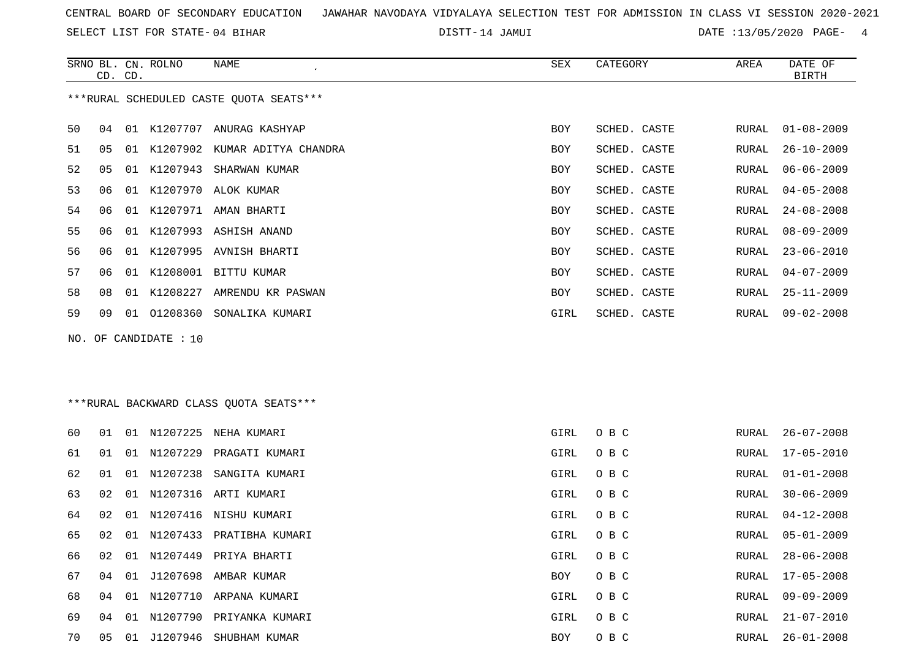CENTRAL BOARD OF SECONDARY EDUCATION   JAWAHAR NAVODAYA VIDYALAYA SELECTION TEST FOR ADMISSION IN CLASS VI SESSION 2020-2021

SELECT LIST FOR STATE- 04 BIHAR   DISTT- 14 JAMUI   DATE :13/05/2020

***RURAL SCHEDULED CASTE QUOTA SEATS***

| SRNO | BL. CD. | CN. CD. | ROLNO | NAME | SEX | CATEGORY | AREA | DATE OF BIRTH |
|---|---|---|---|---|---|---|---|---|
| 50 | 04 | 01 | K1207707 | ANURAG KASHYAP | BOY | SCHED. CASTE | RURAL | 01-08-2009 |
| 51 | 05 | 01 | K1207902 | KUMAR ADITYA CHANDRA | BOY | SCHED. CASTE | RURAL | 26-10-2009 |
| 52 | 05 | 01 | K1207943 | SHARWAN KUMAR | BOY | SCHED. CASTE | RURAL | 06-06-2009 |
| 53 | 06 | 01 | K1207970 | ALOK KUMAR | BOY | SCHED. CASTE | RURAL | 04-05-2008 |
| 54 | 06 | 01 | K1207971 | AMAN BHARTI | BOY | SCHED. CASTE | RURAL | 24-08-2008 |
| 55 | 06 | 01 | K1207993 | ASHISH ANAND | BOY | SCHED. CASTE | RURAL | 08-09-2009 |
| 56 | 06 | 01 | K1207995 | AVNISH BHARTI | BOY | SCHED. CASTE | RURAL | 23-06-2010 |
| 57 | 06 | 01 | K1208001 | BITTU KUMAR | BOY | SCHED. CASTE | RURAL | 04-07-2009 |
| 58 | 08 | 01 | K1208227 | AMRENDU KR PASWAN | BOY | SCHED. CASTE | RURAL | 25-11-2009 |
| 59 | 09 | 01 | O1208360 | SONALIKA KUMARI | GIRL | SCHED. CASTE | RURAL | 09-02-2008 |

NO. OF CANDIDATE : 10

***RURAL BACKWARD CLASS QUOTA SEATS***

| SRNO | BL. CD. | CN. CD. | ROLNO | NAME | SEX | CATEGORY | AREA | DATE OF BIRTH |
|---|---|---|---|---|---|---|---|---|
| 60 | 01 | 01 | N1207225 | NEHA KUMARI | GIRL | O B C | RURAL | 26-07-2008 |
| 61 | 01 | 01 | N1207229 | PRAGATI KUMARI | GIRL | O B C | RURAL | 17-05-2010 |
| 62 | 01 | 01 | N1207238 | SANGITA KUMARI | GIRL | O B C | RURAL | 01-01-2008 |
| 63 | 02 | 01 | N1207316 | ARTI KUMARI | GIRL | O B C | RURAL | 30-06-2009 |
| 64 | 02 | 01 | N1207416 | NISHU KUMARI | GIRL | O B C | RURAL | 04-12-2008 |
| 65 | 02 | 01 | N1207433 | PRATIBHA KUMARI | GIRL | O B C | RURAL | 05-01-2009 |
| 66 | 02 | 01 | N1207449 | PRIYA BHARTI | GIRL | O B C | RURAL | 28-06-2008 |
| 67 | 04 | 01 | J1207698 | AMBAR KUMAR | BOY | O B C | RURAL | 17-05-2008 |
| 68 | 04 | 01 | N1207710 | ARPANA KUMARI | GIRL | O B C | RURAL | 09-09-2009 |
| 69 | 04 | 01 | N1207790 | PRIYANKA KUMARI | GIRL | O B C | RURAL | 21-07-2010 |
| 70 | 05 | 01 | J1207946 | SHUBHAM KUMAR | BOY | O B C | RURAL | 26-01-2008 |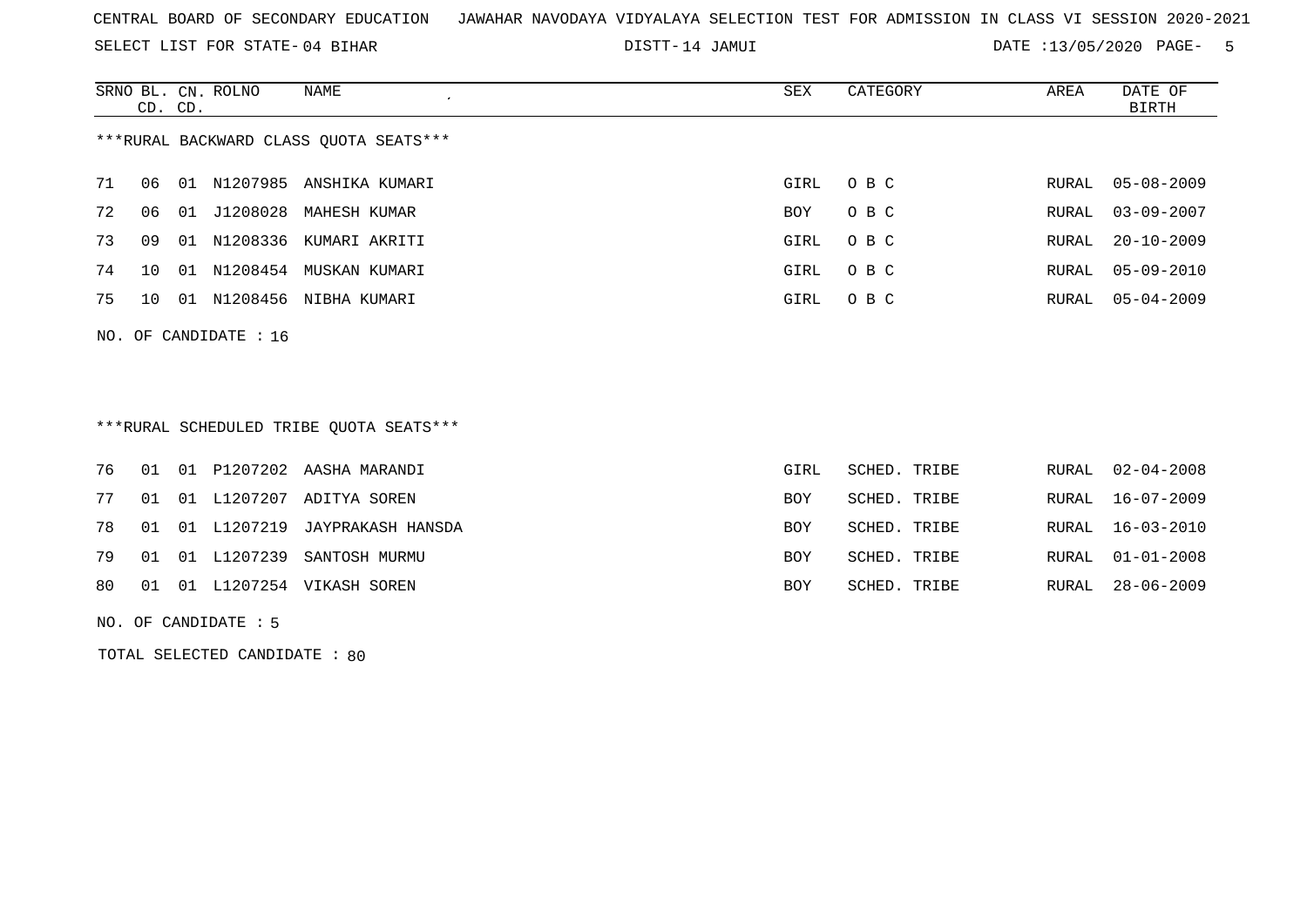CENTRAL BOARD OF SECONDARY EDUCATION JAWAHAR NAVODAYA VIDYALAYA SELECTION TEST FOR ADMISSION IN CLASS VI SESSION 2020-2021

SELECT LIST FOR STATE- 04 BIHAR DISTT- 14 JAMUI DATE :13/05/2020

***RURAL BACKWARD CLASS QUOTA SEATS***

| SRNO | BL. CD. | CN. CD. | ROLNO | NAME | SEX | CATEGORY | AREA | DATE OF BIRTH |
|---|---|---|---|---|---|---|---|---|
| 71 | 06 | 01 | N1207985 | ANSHIKA KUMARI | GIRL | O B C | RURAL | 05-08-2009 |
| 72 | 06 | 01 | J1208028 | MAHESH KUMAR | BOY | O B C | RURAL | 03-09-2007 |
| 73 | 09 | 01 | N1208336 | KUMARI AKRITI | GIRL | O B C | RURAL | 20-10-2009 |
| 74 | 10 | 01 | N1208454 | MUSKAN KUMARI | GIRL | O B C | RURAL | 05-09-2010 |
| 75 | 10 | 01 | N1208456 | NIBHA KUMARI | GIRL | O B C | RURAL | 05-04-2009 |

NO. OF CANDIDATE : 16

***RURAL SCHEDULED TRIBE QUOTA SEATS***

| SRNO | BL. CD. | CN. CD. | ROLNO | NAME | SEX | CATEGORY | AREA | DATE OF BIRTH |
|---|---|---|---|---|---|---|---|---|
| 76 | 01 | 01 | P1207202 | AASHA MARANDI | GIRL | SCHED. TRIBE | RURAL | 02-04-2008 |
| 77 | 01 | 01 | L1207207 | ADITYA SOREN | BOY | SCHED. TRIBE | RURAL | 16-07-2009 |
| 78 | 01 | 01 | L1207219 | JAYPRAKASH HANSDA | BOY | SCHED. TRIBE | RURAL | 16-03-2010 |
| 79 | 01 | 01 | L1207239 | SANTOSH MURMU | BOY | SCHED. TRIBE | RURAL | 01-01-2008 |
| 80 | 01 | 01 | L1207254 | VIKASH SOREN | BOY | SCHED. TRIBE | RURAL | 28-06-2009 |

NO. OF CANDIDATE : 5

TOTAL SELECTED CANDIDATE : 80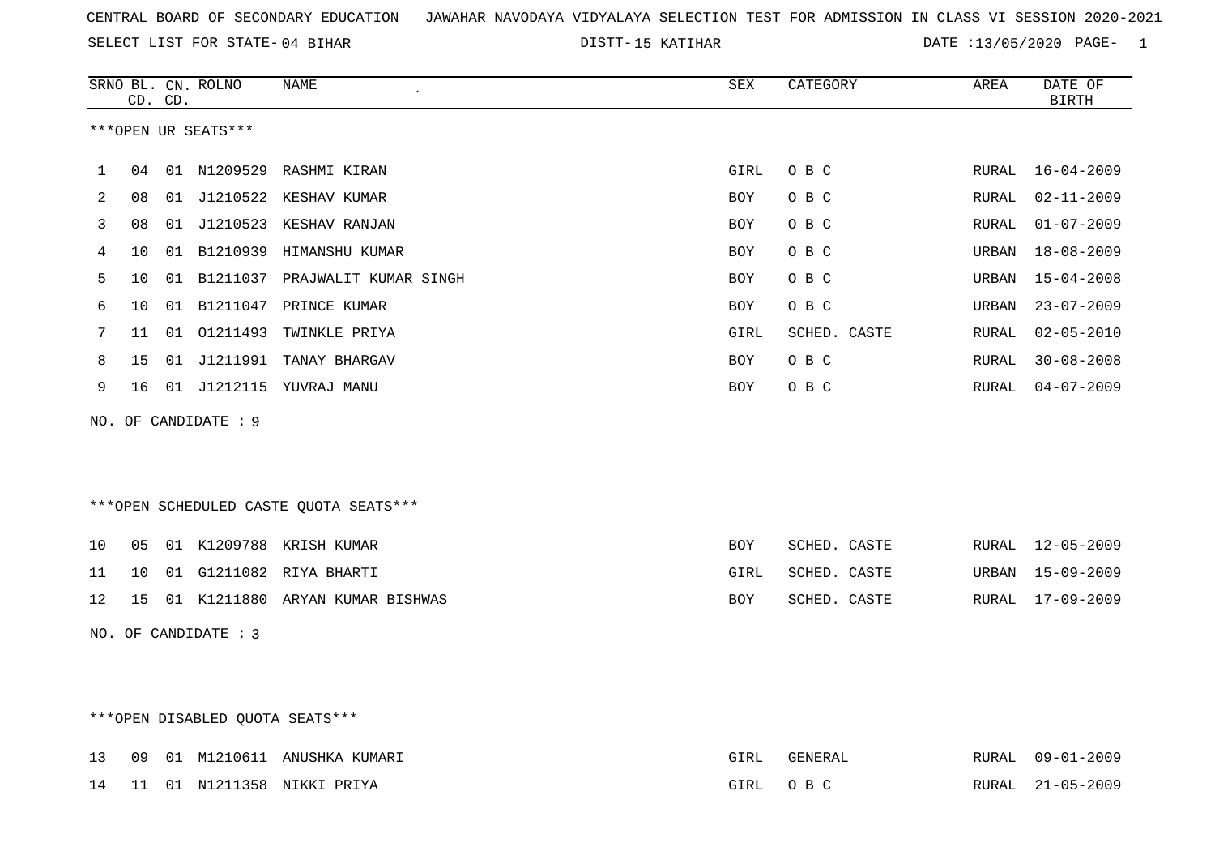CENTRAL BOARD OF SECONDARY EDUCATION JAWAHAR NAVODAYA VIDYALAYA SELECTION TEST FOR ADMISSION IN CLASS VI SESSION 2020-2021

SELECT LIST FOR STATE- 04 BIHAR DISTT- 15 KATIHAR DATE :13/05/2020

| SRNO | BL. CD. | CN. CD. | ROLNO | NAME | SEX | CATEGORY | AREA | DATE OF BIRTH |
|---|---|---|---|---|---|---|---|---|

***OPEN UR SEATS***

| SRNO | BL. CD. | CN. CD. | ROLNO | NAME | SEX | CATEGORY | AREA | DATE OF BIRTH |
|---|---|---|---|---|---|---|---|---|
| 1 | 04 | 01 | N1209529 | RASHMI KIRAN | GIRL | O B C | RURAL | 16-04-2009 |
| 2 | 08 | 01 | J1210522 | KESHAV KUMAR | BOY | O B C | RURAL | 02-11-2009 |
| 3 | 08 | 01 | J1210523 | KESHAV RANJAN | BOY | O B C | RURAL | 01-07-2009 |
| 4 | 10 | 01 | B1210939 | HIMANSHU KUMAR | BOY | O B C | URBAN | 18-08-2009 |
| 5 | 10 | 01 | B1211037 | PRAJWALIT KUMAR SINGH | BOY | O B C | URBAN | 15-04-2008 |
| 6 | 10 | 01 | B1211047 | PRINCE KUMAR | BOY | O B C | URBAN | 23-07-2009 |
| 7 | 11 | 01 | O1211493 | TWINKLE PRIYA | GIRL | SCHED. CASTE | RURAL | 02-05-2010 |
| 8 | 15 | 01 | J1211991 | TANAY BHARGAV | BOY | O B C | RURAL | 30-08-2008 |
| 9 | 16 | 01 | J1212115 | YUVRAJ MANU | BOY | O B C | RURAL | 04-07-2009 |

NO. OF CANDIDATE : 9

***OPEN SCHEDULED CASTE QUOTA SEATS***

| SRNO | BL. CD. | CN. CD. | ROLNO | NAME | SEX | CATEGORY | AREA | DATE OF BIRTH |
|---|---|---|---|---|---|---|---|---|
| 10 | 05 | 01 | K1209788 | KRISH KUMAR | BOY | SCHED. CASTE | RURAL | 12-05-2009 |
| 11 | 10 | 01 | G1211082 | RIYA BHARTI | GIRL | SCHED. CASTE | URBAN | 15-09-2009 |
| 12 | 15 | 01 | K1211880 | ARYAN KUMAR BISHWAS | BOY | SCHED. CASTE | RURAL | 17-09-2009 |

NO. OF CANDIDATE : 3

***OPEN DISABLED QUOTA SEATS***

| SRNO | BL. CD. | CN. CD. | ROLNO | NAME | SEX | CATEGORY | AREA | DATE OF BIRTH |
|---|---|---|---|---|---|---|---|---|
| 13 | 09 | 01 | M1210611 | ANUSHKA KUMARI | GIRL | GENERAL | RURAL | 09-01-2009 |
| 14 | 11 | 01 | N1211358 | NIKKI PRIYA | GIRL | O B C | RURAL | 21-05-2009 |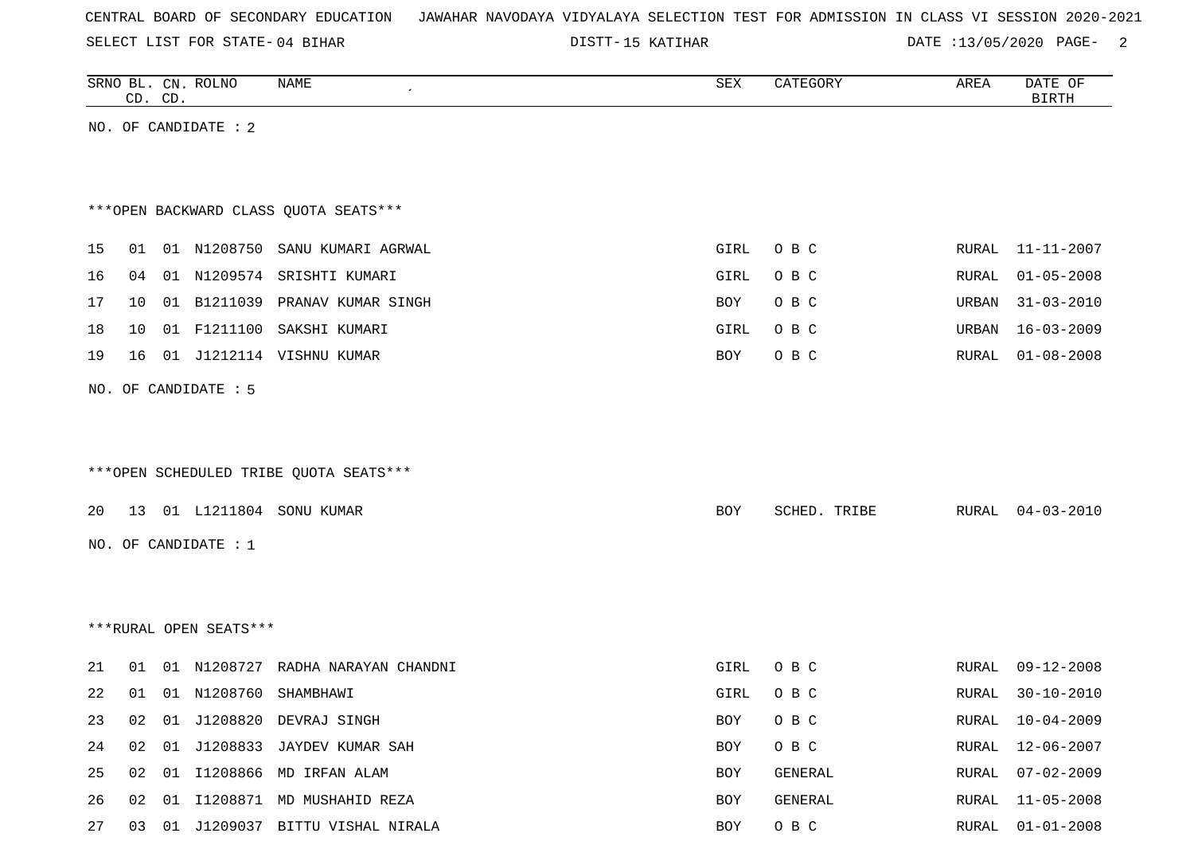CENTRAL BOARD OF SECONDARY EDUCATION JAWAHAR NAVODAYA VIDYALAYA SELECTION TEST FOR ADMISSION IN CLASS VI SESSION 2020-2021

SELECT LIST FOR STATE- 04 BIHAR DISTT- 15 KATIHAR DATE :13/05/2020

| SRNO | BL. CD. | CN. CD. | ROLNO | NAME | SEX | CATEGORY | AREA | DATE OF BIRTH |
|---|---|---|---|---|---|---|---|---|

NO. OF CANDIDATE : 2

***OPEN BACKWARD CLASS QUOTA SEATS***

| SRNO | BL. CD. | CN. CD. | ROLNO | NAME | SEX | CATEGORY | AREA | DATE OF BIRTH |
|---|---|---|---|---|---|---|---|---|
| 15 | 01 | 01 | N1208750 | SANU KUMARI AGRWAL | GIRL | O B C | RURAL | 11-11-2007 |
| 16 | 04 | 01 | N1209574 | SRISHTI KUMARI | GIRL | O B C | RURAL | 01-05-2008 |
| 17 | 10 | 01 | B1211039 | PRANAV KUMAR SINGH | BOY | O B C | URBAN | 31-03-2010 |
| 18 | 10 | 01 | F1211100 | SAKSHI KUMARI | GIRL | O B C | URBAN | 16-03-2009 |
| 19 | 16 | 01 | J1212114 | VISHNU KUMAR | BOY | O B C | RURAL | 01-08-2008 |

NO. OF CANDIDATE : 5

***OPEN SCHEDULED TRIBE QUOTA SEATS***

| SRNO | BL. CD. | CN. CD. | ROLNO | NAME | SEX | CATEGORY | AREA | DATE OF BIRTH |
|---|---|---|---|---|---|---|---|---|
| 20 | 13 | 01 | L1211804 | SONU KUMAR | BOY | SCHED. TRIBE | RURAL | 04-03-2010 |

NO. OF CANDIDATE : 1

***RURAL OPEN SEATS***

| SRNO | BL. CD. | CN. CD. | ROLNO | NAME | SEX | CATEGORY | AREA | DATE OF BIRTH |
|---|---|---|---|---|---|---|---|---|
| 21 | 01 | 01 | N1208727 | RADHA NARAYAN CHANDNI | GIRL | O B C | RURAL | 09-12-2008 |
| 22 | 01 | 01 | N1208760 | SHAMBHAWI | GIRL | O B C | RURAL | 30-10-2010 |
| 23 | 02 | 01 | J1208820 | DEVRAJ SINGH | BOY | O B C | RURAL | 10-04-2009 |
| 24 | 02 | 01 | J1208833 | JAYDEV KUMAR SAH | BOY | O B C | RURAL | 12-06-2007 |
| 25 | 02 | 01 | I1208866 | MD IRFAN ALAM | BOY | GENERAL | RURAL | 07-02-2009 |
| 26 | 02 | 01 | I1208871 | MD MUSHAHID REZA | BOY | GENERAL | RURAL | 11-05-2008 |
| 27 | 03 | 01 | J1209037 | BITTU VISHAL NIRALA | BOY | O B C | RURAL | 01-01-2008 |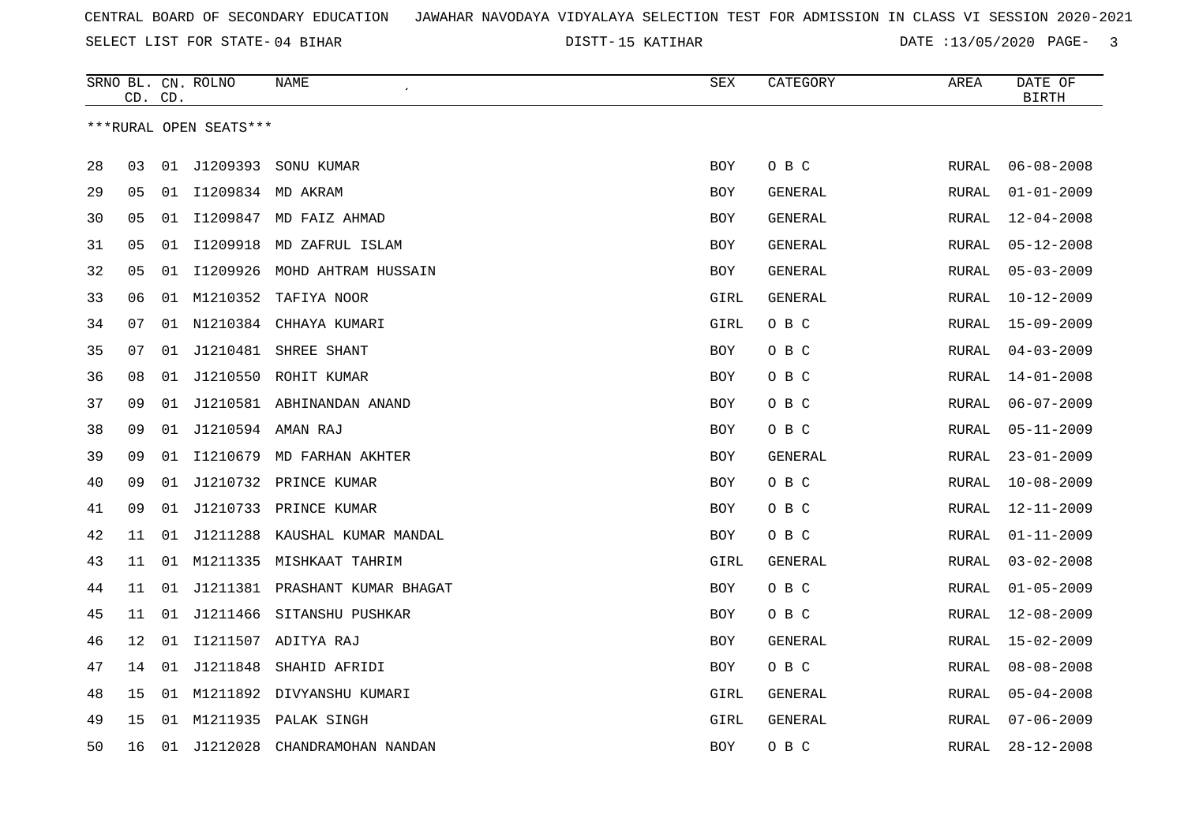CENTRAL BOARD OF SECONDARY EDUCATION JAWAHAR NAVODAYA VIDYALAYA SELECTION TEST FOR ADMISSION IN CLASS VI SESSION 2020-2021

SELECT LIST FOR STATE- 04 BIHAR DISTT- 15 KATIHAR DATE :13/05/2020

***RURAL OPEN SEATS***

| SRNO | BL. CD. | CN. CD. | ROLNO | NAME | SEX | CATEGORY | AREA | DATE OF BIRTH |
|---|---|---|---|---|---|---|---|---|
| 28 | 03 | 01 | J1209393 | SONU KUMAR | BOY | O B C | RURAL | 06-08-2008 |
| 29 | 05 | 01 | I1209834 | MD AKRAM | BOY | GENERAL | RURAL | 01-01-2009 |
| 30 | 05 | 01 | I1209847 | MD FAIZ AHMAD | BOY | GENERAL | RURAL | 12-04-2008 |
| 31 | 05 | 01 | I1209918 | MD ZAFRUL ISLAM | BOY | GENERAL | RURAL | 05-12-2008 |
| 32 | 05 | 01 | I1209926 | MOHD AHTRAM HUSSAIN | BOY | GENERAL | RURAL | 05-03-2009 |
| 33 | 06 | 01 | M1210352 | TAFIYA NOOR | GIRL | GENERAL | RURAL | 10-12-2009 |
| 34 | 07 | 01 | N1210384 | CHHAYA KUMARI | GIRL | O B C | RURAL | 15-09-2009 |
| 35 | 07 | 01 | J1210481 | SHREE SHANT | BOY | O B C | RURAL | 04-03-2009 |
| 36 | 08 | 01 | J1210550 | ROHIT KUMAR | BOY | O B C | RURAL | 14-01-2008 |
| 37 | 09 | 01 | J1210581 | ABHINANDAN ANAND | BOY | O B C | RURAL | 06-07-2009 |
| 38 | 09 | 01 | J1210594 | AMAN RAJ | BOY | O B C | RURAL | 05-11-2009 |
| 39 | 09 | 01 | I1210679 | MD FARHAN AKHTER | BOY | GENERAL | RURAL | 23-01-2009 |
| 40 | 09 | 01 | J1210732 | PRINCE KUMAR | BOY | O B C | RURAL | 10-08-2009 |
| 41 | 09 | 01 | J1210733 | PRINCE KUMAR | BOY | O B C | RURAL | 12-11-2009 |
| 42 | 11 | 01 | J1211288 | KAUSHAL KUMAR MANDAL | BOY | O B C | RURAL | 01-11-2009 |
| 43 | 11 | 01 | M1211335 | MISHKAAT TAHRIM | GIRL | GENERAL | RURAL | 03-02-2008 |
| 44 | 11 | 01 | J1211381 | PRASHANT KUMAR BHAGAT | BOY | O B C | RURAL | 01-05-2009 |
| 45 | 11 | 01 | J1211466 | SITANSHU PUSHKAR | BOY | O B C | RURAL | 12-08-2009 |
| 46 | 12 | 01 | I1211507 | ADITYA RAJ | BOY | GENERAL | RURAL | 15-02-2009 |
| 47 | 14 | 01 | J1211848 | SHAHID AFRIDI | BOY | O B C | RURAL | 08-08-2008 |
| 48 | 15 | 01 | M1211892 | DIVYANSHU KUMARI | GIRL | GENERAL | RURAL | 05-04-2008 |
| 49 | 15 | 01 | M1211935 | PALAK SINGH | GIRL | GENERAL | RURAL | 07-06-2009 |
| 50 | 16 | 01 | J1212028 | CHANDRAMOHAN NANDAN | BOY | O B C | RURAL | 28-12-2008 |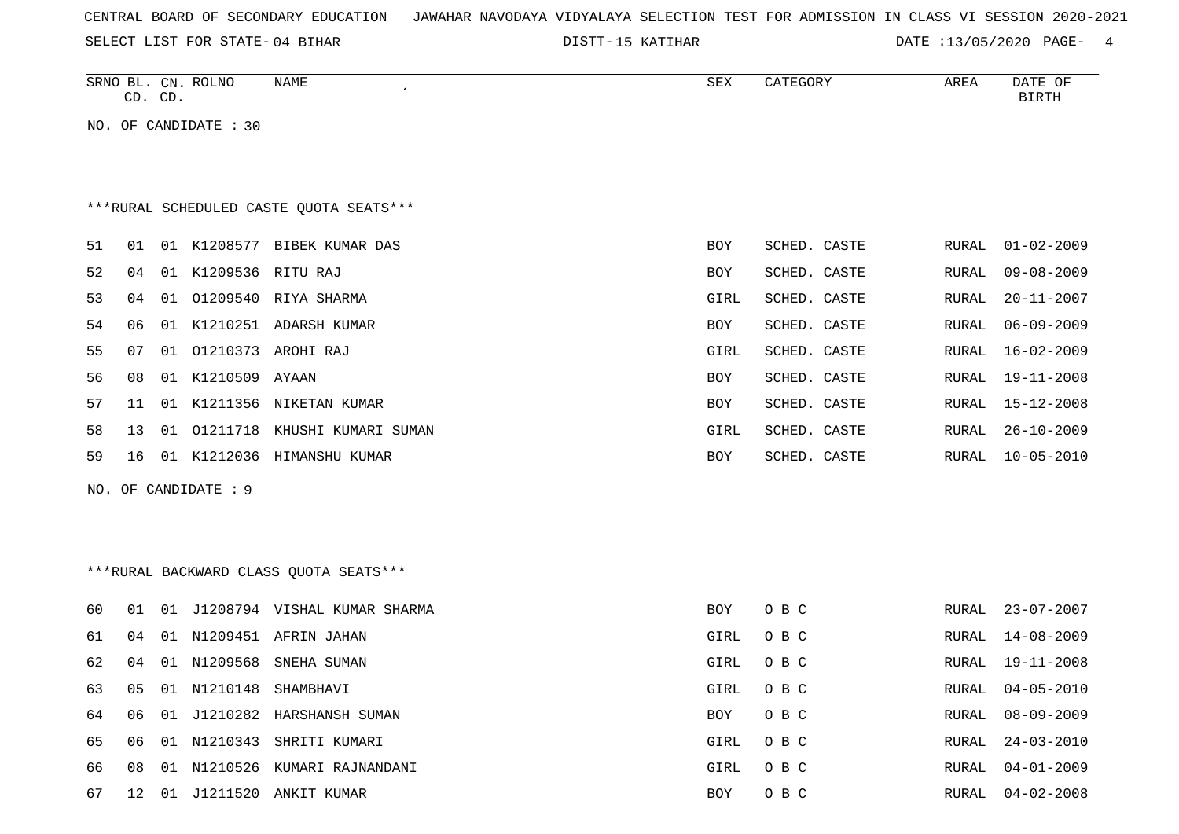CENTRAL BOARD OF SECONDARY EDUCATION JAWAHAR NAVODAYA VIDYALAYA SELECTION TEST FOR ADMISSION IN CLASS VI SESSION 2020-2021

SELECT LIST FOR STATE- 04 BIHAR DISTT- 15 KATIHAR DATE :13/05/2020

| SRNO | BL. CD. | CN. CD. | ROLNO | NAME | SEX | CATEGORY | AREA | DATE OF BIRTH |
|---|---|---|---|---|---|---|---|---|

NO. OF CANDIDATE : 30

***RURAL SCHEDULED CASTE QUOTA SEATS***

| SRNO | BL. CD. | CN. CD. | ROLNO | NAME | SEX | CATEGORY | AREA | DATE OF BIRTH |
|---|---|---|---|---|---|---|---|---|
| 51 | 01 | 01 | K1208577 | BIBEK KUMAR DAS | BOY | SCHED. CASTE | RURAL | 01-02-2009 |
| 52 | 04 | 01 | K1209536 | RITU RAJ | BOY | SCHED. CASTE | RURAL | 09-08-2009 |
| 53 | 04 | 01 | O1209540 | RIYA SHARMA | GIRL | SCHED. CASTE | RURAL | 20-11-2007 |
| 54 | 06 | 01 | K1210251 | ADARSH KUMAR | BOY | SCHED. CASTE | RURAL | 06-09-2009 |
| 55 | 07 | 01 | O1210373 | AROHI RAJ | GIRL | SCHED. CASTE | RURAL | 16-02-2009 |
| 56 | 08 | 01 | K1210509 | AYAAN | BOY | SCHED. CASTE | RURAL | 19-11-2008 |
| 57 | 11 | 01 | K1211356 | NIKETAN KUMAR | BOY | SCHED. CASTE | RURAL | 15-12-2008 |
| 58 | 13 | 01 | O1211718 | KHUSHI KUMARI SUMAN | GIRL | SCHED. CASTE | RURAL | 26-10-2009 |
| 59 | 16 | 01 | K1212036 | HIMANSHU KUMAR | BOY | SCHED. CASTE | RURAL | 10-05-2010 |

NO. OF CANDIDATE : 9

***RURAL BACKWARD CLASS QUOTA SEATS***

| SRNO | BL. CD. | CN. CD. | ROLNO | NAME | SEX | CATEGORY | AREA | DATE OF BIRTH |
|---|---|---|---|---|---|---|---|---|
| 60 | 01 | 01 | J1208794 | VISHAL KUMAR SHARMA | BOY | O B C | RURAL | 23-07-2007 |
| 61 | 04 | 01 | N1209451 | AFRIN JAHAN | GIRL | O B C | RURAL | 14-08-2009 |
| 62 | 04 | 01 | N1209568 | SNEHA SUMAN | GIRL | O B C | RURAL | 19-11-2008 |
| 63 | 05 | 01 | N1210148 | SHAMBHAVI | GIRL | O B C | RURAL | 04-05-2010 |
| 64 | 06 | 01 | J1210282 | HARSHANSH SUMAN | BOY | O B C | RURAL | 08-09-2009 |
| 65 | 06 | 01 | N1210343 | SHRITI KUMARI | GIRL | O B C | RURAL | 24-03-2010 |
| 66 | 08 | 01 | N1210526 | KUMARI RAJNANDANI | GIRL | O B C | RURAL | 04-01-2009 |
| 67 | 12 | 01 | J1211520 | ANKIT KUMAR | BOY | O B C | RURAL | 04-02-2008 |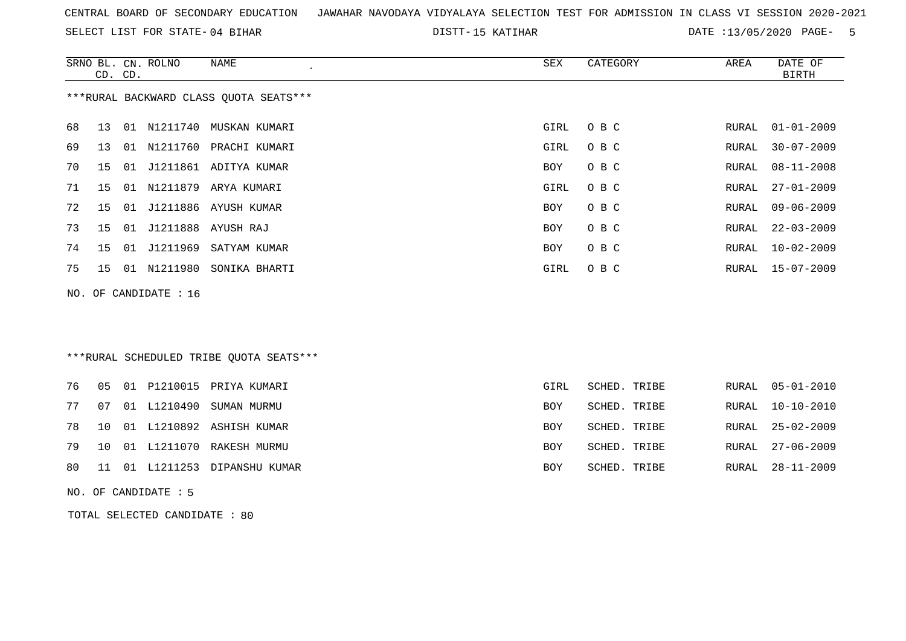CENTRAL BOARD OF SECONDARY EDUCATION JAWAHAR NAVODAYA VIDYALAYA SELECTION TEST FOR ADMISSION IN CLASS VI SESSION 2020-2021

SELECT LIST FOR STATE- 04 BIHAR DISTT- 15 KATIHAR DATE :13/05/2020

***RURAL BACKWARD CLASS QUOTA SEATS***

| SRNO | BL. CD. | CN. CD. | ROLNO | NAME | SEX | CATEGORY | AREA | DATE OF BIRTH |
|---|---|---|---|---|---|---|---|---|
| 68 | 13 | 01 | N1211740 | MUSKAN KUMARI | GIRL | O B C | RURAL | 01-01-2009 |
| 69 | 13 | 01 | N1211760 | PRACHI KUMARI | GIRL | O B C | RURAL | 30-07-2009 |
| 70 | 15 | 01 | J1211861 | ADITYA KUMAR | BOY | O B C | RURAL | 08-11-2008 |
| 71 | 15 | 01 | N1211879 | ARYA KUMARI | GIRL | O B C | RURAL | 27-01-2009 |
| 72 | 15 | 01 | J1211886 | AYUSH KUMAR | BOY | O B C | RURAL | 09-06-2009 |
| 73 | 15 | 01 | J1211888 | AYUSH RAJ | BOY | O B C | RURAL | 22-03-2009 |
| 74 | 15 | 01 | J1211969 | SATYAM KUMAR | BOY | O B C | RURAL | 10-02-2009 |
| 75 | 15 | 01 | N1211980 | SONIKA BHARTI | GIRL | O B C | RURAL | 15-07-2009 |

NO. OF CANDIDATE : 16

***RURAL SCHEDULED TRIBE QUOTA SEATS***

| SRNO | BL. CD. | CN. CD. | ROLNO | NAME | SEX | CATEGORY | AREA | DATE OF BIRTH |
|---|---|---|---|---|---|---|---|---|
| 76 | 05 | 01 | P1210015 | PRIYA KUMARI | GIRL | SCHED. TRIBE | RURAL | 05-01-2010 |
| 77 | 07 | 01 | L1210490 | SUMAN MURMU | BOY | SCHED. TRIBE | RURAL | 10-10-2010 |
| 78 | 10 | 01 | L1210892 | ASHISH KUMAR | BOY | SCHED. TRIBE | RURAL | 25-02-2009 |
| 79 | 10 | 01 | L1211070 | RAKESH MURMU | BOY | SCHED. TRIBE | RURAL | 27-06-2009 |
| 80 | 11 | 01 | L1211253 | DIPANSHU KUMAR | BOY | SCHED. TRIBE | RURAL | 28-11-2009 |

NO. OF CANDIDATE : 5

TOTAL SELECTED CANDIDATE : 80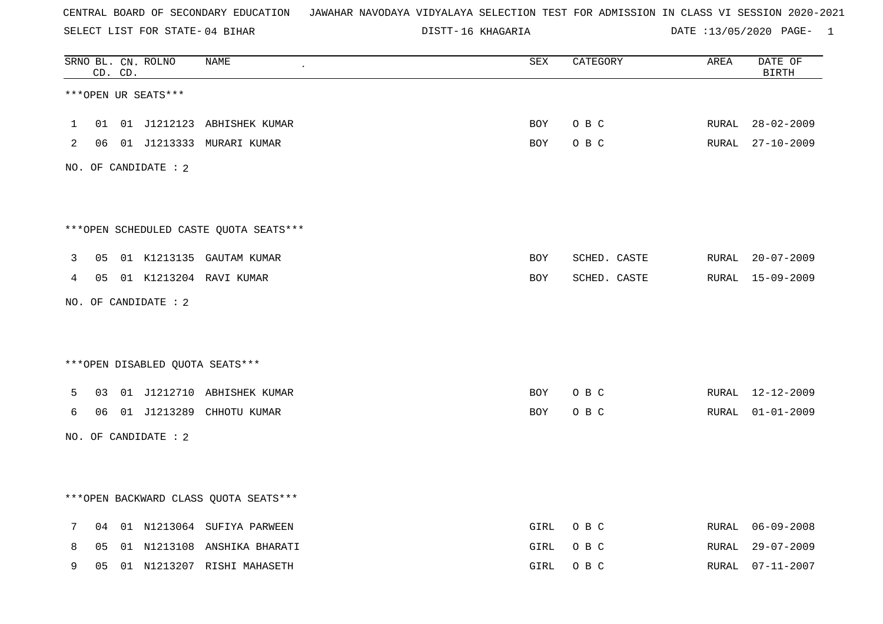CENTRAL BOARD OF SECONDARY EDUCATION   JAWAHAR NAVODAYA VIDYALAYA SELECTION TEST FOR ADMISSION IN CLASS VI SESSION 2020-2021

SELECT LIST FOR STATE- 04 BIHAR   DISTT- 16 KHAGARIA   DATE :13/05/2020 PAGE- 1

***OPEN UR SEATS***

| SRNO | BL. CD. | CN. CD. | ROLNO | NAME | SEX | CATEGORY | AREA | DATE OF BIRTH |
|---|---|---|---|---|---|---|---|---|
| 1 | 01 | 01 | J1212123 | ABHISHEK KUMAR | BOY | O B C | RURAL | 28-02-2009 |
| 2 | 06 | 01 | J1213333 | MURARI KUMAR | BOY | O B C | RURAL | 27-10-2009 |

NO. OF CANDIDATE : 2

***OPEN SCHEDULED CASTE QUOTA SEATS***

| SRNO | BL. CD. | CN. CD. | ROLNO | NAME | SEX | CATEGORY | AREA | DATE OF BIRTH |
|---|---|---|---|---|---|---|---|---|
| 3 | 05 | 01 | K1213135 | GAUTAM KUMAR | BOY | SCHED. CASTE | RURAL | 20-07-2009 |
| 4 | 05 | 01 | K1213204 | RAVI KUMAR | BOY | SCHED. CASTE | RURAL | 15-09-2009 |

NO. OF CANDIDATE : 2

***OPEN DISABLED QUOTA SEATS***

| SRNO | BL. CD. | CN. CD. | ROLNO | NAME | SEX | CATEGORY | AREA | DATE OF BIRTH |
|---|---|---|---|---|---|---|---|---|
| 5 | 03 | 01 | J1212710 | ABHISHEK KUMAR | BOY | O B C | RURAL | 12-12-2009 |
| 6 | 06 | 01 | J1213289 | CHHOTU KUMAR | BOY | O B C | RURAL | 01-01-2009 |

NO. OF CANDIDATE : 2

***OPEN BACKWARD CLASS QUOTA SEATS***

| SRNO | BL. CD. | CN. CD. | ROLNO | NAME | SEX | CATEGORY | AREA | DATE OF BIRTH |
|---|---|---|---|---|---|---|---|---|
| 7 | 04 | 01 | N1213064 | SUFIYA PARWEEN | GIRL | O B C | RURAL | 06-09-2008 |
| 8 | 05 | 01 | N1213108 | ANSHIKA BHARATI | GIRL | O B C | RURAL | 29-07-2009 |
| 9 | 05 | 01 | N1213207 | RISHI MAHASETH | GIRL | O B C | RURAL | 07-11-2007 |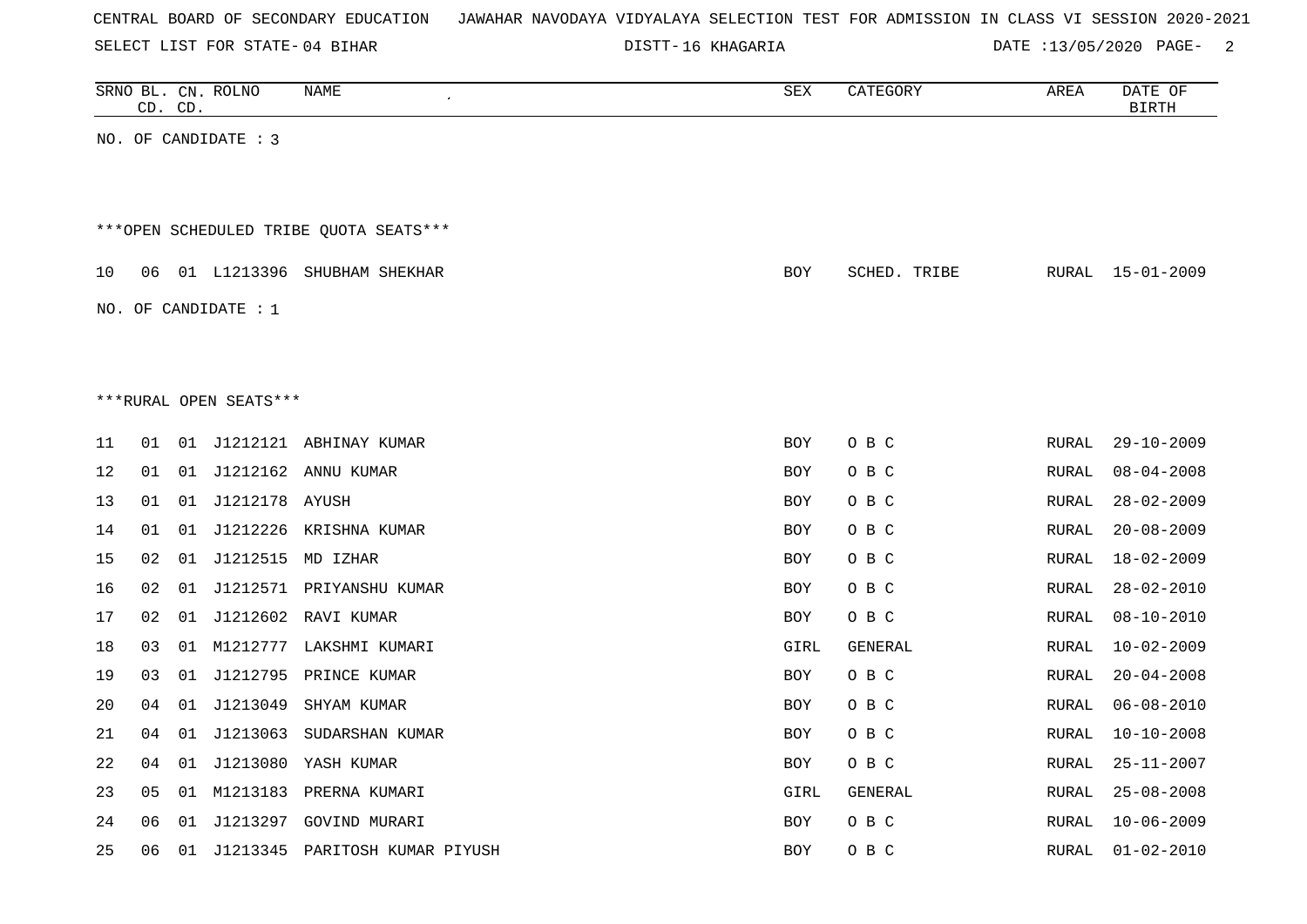CENTRAL BOARD OF SECONDARY EDUCATION JAWAHAR NAVODAYA VIDYALAYA SELECTION TEST FOR ADMISSION IN CLASS VI SESSION 2020-2021

SELECT LIST FOR STATE- 04 BIHAR DISTT- 16 KHAGARIA DATE :13/05/2020

| SRNO | BL. CD. | CN. CD. | ROLNO | NAME | SEX | CATEGORY | AREA | DATE OF BIRTH |
|---|---|---|---|---|---|---|---|---|

NO. OF CANDIDATE : 3

***OPEN SCHEDULED TRIBE QUOTA SEATS***

| SRNO | BL. CD. | CN. CD. | ROLNO | NAME | SEX | CATEGORY | AREA | DATE OF BIRTH |
|---|---|---|---|---|---|---|---|---|
| 10 | 06 | 01 | L1213396 | SHUBHAM SHEKHAR | BOY | SCHED. TRIBE | RURAL | 15-01-2009 |

NO. OF CANDIDATE : 1

***RURAL OPEN SEATS***

| SRNO | BL. CD. | CN. CD. | ROLNO | NAME | SEX | CATEGORY | AREA | DATE OF BIRTH |
|---|---|---|---|---|---|---|---|---|
| 11 | 01 | 01 | J1212121 | ABHINAY KUMAR | BOY | O B C | RURAL | 29-10-2009 |
| 12 | 01 | 01 | J1212162 | ANNU KUMAR | BOY | O B C | RURAL | 08-04-2008 |
| 13 | 01 | 01 | J1212178 | AYUSH | BOY | O B C | RURAL | 28-02-2009 |
| 14 | 01 | 01 | J1212226 | KRISHNA KUMAR | BOY | O B C | RURAL | 20-08-2009 |
| 15 | 02 | 01 | J1212515 | MD IZHAR | BOY | O B C | RURAL | 18-02-2009 |
| 16 | 02 | 01 | J1212571 | PRIYANSHU KUMAR | BOY | O B C | RURAL | 28-02-2010 |
| 17 | 02 | 01 | J1212602 | RAVI KUMAR | BOY | O B C | RURAL | 08-10-2010 |
| 18 | 03 | 01 | M1212777 | LAKSHMI KUMARI | GIRL | GENERAL | RURAL | 10-02-2009 |
| 19 | 03 | 01 | J1212795 | PRINCE KUMAR | BOY | O B C | RURAL | 20-04-2008 |
| 20 | 04 | 01 | J1213049 | SHYAM KUMAR | BOY | O B C | RURAL | 06-08-2010 |
| 21 | 04 | 01 | J1213063 | SUDARSHAN KUMAR | BOY | O B C | RURAL | 10-10-2008 |
| 22 | 04 | 01 | J1213080 | YASH KUMAR | BOY | O B C | RURAL | 25-11-2007 |
| 23 | 05 | 01 | M1213183 | PRERNA KUMARI | GIRL | GENERAL | RURAL | 25-08-2008 |
| 24 | 06 | 01 | J1213297 | GOVIND MURARI | BOY | O B C | RURAL | 10-06-2009 |
| 25 | 06 | 01 | J1213345 | PARITOSH KUMAR PIYUSH | BOY | O B C | RURAL | 01-02-2010 |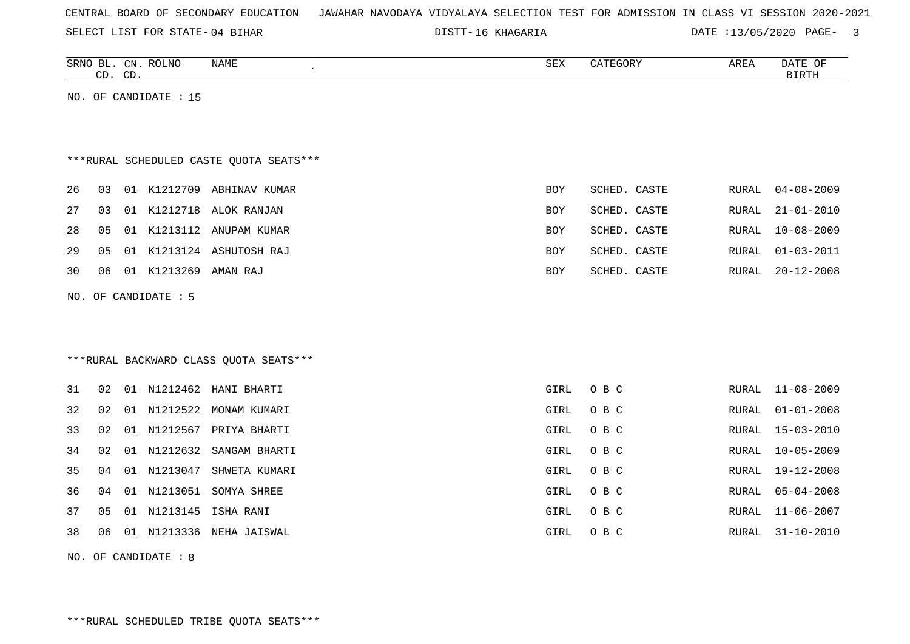NO. OF CANDIDATE : 15

***RURAL SCHEDULED CASTE QUOTA SEATS***

| SRNO | BL. CD. | CN. CD. | ROLNO | NAME | SEX | CATEGORY | AREA | DATE OF BIRTH |
|---|---|---|---|---|---|---|---|---|
| 26 | 03 | 01 | K1212709 | ABHINAV KUMAR | BOY | SCHED. CASTE | RURAL | 04-08-2009 |
| 27 | 03 | 01 | K1212718 | ALOK RANJAN | BOY | SCHED. CASTE | RURAL | 21-01-2010 |
| 28 | 05 | 01 | K1213112 | ANUPAM KUMAR | BOY | SCHED. CASTE | RURAL | 10-08-2009 |
| 29 | 05 | 01 | K1213124 | ASHUTOSH RAJ | BOY | SCHED. CASTE | RURAL | 01-03-2011 |
| 30 | 06 | 01 | K1213269 | AMAN RAJ | BOY | SCHED. CASTE | RURAL | 20-12-2008 |

NO. OF CANDIDATE : 5

***RURAL BACKWARD CLASS QUOTA SEATS***

| SRNO | BL. CD. | CN. CD. | ROLNO | NAME | SEX | CATEGORY | AREA | DATE OF BIRTH |
|---|---|---|---|---|---|---|---|---|
| 31 | 02 | 01 | N1212462 | HANI BHARTI | GIRL | O B C | RURAL | 11-08-2009 |
| 32 | 02 | 01 | N1212522 | MONAM KUMARI | GIRL | O B C | RURAL | 01-01-2008 |
| 33 | 02 | 01 | N1212567 | PRIYA BHARTI | GIRL | O B C | RURAL | 15-03-2010 |
| 34 | 02 | 01 | N1212632 | SANGAM BHARTI | GIRL | O B C | RURAL | 10-05-2009 |
| 35 | 04 | 01 | N1213047 | SHWETA KUMARI | GIRL | O B C | RURAL | 19-12-2008 |
| 36 | 04 | 01 | N1213051 | SOMYA SHREE | GIRL | O B C | RURAL | 05-04-2008 |
| 37 | 05 | 01 | N1213145 | ISHA RANI | GIRL | O B C | RURAL | 11-06-2007 |
| 38 | 06 | 01 | N1213336 | NEHA JAISWAL | GIRL | O B C | RURAL | 31-10-2010 |

NO. OF CANDIDATE : 8

***RURAL SCHEDULED TRIBE QUOTA SEATS***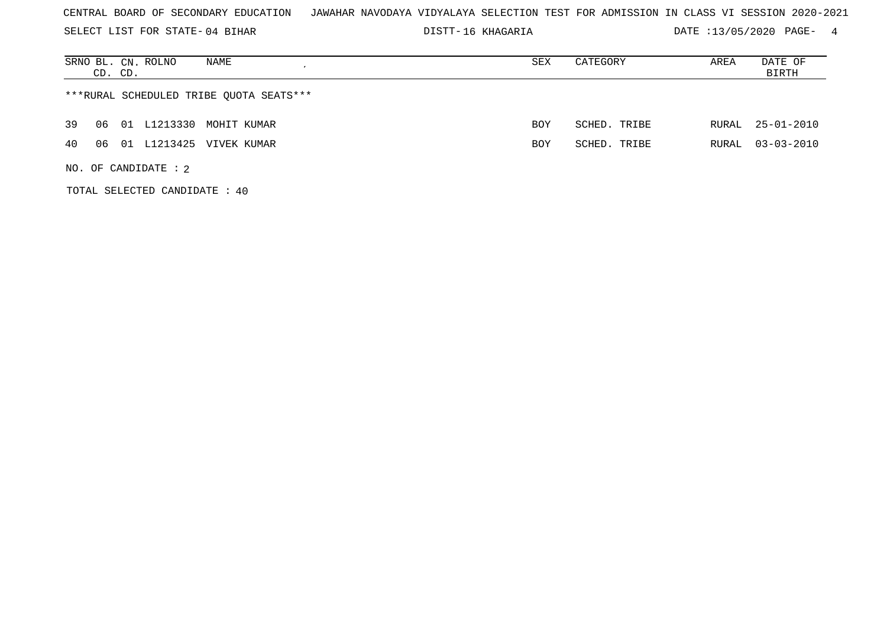CENTRAL BOARD OF SECONDARY EDUCATION   JAWAHAR NAVODAYA VIDYALAYA SELECTION TEST FOR ADMISSION IN CLASS VI SESSION 2020-2021

SELECT LIST FOR STATE- 04 BIHAR   DISTT- 16 KHAGARIA   DATE :13/05/2020

***RURAL SCHEDULED TRIBE QUOTA SEATS***

| SRNO | BL. CD. | CN. CD. | ROLNO | NAME | SEX | CATEGORY | AREA | DATE OF BIRTH |
|---|---|---|---|---|---|---|---|---|
| 39 | 06 | 01 | L1213330 | MOHIT KUMAR | BOY | SCHED. TRIBE | RURAL | 25-01-2010 |
| 40 | 06 | 01 | L1213425 | VIVEK KUMAR | BOY | SCHED. TRIBE | RURAL | 03-03-2010 |

NO. OF CANDIDATE : 2

TOTAL SELECTED CANDIDATE : 40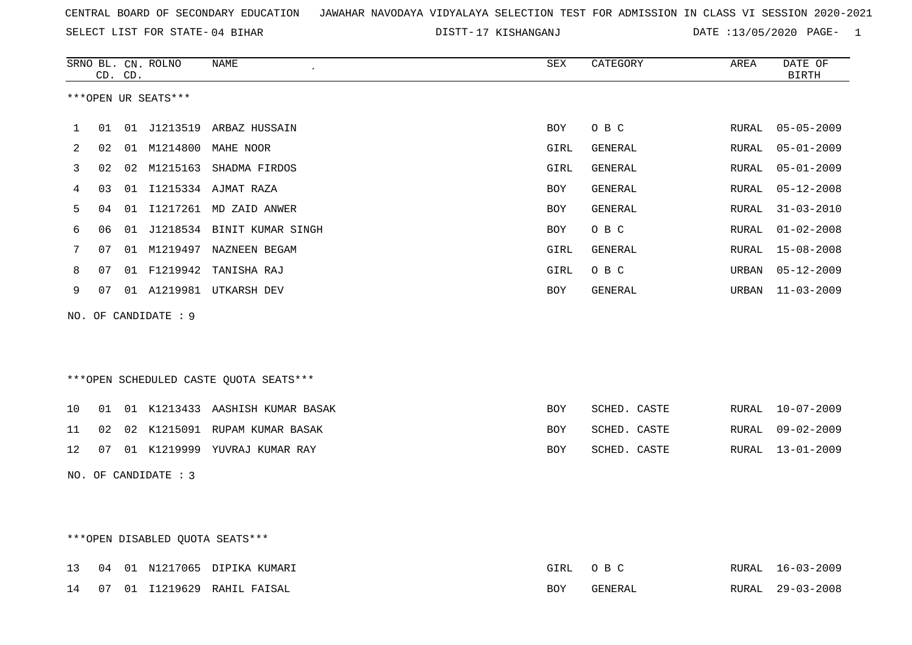CENTRAL BOARD OF SECONDARY EDUCATION   JAWAHAR NAVODAYA VIDYALAYA SELECTION TEST FOR ADMISSION IN CLASS VI SESSION 2020-2021

SELECT LIST FOR STATE- 04 BIHAR   DISTT- 17 KISHANGANJ   DATE :13/05/2020

***OPEN UR SEATS***

| SRNO | BL. CD. | CN. CD. | ROLNO | NAME | SEX | CATEGORY | AREA | DATE OF BIRTH |
|---|---|---|---|---|---|---|---|---|
| 1 | 01 | 01 | J1213519 | ARBAZ HUSSAIN | BOY | O B C | RURAL | 05-05-2009 |
| 2 | 02 | 01 | M1214800 | MAHE NOOR | GIRL | GENERAL | RURAL | 05-01-2009 |
| 3 | 02 | 02 | M1215163 | SHADMA FIRDOS | GIRL | GENERAL | RURAL | 05-01-2009 |
| 4 | 03 | 01 | I1215334 | AJMAT RAZA | BOY | GENERAL | RURAL | 05-12-2008 |
| 5 | 04 | 01 | I1217261 | MD ZAID ANWER | BOY | GENERAL | RURAL | 31-03-2010 |
| 6 | 06 | 01 | J1218534 | BINIT KUMAR SINGH | BOY | O B C | RURAL | 01-02-2008 |
| 7 | 07 | 01 | M1219497 | NAZNEEN BEGAM | GIRL | GENERAL | RURAL | 15-08-2008 |
| 8 | 07 | 01 | F1219942 | TANISHA RAJ | GIRL | O B C | URBAN | 05-12-2009 |
| 9 | 07 | 01 | A1219981 | UTKARSH DEV | BOY | GENERAL | URBAN | 11-03-2009 |

NO. OF CANDIDATE : 9

***OPEN SCHEDULED CASTE QUOTA SEATS***

| SRNO | BL. CD. | CN. CD. | ROLNO | NAME | SEX | CATEGORY | AREA | DATE OF BIRTH |
|---|---|---|---|---|---|---|---|---|
| 10 | 01 | 01 | K1213433 | AASHISH KUMAR BASAK | BOY | SCHED. CASTE | RURAL | 10-07-2009 |
| 11 | 02 | 02 | K1215091 | RUPAM KUMAR BASAK | BOY | SCHED. CASTE | RURAL | 09-02-2009 |
| 12 | 07 | 01 | K1219999 | YUVRAJ KUMAR RAY | BOY | SCHED. CASTE | RURAL | 13-01-2009 |

NO. OF CANDIDATE : 3

***OPEN DISABLED QUOTA SEATS***

| SRNO | BL. CD. | CN. CD. | ROLNO | NAME | SEX | CATEGORY | AREA | DATE OF BIRTH |
|---|---|---|---|---|---|---|---|---|
| 13 | 04 | 01 | N1217065 | DIPIKA KUMARI | GIRL | O B C | RURAL | 16-03-2009 |
| 14 | 07 | 01 | I1219629 | RAHIL FAISAL | BOY | GENERAL | RURAL | 29-03-2008 |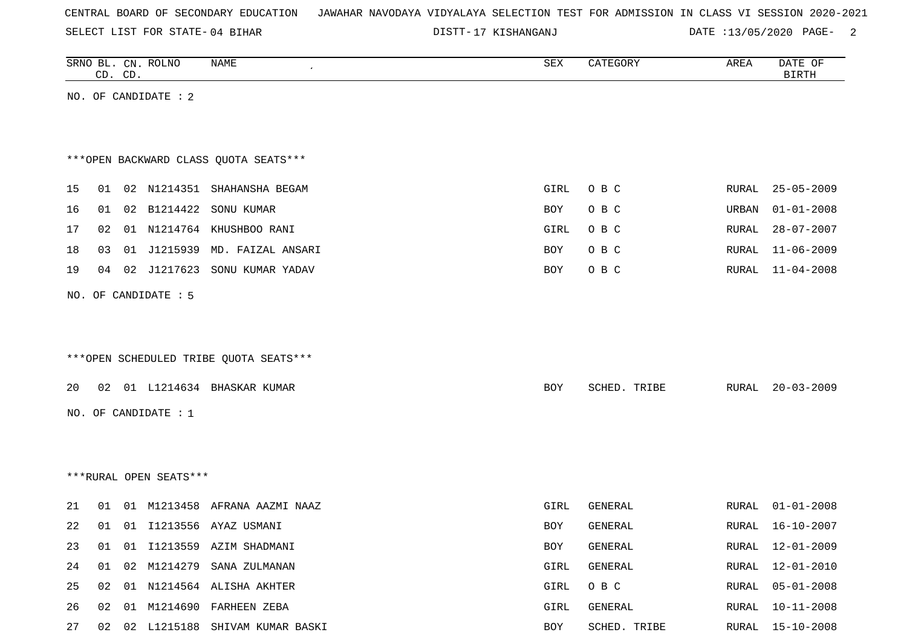CENTRAL BOARD OF SECONDARY EDUCATION JAWAHAR NAVODAYA VIDYALAYA SELECTION TEST FOR ADMISSION IN CLASS VI SESSION 2020-2021

SELECT LIST FOR STATE- 04 BIHAR DISTT- 17 KISHANGANJ DATE :13/05/2020

| SRNO | BL. CD. | CN. CD. | ROLNO | NAME | SEX | CATEGORY | AREA | DATE OF BIRTH |
|---|---|---|---|---|---|---|---|---|

NO. OF CANDIDATE : 2

***OPEN BACKWARD CLASS QUOTA SEATS***

| SRNO | BL. CD. | CN. CD. | ROLNO | NAME | SEX | CATEGORY | AREA | DATE OF BIRTH |
|---|---|---|---|---|---|---|---|---|
| 15 | 01 | 02 | N1214351 | SHAHANSHA BEGAM | GIRL | O B C | RURAL | 25-05-2009 |
| 16 | 01 | 02 | B1214422 | SONU KUMAR | BOY | O B C | URBAN | 01-01-2008 |
| 17 | 02 | 01 | N1214764 | KHUSHBOO RANI | GIRL | O B C | RURAL | 28-07-2007 |
| 18 | 03 | 01 | J1215939 | MD. FAIZAL ANSARI | BOY | O B C | RURAL | 11-06-2009 |
| 19 | 04 | 02 | J1217623 | SONU KUMAR YADAV | BOY | O B C | RURAL | 11-04-2008 |

NO. OF CANDIDATE : 5

***OPEN SCHEDULED TRIBE QUOTA SEATS***

| SRNO | BL. CD. | CN. CD. | ROLNO | NAME | SEX | CATEGORY | AREA | DATE OF BIRTH |
|---|---|---|---|---|---|---|---|---|
| 20 | 02 | 01 | L1214634 | BHASKAR KUMAR | BOY | SCHED. TRIBE | RURAL | 20-03-2009 |

NO. OF CANDIDATE : 1

***RURAL OPEN SEATS***

| SRNO | BL. CD. | CN. CD. | ROLNO | NAME | SEX | CATEGORY | AREA | DATE OF BIRTH |
|---|---|---|---|---|---|---|---|---|
| 21 | 01 | 01 | M1213458 | AFRANA AAZMI NAAZ | GIRL | GENERAL | RURAL | 01-01-2008 |
| 22 | 01 | 01 | I1213556 | AYAZ USMANI | BOY | GENERAL | RURAL | 16-10-2007 |
| 23 | 01 | 01 | I1213559 | AZIM SHADMANI | BOY | GENERAL | RURAL | 12-01-2009 |
| 24 | 01 | 02 | M1214279 | SANA ZULMANAN | GIRL | GENERAL | RURAL | 12-01-2010 |
| 25 | 02 | 01 | N1214564 | ALISHA AKHTER | GIRL | O B C | RURAL | 05-01-2008 |
| 26 | 02 | 01 | M1214690 | FARHEEN ZEBA | GIRL | GENERAL | RURAL | 10-11-2008 |
| 27 | 02 | 02 | L1215188 | SHIVAM KUMAR BASKI | BOY | SCHED. TRIBE | RURAL | 15-10-2008 |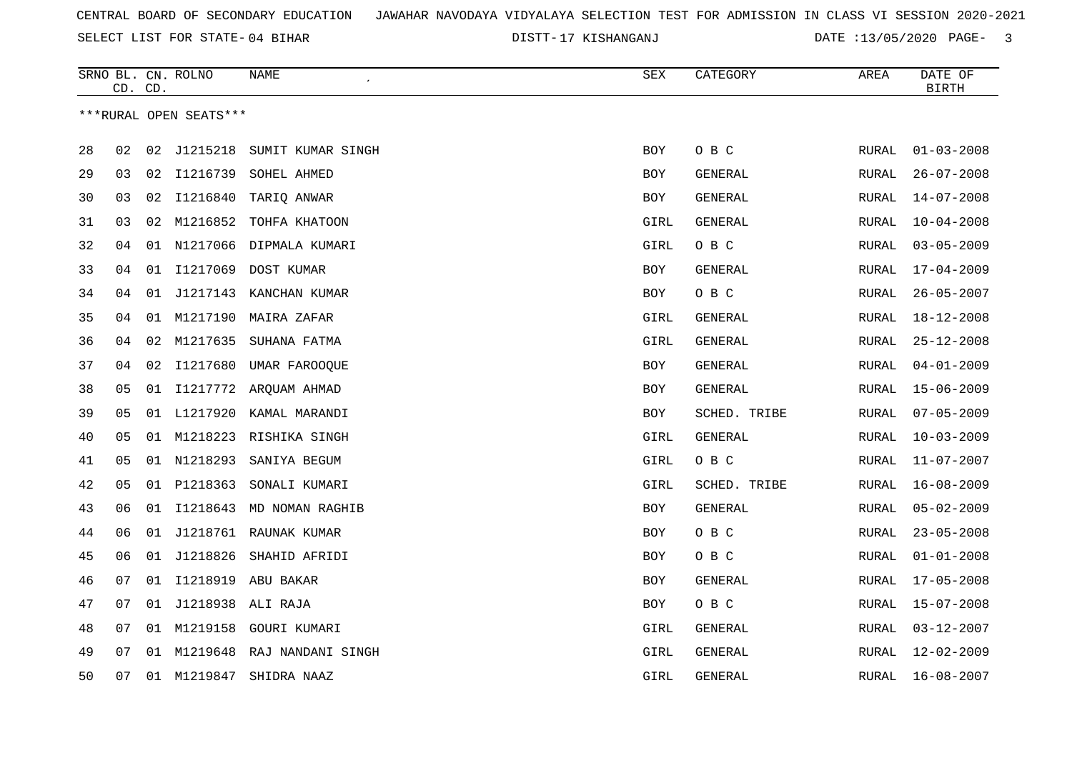CENTRAL BOARD OF SECONDARY EDUCATION JAWAHAR NAVODAYA VIDYALAYA SELECTION TEST FOR ADMISSION IN CLASS VI SESSION 2020-2021

SELECT LIST FOR STATE- 04 BIHAR DISTT- 17 KISHANGANJ DATE :13/05/2020

| SRNO | BL. CD. | CN. CD. | ROLNO | NAME | SEX | CATEGORY | AREA | DATE OF BIRTH |
|---|---|---|---|---|---|---|---|---|
| ***RURAL OPEN SEATS*** | | | | | | | | |
| 28 | 02 | 02 | J1215218 | SUMIT KUMAR SINGH | BOY | O B C | RURAL | 01-03-2008 |
| 29 | 03 | 02 | I1216739 | SOHEL AHMED | BOY | GENERAL | RURAL | 26-07-2008 |
| 30 | 03 | 02 | I1216840 | TARIQ ANWAR | BOY | GENERAL | RURAL | 14-07-2008 |
| 31 | 03 | 02 | M1216852 | TOHFA KHATOON | GIRL | GENERAL | RURAL | 10-04-2008 |
| 32 | 04 | 01 | N1217066 | DIPMALA KUMARI | GIRL | O B C | RURAL | 03-05-2009 |
| 33 | 04 | 01 | I1217069 | DOST KUMAR | BOY | GENERAL | RURAL | 17-04-2009 |
| 34 | 04 | 01 | J1217143 | KANCHAN KUMAR | BOY | O B C | RURAL | 26-05-2007 |
| 35 | 04 | 01 | M1217190 | MAIRA ZAFAR | GIRL | GENERAL | RURAL | 18-12-2008 |
| 36 | 04 | 02 | M1217635 | SUHANA FATMA | GIRL | GENERAL | RURAL | 25-12-2008 |
| 37 | 04 | 02 | I1217680 | UMAR FAROOQUE | BOY | GENERAL | RURAL | 04-01-2009 |
| 38 | 05 | 01 | I1217772 | ARQUAM AHMAD | BOY | GENERAL | RURAL | 15-06-2009 |
| 39 | 05 | 01 | L1217920 | KAMAL MARANDI | BOY | SCHED. TRIBE | RURAL | 07-05-2009 |
| 40 | 05 | 01 | M1218223 | RISHIKA SINGH | GIRL | GENERAL | RURAL | 10-03-2009 |
| 41 | 05 | 01 | N1218293 | SANIYA BEGUM | GIRL | O B C | RURAL | 11-07-2007 |
| 42 | 05 | 01 | P1218363 | SONALI KUMARI | GIRL | SCHED. TRIBE | RURAL | 16-08-2009 |
| 43 | 06 | 01 | I1218643 | MD NOMAN RAGHIB | BOY | GENERAL | RURAL | 05-02-2009 |
| 44 | 06 | 01 | J1218761 | RAUNAK KUMAR | BOY | O B C | RURAL | 23-05-2008 |
| 45 | 06 | 01 | J1218826 | SHAHID AFRIDI | BOY | O B C | RURAL | 01-01-2008 |
| 46 | 07 | 01 | I1218919 | ABU BAKAR | BOY | GENERAL | RURAL | 17-05-2008 |
| 47 | 07 | 01 | J1218938 | ALI RAJA | BOY | O B C | RURAL | 15-07-2008 |
| 48 | 07 | 01 | M1219158 | GOURI KUMARI | GIRL | GENERAL | RURAL | 03-12-2007 |
| 49 | 07 | 01 | M1219648 | RAJ NANDANI SINGH | GIRL | GENERAL | RURAL | 12-02-2009 |
| 50 | 07 | 01 | M1219847 | SHIDRA NAAZ | GIRL | GENERAL | RURAL | 16-08-2007 |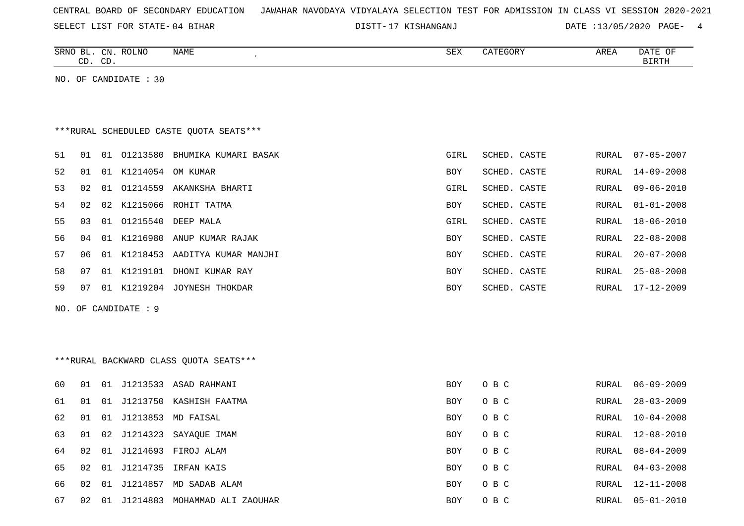CENTRAL BOARD OF SECONDARY EDUCATION JAWAHAR NAVODAYA VIDYALAYA SELECTION TEST FOR ADMISSION IN CLASS VI SESSION 2020-2021

SELECT LIST FOR STATE- 04 BIHAR DISTT- 17 KISHANGANJ DATE :13/05/2020

| SRNO | BL. CD. | CN. CD. | ROLNO | NAME | SEX | CATEGORY | AREA | DATE OF BIRTH |
|---|---|---|---|---|---|---|---|---|

NO. OF CANDIDATE : 30

***RURAL SCHEDULED CASTE QUOTA SEATS***

| SRNO | BL. CD. | CN. CD. | ROLNO | NAME | SEX | CATEGORY | AREA | DATE OF BIRTH |
|---|---|---|---|---|---|---|---|---|
| 51 | 01 | 01 | O1213580 | BHUMIKA KUMARI BASAK | GIRL | SCHED. CASTE | RURAL | 07-05-2007 |
| 52 | 01 | 01 | K1214054 | OM KUMAR | BOY | SCHED. CASTE | RURAL | 14-09-2008 |
| 53 | 02 | 01 | O1214559 | AKANKSHA BHARTI | GIRL | SCHED. CASTE | RURAL | 09-06-2010 |
| 54 | 02 | 02 | K1215066 | ROHIT TATMA | BOY | SCHED. CASTE | RURAL | 01-01-2008 |
| 55 | 03 | 01 | O1215540 | DEEP MALA | GIRL | SCHED. CASTE | RURAL | 18-06-2010 |
| 56 | 04 | 01 | K1216980 | ANUP KUMAR RAJAK | BOY | SCHED. CASTE | RURAL | 22-08-2008 |
| 57 | 06 | 01 | K1218453 | AADITYA KUMAR MANJHI | BOY | SCHED. CASTE | RURAL | 20-07-2008 |
| 58 | 07 | 01 | K1219101 | DHONI KUMAR RAY | BOY | SCHED. CASTE | RURAL | 25-08-2008 |
| 59 | 07 | 01 | K1219204 | JOYNESH THOKDAR | BOY | SCHED. CASTE | RURAL | 17-12-2009 |

NO. OF CANDIDATE : 9

***RURAL BACKWARD CLASS QUOTA SEATS***

| SRNO | BL. CD. | CN. CD. | ROLNO | NAME | SEX | CATEGORY | AREA | DATE OF BIRTH |
|---|---|---|---|---|---|---|---|---|
| 60 | 01 | 01 | J1213533 | ASAD RAHMANI | BOY | O B C | RURAL | 06-09-2009 |
| 61 | 01 | 01 | J1213750 | KASHISH FAATMA | BOY | O B C | RURAL | 28-03-2009 |
| 62 | 01 | 01 | J1213853 | MD FAISAL | BOY | O B C | RURAL | 10-04-2008 |
| 63 | 01 | 02 | J1214323 | SAYAQUE IMAM | BOY | O B C | RURAL | 12-08-2010 |
| 64 | 02 | 01 | J1214693 | FIROJ ALAM | BOY | O B C | RURAL | 08-04-2009 |
| 65 | 02 | 01 | J1214735 | IRFAN KAIS | BOY | O B C | RURAL | 04-03-2008 |
| 66 | 02 | 01 | J1214857 | MD SADAB ALAM | BOY | O B C | RURAL | 12-11-2008 |
| 67 | 02 | 01 | J1214883 | MOHAMMAD ALI ZAOUHAR | BOY | O B C | RURAL | 05-01-2010 |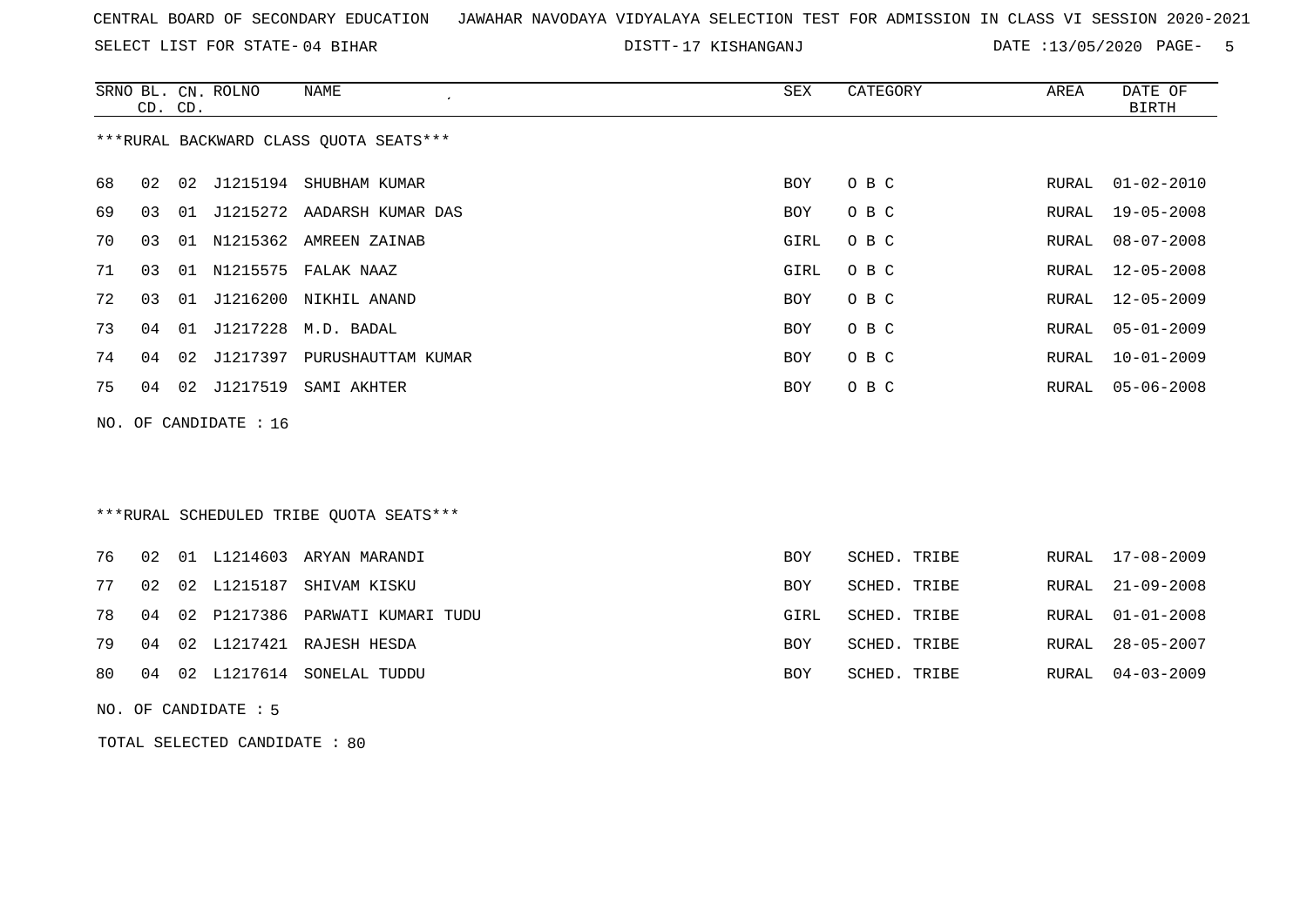CENTRAL BOARD OF SECONDARY EDUCATION JAWAHAR NAVODAYA VIDYALAYA SELECTION TEST FOR ADMISSION IN CLASS VI SESSION 2020-2021

SELECT LIST FOR STATE- 04 BIHAR DISTT- 17 KISHANGANJ DATE :13/05/2020

***RURAL BACKWARD CLASS QUOTA SEATS***

| SRNO | BL. CD. | CN. CD. | ROLNO | NAME | SEX | CATEGORY | AREA | DATE OF BIRTH |
|---|---|---|---|---|---|---|---|---|
| 68 | 02 | 02 | J1215194 | SHUBHAM KUMAR | BOY | O B C | RURAL | 01-02-2010 |
| 69 | 03 | 01 | J1215272 | AADARSH KUMAR DAS | BOY | O B C | RURAL | 19-05-2008 |
| 70 | 03 | 01 | N1215362 | AMREEN ZAINAB | GIRL | O B C | RURAL | 08-07-2008 |
| 71 | 03 | 01 | N1215575 | FALAK NAAZ | GIRL | O B C | RURAL | 12-05-2008 |
| 72 | 03 | 01 | J1216200 | NIKHIL ANAND | BOY | O B C | RURAL | 12-05-2009 |
| 73 | 04 | 01 | J1217228 | M.D. BADAL | BOY | O B C | RURAL | 05-01-2009 |
| 74 | 04 | 02 | J1217397 | PURUSHAUTTAM KUMAR | BOY | O B C | RURAL | 10-01-2009 |
| 75 | 04 | 02 | J1217519 | SAMI AKHTER | BOY | O B C | RURAL | 05-06-2008 |

NO. OF CANDIDATE : 16

***RURAL SCHEDULED TRIBE QUOTA SEATS***

| SRNO | BL. CD. | CN. CD. | ROLNO | NAME | SEX | CATEGORY | AREA | DATE OF BIRTH |
|---|---|---|---|---|---|---|---|---|
| 76 | 02 | 01 | L1214603 | ARYAN MARANDI | BOY | SCHED. TRIBE | RURAL | 17-08-2009 |
| 77 | 02 | 02 | L1215187 | SHIVAM KISKU | BOY | SCHED. TRIBE | RURAL | 21-09-2008 |
| 78 | 04 | 02 | P1217386 | PARWATI KUMARI TUDU | GIRL | SCHED. TRIBE | RURAL | 01-01-2008 |
| 79 | 04 | 02 | L1217421 | RAJESH HESDA | BOY | SCHED. TRIBE | RURAL | 28-05-2007 |
| 80 | 04 | 02 | L1217614 | SONELAL TUDDU | BOY | SCHED. TRIBE | RURAL | 04-03-2009 |

NO. OF CANDIDATE : 5

TOTAL SELECTED CANDIDATE : 80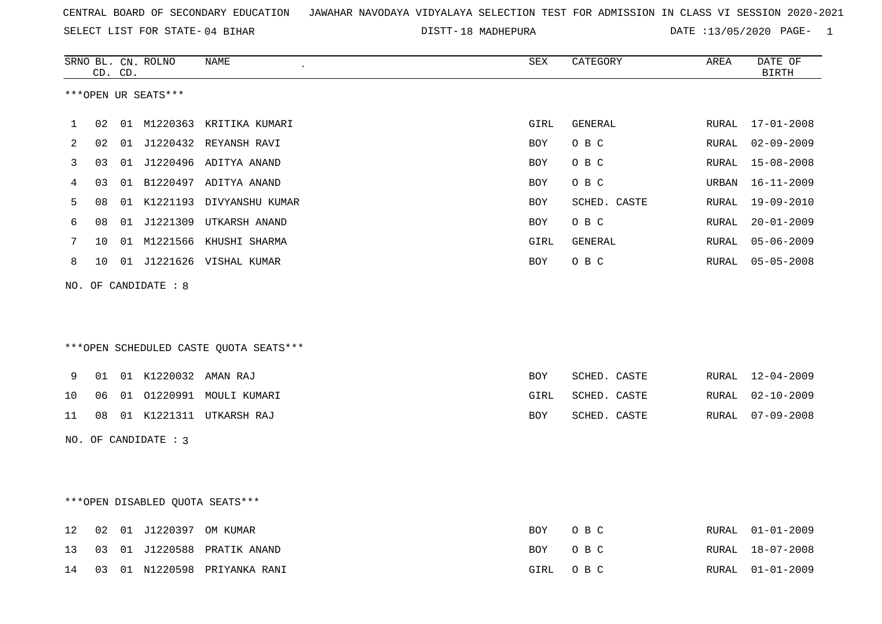CENTRAL BOARD OF SECONDARY EDUCATION JAWAHAR NAVODAYA VIDYALAYA SELECTION TEST FOR ADMISSION IN CLASS VI SESSION 2020-2021

SELECT LIST FOR STATE- 04 BIHAR DISTT- 18 MADHEPURA DATE :13/05/2020

***OPEN UR SEATS***

| SRNO | BL. CD. | CN. CD. | ROLNO | NAME | SEX | CATEGORY | AREA | DATE OF BIRTH |
|---|---|---|---|---|---|---|---|---|
| 1 | 02 | 01 | M1220363 | KRITIKA KUMARI | GIRL | GENERAL | RURAL | 17-01-2008 |
| 2 | 02 | 01 | J1220432 | REYANSH RAVI | BOY | O B C | RURAL | 02-09-2009 |
| 3 | 03 | 01 | J1220496 | ADITYA ANAND | BOY | O B C | RURAL | 15-08-2008 |
| 4 | 03 | 01 | B1220497 | ADITYA ANAND | BOY | O B C | URBAN | 16-11-2009 |
| 5 | 08 | 01 | K1221193 | DIVYANSHU KUMAR | BOY | SCHED. CASTE | RURAL | 19-09-2010 |
| 6 | 08 | 01 | J1221309 | UTKARSH ANAND | BOY | O B C | RURAL | 20-01-2009 |
| 7 | 10 | 01 | M1221566 | KHUSHI SHARMA | GIRL | GENERAL | RURAL | 05-06-2009 |
| 8 | 10 | 01 | J1221626 | VISHAL KUMAR | BOY | O B C | RURAL | 05-05-2008 |

NO. OF CANDIDATE : 8

***OPEN SCHEDULED CASTE QUOTA SEATS***

| SRNO | BL. CD. | CN. CD. | ROLNO | NAME | SEX | CATEGORY | AREA | DATE OF BIRTH |
|---|---|---|---|---|---|---|---|---|
| 9 | 01 | 01 | K1220032 | AMAN RAJ | BOY | SCHED. CASTE | RURAL | 12-04-2009 |
| 10 | 06 | 01 | O1220991 | MOULI KUMARI | GIRL | SCHED. CASTE | RURAL | 02-10-2009 |
| 11 | 08 | 01 | K1221311 | UTKARSH RAJ | BOY | SCHED. CASTE | RURAL | 07-09-2008 |

NO. OF CANDIDATE : 3

***OPEN DISABLED QUOTA SEATS***

| SRNO | BL. CD. | CN. CD. | ROLNO | NAME | SEX | CATEGORY | AREA | DATE OF BIRTH |
|---|---|---|---|---|---|---|---|---|
| 12 | 02 | 01 | J1220397 | OM KUMAR | BOY | O B C | RURAL | 01-01-2009 |
| 13 | 03 | 01 | J1220588 | PRATIK ANAND | BOY | O B C | RURAL | 18-07-2008 |
| 14 | 03 | 01 | N1220598 | PRIYANKA RANI | GIRL | O B C | RURAL | 01-01-2009 |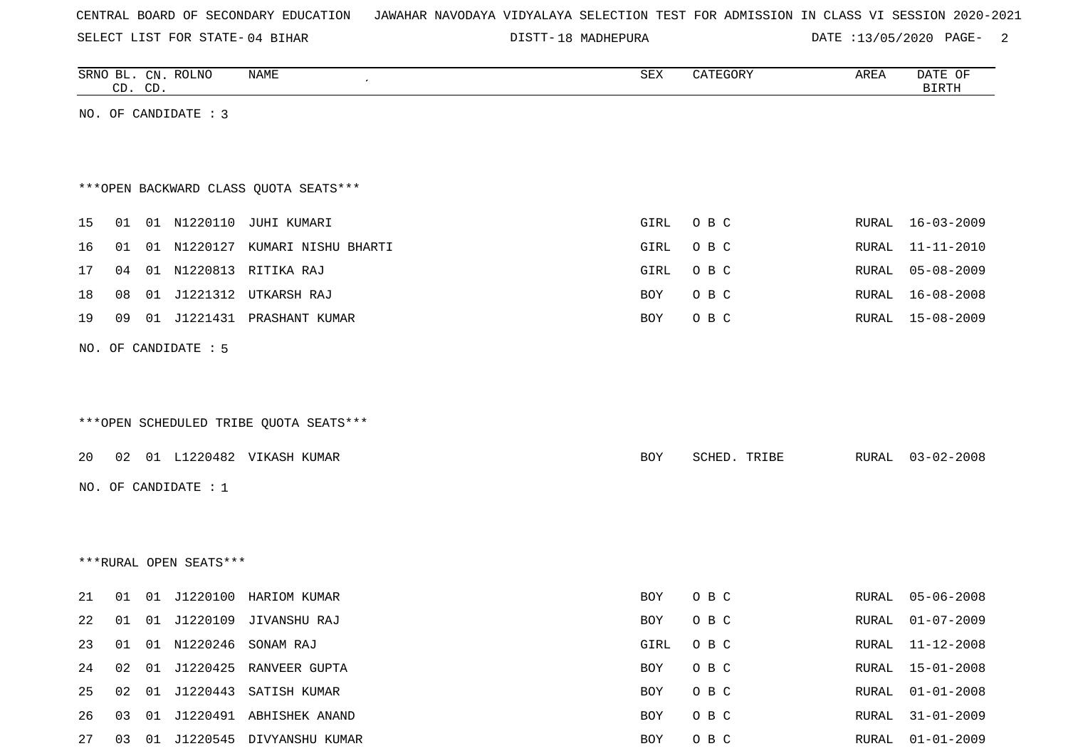CENTRAL BOARD OF SECONDARY EDUCATION JAWAHAR NAVODAYA VIDYALAYA SELECTION TEST FOR ADMISSION IN CLASS VI SESSION 2020-2021

SELECT LIST FOR STATE- 04 BIHAR DISTT- 18 MADHEPURA DATE :13/05/2020

NO. OF CANDIDATE : 3

***OPEN BACKWARD CLASS QUOTA SEATS***

| SRNO | BL. CD. | CN. CD. | ROLNO | NAME | SEX | CATEGORY | AREA | DATE OF BIRTH |
|---|---|---|---|---|---|---|---|---|
| 15 | 01 | 01 | N1220110 | JUHI KUMARI | GIRL | O B C | RURAL | 16-03-2009 |
| 16 | 01 | 01 | N1220127 | KUMARI NISHU BHARTI | GIRL | O B C | RURAL | 11-11-2010 |
| 17 | 04 | 01 | N1220813 | RITIKA RAJ | GIRL | O B C | RURAL | 05-08-2009 |
| 18 | 08 | 01 | J1221312 | UTKARSH RAJ | BOY | O B C | RURAL | 16-08-2008 |
| 19 | 09 | 01 | J1221431 | PRASHANT KUMAR | BOY | O B C | RURAL | 15-08-2009 |

NO. OF CANDIDATE : 5

***OPEN SCHEDULED TRIBE QUOTA SEATS***

| SRNO | BL. CD. | CN. CD. | ROLNO | NAME | SEX | CATEGORY | AREA | DATE OF BIRTH |
|---|---|---|---|---|---|---|---|---|
| 20 | 02 | 01 | L1220482 | VIKASH KUMAR | BOY | SCHED. TRIBE | RURAL | 03-02-2008 |

NO. OF CANDIDATE : 1

***RURAL OPEN SEATS***

| SRNO | BL. CD. | CN. CD. | ROLNO | NAME | SEX | CATEGORY | AREA | DATE OF BIRTH |
|---|---|---|---|---|---|---|---|---|
| 21 | 01 | 01 | J1220100 | HARIOM KUMAR | BOY | O B C | RURAL | 05-06-2008 |
| 22 | 01 | 01 | J1220109 | JIVANSHU RAJ | BOY | O B C | RURAL | 01-07-2009 |
| 23 | 01 | 01 | N1220246 | SONAM RAJ | GIRL | O B C | RURAL | 11-12-2008 |
| 24 | 02 | 01 | J1220425 | RANVEER GUPTA | BOY | O B C | RURAL | 15-01-2008 |
| 25 | 02 | 01 | J1220443 | SATISH KUMAR | BOY | O B C | RURAL | 01-01-2008 |
| 26 | 03 | 01 | J1220491 | ABHISHEK ANAND | BOY | O B C | RURAL | 31-01-2009 |
| 27 | 03 | 01 | J1220545 | DIVYANSHU KUMAR | BOY | O B C | RURAL | 01-01-2009 |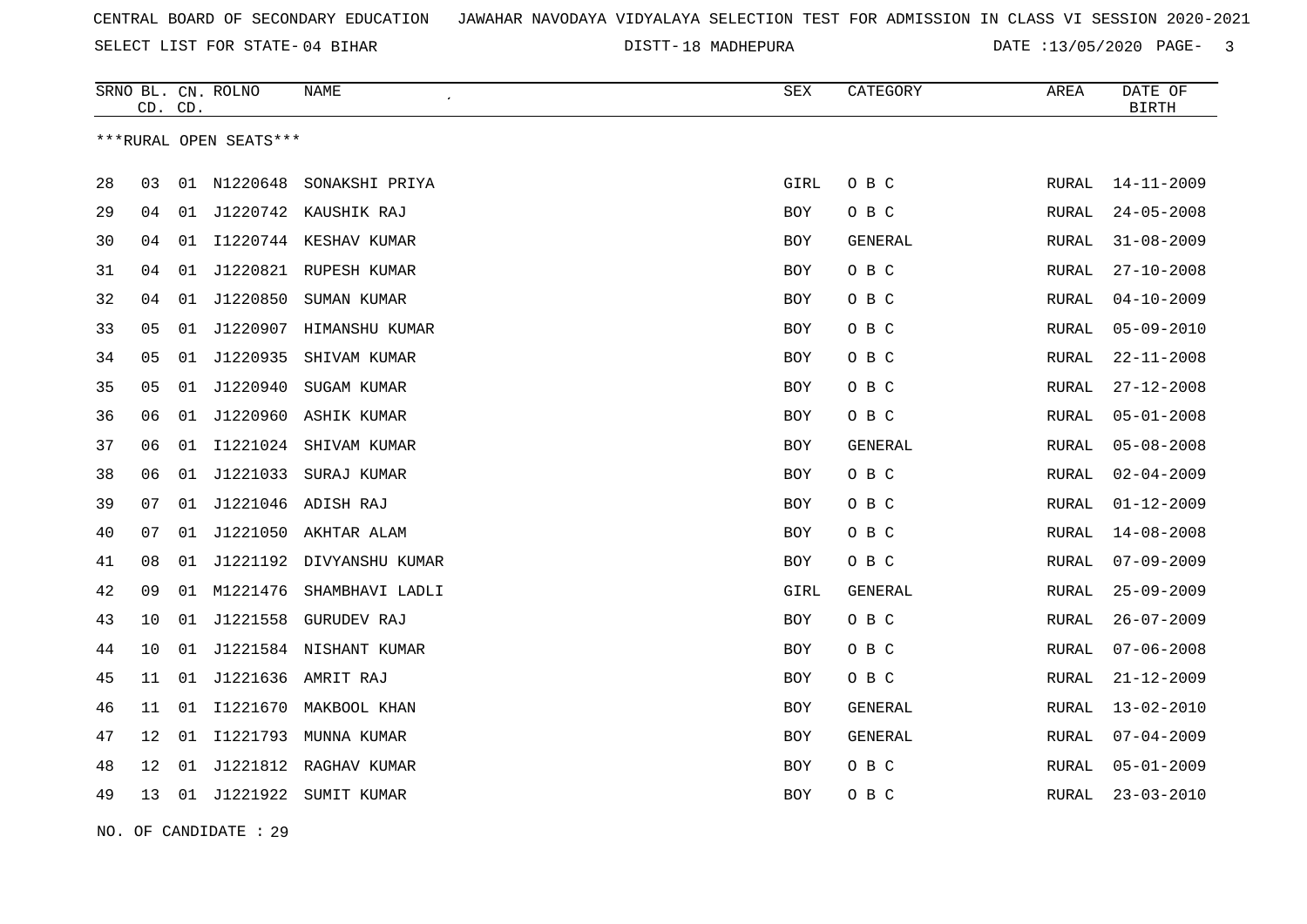CENTRAL BOARD OF SECONDARY EDUCATION JAWAHAR NAVODAYA VIDYALAYA SELECTION TEST FOR ADMISSION IN CLASS VI SESSION 2020-2021

SELECT LIST FOR STATE- 04 BIHAR DISTT- 18 MADHEPURA DATE :13/05/2020

***RURAL OPEN SEATS***

| SRNO | BL. CD. | CN. CD. | ROLNO | NAME | SEX | CATEGORY | AREA | DATE OF BIRTH |
|---|---|---|---|---|---|---|---|---|
| 28 | 03 | 01 | N1220648 | SONAKSHI PRIYA | GIRL | O B C | RURAL | 14-11-2009 |
| 29 | 04 | 01 | J1220742 | KAUSHIK RAJ | BOY | O B C | RURAL | 24-05-2008 |
| 30 | 04 | 01 | I1220744 | KESHAV KUMAR | BOY | GENERAL | RURAL | 31-08-2009 |
| 31 | 04 | 01 | J1220821 | RUPESH KUMAR | BOY | O B C | RURAL | 27-10-2008 |
| 32 | 04 | 01 | J1220850 | SUMAN KUMAR | BOY | O B C | RURAL | 04-10-2009 |
| 33 | 05 | 01 | J1220907 | HIMANSHU KUMAR | BOY | O B C | RURAL | 05-09-2010 |
| 34 | 05 | 01 | J1220935 | SHIVAM KUMAR | BOY | O B C | RURAL | 22-11-2008 |
| 35 | 05 | 01 | J1220940 | SUGAM KUMAR | BOY | O B C | RURAL | 27-12-2008 |
| 36 | 06 | 01 | J1220960 | ASHIK KUMAR | BOY | O B C | RURAL | 05-01-2008 |
| 37 | 06 | 01 | I1221024 | SHIVAM KUMAR | BOY | GENERAL | RURAL | 05-08-2008 |
| 38 | 06 | 01 | J1221033 | SURAJ KUMAR | BOY | O B C | RURAL | 02-04-2009 |
| 39 | 07 | 01 | J1221046 | ADISH RAJ | BOY | O B C | RURAL | 01-12-2009 |
| 40 | 07 | 01 | J1221050 | AKHTAR ALAM | BOY | O B C | RURAL | 14-08-2008 |
| 41 | 08 | 01 | J1221192 | DIVYANSHU KUMAR | BOY | O B C | RURAL | 07-09-2009 |
| 42 | 09 | 01 | M1221476 | SHAMBHAVI LADLI | GIRL | GENERAL | RURAL | 25-09-2009 |
| 43 | 10 | 01 | J1221558 | GURUDEV RAJ | BOY | O B C | RURAL | 26-07-2009 |
| 44 | 10 | 01 | J1221584 | NISHANT KUMAR | BOY | O B C | RURAL | 07-06-2008 |
| 45 | 11 | 01 | J1221636 | AMRIT RAJ | BOY | O B C | RURAL | 21-12-2009 |
| 46 | 11 | 01 | I1221670 | MAKBOOL KHAN | BOY | GENERAL | RURAL | 13-02-2010 |
| 47 | 12 | 01 | I1221793 | MUNNA KUMAR | BOY | GENERAL | RURAL | 07-04-2009 |
| 48 | 12 | 01 | J1221812 | RAGHAV KUMAR | BOY | O B C | RURAL | 05-01-2009 |
| 49 | 13 | 01 | J1221922 | SUMIT KUMAR | BOY | O B C | RURAL | 23-03-2010 |

NO. OF CANDIDATE : 29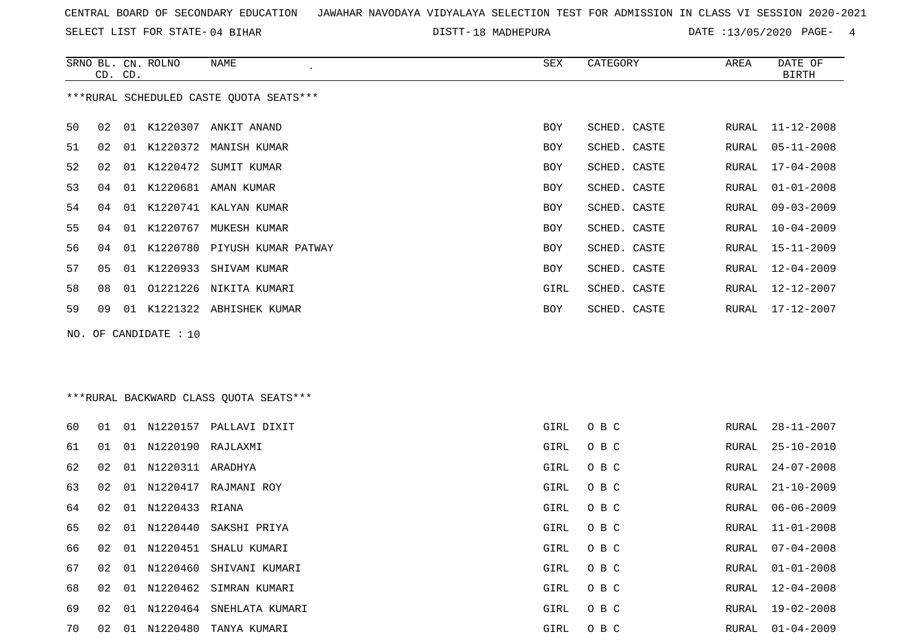CENTRAL BOARD OF SECONDARY EDUCATION JAWAHAR NAVODAYA VIDYALAYA SELECTION TEST FOR ADMISSION IN CLASS VI SESSION 2020-2021

SELECT LIST FOR STATE- 04 BIHAR DISTT- 18 MADHEPURA DATE :13/05/2020

***RURAL SCHEDULED CASTE QUOTA SEATS***

| SRNO | BL. CD. | CN. CD. | ROLNO | NAME | SEX | CATEGORY | AREA | DATE OF BIRTH |
|---|---|---|---|---|---|---|---|---|
| 50 | 02 | 01 | K1220307 | ANKIT ANAND | BOY | SCHED. CASTE | RURAL | 11-12-2008 |
| 51 | 02 | 01 | K1220372 | MANISH KUMAR | BOY | SCHED. CASTE | RURAL | 05-11-2008 |
| 52 | 02 | 01 | K1220472 | SUMIT KUMAR | BOY | SCHED. CASTE | RURAL | 17-04-2008 |
| 53 | 04 | 01 | K1220681 | AMAN KUMAR | BOY | SCHED. CASTE | RURAL | 01-01-2008 |
| 54 | 04 | 01 | K1220741 | KALYAN KUMAR | BOY | SCHED. CASTE | RURAL | 09-03-2009 |
| 55 | 04 | 01 | K1220767 | MUKESH KUMAR | BOY | SCHED. CASTE | RURAL | 10-04-2009 |
| 56 | 04 | 01 | K1220780 | PIYUSH KUMAR PATWAY | BOY | SCHED. CASTE | RURAL | 15-11-2009 |
| 57 | 05 | 01 | K1220933 | SHIVAM KUMAR | BOY | SCHED. CASTE | RURAL | 12-04-2009 |
| 58 | 08 | 01 | O1221226 | NIKITA KUMARI | GIRL | SCHED. CASTE | RURAL | 12-12-2007 |
| 59 | 09 | 01 | K1221322 | ABHISHEK KUMAR | BOY | SCHED. CASTE | RURAL | 17-12-2007 |

NO. OF CANDIDATE : 10

***RURAL BACKWARD CLASS QUOTA SEATS***

| SRNO | BL. CD. | CN. CD. | ROLNO | NAME | SEX | CATEGORY | AREA | DATE OF BIRTH |
|---|---|---|---|---|---|---|---|---|
| 60 | 01 | 01 | N1220157 | PALLAVI DIXIT | GIRL | O B C | RURAL | 28-11-2007 |
| 61 | 01 | 01 | N1220190 | RAJLAXMI | GIRL | O B C | RURAL | 25-10-2010 |
| 62 | 02 | 01 | N1220311 | ARADHYA | GIRL | O B C | RURAL | 24-07-2008 |
| 63 | 02 | 01 | N1220417 | RAJMANI ROY | GIRL | O B C | RURAL | 21-10-2009 |
| 64 | 02 | 01 | N1220433 | RIANA | GIRL | O B C | RURAL | 06-06-2009 |
| 65 | 02 | 01 | N1220440 | SAKSHI PRIYA | GIRL | O B C | RURAL | 11-01-2008 |
| 66 | 02 | 01 | N1220451 | SHALU KUMARI | GIRL | O B C | RURAL | 07-04-2008 |
| 67 | 02 | 01 | N1220460 | SHIVANI KUMARI | GIRL | O B C | RURAL | 01-01-2008 |
| 68 | 02 | 01 | N1220462 | SIMRAN KUMARI | GIRL | O B C | RURAL | 12-04-2008 |
| 69 | 02 | 01 | N1220464 | SNEHLATA KUMARI | GIRL | O B C | RURAL | 19-02-2008 |
| 70 | 02 | 01 | N1220480 | TANYA KUMARI | GIRL | O B C | RURAL | 01-04-2009 |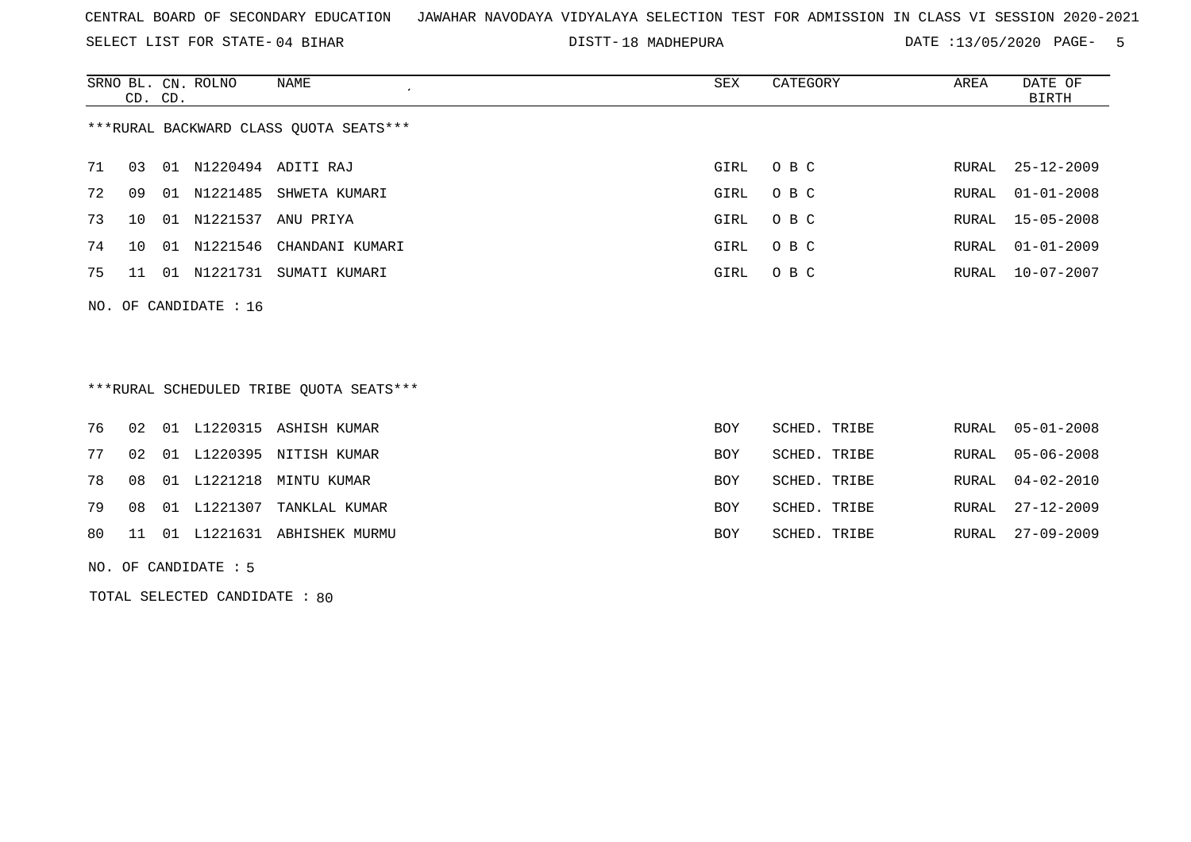CENTRAL BOARD OF SECONDARY EDUCATION   JAWAHAR NAVODAYA VIDYALAYA SELECTION TEST FOR ADMISSION IN CLASS VI SESSION 2020-2021

SELECT LIST FOR STATE- 04 BIHAR   DISTT- 18 MADHEPURA   DATE :13/05/2020

***RURAL BACKWARD CLASS QUOTA SEATS***

| SRNO | BL. CD. | CN. CD. | ROLNO | NAME | SEX | CATEGORY | AREA | DATE OF BIRTH |
|---|---|---|---|---|---|---|---|---|
| 71 | 03 | 01 | N1220494 | ADITI RAJ | GIRL | O B C | RURAL | 25-12-2009 |
| 72 | 09 | 01 | N1221485 | SHWETA KUMARI | GIRL | O B C | RURAL | 01-01-2008 |
| 73 | 10 | 01 | N1221537 | ANU PRIYA | GIRL | O B C | RURAL | 15-05-2008 |
| 74 | 10 | 01 | N1221546 | CHANDANI KUMARI | GIRL | O B C | RURAL | 01-01-2009 |
| 75 | 11 | 01 | N1221731 | SUMATI KUMARI | GIRL | O B C | RURAL | 10-07-2007 |

NO. OF CANDIDATE : 16

***RURAL SCHEDULED TRIBE QUOTA SEATS***

| SRNO | BL. CD. | CN. CD. | ROLNO | NAME | SEX | CATEGORY | AREA | DATE OF BIRTH |
|---|---|---|---|---|---|---|---|---|
| 76 | 02 | 01 | L1220315 | ASHISH KUMAR | BOY | SCHED. TRIBE | RURAL | 05-01-2008 |
| 77 | 02 | 01 | L1220395 | NITISH KUMAR | BOY | SCHED. TRIBE | RURAL | 05-06-2008 |
| 78 | 08 | 01 | L1221218 | MINTU KUMAR | BOY | SCHED. TRIBE | RURAL | 04-02-2010 |
| 79 | 08 | 01 | L1221307 | TANKLAL KUMAR | BOY | SCHED. TRIBE | RURAL | 27-12-2009 |
| 80 | 11 | 01 | L1221631 | ABHISHEK MURMU | BOY | SCHED. TRIBE | RURAL | 27-09-2009 |

NO. OF CANDIDATE : 5

TOTAL SELECTED CANDIDATE : 80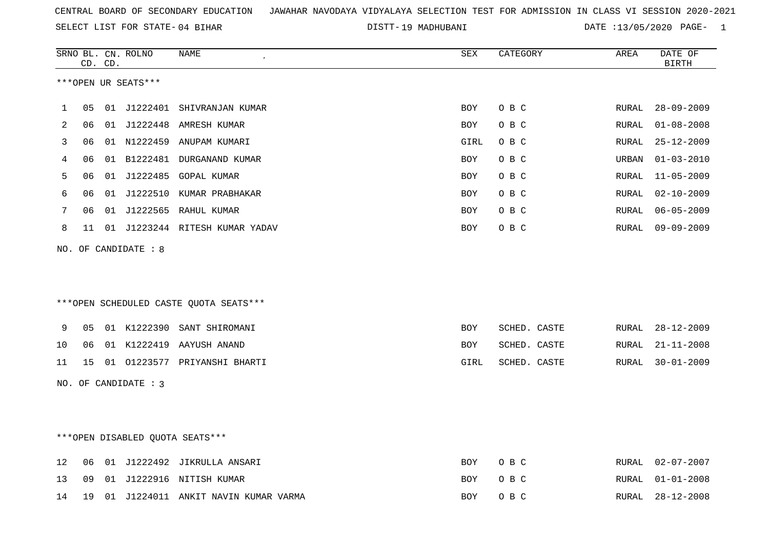CENTRAL BOARD OF SECONDARY EDUCATION JAWAHAR NAVODAYA VIDYALAYA SELECTION TEST FOR ADMISSION IN CLASS VI SESSION 2020-2021

SELECT LIST FOR STATE- 04 BIHAR DISTT- 19 MADHUBANI DATE :13/05/2020

***OPEN UR SEATS***

| SRNO | BL. CD. | CN. CD. | ROLNO | NAME | SEX | CATEGORY | AREA | DATE OF BIRTH |
|---|---|---|---|---|---|---|---|---|
| 1 | 05 | 01 | J1222401 | SHIVRANJAN KUMAR | BOY | O B C | RURAL | 28-09-2009 |
| 2 | 06 | 01 | J1222448 | AMRESH KUMAR | BOY | O B C | RURAL | 01-08-2008 |
| 3 | 06 | 01 | N1222459 | ANUPAM KUMARI | GIRL | O B C | RURAL | 25-12-2009 |
| 4 | 06 | 01 | B1222481 | DURGANAND KUMAR | BOY | O B C | URBAN | 01-03-2010 |
| 5 | 06 | 01 | J1222485 | GOPAL KUMAR | BOY | O B C | RURAL | 11-05-2009 |
| 6 | 06 | 01 | J1222510 | KUMAR PRABHAKAR | BOY | O B C | RURAL | 02-10-2009 |
| 7 | 06 | 01 | J1222565 | RAHUL KUMAR | BOY | O B C | RURAL | 06-05-2009 |
| 8 | 11 | 01 | J1223244 | RITESH KUMAR YADAV | BOY | O B C | RURAL | 09-09-2009 |

NO. OF CANDIDATE : 8

***OPEN SCHEDULED CASTE QUOTA SEATS***

| SRNO | BL. CD. | CN. CD. | ROLNO | NAME | SEX | CATEGORY | AREA | DATE OF BIRTH |
|---|---|---|---|---|---|---|---|---|
| 9 | 05 | 01 | K1222390 | SANT SHIROMANI | BOY | SCHED. CASTE | RURAL | 28-12-2009 |
| 10 | 06 | 01 | K1222419 | AAYUSH ANAND | BOY | SCHED. CASTE | RURAL | 21-11-2008 |
| 11 | 15 | 01 | O1223577 | PRIYANSHI BHARTI | GIRL | SCHED. CASTE | RURAL | 30-01-2009 |

NO. OF CANDIDATE : 3

***OPEN DISABLED QUOTA SEATS***

| SRNO | BL. CD. | CN. CD. | ROLNO | NAME | SEX | CATEGORY | AREA | DATE OF BIRTH |
|---|---|---|---|---|---|---|---|---|
| 12 | 06 | 01 | J1222492 | JIKRULLA ANSARI | BOY | O B C | RURAL | 02-07-2007 |
| 13 | 09 | 01 | J1222916 | NITISH KUMAR | BOY | O B C | RURAL | 01-01-2008 |
| 14 | 19 | 01 | J1224011 | ANKIT NAVIN KUMAR VARMA | BOY | O B C | RURAL | 28-12-2008 |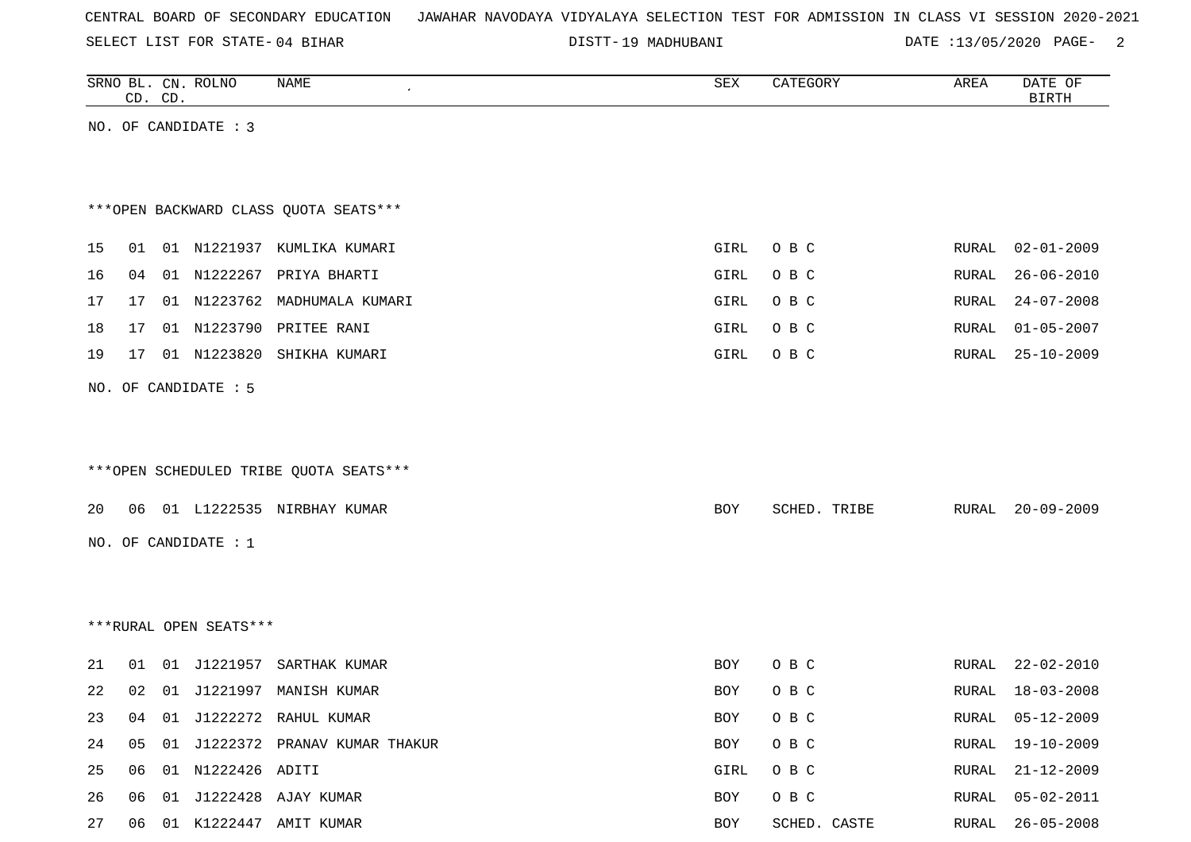CENTRAL BOARD OF SECONDARY EDUCATION JAWAHAR NAVODAYA VIDYALAYA SELECTION TEST FOR ADMISSION IN CLASS VI SESSION 2020-2021

SELECT LIST FOR STATE- 04 BIHAR DISTT- 19 MADHUBANI DATE :13/05/2020

NO. OF CANDIDATE : 3

***OPEN BACKWARD CLASS QUOTA SEATS***

| SRNO | BL. CD. | CN. CD. | ROLNO | NAME | SEX | CATEGORY | AREA | DATE OF BIRTH |
|---|---|---|---|---|---|---|---|---|
| 15 | 01 | 01 | N1221937 | KUMLIKA KUMARI | GIRL | O B C | RURAL | 02-01-2009 |
| 16 | 04 | 01 | N1222267 | PRIYA BHARTI | GIRL | O B C | RURAL | 26-06-2010 |
| 17 | 17 | 01 | N1223762 | MADHUMALA KUMARI | GIRL | O B C | RURAL | 24-07-2008 |
| 18 | 17 | 01 | N1223790 | PRITEE RANI | GIRL | O B C | RURAL | 01-05-2007 |
| 19 | 17 | 01 | N1223820 | SHIKHA KUMARI | GIRL | O B C | RURAL | 25-10-2009 |

NO. OF CANDIDATE : 5

***OPEN SCHEDULED TRIBE QUOTA SEATS***

| SRNO | BL. CD. | CN. CD. | ROLNO | NAME | SEX | CATEGORY | AREA | DATE OF BIRTH |
|---|---|---|---|---|---|---|---|---|
| 20 | 06 | 01 | L1222535 | NIRBHAY KUMAR | BOY | SCHED. TRIBE | RURAL | 20-09-2009 |

NO. OF CANDIDATE : 1

***RURAL OPEN SEATS***

| SRNO | BL. CD. | CN. CD. | ROLNO | NAME | SEX | CATEGORY | AREA | DATE OF BIRTH |
|---|---|---|---|---|---|---|---|---|
| 21 | 01 | 01 | J1221957 | SARTHAK KUMAR | BOY | O B C | RURAL | 22-02-2010 |
| 22 | 02 | 01 | J1221997 | MANISH KUMAR | BOY | O B C | RURAL | 18-03-2008 |
| 23 | 04 | 01 | J1222272 | RAHUL KUMAR | BOY | O B C | RURAL | 05-12-2009 |
| 24 | 05 | 01 | J1222372 | PRANAV KUMAR THAKUR | BOY | O B C | RURAL | 19-10-2009 |
| 25 | 06 | 01 | N1222426 | ADITI | GIRL | O B C | RURAL | 21-12-2009 |
| 26 | 06 | 01 | J1222428 | AJAY KUMAR | BOY | O B C | RURAL | 05-02-2011 |
| 27 | 06 | 01 | K1222447 | AMIT KUMAR | BOY | SCHED. CASTE | RURAL | 26-05-2008 |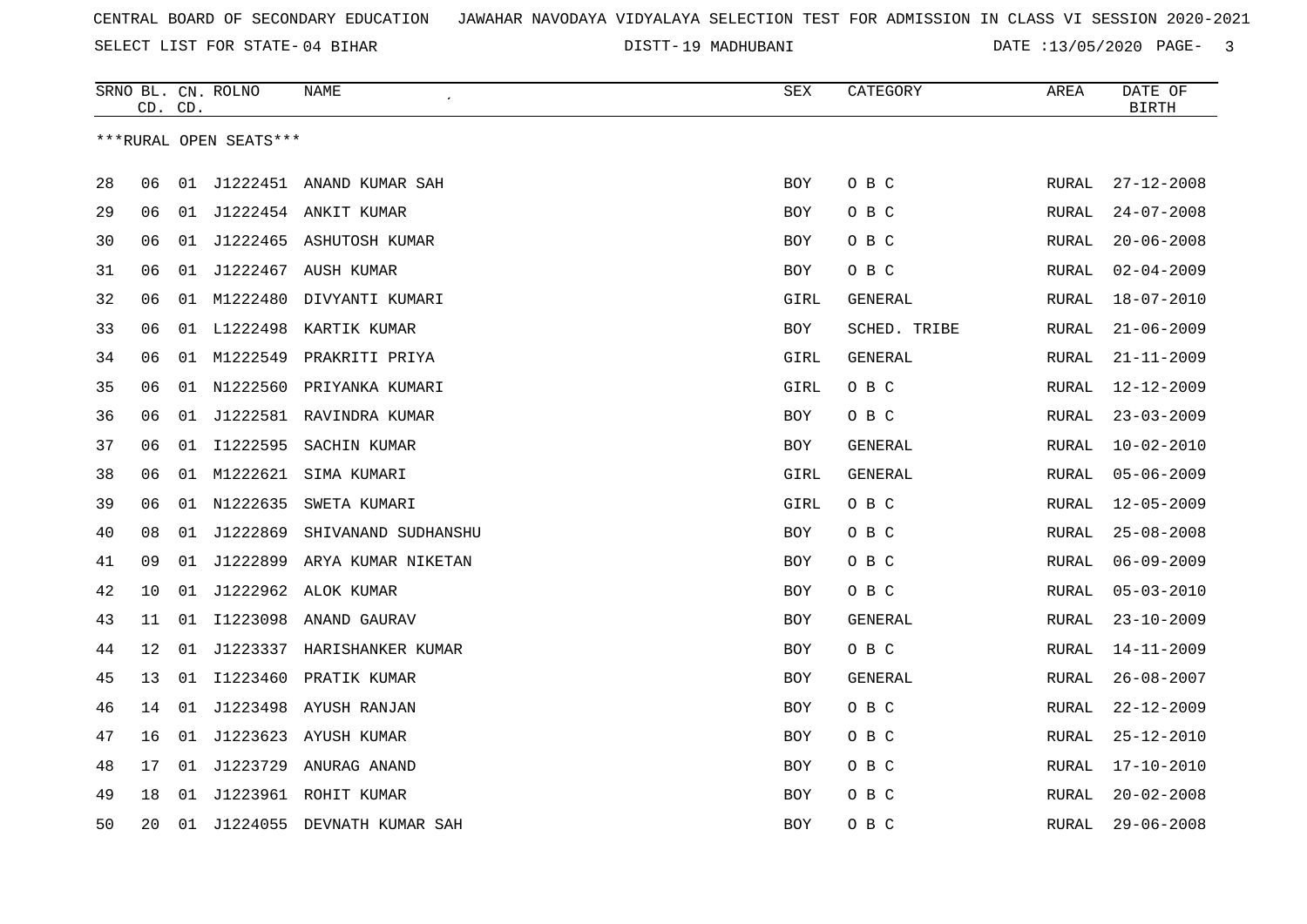CENTRAL BOARD OF SECONDARY EDUCATION JAWAHAR NAVODAYA VIDYALAYA SELECTION TEST FOR ADMISSION IN CLASS VI SESSION 2020-2021

SELECT LIST FOR STATE- 04 BIHAR DISTT- 19 MADHUBANI DATE :13/05/2020

***RURAL OPEN SEATS***

| SRNO | BL. CD. | CN. CD. | ROLNO | NAME | SEX | CATEGORY | AREA | DATE OF BIRTH |
|---|---|---|---|---|---|---|---|---|
| 28 | 06 | 01 | J1222451 | ANAND KUMAR SAH | BOY | O B C | RURAL | 27-12-2008 |
| 29 | 06 | 01 | J1222454 | ANKIT KUMAR | BOY | O B C | RURAL | 24-07-2008 |
| 30 | 06 | 01 | J1222465 | ASHUTOSH KUMAR | BOY | O B C | RURAL | 20-06-2008 |
| 31 | 06 | 01 | J1222467 | AUSH KUMAR | BOY | O B C | RURAL | 02-04-2009 |
| 32 | 06 | 01 | M1222480 | DIVYANTI KUMARI | GIRL | GENERAL | RURAL | 18-07-2010 |
| 33 | 06 | 01 | L1222498 | KARTIK KUMAR | BOY | SCHED. TRIBE | RURAL | 21-06-2009 |
| 34 | 06 | 01 | M1222549 | PRAKRITI PRIYA | GIRL | GENERAL | RURAL | 21-11-2009 |
| 35 | 06 | 01 | N1222560 | PRIYANKA KUMARI | GIRL | O B C | RURAL | 12-12-2009 |
| 36 | 06 | 01 | J1222581 | RAVINDRA KUMAR | BOY | O B C | RURAL | 23-03-2009 |
| 37 | 06 | 01 | I1222595 | SACHIN KUMAR | BOY | GENERAL | RURAL | 10-02-2010 |
| 38 | 06 | 01 | M1222621 | SIMA KUMARI | GIRL | GENERAL | RURAL | 05-06-2009 |
| 39 | 06 | 01 | N1222635 | SWETA KUMARI | GIRL | O B C | RURAL | 12-05-2009 |
| 40 | 08 | 01 | J1222869 | SHIVANAND SUDHANSHU | BOY | O B C | RURAL | 25-08-2008 |
| 41 | 09 | 01 | J1222899 | ARYA KUMAR NIKETAN | BOY | O B C | RURAL | 06-09-2009 |
| 42 | 10 | 01 | J1222962 | ALOK KUMAR | BOY | O B C | RURAL | 05-03-2010 |
| 43 | 11 | 01 | I1223098 | ANAND GAURAV | BOY | GENERAL | RURAL | 23-10-2009 |
| 44 | 12 | 01 | J1223337 | HARISHANKER KUMAR | BOY | O B C | RURAL | 14-11-2009 |
| 45 | 13 | 01 | I1223460 | PRATIK KUMAR | BOY | GENERAL | RURAL | 26-08-2007 |
| 46 | 14 | 01 | J1223498 | AYUSH RANJAN | BOY | O B C | RURAL | 22-12-2009 |
| 47 | 16 | 01 | J1223623 | AYUSH KUMAR | BOY | O B C | RURAL | 25-12-2010 |
| 48 | 17 | 01 | J1223729 | ANURAG ANAND | BOY | O B C | RURAL | 17-10-2010 |
| 49 | 18 | 01 | J1223961 | ROHIT KUMAR | BOY | O B C | RURAL | 20-02-2008 |
| 50 | 20 | 01 | J1224055 | DEVNATH KUMAR SAH | BOY | O B C | RURAL | 29-06-2008 |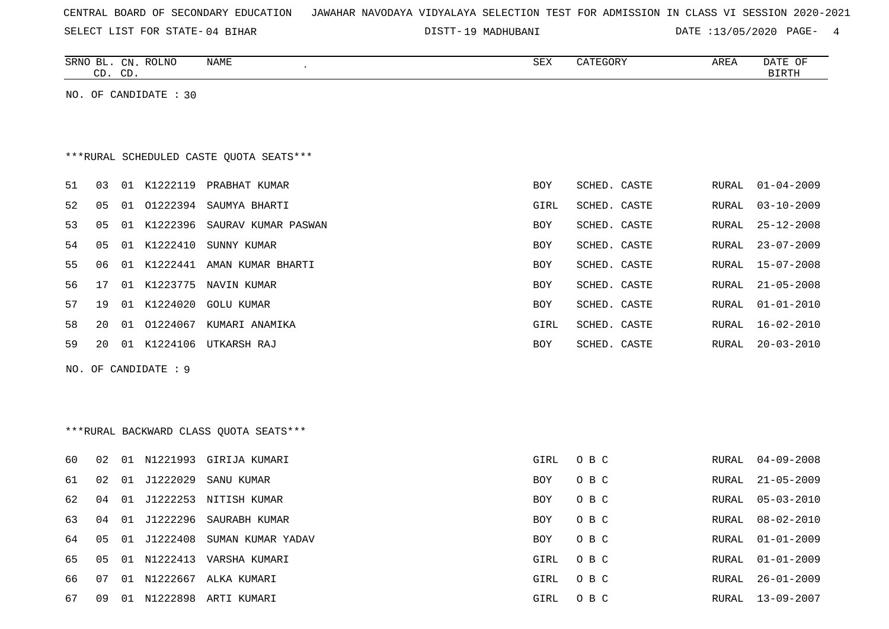CENTRAL BOARD OF SECONDARY EDUCATION JAWAHAR NAVODAYA VIDYALAYA SELECTION TEST FOR ADMISSION IN CLASS VI SESSION 2020-2021

SELECT LIST FOR STATE- 04 BIHAR DISTT- 19 MADHUBANI DATE :13/05/2020

| SRNO | BL. CD. | CN. CD. | ROLNO | NAME | SEX | CATEGORY | AREA | DATE OF BIRTH |
|---|---|---|---|---|---|---|---|---|

NO. OF CANDIDATE : 30

***RURAL SCHEDULED CASTE QUOTA SEATS***

| SRNO | BL. CD. | CN. CD. | ROLNO | NAME | SEX | CATEGORY | AREA | DATE OF BIRTH |
|---|---|---|---|---|---|---|---|---|
| 51 | 03 | 01 | K1222119 | PRABHAT KUMAR | BOY | SCHED. CASTE | RURAL | 01-04-2009 |
| 52 | 05 | 01 | O1222394 | SAUMYA BHARTI | GIRL | SCHED. CASTE | RURAL | 03-10-2009 |
| 53 | 05 | 01 | K1222396 | SAURAV KUMAR PASWAN | BOY | SCHED. CASTE | RURAL | 25-12-2008 |
| 54 | 05 | 01 | K1222410 | SUNNY KUMAR | BOY | SCHED. CASTE | RURAL | 23-07-2009 |
| 55 | 06 | 01 | K1222441 | AMAN KUMAR BHARTI | BOY | SCHED. CASTE | RURAL | 15-07-2008 |
| 56 | 17 | 01 | K1223775 | NAVIN KUMAR | BOY | SCHED. CASTE | RURAL | 21-05-2008 |
| 57 | 19 | 01 | K1224020 | GOLU KUMAR | BOY | SCHED. CASTE | RURAL | 01-01-2010 |
| 58 | 20 | 01 | O1224067 | KUMARI ANAMIKA | GIRL | SCHED. CASTE | RURAL | 16-02-2010 |
| 59 | 20 | 01 | K1224106 | UTKARSH RAJ | BOY | SCHED. CASTE | RURAL | 20-03-2010 |

NO. OF CANDIDATE : 9

***RURAL BACKWARD CLASS QUOTA SEATS***

| SRNO | BL. CD. | CN. CD. | ROLNO | NAME | SEX | CATEGORY | AREA | DATE OF BIRTH |
|---|---|---|---|---|---|---|---|---|
| 60 | 02 | 01 | N1221993 | GIRIJA KUMARI | GIRL | O B C | RURAL | 04-09-2008 |
| 61 | 02 | 01 | J1222029 | SANU KUMAR | BOY | O B C | RURAL | 21-05-2009 |
| 62 | 04 | 01 | J1222253 | NITISH KUMAR | BOY | O B C | RURAL | 05-03-2010 |
| 63 | 04 | 01 | J1222296 | SAURABH KUMAR | BOY | O B C | RURAL | 08-02-2010 |
| 64 | 05 | 01 | J1222408 | SUMAN KUMAR YADAV | BOY | O B C | RURAL | 01-01-2009 |
| 65 | 05 | 01 | N1222413 | VARSHA KUMARI | GIRL | O B C | RURAL | 01-01-2009 |
| 66 | 07 | 01 | N1222667 | ALKA KUMARI | GIRL | O B C | RURAL | 26-01-2009 |
| 67 | 09 | 01 | N1222898 | ARTI KUMARI | GIRL | O B C | RURAL | 13-09-2007 |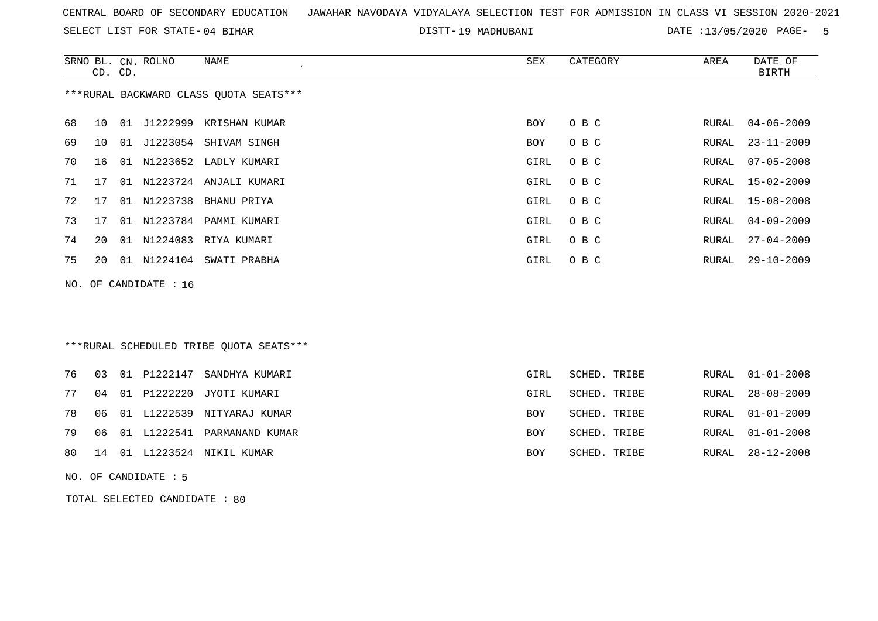CENTRAL BOARD OF SECONDARY EDUCATION JAWAHAR NAVODAYA VIDYALAYA SELECTION TEST FOR ADMISSION IN CLASS VI SESSION 2020-2021

SELECT LIST FOR STATE- 04 BIHAR DISTT- 19 MADHUBANI DATE :13/05/2020

***RURAL BACKWARD CLASS QUOTA SEATS***

| SRNO | BL. CD. | CN. CD. | ROLNO | NAME | SEX | CATEGORY | AREA | DATE OF BIRTH |
|---|---|---|---|---|---|---|---|---|
| 68 | 10 | 01 | J1222999 | KRISHAN KUMAR | BOY | O B C | RURAL | 04-06-2009 |
| 69 | 10 | 01 | J1223054 | SHIVAM SINGH | BOY | O B C | RURAL | 23-11-2009 |
| 70 | 16 | 01 | N1223652 | LADLY KUMARI | GIRL | O B C | RURAL | 07-05-2008 |
| 71 | 17 | 01 | N1223724 | ANJALI KUMARI | GIRL | O B C | RURAL | 15-02-2009 |
| 72 | 17 | 01 | N1223738 | BHANU PRIYA | GIRL | O B C | RURAL | 15-08-2008 |
| 73 | 17 | 01 | N1223784 | PAMMI KUMARI | GIRL | O B C | RURAL | 04-09-2009 |
| 74 | 20 | 01 | N1224083 | RIYA KUMARI | GIRL | O B C | RURAL | 27-04-2009 |
| 75 | 20 | 01 | N1224104 | SWATI PRABHA | GIRL | O B C | RURAL | 29-10-2009 |

NO. OF CANDIDATE : 16

***RURAL SCHEDULED TRIBE QUOTA SEATS***

| SRNO | BL. CD. | CN. CD. | ROLNO | NAME | SEX | CATEGORY | AREA | DATE OF BIRTH |
|---|---|---|---|---|---|---|---|---|
| 76 | 03 | 01 | P1222147 | SANDHYA KUMARI | GIRL | SCHED. TRIBE | RURAL | 01-01-2008 |
| 77 | 04 | 01 | P1222220 | JYOTI KUMARI | GIRL | SCHED. TRIBE | RURAL | 28-08-2009 |
| 78 | 06 | 01 | L1222539 | NITYARAJ KUMAR | BOY | SCHED. TRIBE | RURAL | 01-01-2009 |
| 79 | 06 | 01 | L1222541 | PARMANAND KUMAR | BOY | SCHED. TRIBE | RURAL | 01-01-2008 |
| 80 | 14 | 01 | L1223524 | NIKIL KUMAR | BOY | SCHED. TRIBE | RURAL | 28-12-2008 |

NO. OF CANDIDATE : 5

TOTAL SELECTED CANDIDATE : 80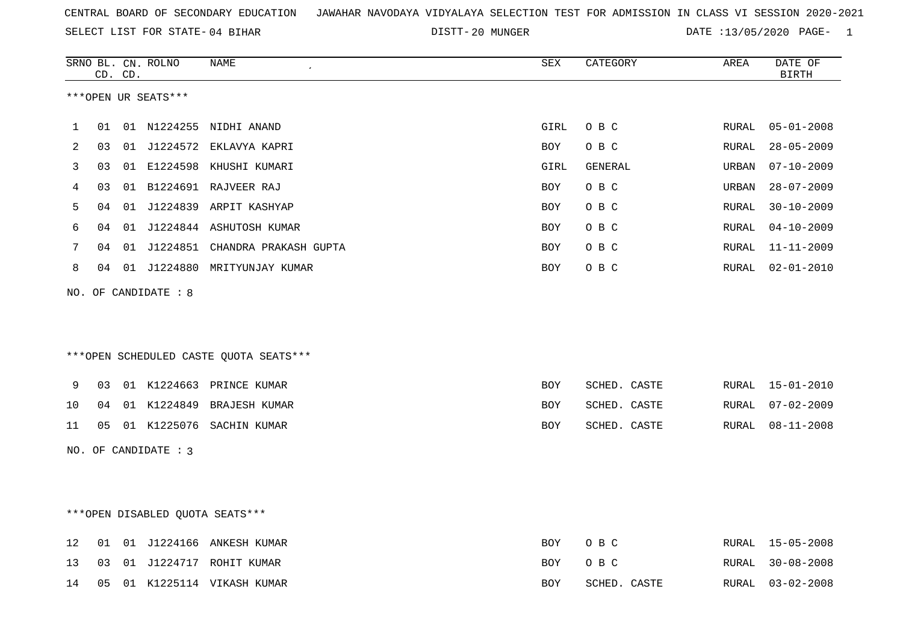CENTRAL BOARD OF SECONDARY EDUCATION JAWAHAR NAVODAYA VIDYALAYA SELECTION TEST FOR ADMISSION IN CLASS VI SESSION 2020-2021

SELECT LIST FOR STATE- 04 BIHAR DISTT- 20 MUNGER DATE :13/05/2020 PAGE- 1

***OPEN UR SEATS***

| SRNO | BL. CD. | CN. CD. | ROLNO | NAME | SEX | CATEGORY | AREA | DATE OF BIRTH |
|---|---|---|---|---|---|---|---|---|
| 1 | 01 | 01 | N1224255 | NIDHI ANAND | GIRL | O B C | RURAL | 05-01-2008 |
| 2 | 03 | 01 | J1224572 | EKLAVYA KAPRI | BOY | O B C | RURAL | 28-05-2009 |
| 3 | 03 | 01 | E1224598 | KHUSHI KUMARI | GIRL | GENERAL | URBAN | 07-10-2009 |
| 4 | 03 | 01 | B1224691 | RAJVEER RAJ | BOY | O B C | URBAN | 28-07-2009 |
| 5 | 04 | 01 | J1224839 | ARPIT KASHYAP | BOY | O B C | RURAL | 30-10-2009 |
| 6 | 04 | 01 | J1224844 | ASHUTOSH KUMAR | BOY | O B C | RURAL | 04-10-2009 |
| 7 | 04 | 01 | J1224851 | CHANDRA PRAKASH GUPTA | BOY | O B C | RURAL | 11-11-2009 |
| 8 | 04 | 01 | J1224880 | MRITYUNJAY KUMAR | BOY | O B C | RURAL | 02-01-2010 |

NO. OF CANDIDATE : 8

***OPEN SCHEDULED CASTE QUOTA SEATS***

| SRNO | BL. CD. | CN. CD. | ROLNO | NAME | SEX | CATEGORY | AREA | DATE OF BIRTH |
|---|---|---|---|---|---|---|---|---|
| 9 | 03 | 01 | K1224663 | PRINCE KUMAR | BOY | SCHED. CASTE | RURAL | 15-01-2010 |
| 10 | 04 | 01 | K1224849 | BRAJESH KUMAR | BOY | SCHED. CASTE | RURAL | 07-02-2009 |
| 11 | 05 | 01 | K1225076 | SACHIN KUMAR | BOY | SCHED. CASTE | RURAL | 08-11-2008 |

NO. OF CANDIDATE : 3

***OPEN DISABLED QUOTA SEATS***

| SRNO | BL. CD. | CN. CD. | ROLNO | NAME | SEX | CATEGORY | AREA | DATE OF BIRTH |
|---|---|---|---|---|---|---|---|---|
| 12 | 01 | 01 | J1224166 | ANKESH KUMAR | BOY | O B C | RURAL | 15-05-2008 |
| 13 | 03 | 01 | J1224717 | ROHIT KUMAR | BOY | O B C | RURAL | 30-08-2008 |
| 14 | 05 | 01 | K1225114 | VIKASH KUMAR | BOY | SCHED. CASTE | RURAL | 03-02-2008 |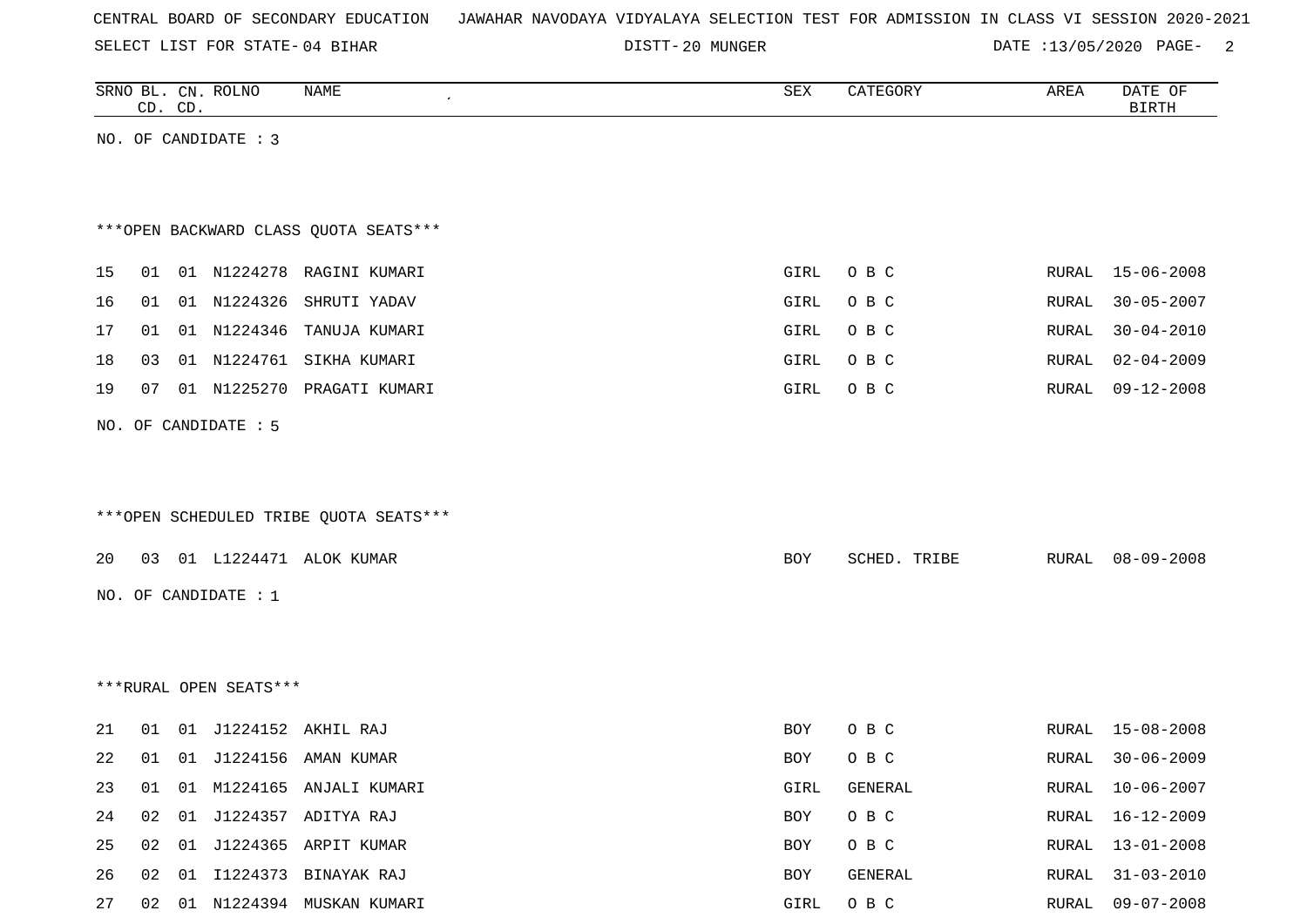CENTRAL BOARD OF SECONDARY EDUCATION JAWAHAR NAVODAYA VIDYALAYA SELECTION TEST FOR ADMISSION IN CLASS VI SESSION 2020-2021

SELECT LIST FOR STATE- 04 BIHAR DISTT- 20 MUNGER DATE :13/05/2020

| SRNO | BL. CD. | CN. CD. | ROLNO | NAME | SEX | CATEGORY | AREA | DATE OF BIRTH |
|---|---|---|---|---|---|---|---|---|

NO. OF CANDIDATE : 3

***OPEN BACKWARD CLASS QUOTA SEATS***

| SRNO | BL. CD. | CN. CD. | ROLNO | NAME | SEX | CATEGORY | AREA | DATE OF BIRTH |
|---|---|---|---|---|---|---|---|---|
| 15 | 01 | 01 | N1224278 | RAGINI KUMARI | GIRL | O B C | RURAL | 15-06-2008 |
| 16 | 01 | 01 | N1224326 | SHRUTI YADAV | GIRL | O B C | RURAL | 30-05-2007 |
| 17 | 01 | 01 | N1224346 | TANUJA KUMARI | GIRL | O B C | RURAL | 30-04-2010 |
| 18 | 03 | 01 | N1224761 | SIKHA KUMARI | GIRL | O B C | RURAL | 02-04-2009 |
| 19 | 07 | 01 | N1225270 | PRAGATI KUMARI | GIRL | O B C | RURAL | 09-12-2008 |

NO. OF CANDIDATE : 5

***OPEN SCHEDULED TRIBE QUOTA SEATS***

| SRNO | BL. CD. | CN. CD. | ROLNO | NAME | SEX | CATEGORY | AREA | DATE OF BIRTH |
|---|---|---|---|---|---|---|---|---|
| 20 | 03 | 01 | L1224471 | ALOK KUMAR | BOY | SCHED. TRIBE | RURAL | 08-09-2008 |

NO. OF CANDIDATE : 1

***RURAL OPEN SEATS***

| SRNO | BL. CD. | CN. CD. | ROLNO | NAME | SEX | CATEGORY | AREA | DATE OF BIRTH |
|---|---|---|---|---|---|---|---|---|
| 21 | 01 | 01 | J1224152 | AKHIL RAJ | BOY | O B C | RURAL | 15-08-2008 |
| 22 | 01 | 01 | J1224156 | AMAN KUMAR | BOY | O B C | RURAL | 30-06-2009 |
| 23 | 01 | 01 | M1224165 | ANJALI KUMARI | GIRL | GENERAL | RURAL | 10-06-2007 |
| 24 | 02 | 01 | J1224357 | ADITYA RAJ | BOY | O B C | RURAL | 16-12-2009 |
| 25 | 02 | 01 | J1224365 | ARPIT KUMAR | BOY | O B C | RURAL | 13-01-2008 |
| 26 | 02 | 01 | I1224373 | BINAYAK RAJ | BOY | GENERAL | RURAL | 31-03-2010 |
| 27 | 02 | 01 | N1224394 | MUSKAN KUMARI | GIRL | O B C | RURAL | 09-07-2008 |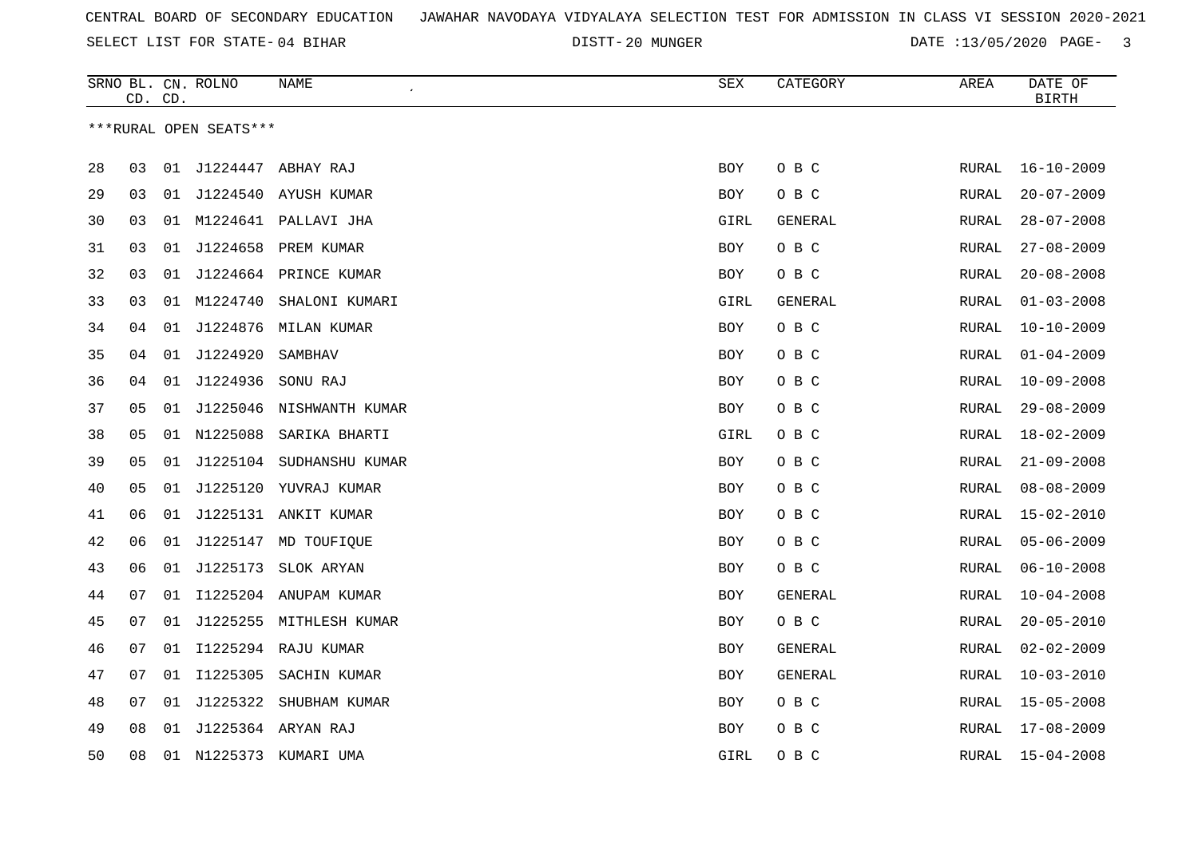CENTRAL BOARD OF SECONDARY EDUCATION JAWAHAR NAVODAYA VIDYALAYA SELECTION TEST FOR ADMISSION IN CLASS VI SESSION 2020-2021

SELECT LIST FOR STATE- 04 BIHAR DISTT- 20 MUNGER DATE :13/05/2020 PAGE- 3

| SRNO | BL. CD. | CN. CD. | ROLNO | NAME | SEX | CATEGORY | AREA | DATE OF BIRTH |
|---|---|---|---|---|---|---|---|---|
| ***RURAL OPEN SEATS*** | | | | | | | | |
| 28 | 03 | 01 | J1224447 | ABHAY RAJ | BOY | O B C | RURAL | 16-10-2009 |
| 29 | 03 | 01 | J1224540 | AYUSH KUMAR | BOY | O B C | RURAL | 20-07-2009 |
| 30 | 03 | 01 | M1224641 | PALLAVI JHA | GIRL | GENERAL | RURAL | 28-07-2008 |
| 31 | 03 | 01 | J1224658 | PREM KUMAR | BOY | O B C | RURAL | 27-08-2009 |
| 32 | 03 | 01 | J1224664 | PRINCE KUMAR | BOY | O B C | RURAL | 20-08-2008 |
| 33 | 03 | 01 | M1224740 | SHALONI KUMARI | GIRL | GENERAL | RURAL | 01-03-2008 |
| 34 | 04 | 01 | J1224876 | MILAN KUMAR | BOY | O B C | RURAL | 10-10-2009 |
| 35 | 04 | 01 | J1224920 | SAMBHAV | BOY | O B C | RURAL | 01-04-2009 |
| 36 | 04 | 01 | J1224936 | SONU RAJ | BOY | O B C | RURAL | 10-09-2008 |
| 37 | 05 | 01 | J1225046 | NISHWANTH KUMAR | BOY | O B C | RURAL | 29-08-2009 |
| 38 | 05 | 01 | N1225088 | SARIKA BHARTI | GIRL | O B C | RURAL | 18-02-2009 |
| 39 | 05 | 01 | J1225104 | SUDHANSHU KUMAR | BOY | O B C | RURAL | 21-09-2008 |
| 40 | 05 | 01 | J1225120 | YUVRAJ KUMAR | BOY | O B C | RURAL | 08-08-2009 |
| 41 | 06 | 01 | J1225131 | ANKIT KUMAR | BOY | O B C | RURAL | 15-02-2010 |
| 42 | 06 | 01 | J1225147 | MD TOUFIQUE | BOY | O B C | RURAL | 05-06-2009 |
| 43 | 06 | 01 | J1225173 | SLOK ARYAN | BOY | O B C | RURAL | 06-10-2008 |
| 44 | 07 | 01 | I1225204 | ANUPAM KUMAR | BOY | GENERAL | RURAL | 10-04-2008 |
| 45 | 07 | 01 | J1225255 | MITHLESH KUMAR | BOY | O B C | RURAL | 20-05-2010 |
| 46 | 07 | 01 | I1225294 | RAJU KUMAR | BOY | GENERAL | RURAL | 02-02-2009 |
| 47 | 07 | 01 | I1225305 | SACHIN KUMAR | BOY | GENERAL | RURAL | 10-03-2010 |
| 48 | 07 | 01 | J1225322 | SHUBHAM KUMAR | BOY | O B C | RURAL | 15-05-2008 |
| 49 | 08 | 01 | J1225364 | ARYAN RAJ | BOY | O B C | RURAL | 17-08-2009 |
| 50 | 08 | 01 | N1225373 | KUMARI UMA | GIRL | O B C | RURAL | 15-04-2008 |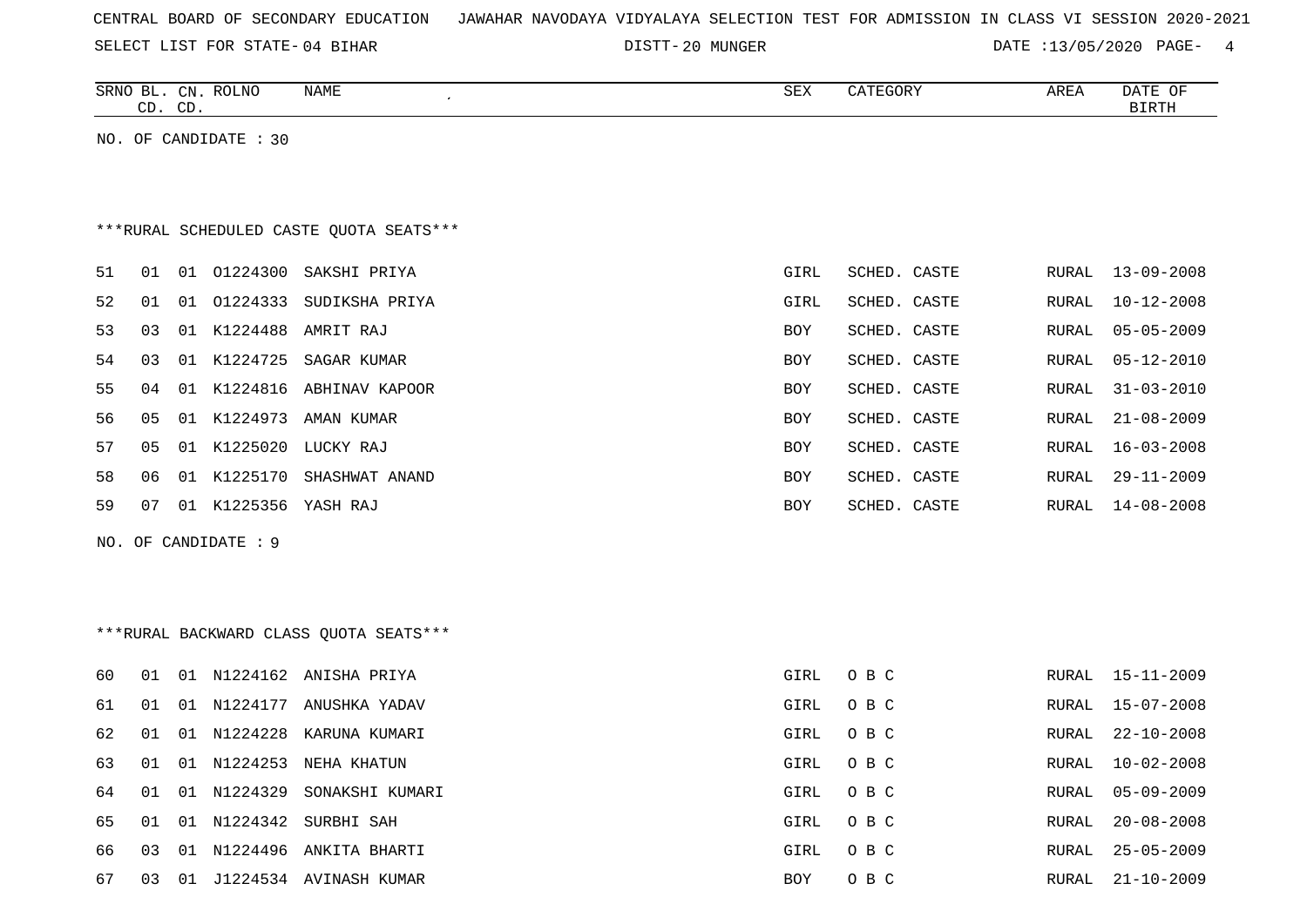CENTRAL BOARD OF SECONDARY EDUCATION JAWAHAR NAVODAYA VIDYALAYA SELECTION TEST FOR ADMISSION IN CLASS VI SESSION 2020-2021

SELECT LIST FOR STATE- 04 BIHAR DISTT- 20 MUNGER DATE :13/05/2020

| SRNO | BL. CD. | CN. CD. | ROLNO | NAME | SEX | CATEGORY | AREA | DATE OF BIRTH |
|---|---|---|---|---|---|---|---|---|

NO. OF CANDIDATE : 30

***RURAL SCHEDULED CASTE QUOTA SEATS***

| SRNO | BL. CD. | CN. CD. | ROLNO | NAME | SEX | CATEGORY | AREA | DATE OF BIRTH |
|---|---|---|---|---|---|---|---|---|
| 51 | 01 | 01 | O1224300 | SAKSHI PRIYA | GIRL | SCHED. CASTE | RURAL | 13-09-2008 |
| 52 | 01 | 01 | O1224333 | SUDIKSHA PRIYA | GIRL | SCHED. CASTE | RURAL | 10-12-2008 |
| 53 | 03 | 01 | K1224488 | AMRIT RAJ | BOY | SCHED. CASTE | RURAL | 05-05-2009 |
| 54 | 03 | 01 | K1224725 | SAGAR KUMAR | BOY | SCHED. CASTE | RURAL | 05-12-2010 |
| 55 | 04 | 01 | K1224816 | ABHINAV KAPOOR | BOY | SCHED. CASTE | RURAL | 31-03-2010 |
| 56 | 05 | 01 | K1224973 | AMAN KUMAR | BOY | SCHED. CASTE | RURAL | 21-08-2009 |
| 57 | 05 | 01 | K1225020 | LUCKY RAJ | BOY | SCHED. CASTE | RURAL | 16-03-2008 |
| 58 | 06 | 01 | K1225170 | SHASHWAT ANAND | BOY | SCHED. CASTE | RURAL | 29-11-2009 |
| 59 | 07 | 01 | K1225356 | YASH RAJ | BOY | SCHED. CASTE | RURAL | 14-08-2008 |

NO. OF CANDIDATE : 9

***RURAL BACKWARD CLASS QUOTA SEATS***

| SRNO | BL. CD. | CN. CD. | ROLNO | NAME | SEX | CATEGORY | AREA | DATE OF BIRTH |
|---|---|---|---|---|---|---|---|---|
| 60 | 01 | 01 | N1224162 | ANISHA PRIYA | GIRL | O B C | RURAL | 15-11-2009 |
| 61 | 01 | 01 | N1224177 | ANUSHKA YADAV | GIRL | O B C | RURAL | 15-07-2008 |
| 62 | 01 | 01 | N1224228 | KARUNA KUMARI | GIRL | O B C | RURAL | 22-10-2008 |
| 63 | 01 | 01 | N1224253 | NEHA KHATUN | GIRL | O B C | RURAL | 10-02-2008 |
| 64 | 01 | 01 | N1224329 | SONAKSHI KUMARI | GIRL | O B C | RURAL | 05-09-2009 |
| 65 | 01 | 01 | N1224342 | SURBHI SAH | GIRL | O B C | RURAL | 20-08-2008 |
| 66 | 03 | 01 | N1224496 | ANKITA BHARTI | GIRL | O B C | RURAL | 25-05-2009 |
| 67 | 03 | 01 | J1224534 | AVINASH KUMAR | BOY | O B C | RURAL | 21-10-2009 |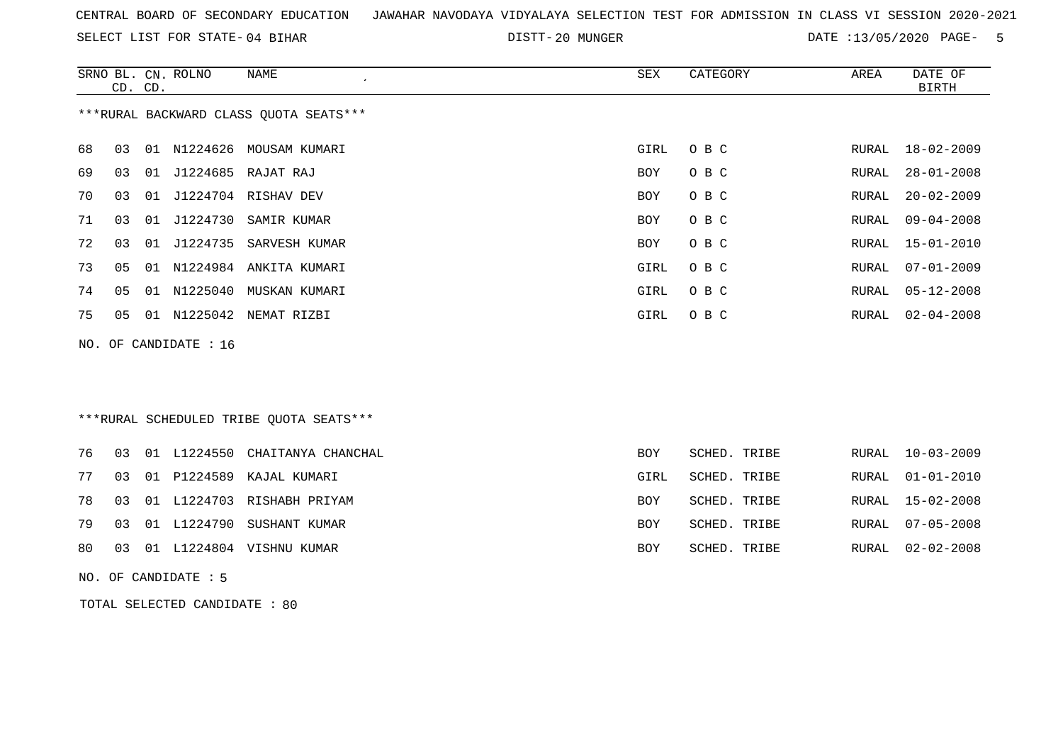CENTRAL BOARD OF SECONDARY EDUCATION   JAWAHAR NAVODAYA VIDYALAYA SELECTION TEST FOR ADMISSION IN CLASS VI SESSION 2020-2021

SELECT LIST FOR STATE- 04 BIHAR   DISTT- 20 MUNGER   DATE :13/05/2020

***RURAL BACKWARD CLASS QUOTA SEATS***

| SRNO | BL. CD. | CN. CD. | ROLNO | NAME | SEX | CATEGORY | AREA | DATE OF BIRTH |
|---|---|---|---|---|---|---|---|---|
| 68 | 03 | 01 | N1224626 | MOUSAM KUMARI | GIRL | O B C | RURAL | 18-02-2009 |
| 69 | 03 | 01 | J1224685 | RAJAT RAJ | BOY | O B C | RURAL | 28-01-2008 |
| 70 | 03 | 01 | J1224704 | RISHAV DEV | BOY | O B C | RURAL | 20-02-2009 |
| 71 | 03 | 01 | J1224730 | SAMIR KUMAR | BOY | O B C | RURAL | 09-04-2008 |
| 72 | 03 | 01 | J1224735 | SARVESH KUMAR | BOY | O B C | RURAL | 15-01-2010 |
| 73 | 05 | 01 | N1224984 | ANKITA KUMARI | GIRL | O B C | RURAL | 07-01-2009 |
| 74 | 05 | 01 | N1225040 | MUSKAN KUMARI | GIRL | O B C | RURAL | 05-12-2008 |
| 75 | 05 | 01 | N1225042 | NEMAT RIZBI | GIRL | O B C | RURAL | 02-04-2008 |

NO. OF CANDIDATE : 16

***RURAL SCHEDULED TRIBE QUOTA SEATS***

| SRNO | BL. CD. | CN. CD. | ROLNO | NAME | SEX | CATEGORY | AREA | DATE OF BIRTH |
|---|---|---|---|---|---|---|---|---|
| 76 | 03 | 01 | L1224550 | CHAITANYA CHANCHAL | BOY | SCHED. TRIBE | RURAL | 10-03-2009 |
| 77 | 03 | 01 | P1224589 | KAJAL KUMARI | GIRL | SCHED. TRIBE | RURAL | 01-01-2010 |
| 78 | 03 | 01 | L1224703 | RISHABH PRIYAM | BOY | SCHED. TRIBE | RURAL | 15-02-2008 |
| 79 | 03 | 01 | L1224790 | SUSHANT KUMAR | BOY | SCHED. TRIBE | RURAL | 07-05-2008 |
| 80 | 03 | 01 | L1224804 | VISHNU KUMAR | BOY | SCHED. TRIBE | RURAL | 02-02-2008 |

NO. OF CANDIDATE : 5

TOTAL SELECTED CANDIDATE : 80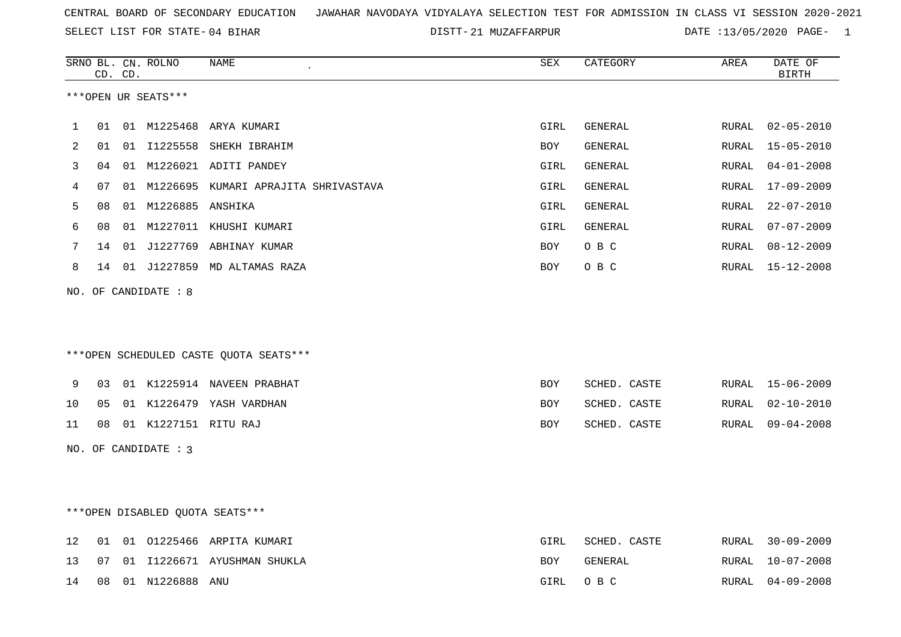CENTRAL BOARD OF SECONDARY EDUCATION JAWAHAR NAVODAYA VIDYALAYA SELECTION TEST FOR ADMISSION IN CLASS VI SESSION 2020-2021

SELECT LIST FOR STATE- 04 BIHAR DISTT- 21 MUZAFFARPUR DATE :13/05/2020

***OPEN UR SEATS***

| SRNO | BL. CD. | CN. CD. | ROLNO | NAME | SEX | CATEGORY | AREA | DATE OF BIRTH |
|---|---|---|---|---|---|---|---|---|
| 1 | 01 | 01 | M1225468 | ARYA KUMARI | GIRL | GENERAL | RURAL | 02-05-2010 |
| 2 | 01 | 01 | I1225558 | SHEKH IBRAHIM | BOY | GENERAL | RURAL | 15-05-2010 |
| 3 | 04 | 01 | M1226021 | ADITI PANDEY | GIRL | GENERAL | RURAL | 04-01-2008 |
| 4 | 07 | 01 | M1226695 | KUMARI APRAJITA SHRIVASTAVA | GIRL | GENERAL | RURAL | 17-09-2009 |
| 5 | 08 | 01 | M1226885 | ANSHIKA | GIRL | GENERAL | RURAL | 22-07-2010 |
| 6 | 08 | 01 | M1227011 | KHUSHI KUMARI | GIRL | GENERAL | RURAL | 07-07-2009 |
| 7 | 14 | 01 | J1227769 | ABHINAY KUMAR | BOY | O B C | RURAL | 08-12-2009 |
| 8 | 14 | 01 | J1227859 | MD ALTAMAS RAZA | BOY | O B C | RURAL | 15-12-2008 |

NO. OF CANDIDATE : 8

***OPEN SCHEDULED CASTE QUOTA SEATS***

| SRNO | BL. CD. | CN. CD. | ROLNO | NAME | SEX | CATEGORY | AREA | DATE OF BIRTH |
|---|---|---|---|---|---|---|---|---|
| 9 | 03 | 01 | K1225914 | NAVEEN PRABHAT | BOY | SCHED. CASTE | RURAL | 15-06-2009 |
| 10 | 05 | 01 | K1226479 | YASH VARDHAN | BOY | SCHED. CASTE | RURAL | 02-10-2010 |
| 11 | 08 | 01 | K1227151 | RITU RAJ | BOY | SCHED. CASTE | RURAL | 09-04-2008 |

NO. OF CANDIDATE : 3

***OPEN DISABLED QUOTA SEATS***

| SRNO | BL. CD. | CN. CD. | ROLNO | NAME | SEX | CATEGORY | AREA | DATE OF BIRTH |
|---|---|---|---|---|---|---|---|---|
| 12 | 01 | 01 | O1225466 | ARPITA KUMARI | GIRL | SCHED. CASTE | RURAL | 30-09-2009 |
| 13 | 07 | 01 | I1226671 | AYUSHMAN SHUKLA | BOY | GENERAL | RURAL | 10-07-2008 |
| 14 | 08 | 01 | N1226888 | ANU | GIRL | O B C | RURAL | 04-09-2008 |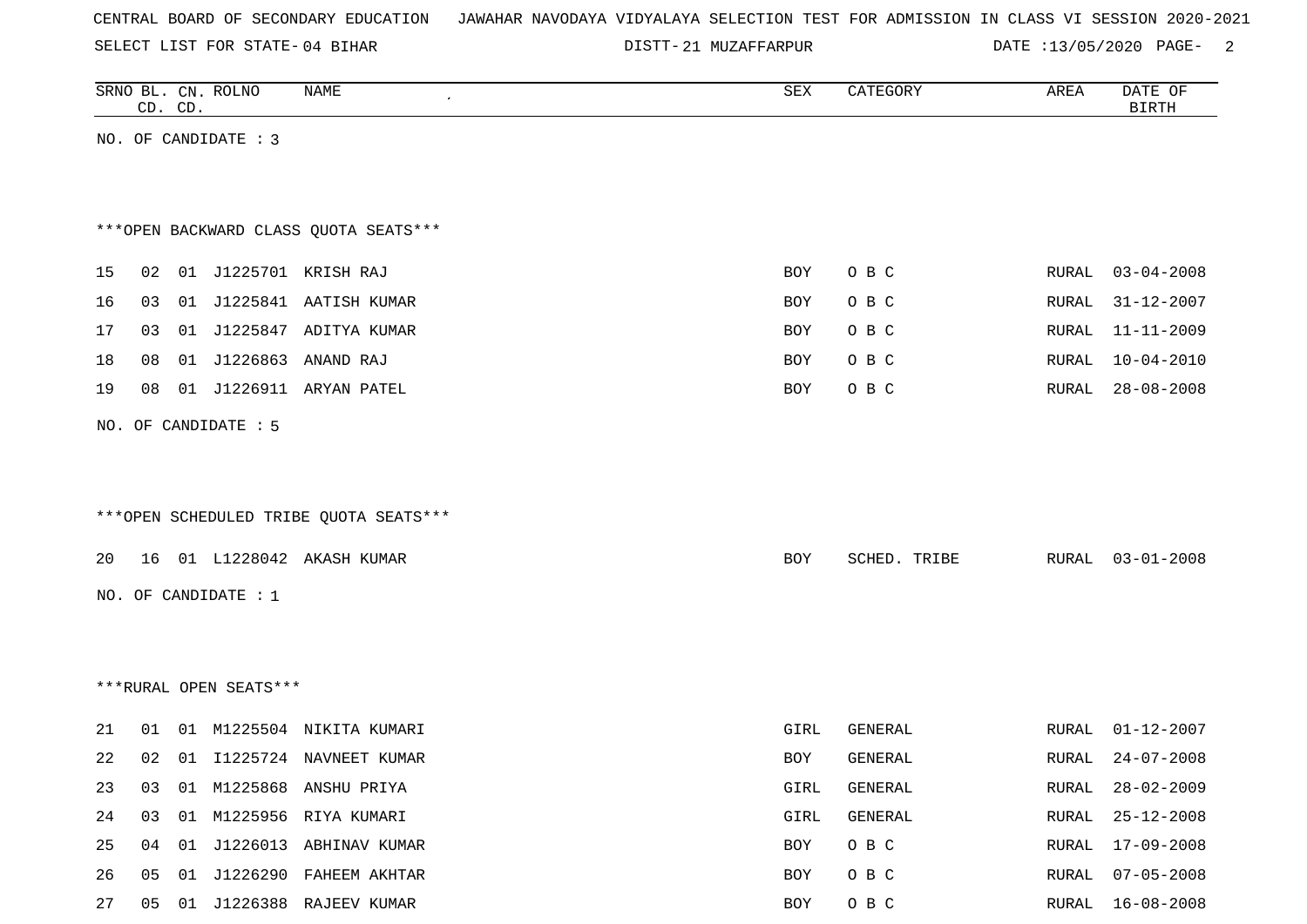CENTRAL BOARD OF SECONDARY EDUCATION JAWAHAR NAVODAYA VIDYALAYA SELECTION TEST FOR ADMISSION IN CLASS VI SESSION 2020-2021

SELECT LIST FOR STATE- 04 BIHAR DISTT- 21 MUZAFFARPUR DATE :13/05/2020

| SRNO | BL. CD. | CN. CD. | ROLNO | NAME | SEX | CATEGORY | AREA | DATE OF BIRTH |
|---|---|---|---|---|---|---|---|---|

NO. OF CANDIDATE : 3

***OPEN BACKWARD CLASS QUOTA SEATS***

| SRNO | BL. CD. | CN. CD. | ROLNO | NAME | SEX | CATEGORY | AREA | DATE OF BIRTH |
|---|---|---|---|---|---|---|---|---|
| 15 | 02 | 01 | J1225701 | KRISH RAJ | BOY | O B C | RURAL | 03-04-2008 |
| 16 | 03 | 01 | J1225841 | AATISH KUMAR | BOY | O B C | RURAL | 31-12-2007 |
| 17 | 03 | 01 | J1225847 | ADITYA KUMAR | BOY | O B C | RURAL | 11-11-2009 |
| 18 | 08 | 01 | J1226863 | ANAND RAJ | BOY | O B C | RURAL | 10-04-2010 |
| 19 | 08 | 01 | J1226911 | ARYAN PATEL | BOY | O B C | RURAL | 28-08-2008 |

NO. OF CANDIDATE : 5

***OPEN SCHEDULED TRIBE QUOTA SEATS***

| SRNO | BL. CD. | CN. CD. | ROLNO | NAME | SEX | CATEGORY | AREA | DATE OF BIRTH |
|---|---|---|---|---|---|---|---|---|
| 20 | 16 | 01 | L1228042 | AKASH KUMAR | BOY | SCHED. TRIBE | RURAL | 03-01-2008 |

NO. OF CANDIDATE : 1

***RURAL OPEN SEATS***

| SRNO | BL. CD. | CN. CD. | ROLNO | NAME | SEX | CATEGORY | AREA | DATE OF BIRTH |
|---|---|---|---|---|---|---|---|---|
| 21 | 01 | 01 | M1225504 | NIKITA KUMARI | GIRL | GENERAL | RURAL | 01-12-2007 |
| 22 | 02 | 01 | I1225724 | NAVNEET KUMAR | BOY | GENERAL | RURAL | 24-07-2008 |
| 23 | 03 | 01 | M1225868 | ANSHU PRIYA | GIRL | GENERAL | RURAL | 28-02-2009 |
| 24 | 03 | 01 | M1225956 | RIYA KUMARI | GIRL | GENERAL | RURAL | 25-12-2008 |
| 25 | 04 | 01 | J1226013 | ABHINAV KUMAR | BOY | O B C | RURAL | 17-09-2008 |
| 26 | 05 | 01 | J1226290 | FAHEEM AKHTAR | BOY | O B C | RURAL | 07-05-2008 |
| 27 | 05 | 01 | J1226388 | RAJEEV KUMAR | BOY | O B C | RURAL | 16-08-2008 |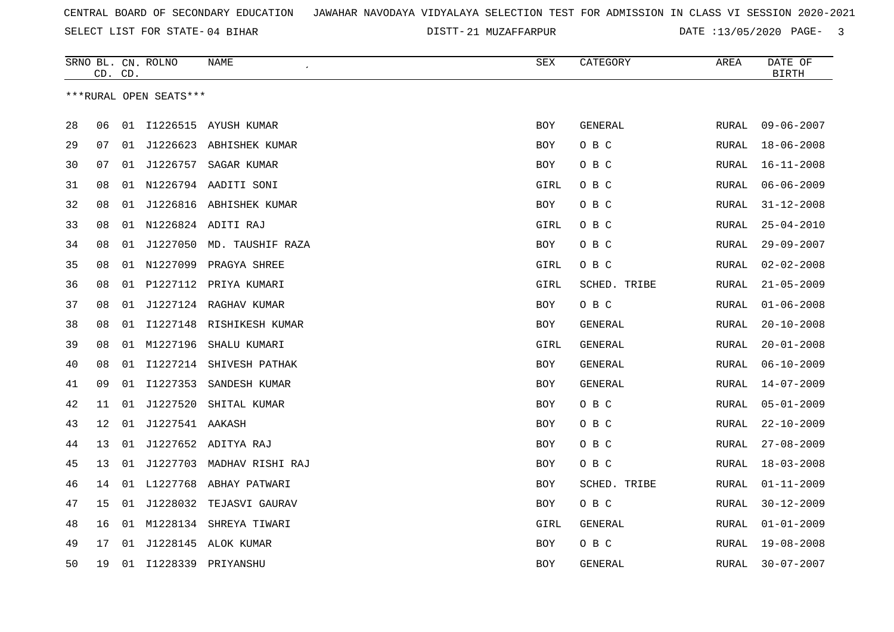CENTRAL BOARD OF SECONDARY EDUCATION JAWAHAR NAVODAYA VIDYALAYA SELECTION TEST FOR ADMISSION IN CLASS VI SESSION 2020-2021

SELECT LIST FOR STATE- 04 BIHAR DISTT- 21 MUZAFFARPUR DATE :13/05/2020

***RURAL OPEN SEATS***

| SRNO | BL. CD. | CN. CD. | ROLNO | NAME | SEX | CATEGORY | AREA | DATE OF BIRTH |
|---|---|---|---|---|---|---|---|---|
| 28 | 06 | 01 | I1226515 | AYUSH KUMAR | BOY | GENERAL | RURAL | 09-06-2007 |
| 29 | 07 | 01 | J1226623 | ABHISHEK KUMAR | BOY | O B C | RURAL | 18-06-2008 |
| 30 | 07 | 01 | J1226757 | SAGAR KUMAR | BOY | O B C | RURAL | 16-11-2008 |
| 31 | 08 | 01 | N1226794 | AADITI SONI | GIRL | O B C | RURAL | 06-06-2009 |
| 32 | 08 | 01 | J1226816 | ABHISHEK KUMAR | BOY | O B C | RURAL | 31-12-2008 |
| 33 | 08 | 01 | N1226824 | ADITI RAJ | GIRL | O B C | RURAL | 25-04-2010 |
| 34 | 08 | 01 | J1227050 | MD. TAUSHIF RAZA | BOY | O B C | RURAL | 29-09-2007 |
| 35 | 08 | 01 | N1227099 | PRAGYA SHREE | GIRL | O B C | RURAL | 02-02-2008 |
| 36 | 08 | 01 | P1227112 | PRIYA KUMARI | GIRL | SCHED. TRIBE | RURAL | 21-05-2009 |
| 37 | 08 | 01 | J1227124 | RAGHAV KUMAR | BOY | O B C | RURAL | 01-06-2008 |
| 38 | 08 | 01 | I1227148 | RISHIKESH KUMAR | BOY | GENERAL | RURAL | 20-10-2008 |
| 39 | 08 | 01 | M1227196 | SHALU KUMARI | GIRL | GENERAL | RURAL | 20-01-2008 |
| 40 | 08 | 01 | I1227214 | SHIVESH PATHAK | BOY | GENERAL | RURAL | 06-10-2009 |
| 41 | 09 | 01 | I1227353 | SANDESH KUMAR | BOY | GENERAL | RURAL | 14-07-2009 |
| 42 | 11 | 01 | J1227520 | SHITAL KUMAR | BOY | O B C | RURAL | 05-01-2009 |
| 43 | 12 | 01 | J1227541 | AAKASH | BOY | O B C | RURAL | 22-10-2009 |
| 44 | 13 | 01 | J1227652 | ADITYA RAJ | BOY | O B C | RURAL | 27-08-2009 |
| 45 | 13 | 01 | J1227703 | MADHAV RISHI RAJ | BOY | O B C | RURAL | 18-03-2008 |
| 46 | 14 | 01 | L1227768 | ABHAY PATWARI | BOY | SCHED. TRIBE | RURAL | 01-11-2009 |
| 47 | 15 | 01 | J1228032 | TEJASVI GAURAV | BOY | O B C | RURAL | 30-12-2009 |
| 48 | 16 | 01 | M1228134 | SHREYA TIWARI | GIRL | GENERAL | RURAL | 01-01-2009 |
| 49 | 17 | 01 | J1228145 | ALOK KUMAR | BOY | O B C | RURAL | 19-08-2008 |
| 50 | 19 | 01 | I1228339 | PRIYANSHU | BOY | GENERAL | RURAL | 30-07-2007 |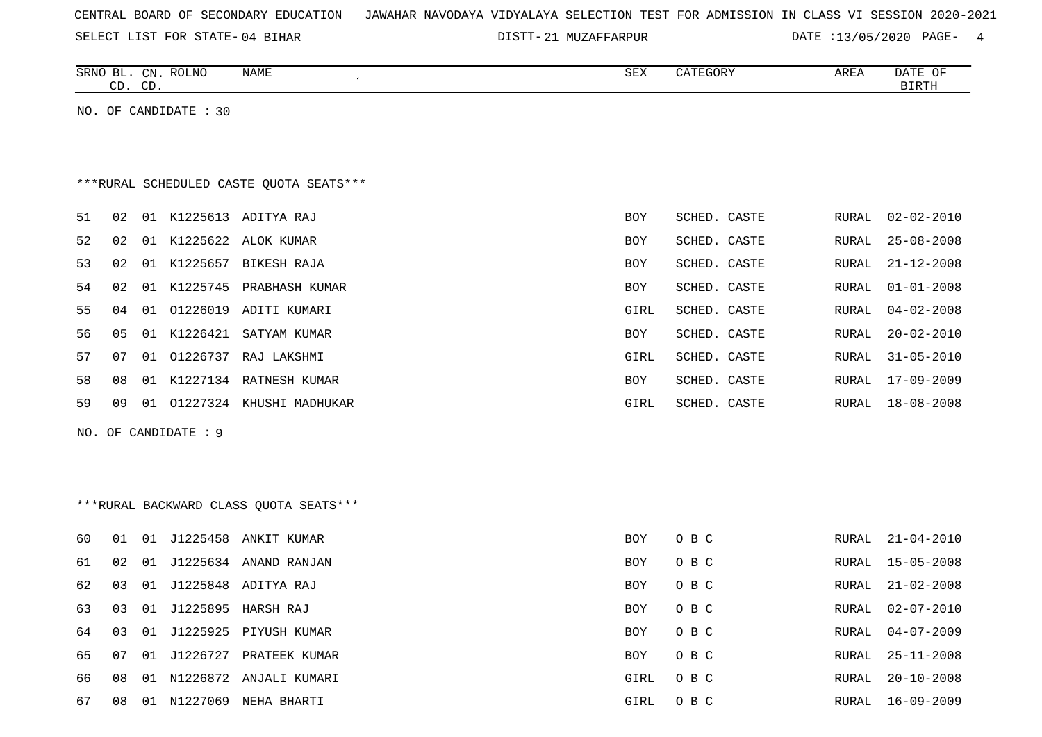CENTRAL BOARD OF SECONDARY EDUCATION JAWAHAR NAVODAYA VIDYALAYA SELECTION TEST FOR ADMISSION IN CLASS VI SESSION 2020-2021

SELECT LIST FOR STATE- 04 BIHAR DISTT- 21 MUZAFFARPUR DATE :13/05/2020

| SRNO | BL. CD. | CN. CD. | ROLNO | NAME | SEX | CATEGORY | AREA | DATE OF BIRTH |
|---|---|---|---|---|---|---|---|---|

NO. OF CANDIDATE : 30

***RURAL SCHEDULED CASTE QUOTA SEATS***

| SRNO | BL. CD. | CN. CD. | ROLNO | NAME | SEX | CATEGORY | AREA | DATE OF BIRTH |
|---|---|---|---|---|---|---|---|---|
| 51 | 02 | 01 | K1225613 | ADITYA RAJ | BOY | SCHED. CASTE | RURAL | 02-02-2010 |
| 52 | 02 | 01 | K1225622 | ALOK KUMAR | BOY | SCHED. CASTE | RURAL | 25-08-2008 |
| 53 | 02 | 01 | K1225657 | BIKESH RAJA | BOY | SCHED. CASTE | RURAL | 21-12-2008 |
| 54 | 02 | 01 | K1225745 | PRABHASH KUMAR | BOY | SCHED. CASTE | RURAL | 01-01-2008 |
| 55 | 04 | 01 | O1226019 | ADITI KUMARI | GIRL | SCHED. CASTE | RURAL | 04-02-2008 |
| 56 | 05 | 01 | K1226421 | SATYAM KUMAR | BOY | SCHED. CASTE | RURAL | 20-02-2010 |
| 57 | 07 | 01 | O1226737 | RAJ LAKSHMI | GIRL | SCHED. CASTE | RURAL | 31-05-2010 |
| 58 | 08 | 01 | K1227134 | RATNESH KUMAR | BOY | SCHED. CASTE | RURAL | 17-09-2009 |
| 59 | 09 | 01 | O1227324 | KHUSHI MADHUKAR | GIRL | SCHED. CASTE | RURAL | 18-08-2008 |

NO. OF CANDIDATE : 9

***RURAL BACKWARD CLASS QUOTA SEATS***

| SRNO | BL. CD. | CN. CD. | ROLNO | NAME | SEX | CATEGORY | AREA | DATE OF BIRTH |
|---|---|---|---|---|---|---|---|---|
| 60 | 01 | 01 | J1225458 | ANKIT KUMAR | BOY | O B C | RURAL | 21-04-2010 |
| 61 | 02 | 01 | J1225634 | ANAND RANJAN | BOY | O B C | RURAL | 15-05-2008 |
| 62 | 03 | 01 | J1225848 | ADITYA RAJ | BOY | O B C | RURAL | 21-02-2008 |
| 63 | 03 | 01 | J1225895 | HARSH RAJ | BOY | O B C | RURAL | 02-07-2010 |
| 64 | 03 | 01 | J1225925 | PIYUSH KUMAR | BOY | O B C | RURAL | 04-07-2009 |
| 65 | 07 | 01 | J1226727 | PRATEEK KUMAR | BOY | O B C | RURAL | 25-11-2008 |
| 66 | 08 | 01 | N1226872 | ANJALI KUMARI | GIRL | O B C | RURAL | 20-10-2008 |
| 67 | 08 | 01 | N1227069 | NEHA BHARTI | GIRL | O B C | RURAL | 16-09-2009 |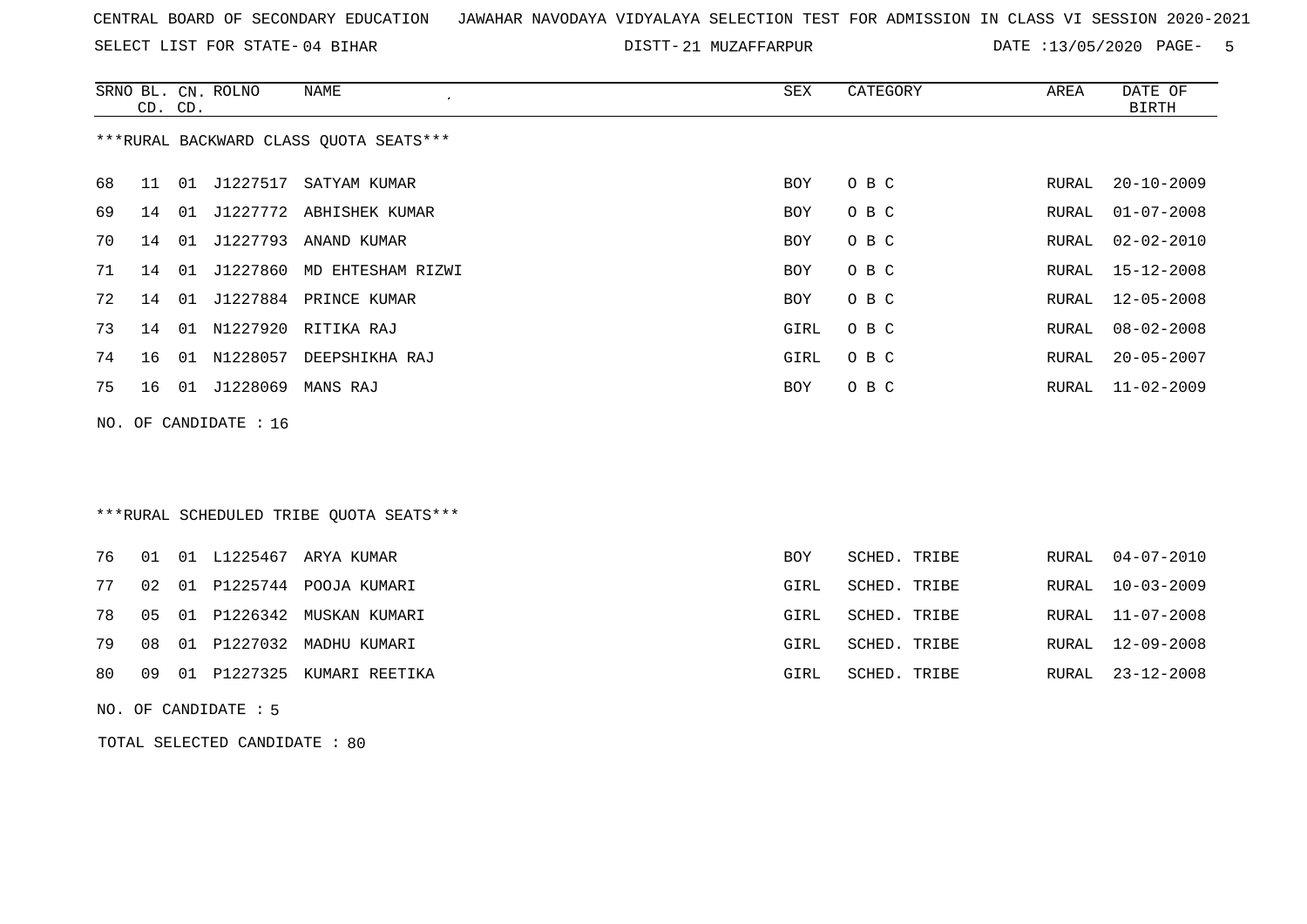CENTRAL BOARD OF SECONDARY EDUCATION JAWAHAR NAVODAYA VIDYALAYA SELECTION TEST FOR ADMISSION IN CLASS VI SESSION 2020-2021

SELECT LIST FOR STATE- 04 BIHAR DISTT- 21 MUZAFFARPUR DATE :13/05/2020

***RURAL BACKWARD CLASS QUOTA SEATS***

| SRNO | BL. CD. | CN. CD. | ROLNO | NAME | SEX | CATEGORY | AREA | DATE OF BIRTH |
|---|---|---|---|---|---|---|---|---|
| 68 | 11 | 01 | J1227517 | SATYAM KUMAR | BOY | O B C | RURAL | 20-10-2009 |
| 69 | 14 | 01 | J1227772 | ABHISHEK KUMAR | BOY | O B C | RURAL | 01-07-2008 |
| 70 | 14 | 01 | J1227793 | ANAND KUMAR | BOY | O B C | RURAL | 02-02-2010 |
| 71 | 14 | 01 | J1227860 | MD EHTESHAM RIZWI | BOY | O B C | RURAL | 15-12-2008 |
| 72 | 14 | 01 | J1227884 | PRINCE KUMAR | BOY | O B C | RURAL | 12-05-2008 |
| 73 | 14 | 01 | N1227920 | RITIKA RAJ | GIRL | O B C | RURAL | 08-02-2008 |
| 74 | 16 | 01 | N1228057 | DEEPSHIKHA RAJ | GIRL | O B C | RURAL | 20-05-2007 |
| 75 | 16 | 01 | J1228069 | MANS RAJ | BOY | O B C | RURAL | 11-02-2009 |

NO. OF CANDIDATE : 16

***RURAL SCHEDULED TRIBE QUOTA SEATS***

| SRNO | BL. CD. | CN. CD. | ROLNO | NAME | SEX | CATEGORY | AREA | DATE OF BIRTH |
|---|---|---|---|---|---|---|---|---|
| 76 | 01 | 01 | L1225467 | ARYA KUMAR | BOY | SCHED. TRIBE | RURAL | 04-07-2010 |
| 77 | 02 | 01 | P1225744 | POOJA KUMARI | GIRL | SCHED. TRIBE | RURAL | 10-03-2009 |
| 78 | 05 | 01 | P1226342 | MUSKAN KUMARI | GIRL | SCHED. TRIBE | RURAL | 11-07-2008 |
| 79 | 08 | 01 | P1227032 | MADHU KUMARI | GIRL | SCHED. TRIBE | RURAL | 12-09-2008 |
| 80 | 09 | 01 | P1227325 | KUMARI REETIKA | GIRL | SCHED. TRIBE | RURAL | 23-12-2008 |

NO. OF CANDIDATE : 5

TOTAL SELECTED CANDIDATE : 80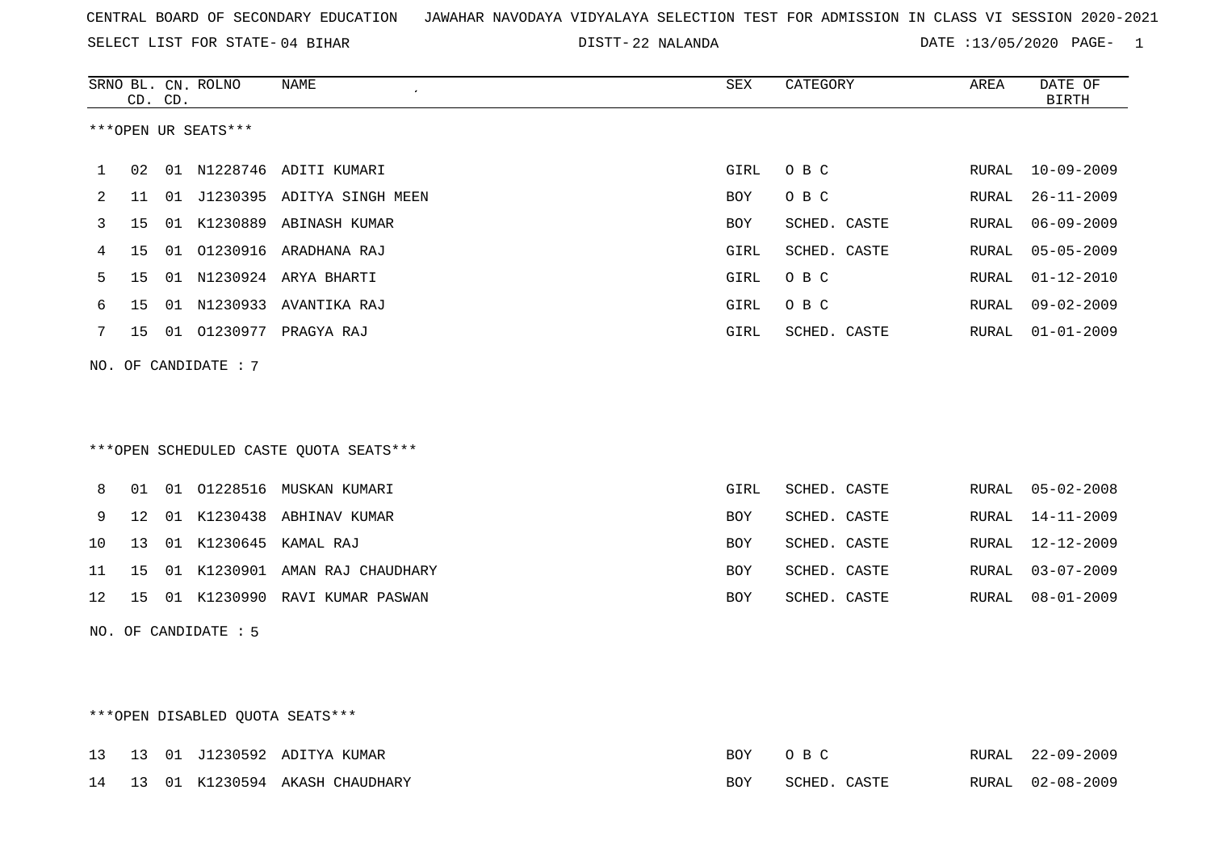CENTRAL BOARD OF SECONDARY EDUCATION JAWAHAR NAVODAYA VIDYALAYA SELECTION TEST FOR ADMISSION IN CLASS VI SESSION 2020-2021

SELECT LIST FOR STATE- 04 BIHAR DISTT- 22 NALANDA DATE :13/05/2020

***OPEN UR SEATS***

| SRNO | BL. CD. | CN. CD. | ROLNO | NAME | SEX | CATEGORY | AREA | DATE OF BIRTH |
|---|---|---|---|---|---|---|---|---|
| 1 | 02 | 01 | N1228746 | ADITI KUMARI | GIRL | O B C | RURAL | 10-09-2009 |
| 2 | 11 | 01 | J1230395 | ADITYA SINGH MEEN | BOY | O B C | RURAL | 26-11-2009 |
| 3 | 15 | 01 | K1230889 | ABINASH KUMAR | BOY | SCHED. CASTE | RURAL | 06-09-2009 |
| 4 | 15 | 01 | O1230916 | ARADHANA RAJ | GIRL | SCHED. CASTE | RURAL | 05-05-2009 |
| 5 | 15 | 01 | N1230924 | ARYA BHARTI | GIRL | O B C | RURAL | 01-12-2010 |
| 6 | 15 | 01 | N1230933 | AVANTIKA RAJ | GIRL | O B C | RURAL | 09-02-2009 |
| 7 | 15 | 01 | O1230977 | PRAGYA RAJ | GIRL | SCHED. CASTE | RURAL | 01-01-2009 |

NO. OF CANDIDATE : 7

***OPEN SCHEDULED CASTE QUOTA SEATS***

| SRNO | BL. CD. | CN. CD. | ROLNO | NAME | SEX | CATEGORY | AREA | DATE OF BIRTH |
|---|---|---|---|---|---|---|---|---|
| 8 | 01 | 01 | O1228516 | MUSKAN KUMARI | GIRL | SCHED. CASTE | RURAL | 05-02-2008 |
| 9 | 12 | 01 | K1230438 | ABHINAV KUMAR | BOY | SCHED. CASTE | RURAL | 14-11-2009 |
| 10 | 13 | 01 | K1230645 | KAMAL RAJ | BOY | SCHED. CASTE | RURAL | 12-12-2009 |
| 11 | 15 | 01 | K1230901 | AMAN RAJ CHAUDHARY | BOY | SCHED. CASTE | RURAL | 03-07-2009 |
| 12 | 15 | 01 | K1230990 | RAVI KUMAR PASWAN | BOY | SCHED. CASTE | RURAL | 08-01-2009 |

NO. OF CANDIDATE : 5

***OPEN DISABLED QUOTA SEATS***

| SRNO | BL. CD. | CN. CD. | ROLNO | NAME | SEX | CATEGORY | AREA | DATE OF BIRTH |
|---|---|---|---|---|---|---|---|---|
| 13 | 13 | 01 | J1230592 | ADITYA KUMAR | BOY | O B C | RURAL | 22-09-2009 |
| 14 | 13 | 01 | K1230594 | AKASH CHAUDHARY | BOY | SCHED. CASTE | RURAL | 02-08-2009 |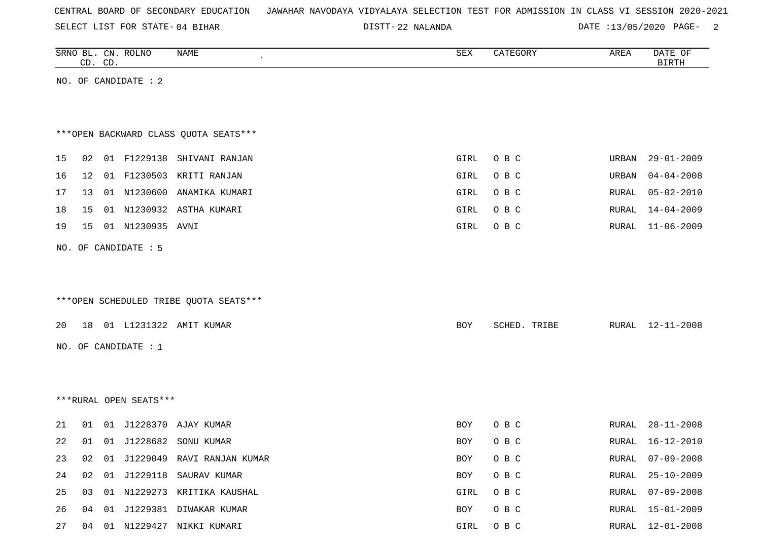CENTRAL BOARD OF SECONDARY EDUCATION JAWAHAR NAVODAYA VIDYALAYA SELECTION TEST FOR ADMISSION IN CLASS VI SESSION 2020-2021

SELECT LIST FOR STATE- 04 BIHAR DISTT- 22 NALANDA DATE :13/05/2020

| SRNO | BL. CD. | CN. CD. | ROLNO | NAME | SEX | CATEGORY | AREA | DATE OF BIRTH |
|---|---|---|---|---|---|---|---|---|

NO. OF CANDIDATE : 2

***OPEN BACKWARD CLASS QUOTA SEATS***

| SRNO | BL. CD. | CN. CD. | ROLNO | NAME | SEX | CATEGORY | AREA | DATE OF BIRTH |
|---|---|---|---|---|---|---|---|---|
| 15 | 02 | 01 | F1229138 | SHIVANI RANJAN | GIRL | O B C | URBAN | 29-01-2009 |
| 16 | 12 | 01 | F1230503 | KRITI RANJAN | GIRL | O B C | URBAN | 04-04-2008 |
| 17 | 13 | 01 | N1230600 | ANAMIKA KUMARI | GIRL | O B C | RURAL | 05-02-2010 |
| 18 | 15 | 01 | N1230932 | ASTHA KUMARI | GIRL | O B C | RURAL | 14-04-2009 |
| 19 | 15 | 01 | N1230935 | AVNI | GIRL | O B C | RURAL | 11-06-2009 |

NO. OF CANDIDATE : 5

***OPEN SCHEDULED TRIBE QUOTA SEATS***

| SRNO | BL. CD. | CN. CD. | ROLNO | NAME | SEX | CATEGORY | AREA | DATE OF BIRTH |
|---|---|---|---|---|---|---|---|---|
| 20 | 18 | 01 | L1231322 | AMIT KUMAR | BOY | SCHED. TRIBE | RURAL | 12-11-2008 |

NO. OF CANDIDATE : 1

***RURAL OPEN SEATS***

| SRNO | BL. CD. | CN. CD. | ROLNO | NAME | SEX | CATEGORY | AREA | DATE OF BIRTH |
|---|---|---|---|---|---|---|---|---|
| 21 | 01 | 01 | J1228370 | AJAY KUMAR | BOY | O B C | RURAL | 28-11-2008 |
| 22 | 01 | 01 | J1228682 | SONU KUMAR | BOY | O B C | RURAL | 16-12-2010 |
| 23 | 02 | 01 | J1229049 | RAVI RANJAN KUMAR | BOY | O B C | RURAL | 07-09-2008 |
| 24 | 02 | 01 | J1229118 | SAURAV KUMAR | BOY | O B C | RURAL | 25-10-2009 |
| 25 | 03 | 01 | N1229273 | KRITIKA KAUSHAL | GIRL | O B C | RURAL | 07-09-2008 |
| 26 | 04 | 01 | J1229381 | DIWAKAR KUMAR | BOY | O B C | RURAL | 15-01-2009 |
| 27 | 04 | 01 | N1229427 | NIKKI KUMARI | GIRL | O B C | RURAL | 12-01-2008 |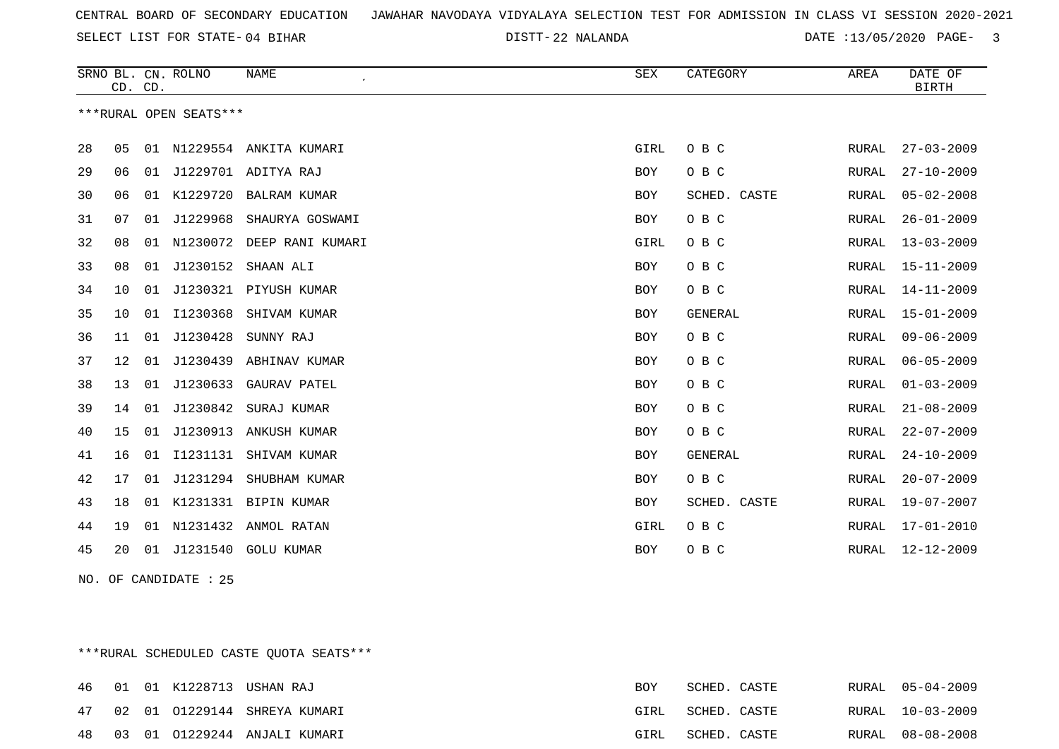CENTRAL BOARD OF SECONDARY EDUCATION JAWAHAR NAVODAYA VIDYALAYA SELECTION TEST FOR ADMISSION IN CLASS VI SESSION 2020-2021

SELECT LIST FOR STATE- 04 BIHAR DISTT- 22 NALANDA DATE :13/05/2020

***RURAL OPEN SEATS***

| SRNO | BL. CD. | CN. CD. | ROLNO | NAME | SEX | CATEGORY | AREA | DATE OF BIRTH |
|---|---|---|---|---|---|---|---|---|
| 28 | 05 | 01 | N1229554 | ANKITA KUMARI | GIRL | O B C | RURAL | 27-03-2009 |
| 29 | 06 | 01 | J1229701 | ADITYA RAJ | BOY | O B C | RURAL | 27-10-2009 |
| 30 | 06 | 01 | K1229720 | BALRAM KUMAR | BOY | SCHED. CASTE | RURAL | 05-02-2008 |
| 31 | 07 | 01 | J1229968 | SHAURYA GOSWAMI | BOY | O B C | RURAL | 26-01-2009 |
| 32 | 08 | 01 | N1230072 | DEEP RANI KUMARI | GIRL | O B C | RURAL | 13-03-2009 |
| 33 | 08 | 01 | J1230152 | SHAAN ALI | BOY | O B C | RURAL | 15-11-2009 |
| 34 | 10 | 01 | J1230321 | PIYUSH KUMAR | BOY | O B C | RURAL | 14-11-2009 |
| 35 | 10 | 01 | I1230368 | SHIVAM KUMAR | BOY | GENERAL | RURAL | 15-01-2009 |
| 36 | 11 | 01 | J1230428 | SUNNY RAJ | BOY | O B C | RURAL | 09-06-2009 |
| 37 | 12 | 01 | J1230439 | ABHINAV KUMAR | BOY | O B C | RURAL | 06-05-2009 |
| 38 | 13 | 01 | J1230633 | GAURAV PATEL | BOY | O B C | RURAL | 01-03-2009 |
| 39 | 14 | 01 | J1230842 | SURAJ KUMAR | BOY | O B C | RURAL | 21-08-2009 |
| 40 | 15 | 01 | J1230913 | ANKUSH KUMAR | BOY | O B C | RURAL | 22-07-2009 |
| 41 | 16 | 01 | I1231131 | SHIVAM KUMAR | BOY | GENERAL | RURAL | 24-10-2009 |
| 42 | 17 | 01 | J1231294 | SHUBHAM KUMAR | BOY | O B C | RURAL | 20-07-2009 |
| 43 | 18 | 01 | K1231331 | BIPIN KUMAR | BOY | SCHED. CASTE | RURAL | 19-07-2007 |
| 44 | 19 | 01 | N1231432 | ANMOL RATAN | GIRL | O B C | RURAL | 17-01-2010 |
| 45 | 20 | 01 | J1231540 | GOLU KUMAR | BOY | O B C | RURAL | 12-12-2009 |

NO. OF CANDIDATE : 25

***RURAL SCHEDULED CASTE QUOTA SEATS***

| SRNO | BL. CD. | CN. CD. | ROLNO | NAME | SEX | CATEGORY | AREA | DATE OF BIRTH |
|---|---|---|---|---|---|---|---|---|
| 46 | 01 | 01 | K1228713 | USHAN RAJ | BOY | SCHED. CASTE | RURAL | 05-04-2009 |
| 47 | 02 | 01 | O1229144 | SHREYA KUMARI | GIRL | SCHED. CASTE | RURAL | 10-03-2009 |
| 48 | 03 | 01 | O1229244 | ANJALI KUMARI | GIRL | SCHED. CASTE | RURAL | 08-08-2008 |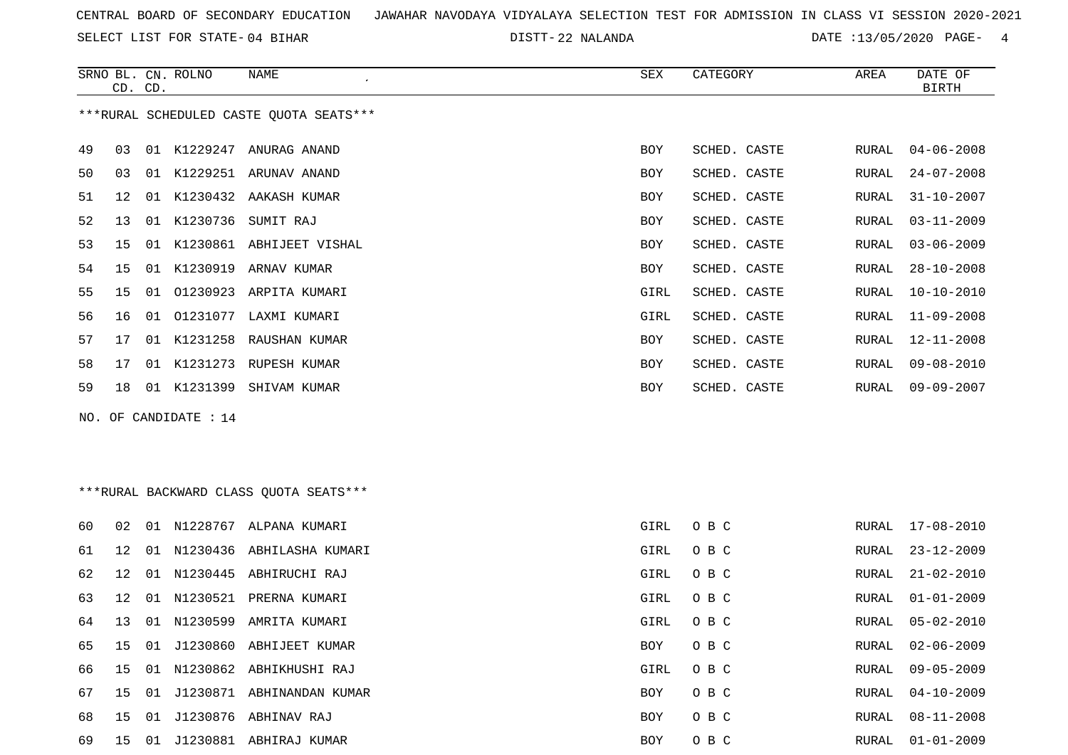CENTRAL BOARD OF SECONDARY EDUCATION JAWAHAR NAVODAYA VIDYALAYA SELECTION TEST FOR ADMISSION IN CLASS VI SESSION 2020-2021

SELECT LIST FOR STATE- 04 BIHAR DISTT- 22 NALANDA DATE :13/05/2020

***RURAL SCHEDULED CASTE QUOTA SEATS***

| SRNO | BL. CD. | CN. CD. | ROLNO | NAME | SEX | CATEGORY | AREA | DATE OF BIRTH |
|---|---|---|---|---|---|---|---|---|
| 49 | 03 | 01 | K1229247 | ANURAG ANAND | BOY | SCHED. CASTE | RURAL | 04-06-2008 |
| 50 | 03 | 01 | K1229251 | ARUNAV ANAND | BOY | SCHED. CASTE | RURAL | 24-07-2008 |
| 51 | 12 | 01 | K1230432 | AAKASH KUMAR | BOY | SCHED. CASTE | RURAL | 31-10-2007 |
| 52 | 13 | 01 | K1230736 | SUMIT RAJ | BOY | SCHED. CASTE | RURAL | 03-11-2009 |
| 53 | 15 | 01 | K1230861 | ABHIJEET VISHAL | BOY | SCHED. CASTE | RURAL | 03-06-2009 |
| 54 | 15 | 01 | K1230919 | ARNAV KUMAR | BOY | SCHED. CASTE | RURAL | 28-10-2008 |
| 55 | 15 | 01 | O1230923 | ARPITA KUMARI | GIRL | SCHED. CASTE | RURAL | 10-10-2010 |
| 56 | 16 | 01 | O1231077 | LAXMI KUMARI | GIRL | SCHED. CASTE | RURAL | 11-09-2008 |
| 57 | 17 | 01 | K1231258 | RAUSHAN KUMAR | BOY | SCHED. CASTE | RURAL | 12-11-2008 |
| 58 | 17 | 01 | K1231273 | RUPESH KUMAR | BOY | SCHED. CASTE | RURAL | 09-08-2010 |
| 59 | 18 | 01 | K1231399 | SHIVAM KUMAR | BOY | SCHED. CASTE | RURAL | 09-09-2007 |

NO. OF CANDIDATE : 14

***RURAL BACKWARD CLASS QUOTA SEATS***

| SRNO | BL. CD. | CN. CD. | ROLNO | NAME | SEX | CATEGORY | AREA | DATE OF BIRTH |
|---|---|---|---|---|---|---|---|---|
| 60 | 02 | 01 | N1228767 | ALPANA KUMARI | GIRL | O B C | RURAL | 17-08-2010 |
| 61 | 12 | 01 | N1230436 | ABHILASHA KUMARI | GIRL | O B C | RURAL | 23-12-2009 |
| 62 | 12 | 01 | N1230445 | ABHIRUCHI RAJ | GIRL | O B C | RURAL | 21-02-2010 |
| 63 | 12 | 01 | N1230521 | PRERNA KUMARI | GIRL | O B C | RURAL | 01-01-2009 |
| 64 | 13 | 01 | N1230599 | AMRITA KUMARI | GIRL | O B C | RURAL | 05-02-2010 |
| 65 | 15 | 01 | J1230860 | ABHIJEET KUMAR | BOY | O B C | RURAL | 02-06-2009 |
| 66 | 15 | 01 | N1230862 | ABHIKHUSHI RAJ | GIRL | O B C | RURAL | 09-05-2009 |
| 67 | 15 | 01 | J1230871 | ABHINANDAN KUMAR | BOY | O B C | RURAL | 04-10-2009 |
| 68 | 15 | 01 | J1230876 | ABHINAV RAJ | BOY | O B C | RURAL | 08-11-2008 |
| 69 | 15 | 01 | J1230881 | ABHIRAJ KUMAR | BOY | O B C | RURAL | 01-01-2009 |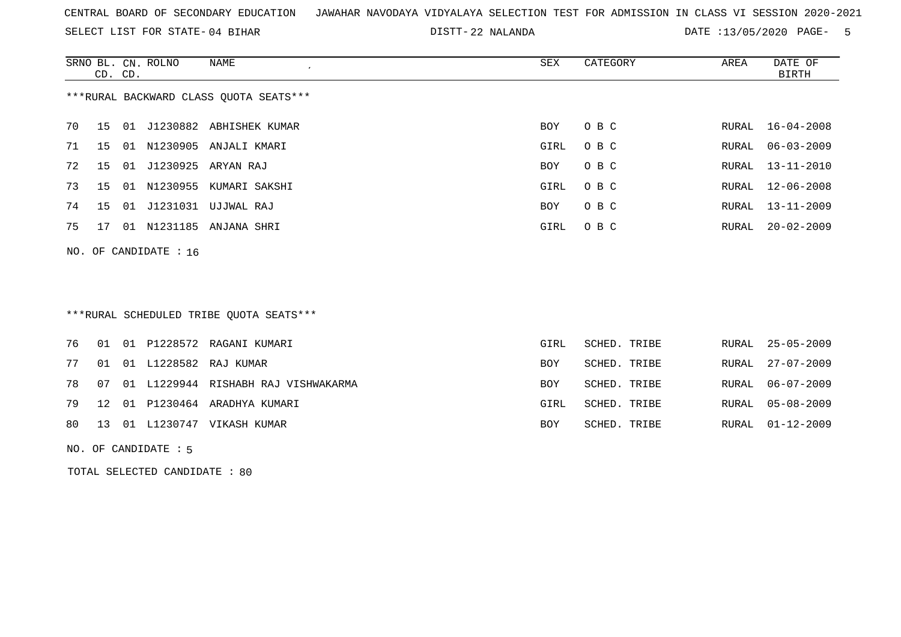CENTRAL BOARD OF SECONDARY EDUCATION   JAWAHAR NAVODAYA VIDYALAYA SELECTION TEST FOR ADMISSION IN CLASS VI SESSION 2020-2021

SELECT LIST FOR STATE- 04 BIHAR    DISTT- 22 NALANDA    DATE :13/05/2020

***RURAL BACKWARD CLASS QUOTA SEATS***

| SRNO | BL. CD. | CN. CD. | ROLNO | NAME | SEX | CATEGORY | AREA | DATE OF BIRTH |
|---|---|---|---|---|---|---|---|---|
| 70 | 15 | 01 | J1230882 | ABHISHEK KUMAR | BOY | O B C | RURAL | 16-04-2008 |
| 71 | 15 | 01 | N1230905 | ANJALI KMARI | GIRL | O B C | RURAL | 06-03-2009 |
| 72 | 15 | 01 | J1230925 | ARYAN RAJ | BOY | O B C | RURAL | 13-11-2010 |
| 73 | 15 | 01 | N1230955 | KUMARI SAKSHI | GIRL | O B C | RURAL | 12-06-2008 |
| 74 | 15 | 01 | J1231031 | UJJWAL RAJ | BOY | O B C | RURAL | 13-11-2009 |
| 75 | 17 | 01 | N1231185 | ANJANA SHRI | GIRL | O B C | RURAL | 20-02-2009 |

NO. OF CANDIDATE : 16

***RURAL SCHEDULED TRIBE QUOTA SEATS***

| SRNO | BL. CD. | CN. CD. | ROLNO | NAME | SEX | CATEGORY | AREA | DATE OF BIRTH |
|---|---|---|---|---|---|---|---|---|
| 76 | 01 | 01 | P1228572 | RAGANI KUMARI | GIRL | SCHED. TRIBE | RURAL | 25-05-2009 |
| 77 | 01 | 01 | L1228582 | RAJ KUMAR | BOY | SCHED. TRIBE | RURAL | 27-07-2009 |
| 78 | 07 | 01 | L1229944 | RISHABH RAJ VISHWAKARMA | BOY | SCHED. TRIBE | RURAL | 06-07-2009 |
| 79 | 12 | 01 | P1230464 | ARADHYA KUMARI | GIRL | SCHED. TRIBE | RURAL | 05-08-2009 |
| 80 | 13 | 01 | L1230747 | VIKASH KUMAR | BOY | SCHED. TRIBE | RURAL | 01-12-2009 |

NO. OF CANDIDATE : 5

TOTAL SELECTED CANDIDATE : 80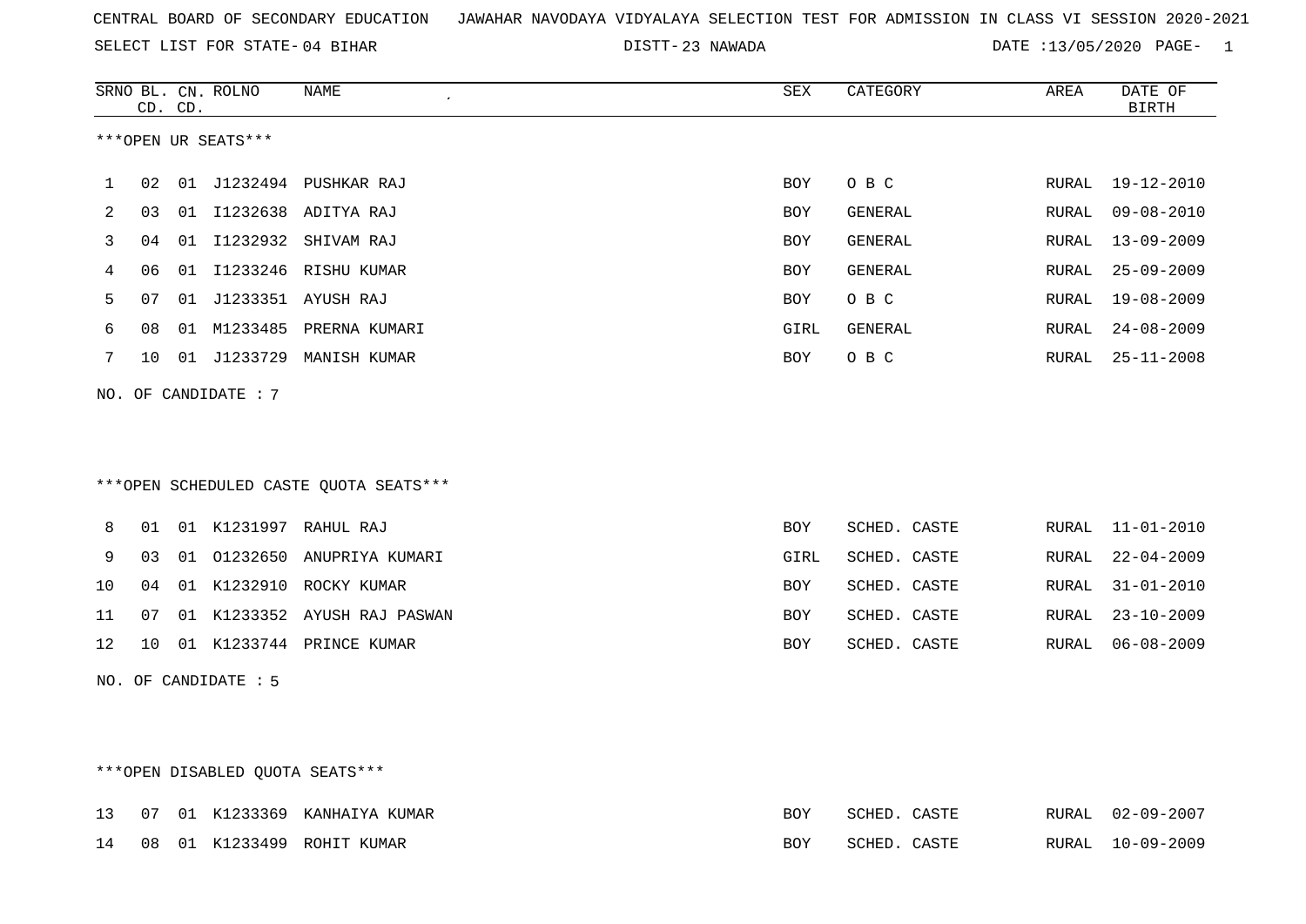CENTRAL BOARD OF SECONDARY EDUCATION JAWAHAR NAVODAYA VIDYALAYA SELECTION TEST FOR ADMISSION IN CLASS VI SESSION 2020-2021

SELECT LIST FOR STATE- 04 BIHAR DISTT- 23 NAWADA DATE :13/05/2020

***OPEN UR SEATS***

| SRNO | BL. CD. | CN. CD. | ROLNO | NAME | SEX | CATEGORY | AREA | DATE OF BIRTH |
|---|---|---|---|---|---|---|---|---|
| 1 | 02 | 01 | J1232494 | PUSHKAR RAJ | BOY | O B C | RURAL | 19-12-2010 |
| 2 | 03 | 01 | I1232638 | ADITYA RAJ | BOY | GENERAL | RURAL | 09-08-2010 |
| 3 | 04 | 01 | I1232932 | SHIVAM RAJ | BOY | GENERAL | RURAL | 13-09-2009 |
| 4 | 06 | 01 | I1233246 | RISHU KUMAR | BOY | GENERAL | RURAL | 25-09-2009 |
| 5 | 07 | 01 | J1233351 | AYUSH RAJ | BOY | O B C | RURAL | 19-08-2009 |
| 6 | 08 | 01 | M1233485 | PRERNA KUMARI | GIRL | GENERAL | RURAL | 24-08-2009 |
| 7 | 10 | 01 | J1233729 | MANISH KUMAR | BOY | O B C | RURAL | 25-11-2008 |

NO. OF CANDIDATE : 7

***OPEN SCHEDULED CASTE QUOTA SEATS***

| SRNO | BL. CD. | CN. CD. | ROLNO | NAME | SEX | CATEGORY | AREA | DATE OF BIRTH |
|---|---|---|---|---|---|---|---|---|
| 8 | 01 | 01 | K1231997 | RAHUL RAJ | BOY | SCHED. CASTE | RURAL | 11-01-2010 |
| 9 | 03 | 01 | O1232650 | ANUPRIYA KUMARI | GIRL | SCHED. CASTE | RURAL | 22-04-2009 |
| 10 | 04 | 01 | K1232910 | ROCKY KUMAR | BOY | SCHED. CASTE | RURAL | 31-01-2010 |
| 11 | 07 | 01 | K1233352 | AYUSH RAJ PASWAN | BOY | SCHED. CASTE | RURAL | 23-10-2009 |
| 12 | 10 | 01 | K1233744 | PRINCE KUMAR | BOY | SCHED. CASTE | RURAL | 06-08-2009 |

NO. OF CANDIDATE : 5

***OPEN DISABLED QUOTA SEATS***

| SRNO | BL. CD. | CN. CD. | ROLNO | NAME | SEX | CATEGORY | AREA | DATE OF BIRTH |
|---|---|---|---|---|---|---|---|---|
| 13 | 07 | 01 | K1233369 | KANHAIYA KUMAR | BOY | SCHED. CASTE | RURAL | 02-09-2007 |
| 14 | 08 | 01 | K1233499 | ROHIT KUMAR | BOY | SCHED. CASTE | RURAL | 10-09-2009 |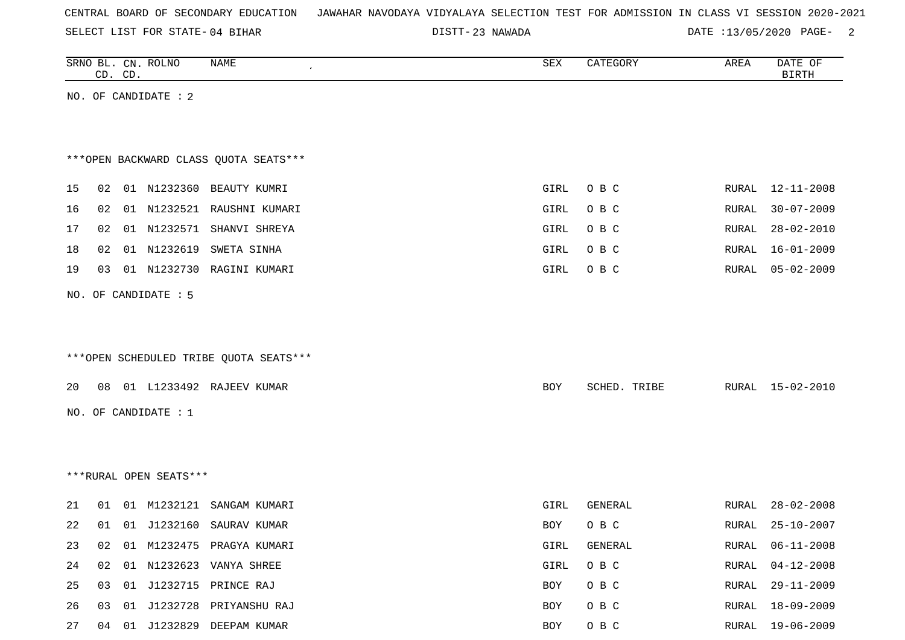CENTRAL BOARD OF SECONDARY EDUCATION JAWAHAR NAVODAYA VIDYALAYA SELECTION TEST FOR ADMISSION IN CLASS VI SESSION 2020-2021

SELECT LIST FOR STATE- 04 BIHAR DISTT- 23 NAWADA DATE :13/05/2020

| SRNO | BL. CD. | CN. CD. | ROLNO | NAME | SEX | CATEGORY | AREA | DATE OF BIRTH |
|---|---|---|---|---|---|---|---|---|

NO. OF CANDIDATE : 2

***OPEN BACKWARD CLASS QUOTA SEATS***

| SRNO | BL. CD. | CN. CD. | ROLNO | NAME | SEX | CATEGORY | AREA | DATE OF BIRTH |
|---|---|---|---|---|---|---|---|---|
| 15 | 02 | 01 | N1232360 | BEAUTY KUMRI | GIRL | O B C | RURAL | 12-11-2008 |
| 16 | 02 | 01 | N1232521 | RAUSHNI KUMARI | GIRL | O B C | RURAL | 30-07-2009 |
| 17 | 02 | 01 | N1232571 | SHANVI SHREYA | GIRL | O B C | RURAL | 28-02-2010 |
| 18 | 02 | 01 | N1232619 | SWETA SINHA | GIRL | O B C | RURAL | 16-01-2009 |
| 19 | 03 | 01 | N1232730 | RAGINI KUMARI | GIRL | O B C | RURAL | 05-02-2009 |

NO. OF CANDIDATE : 5

***OPEN SCHEDULED TRIBE QUOTA SEATS***

| SRNO | BL. CD. | CN. CD. | ROLNO | NAME | SEX | CATEGORY | AREA | DATE OF BIRTH |
|---|---|---|---|---|---|---|---|---|
| 20 | 08 | 01 | L1233492 | RAJEEV KUMAR | BOY | SCHED. TRIBE | RURAL | 15-02-2010 |

NO. OF CANDIDATE : 1

***RURAL OPEN SEATS***

| SRNO | BL. CD. | CN. CD. | ROLNO | NAME | SEX | CATEGORY | AREA | DATE OF BIRTH |
|---|---|---|---|---|---|---|---|---|
| 21 | 01 | 01 | M1232121 | SANGAM KUMARI | GIRL | GENERAL | RURAL | 28-02-2008 |
| 22 | 01 | 01 | J1232160 | SAURAV KUMAR | BOY | O B C | RURAL | 25-10-2007 |
| 23 | 02 | 01 | M1232475 | PRAGYA KUMARI | GIRL | GENERAL | RURAL | 06-11-2008 |
| 24 | 02 | 01 | N1232623 | VANYA SHREE | GIRL | O B C | RURAL | 04-12-2008 |
| 25 | 03 | 01 | J1232715 | PRINCE RAJ | BOY | O B C | RURAL | 29-11-2009 |
| 26 | 03 | 01 | J1232728 | PRIYANSHU RAJ | BOY | O B C | RURAL | 18-09-2009 |
| 27 | 04 | 01 | J1232829 | DEEPAM KUMAR | BOY | O B C | RURAL | 19-06-2009 |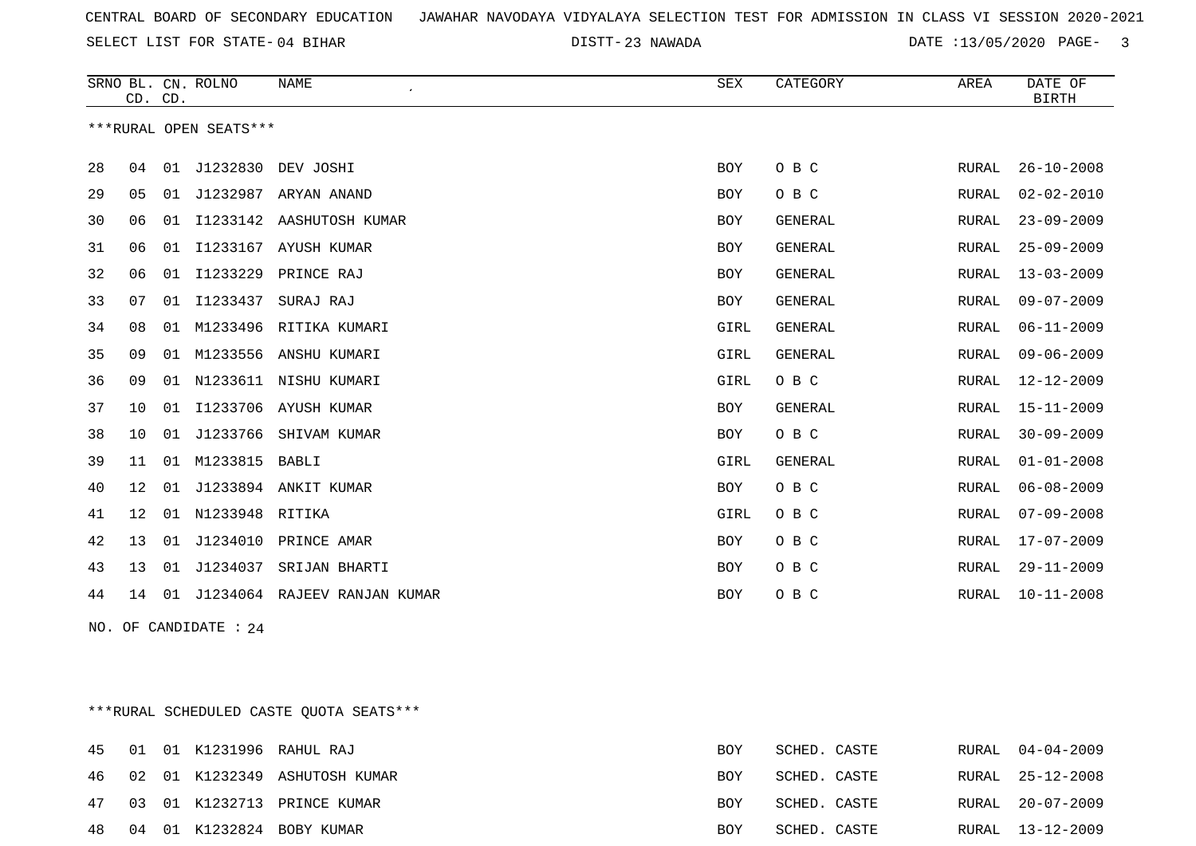CENTRAL BOARD OF SECONDARY EDUCATION JAWAHAR NAVODAYA VIDYALAYA SELECTION TEST FOR ADMISSION IN CLASS VI SESSION 2020-2021

SELECT LIST FOR STATE- 04 BIHAR DISTT- 23 NAWADA DATE :13/05/2020

***RURAL OPEN SEATS***

| SRNO | BL. CD. | CN. CD. | ROLNO | NAME | SEX | CATEGORY | AREA | DATE OF BIRTH |
|---|---|---|---|---|---|---|---|---|
| 28 | 04 | 01 | J1232830 | DEV JOSHI | BOY | O B C | RURAL | 26-10-2008 |
| 29 | 05 | 01 | J1232987 | ARYAN ANAND | BOY | O B C | RURAL | 02-02-2010 |
| 30 | 06 | 01 | I1233142 | AASHUTOSH KUMAR | BOY | GENERAL | RURAL | 23-09-2009 |
| 31 | 06 | 01 | I1233167 | AYUSH KUMAR | BOY | GENERAL | RURAL | 25-09-2009 |
| 32 | 06 | 01 | I1233229 | PRINCE RAJ | BOY | GENERAL | RURAL | 13-03-2009 |
| 33 | 07 | 01 | I1233437 | SURAJ RAJ | BOY | GENERAL | RURAL | 09-07-2009 |
| 34 | 08 | 01 | M1233496 | RITIKA KUMARI | GIRL | GENERAL | RURAL | 06-11-2009 |
| 35 | 09 | 01 | M1233556 | ANSHU KUMARI | GIRL | GENERAL | RURAL | 09-06-2009 |
| 36 | 09 | 01 | N1233611 | NISHU KUMARI | GIRL | O B C | RURAL | 12-12-2009 |
| 37 | 10 | 01 | I1233706 | AYUSH KUMAR | BOY | GENERAL | RURAL | 15-11-2009 |
| 38 | 10 | 01 | J1233766 | SHIVAM KUMAR | BOY | O B C | RURAL | 30-09-2009 |
| 39 | 11 | 01 | M1233815 | BABLI | GIRL | GENERAL | RURAL | 01-01-2008 |
| 40 | 12 | 01 | J1233894 | ANKIT KUMAR | BOY | O B C | RURAL | 06-08-2009 |
| 41 | 12 | 01 | N1233948 | RITIKA | GIRL | O B C | RURAL | 07-09-2008 |
| 42 | 13 | 01 | J1234010 | PRINCE AMAR | BOY | O B C | RURAL | 17-07-2009 |
| 43 | 13 | 01 | J1234037 | SRIJAN BHARTI | BOY | O B C | RURAL | 29-11-2009 |
| 44 | 14 | 01 | J1234064 | RAJEEV RANJAN KUMAR | BOY | O B C | RURAL | 10-11-2008 |

NO. OF CANDIDATE : 24

***RURAL SCHEDULED CASTE QUOTA SEATS***

| SRNO | BL. CD. | CN. CD. | ROLNO | NAME | SEX | CATEGORY | AREA | DATE OF BIRTH |
|---|---|---|---|---|---|---|---|---|
| 45 | 01 | 01 | K1231996 | RAHUL RAJ | BOY | SCHED. CASTE | RURAL | 04-04-2009 |
| 46 | 02 | 01 | K1232349 | ASHUTOSH KUMAR | BOY | SCHED. CASTE | RURAL | 25-12-2008 |
| 47 | 03 | 01 | K1232713 | PRINCE KUMAR | BOY | SCHED. CASTE | RURAL | 20-07-2009 |
| 48 | 04 | 01 | K1232824 | BOBY KUMAR | BOY | SCHED. CASTE | RURAL | 13-12-2009 |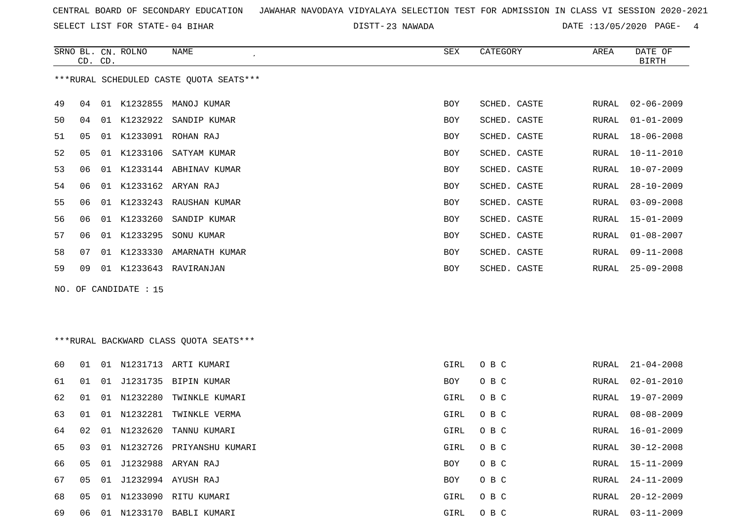CENTRAL BOARD OF SECONDARY EDUCATION JAWAHAR NAVODAYA VIDYALAYA SELECTION TEST FOR ADMISSION IN CLASS VI SESSION 2020-2021

SELECT LIST FOR STATE- 04 BIHAR DISTT- 23 NAWADA DATE :13/05/2020

***RURAL SCHEDULED CASTE QUOTA SEATS***

| SRNO | BL. CD. | CN. CD. | ROLNO | NAME | SEX | CATEGORY | AREA | DATE OF BIRTH |
|---|---|---|---|---|---|---|---|---|
| 49 | 04 | 01 | K1232855 | MANOJ KUMAR | BOY | SCHED. CASTE | RURAL | 02-06-2009 |
| 50 | 04 | 01 | K1232922 | SANDIP KUMAR | BOY | SCHED. CASTE | RURAL | 01-01-2009 |
| 51 | 05 | 01 | K1233091 | ROHAN RAJ | BOY | SCHED. CASTE | RURAL | 18-06-2008 |
| 52 | 05 | 01 | K1233106 | SATYAM KUMAR | BOY | SCHED. CASTE | RURAL | 10-11-2010 |
| 53 | 06 | 01 | K1233144 | ABHINAV KUMAR | BOY | SCHED. CASTE | RURAL | 10-07-2009 |
| 54 | 06 | 01 | K1233162 | ARYAN RAJ | BOY | SCHED. CASTE | RURAL | 28-10-2009 |
| 55 | 06 | 01 | K1233243 | RAUSHAN KUMAR | BOY | SCHED. CASTE | RURAL | 03-09-2008 |
| 56 | 06 | 01 | K1233260 | SANDIP KUMAR | BOY | SCHED. CASTE | RURAL | 15-01-2009 |
| 57 | 06 | 01 | K1233295 | SONU KUMAR | BOY | SCHED. CASTE | RURAL | 01-08-2007 |
| 58 | 07 | 01 | K1233330 | AMARNATH KUMAR | BOY | SCHED. CASTE | RURAL | 09-11-2008 |
| 59 | 09 | 01 | K1233643 | RAVIRANJAN | BOY | SCHED. CASTE | RURAL | 25-09-2008 |

NO. OF CANDIDATE : 15

***RURAL BACKWARD CLASS QUOTA SEATS***

| SRNO | BL. CD. | CN. CD. | ROLNO | NAME | SEX | CATEGORY | AREA | DATE OF BIRTH |
|---|---|---|---|---|---|---|---|---|
| 60 | 01 | 01 | N1231713 | ARTI KUMARI | GIRL | O B C | RURAL | 21-04-2008 |
| 61 | 01 | 01 | J1231735 | BIPIN KUMAR | BOY | O B C | RURAL | 02-01-2010 |
| 62 | 01 | 01 | N1232280 | TWINKLE KUMARI | GIRL | O B C | RURAL | 19-07-2009 |
| 63 | 01 | 01 | N1232281 | TWINKLE VERMA | GIRL | O B C | RURAL | 08-08-2009 |
| 64 | 02 | 01 | N1232620 | TANNU KUMARI | GIRL | O B C | RURAL | 16-01-2009 |
| 65 | 03 | 01 | N1232726 | PRIYANSHU KUMARI | GIRL | O B C | RURAL | 30-12-2008 |
| 66 | 05 | 01 | J1232988 | ARYAN RAJ | BOY | O B C | RURAL | 15-11-2009 |
| 67 | 05 | 01 | J1232994 | AYUSH RAJ | BOY | O B C | RURAL | 24-11-2009 |
| 68 | 05 | 01 | N1233090 | RITU KUMARI | GIRL | O B C | RURAL | 20-12-2009 |
| 69 | 06 | 01 | N1233170 | BABLI KUMARI | GIRL | O B C | RURAL | 03-11-2009 |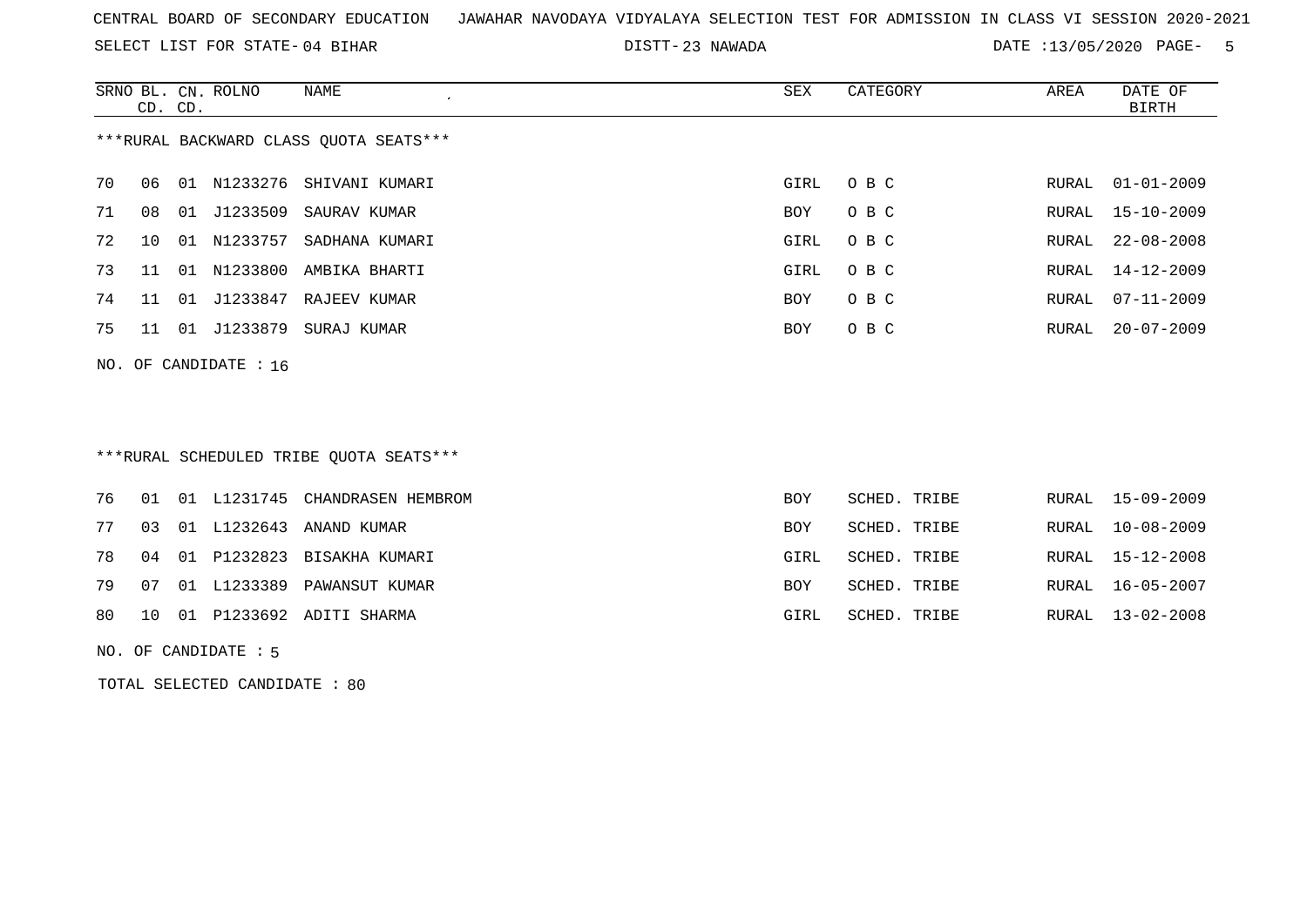CENTRAL BOARD OF SECONDARY EDUCATION JAWAHAR NAVODAYA VIDYALAYA SELECTION TEST FOR ADMISSION IN CLASS VI SESSION 2020-2021

SELECT LIST FOR STATE- 04 BIHAR DISTT- 23 NAWADA DATE :13/05/2020

***RURAL BACKWARD CLASS QUOTA SEATS***

| SRNO | BL. CD. | CN. CD. | ROLNO | NAME | SEX | CATEGORY | AREA | DATE OF BIRTH |
|---|---|---|---|---|---|---|---|---|
| 70 | 06 | 01 | N1233276 | SHIVANI KUMARI | GIRL | O B C | RURAL | 01-01-2009 |
| 71 | 08 | 01 | J1233509 | SAURAV KUMAR | BOY | O B C | RURAL | 15-10-2009 |
| 72 | 10 | 01 | N1233757 | SADHANA KUMARI | GIRL | O B C | RURAL | 22-08-2008 |
| 73 | 11 | 01 | N1233800 | AMBIKA BHARTI | GIRL | O B C | RURAL | 14-12-2009 |
| 74 | 11 | 01 | J1233847 | RAJEEV KUMAR | BOY | O B C | RURAL | 07-11-2009 |
| 75 | 11 | 01 | J1233879 | SURAJ KUMAR | BOY | O B C | RURAL | 20-07-2009 |

NO. OF CANDIDATE : 16

***RURAL SCHEDULED TRIBE QUOTA SEATS***

| SRNO | BL. CD. | CN. CD. | ROLNO | NAME | SEX | CATEGORY | AREA | DATE OF BIRTH |
|---|---|---|---|---|---|---|---|---|
| 76 | 01 | 01 | L1231745 | CHANDRASEN HEMBROM | BOY | SCHED. TRIBE | RURAL | 15-09-2009 |
| 77 | 03 | 01 | L1232643 | ANAND KUMAR | BOY | SCHED. TRIBE | RURAL | 10-08-2009 |
| 78 | 04 | 01 | P1232823 | BISAKHA KUMARI | GIRL | SCHED. TRIBE | RURAL | 15-12-2008 |
| 79 | 07 | 01 | L1233389 | PAWANSUT KUMAR | BOY | SCHED. TRIBE | RURAL | 16-05-2007 |
| 80 | 10 | 01 | P1233692 | ADITI SHARMA | GIRL | SCHED. TRIBE | RURAL | 13-02-2008 |

NO. OF CANDIDATE : 5

TOTAL SELECTED CANDIDATE : 80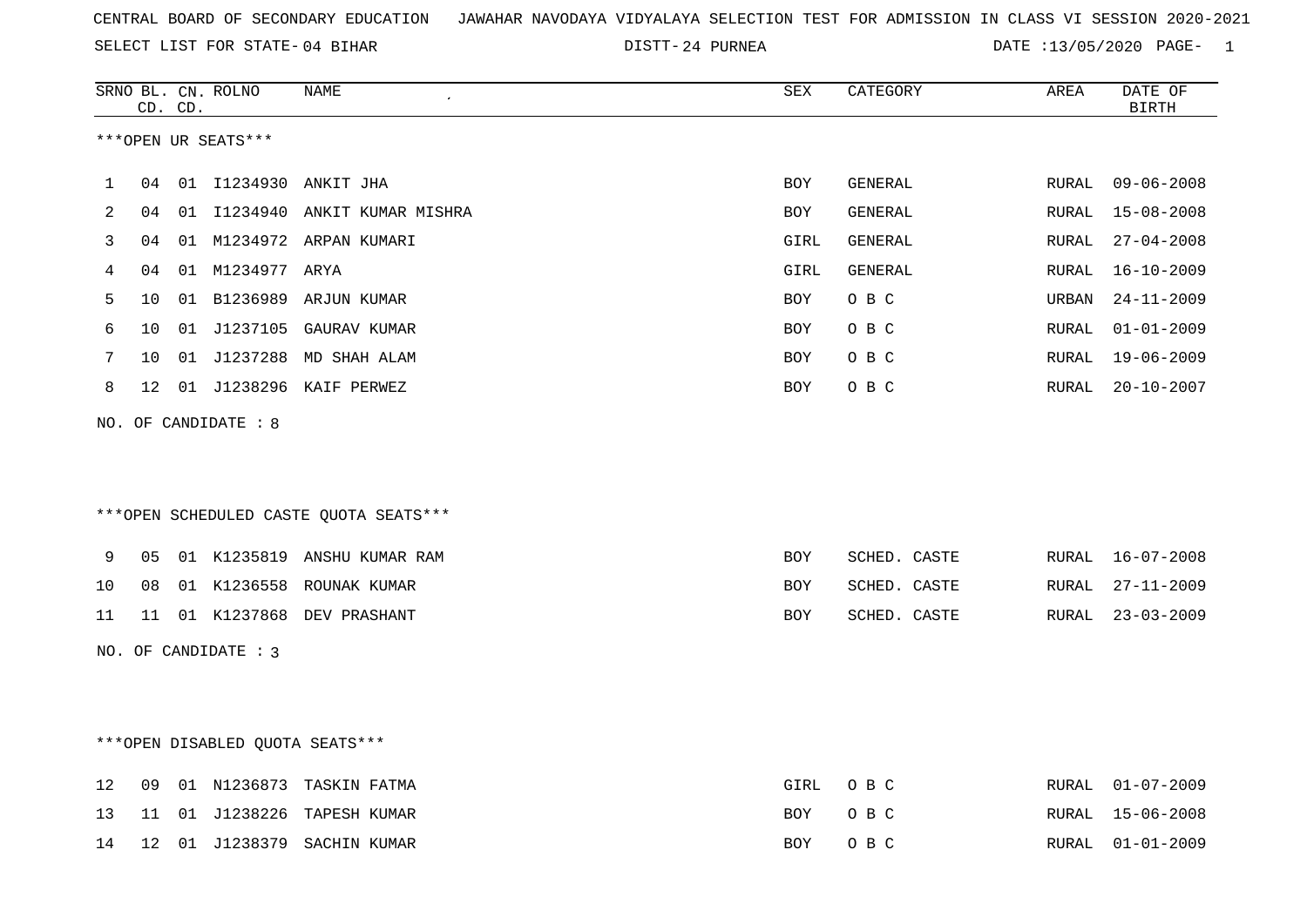CENTRAL BOARD OF SECONDARY EDUCATION JAWAHAR NAVODAYA VIDYALAYA SELECTION TEST FOR ADMISSION IN CLASS VI SESSION 2020-2021

SELECT LIST FOR STATE- 04 BIHAR DISTT- 24 PURNEA DATE :13/05/2020 PAGE- 1

***OPEN UR SEATS***

| SRNO | BL. CD. | CN. CD. | ROLNO | NAME | SEX | CATEGORY | AREA | DATE OF BIRTH |
|---|---|---|---|---|---|---|---|---|
| 1 | 04 | 01 | I1234930 | ANKIT JHA | BOY | GENERAL | RURAL | 09-06-2008 |
| 2 | 04 | 01 | I1234940 | ANKIT KUMAR MISHRA | BOY | GENERAL | RURAL | 15-08-2008 |
| 3 | 04 | 01 | M1234972 | ARPAN KUMARI | GIRL | GENERAL | RURAL | 27-04-2008 |
| 4 | 04 | 01 | M1234977 | ARYA | GIRL | GENERAL | RURAL | 16-10-2009 |
| 5 | 10 | 01 | B1236989 | ARJUN KUMAR | BOY | O B C | URBAN | 24-11-2009 |
| 6 | 10 | 01 | J1237105 | GAURAV KUMAR | BOY | O B C | RURAL | 01-01-2009 |
| 7 | 10 | 01 | J1237288 | MD SHAH ALAM | BOY | O B C | RURAL | 19-06-2009 |
| 8 | 12 | 01 | J1238296 | KAIF PERWEZ | BOY | O B C | RURAL | 20-10-2007 |

NO. OF CANDIDATE : 8

***OPEN SCHEDULED CASTE QUOTA SEATS***

| SRNO | BL. CD. | CN. CD. | ROLNO | NAME | SEX | CATEGORY | AREA | DATE OF BIRTH |
|---|---|---|---|---|---|---|---|---|
| 9 | 05 | 01 | K1235819 | ANSHU KUMAR RAM | BOY | SCHED. CASTE | RURAL | 16-07-2008 |
| 10 | 08 | 01 | K1236558 | ROUNAK KUMAR | BOY | SCHED. CASTE | RURAL | 27-11-2009 |
| 11 | 11 | 01 | K1237868 | DEV PRASHANT | BOY | SCHED. CASTE | RURAL | 23-03-2009 |

NO. OF CANDIDATE : 3

***OPEN DISABLED QUOTA SEATS***

| SRNO | BL. CD. | CN. CD. | ROLNO | NAME | SEX | CATEGORY | AREA | DATE OF BIRTH |
|---|---|---|---|---|---|---|---|---|
| 12 | 09 | 01 | N1236873 | TASKIN FATMA | GIRL | O B C | RURAL | 01-07-2009 |
| 13 | 11 | 01 | J1238226 | TAPESH KUMAR | BOY | O B C | RURAL | 15-06-2008 |
| 14 | 12 | 01 | J1238379 | SACHIN KUMAR | BOY | O B C | RURAL | 01-01-2009 |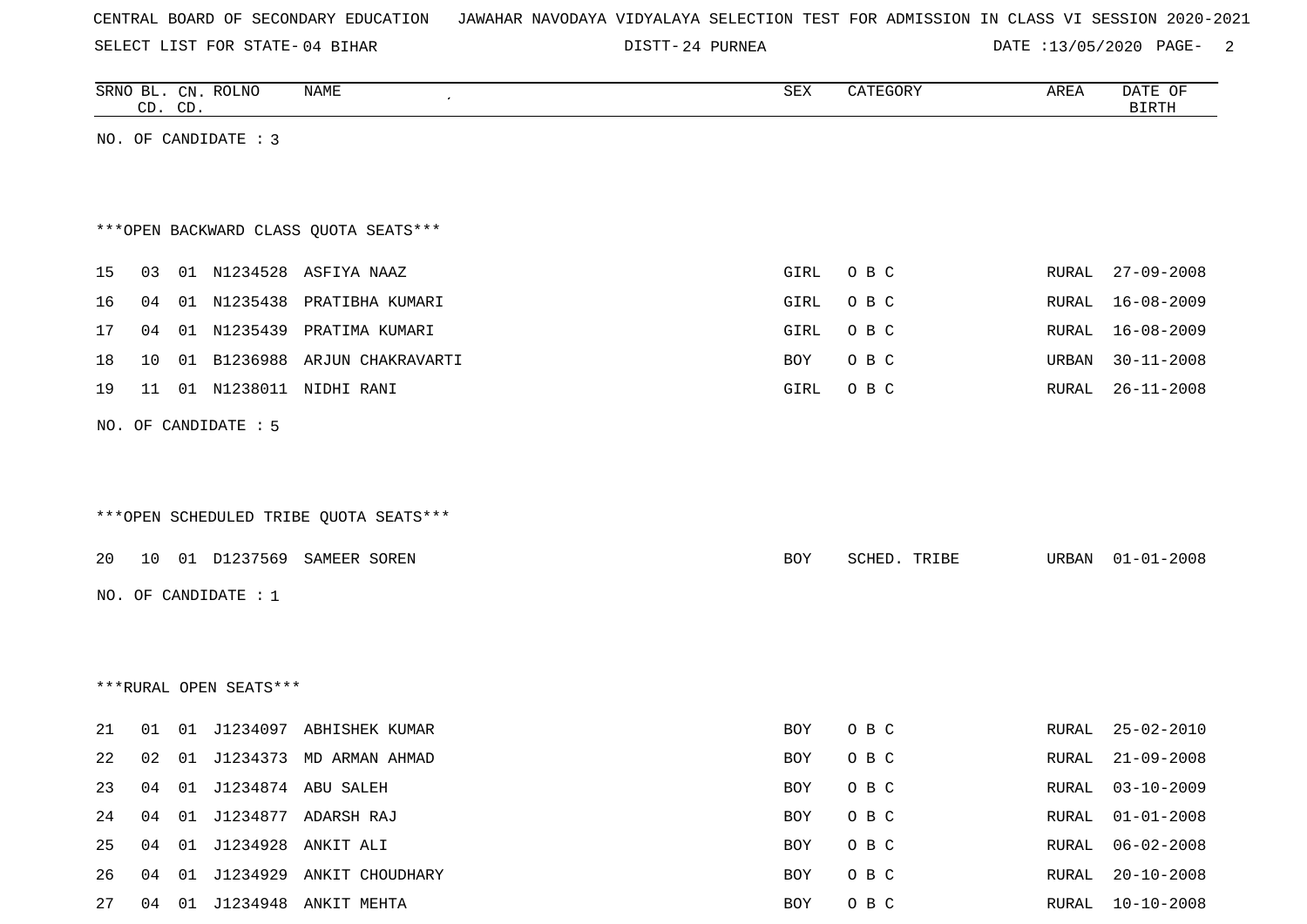CENTRAL BOARD OF SECONDARY EDUCATION JAWAHAR NAVODAYA VIDYALAYA SELECTION TEST FOR ADMISSION IN CLASS VI SESSION 2020-2021

SELECT LIST FOR STATE- 04 BIHAR DISTT- 24 PURNEA DATE :13/05/2020

| SRNO | BL. CD. | CN. CD. | ROLNO | NAME | SEX | CATEGORY | AREA | DATE OF BIRTH |
|---|---|---|---|---|---|---|---|---|

NO. OF CANDIDATE : 3

***OPEN BACKWARD CLASS QUOTA SEATS***

| SRNO | BL. CD. | CN. CD. | ROLNO | NAME | SEX | CATEGORY | AREA | DATE OF BIRTH |
|---|---|---|---|---|---|---|---|---|
| 15 | 03 | 01 | N1234528 | ASFIYA NAAZ | GIRL | O B C | RURAL | 27-09-2008 |
| 16 | 04 | 01 | N1235438 | PRATIBHA KUMARI | GIRL | O B C | RURAL | 16-08-2009 |
| 17 | 04 | 01 | N1235439 | PRATIMA KUMARI | GIRL | O B C | RURAL | 16-08-2009 |
| 18 | 10 | 01 | B1236988 | ARJUN CHAKRAVARTI | BOY | O B C | URBAN | 30-11-2008 |
| 19 | 11 | 01 | N1238011 | NIDHI RANI | GIRL | O B C | RURAL | 26-11-2008 |

NO. OF CANDIDATE : 5

***OPEN SCHEDULED TRIBE QUOTA SEATS***

| SRNO | BL. CD. | CN. CD. | ROLNO | NAME | SEX | CATEGORY | AREA | DATE OF BIRTH |
|---|---|---|---|---|---|---|---|---|
| 20 | 10 | 01 | D1237569 | SAMEER SOREN | BOY | SCHED. TRIBE | URBAN | 01-01-2008 |

NO. OF CANDIDATE : 1

***RURAL OPEN SEATS***

| SRNO | BL. CD. | CN. CD. | ROLNO | NAME | SEX | CATEGORY | AREA | DATE OF BIRTH |
|---|---|---|---|---|---|---|---|---|
| 21 | 01 | 01 | J1234097 | ABHISHEK KUMAR | BOY | O B C | RURAL | 25-02-2010 |
| 22 | 02 | 01 | J1234373 | MD ARMAN AHMAD | BOY | O B C | RURAL | 21-09-2008 |
| 23 | 04 | 01 | J1234874 | ABU SALEH | BOY | O B C | RURAL | 03-10-2009 |
| 24 | 04 | 01 | J1234877 | ADARSH RAJ | BOY | O B C | RURAL | 01-01-2008 |
| 25 | 04 | 01 | J1234928 | ANKIT ALI | BOY | O B C | RURAL | 06-02-2008 |
| 26 | 04 | 01 | J1234929 | ANKIT CHOUDHARY | BOY | O B C | RURAL | 20-10-2008 |
| 27 | 04 | 01 | J1234948 | ANKIT MEHTA | BOY | O B C | RURAL | 10-10-2008 |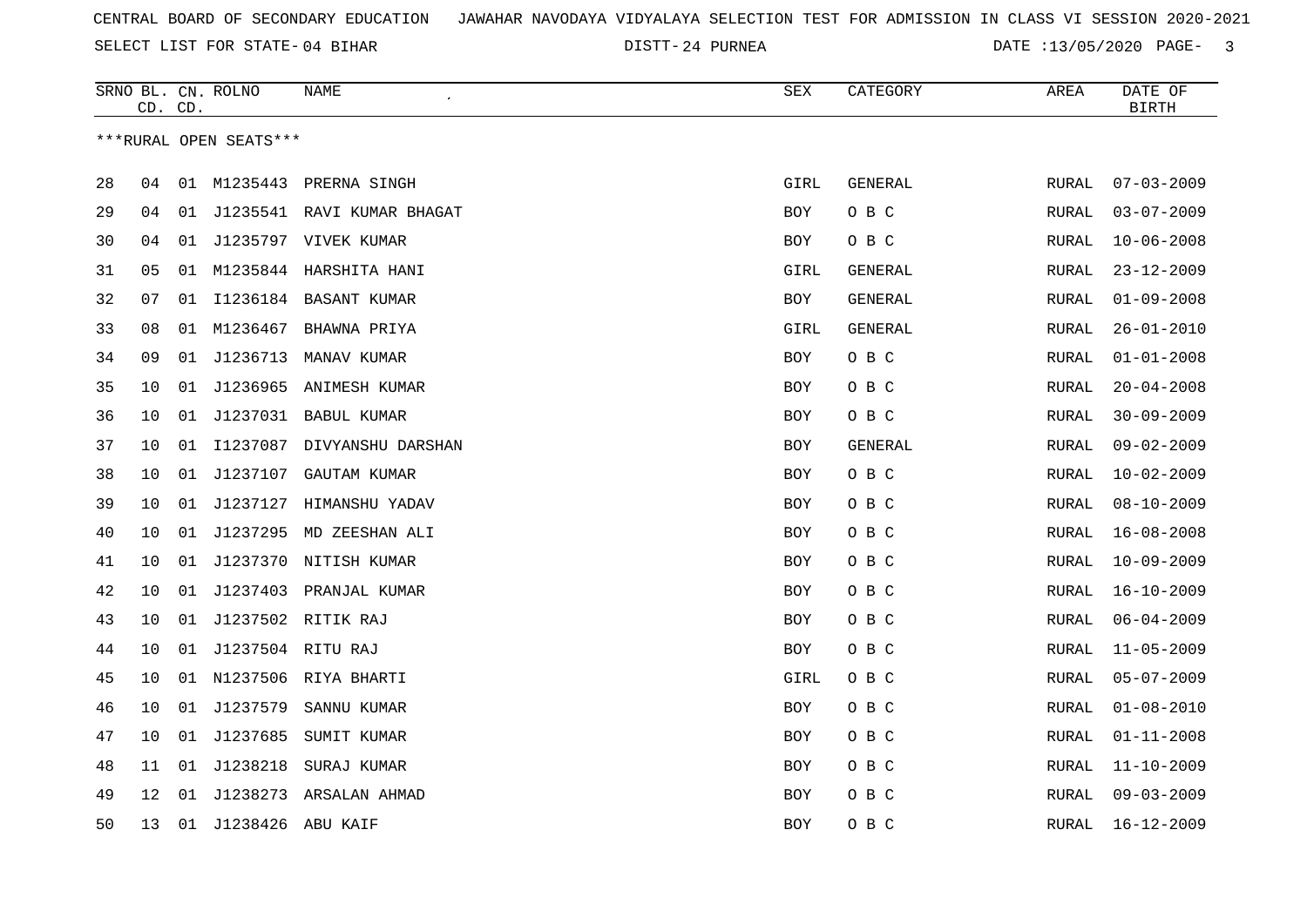CENTRAL BOARD OF SECONDARY EDUCATION JAWAHAR NAVODAYA VIDYALAYA SELECTION TEST FOR ADMISSION IN CLASS VI SESSION 2020-2021

SELECT LIST FOR STATE- 04 BIHAR DISTT- 24 PURNEA DATE :13/05/2020

***RURAL OPEN SEATS***

| SRNO | BL. CD. | CN. CD. | ROLNO | NAME | SEX | CATEGORY | AREA | DATE OF BIRTH |
|---|---|---|---|---|---|---|---|---|
| 28 | 04 | 01 | M1235443 | PRERNA SINGH | GIRL | GENERAL | RURAL | 07-03-2009 |
| 29 | 04 | 01 | J1235541 | RAVI KUMAR BHAGAT | BOY | O B C | RURAL | 03-07-2009 |
| 30 | 04 | 01 | J1235797 | VIVEK KUMAR | BOY | O B C | RURAL | 10-06-2008 |
| 31 | 05 | 01 | M1235844 | HARSHITA HANI | GIRL | GENERAL | RURAL | 23-12-2009 |
| 32 | 07 | 01 | I1236184 | BASANT KUMAR | BOY | GENERAL | RURAL | 01-09-2008 |
| 33 | 08 | 01 | M1236467 | BHAWNA PRIYA | GIRL | GENERAL | RURAL | 26-01-2010 |
| 34 | 09 | 01 | J1236713 | MANAV KUMAR | BOY | O B C | RURAL | 01-01-2008 |
| 35 | 10 | 01 | J1236965 | ANIMESH KUMAR | BOY | O B C | RURAL | 20-04-2008 |
| 36 | 10 | 01 | J1237031 | BABUL KUMAR | BOY | O B C | RURAL | 30-09-2009 |
| 37 | 10 | 01 | I1237087 | DIVYANSHU DARSHAN | BOY | GENERAL | RURAL | 09-02-2009 |
| 38 | 10 | 01 | J1237107 | GAUTAM KUMAR | BOY | O B C | RURAL | 10-02-2009 |
| 39 | 10 | 01 | J1237127 | HIMANSHU YADAV | BOY | O B C | RURAL | 08-10-2009 |
| 40 | 10 | 01 | J1237295 | MD ZEESHAN ALI | BOY | O B C | RURAL | 16-08-2008 |
| 41 | 10 | 01 | J1237370 | NITISH KUMAR | BOY | O B C | RURAL | 10-09-2009 |
| 42 | 10 | 01 | J1237403 | PRANJAL KUMAR | BOY | O B C | RURAL | 16-10-2009 |
| 43 | 10 | 01 | J1237502 | RITIK RAJ | BOY | O B C | RURAL | 06-04-2009 |
| 44 | 10 | 01 | J1237504 | RITU RAJ | BOY | O B C | RURAL | 11-05-2009 |
| 45 | 10 | 01 | N1237506 | RIYA BHARTI | GIRL | O B C | RURAL | 05-07-2009 |
| 46 | 10 | 01 | J1237579 | SANNU KUMAR | BOY | O B C | RURAL | 01-08-2010 |
| 47 | 10 | 01 | J1237685 | SUMIT KUMAR | BOY | O B C | RURAL | 01-11-2008 |
| 48 | 11 | 01 | J1238218 | SURAJ KUMAR | BOY | O B C | RURAL | 11-10-2009 |
| 49 | 12 | 01 | J1238273 | ARSALAN AHMAD | BOY | O B C | RURAL | 09-03-2009 |
| 50 | 13 | 01 | J1238426 | ABU KAIF | BOY | O B C | RURAL | 16-12-2009 |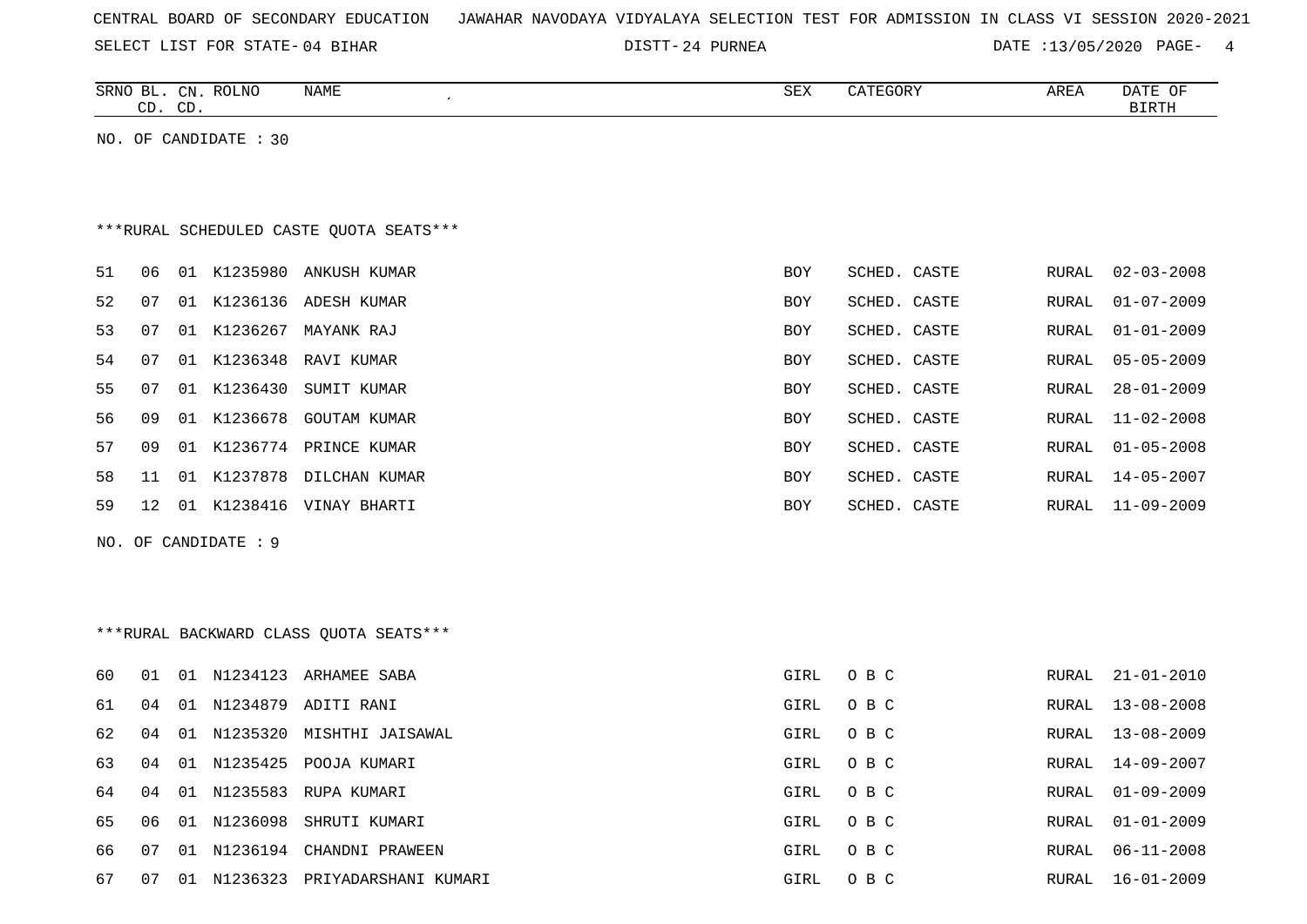CENTRAL BOARD OF SECONDARY EDUCATION JAWAHAR NAVODAYA VIDYALAYA SELECTION TEST FOR ADMISSION IN CLASS VI SESSION 2020-2021

SELECT LIST FOR STATE- 04 BIHAR DISTT- 24 PURNEA DATE :13/05/2020

| SRNO | BL. CD. | CN. CD. | ROLNO | NAME | SEX | CATEGORY | AREA | DATE OF BIRTH |
|---|---|---|---|---|---|---|---|---|

NO. OF CANDIDATE : 30

***RURAL SCHEDULED CASTE QUOTA SEATS***

| SRNO | BL. CD. | CN. CD. | ROLNO | NAME | SEX | CATEGORY | AREA | DATE OF BIRTH |
|---|---|---|---|---|---|---|---|---|
| 51 | 06 | 01 | K1235980 | ANKUSH KUMAR | BOY | SCHED. CASTE | RURAL | 02-03-2008 |
| 52 | 07 | 01 | K1236136 | ADESH KUMAR | BOY | SCHED. CASTE | RURAL | 01-07-2009 |
| 53 | 07 | 01 | K1236267 | MAYANK RAJ | BOY | SCHED. CASTE | RURAL | 01-01-2009 |
| 54 | 07 | 01 | K1236348 | RAVI KUMAR | BOY | SCHED. CASTE | RURAL | 05-05-2009 |
| 55 | 07 | 01 | K1236430 | SUMIT KUMAR | BOY | SCHED. CASTE | RURAL | 28-01-2009 |
| 56 | 09 | 01 | K1236678 | GOUTAM KUMAR | BOY | SCHED. CASTE | RURAL | 11-02-2008 |
| 57 | 09 | 01 | K1236774 | PRINCE KUMAR | BOY | SCHED. CASTE | RURAL | 01-05-2008 |
| 58 | 11 | 01 | K1237878 | DILCHAN KUMAR | BOY | SCHED. CASTE | RURAL | 14-05-2007 |
| 59 | 12 | 01 | K1238416 | VINAY BHARTI | BOY | SCHED. CASTE | RURAL | 11-09-2009 |

NO. OF CANDIDATE : 9

***RURAL BACKWARD CLASS QUOTA SEATS***

| SRNO | BL. CD. | CN. CD. | ROLNO | NAME | SEX | CATEGORY | AREA | DATE OF BIRTH |
|---|---|---|---|---|---|---|---|---|
| 60 | 01 | 01 | N1234123 | ARHAMEE SABA | GIRL | O B C | RURAL | 21-01-2010 |
| 61 | 04 | 01 | N1234879 | ADITI RANI | GIRL | O B C | RURAL | 13-08-2008 |
| 62 | 04 | 01 | N1235320 | MISHTHI JAISAWAL | GIRL | O B C | RURAL | 13-08-2009 |
| 63 | 04 | 01 | N1235425 | POOJA KUMARI | GIRL | O B C | RURAL | 14-09-2007 |
| 64 | 04 | 01 | N1235583 | RUPA KUMARI | GIRL | O B C | RURAL | 01-09-2009 |
| 65 | 06 | 01 | N1236098 | SHRUTI KUMARI | GIRL | O B C | RURAL | 01-01-2009 |
| 66 | 07 | 01 | N1236194 | CHANDNI PRAWEEN | GIRL | O B C | RURAL | 06-11-2008 |
| 67 | 07 | 01 | N1236323 | PRIYADARSHANI KUMARI | GIRL | O B C | RURAL | 16-01-2009 |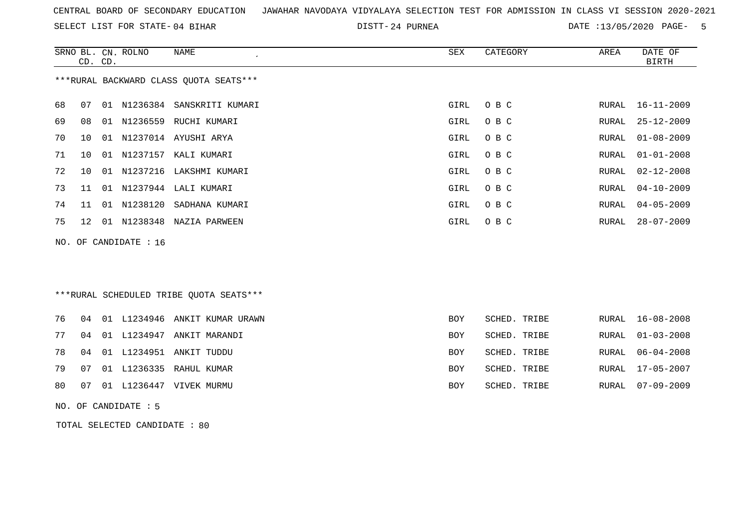CENTRAL BOARD OF SECONDARY EDUCATION JAWAHAR NAVODAYA VIDYALAYA SELECTION TEST FOR ADMISSION IN CLASS VI SESSION 2020-2021

SELECT LIST FOR STATE- 04 BIHAR DISTT- 24 PURNEA DATE :13/05/2020

***RURAL BACKWARD CLASS QUOTA SEATS***

| SRNO | BL. CD. | CN. CD. | ROLNO | NAME | SEX | CATEGORY | AREA | DATE OF BIRTH |
|---|---|---|---|---|---|---|---|---|
| 68 | 07 | 01 | N1236384 | SANSKRITI KUMARI | GIRL | O B C | RURAL | 16-11-2009 |
| 69 | 08 | 01 | N1236559 | RUCHI KUMARI | GIRL | O B C | RURAL | 25-12-2009 |
| 70 | 10 | 01 | N1237014 | AYUSHI ARYA | GIRL | O B C | RURAL | 01-08-2009 |
| 71 | 10 | 01 | N1237157 | KALI KUMARI | GIRL | O B C | RURAL | 01-01-2008 |
| 72 | 10 | 01 | N1237216 | LAKSHMI KUMARI | GIRL | O B C | RURAL | 02-12-2008 |
| 73 | 11 | 01 | N1237944 | LALI KUMARI | GIRL | O B C | RURAL | 04-10-2009 |
| 74 | 11 | 01 | N1238120 | SADHANA KUMARI | GIRL | O B C | RURAL | 04-05-2009 |
| 75 | 12 | 01 | N1238348 | NAZIA PARWEEN | GIRL | O B C | RURAL | 28-07-2009 |

NO. OF CANDIDATE : 16

***RURAL SCHEDULED TRIBE QUOTA SEATS***

| SRNO | BL. CD. | CN. CD. | ROLNO | NAME | SEX | CATEGORY | AREA | DATE OF BIRTH |
|---|---|---|---|---|---|---|---|---|
| 76 | 04 | 01 | L1234946 | ANKIT KUMAR URAWN | BOY | SCHED. TRIBE | RURAL | 16-08-2008 |
| 77 | 04 | 01 | L1234947 | ANKIT MARANDI | BOY | SCHED. TRIBE | RURAL | 01-03-2008 |
| 78 | 04 | 01 | L1234951 | ANKIT TUDDU | BOY | SCHED. TRIBE | RURAL | 06-04-2008 |
| 79 | 07 | 01 | L1236335 | RAHUL KUMAR | BOY | SCHED. TRIBE | RURAL | 17-05-2007 |
| 80 | 07 | 01 | L1236447 | VIVEK MURMU | BOY | SCHED. TRIBE | RURAL | 07-09-2009 |

NO. OF CANDIDATE : 5

TOTAL SELECTED CANDIDATE : 80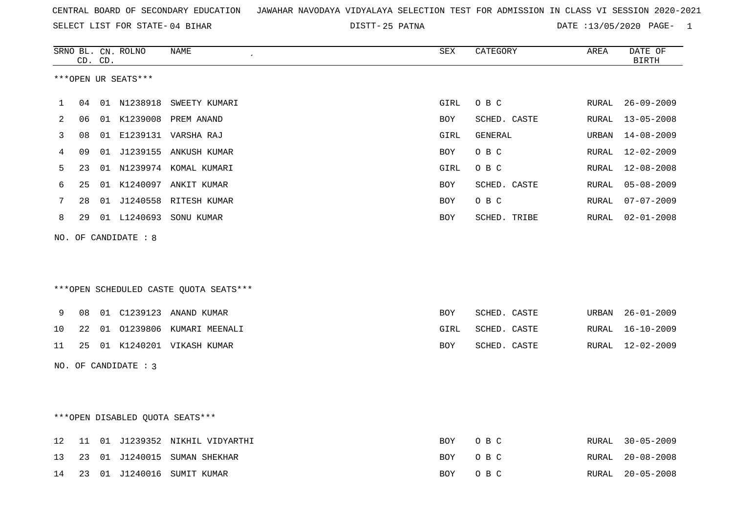CENTRAL BOARD OF SECONDARY EDUCATION JAWAHAR NAVODAYA VIDYALAYA SELECTION TEST FOR ADMISSION IN CLASS VI SESSION 2020-2021

SELECT LIST FOR STATE- 04 BIHAR DISTT- 25 PATNA DATE :13/05/2020 PAGE- 1

***OPEN UR SEATS***

| SRNO | BL. CD. | CN. CD. | ROLNO | NAME | SEX | CATEGORY | AREA | DATE OF BIRTH |
|---|---|---|---|---|---|---|---|---|
| 1 | 04 | 01 | N1238918 | SWEETY KUMARI | GIRL | O B C | RURAL | 26-09-2009 |
| 2 | 06 | 01 | K1239008 | PREM ANAND | BOY | SCHED. CASTE | RURAL | 13-05-2008 |
| 3 | 08 | 01 | E1239131 | VARSHA RAJ | GIRL | GENERAL | URBAN | 14-08-2009 |
| 4 | 09 | 01 | J1239155 | ANKUSH KUMAR | BOY | O B C | RURAL | 12-02-2009 |
| 5 | 23 | 01 | N1239974 | KOMAL KUMARI | GIRL | O B C | RURAL | 12-08-2008 |
| 6 | 25 | 01 | K1240097 | ANKIT KUMAR | BOY | SCHED. CASTE | RURAL | 05-08-2009 |
| 7 | 28 | 01 | J1240558 | RITESH KUMAR | BOY | O B C | RURAL | 07-07-2009 |
| 8 | 29 | 01 | L1240693 | SONU KUMAR | BOY | SCHED. TRIBE | RURAL | 02-01-2008 |

NO. OF CANDIDATE : 8

***OPEN SCHEDULED CASTE QUOTA SEATS***

| SRNO | BL. CD. | CN. CD. | ROLNO | NAME | SEX | CATEGORY | AREA | DATE OF BIRTH |
|---|---|---|---|---|---|---|---|---|
| 9 | 08 | 01 | C1239123 | ANAND KUMAR | BOY | SCHED. CASTE | URBAN | 26-01-2009 |
| 10 | 22 | 01 | O1239806 | KUMARI MEENALI | GIRL | SCHED. CASTE | RURAL | 16-10-2009 |
| 11 | 25 | 01 | K1240201 | VIKASH KUMAR | BOY | SCHED. CASTE | RURAL | 12-02-2009 |

NO. OF CANDIDATE : 3

***OPEN DISABLED QUOTA SEATS***

| SRNO | BL. CD. | CN. CD. | ROLNO | NAME | SEX | CATEGORY | AREA | DATE OF BIRTH |
|---|---|---|---|---|---|---|---|---|
| 12 | 11 | 01 | J1239352 | NIKHIL VIDYARTHI | BOY | O B C | RURAL | 30-05-2009 |
| 13 | 23 | 01 | J1240015 | SUMAN SHEKHAR | BOY | O B C | RURAL | 20-08-2008 |
| 14 | 23 | 01 | J1240016 | SUMIT KUMAR | BOY | O B C | RURAL | 20-05-2008 |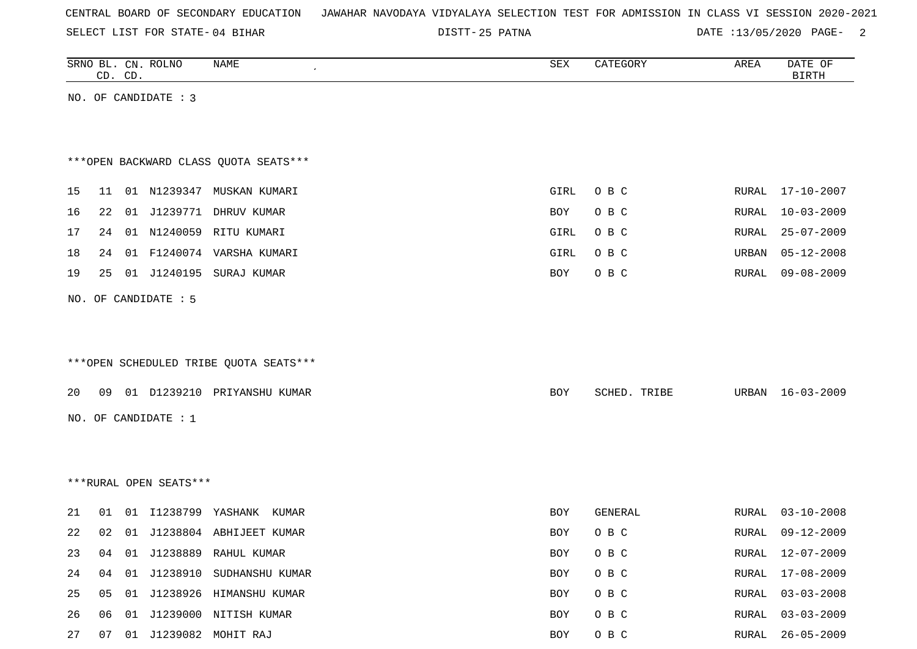CENTRAL BOARD OF SECONDARY EDUCATION JAWAHAR NAVODAYA VIDYALAYA SELECTION TEST FOR ADMISSION IN CLASS VI SESSION 2020-2021

SELECT LIST FOR STATE- 04 BIHAR DISTT- 25 PATNA DATE :13/05/2020

| SRNO | BL. CD. | CN. CD. | ROLNO | NAME | SEX | CATEGORY | AREA | DATE OF BIRTH |
|---|---|---|---|---|---|---|---|---|

NO. OF CANDIDATE : 3

***OPEN BACKWARD CLASS QUOTA SEATS***

| SRNO | BL. CD. | CN. CD. | ROLNO | NAME | SEX | CATEGORY | AREA | DATE OF BIRTH |
|---|---|---|---|---|---|---|---|---|
| 15 | 11 | 01 | N1239347 | MUSKAN KUMARI | GIRL | O B C | RURAL | 17-10-2007 |
| 16 | 22 | 01 | J1239771 | DHRUV KUMAR | BOY | O B C | RURAL | 10-03-2009 |
| 17 | 24 | 01 | N1240059 | RITU KUMARI | GIRL | O B C | RURAL | 25-07-2009 |
| 18 | 24 | 01 | F1240074 | VARSHA KUMARI | GIRL | O B C | URBAN | 05-12-2008 |
| 19 | 25 | 01 | J1240195 | SURAJ KUMAR | BOY | O B C | RURAL | 09-08-2009 |

NO. OF CANDIDATE : 5

***OPEN SCHEDULED TRIBE QUOTA SEATS***

| SRNO | BL. CD. | CN. CD. | ROLNO | NAME | SEX | CATEGORY | AREA | DATE OF BIRTH |
|---|---|---|---|---|---|---|---|---|
| 20 | 09 | 01 | D1239210 | PRIYANSHU KUMAR | BOY | SCHED. TRIBE | URBAN | 16-03-2009 |

NO. OF CANDIDATE : 1

***RURAL OPEN SEATS***

| SRNO | BL. CD. | CN. CD. | ROLNO | NAME | SEX | CATEGORY | AREA | DATE OF BIRTH |
|---|---|---|---|---|---|---|---|---|
| 21 | 01 | 01 | I1238799 | YASHANK KUMAR | BOY | GENERAL | RURAL | 03-10-2008 |
| 22 | 02 | 01 | J1238804 | ABHIJEET KUMAR | BOY | O B C | RURAL | 09-12-2009 |
| 23 | 04 | 01 | J1238889 | RAHUL KUMAR | BOY | O B C | RURAL | 12-07-2009 |
| 24 | 04 | 01 | J1238910 | SUDHANSHU KUMAR | BOY | O B C | RURAL | 17-08-2009 |
| 25 | 05 | 01 | J1238926 | HIMANSHU KUMAR | BOY | O B C | RURAL | 03-03-2008 |
| 26 | 06 | 01 | J1239000 | NITISH KUMAR | BOY | O B C | RURAL | 03-03-2009 |
| 27 | 07 | 01 | J1239082 | MOHIT RAJ | BOY | O B C | RURAL | 26-05-2009 |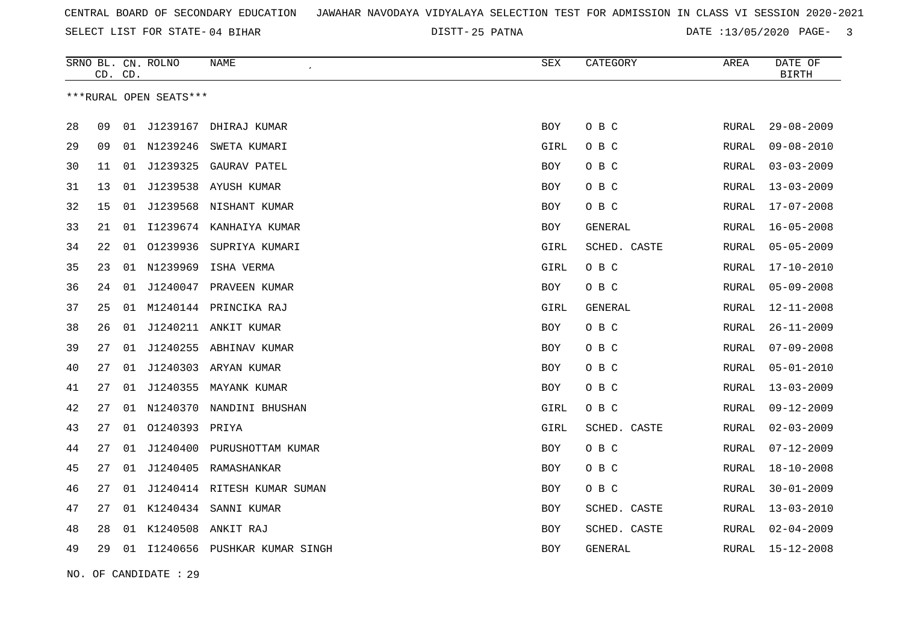CENTRAL BOARD OF SECONDARY EDUCATION   JAWAHAR NAVODAYA VIDYALAYA SELECTION TEST FOR ADMISSION IN CLASS VI SESSION 2020-2021

SELECT LIST FOR STATE- 04 BIHAR   DISTT- 25 PATNA   DATE :13/05/2020

***RURAL OPEN SEATS***

| SRNO | BL. CD. | CN. CD. | ROLNO | NAME | SEX | CATEGORY | AREA | DATE OF BIRTH |
|---|---|---|---|---|---|---|---|---|
| 28 | 09 | 01 | J1239167 | DHIRAJ KUMAR | BOY | O B C | RURAL | 29-08-2009 |
| 29 | 09 | 01 | N1239246 | SWETA KUMARI | GIRL | O B C | RURAL | 09-08-2010 |
| 30 | 11 | 01 | J1239325 | GAURAV PATEL | BOY | O B C | RURAL | 03-03-2009 |
| 31 | 13 | 01 | J1239538 | AYUSH KUMAR | BOY | O B C | RURAL | 13-03-2009 |
| 32 | 15 | 01 | J1239568 | NISHANT KUMAR | BOY | O B C | RURAL | 17-07-2008 |
| 33 | 21 | 01 | I1239674 | KANHAIYA KUMAR | BOY | GENERAL | RURAL | 16-05-2008 |
| 34 | 22 | 01 | O1239936 | SUPRIYA KUMARI | GIRL | SCHED. CASTE | RURAL | 05-05-2009 |
| 35 | 23 | 01 | N1239969 | ISHA VERMA | GIRL | O B C | RURAL | 17-10-2010 |
| 36 | 24 | 01 | J1240047 | PRAVEEN KUMAR | BOY | O B C | RURAL | 05-09-2008 |
| 37 | 25 | 01 | M1240144 | PRINCIKA RAJ | GIRL | GENERAL | RURAL | 12-11-2008 |
| 38 | 26 | 01 | J1240211 | ANKIT KUMAR | BOY | O B C | RURAL | 26-11-2009 |
| 39 | 27 | 01 | J1240255 | ABHINAV KUMAR | BOY | O B C | RURAL | 07-09-2008 |
| 40 | 27 | 01 | J1240303 | ARYAN KUMAR | BOY | O B C | RURAL | 05-01-2010 |
| 41 | 27 | 01 | J1240355 | MAYANK KUMAR | BOY | O B C | RURAL | 13-03-2009 |
| 42 | 27 | 01 | N1240370 | NANDINI BHUSHAN | GIRL | O B C | RURAL | 09-12-2009 |
| 43 | 27 | 01 | O1240393 | PRIYA | GIRL | SCHED. CASTE | RURAL | 02-03-2009 |
| 44 | 27 | 01 | J1240400 | PURUSHOTTAM KUMAR | BOY | O B C | RURAL | 07-12-2009 |
| 45 | 27 | 01 | J1240405 | RAMASHANKAR | BOY | O B C | RURAL | 18-10-2008 |
| 46 | 27 | 01 | J1240414 | RITESH KUMAR SUMAN | BOY | O B C | RURAL | 30-01-2009 |
| 47 | 27 | 01 | K1240434 | SANNI KUMAR | BOY | SCHED. CASTE | RURAL | 13-03-2010 |
| 48 | 28 | 01 | K1240508 | ANKIT RAJ | BOY | SCHED. CASTE | RURAL | 02-04-2009 |
| 49 | 29 | 01 | I1240656 | PUSHKAR KUMAR SINGH | BOY | GENERAL | RURAL | 15-12-2008 |

NO. OF CANDIDATE : 29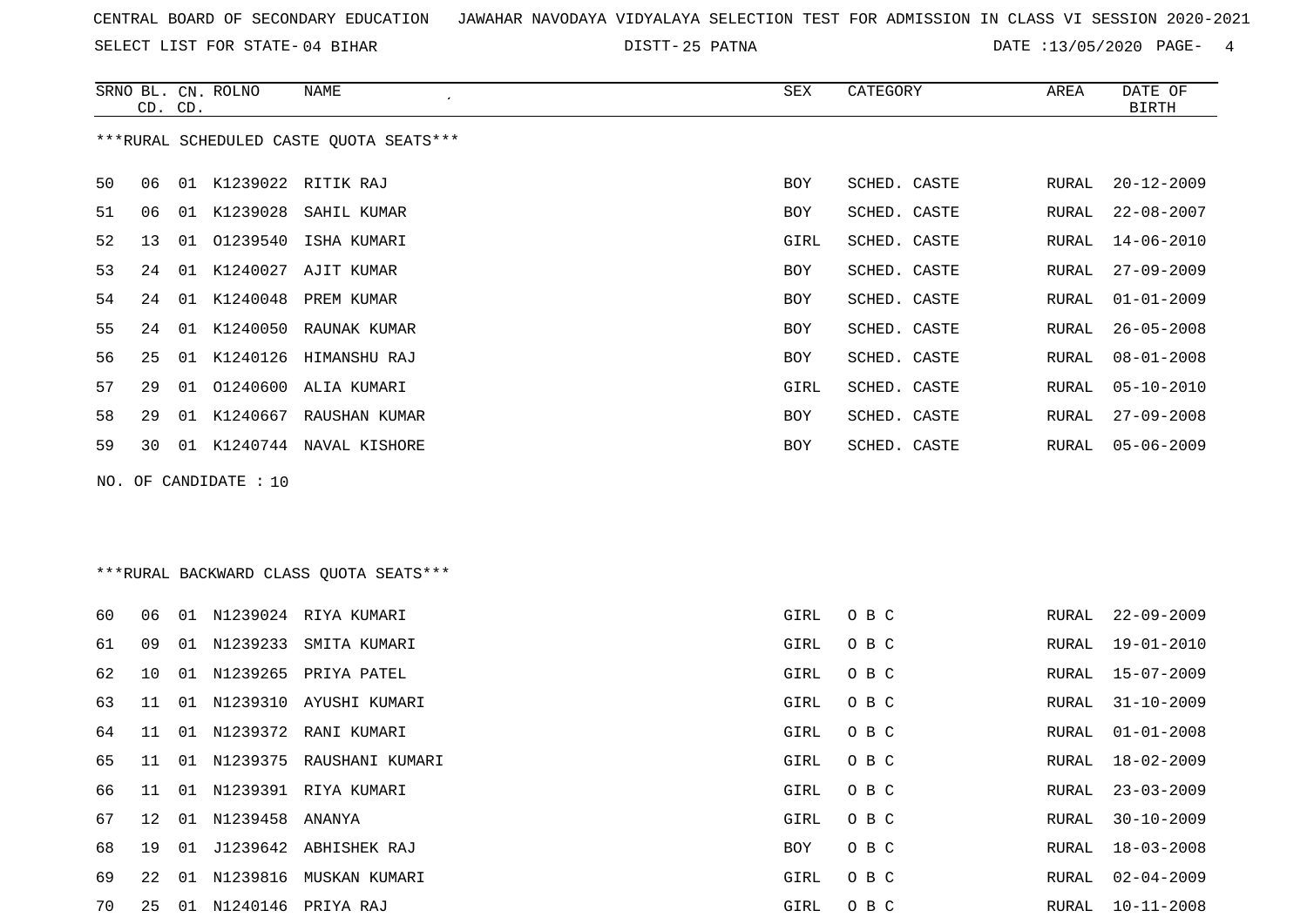CENTRAL BOARD OF SECONDARY EDUCATION JAWAHAR NAVODAYA VIDYALAYA SELECTION TEST FOR ADMISSION IN CLASS VI SESSION 2020-2021

SELECT LIST FOR STATE- 04 BIHAR DISTT- 25 PATNA DATE :13/05/2020

***RURAL SCHEDULED CASTE QUOTA SEATS***

| SRNO | BL. CD. | CN. CD. | ROLNO | NAME | SEX | CATEGORY | AREA | DATE OF BIRTH |
|---|---|---|---|---|---|---|---|---|
| 50 | 06 | 01 | K1239022 | RITIK RAJ | BOY | SCHED. CASTE | RURAL | 20-12-2009 |
| 51 | 06 | 01 | K1239028 | SAHIL KUMAR | BOY | SCHED. CASTE | RURAL | 22-08-2007 |
| 52 | 13 | 01 | O1239540 | ISHA KUMARI | GIRL | SCHED. CASTE | RURAL | 14-06-2010 |
| 53 | 24 | 01 | K1240027 | AJIT KUMAR | BOY | SCHED. CASTE | RURAL | 27-09-2009 |
| 54 | 24 | 01 | K1240048 | PREM KUMAR | BOY | SCHED. CASTE | RURAL | 01-01-2009 |
| 55 | 24 | 01 | K1240050 | RAUNAK KUMAR | BOY | SCHED. CASTE | RURAL | 26-05-2008 |
| 56 | 25 | 01 | K1240126 | HIMANSHU RAJ | BOY | SCHED. CASTE | RURAL | 08-01-2008 |
| 57 | 29 | 01 | O1240600 | ALIA KUMARI | GIRL | SCHED. CASTE | RURAL | 05-10-2010 |
| 58 | 29 | 01 | K1240667 | RAUSHAN KUMAR | BOY | SCHED. CASTE | RURAL | 27-09-2008 |
| 59 | 30 | 01 | K1240744 | NAVAL KISHORE | BOY | SCHED. CASTE | RURAL | 05-06-2009 |

NO. OF CANDIDATE : 10

***RURAL BACKWARD CLASS QUOTA SEATS***

| SRNO | BL. CD. | CN. CD. | ROLNO | NAME | SEX | CATEGORY | AREA | DATE OF BIRTH |
|---|---|---|---|---|---|---|---|---|
| 60 | 06 | 01 | N1239024 | RIYA KUMARI | GIRL | O B C | RURAL | 22-09-2009 |
| 61 | 09 | 01 | N1239233 | SMITA KUMARI | GIRL | O B C | RURAL | 19-01-2010 |
| 62 | 10 | 01 | N1239265 | PRIYA PATEL | GIRL | O B C | RURAL | 15-07-2009 |
| 63 | 11 | 01 | N1239310 | AYUSHI KUMARI | GIRL | O B C | RURAL | 31-10-2009 |
| 64 | 11 | 01 | N1239372 | RANI KUMARI | GIRL | O B C | RURAL | 01-01-2008 |
| 65 | 11 | 01 | N1239375 | RAUSHANI KUMARI | GIRL | O B C | RURAL | 18-02-2009 |
| 66 | 11 | 01 | N1239391 | RIYA KUMARI | GIRL | O B C | RURAL | 23-03-2009 |
| 67 | 12 | 01 | N1239458 | ANANYA | GIRL | O B C | RURAL | 30-10-2009 |
| 68 | 19 | 01 | J1239642 | ABHISHEK RAJ | BOY | O B C | RURAL | 18-03-2008 |
| 69 | 22 | 01 | N1239816 | MUSKAN KUMARI | GIRL | O B C | RURAL | 02-04-2009 |
| 70 | 25 | 01 | N1240146 | PRIYA RAJ | GIRL | O B C | RURAL | 10-11-2008 |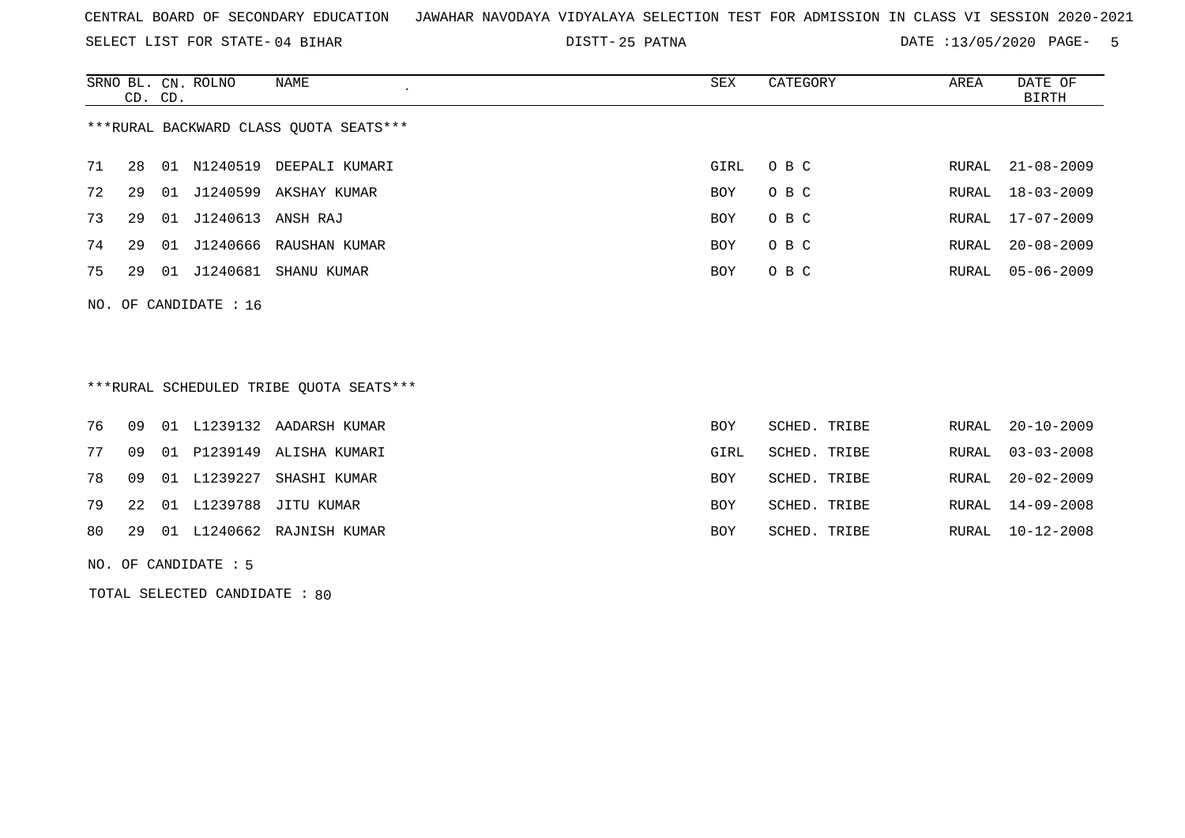CENTRAL BOARD OF SECONDARY EDUCATION JAWAHAR NAVODAYA VIDYALAYA SELECTION TEST FOR ADMISSION IN CLASS VI SESSION 2020-2021

SELECT LIST FOR STATE- 04 BIHAR DISTT- 25 PATNA DATE :13/05/2020

***RURAL BACKWARD CLASS QUOTA SEATS***

| SRNO | BL. CD. | CN. CD. | ROLNO | NAME | SEX | CATEGORY | AREA | DATE OF BIRTH |
|---|---|---|---|---|---|---|---|---|
| 71 | 28 | 01 | N1240519 | DEEPALI KUMARI | GIRL | O B C | RURAL | 21-08-2009 |
| 72 | 29 | 01 | J1240599 | AKSHAY KUMAR | BOY | O B C | RURAL | 18-03-2009 |
| 73 | 29 | 01 | J1240613 | ANSH RAJ | BOY | O B C | RURAL | 17-07-2009 |
| 74 | 29 | 01 | J1240666 | RAUSHAN KUMAR | BOY | O B C | RURAL | 20-08-2009 |
| 75 | 29 | 01 | J1240681 | SHANU KUMAR | BOY | O B C | RURAL | 05-06-2009 |

NO. OF CANDIDATE : 16

***RURAL SCHEDULED TRIBE QUOTA SEATS***

| SRNO | BL. CD. | CN. CD. | ROLNO | NAME | SEX | CATEGORY | AREA | DATE OF BIRTH |
|---|---|---|---|---|---|---|---|---|
| 76 | 09 | 01 | L1239132 | AADARSH KUMAR | BOY | SCHED. TRIBE | RURAL | 20-10-2009 |
| 77 | 09 | 01 | P1239149 | ALISHA KUMARI | GIRL | SCHED. TRIBE | RURAL | 03-03-2008 |
| 78 | 09 | 01 | L1239227 | SHASHI KUMAR | BOY | SCHED. TRIBE | RURAL | 20-02-2009 |
| 79 | 22 | 01 | L1239788 | JITU KUMAR | BOY | SCHED. TRIBE | RURAL | 14-09-2008 |
| 80 | 29 | 01 | L1240662 | RAJNISH KUMAR | BOY | SCHED. TRIBE | RURAL | 10-12-2008 |

NO. OF CANDIDATE : 5

TOTAL SELECTED CANDIDATE : 80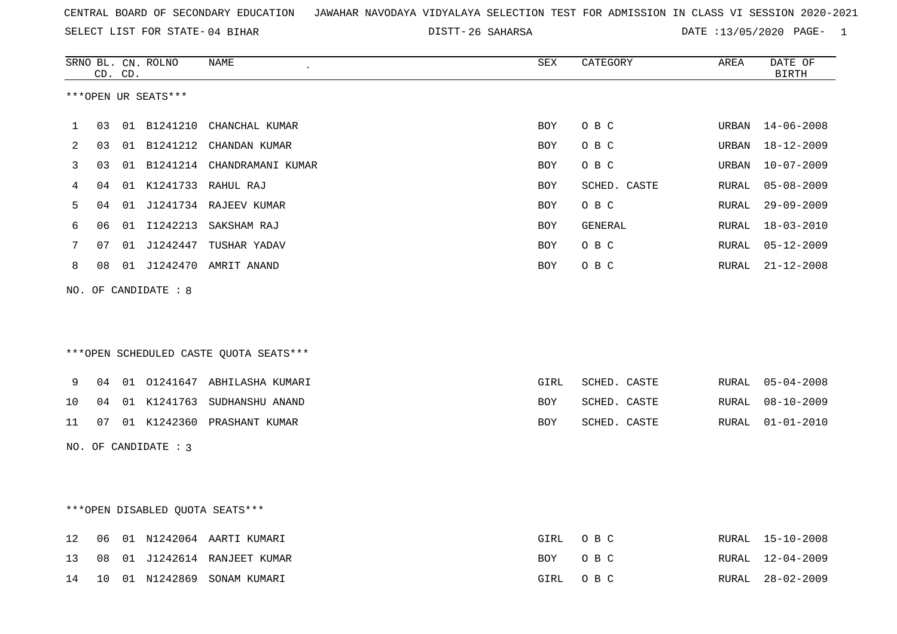CENTRAL BOARD OF SECONDARY EDUCATION JAWAHAR NAVODAYA VIDYALAYA SELECTION TEST FOR ADMISSION IN CLASS VI SESSION 2020-2021

SELECT LIST FOR STATE- 04 BIHAR DISTT- 26 SAHARSA DATE :13/05/2020

***OPEN UR SEATS***

| SRNO | BL. CD. | CN. CD. | ROLNO | NAME | SEX | CATEGORY | AREA | DATE OF BIRTH |
|---|---|---|---|---|---|---|---|---|
| 1 | 03 | 01 | B1241210 | CHANCHAL KUMAR | BOY | O B C | URBAN | 14-06-2008 |
| 2 | 03 | 01 | B1241212 | CHANDAN KUMAR | BOY | O B C | URBAN | 18-12-2009 |
| 3 | 03 | 01 | B1241214 | CHANDRAMANI KUMAR | BOY | O B C | URBAN | 10-07-2009 |
| 4 | 04 | 01 | K1241733 | RAHUL RAJ | BOY | SCHED. CASTE | RURAL | 05-08-2009 |
| 5 | 04 | 01 | J1241734 | RAJEEV KUMAR | BOY | O B C | RURAL | 29-09-2009 |
| 6 | 06 | 01 | I1242213 | SAKSHAM RAJ | BOY | GENERAL | RURAL | 18-03-2010 |
| 7 | 07 | 01 | J1242447 | TUSHAR YADAV | BOY | O B C | RURAL | 05-12-2009 |
| 8 | 08 | 01 | J1242470 | AMRIT ANAND | BOY | O B C | RURAL | 21-12-2008 |

NO. OF CANDIDATE : 8

***OPEN SCHEDULED CASTE QUOTA SEATS***

| SRNO | BL. CD. | CN. CD. | ROLNO | NAME | SEX | CATEGORY | AREA | DATE OF BIRTH |
|---|---|---|---|---|---|---|---|---|
| 9 | 04 | 01 | O1241647 | ABHILASHA KUMARI | GIRL | SCHED. CASTE | RURAL | 05-04-2008 |
| 10 | 04 | 01 | K1241763 | SUDHANSHU ANAND | BOY | SCHED. CASTE | RURAL | 08-10-2009 |
| 11 | 07 | 01 | K1242360 | PRASHANT KUMAR | BOY | SCHED. CASTE | RURAL | 01-01-2010 |

NO. OF CANDIDATE : 3

***OPEN DISABLED QUOTA SEATS***

| SRNO | BL. CD. | CN. CD. | ROLNO | NAME | SEX | CATEGORY | AREA | DATE OF BIRTH |
|---|---|---|---|---|---|---|---|---|
| 12 | 06 | 01 | N1242064 | AARTI KUMARI | GIRL | O B C | RURAL | 15-10-2008 |
| 13 | 08 | 01 | J1242614 | RANJEET KUMAR | BOY | O B C | RURAL | 12-04-2009 |
| 14 | 10 | 01 | N1242869 | SONAM KUMARI | GIRL | O B C | RURAL | 28-02-2009 |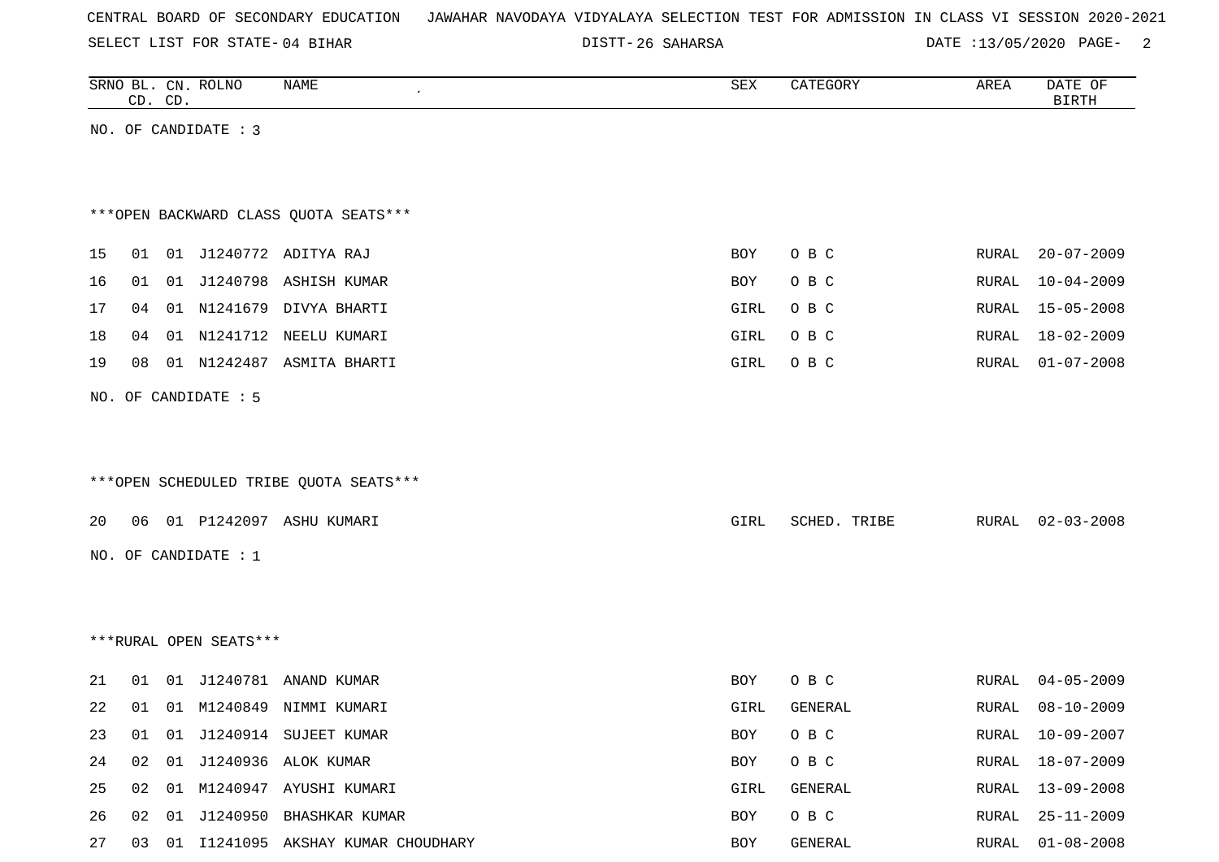CENTRAL BOARD OF SECONDARY EDUCATION JAWAHAR NAVODAYA VIDYALAYA SELECTION TEST FOR ADMISSION IN CLASS VI SESSION 2020-2021

SELECT LIST FOR STATE- 04 BIHAR DISTT- 26 SAHARSA DATE :13/05/2020

| SRNO | BL. CD. | CN. CD. | ROLNO | NAME | SEX | CATEGORY | AREA | DATE OF BIRTH |
|---|---|---|---|---|---|---|---|---|

NO. OF CANDIDATE : 3

***OPEN BACKWARD CLASS QUOTA SEATS***

| SRNO | BL. CD. | CN. CD. | ROLNO | NAME | SEX | CATEGORY | AREA | DATE OF BIRTH |
|---|---|---|---|---|---|---|---|---|
| 15 | 01 | 01 | J1240772 | ADITYA RAJ | BOY | O B C | RURAL | 20-07-2009 |
| 16 | 01 | 01 | J1240798 | ASHISH KUMAR | BOY | O B C | RURAL | 10-04-2009 |
| 17 | 04 | 01 | N1241679 | DIVYA BHARTI | GIRL | O B C | RURAL | 15-05-2008 |
| 18 | 04 | 01 | N1241712 | NEELU KUMARI | GIRL | O B C | RURAL | 18-02-2009 |
| 19 | 08 | 01 | N1242487 | ASMITA BHARTI | GIRL | O B C | RURAL | 01-07-2008 |

NO. OF CANDIDATE : 5

***OPEN SCHEDULED TRIBE QUOTA SEATS***

| SRNO | BL. CD. | CN. CD. | ROLNO | NAME | SEX | CATEGORY | AREA | DATE OF BIRTH |
|---|---|---|---|---|---|---|---|---|
| 20 | 06 | 01 | P1242097 | ASHU KUMARI | GIRL | SCHED. TRIBE | RURAL | 02-03-2008 |

NO. OF CANDIDATE : 1

***RURAL OPEN SEATS***

| SRNO | BL. CD. | CN. CD. | ROLNO | NAME | SEX | CATEGORY | AREA | DATE OF BIRTH |
|---|---|---|---|---|---|---|---|---|
| 21 | 01 | 01 | J1240781 | ANAND KUMAR | BOY | O B C | RURAL | 04-05-2009 |
| 22 | 01 | 01 | M1240849 | NIMMI KUMARI | GIRL | GENERAL | RURAL | 08-10-2009 |
| 23 | 01 | 01 | J1240914 | SUJEET KUMAR | BOY | O B C | RURAL | 10-09-2007 |
| 24 | 02 | 01 | J1240936 | ALOK KUMAR | BOY | O B C | RURAL | 18-07-2009 |
| 25 | 02 | 01 | M1240947 | AYUSHI KUMARI | GIRL | GENERAL | RURAL | 13-09-2008 |
| 26 | 02 | 01 | J1240950 | BHASHKAR KUMAR | BOY | O B C | RURAL | 25-11-2009 |
| 27 | 03 | 01 | I1241095 | AKSHAY KUMAR CHOUDHARY | BOY | GENERAL | RURAL | 01-08-2008 |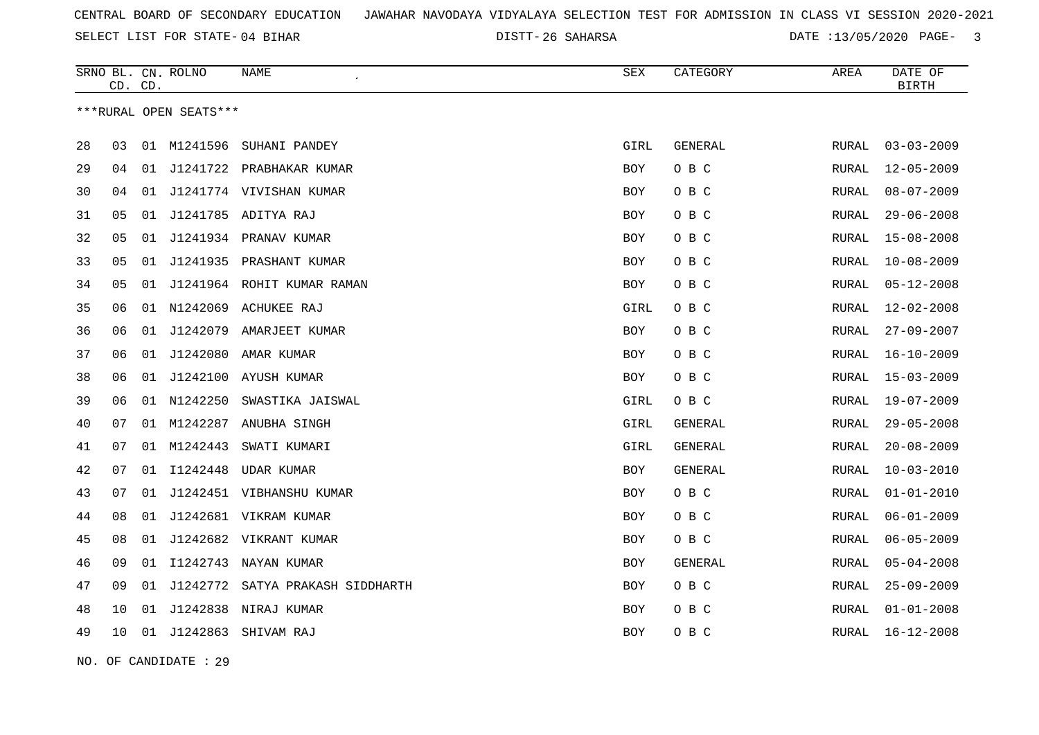CENTRAL BOARD OF SECONDARY EDUCATION JAWAHAR NAVODAYA VIDYALAYA SELECTION TEST FOR ADMISSION IN CLASS VI SESSION 2020-2021

SELECT LIST FOR STATE- 04 BIHAR DISTT- 26 SAHARSA DATE :13/05/2020

| SRNO | BL. CD. | CN. CD. | ROLNO | NAME | SEX | CATEGORY | AREA | DATE OF BIRTH |
|---|---|---|---|---|---|---|---|---|

***RURAL OPEN SEATS***

| SRNO | BL. CD. | CN. CD. | ROLNO | NAME | SEX | CATEGORY | AREA | DATE OF BIRTH |
|---|---|---|---|---|---|---|---|---|
| 28 | 03 | 01 | M1241596 | SUHANI PANDEY | GIRL | GENERAL | RURAL | 03-03-2009 |
| 29 | 04 | 01 | J1241722 | PRABHAKAR KUMAR | BOY | O B C | RURAL | 12-05-2009 |
| 30 | 04 | 01 | J1241774 | VIVISHAN KUMAR | BOY | O B C | RURAL | 08-07-2009 |
| 31 | 05 | 01 | J1241785 | ADITYA RAJ | BOY | O B C | RURAL | 29-06-2008 |
| 32 | 05 | 01 | J1241934 | PRANAV KUMAR | BOY | O B C | RURAL | 15-08-2008 |
| 33 | 05 | 01 | J1241935 | PRASHANT KUMAR | BOY | O B C | RURAL | 10-08-2009 |
| 34 | 05 | 01 | J1241964 | ROHIT KUMAR RAMAN | BOY | O B C | RURAL | 05-12-2008 |
| 35 | 06 | 01 | N1242069 | ACHUKEE RAJ | GIRL | O B C | RURAL | 12-02-2008 |
| 36 | 06 | 01 | J1242079 | AMARJEET KUMAR | BOY | O B C | RURAL | 27-09-2007 |
| 37 | 06 | 01 | J1242080 | AMAR KUMAR | BOY | O B C | RURAL | 16-10-2009 |
| 38 | 06 | 01 | J1242100 | AYUSH KUMAR | BOY | O B C | RURAL | 15-03-2009 |
| 39 | 06 | 01 | N1242250 | SWASTIKA JAISWAL | GIRL | O B C | RURAL | 19-07-2009 |
| 40 | 07 | 01 | M1242287 | ANUBHA SINGH | GIRL | GENERAL | RURAL | 29-05-2008 |
| 41 | 07 | 01 | M1242443 | SWATI KUMARI | GIRL | GENERAL | RURAL | 20-08-2009 |
| 42 | 07 | 01 | I1242448 | UDAR KUMAR | BOY | GENERAL | RURAL | 10-03-2010 |
| 43 | 07 | 01 | J1242451 | VIBHANSHU KUMAR | BOY | O B C | RURAL | 01-01-2010 |
| 44 | 08 | 01 | J1242681 | VIKRAM KUMAR | BOY | O B C | RURAL | 06-01-2009 |
| 45 | 08 | 01 | J1242682 | VIKRANT KUMAR | BOY | O B C | RURAL | 06-05-2009 |
| 46 | 09 | 01 | I1242743 | NAYAN KUMAR | BOY | GENERAL | RURAL | 05-04-2008 |
| 47 | 09 | 01 | J1242772 | SATYA PRAKASH SIDDHARTH | BOY | O B C | RURAL | 25-09-2009 |
| 48 | 10 | 01 | J1242838 | NIRAJ KUMAR | BOY | O B C | RURAL | 01-01-2008 |
| 49 | 10 | 01 | J1242863 | SHIVAM RAJ | BOY | O B C | RURAL | 16-12-2008 |

NO. OF CANDIDATE : 29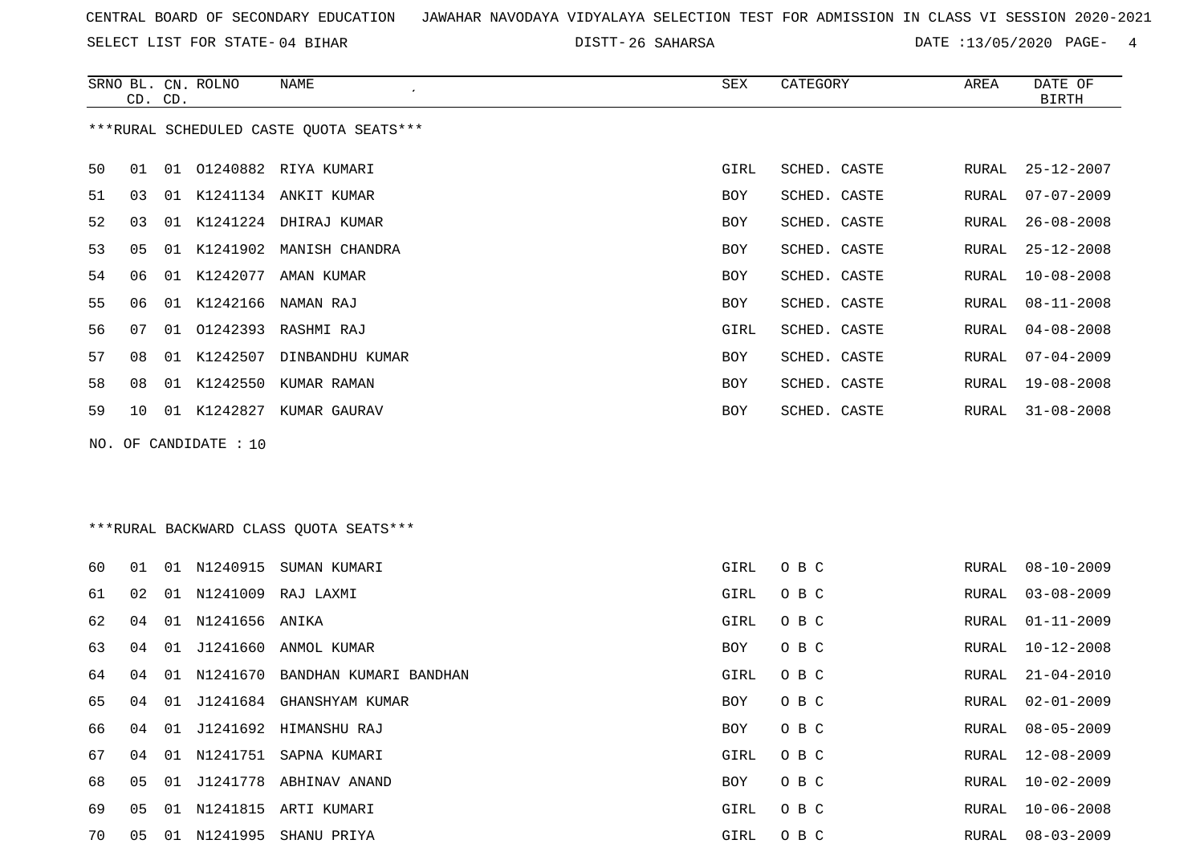CENTRAL BOARD OF SECONDARY EDUCATION JAWAHAR NAVODAYA VIDYALAYA SELECTION TEST FOR ADMISSION IN CLASS VI SESSION 2020-2021

SELECT LIST FOR STATE- 04 BIHAR DISTT- 26 SAHARSA DATE :13/05/2020

***RURAL SCHEDULED CASTE QUOTA SEATS***

| SRNO | BL. CD. | CN. CD. | ROLNO | NAME | SEX | CATEGORY | AREA | DATE OF BIRTH |
|---|---|---|---|---|---|---|---|---|
| 50 | 01 | 01 | O1240882 | RIYA KUMARI | GIRL | SCHED. CASTE | RURAL | 25-12-2007 |
| 51 | 03 | 01 | K1241134 | ANKIT KUMAR | BOY | SCHED. CASTE | RURAL | 07-07-2009 |
| 52 | 03 | 01 | K1241224 | DHIRAJ KUMAR | BOY | SCHED. CASTE | RURAL | 26-08-2008 |
| 53 | 05 | 01 | K1241902 | MANISH CHANDRA | BOY | SCHED. CASTE | RURAL | 25-12-2008 |
| 54 | 06 | 01 | K1242077 | AMAN KUMAR | BOY | SCHED. CASTE | RURAL | 10-08-2008 |
| 55 | 06 | 01 | K1242166 | NAMAN RAJ | BOY | SCHED. CASTE | RURAL | 08-11-2008 |
| 56 | 07 | 01 | O1242393 | RASHMI RAJ | GIRL | SCHED. CASTE | RURAL | 04-08-2008 |
| 57 | 08 | 01 | K1242507 | DINBANDHU KUMAR | BOY | SCHED. CASTE | RURAL | 07-04-2009 |
| 58 | 08 | 01 | K1242550 | KUMAR RAMAN | BOY | SCHED. CASTE | RURAL | 19-08-2008 |
| 59 | 10 | 01 | K1242827 | KUMAR GAURAV | BOY | SCHED. CASTE | RURAL | 31-08-2008 |

NO. OF CANDIDATE : 10

***RURAL BACKWARD CLASS QUOTA SEATS***

| SRNO | BL. CD. | CN. CD. | ROLNO | NAME | SEX | CATEGORY | AREA | DATE OF BIRTH |
|---|---|---|---|---|---|---|---|---|
| 60 | 01 | 01 | N1240915 | SUMAN KUMARI | GIRL | O B C | RURAL | 08-10-2009 |
| 61 | 02 | 01 | N1241009 | RAJ LAXMI | GIRL | O B C | RURAL | 03-08-2009 |
| 62 | 04 | 01 | N1241656 | ANIKA | GIRL | O B C | RURAL | 01-11-2009 |
| 63 | 04 | 01 | J1241660 | ANMOL KUMAR | BOY | O B C | RURAL | 10-12-2008 |
| 64 | 04 | 01 | N1241670 | BANDHAN KUMARI BANDHAN | GIRL | O B C | RURAL | 21-04-2010 |
| 65 | 04 | 01 | J1241684 | GHANSHYAM KUMAR | BOY | O B C | RURAL | 02-01-2009 |
| 66 | 04 | 01 | J1241692 | HIMANSHU RAJ | BOY | O B C | RURAL | 08-05-2009 |
| 67 | 04 | 01 | N1241751 | SAPNA KUMARI | GIRL | O B C | RURAL | 12-08-2009 |
| 68 | 05 | 01 | J1241778 | ABHINAV ANAND | BOY | O B C | RURAL | 10-02-2009 |
| 69 | 05 | 01 | N1241815 | ARTI KUMARI | GIRL | O B C | RURAL | 10-06-2008 |
| 70 | 05 | 01 | N1241995 | SHANU PRIYA | GIRL | O B C | RURAL | 08-03-2009 |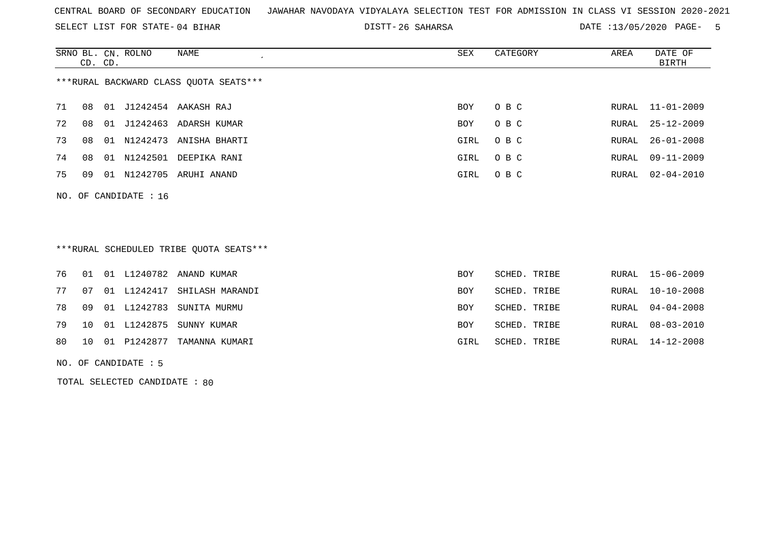CENTRAL BOARD OF SECONDARY EDUCATION JAWAHAR NAVODAYA VIDYALAYA SELECTION TEST FOR ADMISSION IN CLASS VI SESSION 2020-2021

SELECT LIST FOR STATE- 04 BIHAR DISTT- 26 SAHARSA DATE :13/05/2020 PAGE- 5

***RURAL BACKWARD CLASS QUOTA SEATS***

| SRNO | BL. CD. | CN. CD. | ROLNO | NAME | SEX | CATEGORY | AREA | DATE OF BIRTH |
|---|---|---|---|---|---|---|---|---|
| 71 | 08 | 01 | J1242454 | AAKASH RAJ | BOY | O B C | RURAL | 11-01-2009 |
| 72 | 08 | 01 | J1242463 | ADARSH KUMAR | BOY | O B C | RURAL | 25-12-2009 |
| 73 | 08 | 01 | N1242473 | ANISHA BHARTI | GIRL | O B C | RURAL | 26-01-2008 |
| 74 | 08 | 01 | N1242501 | DEEPIKA RANI | GIRL | O B C | RURAL | 09-11-2009 |
| 75 | 09 | 01 | N1242705 | ARUHI ANAND | GIRL | O B C | RURAL | 02-04-2010 |

NO. OF CANDIDATE : 16

***RURAL SCHEDULED TRIBE QUOTA SEATS***

| SRNO | BL. CD. | CN. CD. | ROLNO | NAME | SEX | CATEGORY | AREA | DATE OF BIRTH |
|---|---|---|---|---|---|---|---|---|
| 76 | 01 | 01 | L1240782 | ANAND KUMAR | BOY | SCHED. TRIBE | RURAL | 15-06-2009 |
| 77 | 07 | 01 | L1242417 | SHILASH MARANDI | BOY | SCHED. TRIBE | RURAL | 10-10-2008 |
| 78 | 09 | 01 | L1242783 | SUNITA MURMU | BOY | SCHED. TRIBE | RURAL | 04-04-2008 |
| 79 | 10 | 01 | L1242875 | SUNNY KUMAR | BOY | SCHED. TRIBE | RURAL | 08-03-2010 |
| 80 | 10 | 01 | P1242877 | TAMANNA KUMARI | GIRL | SCHED. TRIBE | RURAL | 14-12-2008 |

NO. OF CANDIDATE : 5

TOTAL SELECTED CANDIDATE : 80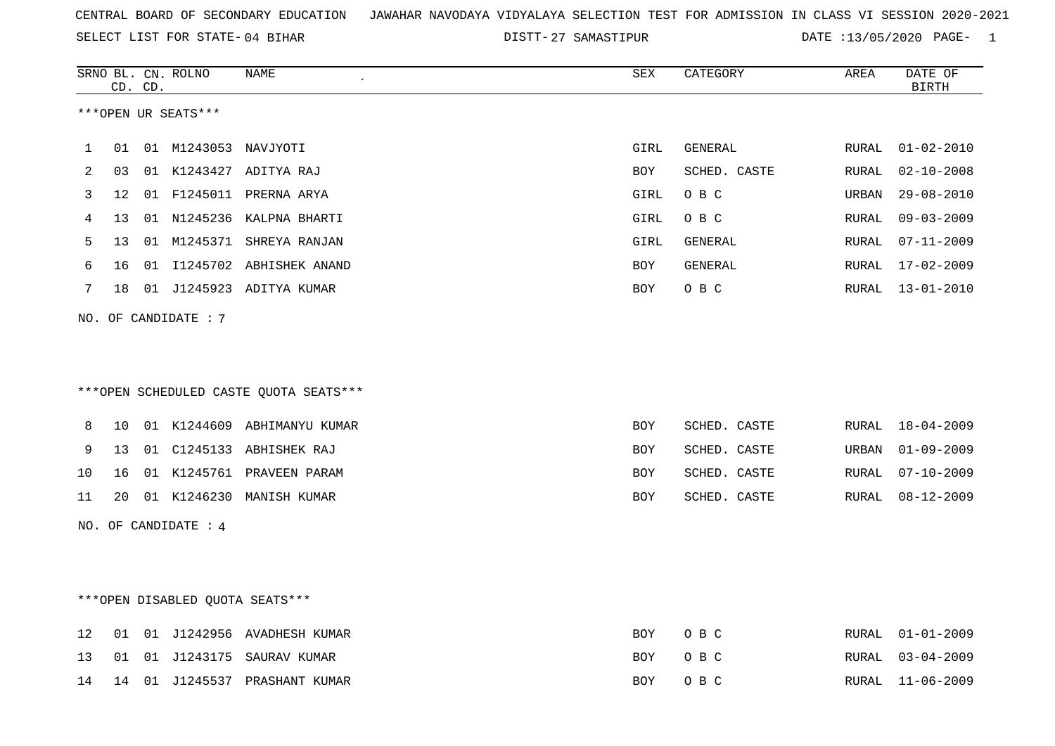CENTRAL BOARD OF SECONDARY EDUCATION JAWAHAR NAVODAYA VIDYALAYA SELECTION TEST FOR ADMISSION IN CLASS VI SESSION 2020-2021

SELECT LIST FOR STATE- 04 BIHAR DISTT- 27 SAMASTIPUR DATE :13/05/2020

| SRNO | BL. CD. | CN. CD. | ROLNO | NAME | SEX | CATEGORY | AREA | DATE OF BIRTH |
|---|---|---|---|---|---|---|---|---|

***OPEN UR SEATS***

| SRNO | BL. CD. | CN. CD. | ROLNO | NAME | SEX | CATEGORY | AREA | DATE OF BIRTH |
|---|---|---|---|---|---|---|---|---|
| 1 | 01 | 01 | M1243053 | NAVJYOTI | GIRL | GENERAL | RURAL | 01-02-2010 |
| 2 | 03 | 01 | K1243427 | ADITYA RAJ | BOY | SCHED. CASTE | RURAL | 02-10-2008 |
| 3 | 12 | 01 | F1245011 | PRERNA ARYA | GIRL | O B C | URBAN | 29-08-2010 |
| 4 | 13 | 01 | N1245236 | KALPNA BHARTI | GIRL | O B C | RURAL | 09-03-2009 |
| 5 | 13 | 01 | M1245371 | SHREYA RANJAN | GIRL | GENERAL | RURAL | 07-11-2009 |
| 6 | 16 | 01 | I1245702 | ABHISHEK ANAND | BOY | GENERAL | RURAL | 17-02-2009 |
| 7 | 18 | 01 | J1245923 | ADITYA KUMAR | BOY | O B C | RURAL | 13-01-2010 |

NO. OF CANDIDATE : 7

***OPEN SCHEDULED CASTE QUOTA SEATS***

| SRNO | BL. CD. | CN. CD. | ROLNO | NAME | SEX | CATEGORY | AREA | DATE OF BIRTH |
|---|---|---|---|---|---|---|---|---|
| 8 | 10 | 01 | K1244609 | ABHIMANYU KUMAR | BOY | SCHED. CASTE | RURAL | 18-04-2009 |
| 9 | 13 | 01 | C1245133 | ABHISHEK RAJ | BOY | SCHED. CASTE | URBAN | 01-09-2009 |
| 10 | 16 | 01 | K1245761 | PRAVEEN PARAM | BOY | SCHED. CASTE | RURAL | 07-10-2009 |
| 11 | 20 | 01 | K1246230 | MANISH KUMAR | BOY | SCHED. CASTE | RURAL | 08-12-2009 |

NO. OF CANDIDATE : 4

***OPEN DISABLED QUOTA SEATS***

| SRNO | BL. CD. | CN. CD. | ROLNO | NAME | SEX | CATEGORY | AREA | DATE OF BIRTH |
|---|---|---|---|---|---|---|---|---|
| 12 | 01 | 01 | J1242956 | AVADHESH KUMAR | BOY | O B C | RURAL | 01-01-2009 |
| 13 | 01 | 01 | J1243175 | SAURAV KUMAR | BOY | O B C | RURAL | 03-04-2009 |
| 14 | 14 | 01 | J1245537 | PRASHANT KUMAR | BOY | O B C | RURAL | 11-06-2009 |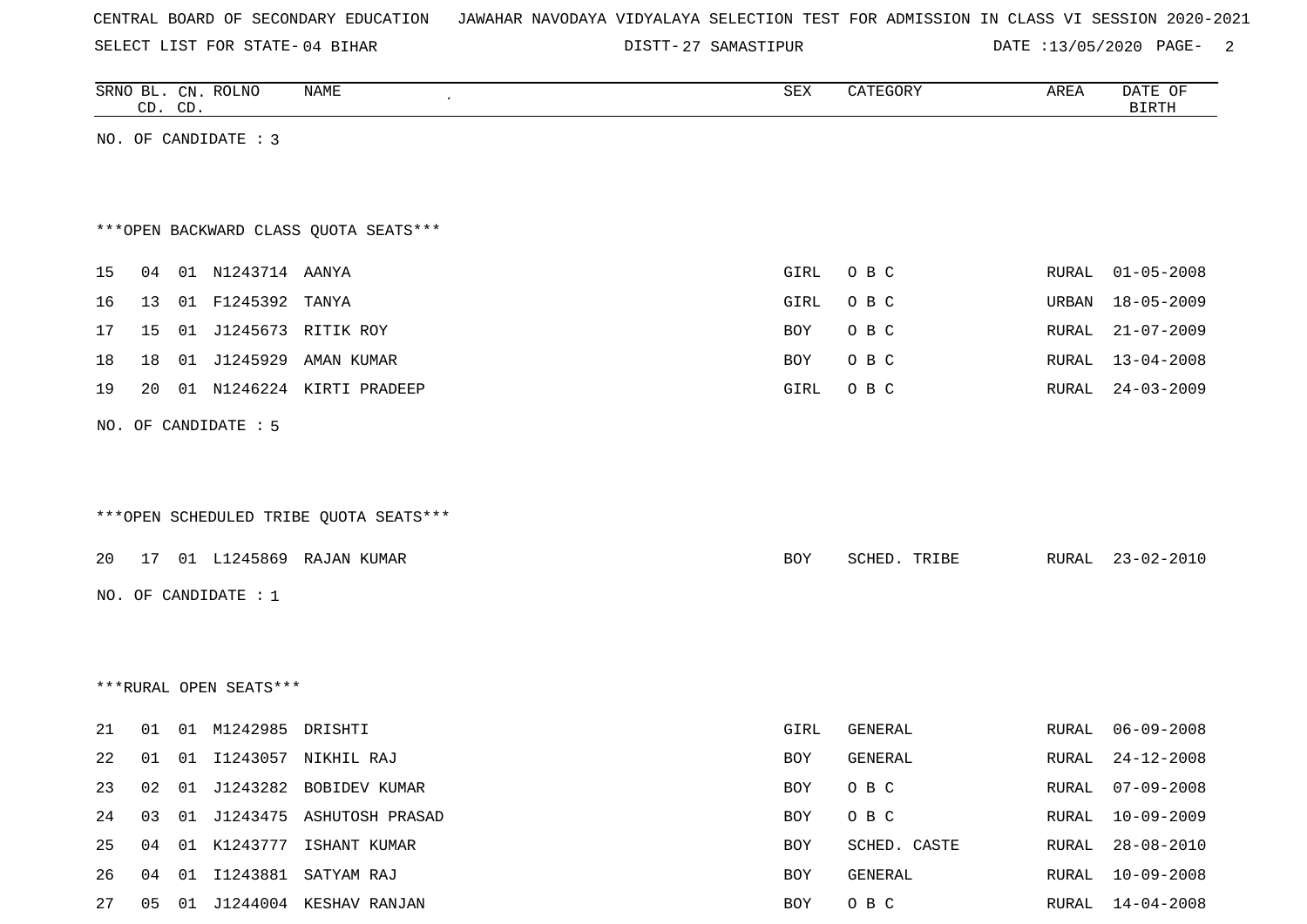CENTRAL BOARD OF SECONDARY EDUCATION JAWAHAR NAVODAYA VIDYALAYA SELECTION TEST FOR ADMISSION IN CLASS VI SESSION 2020-2021

SELECT LIST FOR STATE- 04 BIHAR DISTT- 27 SAMASTIPUR DATE :13/05/2020

| SRNO | BL. CD. | CN. CD. | ROLNO | NAME | SEX | CATEGORY | AREA | DATE OF BIRTH |
|---|---|---|---|---|---|---|---|---|

NO. OF CANDIDATE : 3

***OPEN BACKWARD CLASS QUOTA SEATS***

| SRNO | BL. CD. | CN. CD. | ROLNO | NAME | SEX | CATEGORY | AREA | DATE OF BIRTH |
|---|---|---|---|---|---|---|---|---|
| 15 | 04 | 01 | N1243714 | AANYA | GIRL | O B C | RURAL | 01-05-2008 |
| 16 | 13 | 01 | F1245392 | TANYA | GIRL | O B C | URBAN | 18-05-2009 |
| 17 | 15 | 01 | J1245673 | RITIK ROY | BOY | O B C | RURAL | 21-07-2009 |
| 18 | 18 | 01 | J1245929 | AMAN KUMAR | BOY | O B C | RURAL | 13-04-2008 |
| 19 | 20 | 01 | N1246224 | KIRTI PRADEEP | GIRL | O B C | RURAL | 24-03-2009 |

NO. OF CANDIDATE : 5

***OPEN SCHEDULED TRIBE QUOTA SEATS***

| SRNO | BL. CD. | CN. CD. | ROLNO | NAME | SEX | CATEGORY | AREA | DATE OF BIRTH |
|---|---|---|---|---|---|---|---|---|
| 20 | 17 | 01 | L1245869 | RAJAN KUMAR | BOY | SCHED. TRIBE | RURAL | 23-02-2010 |

NO. OF CANDIDATE : 1

***RURAL OPEN SEATS***

| SRNO | BL. CD. | CN. CD. | ROLNO | NAME | SEX | CATEGORY | AREA | DATE OF BIRTH |
|---|---|---|---|---|---|---|---|---|
| 21 | 01 | 01 | M1242985 | DRISHTI | GIRL | GENERAL | RURAL | 06-09-2008 |
| 22 | 01 | 01 | I1243057 | NIKHIL RAJ | BOY | GENERAL | RURAL | 24-12-2008 |
| 23 | 02 | 01 | J1243282 | BOBIDEV KUMAR | BOY | O B C | RURAL | 07-09-2008 |
| 24 | 03 | 01 | J1243475 | ASHUTOSH PRASAD | BOY | O B C | RURAL | 10-09-2009 |
| 25 | 04 | 01 | K1243777 | ISHANT KUMAR | BOY | SCHED. CASTE | RURAL | 28-08-2010 |
| 26 | 04 | 01 | I1243881 | SATYAM RAJ | BOY | GENERAL | RURAL | 10-09-2008 |
| 27 | 05 | 01 | J1244004 | KESHAV RANJAN | BOY | O B C | RURAL | 14-04-2008 |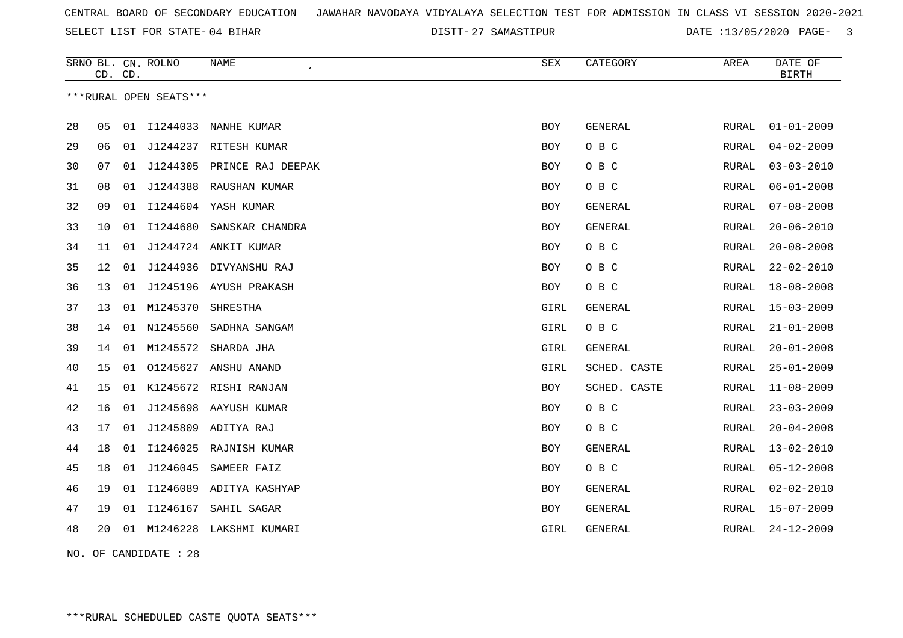CENTRAL BOARD OF SECONDARY EDUCATION JAWAHAR NAVODAYA VIDYALAYA SELECTION TEST FOR ADMISSION IN CLASS VI SESSION 2020-2021

SELECT LIST FOR STATE- 04 BIHAR DISTT- 27 SAMASTIPUR DATE :13/05/2020

| SRNO | BL. CD. | CN. CD. | ROLNO | NAME | SEX | CATEGORY | AREA | DATE OF BIRTH |
|---|---|---|---|---|---|---|---|---|

***RURAL OPEN SEATS***

| SRNO | BL. CD. | CN. CD. | ROLNO | NAME | SEX | CATEGORY | AREA | DATE OF BIRTH |
|---|---|---|---|---|---|---|---|---|
| 28 | 05 | 01 | I1244033 | NANHE KUMAR | BOY | GENERAL | RURAL | 01-01-2009 |
| 29 | 06 | 01 | J1244237 | RITESH KUMAR | BOY | O B C | RURAL | 04-02-2009 |
| 30 | 07 | 01 | J1244305 | PRINCE RAJ DEEPAK | BOY | O B C | RURAL | 03-03-2010 |
| 31 | 08 | 01 | J1244388 | RAUSHAN KUMAR | BOY | O B C | RURAL | 06-01-2008 |
| 32 | 09 | 01 | I1244604 | YASH KUMAR | BOY | GENERAL | RURAL | 07-08-2008 |
| 33 | 10 | 01 | I1244680 | SANSKAR CHANDRA | BOY | GENERAL | RURAL | 20-06-2010 |
| 34 | 11 | 01 | J1244724 | ANKIT KUMAR | BOY | O B C | RURAL | 20-08-2008 |
| 35 | 12 | 01 | J1244936 | DIVYANSHU RAJ | BOY | O B C | RURAL | 22-02-2010 |
| 36 | 13 | 01 | J1245196 | AYUSH PRAKASH | BOY | O B C | RURAL | 18-08-2008 |
| 37 | 13 | 01 | M1245370 | SHRESTHA | GIRL | GENERAL | RURAL | 15-03-2009 |
| 38 | 14 | 01 | N1245560 | SADHNA SANGAM | GIRL | O B C | RURAL | 21-01-2008 |
| 39 | 14 | 01 | M1245572 | SHARDA JHA | GIRL | GENERAL | RURAL | 20-01-2008 |
| 40 | 15 | 01 | O1245627 | ANSHU ANAND | GIRL | SCHED. CASTE | RURAL | 25-01-2009 |
| 41 | 15 | 01 | K1245672 | RISHI RANJAN | BOY | SCHED. CASTE | RURAL | 11-08-2009 |
| 42 | 16 | 01 | J1245698 | AAYUSH KUMAR | BOY | O B C | RURAL | 23-03-2009 |
| 43 | 17 | 01 | J1245809 | ADITYA RAJ | BOY | O B C | RURAL | 20-04-2008 |
| 44 | 18 | 01 | I1246025 | RAJNISH KUMAR | BOY | GENERAL | RURAL | 13-02-2010 |
| 45 | 18 | 01 | J1246045 | SAMEER FAIZ | BOY | O B C | RURAL | 05-12-2008 |
| 46 | 19 | 01 | I1246089 | ADITYA KASHYAP | BOY | GENERAL | RURAL | 02-02-2010 |
| 47 | 19 | 01 | I1246167 | SAHIL SAGAR | BOY | GENERAL | RURAL | 15-07-2009 |
| 48 | 20 | 01 | M1246228 | LAKSHMI KUMARI | GIRL | GENERAL | RURAL | 24-12-2009 |

NO. OF CANDIDATE : 28

***RURAL SCHEDULED CASTE QUOTA SEATS***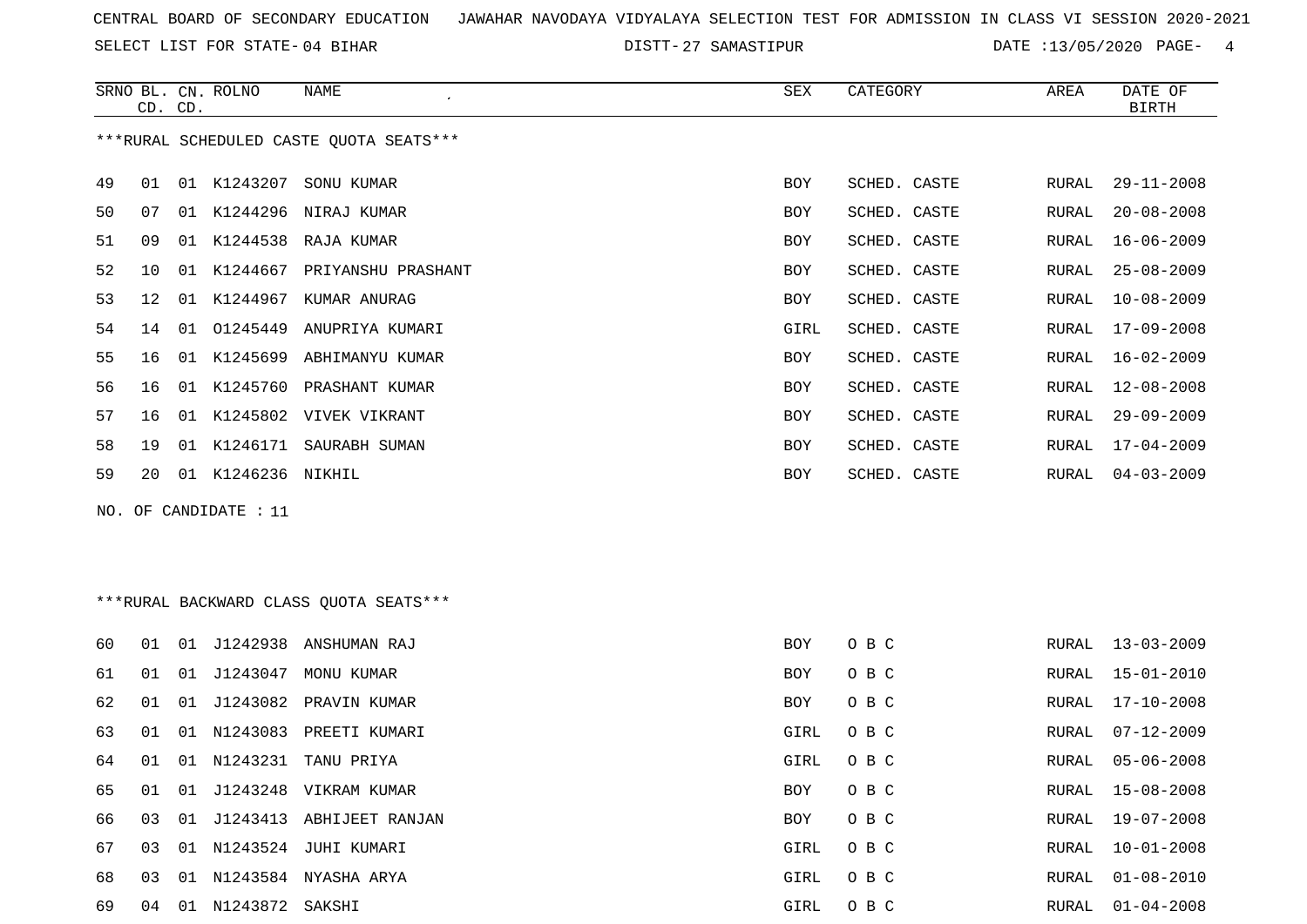CENTRAL BOARD OF SECONDARY EDUCATION JAWAHAR NAVODAYA VIDYALAYA SELECTION TEST FOR ADMISSION IN CLASS VI SESSION 2020-2021

SELECT LIST FOR STATE- 04 BIHAR DISTT- 27 SAMASTIPUR DATE :13/05/2020

***RURAL SCHEDULED CASTE QUOTA SEATS***

| SRNO | BL. CD. | CN. CD. | ROLNO | NAME | SEX | CATEGORY | AREA | DATE OF BIRTH |
|---|---|---|---|---|---|---|---|---|
| 49 | 01 | 01 | K1243207 | SONU KUMAR | BOY | SCHED. CASTE | RURAL | 29-11-2008 |
| 50 | 07 | 01 | K1244296 | NIRAJ KUMAR | BOY | SCHED. CASTE | RURAL | 20-08-2008 |
| 51 | 09 | 01 | K1244538 | RAJA KUMAR | BOY | SCHED. CASTE | RURAL | 16-06-2009 |
| 52 | 10 | 01 | K1244667 | PRIYANSHU PRASHANT | BOY | SCHED. CASTE | RURAL | 25-08-2009 |
| 53 | 12 | 01 | K1244967 | KUMAR ANURAG | BOY | SCHED. CASTE | RURAL | 10-08-2009 |
| 54 | 14 | 01 | O1245449 | ANUPRIYA KUMARI | GIRL | SCHED. CASTE | RURAL | 17-09-2008 |
| 55 | 16 | 01 | K1245699 | ABHIMANYU KUMAR | BOY | SCHED. CASTE | RURAL | 16-02-2009 |
| 56 | 16 | 01 | K1245760 | PRASHANT KUMAR | BOY | SCHED. CASTE | RURAL | 12-08-2008 |
| 57 | 16 | 01 | K1245802 | VIVEK VIKRANT | BOY | SCHED. CASTE | RURAL | 29-09-2009 |
| 58 | 19 | 01 | K1246171 | SAURABH SUMAN | BOY | SCHED. CASTE | RURAL | 17-04-2009 |
| 59 | 20 | 01 | K1246236 | NIKHIL | BOY | SCHED. CASTE | RURAL | 04-03-2009 |

NO. OF CANDIDATE : 11

***RURAL BACKWARD CLASS QUOTA SEATS***

| SRNO | BL. CD. | CN. CD. | ROLNO | NAME | SEX | CATEGORY | AREA | DATE OF BIRTH |
|---|---|---|---|---|---|---|---|---|
| 60 | 01 | 01 | J1242938 | ANSHUMAN RAJ | BOY | O B C | RURAL | 13-03-2009 |
| 61 | 01 | 01 | J1243047 | MONU KUMAR | BOY | O B C | RURAL | 15-01-2010 |
| 62 | 01 | 01 | J1243082 | PRAVIN KUMAR | BOY | O B C | RURAL | 17-10-2008 |
| 63 | 01 | 01 | N1243083 | PREETI KUMARI | GIRL | O B C | RURAL | 07-12-2009 |
| 64 | 01 | 01 | N1243231 | TANU PRIYA | GIRL | O B C | RURAL | 05-06-2008 |
| 65 | 01 | 01 | J1243248 | VIKRAM KUMAR | BOY | O B C | RURAL | 15-08-2008 |
| 66 | 03 | 01 | J1243413 | ABHIJEET RANJAN | BOY | O B C | RURAL | 19-07-2008 |
| 67 | 03 | 01 | N1243524 | JUHI KUMARI | GIRL | O B C | RURAL | 10-01-2008 |
| 68 | 03 | 01 | N1243584 | NYASHA ARYA | GIRL | O B C | RURAL | 01-08-2010 |
| 69 | 04 | 01 | N1243872 | SAKSHI | GIRL | O B C | RURAL | 01-04-2008 |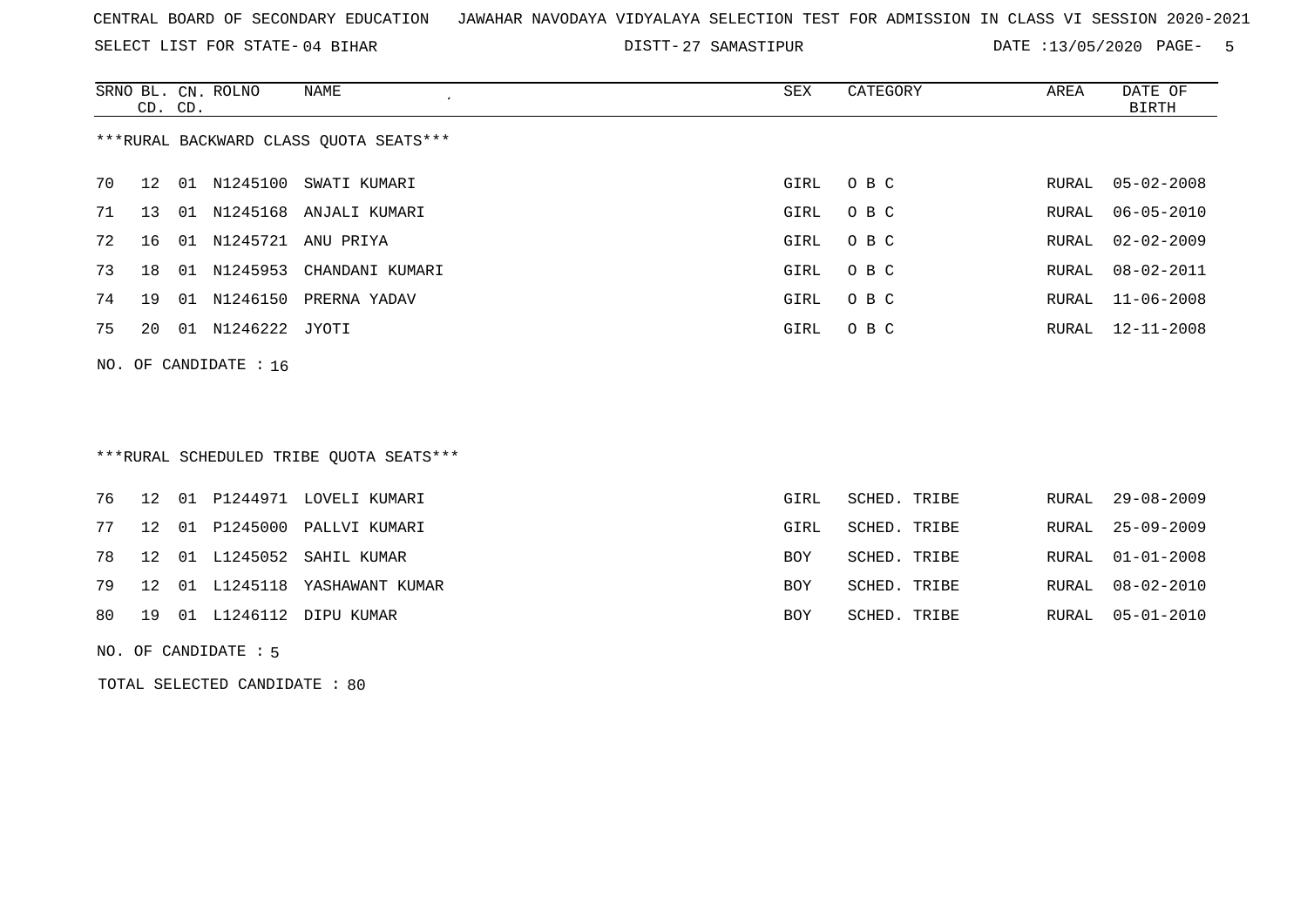CENTRAL BOARD OF SECONDARY EDUCATION JAWAHAR NAVODAYA VIDYALAYA SELECTION TEST FOR ADMISSION IN CLASS VI SESSION 2020-2021

SELECT LIST FOR STATE- 04 BIHAR DISTT- 27 SAMASTIPUR DATE :13/05/2020

***RURAL BACKWARD CLASS QUOTA SEATS***

| SRNO | BL. CD. | CN. CD. | ROLNO | NAME | SEX | CATEGORY | AREA | DATE OF BIRTH |
|---|---|---|---|---|---|---|---|---|
| 70 | 12 | 01 | N1245100 | SWATI KUMARI | GIRL | O B C | RURAL | 05-02-2008 |
| 71 | 13 | 01 | N1245168 | ANJALI KUMARI | GIRL | O B C | RURAL | 06-05-2010 |
| 72 | 16 | 01 | N1245721 | ANU PRIYA | GIRL | O B C | RURAL | 02-02-2009 |
| 73 | 18 | 01 | N1245953 | CHANDANI KUMARI | GIRL | O B C | RURAL | 08-02-2011 |
| 74 | 19 | 01 | N1246150 | PRERNA YADAV | GIRL | O B C | RURAL | 11-06-2008 |
| 75 | 20 | 01 | N1246222 | JYOTI | GIRL | O B C | RURAL | 12-11-2008 |

NO. OF CANDIDATE : 16

***RURAL SCHEDULED TRIBE QUOTA SEATS***

| SRNO | BL. CD. | CN. CD. | ROLNO | NAME | SEX | CATEGORY | AREA | DATE OF BIRTH |
|---|---|---|---|---|---|---|---|---|
| 76 | 12 | 01 | P1244971 | LOVELI KUMARI | GIRL | SCHED. TRIBE | RURAL | 29-08-2009 |
| 77 | 12 | 01 | P1245000 | PALLVI KUMARI | GIRL | SCHED. TRIBE | RURAL | 25-09-2009 |
| 78 | 12 | 01 | L1245052 | SAHIL KUMAR | BOY | SCHED. TRIBE | RURAL | 01-01-2008 |
| 79 | 12 | 01 | L1245118 | YASHAWANT KUMAR | BOY | SCHED. TRIBE | RURAL | 08-02-2010 |
| 80 | 19 | 01 | L1246112 | DIPU KUMAR | BOY | SCHED. TRIBE | RURAL | 05-01-2010 |

NO. OF CANDIDATE : 5

TOTAL SELECTED CANDIDATE : 80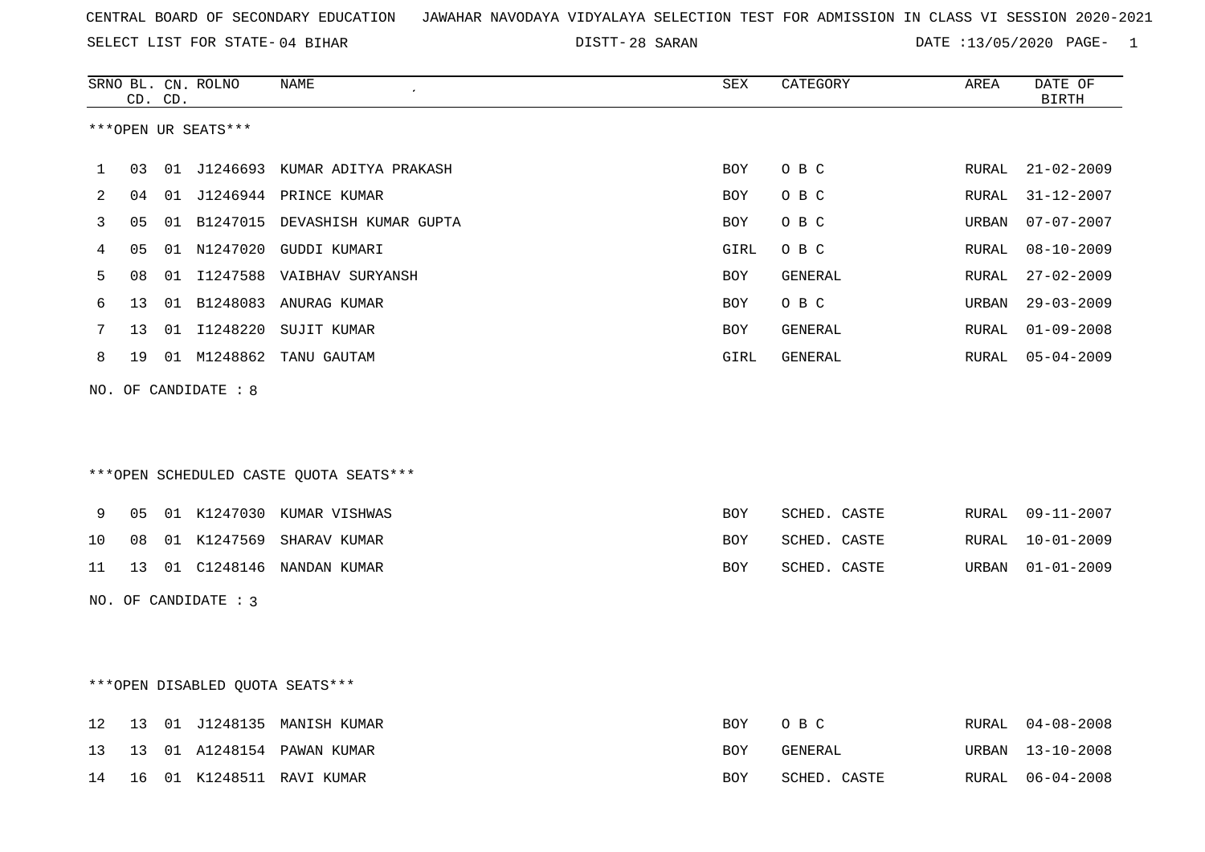CENTRAL BOARD OF SECONDARY EDUCATION JAWAHAR NAVODAYA VIDYALAYA SELECTION TEST FOR ADMISSION IN CLASS VI SESSION 2020-2021

SELECT LIST FOR STATE- 04 BIHAR DISTT- 28 SARAN DATE :13/05/2020

***OPEN UR SEATS***

| SRNO | BL. CD. | CN. CD. | ROLNO | NAME | SEX | CATEGORY | AREA | DATE OF BIRTH |
|---|---|---|---|---|---|---|---|---|
| 1 | 03 | 01 | J1246693 | KUMAR ADITYA PRAKASH | BOY | O B C | RURAL | 21-02-2009 |
| 2 | 04 | 01 | J1246944 | PRINCE KUMAR | BOY | O B C | RURAL | 31-12-2007 |
| 3 | 05 | 01 | B1247015 | DEVASHISH KUMAR GUPTA | BOY | O B C | URBAN | 07-07-2007 |
| 4 | 05 | 01 | N1247020 | GUDDI KUMARI | GIRL | O B C | RURAL | 08-10-2009 |
| 5 | 08 | 01 | I1247588 | VAIBHAV SURYANSH | BOY | GENERAL | RURAL | 27-02-2009 |
| 6 | 13 | 01 | B1248083 | ANURAG KUMAR | BOY | O B C | URBAN | 29-03-2009 |
| 7 | 13 | 01 | I1248220 | SUJIT KUMAR | BOY | GENERAL | RURAL | 01-09-2008 |
| 8 | 19 | 01 | M1248862 | TANU GAUTAM | GIRL | GENERAL | RURAL | 05-04-2009 |

NO. OF CANDIDATE : 8

***OPEN SCHEDULED CASTE QUOTA SEATS***

| SRNO | BL. CD. | CN. CD. | ROLNO | NAME | SEX | CATEGORY | AREA | DATE OF BIRTH |
|---|---|---|---|---|---|---|---|---|
| 9 | 05 | 01 | K1247030 | KUMAR VISHWAS | BOY | SCHED. CASTE | RURAL | 09-11-2007 |
| 10 | 08 | 01 | K1247569 | SHARAV KUMAR | BOY | SCHED. CASTE | RURAL | 10-01-2009 |
| 11 | 13 | 01 | C1248146 | NANDAN KUMAR | BOY | SCHED. CASTE | URBAN | 01-01-2009 |

NO. OF CANDIDATE : 3

***OPEN DISABLED QUOTA SEATS***

| SRNO | BL. CD. | CN. CD. | ROLNO | NAME | SEX | CATEGORY | AREA | DATE OF BIRTH |
|---|---|---|---|---|---|---|---|---|
| 12 | 13 | 01 | J1248135 | MANISH KUMAR | BOY | O B C | RURAL | 04-08-2008 |
| 13 | 13 | 01 | A1248154 | PAWAN KUMAR | BOY | GENERAL | URBAN | 13-10-2008 |
| 14 | 16 | 01 | K1248511 | RAVI KUMAR | BOY | SCHED. CASTE | RURAL | 06-04-2008 |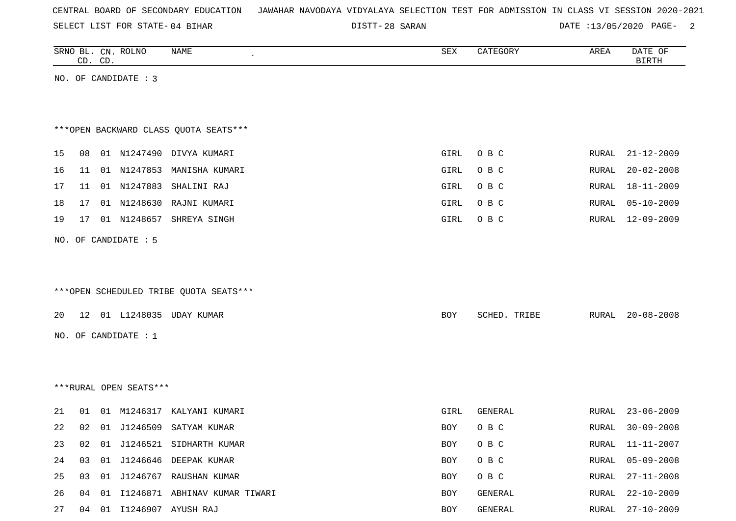CENTRAL BOARD OF SECONDARY EDUCATION JAWAHAR NAVODAYA VIDYALAYA SELECTION TEST FOR ADMISSION IN CLASS VI SESSION 2020-2021

SELECT LIST FOR STATE- 04 BIHAR DISTT- 28 SARAN DATE :13/05/2020

| SRNO | BL. CD. | CN. CD. | ROLNO | NAME | SEX | CATEGORY | AREA | DATE OF BIRTH |
|---|---|---|---|---|---|---|---|---|

NO. OF CANDIDATE : 3

***OPEN BACKWARD CLASS QUOTA SEATS***

| SRNO | BL. CD. | CN. CD. | ROLNO | NAME | SEX | CATEGORY | AREA | DATE OF BIRTH |
|---|---|---|---|---|---|---|---|---|
| 15 | 08 | 01 | N1247490 | DIVYA KUMARI | GIRL | O B C | RURAL | 21-12-2009 |
| 16 | 11 | 01 | N1247853 | MANISHA KUMARI | GIRL | O B C | RURAL | 20-02-2008 |
| 17 | 11 | 01 | N1247883 | SHALINI RAJ | GIRL | O B C | RURAL | 18-11-2009 |
| 18 | 17 | 01 | N1248630 | RAJNI KUMARI | GIRL | O B C | RURAL | 05-10-2009 |
| 19 | 17 | 01 | N1248657 | SHREYA SINGH | GIRL | O B C | RURAL | 12-09-2009 |

NO. OF CANDIDATE : 5

***OPEN SCHEDULED TRIBE QUOTA SEATS***

| SRNO | BL. CD. | CN. CD. | ROLNO | NAME | SEX | CATEGORY | AREA | DATE OF BIRTH |
|---|---|---|---|---|---|---|---|---|
| 20 | 12 | 01 | L1248035 | UDAY KUMAR | BOY | SCHED. TRIBE | RURAL | 20-08-2008 |

NO. OF CANDIDATE : 1

***RURAL OPEN SEATS***

| SRNO | BL. CD. | CN. CD. | ROLNO | NAME | SEX | CATEGORY | AREA | DATE OF BIRTH |
|---|---|---|---|---|---|---|---|---|
| 21 | 01 | 01 | M1246317 | KALYANI KUMARI | GIRL | GENERAL | RURAL | 23-06-2009 |
| 22 | 02 | 01 | J1246509 | SATYAM KUMAR | BOY | O B C | RURAL | 30-09-2008 |
| 23 | 02 | 01 | J1246521 | SIDHARTH KUMAR | BOY | O B C | RURAL | 11-11-2007 |
| 24 | 03 | 01 | J1246646 | DEEPAK KUMAR | BOY | O B C | RURAL | 05-09-2008 |
| 25 | 03 | 01 | J1246767 | RAUSHAN KUMAR | BOY | O B C | RURAL | 27-11-2008 |
| 26 | 04 | 01 | I1246871 | ABHINAV KUMAR TIWARI | BOY | GENERAL | RURAL | 22-10-2009 |
| 27 | 04 | 01 | I1246907 | AYUSH RAJ | BOY | GENERAL | RURAL | 27-10-2009 |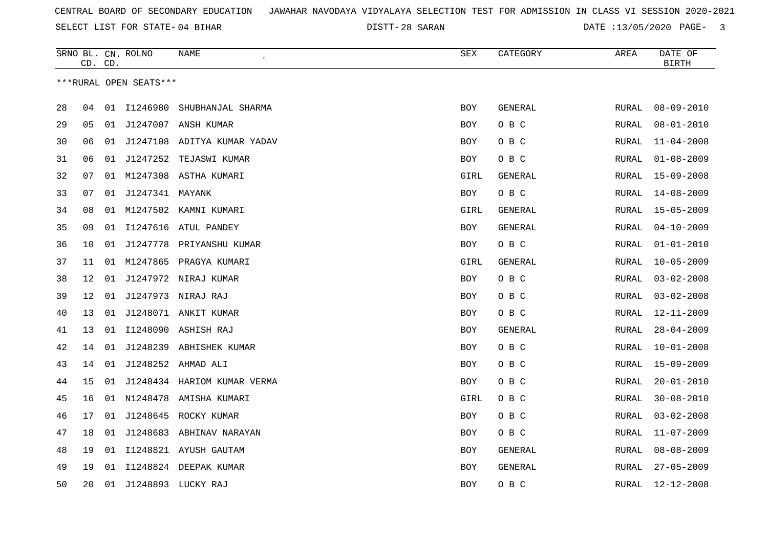CENTRAL BOARD OF SECONDARY EDUCATION JAWAHAR NAVODAYA VIDYALAYA SELECTION TEST FOR ADMISSION IN CLASS VI SESSION 2020-2021

SELECT LIST FOR STATE- 04 BIHAR DISTT- 28 SARAN DATE :13/05/2020

| SRNO | BL. CD. | CN. CD. | ROLNO | NAME | SEX | CATEGORY | AREA | DATE OF BIRTH |
|---|---|---|---|---|---|---|---|---|
| ***RURAL OPEN SEATS*** | | | | | | | | |
| 28 | 04 | 01 | I1246980 | SHUBHANJAL SHARMA | BOY | GENERAL | RURAL | 08-09-2010 |
| 29 | 05 | 01 | J1247007 | ANSH KUMAR | BOY | O B C | RURAL | 08-01-2010 |
| 30 | 06 | 01 | J1247108 | ADITYA KUMAR YADAV | BOY | O B C | RURAL | 11-04-2008 |
| 31 | 06 | 01 | J1247252 | TEJASWI KUMAR | BOY | O B C | RURAL | 01-08-2009 |
| 32 | 07 | 01 | M1247308 | ASTHA KUMARI | GIRL | GENERAL | RURAL | 15-09-2008 |
| 33 | 07 | 01 | J1247341 | MAYANK | BOY | O B C | RURAL | 14-08-2009 |
| 34 | 08 | 01 | M1247502 | KAMNI KUMARI | GIRL | GENERAL | RURAL | 15-05-2009 |
| 35 | 09 | 01 | I1247616 | ATUL PANDEY | BOY | GENERAL | RURAL | 04-10-2009 |
| 36 | 10 | 01 | J1247778 | PRIYANSHU KUMAR | BOY | O B C | RURAL | 01-01-2010 |
| 37 | 11 | 01 | M1247865 | PRAGYA KUMARI | GIRL | GENERAL | RURAL | 10-05-2009 |
| 38 | 12 | 01 | J1247972 | NIRAJ KUMAR | BOY | O B C | RURAL | 03-02-2008 |
| 39 | 12 | 01 | J1247973 | NIRAJ RAJ | BOY | O B C | RURAL | 03-02-2008 |
| 40 | 13 | 01 | J1248071 | ANKIT KUMAR | BOY | O B C | RURAL | 12-11-2009 |
| 41 | 13 | 01 | I1248090 | ASHISH RAJ | BOY | GENERAL | RURAL | 28-04-2009 |
| 42 | 14 | 01 | J1248239 | ABHISHEK KUMAR | BOY | O B C | RURAL | 10-01-2008 |
| 43 | 14 | 01 | J1248252 | AHMAD ALI | BOY | O B C | RURAL | 15-09-2009 |
| 44 | 15 | 01 | J1248434 | HARIOM KUMAR VERMA | BOY | O B C | RURAL | 20-01-2010 |
| 45 | 16 | 01 | N1248478 | AMISHA KUMARI | GIRL | O B C | RURAL | 30-08-2010 |
| 46 | 17 | 01 | J1248645 | ROCKY KUMAR | BOY | O B C | RURAL | 03-02-2008 |
| 47 | 18 | 01 | J1248683 | ABHINAV NARAYAN | BOY | O B C | RURAL | 11-07-2009 |
| 48 | 19 | 01 | I1248821 | AYUSH GAUTAM | BOY | GENERAL | RURAL | 08-08-2009 |
| 49 | 19 | 01 | I1248824 | DEEPAK KUMAR | BOY | GENERAL | RURAL | 27-05-2009 |
| 50 | 20 | 01 | J1248893 | LUCKY RAJ | BOY | O B C | RURAL | 12-12-2008 |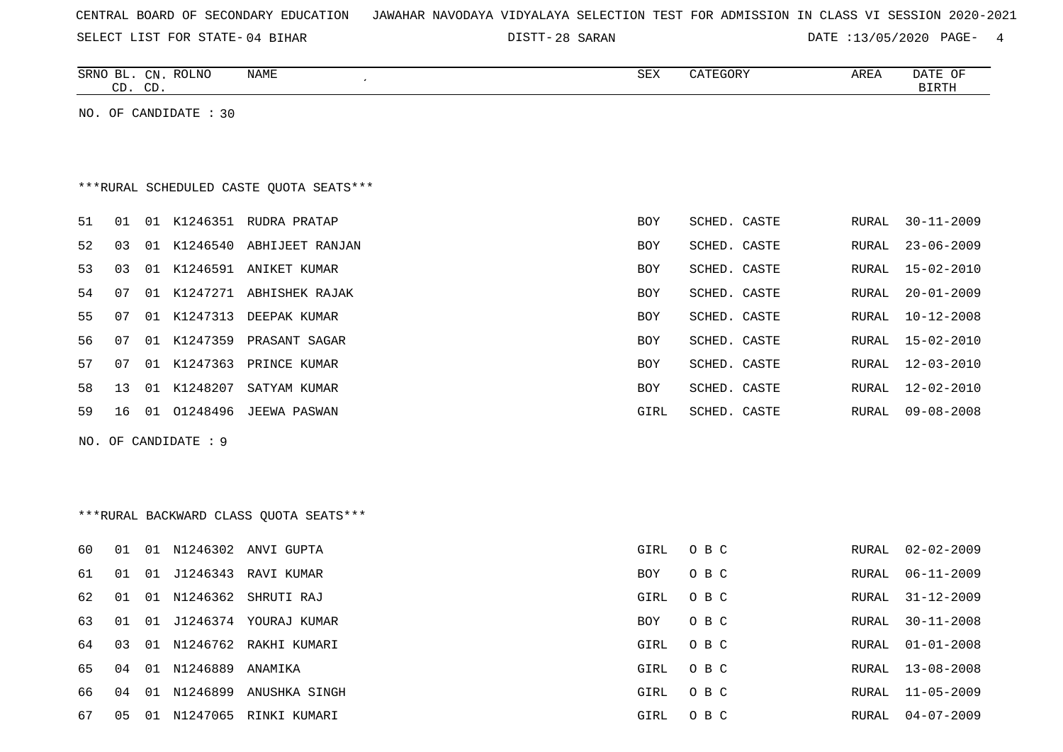CENTRAL BOARD OF SECONDARY EDUCATION   JAWAHAR NAVODAYA VIDYALAYA SELECTION TEST FOR ADMISSION IN CLASS VI SESSION 2020-2021

SELECT LIST FOR STATE- 04 BIHAR   DISTT- 28 SARAN   DATE :13/05/2020

NO. OF CANDIDATE : 30

***RURAL SCHEDULED CASTE QUOTA SEATS***

| SRNO | BL. CD. | CN. CD. | ROLNO | NAME | SEX | CATEGORY | AREA | DATE OF BIRTH |
|---|---|---|---|---|---|---|---|---|
| 51 | 01 | 01 | K1246351 | RUDRA PRATAP | BOY | SCHED. CASTE | RURAL | 30-11-2009 |
| 52 | 03 | 01 | K1246540 | ABHIJEET RANJAN | BOY | SCHED. CASTE | RURAL | 23-06-2009 |
| 53 | 03 | 01 | K1246591 | ANIKET KUMAR | BOY | SCHED. CASTE | RURAL | 15-02-2010 |
| 54 | 07 | 01 | K1247271 | ABHISHEK RAJAK | BOY | SCHED. CASTE | RURAL | 20-01-2009 |
| 55 | 07 | 01 | K1247313 | DEEPAK KUMAR | BOY | SCHED. CASTE | RURAL | 10-12-2008 |
| 56 | 07 | 01 | K1247359 | PRASANT SAGAR | BOY | SCHED. CASTE | RURAL | 15-02-2010 |
| 57 | 07 | 01 | K1247363 | PRINCE KUMAR | BOY | SCHED. CASTE | RURAL | 12-03-2010 |
| 58 | 13 | 01 | K1248207 | SATYAM KUMAR | BOY | SCHED. CASTE | RURAL | 12-02-2010 |
| 59 | 16 | 01 | O1248496 | JEEWA PASWAN | GIRL | SCHED. CASTE | RURAL | 09-08-2008 |

NO. OF CANDIDATE : 9

***RURAL BACKWARD CLASS QUOTA SEATS***

| SRNO | BL. CD. | CN. CD. | ROLNO | NAME | SEX | CATEGORY | AREA | DATE OF BIRTH |
|---|---|---|---|---|---|---|---|---|
| 60 | 01 | 01 | N1246302 | ANVI GUPTA | GIRL | O B C | RURAL | 02-02-2009 |
| 61 | 01 | 01 | J1246343 | RAVI KUMAR | BOY | O B C | RURAL | 06-11-2009 |
| 62 | 01 | 01 | N1246362 | SHRUTI RAJ | GIRL | O B C | RURAL | 31-12-2009 |
| 63 | 01 | 01 | J1246374 | YOURAJ KUMAR | BOY | O B C | RURAL | 30-11-2008 |
| 64 | 03 | 01 | N1246762 | RAKHI KUMARI | GIRL | O B C | RURAL | 01-01-2008 |
| 65 | 04 | 01 | N1246889 | ANAMIKA | GIRL | O B C | RURAL | 13-08-2008 |
| 66 | 04 | 01 | N1246899 | ANUSHKA SINGH | GIRL | O B C | RURAL | 11-05-2009 |
| 67 | 05 | 01 | N1247065 | RINKI KUMARI | GIRL | O B C | RURAL | 04-07-2009 |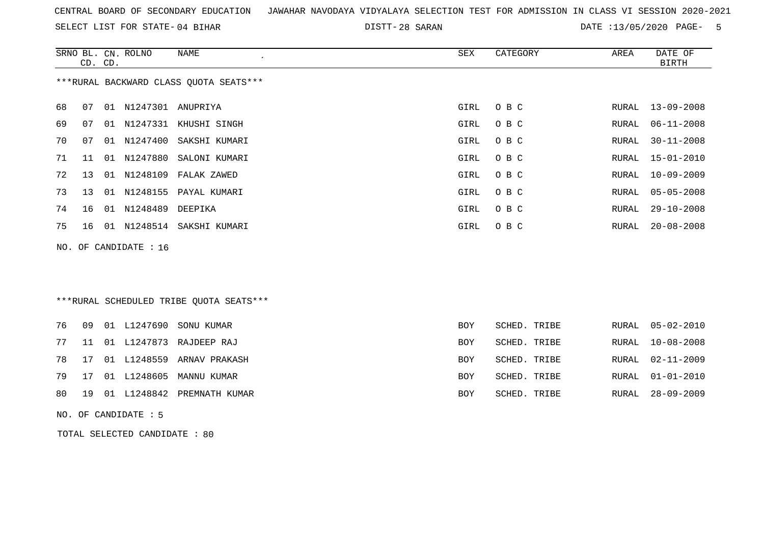CENTRAL BOARD OF SECONDARY EDUCATION JAWAHAR NAVODAYA VIDYALAYA SELECTION TEST FOR ADMISSION IN CLASS VI SESSION 2020-2021

SELECT LIST FOR STATE- 04 BIHAR DISTT- 28 SARAN DATE :13/05/2020

***RURAL BACKWARD CLASS QUOTA SEATS***

| SRNO | BL. CD. | CN. CD. | ROLNO | NAME | SEX | CATEGORY | AREA | DATE OF BIRTH |
|---|---|---|---|---|---|---|---|---|
| 68 | 07 | 01 | N1247301 | ANUPRIYA | GIRL | O B C | RURAL | 13-09-2008 |
| 69 | 07 | 01 | N1247331 | KHUSHI SINGH | GIRL | O B C | RURAL | 06-11-2008 |
| 70 | 07 | 01 | N1247400 | SAKSHI KUMARI | GIRL | O B C | RURAL | 30-11-2008 |
| 71 | 11 | 01 | N1247880 | SALONI KUMARI | GIRL | O B C | RURAL | 15-01-2010 |
| 72 | 13 | 01 | N1248109 | FALAK ZAWED | GIRL | O B C | RURAL | 10-09-2009 |
| 73 | 13 | 01 | N1248155 | PAYAL KUMARI | GIRL | O B C | RURAL | 05-05-2008 |
| 74 | 16 | 01 | N1248489 | DEEPIKA | GIRL | O B C | RURAL | 29-10-2008 |
| 75 | 16 | 01 | N1248514 | SAKSHI KUMARI | GIRL | O B C | RURAL | 20-08-2008 |

NO. OF CANDIDATE : 16

***RURAL SCHEDULED TRIBE QUOTA SEATS***

| SRNO | BL. CD. | CN. CD. | ROLNO | NAME | SEX | CATEGORY | AREA | DATE OF BIRTH |
|---|---|---|---|---|---|---|---|---|
| 76 | 09 | 01 | L1247690 | SONU KUMAR | BOY | SCHED. TRIBE | RURAL | 05-02-2010 |
| 77 | 11 | 01 | L1247873 | RAJDEEP RAJ | BOY | SCHED. TRIBE | RURAL | 10-08-2008 |
| 78 | 17 | 01 | L1248559 | ARNAV PRAKASH | BOY | SCHED. TRIBE | RURAL | 02-11-2009 |
| 79 | 17 | 01 | L1248605 | MANNU KUMAR | BOY | SCHED. TRIBE | RURAL | 01-01-2010 |
| 80 | 19 | 01 | L1248842 | PREMNATH KUMAR | BOY | SCHED. TRIBE | RURAL | 28-09-2009 |

NO. OF CANDIDATE : 5

TOTAL SELECTED CANDIDATE : 80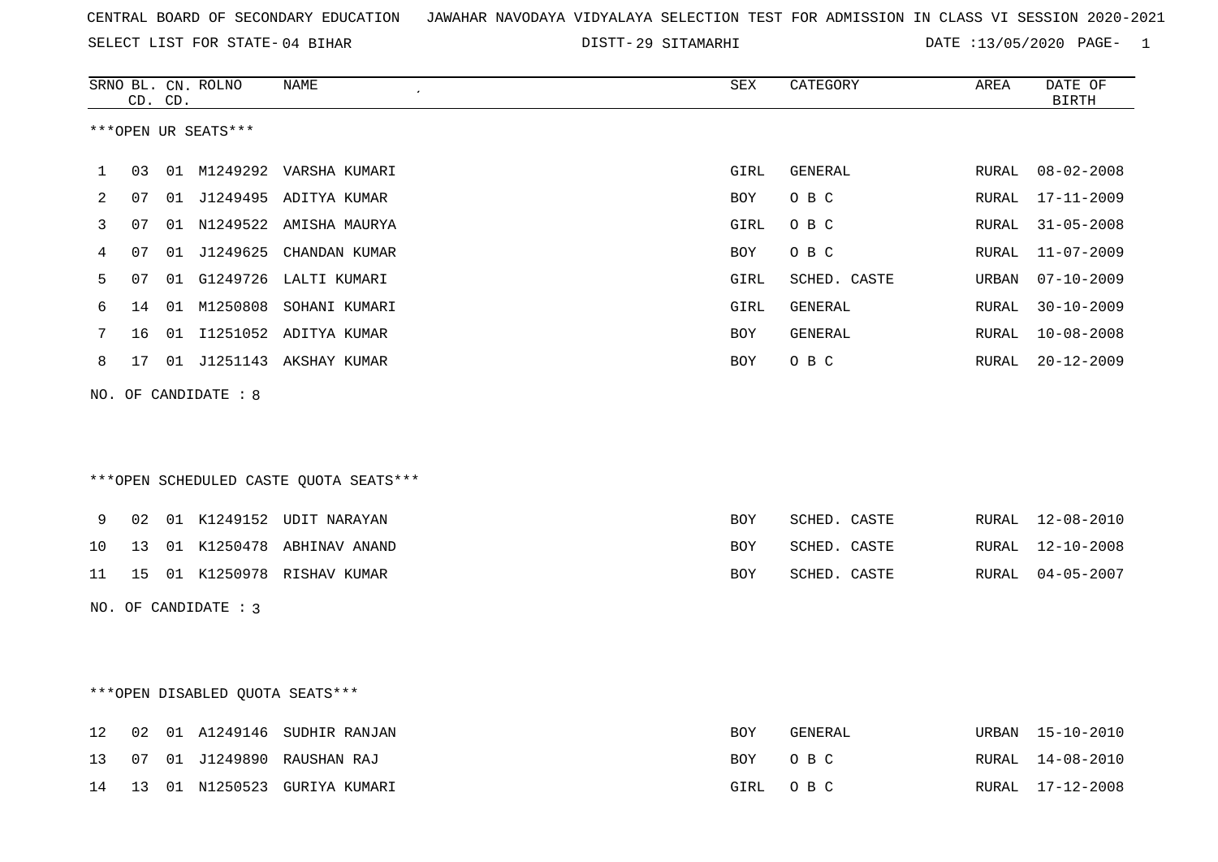CENTRAL BOARD OF SECONDARY EDUCATION   JAWAHAR NAVODAYA VIDYALAYA SELECTION TEST FOR ADMISSION IN CLASS VI SESSION 2020-2021

SELECT LIST FOR STATE- 04 BIHAR   DISTT- 29 SITAMARHI   DATE :13/05/2020

***OPEN UR SEATS***

| SRNO | BL. CD. | CN. CD. | ROLNO | NAME | SEX | CATEGORY | AREA | DATE OF BIRTH |
|---|---|---|---|---|---|---|---|---|
| 1 | 03 | 01 | M1249292 | VARSHA KUMARI | GIRL | GENERAL | RURAL | 08-02-2008 |
| 2 | 07 | 01 | J1249495 | ADITYA KUMAR | BOY | O B C | RURAL | 17-11-2009 |
| 3 | 07 | 01 | N1249522 | AMISHA MAURYA | GIRL | O B C | RURAL | 31-05-2008 |
| 4 | 07 | 01 | J1249625 | CHANDAN KUMAR | BOY | O B C | RURAL | 11-07-2009 |
| 5 | 07 | 01 | G1249726 | LALTI KUMARI | GIRL | SCHED. CASTE | URBAN | 07-10-2009 |
| 6 | 14 | 01 | M1250808 | SOHANI KUMARI | GIRL | GENERAL | RURAL | 30-10-2009 |
| 7 | 16 | 01 | I1251052 | ADITYA KUMAR | BOY | GENERAL | RURAL | 10-08-2008 |
| 8 | 17 | 01 | J1251143 | AKSHAY KUMAR | BOY | O B C | RURAL | 20-12-2009 |

NO. OF CANDIDATE : 8

***OPEN SCHEDULED CASTE QUOTA SEATS***

| SRNO | BL. CD. | CN. CD. | ROLNO | NAME | SEX | CATEGORY | AREA | DATE OF BIRTH |
|---|---|---|---|---|---|---|---|---|
| 9 | 02 | 01 | K1249152 | UDIT NARAYAN | BOY | SCHED. CASTE | RURAL | 12-08-2010 |
| 10 | 13 | 01 | K1250478 | ABHINAV ANAND | BOY | SCHED. CASTE | RURAL | 12-10-2008 |
| 11 | 15 | 01 | K1250978 | RISHAV KUMAR | BOY | SCHED. CASTE | RURAL | 04-05-2007 |

NO. OF CANDIDATE : 3

***OPEN DISABLED QUOTA SEATS***

| SRNO | BL. CD. | CN. CD. | ROLNO | NAME | SEX | CATEGORY | AREA | DATE OF BIRTH |
|---|---|---|---|---|---|---|---|---|
| 12 | 02 | 01 | A1249146 | SUDHIR RANJAN | BOY | GENERAL | URBAN | 15-10-2010 |
| 13 | 07 | 01 | J1249890 | RAUSHAN RAJ | BOY | O B C | RURAL | 14-08-2010 |
| 14 | 13 | 01 | N1250523 | GURIYA KUMARI | GIRL | O B C | RURAL | 17-12-2008 |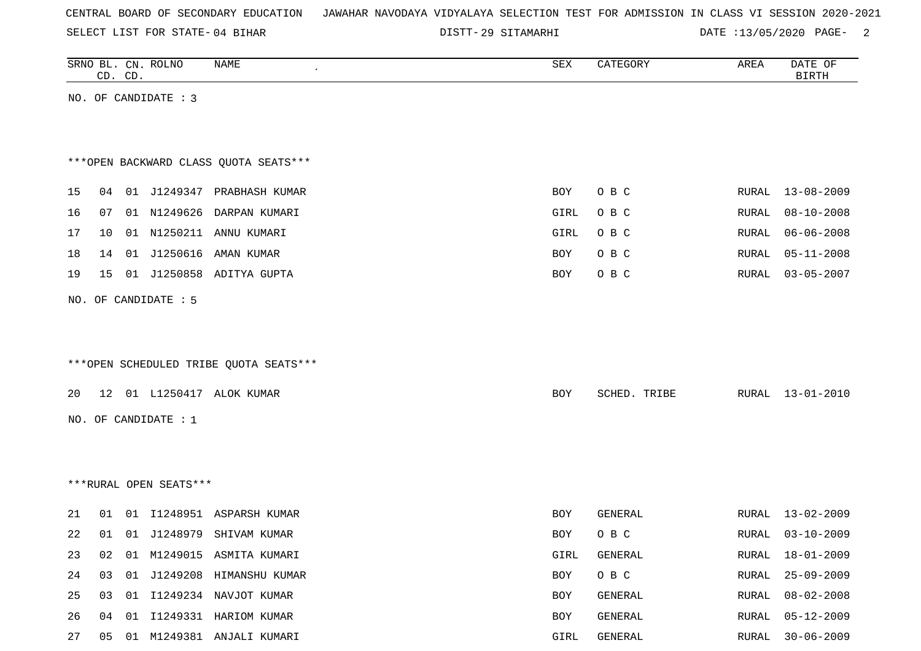CENTRAL BOARD OF SECONDARY EDUCATION JAWAHAR NAVODAYA VIDYALAYA SELECTION TEST FOR ADMISSION IN CLASS VI SESSION 2020-2021

SELECT LIST FOR STATE- 04 BIHAR DISTT- 29 SITAMARHI DATE :13/05/2020

| SRNO | BL. CD. | CN. CD. | ROLNO | NAME | SEX | CATEGORY | AREA | DATE OF BIRTH |
|---|---|---|---|---|---|---|---|---|

NO. OF CANDIDATE : 3

***OPEN BACKWARD CLASS QUOTA SEATS***

| SRNO | BL. CD. | CN. CD. | ROLNO | NAME | SEX | CATEGORY | AREA | DATE OF BIRTH |
|---|---|---|---|---|---|---|---|---|
| 15 | 04 | 01 | J1249347 | PRABHASH KUMAR | BOY | O B C | RURAL | 13-08-2009 |
| 16 | 07 | 01 | N1249626 | DARPAN KUMARI | GIRL | O B C | RURAL | 08-10-2008 |
| 17 | 10 | 01 | N1250211 | ANNU KUMARI | GIRL | O B C | RURAL | 06-06-2008 |
| 18 | 14 | 01 | J1250616 | AMAN KUMAR | BOY | O B C | RURAL | 05-11-2008 |
| 19 | 15 | 01 | J1250858 | ADITYA GUPTA | BOY | O B C | RURAL | 03-05-2007 |

NO. OF CANDIDATE : 5

***OPEN SCHEDULED TRIBE QUOTA SEATS***

| SRNO | BL. CD. | CN. CD. | ROLNO | NAME | SEX | CATEGORY | AREA | DATE OF BIRTH |
|---|---|---|---|---|---|---|---|---|
| 20 | 12 | 01 | L1250417 | ALOK KUMAR | BOY | SCHED. TRIBE | RURAL | 13-01-2010 |

NO. OF CANDIDATE : 1

***RURAL OPEN SEATS***

| SRNO | BL. CD. | CN. CD. | ROLNO | NAME | SEX | CATEGORY | AREA | DATE OF BIRTH |
|---|---|---|---|---|---|---|---|---|
| 21 | 01 | 01 | I1248951 | ASPARSH KUMAR | BOY | GENERAL | RURAL | 13-02-2009 |
| 22 | 01 | 01 | J1248979 | SHIVAM KUMAR | BOY | O B C | RURAL | 03-10-2009 |
| 23 | 02 | 01 | M1249015 | ASMITA KUMARI | GIRL | GENERAL | RURAL | 18-01-2009 |
| 24 | 03 | 01 | J1249208 | HIMANSHU KUMAR | BOY | O B C | RURAL | 25-09-2009 |
| 25 | 03 | 01 | I1249234 | NAVJOT KUMAR | BOY | GENERAL | RURAL | 08-02-2008 |
| 26 | 04 | 01 | I1249331 | HARIOM KUMAR | BOY | GENERAL | RURAL | 05-12-2009 |
| 27 | 05 | 01 | M1249381 | ANJALI KUMARI | GIRL | GENERAL | RURAL | 30-06-2009 |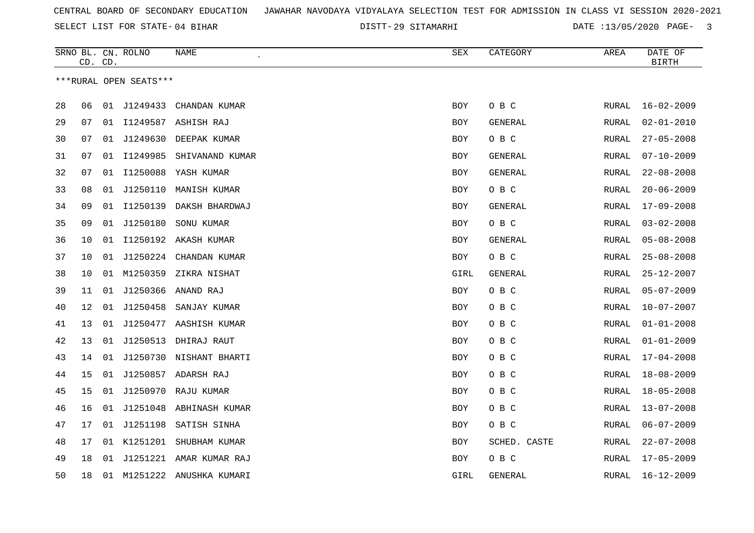CENTRAL BOARD OF SECONDARY EDUCATION JAWAHAR NAVODAYA VIDYALAYA SELECTION TEST FOR ADMISSION IN CLASS VI SESSION 2020-2021

SELECT LIST FOR STATE- 04 BIHAR DISTT- 29 SITAMARHI DATE :13/05/2020

| SRNO | BL. CD. | CN. CD. | ROLNO | NAME | SEX | CATEGORY | AREA | DATE OF BIRTH |
|---|---|---|---|---|---|---|---|---|

***RURAL OPEN SEATS***

| SRNO | BL. CD. | CN. CD. | ROLNO | NAME | SEX | CATEGORY | AREA | DATE OF BIRTH |
|---|---|---|---|---|---|---|---|---|
| 28 | 06 | 01 | J1249433 | CHANDAN KUMAR | BOY | O B C | RURAL | 16-02-2009 |
| 29 | 07 | 01 | I1249587 | ASHISH RAJ | BOY | GENERAL | RURAL | 02-01-2010 |
| 30 | 07 | 01 | J1249630 | DEEPAK KUMAR | BOY | O B C | RURAL | 27-05-2008 |
| 31 | 07 | 01 | I1249985 | SHIVANAND KUMAR | BOY | GENERAL | RURAL | 07-10-2009 |
| 32 | 07 | 01 | I1250088 | YASH KUMAR | BOY | GENERAL | RURAL | 22-08-2008 |
| 33 | 08 | 01 | J1250110 | MANISH KUMAR | BOY | O B C | RURAL | 20-06-2009 |
| 34 | 09 | 01 | I1250139 | DAKSH BHARDWAJ | BOY | GENERAL | RURAL | 17-09-2008 |
| 35 | 09 | 01 | J1250180 | SONU KUMAR | BOY | O B C | RURAL | 03-02-2008 |
| 36 | 10 | 01 | I1250192 | AKASH KUMAR | BOY | GENERAL | RURAL | 05-08-2008 |
| 37 | 10 | 01 | J1250224 | CHANDAN KUMAR | BOY | O B C | RURAL | 25-08-2008 |
| 38 | 10 | 01 | M1250359 | ZIKRA NISHAT | GIRL | GENERAL | RURAL | 25-12-2007 |
| 39 | 11 | 01 | J1250366 | ANAND RAJ | BOY | O B C | RURAL | 05-07-2009 |
| 40 | 12 | 01 | J1250458 | SANJAY KUMAR | BOY | O B C | RURAL | 10-07-2007 |
| 41 | 13 | 01 | J1250477 | AASHISH KUMAR | BOY | O B C | RURAL | 01-01-2008 |
| 42 | 13 | 01 | J1250513 | DHIRAJ RAUT | BOY | O B C | RURAL | 01-01-2009 |
| 43 | 14 | 01 | J1250730 | NISHANT BHARTI | BOY | O B C | RURAL | 17-04-2008 |
| 44 | 15 | 01 | J1250857 | ADARSH RAJ | BOY | O B C | RURAL | 18-08-2009 |
| 45 | 15 | 01 | J1250970 | RAJU KUMAR | BOY | O B C | RURAL | 18-05-2008 |
| 46 | 16 | 01 | J1251048 | ABHINASH KUMAR | BOY | O B C | RURAL | 13-07-2008 |
| 47 | 17 | 01 | J1251198 | SATISH SINHA | BOY | O B C | RURAL | 06-07-2009 |
| 48 | 17 | 01 | K1251201 | SHUBHAM KUMAR | BOY | SCHED. CASTE | RURAL | 22-07-2008 |
| 49 | 18 | 01 | J1251221 | AMAR KUMAR RAJ | BOY | O B C | RURAL | 17-05-2009 |
| 50 | 18 | 01 | M1251222 | ANUSHKA KUMARI | GIRL | GENERAL | RURAL | 16-12-2009 |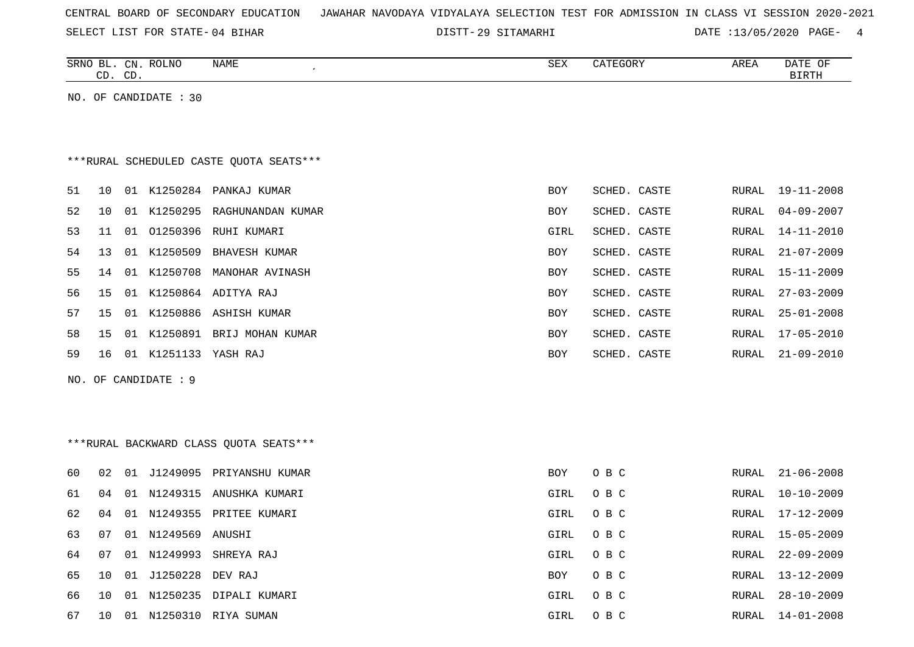CENTRAL BOARD OF SECONDARY EDUCATION JAWAHAR NAVODAYA VIDYALAYA SELECTION TEST FOR ADMISSION IN CLASS VI SESSION 2020-2021

SELECT LIST FOR STATE- 04 BIHAR DISTT- 29 SITAMARHI DATE :13/05/2020

| SRNO | BL. CD. | CN. CD. | ROLNO | NAME | SEX | CATEGORY | AREA | DATE OF BIRTH |
|---|---|---|---|---|---|---|---|---|

NO. OF CANDIDATE : 30

***RURAL SCHEDULED CASTE QUOTA SEATS***

| SRNO | BL. CD. | CN. CD. | ROLNO | NAME | SEX | CATEGORY | AREA | DATE OF BIRTH |
|---|---|---|---|---|---|---|---|---|
| 51 | 10 | 01 | K1250284 | PANKAJ KUMAR | BOY | SCHED. CASTE | RURAL | 19-11-2008 |
| 52 | 10 | 01 | K1250295 | RAGHUNANDAN KUMAR | BOY | SCHED. CASTE | RURAL | 04-09-2007 |
| 53 | 11 | 01 | O1250396 | RUHI KUMARI | GIRL | SCHED. CASTE | RURAL | 14-11-2010 |
| 54 | 13 | 01 | K1250509 | BHAVESH KUMAR | BOY | SCHED. CASTE | RURAL | 21-07-2009 |
| 55 | 14 | 01 | K1250708 | MANOHAR AVINASH | BOY | SCHED. CASTE | RURAL | 15-11-2009 |
| 56 | 15 | 01 | K1250864 | ADITYA RAJ | BOY | SCHED. CASTE | RURAL | 27-03-2009 |
| 57 | 15 | 01 | K1250886 | ASHISH KUMAR | BOY | SCHED. CASTE | RURAL | 25-01-2008 |
| 58 | 15 | 01 | K1250891 | BRIJ MOHAN KUMAR | BOY | SCHED. CASTE | RURAL | 17-05-2010 |
| 59 | 16 | 01 | K1251133 | YASH RAJ | BOY | SCHED. CASTE | RURAL | 21-09-2010 |

NO. OF CANDIDATE : 9

***RURAL BACKWARD CLASS QUOTA SEATS***

| SRNO | BL. CD. | CN. CD. | ROLNO | NAME | SEX | CATEGORY | AREA | DATE OF BIRTH |
|---|---|---|---|---|---|---|---|---|
| 60 | 02 | 01 | J1249095 | PRIYANSHU KUMAR | BOY | O B C | RURAL | 21-06-2008 |
| 61 | 04 | 01 | N1249315 | ANUSHKA KUMARI | GIRL | O B C | RURAL | 10-10-2009 |
| 62 | 04 | 01 | N1249355 | PRITEE KUMARI | GIRL | O B C | RURAL | 17-12-2009 |
| 63 | 07 | 01 | N1249569 | ANUSHI | GIRL | O B C | RURAL | 15-05-2009 |
| 64 | 07 | 01 | N1249993 | SHREYA RAJ | GIRL | O B C | RURAL | 22-09-2009 |
| 65 | 10 | 01 | J1250228 | DEV RAJ | BOY | O B C | RURAL | 13-12-2009 |
| 66 | 10 | 01 | N1250235 | DIPALI KUMARI | GIRL | O B C | RURAL | 28-10-2009 |
| 67 | 10 | 01 | N1250310 | RIYA SUMAN | GIRL | O B C | RURAL | 14-01-2008 |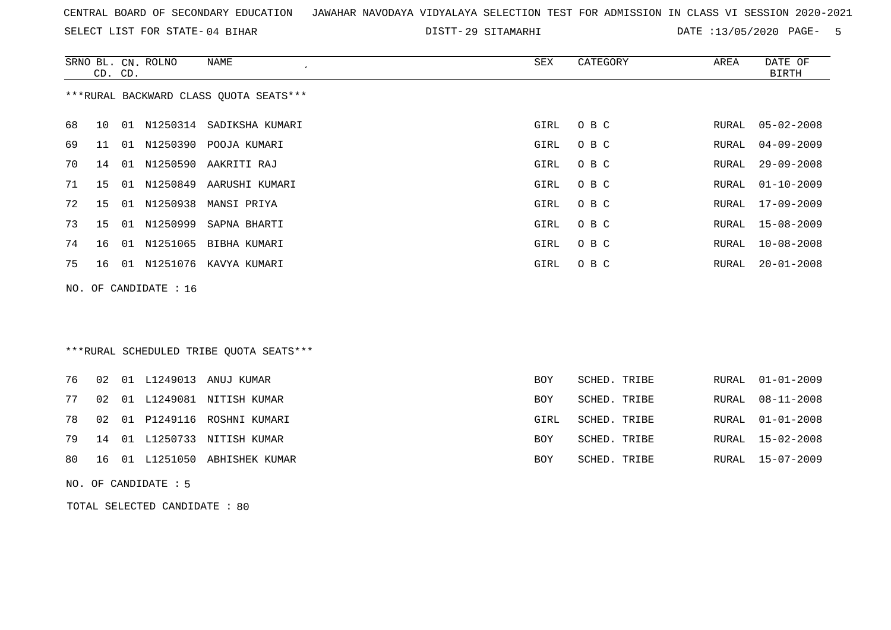CENTRAL BOARD OF SECONDARY EDUCATION JAWAHAR NAVODAYA VIDYALAYA SELECTION TEST FOR ADMISSION IN CLASS VI SESSION 2020-2021

SELECT LIST FOR STATE- 04 BIHAR    DISTT- 29 SITAMARHI    DATE :13/05/2020

***RURAL BACKWARD CLASS QUOTA SEATS***

| SRNO | BL. CD. | CN. CD. | ROLNO | NAME | SEX | CATEGORY | AREA | DATE OF BIRTH |
|---|---|---|---|---|---|---|---|---|
| 68 | 10 | 01 | N1250314 | SADIKSHA KUMARI | GIRL | O B C | RURAL | 05-02-2008 |
| 69 | 11 | 01 | N1250390 | POOJA KUMARI | GIRL | O B C | RURAL | 04-09-2009 |
| 70 | 14 | 01 | N1250590 | AAKRITI RAJ | GIRL | O B C | RURAL | 29-09-2008 |
| 71 | 15 | 01 | N1250849 | AARUSHI KUMARI | GIRL | O B C | RURAL | 01-10-2009 |
| 72 | 15 | 01 | N1250938 | MANSI PRIYA | GIRL | O B C | RURAL | 17-09-2009 |
| 73 | 15 | 01 | N1250999 | SAPNA BHARTI | GIRL | O B C | RURAL | 15-08-2009 |
| 74 | 16 | 01 | N1251065 | BIBHA KUMARI | GIRL | O B C | RURAL | 10-08-2008 |
| 75 | 16 | 01 | N1251076 | KAVYA KUMARI | GIRL | O B C | RURAL | 20-01-2008 |

NO. OF CANDIDATE : 16

***RURAL SCHEDULED TRIBE QUOTA SEATS***

| SRNO | BL. CD. | CN. CD. | ROLNO | NAME | SEX | CATEGORY | AREA | DATE OF BIRTH |
|---|---|---|---|---|---|---|---|---|
| 76 | 02 | 01 | L1249013 | ANUJ KUMAR | BOY | SCHED. TRIBE | RURAL | 01-01-2009 |
| 77 | 02 | 01 | L1249081 | NITISH KUMAR | BOY | SCHED. TRIBE | RURAL | 08-11-2008 |
| 78 | 02 | 01 | P1249116 | ROSHNI KUMARI | GIRL | SCHED. TRIBE | RURAL | 01-01-2008 |
| 79 | 14 | 01 | L1250733 | NITISH KUMAR | BOY | SCHED. TRIBE | RURAL | 15-02-2008 |
| 80 | 16 | 01 | L1251050 | ABHISHEK KUMAR | BOY | SCHED. TRIBE | RURAL | 15-07-2009 |

NO. OF CANDIDATE : 5

TOTAL SELECTED CANDIDATE : 80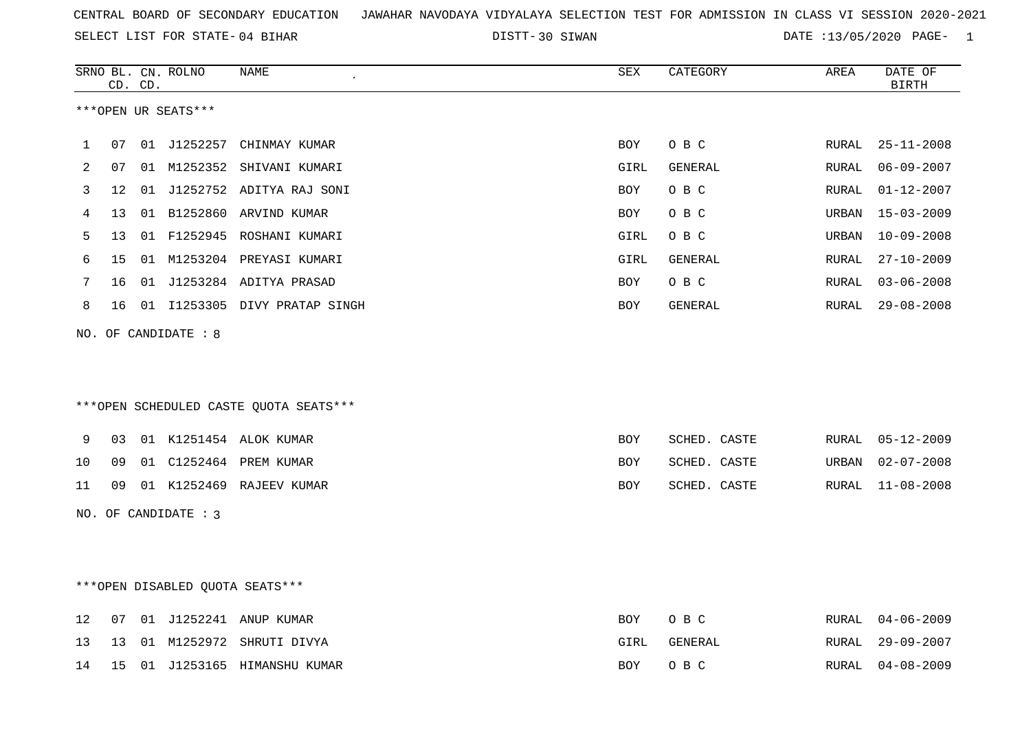CENTRAL BOARD OF SECONDARY EDUCATION JAWAHAR NAVODAYA VIDYALAYA SELECTION TEST FOR ADMISSION IN CLASS VI SESSION 2020-2021

SELECT LIST FOR STATE- 04 BIHAR DISTT- 30 SIWAN DATE :13/05/2020 PAGE- 1

***OPEN UR SEATS***

| SRNO | BL. CD. | CN. CD. | ROLNO | NAME | SEX | CATEGORY | AREA | DATE OF BIRTH |
|---|---|---|---|---|---|---|---|---|
| 1 | 07 | 01 | J1252257 | CHINMAY KUMAR | BOY | O B C | RURAL | 25-11-2008 |
| 2 | 07 | 01 | M1252352 | SHIVANI KUMARI | GIRL | GENERAL | RURAL | 06-09-2007 |
| 3 | 12 | 01 | J1252752 | ADITYA RAJ SONI | BOY | O B C | RURAL | 01-12-2007 |
| 4 | 13 | 01 | B1252860 | ARVIND KUMAR | BOY | O B C | URBAN | 15-03-2009 |
| 5 | 13 | 01 | F1252945 | ROSHANI KUMARI | GIRL | O B C | URBAN | 10-09-2008 |
| 6 | 15 | 01 | M1253204 | PREYASI KUMARI | GIRL | GENERAL | RURAL | 27-10-2009 |
| 7 | 16 | 01 | J1253284 | ADITYA PRASAD | BOY | O B C | RURAL | 03-06-2008 |
| 8 | 16 | 01 | I1253305 | DIVY PRATAP SINGH | BOY | GENERAL | RURAL | 29-08-2008 |

NO. OF CANDIDATE : 8

***OPEN SCHEDULED CASTE QUOTA SEATS***

| SRNO | BL. CD. | CN. CD. | ROLNO | NAME | SEX | CATEGORY | AREA | DATE OF BIRTH |
|---|---|---|---|---|---|---|---|---|
| 9 | 03 | 01 | K1251454 | ALOK KUMAR | BOY | SCHED. CASTE | RURAL | 05-12-2009 |
| 10 | 09 | 01 | C1252464 | PREM KUMAR | BOY | SCHED. CASTE | URBAN | 02-07-2008 |
| 11 | 09 | 01 | K1252469 | RAJEEV KUMAR | BOY | SCHED. CASTE | RURAL | 11-08-2008 |

NO. OF CANDIDATE : 3

***OPEN DISABLED QUOTA SEATS***

| SRNO | BL. CD. | CN. CD. | ROLNO | NAME | SEX | CATEGORY | AREA | DATE OF BIRTH |
|---|---|---|---|---|---|---|---|---|
| 12 | 07 | 01 | J1252241 | ANUP KUMAR | BOY | O B C | RURAL | 04-06-2009 |
| 13 | 13 | 01 | M1252972 | SHRUTI DIVYA | GIRL | GENERAL | RURAL | 29-09-2007 |
| 14 | 15 | 01 | J1253165 | HIMANSHU KUMAR | BOY | O B C | RURAL | 04-08-2009 |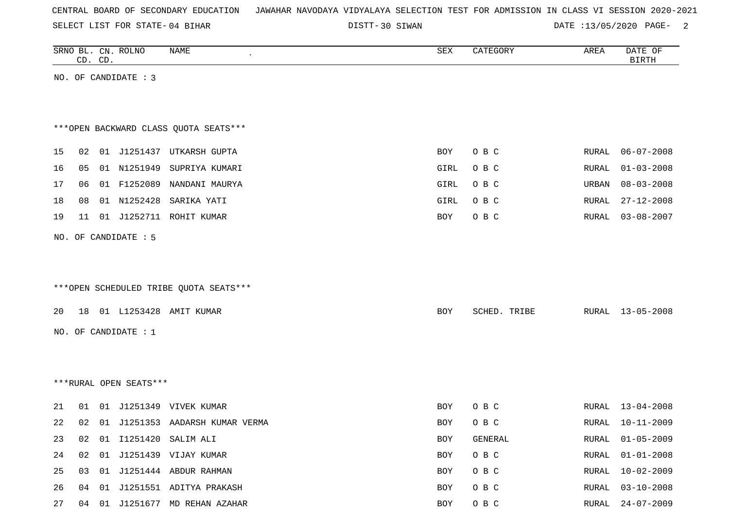CENTRAL BOARD OF SECONDARY EDUCATION JAWAHAR NAVODAYA VIDYALAYA SELECTION TEST FOR ADMISSION IN CLASS VI SESSION 2020-2021

SELECT LIST FOR STATE- 04 BIHAR DISTT- 30 SIWAN DATE :13/05/2020

| SRNO | BL. CD. | CN. CD. | ROLNO | NAME | SEX | CATEGORY | AREA | DATE OF BIRTH |
|---|---|---|---|---|---|---|---|---|

NO. OF CANDIDATE : 3

***OPEN BACKWARD CLASS QUOTA SEATS***

| SRNO | BL. CD. | CN. CD. | ROLNO | NAME | SEX | CATEGORY | AREA | DATE OF BIRTH |
|---|---|---|---|---|---|---|---|---|
| 15 | 02 | 01 | J1251437 | UTKARSH GUPTA | BOY | O B C | RURAL | 06-07-2008 |
| 16 | 05 | 01 | N1251949 | SUPRIYA KUMARI | GIRL | O B C | RURAL | 01-03-2008 |
| 17 | 06 | 01 | F1252089 | NANDANI MAURYA | GIRL | O B C | URBAN | 08-03-2008 |
| 18 | 08 | 01 | N1252428 | SARIKA YATI | GIRL | O B C | RURAL | 27-12-2008 |
| 19 | 11 | 01 | J1252711 | ROHIT KUMAR | BOY | O B C | RURAL | 03-08-2007 |

NO. OF CANDIDATE : 5

***OPEN SCHEDULED TRIBE QUOTA SEATS***

| SRNO | BL. CD. | CN. CD. | ROLNO | NAME | SEX | CATEGORY | AREA | DATE OF BIRTH |
|---|---|---|---|---|---|---|---|---|
| 20 | 18 | 01 | L1253428 | AMIT KUMAR | BOY | SCHED. TRIBE | RURAL | 13-05-2008 |

NO. OF CANDIDATE : 1

***RURAL OPEN SEATS***

| SRNO | BL. CD. | CN. CD. | ROLNO | NAME | SEX | CATEGORY | AREA | DATE OF BIRTH |
|---|---|---|---|---|---|---|---|---|
| 21 | 01 | 01 | J1251349 | VIVEK KUMAR | BOY | O B C | RURAL | 13-04-2008 |
| 22 | 02 | 01 | J1251353 | AADARSH KUMAR VERMA | BOY | O B C | RURAL | 10-11-2009 |
| 23 | 02 | 01 | I1251420 | SALIM ALI | BOY | GENERAL | RURAL | 01-05-2009 |
| 24 | 02 | 01 | J1251439 | VIJAY KUMAR | BOY | O B C | RURAL | 01-01-2008 |
| 25 | 03 | 01 | J1251444 | ABDUR RAHMAN | BOY | O B C | RURAL | 10-02-2009 |
| 26 | 04 | 01 | J1251551 | ADITYA PRAKASH | BOY | O B C | RURAL | 03-10-2008 |
| 27 | 04 | 01 | J1251677 | MD REHAN AZAHAR | BOY | O B C | RURAL | 24-07-2009 |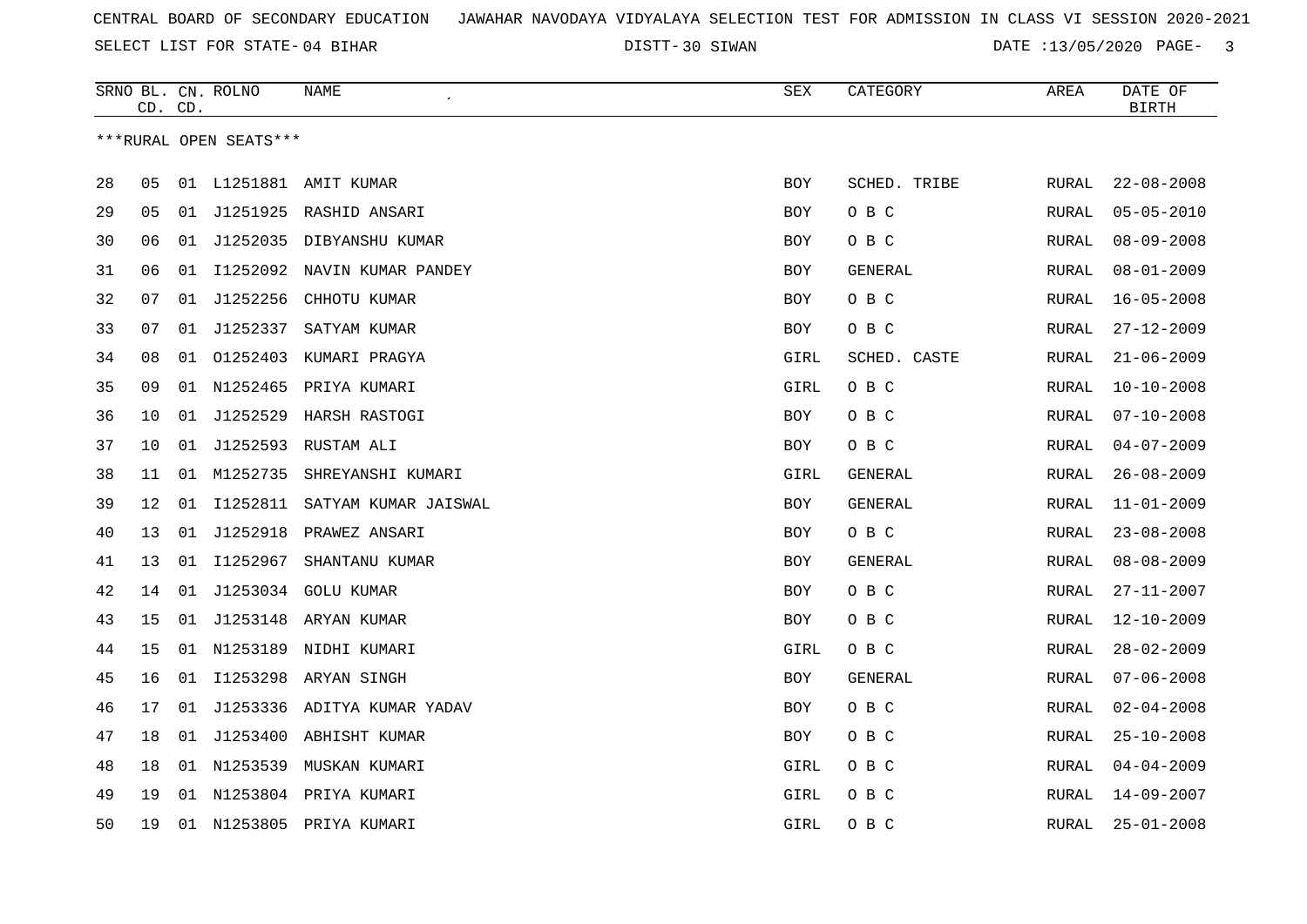CENTRAL BOARD OF SECONDARY EDUCATION JAWAHAR NAVODAYA VIDYALAYA SELECTION TEST FOR ADMISSION IN CLASS VI SESSION 2020-2021

SELECT LIST FOR STATE- 04 BIHAR DISTT- 30 SIWAN DATE :13/05/2020

***RURAL OPEN SEATS***

| SRNO | BL. CD. | CN. CD. | ROLNO | NAME | SEX | CATEGORY | AREA | DATE OF BIRTH |
|---|---|---|---|---|---|---|---|---|
| 28 | 05 | 01 | L1251881 | AMIT KUMAR | BOY | SCHED. TRIBE | RURAL | 22-08-2008 |
| 29 | 05 | 01 | J1251925 | RASHID ANSARI | BOY | O B C | RURAL | 05-05-2010 |
| 30 | 06 | 01 | J1252035 | DIBYANSHU KUMAR | BOY | O B C | RURAL | 08-09-2008 |
| 31 | 06 | 01 | I1252092 | NAVIN KUMAR PANDEY | BOY | GENERAL | RURAL | 08-01-2009 |
| 32 | 07 | 01 | J1252256 | CHHOTU KUMAR | BOY | O B C | RURAL | 16-05-2008 |
| 33 | 07 | 01 | J1252337 | SATYAM KUMAR | BOY | O B C | RURAL | 27-12-2009 |
| 34 | 08 | 01 | O1252403 | KUMARI PRAGYA | GIRL | SCHED. CASTE | RURAL | 21-06-2009 |
| 35 | 09 | 01 | N1252465 | PRIYA KUMARI | GIRL | O B C | RURAL | 10-10-2008 |
| 36 | 10 | 01 | J1252529 | HARSH RASTOGI | BOY | O B C | RURAL | 07-10-2008 |
| 37 | 10 | 01 | J1252593 | RUSTAM ALI | BOY | O B C | RURAL | 04-07-2009 |
| 38 | 11 | 01 | M1252735 | SHREYANSHI KUMARI | GIRL | GENERAL | RURAL | 26-08-2009 |
| 39 | 12 | 01 | I1252811 | SATYAM KUMAR JAISWAL | BOY | GENERAL | RURAL | 11-01-2009 |
| 40 | 13 | 01 | J1252918 | PRAWEZ ANSARI | BOY | O B C | RURAL | 23-08-2008 |
| 41 | 13 | 01 | I1252967 | SHANTANU KUMAR | BOY | GENERAL | RURAL | 08-08-2009 |
| 42 | 14 | 01 | J1253034 | GOLU KUMAR | BOY | O B C | RURAL | 27-11-2007 |
| 43 | 15 | 01 | J1253148 | ARYAN KUMAR | BOY | O B C | RURAL | 12-10-2009 |
| 44 | 15 | 01 | N1253189 | NIDHI KUMARI | GIRL | O B C | RURAL | 28-02-2009 |
| 45 | 16 | 01 | I1253298 | ARYAN SINGH | BOY | GENERAL | RURAL | 07-06-2008 |
| 46 | 17 | 01 | J1253336 | ADITYA KUMAR YADAV | BOY | O B C | RURAL | 02-04-2008 |
| 47 | 18 | 01 | J1253400 | ABHISHT KUMAR | BOY | O B C | RURAL | 25-10-2008 |
| 48 | 18 | 01 | N1253539 | MUSKAN KUMARI | GIRL | O B C | RURAL | 04-04-2009 |
| 49 | 19 | 01 | N1253804 | PRIYA KUMARI | GIRL | O B C | RURAL | 14-09-2007 |
| 50 | 19 | 01 | N1253805 | PRIYA KUMARI | GIRL | O B C | RURAL | 25-01-2008 |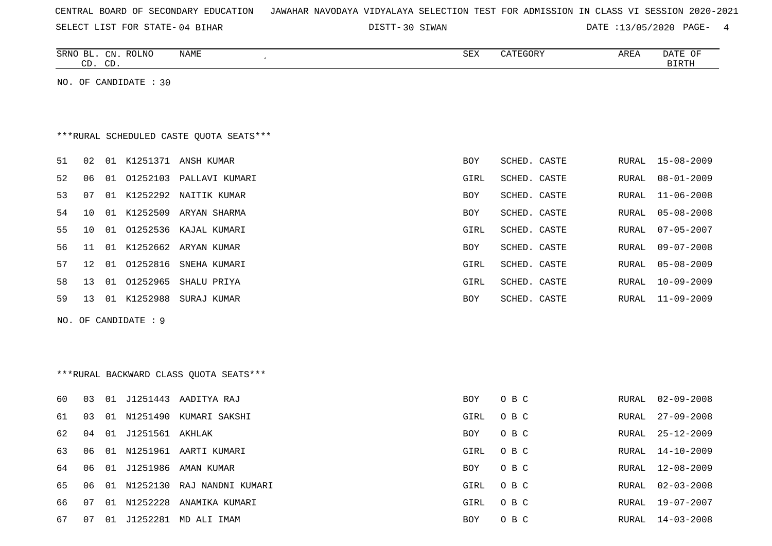CENTRAL BOARD OF SECONDARY EDUCATION JAWAHAR NAVODAYA VIDYALAYA SELECTION TEST FOR ADMISSION IN CLASS VI SESSION 2020-2021

SELECT LIST FOR STATE- 04 BIHAR DISTT- 30 SIWAN DATE :13/05/2020

| SRNO | BL. CD. | CN. CD. | ROLNO | NAME | SEX | CATEGORY | AREA | DATE OF BIRTH |
|---|---|---|---|---|---|---|---|---|

NO. OF CANDIDATE : 30

***RURAL SCHEDULED CASTE QUOTA SEATS***

| SRNO | BL. CD. | CN. CD. | ROLNO | NAME | SEX | CATEGORY | AREA | DATE OF BIRTH |
|---|---|---|---|---|---|---|---|---|
| 51 | 02 | 01 | K1251371 | ANSH KUMAR | BOY | SCHED. CASTE | RURAL | 15-08-2009 |
| 52 | 06 | 01 | O1252103 | PALLAVI KUMARI | GIRL | SCHED. CASTE | RURAL | 08-01-2009 |
| 53 | 07 | 01 | K1252292 | NAITIK KUMAR | BOY | SCHED. CASTE | RURAL | 11-06-2008 |
| 54 | 10 | 01 | K1252509 | ARYAN SHARMA | BOY | SCHED. CASTE | RURAL | 05-08-2008 |
| 55 | 10 | 01 | O1252536 | KAJAL KUMARI | GIRL | SCHED. CASTE | RURAL | 07-05-2007 |
| 56 | 11 | 01 | K1252662 | ARYAN KUMAR | BOY | SCHED. CASTE | RURAL | 09-07-2008 |
| 57 | 12 | 01 | O1252816 | SNEHA KUMARI | GIRL | SCHED. CASTE | RURAL | 05-08-2009 |
| 58 | 13 | 01 | O1252965 | SHALU PRIYA | GIRL | SCHED. CASTE | RURAL | 10-09-2009 |
| 59 | 13 | 01 | K1252988 | SURAJ KUMAR | BOY | SCHED. CASTE | RURAL | 11-09-2009 |

NO. OF CANDIDATE : 9

***RURAL BACKWARD CLASS QUOTA SEATS***

| SRNO | BL. CD. | CN. CD. | ROLNO | NAME | SEX | CATEGORY | AREA | DATE OF BIRTH |
|---|---|---|---|---|---|---|---|---|
| 60 | 03 | 01 | J1251443 | AADITYA RAJ | BOY | O B C | RURAL | 02-09-2008 |
| 61 | 03 | 01 | N1251490 | KUMARI SAKSHI | GIRL | O B C | RURAL | 27-09-2008 |
| 62 | 04 | 01 | J1251561 | AKHLAK | BOY | O B C | RURAL | 25-12-2009 |
| 63 | 06 | 01 | N1251961 | AARTI KUMARI | GIRL | O B C | RURAL | 14-10-2009 |
| 64 | 06 | 01 | J1251986 | AMAN KUMAR | BOY | O B C | RURAL | 12-08-2009 |
| 65 | 06 | 01 | N1252130 | RAJ NANDNI KUMARI | GIRL | O B C | RURAL | 02-03-2008 |
| 66 | 07 | 01 | N1252228 | ANAMIKA KUMARI | GIRL | O B C | RURAL | 19-07-2007 |
| 67 | 07 | 01 | J1252281 | MD ALI IMAM | BOY | O B C | RURAL | 14-03-2008 |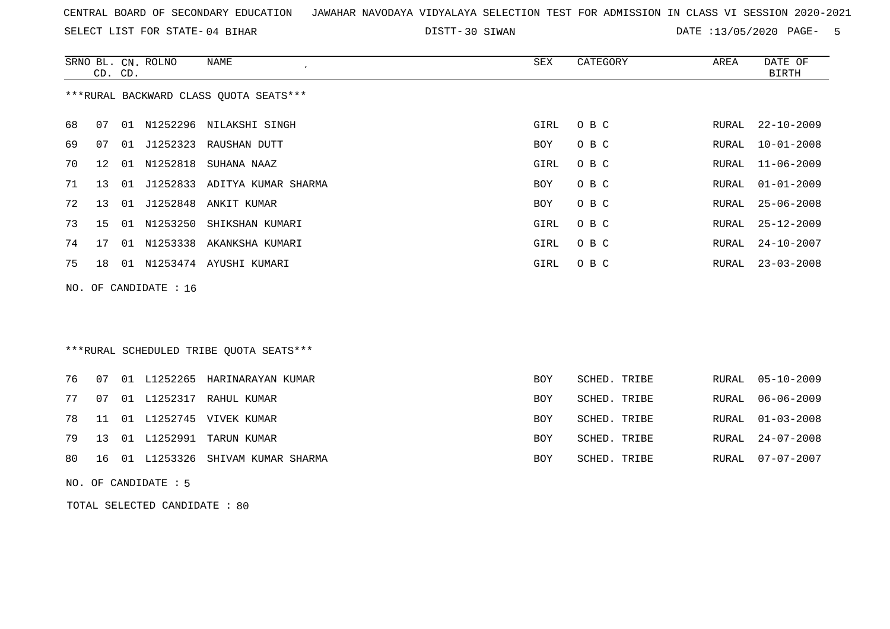CENTRAL BOARD OF SECONDARY EDUCATION JAWAHAR NAVODAYA VIDYALAYA SELECTION TEST FOR ADMISSION IN CLASS VI SESSION 2020-2021

SELECT LIST FOR STATE- 04 BIHAR DISTT- 30 SIWAN DATE :13/05/2020

***RURAL BACKWARD CLASS QUOTA SEATS***

| SRNO | BL. CD. | CN. CD. | ROLNO | NAME | SEX | CATEGORY | AREA | DATE OF BIRTH |
|---|---|---|---|---|---|---|---|---|
| 68 | 07 | 01 | N1252296 | NILAKSHI SINGH | GIRL | O B C | RURAL | 22-10-2009 |
| 69 | 07 | 01 | J1252323 | RAUSHAN DUTT | BOY | O B C | RURAL | 10-01-2008 |
| 70 | 12 | 01 | N1252818 | SUHANA NAAZ | GIRL | O B C | RURAL | 11-06-2009 |
| 71 | 13 | 01 | J1252833 | ADITYA KUMAR SHARMA | BOY | O B C | RURAL | 01-01-2009 |
| 72 | 13 | 01 | J1252848 | ANKIT KUMAR | BOY | O B C | RURAL | 25-06-2008 |
| 73 | 15 | 01 | N1253250 | SHIKSHAN KUMARI | GIRL | O B C | RURAL | 25-12-2009 |
| 74 | 17 | 01 | N1253338 | AKANKSHA KUMARI | GIRL | O B C | RURAL | 24-10-2007 |
| 75 | 18 | 01 | N1253474 | AYUSHI KUMARI | GIRL | O B C | RURAL | 23-03-2008 |

NO. OF CANDIDATE : 16

***RURAL SCHEDULED TRIBE QUOTA SEATS***

| SRNO | BL. CD. | CN. CD. | ROLNO | NAME | SEX | CATEGORY | AREA | DATE OF BIRTH |
|---|---|---|---|---|---|---|---|---|
| 76 | 07 | 01 | L1252265 | HARINARAYAN KUMAR | BOY | SCHED. TRIBE | RURAL | 05-10-2009 |
| 77 | 07 | 01 | L1252317 | RAHUL KUMAR | BOY | SCHED. TRIBE | RURAL | 06-06-2009 |
| 78 | 11 | 01 | L1252745 | VIVEK KUMAR | BOY | SCHED. TRIBE | RURAL | 01-03-2008 |
| 79 | 13 | 01 | L1252991 | TARUN KUMAR | BOY | SCHED. TRIBE | RURAL | 24-07-2008 |
| 80 | 16 | 01 | L1253326 | SHIVAM KUMAR SHARMA | BOY | SCHED. TRIBE | RURAL | 07-07-2007 |

NO. OF CANDIDATE : 5

TOTAL SELECTED CANDIDATE : 80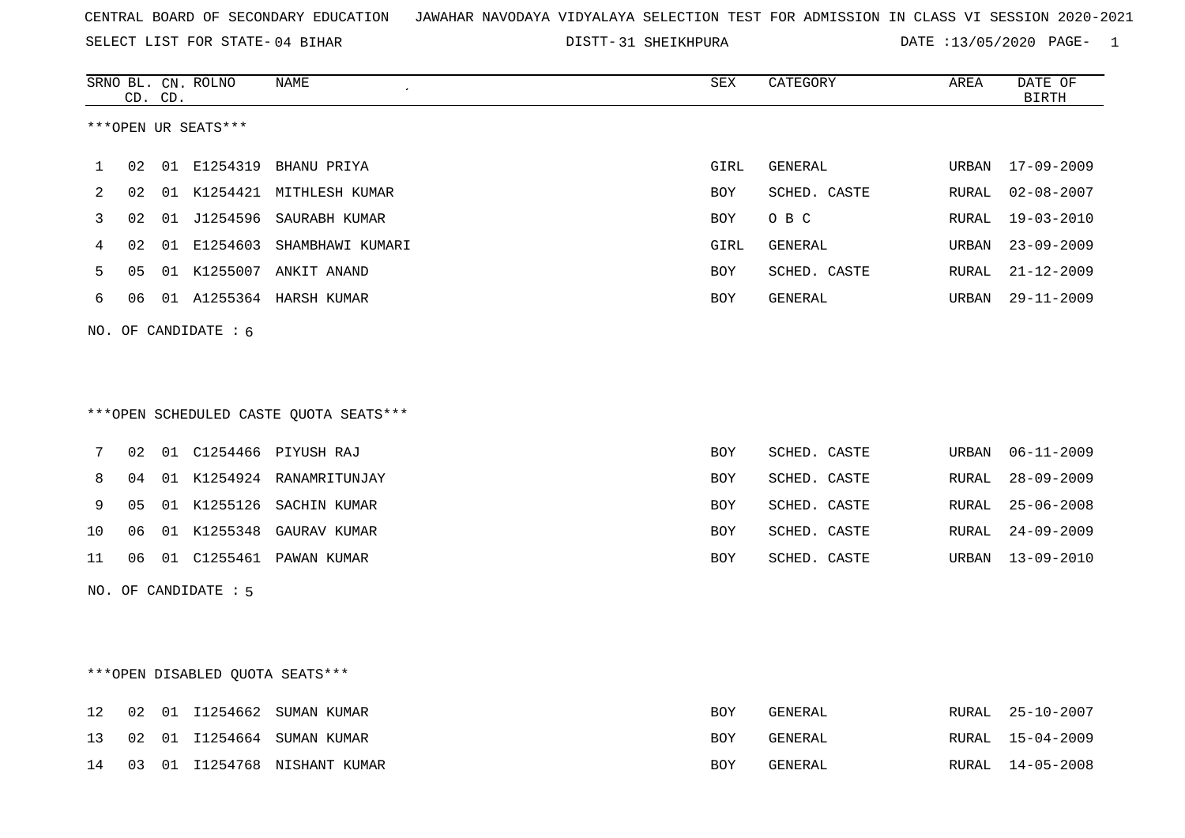CENTRAL BOARD OF SECONDARY EDUCATION JAWAHAR NAVODAYA VIDYALAYA SELECTION TEST FOR ADMISSION IN CLASS VI SESSION 2020-2021

SELECT LIST FOR STATE- 04 BIHAR DISTT- 31 SHEIKHPURA DATE :13/05/2020

| SRNO | BL. CD. | CN. CD. | ROLNO | NAME | SEX | CATEGORY | AREA | DATE OF BIRTH |
|---|---|---|---|---|---|---|---|---|

***OPEN UR SEATS***

| SRNO | BL. CD. | CN. CD. | ROLNO | NAME | SEX | CATEGORY | AREA | DATE OF BIRTH |
|---|---|---|---|---|---|---|---|---|
| 1 | 02 | 01 | E1254319 | BHANU PRIYA | GIRL | GENERAL | URBAN | 17-09-2009 |
| 2 | 02 | 01 | K1254421 | MITHLESH KUMAR | BOY | SCHED. CASTE | RURAL | 02-08-2007 |
| 3 | 02 | 01 | J1254596 | SAURABH KUMAR | BOY | O B C | RURAL | 19-03-2010 |
| 4 | 02 | 01 | E1254603 | SHAMBHAWI KUMARI | GIRL | GENERAL | URBAN | 23-09-2009 |
| 5 | 05 | 01 | K1255007 | ANKIT ANAND | BOY | SCHED. CASTE | RURAL | 21-12-2009 |
| 6 | 06 | 01 | A1255364 | HARSH KUMAR | BOY | GENERAL | URBAN | 29-11-2009 |

NO. OF CANDIDATE : 6

***OPEN SCHEDULED CASTE QUOTA SEATS***

| SRNO | BL. CD. | CN. CD. | ROLNO | NAME | SEX | CATEGORY | AREA | DATE OF BIRTH |
|---|---|---|---|---|---|---|---|---|
| 7 | 02 | 01 | C1254466 | PIYUSH RAJ | BOY | SCHED. CASTE | URBAN | 06-11-2009 |
| 8 | 04 | 01 | K1254924 | RANAMRITUNJAY | BOY | SCHED. CASTE | RURAL | 28-09-2009 |
| 9 | 05 | 01 | K1255126 | SACHIN KUMAR | BOY | SCHED. CASTE | RURAL | 25-06-2008 |
| 10 | 06 | 01 | K1255348 | GAURAV KUMAR | BOY | SCHED. CASTE | RURAL | 24-09-2009 |
| 11 | 06 | 01 | C1255461 | PAWAN KUMAR | BOY | SCHED. CASTE | URBAN | 13-09-2010 |

NO. OF CANDIDATE : 5

***OPEN DISABLED QUOTA SEATS***

| SRNO | BL. CD. | CN. CD. | ROLNO | NAME | SEX | CATEGORY | AREA | DATE OF BIRTH |
|---|---|---|---|---|---|---|---|---|
| 12 | 02 | 01 | I1254662 | SUMAN KUMAR | BOY | GENERAL | RURAL | 25-10-2007 |
| 13 | 02 | 01 | I1254664 | SUMAN KUMAR | BOY | GENERAL | RURAL | 15-04-2009 |
| 14 | 03 | 01 | I1254768 | NISHANT KUMAR | BOY | GENERAL | RURAL | 14-05-2008 |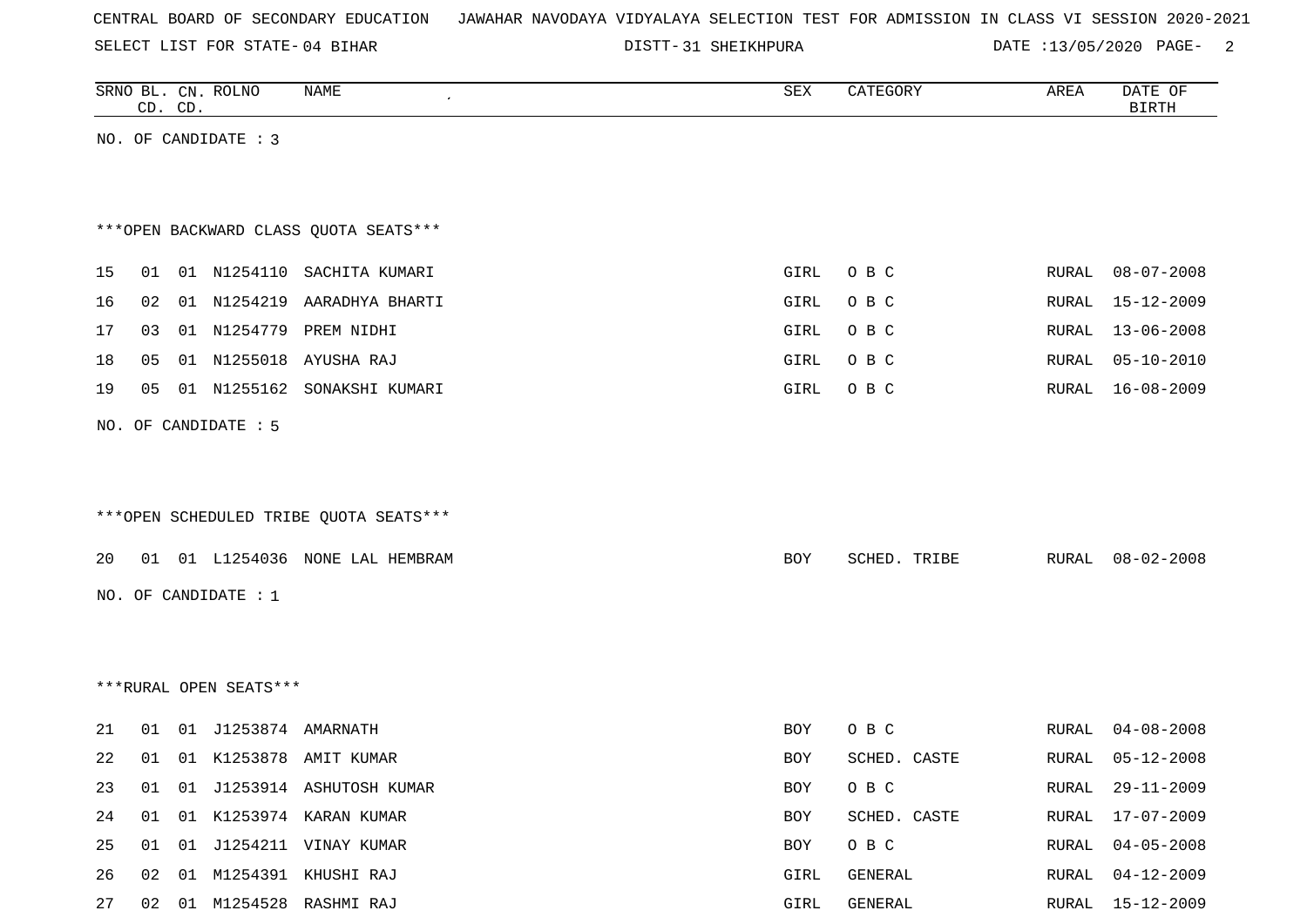CENTRAL BOARD OF SECONDARY EDUCATION JAWAHAR NAVODAYA VIDYALAYA SELECTION TEST FOR ADMISSION IN CLASS VI SESSION 2020-2021

SELECT LIST FOR STATE- 04 BIHAR DISTT- 31 SHEIKHPURA DATE :13/05/2020

| SRNO | BL. CD. | CN. CD. | ROLNO | NAME | SEX | CATEGORY | AREA | DATE OF BIRTH |
|---|---|---|---|---|---|---|---|---|

NO. OF CANDIDATE : 3

***OPEN BACKWARD CLASS QUOTA SEATS***

| SRNO | BL. CD. | CN. CD. | ROLNO | NAME | SEX | CATEGORY | AREA | DATE OF BIRTH |
|---|---|---|---|---|---|---|---|---|
| 15 | 01 | 01 | N1254110 | SACHITA KUMARI | GIRL | O B C | RURAL | 08-07-2008 |
| 16 | 02 | 01 | N1254219 | AARADHYA BHARTI | GIRL | O B C | RURAL | 15-12-2009 |
| 17 | 03 | 01 | N1254779 | PREM NIDHI | GIRL | O B C | RURAL | 13-06-2008 |
| 18 | 05 | 01 | N1255018 | AYUSHA RAJ | GIRL | O B C | RURAL | 05-10-2010 |
| 19 | 05 | 01 | N1255162 | SONAKSHI KUMARI | GIRL | O B C | RURAL | 16-08-2009 |

NO. OF CANDIDATE : 5

***OPEN SCHEDULED TRIBE QUOTA SEATS***

| SRNO | BL. CD. | CN. CD. | ROLNO | NAME | SEX | CATEGORY | AREA | DATE OF BIRTH |
|---|---|---|---|---|---|---|---|---|
| 20 | 01 | 01 | L1254036 | NONE LAL HEMBRAM | BOY | SCHED. TRIBE | RURAL | 08-02-2008 |

NO. OF CANDIDATE : 1

***RURAL OPEN SEATS***

| SRNO | BL. CD. | CN. CD. | ROLNO | NAME | SEX | CATEGORY | AREA | DATE OF BIRTH |
|---|---|---|---|---|---|---|---|---|
| 21 | 01 | 01 | J1253874 | AMARNATH | BOY | O B C | RURAL | 04-08-2008 |
| 22 | 01 | 01 | K1253878 | AMIT KUMAR | BOY | SCHED. CASTE | RURAL | 05-12-2008 |
| 23 | 01 | 01 | J1253914 | ASHUTOSH KUMAR | BOY | O B C | RURAL | 29-11-2009 |
| 24 | 01 | 01 | K1253974 | KARAN KUMAR | BOY | SCHED. CASTE | RURAL | 17-07-2009 |
| 25 | 01 | 01 | J1254211 | VINAY KUMAR | BOY | O B C | RURAL | 04-05-2008 |
| 26 | 02 | 01 | M1254391 | KHUSHI RAJ | GIRL | GENERAL | RURAL | 04-12-2009 |
| 27 | 02 | 01 | M1254528 | RASHMI RAJ | GIRL | GENERAL | RURAL | 15-12-2009 |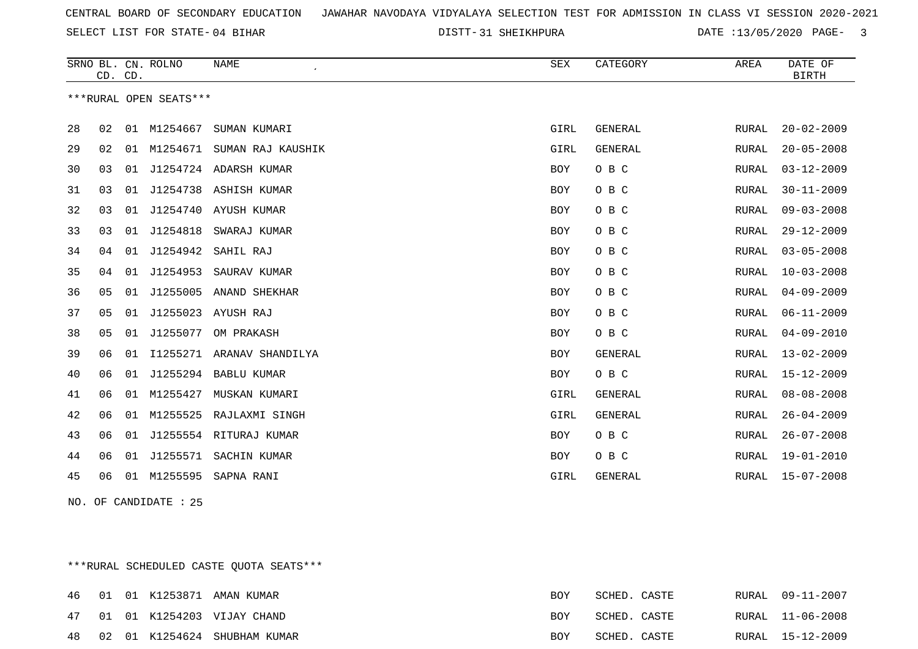CENTRAL BOARD OF SECONDARY EDUCATION JAWAHAR NAVODAYA VIDYALAYA SELECTION TEST FOR ADMISSION IN CLASS VI SESSION 2020-2021

SELECT LIST FOR STATE- 04 BIHAR DISTT- 31 SHEIKHPURA DATE :13/05/2020

***RURAL OPEN SEATS***

| SRNO | BL. CD. | CN. CD. | ROLNO | NAME | SEX | CATEGORY | AREA | DATE OF BIRTH |
|---|---|---|---|---|---|---|---|---|
| 28 | 02 | 01 | M1254667 | SUMAN KUMARI | GIRL | GENERAL | RURAL | 20-02-2009 |
| 29 | 02 | 01 | M1254671 | SUMAN RAJ KAUSHIK | GIRL | GENERAL | RURAL | 20-05-2008 |
| 30 | 03 | 01 | J1254724 | ADARSH KUMAR | BOY | O B C | RURAL | 03-12-2009 |
| 31 | 03 | 01 | J1254738 | ASHISH KUMAR | BOY | O B C | RURAL | 30-11-2009 |
| 32 | 03 | 01 | J1254740 | AYUSH KUMAR | BOY | O B C | RURAL | 09-03-2008 |
| 33 | 03 | 01 | J1254818 | SWARAJ KUMAR | BOY | O B C | RURAL | 29-12-2009 |
| 34 | 04 | 01 | J1254942 | SAHIL RAJ | BOY | O B C | RURAL | 03-05-2008 |
| 35 | 04 | 01 | J1254953 | SAURAV KUMAR | BOY | O B C | RURAL | 10-03-2008 |
| 36 | 05 | 01 | J1255005 | ANAND SHEKHAR | BOY | O B C | RURAL | 04-09-2009 |
| 37 | 05 | 01 | J1255023 | AYUSH RAJ | BOY | O B C | RURAL | 06-11-2009 |
| 38 | 05 | 01 | J1255077 | OM PRAKASH | BOY | O B C | RURAL | 04-09-2010 |
| 39 | 06 | 01 | I1255271 | ARANAV SHANDILYA | BOY | GENERAL | RURAL | 13-02-2009 |
| 40 | 06 | 01 | J1255294 | BABLU KUMAR | BOY | O B C | RURAL | 15-12-2009 |
| 41 | 06 | 01 | M1255427 | MUSKAN KUMARI | GIRL | GENERAL | RURAL | 08-08-2008 |
| 42 | 06 | 01 | M1255525 | RAJLAXMI SINGH | GIRL | GENERAL | RURAL | 26-04-2009 |
| 43 | 06 | 01 | J1255554 | RITURAJ KUMAR | BOY | O B C | RURAL | 26-07-2008 |
| 44 | 06 | 01 | J1255571 | SACHIN KUMAR | BOY | O B C | RURAL | 19-01-2010 |
| 45 | 06 | 01 | M1255595 | SAPNA RANI | GIRL | GENERAL | RURAL | 15-07-2008 |

NO. OF CANDIDATE : 25

***RURAL SCHEDULED CASTE QUOTA SEATS***

| SRNO | BL. CD. | CN. CD. | ROLNO | NAME | SEX | CATEGORY | AREA | DATE OF BIRTH |
|---|---|---|---|---|---|---|---|---|
| 46 | 01 | 01 | K1253871 | AMAN KUMAR | BOY | SCHED. CASTE | RURAL | 09-11-2007 |
| 47 | 01 | 01 | K1254203 | VIJAY CHAND | BOY | SCHED. CASTE | RURAL | 11-06-2008 |
| 48 | 02 | 01 | K1254624 | SHUBHAM KUMAR | BOY | SCHED. CASTE | RURAL | 15-12-2009 |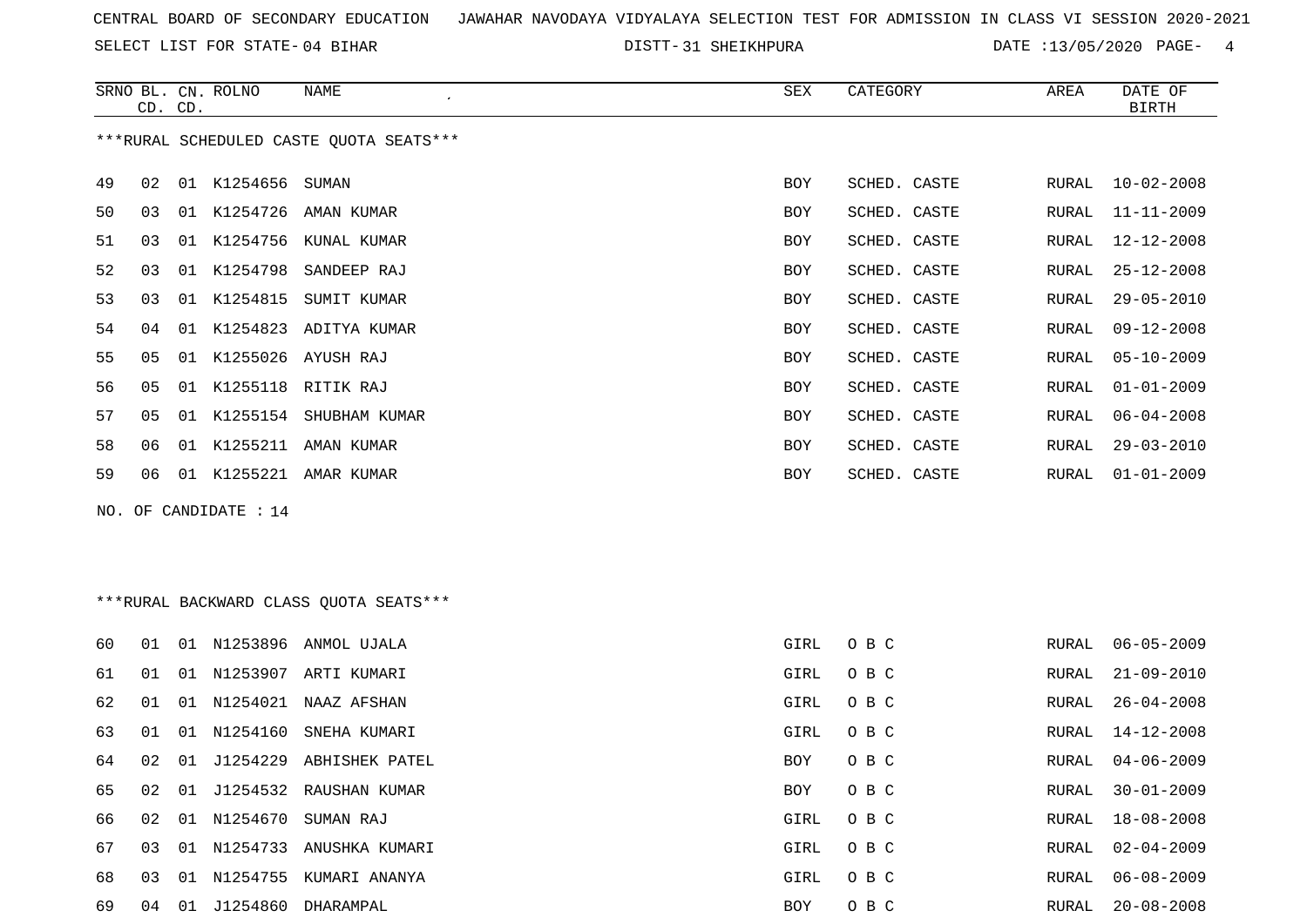CENTRAL BOARD OF SECONDARY EDUCATION JAWAHAR NAVODAYA VIDYALAYA SELECTION TEST FOR ADMISSION IN CLASS VI SESSION 2020-2021

SELECT LIST FOR STATE- 04 BIHAR DISTT- 31 SHEIKHPURA DATE :13/05/2020

***RURAL SCHEDULED CASTE QUOTA SEATS***

| SRNO | BL. CD. | CN. CD. | ROLNO | NAME | SEX | CATEGORY | AREA | DATE OF BIRTH |
|---|---|---|---|---|---|---|---|---|
| 49 | 02 | 01 | K1254656 | SUMAN | BOY | SCHED. CASTE | RURAL | 10-02-2008 |
| 50 | 03 | 01 | K1254726 | AMAN KUMAR | BOY | SCHED. CASTE | RURAL | 11-11-2009 |
| 51 | 03 | 01 | K1254756 | KUNAL KUMAR | BOY | SCHED. CASTE | RURAL | 12-12-2008 |
| 52 | 03 | 01 | K1254798 | SANDEEP RAJ | BOY | SCHED. CASTE | RURAL | 25-12-2008 |
| 53 | 03 | 01 | K1254815 | SUMIT KUMAR | BOY | SCHED. CASTE | RURAL | 29-05-2010 |
| 54 | 04 | 01 | K1254823 | ADITYA KUMAR | BOY | SCHED. CASTE | RURAL | 09-12-2008 |
| 55 | 05 | 01 | K1255026 | AYUSH RAJ | BOY | SCHED. CASTE | RURAL | 05-10-2009 |
| 56 | 05 | 01 | K1255118 | RITIK RAJ | BOY | SCHED. CASTE | RURAL | 01-01-2009 |
| 57 | 05 | 01 | K1255154 | SHUBHAM KUMAR | BOY | SCHED. CASTE | RURAL | 06-04-2008 |
| 58 | 06 | 01 | K1255211 | AMAN KUMAR | BOY | SCHED. CASTE | RURAL | 29-03-2010 |
| 59 | 06 | 01 | K1255221 | AMAR KUMAR | BOY | SCHED. CASTE | RURAL | 01-01-2009 |

NO. OF CANDIDATE : 14

***RURAL BACKWARD CLASS QUOTA SEATS***

| SRNO | BL. CD. | CN. CD. | ROLNO | NAME | SEX | CATEGORY | AREA | DATE OF BIRTH |
|---|---|---|---|---|---|---|---|---|
| 60 | 01 | 01 | N1253896 | ANMOL UJALA | GIRL | O B C | RURAL | 06-05-2009 |
| 61 | 01 | 01 | N1253907 | ARTI KUMARI | GIRL | O B C | RURAL | 21-09-2010 |
| 62 | 01 | 01 | N1254021 | NAAZ AFSHAN | GIRL | O B C | RURAL | 26-04-2008 |
| 63 | 01 | 01 | N1254160 | SNEHA KUMARI | GIRL | O B C | RURAL | 14-12-2008 |
| 64 | 02 | 01 | J1254229 | ABHISHEK PATEL | BOY | O B C | RURAL | 04-06-2009 |
| 65 | 02 | 01 | J1254532 | RAUSHAN KUMAR | BOY | O B C | RURAL | 30-01-2009 |
| 66 | 02 | 01 | N1254670 | SUMAN RAJ | GIRL | O B C | RURAL | 18-08-2008 |
| 67 | 03 | 01 | N1254733 | ANUSHKA KUMARI | GIRL | O B C | RURAL | 02-04-2009 |
| 68 | 03 | 01 | N1254755 | KUMARI ANANYA | GIRL | O B C | RURAL | 06-08-2009 |
| 69 | 04 | 01 | J1254860 | DHARAMPAL | BOY | O B C | RURAL | 20-08-2008 |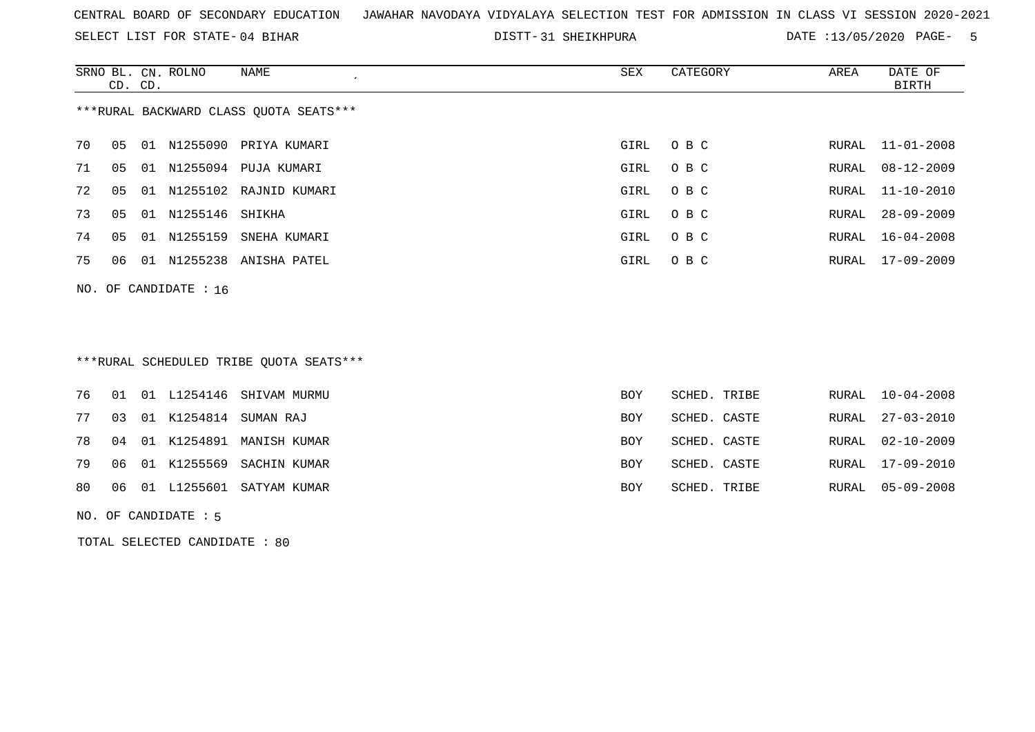CENTRAL BOARD OF SECONDARY EDUCATION JAWAHAR NAVODAYA VIDYALAYA SELECTION TEST FOR ADMISSION IN CLASS VI SESSION 2020-2021

SELECT LIST FOR STATE- 04 BIHAR DISTT- 31 SHEIKHPURA DATE :13/05/2020

***RURAL BACKWARD CLASS QUOTA SEATS***

| SRNO | BL. CD. | CN. CD. | ROLNO | NAME | SEX | CATEGORY | AREA | DATE OF BIRTH |
|---|---|---|---|---|---|---|---|---|
| 70 | 05 | 01 | N1255090 | PRIYA KUMARI | GIRL | O B C | RURAL | 11-01-2008 |
| 71 | 05 | 01 | N1255094 | PUJA KUMARI | GIRL | O B C | RURAL | 08-12-2009 |
| 72 | 05 | 01 | N1255102 | RAJNID KUMARI | GIRL | O B C | RURAL | 11-10-2010 |
| 73 | 05 | 01 | N1255146 | SHIKHA | GIRL | O B C | RURAL | 28-09-2009 |
| 74 | 05 | 01 | N1255159 | SNEHA KUMARI | GIRL | O B C | RURAL | 16-04-2008 |
| 75 | 06 | 01 | N1255238 | ANISHA PATEL | GIRL | O B C | RURAL | 17-09-2009 |

NO. OF CANDIDATE : 16

***RURAL SCHEDULED TRIBE QUOTA SEATS***

| SRNO | BL. CD. | CN. CD. | ROLNO | NAME | SEX | CATEGORY | AREA | DATE OF BIRTH |
|---|---|---|---|---|---|---|---|---|
| 76 | 01 | 01 | L1254146 | SHIVAM MURMU | BOY | SCHED. TRIBE | RURAL | 10-04-2008 |
| 77 | 03 | 01 | K1254814 | SUMAN RAJ | BOY | SCHED. CASTE | RURAL | 27-03-2010 |
| 78 | 04 | 01 | K1254891 | MANISH KUMAR | BOY | SCHED. CASTE | RURAL | 02-10-2009 |
| 79 | 06 | 01 | K1255569 | SACHIN KUMAR | BOY | SCHED. CASTE | RURAL | 17-09-2010 |
| 80 | 06 | 01 | L1255601 | SATYAM KUMAR | BOY | SCHED. TRIBE | RURAL | 05-09-2008 |

NO. OF CANDIDATE : 5

TOTAL SELECTED CANDIDATE : 80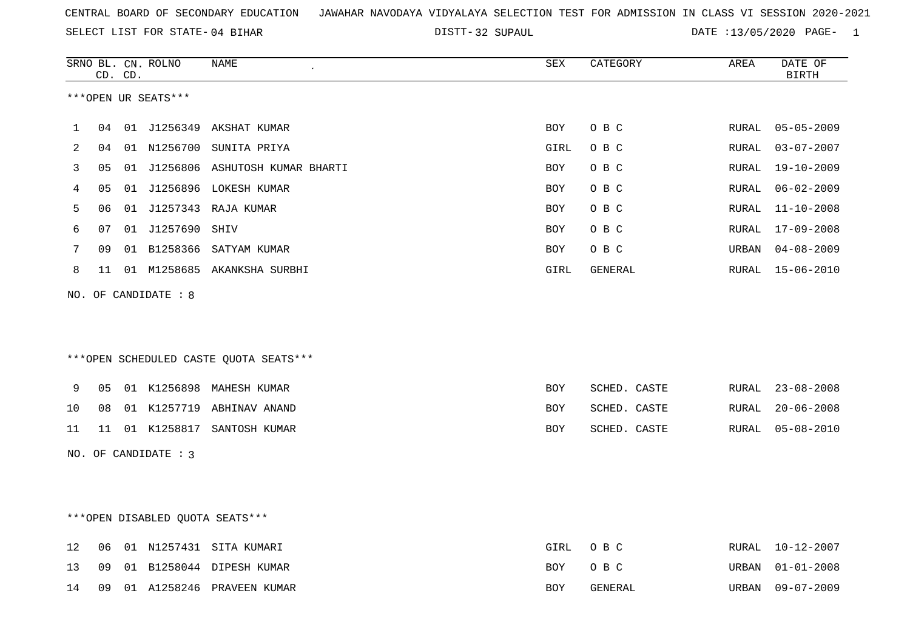CENTRAL BOARD OF SECONDARY EDUCATION JAWAHAR NAVODAYA VIDYALAYA SELECTION TEST FOR ADMISSION IN CLASS VI SESSION 2020-2021

SELECT LIST FOR STATE- 04 BIHAR DISTT- 32 SUPAUL DATE :13/05/2020 PAGE- 1

***OPEN UR SEATS***

| SRNO | BL. CD. | CN. CD. | ROLNO | NAME | SEX | CATEGORY | AREA | DATE OF BIRTH |
|---|---|---|---|---|---|---|---|---|
| 1 | 04 | 01 | J1256349 | AKSHAT KUMAR | BOY | O B C | RURAL | 05-05-2009 |
| 2 | 04 | 01 | N1256700 | SUNITA PRIYA | GIRL | O B C | RURAL | 03-07-2007 |
| 3 | 05 | 01 | J1256806 | ASHUTOSH KUMAR BHARTI | BOY | O B C | RURAL | 19-10-2009 |
| 4 | 05 | 01 | J1256896 | LOKESH KUMAR | BOY | O B C | RURAL | 06-02-2009 |
| 5 | 06 | 01 | J1257343 | RAJA KUMAR | BOY | O B C | RURAL | 11-10-2008 |
| 6 | 07 | 01 | J1257690 | SHIV | BOY | O B C | RURAL | 17-09-2008 |
| 7 | 09 | 01 | B1258366 | SATYAM KUMAR | BOY | O B C | URBAN | 04-08-2009 |
| 8 | 11 | 01 | M1258685 | AKANKSHA SURBHI | GIRL | GENERAL | RURAL | 15-06-2010 |

NO. OF CANDIDATE : 8

***OPEN SCHEDULED CASTE QUOTA SEATS***

| SRNO | BL. CD. | CN. CD. | ROLNO | NAME | SEX | CATEGORY | AREA | DATE OF BIRTH |
|---|---|---|---|---|---|---|---|---|
| 9 | 05 | 01 | K1256898 | MAHESH KUMAR | BOY | SCHED. CASTE | RURAL | 23-08-2008 |
| 10 | 08 | 01 | K1257719 | ABHINAV ANAND | BOY | SCHED. CASTE | RURAL | 20-06-2008 |
| 11 | 11 | 01 | K1258817 | SANTOSH KUMAR | BOY | SCHED. CASTE | RURAL | 05-08-2010 |

NO. OF CANDIDATE : 3

***OPEN DISABLED QUOTA SEATS***

| SRNO | BL. CD. | CN. CD. | ROLNO | NAME | SEX | CATEGORY | AREA | DATE OF BIRTH |
|---|---|---|---|---|---|---|---|---|
| 12 | 06 | 01 | N1257431 | SITA KUMARI | GIRL | O B C | RURAL | 10-12-2007 |
| 13 | 09 | 01 | B1258044 | DIPESH KUMAR | BOY | O B C | URBAN | 01-01-2008 |
| 14 | 09 | 01 | A1258246 | PRAVEEN KUMAR | BOY | GENERAL | URBAN | 09-07-2009 |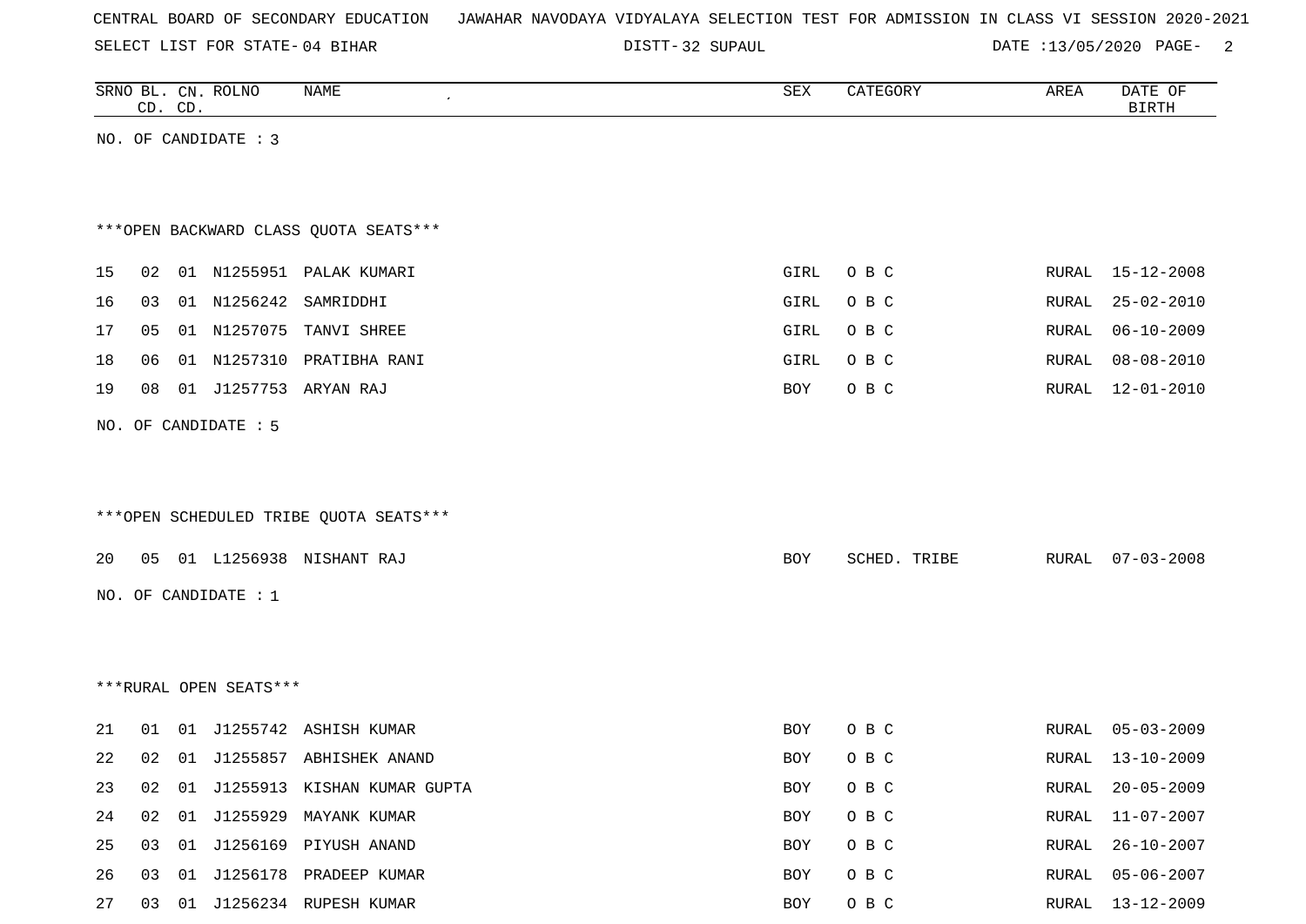CENTRAL BOARD OF SECONDARY EDUCATION JAWAHAR NAVODAYA VIDYALAYA SELECTION TEST FOR ADMISSION IN CLASS VI SESSION 2020-2021

SELECT LIST FOR STATE- 04 BIHAR DISTT- 32 SUPAUL DATE :13/05/2020

| SRNO | BL. CD. | CN. CD. | ROLNO | NAME | SEX | CATEGORY | AREA | DATE OF BIRTH |
|---|---|---|---|---|---|---|---|---|

NO. OF CANDIDATE : 3

***OPEN BACKWARD CLASS QUOTA SEATS***

| SRNO | BL. CD. | CN. CD. | ROLNO | NAME | SEX | CATEGORY | AREA | DATE OF BIRTH |
|---|---|---|---|---|---|---|---|---|
| 15 | 02 | 01 | N1255951 | PALAK KUMARI | GIRL | O B C | RURAL | 15-12-2008 |
| 16 | 03 | 01 | N1256242 | SAMRIDDHI | GIRL | O B C | RURAL | 25-02-2010 |
| 17 | 05 | 01 | N1257075 | TANVI SHREE | GIRL | O B C | RURAL | 06-10-2009 |
| 18 | 06 | 01 | N1257310 | PRATIBHA RANI | GIRL | O B C | RURAL | 08-08-2010 |
| 19 | 08 | 01 | J1257753 | ARYAN RAJ | BOY | O B C | RURAL | 12-01-2010 |

NO. OF CANDIDATE : 5

***OPEN SCHEDULED TRIBE QUOTA SEATS***

| SRNO | BL. CD. | CN. CD. | ROLNO | NAME | SEX | CATEGORY | AREA | DATE OF BIRTH |
|---|---|---|---|---|---|---|---|---|
| 20 | 05 | 01 | L1256938 | NISHANT RAJ | BOY | SCHED. TRIBE | RURAL | 07-03-2008 |

NO. OF CANDIDATE : 1

***RURAL OPEN SEATS***

| SRNO | BL. CD. | CN. CD. | ROLNO | NAME | SEX | CATEGORY | AREA | DATE OF BIRTH |
|---|---|---|---|---|---|---|---|---|
| 21 | 01 | 01 | J1255742 | ASHISH KUMAR | BOY | O B C | RURAL | 05-03-2009 |
| 22 | 02 | 01 | J1255857 | ABHISHEK ANAND | BOY | O B C | RURAL | 13-10-2009 |
| 23 | 02 | 01 | J1255913 | KISHAN KUMAR GUPTA | BOY | O B C | RURAL | 20-05-2009 |
| 24 | 02 | 01 | J1255929 | MAYANK KUMAR | BOY | O B C | RURAL | 11-07-2007 |
| 25 | 03 | 01 | J1256169 | PIYUSH ANAND | BOY | O B C | RURAL | 26-10-2007 |
| 26 | 03 | 01 | J1256178 | PRADEEP KUMAR | BOY | O B C | RURAL | 05-06-2007 |
| 27 | 03 | 01 | J1256234 | RUPESH KUMAR | BOY | O B C | RURAL | 13-12-2009 |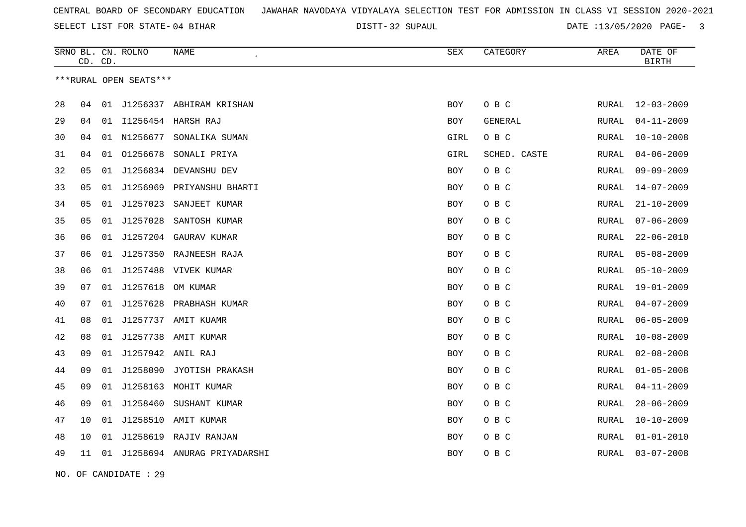CENTRAL BOARD OF SECONDARY EDUCATION JAWAHAR NAVODAYA VIDYALAYA SELECTION TEST FOR ADMISSION IN CLASS VI SESSION 2020-2021

SELECT LIST FOR STATE- 04 BIHAR DISTT- 32 SUPAUL DATE :13/05/2020

***RURAL OPEN SEATS***

| SRNO | BL. CD. | CN. CD. | ROLNO | NAME | SEX | CATEGORY | AREA | DATE OF BIRTH |
|---|---|---|---|---|---|---|---|---|
| 28 | 04 | 01 | J1256337 | ABHIRAM KRISHAN | BOY | O B C | RURAL | 12-03-2009 |
| 29 | 04 | 01 | I1256454 | HARSH RAJ | BOY | GENERAL | RURAL | 04-11-2009 |
| 30 | 04 | 01 | N1256677 | SONALIKA SUMAN | GIRL | O B C | RURAL | 10-10-2008 |
| 31 | 04 | 01 | O1256678 | SONALI PRIYA | GIRL | SCHED. CASTE | RURAL | 04-06-2009 |
| 32 | 05 | 01 | J1256834 | DEVANSHU DEV | BOY | O B C | RURAL | 09-09-2009 |
| 33 | 05 | 01 | J1256969 | PRIYANSHU BHARTI | BOY | O B C | RURAL | 14-07-2009 |
| 34 | 05 | 01 | J1257023 | SANJEET KUMAR | BOY | O B C | RURAL | 21-10-2009 |
| 35 | 05 | 01 | J1257028 | SANTOSH KUMAR | BOY | O B C | RURAL | 07-06-2009 |
| 36 | 06 | 01 | J1257204 | GAURAV KUMAR | BOY | O B C | RURAL | 22-06-2010 |
| 37 | 06 | 01 | J1257350 | RAJNEESH RAJA | BOY | O B C | RURAL | 05-08-2009 |
| 38 | 06 | 01 | J1257488 | VIVEK KUMAR | BOY | O B C | RURAL | 05-10-2009 |
| 39 | 07 | 01 | J1257618 | OM KUMAR | BOY | O B C | RURAL | 19-01-2009 |
| 40 | 07 | 01 | J1257628 | PRABHASH KUMAR | BOY | O B C | RURAL | 04-07-2009 |
| 41 | 08 | 01 | J1257737 | AMIT KUAMR | BOY | O B C | RURAL | 06-05-2009 |
| 42 | 08 | 01 | J1257738 | AMIT KUMAR | BOY | O B C | RURAL | 10-08-2009 |
| 43 | 09 | 01 | J1257942 | ANIL RAJ | BOY | O B C | RURAL | 02-08-2008 |
| 44 | 09 | 01 | J1258090 | JYOTISH PRAKASH | BOY | O B C | RURAL | 01-05-2008 |
| 45 | 09 | 01 | J1258163 | MOHIT KUMAR | BOY | O B C | RURAL | 04-11-2009 |
| 46 | 09 | 01 | J1258460 | SUSHANT KUMAR | BOY | O B C | RURAL | 28-06-2009 |
| 47 | 10 | 01 | J1258510 | AMIT KUMAR | BOY | O B C | RURAL | 10-10-2009 |
| 48 | 10 | 01 | J1258619 | RAJIV RANJAN | BOY | O B C | RURAL | 01-01-2010 |
| 49 | 11 | 01 | J1258694 | ANURAG PRIYADARSHI | BOY | O B C | RURAL | 03-07-2008 |

NO. OF CANDIDATE : 29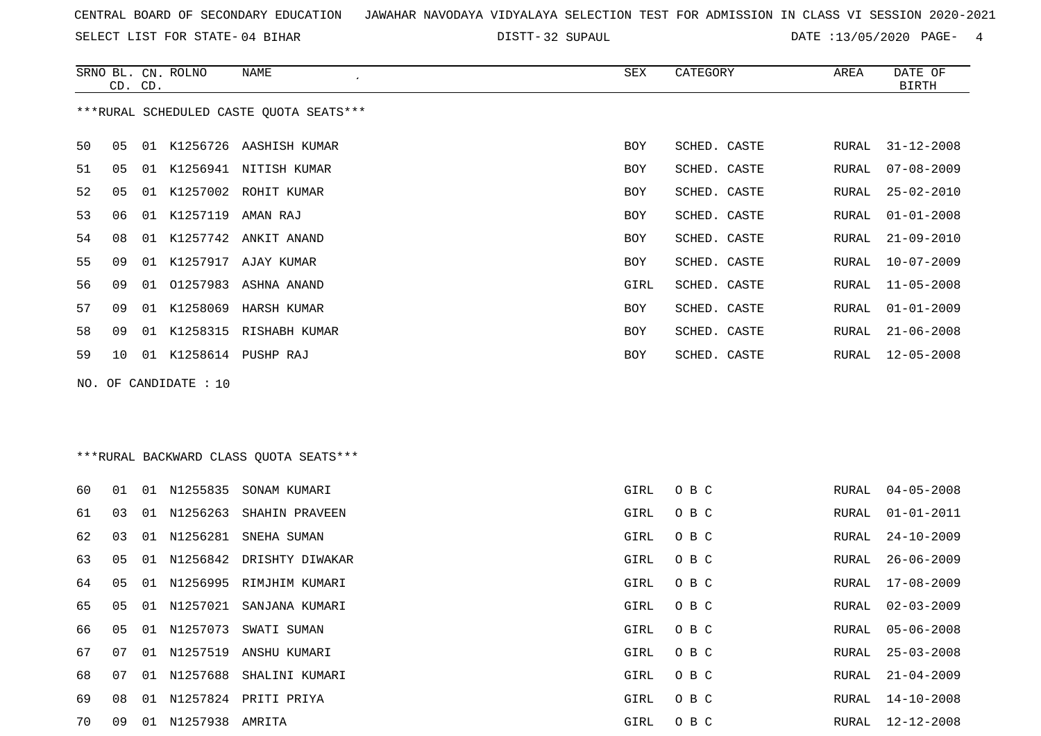CENTRAL BOARD OF SECONDARY EDUCATION JAWAHAR NAVODAYA VIDYALAYA SELECTION TEST FOR ADMISSION IN CLASS VI SESSION 2020-2021

SELECT LIST FOR STATE- 04 BIHAR DISTT- 32 SUPAUL DATE :13/05/2020

***RURAL SCHEDULED CASTE QUOTA SEATS***

| SRNO | BL. CD. | CN. CD. | ROLNO | NAME | SEX | CATEGORY | AREA | DATE OF BIRTH |
|---|---|---|---|---|---|---|---|---|
| 50 | 05 | 01 | K1256726 | AASHISH KUMAR | BOY | SCHED. CASTE | RURAL | 31-12-2008 |
| 51 | 05 | 01 | K1256941 | NITISH KUMAR | BOY | SCHED. CASTE | RURAL | 07-08-2009 |
| 52 | 05 | 01 | K1257002 | ROHIT KUMAR | BOY | SCHED. CASTE | RURAL | 25-02-2010 |
| 53 | 06 | 01 | K1257119 | AMAN RAJ | BOY | SCHED. CASTE | RURAL | 01-01-2008 |
| 54 | 08 | 01 | K1257742 | ANKIT ANAND | BOY | SCHED. CASTE | RURAL | 21-09-2010 |
| 55 | 09 | 01 | K1257917 | AJAY KUMAR | BOY | SCHED. CASTE | RURAL | 10-07-2009 |
| 56 | 09 | 01 | O1257983 | ASHNA ANAND | GIRL | SCHED. CASTE | RURAL | 11-05-2008 |
| 57 | 09 | 01 | K1258069 | HARSH KUMAR | BOY | SCHED. CASTE | RURAL | 01-01-2009 |
| 58 | 09 | 01 | K1258315 | RISHABH KUMAR | BOY | SCHED. CASTE | RURAL | 21-06-2008 |
| 59 | 10 | 01 | K1258614 | PUSHP RAJ | BOY | SCHED. CASTE | RURAL | 12-05-2008 |

NO. OF CANDIDATE : 10

***RURAL BACKWARD CLASS QUOTA SEATS***

| SRNO | BL. CD. | CN. CD. | ROLNO | NAME | SEX | CATEGORY | AREA | DATE OF BIRTH |
|---|---|---|---|---|---|---|---|---|
| 60 | 01 | 01 | N1255835 | SONAM KUMARI | GIRL | O B C | RURAL | 04-05-2008 |
| 61 | 03 | 01 | N1256263 | SHAHIN PRAVEEN | GIRL | O B C | RURAL | 01-01-2011 |
| 62 | 03 | 01 | N1256281 | SNEHA SUMAN | GIRL | O B C | RURAL | 24-10-2009 |
| 63 | 05 | 01 | N1256842 | DRISHTY DIWAKAR | GIRL | O B C | RURAL | 26-06-2009 |
| 64 | 05 | 01 | N1256995 | RIMJHIM KUMARI | GIRL | O B C | RURAL | 17-08-2009 |
| 65 | 05 | 01 | N1257021 | SANJANA KUMARI | GIRL | O B C | RURAL | 02-03-2009 |
| 66 | 05 | 01 | N1257073 | SWATI SUMAN | GIRL | O B C | RURAL | 05-06-2008 |
| 67 | 07 | 01 | N1257519 | ANSHU KUMARI | GIRL | O B C | RURAL | 25-03-2008 |
| 68 | 07 | 01 | N1257688 | SHALINI KUMARI | GIRL | O B C | RURAL | 21-04-2009 |
| 69 | 08 | 01 | N1257824 | PRITI PRIYA | GIRL | O B C | RURAL | 14-10-2008 |
| 70 | 09 | 01 | N1257938 | AMRITA | GIRL | O B C | RURAL | 12-12-2008 |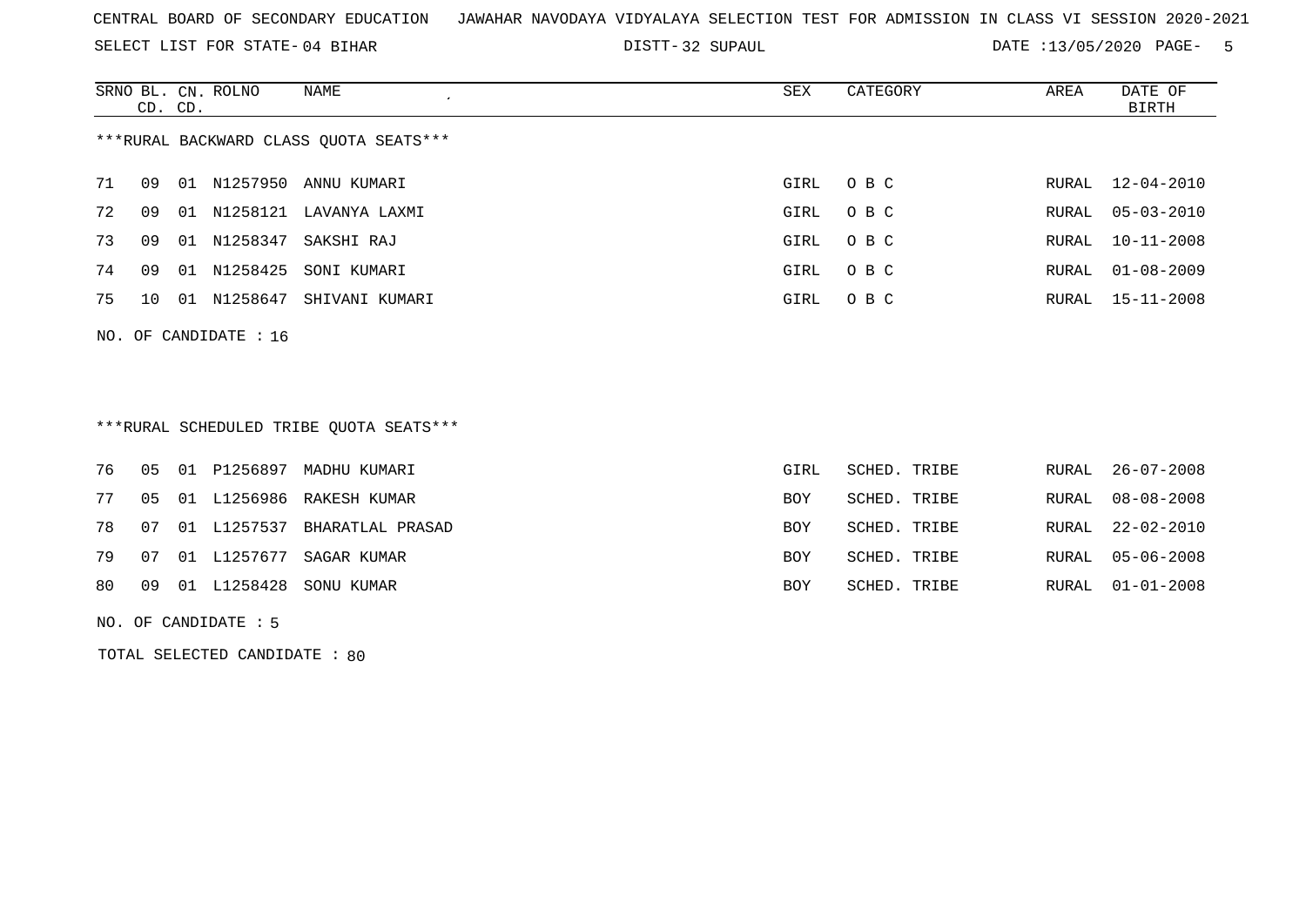CENTRAL BOARD OF SECONDARY EDUCATION JAWAHAR NAVODAYA VIDYALAYA SELECTION TEST FOR ADMISSION IN CLASS VI SESSION 2020-2021

SELECT LIST FOR STATE- 04 BIHAR DISTT- 32 SUPAUL DATE :13/05/2020

***RURAL BACKWARD CLASS QUOTA SEATS***

| SRNO | BL. CD. | CN. CD. | ROLNO | NAME | SEX | CATEGORY | AREA | DATE OF BIRTH |
|---|---|---|---|---|---|---|---|---|
| 71 | 09 | 01 | N1257950 | ANNU KUMARI | GIRL | O B C | RURAL | 12-04-2010 |
| 72 | 09 | 01 | N1258121 | LAVANYA LAXMI | GIRL | O B C | RURAL | 05-03-2010 |
| 73 | 09 | 01 | N1258347 | SAKSHI RAJ | GIRL | O B C | RURAL | 10-11-2008 |
| 74 | 09 | 01 | N1258425 | SONI KUMARI | GIRL | O B C | RURAL | 01-08-2009 |
| 75 | 10 | 01 | N1258647 | SHIVANI KUMARI | GIRL | O B C | RURAL | 15-11-2008 |

NO. OF CANDIDATE : 16

***RURAL SCHEDULED TRIBE QUOTA SEATS***

| SRNO | BL. CD. | CN. CD. | ROLNO | NAME | SEX | CATEGORY | AREA | DATE OF BIRTH |
|---|---|---|---|---|---|---|---|---|
| 76 | 05 | 01 | P1256897 | MADHU KUMARI | GIRL | SCHED. TRIBE | RURAL | 26-07-2008 |
| 77 | 05 | 01 | L1256986 | RAKESH KUMAR | BOY | SCHED. TRIBE | RURAL | 08-08-2008 |
| 78 | 07 | 01 | L1257537 | BHARATLAL PRASAD | BOY | SCHED. TRIBE | RURAL | 22-02-2010 |
| 79 | 07 | 01 | L1257677 | SAGAR KUMAR | BOY | SCHED. TRIBE | RURAL | 05-06-2008 |
| 80 | 09 | 01 | L1258428 | SONU KUMAR | BOY | SCHED. TRIBE | RURAL | 01-01-2008 |

NO. OF CANDIDATE : 5

TOTAL SELECTED CANDIDATE : 80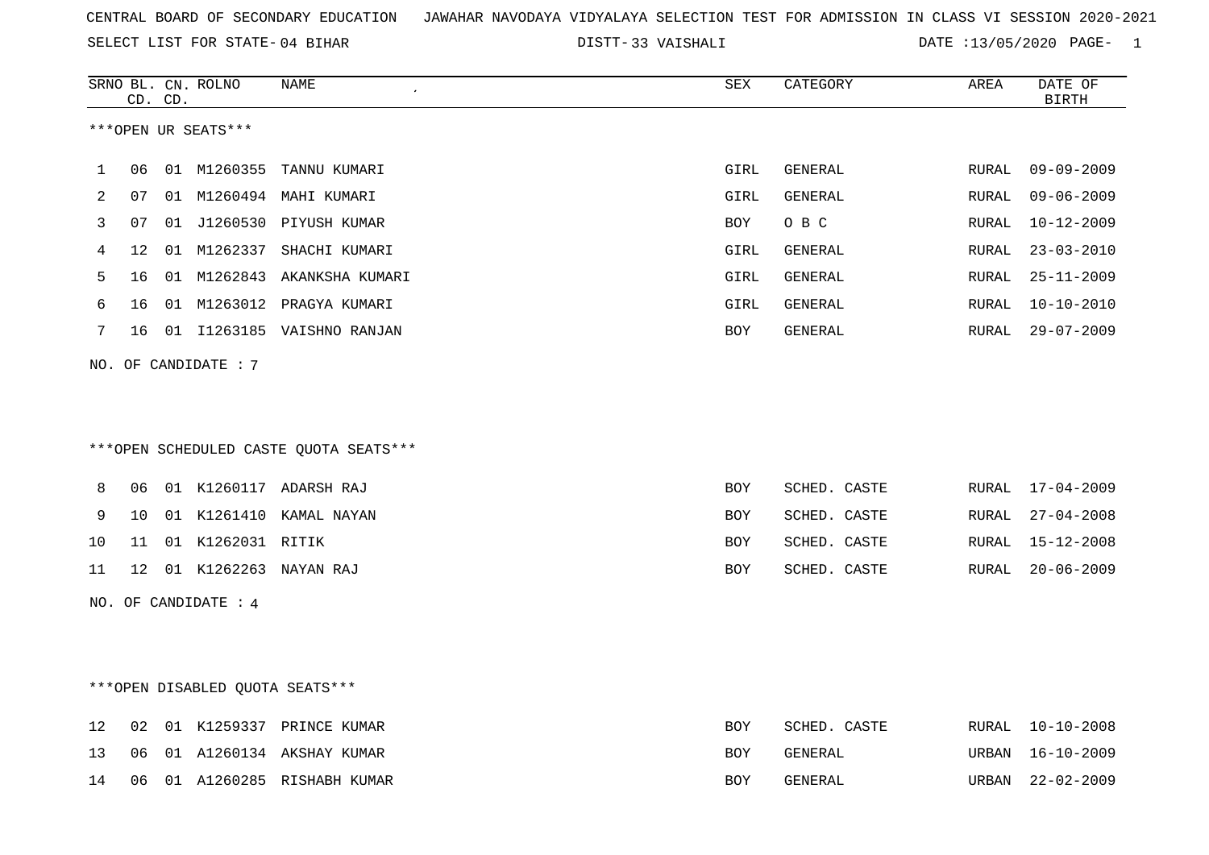CENTRAL BOARD OF SECONDARY EDUCATION JAWAHAR NAVODAYA VIDYALAYA SELECTION TEST FOR ADMISSION IN CLASS VI SESSION 2020-2021

SELECT LIST FOR STATE- 04 BIHAR DISTT- 33 VAISHALI DATE :13/05/2020 PAGE- 1

***OPEN UR SEATS***

| SRNO | BL. CD. | CN. CD. | ROLNO | NAME | SEX | CATEGORY | AREA | DATE OF BIRTH |
|---|---|---|---|---|---|---|---|---|
| 1 | 06 | 01 | M1260355 | TANNU KUMARI | GIRL | GENERAL | RURAL | 09-09-2009 |
| 2 | 07 | 01 | M1260494 | MAHI KUMARI | GIRL | GENERAL | RURAL | 09-06-2009 |
| 3 | 07 | 01 | J1260530 | PIYUSH KUMAR | BOY | O B C | RURAL | 10-12-2009 |
| 4 | 12 | 01 | M1262337 | SHACHI KUMARI | GIRL | GENERAL | RURAL | 23-03-2010 |
| 5 | 16 | 01 | M1262843 | AKANKSHA KUMARI | GIRL | GENERAL | RURAL | 25-11-2009 |
| 6 | 16 | 01 | M1263012 | PRAGYA KUMARI | GIRL | GENERAL | RURAL | 10-10-2010 |
| 7 | 16 | 01 | I1263185 | VAISHNO RANJAN | BOY | GENERAL | RURAL | 29-07-2009 |

NO. OF CANDIDATE : 7

***OPEN SCHEDULED CASTE QUOTA SEATS***

| SRNO | BL. CD. | CN. CD. | ROLNO | NAME | SEX | CATEGORY | AREA | DATE OF BIRTH |
|---|---|---|---|---|---|---|---|---|
| 8 | 06 | 01 | K1260117 | ADARSH RAJ | BOY | SCHED. CASTE | RURAL | 17-04-2009 |
| 9 | 10 | 01 | K1261410 | KAMAL NAYAN | BOY | SCHED. CASTE | RURAL | 27-04-2008 |
| 10 | 11 | 01 | K1262031 | RITIK | BOY | SCHED. CASTE | RURAL | 15-12-2008 |
| 11 | 12 | 01 | K1262263 | NAYAN RAJ | BOY | SCHED. CASTE | RURAL | 20-06-2009 |

NO. OF CANDIDATE : 4

***OPEN DISABLED QUOTA SEATS***

| SRNO | BL. CD. | CN. CD. | ROLNO | NAME | SEX | CATEGORY | AREA | DATE OF BIRTH |
|---|---|---|---|---|---|---|---|---|
| 12 | 02 | 01 | K1259337 | PRINCE KUMAR | BOY | SCHED. CASTE | RURAL | 10-10-2008 |
| 13 | 06 | 01 | A1260134 | AKSHAY KUMAR | BOY | GENERAL | URBAN | 16-10-2009 |
| 14 | 06 | 01 | A1260285 | RISHABH KUMAR | BOY | GENERAL | URBAN | 22-02-2009 |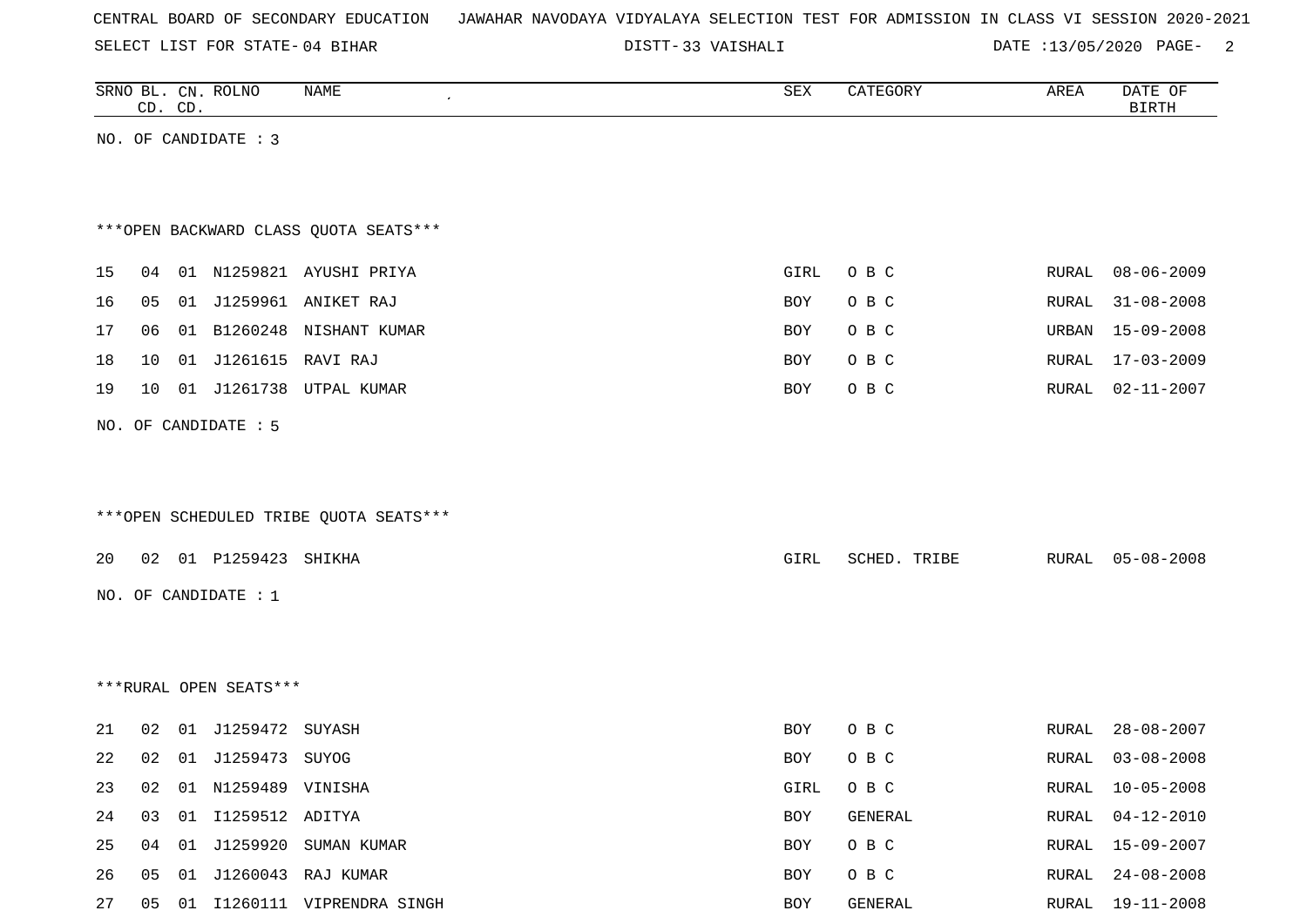CENTRAL BOARD OF SECONDARY EDUCATION JAWAHAR NAVODAYA VIDYALAYA SELECTION TEST FOR ADMISSION IN CLASS VI SESSION 2020-2021

SELECT LIST FOR STATE- 04 BIHAR DISTT- 33 VAISHALI DATE :13/05/2020

| SRNO | BL. CD. | CN. CD. | ROLNO | NAME | SEX | CATEGORY | AREA | DATE OF BIRTH |
|---|---|---|---|---|---|---|---|---|

NO. OF CANDIDATE : 3

***OPEN BACKWARD CLASS QUOTA SEATS***

| SRNO | BL. CD. | CN. CD. | ROLNO | NAME | SEX | CATEGORY | AREA | DATE OF BIRTH |
|---|---|---|---|---|---|---|---|---|
| 15 | 04 | 01 | N1259821 | AYUSHI PRIYA | GIRL | O B C | RURAL | 08-06-2009 |
| 16 | 05 | 01 | J1259961 | ANIKET RAJ | BOY | O B C | RURAL | 31-08-2008 |
| 17 | 06 | 01 | B1260248 | NISHANT KUMAR | BOY | O B C | URBAN | 15-09-2008 |
| 18 | 10 | 01 | J1261615 | RAVI RAJ | BOY | O B C | RURAL | 17-03-2009 |
| 19 | 10 | 01 | J1261738 | UTPAL KUMAR | BOY | O B C | RURAL | 02-11-2007 |

NO. OF CANDIDATE : 5

***OPEN SCHEDULED TRIBE QUOTA SEATS***

| SRNO | BL. CD. | CN. CD. | ROLNO | NAME | SEX | CATEGORY | AREA | DATE OF BIRTH |
|---|---|---|---|---|---|---|---|---|
| 20 | 02 | 01 | P1259423 | SHIKHA | GIRL | SCHED. TRIBE | RURAL | 05-08-2008 |

NO. OF CANDIDATE : 1

***RURAL OPEN SEATS***

| SRNO | BL. CD. | CN. CD. | ROLNO | NAME | SEX | CATEGORY | AREA | DATE OF BIRTH |
|---|---|---|---|---|---|---|---|---|
| 21 | 02 | 01 | J1259472 | SUYASH | BOY | O B C | RURAL | 28-08-2007 |
| 22 | 02 | 01 | J1259473 | SUYOG | BOY | O B C | RURAL | 03-08-2008 |
| 23 | 02 | 01 | N1259489 | VINISHA | GIRL | O B C | RURAL | 10-05-2008 |
| 24 | 03 | 01 | I1259512 | ADITYA | BOY | GENERAL | RURAL | 04-12-2010 |
| 25 | 04 | 01 | J1259920 | SUMAN KUMAR | BOY | O B C | RURAL | 15-09-2007 |
| 26 | 05 | 01 | J1260043 | RAJ KUMAR | BOY | O B C | RURAL | 24-08-2008 |
| 27 | 05 | 01 | I1260111 | VIPRENDRA SINGH | BOY | GENERAL | RURAL | 19-11-2008 |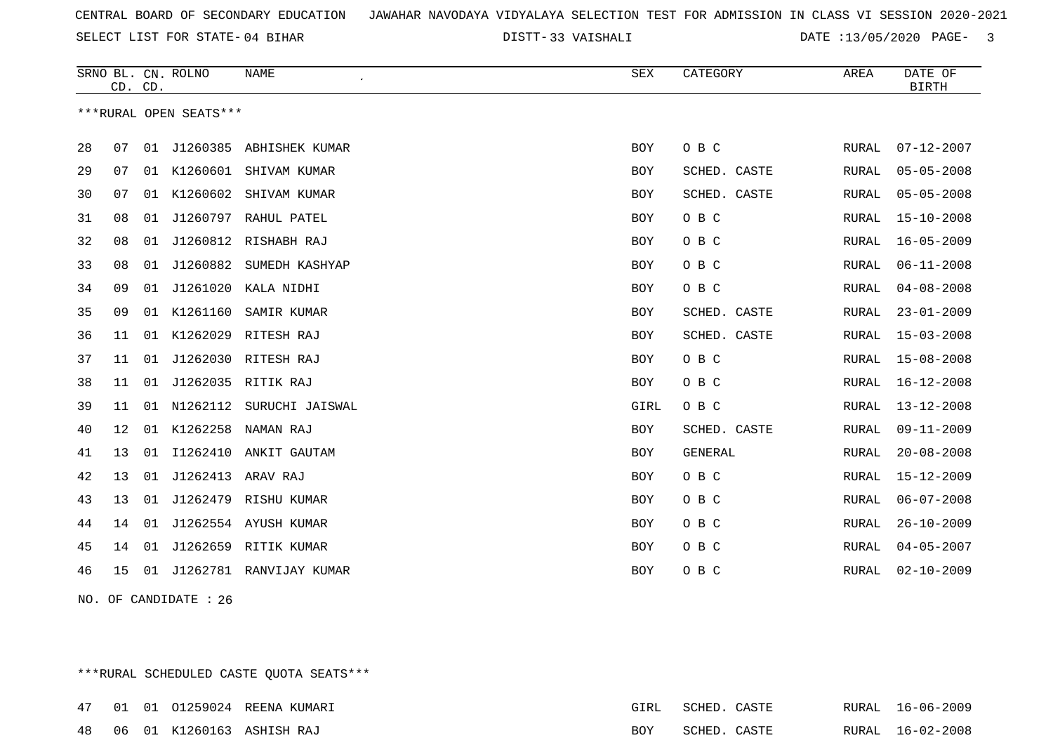CENTRAL BOARD OF SECONDARY EDUCATION   JAWAHAR NAVODAYA VIDYALAYA SELECTION TEST FOR ADMISSION IN CLASS VI SESSION 2020-2021

SELECT LIST FOR STATE- 04 BIHAR   DISTT- 33 VAISHALI   DATE :13/05/2020

***RURAL OPEN SEATS***

| SRNO | BL. CD. | CN. CD. | ROLNO | NAME | SEX | CATEGORY | AREA | DATE OF BIRTH |
|---|---|---|---|---|---|---|---|---|
| 28 | 07 | 01 | J1260385 | ABHISHEK KUMAR | BOY | O B C | RURAL | 07-12-2007 |
| 29 | 07 | 01 | K1260601 | SHIVAM KUMAR | BOY | SCHED. CASTE | RURAL | 05-05-2008 |
| 30 | 07 | 01 | K1260602 | SHIVAM KUMAR | BOY | SCHED. CASTE | RURAL | 05-05-2008 |
| 31 | 08 | 01 | J1260797 | RAHUL PATEL | BOY | O B C | RURAL | 15-10-2008 |
| 32 | 08 | 01 | J1260812 | RISHABH RAJ | BOY | O B C | RURAL | 16-05-2009 |
| 33 | 08 | 01 | J1260882 | SUMEDH KASHYAP | BOY | O B C | RURAL | 06-11-2008 |
| 34 | 09 | 01 | J1261020 | KALA NIDHI | BOY | O B C | RURAL | 04-08-2008 |
| 35 | 09 | 01 | K1261160 | SAMIR KUMAR | BOY | SCHED. CASTE | RURAL | 23-01-2009 |
| 36 | 11 | 01 | K1262029 | RITESH RAJ | BOY | SCHED. CASTE | RURAL | 15-03-2008 |
| 37 | 11 | 01 | J1262030 | RITESH RAJ | BOY | O B C | RURAL | 15-08-2008 |
| 38 | 11 | 01 | J1262035 | RITIK RAJ | BOY | O B C | RURAL | 16-12-2008 |
| 39 | 11 | 01 | N1262112 | SURUCHI JAISWAL | GIRL | O B C | RURAL | 13-12-2008 |
| 40 | 12 | 01 | K1262258 | NAMAN RAJ | BOY | SCHED. CASTE | RURAL | 09-11-2009 |
| 41 | 13 | 01 | I1262410 | ANKIT GAUTAM | BOY | GENERAL | RURAL | 20-08-2008 |
| 42 | 13 | 01 | J1262413 | ARAV RAJ | BOY | O B C | RURAL | 15-12-2009 |
| 43 | 13 | 01 | J1262479 | RISHU KUMAR | BOY | O B C | RURAL | 06-07-2008 |
| 44 | 14 | 01 | J1262554 | AYUSH KUMAR | BOY | O B C | RURAL | 26-10-2009 |
| 45 | 14 | 01 | J1262659 | RITIK KUMAR | BOY | O B C | RURAL | 04-05-2007 |
| 46 | 15 | 01 | J1262781 | RANVIJAY KUMAR | BOY | O B C | RURAL | 02-10-2009 |

NO. OF CANDIDATE : 26

***RURAL SCHEDULED CASTE QUOTA SEATS***

| SRNO | BL. CD. | CN. CD. | ROLNO | NAME | SEX | CATEGORY | AREA | DATE OF BIRTH |
|---|---|---|---|---|---|---|---|---|
| 47 | 01 | 01 | O1259024 | REENA KUMARI | GIRL | SCHED. CASTE | RURAL | 16-06-2009 |
| 48 | 06 | 01 | K1260163 | ASHISH RAJ | BOY | SCHED. CASTE | RURAL | 16-02-2008 |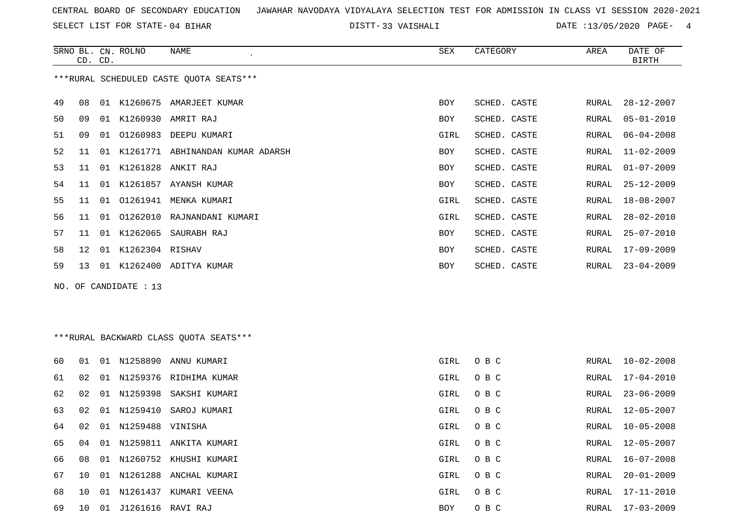CENTRAL BOARD OF SECONDARY EDUCATION   JAWAHAR NAVODAYA VIDYALAYA SELECTION TEST FOR ADMISSION IN CLASS VI SESSION 2020-2021

SELECT LIST FOR STATE- 04 BIHAR   DISTT- 33 VAISHALI   DATE :13/05/2020

***RURAL SCHEDULED CASTE QUOTA SEATS***

| SRNO | BL. CD. | CN. CD. | ROLNO | NAME | SEX | CATEGORY | AREA | DATE OF BIRTH |
|---|---|---|---|---|---|---|---|---|
| 49 | 08 | 01 | K1260675 | AMARJEET KUMAR | BOY | SCHED. CASTE | RURAL | 28-12-2007 |
| 50 | 09 | 01 | K1260930 | AMRIT RAJ | BOY | SCHED. CASTE | RURAL | 05-01-2010 |
| 51 | 09 | 01 | O1260983 | DEEPU KUMARI | GIRL | SCHED. CASTE | RURAL | 06-04-2008 |
| 52 | 11 | 01 | K1261771 | ABHINANDAN KUMAR ADARSH | BOY | SCHED. CASTE | RURAL | 11-02-2009 |
| 53 | 11 | 01 | K1261828 | ANKIT RAJ | BOY | SCHED. CASTE | RURAL | 01-07-2009 |
| 54 | 11 | 01 | K1261857 | AYANSH KUMAR | BOY | SCHED. CASTE | RURAL | 25-12-2009 |
| 55 | 11 | 01 | O1261941 | MENKA KUMARI | GIRL | SCHED. CASTE | RURAL | 18-08-2007 |
| 56 | 11 | 01 | O1262010 | RAJNANDANI KUMARI | GIRL | SCHED. CASTE | RURAL | 28-02-2010 |
| 57 | 11 | 01 | K1262065 | SAURABH RAJ | BOY | SCHED. CASTE | RURAL | 25-07-2010 |
| 58 | 12 | 01 | K1262304 | RISHAV | BOY | SCHED. CASTE | RURAL | 17-09-2009 |
| 59 | 13 | 01 | K1262400 | ADITYA KUMAR | BOY | SCHED. CASTE | RURAL | 23-04-2009 |

NO. OF CANDIDATE : 13

***RURAL BACKWARD CLASS QUOTA SEATS***

| SRNO | BL. CD. | CN. CD. | ROLNO | NAME | SEX | CATEGORY | AREA | DATE OF BIRTH |
|---|---|---|---|---|---|---|---|---|
| 60 | 01 | 01 | N1258890 | ANNU KUMARI | GIRL | O B C | RURAL | 10-02-2008 |
| 61 | 02 | 01 | N1259376 | RIDHIMA KUMAR | GIRL | O B C | RURAL | 17-04-2010 |
| 62 | 02 | 01 | N1259398 | SAKSHI KUMARI | GIRL | O B C | RURAL | 23-06-2009 |
| 63 | 02 | 01 | N1259410 | SAROJ KUMARI | GIRL | O B C | RURAL | 12-05-2007 |
| 64 | 02 | 01 | N1259488 | VINISHA | GIRL | O B C | RURAL | 10-05-2008 |
| 65 | 04 | 01 | N1259811 | ANKITA KUMARI | GIRL | O B C | RURAL | 12-05-2007 |
| 66 | 08 | 01 | N1260752 | KHUSHI KUMARI | GIRL | O B C | RURAL | 16-07-2008 |
| 67 | 10 | 01 | N1261288 | ANCHAL KUMARI | GIRL | O B C | RURAL | 20-01-2009 |
| 68 | 10 | 01 | N1261437 | KUMARI VEENA | GIRL | O B C | RURAL | 17-11-2010 |
| 69 | 10 | 01 | J1261616 | RAVI RAJ | BOY | O B C | RURAL | 17-03-2009 |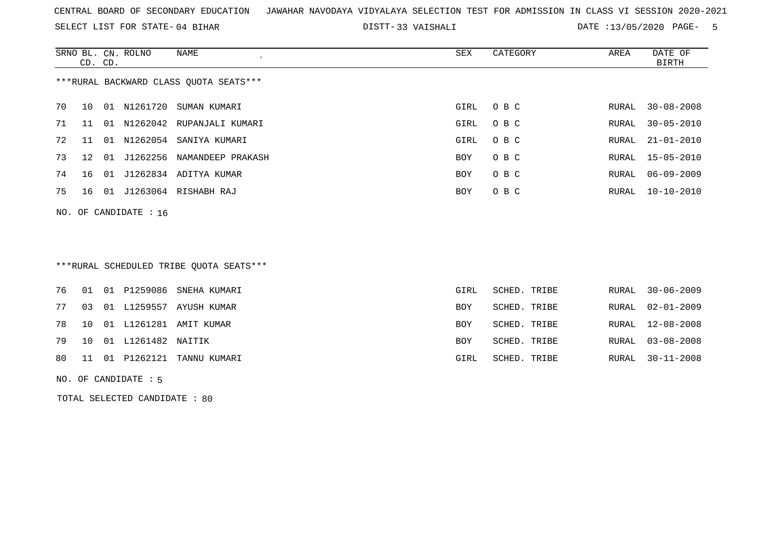CENTRAL BOARD OF SECONDARY EDUCATION   JAWAHAR NAVODAYA VIDYALAYA SELECTION TEST FOR ADMISSION IN CLASS VI SESSION 2020-2021

SELECT LIST FOR STATE- 04 BIHAR   DISTT- 33 VAISHALI   DATE :13/05/2020 PAGE- 5

***RURAL BACKWARD CLASS QUOTA SEATS***

| SRNO | BL. CD. | CN. CD. | ROLNO | NAME | SEX | CATEGORY | AREA | DATE OF BIRTH |
|---|---|---|---|---|---|---|---|---|
| 70 | 10 | 01 | N1261720 | SUMAN KUMARI | GIRL | O B C | RURAL | 30-08-2008 |
| 71 | 11 | 01 | N1262042 | RUPANJALI KUMARI | GIRL | O B C | RURAL | 30-05-2010 |
| 72 | 11 | 01 | N1262054 | SANIYA KUMARI | GIRL | O B C | RURAL | 21-01-2010 |
| 73 | 12 | 01 | J1262256 | NAMANDEEP PRAKASH | BOY | O B C | RURAL | 15-05-2010 |
| 74 | 16 | 01 | J1262834 | ADITYA KUMAR | BOY | O B C | RURAL | 06-09-2009 |
| 75 | 16 | 01 | J1263064 | RISHABH RAJ | BOY | O B C | RURAL | 10-10-2010 |

NO. OF CANDIDATE : 16

***RURAL SCHEDULED TRIBE QUOTA SEATS***

| SRNO | BL. CD. | CN. CD. | ROLNO | NAME | SEX | CATEGORY | AREA | DATE OF BIRTH |
|---|---|---|---|---|---|---|---|---|
| 76 | 01 | 01 | P1259086 | SNEHA KUMARI | GIRL | SCHED. TRIBE | RURAL | 30-06-2009 |
| 77 | 03 | 01 | L1259557 | AYUSH KUMAR | BOY | SCHED. TRIBE | RURAL | 02-01-2009 |
| 78 | 10 | 01 | L1261281 | AMIT KUMAR | BOY | SCHED. TRIBE | RURAL | 12-08-2008 |
| 79 | 10 | 01 | L1261482 | NAITIK | BOY | SCHED. TRIBE | RURAL | 03-08-2008 |
| 80 | 11 | 01 | P1262121 | TANNU KUMARI | GIRL | SCHED. TRIBE | RURAL | 30-11-2008 |

NO. OF CANDIDATE : 5

TOTAL SELECTED CANDIDATE : 80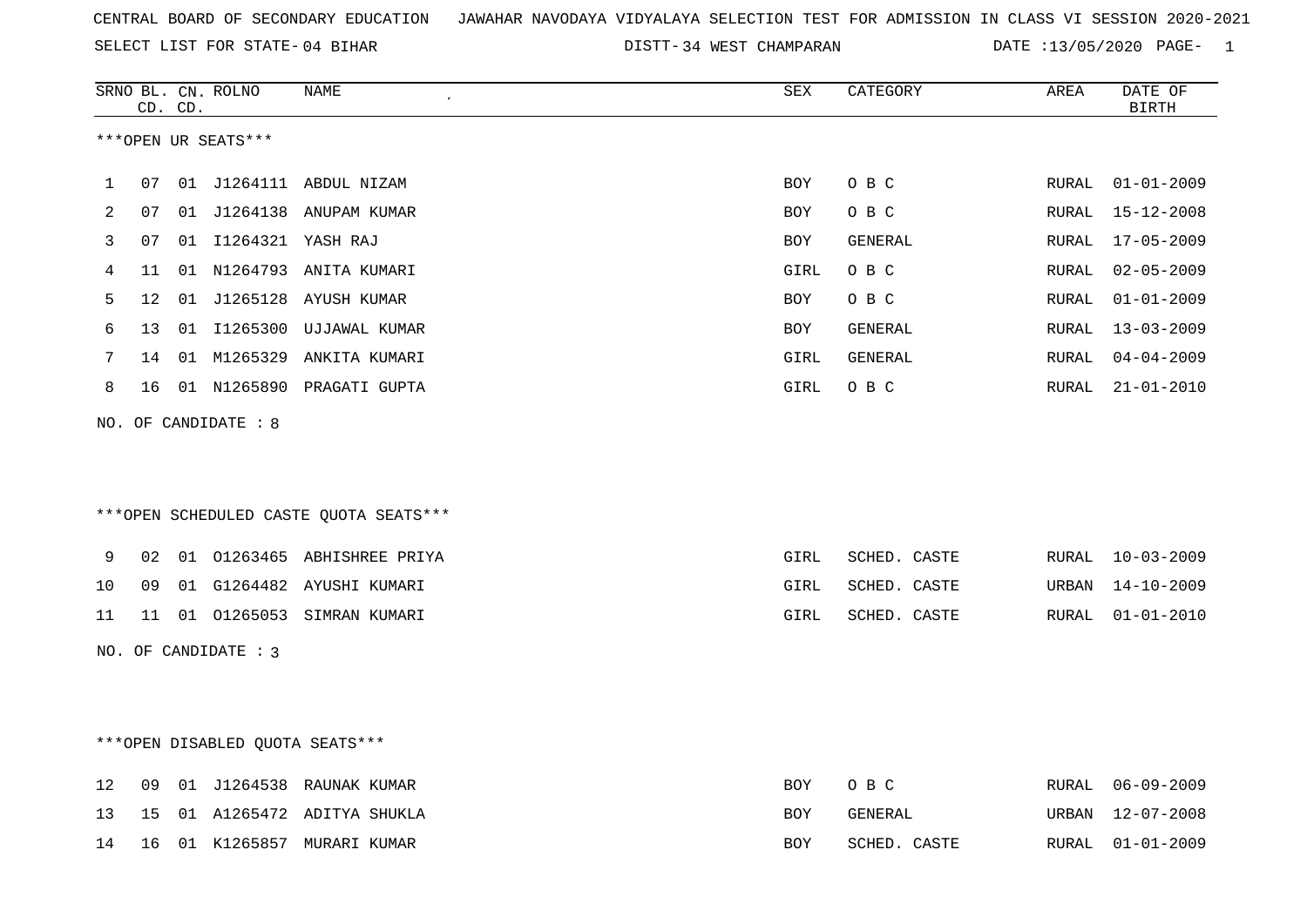CENTRAL BOARD OF SECONDARY EDUCATION JAWAHAR NAVODAYA VIDYALAYA SELECTION TEST FOR ADMISSION IN CLASS VI SESSION 2020-2021

SELECT LIST FOR STATE- 04 BIHAR DISTT- 34 WEST CHAMPARAN DATE :13/05/2020 PAGE- 1

***OPEN UR SEATS***

| SRNO | BL. CD. | CN. CD. | ROLNO | NAME | SEX | CATEGORY | AREA | DATE OF BIRTH |
|---|---|---|---|---|---|---|---|---|
| 1 | 07 | 01 | J1264111 | ABDUL NIZAM | BOY | O B C | RURAL | 01-01-2009 |
| 2 | 07 | 01 | J1264138 | ANUPAM KUMAR | BOY | O B C | RURAL | 15-12-2008 |
| 3 | 07 | 01 | I1264321 | YASH RAJ | BOY | GENERAL | RURAL | 17-05-2009 |
| 4 | 11 | 01 | N1264793 | ANITA KUMARI | GIRL | O B C | RURAL | 02-05-2009 |
| 5 | 12 | 01 | J1265128 | AYUSH KUMAR | BOY | O B C | RURAL | 01-01-2009 |
| 6 | 13 | 01 | I1265300 | UJJAWAL KUMAR | BOY | GENERAL | RURAL | 13-03-2009 |
| 7 | 14 | 01 | M1265329 | ANKITA KUMARI | GIRL | GENERAL | RURAL | 04-04-2009 |
| 8 | 16 | 01 | N1265890 | PRAGATI GUPTA | GIRL | O B C | RURAL | 21-01-2010 |

NO. OF CANDIDATE : 8

***OPEN SCHEDULED CASTE QUOTA SEATS***

| SRNO | BL. CD. | CN. CD. | ROLNO | NAME | SEX | CATEGORY | AREA | DATE OF BIRTH |
|---|---|---|---|---|---|---|---|---|
| 9 | 02 | 01 | O1263465 | ABHISHREE PRIYA | GIRL | SCHED. CASTE | RURAL | 10-03-2009 |
| 10 | 09 | 01 | G1264482 | AYUSHI KUMARI | GIRL | SCHED. CASTE | URBAN | 14-10-2009 |
| 11 | 11 | 01 | O1265053 | SIMRAN KUMARI | GIRL | SCHED. CASTE | RURAL | 01-01-2010 |

NO. OF CANDIDATE : 3

***OPEN DISABLED QUOTA SEATS***

| SRNO | BL. CD. | CN. CD. | ROLNO | NAME | SEX | CATEGORY | AREA | DATE OF BIRTH |
|---|---|---|---|---|---|---|---|---|
| 12 | 09 | 01 | J1264538 | RAUNAK KUMAR | BOY | O B C | RURAL | 06-09-2009 |
| 13 | 15 | 01 | A1265472 | ADITYA SHUKLA | BOY | GENERAL | URBAN | 12-07-2008 |
| 14 | 16 | 01 | K1265857 | MURARI KUMAR | BOY | SCHED. CASTE | RURAL | 01-01-2009 |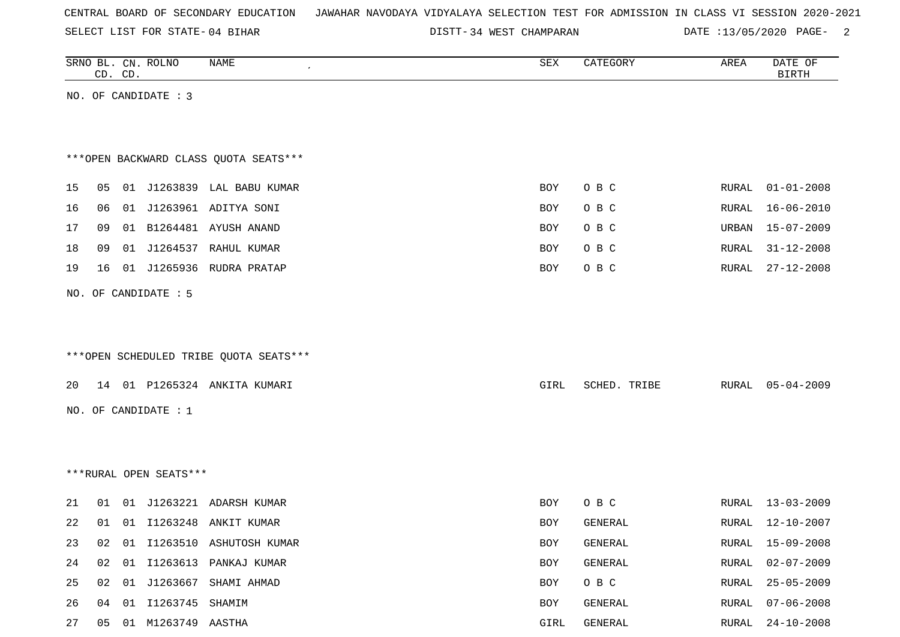CENTRAL BOARD OF SECONDARY EDUCATION JAWAHAR NAVODAYA VIDYALAYA SELECTION TEST FOR ADMISSION IN CLASS VI SESSION 2020-2021

SELECT LIST FOR STATE- 04 BIHAR DISTT- 34 WEST CHAMPARAN DATE :13/05/2020

| SRNO | BL. CD. | CN. CD. | ROLNO | NAME | SEX | CATEGORY | AREA | DATE OF BIRTH |
|---|---|---|---|---|---|---|---|---|

NO. OF CANDIDATE : 3

***OPEN BACKWARD CLASS QUOTA SEATS***

| SRNO | BL. CD. | CN. CD. | ROLNO | NAME | SEX | CATEGORY | AREA | DATE OF BIRTH |
|---|---|---|---|---|---|---|---|---|
| 15 | 05 | 01 | J1263839 | LAL BABU KUMAR | BOY | O B C | RURAL | 01-01-2008 |
| 16 | 06 | 01 | J1263961 | ADITYA SONI | BOY | O B C | RURAL | 16-06-2010 |
| 17 | 09 | 01 | B1264481 | AYUSH ANAND | BOY | O B C | URBAN | 15-07-2009 |
| 18 | 09 | 01 | J1264537 | RAHUL KUMAR | BOY | O B C | RURAL | 31-12-2008 |
| 19 | 16 | 01 | J1265936 | RUDRA PRATAP | BOY | O B C | RURAL | 27-12-2008 |

NO. OF CANDIDATE : 5

***OPEN SCHEDULED TRIBE QUOTA SEATS***

| SRNO | BL. CD. | CN. CD. | ROLNO | NAME | SEX | CATEGORY | AREA | DATE OF BIRTH |
|---|---|---|---|---|---|---|---|---|
| 20 | 14 | 01 | P1265324 | ANKITA KUMARI | GIRL | SCHED. TRIBE | RURAL | 05-04-2009 |

NO. OF CANDIDATE : 1

***RURAL OPEN SEATS***

| SRNO | BL. CD. | CN. CD. | ROLNO | NAME | SEX | CATEGORY | AREA | DATE OF BIRTH |
|---|---|---|---|---|---|---|---|---|
| 21 | 01 | 01 | J1263221 | ADARSH KUMAR | BOY | O B C | RURAL | 13-03-2009 |
| 22 | 01 | 01 | I1263248 | ANKIT KUMAR | BOY | GENERAL | RURAL | 12-10-2007 |
| 23 | 02 | 01 | I1263510 | ASHUTOSH KUMAR | BOY | GENERAL | RURAL | 15-09-2008 |
| 24 | 02 | 01 | I1263613 | PANKAJ KUMAR | BOY | GENERAL | RURAL | 02-07-2009 |
| 25 | 02 | 01 | J1263667 | SHAMI AHMAD | BOY | O B C | RURAL | 25-05-2009 |
| 26 | 04 | 01 | I1263745 | SHAMIM | BOY | GENERAL | RURAL | 07-06-2008 |
| 27 | 05 | 01 | M1263749 | AASTHA | GIRL | GENERAL | RURAL | 24-10-2008 |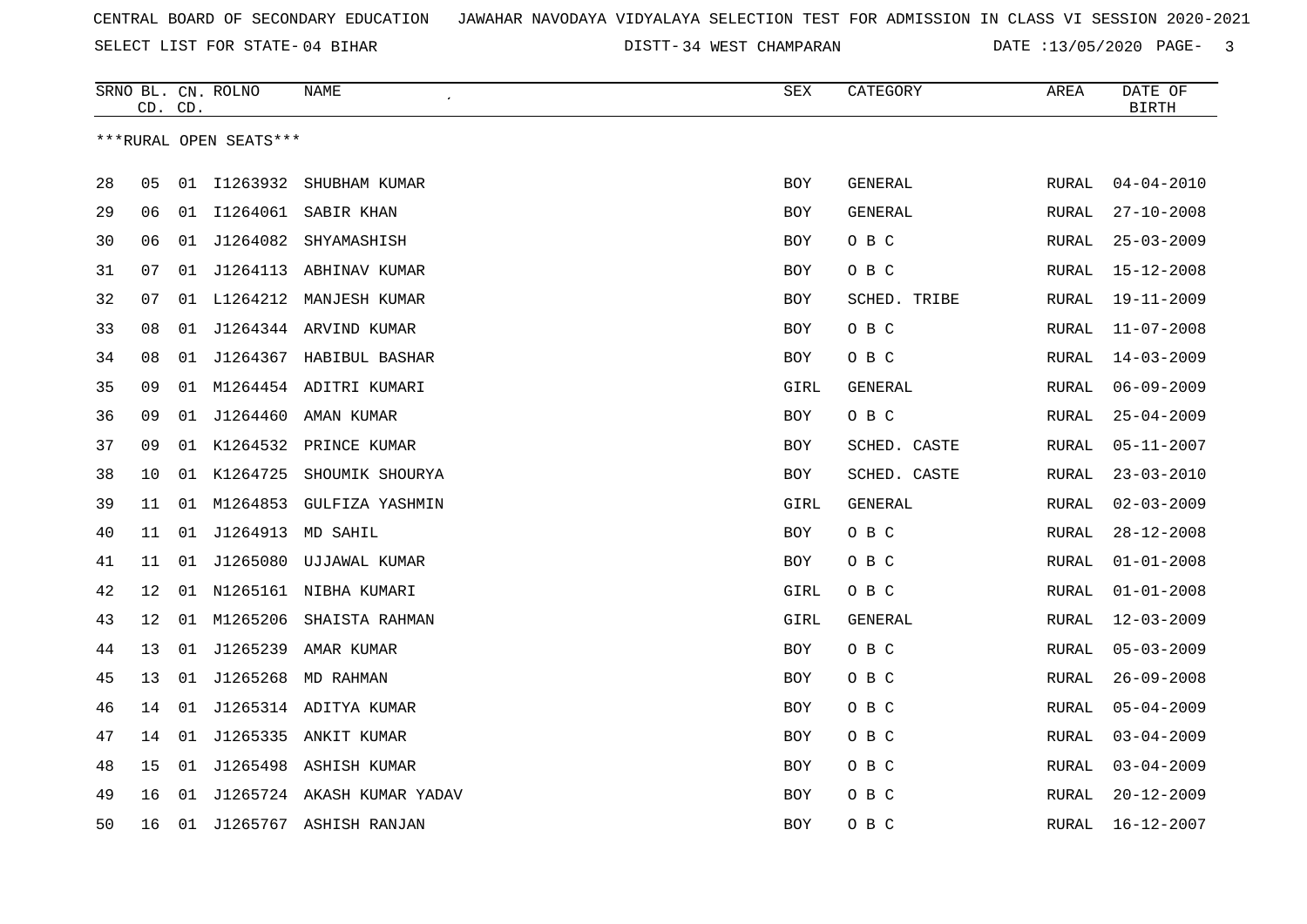CENTRAL BOARD OF SECONDARY EDUCATION JAWAHAR NAVODAYA VIDYALAYA SELECTION TEST FOR ADMISSION IN CLASS VI SESSION 2020-2021

SELECT LIST FOR STATE- 04 BIHAR DISTT- 34 WEST CHAMPARAN DATE :13/05/2020

***RURAL OPEN SEATS***

| SRNO | BL. CD. | CN. CD. | ROLNO | NAME | SEX | CATEGORY | AREA | DATE OF BIRTH |
|---|---|---|---|---|---|---|---|---|
| 28 | 05 | 01 | I1263932 | SHUBHAM KUMAR | BOY | GENERAL | RURAL | 04-04-2010 |
| 29 | 06 | 01 | I1264061 | SABIR KHAN | BOY | GENERAL | RURAL | 27-10-2008 |
| 30 | 06 | 01 | J1264082 | SHYAMASHISH | BOY | O B C | RURAL | 25-03-2009 |
| 31 | 07 | 01 | J1264113 | ABHINAV KUMAR | BOY | O B C | RURAL | 15-12-2008 |
| 32 | 07 | 01 | L1264212 | MANJESH KUMAR | BOY | SCHED. TRIBE | RURAL | 19-11-2009 |
| 33 | 08 | 01 | J1264344 | ARVIND KUMAR | BOY | O B C | RURAL | 11-07-2008 |
| 34 | 08 | 01 | J1264367 | HABIBUL BASHAR | BOY | O B C | RURAL | 14-03-2009 |
| 35 | 09 | 01 | M1264454 | ADITRI KUMARI | GIRL | GENERAL | RURAL | 06-09-2009 |
| 36 | 09 | 01 | J1264460 | AMAN KUMAR | BOY | O B C | RURAL | 25-04-2009 |
| 37 | 09 | 01 | K1264532 | PRINCE KUMAR | BOY | SCHED. CASTE | RURAL | 05-11-2007 |
| 38 | 10 | 01 | K1264725 | SHOUMIK SHOURYA | BOY | SCHED. CASTE | RURAL | 23-03-2010 |
| 39 | 11 | 01 | M1264853 | GULFIZA YASHMIN | GIRL | GENERAL | RURAL | 02-03-2009 |
| 40 | 11 | 01 | J1264913 | MD SAHIL | BOY | O B C | RURAL | 28-12-2008 |
| 41 | 11 | 01 | J1265080 | UJJAWAL KUMAR | BOY | O B C | RURAL | 01-01-2008 |
| 42 | 12 | 01 | N1265161 | NIBHA KUMARI | GIRL | O B C | RURAL | 01-01-2008 |
| 43 | 12 | 01 | M1265206 | SHAISTA RAHMAN | GIRL | GENERAL | RURAL | 12-03-2009 |
| 44 | 13 | 01 | J1265239 | AMAR KUMAR | BOY | O B C | RURAL | 05-03-2009 |
| 45 | 13 | 01 | J1265268 | MD RAHMAN | BOY | O B C | RURAL | 26-09-2008 |
| 46 | 14 | 01 | J1265314 | ADITYA KUMAR | BOY | O B C | RURAL | 05-04-2009 |
| 47 | 14 | 01 | J1265335 | ANKIT KUMAR | BOY | O B C | RURAL | 03-04-2009 |
| 48 | 15 | 01 | J1265498 | ASHISH KUMAR | BOY | O B C | RURAL | 03-04-2009 |
| 49 | 16 | 01 | J1265724 | AKASH KUMAR YADAV | BOY | O B C | RURAL | 20-12-2009 |
| 50 | 16 | 01 | J1265767 | ASHISH RANJAN | BOY | O B C | RURAL | 16-12-2007 |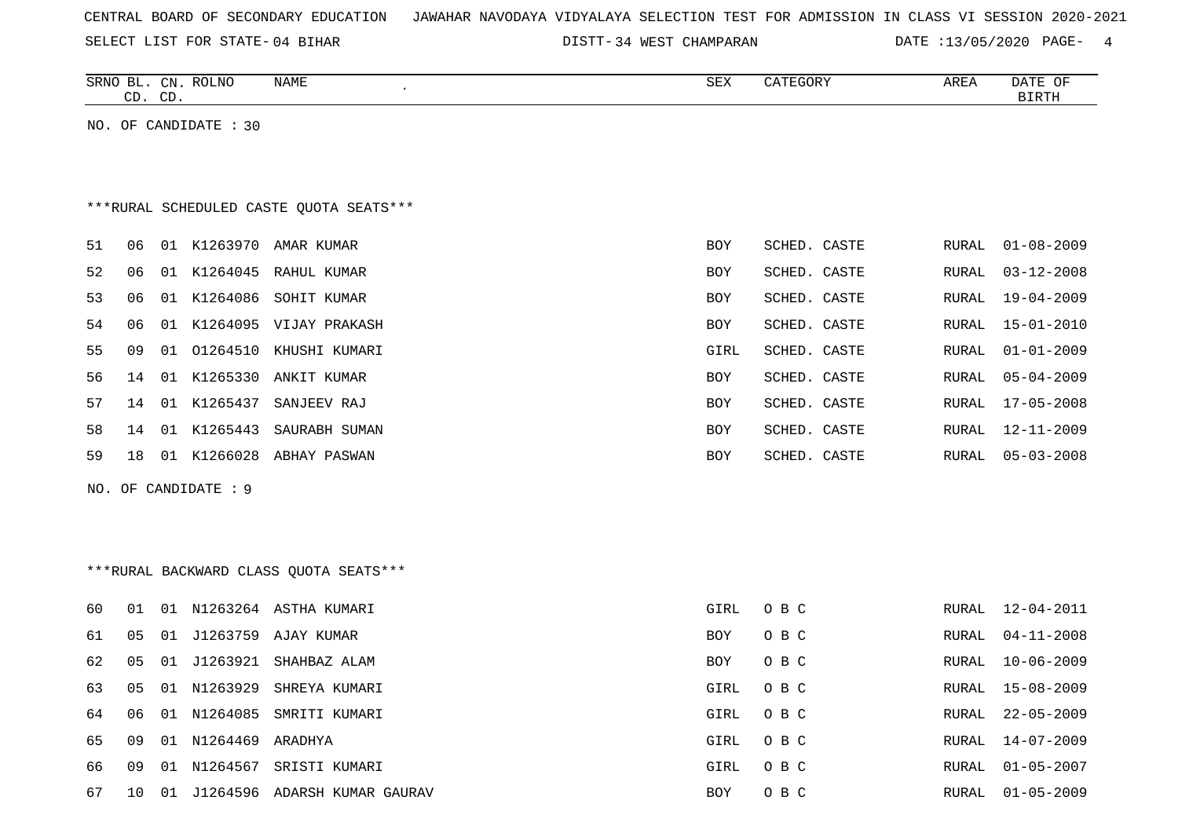CENTRAL BOARD OF SECONDARY EDUCATION JAWAHAR NAVODAYA VIDYALAYA SELECTION TEST FOR ADMISSION IN CLASS VI SESSION 2020-2021

SELECT LIST FOR STATE- 04 BIHAR DISTT- 34 WEST CHAMPARAN DATE :13/05/2020

NO. OF CANDIDATE : 30

***RURAL SCHEDULED CASTE QUOTA SEATS***

| SRNO | BL. CD. | CN. CD. | ROLNO | NAME | SEX | CATEGORY | AREA | DATE OF BIRTH |
|---|---|---|---|---|---|---|---|---|
| 51 | 06 | 01 | K1263970 | AMAR KUMAR | BOY | SCHED. CASTE | RURAL | 01-08-2009 |
| 52 | 06 | 01 | K1264045 | RAHUL KUMAR | BOY | SCHED. CASTE | RURAL | 03-12-2008 |
| 53 | 06 | 01 | K1264086 | SOHIT KUMAR | BOY | SCHED. CASTE | RURAL | 19-04-2009 |
| 54 | 06 | 01 | K1264095 | VIJAY PRAKASH | BOY | SCHED. CASTE | RURAL | 15-01-2010 |
| 55 | 09 | 01 | O1264510 | KHUSHI KUMARI | GIRL | SCHED. CASTE | RURAL | 01-01-2009 |
| 56 | 14 | 01 | K1265330 | ANKIT KUMAR | BOY | SCHED. CASTE | RURAL | 05-04-2009 |
| 57 | 14 | 01 | K1265437 | SANJEEV RAJ | BOY | SCHED. CASTE | RURAL | 17-05-2008 |
| 58 | 14 | 01 | K1265443 | SAURABH SUMAN | BOY | SCHED. CASTE | RURAL | 12-11-2009 |
| 59 | 18 | 01 | K1266028 | ABHAY PASWAN | BOY | SCHED. CASTE | RURAL | 05-03-2008 |

NO. OF CANDIDATE : 9

***RURAL BACKWARD CLASS QUOTA SEATS***

| SRNO | BL. CD. | CN. CD. | ROLNO | NAME | SEX | CATEGORY | AREA | DATE OF BIRTH |
|---|---|---|---|---|---|---|---|---|
| 60 | 01 | 01 | N1263264 | ASTHA KUMARI | GIRL | O B C | RURAL | 12-04-2011 |
| 61 | 05 | 01 | J1263759 | AJAY KUMAR | BOY | O B C | RURAL | 04-11-2008 |
| 62 | 05 | 01 | J1263921 | SHAHBAZ ALAM | BOY | O B C | RURAL | 10-06-2009 |
| 63 | 05 | 01 | N1263929 | SHREYA KUMARI | GIRL | O B C | RURAL | 15-08-2009 |
| 64 | 06 | 01 | N1264085 | SMRITI KUMARI | GIRL | O B C | RURAL | 22-05-2009 |
| 65 | 09 | 01 | N1264469 | ARADHYA | GIRL | O B C | RURAL | 14-07-2009 |
| 66 | 09 | 01 | N1264567 | SRISTI KUMARI | GIRL | O B C | RURAL | 01-05-2007 |
| 67 | 10 | 01 | J1264596 | ADARSH KUMAR GAURAV | BOY | O B C | RURAL | 01-05-2009 |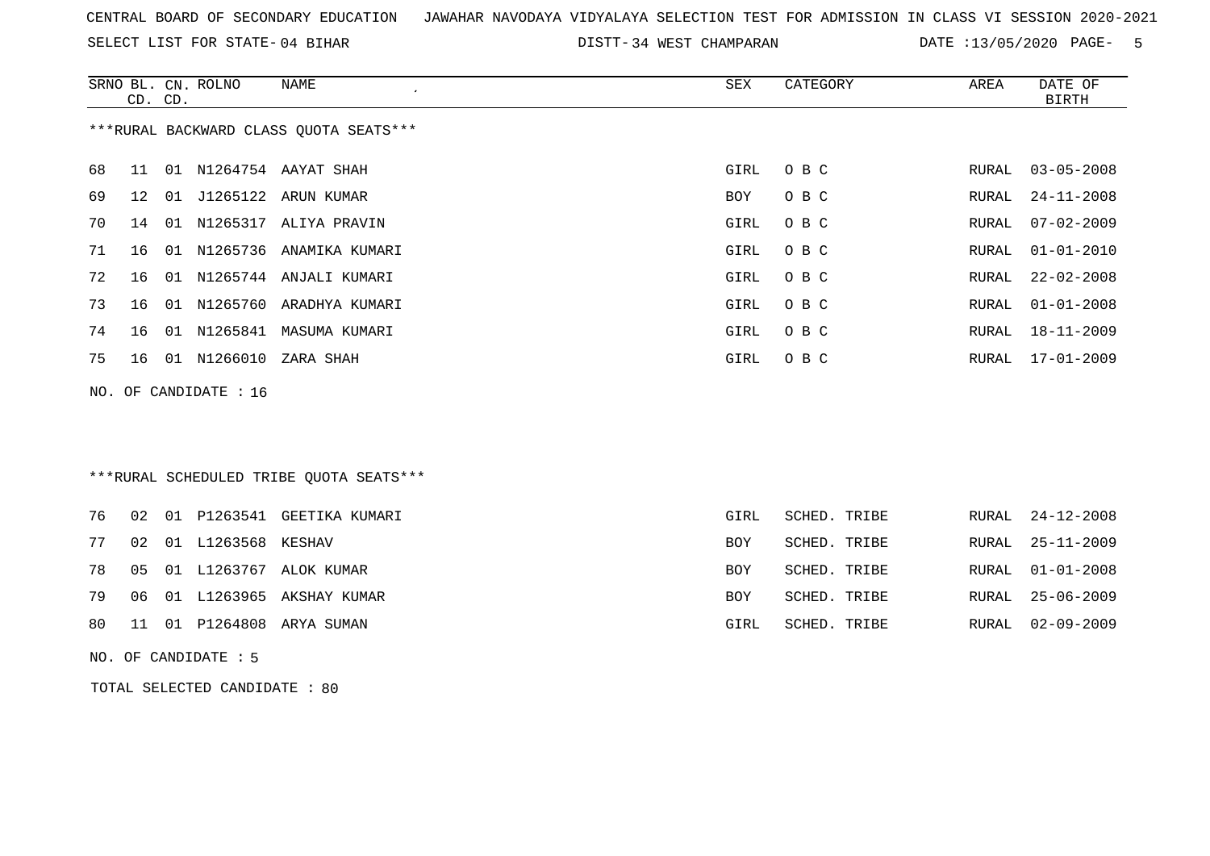CENTRAL BOARD OF SECONDARY EDUCATION JAWAHAR NAVODAYA VIDYALAYA SELECTION TEST FOR ADMISSION IN CLASS VI SESSION 2020-2021

SELECT LIST FOR STATE- 04 BIHAR DISTT- 34 WEST CHAMPARAN DATE :13/05/2020

***RURAL BACKWARD CLASS QUOTA SEATS***

| SRNO | BL. CD. | CN. CD. | ROLNO | NAME | SEX | CATEGORY | AREA | DATE OF BIRTH |
|---|---|---|---|---|---|---|---|---|
| 68 | 11 | 01 | N1264754 | AAYAT SHAH | GIRL | O B C | RURAL | 03-05-2008 |
| 69 | 12 | 01 | J1265122 | ARUN KUMAR | BOY | O B C | RURAL | 24-11-2008 |
| 70 | 14 | 01 | N1265317 | ALIYA PRAVIN | GIRL | O B C | RURAL | 07-02-2009 |
| 71 | 16 | 01 | N1265736 | ANAMIKA KUMARI | GIRL | O B C | RURAL | 01-01-2010 |
| 72 | 16 | 01 | N1265744 | ANJALI KUMARI | GIRL | O B C | RURAL | 22-02-2008 |
| 73 | 16 | 01 | N1265760 | ARADHYA KUMARI | GIRL | O B C | RURAL | 01-01-2008 |
| 74 | 16 | 01 | N1265841 | MASUMA KUMARI | GIRL | O B C | RURAL | 18-11-2009 |
| 75 | 16 | 01 | N1266010 | ZARA SHAH | GIRL | O B C | RURAL | 17-01-2009 |

NO. OF CANDIDATE : 16

***RURAL SCHEDULED TRIBE QUOTA SEATS***

| SRNO | BL. CD. | CN. CD. | ROLNO | NAME | SEX | CATEGORY | AREA | DATE OF BIRTH |
|---|---|---|---|---|---|---|---|---|
| 76 | 02 | 01 | P1263541 | GEETIKA KUMARI | GIRL | SCHED. TRIBE | RURAL | 24-12-2008 |
| 77 | 02 | 01 | L1263568 | KESHAV | BOY | SCHED. TRIBE | RURAL | 25-11-2009 |
| 78 | 05 | 01 | L1263767 | ALOK KUMAR | BOY | SCHED. TRIBE | RURAL | 01-01-2008 |
| 79 | 06 | 01 | L1263965 | AKSHAY KUMAR | BOY | SCHED. TRIBE | RURAL | 25-06-2009 |
| 80 | 11 | 01 | P1264808 | ARYA SUMAN | GIRL | SCHED. TRIBE | RURAL | 02-09-2009 |

NO. OF CANDIDATE : 5

TOTAL SELECTED CANDIDATE : 80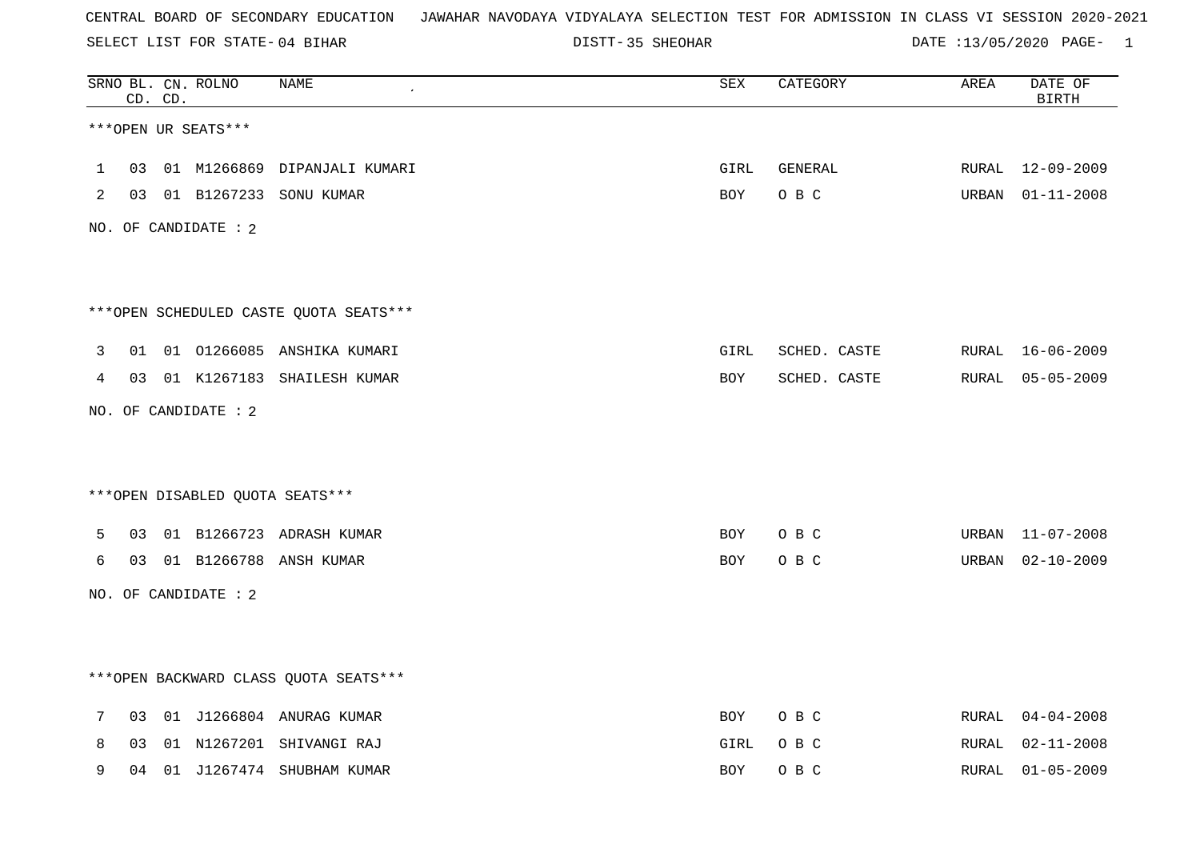CENTRAL BOARD OF SECONDARY EDUCATION   JAWAHAR NAVODAYA VIDYALAYA SELECTION TEST FOR ADMISSION IN CLASS VI SESSION 2020-2021

SELECT LIST FOR STATE- 04 BIHAR   DISTT- 35 SHEOHAR   DATE :13/05/2020

| SRNO | BL. CD. | CN. CD. | ROLNO | NAME | SEX | CATEGORY | AREA | DATE OF BIRTH |
|---|---|---|---|---|---|---|---|---|

***OPEN UR SEATS***

| SRNO | BL. CD. | CN. CD. | ROLNO | NAME | SEX | CATEGORY | AREA | DATE OF BIRTH |
|---|---|---|---|---|---|---|---|---|
| 1 | 03 | 01 | M1266869 | DIPANJALI KUMARI | GIRL | GENERAL | RURAL | 12-09-2009 |
| 2 | 03 | 01 | B1267233 | SONU KUMAR | BOY | O B C | URBAN | 01-11-2008 |

NO. OF CANDIDATE : 2

***OPEN SCHEDULED CASTE QUOTA SEATS***

| SRNO | BL. CD. | CN. CD. | ROLNO | NAME | SEX | CATEGORY | AREA | DATE OF BIRTH |
|---|---|---|---|---|---|---|---|---|
| 3 | 01 | 01 | O1266085 | ANSHIKA KUMARI | GIRL | SCHED. CASTE | RURAL | 16-06-2009 |
| 4 | 03 | 01 | K1267183 | SHAILESH KUMAR | BOY | SCHED. CASTE | RURAL | 05-05-2009 |

NO. OF CANDIDATE : 2

***OPEN DISABLED QUOTA SEATS***

| SRNO | BL. CD. | CN. CD. | ROLNO | NAME | SEX | CATEGORY | AREA | DATE OF BIRTH |
|---|---|---|---|---|---|---|---|---|
| 5 | 03 | 01 | B1266723 | ADRASH KUMAR | BOY | O B C | URBAN | 11-07-2008 |
| 6 | 03 | 01 | B1266788 | ANSH KUMAR | BOY | O B C | URBAN | 02-10-2009 |

NO. OF CANDIDATE : 2

***OPEN BACKWARD CLASS QUOTA SEATS***

| SRNO | BL. CD. | CN. CD. | ROLNO | NAME | SEX | CATEGORY | AREA | DATE OF BIRTH |
|---|---|---|---|---|---|---|---|---|
| 7 | 03 | 01 | J1266804 | ANURAG KUMAR | BOY | O B C | RURAL | 04-04-2008 |
| 8 | 03 | 01 | N1267201 | SHIVANGI RAJ | GIRL | O B C | RURAL | 02-11-2008 |
| 9 | 04 | 01 | J1267474 | SHUBHAM KUMAR | BOY | O B C | RURAL | 01-05-2009 |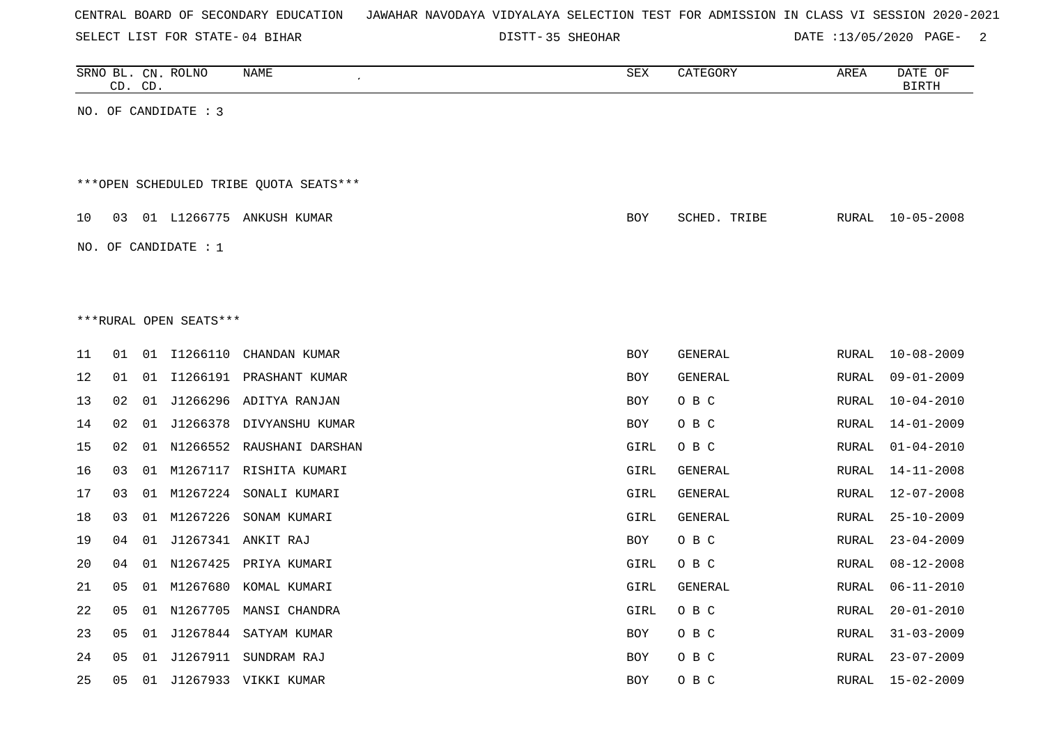CENTRAL BOARD OF SECONDARY EDUCATION JAWAHAR NAVODAYA VIDYALAYA SELECTION TEST FOR ADMISSION IN CLASS VI SESSION 2020-2021

SELECT LIST FOR STATE- 04 BIHAR DISTT- 35 SHEOHAR DATE :13/05/2020

| SRNO | BL. CD. | CN. CD. | ROLNO | NAME | SEX | CATEGORY | AREA | DATE OF BIRTH |
|---|---|---|---|---|---|---|---|---|

NO. OF CANDIDATE : 3

***OPEN SCHEDULED TRIBE QUOTA SEATS***

| SRNO | BL. CD. | CN. CD. | ROLNO | NAME | SEX | CATEGORY | AREA | DATE OF BIRTH |
|---|---|---|---|---|---|---|---|---|
| 10 | 03 | 01 | L1266775 | ANKUSH KUMAR | BOY | SCHED. TRIBE | RURAL | 10-05-2008 |

NO. OF CANDIDATE : 1

***RURAL OPEN SEATS***

| SRNO | BL. CD. | CN. CD. | ROLNO | NAME | SEX | CATEGORY | AREA | DATE OF BIRTH |
|---|---|---|---|---|---|---|---|---|
| 11 | 01 | 01 | I1266110 | CHANDAN KUMAR | BOY | GENERAL | RURAL | 10-08-2009 |
| 12 | 01 | 01 | I1266191 | PRASHANT KUMAR | BOY | GENERAL | RURAL | 09-01-2009 |
| 13 | 02 | 01 | J1266296 | ADITYA RANJAN | BOY | O B C | RURAL | 10-04-2010 |
| 14 | 02 | 01 | J1266378 | DIVYANSHU KUMAR | BOY | O B C | RURAL | 14-01-2009 |
| 15 | 02 | 01 | N1266552 | RAUSHANI DARSHAN | GIRL | O B C | RURAL | 01-04-2010 |
| 16 | 03 | 01 | M1267117 | RISHITA KUMARI | GIRL | GENERAL | RURAL | 14-11-2008 |
| 17 | 03 | 01 | M1267224 | SONALI KUMARI | GIRL | GENERAL | RURAL | 12-07-2008 |
| 18 | 03 | 01 | M1267226 | SONAM KUMARI | GIRL | GENERAL | RURAL | 25-10-2009 |
| 19 | 04 | 01 | J1267341 | ANKIT RAJ | BOY | O B C | RURAL | 23-04-2009 |
| 20 | 04 | 01 | N1267425 | PRIYA KUMARI | GIRL | O B C | RURAL | 08-12-2008 |
| 21 | 05 | 01 | M1267680 | KOMAL KUMARI | GIRL | GENERAL | RURAL | 06-11-2010 |
| 22 | 05 | 01 | N1267705 | MANSI CHANDRA | GIRL | O B C | RURAL | 20-01-2010 |
| 23 | 05 | 01 | J1267844 | SATYAM KUMAR | BOY | O B C | RURAL | 31-03-2009 |
| 24 | 05 | 01 | J1267911 | SUNDRAM RAJ | BOY | O B C | RURAL | 23-07-2009 |
| 25 | 05 | 01 | J1267933 | VIKKI KUMAR | BOY | O B C | RURAL | 15-02-2009 |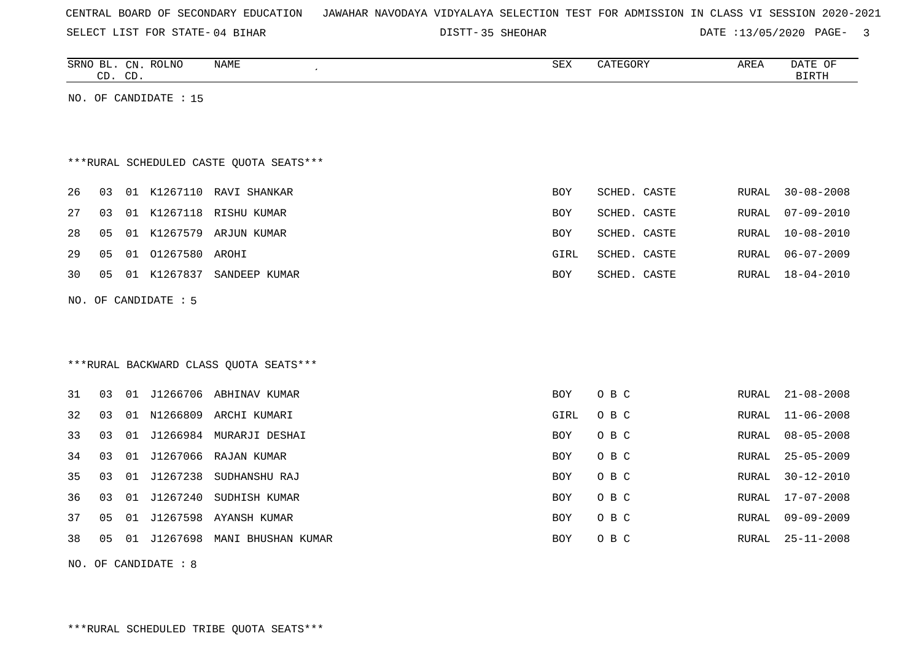CENTRAL BOARD OF SECONDARY EDUCATION JAWAHAR NAVODAYA VIDYALAYA SELECTION TEST FOR ADMISSION IN CLASS VI SESSION 2020-2021

SELECT LIST FOR STATE- 04 BIHAR DISTT- 35 SHEOHAR DATE :13/05/2020

| SRNO | BL. CD. | CN. CD. | ROLNO | NAME | SEX | CATEGORY | AREA | DATE OF BIRTH |
|---|---|---|---|---|---|---|---|---|

NO. OF CANDIDATE : 15

***RURAL SCHEDULED CASTE QUOTA SEATS***

| SRNO | BL. CD. | CN. CD. | ROLNO | NAME | SEX | CATEGORY | AREA | DATE OF BIRTH |
|---|---|---|---|---|---|---|---|---|
| 26 | 03 | 01 | K1267110 | RAVI SHANKAR | BOY | SCHED. CASTE | RURAL | 30-08-2008 |
| 27 | 03 | 01 | K1267118 | RISHU KUMAR | BOY | SCHED. CASTE | RURAL | 07-09-2010 |
| 28 | 05 | 01 | K1267579 | ARJUN KUMAR | BOY | SCHED. CASTE | RURAL | 10-08-2010 |
| 29 | 05 | 01 | O1267580 | AROHI | GIRL | SCHED. CASTE | RURAL | 06-07-2009 |
| 30 | 05 | 01 | K1267837 | SANDEEP KUMAR | BOY | SCHED. CASTE | RURAL | 18-04-2010 |

NO. OF CANDIDATE : 5

***RURAL BACKWARD CLASS QUOTA SEATS***

| SRNO | BL. CD. | CN. CD. | ROLNO | NAME | SEX | CATEGORY | AREA | DATE OF BIRTH |
|---|---|---|---|---|---|---|---|---|
| 31 | 03 | 01 | J1266706 | ABHINAV KUMAR | BOY | O B C | RURAL | 21-08-2008 |
| 32 | 03 | 01 | N1266809 | ARCHI KUMARI | GIRL | O B C | RURAL | 11-06-2008 |
| 33 | 03 | 01 | J1266984 | MURARJI DESHAI | BOY | O B C | RURAL | 08-05-2008 |
| 34 | 03 | 01 | J1267066 | RAJAN KUMAR | BOY | O B C | RURAL | 25-05-2009 |
| 35 | 03 | 01 | J1267238 | SUDHANSHU RAJ | BOY | O B C | RURAL | 30-12-2010 |
| 36 | 03 | 01 | J1267240 | SUDHISH KUMAR | BOY | O B C | RURAL | 17-07-2008 |
| 37 | 05 | 01 | J1267598 | AYANSH KUMAR | BOY | O B C | RURAL | 09-09-2009 |
| 38 | 05 | 01 | J1267698 | MANI BHUSHAN KUMAR | BOY | O B C | RURAL | 25-11-2008 |

NO. OF CANDIDATE : 8

***RURAL SCHEDULED TRIBE QUOTA SEATS***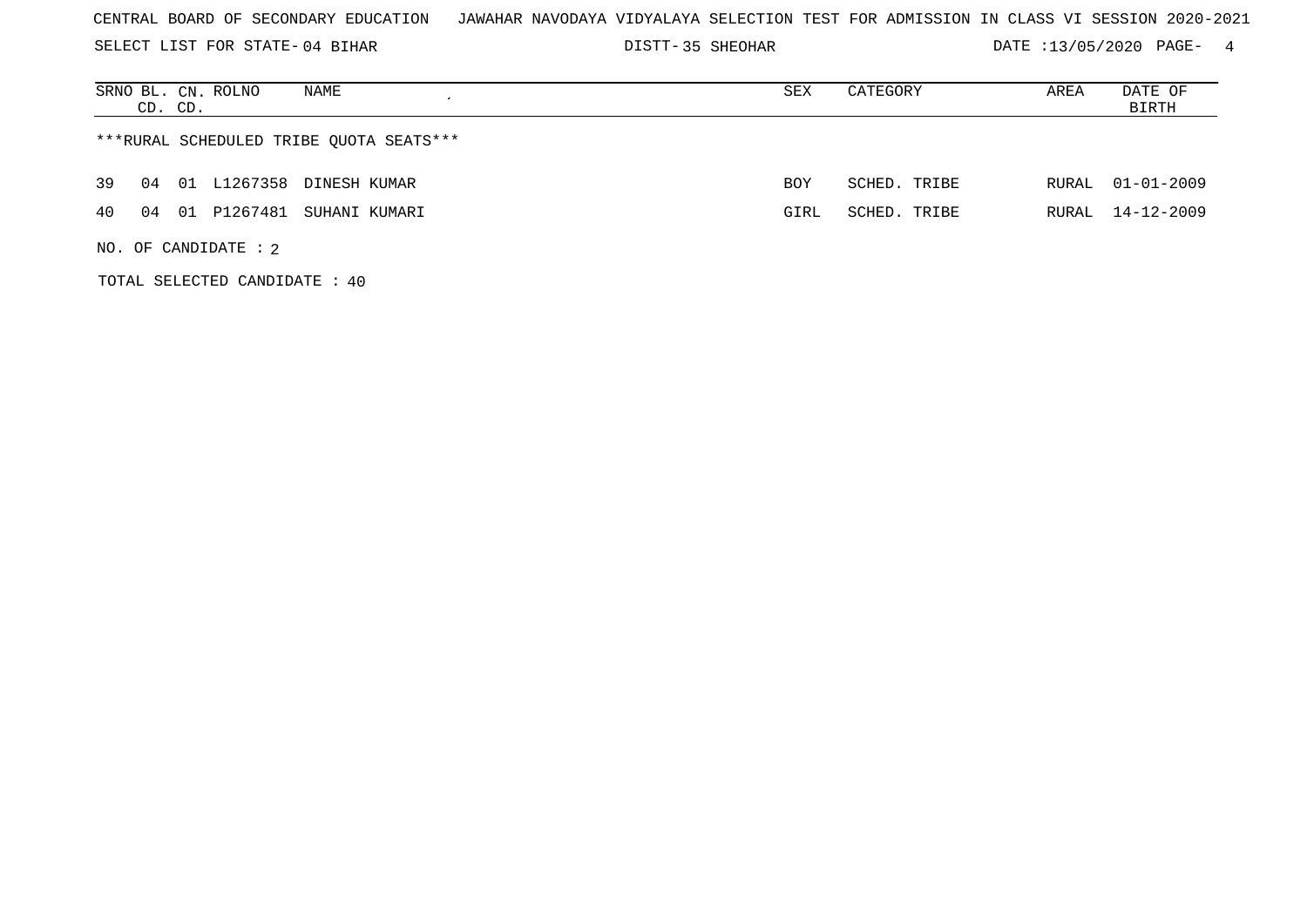CENTRAL BOARD OF SECONDARY EDUCATION JAWAHAR NAVODAYA VIDYALAYA SELECTION TEST FOR ADMISSION IN CLASS VI SESSION 2020-2021

SELECT LIST FOR STATE- 04 BIHAR DISTT- 35 SHEOHAR DATE :13/05/2020

| SRNO | BL. CD. | CN. CD. | ROLNO | NAME | SEX | CATEGORY | AREA | DATE OF BIRTH |
|---|---|---|---|---|---|---|---|---|

***RURAL SCHEDULED TRIBE QUOTA SEATS***

| SRNO | BL. CD. | CN. CD. | ROLNO | NAME | SEX | CATEGORY | AREA | DATE OF BIRTH |
|---|---|---|---|---|---|---|---|---|
| 39 | 04 | 01 | L1267358 | DINESH KUMAR | BOY | SCHED. TRIBE | RURAL | 01-01-2009 |
| 40 | 04 | 01 | P1267481 | SUHANI KUMARI | GIRL | SCHED. TRIBE | RURAL | 14-12-2009 |

NO. OF CANDIDATE : 2

TOTAL SELECTED CANDIDATE : 40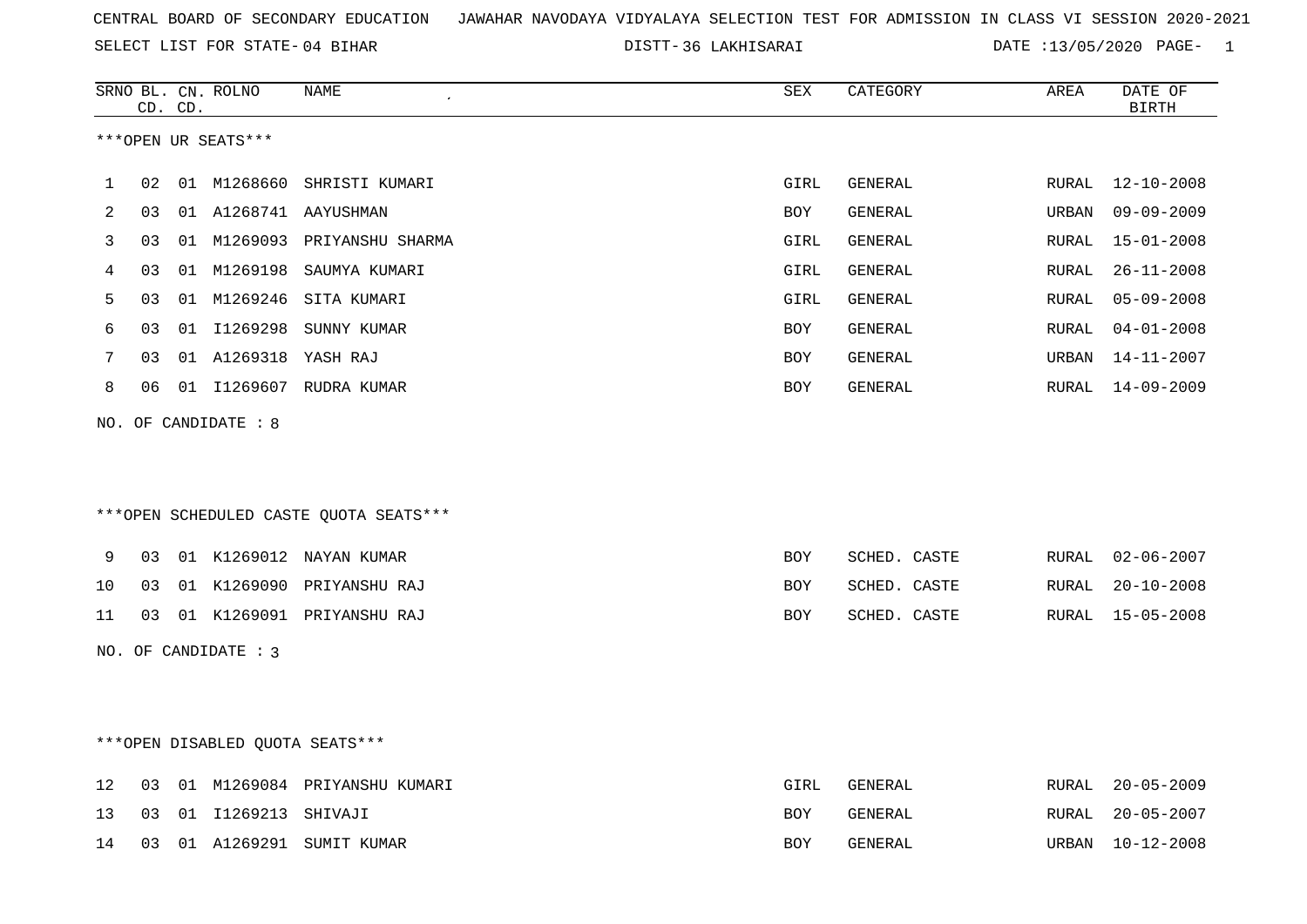CENTRAL BOARD OF SECONDARY EDUCATION JAWAHAR NAVODAYA VIDYALAYA SELECTION TEST FOR ADMISSION IN CLASS VI SESSION 2020-2021

SELECT LIST FOR STATE- 04 BIHAR DISTT- 36 LAKHISARAI DATE :13/05/2020 PAGE- 1

***OPEN UR SEATS***

| SRNO | BL. CD. | CN. CD. | ROLNO | NAME | SEX | CATEGORY | AREA | DATE OF BIRTH |
|---|---|---|---|---|---|---|---|---|
| 1 | 02 | 01 | M1268660 | SHRISTI KUMARI | GIRL | GENERAL | RURAL | 12-10-2008 |
| 2 | 03 | 01 | A1268741 | AAYUSHMAN | BOY | GENERAL | URBAN | 09-09-2009 |
| 3 | 03 | 01 | M1269093 | PRIYANSHU SHARMA | GIRL | GENERAL | RURAL | 15-01-2008 |
| 4 | 03 | 01 | M1269198 | SAUMYA KUMARI | GIRL | GENERAL | RURAL | 26-11-2008 |
| 5 | 03 | 01 | M1269246 | SITA KUMARI | GIRL | GENERAL | RURAL | 05-09-2008 |
| 6 | 03 | 01 | I1269298 | SUNNY KUMAR | BOY | GENERAL | RURAL | 04-01-2008 |
| 7 | 03 | 01 | A1269318 | YASH RAJ | BOY | GENERAL | URBAN | 14-11-2007 |
| 8 | 06 | 01 | I1269607 | RUDRA KUMAR | BOY | GENERAL | RURAL | 14-09-2009 |

NO. OF CANDIDATE : 8

***OPEN SCHEDULED CASTE QUOTA SEATS***

| SRNO | BL. CD. | CN. CD. | ROLNO | NAME | SEX | CATEGORY | AREA | DATE OF BIRTH |
|---|---|---|---|---|---|---|---|---|
| 9 | 03 | 01 | K1269012 | NAYAN KUMAR | BOY | SCHED. CASTE | RURAL | 02-06-2007 |
| 10 | 03 | 01 | K1269090 | PRIYANSHU RAJ | BOY | SCHED. CASTE | RURAL | 20-10-2008 |
| 11 | 03 | 01 | K1269091 | PRIYANSHU RAJ | BOY | SCHED. CASTE | RURAL | 15-05-2008 |

NO. OF CANDIDATE : 3

***OPEN DISABLED QUOTA SEATS***

| SRNO | BL. CD. | CN. CD. | ROLNO | NAME | SEX | CATEGORY | AREA | DATE OF BIRTH |
|---|---|---|---|---|---|---|---|---|
| 12 | 03 | 01 | M1269084 | PRIYANSHU KUMARI | GIRL | GENERAL | RURAL | 20-05-2009 |
| 13 | 03 | 01 | I1269213 | SHIVAJI | BOY | GENERAL | RURAL | 20-05-2007 |
| 14 | 03 | 01 | A1269291 | SUMIT KUMAR | BOY | GENERAL | URBAN | 10-12-2008 |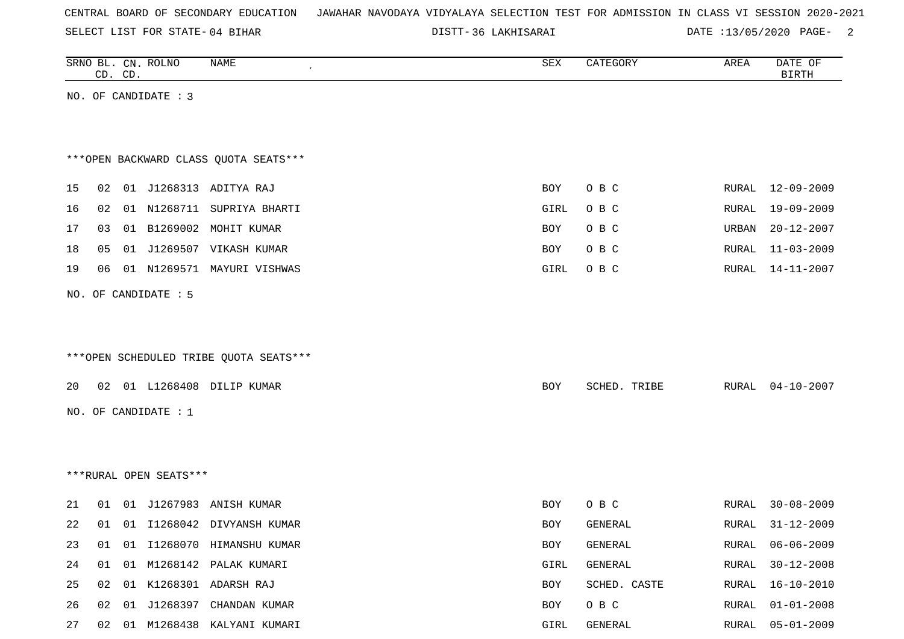CENTRAL BOARD OF SECONDARY EDUCATION JAWAHAR NAVODAYA VIDYALAYA SELECTION TEST FOR ADMISSION IN CLASS VI SESSION 2020-2021

SELECT LIST FOR STATE- 04 BIHAR DISTT- 36 LAKHISARAI DATE :13/05/2020

| SRNO | BL. CD. | CN. CD. | ROLNO | NAME | SEX | CATEGORY | AREA | DATE OF BIRTH |
|---|---|---|---|---|---|---|---|---|

NO. OF CANDIDATE : 3

***OPEN BACKWARD CLASS QUOTA SEATS***

| SRNO | BL. CD. | CN. CD. | ROLNO | NAME | SEX | CATEGORY | AREA | DATE OF BIRTH |
|---|---|---|---|---|---|---|---|---|
| 15 | 02 | 01 | J1268313 | ADITYA RAJ | BOY | O B C | RURAL | 12-09-2009 |
| 16 | 02 | 01 | N1268711 | SUPRIYA BHARTI | GIRL | O B C | RURAL | 19-09-2009 |
| 17 | 03 | 01 | B1269002 | MOHIT KUMAR | BOY | O B C | URBAN | 20-12-2007 |
| 18 | 05 | 01 | J1269507 | VIKASH KUMAR | BOY | O B C | RURAL | 11-03-2009 |
| 19 | 06 | 01 | N1269571 | MAYURI VISHWAS | GIRL | O B C | RURAL | 14-11-2007 |

NO. OF CANDIDATE : 5

***OPEN SCHEDULED TRIBE QUOTA SEATS***

| SRNO | BL. CD. | CN. CD. | ROLNO | NAME | SEX | CATEGORY | AREA | DATE OF BIRTH |
|---|---|---|---|---|---|---|---|---|
| 20 | 02 | 01 | L1268408 | DILIP KUMAR | BOY | SCHED. TRIBE | RURAL | 04-10-2007 |

NO. OF CANDIDATE : 1

***RURAL OPEN SEATS***

| SRNO | BL. CD. | CN. CD. | ROLNO | NAME | SEX | CATEGORY | AREA | DATE OF BIRTH |
|---|---|---|---|---|---|---|---|---|
| 21 | 01 | 01 | J1267983 | ANISH KUMAR | BOY | O B C | RURAL | 30-08-2009 |
| 22 | 01 | 01 | I1268042 | DIVYANSH KUMAR | BOY | GENERAL | RURAL | 31-12-2009 |
| 23 | 01 | 01 | I1268070 | HIMANSHU KUMAR | BOY | GENERAL | RURAL | 06-06-2009 |
| 24 | 01 | 01 | M1268142 | PALAK KUMARI | GIRL | GENERAL | RURAL | 30-12-2008 |
| 25 | 02 | 01 | K1268301 | ADARSH RAJ | BOY | SCHED. CASTE | RURAL | 16-10-2010 |
| 26 | 02 | 01 | J1268397 | CHANDAN KUMAR | BOY | O B C | RURAL | 01-01-2008 |
| 27 | 02 | 01 | M1268438 | KALYANI KUMARI | GIRL | GENERAL | RURAL | 05-01-2009 |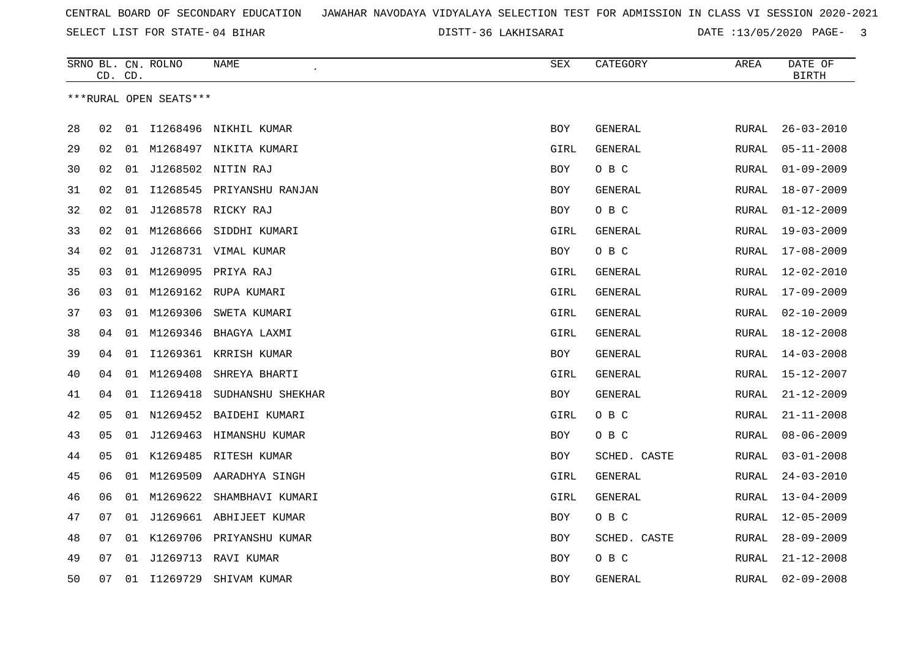CENTRAL BOARD OF SECONDARY EDUCATION JAWAHAR NAVODAYA VIDYALAYA SELECTION TEST FOR ADMISSION IN CLASS VI SESSION 2020-2021

SELECT LIST FOR STATE- 04 BIHAR DISTT- 36 LAKHISARAI DATE :13/05/2020

| SRNO | BL. CD. | CN. CD. | ROLNO | NAME | SEX | CATEGORY | AREA | DATE OF BIRTH |
|---|---|---|---|---|---|---|---|---|
| ***RURAL OPEN SEATS*** | | | | | | | | |
| 28 | 02 | 01 | I1268496 | NIKHIL KUMAR | BOY | GENERAL | RURAL | 26-03-2010 |
| 29 | 02 | 01 | M1268497 | NIKITA KUMARI | GIRL | GENERAL | RURAL | 05-11-2008 |
| 30 | 02 | 01 | J1268502 | NITIN RAJ | BOY | O B C | RURAL | 01-09-2009 |
| 31 | 02 | 01 | I1268545 | PRIYANSHU RANJAN | BOY | GENERAL | RURAL | 18-07-2009 |
| 32 | 02 | 01 | J1268578 | RICKY RAJ | BOY | O B C | RURAL | 01-12-2009 |
| 33 | 02 | 01 | M1268666 | SIDDHI KUMARI | GIRL | GENERAL | RURAL | 19-03-2009 |
| 34 | 02 | 01 | J1268731 | VIMAL KUMAR | BOY | O B C | RURAL | 17-08-2009 |
| 35 | 03 | 01 | M1269095 | PRIYA RAJ | GIRL | GENERAL | RURAL | 12-02-2010 |
| 36 | 03 | 01 | M1269162 | RUPA KUMARI | GIRL | GENERAL | RURAL | 17-09-2009 |
| 37 | 03 | 01 | M1269306 | SWETA KUMARI | GIRL | GENERAL | RURAL | 02-10-2009 |
| 38 | 04 | 01 | M1269346 | BHAGYA LAXMI | GIRL | GENERAL | RURAL | 18-12-2008 |
| 39 | 04 | 01 | I1269361 | KRRISH KUMAR | BOY | GENERAL | RURAL | 14-03-2008 |
| 40 | 04 | 01 | M1269408 | SHREYA BHARTI | GIRL | GENERAL | RURAL | 15-12-2007 |
| 41 | 04 | 01 | I1269418 | SUDHANSHU SHEKHAR | BOY | GENERAL | RURAL | 21-12-2009 |
| 42 | 05 | 01 | N1269452 | BAIDEHI KUMARI | GIRL | O B C | RURAL | 21-11-2008 |
| 43 | 05 | 01 | J1269463 | HIMANSHU KUMAR | BOY | O B C | RURAL | 08-06-2009 |
| 44 | 05 | 01 | K1269485 | RITESH KUMAR | BOY | SCHED. CASTE | RURAL | 03-01-2008 |
| 45 | 06 | 01 | M1269509 | AARADHYA SINGH | GIRL | GENERAL | RURAL | 24-03-2010 |
| 46 | 06 | 01 | M1269622 | SHAMBHAVI KUMARI | GIRL | GENERAL | RURAL | 13-04-2009 |
| 47 | 07 | 01 | J1269661 | ABHIJEET KUMAR | BOY | O B C | RURAL | 12-05-2009 |
| 48 | 07 | 01 | K1269706 | PRIYANSHU KUMAR | BOY | SCHED. CASTE | RURAL | 28-09-2009 |
| 49 | 07 | 01 | J1269713 | RAVI KUMAR | BOY | O B C | RURAL | 21-12-2008 |
| 50 | 07 | 01 | I1269729 | SHIVAM KUMAR | BOY | GENERAL | RURAL | 02-09-2008 |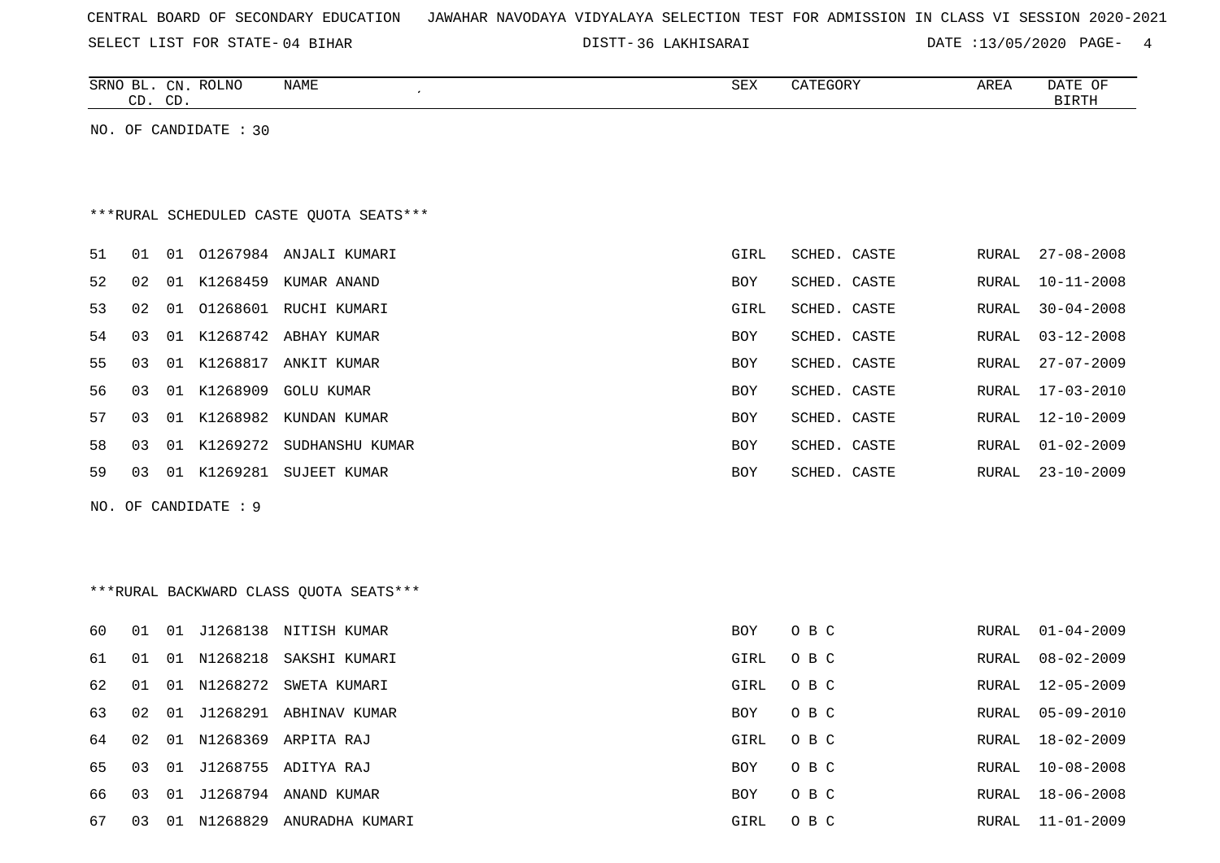CENTRAL BOARD OF SECONDARY EDUCATION JAWAHAR NAVODAYA VIDYALAYA SELECTION TEST FOR ADMISSION IN CLASS VI SESSION 2020-2021

SELECT LIST FOR STATE- 04 BIHAR DISTT- 36 LAKHISARAI DATE :13/05/2020

| SRNO | BL. CD. | CN. CD. | ROLNO | NAME | SEX | CATEGORY | AREA | DATE OF BIRTH |
|---|---|---|---|---|---|---|---|---|

NO. OF CANDIDATE : 30

***RURAL SCHEDULED CASTE QUOTA SEATS***

| SRNO | BL. CD. | CN. CD. | ROLNO | NAME | SEX | CATEGORY | AREA | DATE OF BIRTH |
|---|---|---|---|---|---|---|---|---|
| 51 | 01 | 01 | O1267984 | ANJALI KUMARI | GIRL | SCHED. CASTE | RURAL | 27-08-2008 |
| 52 | 02 | 01 | K1268459 | KUMAR ANAND | BOY | SCHED. CASTE | RURAL | 10-11-2008 |
| 53 | 02 | 01 | O1268601 | RUCHI KUMARI | GIRL | SCHED. CASTE | RURAL | 30-04-2008 |
| 54 | 03 | 01 | K1268742 | ABHAY KUMAR | BOY | SCHED. CASTE | RURAL | 03-12-2008 |
| 55 | 03 | 01 | K1268817 | ANKIT KUMAR | BOY | SCHED. CASTE | RURAL | 27-07-2009 |
| 56 | 03 | 01 | K1268909 | GOLU KUMAR | BOY | SCHED. CASTE | RURAL | 17-03-2010 |
| 57 | 03 | 01 | K1268982 | KUNDAN KUMAR | BOY | SCHED. CASTE | RURAL | 12-10-2009 |
| 58 | 03 | 01 | K1269272 | SUDHANSHU KUMAR | BOY | SCHED. CASTE | RURAL | 01-02-2009 |
| 59 | 03 | 01 | K1269281 | SUJEET KUMAR | BOY | SCHED. CASTE | RURAL | 23-10-2009 |

NO. OF CANDIDATE : 9

***RURAL BACKWARD CLASS QUOTA SEATS***

| SRNO | BL. CD. | CN. CD. | ROLNO | NAME | SEX | CATEGORY | AREA | DATE OF BIRTH |
|---|---|---|---|---|---|---|---|---|
| 60 | 01 | 01 | J1268138 | NITISH KUMAR | BOY | O B C | RURAL | 01-04-2009 |
| 61 | 01 | 01 | N1268218 | SAKSHI KUMARI | GIRL | O B C | RURAL | 08-02-2009 |
| 62 | 01 | 01 | N1268272 | SWETA KUMARI | GIRL | O B C | RURAL | 12-05-2009 |
| 63 | 02 | 01 | J1268291 | ABHINAV KUMAR | BOY | O B C | RURAL | 05-09-2010 |
| 64 | 02 | 01 | N1268369 | ARPITA RAJ | GIRL | O B C | RURAL | 18-02-2009 |
| 65 | 03 | 01 | J1268755 | ADITYA RAJ | BOY | O B C | RURAL | 10-08-2008 |
| 66 | 03 | 01 | J1268794 | ANAND KUMAR | BOY | O B C | RURAL | 18-06-2008 |
| 67 | 03 | 01 | N1268829 | ANURADHA KUMARI | GIRL | O B C | RURAL | 11-01-2009 |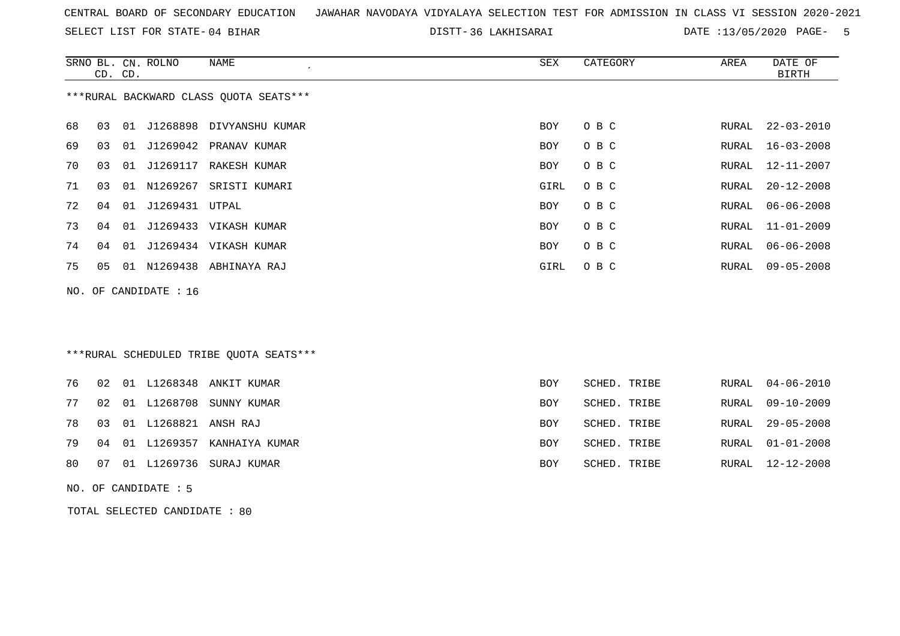CENTRAL BOARD OF SECONDARY EDUCATION JAWAHAR NAVODAYA VIDYALAYA SELECTION TEST FOR ADMISSION IN CLASS VI SESSION 2020-2021

SELECT LIST FOR STATE- 04 BIHAR DISTT- 36 LAKHISARAI DATE :13/05/2020

***RURAL BACKWARD CLASS QUOTA SEATS***

| SRNO | BL. CD. | CN. CD. | ROLNO | NAME | SEX | CATEGORY | AREA | DATE OF BIRTH |
|---|---|---|---|---|---|---|---|---|
| 68 | 03 | 01 | J1268898 | DIVYANSHU KUMAR | BOY | O B C | RURAL | 22-03-2010 |
| 69 | 03 | 01 | J1269042 | PRANAV KUMAR | BOY | O B C | RURAL | 16-03-2008 |
| 70 | 03 | 01 | J1269117 | RAKESH KUMAR | BOY | O B C | RURAL | 12-11-2007 |
| 71 | 03 | 01 | N1269267 | SRISTI KUMARI | GIRL | O B C | RURAL | 20-12-2008 |
| 72 | 04 | 01 | J1269431 | UTPAL | BOY | O B C | RURAL | 06-06-2008 |
| 73 | 04 | 01 | J1269433 | VIKASH KUMAR | BOY | O B C | RURAL | 11-01-2009 |
| 74 | 04 | 01 | J1269434 | VIKASH KUMAR | BOY | O B C | RURAL | 06-06-2008 |
| 75 | 05 | 01 | N1269438 | ABHINAYA RAJ | GIRL | O B C | RURAL | 09-05-2008 |

NO. OF CANDIDATE : 16

***RURAL SCHEDULED TRIBE QUOTA SEATS***

| SRNO | BL. CD. | CN. CD. | ROLNO | NAME | SEX | CATEGORY | AREA | DATE OF BIRTH |
|---|---|---|---|---|---|---|---|---|
| 76 | 02 | 01 | L1268348 | ANKIT KUMAR | BOY | SCHED. TRIBE | RURAL | 04-06-2010 |
| 77 | 02 | 01 | L1268708 | SUNNY KUMAR | BOY | SCHED. TRIBE | RURAL | 09-10-2009 |
| 78 | 03 | 01 | L1268821 | ANSH RAJ | BOY | SCHED. TRIBE | RURAL | 29-05-2008 |
| 79 | 04 | 01 | L1269357 | KANHAIYA KUMAR | BOY | SCHED. TRIBE | RURAL | 01-01-2008 |
| 80 | 07 | 01 | L1269736 | SURAJ KUMAR | BOY | SCHED. TRIBE | RURAL | 12-12-2008 |

NO. OF CANDIDATE : 5

TOTAL SELECTED CANDIDATE : 80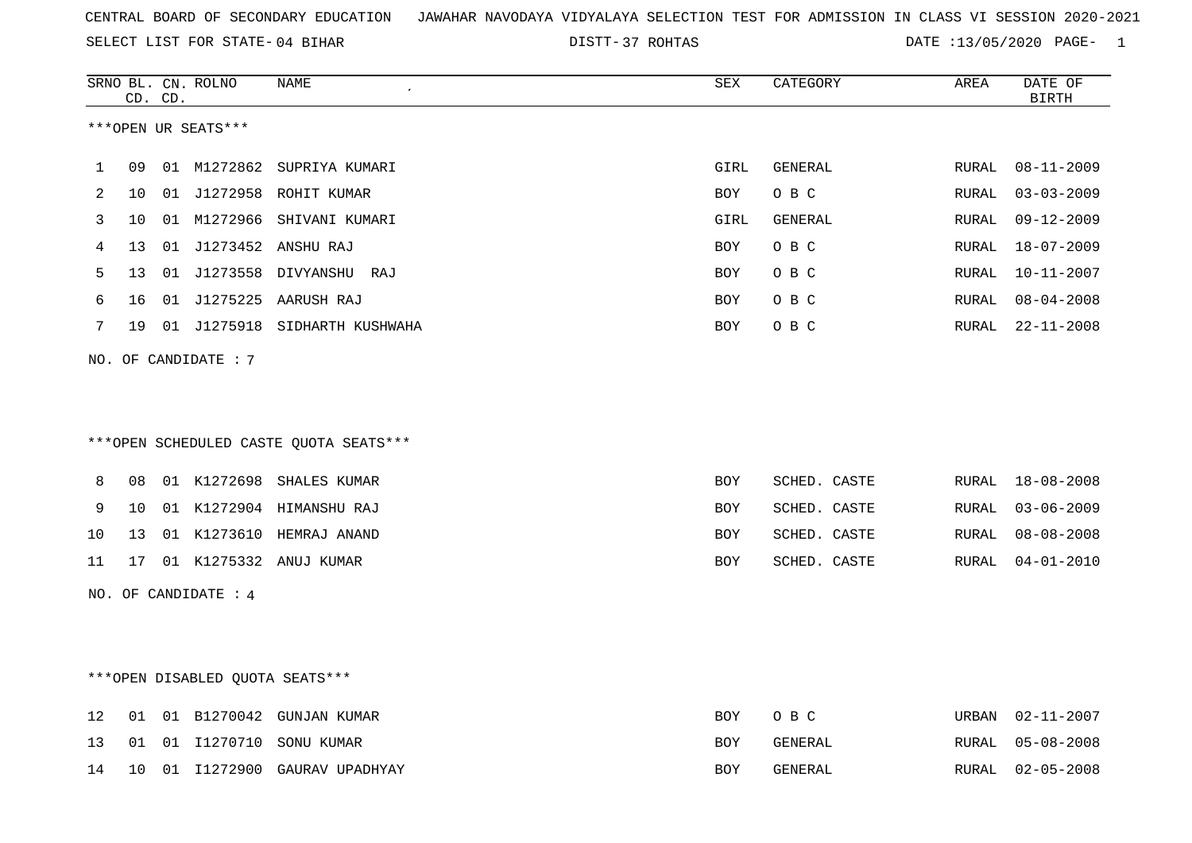CENTRAL BOARD OF SECONDARY EDUCATION JAWAHAR NAVODAYA VIDYALAYA SELECTION TEST FOR ADMISSION IN CLASS VI SESSION 2020-2021

SELECT LIST FOR STATE- 04 BIHAR DISTT- 37 ROHTAS DATE :13/05/2020

***OPEN UR SEATS***

| SRNO | BL. CD. | CN. CD. | ROLNO | NAME | SEX | CATEGORY | AREA | DATE OF BIRTH |
|---|---|---|---|---|---|---|---|---|
| 1 | 09 | 01 | M1272862 | SUPRIYA KUMARI | GIRL | GENERAL | RURAL | 08-11-2009 |
| 2 | 10 | 01 | J1272958 | ROHIT KUMAR | BOY | O B C | RURAL | 03-03-2009 |
| 3 | 10 | 01 | M1272966 | SHIVANI KUMARI | GIRL | GENERAL | RURAL | 09-12-2009 |
| 4 | 13 | 01 | J1273452 | ANSHU RAJ | BOY | O B C | RURAL | 18-07-2009 |
| 5 | 13 | 01 | J1273558 | DIVYANSHU RAJ | BOY | O B C | RURAL | 10-11-2007 |
| 6 | 16 | 01 | J1275225 | AARUSH RAJ | BOY | O B C | RURAL | 08-04-2008 |
| 7 | 19 | 01 | J1275918 | SIDHARTH KUSHWAHA | BOY | O B C | RURAL | 22-11-2008 |

NO. OF CANDIDATE : 7

***OPEN SCHEDULED CASTE QUOTA SEATS***

| SRNO | BL. CD. | CN. CD. | ROLNO | NAME | SEX | CATEGORY | AREA | DATE OF BIRTH |
|---|---|---|---|---|---|---|---|---|
| 8 | 08 | 01 | K1272698 | SHALES KUMAR | BOY | SCHED. CASTE | RURAL | 18-08-2008 |
| 9 | 10 | 01 | K1272904 | HIMANSHU RAJ | BOY | SCHED. CASTE | RURAL | 03-06-2009 |
| 10 | 13 | 01 | K1273610 | HEMRAJ ANAND | BOY | SCHED. CASTE | RURAL | 08-08-2008 |
| 11 | 17 | 01 | K1275332 | ANUJ KUMAR | BOY | SCHED. CASTE | RURAL | 04-01-2010 |

NO. OF CANDIDATE : 4

***OPEN DISABLED QUOTA SEATS***

| SRNO | BL. CD. | CN. CD. | ROLNO | NAME | SEX | CATEGORY | AREA | DATE OF BIRTH |
|---|---|---|---|---|---|---|---|---|
| 12 | 01 | 01 | B1270042 | GUNJAN KUMAR | BOY | O B C | URBAN | 02-11-2007 |
| 13 | 01 | 01 | I1270710 | SONU KUMAR | BOY | GENERAL | RURAL | 05-08-2008 |
| 14 | 10 | 01 | I1272900 | GAURAV UPADHYAY | BOY | GENERAL | RURAL | 02-05-2008 |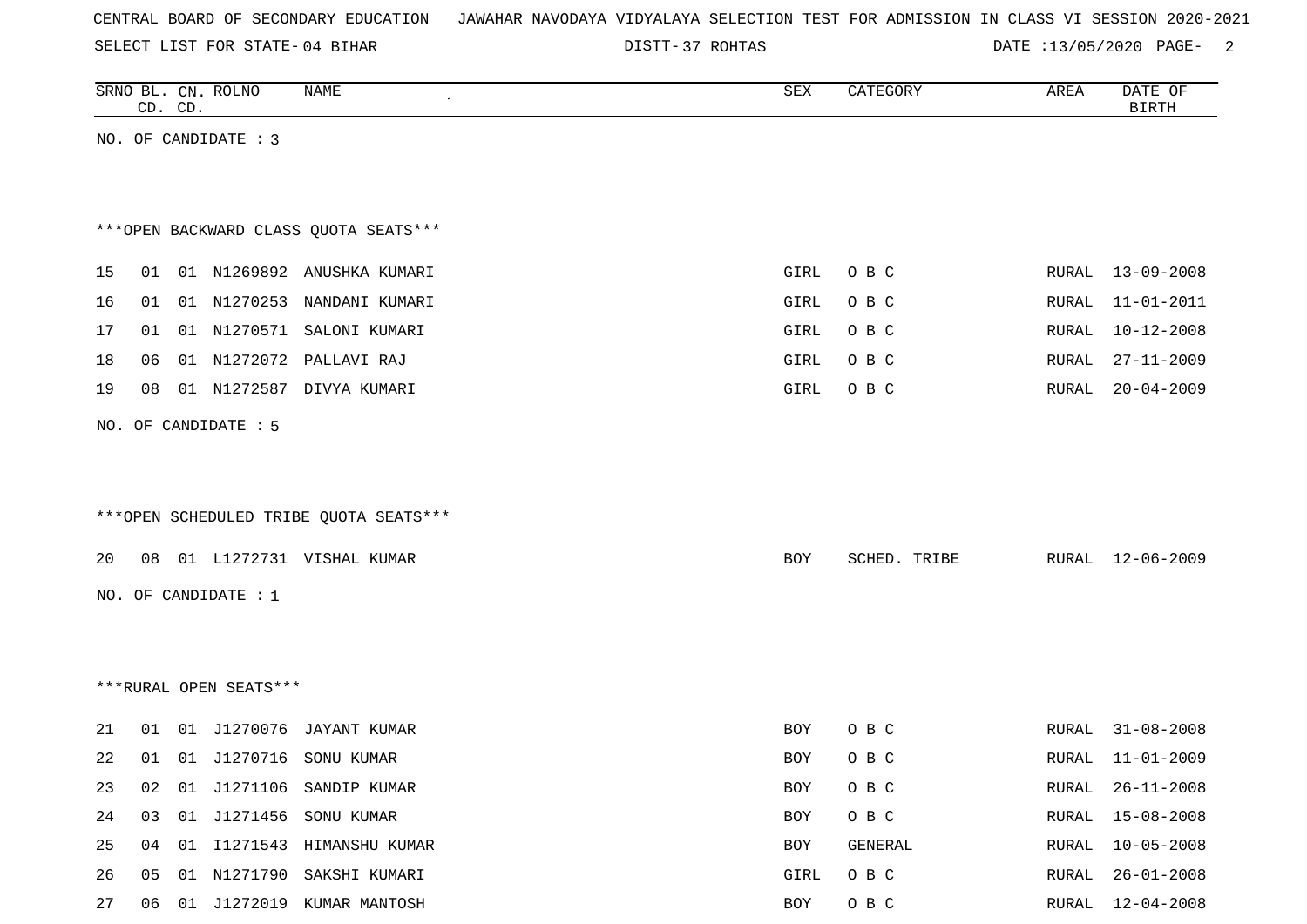CENTRAL BOARD OF SECONDARY EDUCATION JAWAHAR NAVODAYA VIDYALAYA SELECTION TEST FOR ADMISSION IN CLASS VI SESSION 2020-2021

SELECT LIST FOR STATE- 04 BIHAR DISTT- 37 ROHTAS DATE :13/05/2020

| SRNO | BL. CD. | CN. CD. | ROLNO | NAME | SEX | CATEGORY | AREA | DATE OF BIRTH |
|---|---|---|---|---|---|---|---|---|

NO. OF CANDIDATE : 3

***OPEN BACKWARD CLASS QUOTA SEATS***

| SRNO | BL. CD. | CN. CD. | ROLNO | NAME | SEX | CATEGORY | AREA | DATE OF BIRTH |
|---|---|---|---|---|---|---|---|---|
| 15 | 01 | 01 | N1269892 | ANUSHKA KUMARI | GIRL | O B C | RURAL | 13-09-2008 |
| 16 | 01 | 01 | N1270253 | NANDANI KUMARI | GIRL | O B C | RURAL | 11-01-2011 |
| 17 | 01 | 01 | N1270571 | SALONI KUMARI | GIRL | O B C | RURAL | 10-12-2008 |
| 18 | 06 | 01 | N1272072 | PALLAVI RAJ | GIRL | O B C | RURAL | 27-11-2009 |
| 19 | 08 | 01 | N1272587 | DIVYA KUMARI | GIRL | O B C | RURAL | 20-04-2009 |

NO. OF CANDIDATE : 5

***OPEN SCHEDULED TRIBE QUOTA SEATS***

| SRNO | BL. CD. | CN. CD. | ROLNO | NAME | SEX | CATEGORY | AREA | DATE OF BIRTH |
|---|---|---|---|---|---|---|---|---|
| 20 | 08 | 01 | L1272731 | VISHAL KUMAR | BOY | SCHED. TRIBE | RURAL | 12-06-2009 |

NO. OF CANDIDATE : 1

***RURAL OPEN SEATS***

| SRNO | BL. CD. | CN. CD. | ROLNO | NAME | SEX | CATEGORY | AREA | DATE OF BIRTH |
|---|---|---|---|---|---|---|---|---|
| 21 | 01 | 01 | J1270076 | JAYANT KUMAR | BOY | O B C | RURAL | 31-08-2008 |
| 22 | 01 | 01 | J1270716 | SONU KUMAR | BOY | O B C | RURAL | 11-01-2009 |
| 23 | 02 | 01 | J1271106 | SANDIP KUMAR | BOY | O B C | RURAL | 26-11-2008 |
| 24 | 03 | 01 | J1271456 | SONU KUMAR | BOY | O B C | RURAL | 15-08-2008 |
| 25 | 04 | 01 | I1271543 | HIMANSHU KUMAR | BOY | GENERAL | RURAL | 10-05-2008 |
| 26 | 05 | 01 | N1271790 | SAKSHI KUMARI | GIRL | O B C | RURAL | 26-01-2008 |
| 27 | 06 | 01 | J1272019 | KUMAR MANTOSH | BOY | O B C | RURAL | 12-04-2008 |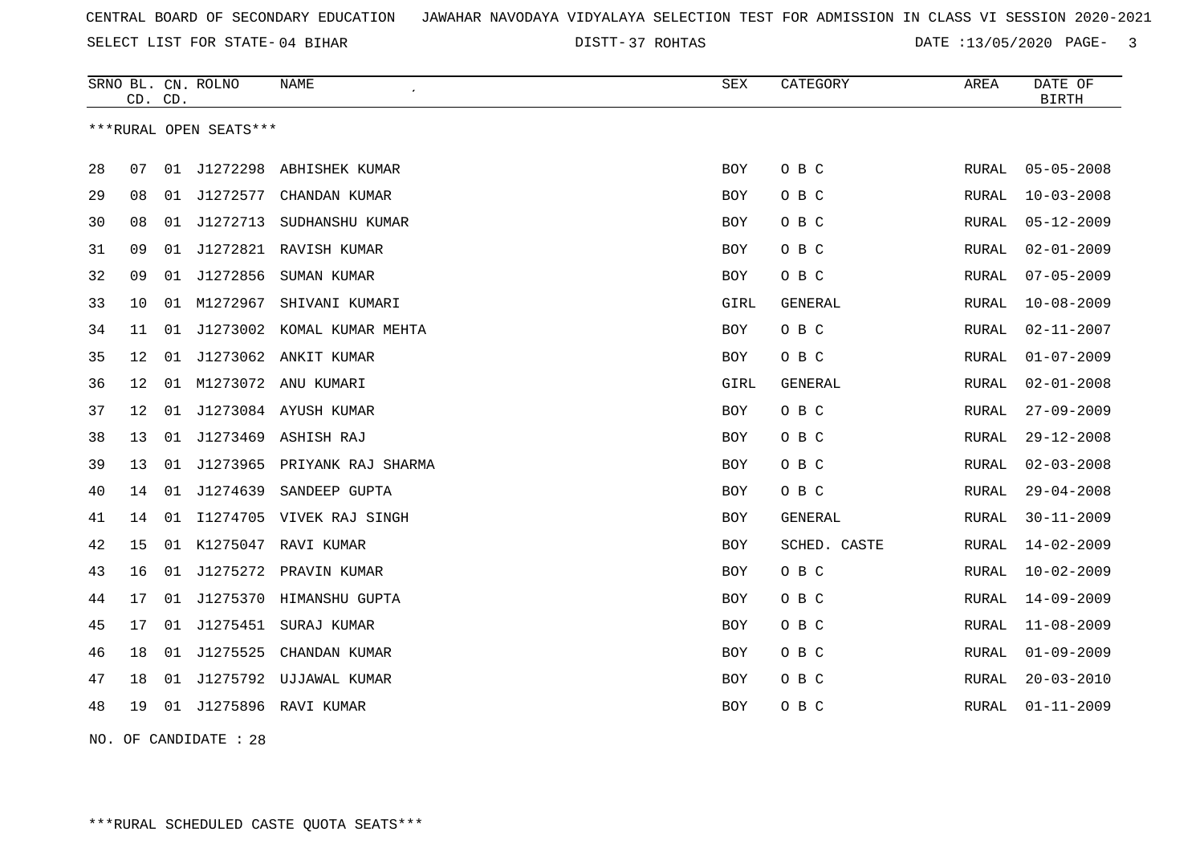CENTRAL BOARD OF SECONDARY EDUCATION   JAWAHAR NAVODAYA VIDYALAYA SELECTION TEST FOR ADMISSION IN CLASS VI SESSION 2020-2021

SELECT LIST FOR STATE- 04 BIHAR   DISTT- 37 ROHTAS   DATE :13/05/2020

***RURAL OPEN SEATS***

| SRNO | BL. CD. | CN. CD. | ROLNO | NAME | SEX | CATEGORY | AREA | DATE OF BIRTH |
|---|---|---|---|---|---|---|---|---|
| 28 | 07 | 01 | J1272298 | ABHISHEK KUMAR | BOY | O B C | RURAL | 05-05-2008 |
| 29 | 08 | 01 | J1272577 | CHANDAN KUMAR | BOY | O B C | RURAL | 10-03-2008 |
| 30 | 08 | 01 | J1272713 | SUDHANSHU KUMAR | BOY | O B C | RURAL | 05-12-2009 |
| 31 | 09 | 01 | J1272821 | RAVISH KUMAR | BOY | O B C | RURAL | 02-01-2009 |
| 32 | 09 | 01 | J1272856 | SUMAN KUMAR | BOY | O B C | RURAL | 07-05-2009 |
| 33 | 10 | 01 | M1272967 | SHIVANI KUMARI | GIRL | GENERAL | RURAL | 10-08-2009 |
| 34 | 11 | 01 | J1273002 | KOMAL KUMAR MEHTA | BOY | O B C | RURAL | 02-11-2007 |
| 35 | 12 | 01 | J1273062 | ANKIT KUMAR | BOY | O B C | RURAL | 01-07-2009 |
| 36 | 12 | 01 | M1273072 | ANU KUMARI | GIRL | GENERAL | RURAL | 02-01-2008 |
| 37 | 12 | 01 | J1273084 | AYUSH KUMAR | BOY | O B C | RURAL | 27-09-2009 |
| 38 | 13 | 01 | J1273469 | ASHISH RAJ | BOY | O B C | RURAL | 29-12-2008 |
| 39 | 13 | 01 | J1273965 | PRIYANK RAJ SHARMA | BOY | O B C | RURAL | 02-03-2008 |
| 40 | 14 | 01 | J1274639 | SANDEEP GUPTA | BOY | O B C | RURAL | 29-04-2008 |
| 41 | 14 | 01 | I1274705 | VIVEK RAJ SINGH | BOY | GENERAL | RURAL | 30-11-2009 |
| 42 | 15 | 01 | K1275047 | RAVI KUMAR | BOY | SCHED. CASTE | RURAL | 14-02-2009 |
| 43 | 16 | 01 | J1275272 | PRAVIN KUMAR | BOY | O B C | RURAL | 10-02-2009 |
| 44 | 17 | 01 | J1275370 | HIMANSHU GUPTA | BOY | O B C | RURAL | 14-09-2009 |
| 45 | 17 | 01 | J1275451 | SURAJ KUMAR | BOY | O B C | RURAL | 11-08-2009 |
| 46 | 18 | 01 | J1275525 | CHANDAN KUMAR | BOY | O B C | RURAL | 01-09-2009 |
| 47 | 18 | 01 | J1275792 | UJJAWAL KUMAR | BOY | O B C | RURAL | 20-03-2010 |
| 48 | 19 | 01 | J1275896 | RAVI KUMAR | BOY | O B C | RURAL | 01-11-2009 |

NO. OF CANDIDATE : 28

***RURAL SCHEDULED CASTE QUOTA SEATS***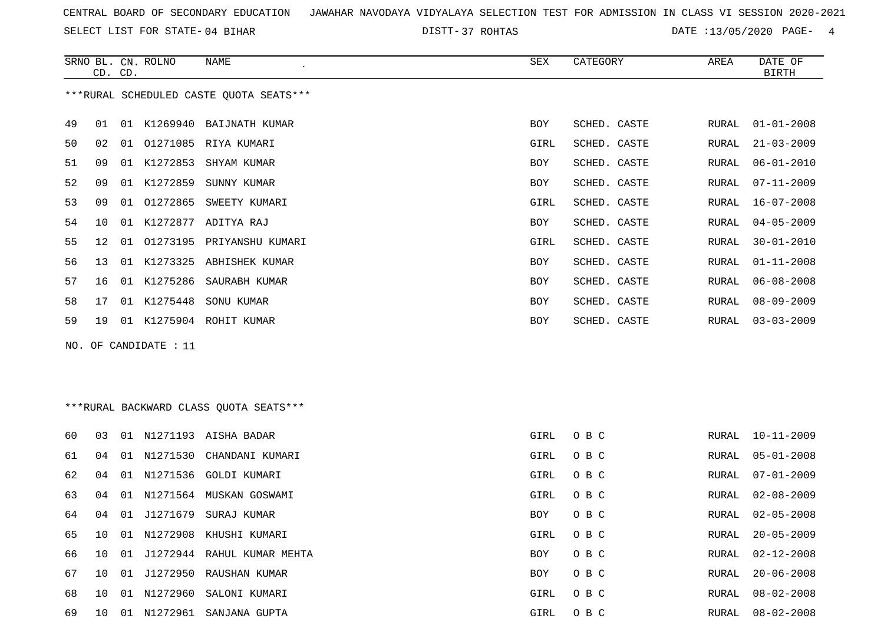CENTRAL BOARD OF SECONDARY EDUCATION JAWAHAR NAVODAYA VIDYALAYA SELECTION TEST FOR ADMISSION IN CLASS VI SESSION 2020-2021

SELECT LIST FOR STATE- 04 BIHAR DISTT- 37 ROHTAS DATE :13/05/2020

***RURAL SCHEDULED CASTE QUOTA SEATS***

| SRNO | BL. CD. | CN. CD. | ROLNO | NAME | SEX | CATEGORY | AREA | DATE OF BIRTH |
|---|---|---|---|---|---|---|---|---|
| 49 | 01 | 01 | K1269940 | BAIJNATH KUMAR | BOY | SCHED. CASTE | RURAL | 01-01-2008 |
| 50 | 02 | 01 | O1271085 | RIYA KUMARI | GIRL | SCHED. CASTE | RURAL | 21-03-2009 |
| 51 | 09 | 01 | K1272853 | SHYAM KUMAR | BOY | SCHED. CASTE | RURAL | 06-01-2010 |
| 52 | 09 | 01 | K1272859 | SUNNY KUMAR | BOY | SCHED. CASTE | RURAL | 07-11-2009 |
| 53 | 09 | 01 | O1272865 | SWEETY KUMARI | GIRL | SCHED. CASTE | RURAL | 16-07-2008 |
| 54 | 10 | 01 | K1272877 | ADITYA RAJ | BOY | SCHED. CASTE | RURAL | 04-05-2009 |
| 55 | 12 | 01 | O1273195 | PRIYANSHU KUMARI | GIRL | SCHED. CASTE | RURAL | 30-01-2010 |
| 56 | 13 | 01 | K1273325 | ABHISHEK KUMAR | BOY | SCHED. CASTE | RURAL | 01-11-2008 |
| 57 | 16 | 01 | K1275286 | SAURABH KUMAR | BOY | SCHED. CASTE | RURAL | 06-08-2008 |
| 58 | 17 | 01 | K1275448 | SONU KUMAR | BOY | SCHED. CASTE | RURAL | 08-09-2009 |
| 59 | 19 | 01 | K1275904 | ROHIT KUMAR | BOY | SCHED. CASTE | RURAL | 03-03-2009 |

NO. OF CANDIDATE : 11

***RURAL BACKWARD CLASS QUOTA SEATS***

| SRNO | BL. CD. | CN. CD. | ROLNO | NAME | SEX | CATEGORY | AREA | DATE OF BIRTH |
|---|---|---|---|---|---|---|---|---|
| 60 | 03 | 01 | N1271193 | AISHA BADAR | GIRL | O B C | RURAL | 10-11-2009 |
| 61 | 04 | 01 | N1271530 | CHANDANI KUMARI | GIRL | O B C | RURAL | 05-01-2008 |
| 62 | 04 | 01 | N1271536 | GOLDI KUMARI | GIRL | O B C | RURAL | 07-01-2009 |
| 63 | 04 | 01 | N1271564 | MUSKAN GOSWAMI | GIRL | O B C | RURAL | 02-08-2009 |
| 64 | 04 | 01 | J1271679 | SURAJ KUMAR | BOY | O B C | RURAL | 02-05-2008 |
| 65 | 10 | 01 | N1272908 | KHUSHI KUMARI | GIRL | O B C | RURAL | 20-05-2009 |
| 66 | 10 | 01 | J1272944 | RAHUL KUMAR MEHTA | BOY | O B C | RURAL | 02-12-2008 |
| 67 | 10 | 01 | J1272950 | RAUSHAN KUMAR | BOY | O B C | RURAL | 20-06-2008 |
| 68 | 10 | 01 | N1272960 | SALONI KUMARI | GIRL | O B C | RURAL | 08-02-2008 |
| 69 | 10 | 01 | N1272961 | SANJANA GUPTA | GIRL | O B C | RURAL | 08-02-2008 |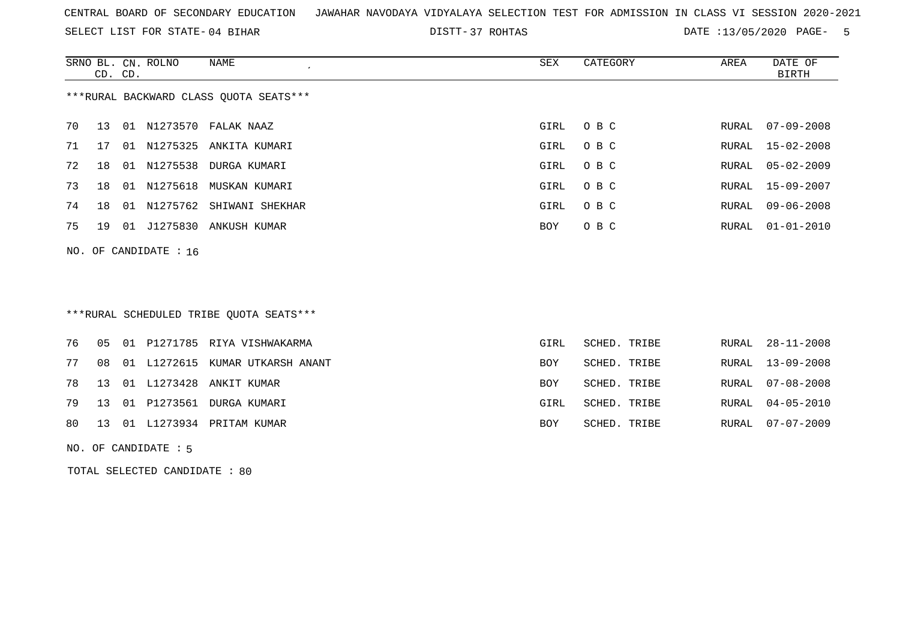CENTRAL BOARD OF SECONDARY EDUCATION JAWAHAR NAVODAYA VIDYALAYA SELECTION TEST FOR ADMISSION IN CLASS VI SESSION 2020-2021

SELECT LIST FOR STATE- 04 BIHAR DISTT- 37 ROHTAS DATE :13/05/2020

***RURAL BACKWARD CLASS QUOTA SEATS***

| SRNO | BL. CD. | CN. CD. | ROLNO | NAME | SEX | CATEGORY | AREA | DATE OF BIRTH |
|---|---|---|---|---|---|---|---|---|
| 70 | 13 | 01 | N1273570 | FALAK NAAZ | GIRL | O B C | RURAL | 07-09-2008 |
| 71 | 17 | 01 | N1275325 | ANKITA KUMARI | GIRL | O B C | RURAL | 15-02-2008 |
| 72 | 18 | 01 | N1275538 | DURGA KUMARI | GIRL | O B C | RURAL | 05-02-2009 |
| 73 | 18 | 01 | N1275618 | MUSKAN KUMARI | GIRL | O B C | RURAL | 15-09-2007 |
| 74 | 18 | 01 | N1275762 | SHIWANI SHEKHAR | GIRL | O B C | RURAL | 09-06-2008 |
| 75 | 19 | 01 | J1275830 | ANKUSH KUMAR | BOY | O B C | RURAL | 01-01-2010 |

NO. OF CANDIDATE : 16

***RURAL SCHEDULED TRIBE QUOTA SEATS***

| SRNO | BL. CD. | CN. CD. | ROLNO | NAME | SEX | CATEGORY | AREA | DATE OF BIRTH |
|---|---|---|---|---|---|---|---|---|
| 76 | 05 | 01 | P1271785 | RIYA VISHWAKARMA | GIRL | SCHED. TRIBE | RURAL | 28-11-2008 |
| 77 | 08 | 01 | L1272615 | KUMAR UTKARSH ANANT | BOY | SCHED. TRIBE | RURAL | 13-09-2008 |
| 78 | 13 | 01 | L1273428 | ANKIT KUMAR | BOY | SCHED. TRIBE | RURAL | 07-08-2008 |
| 79 | 13 | 01 | P1273561 | DURGA KUMARI | GIRL | SCHED. TRIBE | RURAL | 04-05-2010 |
| 80 | 13 | 01 | L1273934 | PRITAM KUMAR | BOY | SCHED. TRIBE | RURAL | 07-07-2009 |

NO. OF CANDIDATE : 5

TOTAL SELECTED CANDIDATE : 80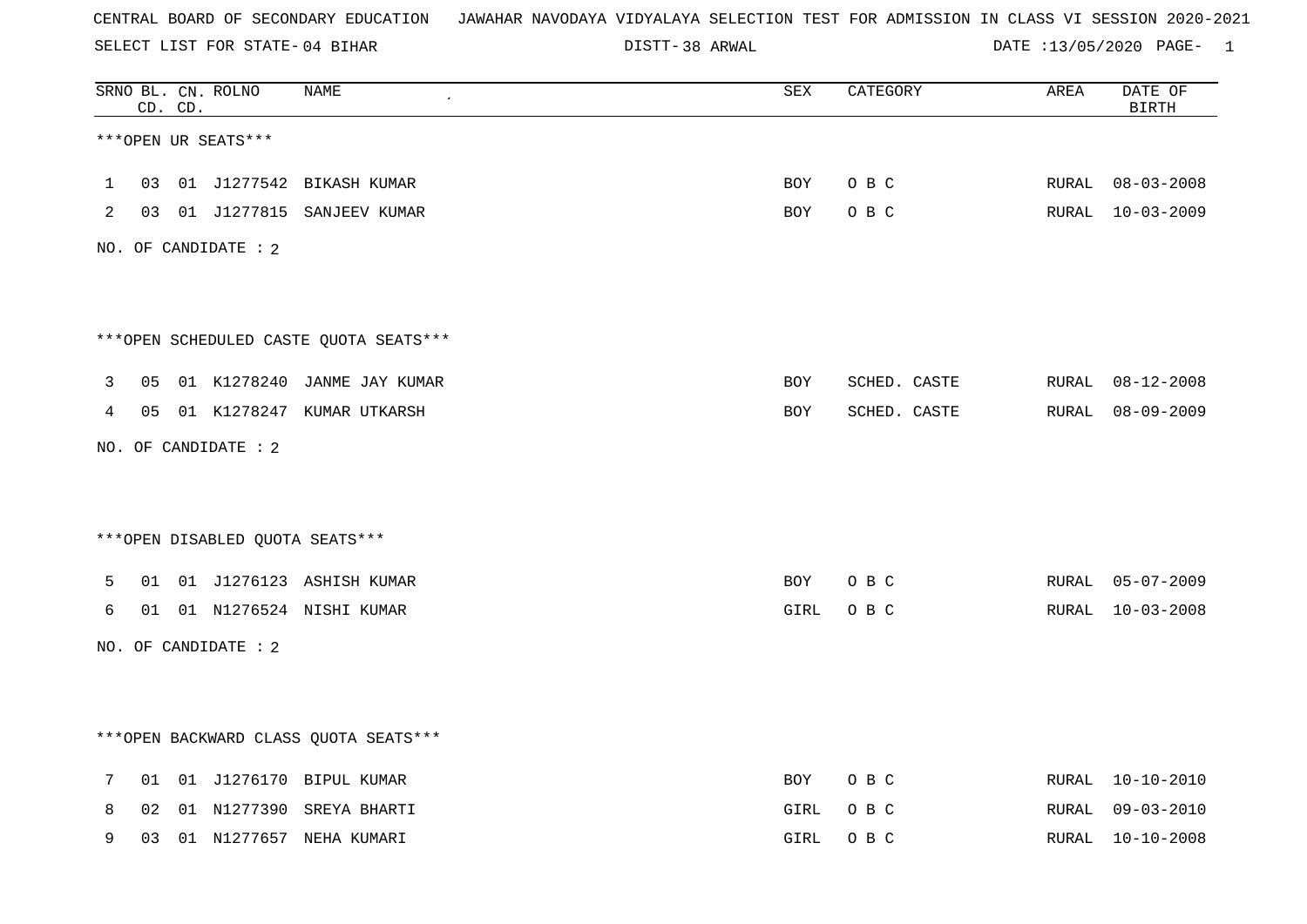CENTRAL BOARD OF SECONDARY EDUCATION JAWAHAR NAVODAYA VIDYALAYA SELECTION TEST FOR ADMISSION IN CLASS VI SESSION 2020-2021

SELECT LIST FOR STATE- 04 BIHAR DISTT- 38 ARWAL DATE :13/05/2020

***OPEN UR SEATS***

| SRNO | BL. CD. | CN. CD. | ROLNO | NAME | SEX | CATEGORY | AREA | DATE OF BIRTH |
|---|---|---|---|---|---|---|---|---|
| 1 | 03 | 01 | J1277542 | BIKASH KUMAR | BOY | O B C | RURAL | 08-03-2008 |
| 2 | 03 | 01 | J1277815 | SANJEEV KUMAR | BOY | O B C | RURAL | 10-03-2009 |

NO. OF CANDIDATE : 2

***OPEN SCHEDULED CASTE QUOTA SEATS***

| SRNO | BL. CD. | CN. CD. | ROLNO | NAME | SEX | CATEGORY | AREA | DATE OF BIRTH |
|---|---|---|---|---|---|---|---|---|
| 3 | 05 | 01 | K1278240 | JANME JAY KUMAR | BOY | SCHED. CASTE | RURAL | 08-12-2008 |
| 4 | 05 | 01 | K1278247 | KUMAR UTKARSH | BOY | SCHED. CASTE | RURAL | 08-09-2009 |

NO. OF CANDIDATE : 2

***OPEN DISABLED QUOTA SEATS***

| SRNO | BL. CD. | CN. CD. | ROLNO | NAME | SEX | CATEGORY | AREA | DATE OF BIRTH |
|---|---|---|---|---|---|---|---|---|
| 5 | 01 | 01 | J1276123 | ASHISH KUMAR | BOY | O B C | RURAL | 05-07-2009 |
| 6 | 01 | 01 | N1276524 | NISHI KUMAR | GIRL | O B C | RURAL | 10-03-2008 |

NO. OF CANDIDATE : 2

***OPEN BACKWARD CLASS QUOTA SEATS***

| SRNO | BL. CD. | CN. CD. | ROLNO | NAME | SEX | CATEGORY | AREA | DATE OF BIRTH |
|---|---|---|---|---|---|---|---|---|
| 7 | 01 | 01 | J1276170 | BIPUL KUMAR | BOY | O B C | RURAL | 10-10-2010 |
| 8 | 02 | 01 | N1277390 | SREYA BHARTI | GIRL | O B C | RURAL | 09-03-2010 |
| 9 | 03 | 01 | N1277657 | NEHA KUMARI | GIRL | O B C | RURAL | 10-10-2008 |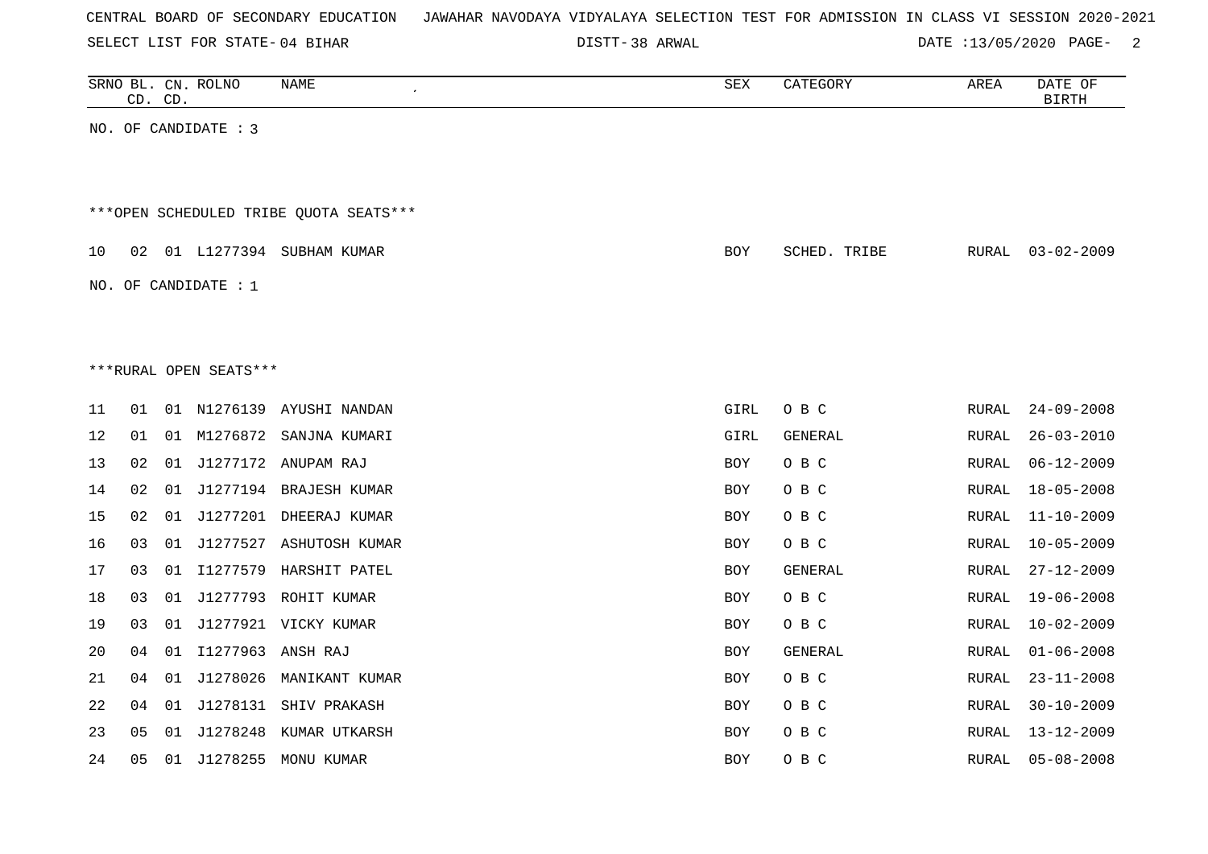CENTRAL BOARD OF SECONDARY EDUCATION   JAWAHAR NAVODAYA VIDYALAYA SELECTION TEST FOR ADMISSION IN CLASS VI SESSION 2020-2021

SELECT LIST FOR STATE- 04 BIHAR   DISTT- 38 ARWAL   DATE :13/05/2020

NO. OF CANDIDATE : 3

***OPEN SCHEDULED TRIBE QUOTA SEATS***

| SRNO | BL. CD. | CN. CD. | ROLNO | NAME | SEX | CATEGORY | AREA | DATE OF BIRTH |
|---|---|---|---|---|---|---|---|---|
| 10 | 02 | 01 | L1277394 | SUBHAM KUMAR | BOY | SCHED. TRIBE | RURAL | 03-02-2009 |

NO. OF CANDIDATE : 1

***RURAL OPEN SEATS***

| SRNO | BL. CD. | CN. CD. | ROLNO | NAME | SEX | CATEGORY | AREA | DATE OF BIRTH |
|---|---|---|---|---|---|---|---|---|
| 11 | 01 | 01 | N1276139 | AYUSHI NANDAN | GIRL | O B C | RURAL | 24-09-2008 |
| 12 | 01 | 01 | M1276872 | SANJNA KUMARI | GIRL | GENERAL | RURAL | 26-03-2010 |
| 13 | 02 | 01 | J1277172 | ANUPAM RAJ | BOY | O B C | RURAL | 06-12-2009 |
| 14 | 02 | 01 | J1277194 | BRAJESH KUMAR | BOY | O B C | RURAL | 18-05-2008 |
| 15 | 02 | 01 | J1277201 | DHEERAJ KUMAR | BOY | O B C | RURAL | 11-10-2009 |
| 16 | 03 | 01 | J1277527 | ASHUTOSH KUMAR | BOY | O B C | RURAL | 10-05-2009 |
| 17 | 03 | 01 | I1277579 | HARSHIT PATEL | BOY | GENERAL | RURAL | 27-12-2009 |
| 18 | 03 | 01 | J1277793 | ROHIT KUMAR | BOY | O B C | RURAL | 19-06-2008 |
| 19 | 03 | 01 | J1277921 | VICKY KUMAR | BOY | O B C | RURAL | 10-02-2009 |
| 20 | 04 | 01 | I1277963 | ANSH RAJ | BOY | GENERAL | RURAL | 01-06-2008 |
| 21 | 04 | 01 | J1278026 | MANIKANT KUMAR | BOY | O B C | RURAL | 23-11-2008 |
| 22 | 04 | 01 | J1278131 | SHIV PRAKASH | BOY | O B C | RURAL | 30-10-2009 |
| 23 | 05 | 01 | J1278248 | KUMAR UTKARSH | BOY | O B C | RURAL | 13-12-2009 |
| 24 | 05 | 01 | J1278255 | MONU KUMAR | BOY | O B C | RURAL | 05-08-2008 |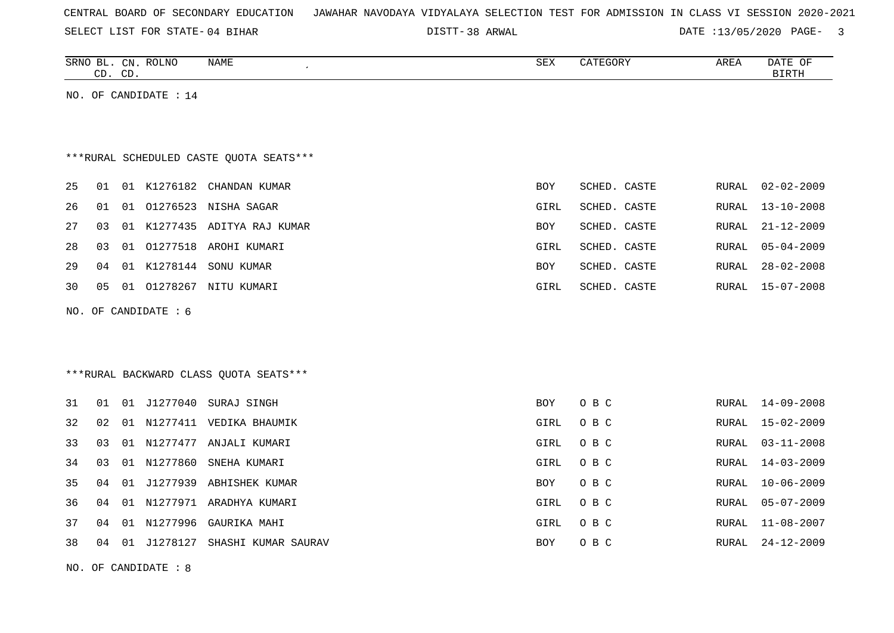CENTRAL BOARD OF SECONDARY EDUCATION   JAWAHAR NAVODAYA VIDYALAYA SELECTION TEST FOR ADMISSION IN CLASS VI SESSION 2020-2021

SELECT LIST FOR STATE- 04 BIHAR   DISTT- 38 ARWAL   DATE :13/05/2020

NO. OF CANDIDATE : 14

***RURAL SCHEDULED CASTE QUOTA SEATS***

| SRNO | BL. CD. | CN. CD. | ROLNO | NAME | SEX | CATEGORY | AREA | DATE OF BIRTH |
|---|---|---|---|---|---|---|---|---|
| 25 | 01 | 01 | K1276182 | CHANDAN KUMAR | BOY | SCHED. CASTE | RURAL | 02-02-2009 |
| 26 | 01 | 01 | O1276523 | NISHA SAGAR | GIRL | SCHED. CASTE | RURAL | 13-10-2008 |
| 27 | 03 | 01 | K1277435 | ADITYA RAJ KUMAR | BOY | SCHED. CASTE | RURAL | 21-12-2009 |
| 28 | 03 | 01 | O1277518 | AROHI KUMARI | GIRL | SCHED. CASTE | RURAL | 05-04-2009 |
| 29 | 04 | 01 | K1278144 | SONU KUMAR | BOY | SCHED. CASTE | RURAL | 28-02-2008 |
| 30 | 05 | 01 | O1278267 | NITU KUMARI | GIRL | SCHED. CASTE | RURAL | 15-07-2008 |

NO. OF CANDIDATE : 6

***RURAL BACKWARD CLASS QUOTA SEATS***

| SRNO | BL. CD. | CN. CD. | ROLNO | NAME | SEX | CATEGORY | AREA | DATE OF BIRTH |
|---|---|---|---|---|---|---|---|---|
| 31 | 01 | 01 | J1277040 | SURAJ SINGH | BOY | O B C | RURAL | 14-09-2008 |
| 32 | 02 | 01 | N1277411 | VEDIKA BHAUMIK | GIRL | O B C | RURAL | 15-02-2009 |
| 33 | 03 | 01 | N1277477 | ANJALI KUMARI | GIRL | O B C | RURAL | 03-11-2008 |
| 34 | 03 | 01 | N1277860 | SNEHA KUMARI | GIRL | O B C | RURAL | 14-03-2009 |
| 35 | 04 | 01 | J1277939 | ABHISHEK KUMAR | BOY | O B C | RURAL | 10-06-2009 |
| 36 | 04 | 01 | N1277971 | ARADHYA KUMARI | GIRL | O B C | RURAL | 05-07-2009 |
| 37 | 04 | 01 | N1277996 | GAURIKA MAHI | GIRL | O B C | RURAL | 11-08-2007 |
| 38 | 04 | 01 | J1278127 | SHASHI KUMAR SAURAV | BOY | O B C | RURAL | 24-12-2009 |

NO. OF CANDIDATE : 8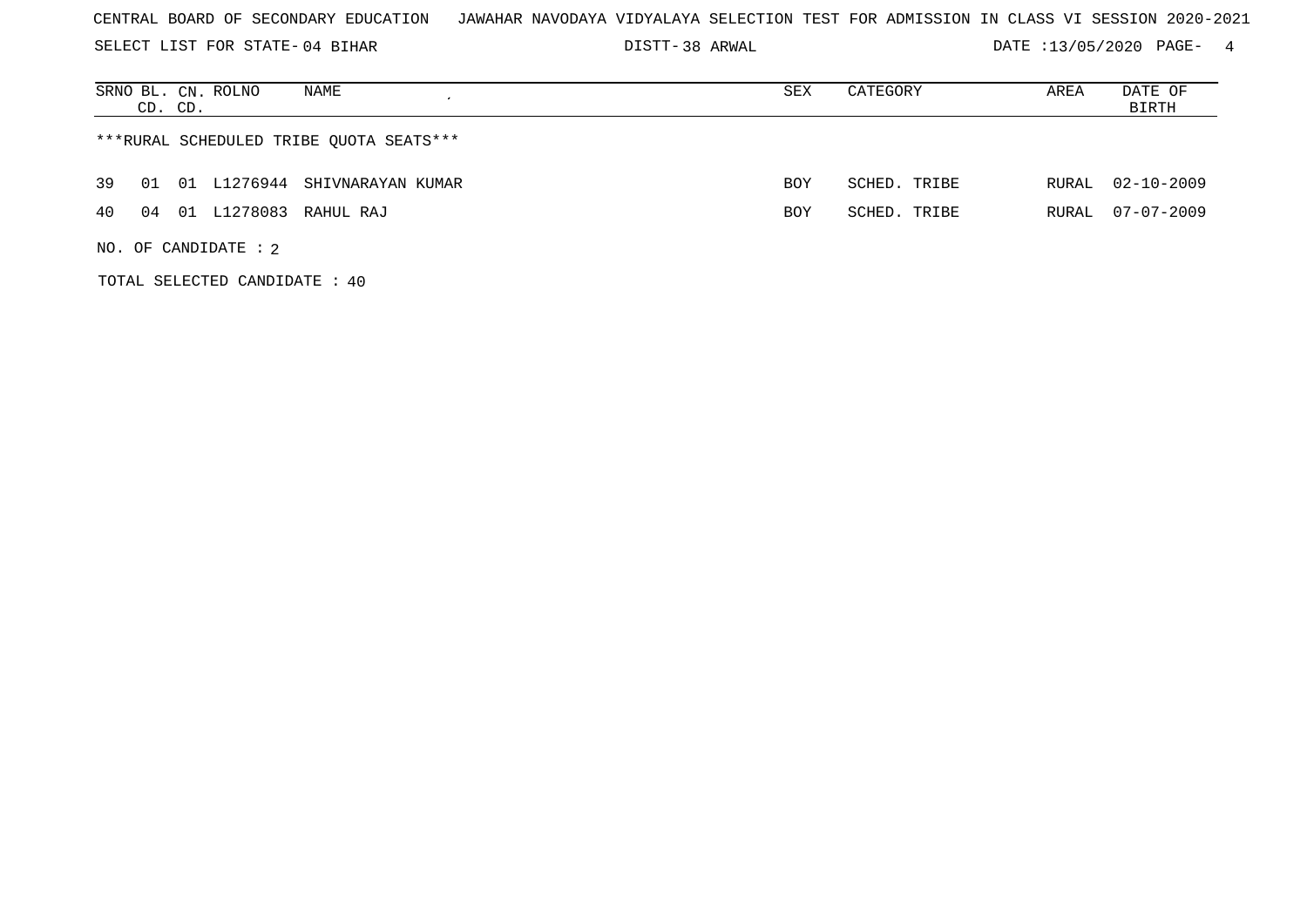CENTRAL BOARD OF SECONDARY EDUCATION JAWAHAR NAVODAYA VIDYALAYA SELECTION TEST FOR ADMISSION IN CLASS VI SESSION 2020-2021

SELECT LIST FOR STATE- 04 BIHAR DISTT- 38 ARWAL DATE :13/05/2020

| SRNO | BL. CD. | CN. CD. | ROLNO | NAME | SEX | CATEGORY | AREA | DATE OF BIRTH |
|---|---|---|---|---|---|---|---|---|
| ***RURAL SCHEDULED TRIBE QUOTA SEATS*** | | | | | | | | |
| 39 | 01 | 01 | L1276944 | SHIVNARAYAN KUMAR | BOY | SCHED. TRIBE | RURAL | 02-10-2009 |
| 40 | 04 | 01 | L1278083 | RAHUL RAJ | BOY | SCHED. TRIBE | RURAL | 07-07-2009 |

NO. OF CANDIDATE : 2

TOTAL SELECTED CANDIDATE : 40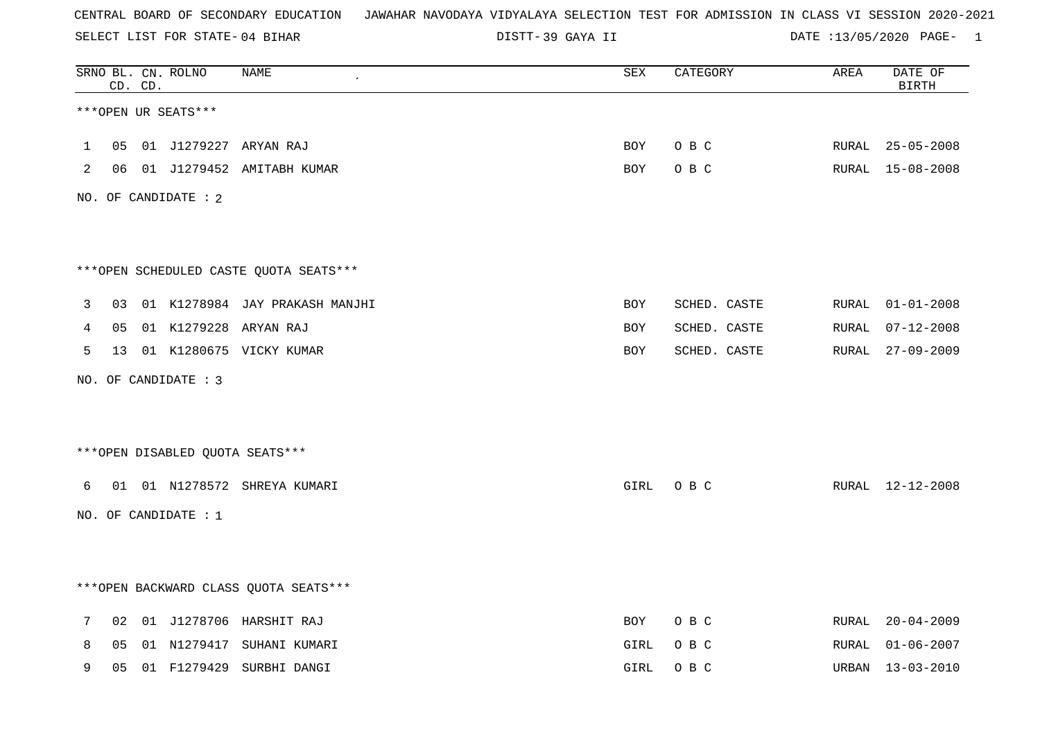CENTRAL BOARD OF SECONDARY EDUCATION   JAWAHAR NAVODAYA VIDYALAYA SELECTION TEST FOR ADMISSION IN CLASS VI SESSION 2020-2021

SELECT LIST FOR STATE- 04 BIHAR   DISTT- 39 GAYA II   DATE :13/05/2020

| SRNO | BL. CD. | CN. CD. | ROLNO | NAME | SEX | CATEGORY | AREA | DATE OF BIRTH |
|---|---|---|---|---|---|---|---|---|

***OPEN UR SEATS***

| SRNO | BL. CD. | CN. CD. | ROLNO | NAME | SEX | CATEGORY | AREA | DATE OF BIRTH |
|---|---|---|---|---|---|---|---|---|
| 1 | 05 | 01 | J1279227 | ARYAN RAJ | BOY | O B C | RURAL | 25-05-2008 |
| 2 | 06 | 01 | J1279452 | AMITABH KUMAR | BOY | O B C | RURAL | 15-08-2008 |

NO. OF CANDIDATE : 2

***OPEN SCHEDULED CASTE QUOTA SEATS***

| SRNO | BL. CD. | CN. CD. | ROLNO | NAME | SEX | CATEGORY | AREA | DATE OF BIRTH |
|---|---|---|---|---|---|---|---|---|
| 3 | 03 | 01 | K1278984 | JAY PRAKASH MANJHI | BOY | SCHED. CASTE | RURAL | 01-01-2008 |
| 4 | 05 | 01 | K1279228 | ARYAN RAJ | BOY | SCHED. CASTE | RURAL | 07-12-2008 |
| 5 | 13 | 01 | K1280675 | VICKY KUMAR | BOY | SCHED. CASTE | RURAL | 27-09-2009 |

NO. OF CANDIDATE : 3

***OPEN DISABLED QUOTA SEATS***

| SRNO | BL. CD. | CN. CD. | ROLNO | NAME | SEX | CATEGORY | AREA | DATE OF BIRTH |
|---|---|---|---|---|---|---|---|---|
| 6 | 01 | 01 | N1278572 | SHREYA KUMARI | GIRL | O B C | RURAL | 12-12-2008 |

NO. OF CANDIDATE : 1

***OPEN BACKWARD CLASS QUOTA SEATS***

| SRNO | BL. CD. | CN. CD. | ROLNO | NAME | SEX | CATEGORY | AREA | DATE OF BIRTH |
|---|---|---|---|---|---|---|---|---|
| 7 | 02 | 01 | J1278706 | HARSHIT RAJ | BOY | O B C | RURAL | 20-04-2009 |
| 8 | 05 | 01 | N1279417 | SUHANI KUMARI | GIRL | O B C | RURAL | 01-06-2007 |
| 9 | 05 | 01 | F1279429 | SURBHI DANGI | GIRL | O B C | URBAN | 13-03-2010 |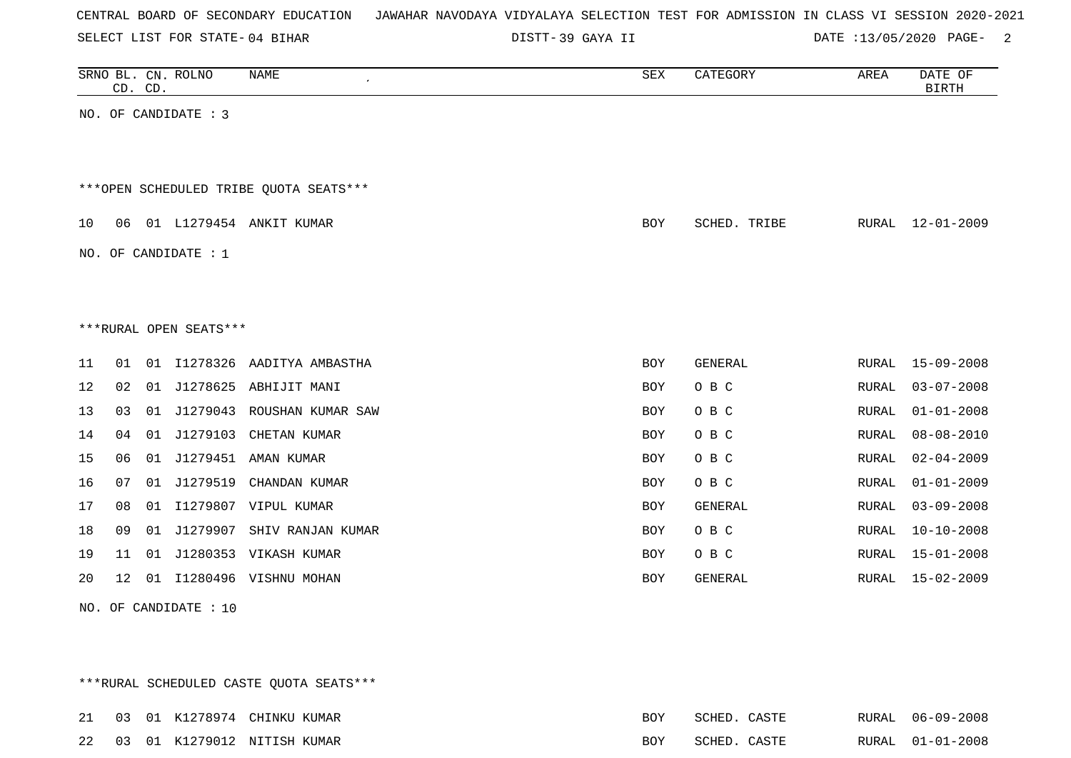CENTRAL BOARD OF SECONDARY EDUCATION JAWAHAR NAVODAYA VIDYALAYA SELECTION TEST FOR ADMISSION IN CLASS VI SESSION 2020-2021

SELECT LIST FOR STATE- 04 BIHAR DISTT- 39 GAYA II DATE :13/05/2020

NO. OF CANDIDATE : 3

***OPEN SCHEDULED TRIBE QUOTA SEATS***

| SRNO | BL. CD. | CN. CD. | ROLNO | NAME | SEX | CATEGORY | AREA | DATE OF BIRTH |
|---|---|---|---|---|---|---|---|---|
| 10 | 06 | 01 | L1279454 | ANKIT KUMAR | BOY | SCHED. TRIBE | RURAL | 12-01-2009 |

NO. OF CANDIDATE : 1

***RURAL OPEN SEATS***

| SRNO | BL. CD. | CN. CD. | ROLNO | NAME | SEX | CATEGORY | AREA | DATE OF BIRTH |
|---|---|---|---|---|---|---|---|---|
| 11 | 01 | 01 | I1278326 | AADITYA AMBASTHA | BOY | GENERAL | RURAL | 15-09-2008 |
| 12 | 02 | 01 | J1278625 | ABHIJIT MANI | BOY | O B C | RURAL | 03-07-2008 |
| 13 | 03 | 01 | J1279043 | ROUSHAN KUMAR SAW | BOY | O B C | RURAL | 01-01-2008 |
| 14 | 04 | 01 | J1279103 | CHETAN KUMAR | BOY | O B C | RURAL | 08-08-2010 |
| 15 | 06 | 01 | J1279451 | AMAN KUMAR | BOY | O B C | RURAL | 02-04-2009 |
| 16 | 07 | 01 | J1279519 | CHANDAN KUMAR | BOY | O B C | RURAL | 01-01-2009 |
| 17 | 08 | 01 | I1279807 | VIPUL KUMAR | BOY | GENERAL | RURAL | 03-09-2008 |
| 18 | 09 | 01 | J1279907 | SHIV RANJAN KUMAR | BOY | O B C | RURAL | 10-10-2008 |
| 19 | 11 | 01 | J1280353 | VIKASH KUMAR | BOY | O B C | RURAL | 15-01-2008 |
| 20 | 12 | 01 | I1280496 | VISHNU MOHAN | BOY | GENERAL | RURAL | 15-02-2009 |

NO. OF CANDIDATE : 10

***RURAL SCHEDULED CASTE QUOTA SEATS***

| SRNO | BL. CD. | CN. CD. | ROLNO | NAME | SEX | CATEGORY | AREA | DATE OF BIRTH |
|---|---|---|---|---|---|---|---|---|
| 21 | 03 | 01 | K1278974 | CHINKU KUMAR | BOY | SCHED. CASTE | RURAL | 06-09-2008 |
| 22 | 03 | 01 | K1279012 | NITISH KUMAR | BOY | SCHED. CASTE | RURAL | 01-01-2008 |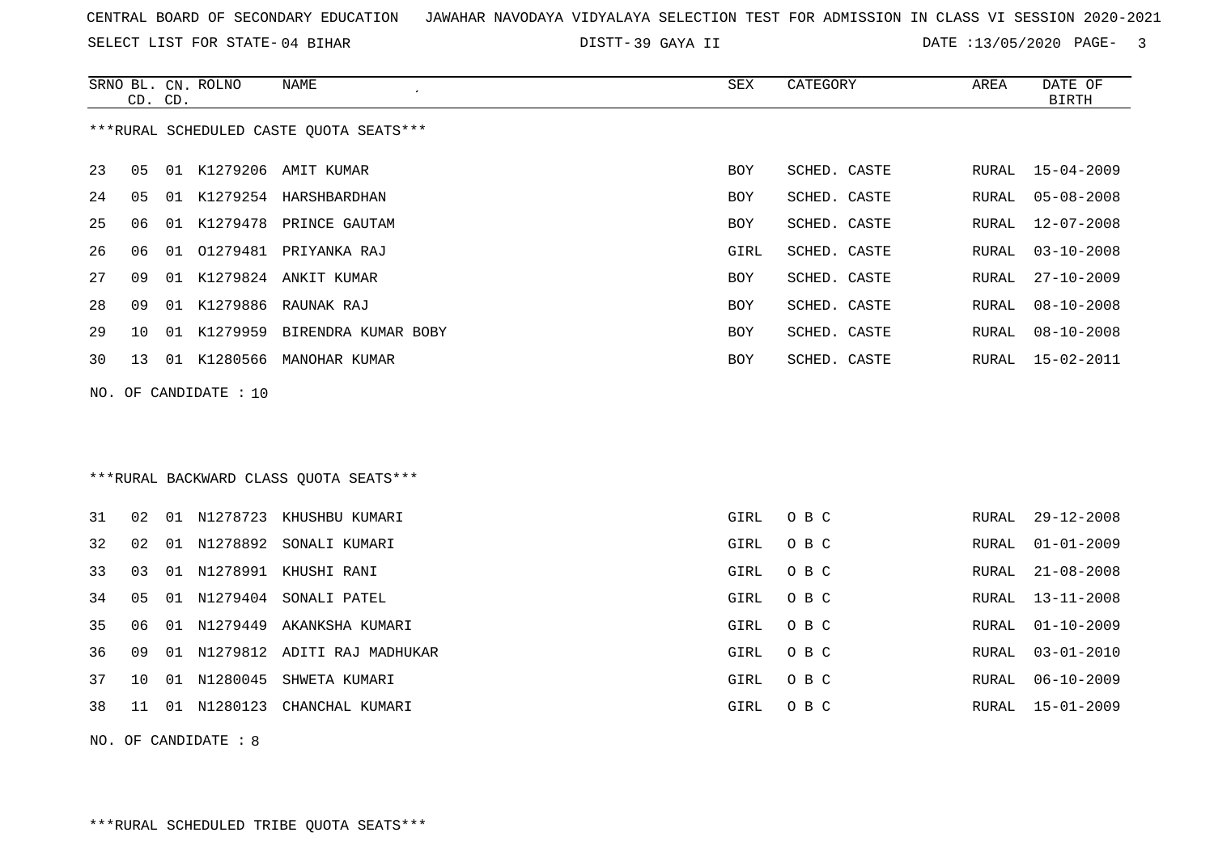CENTRAL BOARD OF SECONDARY EDUCATION JAWAHAR NAVODAYA VIDYALAYA SELECTION TEST FOR ADMISSION IN CLASS VI SESSION 2020-2021

SELECT LIST FOR STATE- 04 BIHAR DISTT- 39 GAYA II DATE :13/05/2020

***RURAL SCHEDULED CASTE QUOTA SEATS***

| SRNO | BL. CD. | CN. CD. | ROLNO | NAME | SEX | CATEGORY | AREA | DATE OF BIRTH |
|---|---|---|---|---|---|---|---|---|
| 23 | 05 | 01 | K1279206 | AMIT KUMAR | BOY | SCHED. CASTE | RURAL | 15-04-2009 |
| 24 | 05 | 01 | K1279254 | HARSHBARDHAN | BOY | SCHED. CASTE | RURAL | 05-08-2008 |
| 25 | 06 | 01 | K1279478 | PRINCE GAUTAM | BOY | SCHED. CASTE | RURAL | 12-07-2008 |
| 26 | 06 | 01 | O1279481 | PRIYANKA RAJ | GIRL | SCHED. CASTE | RURAL | 03-10-2008 |
| 27 | 09 | 01 | K1279824 | ANKIT KUMAR | BOY | SCHED. CASTE | RURAL | 27-10-2009 |
| 28 | 09 | 01 | K1279886 | RAUNAK RAJ | BOY | SCHED. CASTE | RURAL | 08-10-2008 |
| 29 | 10 | 01 | K1279959 | BIRENDRA KUMAR BOBY | BOY | SCHED. CASTE | RURAL | 08-10-2008 |
| 30 | 13 | 01 | K1280566 | MANOHAR KUMAR | BOY | SCHED. CASTE | RURAL | 15-02-2011 |

NO. OF CANDIDATE : 10

***RURAL BACKWARD CLASS QUOTA SEATS***

| SRNO | BL. CD. | CN. CD. | ROLNO | NAME | SEX | CATEGORY | AREA | DATE OF BIRTH |
|---|---|---|---|---|---|---|---|---|
| 31 | 02 | 01 | N1278723 | KHUSHBU KUMARI | GIRL | O B C | RURAL | 29-12-2008 |
| 32 | 02 | 01 | N1278892 | SONALI KUMARI | GIRL | O B C | RURAL | 01-01-2009 |
| 33 | 03 | 01 | N1278991 | KHUSHI RANI | GIRL | O B C | RURAL | 21-08-2008 |
| 34 | 05 | 01 | N1279404 | SONALI PATEL | GIRL | O B C | RURAL | 13-11-2008 |
| 35 | 06 | 01 | N1279449 | AKANKSHA KUMARI | GIRL | O B C | RURAL | 01-10-2009 |
| 36 | 09 | 01 | N1279812 | ADITI RAJ MADHUKAR | GIRL | O B C | RURAL | 03-01-2010 |
| 37 | 10 | 01 | N1280045 | SHWETA KUMARI | GIRL | O B C | RURAL | 06-10-2009 |
| 38 | 11 | 01 | N1280123 | CHANCHAL KUMARI | GIRL | O B C | RURAL | 15-01-2009 |

NO. OF CANDIDATE : 8

***RURAL SCHEDULED TRIBE QUOTA SEATS***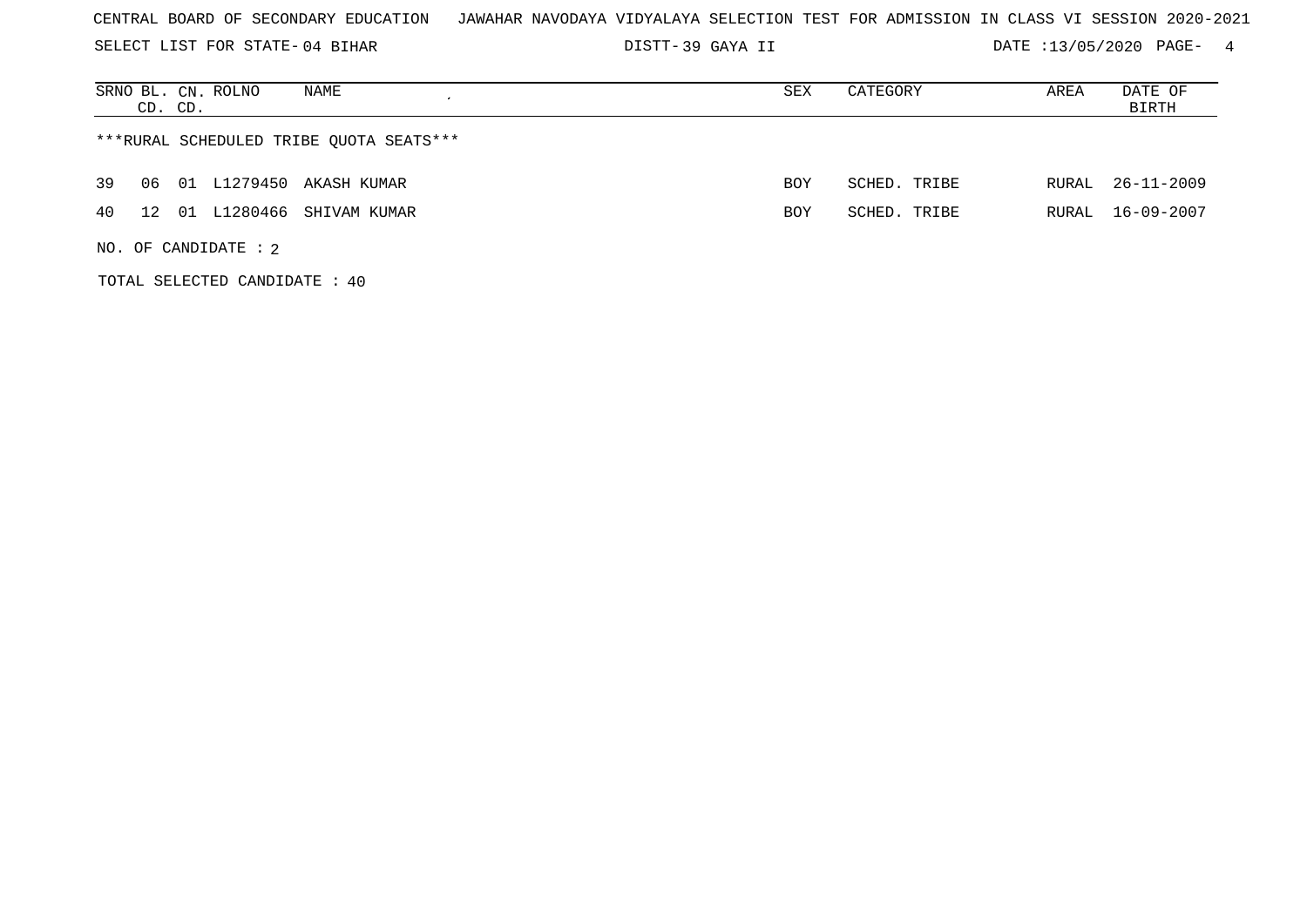CENTRAL BOARD OF SECONDARY EDUCATION JAWAHAR NAVODAYA VIDYALAYA SELECTION TEST FOR ADMISSION IN CLASS VI SESSION 2020-2021

SELECT LIST FOR STATE- 04 BIHAR DISTT- 39 GAYA II DATE :13/05/2020

| SRNO | BL. CD. | CN. CD. | ROLNO | NAME | SEX | CATEGORY | AREA | DATE OF BIRTH |
|---|---|---|---|---|---|---|---|---|
| ***RURAL SCHEDULED TRIBE QUOTA SEATS*** | | | | | | | | |
| 39 | 06 | 01 | L1279450 | AKASH KUMAR | BOY | SCHED. TRIBE | RURAL | 26-11-2009 |
| 40 | 12 | 01 | L1280466 | SHIVAM KUMAR | BOY | SCHED. TRIBE | RURAL | 16-09-2007 |

NO. OF CANDIDATE : 2

TOTAL SELECTED CANDIDATE : 40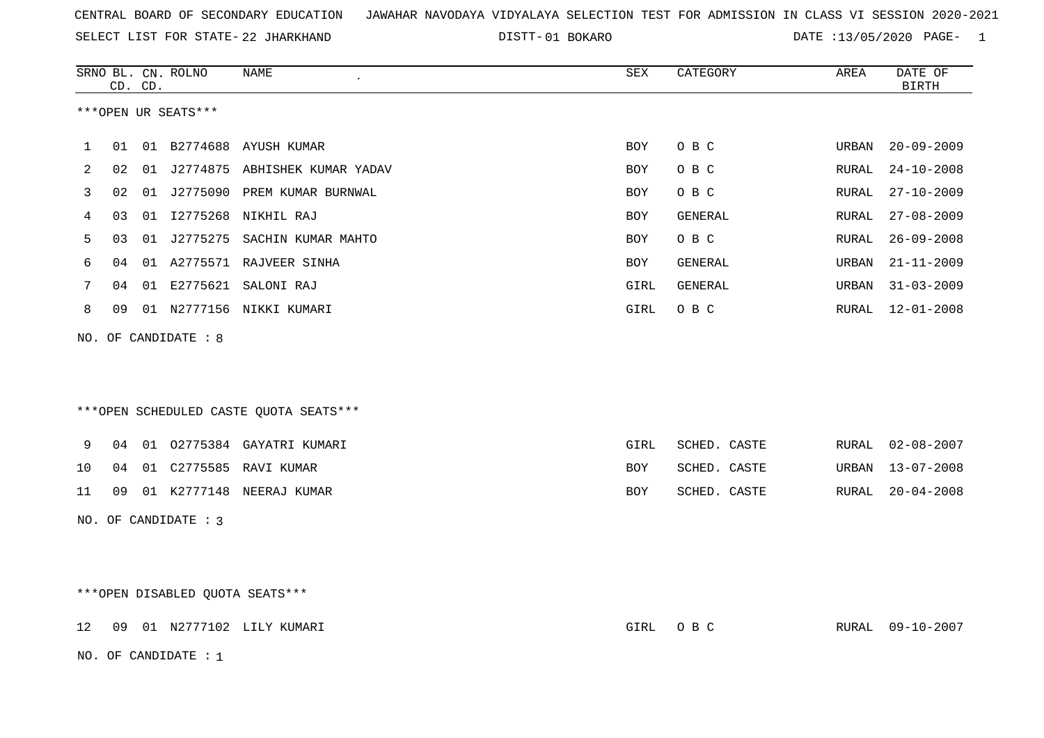CENTRAL BOARD OF SECONDARY EDUCATION JAWAHAR NAVODAYA VIDYALAYA SELECTION TEST FOR ADMISSION IN CLASS VI SESSION 2020-2021

SELECT LIST FOR STATE- 22 JHARKHAND DISTT- 01 BOKARO DATE :13/05/2020

***OPEN UR SEATS***

| SRNO | BL. CD. | CN. CD. | ROLNO | NAME | SEX | CATEGORY | AREA | DATE OF BIRTH |
|---|---|---|---|---|---|---|---|---|
| 1 | 01 | 01 | B2774688 | AYUSH KUMAR | BOY | O B C | URBAN | 20-09-2009 |
| 2 | 02 | 01 | J2774875 | ABHISHEK KUMAR YADAV | BOY | O B C | RURAL | 24-10-2008 |
| 3 | 02 | 01 | J2775090 | PREM KUMAR BURNWAL | BOY | O B C | RURAL | 27-10-2009 |
| 4 | 03 | 01 | I2775268 | NIKHIL RAJ | BOY | GENERAL | RURAL | 27-08-2009 |
| 5 | 03 | 01 | J2775275 | SACHIN KUMAR MAHTO | BOY | O B C | RURAL | 26-09-2008 |
| 6 | 04 | 01 | A2775571 | RAJVEER SINHA | BOY | GENERAL | URBAN | 21-11-2009 |
| 7 | 04 | 01 | E2775621 | SALONI RAJ | GIRL | GENERAL | URBAN | 31-03-2009 |
| 8 | 09 | 01 | N2777156 | NIKKI KUMARI | GIRL | O B C | RURAL | 12-01-2008 |

NO. OF CANDIDATE : 8

***OPEN SCHEDULED CASTE QUOTA SEATS***

| SRNO | BL. CD. | CN. CD. | ROLNO | NAME | SEX | CATEGORY | AREA | DATE OF BIRTH |
|---|---|---|---|---|---|---|---|---|
| 9 | 04 | 01 | O2775384 | GAYATRI KUMARI | GIRL | SCHED. CASTE | RURAL | 02-08-2007 |
| 10 | 04 | 01 | C2775585 | RAVI KUMAR | BOY | SCHED. CASTE | URBAN | 13-07-2008 |
| 11 | 09 | 01 | K2777148 | NEERAJ KUMAR | BOY | SCHED. CASTE | RURAL | 20-04-2008 |

NO. OF CANDIDATE : 3

***OPEN DISABLED QUOTA SEATS***

| SRNO | BL. CD. | CN. CD. | ROLNO | NAME | SEX | CATEGORY | AREA | DATE OF BIRTH |
|---|---|---|---|---|---|---|---|---|
| 12 | 09 | 01 | N2777102 | LILY KUMARI | GIRL | O B C | RURAL | 09-10-2007 |

NO. OF CANDIDATE : 1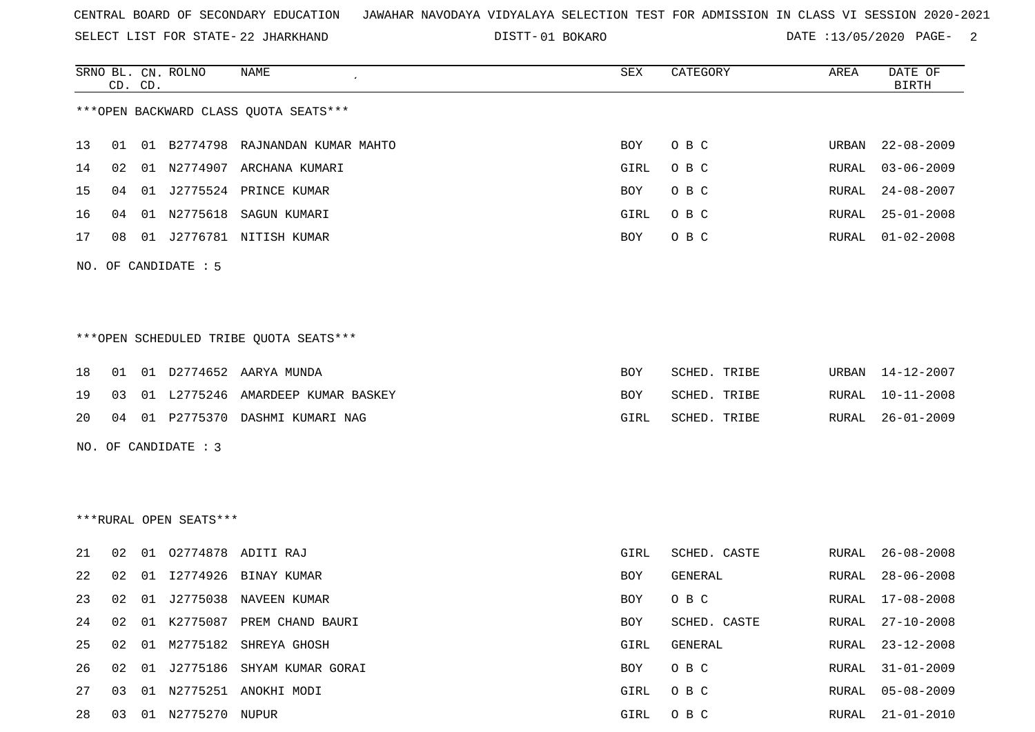CENTRAL BOARD OF SECONDARY EDUCATION JAWAHAR NAVODAYA VIDYALAYA SELECTION TEST FOR ADMISSION IN CLASS VI SESSION 2020-2021

SELECT LIST FOR STATE- 22 JHARKHAND DISTT- 01 BOKARO DATE :13/05/2020

***OPEN BACKWARD CLASS QUOTA SEATS***

| SRNO | BL. CD. | CN. CD. | ROLNO | NAME | SEX | CATEGORY | AREA | DATE OF BIRTH |
|---|---|---|---|---|---|---|---|---|
| 13 | 01 | 01 | B2774798 | RAJNANDAN KUMAR MAHTO | BOY | O B C | URBAN | 22-08-2009 |
| 14 | 02 | 01 | N2774907 | ARCHANA KUMARI | GIRL | O B C | RURAL | 03-06-2009 |
| 15 | 04 | 01 | J2775524 | PRINCE KUMAR | BOY | O B C | RURAL | 24-08-2007 |
| 16 | 04 | 01 | N2775618 | SAGUN KUMARI | GIRL | O B C | RURAL | 25-01-2008 |
| 17 | 08 | 01 | J2776781 | NITISH KUMAR | BOY | O B C | RURAL | 01-02-2008 |

NO. OF CANDIDATE : 5

***OPEN SCHEDULED TRIBE QUOTA SEATS***

| SRNO | BL. CD. | CN. CD. | ROLNO | NAME | SEX | CATEGORY | AREA | DATE OF BIRTH |
|---|---|---|---|---|---|---|---|---|
| 18 | 01 | 01 | D2774652 | AARYA MUNDA | BOY | SCHED. TRIBE | URBAN | 14-12-2007 |
| 19 | 03 | 01 | L2775246 | AMARDEEP KUMAR BASKEY | BOY | SCHED. TRIBE | RURAL | 10-11-2008 |
| 20 | 04 | 01 | P2775370 | DASHMI KUMARI NAG | GIRL | SCHED. TRIBE | RURAL | 26-01-2009 |

NO. OF CANDIDATE : 3

***RURAL OPEN SEATS***

| SRNO | BL. CD. | CN. CD. | ROLNO | NAME | SEX | CATEGORY | AREA | DATE OF BIRTH |
|---|---|---|---|---|---|---|---|---|
| 21 | 02 | 01 | O2774878 | ADITI RAJ | GIRL | SCHED. CASTE | RURAL | 26-08-2008 |
| 22 | 02 | 01 | I2774926 | BINAY KUMAR | BOY | GENERAL | RURAL | 28-06-2008 |
| 23 | 02 | 01 | J2775038 | NAVEEN KUMAR | BOY | O B C | RURAL | 17-08-2008 |
| 24 | 02 | 01 | K2775087 | PREM CHAND BAURI | BOY | SCHED. CASTE | RURAL | 27-10-2008 |
| 25 | 02 | 01 | M2775182 | SHREYA GHOSH | GIRL | GENERAL | RURAL | 23-12-2008 |
| 26 | 02 | 01 | J2775186 | SHYAM KUMAR GORAI | BOY | O B C | RURAL | 31-01-2009 |
| 27 | 03 | 01 | N2775251 | ANOKHI MODI | GIRL | O B C | RURAL | 05-08-2009 |
| 28 | 03 | 01 | N2775270 | NUPUR | GIRL | O B C | RURAL | 21-01-2010 |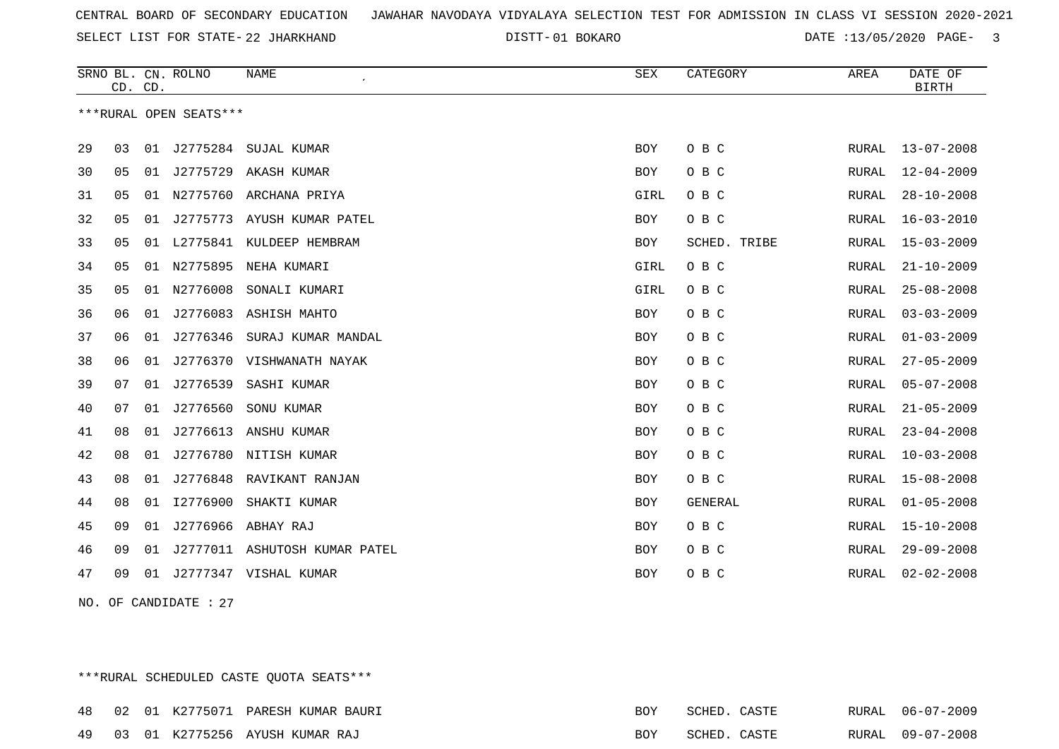CENTRAL BOARD OF SECONDARY EDUCATION JAWAHAR NAVODAYA VIDYALAYA SELECTION TEST FOR ADMISSION IN CLASS VI SESSION 2020-2021

SELECT LIST FOR STATE- 22 JHARKHAND DISTT- 01 BOKARO DATE :13/05/2020

***RURAL OPEN SEATS***

| SRNO | BL. CD. | CN. CD. | ROLNO | NAME | SEX | CATEGORY | AREA | DATE OF BIRTH |
|---|---|---|---|---|---|---|---|---|
| 29 | 03 | 01 | J2775284 | SUJAL KUMAR | BOY | O B C | RURAL | 13-07-2008 |
| 30 | 05 | 01 | J2775729 | AKASH KUMAR | BOY | O B C | RURAL | 12-04-2009 |
| 31 | 05 | 01 | N2775760 | ARCHANA PRIYA | GIRL | O B C | RURAL | 28-10-2008 |
| 32 | 05 | 01 | J2775773 | AYUSH KUMAR PATEL | BOY | O B C | RURAL | 16-03-2010 |
| 33 | 05 | 01 | L2775841 | KULDEEP HEMBRAM | BOY | SCHED. TRIBE | RURAL | 15-03-2009 |
| 34 | 05 | 01 | N2775895 | NEHA KUMARI | GIRL | O B C | RURAL | 21-10-2009 |
| 35 | 05 | 01 | N2776008 | SONALI KUMARI | GIRL | O B C | RURAL | 25-08-2008 |
| 36 | 06 | 01 | J2776083 | ASHISH MAHTO | BOY | O B C | RURAL | 03-03-2009 |
| 37 | 06 | 01 | J2776346 | SURAJ KUMAR MANDAL | BOY | O B C | RURAL | 01-03-2009 |
| 38 | 06 | 01 | J2776370 | VISHWANATH NAYAK | BOY | O B C | RURAL | 27-05-2009 |
| 39 | 07 | 01 | J2776539 | SASHI KUMAR | BOY | O B C | RURAL | 05-07-2008 |
| 40 | 07 | 01 | J2776560 | SONU KUMAR | BOY | O B C | RURAL | 21-05-2009 |
| 41 | 08 | 01 | J2776613 | ANSHU KUMAR | BOY | O B C | RURAL | 23-04-2008 |
| 42 | 08 | 01 | J2776780 | NITISH KUMAR | BOY | O B C | RURAL | 10-03-2008 |
| 43 | 08 | 01 | J2776848 | RAVIKANT RANJAN | BOY | O B C | RURAL | 15-08-2008 |
| 44 | 08 | 01 | I2776900 | SHAKTI KUMAR | BOY | GENERAL | RURAL | 01-05-2008 |
| 45 | 09 | 01 | J2776966 | ABHAY RAJ | BOY | O B C | RURAL | 15-10-2008 |
| 46 | 09 | 01 | J2777011 | ASHUTOSH KUMAR PATEL | BOY | O B C | RURAL | 29-09-2008 |
| 47 | 09 | 01 | J2777347 | VISHAL KUMAR | BOY | O B C | RURAL | 02-02-2008 |

NO. OF CANDIDATE : 27

***RURAL SCHEDULED CASTE QUOTA SEATS***

| SRNO | BL. CD. | CN. CD. | ROLNO | NAME | SEX | CATEGORY | AREA | DATE OF BIRTH |
|---|---|---|---|---|---|---|---|---|
| 48 | 02 | 01 | K2775071 | PARESH KUMAR BAURI | BOY | SCHED. CASTE | RURAL | 06-07-2009 |
| 49 | 03 | 01 | K2775256 | AYUSH KUMAR RAJ | BOY | SCHED. CASTE | RURAL | 09-07-2008 |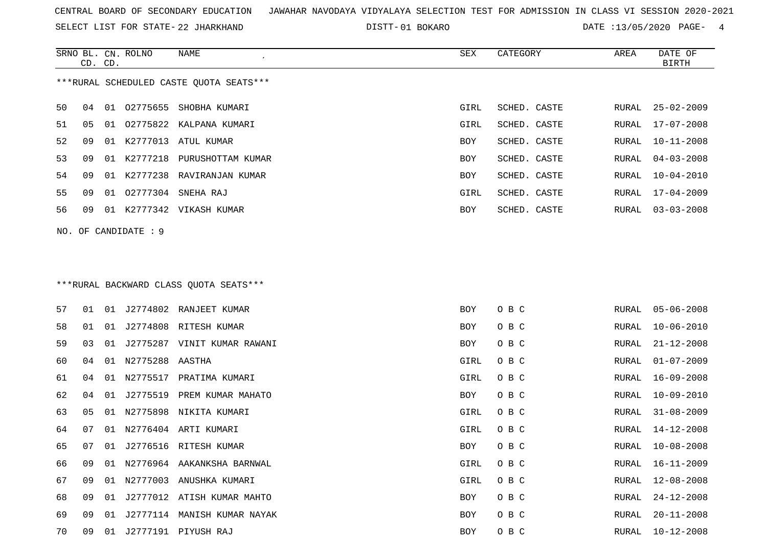CENTRAL BOARD OF SECONDARY EDUCATION JAWAHAR NAVODAYA VIDYALAYA SELECTION TEST FOR ADMISSION IN CLASS VI SESSION 2020-2021

SELECT LIST FOR STATE- 22 JHARKHAND DISTT- 01 BOKARO DATE :13/05/2020

***RURAL SCHEDULED CASTE QUOTA SEATS***

| SRNO | BL. CD. | CN. CD. | ROLNO | NAME | SEX | CATEGORY | AREA | DATE OF BIRTH |
|---|---|---|---|---|---|---|---|---|
| 50 | 04 | 01 | O2775655 | SHOBHA KUMARI | GIRL | SCHED. CASTE | RURAL | 25-02-2009 |
| 51 | 05 | 01 | O2775822 | KALPANA KUMARI | GIRL | SCHED. CASTE | RURAL | 17-07-2008 |
| 52 | 09 | 01 | K2777013 | ATUL KUMAR | BOY | SCHED. CASTE | RURAL | 10-11-2008 |
| 53 | 09 | 01 | K2777218 | PURUSHOTTAM KUMAR | BOY | SCHED. CASTE | RURAL | 04-03-2008 |
| 54 | 09 | 01 | K2777238 | RAVIRANJAN KUMAR | BOY | SCHED. CASTE | RURAL | 10-04-2010 |
| 55 | 09 | 01 | O2777304 | SNEHA RAJ | GIRL | SCHED. CASTE | RURAL | 17-04-2009 |
| 56 | 09 | 01 | K2777342 | VIKASH KUMAR | BOY | SCHED. CASTE | RURAL | 03-03-2008 |

NO. OF CANDIDATE : 9

***RURAL BACKWARD CLASS QUOTA SEATS***

| SRNO | BL. CD. | CN. CD. | ROLNO | NAME | SEX | CATEGORY | AREA | DATE OF BIRTH |
|---|---|---|---|---|---|---|---|---|
| 57 | 01 | 01 | J2774802 | RANJEET KUMAR | BOY | O B C | RURAL | 05-06-2008 |
| 58 | 01 | 01 | J2774808 | RITESH KUMAR | BOY | O B C | RURAL | 10-06-2010 |
| 59 | 03 | 01 | J2775287 | VINIT KUMAR RAWANI | BOY | O B C | RURAL | 21-12-2008 |
| 60 | 04 | 01 | N2775288 | AASTHA | GIRL | O B C | RURAL | 01-07-2009 |
| 61 | 04 | 01 | N2775517 | PRATIMA KUMARI | GIRL | O B C | RURAL | 16-09-2008 |
| 62 | 04 | 01 | J2775519 | PREM KUMAR MAHATO | BOY | O B C | RURAL | 10-09-2010 |
| 63 | 05 | 01 | N2775898 | NIKITA KUMARI | GIRL | O B C | RURAL | 31-08-2009 |
| 64 | 07 | 01 | N2776404 | ARTI KUMARI | GIRL | O B C | RURAL | 14-12-2008 |
| 65 | 07 | 01 | J2776516 | RITESH KUMAR | BOY | O B C | RURAL | 10-08-2008 |
| 66 | 09 | 01 | N2776964 | AAKANKSHA BARNWAL | GIRL | O B C | RURAL | 16-11-2009 |
| 67 | 09 | 01 | N2777003 | ANUSHKA KUMARI | GIRL | O B C | RURAL | 12-08-2008 |
| 68 | 09 | 01 | J2777012 | ATISH KUMAR MAHTO | BOY | O B C | RURAL | 24-12-2008 |
| 69 | 09 | 01 | J2777114 | MANISH KUMAR NAYAK | BOY | O B C | RURAL | 20-11-2008 |
| 70 | 09 | 01 | J2777191 | PIYUSH RAJ | BOY | O B C | RURAL | 10-12-2008 |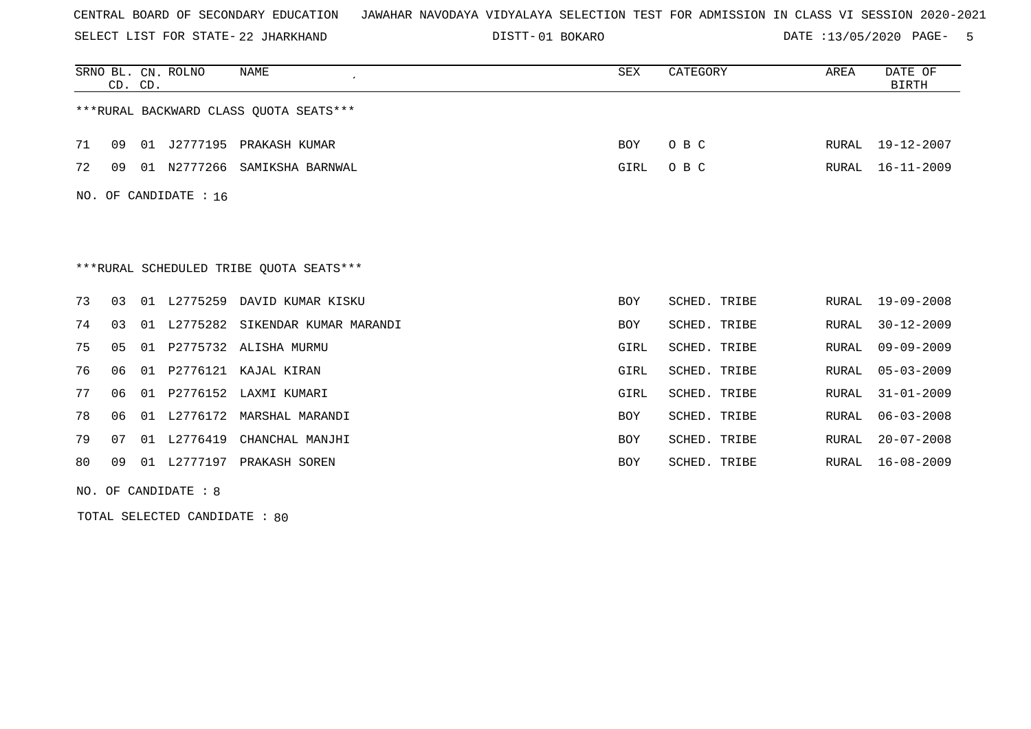CENTRAL BOARD OF SECONDARY EDUCATION JAWAHAR NAVODAYA VIDYALAYA SELECTION TEST FOR ADMISSION IN CLASS VI SESSION 2020-2021

SELECT LIST FOR STATE- 22 JHARKHAND DISTT- 01 BOKARO DATE :13/05/2020

| SRNO | BL. CD. | CN. CD. | ROLNO | NAME | SEX | CATEGORY | AREA | DATE OF BIRTH |
|---|---|---|---|---|---|---|---|---|

***RURAL BACKWARD CLASS QUOTA SEATS***

| SRNO | BL. CD. | CN. CD. | ROLNO | NAME | SEX | CATEGORY | AREA | DATE OF BIRTH |
|---|---|---|---|---|---|---|---|---|
| 71 | 09 | 01 | J2777195 | PRAKASH KUMAR | BOY | O B C | RURAL | 19-12-2007 |
| 72 | 09 | 01 | N2777266 | SAMIKSHA BARNWAL | GIRL | O B C | RURAL | 16-11-2009 |

NO. OF CANDIDATE : 16

***RURAL SCHEDULED TRIBE QUOTA SEATS***

| SRNO | BL. CD. | CN. CD. | ROLNO | NAME | SEX | CATEGORY | AREA | DATE OF BIRTH |
|---|---|---|---|---|---|---|---|---|
| 73 | 03 | 01 | L2775259 | DAVID KUMAR KISKU | BOY | SCHED. TRIBE | RURAL | 19-09-2008 |
| 74 | 03 | 01 | L2775282 | SIKENDAR KUMAR MARANDI | BOY | SCHED. TRIBE | RURAL | 30-12-2009 |
| 75 | 05 | 01 | P2775732 | ALISHA MURMU | GIRL | SCHED. TRIBE | RURAL | 09-09-2009 |
| 76 | 06 | 01 | P2776121 | KAJAL KIRAN | GIRL | SCHED. TRIBE | RURAL | 05-03-2009 |
| 77 | 06 | 01 | P2776152 | LAXMI KUMARI | GIRL | SCHED. TRIBE | RURAL | 31-01-2009 |
| 78 | 06 | 01 | L2776172 | MARSHAL MARANDI | BOY | SCHED. TRIBE | RURAL | 06-03-2008 |
| 79 | 07 | 01 | L2776419 | CHANCHAL MANJHI | BOY | SCHED. TRIBE | RURAL | 20-07-2008 |
| 80 | 09 | 01 | L2777197 | PRAKASH SOREN | BOY | SCHED. TRIBE | RURAL | 16-08-2009 |

NO. OF CANDIDATE : 8

TOTAL SELECTED CANDIDATE : 80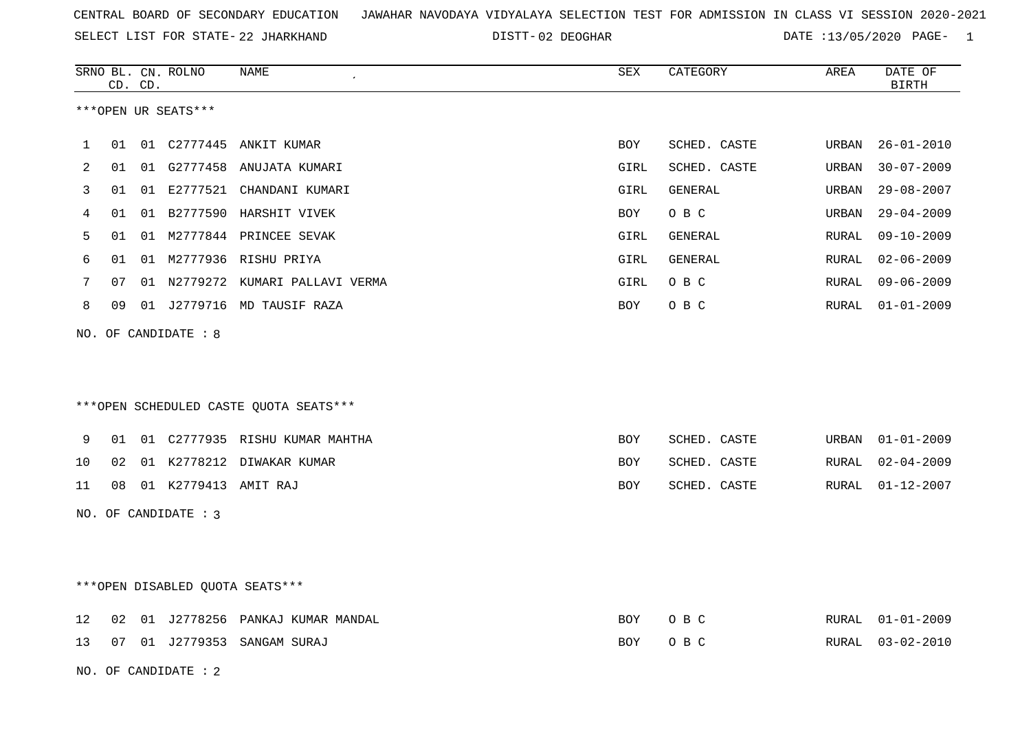CENTRAL BOARD OF SECONDARY EDUCATION JAWAHAR NAVODAYA VIDYALAYA SELECTION TEST FOR ADMISSION IN CLASS VI SESSION 2020-2021

SELECT LIST FOR STATE- 22 JHARKHAND DISTT- 02 DEOGHAR DATE :13/05/2020

***OPEN UR SEATS***

| SRNO | BL. CD. | CN. CD. | ROLNO | NAME | SEX | CATEGORY | AREA | DATE OF BIRTH |
|---|---|---|---|---|---|---|---|---|
| 1 | 01 | 01 | C2777445 | ANKIT KUMAR | BOY | SCHED. CASTE | URBAN | 26-01-2010 |
| 2 | 01 | 01 | G2777458 | ANUJATA KUMARI | GIRL | SCHED. CASTE | URBAN | 30-07-2009 |
| 3 | 01 | 01 | E2777521 | CHANDANI KUMARI | GIRL | GENERAL | URBAN | 29-08-2007 |
| 4 | 01 | 01 | B2777590 | HARSHIT VIVEK | BOY | O B C | URBAN | 29-04-2009 |
| 5 | 01 | 01 | M2777844 | PRINCEE SEVAK | GIRL | GENERAL | RURAL | 09-10-2009 |
| 6 | 01 | 01 | M2777936 | RISHU PRIYA | GIRL | GENERAL | RURAL | 02-06-2009 |
| 7 | 07 | 01 | N2779272 | KUMARI PALLAVI VERMA | GIRL | O B C | RURAL | 09-06-2009 |
| 8 | 09 | 01 | J2779716 | MD TAUSIF RAZA | BOY | O B C | RURAL | 01-01-2009 |

NO. OF CANDIDATE : 8

***OPEN SCHEDULED CASTE QUOTA SEATS***

| SRNO | BL. CD. | CN. CD. | ROLNO | NAME | SEX | CATEGORY | AREA | DATE OF BIRTH |
|---|---|---|---|---|---|---|---|---|
| 9 | 01 | 01 | C2777935 | RISHU KUMAR MAHTHA | BOY | SCHED. CASTE | URBAN | 01-01-2009 |
| 10 | 02 | 01 | K2778212 | DIWAKAR KUMAR | BOY | SCHED. CASTE | RURAL | 02-04-2009 |
| 11 | 08 | 01 | K2779413 | AMIT RAJ | BOY | SCHED. CASTE | RURAL | 01-12-2007 |

NO. OF CANDIDATE : 3

***OPEN DISABLED QUOTA SEATS***

| SRNO | BL. CD. | CN. CD. | ROLNO | NAME | SEX | CATEGORY | AREA | DATE OF BIRTH |
|---|---|---|---|---|---|---|---|---|
| 12 | 02 | 01 | J2778256 | PANKAJ KUMAR MANDAL | BOY | O B C | RURAL | 01-01-2009 |
| 13 | 07 | 01 | J2779353 | SANGAM SURAJ | BOY | O B C | RURAL | 03-02-2010 |

NO. OF CANDIDATE : 2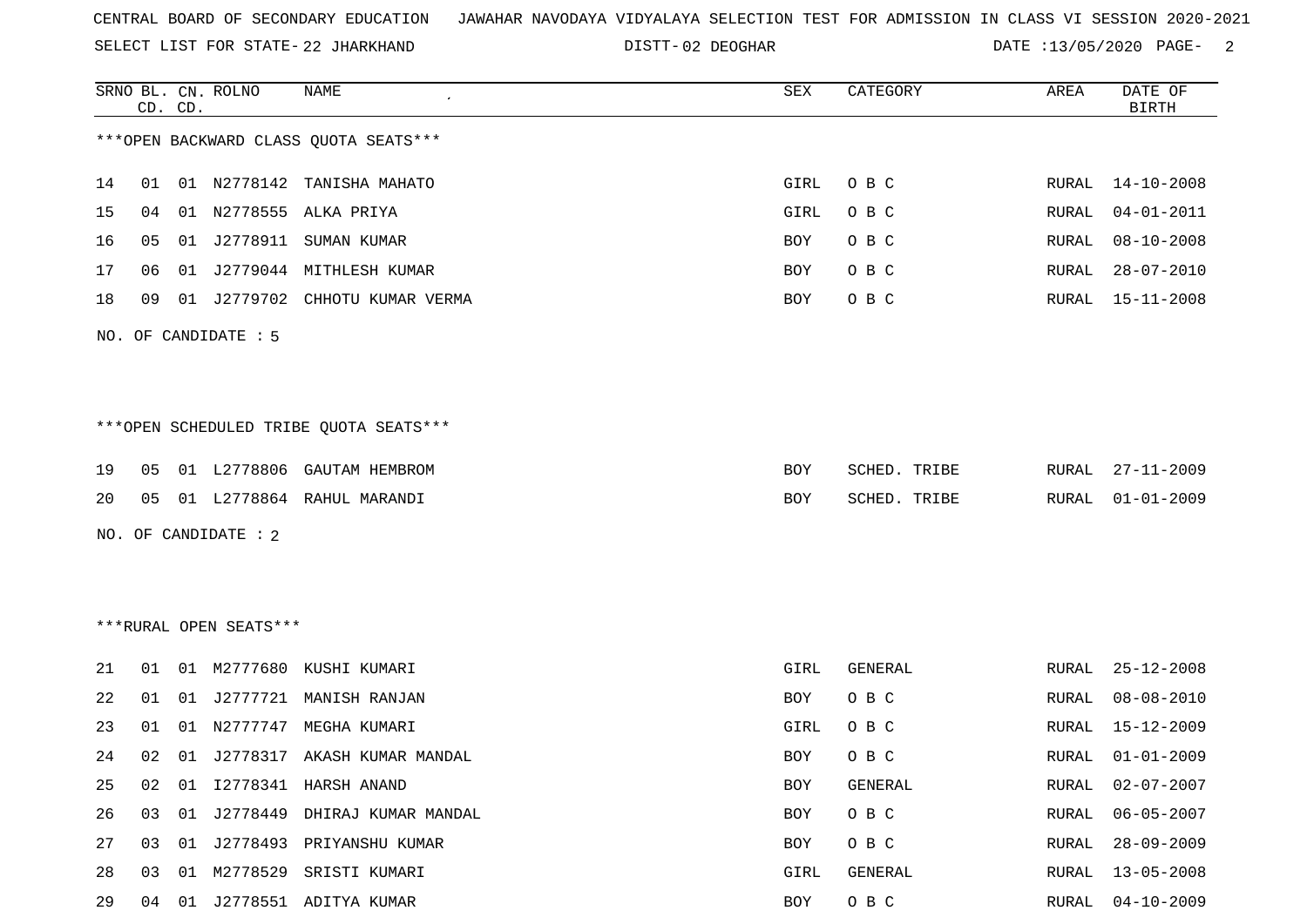CENTRAL BOARD OF SECONDARY EDUCATION   JAWAHAR NAVODAYA VIDYALAYA SELECTION TEST FOR ADMISSION IN CLASS VI SESSION 2020-2021

SELECT LIST FOR STATE- 22 JHARKHAND   DISTT- 02 DEOGHAR   DATE :13/05/2020

***OPEN BACKWARD CLASS QUOTA SEATS***

| SRNO | BL. CD. | CN. CD. | ROLNO | NAME | SEX | CATEGORY | AREA | DATE OF BIRTH |
|---|---|---|---|---|---|---|---|---|
| 14 | 01 | 01 | N2778142 | TANISHA MAHATO | GIRL | O B C | RURAL | 14-10-2008 |
| 15 | 04 | 01 | N2778555 | ALKA PRIYA | GIRL | O B C | RURAL | 04-01-2011 |
| 16 | 05 | 01 | J2778911 | SUMAN KUMAR | BOY | O B C | RURAL | 08-10-2008 |
| 17 | 06 | 01 | J2779044 | MITHLESH KUMAR | BOY | O B C | RURAL | 28-07-2010 |
| 18 | 09 | 01 | J2779702 | CHHOTU KUMAR VERMA | BOY | O B C | RURAL | 15-11-2008 |

NO. OF CANDIDATE : 5

***OPEN SCHEDULED TRIBE QUOTA SEATS***

| SRNO | BL. CD. | CN. CD. | ROLNO | NAME | SEX | CATEGORY | AREA | DATE OF BIRTH |
|---|---|---|---|---|---|---|---|---|
| 19 | 05 | 01 | L2778806 | GAUTAM HEMBROM | BOY | SCHED. TRIBE | RURAL | 27-11-2009 |
| 20 | 05 | 01 | L2778864 | RAHUL MARANDI | BOY | SCHED. TRIBE | RURAL | 01-01-2009 |

NO. OF CANDIDATE : 2

***RURAL OPEN SEATS***

| SRNO | BL. CD. | CN. CD. | ROLNO | NAME | SEX | CATEGORY | AREA | DATE OF BIRTH |
|---|---|---|---|---|---|---|---|---|
| 21 | 01 | 01 | M2777680 | KUSHI KUMARI | GIRL | GENERAL | RURAL | 25-12-2008 |
| 22 | 01 | 01 | J2777721 | MANISH RANJAN | BOY | O B C | RURAL | 08-08-2010 |
| 23 | 01 | 01 | N2777747 | MEGHA KUMARI | GIRL | O B C | RURAL | 15-12-2009 |
| 24 | 02 | 01 | J2778317 | AKASH KUMAR MANDAL | BOY | O B C | RURAL | 01-01-2009 |
| 25 | 02 | 01 | I2778341 | HARSH ANAND | BOY | GENERAL | RURAL | 02-07-2007 |
| 26 | 03 | 01 | J2778449 | DHIRAJ KUMAR MANDAL | BOY | O B C | RURAL | 06-05-2007 |
| 27 | 03 | 01 | J2778493 | PRIYANSHU KUMAR | BOY | O B C | RURAL | 28-09-2009 |
| 28 | 03 | 01 | M2778529 | SRISTI KUMARI | GIRL | GENERAL | RURAL | 13-05-2008 |
| 29 | 04 | 01 | J2778551 | ADITYA KUMAR | BOY | O B C | RURAL | 04-10-2009 |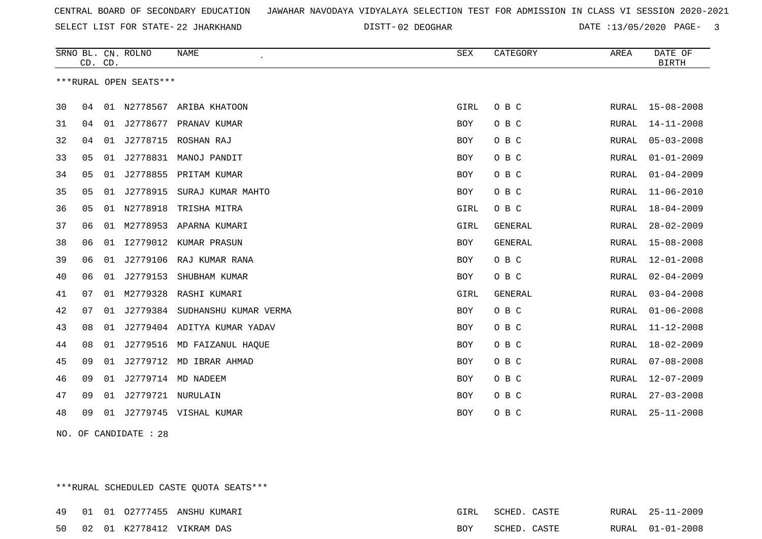CENTRAL BOARD OF SECONDARY EDUCATION JAWAHAR NAVODAYA VIDYALAYA SELECTION TEST FOR ADMISSION IN CLASS VI SESSION 2020-2021

SELECT LIST FOR STATE- 22 JHARKHAND DISTT- 02 DEOGHAR DATE :13/05/2020

| SRNO | BL. CD. | CN. CD. | ROLNO | NAME | SEX | CATEGORY | AREA | DATE OF BIRTH |
|---|---|---|---|---|---|---|---|---|

***RURAL OPEN SEATS***

| SRNO | BL. CD. | CN. CD. | ROLNO | NAME | SEX | CATEGORY | AREA | DATE OF BIRTH |
|---|---|---|---|---|---|---|---|---|
| 30 | 04 | 01 | N2778567 | ARIBA KHATOON | GIRL | O B C | RURAL | 15-08-2008 |
| 31 | 04 | 01 | J2778677 | PRANAV KUMAR | BOY | O B C | RURAL | 14-11-2008 |
| 32 | 04 | 01 | J2778715 | ROSHAN RAJ | BOY | O B C | RURAL | 05-03-2008 |
| 33 | 05 | 01 | J2778831 | MANOJ PANDIT | BOY | O B C | RURAL | 01-01-2009 |
| 34 | 05 | 01 | J2778855 | PRITAM KUMAR | BOY | O B C | RURAL | 01-04-2009 |
| 35 | 05 | 01 | J2778915 | SURAJ KUMAR MAHTO | BOY | O B C | RURAL | 11-06-2010 |
| 36 | 05 | 01 | N2778918 | TRISHA MITRA | GIRL | O B C | RURAL | 18-04-2009 |
| 37 | 06 | 01 | M2778953 | APARNA KUMARI | GIRL | GENERAL | RURAL | 28-02-2009 |
| 38 | 06 | 01 | I2779012 | KUMAR PRASUN | BOY | GENERAL | RURAL | 15-08-2008 |
| 39 | 06 | 01 | J2779106 | RAJ KUMAR RANA | BOY | O B C | RURAL | 12-01-2008 |
| 40 | 06 | 01 | J2779153 | SHUBHAM KUMAR | BOY | O B C | RURAL | 02-04-2009 |
| 41 | 07 | 01 | M2779328 | RASHI KUMARI | GIRL | GENERAL | RURAL | 03-04-2008 |
| 42 | 07 | 01 | J2779384 | SUDHANSHU KUMAR VERMA | BOY | O B C | RURAL | 01-06-2008 |
| 43 | 08 | 01 | J2779404 | ADITYA KUMAR YADAV | BOY | O B C | RURAL | 11-12-2008 |
| 44 | 08 | 01 | J2779516 | MD FAIZANUL HAQUE | BOY | O B C | RURAL | 18-02-2009 |
| 45 | 09 | 01 | J2779712 | MD IBRAR AHMAD | BOY | O B C | RURAL | 07-08-2008 |
| 46 | 09 | 01 | J2779714 | MD NADEEM | BOY | O B C | RURAL | 12-07-2009 |
| 47 | 09 | 01 | J2779721 | NURULAIN | BOY | O B C | RURAL | 27-03-2008 |
| 48 | 09 | 01 | J2779745 | VISHAL KUMAR | BOY | O B C | RURAL | 25-11-2008 |

NO. OF CANDIDATE : 28

***RURAL SCHEDULED CASTE QUOTA SEATS***

| SRNO | BL. CD. | CN. CD. | ROLNO | NAME | SEX | CATEGORY | AREA | DATE OF BIRTH |
|---|---|---|---|---|---|---|---|---|
| 49 | 01 | 01 | O2777455 | ANSHU KUMARI | GIRL | SCHED. CASTE | RURAL | 25-11-2009 |
| 50 | 02 | 01 | K2778412 | VIKRAM DAS | BOY | SCHED. CASTE | RURAL | 01-01-2008 |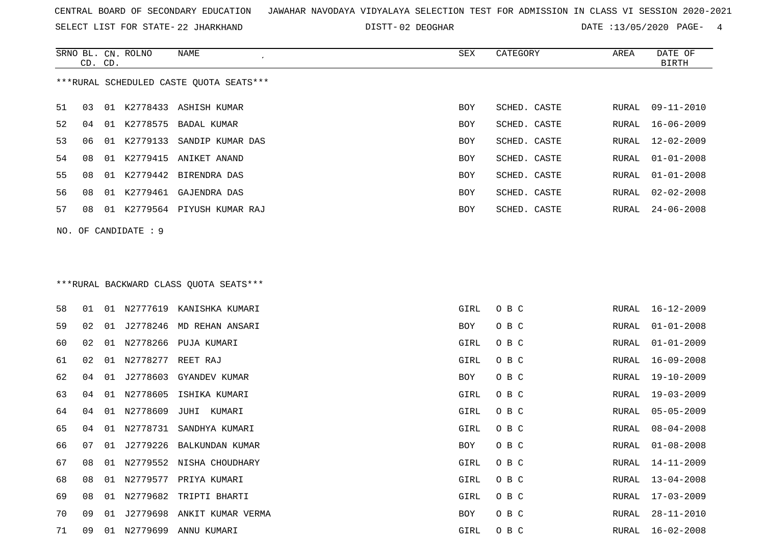CENTRAL BOARD OF SECONDARY EDUCATION JAWAHAR NAVODAYA VIDYALAYA SELECTION TEST FOR ADMISSION IN CLASS VI SESSION 2020-2021

SELECT LIST FOR STATE- 22 JHARKHAND DISTT- 02 DEOGHAR DATE :13/05/2020

***RURAL SCHEDULED CASTE QUOTA SEATS***

| SRNO | BL. CD. | CN. CD. | ROLNO | NAME | SEX | CATEGORY | AREA | DATE OF BIRTH |
|---|---|---|---|---|---|---|---|---|
| 51 | 03 | 01 | K2778433 | ASHISH KUMAR | BOY | SCHED. CASTE | RURAL | 09-11-2010 |
| 52 | 04 | 01 | K2778575 | BADAL KUMAR | BOY | SCHED. CASTE | RURAL | 16-06-2009 |
| 53 | 06 | 01 | K2779133 | SANDIP KUMAR DAS | BOY | SCHED. CASTE | RURAL | 12-02-2009 |
| 54 | 08 | 01 | K2779415 | ANIKET ANAND | BOY | SCHED. CASTE | RURAL | 01-01-2008 |
| 55 | 08 | 01 | K2779442 | BIRENDRA DAS | BOY | SCHED. CASTE | RURAL | 01-01-2008 |
| 56 | 08 | 01 | K2779461 | GAJENDRA DAS | BOY | SCHED. CASTE | RURAL | 02-02-2008 |
| 57 | 08 | 01 | K2779564 | PIYUSH KUMAR RAJ | BOY | SCHED. CASTE | RURAL | 24-06-2008 |

NO. OF CANDIDATE : 9

***RURAL BACKWARD CLASS QUOTA SEATS***

| SRNO | BL. CD. | CN. CD. | ROLNO | NAME | SEX | CATEGORY | AREA | DATE OF BIRTH |
|---|---|---|---|---|---|---|---|---|
| 58 | 01 | 01 | N2777619 | KANISHKA KUMARI | GIRL | O B C | RURAL | 16-12-2009 |
| 59 | 02 | 01 | J2778246 | MD REHAN ANSARI | BOY | O B C | RURAL | 01-01-2008 |
| 60 | 02 | 01 | N2778266 | PUJA KUMARI | GIRL | O B C | RURAL | 01-01-2009 |
| 61 | 02 | 01 | N2778277 | REET RAJ | GIRL | O B C | RURAL | 16-09-2008 |
| 62 | 04 | 01 | J2778603 | GYANDEV KUMAR | BOY | O B C | RURAL | 19-10-2009 |
| 63 | 04 | 01 | N2778605 | ISHIKA KUMARI | GIRL | O B C | RURAL | 19-03-2009 |
| 64 | 04 | 01 | N2778609 | JUHI KUMARI | GIRL | O B C | RURAL | 05-05-2009 |
| 65 | 04 | 01 | N2778731 | SANDHYA KUMARI | GIRL | O B C | RURAL | 08-04-2008 |
| 66 | 07 | 01 | J2779226 | BALKUNDAN KUMAR | BOY | O B C | RURAL | 01-08-2008 |
| 67 | 08 | 01 | N2779552 | NISHA CHOUDHARY | GIRL | O B C | RURAL | 14-11-2009 |
| 68 | 08 | 01 | N2779577 | PRIYA KUMARI | GIRL | O B C | RURAL | 13-04-2008 |
| 69 | 08 | 01 | N2779682 | TRIPTI BHARTI | GIRL | O B C | RURAL | 17-03-2009 |
| 70 | 09 | 01 | J2779698 | ANKIT KUMAR VERMA | BOY | O B C | RURAL | 28-11-2010 |
| 71 | 09 | 01 | N2779699 | ANNU KUMARI | GIRL | O B C | RURAL | 16-02-2008 |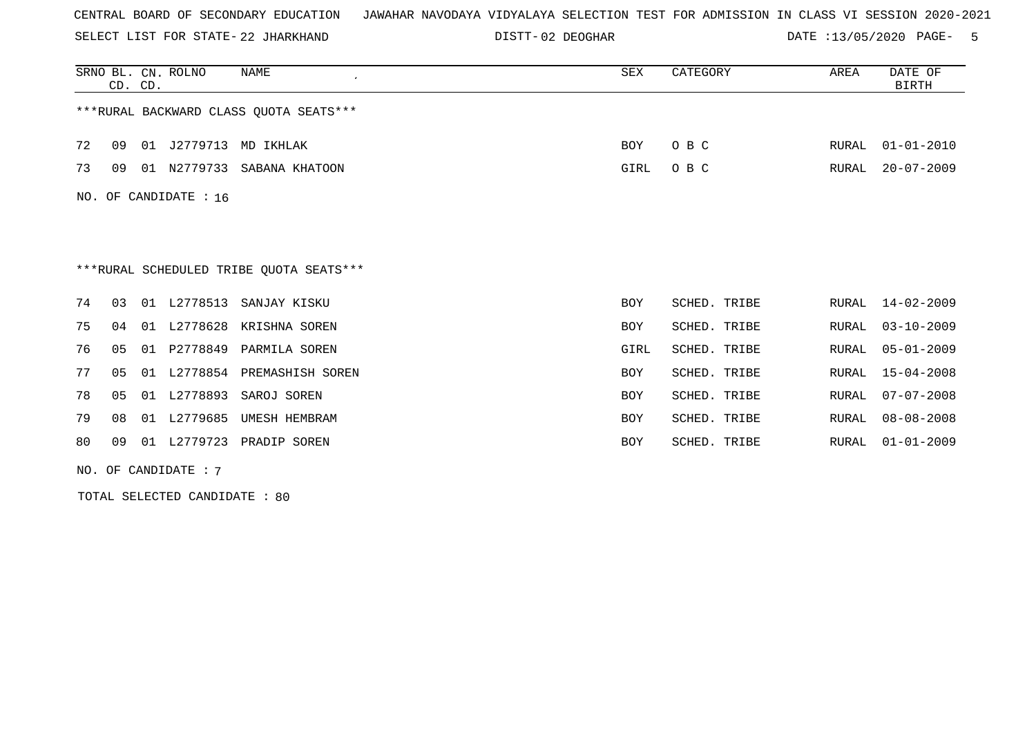CENTRAL BOARD OF SECONDARY EDUCATION JAWAHAR NAVODAYA VIDYALAYA SELECTION TEST FOR ADMISSION IN CLASS VI SESSION 2020-2021

SELECT LIST FOR STATE- 22 JHARKHAND DISTT- 02 DEOGHAR DATE :13/05/2020

| SRNO | BL. CD. | CN. CD. | ROLNO | NAME | SEX | CATEGORY | AREA | DATE OF BIRTH |
|---|---|---|---|---|---|---|---|---|
| ***RURAL BACKWARD CLASS QUOTA SEATS*** | | | | | | | | |
| 72 | 09 | 01 | J2779713 | MD IKHLAK | BOY | O B C | RURAL | 01-01-2010 |
| 73 | 09 | 01 | N2779733 | SABANA KHATOON | GIRL | O B C | RURAL | 20-07-2009 |

NO. OF CANDIDATE : 16

| SRNO | BL. CD. | CN. CD. | ROLNO | NAME | SEX | CATEGORY | AREA | DATE OF BIRTH |
|---|---|---|---|---|---|---|---|---|
| ***RURAL SCHEDULED TRIBE QUOTA SEATS*** | | | | | | | | |
| 74 | 03 | 01 | L2778513 | SANJAY KISKU | BOY | SCHED. TRIBE | RURAL | 14-02-2009 |
| 75 | 04 | 01 | L2778628 | KRISHNA SOREN | BOY | SCHED. TRIBE | RURAL | 03-10-2009 |
| 76 | 05 | 01 | P2778849 | PARMILA SOREN | GIRL | SCHED. TRIBE | RURAL | 05-01-2009 |
| 77 | 05 | 01 | L2778854 | PREMASHISH SOREN | BOY | SCHED. TRIBE | RURAL | 15-04-2008 |
| 78 | 05 | 01 | L2778893 | SAROJ SOREN | BOY | SCHED. TRIBE | RURAL | 07-07-2008 |
| 79 | 08 | 01 | L2779685 | UMESH HEMBRAM | BOY | SCHED. TRIBE | RURAL | 08-08-2008 |
| 80 | 09 | 01 | L2779723 | PRADIP SOREN | BOY | SCHED. TRIBE | RURAL | 01-01-2009 |

NO. OF CANDIDATE : 7

TOTAL SELECTED CANDIDATE : 80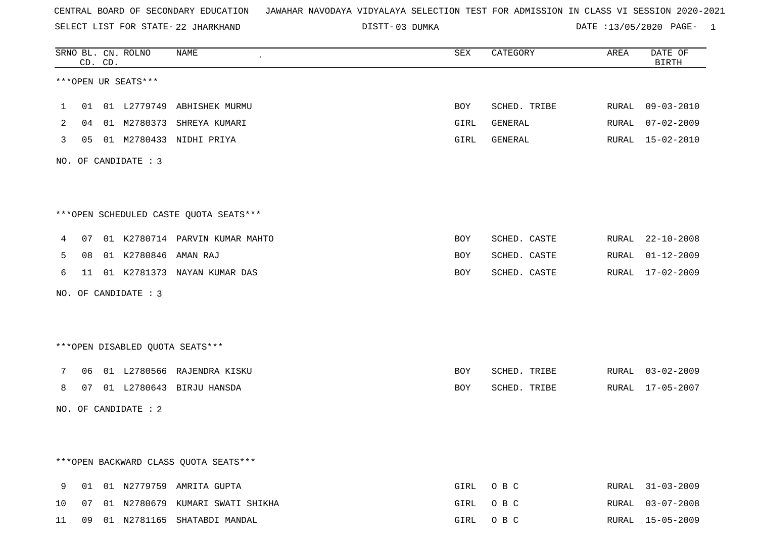CENTRAL BOARD OF SECONDARY EDUCATION JAWAHAR NAVODAYA VIDYALAYA SELECTION TEST FOR ADMISSION IN CLASS VI SESSION 2020-2021

SELECT LIST FOR STATE- 22 JHARKHAND DISTT- 03 DUMKA DATE :13/05/2020

***OPEN UR SEATS***

| SRNO | BL. CD. | CN. CD. | ROLNO | NAME | SEX | CATEGORY | AREA | DATE OF BIRTH |
|---|---|---|---|---|---|---|---|---|
| 1 | 01 | 01 | L2779749 | ABHISHEK MURMU | BOY | SCHED. TRIBE | RURAL | 09-03-2010 |
| 2 | 04 | 01 | M2780373 | SHREYA KUMARI | GIRL | GENERAL | RURAL | 07-02-2009 |
| 3 | 05 | 01 | M2780433 | NIDHI PRIYA | GIRL | GENERAL | RURAL | 15-02-2010 |

NO. OF CANDIDATE : 3

***OPEN SCHEDULED CASTE QUOTA SEATS***

| SRNO | BL. CD. | CN. CD. | ROLNO | NAME | SEX | CATEGORY | AREA | DATE OF BIRTH |
|---|---|---|---|---|---|---|---|---|
| 4 | 07 | 01 | K2780714 | PARVIN KUMAR MAHTO | BOY | SCHED. CASTE | RURAL | 22-10-2008 |
| 5 | 08 | 01 | K2780846 | AMAN RAJ | BOY | SCHED. CASTE | RURAL | 01-12-2009 |
| 6 | 11 | 01 | K2781373 | NAYAN KUMAR DAS | BOY | SCHED. CASTE | RURAL | 17-02-2009 |

NO. OF CANDIDATE : 3

***OPEN DISABLED QUOTA SEATS***

| SRNO | BL. CD. | CN. CD. | ROLNO | NAME | SEX | CATEGORY | AREA | DATE OF BIRTH |
|---|---|---|---|---|---|---|---|---|
| 7 | 06 | 01 | L2780566 | RAJENDRA KISKU | BOY | SCHED. TRIBE | RURAL | 03-02-2009 |
| 8 | 07 | 01 | L2780643 | BIRJU HANSDA | BOY | SCHED. TRIBE | RURAL | 17-05-2007 |

NO. OF CANDIDATE : 2

***OPEN BACKWARD CLASS QUOTA SEATS***

| SRNO | BL. CD. | CN. CD. | ROLNO | NAME | SEX | CATEGORY | AREA | DATE OF BIRTH |
|---|---|---|---|---|---|---|---|---|
| 9 | 01 | 01 | N2779759 | AMRITA GUPTA | GIRL | O B C | RURAL | 31-03-2009 |
| 10 | 07 | 01 | N2780679 | KUMARI SWATI SHIKHA | GIRL | O B C | RURAL | 03-07-2008 |
| 11 | 09 | 01 | N2781165 | SHATABDI MANDAL | GIRL | O B C | RURAL | 15-05-2009 |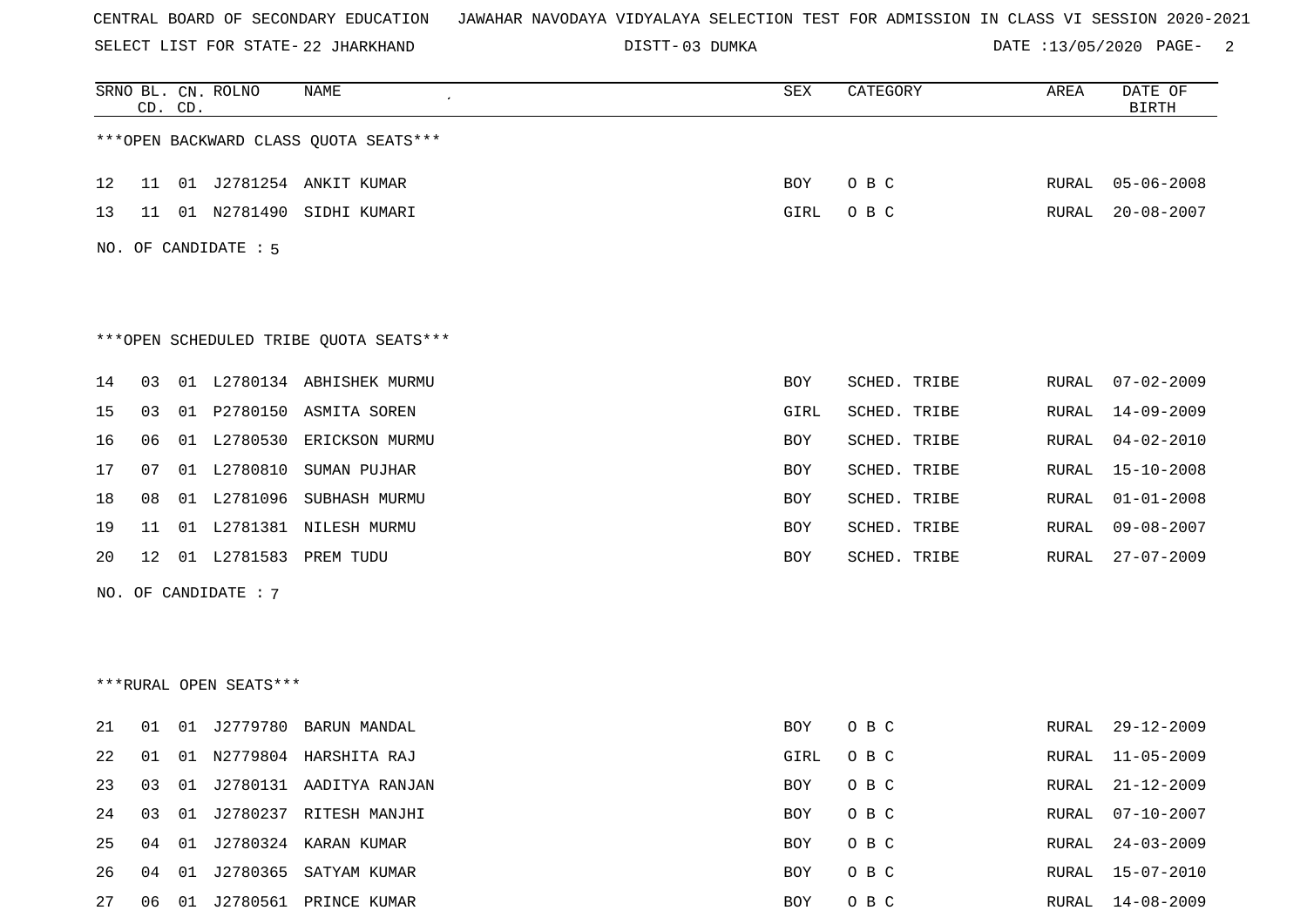CENTRAL BOARD OF SECONDARY EDUCATION JAWAHAR NAVODAYA VIDYALAYA SELECTION TEST FOR ADMISSION IN CLASS VI SESSION 2020-2021

SELECT LIST FOR STATE- 22 JHARKHAND DISTT- 03 DUMKA DATE :13/05/2020

***OPEN BACKWARD CLASS QUOTA SEATS***

| SRNO | BL. CD. | CN. CD. | ROLNO | NAME | SEX | CATEGORY | AREA | DATE OF BIRTH |
|---|---|---|---|---|---|---|---|---|
| 12 | 11 | 01 | J2781254 | ANKIT KUMAR | BOY | O B C | RURAL | 05-06-2008 |
| 13 | 11 | 01 | N2781490 | SIDHI KUMARI | GIRL | O B C | RURAL | 20-08-2007 |

NO. OF CANDIDATE : 5

***OPEN SCHEDULED TRIBE QUOTA SEATS***

| SRNO | BL. CD. | CN. CD. | ROLNO | NAME | SEX | CATEGORY | AREA | DATE OF BIRTH |
|---|---|---|---|---|---|---|---|---|
| 14 | 03 | 01 | L2780134 | ABHISHEK MURMU | BOY | SCHED. TRIBE | RURAL | 07-02-2009 |
| 15 | 03 | 01 | P2780150 | ASMITA SOREN | GIRL | SCHED. TRIBE | RURAL | 14-09-2009 |
| 16 | 06 | 01 | L2780530 | ERICKSON MURMU | BOY | SCHED. TRIBE | RURAL | 04-02-2010 |
| 17 | 07 | 01 | L2780810 | SUMAN PUJHAR | BOY | SCHED. TRIBE | RURAL | 15-10-2008 |
| 18 | 08 | 01 | L2781096 | SUBHASH MURMU | BOY | SCHED. TRIBE | RURAL | 01-01-2008 |
| 19 | 11 | 01 | L2781381 | NILESH MURMU | BOY | SCHED. TRIBE | RURAL | 09-08-2007 |
| 20 | 12 | 01 | L2781583 | PREM TUDU | BOY | SCHED. TRIBE | RURAL | 27-07-2009 |

NO. OF CANDIDATE : 7

***RURAL OPEN SEATS***

| SRNO | BL. CD. | CN. CD. | ROLNO | NAME | SEX | CATEGORY | AREA | DATE OF BIRTH |
|---|---|---|---|---|---|---|---|---|
| 21 | 01 | 01 | J2779780 | BARUN MANDAL | BOY | O B C | RURAL | 29-12-2009 |
| 22 | 01 | 01 | N2779804 | HARSHITA RAJ | GIRL | O B C | RURAL | 11-05-2009 |
| 23 | 03 | 01 | J2780131 | AADITYA RANJAN | BOY | O B C | RURAL | 21-12-2009 |
| 24 | 03 | 01 | J2780237 | RITESH MANJHI | BOY | O B C | RURAL | 07-10-2007 |
| 25 | 04 | 01 | J2780324 | KARAN KUMAR | BOY | O B C | RURAL | 24-03-2009 |
| 26 | 04 | 01 | J2780365 | SATYAM KUMAR | BOY | O B C | RURAL | 15-07-2010 |
| 27 | 06 | 01 | J2780561 | PRINCE KUMAR | BOY | O B C | RURAL | 14-08-2009 |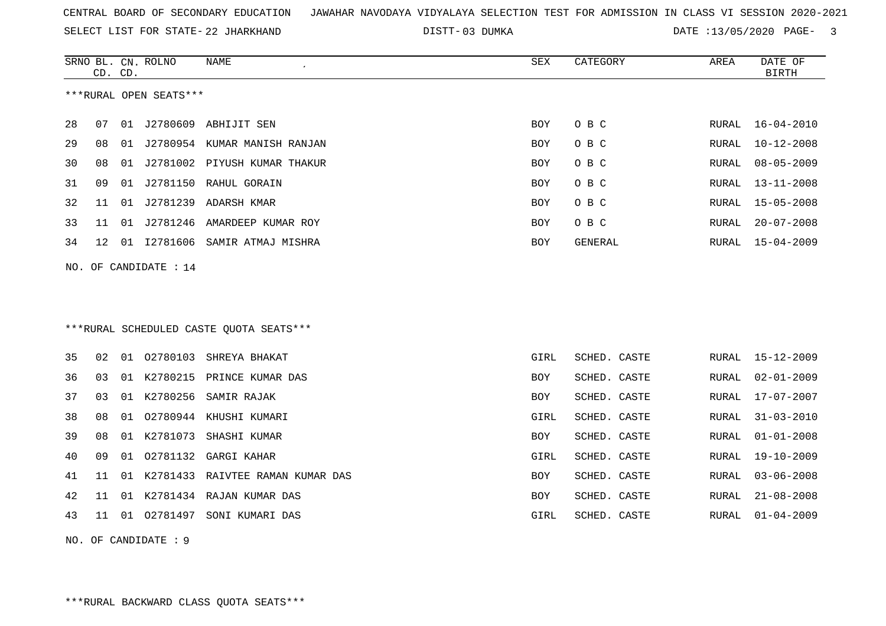CENTRAL BOARD OF SECONDARY EDUCATION JAWAHAR NAVODAYA VIDYALAYA SELECTION TEST FOR ADMISSION IN CLASS VI SESSION 2020-2021

SELECT LIST FOR STATE- 22 JHARKHAND DISTT- 03 DUMKA DATE :13/05/2020

| SRNO | BL. CD. | CN. CD. | ROLNO | NAME | SEX | CATEGORY | AREA | DATE OF BIRTH |
|---|---|---|---|---|---|---|---|---|

***RURAL OPEN SEATS***

| SRNO | BL. CD. | CN. CD. | ROLNO | NAME | SEX | CATEGORY | AREA | DATE OF BIRTH |
|---|---|---|---|---|---|---|---|---|
| 28 | 07 | 01 | J2780609 | ABHIJIT SEN | BOY | O B C | RURAL | 16-04-2010 |
| 29 | 08 | 01 | J2780954 | KUMAR MANISH RANJAN | BOY | O B C | RURAL | 10-12-2008 |
| 30 | 08 | 01 | J2781002 | PIYUSH KUMAR THAKUR | BOY | O B C | RURAL | 08-05-2009 |
| 31 | 09 | 01 | J2781150 | RAHUL GORAIN | BOY | O B C | RURAL | 13-11-2008 |
| 32 | 11 | 01 | J2781239 | ADARSH KMAR | BOY | O B C | RURAL | 15-05-2008 |
| 33 | 11 | 01 | J2781246 | AMARDEEP KUMAR ROY | BOY | O B C | RURAL | 20-07-2008 |
| 34 | 12 | 01 | I2781606 | SAMIR ATMAJ MISHRA | BOY | GENERAL | RURAL | 15-04-2009 |

NO. OF CANDIDATE : 14

***RURAL SCHEDULED CASTE QUOTA SEATS***

| SRNO | BL. CD. | CN. CD. | ROLNO | NAME | SEX | CATEGORY | AREA | DATE OF BIRTH |
|---|---|---|---|---|---|---|---|---|
| 35 | 02 | 01 | O2780103 | SHREYA BHAKAT | GIRL | SCHED. CASTE | RURAL | 15-12-2009 |
| 36 | 03 | 01 | K2780215 | PRINCE KUMAR DAS | BOY | SCHED. CASTE | RURAL | 02-01-2009 |
| 37 | 03 | 01 | K2780256 | SAMIR RAJAK | BOY | SCHED. CASTE | RURAL | 17-07-2007 |
| 38 | 08 | 01 | O2780944 | KHUSHI KUMARI | GIRL | SCHED. CASTE | RURAL | 31-03-2010 |
| 39 | 08 | 01 | K2781073 | SHASHI KUMAR | BOY | SCHED. CASTE | RURAL | 01-01-2008 |
| 40 | 09 | 01 | O2781132 | GARGI KAHAR | GIRL | SCHED. CASTE | RURAL | 19-10-2009 |
| 41 | 11 | 01 | K2781433 | RAIVTEE RAMAN KUMAR DAS | BOY | SCHED. CASTE | RURAL | 03-06-2008 |
| 42 | 11 | 01 | K2781434 | RAJAN KUMAR DAS | BOY | SCHED. CASTE | RURAL | 21-08-2008 |
| 43 | 11 | 01 | O2781497 | SONI KUMARI DAS | GIRL | SCHED. CASTE | RURAL | 01-04-2009 |

NO. OF CANDIDATE : 9

***RURAL BACKWARD CLASS QUOTA SEATS***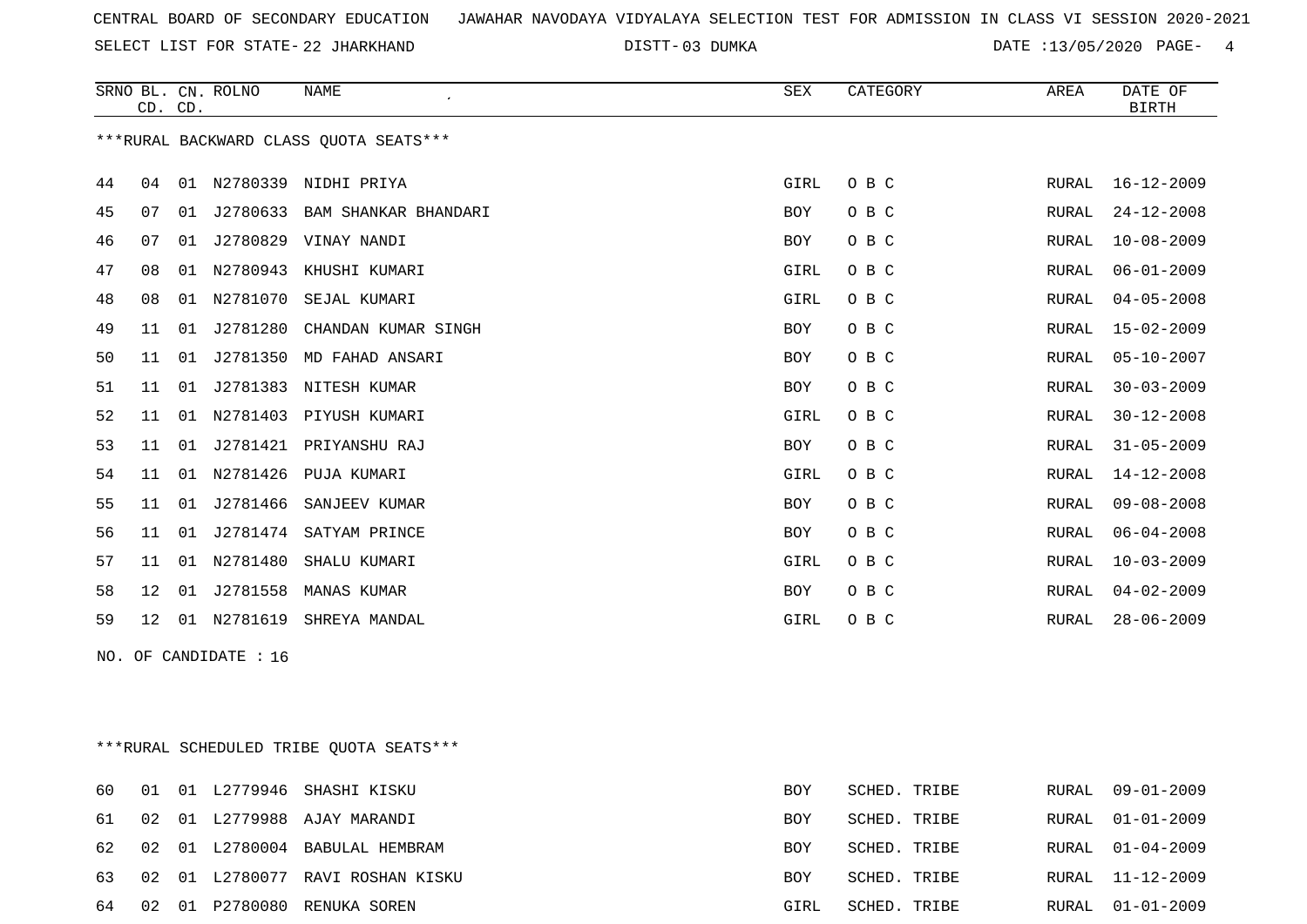CENTRAL BOARD OF SECONDARY EDUCATION JAWAHAR NAVODAYA VIDYALAYA SELECTION TEST FOR ADMISSION IN CLASS VI SESSION 2020-2021

SELECT LIST FOR STATE- 22 JHARKHAND DISTT- 03 DUMKA DATE :13/05/2020

***RURAL BACKWARD CLASS QUOTA SEATS***

| SRNO | BL. CD. | CN. CD. | ROLNO | NAME | SEX | CATEGORY | AREA | DATE OF BIRTH |
|---|---|---|---|---|---|---|---|---|
| 44 | 04 | 01 | N2780339 | NIDHI PRIYA | GIRL | O B C | RURAL | 16-12-2009 |
| 45 | 07 | 01 | J2780633 | BAM SHANKAR BHANDARI | BOY | O B C | RURAL | 24-12-2008 |
| 46 | 07 | 01 | J2780829 | VINAY NANDI | BOY | O B C | RURAL | 10-08-2009 |
| 47 | 08 | 01 | N2780943 | KHUSHI KUMARI | GIRL | O B C | RURAL | 06-01-2009 |
| 48 | 08 | 01 | N2781070 | SEJAL KUMARI | GIRL | O B C | RURAL | 04-05-2008 |
| 49 | 11 | 01 | J2781280 | CHANDAN KUMAR SINGH | BOY | O B C | RURAL | 15-02-2009 |
| 50 | 11 | 01 | J2781350 | MD FAHAD ANSARI | BOY | O B C | RURAL | 05-10-2007 |
| 51 | 11 | 01 | J2781383 | NITESH KUMAR | BOY | O B C | RURAL | 30-03-2009 |
| 52 | 11 | 01 | N2781403 | PIYUSH KUMARI | GIRL | O B C | RURAL | 30-12-2008 |
| 53 | 11 | 01 | J2781421 | PRIYANSHU RAJ | BOY | O B C | RURAL | 31-05-2009 |
| 54 | 11 | 01 | N2781426 | PUJA KUMARI | GIRL | O B C | RURAL | 14-12-2008 |
| 55 | 11 | 01 | J2781466 | SANJEEV KUMAR | BOY | O B C | RURAL | 09-08-2008 |
| 56 | 11 | 01 | J2781474 | SATYAM PRINCE | BOY | O B C | RURAL | 06-04-2008 |
| 57 | 11 | 01 | N2781480 | SHALU KUMARI | GIRL | O B C | RURAL | 10-03-2009 |
| 58 | 12 | 01 | J2781558 | MANAS KUMAR | BOY | O B C | RURAL | 04-02-2009 |
| 59 | 12 | 01 | N2781619 | SHREYA MANDAL | GIRL | O B C | RURAL | 28-06-2009 |

NO. OF CANDIDATE : 16

***RURAL SCHEDULED TRIBE QUOTA SEATS***

| SRNO | BL. CD. | CN. CD. | ROLNO | NAME | SEX | CATEGORY | AREA | DATE OF BIRTH |
|---|---|---|---|---|---|---|---|---|
| 60 | 01 | 01 | L2779946 | SHASHI KISKU | BOY | SCHED. TRIBE | RURAL | 09-01-2009 |
| 61 | 02 | 01 | L2779988 | AJAY MARANDI | BOY | SCHED. TRIBE | RURAL | 01-01-2009 |
| 62 | 02 | 01 | L2780004 | BABULAL HEMBRAM | BOY | SCHED. TRIBE | RURAL | 01-04-2009 |
| 63 | 02 | 01 | L2780077 | RAVI ROSHAN KISKU | BOY | SCHED. TRIBE | RURAL | 11-12-2009 |
| 64 | 02 | 01 | P2780080 | RENUKA SOREN | GIRL | SCHED. TRIBE | RURAL | 01-01-2009 |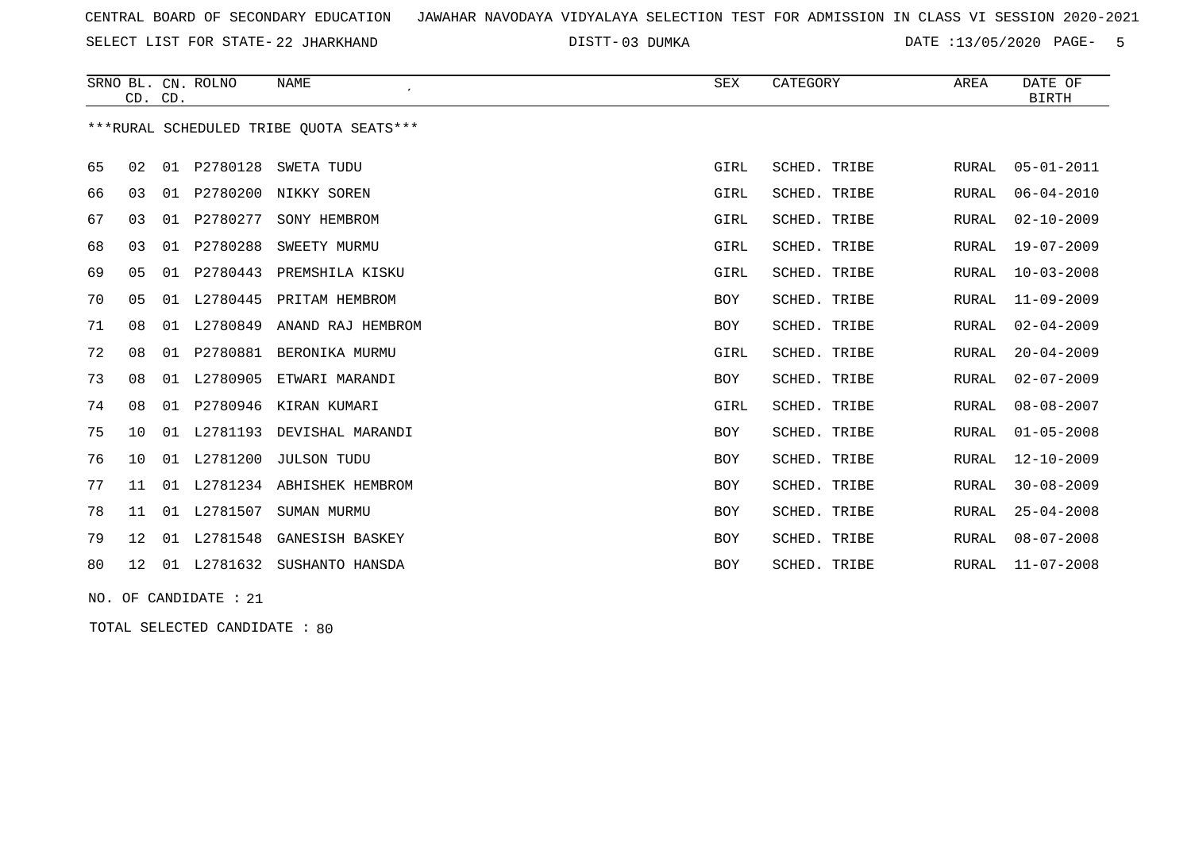CENTRAL BOARD OF SECONDARY EDUCATION JAWAHAR NAVODAYA VIDYALAYA SELECTION TEST FOR ADMISSION IN CLASS VI SESSION 2020-2021

SELECT LIST FOR STATE- 22 JHARKHAND DISTT- 03 DUMKA DATE :13/05/2020

***RURAL SCHEDULED TRIBE QUOTA SEATS***

| SRNO | BL. CD. | CN. CD. | ROLNO | NAME | SEX | CATEGORY | AREA | DATE OF BIRTH |
|---|---|---|---|---|---|---|---|---|
| 65 | 02 | 01 | P2780128 | SWETA TUDU | GIRL | SCHED. TRIBE | RURAL | 05-01-2011 |
| 66 | 03 | 01 | P2780200 | NIKKY SOREN | GIRL | SCHED. TRIBE | RURAL | 06-04-2010 |
| 67 | 03 | 01 | P2780277 | SONY HEMBROM | GIRL | SCHED. TRIBE | RURAL | 02-10-2009 |
| 68 | 03 | 01 | P2780288 | SWEETY MURMU | GIRL | SCHED. TRIBE | RURAL | 19-07-2009 |
| 69 | 05 | 01 | P2780443 | PREMSHILA KISKU | GIRL | SCHED. TRIBE | RURAL | 10-03-2008 |
| 70 | 05 | 01 | L2780445 | PRITAM HEMBROM | BOY | SCHED. TRIBE | RURAL | 11-09-2009 |
| 71 | 08 | 01 | L2780849 | ANAND RAJ HEMBROM | BOY | SCHED. TRIBE | RURAL | 02-04-2009 |
| 72 | 08 | 01 | P2780881 | BERONIKA MURMU | GIRL | SCHED. TRIBE | RURAL | 20-04-2009 |
| 73 | 08 | 01 | L2780905 | ETWARI MARANDI | BOY | SCHED. TRIBE | RURAL | 02-07-2009 |
| 74 | 08 | 01 | P2780946 | KIRAN KUMARI | GIRL | SCHED. TRIBE | RURAL | 08-08-2007 |
| 75 | 10 | 01 | L2781193 | DEVISHAL MARANDI | BOY | SCHED. TRIBE | RURAL | 01-05-2008 |
| 76 | 10 | 01 | L2781200 | JULSON TUDU | BOY | SCHED. TRIBE | RURAL | 12-10-2009 |
| 77 | 11 | 01 | L2781234 | ABHISHEK HEMBROM | BOY | SCHED. TRIBE | RURAL | 30-08-2009 |
| 78 | 11 | 01 | L2781507 | SUMAN MURMU | BOY | SCHED. TRIBE | RURAL | 25-04-2008 |
| 79 | 12 | 01 | L2781548 | GANESISH BASKEY | BOY | SCHED. TRIBE | RURAL | 08-07-2008 |
| 80 | 12 | 01 | L2781632 | SUSHANTO HANSDA | BOY | SCHED. TRIBE | RURAL | 11-07-2008 |

NO. OF CANDIDATE : 21

TOTAL SELECTED CANDIDATE : 80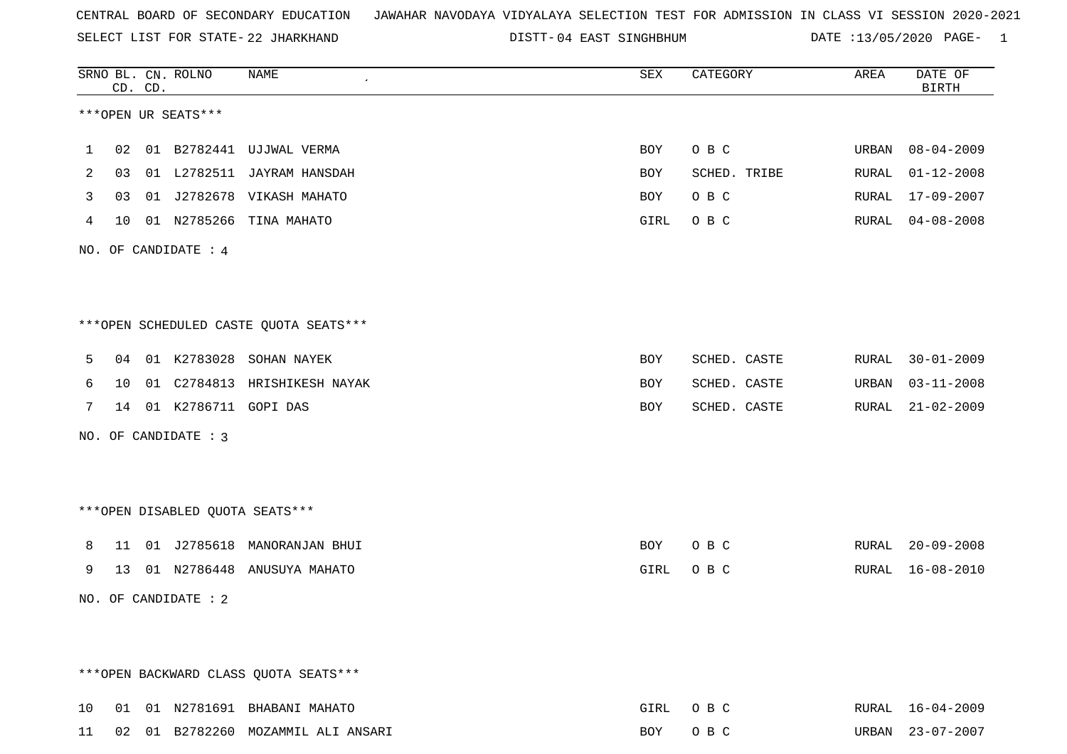CENTRAL BOARD OF SECONDARY EDUCATION   JAWAHAR NAVODAYA VIDYALAYA SELECTION TEST FOR ADMISSION IN CLASS VI SESSION 2020-2021

SELECT LIST FOR STATE- 22 JHARKHAND   DISTT- 04 EAST SINGHBHUM   DATE :13/05/2020

***OPEN UR SEATS***

| SRNO | BL. CD. | CN. CD. | ROLNO | NAME | SEX | CATEGORY | AREA | DATE OF BIRTH |
|---|---|---|---|---|---|---|---|---|
| 1 | 02 | 01 | B2782441 | UJJWAL VERMA | BOY | O B C | URBAN | 08-04-2009 |
| 2 | 03 | 01 | L2782511 | JAYRAM HANSDAH | BOY | SCHED. TRIBE | RURAL | 01-12-2008 |
| 3 | 03 | 01 | J2782678 | VIKASH MAHATO | BOY | O B C | RURAL | 17-09-2007 |
| 4 | 10 | 01 | N2785266 | TINA MAHATO | GIRL | O B C | RURAL | 04-08-2008 |

NO. OF CANDIDATE : 4

***OPEN SCHEDULED CASTE QUOTA SEATS***

| SRNO | BL. CD. | CN. CD. | ROLNO | NAME | SEX | CATEGORY | AREA | DATE OF BIRTH |
|---|---|---|---|---|---|---|---|---|
| 5 | 04 | 01 | K2783028 | SOHAN NAYEK | BOY | SCHED. CASTE | RURAL | 30-01-2009 |
| 6 | 10 | 01 | C2784813 | HRISHIKESH NAYAK | BOY | SCHED. CASTE | URBAN | 03-11-2008 |
| 7 | 14 | 01 | K2786711 | GOPI DAS | BOY | SCHED. CASTE | RURAL | 21-02-2009 |

NO. OF CANDIDATE : 3

***OPEN DISABLED QUOTA SEATS***

| SRNO | BL. CD. | CN. CD. | ROLNO | NAME | SEX | CATEGORY | AREA | DATE OF BIRTH |
|---|---|---|---|---|---|---|---|---|
| 8 | 11 | 01 | J2785618 | MANORANJAN BHUI | BOY | O B C | RURAL | 20-09-2008 |
| 9 | 13 | 01 | N2786448 | ANUSUYA MAHATO | GIRL | O B C | RURAL | 16-08-2010 |

NO. OF CANDIDATE : 2

***OPEN BACKWARD CLASS QUOTA SEATS***

| SRNO | BL. CD. | CN. CD. | ROLNO | NAME | SEX | CATEGORY | AREA | DATE OF BIRTH |
|---|---|---|---|---|---|---|---|---|
| 10 | 01 | 01 | N2781691 | BHABANI MAHATO | GIRL | O B C | RURAL | 16-04-2009 |
| 11 | 02 | 01 | B2782260 | MOZAMMIL ALI ANSARI | BOY | O B C | URBAN | 23-07-2007 |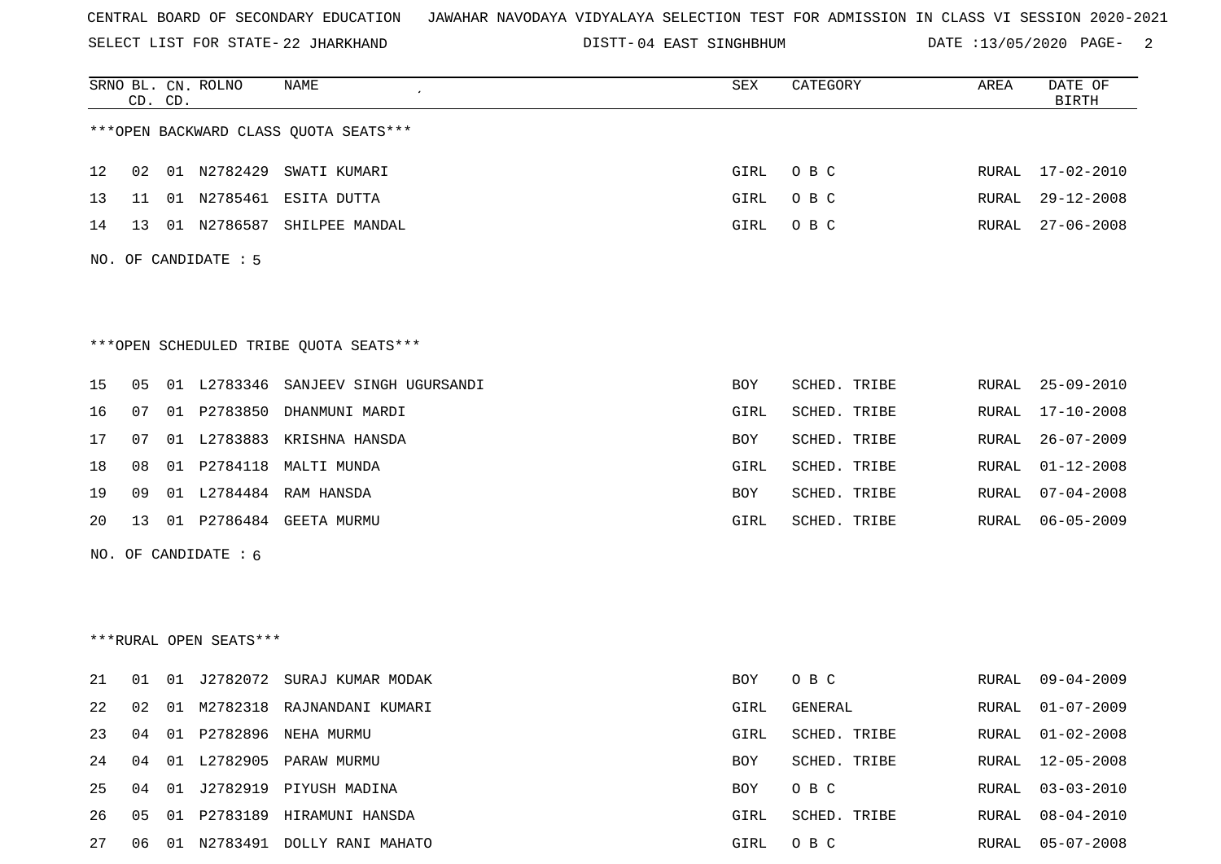CENTRAL BOARD OF SECONDARY EDUCATION JAWAHAR NAVODAYA VIDYALAYA SELECTION TEST FOR ADMISSION IN CLASS VI SESSION 2020-2021

SELECT LIST FOR STATE- 22 JHARKHAND DISTT- 04 EAST SINGHBHUM DATE :13/05/2020

| SRNO | BL. CD. | CN. CD. | ROLNO | NAME | SEX | CATEGORY | AREA | DATE OF BIRTH |
|---|---|---|---|---|---|---|---|---|

***OPEN BACKWARD CLASS QUOTA SEATS***

| SRNO | BL. CD. | CN. CD. | ROLNO | NAME | SEX | CATEGORY | AREA | DATE OF BIRTH |
|---|---|---|---|---|---|---|---|---|
| 12 | 02 | 01 | N2782429 | SWATI KUMARI | GIRL | O B C | RURAL | 17-02-2010 |
| 13 | 11 | 01 | N2785461 | ESITA DUTTA | GIRL | O B C | RURAL | 29-12-2008 |
| 14 | 13 | 01 | N2786587 | SHILPEE MANDAL | GIRL | O B C | RURAL | 27-06-2008 |

NO. OF CANDIDATE : 5

***OPEN SCHEDULED TRIBE QUOTA SEATS***

| SRNO | BL. CD. | CN. CD. | ROLNO | NAME | SEX | CATEGORY | AREA | DATE OF BIRTH |
|---|---|---|---|---|---|---|---|---|
| 15 | 05 | 01 | L2783346 | SANJEEV SINGH UGURSANDI | BOY | SCHED. TRIBE | RURAL | 25-09-2010 |
| 16 | 07 | 01 | P2783850 | DHANMUNI MARDI | GIRL | SCHED. TRIBE | RURAL | 17-10-2008 |
| 17 | 07 | 01 | L2783883 | KRISHNA HANSDA | BOY | SCHED. TRIBE | RURAL | 26-07-2009 |
| 18 | 08 | 01 | P2784118 | MALTI MUNDA | GIRL | SCHED. TRIBE | RURAL | 01-12-2008 |
| 19 | 09 | 01 | L2784484 | RAM HANSDA | BOY | SCHED. TRIBE | RURAL | 07-04-2008 |
| 20 | 13 | 01 | P2786484 | GEETA MURMU | GIRL | SCHED. TRIBE | RURAL | 06-05-2009 |

NO. OF CANDIDATE : 6

***RURAL OPEN SEATS***

| SRNO | BL. CD. | CN. CD. | ROLNO | NAME | SEX | CATEGORY | AREA | DATE OF BIRTH |
|---|---|---|---|---|---|---|---|---|
| 21 | 01 | 01 | J2782072 | SURAJ KUMAR MODAK | BOY | O B C | RURAL | 09-04-2009 |
| 22 | 02 | 01 | M2782318 | RAJNANDANI KUMARI | GIRL | GENERAL | RURAL | 01-07-2009 |
| 23 | 04 | 01 | P2782896 | NEHA MURMU | GIRL | SCHED. TRIBE | RURAL | 01-02-2008 |
| 24 | 04 | 01 | L2782905 | PARAW MURMU | BOY | SCHED. TRIBE | RURAL | 12-05-2008 |
| 25 | 04 | 01 | J2782919 | PIYUSH MADINA | BOY | O B C | RURAL | 03-03-2010 |
| 26 | 05 | 01 | P2783189 | HIRAMUNI HANSDA | GIRL | SCHED. TRIBE | RURAL | 08-04-2010 |
| 27 | 06 | 01 | N2783491 | DOLLY RANI MAHATO | GIRL | O B C | RURAL | 05-07-2008 |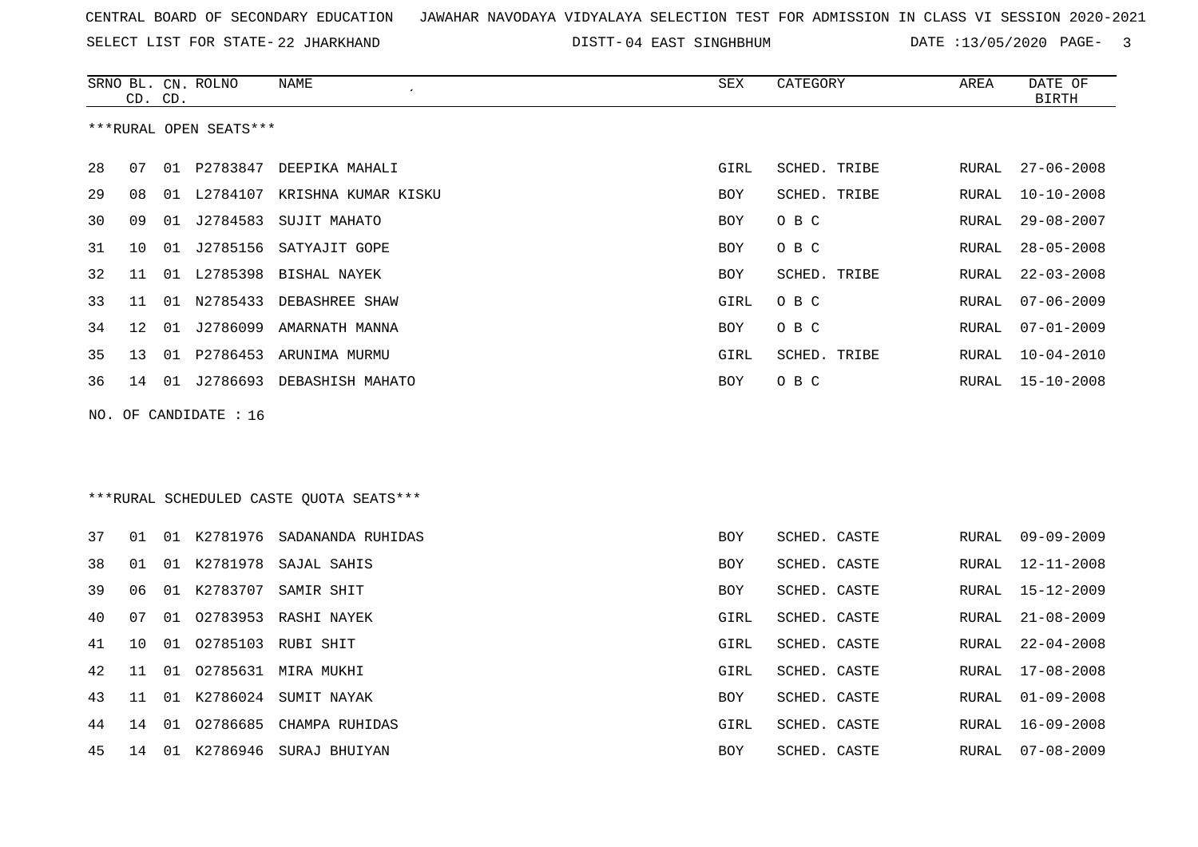CENTRAL BOARD OF SECONDARY EDUCATION JAWAHAR NAVODAYA VIDYALAYA SELECTION TEST FOR ADMISSION IN CLASS VI SESSION 2020-2021

SELECT LIST FOR STATE- 22 JHARKHAND DISTT- 04 EAST SINGHBHUM DATE :13/05/2020

***RURAL OPEN SEATS***

| SRNO | BL. CD. | CN. CD. | ROLNO | NAME | SEX | CATEGORY | AREA | DATE OF BIRTH |
|---|---|---|---|---|---|---|---|---|
| 28 | 07 | 01 | P2783847 | DEEPIKA MAHALI | GIRL | SCHED. TRIBE | RURAL | 27-06-2008 |
| 29 | 08 | 01 | L2784107 | KRISHNA KUMAR KISKU | BOY | SCHED. TRIBE | RURAL | 10-10-2008 |
| 30 | 09 | 01 | J2784583 | SUJIT MAHATO | BOY | O B C | RURAL | 29-08-2007 |
| 31 | 10 | 01 | J2785156 | SATYAJIT GOPE | BOY | O B C | RURAL | 28-05-2008 |
| 32 | 11 | 01 | L2785398 | BISHAL NAYEK | BOY | SCHED. TRIBE | RURAL | 22-03-2008 |
| 33 | 11 | 01 | N2785433 | DEBASHREE SHAW | GIRL | O B C | RURAL | 07-06-2009 |
| 34 | 12 | 01 | J2786099 | AMARNATH MANNA | BOY | O B C | RURAL | 07-01-2009 |
| 35 | 13 | 01 | P2786453 | ARUNIMA MURMU | GIRL | SCHED. TRIBE | RURAL | 10-04-2010 |
| 36 | 14 | 01 | J2786693 | DEBASHISH MAHATO | BOY | O B C | RURAL | 15-10-2008 |

NO. OF CANDIDATE : 16

***RURAL SCHEDULED CASTE QUOTA SEATS***

| SRNO | BL. CD. | CN. CD. | ROLNO | NAME | SEX | CATEGORY | AREA | DATE OF BIRTH |
|---|---|---|---|---|---|---|---|---|
| 37 | 01 | 01 | K2781976 | SADANANDA RUHIDAS | BOY | SCHED. CASTE | RURAL | 09-09-2009 |
| 38 | 01 | 01 | K2781978 | SAJAL SAHIS | BOY | SCHED. CASTE | RURAL | 12-11-2008 |
| 39 | 06 | 01 | K2783707 | SAMIR SHIT | BOY | SCHED. CASTE | RURAL | 15-12-2009 |
| 40 | 07 | 01 | O2783953 | RASHI NAYEK | GIRL | SCHED. CASTE | RURAL | 21-08-2009 |
| 41 | 10 | 01 | O2785103 | RUBI SHIT | GIRL | SCHED. CASTE | RURAL | 22-04-2008 |
| 42 | 11 | 01 | O2785631 | MIRA MUKHI | GIRL | SCHED. CASTE | RURAL | 17-08-2008 |
| 43 | 11 | 01 | K2786024 | SUMIT NAYAK | BOY | SCHED. CASTE | RURAL | 01-09-2008 |
| 44 | 14 | 01 | O2786685 | CHAMPA RUHIDAS | GIRL | SCHED. CASTE | RURAL | 16-09-2008 |
| 45 | 14 | 01 | K2786946 | SURAJ BHUIYAN | BOY | SCHED. CASTE | RURAL | 07-08-2009 |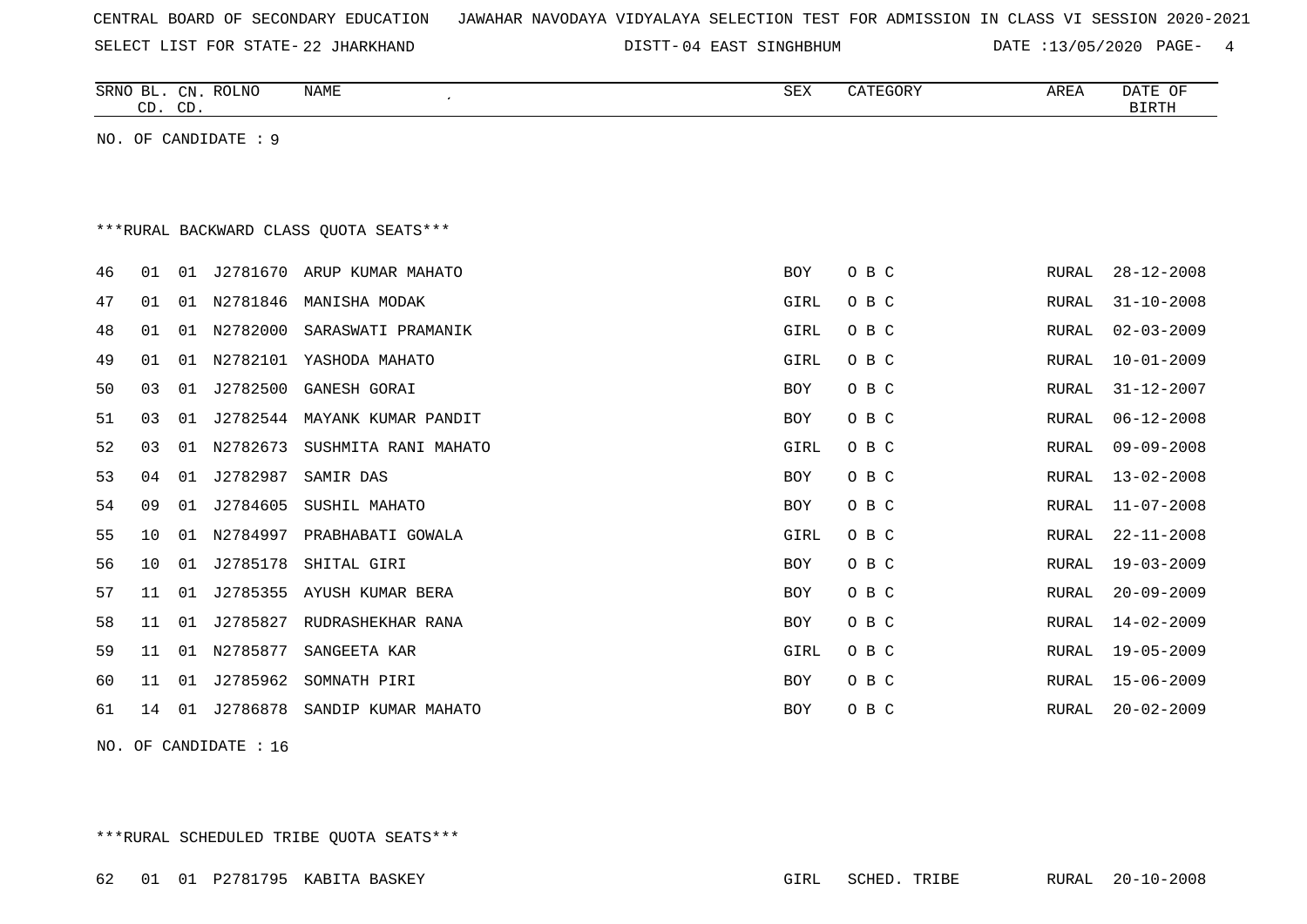CENTRAL BOARD OF SECONDARY EDUCATION JAWAHAR NAVODAYA VIDYALAYA SELECTION TEST FOR ADMISSION IN CLASS VI SESSION 2020-2021

SELECT LIST FOR STATE- 22 JHARKHAND DISTT- 04 EAST SINGHBHUM DATE :13/05/2020

| SRNO | BL. CD. | CN. CD. | ROLNO | NAME | SEX | CATEGORY | AREA | DATE OF BIRTH |
|---|---|---|---|---|---|---|---|---|

NO. OF CANDIDATE : 9

***RURAL BACKWARD CLASS QUOTA SEATS***

| SRNO | BL. CD. | CN. CD. | ROLNO | NAME | SEX | CATEGORY | AREA | DATE OF BIRTH |
|---|---|---|---|---|---|---|---|---|
| 46 | 01 | 01 | J2781670 | ARUP KUMAR MAHATO | BOY | O B C | RURAL | 28-12-2008 |
| 47 | 01 | 01 | N2781846 | MANISHA MODAK | GIRL | O B C | RURAL | 31-10-2008 |
| 48 | 01 | 01 | N2782000 | SARASWATI PRAMANIK | GIRL | O B C | RURAL | 02-03-2009 |
| 49 | 01 | 01 | N2782101 | YASHODA MAHATO | GIRL | O B C | RURAL | 10-01-2009 |
| 50 | 03 | 01 | J2782500 | GANESH GORAI | BOY | O B C | RURAL | 31-12-2007 |
| 51 | 03 | 01 | J2782544 | MAYANK KUMAR PANDIT | BOY | O B C | RURAL | 06-12-2008 |
| 52 | 03 | 01 | N2782673 | SUSHMITA RANI MAHATO | GIRL | O B C | RURAL | 09-09-2008 |
| 53 | 04 | 01 | J2782987 | SAMIR DAS | BOY | O B C | RURAL | 13-02-2008 |
| 54 | 09 | 01 | J2784605 | SUSHIL MAHATO | BOY | O B C | RURAL | 11-07-2008 |
| 55 | 10 | 01 | N2784997 | PRABHABATI GOWALA | GIRL | O B C | RURAL | 22-11-2008 |
| 56 | 10 | 01 | J2785178 | SHITAL GIRI | BOY | O B C | RURAL | 19-03-2009 |
| 57 | 11 | 01 | J2785355 | AYUSH KUMAR BERA | BOY | O B C | RURAL | 20-09-2009 |
| 58 | 11 | 01 | J2785827 | RUDRASHEKHAR RANA | BOY | O B C | RURAL | 14-02-2009 |
| 59 | 11 | 01 | N2785877 | SANGEETA KAR | GIRL | O B C | RURAL | 19-05-2009 |
| 60 | 11 | 01 | J2785962 | SOMNATH PIRI | BOY | O B C | RURAL | 15-06-2009 |
| 61 | 14 | 01 | J2786878 | SANDIP KUMAR MAHATO | BOY | O B C | RURAL | 20-02-2009 |

NO. OF CANDIDATE : 16

***RURAL SCHEDULED TRIBE QUOTA SEATS***

| SRNO | BL. CD. | CN. CD. | ROLNO | NAME | SEX | CATEGORY | AREA | DATE OF BIRTH |
|---|---|---|---|---|---|---|---|---|
| 62 | 01 | 01 | P2781795 | KABITA BASKEY | GIRL | SCHED. TRIBE | RURAL | 20-10-2008 |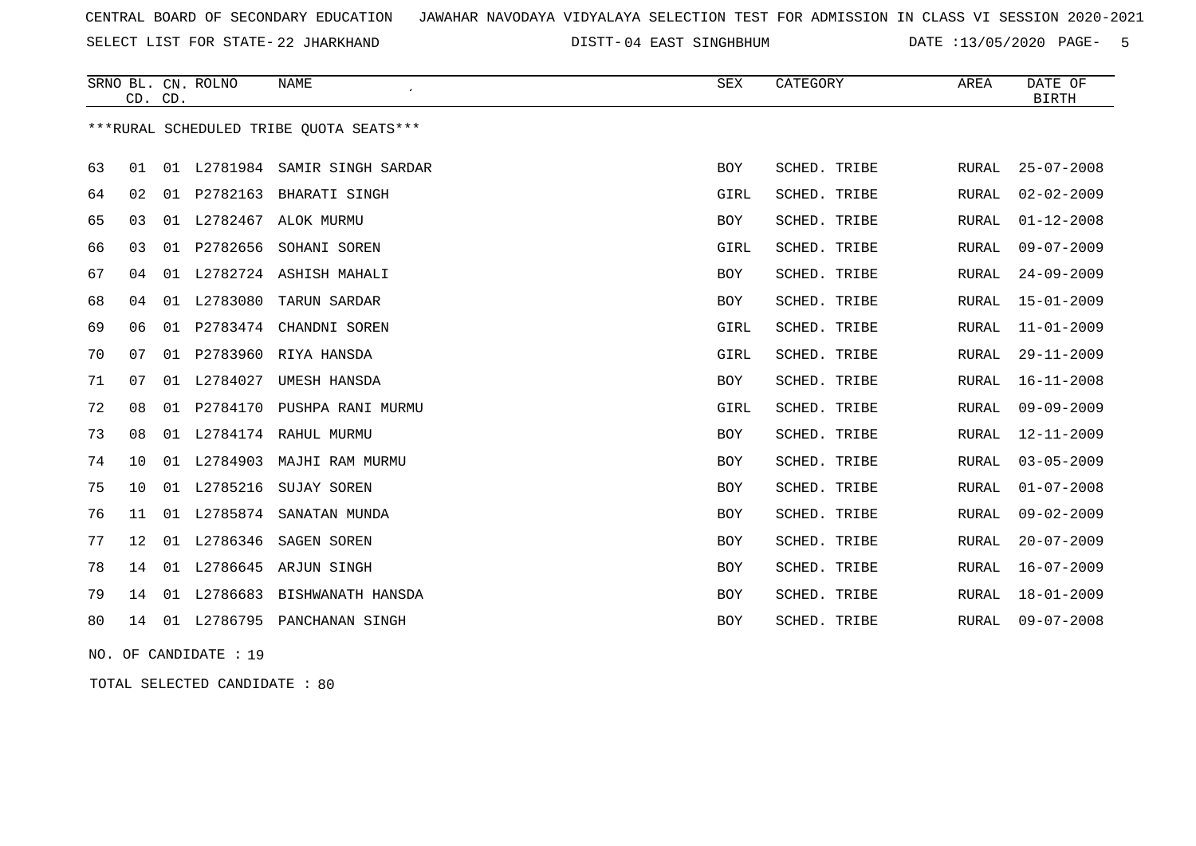CENTRAL BOARD OF SECONDARY EDUCATION JAWAHAR NAVODAYA VIDYALAYA SELECTION TEST FOR ADMISSION IN CLASS VI SESSION 2020-2021

SELECT LIST FOR STATE- 22 JHARKHAND DISTT- 04 EAST SINGHBHUM DATE :13/05/2020

***RURAL SCHEDULED TRIBE QUOTA SEATS***

| SRNO | BL. CD. | CN. CD. | ROLNO | NAME | SEX | CATEGORY | AREA | DATE OF BIRTH |
|---|---|---|---|---|---|---|---|---|
| 63 | 01 | 01 | L2781984 | SAMIR SINGH SARDAR | BOY | SCHED. TRIBE | RURAL | 25-07-2008 |
| 64 | 02 | 01 | P2782163 | BHARATI SINGH | GIRL | SCHED. TRIBE | RURAL | 02-02-2009 |
| 65 | 03 | 01 | L2782467 | ALOK MURMU | BOY | SCHED. TRIBE | RURAL | 01-12-2008 |
| 66 | 03 | 01 | P2782656 | SOHANI SOREN | GIRL | SCHED. TRIBE | RURAL | 09-07-2009 |
| 67 | 04 | 01 | L2782724 | ASHISH MAHALI | BOY | SCHED. TRIBE | RURAL | 24-09-2009 |
| 68 | 04 | 01 | L2783080 | TARUN SARDAR | BOY | SCHED. TRIBE | RURAL | 15-01-2009 |
| 69 | 06 | 01 | P2783474 | CHANDNI SOREN | GIRL | SCHED. TRIBE | RURAL | 11-01-2009 |
| 70 | 07 | 01 | P2783960 | RIYA HANSDA | GIRL | SCHED. TRIBE | RURAL | 29-11-2009 |
| 71 | 07 | 01 | L2784027 | UMESH HANSDA | BOY | SCHED. TRIBE | RURAL | 16-11-2008 |
| 72 | 08 | 01 | P2784170 | PUSHPA RANI MURMU | GIRL | SCHED. TRIBE | RURAL | 09-09-2009 |
| 73 | 08 | 01 | L2784174 | RAHUL MURMU | BOY | SCHED. TRIBE | RURAL | 12-11-2009 |
| 74 | 10 | 01 | L2784903 | MAJHI RAM MURMU | BOY | SCHED. TRIBE | RURAL | 03-05-2009 |
| 75 | 10 | 01 | L2785216 | SUJAY SOREN | BOY | SCHED. TRIBE | RURAL | 01-07-2008 |
| 76 | 11 | 01 | L2785874 | SANATAN MUNDA | BOY | SCHED. TRIBE | RURAL | 09-02-2009 |
| 77 | 12 | 01 | L2786346 | SAGEN SOREN | BOY | SCHED. TRIBE | RURAL | 20-07-2009 |
| 78 | 14 | 01 | L2786645 | ARJUN SINGH | BOY | SCHED. TRIBE | RURAL | 16-07-2009 |
| 79 | 14 | 01 | L2786683 | BISHWANATH HANSDA | BOY | SCHED. TRIBE | RURAL | 18-01-2009 |
| 80 | 14 | 01 | L2786795 | PANCHANAN SINGH | BOY | SCHED. TRIBE | RURAL | 09-07-2008 |

NO. OF CANDIDATE : 19

TOTAL SELECTED CANDIDATE : 80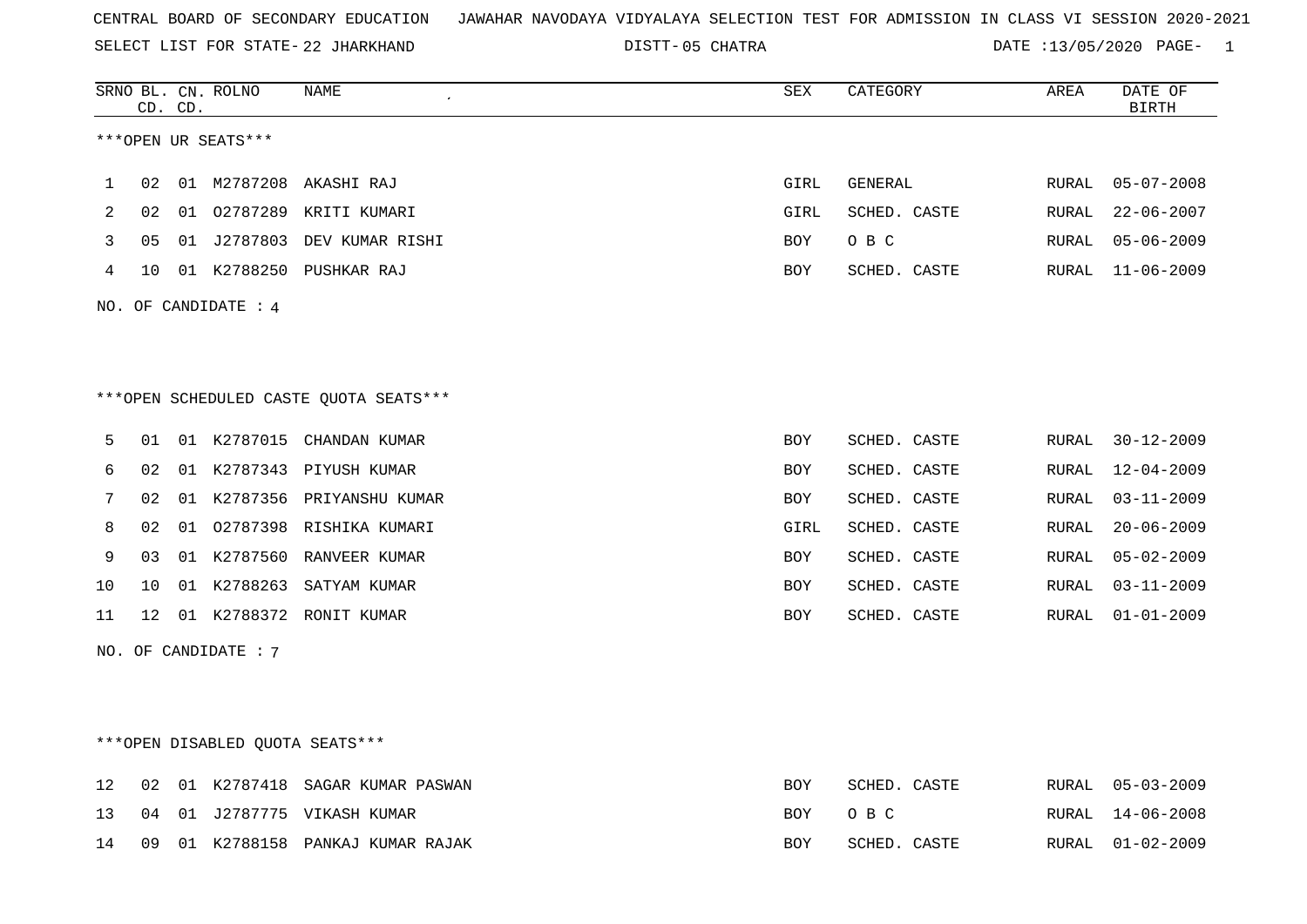CENTRAL BOARD OF SECONDARY EDUCATION JAWAHAR NAVODAYA VIDYALAYA SELECTION TEST FOR ADMISSION IN CLASS VI SESSION 2020-2021

SELECT LIST FOR STATE- 22 JHARKHAND DISTT- 05 CHATRA DATE :13/05/2020

| SRNO | BL. CD. | CN. CD. | ROLNO | NAME | SEX | CATEGORY | AREA | DATE OF BIRTH |
|---|---|---|---|---|---|---|---|---|
| ***OPEN UR SEATS*** | | | | | | | | |
| 1 | 02 | 01 | M2787208 | AKASHI RAJ | GIRL | GENERAL | RURAL | 05-07-2008 |
| 2 | 02 | 01 | O2787289 | KRITI KUMARI | GIRL | SCHED. CASTE | RURAL | 22-06-2007 |
| 3 | 05 | 01 | J2787803 | DEV KUMAR RISHI | BOY | O B C | RURAL | 05-06-2009 |
| 4 | 10 | 01 | K2788250 | PUSHKAR RAJ | BOY | SCHED. CASTE | RURAL | 11-06-2009 |

NO. OF CANDIDATE : 4

| SRNO | BL. CD. | CN. CD. | ROLNO | NAME | SEX | CATEGORY | AREA | DATE OF BIRTH |
|---|---|---|---|---|---|---|---|---|
| ***OPEN SCHEDULED CASTE QUOTA SEATS*** | | | | | | | | |
| 5 | 01 | 01 | K2787015 | CHANDAN KUMAR | BOY | SCHED. CASTE | RURAL | 30-12-2009 |
| 6 | 02 | 01 | K2787343 | PIYUSH KUMAR | BOY | SCHED. CASTE | RURAL | 12-04-2009 |
| 7 | 02 | 01 | K2787356 | PRIYANSHU KUMAR | BOY | SCHED. CASTE | RURAL | 03-11-2009 |
| 8 | 02 | 01 | O2787398 | RISHIKA KUMARI | GIRL | SCHED. CASTE | RURAL | 20-06-2009 |
| 9 | 03 | 01 | K2787560 | RANVEER KUMAR | BOY | SCHED. CASTE | RURAL | 05-02-2009 |
| 10 | 10 | 01 | K2788263 | SATYAM KUMAR | BOY | SCHED. CASTE | RURAL | 03-11-2009 |
| 11 | 12 | 01 | K2788372 | RONIT KUMAR | BOY | SCHED. CASTE | RURAL | 01-01-2009 |

NO. OF CANDIDATE : 7

| SRNO | BL. CD. | CN. CD. | ROLNO | NAME | SEX | CATEGORY | AREA | DATE OF BIRTH |
|---|---|---|---|---|---|---|---|---|
| ***OPEN DISABLED QUOTA SEATS*** | | | | | | | | |
| 12 | 02 | 01 | K2787418 | SAGAR KUMAR PASWAN | BOY | SCHED. CASTE | RURAL | 05-03-2009 |
| 13 | 04 | 01 | J2787775 | VIKASH KUMAR | BOY | O B C | RURAL | 14-06-2008 |
| 14 | 09 | 01 | K2788158 | PANKAJ KUMAR RAJAK | BOY | SCHED. CASTE | RURAL | 01-02-2009 |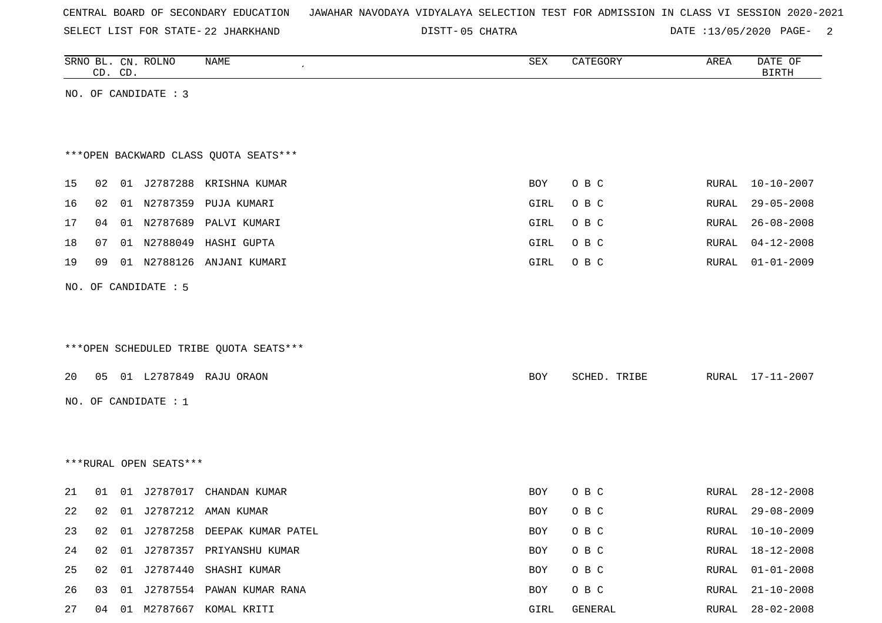CENTRAL BOARD OF SECONDARY EDUCATION JAWAHAR NAVODAYA VIDYALAYA SELECTION TEST FOR ADMISSION IN CLASS VI SESSION 2020-2021

SELECT LIST FOR STATE- 22 JHARKHAND DISTT- 05 CHATRA DATE :13/05/2020

| SRNO | BL. CD. | CN. CD. | ROLNO | NAME | SEX | CATEGORY | AREA | DATE OF BIRTH |
|---|---|---|---|---|---|---|---|---|

NO. OF CANDIDATE : 3

***OPEN BACKWARD CLASS QUOTA SEATS***

| SRNO | BL. CD. | CN. CD. | ROLNO | NAME | SEX | CATEGORY | AREA | DATE OF BIRTH |
|---|---|---|---|---|---|---|---|---|
| 15 | 02 | 01 | J2787288 | KRISHNA KUMAR | BOY | O B C | RURAL | 10-10-2007 |
| 16 | 02 | 01 | N2787359 | PUJA KUMARI | GIRL | O B C | RURAL | 29-05-2008 |
| 17 | 04 | 01 | N2787689 | PALVI KUMARI | GIRL | O B C | RURAL | 26-08-2008 |
| 18 | 07 | 01 | N2788049 | HASHI GUPTA | GIRL | O B C | RURAL | 04-12-2008 |
| 19 | 09 | 01 | N2788126 | ANJANI KUMARI | GIRL | O B C | RURAL | 01-01-2009 |

NO. OF CANDIDATE : 5

***OPEN SCHEDULED TRIBE QUOTA SEATS***

| SRNO | BL. CD. | CN. CD. | ROLNO | NAME | SEX | CATEGORY | AREA | DATE OF BIRTH |
|---|---|---|---|---|---|---|---|---|
| 20 | 05 | 01 | L2787849 | RAJU ORAON | BOY | SCHED. TRIBE | RURAL | 17-11-2007 |

NO. OF CANDIDATE : 1

***RURAL OPEN SEATS***

| SRNO | BL. CD. | CN. CD. | ROLNO | NAME | SEX | CATEGORY | AREA | DATE OF BIRTH |
|---|---|---|---|---|---|---|---|---|
| 21 | 01 | 01 | J2787017 | CHANDAN KUMAR | BOY | O B C | RURAL | 28-12-2008 |
| 22 | 02 | 01 | J2787212 | AMAN KUMAR | BOY | O B C | RURAL | 29-08-2009 |
| 23 | 02 | 01 | J2787258 | DEEPAK KUMAR PATEL | BOY | O B C | RURAL | 10-10-2009 |
| 24 | 02 | 01 | J2787357 | PRIYANSHU KUMAR | BOY | O B C | RURAL | 18-12-2008 |
| 25 | 02 | 01 | J2787440 | SHASHI KUMAR | BOY | O B C | RURAL | 01-01-2008 |
| 26 | 03 | 01 | J2787554 | PAWAN KUMAR RANA | BOY | O B C | RURAL | 21-10-2008 |
| 27 | 04 | 01 | M2787667 | KOMAL KRITI | GIRL | GENERAL | RURAL | 28-02-2008 |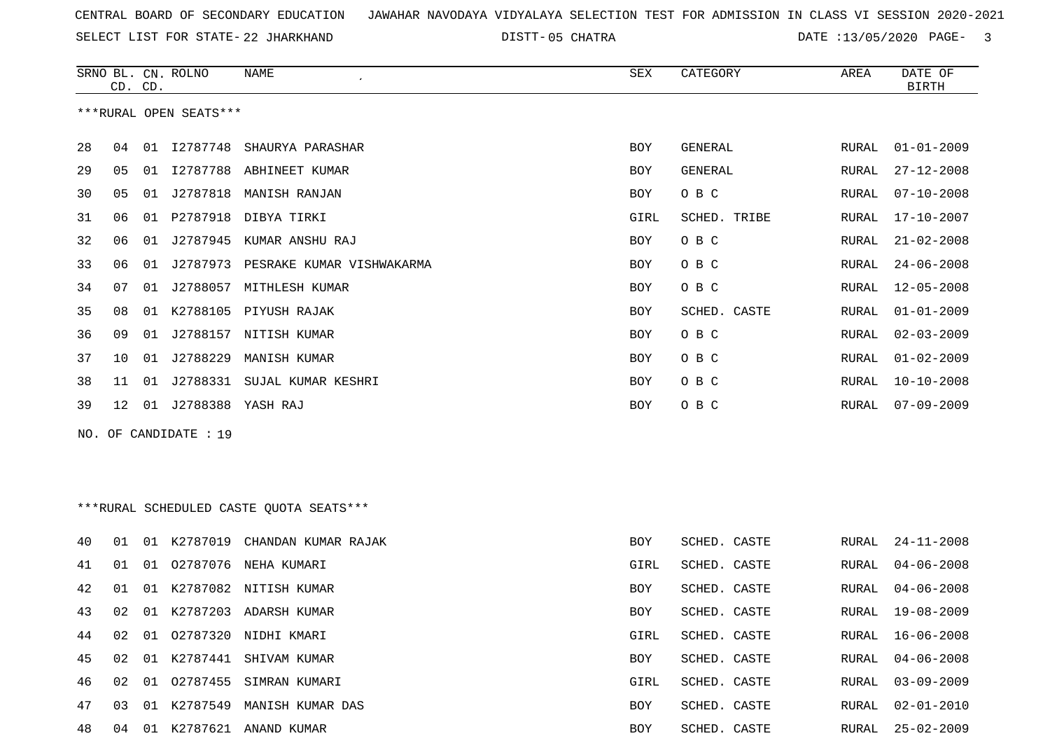CENTRAL BOARD OF SECONDARY EDUCATION JAWAHAR NAVODAYA VIDYALAYA SELECTION TEST FOR ADMISSION IN CLASS VI SESSION 2020-2021

SELECT LIST FOR STATE- 22 JHARKHAND DISTT- 05 CHATRA DATE :13/05/2020

***RURAL OPEN SEATS***

| SRNO | BL. CD. | CN. CD. | ROLNO | NAME | SEX | CATEGORY | AREA | DATE OF BIRTH |
|---|---|---|---|---|---|---|---|---|
| 28 | 04 | 01 | I2787748 | SHAURYA PARASHAR | BOY | GENERAL | RURAL | 01-01-2009 |
| 29 | 05 | 01 | I2787788 | ABHINEET KUMAR | BOY | GENERAL | RURAL | 27-12-2008 |
| 30 | 05 | 01 | J2787818 | MANISH RANJAN | BOY | O B C | RURAL | 07-10-2008 |
| 31 | 06 | 01 | P2787918 | DIBYA TIRKI | GIRL | SCHED. TRIBE | RURAL | 17-10-2007 |
| 32 | 06 | 01 | J2787945 | KUMAR ANSHU RAJ | BOY | O B C | RURAL | 21-02-2008 |
| 33 | 06 | 01 | J2787973 | PESRAKE KUMAR VISHWAKARMA | BOY | O B C | RURAL | 24-06-2008 |
| 34 | 07 | 01 | J2788057 | MITHLESH KUMAR | BOY | O B C | RURAL | 12-05-2008 |
| 35 | 08 | 01 | K2788105 | PIYUSH RAJAK | BOY | SCHED. CASTE | RURAL | 01-01-2009 |
| 36 | 09 | 01 | J2788157 | NITISH KUMAR | BOY | O B C | RURAL | 02-03-2009 |
| 37 | 10 | 01 | J2788229 | MANISH KUMAR | BOY | O B C | RURAL | 01-02-2009 |
| 38 | 11 | 01 | J2788331 | SUJAL KUMAR KESHRI | BOY | O B C | RURAL | 10-10-2008 |
| 39 | 12 | 01 | J2788388 | YASH RAJ | BOY | O B C | RURAL | 07-09-2009 |

NO. OF CANDIDATE : 19

***RURAL SCHEDULED CASTE QUOTA SEATS***

| SRNO | BL. CD. | CN. CD. | ROLNO | NAME | SEX | CATEGORY | AREA | DATE OF BIRTH |
|---|---|---|---|---|---|---|---|---|
| 40 | 01 | 01 | K2787019 | CHANDAN KUMAR RAJAK | BOY | SCHED. CASTE | RURAL | 24-11-2008 |
| 41 | 01 | 01 | O2787076 | NEHA KUMARI | GIRL | SCHED. CASTE | RURAL | 04-06-2008 |
| 42 | 01 | 01 | K2787082 | NITISH KUMAR | BOY | SCHED. CASTE | RURAL | 04-06-2008 |
| 43 | 02 | 01 | K2787203 | ADARSH KUMAR | BOY | SCHED. CASTE | RURAL | 19-08-2009 |
| 44 | 02 | 01 | O2787320 | NIDHI KMARI | GIRL | SCHED. CASTE | RURAL | 16-06-2008 |
| 45 | 02 | 01 | K2787441 | SHIVAM KUMAR | BOY | SCHED. CASTE | RURAL | 04-06-2008 |
| 46 | 02 | 01 | O2787455 | SIMRAN KUMARI | GIRL | SCHED. CASTE | RURAL | 03-09-2009 |
| 47 | 03 | 01 | K2787549 | MANISH KUMAR DAS | BOY | SCHED. CASTE | RURAL | 02-01-2010 |
| 48 | 04 | 01 | K2787621 | ANAND KUMAR | BOY | SCHED. CASTE | RURAL | 25-02-2009 |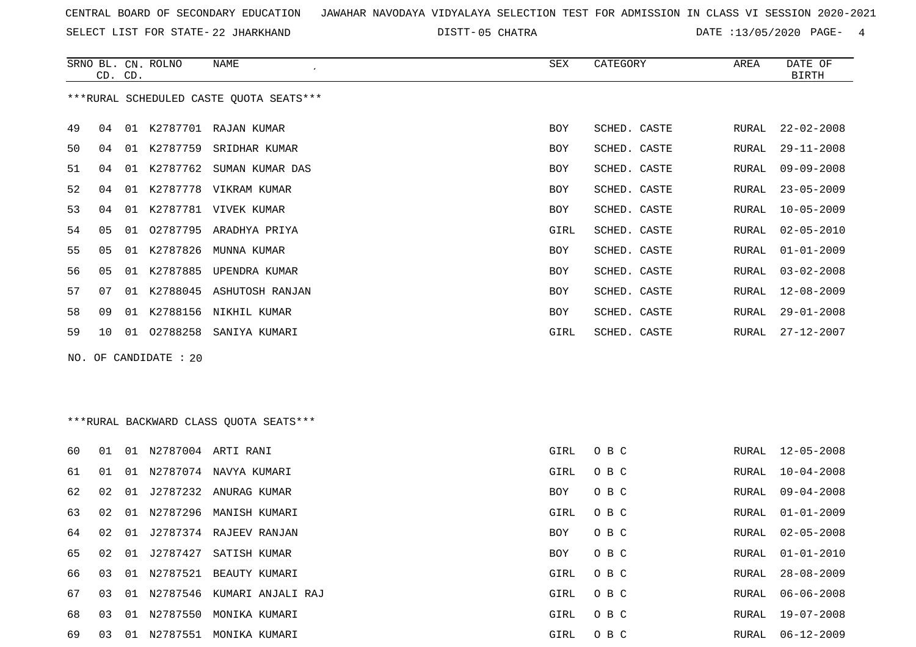CENTRAL BOARD OF SECONDARY EDUCATION JAWAHAR NAVODAYA VIDYALAYA SELECTION TEST FOR ADMISSION IN CLASS VI SESSION 2020-2021

SELECT LIST FOR STATE- 22 JHARKHAND DISTT- 05 CHATRA DATE :13/05/2020

***RURAL SCHEDULED CASTE QUOTA SEATS***

| SRNO | BL. CD. | CN. CD. | ROLNO | NAME | SEX | CATEGORY | AREA | DATE OF BIRTH |
|---|---|---|---|---|---|---|---|---|
| 49 | 04 | 01 | K2787701 | RAJAN KUMAR | BOY | SCHED. CASTE | RURAL | 22-02-2008 |
| 50 | 04 | 01 | K2787759 | SRIDHAR KUMAR | BOY | SCHED. CASTE | RURAL | 29-11-2008 |
| 51 | 04 | 01 | K2787762 | SUMAN KUMAR DAS | BOY | SCHED. CASTE | RURAL | 09-09-2008 |
| 52 | 04 | 01 | K2787778 | VIKRAM KUMAR | BOY | SCHED. CASTE | RURAL | 23-05-2009 |
| 53 | 04 | 01 | K2787781 | VIVEK KUMAR | BOY | SCHED. CASTE | RURAL | 10-05-2009 |
| 54 | 05 | 01 | O2787795 | ARADHYA PRIYA | GIRL | SCHED. CASTE | RURAL | 02-05-2010 |
| 55 | 05 | 01 | K2787826 | MUNNA KUMAR | BOY | SCHED. CASTE | RURAL | 01-01-2009 |
| 56 | 05 | 01 | K2787885 | UPENDRA KUMAR | BOY | SCHED. CASTE | RURAL | 03-02-2008 |
| 57 | 07 | 01 | K2788045 | ASHUTOSH RANJAN | BOY | SCHED. CASTE | RURAL | 12-08-2009 |
| 58 | 09 | 01 | K2788156 | NIKHIL KUMAR | BOY | SCHED. CASTE | RURAL | 29-01-2008 |
| 59 | 10 | 01 | O2788258 | SANIYA KUMARI | GIRL | SCHED. CASTE | RURAL | 27-12-2007 |

NO. OF CANDIDATE : 20

***RURAL BACKWARD CLASS QUOTA SEATS***

| SRNO | BL. CD. | CN. CD. | ROLNO | NAME | SEX | CATEGORY | AREA | DATE OF BIRTH |
|---|---|---|---|---|---|---|---|---|
| 60 | 01 | 01 | N2787004 | ARTI RANI | GIRL | O B C | RURAL | 12-05-2008 |
| 61 | 01 | 01 | N2787074 | NAVYA KUMARI | GIRL | O B C | RURAL | 10-04-2008 |
| 62 | 02 | 01 | J2787232 | ANURAG KUMAR | BOY | O B C | RURAL | 09-04-2008 |
| 63 | 02 | 01 | N2787296 | MANISH KUMARI | GIRL | O B C | RURAL | 01-01-2009 |
| 64 | 02 | 01 | J2787374 | RAJEEV RANJAN | BOY | O B C | RURAL | 02-05-2008 |
| 65 | 02 | 01 | J2787427 | SATISH KUMAR | BOY | O B C | RURAL | 01-01-2010 |
| 66 | 03 | 01 | N2787521 | BEAUTY KUMARI | GIRL | O B C | RURAL | 28-08-2009 |
| 67 | 03 | 01 | N2787546 | KUMARI ANJALI RAJ | GIRL | O B C | RURAL | 06-06-2008 |
| 68 | 03 | 01 | N2787550 | MONIKA KUMARI | GIRL | O B C | RURAL | 19-07-2008 |
| 69 | 03 | 01 | N2787551 | MONIKA KUMARI | GIRL | O B C | RURAL | 06-12-2009 |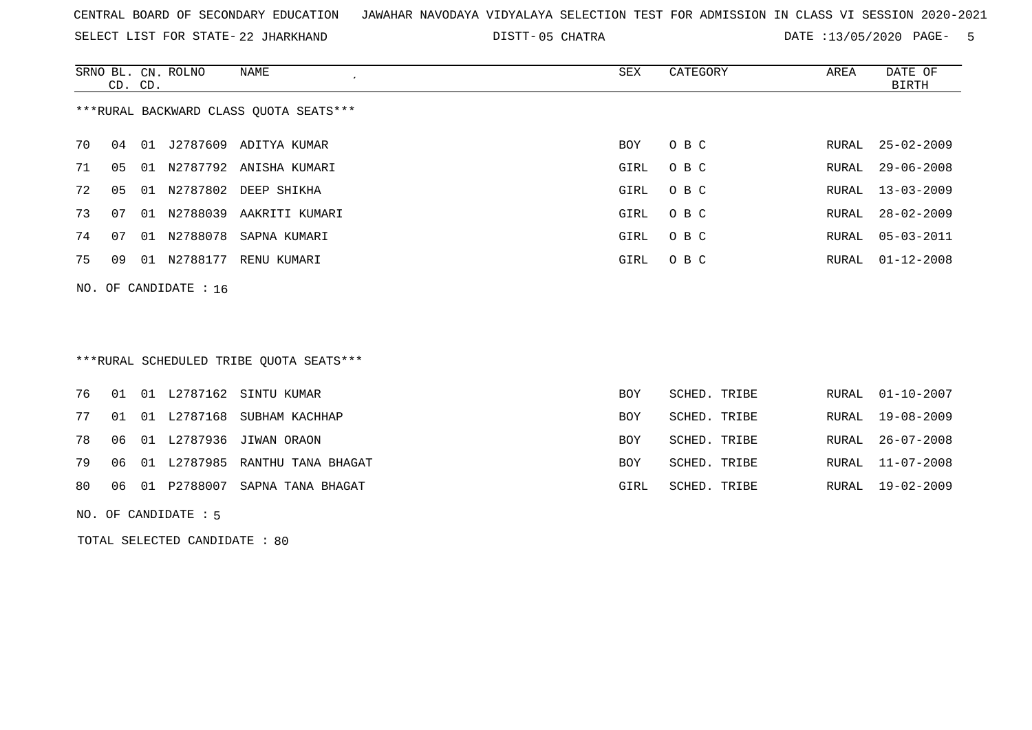CENTRAL BOARD OF SECONDARY EDUCATION JAWAHAR NAVODAYA VIDYALAYA SELECTION TEST FOR ADMISSION IN CLASS VI SESSION 2020-2021

SELECT LIST FOR STATE- 22 JHARKHAND DISTT- 05 CHATRA DATE :13/05/2020

***RURAL BACKWARD CLASS QUOTA SEATS***

| SRNO | BL. CD. | CN. CD. | ROLNO | NAME | SEX | CATEGORY | AREA | DATE OF BIRTH |
|---|---|---|---|---|---|---|---|---|
| 70 | 04 | 01 | J2787609 | ADITYA KUMAR | BOY | O B C | RURAL | 25-02-2009 |
| 71 | 05 | 01 | N2787792 | ANISHA KUMARI | GIRL | O B C | RURAL | 29-06-2008 |
| 72 | 05 | 01 | N2787802 | DEEP SHIKHA | GIRL | O B C | RURAL | 13-03-2009 |
| 73 | 07 | 01 | N2788039 | AAKRITI KUMARI | GIRL | O B C | RURAL | 28-02-2009 |
| 74 | 07 | 01 | N2788078 | SAPNA KUMARI | GIRL | O B C | RURAL | 05-03-2011 |
| 75 | 09 | 01 | N2788177 | RENU KUMARI | GIRL | O B C | RURAL | 01-12-2008 |

NO. OF CANDIDATE : 16

***RURAL SCHEDULED TRIBE QUOTA SEATS***

| SRNO | BL. CD. | CN. CD. | ROLNO | NAME | SEX | CATEGORY | AREA | DATE OF BIRTH |
|---|---|---|---|---|---|---|---|---|
| 76 | 01 | 01 | L2787162 | SINTU KUMAR | BOY | SCHED. TRIBE | RURAL | 01-10-2007 |
| 77 | 01 | 01 | L2787168 | SUBHAM KACHHAP | BOY | SCHED. TRIBE | RURAL | 19-08-2009 |
| 78 | 06 | 01 | L2787936 | JIWAN ORAON | BOY | SCHED. TRIBE | RURAL | 26-07-2008 |
| 79 | 06 | 01 | L2787985 | RANTHU TANA BHAGAT | BOY | SCHED. TRIBE | RURAL | 11-07-2008 |
| 80 | 06 | 01 | P2788007 | SAPNA TANA BHAGAT | GIRL | SCHED. TRIBE | RURAL | 19-02-2009 |

NO. OF CANDIDATE : 5

TOTAL SELECTED CANDIDATE : 80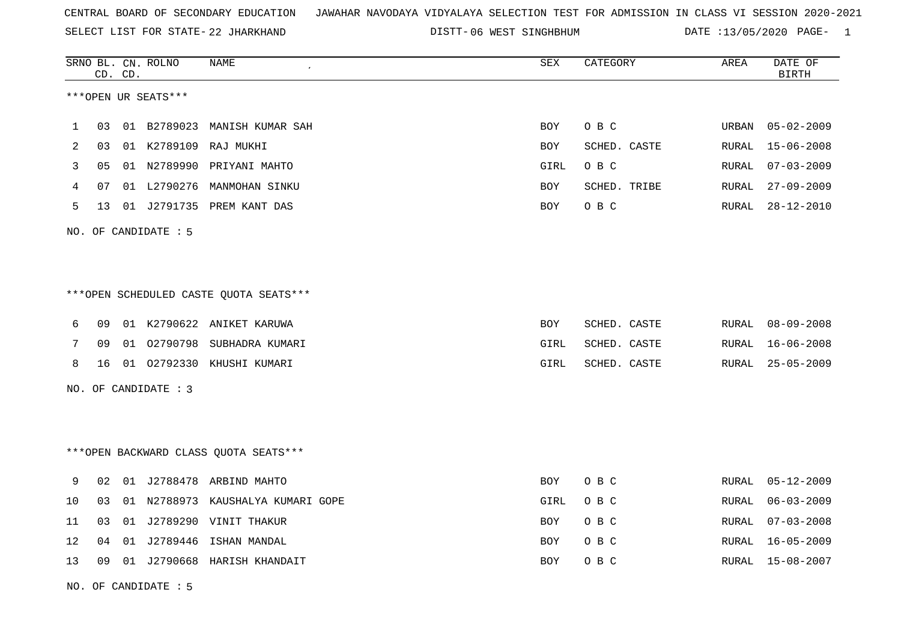CENTRAL BOARD OF SECONDARY EDUCATION JAWAHAR NAVODAYA VIDYALAYA SELECTION TEST FOR ADMISSION IN CLASS VI SESSION 2020-2021

SELECT LIST FOR STATE- 22 JHARKHAND DISTT- 06 WEST SINGHBHUM DATE :13/05/2020

***OPEN UR SEATS***

| SRNO | BL. CD. | CN. CD. | ROLNO | NAME | SEX | CATEGORY | AREA | DATE OF BIRTH |
|---|---|---|---|---|---|---|---|---|
| 1 | 03 | 01 | B2789023 | MANISH KUMAR SAH | BOY | O B C | URBAN | 05-02-2009 |
| 2 | 03 | 01 | K2789109 | RAJ MUKHI | BOY | SCHED. CASTE | RURAL | 15-06-2008 |
| 3 | 05 | 01 | N2789990 | PRIYANI MAHTO | GIRL | O B C | RURAL | 07-03-2009 |
| 4 | 07 | 01 | L2790276 | MANMOHAN SINKU | BOY | SCHED. TRIBE | RURAL | 27-09-2009 |
| 5 | 13 | 01 | J2791735 | PREM KANT DAS | BOY | O B C | RURAL | 28-12-2010 |

NO. OF CANDIDATE : 5

***OPEN SCHEDULED CASTE QUOTA SEATS***

| SRNO | BL. CD. | CN. CD. | ROLNO | NAME | SEX | CATEGORY | AREA | DATE OF BIRTH |
|---|---|---|---|---|---|---|---|---|
| 6 | 09 | 01 | K2790622 | ANIKET KARUWA | BOY | SCHED. CASTE | RURAL | 08-09-2008 |
| 7 | 09 | 01 | O2790798 | SUBHADRA KUMARI | GIRL | SCHED. CASTE | RURAL | 16-06-2008 |
| 8 | 16 | 01 | O2792330 | KHUSHI KUMARI | GIRL | SCHED. CASTE | RURAL | 25-05-2009 |

NO. OF CANDIDATE : 3

***OPEN BACKWARD CLASS QUOTA SEATS***

| SRNO | BL. CD. | CN. CD. | ROLNO | NAME | SEX | CATEGORY | AREA | DATE OF BIRTH |
|---|---|---|---|---|---|---|---|---|
| 9 | 02 | 01 | J2788478 | ARBIND MAHTO | BOY | O B C | RURAL | 05-12-2009 |
| 10 | 03 | 01 | N2788973 | KAUSHALYA KUMARI GOPE | GIRL | O B C | RURAL | 06-03-2009 |
| 11 | 03 | 01 | J2789290 | VINIT THAKUR | BOY | O B C | RURAL | 07-03-2008 |
| 12 | 04 | 01 | J2789446 | ISHAN MANDAL | BOY | O B C | RURAL | 16-05-2009 |
| 13 | 09 | 01 | J2790668 | HARISH KHANDAIT | BOY | O B C | RURAL | 15-08-2007 |

NO. OF CANDIDATE : 5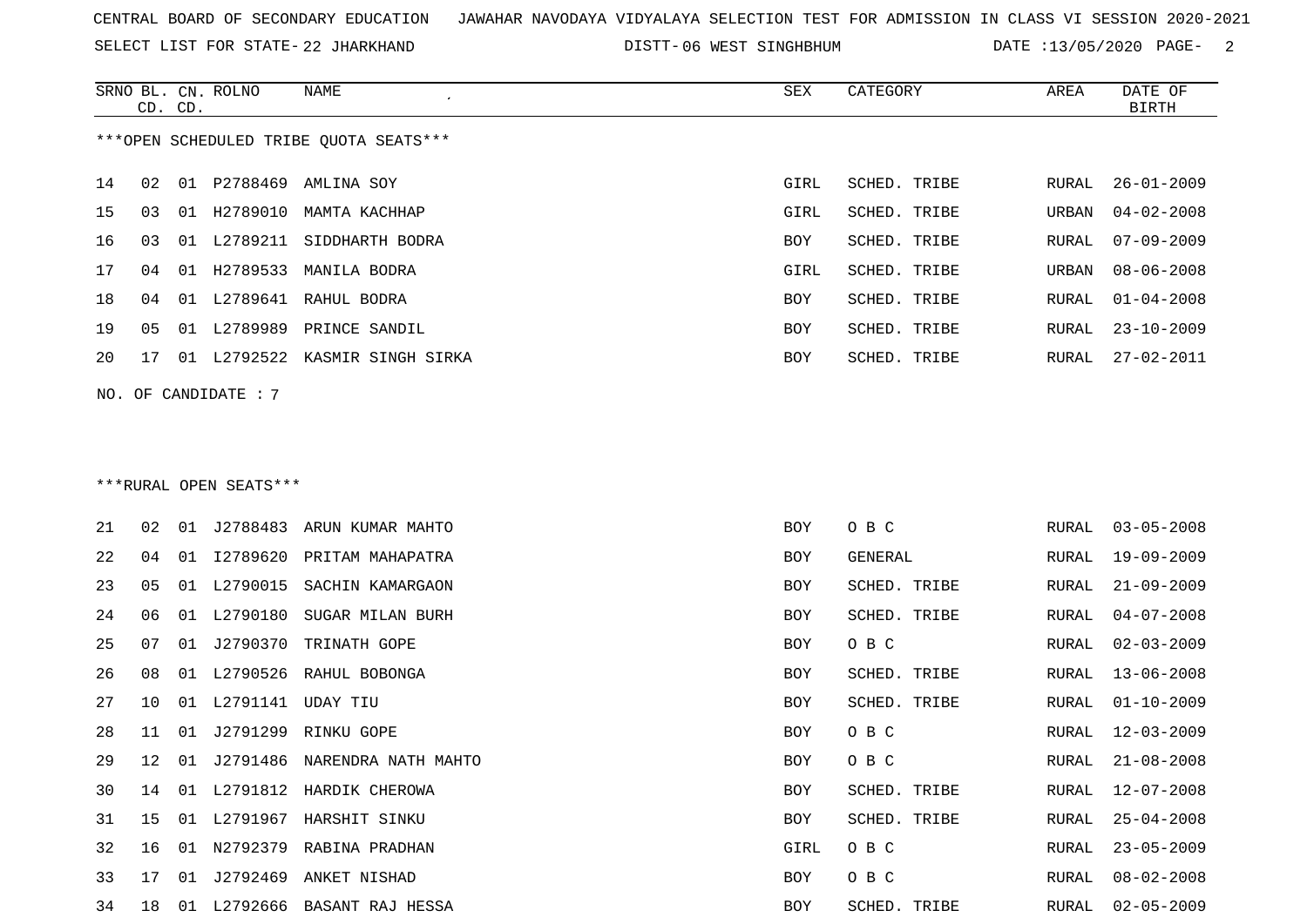CENTRAL BOARD OF SECONDARY EDUCATION JAWAHAR NAVODAYA VIDYALAYA SELECTION TEST FOR ADMISSION IN CLASS VI SESSION 2020-2021

SELECT LIST FOR STATE- 22 JHARKHAND DISTT- 06 WEST SINGHBHUM DATE :13/05/2020

***OPEN SCHEDULED TRIBE QUOTA SEATS***

| SRNO | BL. CD. | CN. CD. | ROLNO | NAME | SEX | CATEGORY | AREA | DATE OF BIRTH |
|---|---|---|---|---|---|---|---|---|
| 14 | 02 | 01 | P2788469 | AMLINA SOY | GIRL | SCHED. TRIBE | RURAL | 26-01-2009 |
| 15 | 03 | 01 | H2789010 | MAMTA KACHHAP | GIRL | SCHED. TRIBE | URBAN | 04-02-2008 |
| 16 | 03 | 01 | L2789211 | SIDDHARTH BODRA | BOY | SCHED. TRIBE | RURAL | 07-09-2009 |
| 17 | 04 | 01 | H2789533 | MANILA BODRA | GIRL | SCHED. TRIBE | URBAN | 08-06-2008 |
| 18 | 04 | 01 | L2789641 | RAHUL BODRA | BOY | SCHED. TRIBE | RURAL | 01-04-2008 |
| 19 | 05 | 01 | L2789989 | PRINCE SANDIL | BOY | SCHED. TRIBE | RURAL | 23-10-2009 |
| 20 | 17 | 01 | L2792522 | KASMIR SINGH SIRKA | BOY | SCHED. TRIBE | RURAL | 27-02-2011 |

NO. OF CANDIDATE : 7

***RURAL OPEN SEATS***

| SRNO | BL. CD. | CN. CD. | ROLNO | NAME | SEX | CATEGORY | AREA | DATE OF BIRTH |
|---|---|---|---|---|---|---|---|---|
| 21 | 02 | 01 | J2788483 | ARUN KUMAR MAHTO | BOY | O B C | RURAL | 03-05-2008 |
| 22 | 04 | 01 | I2789620 | PRITAM MAHAPATRA | BOY | GENERAL | RURAL | 19-09-2009 |
| 23 | 05 | 01 | L2790015 | SACHIN KAMARGAON | BOY | SCHED. TRIBE | RURAL | 21-09-2009 |
| 24 | 06 | 01 | L2790180 | SUGAR MILAN BURH | BOY | SCHED. TRIBE | RURAL | 04-07-2008 |
| 25 | 07 | 01 | J2790370 | TRINATH GOPE | BOY | O B C | RURAL | 02-03-2009 |
| 26 | 08 | 01 | L2790526 | RAHUL BOBONGA | BOY | SCHED. TRIBE | RURAL | 13-06-2008 |
| 27 | 10 | 01 | L2791141 | UDAY TIU | BOY | SCHED. TRIBE | RURAL | 01-10-2009 |
| 28 | 11 | 01 | J2791299 | RINKU GOPE | BOY | O B C | RURAL | 12-03-2009 |
| 29 | 12 | 01 | J2791486 | NARENDRA NATH MAHTO | BOY | O B C | RURAL | 21-08-2008 |
| 30 | 14 | 01 | L2791812 | HARDIK CHEROWA | BOY | SCHED. TRIBE | RURAL | 12-07-2008 |
| 31 | 15 | 01 | L2791967 | HARSHIT SINKU | BOY | SCHED. TRIBE | RURAL | 25-04-2008 |
| 32 | 16 | 01 | N2792379 | RABINA PRADHAN | GIRL | O B C | RURAL | 23-05-2009 |
| 33 | 17 | 01 | J2792469 | ANKET NISHAD | BOY | O B C | RURAL | 08-02-2008 |
| 34 | 18 | 01 | L2792666 | BASANT RAJ HESSA | BOY | SCHED. TRIBE | RURAL | 02-05-2009 |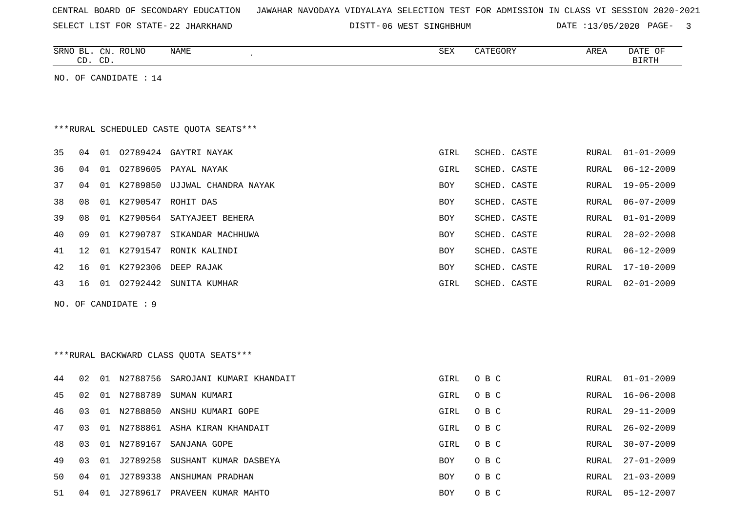CENTRAL BOARD OF SECONDARY EDUCATION JAWAHAR NAVODAYA VIDYALAYA SELECTION TEST FOR ADMISSION IN CLASS VI SESSION 2020-2021

SELECT LIST FOR STATE- 22 JHARKHAND DISTT- 06 WEST SINGHBHUM DATE :13/05/2020

NO. OF CANDIDATE : 14

***RURAL SCHEDULED CASTE QUOTA SEATS***

| SRNO | BL. CD. | CN. CD. | ROLNO | NAME | SEX | CATEGORY | AREA | DATE OF BIRTH |
|---|---|---|---|---|---|---|---|---|
| 35 | 04 | 01 | O2789424 | GAYTRI NAYAK | GIRL | SCHED. CASTE | RURAL | 01-01-2009 |
| 36 | 04 | 01 | O2789605 | PAYAL NAYAK | GIRL | SCHED. CASTE | RURAL | 06-12-2009 |
| 37 | 04 | 01 | K2789850 | UJJWAL CHANDRA NAYAK | BOY | SCHED. CASTE | RURAL | 19-05-2009 |
| 38 | 08 | 01 | K2790547 | ROHIT DAS | BOY | SCHED. CASTE | RURAL | 06-07-2009 |
| 39 | 08 | 01 | K2790564 | SATYAJEET BEHERA | BOY | SCHED. CASTE | RURAL | 01-01-2009 |
| 40 | 09 | 01 | K2790787 | SIKANDAR MACHHUWA | BOY | SCHED. CASTE | RURAL | 28-02-2008 |
| 41 | 12 | 01 | K2791547 | RONIK KALINDI | BOY | SCHED. CASTE | RURAL | 06-12-2009 |
| 42 | 16 | 01 | K2792306 | DEEP RAJAK | BOY | SCHED. CASTE | RURAL | 17-10-2009 |
| 43 | 16 | 01 | O2792442 | SUNITA KUMHAR | GIRL | SCHED. CASTE | RURAL | 02-01-2009 |

NO. OF CANDIDATE : 9

***RURAL BACKWARD CLASS QUOTA SEATS***

| SRNO | BL. CD. | CN. CD. | ROLNO | NAME | SEX | CATEGORY | AREA | DATE OF BIRTH |
|---|---|---|---|---|---|---|---|---|
| 44 | 02 | 01 | N2788756 | SAROJANI KUMARI KHANDAIT | GIRL | O B C | RURAL | 01-01-2009 |
| 45 | 02 | 01 | N2788789 | SUMAN KUMARI | GIRL | O B C | RURAL | 16-06-2008 |
| 46 | 03 | 01 | N2788850 | ANSHU KUMARI GOPE | GIRL | O B C | RURAL | 29-11-2009 |
| 47 | 03 | 01 | N2788861 | ASHA KIRAN KHANDAIT | GIRL | O B C | RURAL | 26-02-2009 |
| 48 | 03 | 01 | N2789167 | SANJANA GOPE | GIRL | O B C | RURAL | 30-07-2009 |
| 49 | 03 | 01 | J2789258 | SUSHANT KUMAR DASBEYA | BOY | O B C | RURAL | 27-01-2009 |
| 50 | 04 | 01 | J2789338 | ANSHUMAN PRADHAN | BOY | O B C | RURAL | 21-03-2009 |
| 51 | 04 | 01 | J2789617 | PRAVEEN KUMAR MAHTO | BOY | O B C | RURAL | 05-12-2007 |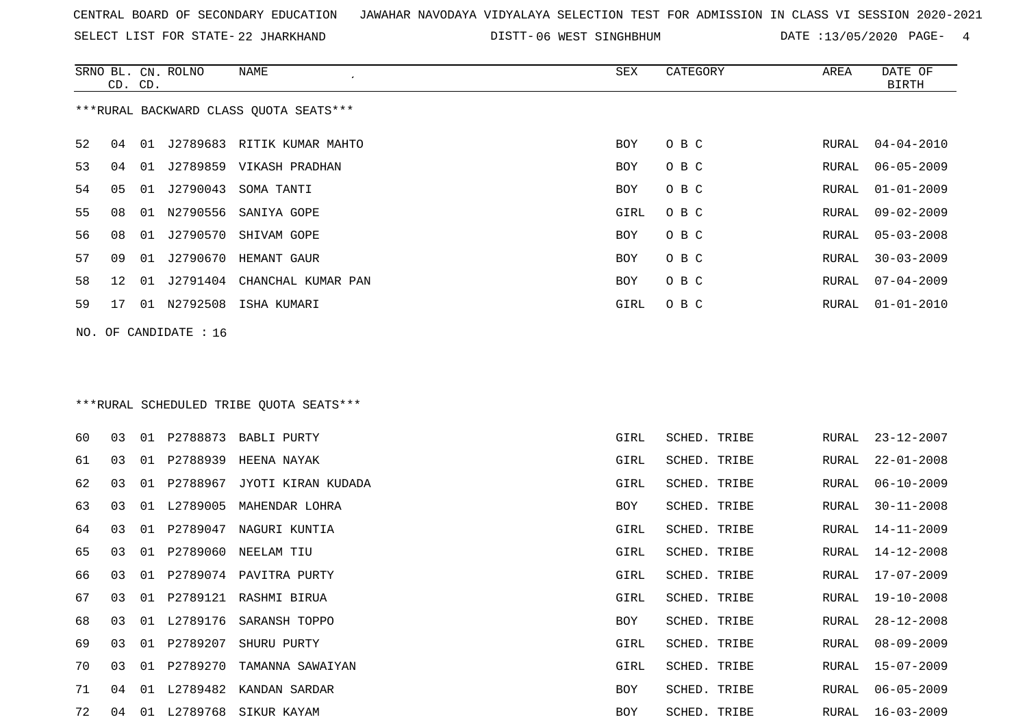CENTRAL BOARD OF SECONDARY EDUCATION JAWAHAR NAVODAYA VIDYALAYA SELECTION TEST FOR ADMISSION IN CLASS VI SESSION 2020-2021

SELECT LIST FOR STATE- 22 JHARKHAND DISTT- 06 WEST SINGHBHUM DATE :13/05/2020

***RURAL BACKWARD CLASS QUOTA SEATS***

| SRNO | BL. CD. | CN. CD. | ROLNO | NAME | SEX | CATEGORY | AREA | DATE OF BIRTH |
|---|---|---|---|---|---|---|---|---|
| 52 | 04 | 01 | J2789683 | RITIK KUMAR MAHTO | BOY | O B C | RURAL | 04-04-2010 |
| 53 | 04 | 01 | J2789859 | VIKASH PRADHAN | BOY | O B C | RURAL | 06-05-2009 |
| 54 | 05 | 01 | J2790043 | SOMA TANTI | BOY | O B C | RURAL | 01-01-2009 |
| 55 | 08 | 01 | N2790556 | SANIYA GOPE | GIRL | O B C | RURAL | 09-02-2009 |
| 56 | 08 | 01 | J2790570 | SHIVAM GOPE | BOY | O B C | RURAL | 05-03-2008 |
| 57 | 09 | 01 | J2790670 | HEMANT GAUR | BOY | O B C | RURAL | 30-03-2009 |
| 58 | 12 | 01 | J2791404 | CHANCHAL KUMAR PAN | BOY | O B C | RURAL | 07-04-2009 |
| 59 | 17 | 01 | N2792508 | ISHA KUMARI | GIRL | O B C | RURAL | 01-01-2010 |

NO. OF CANDIDATE : 16

***RURAL SCHEDULED TRIBE QUOTA SEATS***

| SRNO | BL. CD. | CN. CD. | ROLNO | NAME | SEX | CATEGORY | AREA | DATE OF BIRTH |
|---|---|---|---|---|---|---|---|---|
| 60 | 03 | 01 | P2788873 | BABLI PURTY | GIRL | SCHED. TRIBE | RURAL | 23-12-2007 |
| 61 | 03 | 01 | P2788939 | HEENA NAYAK | GIRL | SCHED. TRIBE | RURAL | 22-01-2008 |
| 62 | 03 | 01 | P2788967 | JYOTI KIRAN KUDADA | GIRL | SCHED. TRIBE | RURAL | 06-10-2009 |
| 63 | 03 | 01 | L2789005 | MAHENDAR LOHRA | BOY | SCHED. TRIBE | RURAL | 30-11-2008 |
| 64 | 03 | 01 | P2789047 | NAGURI KUNTIA | GIRL | SCHED. TRIBE | RURAL | 14-11-2009 |
| 65 | 03 | 01 | P2789060 | NEELAM TIU | GIRL | SCHED. TRIBE | RURAL | 14-12-2008 |
| 66 | 03 | 01 | P2789074 | PAVITRA PURTY | GIRL | SCHED. TRIBE | RURAL | 17-07-2009 |
| 67 | 03 | 01 | P2789121 | RASHMI BIRUA | GIRL | SCHED. TRIBE | RURAL | 19-10-2008 |
| 68 | 03 | 01 | L2789176 | SARANSH TOPPO | BOY | SCHED. TRIBE | RURAL | 28-12-2008 |
| 69 | 03 | 01 | P2789207 | SHURU PURTY | GIRL | SCHED. TRIBE | RURAL | 08-09-2009 |
| 70 | 03 | 01 | P2789270 | TAMANNA SAWAIYAN | GIRL | SCHED. TRIBE | RURAL | 15-07-2009 |
| 71 | 04 | 01 | L2789482 | KANDAN SARDAR | BOY | SCHED. TRIBE | RURAL | 06-05-2009 |
| 72 | 04 | 01 | L2789768 | SIKUR KAYAM | BOY | SCHED. TRIBE | RURAL | 16-03-2009 |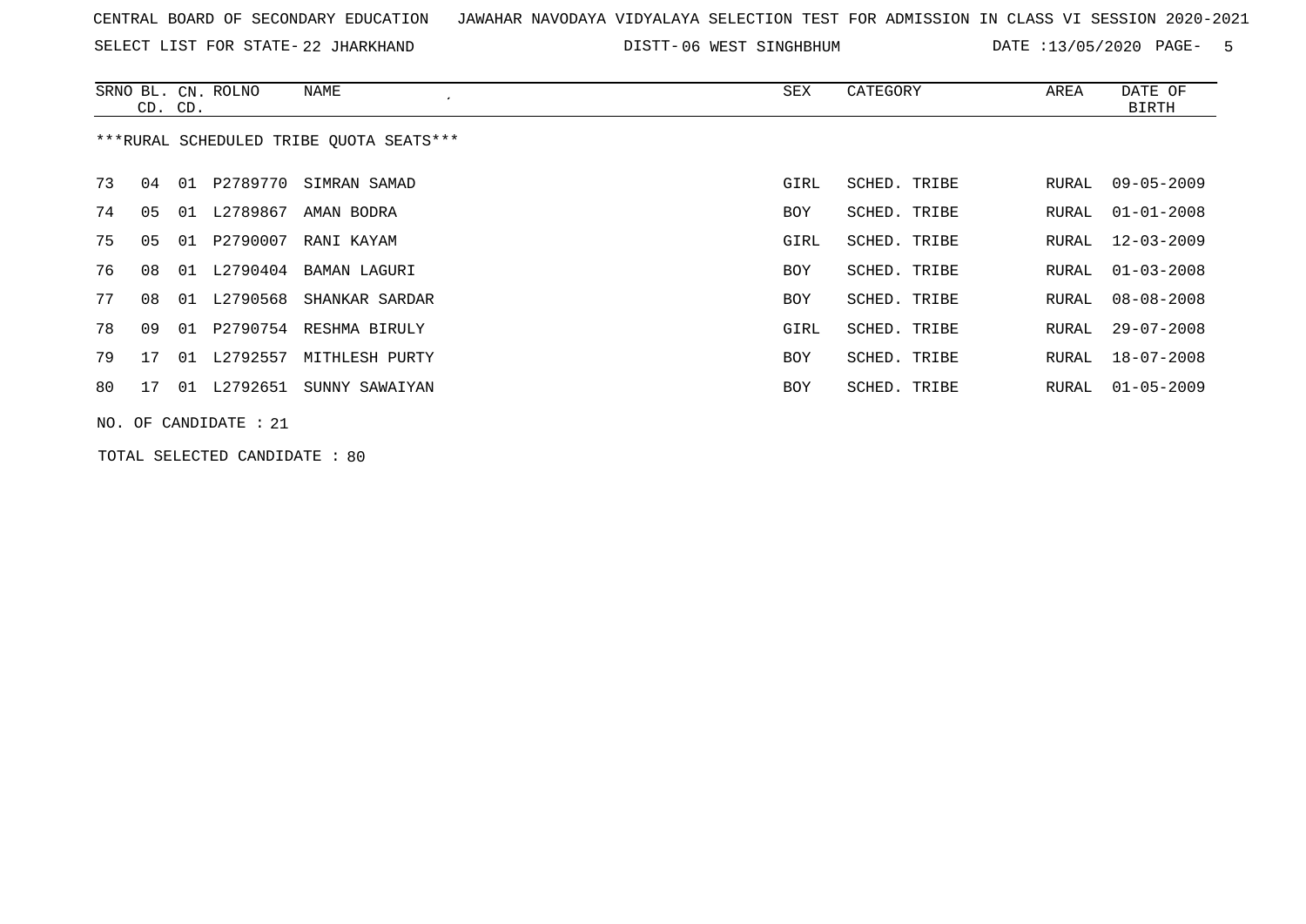CENTRAL BOARD OF SECONDARY EDUCATION   JAWAHAR NAVODAYA VIDYALAYA SELECTION TEST FOR ADMISSION IN CLASS VI SESSION 2020-2021

SELECT LIST FOR STATE- 22 JHARKHAND   DISTT- 06 WEST SINGHBHUM   DATE :13/05/2020

***RURAL SCHEDULED TRIBE QUOTA SEATS***

| SRNO | BL. CD. | CN. CD. | ROLNO | NAME | SEX | CATEGORY | AREA | DATE OF BIRTH |
|---|---|---|---|---|---|---|---|---|
| 73 | 04 | 01 | P2789770 | SIMRAN SAMAD | GIRL | SCHED. TRIBE | RURAL | 09-05-2009 |
| 74 | 05 | 01 | L2789867 | AMAN BODRA | BOY | SCHED. TRIBE | RURAL | 01-01-2008 |
| 75 | 05 | 01 | P2790007 | RANI KAYAM | GIRL | SCHED. TRIBE | RURAL | 12-03-2009 |
| 76 | 08 | 01 | L2790404 | BAMAN LAGURI | BOY | SCHED. TRIBE | RURAL | 01-03-2008 |
| 77 | 08 | 01 | L2790568 | SHANKAR SARDAR | BOY | SCHED. TRIBE | RURAL | 08-08-2008 |
| 78 | 09 | 01 | P2790754 | RESHMA BIRULY | GIRL | SCHED. TRIBE | RURAL | 29-07-2008 |
| 79 | 17 | 01 | L2792557 | MITHLESH PURTY | BOY | SCHED. TRIBE | RURAL | 18-07-2008 |
| 80 | 17 | 01 | L2792651 | SUNNY SAWAIYAN | BOY | SCHED. TRIBE | RURAL | 01-05-2009 |

NO. OF CANDIDATE : 21

TOTAL SELECTED CANDIDATE : 80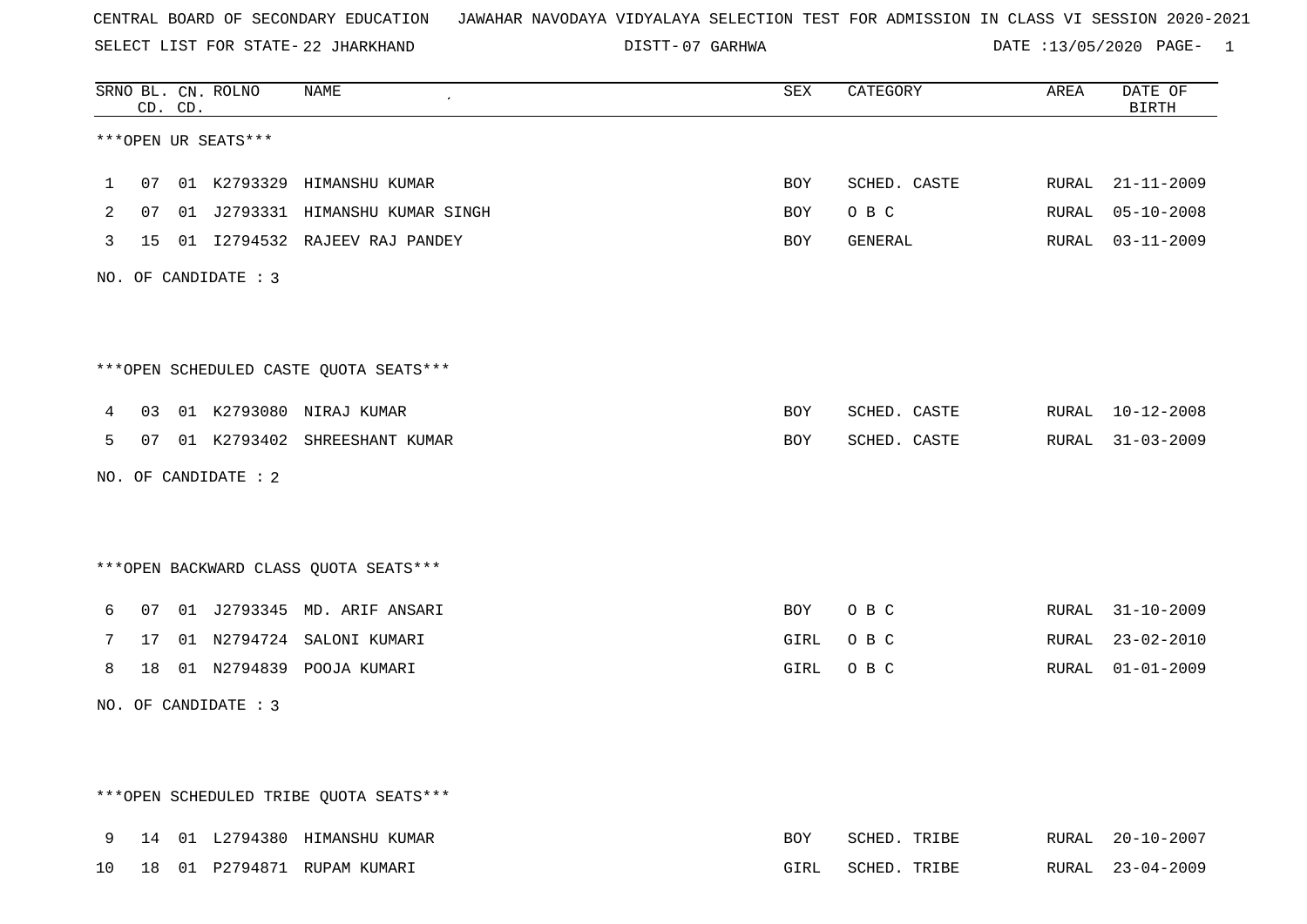CENTRAL BOARD OF SECONDARY EDUCATION JAWAHAR NAVODAYA VIDYALAYA SELECTION TEST FOR ADMISSION IN CLASS VI SESSION 2020-2021

SELECT LIST FOR STATE- 22 JHARKHAND DISTT- 07 GARHWA DATE :13/05/2020

| SRNO | BL. CD. | CN. CD. | ROLNO | NAME | SEX | CATEGORY | AREA | DATE OF BIRTH |
|---|---|---|---|---|---|---|---|---|

***OPEN UR SEATS***

| SRNO | BL. CD. | CN. CD. | ROLNO | NAME | SEX | CATEGORY | AREA | DATE OF BIRTH |
|---|---|---|---|---|---|---|---|---|
| 1 | 07 | 01 | K2793329 | HIMANSHU KUMAR | BOY | SCHED. CASTE | RURAL | 21-11-2009 |
| 2 | 07 | 01 | J2793331 | HIMANSHU KUMAR SINGH | BOY | O B C | RURAL | 05-10-2008 |
| 3 | 15 | 01 | I2794532 | RAJEEV RAJ PANDEY | BOY | GENERAL | RURAL | 03-11-2009 |

NO. OF CANDIDATE : 3

***OPEN SCHEDULED CASTE QUOTA SEATS***

| SRNO | BL. CD. | CN. CD. | ROLNO | NAME | SEX | CATEGORY | AREA | DATE OF BIRTH |
|---|---|---|---|---|---|---|---|---|
| 4 | 03 | 01 | K2793080 | NIRAJ KUMAR | BOY | SCHED. CASTE | RURAL | 10-12-2008 |
| 5 | 07 | 01 | K2793402 | SHREESHANT KUMAR | BOY | SCHED. CASTE | RURAL | 31-03-2009 |

NO. OF CANDIDATE : 2

***OPEN BACKWARD CLASS QUOTA SEATS***

| SRNO | BL. CD. | CN. CD. | ROLNO | NAME | SEX | CATEGORY | AREA | DATE OF BIRTH |
|---|---|---|---|---|---|---|---|---|
| 6 | 07 | 01 | J2793345 | MD. ARIF ANSARI | BOY | O B C | RURAL | 31-10-2009 |
| 7 | 17 | 01 | N2794724 | SALONI KUMARI | GIRL | O B C | RURAL | 23-02-2010 |
| 8 | 18 | 01 | N2794839 | POOJA KUMARI | GIRL | O B C | RURAL | 01-01-2009 |

NO. OF CANDIDATE : 3

***OPEN SCHEDULED TRIBE QUOTA SEATS***

| SRNO | BL. CD. | CN. CD. | ROLNO | NAME | SEX | CATEGORY | AREA | DATE OF BIRTH |
|---|---|---|---|---|---|---|---|---|
| 9 | 14 | 01 | L2794380 | HIMANSHU KUMAR | BOY | SCHED. TRIBE | RURAL | 20-10-2007 |
| 10 | 18 | 01 | P2794871 | RUPAM KUMARI | GIRL | SCHED. TRIBE | RURAL | 23-04-2009 |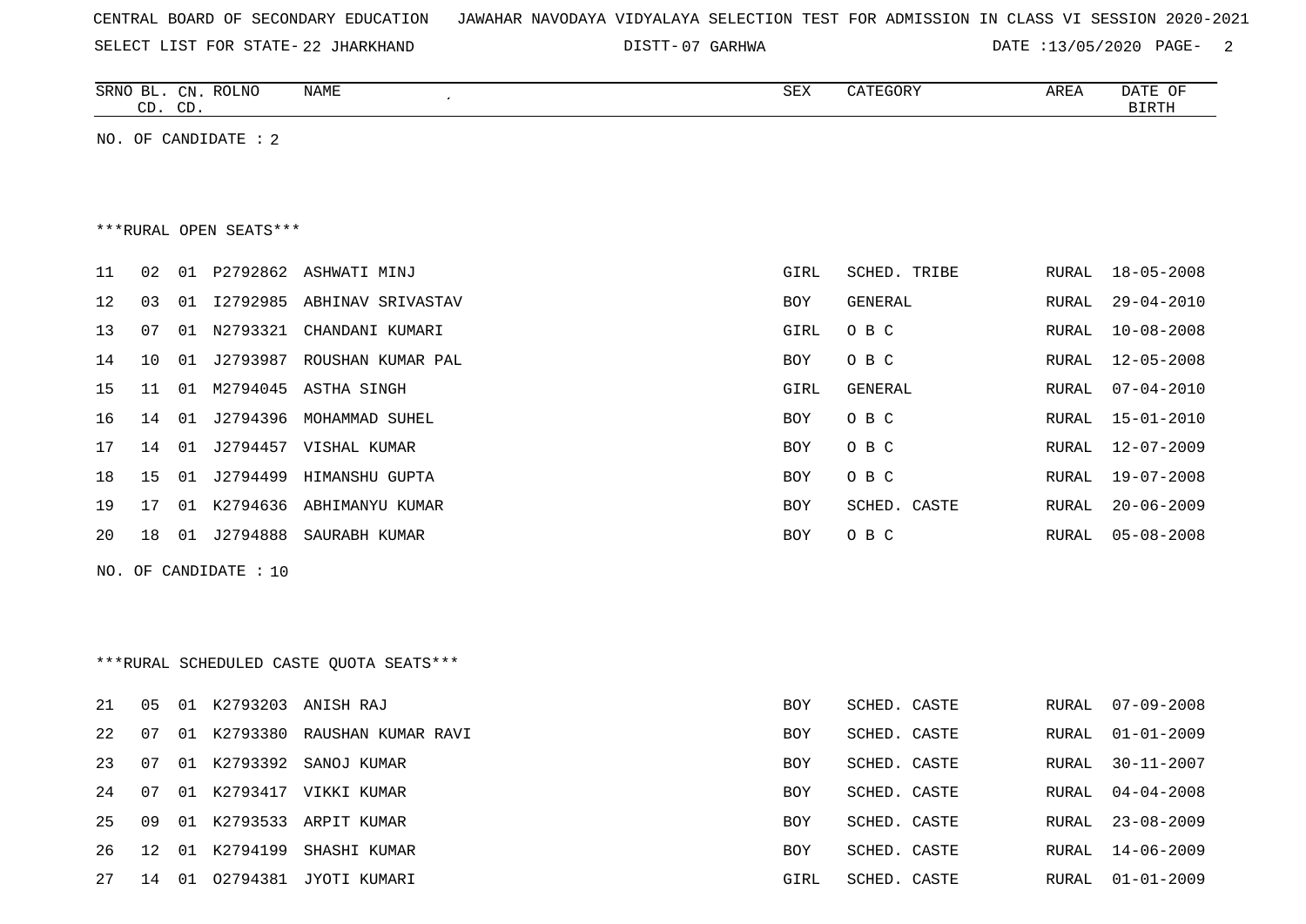CENTRAL BOARD OF SECONDARY EDUCATION JAWAHAR NAVODAYA VIDYALAYA SELECTION TEST FOR ADMISSION IN CLASS VI SESSION 2020-2021

SELECT LIST FOR STATE- 22 JHARKHAND DISTT- 07 GARHWA DATE :13/05/2020

NO. OF CANDIDATE : 2

***RURAL OPEN SEATS***

| SRNO | BL. CD. | CN. CD. | ROLNO | NAME | SEX | CATEGORY | AREA | DATE OF BIRTH |
|---|---|---|---|---|---|---|---|---|
| 11 | 02 | 01 | P2792862 | ASHWATI MINJ | GIRL | SCHED. TRIBE | RURAL | 18-05-2008 |
| 12 | 03 | 01 | I2792985 | ABHINAV SRIVASTAV | BOY | GENERAL | RURAL | 29-04-2010 |
| 13 | 07 | 01 | N2793321 | CHANDANI KUMARI | GIRL | O B C | RURAL | 10-08-2008 |
| 14 | 10 | 01 | J2793987 | ROUSHAN KUMAR PAL | BOY | O B C | RURAL | 12-05-2008 |
| 15 | 11 | 01 | M2794045 | ASTHA SINGH | GIRL | GENERAL | RURAL | 07-04-2010 |
| 16 | 14 | 01 | J2794396 | MOHAMMAD SUHEL | BOY | O B C | RURAL | 15-01-2010 |
| 17 | 14 | 01 | J2794457 | VISHAL KUMAR | BOY | O B C | RURAL | 12-07-2009 |
| 18 | 15 | 01 | J2794499 | HIMANSHU GUPTA | BOY | O B C | RURAL | 19-07-2008 |
| 19 | 17 | 01 | K2794636 | ABHIMANYU KUMAR | BOY | SCHED. CASTE | RURAL | 20-06-2009 |
| 20 | 18 | 01 | J2794888 | SAURABH KUMAR | BOY | O B C | RURAL | 05-08-2008 |

NO. OF CANDIDATE : 10

***RURAL SCHEDULED CASTE QUOTA SEATS***

| SRNO | BL. CD. | CN. CD. | ROLNO | NAME | SEX | CATEGORY | AREA | DATE OF BIRTH |
|---|---|---|---|---|---|---|---|---|
| 21 | 05 | 01 | K2793203 | ANISH RAJ | BOY | SCHED. CASTE | RURAL | 07-09-2008 |
| 22 | 07 | 01 | K2793380 | RAUSHAN KUMAR RAVI | BOY | SCHED. CASTE | RURAL | 01-01-2009 |
| 23 | 07 | 01 | K2793392 | SANOJ KUMAR | BOY | SCHED. CASTE | RURAL | 30-11-2007 |
| 24 | 07 | 01 | K2793417 | VIKKI KUMAR | BOY | SCHED. CASTE | RURAL | 04-04-2008 |
| 25 | 09 | 01 | K2793533 | ARPIT KUMAR | BOY | SCHED. CASTE | RURAL | 23-08-2009 |
| 26 | 12 | 01 | K2794199 | SHASHI KUMAR | BOY | SCHED. CASTE | RURAL | 14-06-2009 |
| 27 | 14 | 01 | O2794381 | JYOTI KUMARI | GIRL | SCHED. CASTE | RURAL | 01-01-2009 |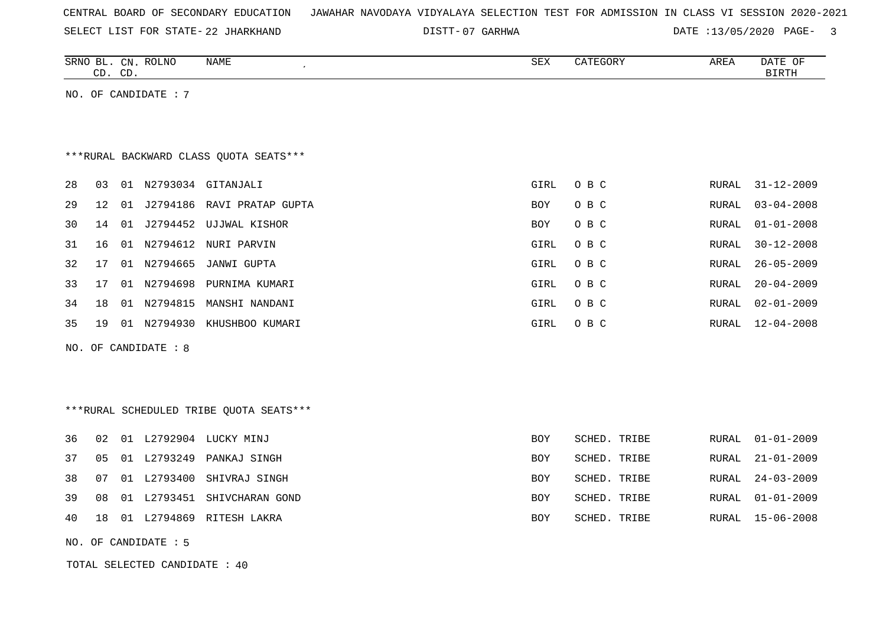CENTRAL BOARD OF SECONDARY EDUCATION JAWAHAR NAVODAYA VIDYALAYA SELECTION TEST FOR ADMISSION IN CLASS VI SESSION 2020-2021

SELECT LIST FOR STATE- 22 JHARKHAND DISTT- 07 GARHWA DATE :13/05/2020

| SRNO | BL. CD. | CN. CD. | ROLNO | NAME | SEX | CATEGORY | AREA | DATE OF BIRTH |
|---|---|---|---|---|---|---|---|---|

NO. OF CANDIDATE : 7

***RURAL BACKWARD CLASS QUOTA SEATS***

| SRNO | BL. CD. | CN. CD. | ROLNO | NAME | SEX | CATEGORY | AREA | DATE OF BIRTH |
|---|---|---|---|---|---|---|---|---|
| 28 | 03 | 01 | N2793034 | GITANJALI | GIRL | O B C | RURAL | 31-12-2009 |
| 29 | 12 | 01 | J2794186 | RAVI PRATAP GUPTA | BOY | O B C | RURAL | 03-04-2008 |
| 30 | 14 | 01 | J2794452 | UJJWAL KISHOR | BOY | O B C | RURAL | 01-01-2008 |
| 31 | 16 | 01 | N2794612 | NURI PARVIN | GIRL | O B C | RURAL | 30-12-2008 |
| 32 | 17 | 01 | N2794665 | JANWI GUPTA | GIRL | O B C | RURAL | 26-05-2009 |
| 33 | 17 | 01 | N2794698 | PURNIMA KUMARI | GIRL | O B C | RURAL | 20-04-2009 |
| 34 | 18 | 01 | N2794815 | MANSHI NANDANI | GIRL | O B C | RURAL | 02-01-2009 |
| 35 | 19 | 01 | N2794930 | KHUSHBOO KUMARI | GIRL | O B C | RURAL | 12-04-2008 |

NO. OF CANDIDATE : 8

***RURAL SCHEDULED TRIBE QUOTA SEATS***

| SRNO | BL. CD. | CN. CD. | ROLNO | NAME | SEX | CATEGORY | AREA | DATE OF BIRTH |
|---|---|---|---|---|---|---|---|---|
| 36 | 02 | 01 | L2792904 | LUCKY MINJ | BOY | SCHED. TRIBE | RURAL | 01-01-2009 |
| 37 | 05 | 01 | L2793249 | PANKAJ SINGH | BOY | SCHED. TRIBE | RURAL | 21-01-2009 |
| 38 | 07 | 01 | L2793400 | SHIVRAJ SINGH | BOY | SCHED. TRIBE | RURAL | 24-03-2009 |
| 39 | 08 | 01 | L2793451 | SHIVCHARAN GOND | BOY | SCHED. TRIBE | RURAL | 01-01-2009 |
| 40 | 18 | 01 | L2794869 | RITESH LAKRA | BOY | SCHED. TRIBE | RURAL | 15-06-2008 |

NO. OF CANDIDATE : 5

TOTAL SELECTED CANDIDATE : 40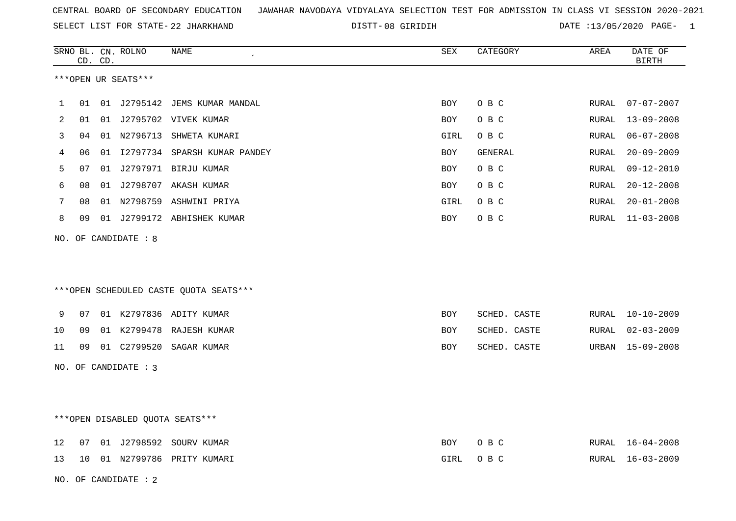CENTRAL BOARD OF SECONDARY EDUCATION JAWAHAR NAVODAYA VIDYALAYA SELECTION TEST FOR ADMISSION IN CLASS VI SESSION 2020-2021

SELECT LIST FOR STATE- 22 JHARKHAND DISTT- 08 GIRIDIH DATE :13/05/2020

***OPEN UR SEATS***

| SRNO | BL. CD. | CN. CD. | ROLNO | NAME | SEX | CATEGORY | AREA | DATE OF BIRTH |
|---|---|---|---|---|---|---|---|---|
| 1 | 01 | 01 | J2795142 | JEMS KUMAR MANDAL | BOY | O B C | RURAL | 07-07-2007 |
| 2 | 01 | 01 | J2795702 | VIVEK KUMAR | BOY | O B C | RURAL | 13-09-2008 |
| 3 | 04 | 01 | N2796713 | SHWETA KUMARI | GIRL | O B C | RURAL | 06-07-2008 |
| 4 | 06 | 01 | I2797734 | SPARSH KUMAR PANDEY | BOY | GENERAL | RURAL | 20-09-2009 |
| 5 | 07 | 01 | J2797971 | BIRJU KUMAR | BOY | O B C | RURAL | 09-12-2010 |
| 6 | 08 | 01 | J2798707 | AKASH KUMAR | BOY | O B C | RURAL | 20-12-2008 |
| 7 | 08 | 01 | N2798759 | ASHWINI PRIYA | GIRL | O B C | RURAL | 20-01-2008 |
| 8 | 09 | 01 | J2799172 | ABHISHEK KUMAR | BOY | O B C | RURAL | 11-03-2008 |

NO. OF CANDIDATE : 8

***OPEN SCHEDULED CASTE QUOTA SEATS***

| SRNO | BL. CD. | CN. CD. | ROLNO | NAME | SEX | CATEGORY | AREA | DATE OF BIRTH |
|---|---|---|---|---|---|---|---|---|
| 9 | 07 | 01 | K2797836 | ADITY KUMAR | BOY | SCHED. CASTE | RURAL | 10-10-2009 |
| 10 | 09 | 01 | K2799478 | RAJESH KUMAR | BOY | SCHED. CASTE | RURAL | 02-03-2009 |
| 11 | 09 | 01 | C2799520 | SAGAR KUMAR | BOY | SCHED. CASTE | URBAN | 15-09-2008 |

NO. OF CANDIDATE : 3

***OPEN DISABLED QUOTA SEATS***

| SRNO | BL. CD. | CN. CD. | ROLNO | NAME | SEX | CATEGORY | AREA | DATE OF BIRTH |
|---|---|---|---|---|---|---|---|---|
| 12 | 07 | 01 | J2798592 | SOURV KUMAR | BOY | O B C | RURAL | 16-04-2008 |
| 13 | 10 | 01 | N2799786 | PRITY KUMARI | GIRL | O B C | RURAL | 16-03-2009 |

NO. OF CANDIDATE : 2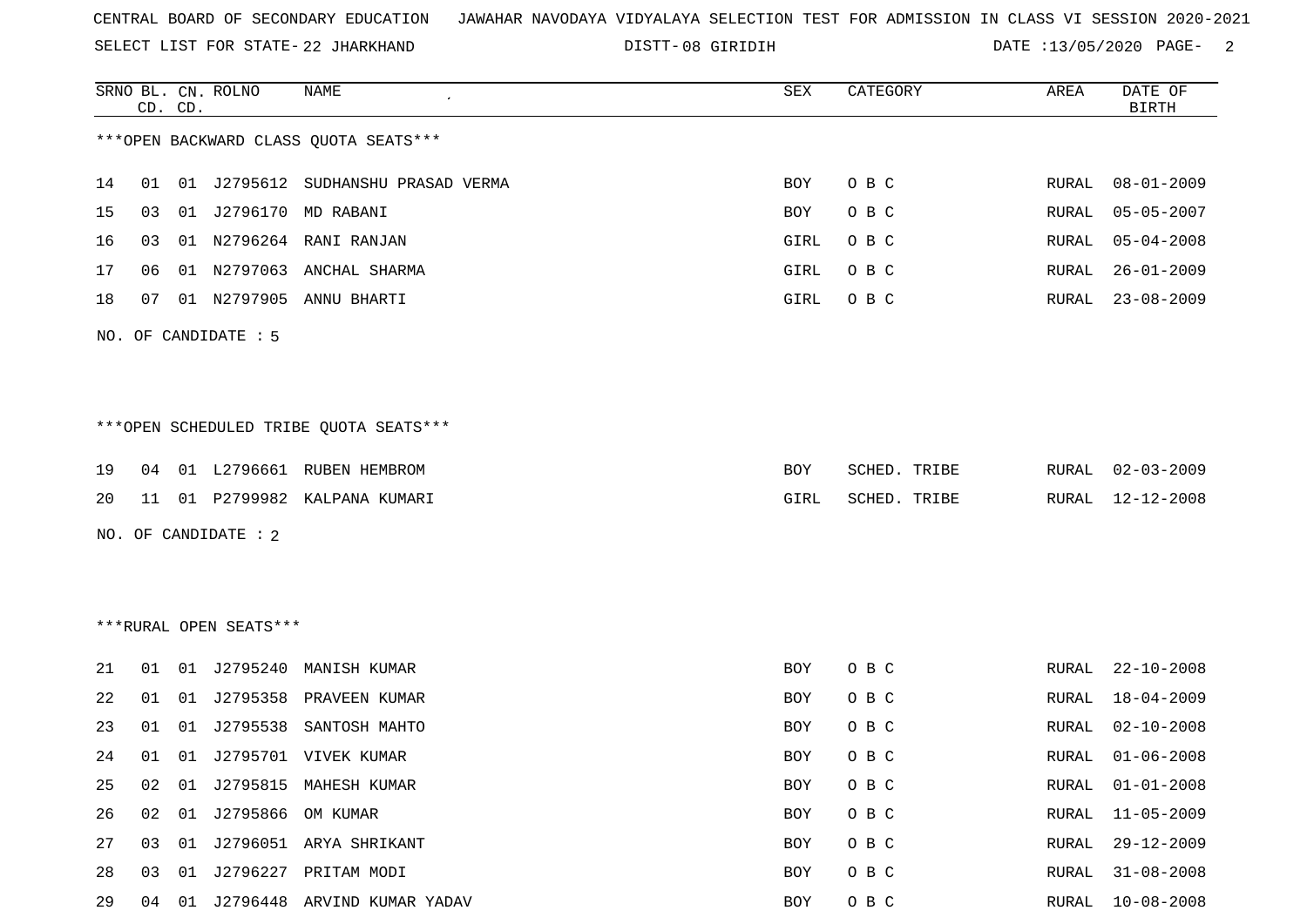CENTRAL BOARD OF SECONDARY EDUCATION JAWAHAR NAVODAYA VIDYALAYA SELECTION TEST FOR ADMISSION IN CLASS VI SESSION 2020-2021

SELECT LIST FOR STATE- 22 JHARKHAND DISTT- 08 GIRIDIH DATE :13/05/2020

***OPEN BACKWARD CLASS QUOTA SEATS***

| SRNO | BL. CD. | CN. CD. | ROLNO | NAME | SEX | CATEGORY | AREA | DATE OF BIRTH |
|---|---|---|---|---|---|---|---|---|
| 14 | 01 | 01 | J2795612 | SUDHANSHU PRASAD VERMA | BOY | O B C | RURAL | 08-01-2009 |
| 15 | 03 | 01 | J2796170 | MD RABANI | BOY | O B C | RURAL | 05-05-2007 |
| 16 | 03 | 01 | N2796264 | RANI RANJAN | GIRL | O B C | RURAL | 05-04-2008 |
| 17 | 06 | 01 | N2797063 | ANCHAL SHARMA | GIRL | O B C | RURAL | 26-01-2009 |
| 18 | 07 | 01 | N2797905 | ANNU BHARTI | GIRL | O B C | RURAL | 23-08-2009 |

NO. OF CANDIDATE : 5

***OPEN SCHEDULED TRIBE QUOTA SEATS***

| SRNO | BL. CD. | CN. CD. | ROLNO | NAME | SEX | CATEGORY | AREA | DATE OF BIRTH |
|---|---|---|---|---|---|---|---|---|
| 19 | 04 | 01 | L2796661 | RUBEN HEMBROM | BOY | SCHED. TRIBE | RURAL | 02-03-2009 |
| 20 | 11 | 01 | P2799982 | KALPANA KUMARI | GIRL | SCHED. TRIBE | RURAL | 12-12-2008 |

NO. OF CANDIDATE : 2

***RURAL OPEN SEATS***

| SRNO | BL. CD. | CN. CD. | ROLNO | NAME | SEX | CATEGORY | AREA | DATE OF BIRTH |
|---|---|---|---|---|---|---|---|---|
| 21 | 01 | 01 | J2795240 | MANISH KUMAR | BOY | O B C | RURAL | 22-10-2008 |
| 22 | 01 | 01 | J2795358 | PRAVEEN KUMAR | BOY | O B C | RURAL | 18-04-2009 |
| 23 | 01 | 01 | J2795538 | SANTOSH MAHTO | BOY | O B C | RURAL | 02-10-2008 |
| 24 | 01 | 01 | J2795701 | VIVEK KUMAR | BOY | O B C | RURAL | 01-06-2008 |
| 25 | 02 | 01 | J2795815 | MAHESH KUMAR | BOY | O B C | RURAL | 01-01-2008 |
| 26 | 02 | 01 | J2795866 | OM KUMAR | BOY | O B C | RURAL | 11-05-2009 |
| 27 | 03 | 01 | J2796051 | ARYA SHRIKANT | BOY | O B C | RURAL | 29-12-2009 |
| 28 | 03 | 01 | J2796227 | PRITAM MODI | BOY | O B C | RURAL | 31-08-2008 |
| 29 | 04 | 01 | J2796448 | ARVIND KUMAR YADAV | BOY | O B C | RURAL | 10-08-2008 |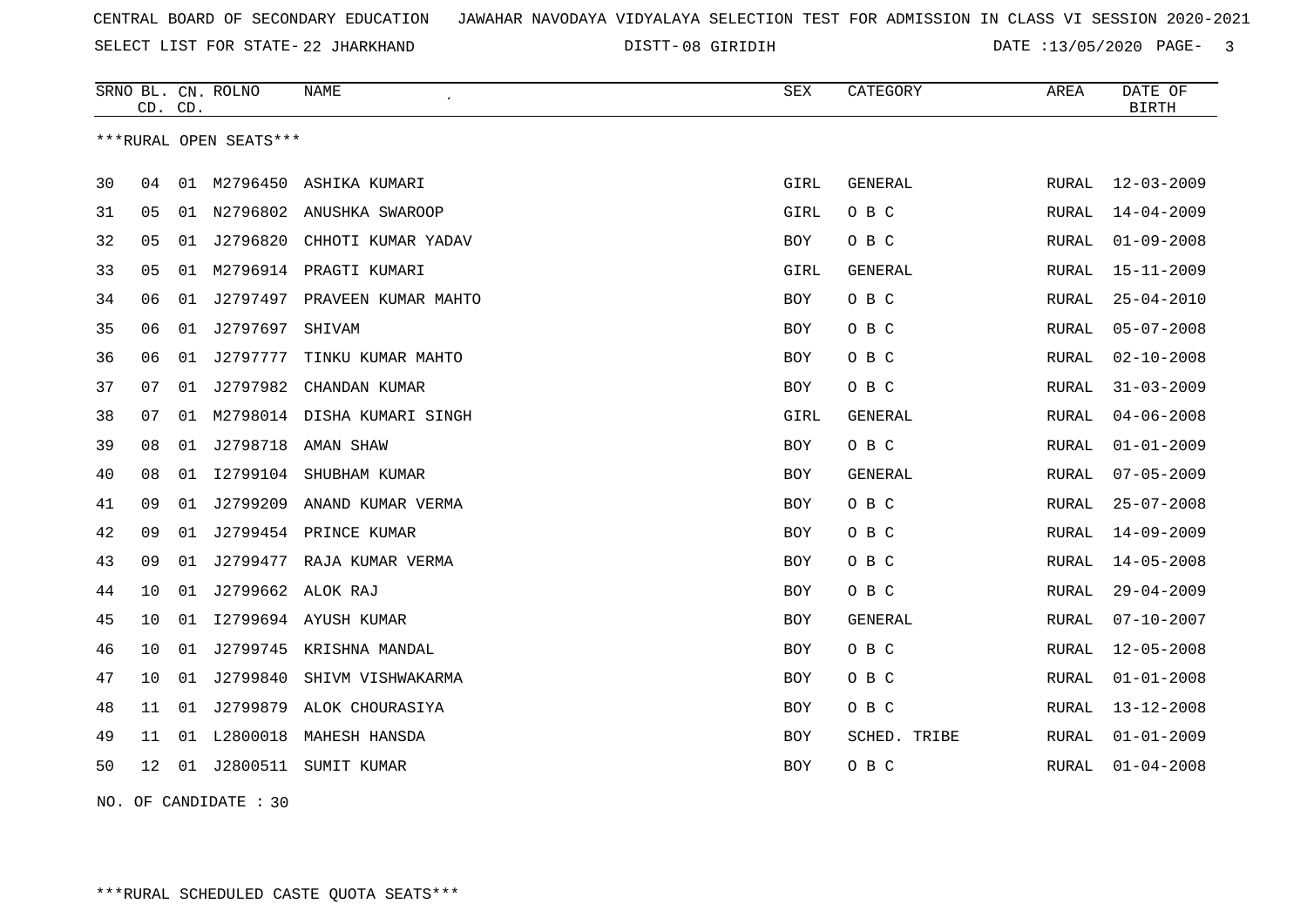CENTRAL BOARD OF SECONDARY EDUCATION JAWAHAR NAVODAYA VIDYALAYA SELECTION TEST FOR ADMISSION IN CLASS VI SESSION 2020-2021

SELECT LIST FOR STATE- 22 JHARKHAND DISTT- 08 GIRIDIH DATE :13/05/2020

***RURAL OPEN SEATS***

| SRNO | BL. CD. | CN. CD. | ROLNO | NAME | SEX | CATEGORY | AREA | DATE OF BIRTH |
|---|---|---|---|---|---|---|---|---|
| 30 | 04 | 01 | M2796450 | ASHIKA KUMARI | GIRL | GENERAL | RURAL | 12-03-2009 |
| 31 | 05 | 01 | N2796802 | ANUSHKA SWAROOP | GIRL | O B C | RURAL | 14-04-2009 |
| 32 | 05 | 01 | J2796820 | CHHOTI KUMAR YADAV | BOY | O B C | RURAL | 01-09-2008 |
| 33 | 05 | 01 | M2796914 | PRAGTI KUMARI | GIRL | GENERAL | RURAL | 15-11-2009 |
| 34 | 06 | 01 | J2797497 | PRAVEEN KUMAR MAHTO | BOY | O B C | RURAL | 25-04-2010 |
| 35 | 06 | 01 | J2797697 | SHIVAM | BOY | O B C | RURAL | 05-07-2008 |
| 36 | 06 | 01 | J2797777 | TINKU KUMAR MAHTO | BOY | O B C | RURAL | 02-10-2008 |
| 37 | 07 | 01 | J2797982 | CHANDAN KUMAR | BOY | O B C | RURAL | 31-03-2009 |
| 38 | 07 | 01 | M2798014 | DISHA KUMARI SINGH | GIRL | GENERAL | RURAL | 04-06-2008 |
| 39 | 08 | 01 | J2798718 | AMAN SHAW | BOY | O B C | RURAL | 01-01-2009 |
| 40 | 08 | 01 | I2799104 | SHUBHAM KUMAR | BOY | GENERAL | RURAL | 07-05-2009 |
| 41 | 09 | 01 | J2799209 | ANAND KUMAR VERMA | BOY | O B C | RURAL | 25-07-2008 |
| 42 | 09 | 01 | J2799454 | PRINCE KUMAR | BOY | O B C | RURAL | 14-09-2009 |
| 43 | 09 | 01 | J2799477 | RAJA KUMAR VERMA | BOY | O B C | RURAL | 14-05-2008 |
| 44 | 10 | 01 | J2799662 | ALOK RAJ | BOY | O B C | RURAL | 29-04-2009 |
| 45 | 10 | 01 | I2799694 | AYUSH KUMAR | BOY | GENERAL | RURAL | 07-10-2007 |
| 46 | 10 | 01 | J2799745 | KRISHNA MANDAL | BOY | O B C | RURAL | 12-05-2008 |
| 47 | 10 | 01 | J2799840 | SHIVM VISHWAKARMA | BOY | O B C | RURAL | 01-01-2008 |
| 48 | 11 | 01 | J2799879 | ALOK CHOURASIYA | BOY | O B C | RURAL | 13-12-2008 |
| 49 | 11 | 01 | L2800018 | MAHESH HANSDA | BOY | SCHED. TRIBE | RURAL | 01-01-2009 |
| 50 | 12 | 01 | J2800511 | SUMIT KUMAR | BOY | O B C | RURAL | 01-04-2008 |

NO. OF CANDIDATE : 30

***RURAL SCHEDULED CASTE QUOTA SEATS***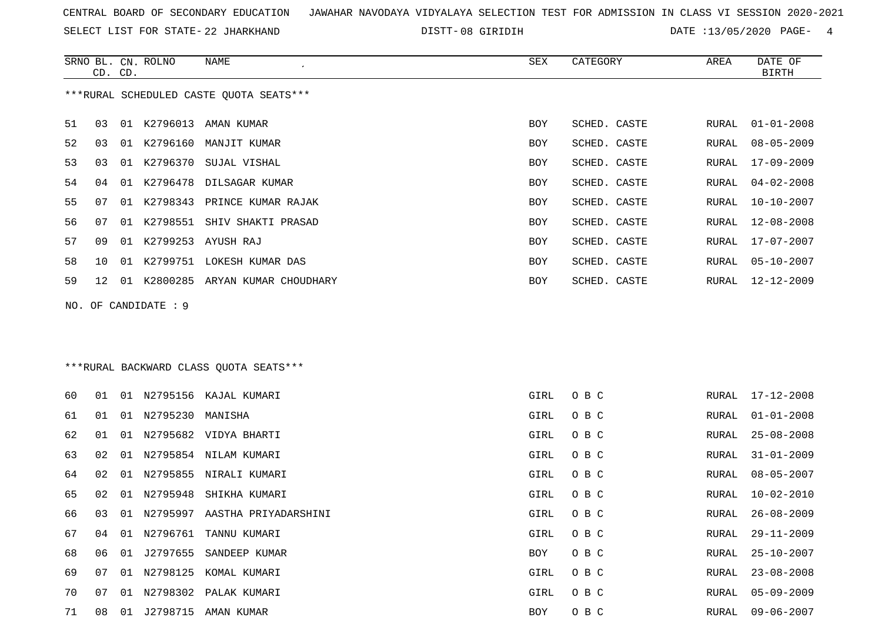CENTRAL BOARD OF SECONDARY EDUCATION JAWAHAR NAVODAYA VIDYALAYA SELECTION TEST FOR ADMISSION IN CLASS VI SESSION 2020-2021

SELECT LIST FOR STATE- 22 JHARKHAND DISTT- 08 GIRIDIH DATE :13/05/2020

***RURAL SCHEDULED CASTE QUOTA SEATS***

| SRNO | BL. CD. | CN. CD. | ROLNO | NAME | SEX | CATEGORY | AREA | DATE OF BIRTH |
|---|---|---|---|---|---|---|---|---|
| 51 | 03 | 01 | K2796013 | AMAN KUMAR | BOY | SCHED. CASTE | RURAL | 01-01-2008 |
| 52 | 03 | 01 | K2796160 | MANJIT KUMAR | BOY | SCHED. CASTE | RURAL | 08-05-2009 |
| 53 | 03 | 01 | K2796370 | SUJAL VISHAL | BOY | SCHED. CASTE | RURAL | 17-09-2009 |
| 54 | 04 | 01 | K2796478 | DILSAGAR KUMAR | BOY | SCHED. CASTE | RURAL | 04-02-2008 |
| 55 | 07 | 01 | K2798343 | PRINCE KUMAR RAJAK | BOY | SCHED. CASTE | RURAL | 10-10-2007 |
| 56 | 07 | 01 | K2798551 | SHIV SHAKTI PRASAD | BOY | SCHED. CASTE | RURAL | 12-08-2008 |
| 57 | 09 | 01 | K2799253 | AYUSH RAJ | BOY | SCHED. CASTE | RURAL | 17-07-2007 |
| 58 | 10 | 01 | K2799751 | LOKESH KUMAR DAS | BOY | SCHED. CASTE | RURAL | 05-10-2007 |
| 59 | 12 | 01 | K2800285 | ARYAN KUMAR CHOUDHARY | BOY | SCHED. CASTE | RURAL | 12-12-2009 |

NO. OF CANDIDATE : 9

***RURAL BACKWARD CLASS QUOTA SEATS***

| SRNO | BL. CD. | CN. CD. | ROLNO | NAME | SEX | CATEGORY | AREA | DATE OF BIRTH |
|---|---|---|---|---|---|---|---|---|
| 60 | 01 | 01 | N2795156 | KAJAL KUMARI | GIRL | O B C | RURAL | 17-12-2008 |
| 61 | 01 | 01 | N2795230 | MANISHA | GIRL | O B C | RURAL | 01-01-2008 |
| 62 | 01 | 01 | N2795682 | VIDYA BHARTI | GIRL | O B C | RURAL | 25-08-2008 |
| 63 | 02 | 01 | N2795854 | NILAM KUMARI | GIRL | O B C | RURAL | 31-01-2009 |
| 64 | 02 | 01 | N2795855 | NIRALI KUMARI | GIRL | O B C | RURAL | 08-05-2007 |
| 65 | 02 | 01 | N2795948 | SHIKHA KUMARI | GIRL | O B C | RURAL | 10-02-2010 |
| 66 | 03 | 01 | N2795997 | AASTHA PRIYADARSHINI | GIRL | O B C | RURAL | 26-08-2009 |
| 67 | 04 | 01 | N2796761 | TANNU KUMARI | GIRL | O B C | RURAL | 29-11-2009 |
| 68 | 06 | 01 | J2797655 | SANDEEP KUMAR | BOY | O B C | RURAL | 25-10-2007 |
| 69 | 07 | 01 | N2798125 | KOMAL KUMARI | GIRL | O B C | RURAL | 23-08-2008 |
| 70 | 07 | 01 | N2798302 | PALAK KUMARI | GIRL | O B C | RURAL | 05-09-2009 |
| 71 | 08 | 01 | J2798715 | AMAN KUMAR | BOY | O B C | RURAL | 09-06-2007 |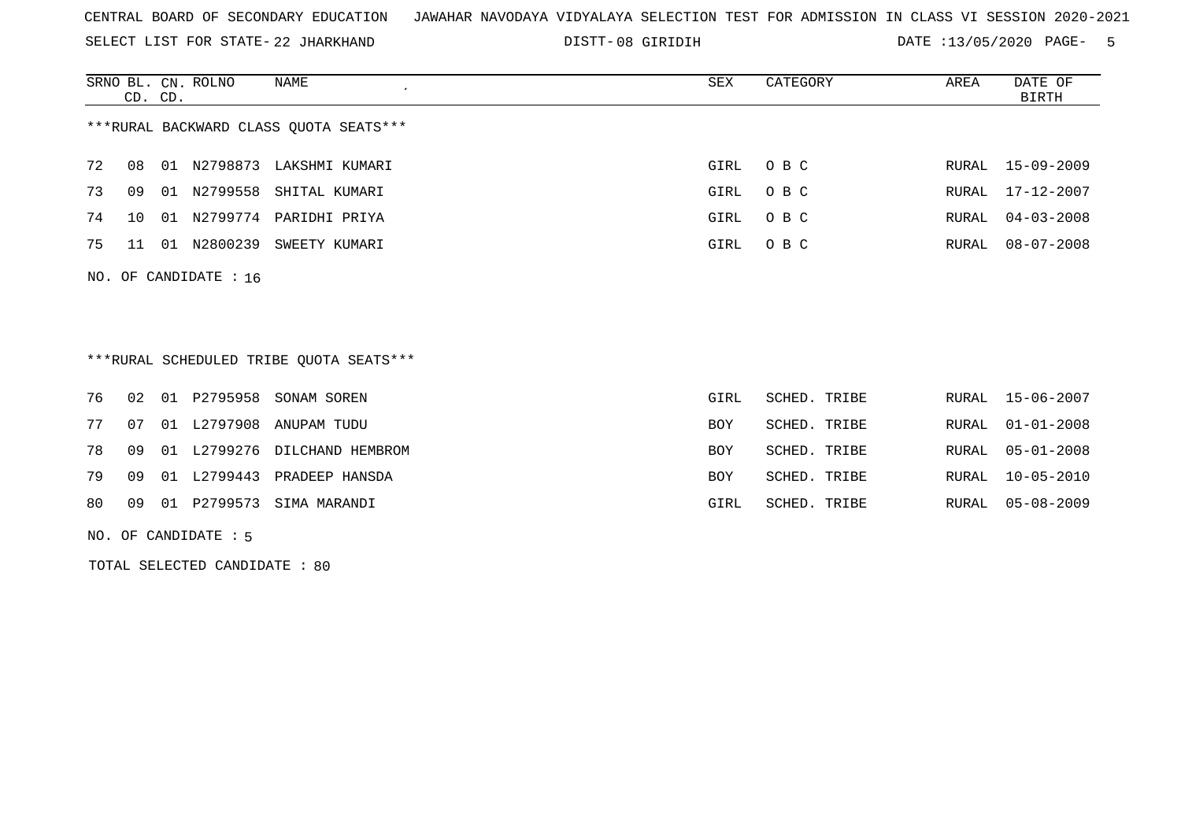CENTRAL BOARD OF SECONDARY EDUCATION JAWAHAR NAVODAYA VIDYALAYA SELECTION TEST FOR ADMISSION IN CLASS VI SESSION 2020-2021

SELECT LIST FOR STATE- 22 JHARKHAND DISTT- 08 GIRIDIH DATE :13/05/2020

***RURAL BACKWARD CLASS QUOTA SEATS***

| SRNO | BL. CD. | CN. CD. | ROLNO | NAME | SEX | CATEGORY | AREA | DATE OF BIRTH |
|---|---|---|---|---|---|---|---|---|
| 72 | 08 | 01 | N2798873 | LAKSHMI KUMARI | GIRL | O B C | RURAL | 15-09-2009 |
| 73 | 09 | 01 | N2799558 | SHITAL KUMARI | GIRL | O B C | RURAL | 17-12-2007 |
| 74 | 10 | 01 | N2799774 | PARIDHI PRIYA | GIRL | O B C | RURAL | 04-03-2008 |
| 75 | 11 | 01 | N2800239 | SWEETY KUMARI | GIRL | O B C | RURAL | 08-07-2008 |

NO. OF CANDIDATE : 16

***RURAL SCHEDULED TRIBE QUOTA SEATS***

| SRNO | BL. CD. | CN. CD. | ROLNO | NAME | SEX | CATEGORY | AREA | DATE OF BIRTH |
|---|---|---|---|---|---|---|---|---|
| 76 | 02 | 01 | P2795958 | SONAM SOREN | GIRL | SCHED. TRIBE | RURAL | 15-06-2007 |
| 77 | 07 | 01 | L2797908 | ANUPAM TUDU | BOY | SCHED. TRIBE | RURAL | 01-01-2008 |
| 78 | 09 | 01 | L2799276 | DILCHAND HEMBROM | BOY | SCHED. TRIBE | RURAL | 05-01-2008 |
| 79 | 09 | 01 | L2799443 | PRADEEP HANSDA | BOY | SCHED. TRIBE | RURAL | 10-05-2010 |
| 80 | 09 | 01 | P2799573 | SIMA MARANDI | GIRL | SCHED. TRIBE | RURAL | 05-08-2009 |

NO. OF CANDIDATE : 5

TOTAL SELECTED CANDIDATE : 80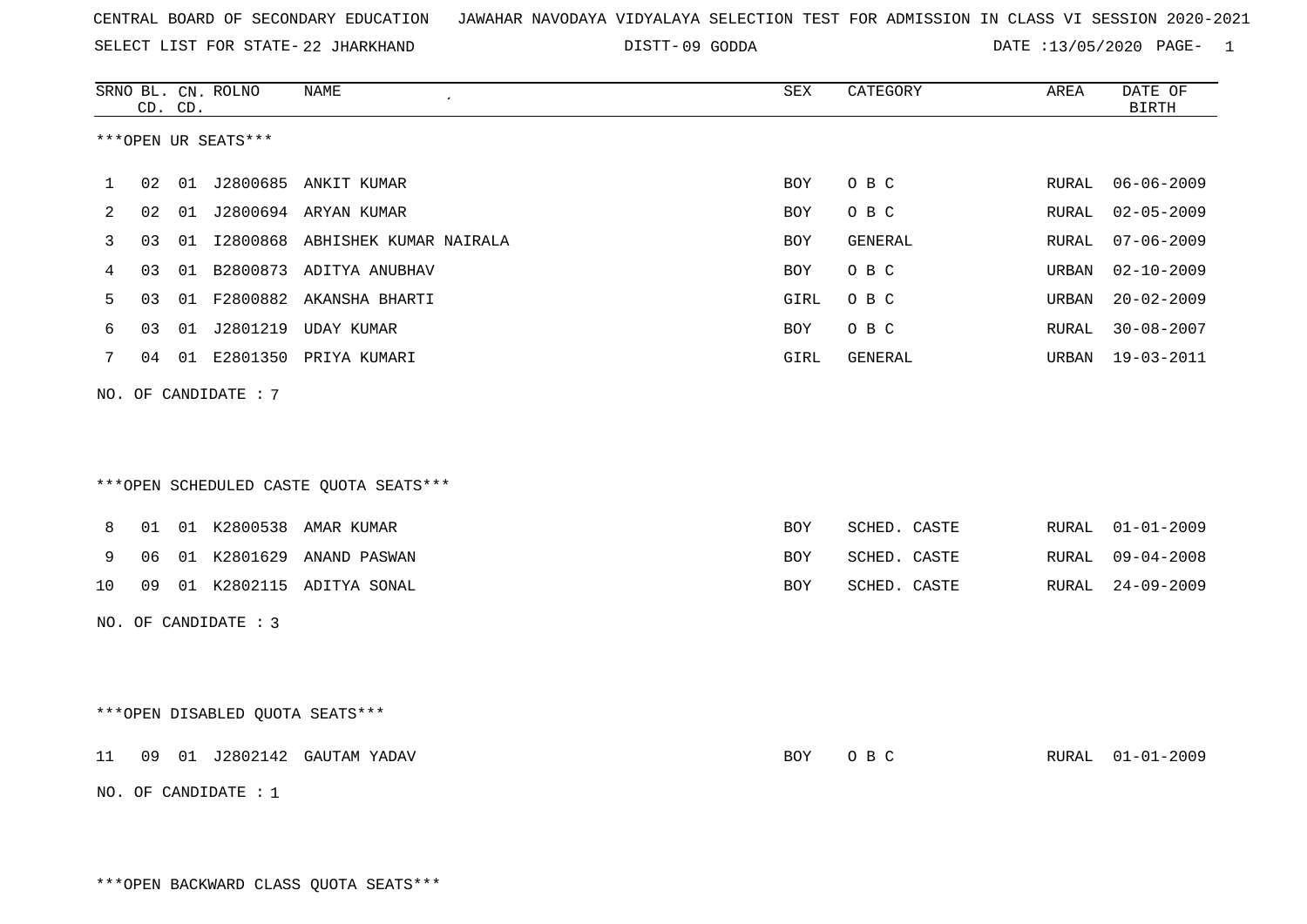CENTRAL BOARD OF SECONDARY EDUCATION JAWAHAR NAVODAYA VIDYALAYA SELECTION TEST FOR ADMISSION IN CLASS VI SESSION 2020-2021

SELECT LIST FOR STATE- 22 JHARKHAND DISTT- 09 GODDA DATE :13/05/2020

***OPEN UR SEATS***

| SRNO | BL. CD. | CN. CD. | ROLNO | NAME | SEX | CATEGORY | AREA | DATE OF BIRTH |
|---|---|---|---|---|---|---|---|---|
| 1 | 02 | 01 | J2800685 | ANKIT KUMAR | BOY | O B C | RURAL | 06-06-2009 |
| 2 | 02 | 01 | J2800694 | ARYAN KUMAR | BOY | O B C | RURAL | 02-05-2009 |
| 3 | 03 | 01 | I2800868 | ABHISHEK KUMAR NAIRALA | BOY | GENERAL | RURAL | 07-06-2009 |
| 4 | 03 | 01 | B2800873 | ADITYA ANUBHAV | BOY | O B C | URBAN | 02-10-2009 |
| 5 | 03 | 01 | F2800882 | AKANSHA BHARTI | GIRL | O B C | URBAN | 20-02-2009 |
| 6 | 03 | 01 | J2801219 | UDAY KUMAR | BOY | O B C | RURAL | 30-08-2007 |
| 7 | 04 | 01 | E2801350 | PRIYA KUMARI | GIRL | GENERAL | URBAN | 19-03-2011 |

NO. OF CANDIDATE : 7

***OPEN SCHEDULED CASTE QUOTA SEATS***

| SRNO | BL. CD. | CN. CD. | ROLNO | NAME | SEX | CATEGORY | AREA | DATE OF BIRTH |
|---|---|---|---|---|---|---|---|---|
| 8 | 01 | 01 | K2800538 | AMAR KUMAR | BOY | SCHED. CASTE | RURAL | 01-01-2009 |
| 9 | 06 | 01 | K2801629 | ANAND PASWAN | BOY | SCHED. CASTE | RURAL | 09-04-2008 |
| 10 | 09 | 01 | K2802115 | ADITYA SONAL | BOY | SCHED. CASTE | RURAL | 24-09-2009 |

NO. OF CANDIDATE : 3

***OPEN DISABLED QUOTA SEATS***

| SRNO | BL. CD. | CN. CD. | ROLNO | NAME | SEX | CATEGORY | AREA | DATE OF BIRTH |
|---|---|---|---|---|---|---|---|---|
| 11 | 09 | 01 | J2802142 | GAUTAM YADAV | BOY | O B C | RURAL | 01-01-2009 |

NO. OF CANDIDATE : 1

***OPEN BACKWARD CLASS QUOTA SEATS***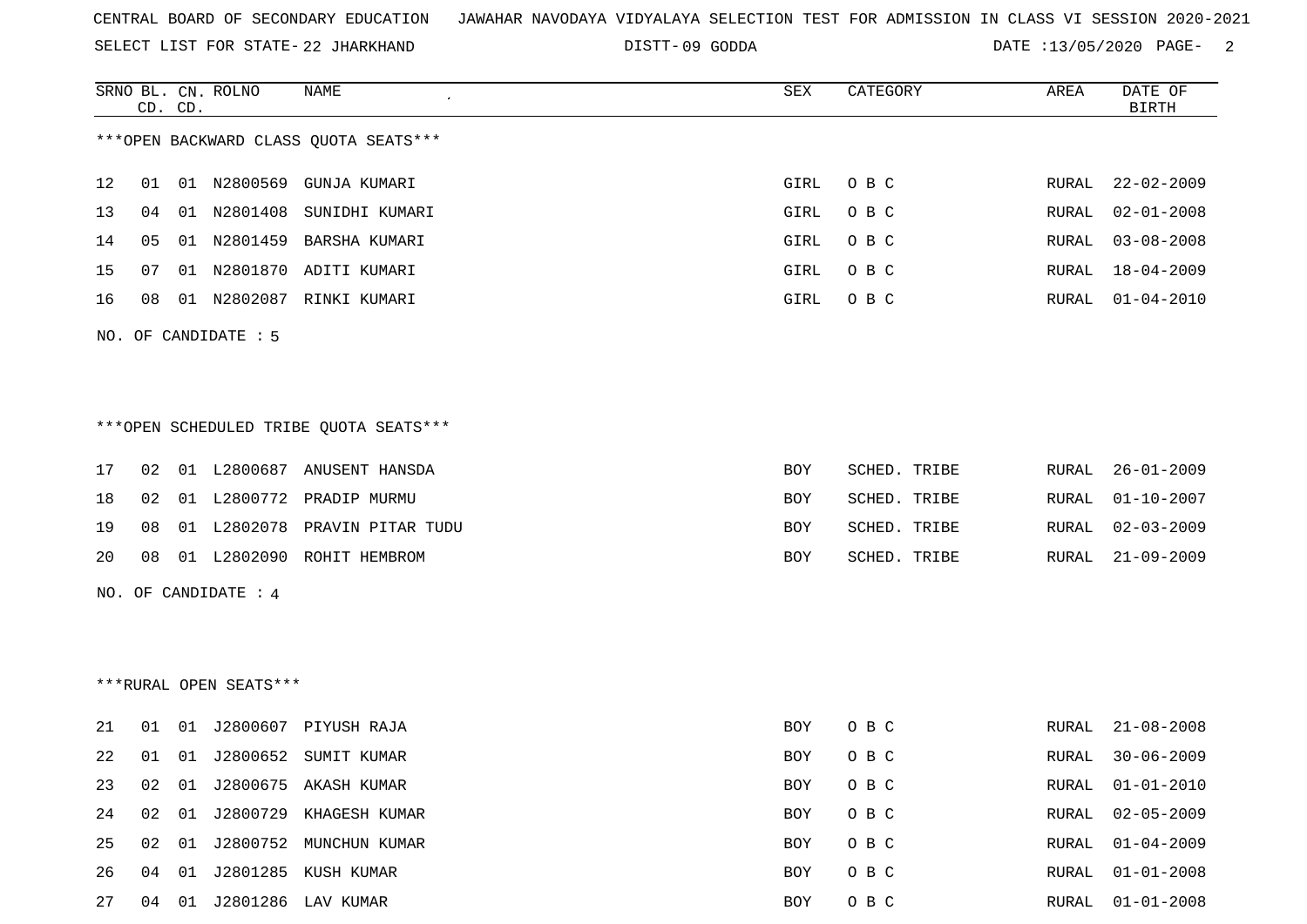CENTRAL BOARD OF SECONDARY EDUCATION JAWAHAR NAVODAYA VIDYALAYA SELECTION TEST FOR ADMISSION IN CLASS VI SESSION 2020-2021

SELECT LIST FOR STATE- 22 JHARKHAND DISTT- 09 GODDA DATE :13/05/2020

***OPEN BACKWARD CLASS QUOTA SEATS***

| SRNO | BL. CD. | CN. CD. | ROLNO | NAME | SEX | CATEGORY | AREA | DATE OF BIRTH |
|---|---|---|---|---|---|---|---|---|
| 12 | 01 | 01 | N2800569 | GUNJA KUMARI | GIRL | O B C | RURAL | 22-02-2009 |
| 13 | 04 | 01 | N2801408 | SUNIDHI KUMARI | GIRL | O B C | RURAL | 02-01-2008 |
| 14 | 05 | 01 | N2801459 | BARSHA KUMARI | GIRL | O B C | RURAL | 03-08-2008 |
| 15 | 07 | 01 | N2801870 | ADITI KUMARI | GIRL | O B C | RURAL | 18-04-2009 |
| 16 | 08 | 01 | N2802087 | RINKI KUMARI | GIRL | O B C | RURAL | 01-04-2010 |

NO. OF CANDIDATE : 5

***OPEN SCHEDULED TRIBE QUOTA SEATS***

| SRNO | BL. CD. | CN. CD. | ROLNO | NAME | SEX | CATEGORY | AREA | DATE OF BIRTH |
|---|---|---|---|---|---|---|---|---|
| 17 | 02 | 01 | L2800687 | ANUSENT HANSDA | BOY | SCHED. TRIBE | RURAL | 26-01-2009 |
| 18 | 02 | 01 | L2800772 | PRADIP MURMU | BOY | SCHED. TRIBE | RURAL | 01-10-2007 |
| 19 | 08 | 01 | L2802078 | PRAVIN PITAR TUDU | BOY | SCHED. TRIBE | RURAL | 02-03-2009 |
| 20 | 08 | 01 | L2802090 | ROHIT HEMBROM | BOY | SCHED. TRIBE | RURAL | 21-09-2009 |

NO. OF CANDIDATE : 4

***RURAL OPEN SEATS***

| SRNO | BL. CD. | CN. CD. | ROLNO | NAME | SEX | CATEGORY | AREA | DATE OF BIRTH |
|---|---|---|---|---|---|---|---|---|
| 21 | 01 | 01 | J2800607 | PIYUSH RAJA | BOY | O B C | RURAL | 21-08-2008 |
| 22 | 01 | 01 | J2800652 | SUMIT KUMAR | BOY | O B C | RURAL | 30-06-2009 |
| 23 | 02 | 01 | J2800675 | AKASH KUMAR | BOY | O B C | RURAL | 01-01-2010 |
| 24 | 02 | 01 | J2800729 | KHAGESH KUMAR | BOY | O B C | RURAL | 02-05-2009 |
| 25 | 02 | 01 | J2800752 | MUNCHUN KUMAR | BOY | O B C | RURAL | 01-04-2009 |
| 26 | 04 | 01 | J2801285 | KUSH KUMAR | BOY | O B C | RURAL | 01-01-2008 |
| 27 | 04 | 01 | J2801286 | LAV KUMAR | BOY | O B C | RURAL | 01-01-2008 |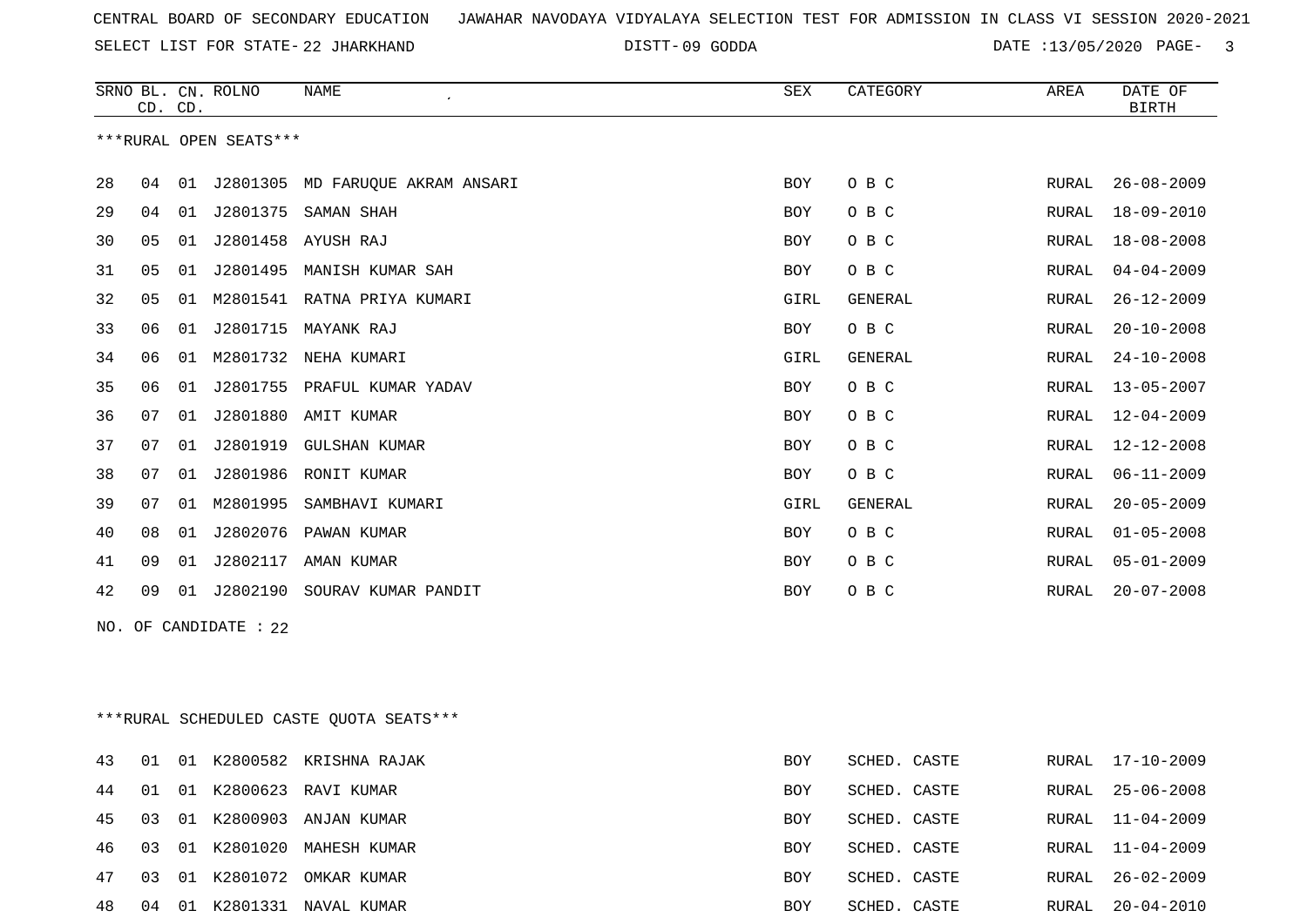CENTRAL BOARD OF SECONDARY EDUCATION JAWAHAR NAVODAYA VIDYALAYA SELECTION TEST FOR ADMISSION IN CLASS VI SESSION 2020-2021

SELECT LIST FOR STATE- 22 JHARKHAND DISTT- 09 GODDA DATE :13/05/2020

***RURAL OPEN SEATS***

| SRNO | BL. CD. | CN. CD. | ROLNO | NAME | SEX | CATEGORY | AREA | DATE OF BIRTH |
|---|---|---|---|---|---|---|---|---|
| 28 | 04 | 01 | J2801305 | MD FARUQUE AKRAM ANSARI | BOY | O B C | RURAL | 26-08-2009 |
| 29 | 04 | 01 | J2801375 | SAMAN SHAH | BOY | O B C | RURAL | 18-09-2010 |
| 30 | 05 | 01 | J2801458 | AYUSH RAJ | BOY | O B C | RURAL | 18-08-2008 |
| 31 | 05 | 01 | J2801495 | MANISH KUMAR SAH | BOY | O B C | RURAL | 04-04-2009 |
| 32 | 05 | 01 | M2801541 | RATNA PRIYA KUMARI | GIRL | GENERAL | RURAL | 26-12-2009 |
| 33 | 06 | 01 | J2801715 | MAYANK RAJ | BOY | O B C | RURAL | 20-10-2008 |
| 34 | 06 | 01 | M2801732 | NEHA KUMARI | GIRL | GENERAL | RURAL | 24-10-2008 |
| 35 | 06 | 01 | J2801755 | PRAFUL KUMAR YADAV | BOY | O B C | RURAL | 13-05-2007 |
| 36 | 07 | 01 | J2801880 | AMIT KUMAR | BOY | O B C | RURAL | 12-04-2009 |
| 37 | 07 | 01 | J2801919 | GULSHAN KUMAR | BOY | O B C | RURAL | 12-12-2008 |
| 38 | 07 | 01 | J2801986 | RONIT KUMAR | BOY | O B C | RURAL | 06-11-2009 |
| 39 | 07 | 01 | M2801995 | SAMBHAVI KUMARI | GIRL | GENERAL | RURAL | 20-05-2009 |
| 40 | 08 | 01 | J2802076 | PAWAN KUMAR | BOY | O B C | RURAL | 01-05-2008 |
| 41 | 09 | 01 | J2802117 | AMAN KUMAR | BOY | O B C | RURAL | 05-01-2009 |
| 42 | 09 | 01 | J2802190 | SOURAV KUMAR PANDIT | BOY | O B C | RURAL | 20-07-2008 |

NO. OF CANDIDATE : 22

***RURAL SCHEDULED CASTE QUOTA SEATS***

| SRNO | BL. CD. | CN. CD. | ROLNO | NAME | SEX | CATEGORY | AREA | DATE OF BIRTH |
|---|---|---|---|---|---|---|---|---|
| 43 | 01 | 01 | K2800582 | KRISHNA RAJAK | BOY | SCHED. CASTE | RURAL | 17-10-2009 |
| 44 | 01 | 01 | K2800623 | RAVI KUMAR | BOY | SCHED. CASTE | RURAL | 25-06-2008 |
| 45 | 03 | 01 | K2800903 | ANJAN KUMAR | BOY | SCHED. CASTE | RURAL | 11-04-2009 |
| 46 | 03 | 01 | K2801020 | MAHESH KUMAR | BOY | SCHED. CASTE | RURAL | 11-04-2009 |
| 47 | 03 | 01 | K2801072 | OMKAR KUMAR | BOY | SCHED. CASTE | RURAL | 26-02-2009 |
| 48 | 04 | 01 | K2801331 | NAVAL KUMAR | BOY | SCHED. CASTE | RURAL | 20-04-2010 |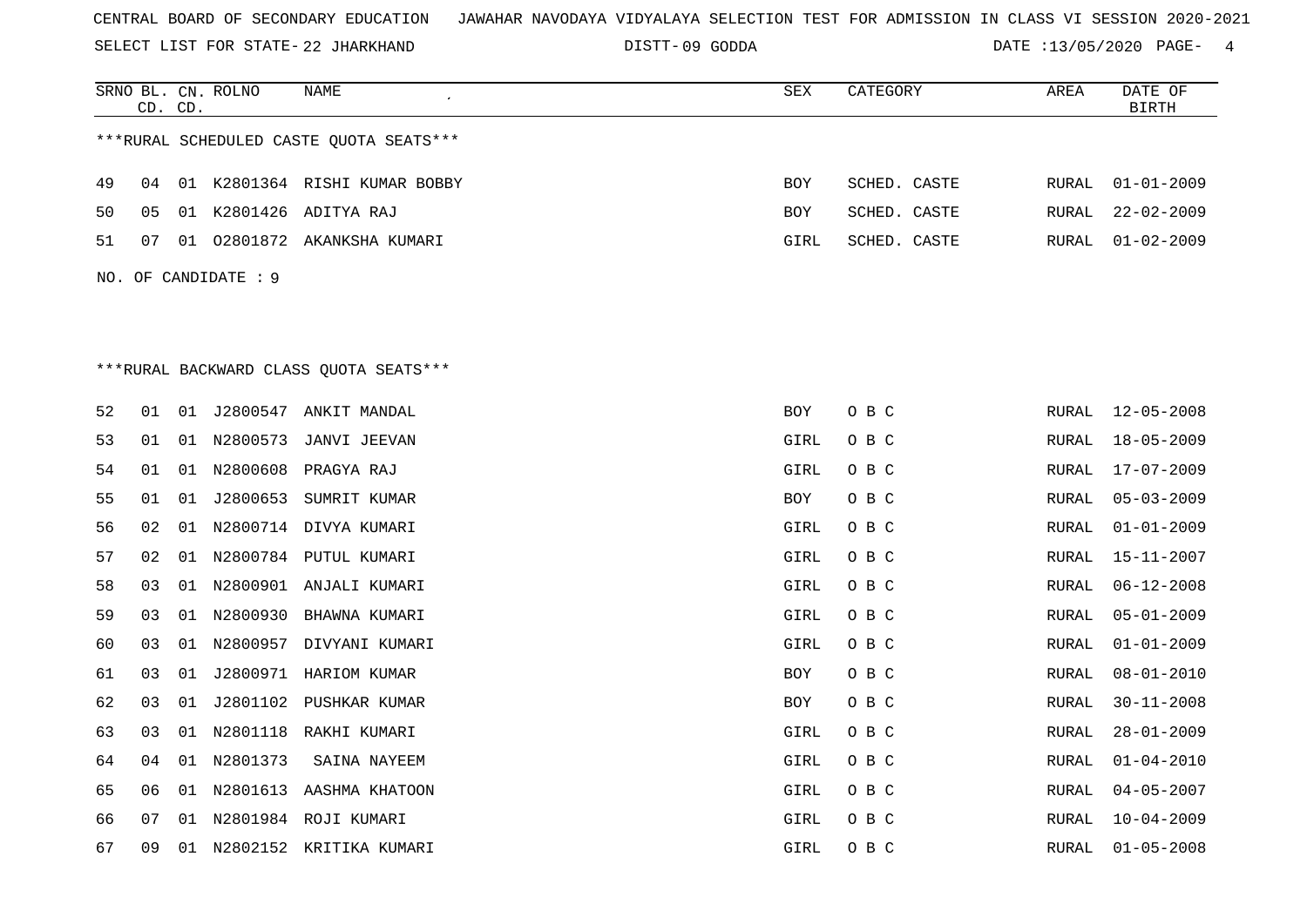CENTRAL BOARD OF SECONDARY EDUCATION JAWAHAR NAVODAYA VIDYALAYA SELECTION TEST FOR ADMISSION IN CLASS VI SESSION 2020-2021

SELECT LIST FOR STATE- 22 JHARKHAND DISTT- 09 GODDA DATE :13/05/2020

***RURAL SCHEDULED CASTE QUOTA SEATS***

| SRNO | BL. CD. | CN. CD. | ROLNO | NAME | SEX | CATEGORY | AREA | DATE OF BIRTH |
|---|---|---|---|---|---|---|---|---|
| 49 | 04 | 01 | K2801364 | RISHI KUMAR BOBBY | BOY | SCHED. CASTE | RURAL | 01-01-2009 |
| 50 | 05 | 01 | K2801426 | ADITYA RAJ | BOY | SCHED. CASTE | RURAL | 22-02-2009 |
| 51 | 07 | 01 | O2801872 | AKANKSHA KUMARI | GIRL | SCHED. CASTE | RURAL | 01-02-2009 |

NO. OF CANDIDATE : 9

***RURAL BACKWARD CLASS QUOTA SEATS***

| SRNO | BL. CD. | CN. CD. | ROLNO | NAME | SEX | CATEGORY | AREA | DATE OF BIRTH |
|---|---|---|---|---|---|---|---|---|
| 52 | 01 | 01 | J2800547 | ANKIT MANDAL | BOY | O B C | RURAL | 12-05-2008 |
| 53 | 01 | 01 | N2800573 | JANVI JEEVAN | GIRL | O B C | RURAL | 18-05-2009 |
| 54 | 01 | 01 | N2800608 | PRAGYA RAJ | GIRL | O B C | RURAL | 17-07-2009 |
| 55 | 01 | 01 | J2800653 | SUMRIT KUMAR | BOY | O B C | RURAL | 05-03-2009 |
| 56 | 02 | 01 | N2800714 | DIVYA KUMARI | GIRL | O B C | RURAL | 01-01-2009 |
| 57 | 02 | 01 | N2800784 | PUTUL KUMARI | GIRL | O B C | RURAL | 15-11-2007 |
| 58 | 03 | 01 | N2800901 | ANJALI KUMARI | GIRL | O B C | RURAL | 06-12-2008 |
| 59 | 03 | 01 | N2800930 | BHAWNA KUMARI | GIRL | O B C | RURAL | 05-01-2009 |
| 60 | 03 | 01 | N2800957 | DIVYANI KUMARI | GIRL | O B C | RURAL | 01-01-2009 |
| 61 | 03 | 01 | J2800971 | HARIOM KUMAR | BOY | O B C | RURAL | 08-01-2010 |
| 62 | 03 | 01 | J2801102 | PUSHKAR KUMAR | BOY | O B C | RURAL | 30-11-2008 |
| 63 | 03 | 01 | N2801118 | RAKHI KUMARI | GIRL | O B C | RURAL | 28-01-2009 |
| 64 | 04 | 01 | N2801373 | SAINA NAYEEM | GIRL | O B C | RURAL | 01-04-2010 |
| 65 | 06 | 01 | N2801613 | AASHMA KHATOON | GIRL | O B C | RURAL | 04-05-2007 |
| 66 | 07 | 01 | N2801984 | ROJI KUMARI | GIRL | O B C | RURAL | 10-04-2009 |
| 67 | 09 | 01 | N2802152 | KRITIKA KUMARI | GIRL | O B C | RURAL | 01-05-2008 |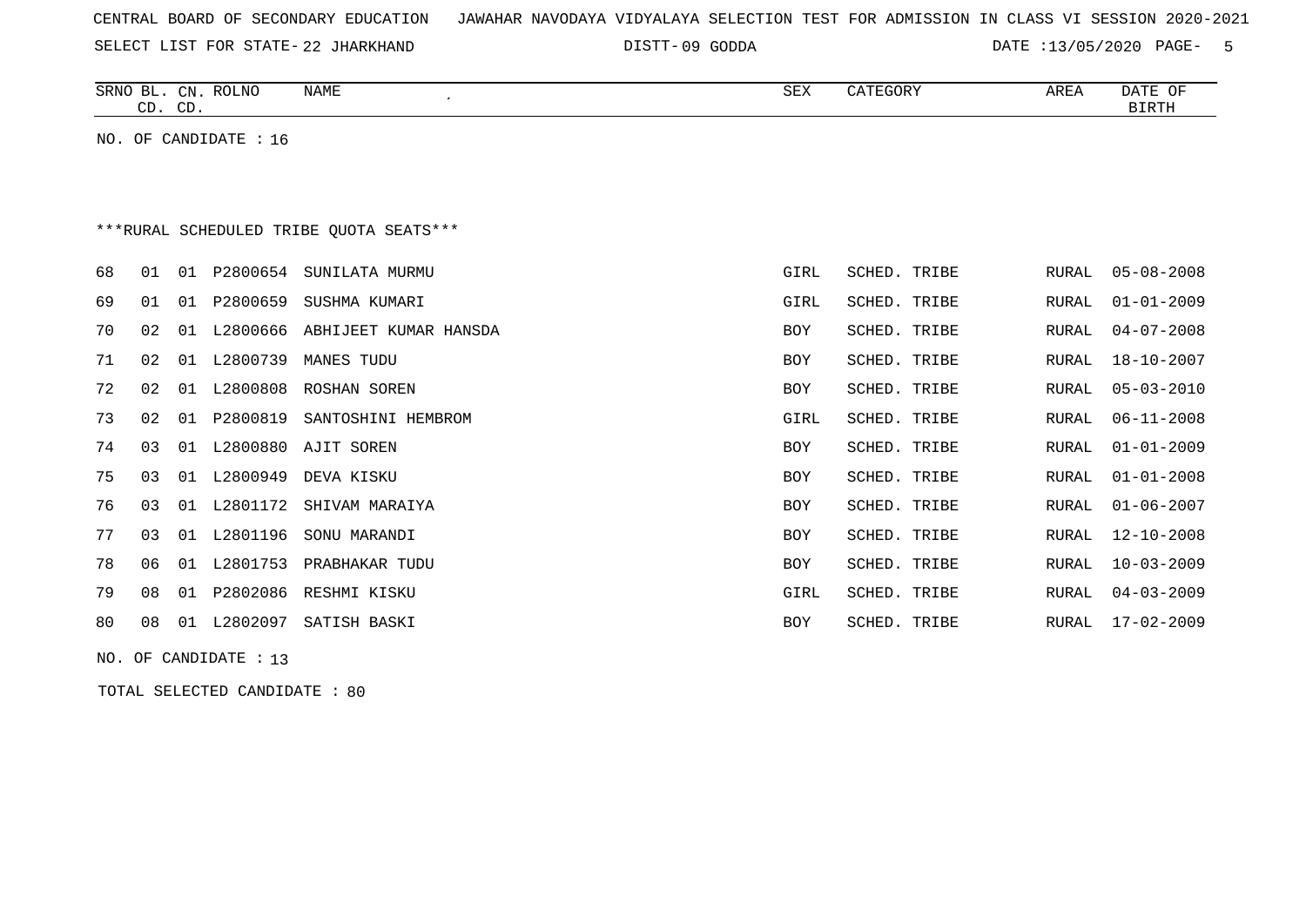CENTRAL BOARD OF SECONDARY EDUCATION   JAWAHAR NAVODAYA VIDYALAYA SELECTION TEST FOR ADMISSION IN CLASS VI SESSION 2020-2021

SELECT LIST FOR STATE- 22 JHARKHAND    DISTT- 09 GODDA    DATE :13/05/2020

| SRNO | BL. CD. | CN. CD. | ROLNO | NAME | SEX | CATEGORY | AREA | DATE OF BIRTH |
|---|---|---|---|---|---|---|---|---|

NO. OF CANDIDATE : 16

***RURAL SCHEDULED TRIBE QUOTA SEATS***

| SRNO | BL. CD. | CN. CD. | ROLNO | NAME | SEX | CATEGORY | AREA | DATE OF BIRTH |
|---|---|---|---|---|---|---|---|---|
| 68 | 01 | 01 | P2800654 | SUNILATA MURMU | GIRL | SCHED. TRIBE | RURAL | 05-08-2008 |
| 69 | 01 | 01 | P2800659 | SUSHMA KUMARI | GIRL | SCHED. TRIBE | RURAL | 01-01-2009 |
| 70 | 02 | 01 | L2800666 | ABHIJEET KUMAR HANSDA | BOY | SCHED. TRIBE | RURAL | 04-07-2008 |
| 71 | 02 | 01 | L2800739 | MANES TUDU | BOY | SCHED. TRIBE | RURAL | 18-10-2007 |
| 72 | 02 | 01 | L2800808 | ROSHAN SOREN | BOY | SCHED. TRIBE | RURAL | 05-03-2010 |
| 73 | 02 | 01 | P2800819 | SANTOSHINI HEMBROM | GIRL | SCHED. TRIBE | RURAL | 06-11-2008 |
| 74 | 03 | 01 | L2800880 | AJIT SOREN | BOY | SCHED. TRIBE | RURAL | 01-01-2009 |
| 75 | 03 | 01 | L2800949 | DEVA KISKU | BOY | SCHED. TRIBE | RURAL | 01-01-2008 |
| 76 | 03 | 01 | L2801172 | SHIVAM MARAIYA | BOY | SCHED. TRIBE | RURAL | 01-06-2007 |
| 77 | 03 | 01 | L2801196 | SONU MARANDI | BOY | SCHED. TRIBE | RURAL | 12-10-2008 |
| 78 | 06 | 01 | L2801753 | PRABHAKAR TUDU | BOY | SCHED. TRIBE | RURAL | 10-03-2009 |
| 79 | 08 | 01 | P2802086 | RESHMI KISKU | GIRL | SCHED. TRIBE | RURAL | 04-03-2009 |
| 80 | 08 | 01 | L2802097 | SATISH BASKI | BOY | SCHED. TRIBE | RURAL | 17-02-2009 |

NO. OF CANDIDATE : 13

TOTAL SELECTED CANDIDATE : 80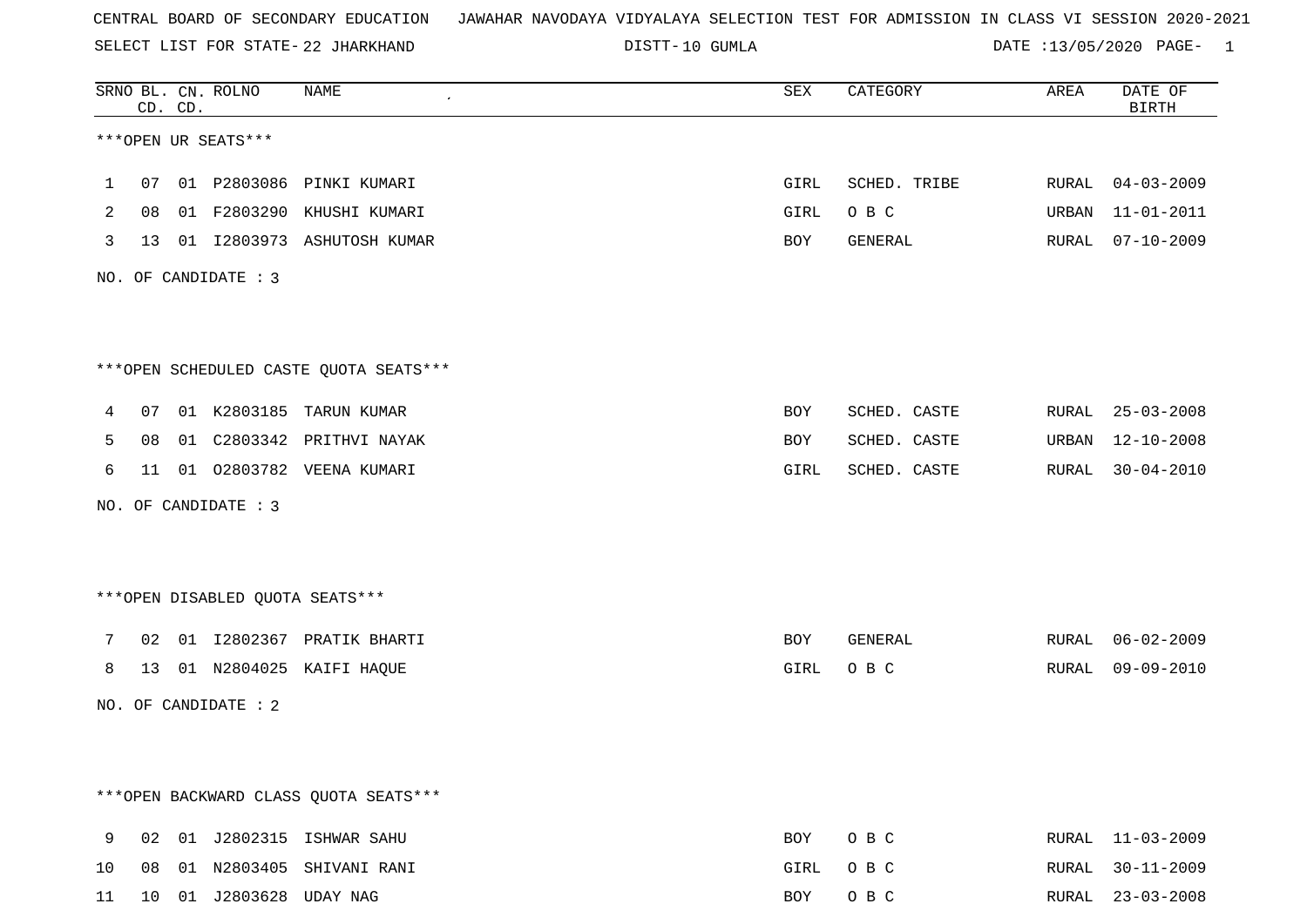CENTRAL BOARD OF SECONDARY EDUCATION JAWAHAR NAVODAYA VIDYALAYA SELECTION TEST FOR ADMISSION IN CLASS VI SESSION 2020-2021

SELECT LIST FOR STATE- 22 JHARKHAND DISTT- 10 GUMLA DATE :13/05/2020 PAGE- 1

***OPEN UR SEATS***

| SRNO | BL. CD. | CN. CD. | ROLNO | NAME | SEX | CATEGORY | AREA | DATE OF BIRTH |
|---|---|---|---|---|---|---|---|---|
| 1 | 07 | 01 | P2803086 | PINKI KUMARI | GIRL | SCHED. TRIBE | RURAL | 04-03-2009 |
| 2 | 08 | 01 | F2803290 | KHUSHI KUMARI | GIRL | O B C | URBAN | 11-01-2011 |
| 3 | 13 | 01 | I2803973 | ASHUTOSH KUMAR | BOY | GENERAL | RURAL | 07-10-2009 |

NO. OF CANDIDATE : 3

***OPEN SCHEDULED CASTE QUOTA SEATS***

| SRNO | BL. CD. | CN. CD. | ROLNO | NAME | SEX | CATEGORY | AREA | DATE OF BIRTH |
|---|---|---|---|---|---|---|---|---|
| 4 | 07 | 01 | K2803185 | TARUN KUMAR | BOY | SCHED. CASTE | RURAL | 25-03-2008 |
| 5 | 08 | 01 | C2803342 | PRITHVI NAYAK | BOY | SCHED. CASTE | URBAN | 12-10-2008 |
| 6 | 11 | 01 | O2803782 | VEENA KUMARI | GIRL | SCHED. CASTE | RURAL | 30-04-2010 |

NO. OF CANDIDATE : 3

***OPEN DISABLED QUOTA SEATS***

| SRNO | BL. CD. | CN. CD. | ROLNO | NAME | SEX | CATEGORY | AREA | DATE OF BIRTH |
|---|---|---|---|---|---|---|---|---|
| 7 | 02 | 01 | I2802367 | PRATIK BHARTI | BOY | GENERAL | RURAL | 06-02-2009 |
| 8 | 13 | 01 | N2804025 | KAIFI HAQUE | GIRL | O B C | RURAL | 09-09-2010 |

NO. OF CANDIDATE : 2

***OPEN BACKWARD CLASS QUOTA SEATS***

| SRNO | BL. CD. | CN. CD. | ROLNO | NAME | SEX | CATEGORY | AREA | DATE OF BIRTH |
|---|---|---|---|---|---|---|---|---|
| 9 | 02 | 01 | J2802315 | ISHWAR SAHU | BOY | O B C | RURAL | 11-03-2009 |
| 10 | 08 | 01 | N2803405 | SHIVANI RANI | GIRL | O B C | RURAL | 30-11-2009 |
| 11 | 10 | 01 | J2803628 | UDAY NAG | BOY | O B C | RURAL | 23-03-2008 |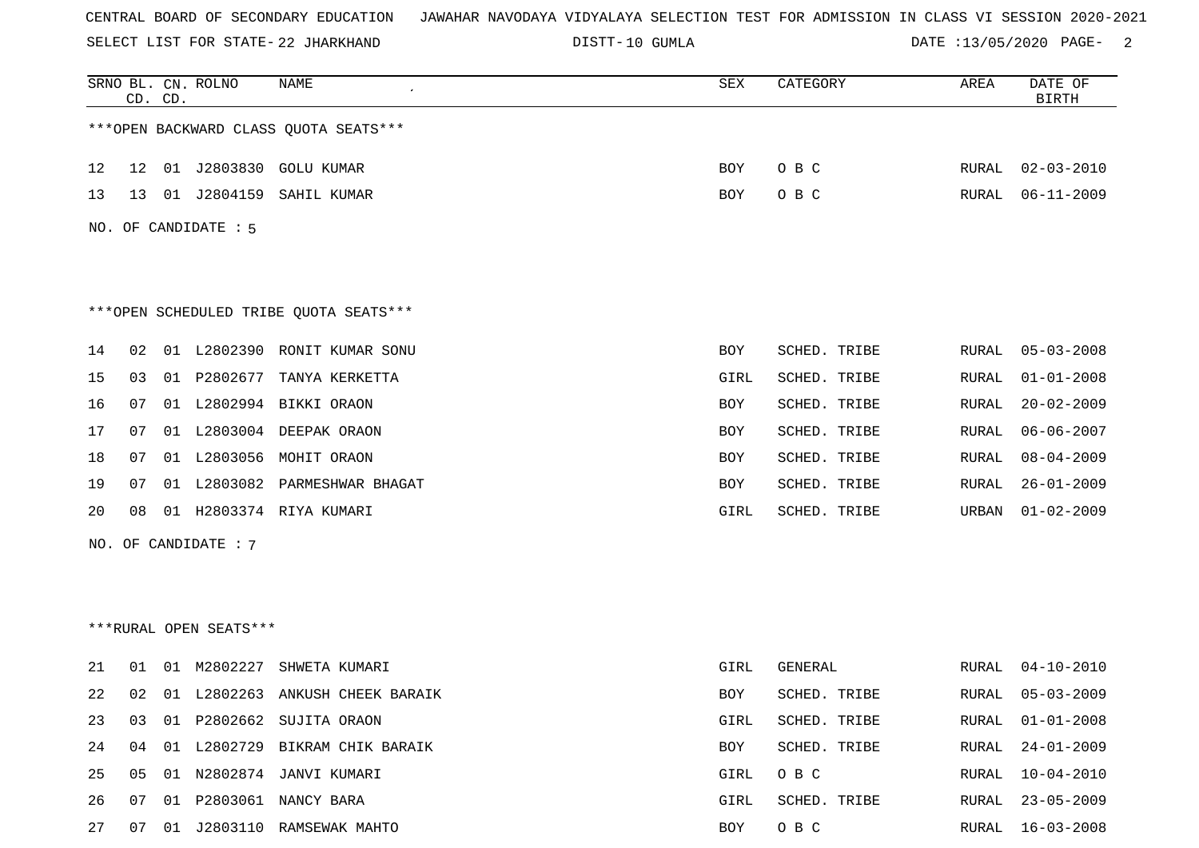CENTRAL BOARD OF SECONDARY EDUCATION JAWAHAR NAVODAYA VIDYALAYA SELECTION TEST FOR ADMISSION IN CLASS VI SESSION 2020-2021

SELECT LIST FOR STATE- 22 JHARKHAND DISTT- 10 GUMLA DATE :13/05/2020

| SRNO | BL. CD. | CN. CD. | ROLNO | NAME | SEX | CATEGORY | AREA | DATE OF BIRTH |
|---|---|---|---|---|---|---|---|---|
| ***OPEN BACKWARD CLASS QUOTA SEATS*** | | | | | | | | |
| 12 | 12 | 01 | J2803830 | GOLU KUMAR | BOY | O B C | RURAL | 02-03-2010 |
| 13 | 13 | 01 | J2804159 | SAHIL KUMAR | BOY | O B C | RURAL | 06-11-2009 |

NO. OF CANDIDATE : 5

***OPEN SCHEDULED TRIBE QUOTA SEATS***

| SRNO | BL. CD. | CN. CD. | ROLNO | NAME | SEX | CATEGORY | AREA | DATE OF BIRTH |
|---|---|---|---|---|---|---|---|---|
| 14 | 02 | 01 | L2802390 | RONIT KUMAR SONU | BOY | SCHED. TRIBE | RURAL | 05-03-2008 |
| 15 | 03 | 01 | P2802677 | TANYA KERKETTA | GIRL | SCHED. TRIBE | RURAL | 01-01-2008 |
| 16 | 07 | 01 | L2802994 | BIKKI ORAON | BOY | SCHED. TRIBE | RURAL | 20-02-2009 |
| 17 | 07 | 01 | L2803004 | DEEPAK ORAON | BOY | SCHED. TRIBE | RURAL | 06-06-2007 |
| 18 | 07 | 01 | L2803056 | MOHIT ORAON | BOY | SCHED. TRIBE | RURAL | 08-04-2009 |
| 19 | 07 | 01 | L2803082 | PARMESHWAR BHAGAT | BOY | SCHED. TRIBE | RURAL | 26-01-2009 |
| 20 | 08 | 01 | H2803374 | RIYA KUMARI | GIRL | SCHED. TRIBE | URBAN | 01-02-2009 |

NO. OF CANDIDATE : 7

***RURAL OPEN SEATS***

| SRNO | BL. CD. | CN. CD. | ROLNO | NAME | SEX | CATEGORY | AREA | DATE OF BIRTH |
|---|---|---|---|---|---|---|---|---|
| 21 | 01 | 01 | M2802227 | SHWETA KUMARI | GIRL | GENERAL | RURAL | 04-10-2010 |
| 22 | 02 | 01 | L2802263 | ANKUSH CHEEK BARAIK | BOY | SCHED. TRIBE | RURAL | 05-03-2009 |
| 23 | 03 | 01 | P2802662 | SUJITA ORAON | GIRL | SCHED. TRIBE | RURAL | 01-01-2008 |
| 24 | 04 | 01 | L2802729 | BIKRAM CHIK BARAIK | BOY | SCHED. TRIBE | RURAL | 24-01-2009 |
| 25 | 05 | 01 | N2802874 | JANVI KUMARI | GIRL | O B C | RURAL | 10-04-2010 |
| 26 | 07 | 01 | P2803061 | NANCY BARA | GIRL | SCHED. TRIBE | RURAL | 23-05-2009 |
| 27 | 07 | 01 | J2803110 | RAMSEWAK MAHTO | BOY | O B C | RURAL | 16-03-2008 |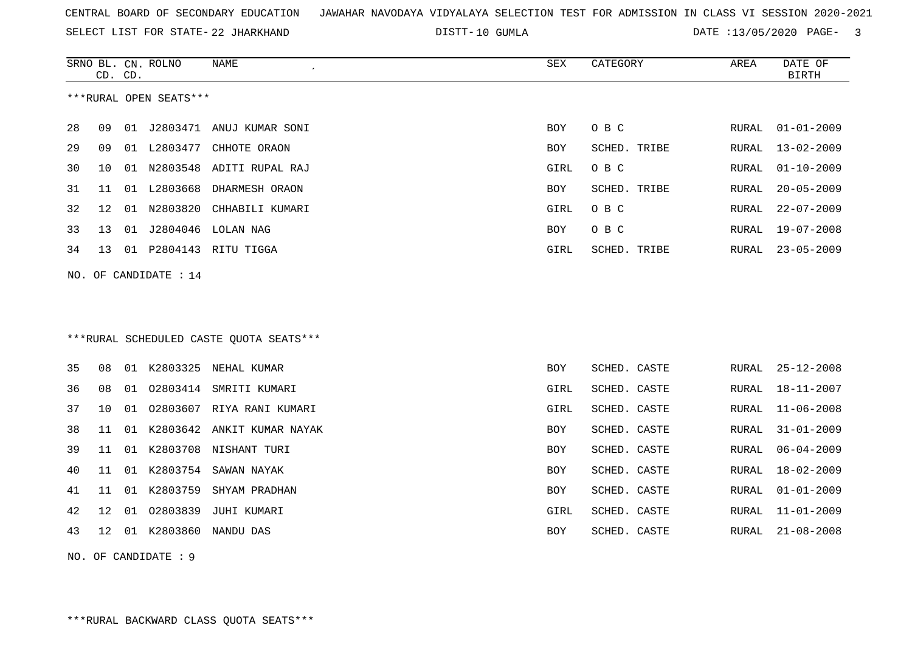CENTRAL BOARD OF SECONDARY EDUCATION JAWAHAR NAVODAYA VIDYALAYA SELECTION TEST FOR ADMISSION IN CLASS VI SESSION 2020-2021

SELECT LIST FOR STATE- 22 JHARKHAND DISTT- 10 GUMLA DATE :13/05/2020

***RURAL OPEN SEATS***

| SRNO | BL. CD. | CN. CD. | ROLNO | NAME | SEX | CATEGORY | AREA | DATE OF BIRTH |
|---|---|---|---|---|---|---|---|---|
| 28 | 09 | 01 | J2803471 | ANUJ KUMAR SONI | BOY | O B C | RURAL | 01-01-2009 |
| 29 | 09 | 01 | L2803477 | CHHOTE ORAON | BOY | SCHED. TRIBE | RURAL | 13-02-2009 |
| 30 | 10 | 01 | N2803548 | ADITI RUPAL RAJ | GIRL | O B C | RURAL | 01-10-2009 |
| 31 | 11 | 01 | L2803668 | DHARMESH ORAON | BOY | SCHED. TRIBE | RURAL | 20-05-2009 |
| 32 | 12 | 01 | N2803820 | CHHABILI KUMARI | GIRL | O B C | RURAL | 22-07-2009 |
| 33 | 13 | 01 | J2804046 | LOLAN NAG | BOY | O B C | RURAL | 19-07-2008 |
| 34 | 13 | 01 | P2804143 | RITU TIGGA | GIRL | SCHED. TRIBE | RURAL | 23-05-2009 |

NO. OF CANDIDATE : 14

***RURAL SCHEDULED CASTE QUOTA SEATS***

| SRNO | BL. CD. | CN. CD. | ROLNO | NAME | SEX | CATEGORY | AREA | DATE OF BIRTH |
|---|---|---|---|---|---|---|---|---|
| 35 | 08 | 01 | K2803325 | NEHAL KUMAR | BOY | SCHED. CASTE | RURAL | 25-12-2008 |
| 36 | 08 | 01 | O2803414 | SMRITI KUMARI | GIRL | SCHED. CASTE | RURAL | 18-11-2007 |
| 37 | 10 | 01 | O2803607 | RIYA RANI KUMARI | GIRL | SCHED. CASTE | RURAL | 11-06-2008 |
| 38 | 11 | 01 | K2803642 | ANKIT KUMAR NAYAK | BOY | SCHED. CASTE | RURAL | 31-01-2009 |
| 39 | 11 | 01 | K2803708 | NISHANT TURI | BOY | SCHED. CASTE | RURAL | 06-04-2009 |
| 40 | 11 | 01 | K2803754 | SAWAN NAYAK | BOY | SCHED. CASTE | RURAL | 18-02-2009 |
| 41 | 11 | 01 | K2803759 | SHYAM PRADHAN | BOY | SCHED. CASTE | RURAL | 01-01-2009 |
| 42 | 12 | 01 | O2803839 | JUHI KUMARI | GIRL | SCHED. CASTE | RURAL | 11-01-2009 |
| 43 | 12 | 01 | K2803860 | NANDU DAS | BOY | SCHED. CASTE | RURAL | 21-08-2008 |

NO. OF CANDIDATE : 9

***RURAL BACKWARD CLASS QUOTA SEATS***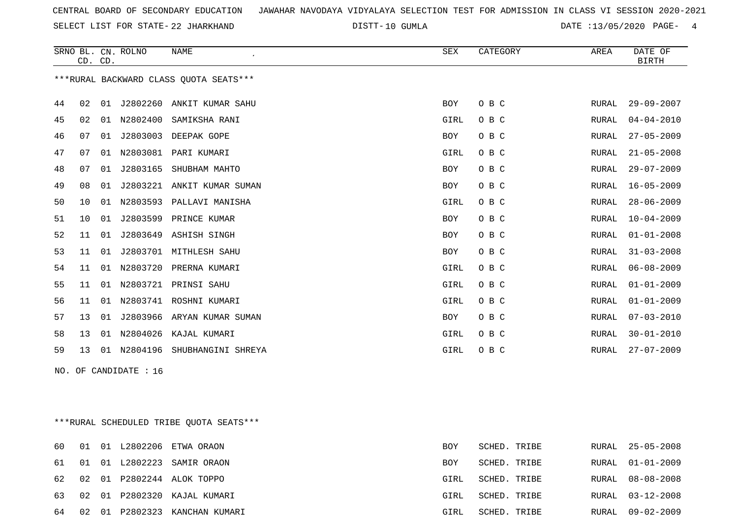CENTRAL BOARD OF SECONDARY EDUCATION JAWAHAR NAVODAYA VIDYALAYA SELECTION TEST FOR ADMISSION IN CLASS VI SESSION 2020-2021

SELECT LIST FOR STATE- 22 JHARKHAND DISTT- 10 GUMLA DATE :13/05/2020

***RURAL BACKWARD CLASS QUOTA SEATS***

| SRNO | BL. CD. | CN. CD. | ROLNO | NAME | SEX | CATEGORY | AREA | DATE OF BIRTH |
|---|---|---|---|---|---|---|---|---|
| 44 | 02 | 01 | J2802260 | ANKIT KUMAR SAHU | BOY | O B C | RURAL | 29-09-2007 |
| 45 | 02 | 01 | N2802400 | SAMIKSHA RANI | GIRL | O B C | RURAL | 04-04-2010 |
| 46 | 07 | 01 | J2803003 | DEEPAK GOPE | BOY | O B C | RURAL | 27-05-2009 |
| 47 | 07 | 01 | N2803081 | PARI KUMARI | GIRL | O B C | RURAL | 21-05-2008 |
| 48 | 07 | 01 | J2803165 | SHUBHAM MAHTO | BOY | O B C | RURAL | 29-07-2009 |
| 49 | 08 | 01 | J2803221 | ANKIT KUMAR SUMAN | BOY | O B C | RURAL | 16-05-2009 |
| 50 | 10 | 01 | N2803593 | PALLAVI MANISHA | GIRL | O B C | RURAL | 28-06-2009 |
| 51 | 10 | 01 | J2803599 | PRINCE KUMAR | BOY | O B C | RURAL | 10-04-2009 |
| 52 | 11 | 01 | J2803649 | ASHISH SINGH | BOY | O B C | RURAL | 01-01-2008 |
| 53 | 11 | 01 | J2803701 | MITHLESH SAHU | BOY | O B C | RURAL | 31-03-2008 |
| 54 | 11 | 01 | N2803720 | PRERNA KUMARI | GIRL | O B C | RURAL | 06-08-2009 |
| 55 | 11 | 01 | N2803721 | PRINSI SAHU | GIRL | O B C | RURAL | 01-01-2009 |
| 56 | 11 | 01 | N2803741 | ROSHNI KUMARI | GIRL | O B C | RURAL | 01-01-2009 |
| 57 | 13 | 01 | J2803966 | ARYAN KUMAR SUMAN | BOY | O B C | RURAL | 07-03-2010 |
| 58 | 13 | 01 | N2804026 | KAJAL KUMARI | GIRL | O B C | RURAL | 30-01-2010 |
| 59 | 13 | 01 | N2804196 | SHUBHANGINI SHREYA | GIRL | O B C | RURAL | 27-07-2009 |

NO. OF CANDIDATE : 16

***RURAL SCHEDULED TRIBE QUOTA SEATS***

| SRNO | BL. CD. | CN. CD. | ROLNO | NAME | SEX | CATEGORY | AREA | DATE OF BIRTH |
|---|---|---|---|---|---|---|---|---|
| 60 | 01 | 01 | L2802206 | ETWA ORAON | BOY | SCHED. TRIBE | RURAL | 25-05-2008 |
| 61 | 01 | 01 | L2802223 | SAMIR ORAON | BOY | SCHED. TRIBE | RURAL | 01-01-2009 |
| 62 | 02 | 01 | P2802244 | ALOK TOPPO | GIRL | SCHED. TRIBE | RURAL | 08-08-2008 |
| 63 | 02 | 01 | P2802320 | KAJAL KUMARI | GIRL | SCHED. TRIBE | RURAL | 03-12-2008 |
| 64 | 02 | 01 | P2802323 | KANCHAN KUMARI | GIRL | SCHED. TRIBE | RURAL | 09-02-2009 |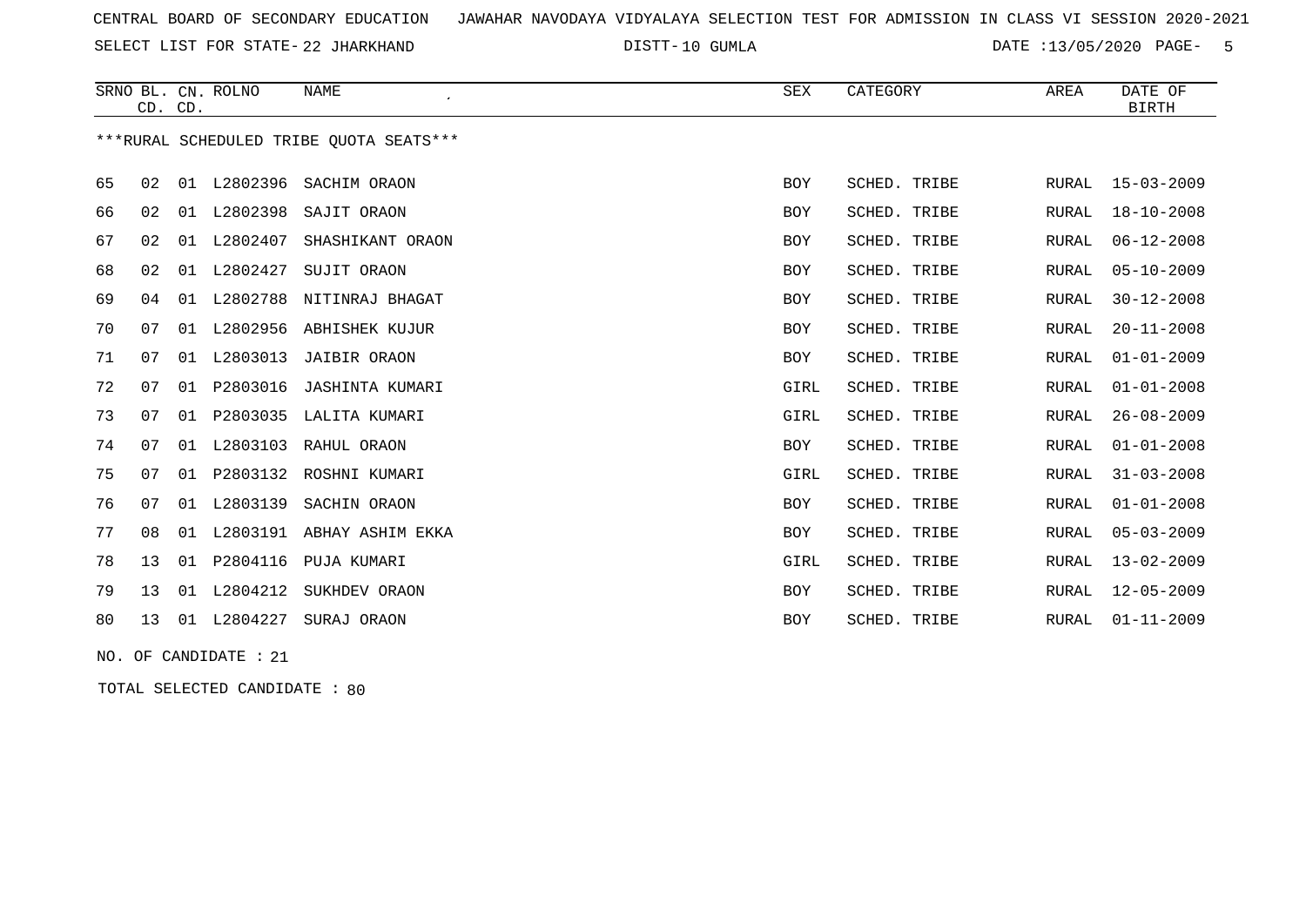CENTRAL BOARD OF SECONDARY EDUCATION JAWAHAR NAVODAYA VIDYALAYA SELECTION TEST FOR ADMISSION IN CLASS VI SESSION 2020-2021

SELECT LIST FOR STATE- 22 JHARKHAND DISTT- 10 GUMLA DATE :13/05/2020

| SRNO | BL. CD. | CN. CD. | ROLNO | NAME | SEX | CATEGORY | AREA | DATE OF BIRTH |
|---|---|---|---|---|---|---|---|---|

***RURAL SCHEDULED TRIBE QUOTA SEATS***

| SRNO | BL. CD. | CN. CD. | ROLNO | NAME | SEX | CATEGORY | AREA | DATE OF BIRTH |
|---|---|---|---|---|---|---|---|---|
| 65 | 02 | 01 | L2802396 | SACHIM ORAON | BOY | SCHED. TRIBE | RURAL | 15-03-2009 |
| 66 | 02 | 01 | L2802398 | SAJIT ORAON | BOY | SCHED. TRIBE | RURAL | 18-10-2008 |
| 67 | 02 | 01 | L2802407 | SHASHIKANT ORAON | BOY | SCHED. TRIBE | RURAL | 06-12-2008 |
| 68 | 02 | 01 | L2802427 | SUJIT ORAON | BOY | SCHED. TRIBE | RURAL | 05-10-2009 |
| 69 | 04 | 01 | L2802788 | NITINRAJ BHAGAT | BOY | SCHED. TRIBE | RURAL | 30-12-2008 |
| 70 | 07 | 01 | L2802956 | ABHISHEK KUJUR | BOY | SCHED. TRIBE | RURAL | 20-11-2008 |
| 71 | 07 | 01 | L2803013 | JAIBIR ORAON | BOY | SCHED. TRIBE | RURAL | 01-01-2009 |
| 72 | 07 | 01 | P2803016 | JASHINTA KUMARI | GIRL | SCHED. TRIBE | RURAL | 01-01-2008 |
| 73 | 07 | 01 | P2803035 | LALITA KUMARI | GIRL | SCHED. TRIBE | RURAL | 26-08-2009 |
| 74 | 07 | 01 | L2803103 | RAHUL ORAON | BOY | SCHED. TRIBE | RURAL | 01-01-2008 |
| 75 | 07 | 01 | P2803132 | ROSHNI KUMARI | GIRL | SCHED. TRIBE | RURAL | 31-03-2008 |
| 76 | 07 | 01 | L2803139 | SACHIN ORAON | BOY | SCHED. TRIBE | RURAL | 01-01-2008 |
| 77 | 08 | 01 | L2803191 | ABHAY ASHIM EKKA | BOY | SCHED. TRIBE | RURAL | 05-03-2009 |
| 78 | 13 | 01 | P2804116 | PUJA KUMARI | GIRL | SCHED. TRIBE | RURAL | 13-02-2009 |
| 79 | 13 | 01 | L2804212 | SUKHDEV ORAON | BOY | SCHED. TRIBE | RURAL | 12-05-2009 |
| 80 | 13 | 01 | L2804227 | SURAJ ORAON | BOY | SCHED. TRIBE | RURAL | 01-11-2009 |

NO. OF CANDIDATE : 21

TOTAL SELECTED CANDIDATE : 80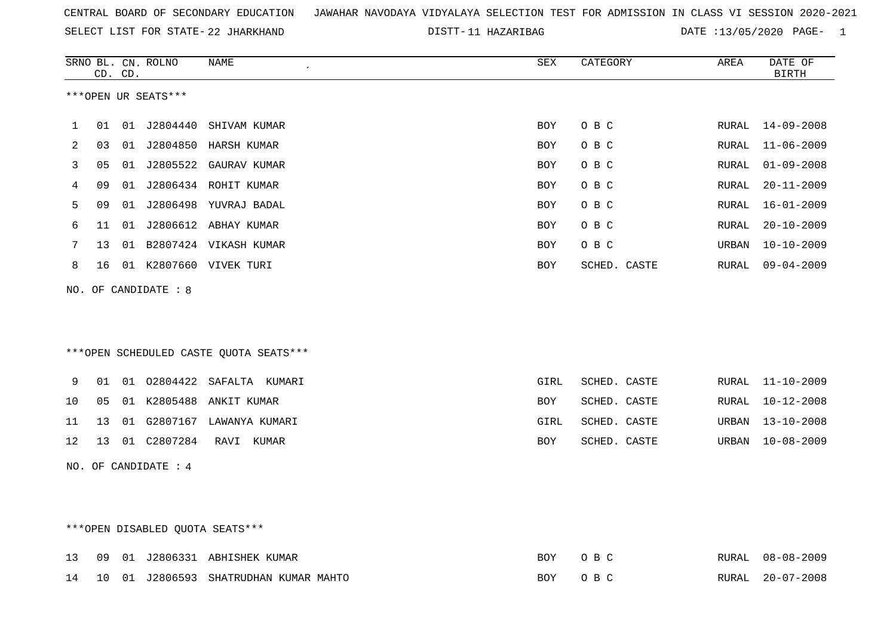CENTRAL BOARD OF SECONDARY EDUCATION JAWAHAR NAVODAYA VIDYALAYA SELECTION TEST FOR ADMISSION IN CLASS VI SESSION 2020-2021

SELECT LIST FOR STATE- 22 JHARKHAND DISTT- 11 HAZARIBAG DATE :13/05/2020

| SRNO | BL. CD. | CN. CD. | ROLNO | NAME | SEX | CATEGORY | AREA | DATE OF BIRTH |
|---|---|---|---|---|---|---|---|---|

***OPEN UR SEATS***

| SRNO | BL. CD. | CN. CD. | ROLNO | NAME | SEX | CATEGORY | AREA | DATE OF BIRTH |
|---|---|---|---|---|---|---|---|---|
| 1 | 01 | 01 | J2804440 | SHIVAM KUMAR | BOY | O B C | RURAL | 14-09-2008 |
| 2 | 03 | 01 | J2804850 | HARSH KUMAR | BOY | O B C | RURAL | 11-06-2009 |
| 3 | 05 | 01 | J2805522 | GAURAV KUMAR | BOY | O B C | RURAL | 01-09-2008 |
| 4 | 09 | 01 | J2806434 | ROHIT KUMAR | BOY | O B C | RURAL | 20-11-2009 |
| 5 | 09 | 01 | J2806498 | YUVRAJ BADAL | BOY | O B C | RURAL | 16-01-2009 |
| 6 | 11 | 01 | J2806612 | ABHAY KUMAR | BOY | O B C | RURAL | 20-10-2009 |
| 7 | 13 | 01 | B2807424 | VIKASH KUMAR | BOY | O B C | URBAN | 10-10-2009 |
| 8 | 16 | 01 | K2807660 | VIVEK TURI | BOY | SCHED. CASTE | RURAL | 09-04-2009 |

NO. OF CANDIDATE : 8

***OPEN SCHEDULED CASTE QUOTA SEATS***

| SRNO | BL. CD. | CN. CD. | ROLNO | NAME | SEX | CATEGORY | AREA | DATE OF BIRTH |
|---|---|---|---|---|---|---|---|---|
| 9 | 01 | 01 | O2804422 | SAFALTA KUMARI | GIRL | SCHED. CASTE | RURAL | 11-10-2009 |
| 10 | 05 | 01 | K2805488 | ANKIT KUMAR | BOY | SCHED. CASTE | RURAL | 10-12-2008 |
| 11 | 13 | 01 | G2807167 | LAWANYA KUMARI | GIRL | SCHED. CASTE | URBAN | 13-10-2008 |
| 12 | 13 | 01 | C2807284 | RAVI KUMAR | BOY | SCHED. CASTE | URBAN | 10-08-2009 |

NO. OF CANDIDATE : 4

***OPEN DISABLED QUOTA SEATS***

| SRNO | BL. CD. | CN. CD. | ROLNO | NAME | SEX | CATEGORY | AREA | DATE OF BIRTH |
|---|---|---|---|---|---|---|---|---|
| 13 | 09 | 01 | J2806331 | ABHISHEK KUMAR | BOY | O B C | RURAL | 08-08-2009 |
| 14 | 10 | 01 | J2806593 | SHATRUDHAN KUMAR MAHTO | BOY | O B C | RURAL | 20-07-2008 |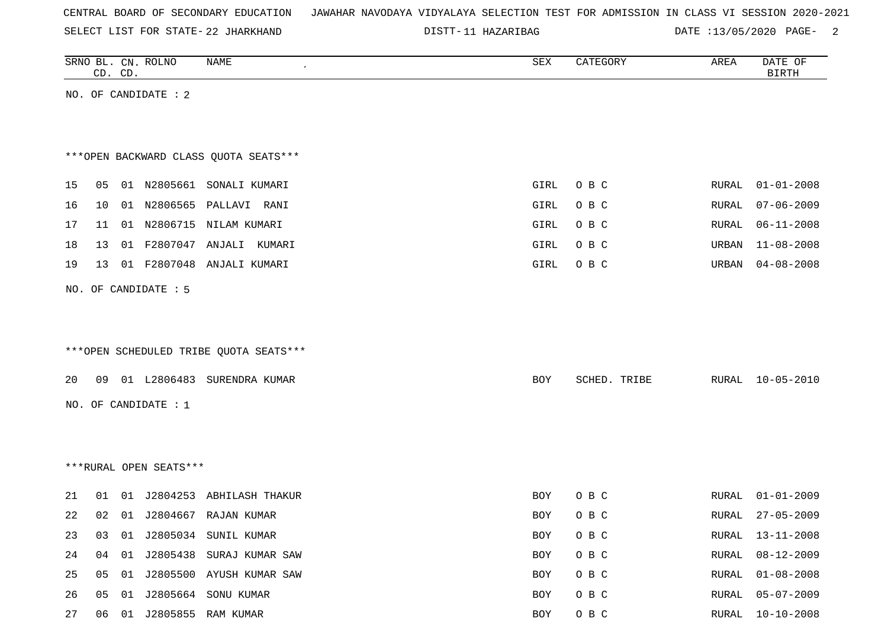CENTRAL BOARD OF SECONDARY EDUCATION JAWAHAR NAVODAYA VIDYALAYA SELECTION TEST FOR ADMISSION IN CLASS VI SESSION 2020-2021

SELECT LIST FOR STATE- 22 JHARKHAND DISTT- 11 HAZARIBAG DATE :13/05/2020

| SRNO | BL. CD. | CN. CD. | ROLNO | NAME | SEX | CATEGORY | AREA | DATE OF BIRTH |
|---|---|---|---|---|---|---|---|---|

NO. OF CANDIDATE : 2

***OPEN BACKWARD CLASS QUOTA SEATS***

| SRNO | BL. CD. | CN. CD. | ROLNO | NAME | SEX | CATEGORY | AREA | DATE OF BIRTH |
|---|---|---|---|---|---|---|---|---|
| 15 | 05 | 01 | N2805661 | SONALI KUMARI | GIRL | O B C | RURAL | 01-01-2008 |
| 16 | 10 | 01 | N2806565 | PALLAVI RANI | GIRL | O B C | RURAL | 07-06-2009 |
| 17 | 11 | 01 | N2806715 | NILAM KUMARI | GIRL | O B C | RURAL | 06-11-2008 |
| 18 | 13 | 01 | F2807047 | ANJALI KUMARI | GIRL | O B C | URBAN | 11-08-2008 |
| 19 | 13 | 01 | F2807048 | ANJALI KUMARI | GIRL | O B C | URBAN | 04-08-2008 |

NO. OF CANDIDATE : 5

***OPEN SCHEDULED TRIBE QUOTA SEATS***

| SRNO | BL. CD. | CN. CD. | ROLNO | NAME | SEX | CATEGORY | AREA | DATE OF BIRTH |
|---|---|---|---|---|---|---|---|---|
| 20 | 09 | 01 | L2806483 | SURENDRA KUMAR | BOY | SCHED. TRIBE | RURAL | 10-05-2010 |

NO. OF CANDIDATE : 1

***RURAL OPEN SEATS***

| SRNO | BL. CD. | CN. CD. | ROLNO | NAME | SEX | CATEGORY | AREA | DATE OF BIRTH |
|---|---|---|---|---|---|---|---|---|
| 21 | 01 | 01 | J2804253 | ABHILASH THAKUR | BOY | O B C | RURAL | 01-01-2009 |
| 22 | 02 | 01 | J2804667 | RAJAN KUMAR | BOY | O B C | RURAL | 27-05-2009 |
| 23 | 03 | 01 | J2805034 | SUNIL KUMAR | BOY | O B C | RURAL | 13-11-2008 |
| 24 | 04 | 01 | J2805438 | SURAJ KUMAR SAW | BOY | O B C | RURAL | 08-12-2009 |
| 25 | 05 | 01 | J2805500 | AYUSH KUMAR SAW | BOY | O B C | RURAL | 01-08-2008 |
| 26 | 05 | 01 | J2805664 | SONU KUMAR | BOY | O B C | RURAL | 05-07-2009 |
| 27 | 06 | 01 | J2805855 | RAM KUMAR | BOY | O B C | RURAL | 10-10-2008 |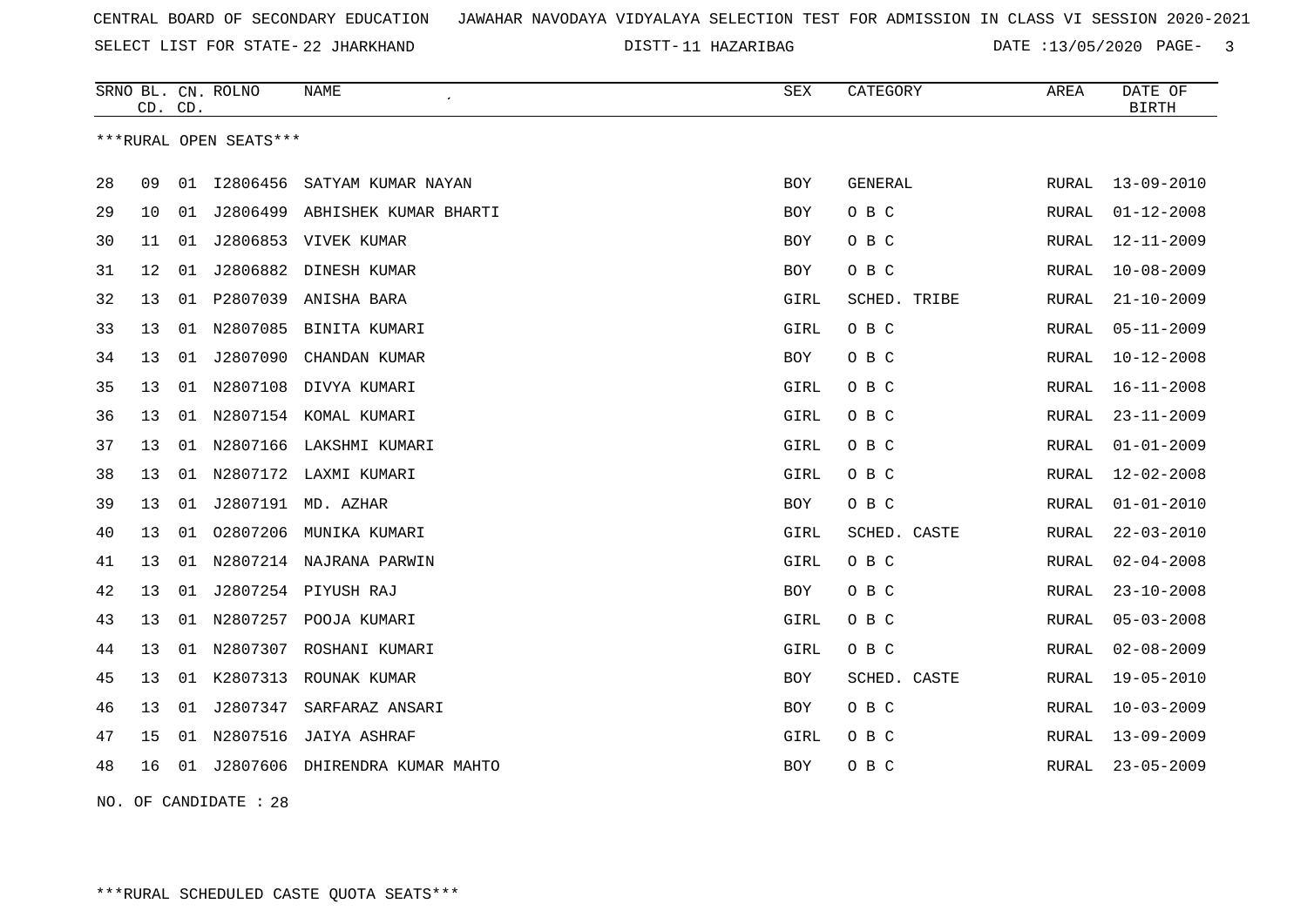CENTRAL BOARD OF SECONDARY EDUCATION JAWAHAR NAVODAYA VIDYALAYA SELECTION TEST FOR ADMISSION IN CLASS VI SESSION 2020-2021

SELECT LIST FOR STATE- 22 JHARKHAND DISTT- 11 HAZARIBAG DATE :13/05/2020

| SRNO | BL. CD. | CN. CD. | ROLNO | NAME | SEX | CATEGORY | AREA | DATE OF BIRTH |
|---|---|---|---|---|---|---|---|---|

***RURAL OPEN SEATS***

| SRNO | BL. CD. | CN. CD. | ROLNO | NAME | SEX | CATEGORY | AREA | DATE OF BIRTH |
|---|---|---|---|---|---|---|---|---|
| 28 | 09 | 01 | I2806456 | SATYAM KUMAR NAYAN | BOY | GENERAL | RURAL | 13-09-2010 |
| 29 | 10 | 01 | J2806499 | ABHISHEK KUMAR BHARTI | BOY | O B C | RURAL | 01-12-2008 |
| 30 | 11 | 01 | J2806853 | VIVEK KUMAR | BOY | O B C | RURAL | 12-11-2009 |
| 31 | 12 | 01 | J2806882 | DINESH KUMAR | BOY | O B C | RURAL | 10-08-2009 |
| 32 | 13 | 01 | P2807039 | ANISHA BARA | GIRL | SCHED. TRIBE | RURAL | 21-10-2009 |
| 33 | 13 | 01 | N2807085 | BINITA KUMARI | GIRL | O B C | RURAL | 05-11-2009 |
| 34 | 13 | 01 | J2807090 | CHANDAN KUMAR | BOY | O B C | RURAL | 10-12-2008 |
| 35 | 13 | 01 | N2807108 | DIVYA KUMARI | GIRL | O B C | RURAL | 16-11-2008 |
| 36 | 13 | 01 | N2807154 | KOMAL KUMARI | GIRL | O B C | RURAL | 23-11-2009 |
| 37 | 13 | 01 | N2807166 | LAKSHMI KUMARI | GIRL | O B C | RURAL | 01-01-2009 |
| 38 | 13 | 01 | N2807172 | LAXMI KUMARI | GIRL | O B C | RURAL | 12-02-2008 |
| 39 | 13 | 01 | J2807191 | MD. AZHAR | BOY | O B C | RURAL | 01-01-2010 |
| 40 | 13 | 01 | O2807206 | MUNIKA KUMARI | GIRL | SCHED. CASTE | RURAL | 22-03-2010 |
| 41 | 13 | 01 | N2807214 | NAJRANA PARWIN | GIRL | O B C | RURAL | 02-04-2008 |
| 42 | 13 | 01 | J2807254 | PIYUSH RAJ | BOY | O B C | RURAL | 23-10-2008 |
| 43 | 13 | 01 | N2807257 | POOJA KUMARI | GIRL | O B C | RURAL | 05-03-2008 |
| 44 | 13 | 01 | N2807307 | ROSHANI KUMARI | GIRL | O B C | RURAL | 02-08-2009 |
| 45 | 13 | 01 | K2807313 | ROUNAK KUMAR | BOY | SCHED. CASTE | RURAL | 19-05-2010 |
| 46 | 13 | 01 | J2807347 | SARFARAZ ANSARI | BOY | O B C | RURAL | 10-03-2009 |
| 47 | 15 | 01 | N2807516 | JAIYA ASHRAF | GIRL | O B C | RURAL | 13-09-2009 |
| 48 | 16 | 01 | J2807606 | DHIRENDRA KUMAR MAHTO | BOY | O B C | RURAL | 23-05-2009 |

NO. OF CANDIDATE : 28

***RURAL SCHEDULED CASTE QUOTA SEATS***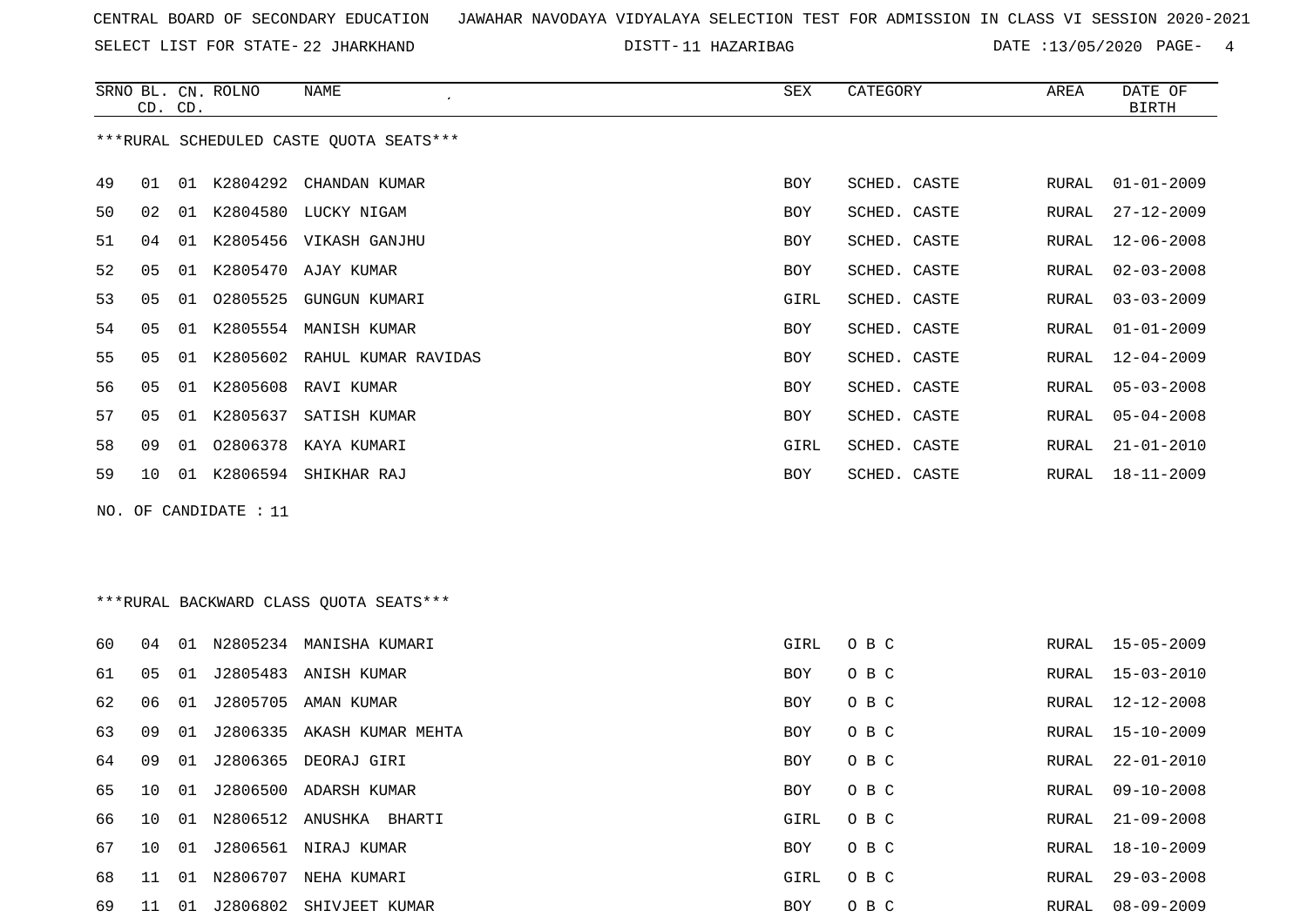CENTRAL BOARD OF SECONDARY EDUCATION JAWAHAR NAVODAYA VIDYALAYA SELECTION TEST FOR ADMISSION IN CLASS VI SESSION 2020-2021

SELECT LIST FOR STATE- 22 JHARKHAND DISTT- 11 HAZARIBAG DATE :13/05/2020

***RURAL SCHEDULED CASTE QUOTA SEATS***

| SRNO | BL. CD. | CN. CD. | ROLNO | NAME | SEX | CATEGORY | AREA | DATE OF BIRTH |
|---|---|---|---|---|---|---|---|---|
| 49 | 01 | 01 | K2804292 | CHANDAN KUMAR | BOY | SCHED. CASTE | RURAL | 01-01-2009 |
| 50 | 02 | 01 | K2804580 | LUCKY NIGAM | BOY | SCHED. CASTE | RURAL | 27-12-2009 |
| 51 | 04 | 01 | K2805456 | VIKASH GANJHU | BOY | SCHED. CASTE | RURAL | 12-06-2008 |
| 52 | 05 | 01 | K2805470 | AJAY KUMAR | BOY | SCHED. CASTE | RURAL | 02-03-2008 |
| 53 | 05 | 01 | O2805525 | GUNGUN KUMARI | GIRL | SCHED. CASTE | RURAL | 03-03-2009 |
| 54 | 05 | 01 | K2805554 | MANISH KUMAR | BOY | SCHED. CASTE | RURAL | 01-01-2009 |
| 55 | 05 | 01 | K2805602 | RAHUL KUMAR RAVIDAS | BOY | SCHED. CASTE | RURAL | 12-04-2009 |
| 56 | 05 | 01 | K2805608 | RAVI KUMAR | BOY | SCHED. CASTE | RURAL | 05-03-2008 |
| 57 | 05 | 01 | K2805637 | SATISH KUMAR | BOY | SCHED. CASTE | RURAL | 05-04-2008 |
| 58 | 09 | 01 | O2806378 | KAYA KUMARI | GIRL | SCHED. CASTE | RURAL | 21-01-2010 |
| 59 | 10 | 01 | K2806594 | SHIKHAR RAJ | BOY | SCHED. CASTE | RURAL | 18-11-2009 |

NO. OF CANDIDATE : 11

***RURAL BACKWARD CLASS QUOTA SEATS***

| SRNO | BL. CD. | CN. CD. | ROLNO | NAME | SEX | CATEGORY | AREA | DATE OF BIRTH |
|---|---|---|---|---|---|---|---|---|
| 60 | 04 | 01 | N2805234 | MANISHA KUMARI | GIRL | O B C | RURAL | 15-05-2009 |
| 61 | 05 | 01 | J2805483 | ANISH KUMAR | BOY | O B C | RURAL | 15-03-2010 |
| 62 | 06 | 01 | J2805705 | AMAN KUMAR | BOY | O B C | RURAL | 12-12-2008 |
| 63 | 09 | 01 | J2806335 | AKASH KUMAR MEHTA | BOY | O B C | RURAL | 15-10-2009 |
| 64 | 09 | 01 | J2806365 | DEORAJ GIRI | BOY | O B C | RURAL | 22-01-2010 |
| 65 | 10 | 01 | J2806500 | ADARSH KUMAR | BOY | O B C | RURAL | 09-10-2008 |
| 66 | 10 | 01 | N2806512 | ANUSHKA BHARTI | GIRL | O B C | RURAL | 21-09-2008 |
| 67 | 10 | 01 | J2806561 | NIRAJ KUMAR | BOY | O B C | RURAL | 18-10-2009 |
| 68 | 11 | 01 | N2806707 | NEHA KUMARI | GIRL | O B C | RURAL | 29-03-2008 |
| 69 | 11 | 01 | J2806802 | SHIVJEET KUMAR | BOY | O B C | RURAL | 08-09-2009 |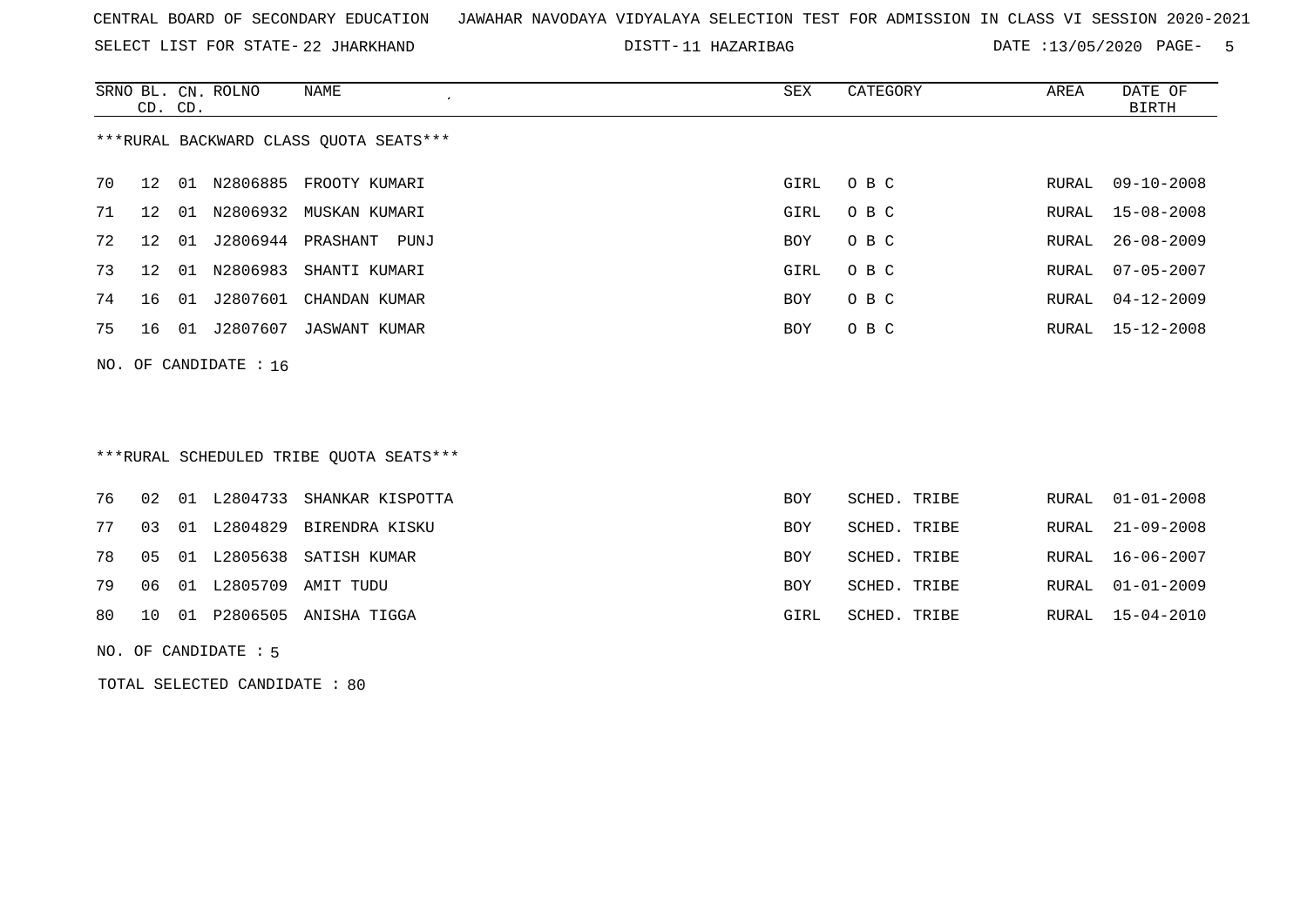CENTRAL BOARD OF SECONDARY EDUCATION JAWAHAR NAVODAYA VIDYALAYA SELECTION TEST FOR ADMISSION IN CLASS VI SESSION 2020-2021

SELECT LIST FOR STATE- 22 JHARKHAND DISTT- 11 HAZARIBAG DATE :13/05/2020

***RURAL BACKWARD CLASS QUOTA SEATS***

| SRNO | BL. CD. | CN. CD. | ROLNO | NAME | SEX | CATEGORY | AREA | DATE OF BIRTH |
|---|---|---|---|---|---|---|---|---|
| 70 | 12 | 01 | N2806885 | FROOTY KUMARI | GIRL | O B C | RURAL | 09-10-2008 |
| 71 | 12 | 01 | N2806932 | MUSKAN KUMARI | GIRL | O B C | RURAL | 15-08-2008 |
| 72 | 12 | 01 | J2806944 | PRASHANT PUNJ | BOY | O B C | RURAL | 26-08-2009 |
| 73 | 12 | 01 | N2806983 | SHANTI KUMARI | GIRL | O B C | RURAL | 07-05-2007 |
| 74 | 16 | 01 | J2807601 | CHANDAN KUMAR | BOY | O B C | RURAL | 04-12-2009 |
| 75 | 16 | 01 | J2807607 | JASWANT KUMAR | BOY | O B C | RURAL | 15-12-2008 |

NO. OF CANDIDATE : 16

***RURAL SCHEDULED TRIBE QUOTA SEATS***

| SRNO | BL. CD. | CN. CD. | ROLNO | NAME | SEX | CATEGORY | AREA | DATE OF BIRTH |
|---|---|---|---|---|---|---|---|---|
| 76 | 02 | 01 | L2804733 | SHANKAR KISPOTTA | BOY | SCHED. TRIBE | RURAL | 01-01-2008 |
| 77 | 03 | 01 | L2804829 | BIRENDRA KISKU | BOY | SCHED. TRIBE | RURAL | 21-09-2008 |
| 78 | 05 | 01 | L2805638 | SATISH KUMAR | BOY | SCHED. TRIBE | RURAL | 16-06-2007 |
| 79 | 06 | 01 | L2805709 | AMIT TUDU | BOY | SCHED. TRIBE | RURAL | 01-01-2009 |
| 80 | 10 | 01 | P2806505 | ANISHA TIGGA | GIRL | SCHED. TRIBE | RURAL | 15-04-2010 |

NO. OF CANDIDATE : 5

TOTAL SELECTED CANDIDATE : 80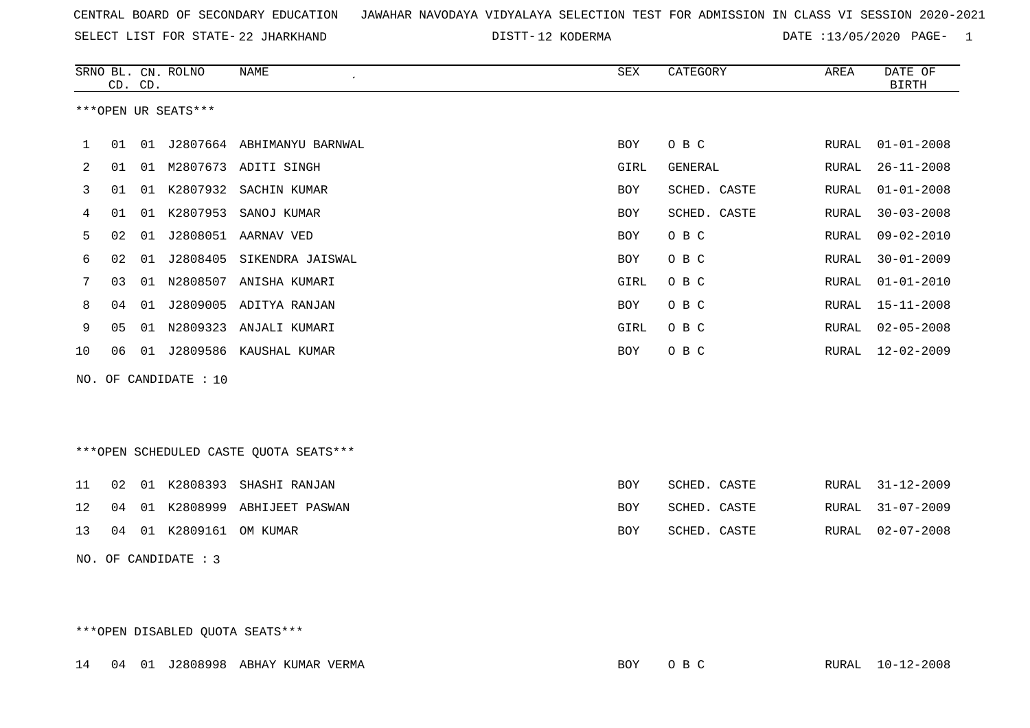CENTRAL BOARD OF SECONDARY EDUCATION JAWAHAR NAVODAYA VIDYALAYA SELECTION TEST FOR ADMISSION IN CLASS VI SESSION 2020-2021

SELECT LIST FOR STATE- 22 JHARKHAND DISTT- 12 KODERMA DATE :13/05/2020 PAGE- 1

***OPEN UR SEATS***

| SRNO | BL. CD. | CN. CD. | ROLNO | NAME | SEX | CATEGORY | AREA | DATE OF BIRTH |
|---|---|---|---|---|---|---|---|---|
| 1 | 01 | 01 | J2807664 | ABHIMANYU BARNWAL | BOY | O B C | RURAL | 01-01-2008 |
| 2 | 01 | 01 | M2807673 | ADITI SINGH | GIRL | GENERAL | RURAL | 26-11-2008 |
| 3 | 01 | 01 | K2807932 | SACHIN KUMAR | BOY | SCHED. CASTE | RURAL | 01-01-2008 |
| 4 | 01 | 01 | K2807953 | SANOJ KUMAR | BOY | SCHED. CASTE | RURAL | 30-03-2008 |
| 5 | 02 | 01 | J2808051 | AARNAV VED | BOY | O B C | RURAL | 09-02-2010 |
| 6 | 02 | 01 | J2808405 | SIKENDRA JAISWAL | BOY | O B C | RURAL | 30-01-2009 |
| 7 | 03 | 01 | N2808507 | ANISHA KUMARI | GIRL | O B C | RURAL | 01-01-2010 |
| 8 | 04 | 01 | J2809005 | ADITYA RANJAN | BOY | O B C | RURAL | 15-11-2008 |
| 9 | 05 | 01 | N2809323 | ANJALI KUMARI | GIRL | O B C | RURAL | 02-05-2008 |
| 10 | 06 | 01 | J2809586 | KAUSHAL KUMAR | BOY | O B C | RURAL | 12-02-2009 |

NO. OF CANDIDATE : 10

***OPEN SCHEDULED CASTE QUOTA SEATS***

| SRNO | BL. CD. | CN. CD. | ROLNO | NAME | SEX | CATEGORY | AREA | DATE OF BIRTH |
|---|---|---|---|---|---|---|---|---|
| 11 | 02 | 01 | K2808393 | SHASHI RANJAN | BOY | SCHED. CASTE | RURAL | 31-12-2009 |
| 12 | 04 | 01 | K2808999 | ABHIJEET PASWAN | BOY | SCHED. CASTE | RURAL | 31-07-2009 |
| 13 | 04 | 01 | K2809161 | OM KUMAR | BOY | SCHED. CASTE | RURAL | 02-07-2008 |

NO. OF CANDIDATE : 3

***OPEN DISABLED QUOTA SEATS***

| SRNO | BL. CD. | CN. CD. | ROLNO | NAME | SEX | CATEGORY | AREA | DATE OF BIRTH |
|---|---|---|---|---|---|---|---|---|
| 14 | 04 | 01 | J2808998 | ABHAY KUMAR VERMA | BOY | O B C | RURAL | 10-12-2008 |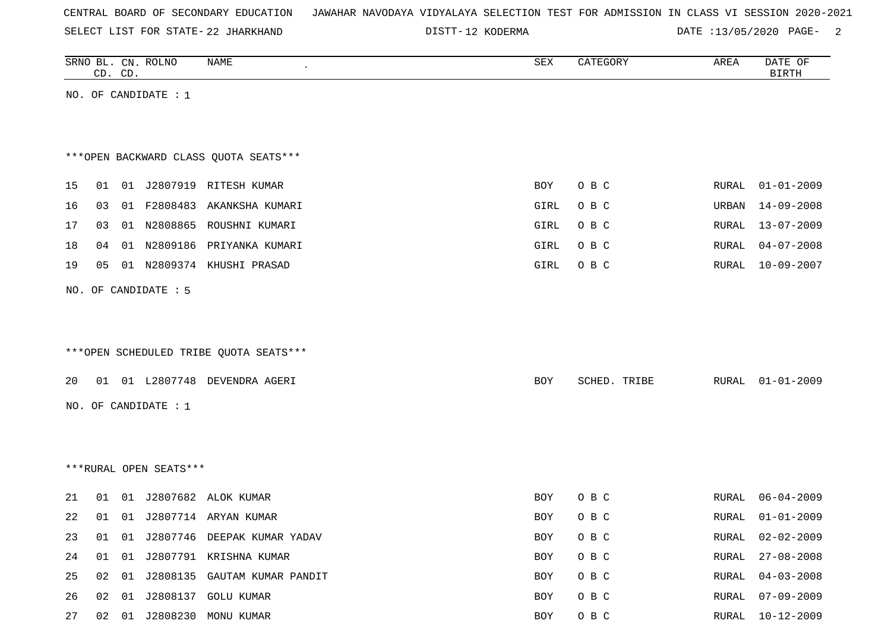CENTRAL BOARD OF SECONDARY EDUCATION JAWAHAR NAVODAYA VIDYALAYA SELECTION TEST FOR ADMISSION IN CLASS VI SESSION 2020-2021

SELECT LIST FOR STATE- 22 JHARKHAND DISTT- 12 KODERMA DATE :13/05/2020

| SRNO | BL. CD. | CN. CD. | ROLNO | NAME | SEX | CATEGORY | AREA | DATE OF BIRTH |
|---|---|---|---|---|---|---|---|---|

NO. OF CANDIDATE : 1

***OPEN BACKWARD CLASS QUOTA SEATS***

| SRNO | BL. CD. | CN. CD. | ROLNO | NAME | SEX | CATEGORY | AREA | DATE OF BIRTH |
|---|---|---|---|---|---|---|---|---|
| 15 | 01 | 01 | J2807919 | RITESH KUMAR | BOY | O B C | RURAL | 01-01-2009 |
| 16 | 03 | 01 | F2808483 | AKANKSHA KUMARI | GIRL | O B C | URBAN | 14-09-2008 |
| 17 | 03 | 01 | N2808865 | ROUSHNI KUMARI | GIRL | O B C | RURAL | 13-07-2009 |
| 18 | 04 | 01 | N2809186 | PRIYANKA KUMARI | GIRL | O B C | RURAL | 04-07-2008 |
| 19 | 05 | 01 | N2809374 | KHUSHI PRASAD | GIRL | O B C | RURAL | 10-09-2007 |

NO. OF CANDIDATE : 5

***OPEN SCHEDULED TRIBE QUOTA SEATS***

| SRNO | BL. CD. | CN. CD. | ROLNO | NAME | SEX | CATEGORY | AREA | DATE OF BIRTH |
|---|---|---|---|---|---|---|---|---|
| 20 | 01 | 01 | L2807748 | DEVENDRA AGERI | BOY | SCHED. TRIBE | RURAL | 01-01-2009 |

NO. OF CANDIDATE : 1

***RURAL OPEN SEATS***

| SRNO | BL. CD. | CN. CD. | ROLNO | NAME | SEX | CATEGORY | AREA | DATE OF BIRTH |
|---|---|---|---|---|---|---|---|---|
| 21 | 01 | 01 | J2807682 | ALOK KUMAR | BOY | O B C | RURAL | 06-04-2009 |
| 22 | 01 | 01 | J2807714 | ARYAN KUMAR | BOY | O B C | RURAL | 01-01-2009 |
| 23 | 01 | 01 | J2807746 | DEEPAK KUMAR YADAV | BOY | O B C | RURAL | 02-02-2009 |
| 24 | 01 | 01 | J2807791 | KRISHNA KUMAR | BOY | O B C | RURAL | 27-08-2008 |
| 25 | 02 | 01 | J2808135 | GAUTAM KUMAR PANDIT | BOY | O B C | RURAL | 04-03-2008 |
| 26 | 02 | 01 | J2808137 | GOLU KUMAR | BOY | O B C | RURAL | 07-09-2009 |
| 27 | 02 | 01 | J2808230 | MONU KUMAR | BOY | O B C | RURAL | 10-12-2009 |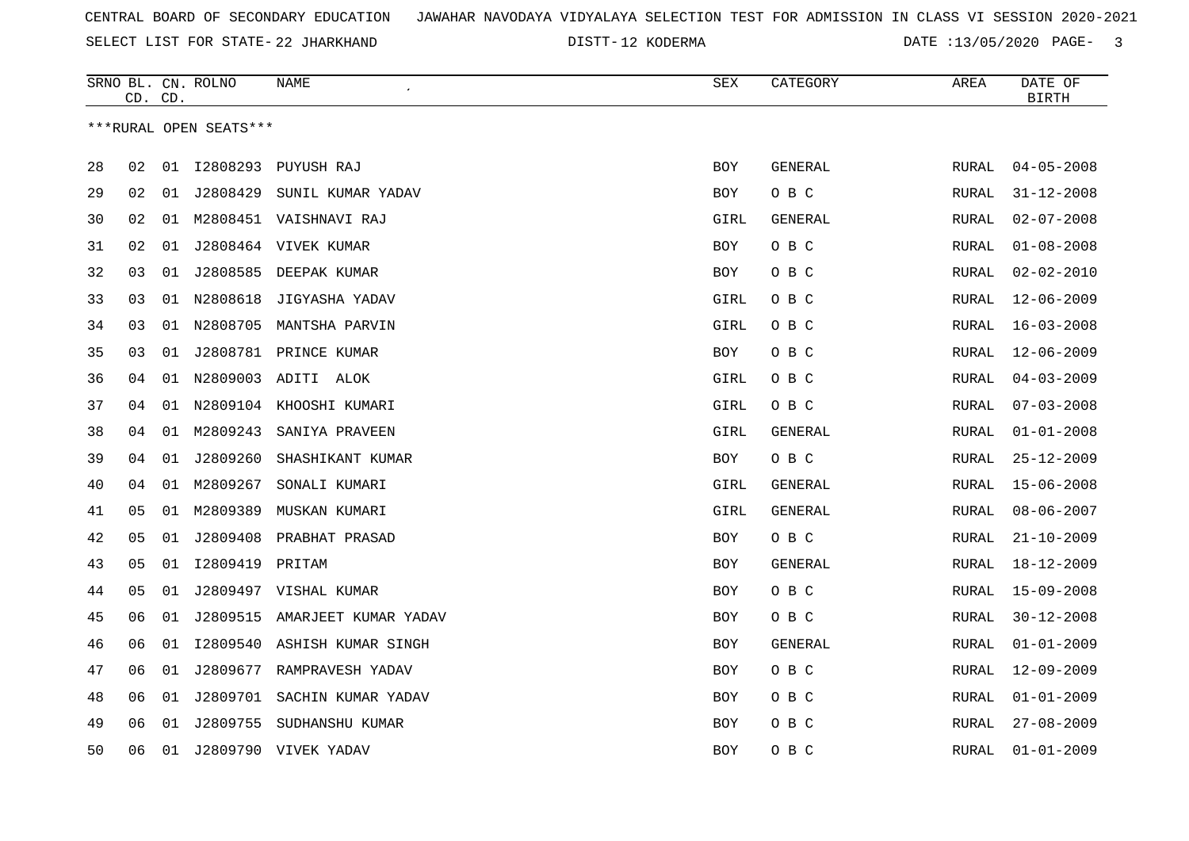CENTRAL BOARD OF SECONDARY EDUCATION   JAWAHAR NAVODAYA VIDYALAYA SELECTION TEST FOR ADMISSION IN CLASS VI SESSION 2020-2021

SELECT LIST FOR STATE- 22 JHARKHAND   DISTT- 12 KODERMA   DATE :13/05/2020

| SRNO | BL. CD. | CN. CD. | ROLNO | NAME | SEX | CATEGORY | AREA | DATE OF BIRTH |
|---|---|---|---|---|---|---|---|---|
| ***RURAL OPEN SEATS*** | | | | | | | | |
| 28 | 02 | 01 | I2808293 | PUYUSH RAJ | BOY | GENERAL | RURAL | 04-05-2008 |
| 29 | 02 | 01 | J2808429 | SUNIL KUMAR YADAV | BOY | O B C | RURAL | 31-12-2008 |
| 30 | 02 | 01 | M2808451 | VAISHNAVI RAJ | GIRL | GENERAL | RURAL | 02-07-2008 |
| 31 | 02 | 01 | J2808464 | VIVEK KUMAR | BOY | O B C | RURAL | 01-08-2008 |
| 32 | 03 | 01 | J2808585 | DEEPAK KUMAR | BOY | O B C | RURAL | 02-02-2010 |
| 33 | 03 | 01 | N2808618 | JIGYASHA YADAV | GIRL | O B C | RURAL | 12-06-2009 |
| 34 | 03 | 01 | N2808705 | MANTSHA PARVIN | GIRL | O B C | RURAL | 16-03-2008 |
| 35 | 03 | 01 | J2808781 | PRINCE KUMAR | BOY | O B C | RURAL | 12-06-2009 |
| 36 | 04 | 01 | N2809003 | ADITI  ALOK | GIRL | O B C | RURAL | 04-03-2009 |
| 37 | 04 | 01 | N2809104 | KHOOSHI KUMARI | GIRL | O B C | RURAL | 07-03-2008 |
| 38 | 04 | 01 | M2809243 | SANIYA PRAVEEN | GIRL | GENERAL | RURAL | 01-01-2008 |
| 39 | 04 | 01 | J2809260 | SHASHIKANT KUMAR | BOY | O B C | RURAL | 25-12-2009 |
| 40 | 04 | 01 | M2809267 | SONALI KUMARI | GIRL | GENERAL | RURAL | 15-06-2008 |
| 41 | 05 | 01 | M2809389 | MUSKAN KUMARI | GIRL | GENERAL | RURAL | 08-06-2007 |
| 42 | 05 | 01 | J2809408 | PRABHAT PRASAD | BOY | O B C | RURAL | 21-10-2009 |
| 43 | 05 | 01 | I2809419 | PRITAM | BOY | GENERAL | RURAL | 18-12-2009 |
| 44 | 05 | 01 | J2809497 | VISHAL KUMAR | BOY | O B C | RURAL | 15-09-2008 |
| 45 | 06 | 01 | J2809515 | AMARJEET KUMAR YADAV | BOY | O B C | RURAL | 30-12-2008 |
| 46 | 06 | 01 | I2809540 | ASHISH KUMAR SINGH | BOY | GENERAL | RURAL | 01-01-2009 |
| 47 | 06 | 01 | J2809677 | RAMPRAVESH YADAV | BOY | O B C | RURAL | 12-09-2009 |
| 48 | 06 | 01 | J2809701 | SACHIN KUMAR YADAV | BOY | O B C | RURAL | 01-01-2009 |
| 49 | 06 | 01 | J2809755 | SUDHANSHU KUMAR | BOY | O B C | RURAL | 27-08-2009 |
| 50 | 06 | 01 | J2809790 | VIVEK YADAV | BOY | O B C | RURAL | 01-01-2009 |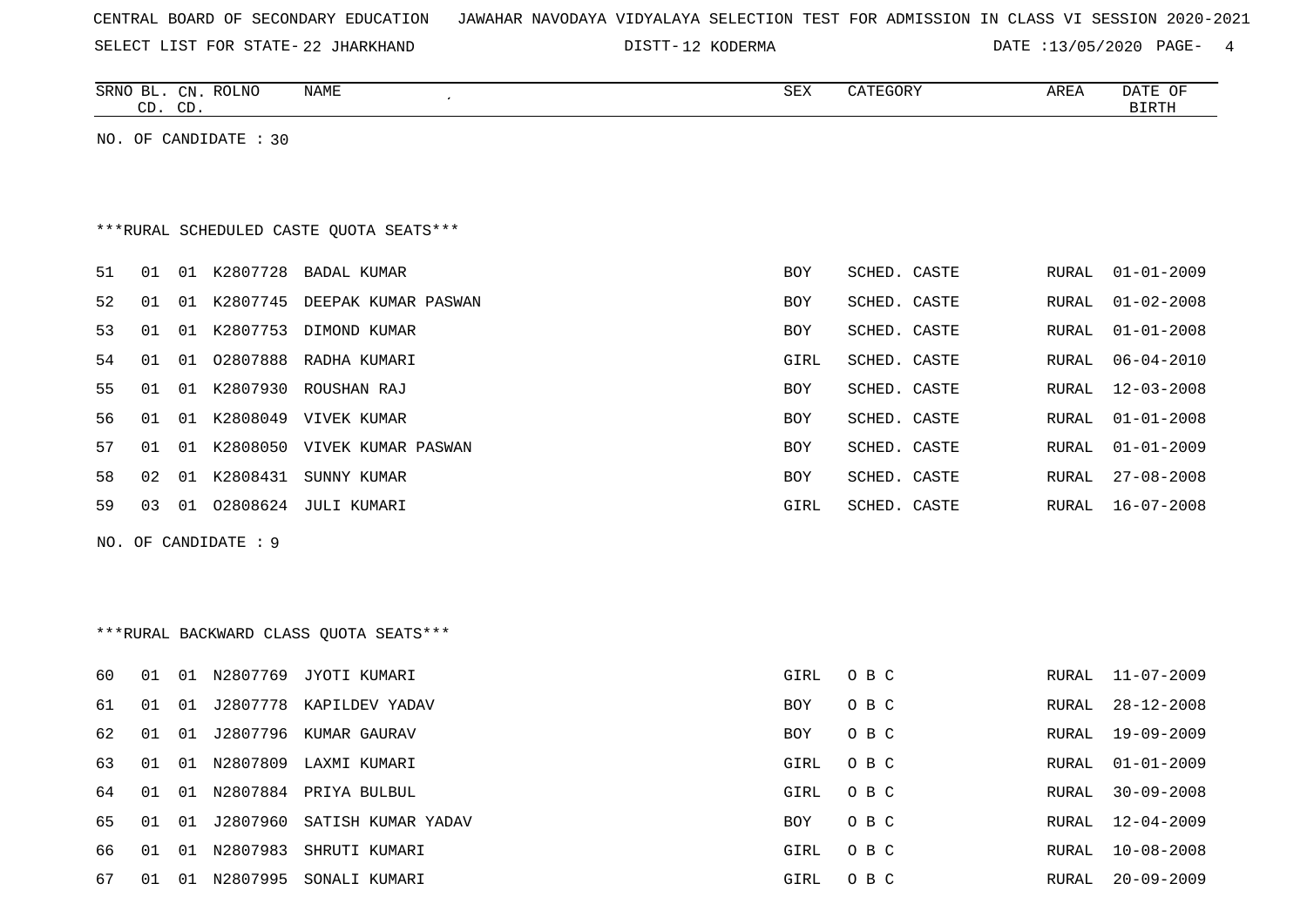NO. OF CANDIDATE : 30

***RURAL SCHEDULED CASTE QUOTA SEATS***

| SRNO | BL. CD. | CN. CD. | ROLNO | NAME | SEX | CATEGORY | AREA | DATE OF BIRTH |
|---|---|---|---|---|---|---|---|---|
| 51 | 01 | 01 | K2807728 | BADAL KUMAR | BOY | SCHED. CASTE | RURAL | 01-01-2009 |
| 52 | 01 | 01 | K2807745 | DEEPAK KUMAR PASWAN | BOY | SCHED. CASTE | RURAL | 01-02-2008 |
| 53 | 01 | 01 | K2807753 | DIMOND KUMAR | BOY | SCHED. CASTE | RURAL | 01-01-2008 |
| 54 | 01 | 01 | O2807888 | RADHA KUMARI | GIRL | SCHED. CASTE | RURAL | 06-04-2010 |
| 55 | 01 | 01 | K2807930 | ROUSHAN RAJ | BOY | SCHED. CASTE | RURAL | 12-03-2008 |
| 56 | 01 | 01 | K2808049 | VIVEK KUMAR | BOY | SCHED. CASTE | RURAL | 01-01-2008 |
| 57 | 01 | 01 | K2808050 | VIVEK KUMAR PASWAN | BOY | SCHED. CASTE | RURAL | 01-01-2009 |
| 58 | 02 | 01 | K2808431 | SUNNY KUMAR | BOY | SCHED. CASTE | RURAL | 27-08-2008 |
| 59 | 03 | 01 | O2808624 | JULI KUMARI | GIRL | SCHED. CASTE | RURAL | 16-07-2008 |

NO. OF CANDIDATE : 9

***RURAL BACKWARD CLASS QUOTA SEATS***

| SRNO | BL. CD. | CN. CD. | ROLNO | NAME | SEX | CATEGORY | AREA | DATE OF BIRTH |
|---|---|---|---|---|---|---|---|---|
| 60 | 01 | 01 | N2807769 | JYOTI KUMARI | GIRL | O B C | RURAL | 11-07-2009 |
| 61 | 01 | 01 | J2807778 | KAPILDEV YADAV | BOY | O B C | RURAL | 28-12-2008 |
| 62 | 01 | 01 | J2807796 | KUMAR GAURAV | BOY | O B C | RURAL | 19-09-2009 |
| 63 | 01 | 01 | N2807809 | LAXMI KUMARI | GIRL | O B C | RURAL | 01-01-2009 |
| 64 | 01 | 01 | N2807884 | PRIYA BULBUL | GIRL | O B C | RURAL | 30-09-2008 |
| 65 | 01 | 01 | J2807960 | SATISH KUMAR YADAV | BOY | O B C | RURAL | 12-04-2009 |
| 66 | 01 | 01 | N2807983 | SHRUTI KUMARI | GIRL | O B C | RURAL | 10-08-2008 |
| 67 | 01 | 01 | N2807995 | SONALI KUMARI | GIRL | O B C | RURAL | 20-09-2009 |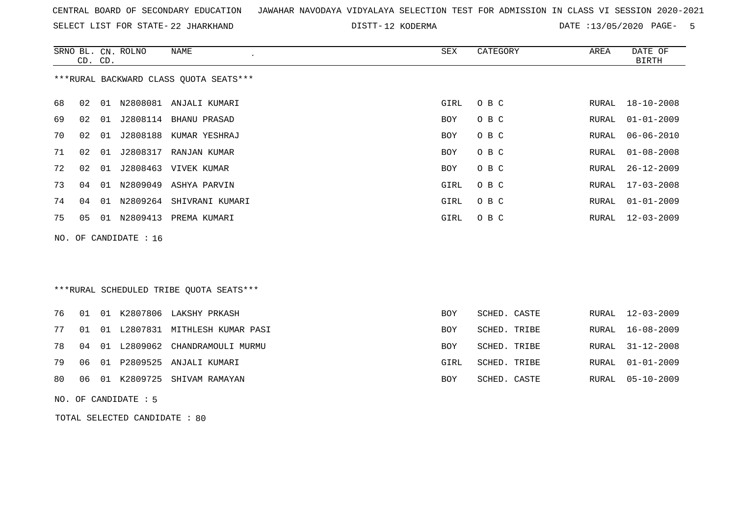CENTRAL BOARD OF SECONDARY EDUCATION JAWAHAR NAVODAYA VIDYALAYA SELECTION TEST FOR ADMISSION IN CLASS VI SESSION 2020-2021

SELECT LIST FOR STATE- 22 JHARKHAND DISTT- 12 KODERMA DATE :13/05/2020

***RURAL BACKWARD CLASS QUOTA SEATS***

| SRNO | BL. CD. | CN. CD. | ROLNO | NAME | SEX | CATEGORY | AREA | DATE OF BIRTH |
|---|---|---|---|---|---|---|---|---|
| 68 | 02 | 01 | N2808081 | ANJALI KUMARI | GIRL | O B C | RURAL | 18-10-2008 |
| 69 | 02 | 01 | J2808114 | BHANU PRASAD | BOY | O B C | RURAL | 01-01-2009 |
| 70 | 02 | 01 | J2808188 | KUMAR YESHRAJ | BOY | O B C | RURAL | 06-06-2010 |
| 71 | 02 | 01 | J2808317 | RANJAN KUMAR | BOY | O B C | RURAL | 01-08-2008 |
| 72 | 02 | 01 | J2808463 | VIVEK KUMAR | BOY | O B C | RURAL | 26-12-2009 |
| 73 | 04 | 01 | N2809049 | ASHYA PARVIN | GIRL | O B C | RURAL | 17-03-2008 |
| 74 | 04 | 01 | N2809264 | SHIVRANI KUMARI | GIRL | O B C | RURAL | 01-01-2009 |
| 75 | 05 | 01 | N2809413 | PREMA KUMARI | GIRL | O B C | RURAL | 12-03-2009 |

NO. OF CANDIDATE : 16

***RURAL SCHEDULED TRIBE QUOTA SEATS***

| SRNO | BL. CD. | CN. CD. | ROLNO | NAME | SEX | CATEGORY | AREA | DATE OF BIRTH |
|---|---|---|---|---|---|---|---|---|
| 76 | 01 | 01 | K2807806 | LAKSHY PRKASH | BOY | SCHED. CASTE | RURAL | 12-03-2009 |
| 77 | 01 | 01 | L2807831 | MITHLESH KUMAR PASI | BOY | SCHED. TRIBE | RURAL | 16-08-2009 |
| 78 | 04 | 01 | L2809062 | CHANDRAMOULI MURMU | BOY | SCHED. TRIBE | RURAL | 31-12-2008 |
| 79 | 06 | 01 | P2809525 | ANJALI KUMARI | GIRL | SCHED. TRIBE | RURAL | 01-01-2009 |
| 80 | 06 | 01 | K2809725 | SHIVAM RAMAYAN | BOY | SCHED. CASTE | RURAL | 05-10-2009 |

NO. OF CANDIDATE : 5

TOTAL SELECTED CANDIDATE : 80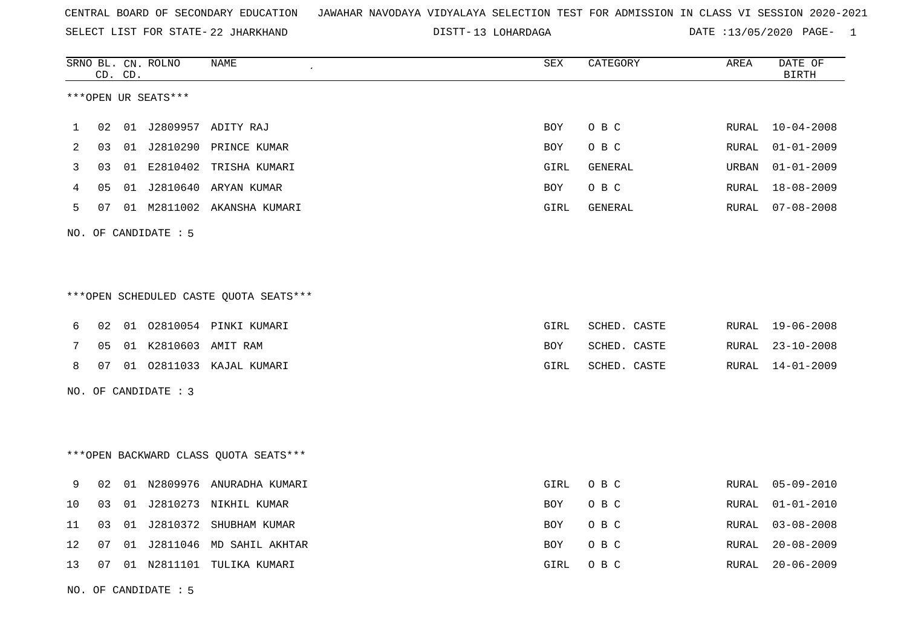CENTRAL BOARD OF SECONDARY EDUCATION JAWAHAR NAVODAYA VIDYALAYA SELECTION TEST FOR ADMISSION IN CLASS VI SESSION 2020-2021

SELECT LIST FOR STATE- 22 JHARKHAND DISTT- 13 LOHARDAGA DATE :13/05/2020

***OPEN UR SEATS***

| SRNO | BL. CD. | CN. CD. | ROLNO | NAME | SEX | CATEGORY | AREA | DATE OF BIRTH |
|---|---|---|---|---|---|---|---|---|
| 1 | 02 | 01 | J2809957 | ADITY RAJ | BOY | O B C | RURAL | 10-04-2008 |
| 2 | 03 | 01 | J2810290 | PRINCE KUMAR | BOY | O B C | RURAL | 01-01-2009 |
| 3 | 03 | 01 | E2810402 | TRISHA KUMARI | GIRL | GENERAL | URBAN | 01-01-2009 |
| 4 | 05 | 01 | J2810640 | ARYAN KUMAR | BOY | O B C | RURAL | 18-08-2009 |
| 5 | 07 | 01 | M2811002 | AKANSHA KUMARI | GIRL | GENERAL | RURAL | 07-08-2008 |

NO. OF CANDIDATE : 5

***OPEN SCHEDULED CASTE QUOTA SEATS***

| SRNO | BL. CD. | CN. CD. | ROLNO | NAME | SEX | CATEGORY | AREA | DATE OF BIRTH |
|---|---|---|---|---|---|---|---|---|
| 6 | 02 | 01 | O2810054 | PINKI KUMARI | GIRL | SCHED. CASTE | RURAL | 19-06-2008 |
| 7 | 05 | 01 | K2810603 | AMIT RAM | BOY | SCHED. CASTE | RURAL | 23-10-2008 |
| 8 | 07 | 01 | O2811033 | KAJAL KUMARI | GIRL | SCHED. CASTE | RURAL | 14-01-2009 |

NO. OF CANDIDATE : 3

***OPEN BACKWARD CLASS QUOTA SEATS***

| SRNO | BL. CD. | CN. CD. | ROLNO | NAME | SEX | CATEGORY | AREA | DATE OF BIRTH |
|---|---|---|---|---|---|---|---|---|
| 9 | 02 | 01 | N2809976 | ANURADHA KUMARI | GIRL | O B C | RURAL | 05-09-2010 |
| 10 | 03 | 01 | J2810273 | NIKHIL KUMAR | BOY | O B C | RURAL | 01-01-2010 |
| 11 | 03 | 01 | J2810372 | SHUBHAM KUMAR | BOY | O B C | RURAL | 03-08-2008 |
| 12 | 07 | 01 | J2811046 | MD SAHIL AKHTAR | BOY | O B C | RURAL | 20-08-2009 |
| 13 | 07 | 01 | N2811101 | TULIKA KUMARI | GIRL | O B C | RURAL | 20-06-2009 |

NO. OF CANDIDATE : 5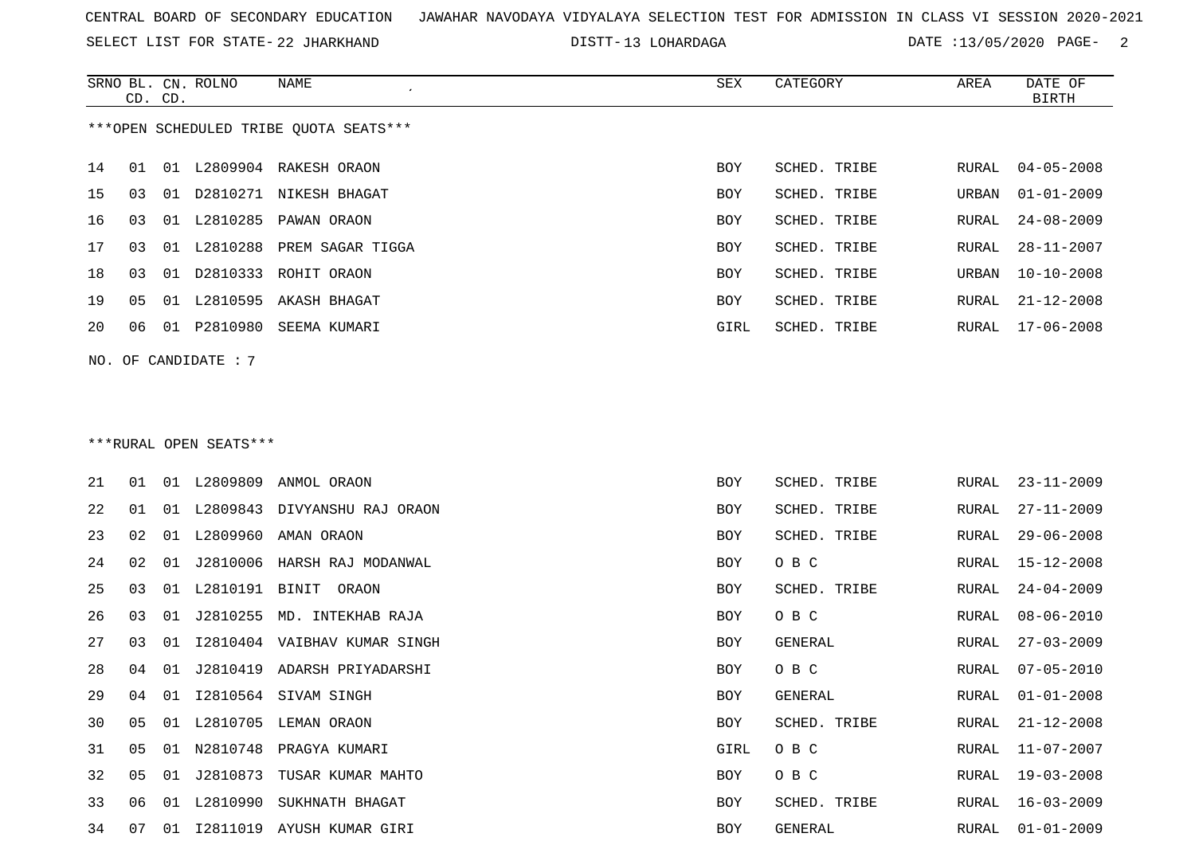CENTRAL BOARD OF SECONDARY EDUCATION JAWAHAR NAVODAYA VIDYALAYA SELECTION TEST FOR ADMISSION IN CLASS VI SESSION 2020-2021

SELECT LIST FOR STATE- 22 JHARKHAND DISTT- 13 LOHARDAGA DATE :13/05/2020

***OPEN SCHEDULED TRIBE QUOTA SEATS***

| SRNO | BL. CD. | CN. CD. | ROLNO | NAME | SEX | CATEGORY | AREA | DATE OF BIRTH |
|---|---|---|---|---|---|---|---|---|
| 14 | 01 | 01 | L2809904 | RAKESH ORAON | BOY | SCHED. TRIBE | RURAL | 04-05-2008 |
| 15 | 03 | 01 | D2810271 | NIKESH BHAGAT | BOY | SCHED. TRIBE | URBAN | 01-01-2009 |
| 16 | 03 | 01 | L2810285 | PAWAN ORAON | BOY | SCHED. TRIBE | RURAL | 24-08-2009 |
| 17 | 03 | 01 | L2810288 | PREM SAGAR TIGGA | BOY | SCHED. TRIBE | RURAL | 28-11-2007 |
| 18 | 03 | 01 | D2810333 | ROHIT ORAON | BOY | SCHED. TRIBE | URBAN | 10-10-2008 |
| 19 | 05 | 01 | L2810595 | AKASH BHAGAT | BOY | SCHED. TRIBE | RURAL | 21-12-2008 |
| 20 | 06 | 01 | P2810980 | SEEMA KUMARI | GIRL | SCHED. TRIBE | RURAL | 17-06-2008 |

NO. OF CANDIDATE : 7

***RURAL OPEN SEATS***

| SRNO | BL. CD. | CN. CD. | ROLNO | NAME | SEX | CATEGORY | AREA | DATE OF BIRTH |
|---|---|---|---|---|---|---|---|---|
| 21 | 01 | 01 | L2809809 | ANMOL ORAON | BOY | SCHED. TRIBE | RURAL | 23-11-2009 |
| 22 | 01 | 01 | L2809843 | DIVYANSHU RAJ ORAON | BOY | SCHED. TRIBE | RURAL | 27-11-2009 |
| 23 | 02 | 01 | L2809960 | AMAN ORAON | BOY | SCHED. TRIBE | RURAL | 29-06-2008 |
| 24 | 02 | 01 | J2810006 | HARSH RAJ MODANWAL | BOY | O B C | RURAL | 15-12-2008 |
| 25 | 03 | 01 | L2810191 | BINIT ORAON | BOY | SCHED. TRIBE | RURAL | 24-04-2009 |
| 26 | 03 | 01 | J2810255 | MD. INTEKHAB RAJA | BOY | O B C | RURAL | 08-06-2010 |
| 27 | 03 | 01 | I2810404 | VAIBHAV KUMAR SINGH | BOY | GENERAL | RURAL | 27-03-2009 |
| 28 | 04 | 01 | J2810419 | ADARSH PRIYADARSHI | BOY | O B C | RURAL | 07-05-2010 |
| 29 | 04 | 01 | I2810564 | SIVAM SINGH | BOY | GENERAL | RURAL | 01-01-2008 |
| 30 | 05 | 01 | L2810705 | LEMAN ORAON | BOY | SCHED. TRIBE | RURAL | 21-12-2008 |
| 31 | 05 | 01 | N2810748 | PRAGYA KUMARI | GIRL | O B C | RURAL | 11-07-2007 |
| 32 | 05 | 01 | J2810873 | TUSAR KUMAR MAHTO | BOY | O B C | RURAL | 19-03-2008 |
| 33 | 06 | 01 | L2810990 | SUKHNATH BHAGAT | BOY | SCHED. TRIBE | RURAL | 16-03-2009 |
| 34 | 07 | 01 | I2811019 | AYUSH KUMAR GIRI | BOY | GENERAL | RURAL | 01-01-2009 |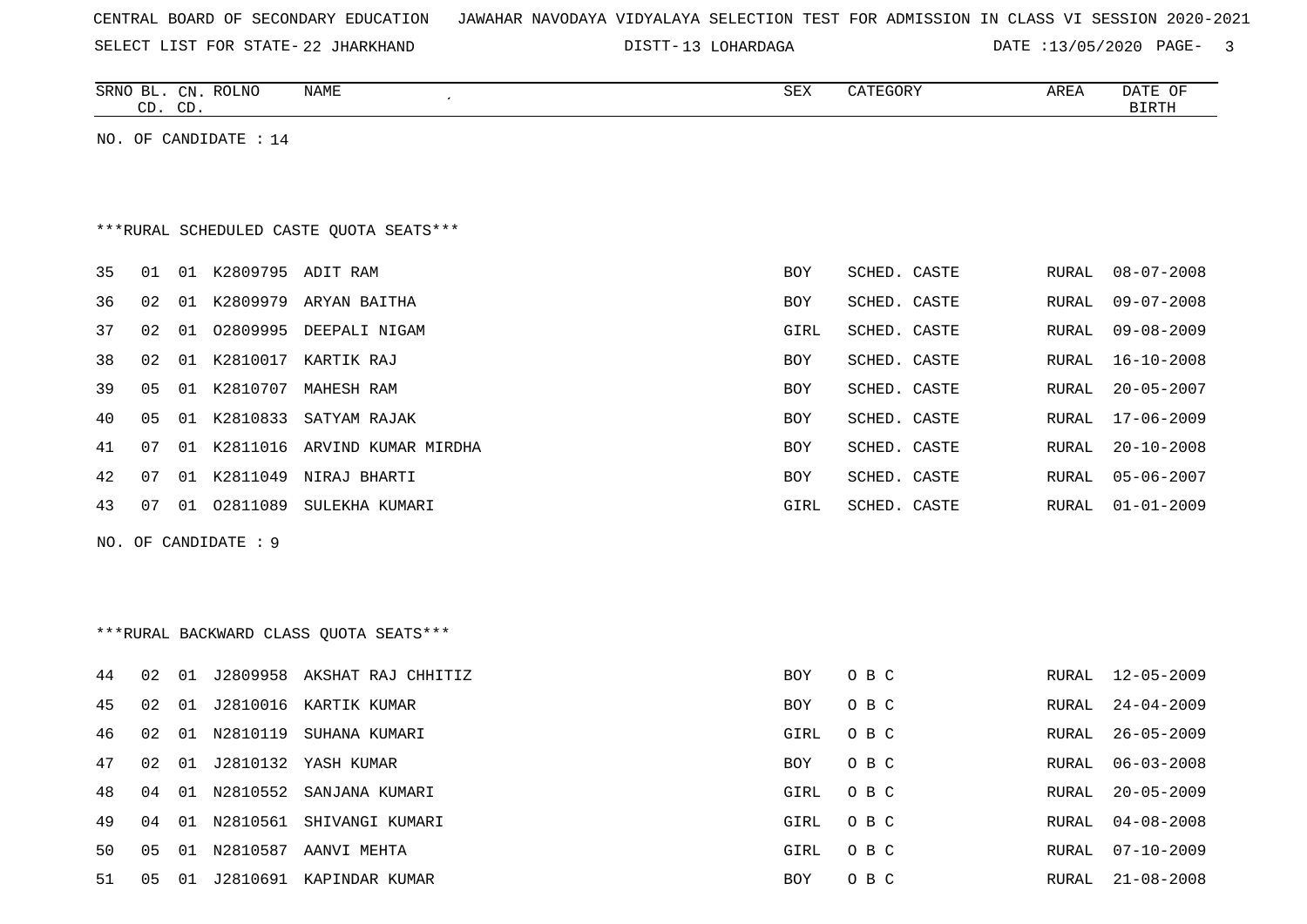CENTRAL BOARD OF SECONDARY EDUCATION JAWAHAR NAVODAYA VIDYALAYA SELECTION TEST FOR ADMISSION IN CLASS VI SESSION 2020-2021

SELECT LIST FOR STATE- 22 JHARKHAND DISTT- 13 LOHARDAGA DATE :13/05/2020

NO. OF CANDIDATE : 14

***RURAL SCHEDULED CASTE QUOTA SEATS***

| SRNO | BL. CD. | CN. CD. | ROLNO | NAME | SEX | CATEGORY | AREA | DATE OF BIRTH |
|---|---|---|---|---|---|---|---|---|
| 35 | 01 | 01 | K2809795 | ADIT RAM | BOY | SCHED. CASTE | RURAL | 08-07-2008 |
| 36 | 02 | 01 | K2809979 | ARYAN BAITHA | BOY | SCHED. CASTE | RURAL | 09-07-2008 |
| 37 | 02 | 01 | O2809995 | DEEPALI NIGAM | GIRL | SCHED. CASTE | RURAL | 09-08-2009 |
| 38 | 02 | 01 | K2810017 | KARTIK RAJ | BOY | SCHED. CASTE | RURAL | 16-10-2008 |
| 39 | 05 | 01 | K2810707 | MAHESH RAM | BOY | SCHED. CASTE | RURAL | 20-05-2007 |
| 40 | 05 | 01 | K2810833 | SATYAM RAJAK | BOY | SCHED. CASTE | RURAL | 17-06-2009 |
| 41 | 07 | 01 | K2811016 | ARVIND KUMAR MIRDHA | BOY | SCHED. CASTE | RURAL | 20-10-2008 |
| 42 | 07 | 01 | K2811049 | NIRAJ BHARTI | BOY | SCHED. CASTE | RURAL | 05-06-2007 |
| 43 | 07 | 01 | O2811089 | SULEKHA KUMARI | GIRL | SCHED. CASTE | RURAL | 01-01-2009 |

NO. OF CANDIDATE : 9

***RURAL BACKWARD CLASS QUOTA SEATS***

| SRNO | BL. CD. | CN. CD. | ROLNO | NAME | SEX | CATEGORY | AREA | DATE OF BIRTH |
|---|---|---|---|---|---|---|---|---|
| 44 | 02 | 01 | J2809958 | AKSHAT RAJ CHHITIZ | BOY | O B C | RURAL | 12-05-2009 |
| 45 | 02 | 01 | J2810016 | KARTIK KUMAR | BOY | O B C | RURAL | 24-04-2009 |
| 46 | 02 | 01 | N2810119 | SUHANA KUMARI | GIRL | O B C | RURAL | 26-05-2009 |
| 47 | 02 | 01 | J2810132 | YASH KUMAR | BOY | O B C | RURAL | 06-03-2008 |
| 48 | 04 | 01 | N2810552 | SANJANA KUMARI | GIRL | O B C | RURAL | 20-05-2009 |
| 49 | 04 | 01 | N2810561 | SHIVANGI KUMARI | GIRL | O B C | RURAL | 04-08-2008 |
| 50 | 05 | 01 | N2810587 | AANVI MEHTA | GIRL | O B C | RURAL | 07-10-2009 |
| 51 | 05 | 01 | J2810691 | KAPINDAR KUMAR | BOY | O B C | RURAL | 21-08-2008 |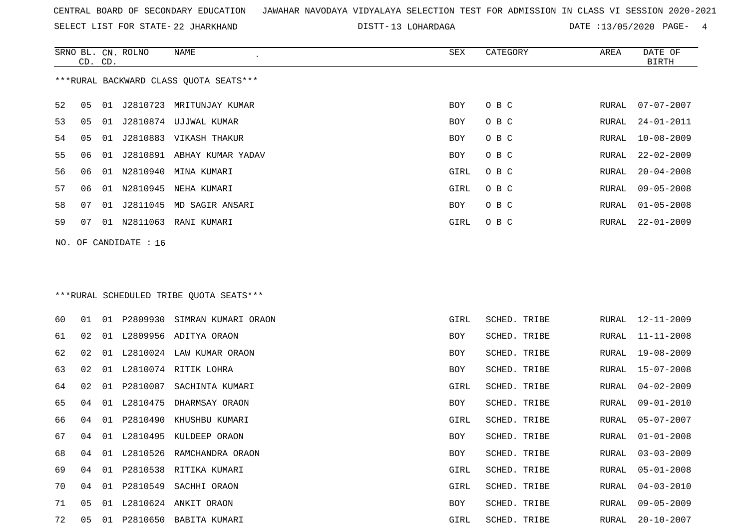CENTRAL BOARD OF SECONDARY EDUCATION JAWAHAR NAVODAYA VIDYALAYA SELECTION TEST FOR ADMISSION IN CLASS VI SESSION 2020-2021

SELECT LIST FOR STATE- 22 JHARKHAND DISTT- 13 LOHARDAGA DATE :13/05/2020

| SRNO | BL. CD. | CN. CD. | ROLNO | NAME | SEX | CATEGORY | AREA | DATE OF BIRTH |
|---|---|---|---|---|---|---|---|---|

***RURAL BACKWARD CLASS QUOTA SEATS***

| SRNO | BL. CD. | CN. CD. | ROLNO | NAME | SEX | CATEGORY | AREA | DATE OF BIRTH |
|---|---|---|---|---|---|---|---|---|
| 52 | 05 | 01 | J2810723 | MRITUNJAY KUMAR | BOY | O B C | RURAL | 07-07-2007 |
| 53 | 05 | 01 | J2810874 | UJJWAL KUMAR | BOY | O B C | RURAL | 24-01-2011 |
| 54 | 05 | 01 | J2810883 | VIKASH THAKUR | BOY | O B C | RURAL | 10-08-2009 |
| 55 | 06 | 01 | J2810891 | ABHAY KUMAR YADAV | BOY | O B C | RURAL | 22-02-2009 |
| 56 | 06 | 01 | N2810940 | MINA KUMARI | GIRL | O B C | RURAL | 20-04-2008 |
| 57 | 06 | 01 | N2810945 | NEHA KUMARI | GIRL | O B C | RURAL | 09-05-2008 |
| 58 | 07 | 01 | J2811045 | MD SAGIR ANSARI | BOY | O B C | RURAL | 01-05-2008 |
| 59 | 07 | 01 | N2811063 | RANI KUMARI | GIRL | O B C | RURAL | 22-01-2009 |

NO. OF CANDIDATE : 16

***RURAL SCHEDULED TRIBE QUOTA SEATS***

| SRNO | BL. CD. | CN. CD. | ROLNO | NAME | SEX | CATEGORY | AREA | DATE OF BIRTH |
|---|---|---|---|---|---|---|---|---|
| 60 | 01 | 01 | P2809930 | SIMRAN KUMARI ORAON | GIRL | SCHED. TRIBE | RURAL | 12-11-2009 |
| 61 | 02 | 01 | L2809956 | ADITYA ORAON | BOY | SCHED. TRIBE | RURAL | 11-11-2008 |
| 62 | 02 | 01 | L2810024 | LAW KUMAR ORAON | BOY | SCHED. TRIBE | RURAL | 19-08-2009 |
| 63 | 02 | 01 | L2810074 | RITIK LOHRA | BOY | SCHED. TRIBE | RURAL | 15-07-2008 |
| 64 | 02 | 01 | P2810087 | SACHINTA KUMARI | GIRL | SCHED. TRIBE | RURAL | 04-02-2009 |
| 65 | 04 | 01 | L2810475 | DHARMSAY ORAON | BOY | SCHED. TRIBE | RURAL | 09-01-2010 |
| 66 | 04 | 01 | P2810490 | KHUSHBU KUMARI | GIRL | SCHED. TRIBE | RURAL | 05-07-2007 |
| 67 | 04 | 01 | L2810495 | KULDEEP ORAON | BOY | SCHED. TRIBE | RURAL | 01-01-2008 |
| 68 | 04 | 01 | L2810526 | RAMCHANDRA ORAON | BOY | SCHED. TRIBE | RURAL | 03-03-2009 |
| 69 | 04 | 01 | P2810538 | RITIKA KUMARI | GIRL | SCHED. TRIBE | RURAL | 05-01-2008 |
| 70 | 04 | 01 | P2810549 | SACHHI ORAON | GIRL | SCHED. TRIBE | RURAL | 04-03-2010 |
| 71 | 05 | 01 | L2810624 | ANKIT ORAON | BOY | SCHED. TRIBE | RURAL | 09-05-2009 |
| 72 | 05 | 01 | P2810650 | BABITA KUMARI | GIRL | SCHED. TRIBE | RURAL | 20-10-2007 |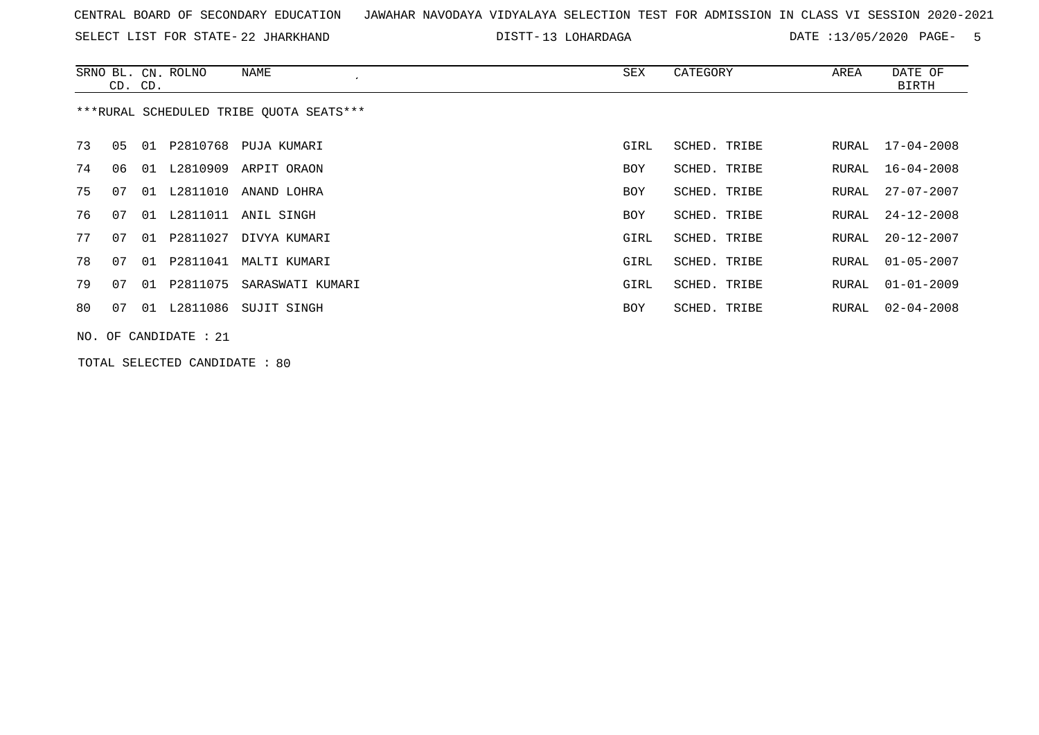CENTRAL BOARD OF SECONDARY EDUCATION JAWAHAR NAVODAYA VIDYALAYA SELECTION TEST FOR ADMISSION IN CLASS VI SESSION 2020-2021

SELECT LIST FOR STATE- 22 JHARKHAND DISTT- 13 LOHARDAGA DATE :13/05/2020

| SRNO | BL. CD. | CN. CD. | ROLNO | NAME | SEX | CATEGORY | AREA | DATE OF BIRTH |
|---|---|---|---|---|---|---|---|---|

***RURAL SCHEDULED TRIBE QUOTA SEATS***

| SRNO | BL. CD. | CN. CD. | ROLNO | NAME | SEX | CATEGORY | AREA | DATE OF BIRTH |
|---|---|---|---|---|---|---|---|---|
| 73 | 05 | 01 | P2810768 | PUJA KUMARI | GIRL | SCHED. TRIBE | RURAL | 17-04-2008 |
| 74 | 06 | 01 | L2810909 | ARPIT ORAON | BOY | SCHED. TRIBE | RURAL | 16-04-2008 |
| 75 | 07 | 01 | L2811010 | ANAND LOHRA | BOY | SCHED. TRIBE | RURAL | 27-07-2007 |
| 76 | 07 | 01 | L2811011 | ANIL SINGH | BOY | SCHED. TRIBE | RURAL | 24-12-2008 |
| 77 | 07 | 01 | P2811027 | DIVYA KUMARI | GIRL | SCHED. TRIBE | RURAL | 20-12-2007 |
| 78 | 07 | 01 | P2811041 | MALTI KUMARI | GIRL | SCHED. TRIBE | RURAL | 01-05-2007 |
| 79 | 07 | 01 | P2811075 | SARASWATI KUMARI | GIRL | SCHED. TRIBE | RURAL | 01-01-2009 |
| 80 | 07 | 01 | L2811086 | SUJIT SINGH | BOY | SCHED. TRIBE | RURAL | 02-04-2008 |

NO. OF CANDIDATE : 21

TOTAL SELECTED CANDIDATE : 80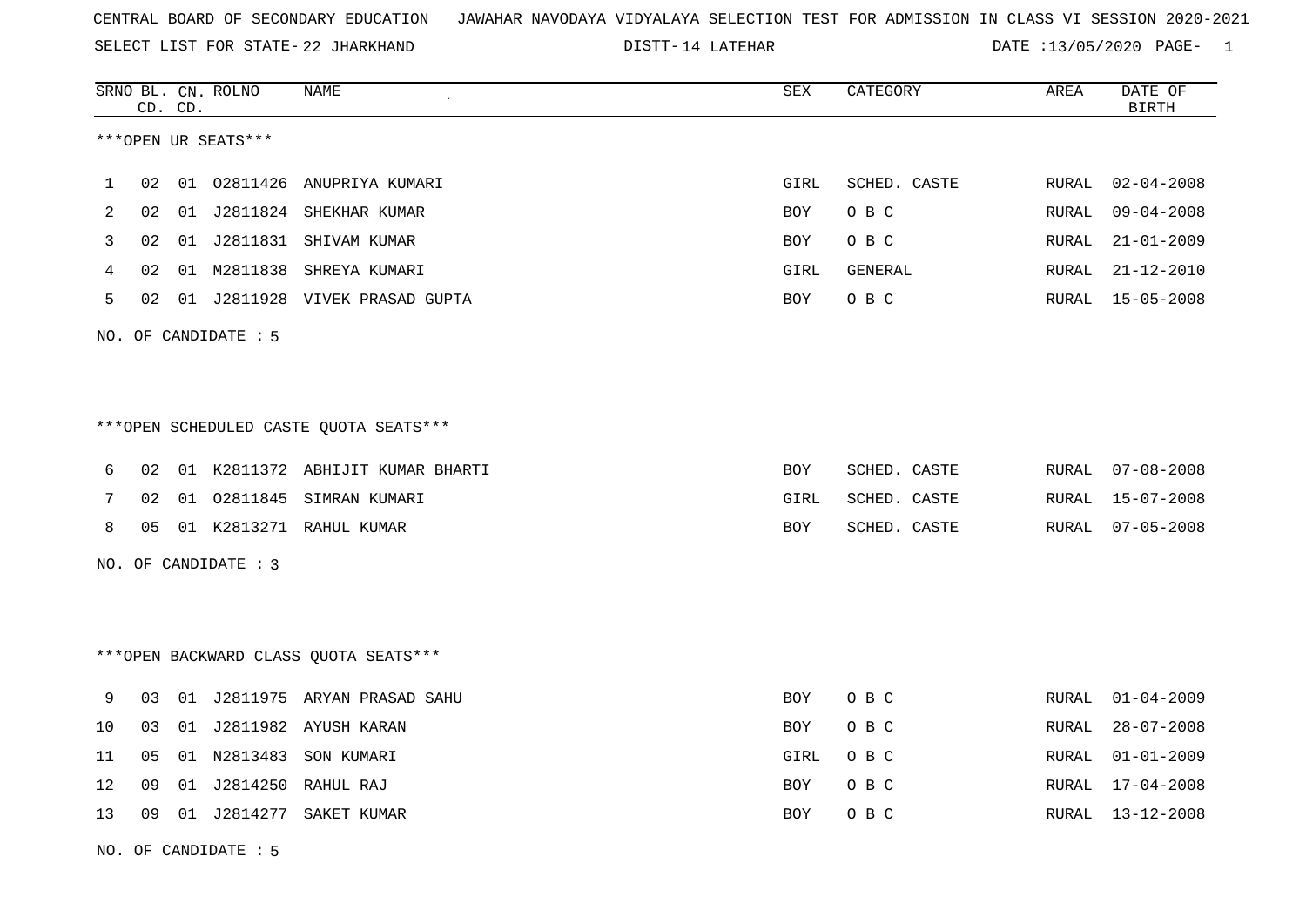CENTRAL BOARD OF SECONDARY EDUCATION JAWAHAR NAVODAYA VIDYALAYA SELECTION TEST FOR ADMISSION IN CLASS VI SESSION 2020-2021

SELECT LIST FOR STATE- 22 JHARKHAND DISTT- 14 LATEHAR DATE :13/05/2020

***OPEN UR SEATS***

| SRNO | BL. CD. | CN. CD. | ROLNO | NAME | SEX | CATEGORY | AREA | DATE OF BIRTH |
|---|---|---|---|---|---|---|---|---|
| 1 | 02 | 01 | O2811426 | ANUPRIYA KUMARI | GIRL | SCHED. CASTE | RURAL | 02-04-2008 |
| 2 | 02 | 01 | J2811824 | SHEKHAR KUMAR | BOY | O B C | RURAL | 09-04-2008 |
| 3 | 02 | 01 | J2811831 | SHIVAM KUMAR | BOY | O B C | RURAL | 21-01-2009 |
| 4 | 02 | 01 | M2811838 | SHREYA KUMARI | GIRL | GENERAL | RURAL | 21-12-2010 |
| 5 | 02 | 01 | J2811928 | VIVEK PRASAD GUPTA | BOY | O B C | RURAL | 15-05-2008 |

NO. OF CANDIDATE : 5

***OPEN SCHEDULED CASTE QUOTA SEATS***

| SRNO | BL. CD. | CN. CD. | ROLNO | NAME | SEX | CATEGORY | AREA | DATE OF BIRTH |
|---|---|---|---|---|---|---|---|---|
| 6 | 02 | 01 | K2811372 | ABHIJIT KUMAR BHARTI | BOY | SCHED. CASTE | RURAL | 07-08-2008 |
| 7 | 02 | 01 | O2811845 | SIMRAN KUMARI | GIRL | SCHED. CASTE | RURAL | 15-07-2008 |
| 8 | 05 | 01 | K2813271 | RAHUL KUMAR | BOY | SCHED. CASTE | RURAL | 07-05-2008 |

NO. OF CANDIDATE : 3

***OPEN BACKWARD CLASS QUOTA SEATS***

| SRNO | BL. CD. | CN. CD. | ROLNO | NAME | SEX | CATEGORY | AREA | DATE OF BIRTH |
|---|---|---|---|---|---|---|---|---|
| 9 | 03 | 01 | J2811975 | ARYAN PRASAD SAHU | BOY | O B C | RURAL | 01-04-2009 |
| 10 | 03 | 01 | J2811982 | AYUSH KARAN | BOY | O B C | RURAL | 28-07-2008 |
| 11 | 05 | 01 | N2813483 | SON KUMARI | GIRL | O B C | RURAL | 01-01-2009 |
| 12 | 09 | 01 | J2814250 | RAHUL RAJ | BOY | O B C | RURAL | 17-04-2008 |
| 13 | 09 | 01 | J2814277 | SAKET KUMAR | BOY | O B C | RURAL | 13-12-2008 |

NO. OF CANDIDATE : 5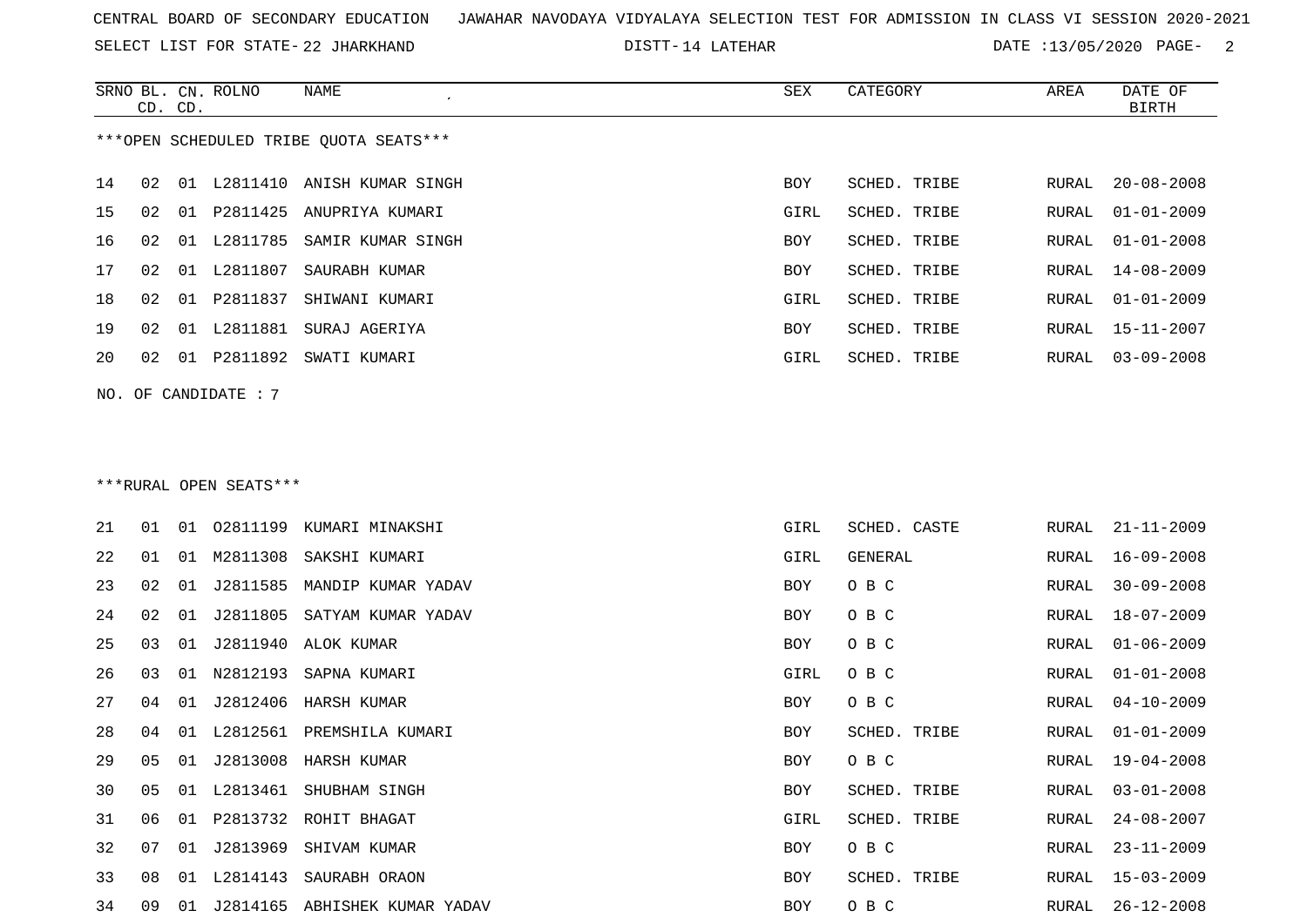CENTRAL BOARD OF SECONDARY EDUCATION JAWAHAR NAVODAYA VIDYALAYA SELECTION TEST FOR ADMISSION IN CLASS VI SESSION 2020-2021

SELECT LIST FOR STATE- 22 JHARKHAND DISTT- 14 LATEHAR DATE :13/05/2020

***OPEN SCHEDULED TRIBE QUOTA SEATS***

| SRNO | BL. CD. | CN. CD. | ROLNO | NAME | SEX | CATEGORY | AREA | DATE OF BIRTH |
|---|---|---|---|---|---|---|---|---|
| 14 | 02 | 01 | L2811410 | ANISH KUMAR SINGH | BOY | SCHED. TRIBE | RURAL | 20-08-2008 |
| 15 | 02 | 01 | P2811425 | ANUPRIYA KUMARI | GIRL | SCHED. TRIBE | RURAL | 01-01-2009 |
| 16 | 02 | 01 | L2811785 | SAMIR KUMAR SINGH | BOY | SCHED. TRIBE | RURAL | 01-01-2008 |
| 17 | 02 | 01 | L2811807 | SAURABH KUMAR | BOY | SCHED. TRIBE | RURAL | 14-08-2009 |
| 18 | 02 | 01 | P2811837 | SHIWANI KUMARI | GIRL | SCHED. TRIBE | RURAL | 01-01-2009 |
| 19 | 02 | 01 | L2811881 | SURAJ AGERIYA | BOY | SCHED. TRIBE | RURAL | 15-11-2007 |
| 20 | 02 | 01 | P2811892 | SWATI KUMARI | GIRL | SCHED. TRIBE | RURAL | 03-09-2008 |

NO. OF CANDIDATE : 7

***RURAL OPEN SEATS***

| SRNO | BL. CD. | CN. CD. | ROLNO | NAME | SEX | CATEGORY | AREA | DATE OF BIRTH |
|---|---|---|---|---|---|---|---|---|
| 21 | 01 | 01 | O2811199 | KUMARI MINAKSHI | GIRL | SCHED. CASTE | RURAL | 21-11-2009 |
| 22 | 01 | 01 | M2811308 | SAKSHI KUMARI | GIRL | GENERAL | RURAL | 16-09-2008 |
| 23 | 02 | 01 | J2811585 | MANDIP KUMAR YADAV | BOY | O B C | RURAL | 30-09-2008 |
| 24 | 02 | 01 | J2811805 | SATYAM KUMAR YADAV | BOY | O B C | RURAL | 18-07-2009 |
| 25 | 03 | 01 | J2811940 | ALOK KUMAR | BOY | O B C | RURAL | 01-06-2009 |
| 26 | 03 | 01 | N2812193 | SAPNA KUMARI | GIRL | O B C | RURAL | 01-01-2008 |
| 27 | 04 | 01 | J2812406 | HARSH KUMAR | BOY | O B C | RURAL | 04-10-2009 |
| 28 | 04 | 01 | L2812561 | PREMSHILA KUMARI | BOY | SCHED. TRIBE | RURAL | 01-01-2009 |
| 29 | 05 | 01 | J2813008 | HARSH KUMAR | BOY | O B C | RURAL | 19-04-2008 |
| 30 | 05 | 01 | L2813461 | SHUBHAM SINGH | BOY | SCHED. TRIBE | RURAL | 03-01-2008 |
| 31 | 06 | 01 | P2813732 | ROHIT BHAGAT | GIRL | SCHED. TRIBE | RURAL | 24-08-2007 |
| 32 | 07 | 01 | J2813969 | SHIVAM KUMAR | BOY | O B C | RURAL | 23-11-2009 |
| 33 | 08 | 01 | L2814143 | SAURABH ORAON | BOY | SCHED. TRIBE | RURAL | 15-03-2009 |
| 34 | 09 | 01 | J2814165 | ABHISHEK KUMAR YADAV | BOY | O B C | RURAL | 26-12-2008 |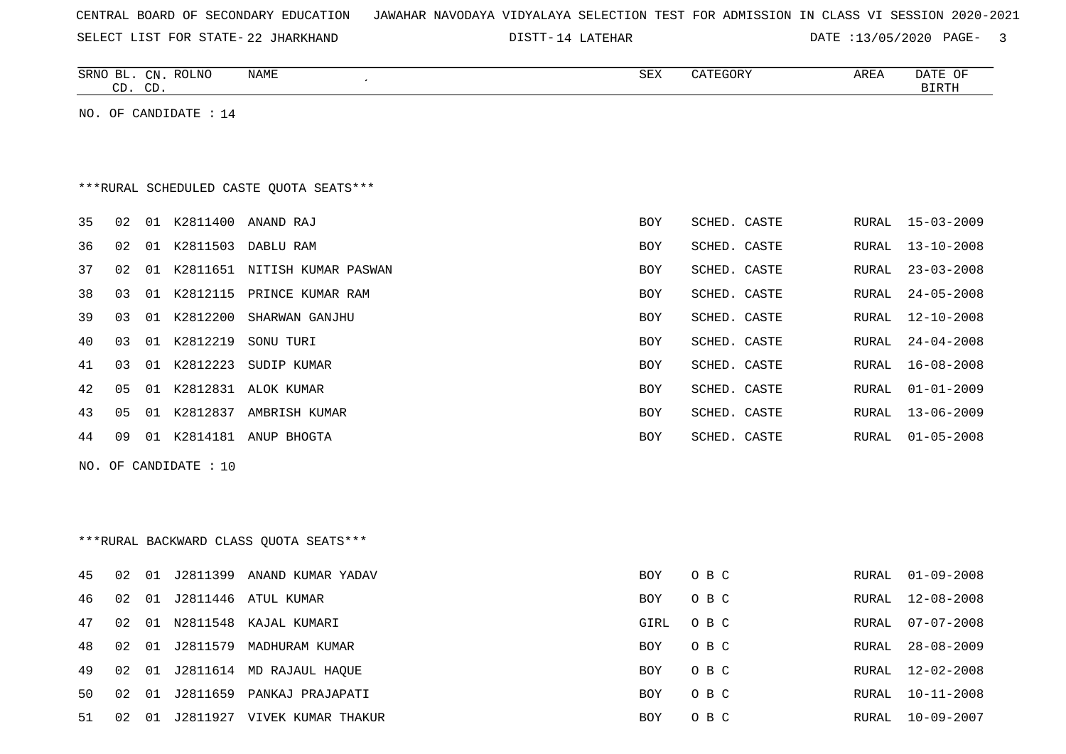CENTRAL BOARD OF SECONDARY EDUCATION JAWAHAR NAVODAYA VIDYALAYA SELECTION TEST FOR ADMISSION IN CLASS VI SESSION 2020-2021

SELECT LIST FOR STATE- 22 JHARKHAND DISTT- 14 LATEHAR DATE :13/05/2020

| SRNO | BL. CD. | CN. CD. | ROLNO | NAME | SEX | CATEGORY | AREA | DATE OF BIRTH |
|---|---|---|---|---|---|---|---|---|

NO. OF CANDIDATE : 14

***RURAL SCHEDULED CASTE QUOTA SEATS***

| SRNO | BL. CD. | CN. CD. | ROLNO | NAME | SEX | CATEGORY | AREA | DATE OF BIRTH |
|---|---|---|---|---|---|---|---|---|
| 35 | 02 | 01 | K2811400 | ANAND RAJ | BOY | SCHED. CASTE | RURAL | 15-03-2009 |
| 36 | 02 | 01 | K2811503 | DABLU RAM | BOY | SCHED. CASTE | RURAL | 13-10-2008 |
| 37 | 02 | 01 | K2811651 | NITISH KUMAR PASWAN | BOY | SCHED. CASTE | RURAL | 23-03-2008 |
| 38 | 03 | 01 | K2812115 | PRINCE KUMAR RAM | BOY | SCHED. CASTE | RURAL | 24-05-2008 |
| 39 | 03 | 01 | K2812200 | SHARWAN GANJHU | BOY | SCHED. CASTE | RURAL | 12-10-2008 |
| 40 | 03 | 01 | K2812219 | SONU TURI | BOY | SCHED. CASTE | RURAL | 24-04-2008 |
| 41 | 03 | 01 | K2812223 | SUDIP KUMAR | BOY | SCHED. CASTE | RURAL | 16-08-2008 |
| 42 | 05 | 01 | K2812831 | ALOK KUMAR | BOY | SCHED. CASTE | RURAL | 01-01-2009 |
| 43 | 05 | 01 | K2812837 | AMBRISH KUMAR | BOY | SCHED. CASTE | RURAL | 13-06-2009 |
| 44 | 09 | 01 | K2814181 | ANUP BHOGTA | BOY | SCHED. CASTE | RURAL | 01-05-2008 |

NO. OF CANDIDATE : 10

***RURAL BACKWARD CLASS QUOTA SEATS***

| SRNO | BL. CD. | CN. CD. | ROLNO | NAME | SEX | CATEGORY | AREA | DATE OF BIRTH |
|---|---|---|---|---|---|---|---|---|
| 45 | 02 | 01 | J2811399 | ANAND KUMAR YADAV | BOY | O B C | RURAL | 01-09-2008 |
| 46 | 02 | 01 | J2811446 | ATUL KUMAR | BOY | O B C | RURAL | 12-08-2008 |
| 47 | 02 | 01 | N2811548 | KAJAL KUMARI | GIRL | O B C | RURAL | 07-07-2008 |
| 48 | 02 | 01 | J2811579 | MADHURAM KUMAR | BOY | O B C | RURAL | 28-08-2009 |
| 49 | 02 | 01 | J2811614 | MD RAJAUL HAQUE | BOY | O B C | RURAL | 12-02-2008 |
| 50 | 02 | 01 | J2811659 | PANKAJ PRAJAPATI | BOY | O B C | RURAL | 10-11-2008 |
| 51 | 02 | 01 | J2811927 | VIVEK KUMAR THAKUR | BOY | O B C | RURAL | 10-09-2007 |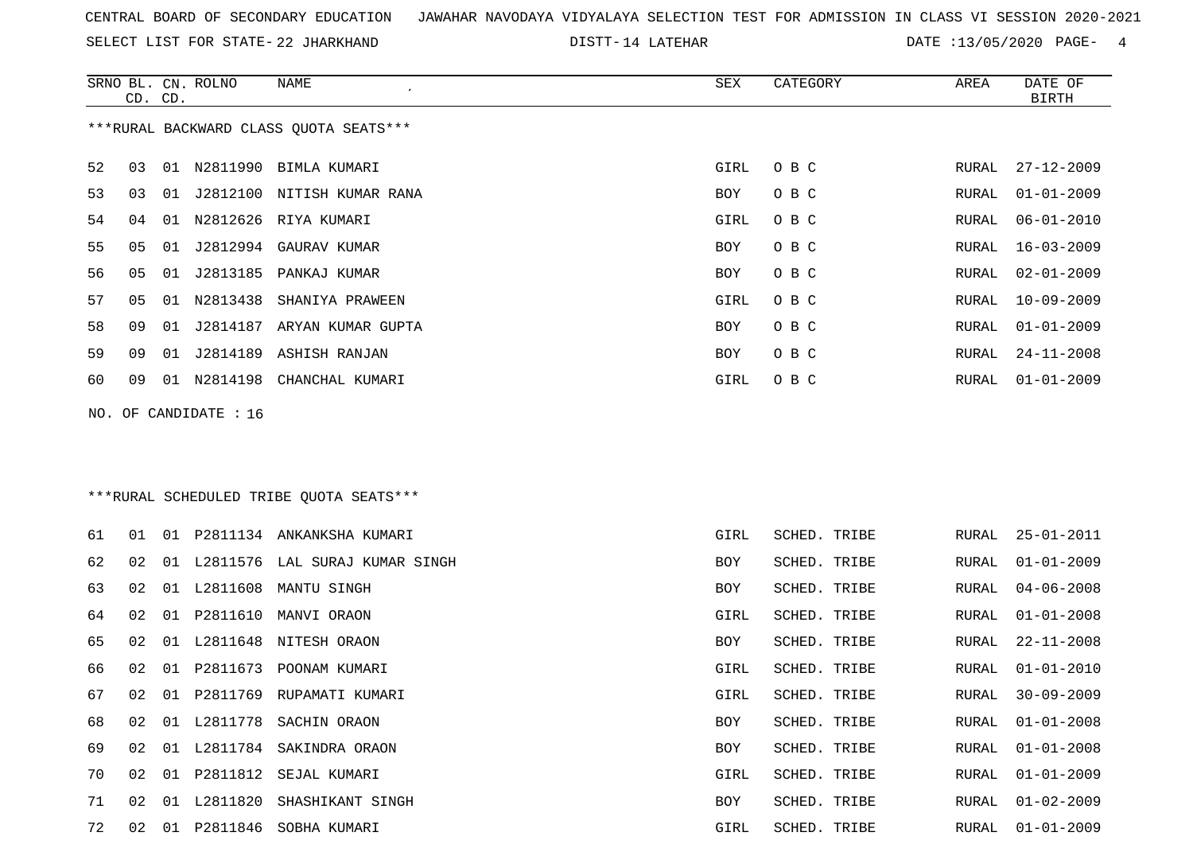CENTRAL BOARD OF SECONDARY EDUCATION JAWAHAR NAVODAYA VIDYALAYA SELECTION TEST FOR ADMISSION IN CLASS VI SESSION 2020-2021

SELECT LIST FOR STATE- 22 JHARKHAND DISTT- 14 LATEHAR DATE :13/05/2020

***RURAL BACKWARD CLASS QUOTA SEATS***

| SRNO | BL. CD. | CN. CD. | ROLNO | NAME | SEX | CATEGORY | AREA | DATE OF BIRTH |
|---|---|---|---|---|---|---|---|---|
| 52 | 03 | 01 | N2811990 | BIMLA KUMARI | GIRL | O B C | RURAL | 27-12-2009 |
| 53 | 03 | 01 | J2812100 | NITISH KUMAR RANA | BOY | O B C | RURAL | 01-01-2009 |
| 54 | 04 | 01 | N2812626 | RIYA KUMARI | GIRL | O B C | RURAL | 06-01-2010 |
| 55 | 05 | 01 | J2812994 | GAURAV KUMAR | BOY | O B C | RURAL | 16-03-2009 |
| 56 | 05 | 01 | J2813185 | PANKAJ KUMAR | BOY | O B C | RURAL | 02-01-2009 |
| 57 | 05 | 01 | N2813438 | SHANIYA PRAWEEN | GIRL | O B C | RURAL | 10-09-2009 |
| 58 | 09 | 01 | J2814187 | ARYAN KUMAR GUPTA | BOY | O B C | RURAL | 01-01-2009 |
| 59 | 09 | 01 | J2814189 | ASHISH RANJAN | BOY | O B C | RURAL | 24-11-2008 |
| 60 | 09 | 01 | N2814198 | CHANCHAL KUMARI | GIRL | O B C | RURAL | 01-01-2009 |

NO. OF CANDIDATE : 16

***RURAL SCHEDULED TRIBE QUOTA SEATS***

| SRNO | BL. CD. | CN. CD. | ROLNO | NAME | SEX | CATEGORY | AREA | DATE OF BIRTH |
|---|---|---|---|---|---|---|---|---|
| 61 | 01 | 01 | P2811134 | ANKANKSHA KUMARI | GIRL | SCHED. TRIBE | RURAL | 25-01-2011 |
| 62 | 02 | 01 | L2811576 | LAL SURAJ KUMAR SINGH | BOY | SCHED. TRIBE | RURAL | 01-01-2009 |
| 63 | 02 | 01 | L2811608 | MANTU SINGH | BOY | SCHED. TRIBE | RURAL | 04-06-2008 |
| 64 | 02 | 01 | P2811610 | MANVI ORAON | GIRL | SCHED. TRIBE | RURAL | 01-01-2008 |
| 65 | 02 | 01 | L2811648 | NITESH ORAON | BOY | SCHED. TRIBE | RURAL | 22-11-2008 |
| 66 | 02 | 01 | P2811673 | POONAM KUMARI | GIRL | SCHED. TRIBE | RURAL | 01-01-2010 |
| 67 | 02 | 01 | P2811769 | RUPAMATI KUMARI | GIRL | SCHED. TRIBE | RURAL | 30-09-2009 |
| 68 | 02 | 01 | L2811778 | SACHIN ORAON | BOY | SCHED. TRIBE | RURAL | 01-01-2008 |
| 69 | 02 | 01 | L2811784 | SAKINDRA ORAON | BOY | SCHED. TRIBE | RURAL | 01-01-2008 |
| 70 | 02 | 01 | P2811812 | SEJAL KUMARI | GIRL | SCHED. TRIBE | RURAL | 01-01-2009 |
| 71 | 02 | 01 | L2811820 | SHASHIKANT SINGH | BOY | SCHED. TRIBE | RURAL | 01-02-2009 |
| 72 | 02 | 01 | P2811846 | SOBHA KUMARI | GIRL | SCHED. TRIBE | RURAL | 01-01-2009 |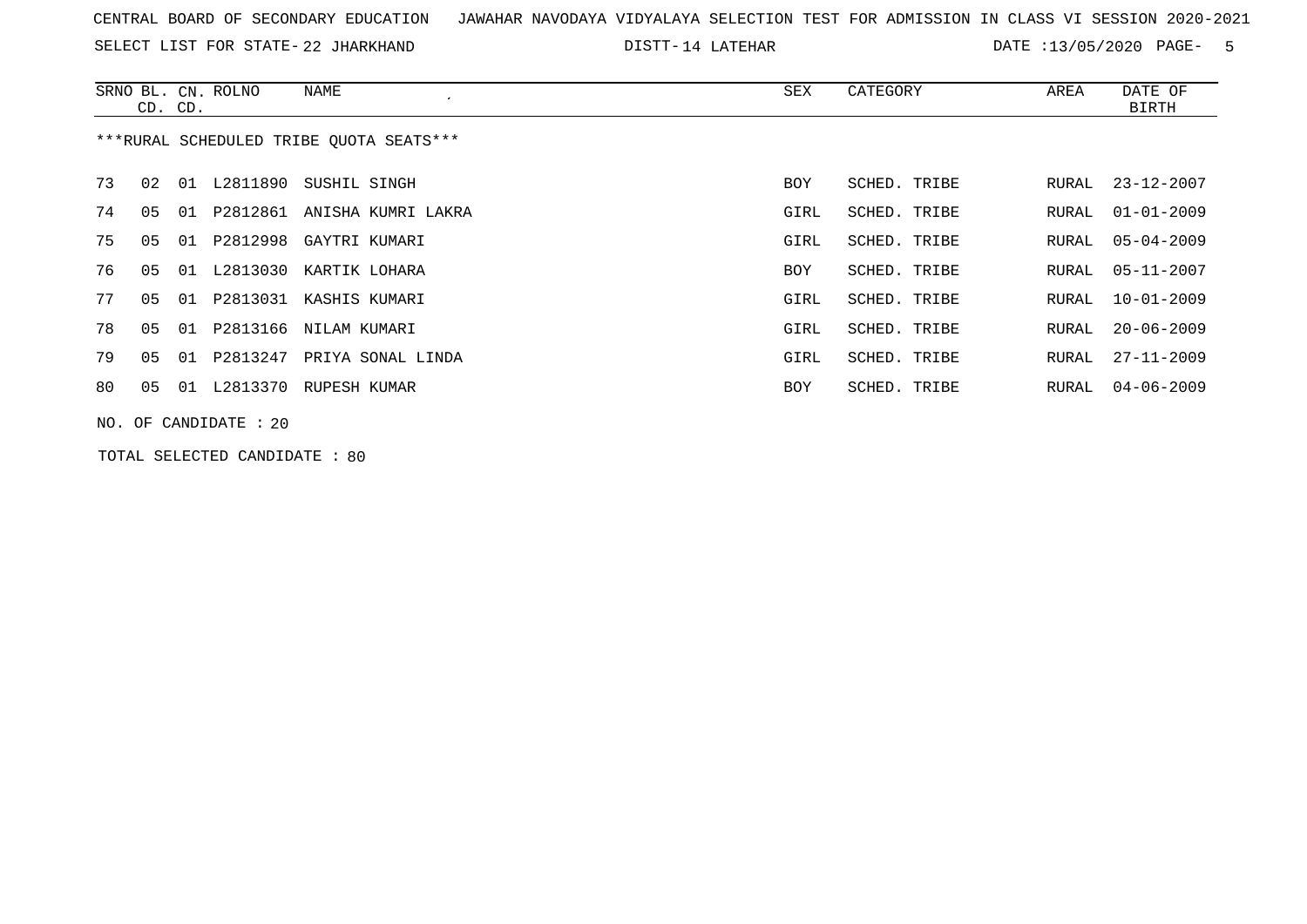CENTRAL BOARD OF SECONDARY EDUCATION JAWAHAR NAVODAYA VIDYALAYA SELECTION TEST FOR ADMISSION IN CLASS VI SESSION 2020-2021

SELECT LIST FOR STATE- 22 JHARKHAND DISTT- 14 LATEHAR DATE :13/05/2020

| SRNO | BL. CD. | CN. CD. | ROLNO | NAME | SEX | CATEGORY | AREA | DATE OF BIRTH |
|---|---|---|---|---|---|---|---|---|
| ***RURAL SCHEDULED TRIBE QUOTA SEATS*** | | | | | | | | |
| 73 | 02 | 01 | L2811890 | SUSHIL SINGH | BOY | SCHED. TRIBE | RURAL | 23-12-2007 |
| 74 | 05 | 01 | P2812861 | ANISHA KUMRI LAKRA | GIRL | SCHED. TRIBE | RURAL | 01-01-2009 |
| 75 | 05 | 01 | P2812998 | GAYTRI KUMARI | GIRL | SCHED. TRIBE | RURAL | 05-04-2009 |
| 76 | 05 | 01 | L2813030 | KARTIK LOHARA | BOY | SCHED. TRIBE | RURAL | 05-11-2007 |
| 77 | 05 | 01 | P2813031 | KASHIS KUMARI | GIRL | SCHED. TRIBE | RURAL | 10-01-2009 |
| 78 | 05 | 01 | P2813166 | NILAM KUMARI | GIRL | SCHED. TRIBE | RURAL | 20-06-2009 |
| 79 | 05 | 01 | P2813247 | PRIYA SONAL LINDA | GIRL | SCHED. TRIBE | RURAL | 27-11-2009 |
| 80 | 05 | 01 | L2813370 | RUPESH KUMAR | BOY | SCHED. TRIBE | RURAL | 04-06-2009 |

NO. OF CANDIDATE : 20

TOTAL SELECTED CANDIDATE : 80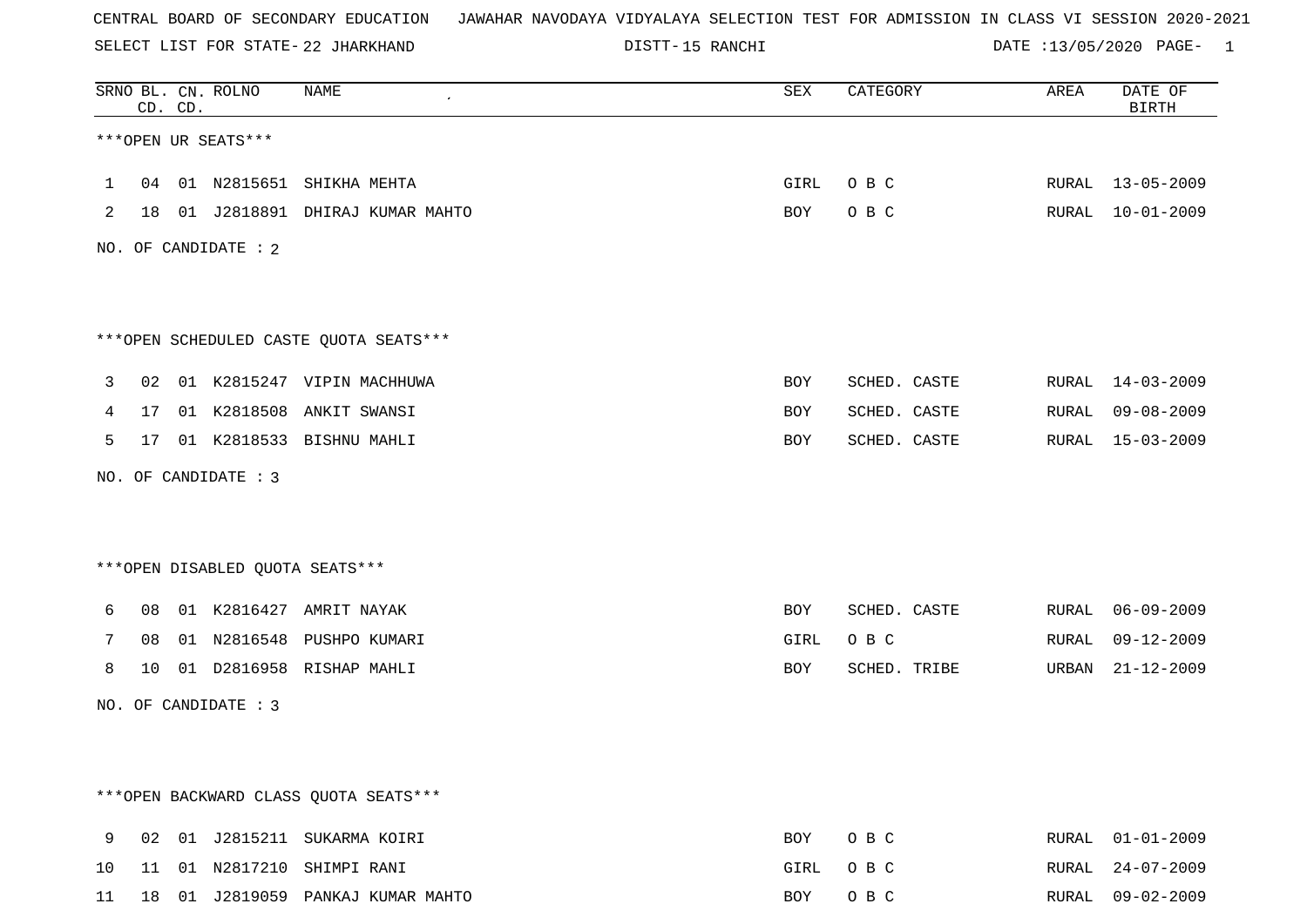CENTRAL BOARD OF SECONDARY EDUCATION   JAWAHAR NAVODAYA VIDYALAYA SELECTION TEST FOR ADMISSION IN CLASS VI SESSION 2020-2021

SELECT LIST FOR STATE- 22 JHARKHAND   DISTT- 15 RANCHI   DATE :13/05/2020

| SRNO | BL. CD. | CN. CD. | ROLNO | NAME | SEX | CATEGORY | AREA | DATE OF BIRTH |
|---|---|---|---|---|---|---|---|---|

***OPEN UR SEATS***

| SRNO | BL. CD. | CN. CD. | ROLNO | NAME | SEX | CATEGORY | AREA | DATE OF BIRTH |
|---|---|---|---|---|---|---|---|---|
| 1 | 04 | 01 | N2815651 | SHIKHA MEHTA | GIRL | O B C | RURAL | 13-05-2009 |
| 2 | 18 | 01 | J2818891 | DHIRAJ KUMAR MAHTO | BOY | O B C | RURAL | 10-01-2009 |

NO. OF CANDIDATE : 2

***OPEN SCHEDULED CASTE QUOTA SEATS***

| SRNO | BL. CD. | CN. CD. | ROLNO | NAME | SEX | CATEGORY | AREA | DATE OF BIRTH |
|---|---|---|---|---|---|---|---|---|
| 3 | 02 | 01 | K2815247 | VIPIN MACHHUWA | BOY | SCHED. CASTE | RURAL | 14-03-2009 |
| 4 | 17 | 01 | K2818508 | ANKIT SWANSI | BOY | SCHED. CASTE | RURAL | 09-08-2009 |
| 5 | 17 | 01 | K2818533 | BISHNU MAHLI | BOY | SCHED. CASTE | RURAL | 15-03-2009 |

NO. OF CANDIDATE : 3

***OPEN DISABLED QUOTA SEATS***

| SRNO | BL. CD. | CN. CD. | ROLNO | NAME | SEX | CATEGORY | AREA | DATE OF BIRTH |
|---|---|---|---|---|---|---|---|---|
| 6 | 08 | 01 | K2816427 | AMRIT NAYAK | BOY | SCHED. CASTE | RURAL | 06-09-2009 |
| 7 | 08 | 01 | N2816548 | PUSHPO KUMARI | GIRL | O B C | RURAL | 09-12-2009 |
| 8 | 10 | 01 | D2816958 | RISHAP MAHLI | BOY | SCHED. TRIBE | URBAN | 21-12-2009 |

NO. OF CANDIDATE : 3

***OPEN BACKWARD CLASS QUOTA SEATS***

| SRNO | BL. CD. | CN. CD. | ROLNO | NAME | SEX | CATEGORY | AREA | DATE OF BIRTH |
|---|---|---|---|---|---|---|---|---|
| 9 | 02 | 01 | J2815211 | SUKARMA KOIRI | BOY | O B C | RURAL | 01-01-2009 |
| 10 | 11 | 01 | N2817210 | SHIMPI RANI | GIRL | O B C | RURAL | 24-07-2009 |
| 11 | 18 | 01 | J2819059 | PANKAJ KUMAR MAHTO | BOY | O B C | RURAL | 09-02-2009 |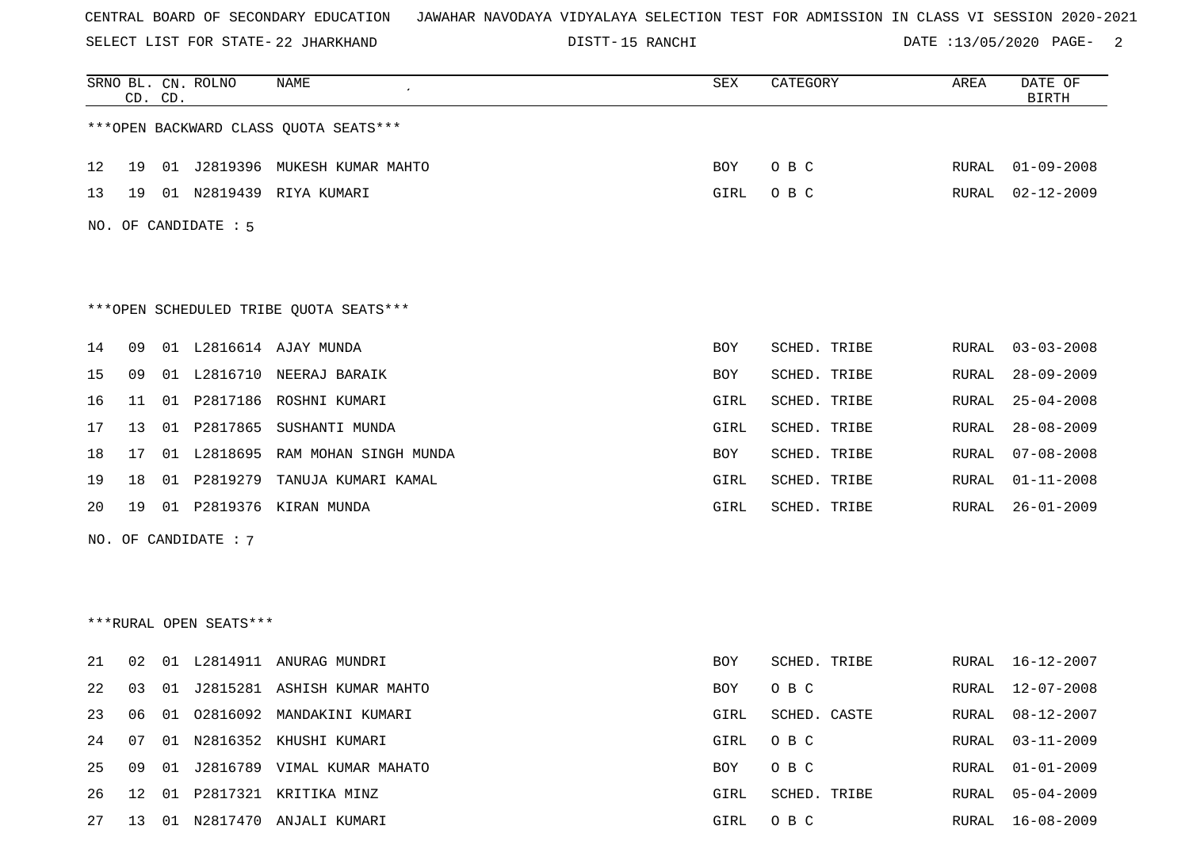CENTRAL BOARD OF SECONDARY EDUCATION JAWAHAR NAVODAYA VIDYALAYA SELECTION TEST FOR ADMISSION IN CLASS VI SESSION 2020-2021

SELECT LIST FOR STATE- 22 JHARKHAND DISTT- 15 RANCHI DATE :13/05/2020

| SRNO | BL. CD. | CN. CD. | ROLNO | NAME | SEX | CATEGORY | AREA | DATE OF BIRTH |
|---|---|---|---|---|---|---|---|---|

***OPEN BACKWARD CLASS QUOTA SEATS***

| SRNO | BL. CD. | CN. CD. | ROLNO | NAME | SEX | CATEGORY | AREA | DATE OF BIRTH |
|---|---|---|---|---|---|---|---|---|
| 12 | 19 | 01 | J2819396 | MUKESH KUMAR MAHTO | BOY | O B C | RURAL | 01-09-2008 |
| 13 | 19 | 01 | N2819439 | RIYA KUMARI | GIRL | O B C | RURAL | 02-12-2009 |

NO. OF CANDIDATE : 5

***OPEN SCHEDULED TRIBE QUOTA SEATS***

| SRNO | BL. CD. | CN. CD. | ROLNO | NAME | SEX | CATEGORY | AREA | DATE OF BIRTH |
|---|---|---|---|---|---|---|---|---|
| 14 | 09 | 01 | L2816614 | AJAY MUNDA | BOY | SCHED. TRIBE | RURAL | 03-03-2008 |
| 15 | 09 | 01 | L2816710 | NEERAJ BARAIK | BOY | SCHED. TRIBE | RURAL | 28-09-2009 |
| 16 | 11 | 01 | P2817186 | ROSHNI KUMARI | GIRL | SCHED. TRIBE | RURAL | 25-04-2008 |
| 17 | 13 | 01 | P2817865 | SUSHANTI MUNDA | GIRL | SCHED. TRIBE | RURAL | 28-08-2009 |
| 18 | 17 | 01 | L2818695 | RAM MOHAN SINGH MUNDA | BOY | SCHED. TRIBE | RURAL | 07-08-2008 |
| 19 | 18 | 01 | P2819279 | TANUJA KUMARI KAMAL | GIRL | SCHED. TRIBE | RURAL | 01-11-2008 |
| 20 | 19 | 01 | P2819376 | KIRAN MUNDA | GIRL | SCHED. TRIBE | RURAL | 26-01-2009 |

NO. OF CANDIDATE : 7

***RURAL OPEN SEATS***

| SRNO | BL. CD. | CN. CD. | ROLNO | NAME | SEX | CATEGORY | AREA | DATE OF BIRTH |
|---|---|---|---|---|---|---|---|---|
| 21 | 02 | 01 | L2814911 | ANURAG MUNDRI | BOY | SCHED. TRIBE | RURAL | 16-12-2007 |
| 22 | 03 | 01 | J2815281 | ASHISH KUMAR MAHTO | BOY | O B C | RURAL | 12-07-2008 |
| 23 | 06 | 01 | O2816092 | MANDAKINI KUMARI | GIRL | SCHED. CASTE | RURAL | 08-12-2007 |
| 24 | 07 | 01 | N2816352 | KHUSHI KUMARI | GIRL | O B C | RURAL | 03-11-2009 |
| 25 | 09 | 01 | J2816789 | VIMAL KUMAR MAHATO | BOY | O B C | RURAL | 01-01-2009 |
| 26 | 12 | 01 | P2817321 | KRITIKA MINZ | GIRL | SCHED. TRIBE | RURAL | 05-04-2009 |
| 27 | 13 | 01 | N2817470 | ANJALI KUMARI | GIRL | O B C | RURAL | 16-08-2009 |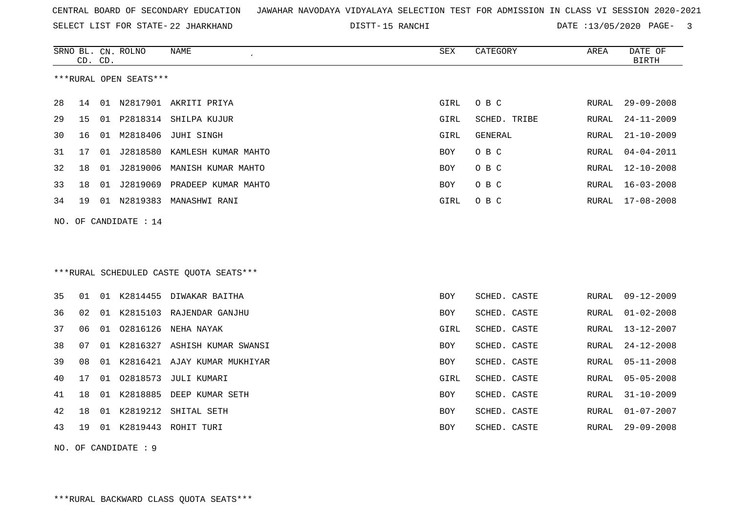CENTRAL BOARD OF SECONDARY EDUCATION   JAWAHAR NAVODAYA VIDYALAYA SELECTION TEST FOR ADMISSION IN CLASS VI SESSION 2020-2021

SELECT LIST FOR STATE- 22 JHARKHAND   DISTT- 15 RANCHI   DATE :13/05/2020

***RURAL OPEN SEATS***

| SRNO | BL. CD. | CN. CD. | ROLNO | NAME | SEX | CATEGORY | AREA | DATE OF BIRTH |
|---|---|---|---|---|---|---|---|---|
| 28 | 14 | 01 | N2817901 | AKRITI PRIYA | GIRL | O B C | RURAL | 29-09-2008 |
| 29 | 15 | 01 | P2818314 | SHILPA KUJUR | GIRL | SCHED. TRIBE | RURAL | 24-11-2009 |
| 30 | 16 | 01 | M2818406 | JUHI SINGH | GIRL | GENERAL | RURAL | 21-10-2009 |
| 31 | 17 | 01 | J2818580 | KAMLESH KUMAR MAHTO | BOY | O B C | RURAL | 04-04-2011 |
| 32 | 18 | 01 | J2819006 | MANISH KUMAR MAHTO | BOY | O B C | RURAL | 12-10-2008 |
| 33 | 18 | 01 | J2819069 | PRADEEP KUMAR MAHTO | BOY | O B C | RURAL | 16-03-2008 |
| 34 | 19 | 01 | N2819383 | MANASHWI RANI | GIRL | O B C | RURAL | 17-08-2008 |

NO. OF CANDIDATE : 14

***RURAL SCHEDULED CASTE QUOTA SEATS***

| SRNO | BL. CD. | CN. CD. | ROLNO | NAME | SEX | CATEGORY | AREA | DATE OF BIRTH |
|---|---|---|---|---|---|---|---|---|
| 35 | 01 | 01 | K2814455 | DIWAKAR BAITHA | BOY | SCHED. CASTE | RURAL | 09-12-2009 |
| 36 | 02 | 01 | K2815103 | RAJENDAR GANJHU | BOY | SCHED. CASTE | RURAL | 01-02-2008 |
| 37 | 06 | 01 | O2816126 | NEHA NAYAK | GIRL | SCHED. CASTE | RURAL | 13-12-2007 |
| 38 | 07 | 01 | K2816327 | ASHISH KUMAR SWANSI | BOY | SCHED. CASTE | RURAL | 24-12-2008 |
| 39 | 08 | 01 | K2816421 | AJAY KUMAR MUKHIYAR | BOY | SCHED. CASTE | RURAL | 05-11-2008 |
| 40 | 17 | 01 | O2818573 | JULI KUMARI | GIRL | SCHED. CASTE | RURAL | 05-05-2008 |
| 41 | 18 | 01 | K2818885 | DEEP KUMAR SETH | BOY | SCHED. CASTE | RURAL | 31-10-2009 |
| 42 | 18 | 01 | K2819212 | SHITAL SETH | BOY | SCHED. CASTE | RURAL | 01-07-2007 |
| 43 | 19 | 01 | K2819443 | ROHIT TURI | BOY | SCHED. CASTE | RURAL | 29-09-2008 |

NO. OF CANDIDATE : 9

***RURAL BACKWARD CLASS QUOTA SEATS***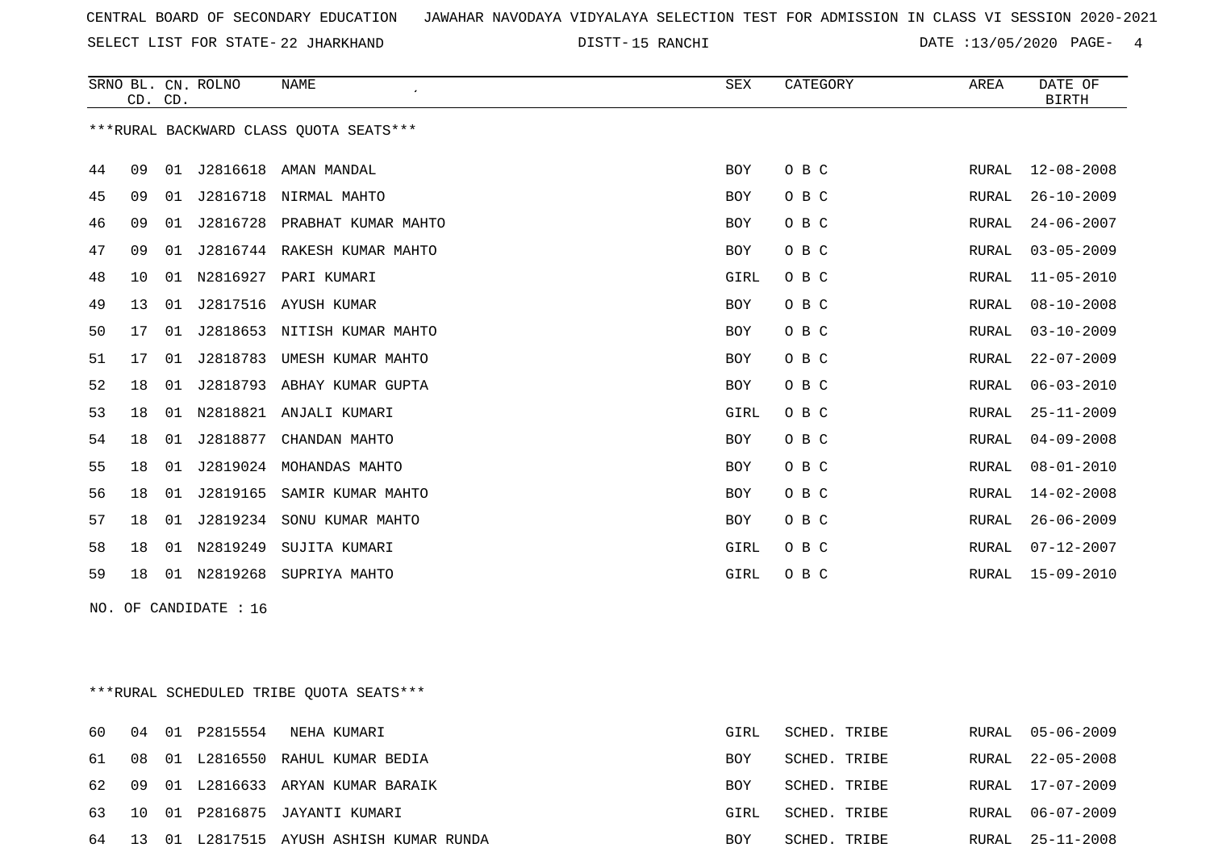CENTRAL BOARD OF SECONDARY EDUCATION JAWAHAR NAVODAYA VIDYALAYA SELECTION TEST FOR ADMISSION IN CLASS VI SESSION 2020-2021

SELECT LIST FOR STATE- 22 JHARKHAND DISTT- 15 RANCHI DATE :13/05/2020

***RURAL BACKWARD CLASS QUOTA SEATS***

| SRNO | BL. CD. | CN. CD. | ROLNO | NAME | SEX | CATEGORY | AREA | DATE OF BIRTH |
|---|---|---|---|---|---|---|---|---|
| 44 | 09 | 01 | J2816618 | AMAN MANDAL | BOY | O B C | RURAL | 12-08-2008 |
| 45 | 09 | 01 | J2816718 | NIRMAL MAHTO | BOY | O B C | RURAL | 26-10-2009 |
| 46 | 09 | 01 | J2816728 | PRABHAT KUMAR MAHTO | BOY | O B C | RURAL | 24-06-2007 |
| 47 | 09 | 01 | J2816744 | RAKESH KUMAR MAHTO | BOY | O B C | RURAL | 03-05-2009 |
| 48 | 10 | 01 | N2816927 | PARI KUMARI | GIRL | O B C | RURAL | 11-05-2010 |
| 49 | 13 | 01 | J2817516 | AYUSH KUMAR | BOY | O B C | RURAL | 08-10-2008 |
| 50 | 17 | 01 | J2818653 | NITISH KUMAR MAHTO | BOY | O B C | RURAL | 03-10-2009 |
| 51 | 17 | 01 | J2818783 | UMESH KUMAR MAHTO | BOY | O B C | RURAL | 22-07-2009 |
| 52 | 18 | 01 | J2818793 | ABHAY KUMAR GUPTA | BOY | O B C | RURAL | 06-03-2010 |
| 53 | 18 | 01 | N2818821 | ANJALI KUMARI | GIRL | O B C | RURAL | 25-11-2009 |
| 54 | 18 | 01 | J2818877 | CHANDAN MAHTO | BOY | O B C | RURAL | 04-09-2008 |
| 55 | 18 | 01 | J2819024 | MOHANDAS MAHTO | BOY | O B C | RURAL | 08-01-2010 |
| 56 | 18 | 01 | J2819165 | SAMIR KUMAR MAHTO | BOY | O B C | RURAL | 14-02-2008 |
| 57 | 18 | 01 | J2819234 | SONU KUMAR MAHTO | BOY | O B C | RURAL | 26-06-2009 |
| 58 | 18 | 01 | N2819249 | SUJITA KUMARI | GIRL | O B C | RURAL | 07-12-2007 |
| 59 | 18 | 01 | N2819268 | SUPRIYA MAHTO | GIRL | O B C | RURAL | 15-09-2010 |

NO. OF CANDIDATE : 16

***RURAL SCHEDULED TRIBE QUOTA SEATS***

| SRNO | BL. CD. | CN. CD. | ROLNO | NAME | SEX | CATEGORY | AREA | DATE OF BIRTH |
|---|---|---|---|---|---|---|---|---|
| 60 | 04 | 01 | P2815554 | NEHA KUMARI | GIRL | SCHED. TRIBE | RURAL | 05-06-2009 |
| 61 | 08 | 01 | L2816550 | RAHUL KUMAR BEDIA | BOY | SCHED. TRIBE | RURAL | 22-05-2008 |
| 62 | 09 | 01 | L2816633 | ARYAN KUMAR BARAIK | BOY | SCHED. TRIBE | RURAL | 17-07-2009 |
| 63 | 10 | 01 | P2816875 | JAYANTI KUMARI | GIRL | SCHED. TRIBE | RURAL | 06-07-2009 |
| 64 | 13 | 01 | L2817515 | AYUSH ASHISH KUMAR RUNDA | BOY | SCHED. TRIBE | RURAL | 25-11-2008 |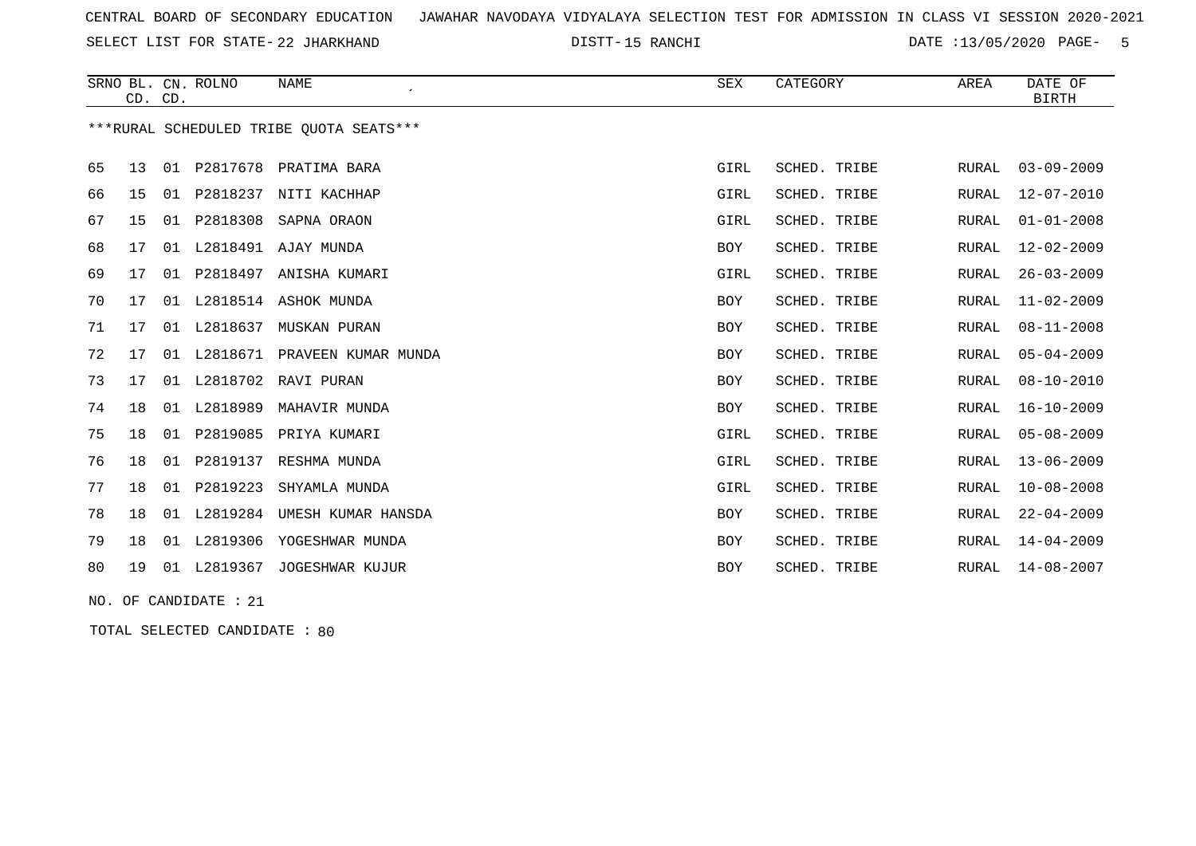CENTRAL BOARD OF SECONDARY EDUCATION JAWAHAR NAVODAYA VIDYALAYA SELECTION TEST FOR ADMISSION IN CLASS VI SESSION 2020-2021

SELECT LIST FOR STATE- 22 JHARKHAND DISTT- 15 RANCHI DATE :13/05/2020

***RURAL SCHEDULED TRIBE QUOTA SEATS***

| SRNO | BL. CD. | CN. CD. | ROLNO | NAME | SEX | CATEGORY | AREA | DATE OF BIRTH |
|---|---|---|---|---|---|---|---|---|
| 65 | 13 | 01 | P2817678 | PRATIMA BARA | GIRL | SCHED. TRIBE | RURAL | 03-09-2009 |
| 66 | 15 | 01 | P2818237 | NITI KACHHAP | GIRL | SCHED. TRIBE | RURAL | 12-07-2010 |
| 67 | 15 | 01 | P2818308 | SAPNA ORAON | GIRL | SCHED. TRIBE | RURAL | 01-01-2008 |
| 68 | 17 | 01 | L2818491 | AJAY MUNDA | BOY | SCHED. TRIBE | RURAL | 12-02-2009 |
| 69 | 17 | 01 | P2818497 | ANISHA KUMARI | GIRL | SCHED. TRIBE | RURAL | 26-03-2009 |
| 70 | 17 | 01 | L2818514 | ASHOK MUNDA | BOY | SCHED. TRIBE | RURAL | 11-02-2009 |
| 71 | 17 | 01 | L2818637 | MUSKAN PURAN | BOY | SCHED. TRIBE | RURAL | 08-11-2008 |
| 72 | 17 | 01 | L2818671 | PRAVEEN KUMAR MUNDA | BOY | SCHED. TRIBE | RURAL | 05-04-2009 |
| 73 | 17 | 01 | L2818702 | RAVI PURAN | BOY | SCHED. TRIBE | RURAL | 08-10-2010 |
| 74 | 18 | 01 | L2818989 | MAHAVIR MUNDA | BOY | SCHED. TRIBE | RURAL | 16-10-2009 |
| 75 | 18 | 01 | P2819085 | PRIYA KUMARI | GIRL | SCHED. TRIBE | RURAL | 05-08-2009 |
| 76 | 18 | 01 | P2819137 | RESHMA MUNDA | GIRL | SCHED. TRIBE | RURAL | 13-06-2009 |
| 77 | 18 | 01 | P2819223 | SHYAMLA MUNDA | GIRL | SCHED. TRIBE | RURAL | 10-08-2008 |
| 78 | 18 | 01 | L2819284 | UMESH KUMAR HANSDA | BOY | SCHED. TRIBE | RURAL | 22-04-2009 |
| 79 | 18 | 01 | L2819306 | YOGESHWAR MUNDA | BOY | SCHED. TRIBE | RURAL | 14-04-2009 |
| 80 | 19 | 01 | L2819367 | JOGESHWAR KUJUR | BOY | SCHED. TRIBE | RURAL | 14-08-2007 |

NO. OF CANDIDATE : 21

TOTAL SELECTED CANDIDATE : 80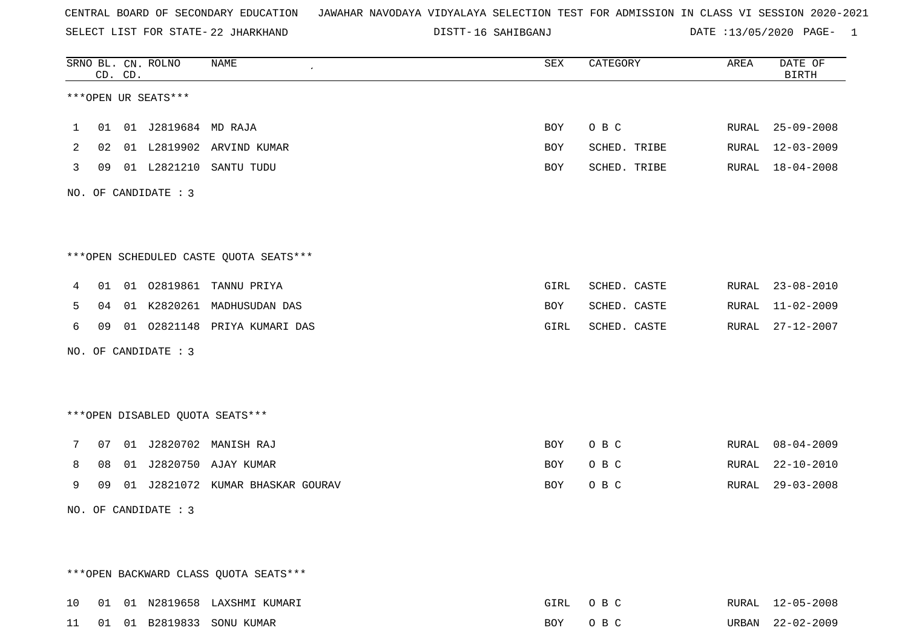CENTRAL BOARD OF SECONDARY EDUCATION JAWAHAR NAVODAYA VIDYALAYA SELECTION TEST FOR ADMISSION IN CLASS VI SESSION 2020-2021

SELECT LIST FOR STATE- 22 JHARKHAND DISTT- 16 SAHIBGANJ DATE :13/05/2020 PAGE- 1

***OPEN UR SEATS***

| SRNO | BL. CD. | CN. CD. | ROLNO | NAME | SEX | CATEGORY | AREA | DATE OF BIRTH |
|---|---|---|---|---|---|---|---|---|
| 1 | 01 | 01 | J2819684 | MD RAJA | BOY | O B C | RURAL | 25-09-2008 |
| 2 | 02 | 01 | L2819902 | ARVIND KUMAR | BOY | SCHED. TRIBE | RURAL | 12-03-2009 |
| 3 | 09 | 01 | L2821210 | SANTU TUDU | BOY | SCHED. TRIBE | RURAL | 18-04-2008 |

NO. OF CANDIDATE : 3

***OPEN SCHEDULED CASTE QUOTA SEATS***

| SRNO | BL. CD. | CN. CD. | ROLNO | NAME | SEX | CATEGORY | AREA | DATE OF BIRTH |
|---|---|---|---|---|---|---|---|---|
| 4 | 01 | 01 | O2819861 | TANNU PRIYA | GIRL | SCHED. CASTE | RURAL | 23-08-2010 |
| 5 | 04 | 01 | K2820261 | MADHUSUDAN DAS | BOY | SCHED. CASTE | RURAL | 11-02-2009 |
| 6 | 09 | 01 | O2821148 | PRIYA KUMARI DAS | GIRL | SCHED. CASTE | RURAL | 27-12-2007 |

NO. OF CANDIDATE : 3

***OPEN DISABLED QUOTA SEATS***

| SRNO | BL. CD. | CN. CD. | ROLNO | NAME | SEX | CATEGORY | AREA | DATE OF BIRTH |
|---|---|---|---|---|---|---|---|---|
| 7 | 07 | 01 | J2820702 | MANISH RAJ | BOY | O B C | RURAL | 08-04-2009 |
| 8 | 08 | 01 | J2820750 | AJAY KUMAR | BOY | O B C | RURAL | 22-10-2010 |
| 9 | 09 | 01 | J2821072 | KUMAR BHASKAR GOURAV | BOY | O B C | RURAL | 29-03-2008 |

NO. OF CANDIDATE : 3

***OPEN BACKWARD CLASS QUOTA SEATS***

| SRNO | BL. CD. | CN. CD. | ROLNO | NAME | SEX | CATEGORY | AREA | DATE OF BIRTH |
|---|---|---|---|---|---|---|---|---|
| 10 | 01 | 01 | N2819658 | LAXSHMI KUMARI | GIRL | O B C | RURAL | 12-05-2008 |
| 11 | 01 | 01 | B2819833 | SONU KUMAR | BOY | O B C | URBAN | 22-02-2009 |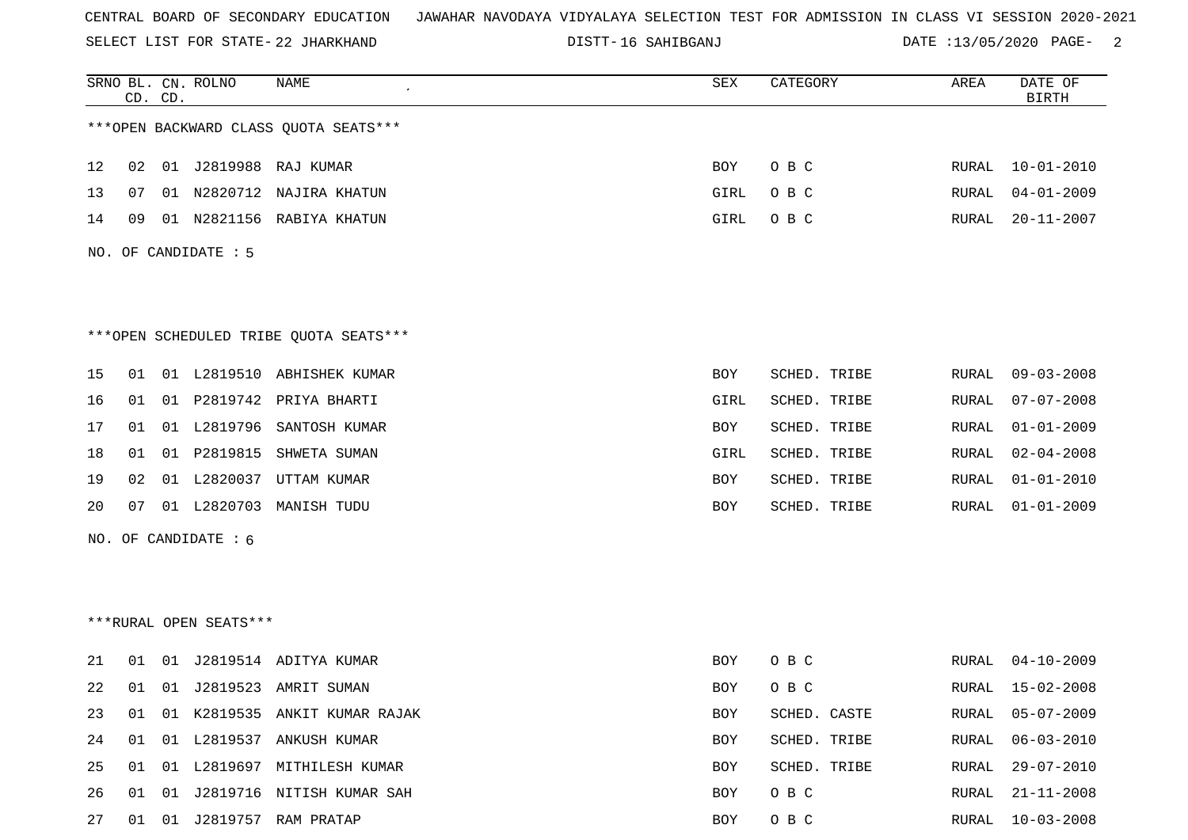CENTRAL BOARD OF SECONDARY EDUCATION   JAWAHAR NAVODAYA VIDYALAYA SELECTION TEST FOR ADMISSION IN CLASS VI SESSION 2020-2021

SELECT LIST FOR STATE- 22 JHARKHAND   DISTT- 16 SAHIBGANJ   DATE :13/05/2020

***OPEN BACKWARD CLASS QUOTA SEATS***

| SRNO | BL. CD. | CN. CD. | ROLNO | NAME | SEX | CATEGORY | AREA | DATE OF BIRTH |
|---|---|---|---|---|---|---|---|---|
| 12 | 02 | 01 | J2819988 | RAJ KUMAR | BOY | O B C | RURAL | 10-01-2010 |
| 13 | 07 | 01 | N2820712 | NAJIRA KHATUN | GIRL | O B C | RURAL | 04-01-2009 |
| 14 | 09 | 01 | N2821156 | RABIYA KHATUN | GIRL | O B C | RURAL | 20-11-2007 |

NO. OF CANDIDATE : 5

***OPEN SCHEDULED TRIBE QUOTA SEATS***

| SRNO | BL. CD. | CN. CD. | ROLNO | NAME | SEX | CATEGORY | AREA | DATE OF BIRTH |
|---|---|---|---|---|---|---|---|---|
| 15 | 01 | 01 | L2819510 | ABHISHEK KUMAR | BOY | SCHED. TRIBE | RURAL | 09-03-2008 |
| 16 | 01 | 01 | P2819742 | PRIYA BHARTI | GIRL | SCHED. TRIBE | RURAL | 07-07-2008 |
| 17 | 01 | 01 | L2819796 | SANTOSH KUMAR | BOY | SCHED. TRIBE | RURAL | 01-01-2009 |
| 18 | 01 | 01 | P2819815 | SHWETA SUMAN | GIRL | SCHED. TRIBE | RURAL | 02-04-2008 |
| 19 | 02 | 01 | L2820037 | UTTAM KUMAR | BOY | SCHED. TRIBE | RURAL | 01-01-2010 |
| 20 | 07 | 01 | L2820703 | MANISH TUDU | BOY | SCHED. TRIBE | RURAL | 01-01-2009 |

NO. OF CANDIDATE : 6

***RURAL OPEN SEATS***

| SRNO | BL. CD. | CN. CD. | ROLNO | NAME | SEX | CATEGORY | AREA | DATE OF BIRTH |
|---|---|---|---|---|---|---|---|---|
| 21 | 01 | 01 | J2819514 | ADITYA KUMAR | BOY | O B C | RURAL | 04-10-2009 |
| 22 | 01 | 01 | J2819523 | AMRIT SUMAN | BOY | O B C | RURAL | 15-02-2008 |
| 23 | 01 | 01 | K2819535 | ANKIT KUMAR RAJAK | BOY | SCHED. CASTE | RURAL | 05-07-2009 |
| 24 | 01 | 01 | L2819537 | ANKUSH KUMAR | BOY | SCHED. TRIBE | RURAL | 06-03-2010 |
| 25 | 01 | 01 | L2819697 | MITHILESH KUMAR | BOY | SCHED. TRIBE | RURAL | 29-07-2010 |
| 26 | 01 | 01 | J2819716 | NITISH KUMAR SAH | BOY | O B C | RURAL | 21-11-2008 |
| 27 | 01 | 01 | J2819757 | RAM PRATAP | BOY | O B C | RURAL | 10-03-2008 |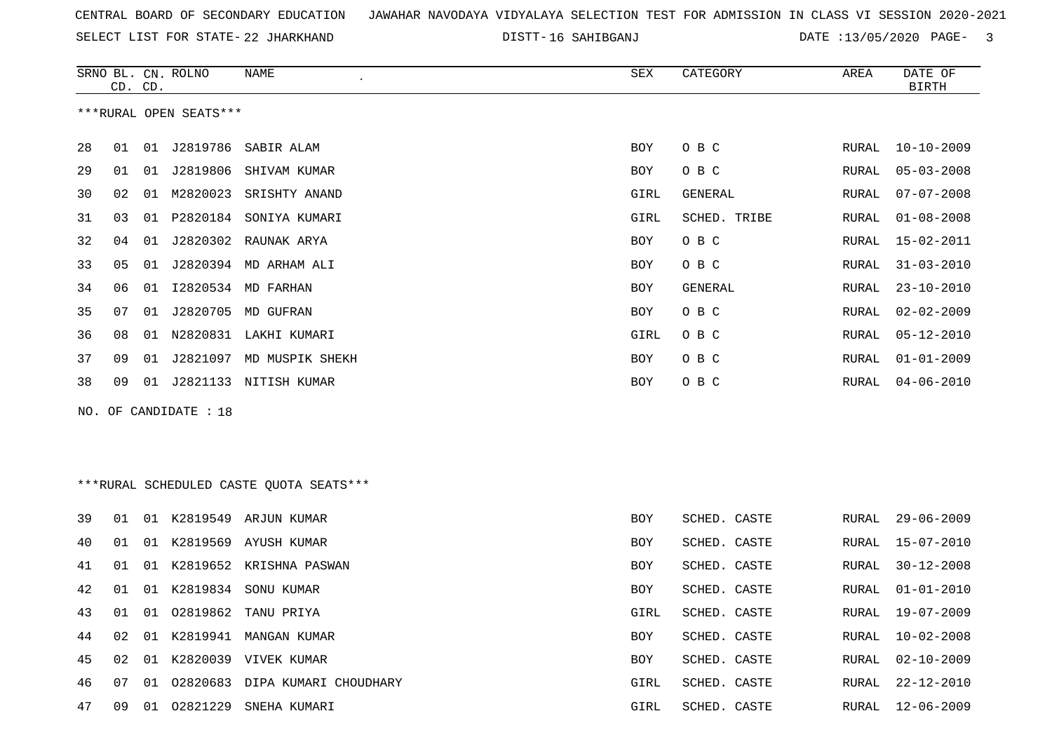CENTRAL BOARD OF SECONDARY EDUCATION JAWAHAR NAVODAYA VIDYALAYA SELECTION TEST FOR ADMISSION IN CLASS VI SESSION 2020-2021

SELECT LIST FOR STATE- 22 JHARKHAND DISTT- 16 SAHIBGANJ DATE :13/05/2020

| SRNO | BL. CD. | CN. CD. | ROLNO | NAME | SEX | CATEGORY | AREA | DATE OF BIRTH |
|---|---|---|---|---|---|---|---|---|

***RURAL OPEN SEATS***

| SRNO | BL. CD. | CN. CD. | ROLNO | NAME | SEX | CATEGORY | AREA | DATE OF BIRTH |
|---|---|---|---|---|---|---|---|---|
| 28 | 01 | 01 | J2819786 | SABIR ALAM | BOY | O B C | RURAL | 10-10-2009 |
| 29 | 01 | 01 | J2819806 | SHIVAM KUMAR | BOY | O B C | RURAL | 05-03-2008 |
| 30 | 02 | 01 | M2820023 | SRISHTY ANAND | GIRL | GENERAL | RURAL | 07-07-2008 |
| 31 | 03 | 01 | P2820184 | SONIYA KUMARI | GIRL | SCHED. TRIBE | RURAL | 01-08-2008 |
| 32 | 04 | 01 | J2820302 | RAUNAK ARYA | BOY | O B C | RURAL | 15-02-2011 |
| 33 | 05 | 01 | J2820394 | MD ARHAM ALI | BOY | O B C | RURAL | 31-03-2010 |
| 34 | 06 | 01 | I2820534 | MD FARHAN | BOY | GENERAL | RURAL | 23-10-2010 |
| 35 | 07 | 01 | J2820705 | MD GUFRAN | BOY | O B C | RURAL | 02-02-2009 |
| 36 | 08 | 01 | N2820831 | LAKHI KUMARI | GIRL | O B C | RURAL | 05-12-2010 |
| 37 | 09 | 01 | J2821097 | MD MUSPIK SHEKH | BOY | O B C | RURAL | 01-01-2009 |
| 38 | 09 | 01 | J2821133 | NITISH KUMAR | BOY | O B C | RURAL | 04-06-2010 |

NO. OF CANDIDATE : 18

***RURAL SCHEDULED CASTE QUOTA SEATS***

| SRNO | BL. CD. | CN. CD. | ROLNO | NAME | SEX | CATEGORY | AREA | DATE OF BIRTH |
|---|---|---|---|---|---|---|---|---|
| 39 | 01 | 01 | K2819549 | ARJUN KUMAR | BOY | SCHED. CASTE | RURAL | 29-06-2009 |
| 40 | 01 | 01 | K2819569 | AYUSH KUMAR | BOY | SCHED. CASTE | RURAL | 15-07-2010 |
| 41 | 01 | 01 | K2819652 | KRISHNA PASWAN | BOY | SCHED. CASTE | RURAL | 30-12-2008 |
| 42 | 01 | 01 | K2819834 | SONU KUMAR | BOY | SCHED. CASTE | RURAL | 01-01-2010 |
| 43 | 01 | 01 | O2819862 | TANU PRIYA | GIRL | SCHED. CASTE | RURAL | 19-07-2009 |
| 44 | 02 | 01 | K2819941 | MANGAN KUMAR | BOY | SCHED. CASTE | RURAL | 10-02-2008 |
| 45 | 02 | 01 | K2820039 | VIVEK KUMAR | BOY | SCHED. CASTE | RURAL | 02-10-2009 |
| 46 | 07 | 01 | O2820683 | DIPA KUMARI CHOUDHARY | GIRL | SCHED. CASTE | RURAL | 22-12-2010 |
| 47 | 09 | 01 | O2821229 | SNEHA KUMARI | GIRL | SCHED. CASTE | RURAL | 12-06-2009 |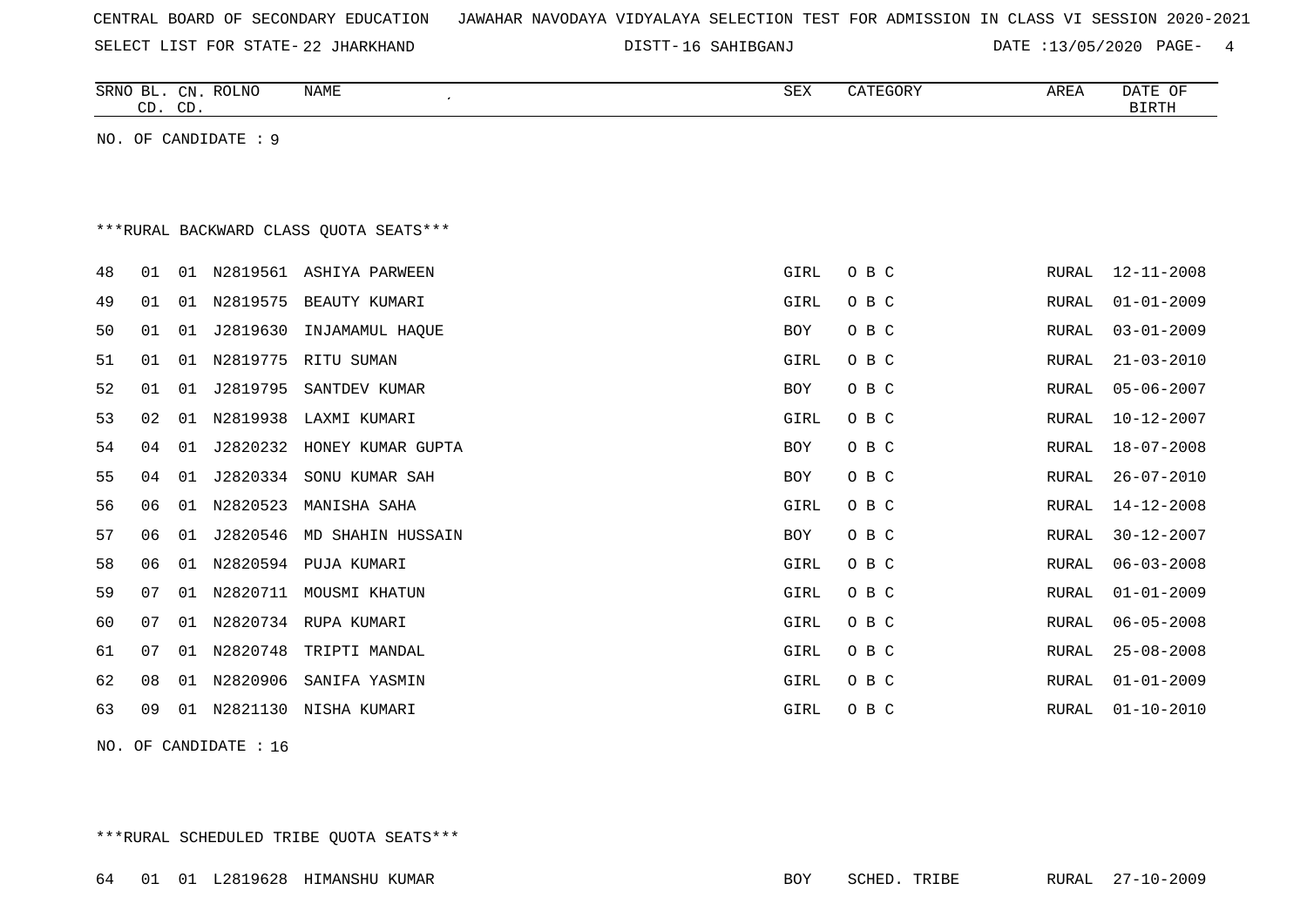CENTRAL BOARD OF SECONDARY EDUCATION JAWAHAR NAVODAYA VIDYALAYA SELECTION TEST FOR ADMISSION IN CLASS VI SESSION 2020-2021

SELECT LIST FOR STATE- 22 JHARKHAND DISTT- 16 SAHIBGANJ DATE :13/05/2020

| SRNO | BL. CD. | CN. CD. | ROLNO | NAME | SEX | CATEGORY | AREA | DATE OF BIRTH |
|---|---|---|---|---|---|---|---|---|

NO. OF CANDIDATE : 9

***RURAL BACKWARD CLASS QUOTA SEATS***

| SRNO | BL. CD. | CN. CD. | ROLNO | NAME | SEX | CATEGORY | AREA | DATE OF BIRTH |
|---|---|---|---|---|---|---|---|---|
| 48 | 01 | 01 | N2819561 | ASHIYA PARWEEN | GIRL | O B C | RURAL | 12-11-2008 |
| 49 | 01 | 01 | N2819575 | BEAUTY KUMARI | GIRL | O B C | RURAL | 01-01-2009 |
| 50 | 01 | 01 | J2819630 | INJAMAMUL HAQUE | BOY | O B C | RURAL | 03-01-2009 |
| 51 | 01 | 01 | N2819775 | RITU SUMAN | GIRL | O B C | RURAL | 21-03-2010 |
| 52 | 01 | 01 | J2819795 | SANTDEV KUMAR | BOY | O B C | RURAL | 05-06-2007 |
| 53 | 02 | 01 | N2819938 | LAXMI KUMARI | GIRL | O B C | RURAL | 10-12-2007 |
| 54 | 04 | 01 | J2820232 | HONEY KUMAR GUPTA | BOY | O B C | RURAL | 18-07-2008 |
| 55 | 04 | 01 | J2820334 | SONU KUMAR SAH | BOY | O B C | RURAL | 26-07-2010 |
| 56 | 06 | 01 | N2820523 | MANISHA SAHA | GIRL | O B C | RURAL | 14-12-2008 |
| 57 | 06 | 01 | J2820546 | MD SHAHIN HUSSAIN | BOY | O B C | RURAL | 30-12-2007 |
| 58 | 06 | 01 | N2820594 | PUJA KUMARI | GIRL | O B C | RURAL | 06-03-2008 |
| 59 | 07 | 01 | N2820711 | MOUSMI KHATUN | GIRL | O B C | RURAL | 01-01-2009 |
| 60 | 07 | 01 | N2820734 | RUPA KUMARI | GIRL | O B C | RURAL | 06-05-2008 |
| 61 | 07 | 01 | N2820748 | TRIPTI MANDAL | GIRL | O B C | RURAL | 25-08-2008 |
| 62 | 08 | 01 | N2820906 | SANIFA YASMIN | GIRL | O B C | RURAL | 01-01-2009 |
| 63 | 09 | 01 | N2821130 | NISHA KUMARI | GIRL | O B C | RURAL | 01-10-2010 |

NO. OF CANDIDATE : 16

***RURAL SCHEDULED TRIBE QUOTA SEATS***

| SRNO | BL. CD. | CN. CD. | ROLNO | NAME | SEX | CATEGORY | AREA | DATE OF BIRTH |
|---|---|---|---|---|---|---|---|---|
| 64 | 01 | 01 | L2819628 | HIMANSHU KUMAR | BOY | SCHED. TRIBE | RURAL | 27-10-2009 |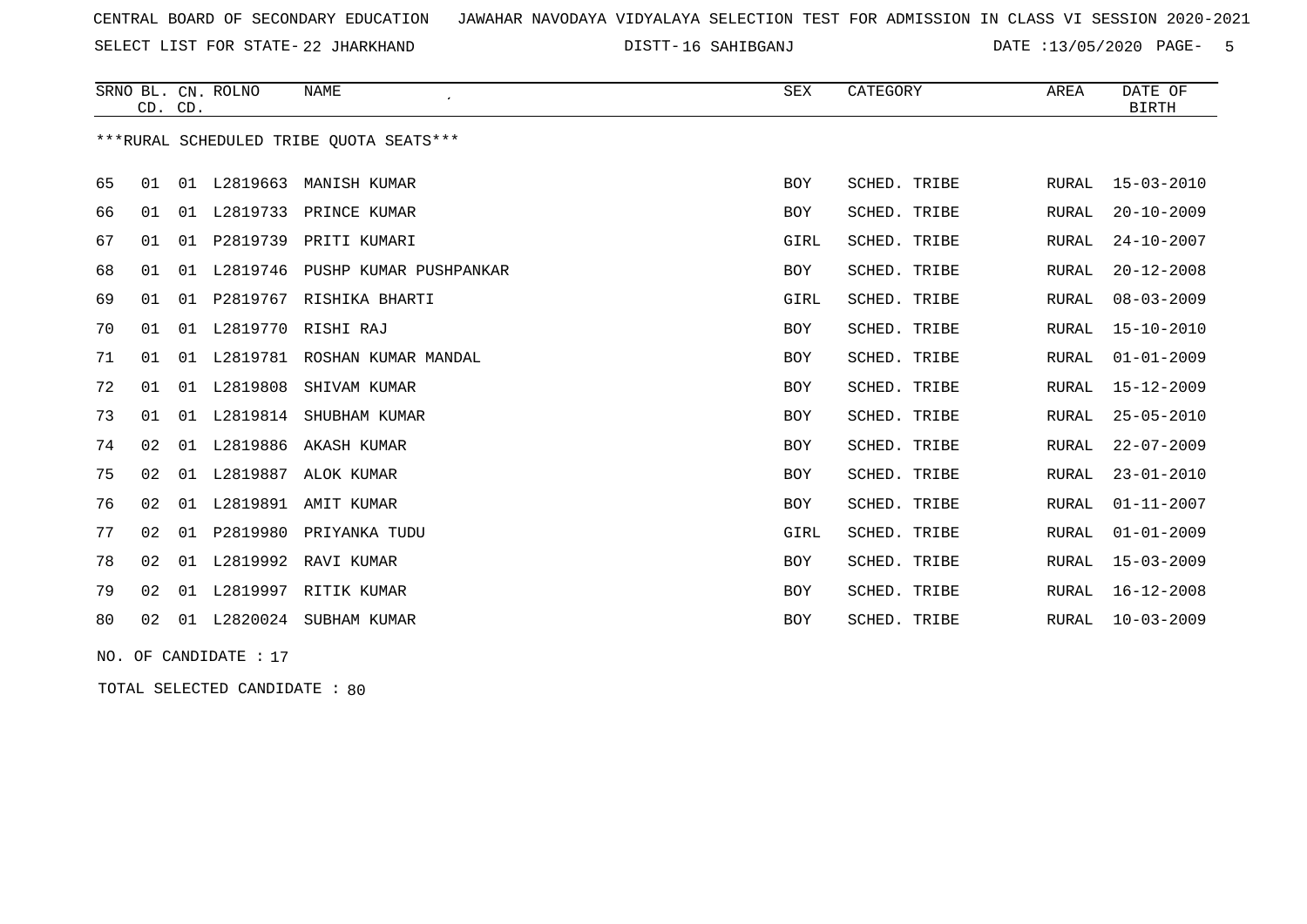CENTRAL BOARD OF SECONDARY EDUCATION JAWAHAR NAVODAYA VIDYALAYA SELECTION TEST FOR ADMISSION IN CLASS VI SESSION 2020-2021

SELECT LIST FOR STATE- 22 JHARKHAND DISTT- 16 SAHIBGANJ DATE :13/05/2020 PAGE- 5

| SRNO | BL. CD. | CN. CD. | ROLNO | NAME | SEX | CATEGORY | AREA | DATE OF BIRTH |
|---|---|---|---|---|---|---|---|---|
| ***RURAL SCHEDULED TRIBE QUOTA SEATS*** | | | | | | | | |
| 65 | 01 | 01 | L2819663 | MANISH KUMAR | BOY | SCHED. TRIBE | RURAL | 15-03-2010 |
| 66 | 01 | 01 | L2819733 | PRINCE KUMAR | BOY | SCHED. TRIBE | RURAL | 20-10-2009 |
| 67 | 01 | 01 | P2819739 | PRITI KUMARI | GIRL | SCHED. TRIBE | RURAL | 24-10-2007 |
| 68 | 01 | 01 | L2819746 | PUSHP KUMAR PUSHPANKAR | BOY | SCHED. TRIBE | RURAL | 20-12-2008 |
| 69 | 01 | 01 | P2819767 | RISHIKA BHARTI | GIRL | SCHED. TRIBE | RURAL | 08-03-2009 |
| 70 | 01 | 01 | L2819770 | RISHI RAJ | BOY | SCHED. TRIBE | RURAL | 15-10-2010 |
| 71 | 01 | 01 | L2819781 | ROSHAN KUMAR MANDAL | BOY | SCHED. TRIBE | RURAL | 01-01-2009 |
| 72 | 01 | 01 | L2819808 | SHIVAM KUMAR | BOY | SCHED. TRIBE | RURAL | 15-12-2009 |
| 73 | 01 | 01 | L2819814 | SHUBHAM KUMAR | BOY | SCHED. TRIBE | RURAL | 25-05-2010 |
| 74 | 02 | 01 | L2819886 | AKASH KUMAR | BOY | SCHED. TRIBE | RURAL | 22-07-2009 |
| 75 | 02 | 01 | L2819887 | ALOK KUMAR | BOY | SCHED. TRIBE | RURAL | 23-01-2010 |
| 76 | 02 | 01 | L2819891 | AMIT KUMAR | BOY | SCHED. TRIBE | RURAL | 01-11-2007 |
| 77 | 02 | 01 | P2819980 | PRIYANKA TUDU | GIRL | SCHED. TRIBE | RURAL | 01-01-2009 |
| 78 | 02 | 01 | L2819992 | RAVI KUMAR | BOY | SCHED. TRIBE | RURAL | 15-03-2009 |
| 79 | 02 | 01 | L2819997 | RITIK KUMAR | BOY | SCHED. TRIBE | RURAL | 16-12-2008 |
| 80 | 02 | 01 | L2820024 | SUBHAM KUMAR | BOY | SCHED. TRIBE | RURAL | 10-03-2009 |

NO. OF CANDIDATE : 17

TOTAL SELECTED CANDIDATE : 80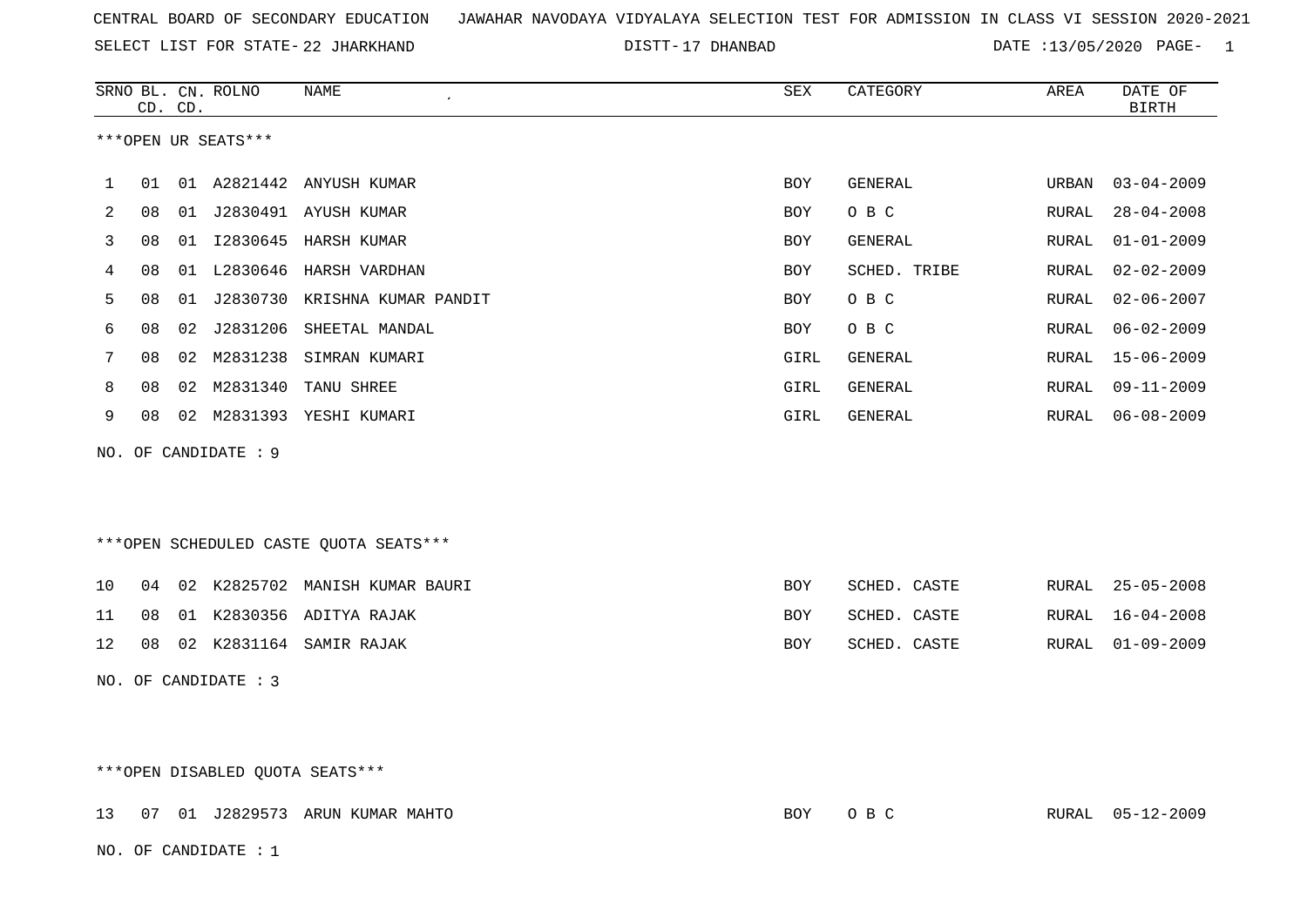CENTRAL BOARD OF SECONDARY EDUCATION JAWAHAR NAVODAYA VIDYALAYA SELECTION TEST FOR ADMISSION IN CLASS VI SESSION 2020-2021

SELECT LIST FOR STATE- 22 JHARKHAND DISTT- 17 DHANBAD DATE :13/05/2020

***OPEN UR SEATS***

| SRNO | BL. CD. | CN. CD. | ROLNO | NAME | SEX | CATEGORY | AREA | DATE OF BIRTH |
|---|---|---|---|---|---|---|---|---|
| 1 | 01 | 01 | A2821442 | ANYUSH KUMAR | BOY | GENERAL | URBAN | 03-04-2009 |
| 2 | 08 | 01 | J2830491 | AYUSH KUMAR | BOY | O B C | RURAL | 28-04-2008 |
| 3 | 08 | 01 | I2830645 | HARSH KUMAR | BOY | GENERAL | RURAL | 01-01-2009 |
| 4 | 08 | 01 | L2830646 | HARSH VARDHAN | BOY | SCHED. TRIBE | RURAL | 02-02-2009 |
| 5 | 08 | 01 | J2830730 | KRISHNA KUMAR PANDIT | BOY | O B C | RURAL | 02-06-2007 |
| 6 | 08 | 02 | J2831206 | SHEETAL MANDAL | BOY | O B C | RURAL | 06-02-2009 |
| 7 | 08 | 02 | M2831238 | SIMRAN KUMARI | GIRL | GENERAL | RURAL | 15-06-2009 |
| 8 | 08 | 02 | M2831340 | TANU SHREE | GIRL | GENERAL | RURAL | 09-11-2009 |
| 9 | 08 | 02 | M2831393 | YESHI KUMARI | GIRL | GENERAL | RURAL | 06-08-2009 |

NO. OF CANDIDATE : 9

***OPEN SCHEDULED CASTE QUOTA SEATS***

| SRNO | BL. CD. | CN. CD. | ROLNO | NAME | SEX | CATEGORY | AREA | DATE OF BIRTH |
|---|---|---|---|---|---|---|---|---|
| 10 | 04 | 02 | K2825702 | MANISH KUMAR BAURI | BOY | SCHED. CASTE | RURAL | 25-05-2008 |
| 11 | 08 | 01 | K2830356 | ADITYA RAJAK | BOY | SCHED. CASTE | RURAL | 16-04-2008 |
| 12 | 08 | 02 | K2831164 | SAMIR RAJAK | BOY | SCHED. CASTE | RURAL | 01-09-2009 |

NO. OF CANDIDATE : 3

***OPEN DISABLED QUOTA SEATS***

| SRNO | BL. CD. | CN. CD. | ROLNO | NAME | SEX | CATEGORY | AREA | DATE OF BIRTH |
|---|---|---|---|---|---|---|---|---|
| 13 | 07 | 01 | J2829573 | ARUN KUMAR MAHTO | BOY | O B C | RURAL | 05-12-2009 |

NO. OF CANDIDATE : 1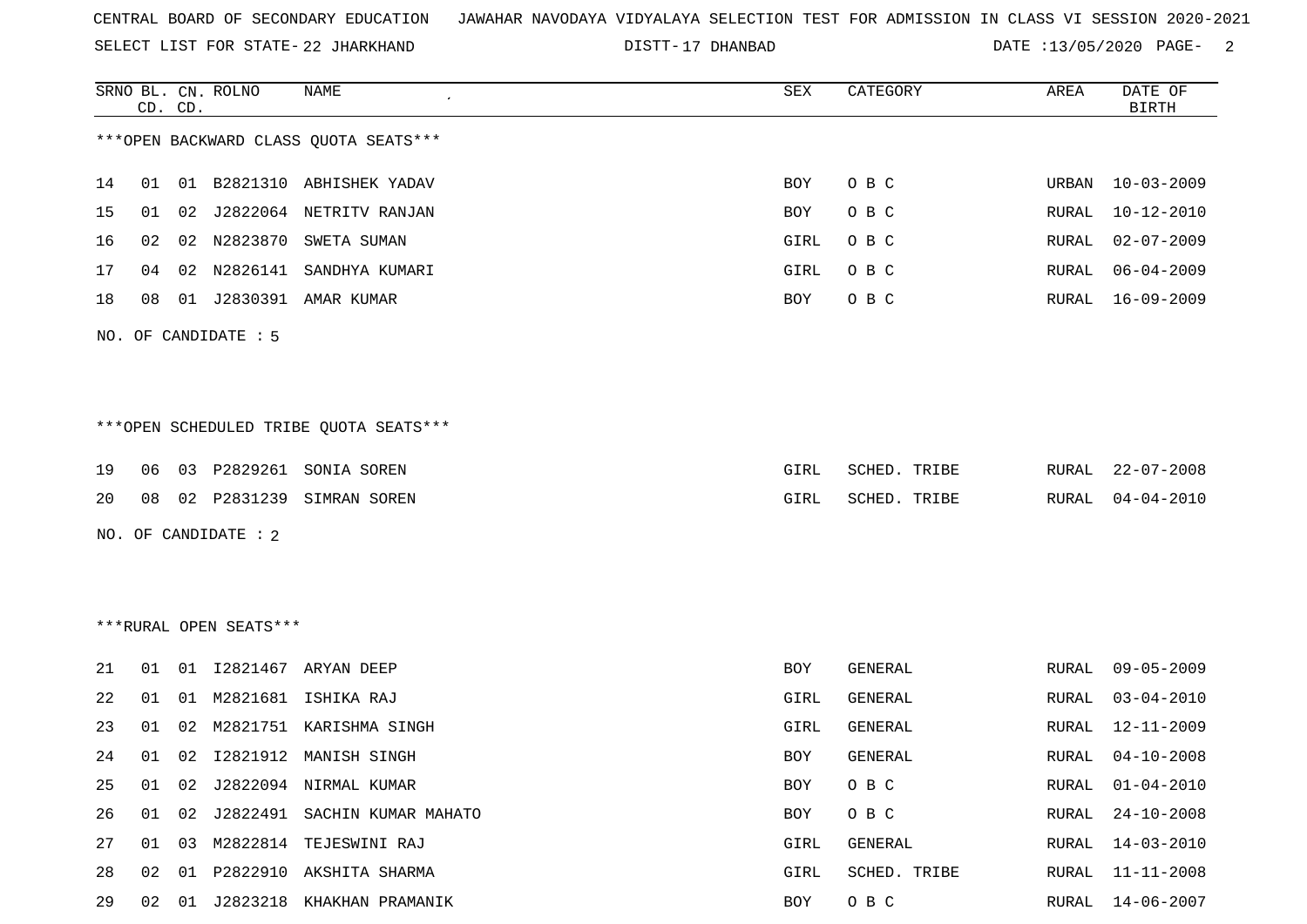CENTRAL BOARD OF SECONDARY EDUCATION JAWAHAR NAVODAYA VIDYALAYA SELECTION TEST FOR ADMISSION IN CLASS VI SESSION 2020-2021

SELECT LIST FOR STATE- 22 JHARKHAND DISTT- 17 DHANBAD DATE :13/05/2020

| SRNO | BL. CD. | CN. CD. | ROLNO | NAME | SEX | CATEGORY | AREA | DATE OF BIRTH |
|---|---|---|---|---|---|---|---|---|

***OPEN BACKWARD CLASS QUOTA SEATS***

| SRNO | BL. CD. | CN. CD. | ROLNO | NAME | SEX | CATEGORY | AREA | DATE OF BIRTH |
|---|---|---|---|---|---|---|---|---|
| 14 | 01 | 01 | B2821310 | ABHISHEK YADAV | BOY | O B C | URBAN | 10-03-2009 |
| 15 | 01 | 02 | J2822064 | NETRITV RANJAN | BOY | O B C | RURAL | 10-12-2010 |
| 16 | 02 | 02 | N2823870 | SWETA SUMAN | GIRL | O B C | RURAL | 02-07-2009 |
| 17 | 04 | 02 | N2826141 | SANDHYA KUMARI | GIRL | O B C | RURAL | 06-04-2009 |
| 18 | 08 | 01 | J2830391 | AMAR KUMAR | BOY | O B C | RURAL | 16-09-2009 |

NO. OF CANDIDATE : 5

***OPEN SCHEDULED TRIBE QUOTA SEATS***

| SRNO | BL. CD. | CN. CD. | ROLNO | NAME | SEX | CATEGORY | AREA | DATE OF BIRTH |
|---|---|---|---|---|---|---|---|---|
| 19 | 06 | 03 | P2829261 | SONIA SOREN | GIRL | SCHED. TRIBE | RURAL | 22-07-2008 |
| 20 | 08 | 02 | P2831239 | SIMRAN SOREN | GIRL | SCHED. TRIBE | RURAL | 04-04-2010 |

NO. OF CANDIDATE : 2

***RURAL OPEN SEATS***

| SRNO | BL. CD. | CN. CD. | ROLNO | NAME | SEX | CATEGORY | AREA | DATE OF BIRTH |
|---|---|---|---|---|---|---|---|---|
| 21 | 01 | 01 | I2821467 | ARYAN DEEP | BOY | GENERAL | RURAL | 09-05-2009 |
| 22 | 01 | 01 | M2821681 | ISHIKA RAJ | GIRL | GENERAL | RURAL | 03-04-2010 |
| 23 | 01 | 02 | M2821751 | KARISHMA SINGH | GIRL | GENERAL | RURAL | 12-11-2009 |
| 24 | 01 | 02 | I2821912 | MANISH SINGH | BOY | GENERAL | RURAL | 04-10-2008 |
| 25 | 01 | 02 | J2822094 | NIRMAL KUMAR | BOY | O B C | RURAL | 01-04-2010 |
| 26 | 01 | 02 | J2822491 | SACHIN KUMAR MAHATO | BOY | O B C | RURAL | 24-10-2008 |
| 27 | 01 | 03 | M2822814 | TEJESWINI RAJ | GIRL | GENERAL | RURAL | 14-03-2010 |
| 28 | 02 | 01 | P2822910 | AKSHITA SHARMA | GIRL | SCHED. TRIBE | RURAL | 11-11-2008 |
| 29 | 02 | 01 | J2823218 | KHAKHAN PRAMANIK | BOY | O B C | RURAL | 14-06-2007 |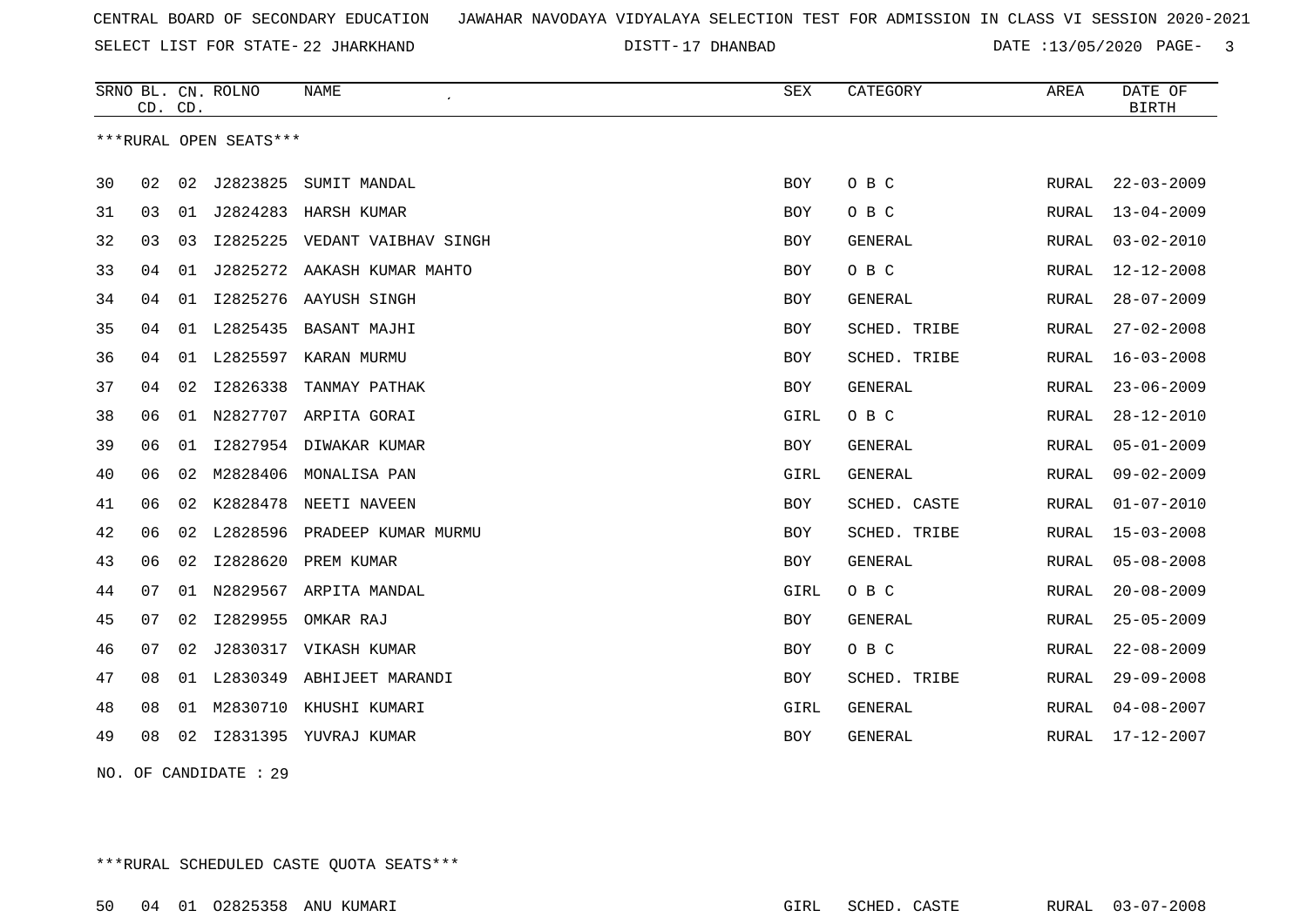CENTRAL BOARD OF SECONDARY EDUCATION JAWAHAR NAVODAYA VIDYALAYA SELECTION TEST FOR ADMISSION IN CLASS VI SESSION 2020-2021

SELECT LIST FOR STATE- 22 JHARKHAND DISTT- 17 DHANBAD DATE :13/05/2020

***RURAL OPEN SEATS***

| SRNO | BL. CD. | CN. CD. | ROLNO | NAME | SEX | CATEGORY | AREA | DATE OF BIRTH |
|---|---|---|---|---|---|---|---|---|
| 30 | 02 | 02 | J2823825 | SUMIT MANDAL | BOY | O B C | RURAL | 22-03-2009 |
| 31 | 03 | 01 | J2824283 | HARSH KUMAR | BOY | O B C | RURAL | 13-04-2009 |
| 32 | 03 | 03 | I2825225 | VEDANT VAIBHAV SINGH | BOY | GENERAL | RURAL | 03-02-2010 |
| 33 | 04 | 01 | J2825272 | AAKASH KUMAR MAHTO | BOY | O B C | RURAL | 12-12-2008 |
| 34 | 04 | 01 | I2825276 | AAYUSH SINGH | BOY | GENERAL | RURAL | 28-07-2009 |
| 35 | 04 | 01 | L2825435 | BASANT MAJHI | BOY | SCHED. TRIBE | RURAL | 27-02-2008 |
| 36 | 04 | 01 | L2825597 | KARAN MURMU | BOY | SCHED. TRIBE | RURAL | 16-03-2008 |
| 37 | 04 | 02 | I2826338 | TANMAY PATHAK | BOY | GENERAL | RURAL | 23-06-2009 |
| 38 | 06 | 01 | N2827707 | ARPITA GORAI | GIRL | O B C | RURAL | 28-12-2010 |
| 39 | 06 | 01 | I2827954 | DIWAKAR KUMAR | BOY | GENERAL | RURAL | 05-01-2009 |
| 40 | 06 | 02 | M2828406 | MONALISA PAN | GIRL | GENERAL | RURAL | 09-02-2009 |
| 41 | 06 | 02 | K2828478 | NEETI NAVEEN | BOY | SCHED. CASTE | RURAL | 01-07-2010 |
| 42 | 06 | 02 | L2828596 | PRADEEP KUMAR MURMU | BOY | SCHED. TRIBE | RURAL | 15-03-2008 |
| 43 | 06 | 02 | I2828620 | PREM KUMAR | BOY | GENERAL | RURAL | 05-08-2008 |
| 44 | 07 | 01 | N2829567 | ARPITA MANDAL | GIRL | O B C | RURAL | 20-08-2009 |
| 45 | 07 | 02 | I2829955 | OMKAR RAJ | BOY | GENERAL | RURAL | 25-05-2009 |
| 46 | 07 | 02 | J2830317 | VIKASH KUMAR | BOY | O B C | RURAL | 22-08-2009 |
| 47 | 08 | 01 | L2830349 | ABHIJEET MARANDI | BOY | SCHED. TRIBE | RURAL | 29-09-2008 |
| 48 | 08 | 01 | M2830710 | KHUSHI KUMARI | GIRL | GENERAL | RURAL | 04-08-2007 |
| 49 | 08 | 02 | I2831395 | YUVRAJ KUMAR | BOY | GENERAL | RURAL | 17-12-2007 |

NO. OF CANDIDATE : 29

***RURAL SCHEDULED CASTE QUOTA SEATS***

| SRNO | BL. CD. | CN. CD. | ROLNO | NAME | SEX | CATEGORY | AREA | DATE OF BIRTH |
|---|---|---|---|---|---|---|---|---|
| 50 | 04 | 01 | O2825358 | ANU KUMARI | GIRL | SCHED. CASTE | RURAL | 03-07-2008 |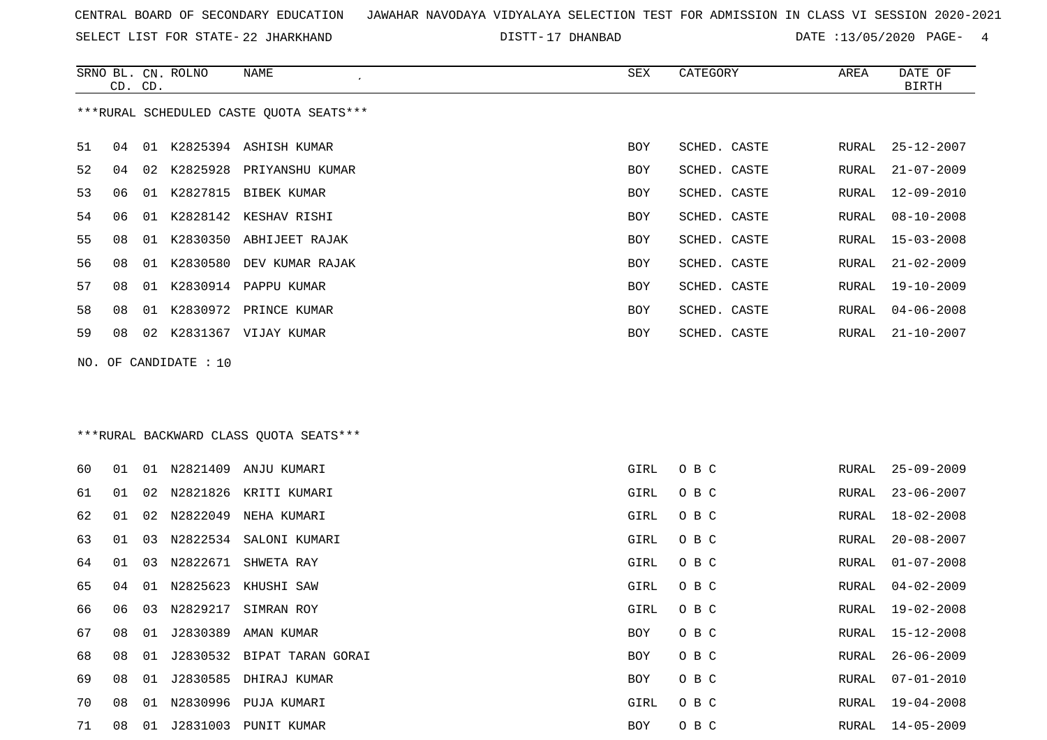CENTRAL BOARD OF SECONDARY EDUCATION JAWAHAR NAVODAYA VIDYALAYA SELECTION TEST FOR ADMISSION IN CLASS VI SESSION 2020-2021

SELECT LIST FOR STATE- 22 JHARKHAND DISTT- 17 DHANBAD DATE :13/05/2020

***RURAL SCHEDULED CASTE QUOTA SEATS***

| SRNO | BL. CD. | CN. CD. | ROLNO | NAME | SEX | CATEGORY | AREA | DATE OF BIRTH |
|---|---|---|---|---|---|---|---|---|
| 51 | 04 | 01 | K2825394 | ASHISH KUMAR | BOY | SCHED. CASTE | RURAL | 25-12-2007 |
| 52 | 04 | 02 | K2825928 | PRIYANSHU KUMAR | BOY | SCHED. CASTE | RURAL | 21-07-2009 |
| 53 | 06 | 01 | K2827815 | BIBEK KUMAR | BOY | SCHED. CASTE | RURAL | 12-09-2010 |
| 54 | 06 | 01 | K2828142 | KESHAV RISHI | BOY | SCHED. CASTE | RURAL | 08-10-2008 |
| 55 | 08 | 01 | K2830350 | ABHIJEET RAJAK | BOY | SCHED. CASTE | RURAL | 15-03-2008 |
| 56 | 08 | 01 | K2830580 | DEV KUMAR RAJAK | BOY | SCHED. CASTE | RURAL | 21-02-2009 |
| 57 | 08 | 01 | K2830914 | PAPPU KUMAR | BOY | SCHED. CASTE | RURAL | 19-10-2009 |
| 58 | 08 | 01 | K2830972 | PRINCE KUMAR | BOY | SCHED. CASTE | RURAL | 04-06-2008 |
| 59 | 08 | 02 | K2831367 | VIJAY KUMAR | BOY | SCHED. CASTE | RURAL | 21-10-2007 |

NO. OF CANDIDATE : 10

***RURAL BACKWARD CLASS QUOTA SEATS***

| SRNO | BL. CD. | CN. CD. | ROLNO | NAME | SEX | CATEGORY | AREA | DATE OF BIRTH |
|---|---|---|---|---|---|---|---|---|
| 60 | 01 | 01 | N2821409 | ANJU KUMARI | GIRL | O B C | RURAL | 25-09-2009 |
| 61 | 01 | 02 | N2821826 | KRITI KUMARI | GIRL | O B C | RURAL | 23-06-2007 |
| 62 | 01 | 02 | N2822049 | NEHA KUMARI | GIRL | O B C | RURAL | 18-02-2008 |
| 63 | 01 | 03 | N2822534 | SALONI KUMARI | GIRL | O B C | RURAL | 20-08-2007 |
| 64 | 01 | 03 | N2822671 | SHWETA RAY | GIRL | O B C | RURAL | 01-07-2008 |
| 65 | 04 | 01 | N2825623 | KHUSHI SAW | GIRL | O B C | RURAL | 04-02-2009 |
| 66 | 06 | 03 | N2829217 | SIMRAN ROY | GIRL | O B C | RURAL | 19-02-2008 |
| 67 | 08 | 01 | J2830389 | AMAN KUMAR | BOY | O B C | RURAL | 15-12-2008 |
| 68 | 08 | 01 | J2830532 | BIPAT TARAN GORAI | BOY | O B C | RURAL | 26-06-2009 |
| 69 | 08 | 01 | J2830585 | DHIRAJ KUMAR | BOY | O B C | RURAL | 07-01-2010 |
| 70 | 08 | 01 | N2830996 | PUJA KUMARI | GIRL | O B C | RURAL | 19-04-2008 |
| 71 | 08 | 01 | J2831003 | PUNIT KUMAR | BOY | O B C | RURAL | 14-05-2009 |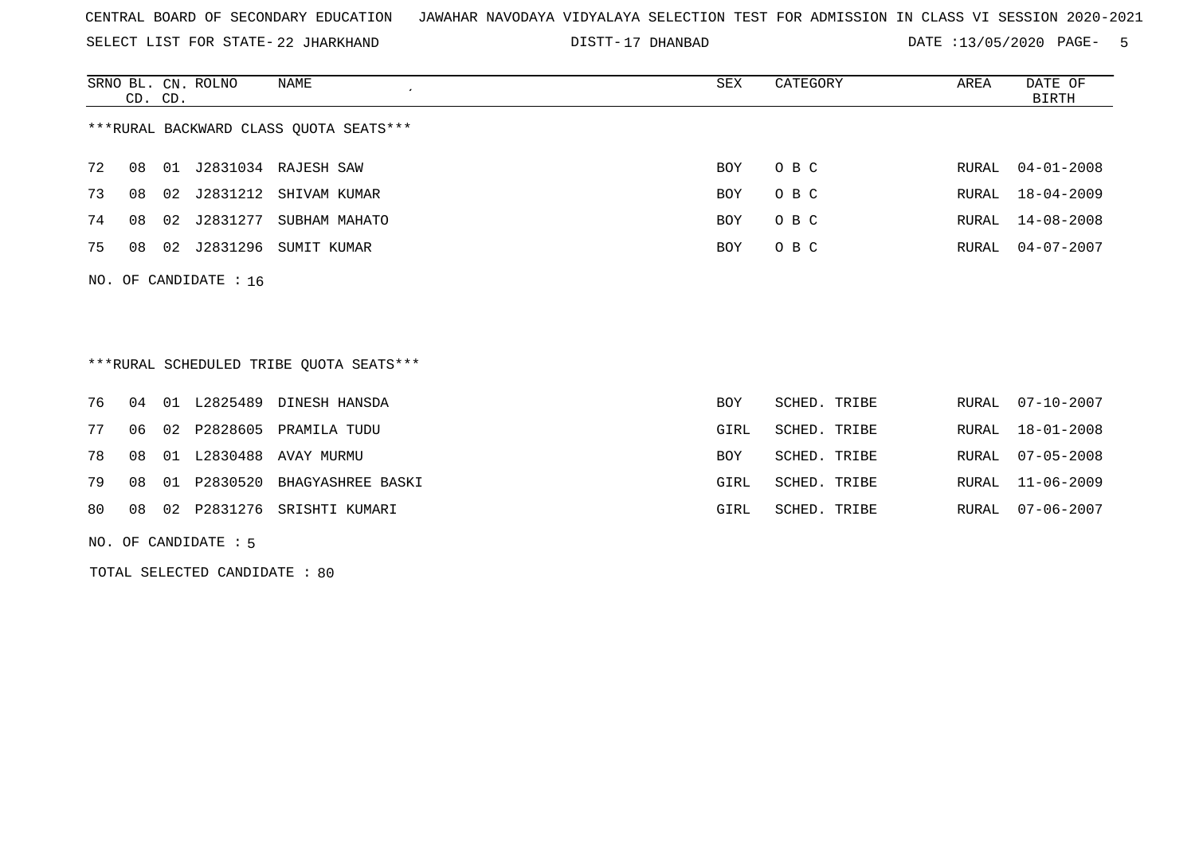CENTRAL BOARD OF SECONDARY EDUCATION   JAWAHAR NAVODAYA VIDYALAYA SELECTION TEST FOR ADMISSION IN CLASS VI SESSION 2020-2021

SELECT LIST FOR STATE- 22 JHARKHAND   DISTT- 17 DHANBAD   DATE :13/05/2020

***RURAL BACKWARD CLASS QUOTA SEATS***

| SRNO | BL. CD. | CN. CD. | ROLNO | NAME | SEX | CATEGORY | AREA | DATE OF BIRTH |
|---|---|---|---|---|---|---|---|---|
| 72 | 08 | 01 | J2831034 | RAJESH SAW | BOY | O B C | RURAL | 04-01-2008 |
| 73 | 08 | 02 | J2831212 | SHIVAM KUMAR | BOY | O B C | RURAL | 18-04-2009 |
| 74 | 08 | 02 | J2831277 | SUBHAM MAHATO | BOY | O B C | RURAL | 14-08-2008 |
| 75 | 08 | 02 | J2831296 | SUMIT KUMAR | BOY | O B C | RURAL | 04-07-2007 |

NO. OF CANDIDATE : 16

***RURAL SCHEDULED TRIBE QUOTA SEATS***

| SRNO | BL. CD. | CN. CD. | ROLNO | NAME | SEX | CATEGORY | AREA | DATE OF BIRTH |
|---|---|---|---|---|---|---|---|---|
| 76 | 04 | 01 | L2825489 | DINESH HANSDA | BOY | SCHED. TRIBE | RURAL | 07-10-2007 |
| 77 | 06 | 02 | P2828605 | PRAMILA TUDU | GIRL | SCHED. TRIBE | RURAL | 18-01-2008 |
| 78 | 08 | 01 | L2830488 | AVAY MURMU | BOY | SCHED. TRIBE | RURAL | 07-05-2008 |
| 79 | 08 | 01 | P2830520 | BHAGYASHREE BASKI | GIRL | SCHED. TRIBE | RURAL | 11-06-2009 |
| 80 | 08 | 02 | P2831276 | SRISHTI KUMARI | GIRL | SCHED. TRIBE | RURAL | 07-06-2007 |

NO. OF CANDIDATE : 5

TOTAL SELECTED CANDIDATE : 80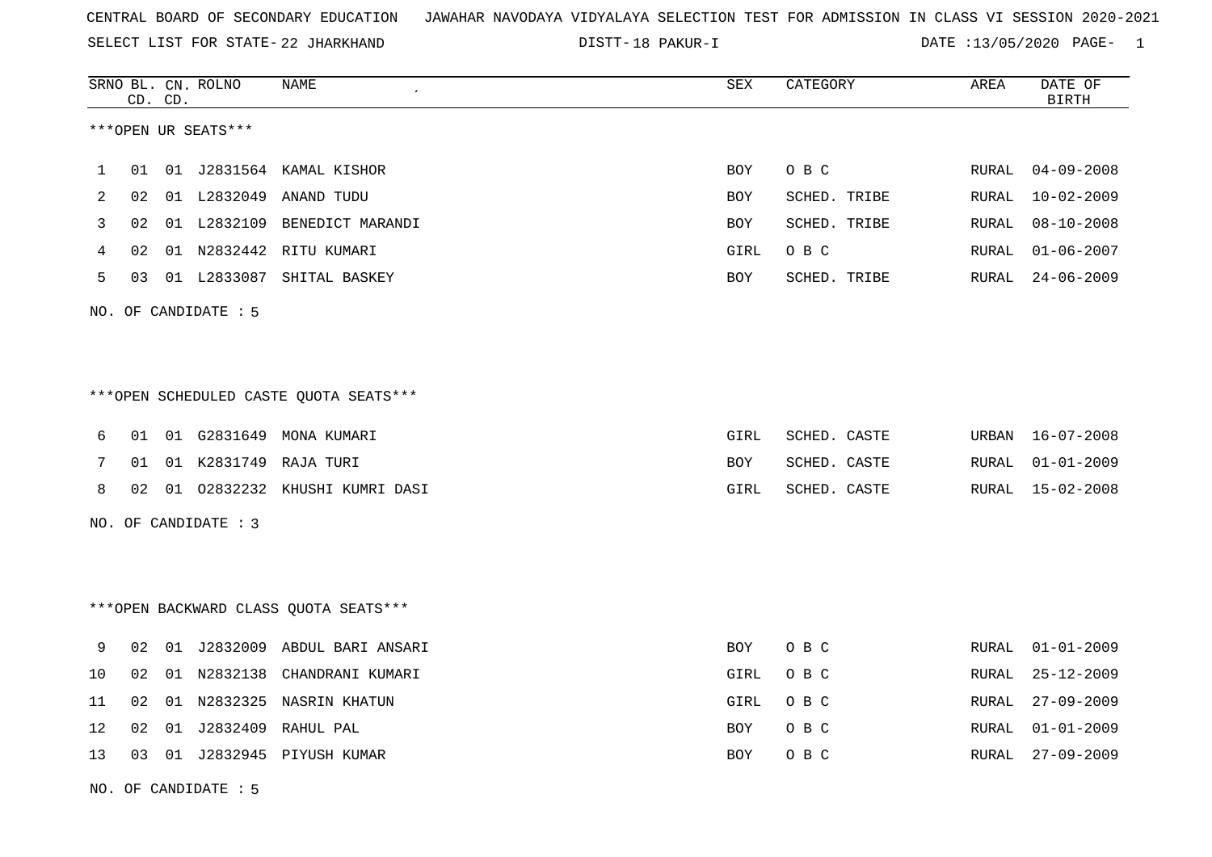CENTRAL BOARD OF SECONDARY EDUCATION JAWAHAR NAVODAYA VIDYALAYA SELECTION TEST FOR ADMISSION IN CLASS VI SESSION 2020-2021

SELECT LIST FOR STATE- 22 JHARKHAND DISTT- 18 PAKUR-I DATE :13/05/2020 PAGE- 1

***OPEN UR SEATS***

| SRNO | BL. CD. | CN. CD. | ROLNO | NAME | SEX | CATEGORY | AREA | DATE OF BIRTH |
|---|---|---|---|---|---|---|---|---|
| 1 | 01 | 01 | J2831564 | KAMAL KISHOR | BOY | O B C | RURAL | 04-09-2008 |
| 2 | 02 | 01 | L2832049 | ANAND TUDU | BOY | SCHED. TRIBE | RURAL | 10-02-2009 |
| 3 | 02 | 01 | L2832109 | BENEDICT MARANDI | BOY | SCHED. TRIBE | RURAL | 08-10-2008 |
| 4 | 02 | 01 | N2832442 | RITU KUMARI | GIRL | O B C | RURAL | 01-06-2007 |
| 5 | 03 | 01 | L2833087 | SHITAL BASKEY | BOY | SCHED. TRIBE | RURAL | 24-06-2009 |

NO. OF CANDIDATE : 5

***OPEN SCHEDULED CASTE QUOTA SEATS***

| SRNO | BL. CD. | CN. CD. | ROLNO | NAME | SEX | CATEGORY | AREA | DATE OF BIRTH |
|---|---|---|---|---|---|---|---|---|
| 6 | 01 | 01 | G2831649 | MONA KUMARI | GIRL | SCHED. CASTE | URBAN | 16-07-2008 |
| 7 | 01 | 01 | K2831749 | RAJA TURI | BOY | SCHED. CASTE | RURAL | 01-01-2009 |
| 8 | 02 | 01 | O2832232 | KHUSHI KUMRI DASI | GIRL | SCHED. CASTE | RURAL | 15-02-2008 |

NO. OF CANDIDATE : 3

***OPEN BACKWARD CLASS QUOTA SEATS***

| SRNO | BL. CD. | CN. CD. | ROLNO | NAME | SEX | CATEGORY | AREA | DATE OF BIRTH |
|---|---|---|---|---|---|---|---|---|
| 9 | 02 | 01 | J2832009 | ABDUL BARI ANSARI | BOY | O B C | RURAL | 01-01-2009 |
| 10 | 02 | 01 | N2832138 | CHANDRANI KUMARI | GIRL | O B C | RURAL | 25-12-2009 |
| 11 | 02 | 01 | N2832325 | NASRIN KHATUN | GIRL | O B C | RURAL | 27-09-2009 |
| 12 | 02 | 01 | J2832409 | RAHUL PAL | BOY | O B C | RURAL | 01-01-2009 |
| 13 | 03 | 01 | J2832945 | PIYUSH KUMAR | BOY | O B C | RURAL | 27-09-2009 |

NO. OF CANDIDATE : 5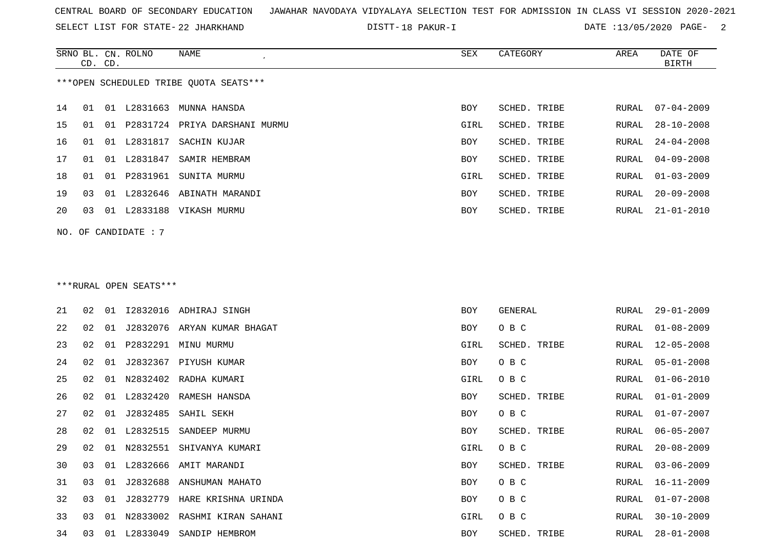CENTRAL BOARD OF SECONDARY EDUCATION JAWAHAR NAVODAYA VIDYALAYA SELECTION TEST FOR ADMISSION IN CLASS VI SESSION 2020-2021

SELECT LIST FOR STATE- 22 JHARKHAND DISTT- 18 PAKUR-I DATE :13/05/2020

***OPEN SCHEDULED TRIBE QUOTA SEATS***

| SRNO | BL. CD. | CN. CD. | ROLNO | NAME | SEX | CATEGORY | AREA | DATE OF BIRTH |
|---|---|---|---|---|---|---|---|---|
| 14 | 01 | 01 | L2831663 | MUNNA HANSDA | BOY | SCHED. TRIBE | RURAL | 07-04-2009 |
| 15 | 01 | 01 | P2831724 | PRIYA DARSHANI MURMU | GIRL | SCHED. TRIBE | RURAL | 28-10-2008 |
| 16 | 01 | 01 | L2831817 | SACHIN KUJAR | BOY | SCHED. TRIBE | RURAL | 24-04-2008 |
| 17 | 01 | 01 | L2831847 | SAMIR HEMBRAM | BOY | SCHED. TRIBE | RURAL | 04-09-2008 |
| 18 | 01 | 01 | P2831961 | SUNITA MURMU | GIRL | SCHED. TRIBE | RURAL | 01-03-2009 |
| 19 | 03 | 01 | L2832646 | ABINATH MARANDI | BOY | SCHED. TRIBE | RURAL | 20-09-2008 |
| 20 | 03 | 01 | L2833188 | VIKASH MURMU | BOY | SCHED. TRIBE | RURAL | 21-01-2010 |

NO. OF CANDIDATE : 7

***RURAL OPEN SEATS***

| SRNO | BL. CD. | CN. CD. | ROLNO | NAME | SEX | CATEGORY | AREA | DATE OF BIRTH |
|---|---|---|---|---|---|---|---|---|
| 21 | 02 | 01 | I2832016 | ADHIRAJ SINGH | BOY | GENERAL | RURAL | 29-01-2009 |
| 22 | 02 | 01 | J2832076 | ARYAN KUMAR BHAGAT | BOY | O B C | RURAL | 01-08-2009 |
| 23 | 02 | 01 | P2832291 | MINU MURMU | GIRL | SCHED. TRIBE | RURAL | 12-05-2008 |
| 24 | 02 | 01 | J2832367 | PIYUSH KUMAR | BOY | O B C | RURAL | 05-01-2008 |
| 25 | 02 | 01 | N2832402 | RADHA KUMARI | GIRL | O B C | RURAL | 01-06-2010 |
| 26 | 02 | 01 | L2832420 | RAMESH HANSDA | BOY | SCHED. TRIBE | RURAL | 01-01-2009 |
| 27 | 02 | 01 | J2832485 | SAHIL SEKH | BOY | O B C | RURAL | 01-07-2007 |
| 28 | 02 | 01 | L2832515 | SANDEEP MURMU | BOY | SCHED. TRIBE | RURAL | 06-05-2007 |
| 29 | 02 | 01 | N2832551 | SHIVANYA KUMARI | GIRL | O B C | RURAL | 20-08-2009 |
| 30 | 03 | 01 | L2832666 | AMIT MARANDI | BOY | SCHED. TRIBE | RURAL | 03-06-2009 |
| 31 | 03 | 01 | J2832688 | ANSHUMAN MAHATO | BOY | O B C | RURAL | 16-11-2009 |
| 32 | 03 | 01 | J2832779 | HARE KRISHNA URINDA | BOY | O B C | RURAL | 01-07-2008 |
| 33 | 03 | 01 | N2833002 | RASHMI KIRAN SAHANI | GIRL | O B C | RURAL | 30-10-2009 |
| 34 | 03 | 01 | L2833049 | SANDIP HEMBROM | BOY | SCHED. TRIBE | RURAL | 28-01-2008 |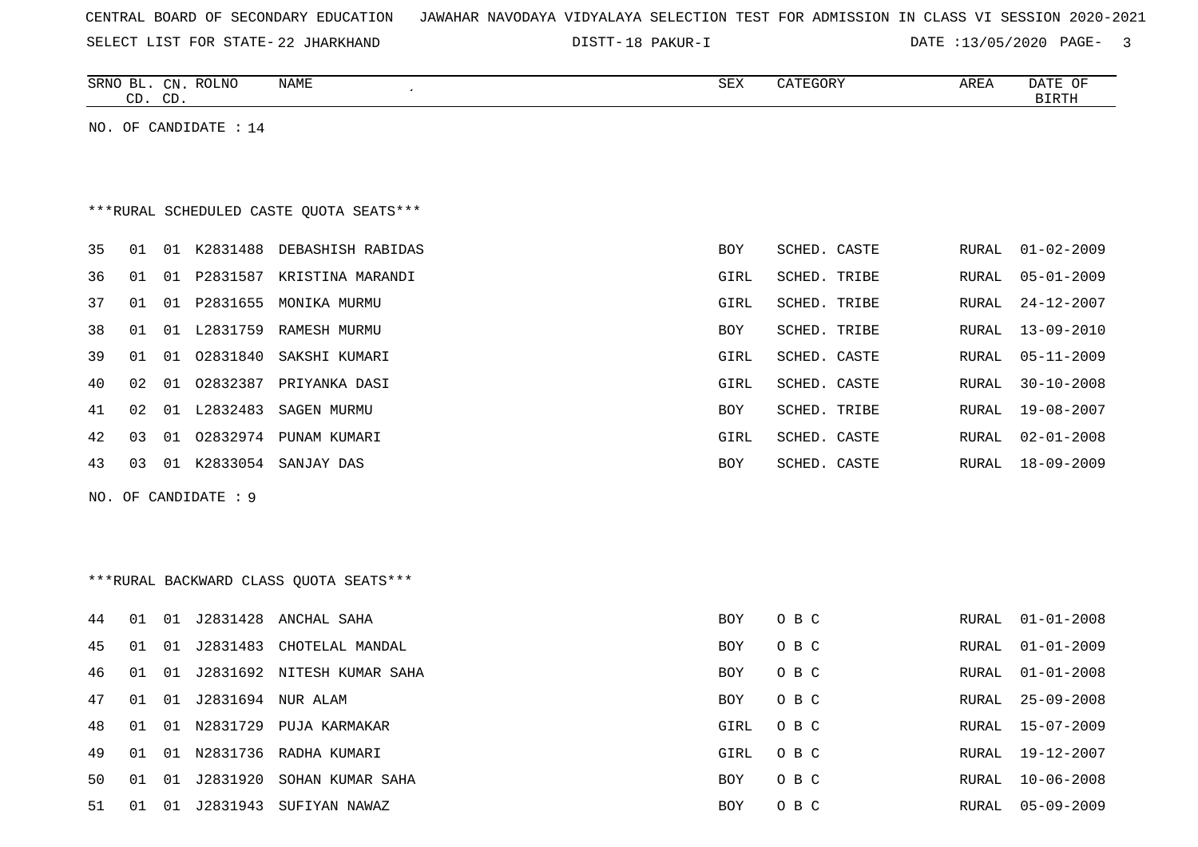CENTRAL BOARD OF SECONDARY EDUCATION JAWAHAR NAVODAYA VIDYALAYA SELECTION TEST FOR ADMISSION IN CLASS VI SESSION 2020-2021

SELECT LIST FOR STATE- 22 JHARKHAND DISTT- 18 PAKUR-I DATE :13/05/2020

| SRNO | BL. CD. | CN. CD. | ROLNO | NAME | SEX | CATEGORY | AREA | DATE OF BIRTH |
|---|---|---|---|---|---|---|---|---|

NO. OF CANDIDATE : 14

***RURAL SCHEDULED CASTE QUOTA SEATS***

| SRNO | BL. CD. | CN. CD. | ROLNO | NAME | SEX | CATEGORY | AREA | DATE OF BIRTH |
|---|---|---|---|---|---|---|---|---|
| 35 | 01 | 01 | K2831488 | DEBASHISH RABIDAS | BOY | SCHED. CASTE | RURAL | 01-02-2009 |
| 36 | 01 | 01 | P2831587 | KRISTINA MARANDI | GIRL | SCHED. TRIBE | RURAL | 05-01-2009 |
| 37 | 01 | 01 | P2831655 | MONIKA MURMU | GIRL | SCHED. TRIBE | RURAL | 24-12-2007 |
| 38 | 01 | 01 | L2831759 | RAMESH MURMU | BOY | SCHED. TRIBE | RURAL | 13-09-2010 |
| 39 | 01 | 01 | O2831840 | SAKSHI KUMARI | GIRL | SCHED. CASTE | RURAL | 05-11-2009 |
| 40 | 02 | 01 | O2832387 | PRIYANKA DASI | GIRL | SCHED. CASTE | RURAL | 30-10-2008 |
| 41 | 02 | 01 | L2832483 | SAGEN MURMU | BOY | SCHED. TRIBE | RURAL | 19-08-2007 |
| 42 | 03 | 01 | O2832974 | PUNAM KUMARI | GIRL | SCHED. CASTE | RURAL | 02-01-2008 |
| 43 | 03 | 01 | K2833054 | SANJAY DAS | BOY | SCHED. CASTE | RURAL | 18-09-2009 |

NO. OF CANDIDATE : 9

***RURAL BACKWARD CLASS QUOTA SEATS***

| SRNO | BL. CD. | CN. CD. | ROLNO | NAME | SEX | CATEGORY | AREA | DATE OF BIRTH |
|---|---|---|---|---|---|---|---|---|
| 44 | 01 | 01 | J2831428 | ANCHAL SAHA | BOY | O B C | RURAL | 01-01-2008 |
| 45 | 01 | 01 | J2831483 | CHOTELAL MANDAL | BOY | O B C | RURAL | 01-01-2009 |
| 46 | 01 | 01 | J2831692 | NITESH KUMAR SAHA | BOY | O B C | RURAL | 01-01-2008 |
| 47 | 01 | 01 | J2831694 | NUR ALAM | BOY | O B C | RURAL | 25-09-2008 |
| 48 | 01 | 01 | N2831729 | PUJA KARMAKAR | GIRL | O B C | RURAL | 15-07-2009 |
| 49 | 01 | 01 | N2831736 | RADHA KUMARI | GIRL | O B C | RURAL | 19-12-2007 |
| 50 | 01 | 01 | J2831920 | SOHAN KUMAR SAHA | BOY | O B C | RURAL | 10-06-2008 |
| 51 | 01 | 01 | J2831943 | SUFIYAN NAWAZ | BOY | O B C | RURAL | 05-09-2009 |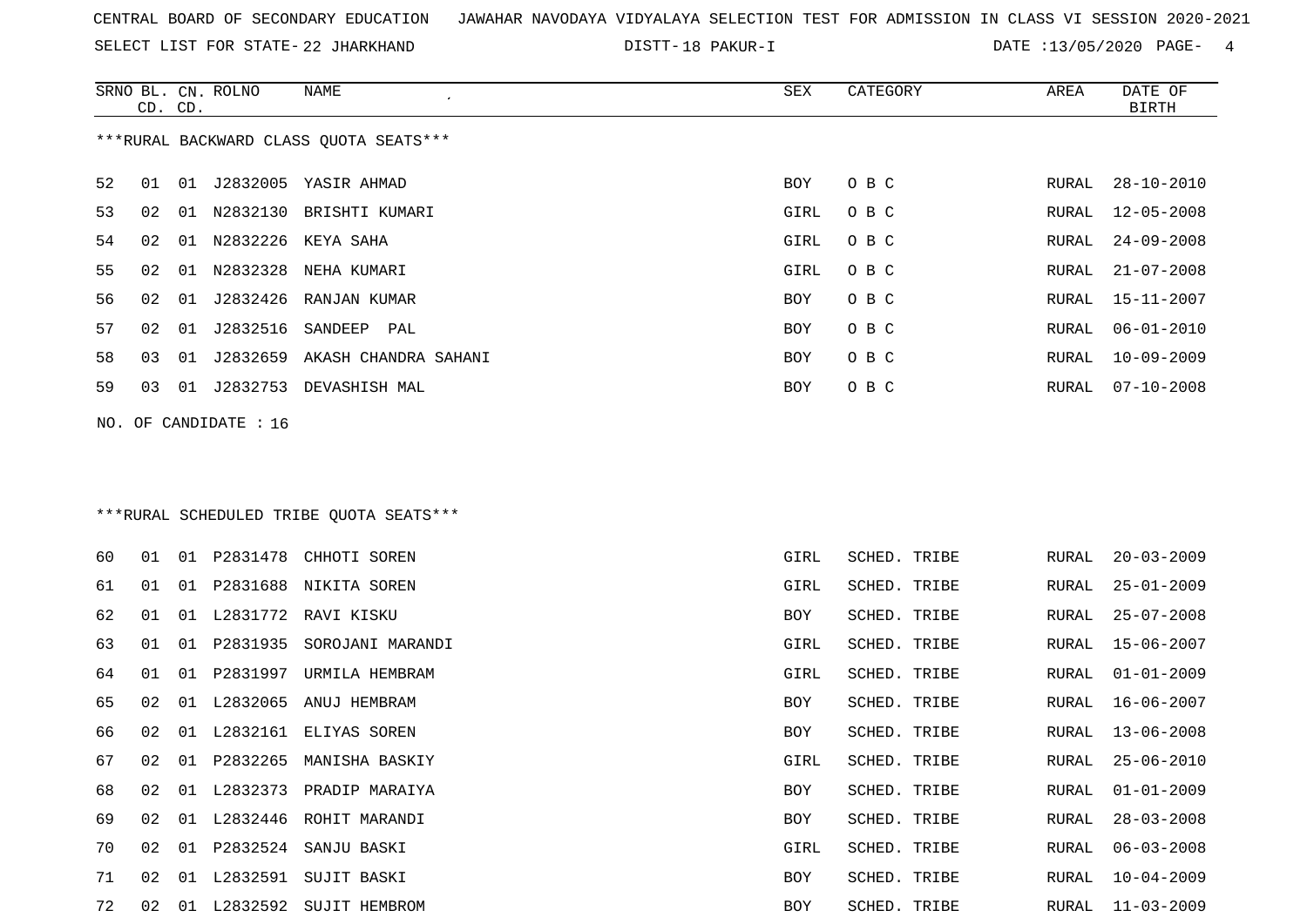CENTRAL BOARD OF SECONDARY EDUCATION JAWAHAR NAVODAYA VIDYALAYA SELECTION TEST FOR ADMISSION IN CLASS VI SESSION 2020-2021

SELECT LIST FOR STATE- 22 JHARKHAND DISTT- 18 PAKUR-I DATE :13/05/2020

***RURAL BACKWARD CLASS QUOTA SEATS***

| SRNO | BL. CD. | CN. CD. | ROLNO | NAME | SEX | CATEGORY | AREA | DATE OF BIRTH |
|---|---|---|---|---|---|---|---|---|
| 52 | 01 | 01 | J2832005 | YASIR AHMAD | BOY | O B C | RURAL | 28-10-2010 |
| 53 | 02 | 01 | N2832130 | BRISHTI KUMARI | GIRL | O B C | RURAL | 12-05-2008 |
| 54 | 02 | 01 | N2832226 | KEYA SAHA | GIRL | O B C | RURAL | 24-09-2008 |
| 55 | 02 | 01 | N2832328 | NEHA KUMARI | GIRL | O B C | RURAL | 21-07-2008 |
| 56 | 02 | 01 | J2832426 | RANJAN KUMAR | BOY | O B C | RURAL | 15-11-2007 |
| 57 | 02 | 01 | J2832516 | SANDEEP PAL | BOY | O B C | RURAL | 06-01-2010 |
| 58 | 03 | 01 | J2832659 | AKASH CHANDRA SAHANI | BOY | O B C | RURAL | 10-09-2009 |
| 59 | 03 | 01 | J2832753 | DEVASHISH MAL | BOY | O B C | RURAL | 07-10-2008 |

NO. OF CANDIDATE : 16

***RURAL SCHEDULED TRIBE QUOTA SEATS***

| SRNO | BL. CD. | CN. CD. | ROLNO | NAME | SEX | CATEGORY | AREA | DATE OF BIRTH |
|---|---|---|---|---|---|---|---|---|
| 60 | 01 | 01 | P2831478 | CHHOTI SOREN | GIRL | SCHED. TRIBE | RURAL | 20-03-2009 |
| 61 | 01 | 01 | P2831688 | NIKITA SOREN | GIRL | SCHED. TRIBE | RURAL | 25-01-2009 |
| 62 | 01 | 01 | L2831772 | RAVI KISKU | BOY | SCHED. TRIBE | RURAL | 25-07-2008 |
| 63 | 01 | 01 | P2831935 | SOROJANI MARANDI | GIRL | SCHED. TRIBE | RURAL | 15-06-2007 |
| 64 | 01 | 01 | P2831997 | URMILA HEMBRAM | GIRL | SCHED. TRIBE | RURAL | 01-01-2009 |
| 65 | 02 | 01 | L2832065 | ANUJ HEMBRAM | BOY | SCHED. TRIBE | RURAL | 16-06-2007 |
| 66 | 02 | 01 | L2832161 | ELIYAS SOREN | BOY | SCHED. TRIBE | RURAL | 13-06-2008 |
| 67 | 02 | 01 | P2832265 | MANISHA BASKIY | GIRL | SCHED. TRIBE | RURAL | 25-06-2010 |
| 68 | 02 | 01 | L2832373 | PRADIP MARAIYA | BOY | SCHED. TRIBE | RURAL | 01-01-2009 |
| 69 | 02 | 01 | L2832446 | ROHIT MARANDI | BOY | SCHED. TRIBE | RURAL | 28-03-2008 |
| 70 | 02 | 01 | P2832524 | SANJU BASKI | GIRL | SCHED. TRIBE | RURAL | 06-03-2008 |
| 71 | 02 | 01 | L2832591 | SUJIT BASKI | BOY | SCHED. TRIBE | RURAL | 10-04-2009 |
| 72 | 02 | 01 | L2832592 | SUJIT HEMBROM | BOY | SCHED. TRIBE | RURAL | 11-03-2009 |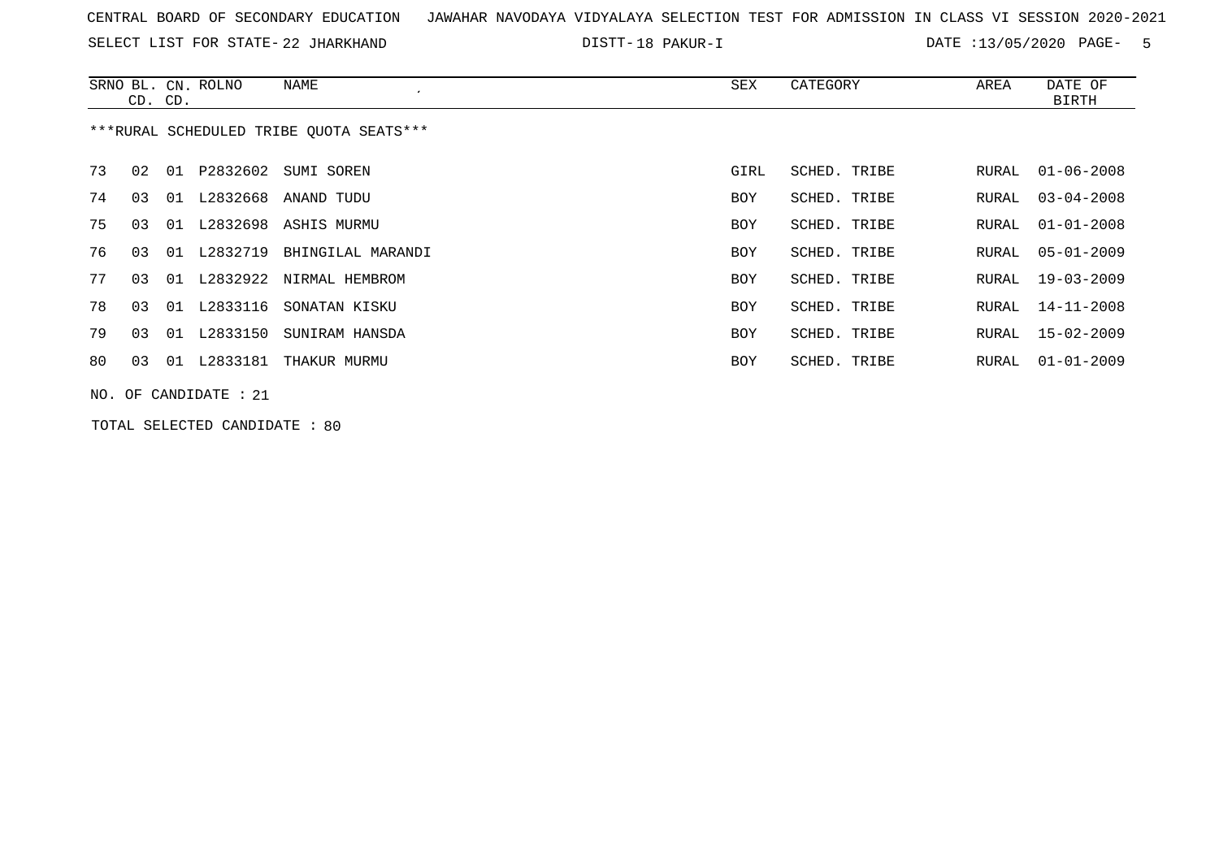CENTRAL BOARD OF SECONDARY EDUCATION JAWAHAR NAVODAYA VIDYALAYA SELECTION TEST FOR ADMISSION IN CLASS VI SESSION 2020-2021

SELECT LIST FOR STATE- 22 JHARKHAND DISTT- 18 PAKUR-I DATE :13/05/2020

***RURAL SCHEDULED TRIBE QUOTA SEATS***

| SRNO | BL. CD. | CN. CD. | ROLNO | NAME | SEX | CATEGORY | AREA | DATE OF BIRTH |
|---|---|---|---|---|---|---|---|---|
| 73 | 02 | 01 | P2832602 | SUMI SOREN | GIRL | SCHED. TRIBE | RURAL | 01-06-2008 |
| 74 | 03 | 01 | L2832668 | ANAND TUDU | BOY | SCHED. TRIBE | RURAL | 03-04-2008 |
| 75 | 03 | 01 | L2832698 | ASHIS MURMU | BOY | SCHED. TRIBE | RURAL | 01-01-2008 |
| 76 | 03 | 01 | L2832719 | BHINGILAL MARANDI | BOY | SCHED. TRIBE | RURAL | 05-01-2009 |
| 77 | 03 | 01 | L2832922 | NIRMAL HEMBROM | BOY | SCHED. TRIBE | RURAL | 19-03-2009 |
| 78 | 03 | 01 | L2833116 | SONATAN KISKU | BOY | SCHED. TRIBE | RURAL | 14-11-2008 |
| 79 | 03 | 01 | L2833150 | SUNIRAM HANSDA | BOY | SCHED. TRIBE | RURAL | 15-02-2009 |
| 80 | 03 | 01 | L2833181 | THAKUR MURMU | BOY | SCHED. TRIBE | RURAL | 01-01-2009 |

NO. OF CANDIDATE : 21

TOTAL SELECTED CANDIDATE : 80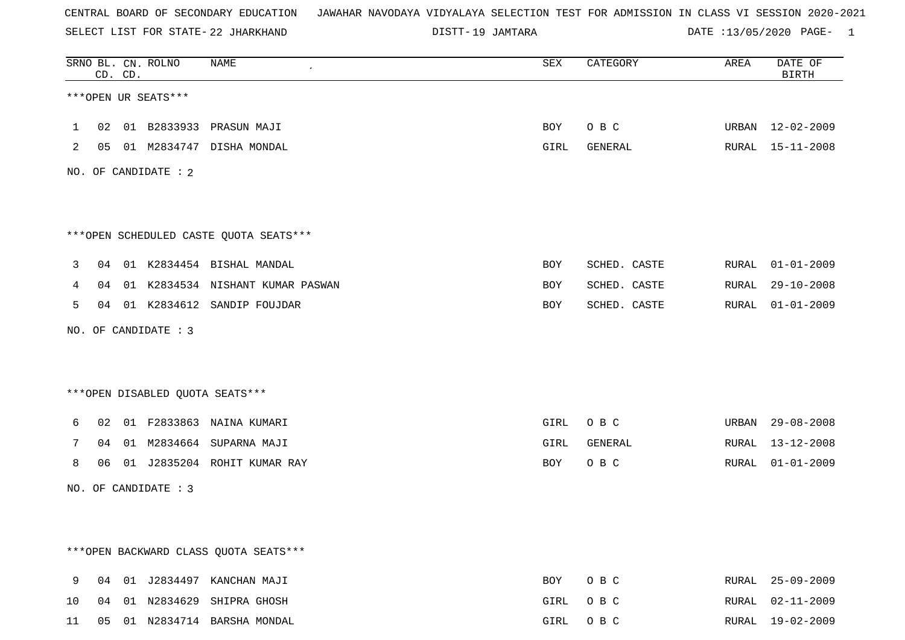CENTRAL BOARD OF SECONDARY EDUCATION JAWAHAR NAVODAYA VIDYALAYA SELECTION TEST FOR ADMISSION IN CLASS VI SESSION 2020-2021

SELECT LIST FOR STATE- 22 JHARKHAND DISTT- 19 JAMTARA DATE :13/05/2020

| SRNO | BL. CD. | CN. CD. | ROLNO | NAME | SEX | CATEGORY | AREA | DATE OF BIRTH |
|---|---|---|---|---|---|---|---|---|
| ***OPEN UR SEATS*** | | | | | | | | |
| 1 | 02 | 01 | B2833933 | PRASUN MAJI | BOY | O B C | URBAN | 12-02-2009 |
| 2 | 05 | 01 | M2834747 | DISHA MONDAL | GIRL | GENERAL | RURAL | 15-11-2008 |

NO. OF CANDIDATE : 2

| SRNO | BL. CD. | CN. CD. | ROLNO | NAME | SEX | CATEGORY | AREA | DATE OF BIRTH |
|---|---|---|---|---|---|---|---|---|
| ***OPEN SCHEDULED CASTE QUOTA SEATS*** | | | | | | | | |
| 3 | 04 | 01 | K2834454 | BISHAL MANDAL | BOY | SCHED. CASTE | RURAL | 01-01-2009 |
| 4 | 04 | 01 | K2834534 | NISHANT KUMAR PASWAN | BOY | SCHED. CASTE | RURAL | 29-10-2008 |
| 5 | 04 | 01 | K2834612 | SANDIP FOUJDAR | BOY | SCHED. CASTE | RURAL | 01-01-2009 |

NO. OF CANDIDATE : 3

| SRNO | BL. CD. | CN. CD. | ROLNO | NAME | SEX | CATEGORY | AREA | DATE OF BIRTH |
|---|---|---|---|---|---|---|---|---|
| ***OPEN DISABLED QUOTA SEATS*** | | | | | | | | |
| 6 | 02 | 01 | F2833863 | NAINA KUMARI | GIRL | O B C | URBAN | 29-08-2008 |
| 7 | 04 | 01 | M2834664 | SUPARNA MAJI | GIRL | GENERAL | RURAL | 13-12-2008 |
| 8 | 06 | 01 | J2835204 | ROHIT KUMAR RAY | BOY | O B C | RURAL | 01-01-2009 |

NO. OF CANDIDATE : 3

| SRNO | BL. CD. | CN. CD. | ROLNO | NAME | SEX | CATEGORY | AREA | DATE OF BIRTH |
|---|---|---|---|---|---|---|---|---|
| ***OPEN BACKWARD CLASS QUOTA SEATS*** | | | | | | | | |
| 9 | 04 | 01 | J2834497 | KANCHAN MAJI | BOY | O B C | RURAL | 25-09-2009 |
| 10 | 04 | 01 | N2834629 | SHIPRA GHOSH | GIRL | O B C | RURAL | 02-11-2009 |
| 11 | 05 | 01 | N2834714 | BARSHA MONDAL | GIRL | O B C | RURAL | 19-02-2009 |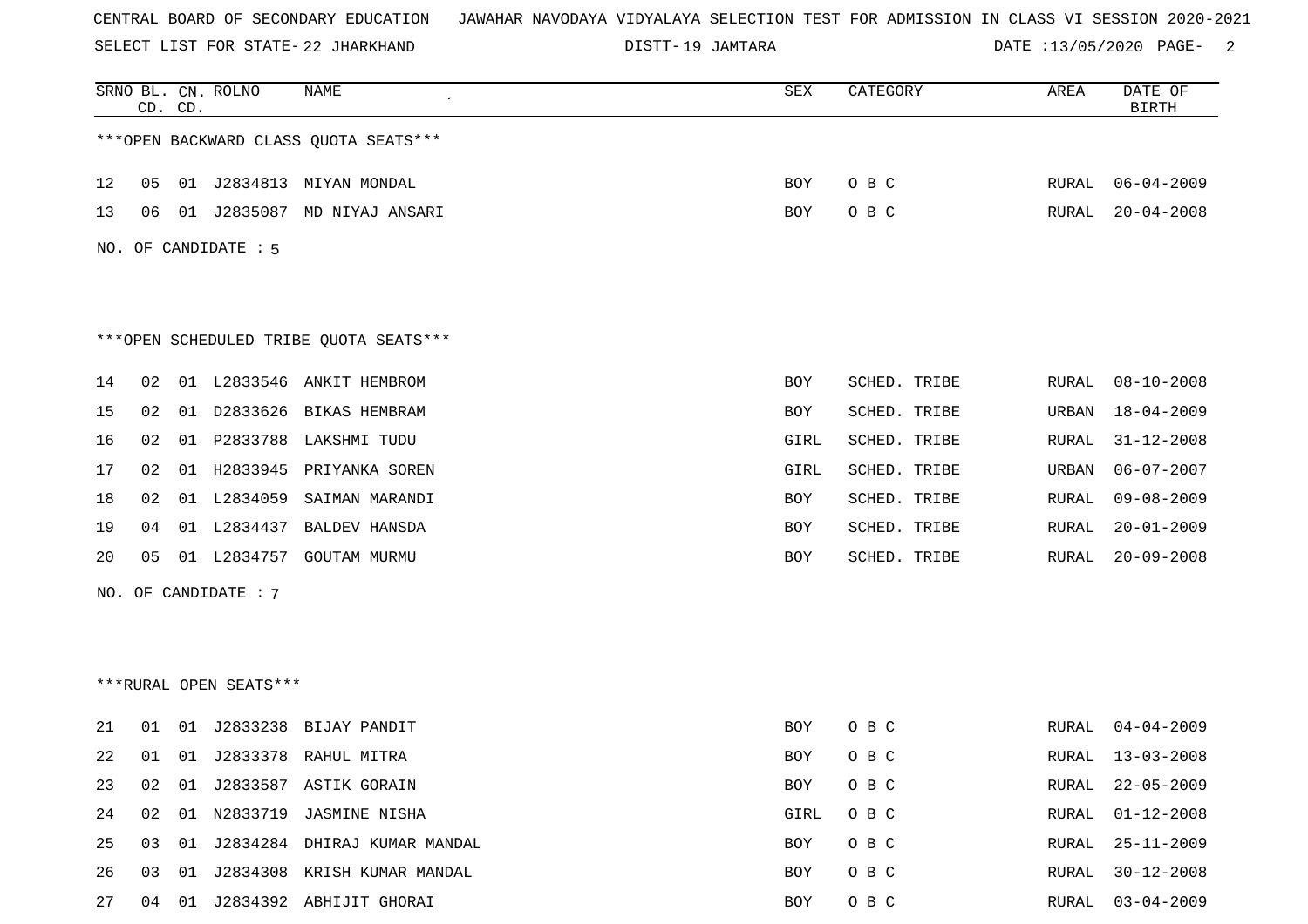CENTRAL BOARD OF SECONDARY EDUCATION JAWAHAR NAVODAYA VIDYALAYA SELECTION TEST FOR ADMISSION IN CLASS VI SESSION 2020-2021

SELECT LIST FOR STATE- 22 JHARKHAND DISTT- 19 JAMTARA DATE :13/05/2020

***OPEN BACKWARD CLASS QUOTA SEATS***

| SRNO | BL. CD. | CN. CD. | ROLNO | NAME | SEX | CATEGORY | AREA | DATE OF BIRTH |
|---|---|---|---|---|---|---|---|---|
| 12 | 05 | 01 | J2834813 | MIYAN MONDAL | BOY | O B C | RURAL | 06-04-2009 |
| 13 | 06 | 01 | J2835087 | MD NIYAJ ANSARI | BOY | O B C | RURAL | 20-04-2008 |

NO. OF CANDIDATE : 5

***OPEN SCHEDULED TRIBE QUOTA SEATS***

| SRNO | BL. CD. | CN. CD. | ROLNO | NAME | SEX | CATEGORY | AREA | DATE OF BIRTH |
|---|---|---|---|---|---|---|---|---|
| 14 | 02 | 01 | L2833546 | ANKIT HEMBROM | BOY | SCHED. TRIBE | RURAL | 08-10-2008 |
| 15 | 02 | 01 | D2833626 | BIKAS HEMBRAM | BOY | SCHED. TRIBE | URBAN | 18-04-2009 |
| 16 | 02 | 01 | P2833788 | LAKSHMI TUDU | GIRL | SCHED. TRIBE | RURAL | 31-12-2008 |
| 17 | 02 | 01 | H2833945 | PRIYANKA SOREN | GIRL | SCHED. TRIBE | URBAN | 06-07-2007 |
| 18 | 02 | 01 | L2834059 | SAIMAN MARANDI | BOY | SCHED. TRIBE | RURAL | 09-08-2009 |
| 19 | 04 | 01 | L2834437 | BALDEV HANSDA | BOY | SCHED. TRIBE | RURAL | 20-01-2009 |
| 20 | 05 | 01 | L2834757 | GOUTAM MURMU | BOY | SCHED. TRIBE | RURAL | 20-09-2008 |

NO. OF CANDIDATE : 7

***RURAL OPEN SEATS***

| SRNO | BL. CD. | CN. CD. | ROLNO | NAME | SEX | CATEGORY | AREA | DATE OF BIRTH |
|---|---|---|---|---|---|---|---|---|
| 21 | 01 | 01 | J2833238 | BIJAY PANDIT | BOY | O B C | RURAL | 04-04-2009 |
| 22 | 01 | 01 | J2833378 | RAHUL MITRA | BOY | O B C | RURAL | 13-03-2008 |
| 23 | 02 | 01 | J2833587 | ASTIK GORAIN | BOY | O B C | RURAL | 22-05-2009 |
| 24 | 02 | 01 | N2833719 | JASMINE NISHA | GIRL | O B C | RURAL | 01-12-2008 |
| 25 | 03 | 01 | J2834284 | DHIRAJ KUMAR MANDAL | BOY | O B C | RURAL | 25-11-2009 |
| 26 | 03 | 01 | J2834308 | KRISH KUMAR MANDAL | BOY | O B C | RURAL | 30-12-2008 |
| 27 | 04 | 01 | J2834392 | ABHIJIT GHORAI | BOY | O B C | RURAL | 03-04-2009 |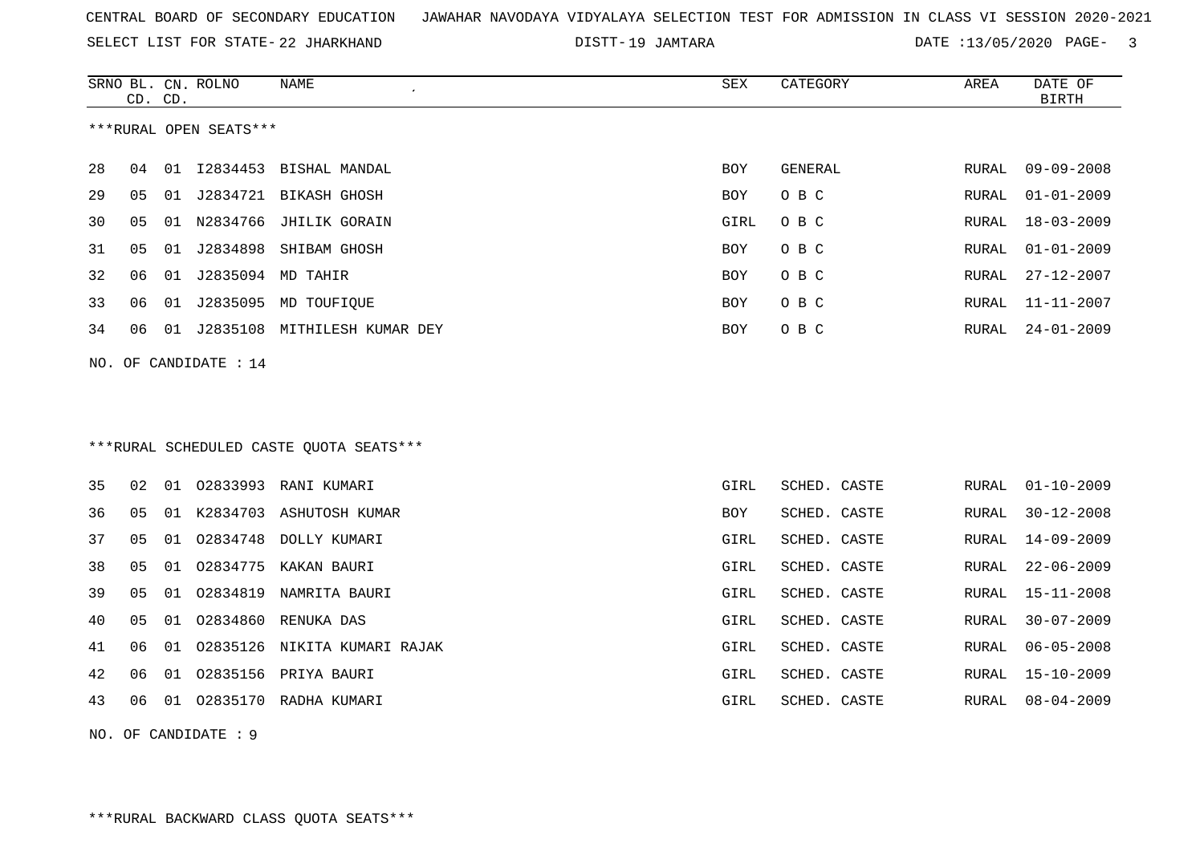CENTRAL BOARD OF SECONDARY EDUCATION JAWAHAR NAVODAYA VIDYALAYA SELECTION TEST FOR ADMISSION IN CLASS VI SESSION 2020-2021

SELECT LIST FOR STATE- 22 JHARKHAND DISTT- 19 JAMTARA DATE :13/05/2020

***RURAL OPEN SEATS***

| SRNO | BL. CD. | CN. CD. | ROLNO | NAME | SEX | CATEGORY | AREA | DATE OF BIRTH |
|---|---|---|---|---|---|---|---|---|
| 28 | 04 | 01 | I2834453 | BISHAL MANDAL | BOY | GENERAL | RURAL | 09-09-2008 |
| 29 | 05 | 01 | J2834721 | BIKASH GHOSH | BOY | O B C | RURAL | 01-01-2009 |
| 30 | 05 | 01 | N2834766 | JHILIK GORAIN | GIRL | O B C | RURAL | 18-03-2009 |
| 31 | 05 | 01 | J2834898 | SHIBAM GHOSH | BOY | O B C | RURAL | 01-01-2009 |
| 32 | 06 | 01 | J2835094 | MD TAHIR | BOY | O B C | RURAL | 27-12-2007 |
| 33 | 06 | 01 | J2835095 | MD TOUFIQUE | BOY | O B C | RURAL | 11-11-2007 |
| 34 | 06 | 01 | J2835108 | MITHILESH KUMAR DEY | BOY | O B C | RURAL | 24-01-2009 |

NO. OF CANDIDATE : 14

***RURAL SCHEDULED CASTE QUOTA SEATS***

| SRNO | BL. CD. | CN. CD. | ROLNO | NAME | SEX | CATEGORY | AREA | DATE OF BIRTH |
|---|---|---|---|---|---|---|---|---|
| 35 | 02 | 01 | O2833993 | RANI KUMARI | GIRL | SCHED. CASTE | RURAL | 01-10-2009 |
| 36 | 05 | 01 | K2834703 | ASHUTOSH KUMAR | BOY | SCHED. CASTE | RURAL | 30-12-2008 |
| 37 | 05 | 01 | O2834748 | DOLLY KUMARI | GIRL | SCHED. CASTE | RURAL | 14-09-2009 |
| 38 | 05 | 01 | O2834775 | KAKAN BAURI | GIRL | SCHED. CASTE | RURAL | 22-06-2009 |
| 39 | 05 | 01 | O2834819 | NAMRITA BAURI | GIRL | SCHED. CASTE | RURAL | 15-11-2008 |
| 40 | 05 | 01 | O2834860 | RENUKA DAS | GIRL | SCHED. CASTE | RURAL | 30-07-2009 |
| 41 | 06 | 01 | O2835126 | NIKITA KUMARI RAJAK | GIRL | SCHED. CASTE | RURAL | 06-05-2008 |
| 42 | 06 | 01 | O2835156 | PRIYA BAURI | GIRL | SCHED. CASTE | RURAL | 15-10-2009 |
| 43 | 06 | 01 | O2835170 | RADHA KUMARI | GIRL | SCHED. CASTE | RURAL | 08-04-2009 |

NO. OF CANDIDATE : 9

***RURAL BACKWARD CLASS QUOTA SEATS***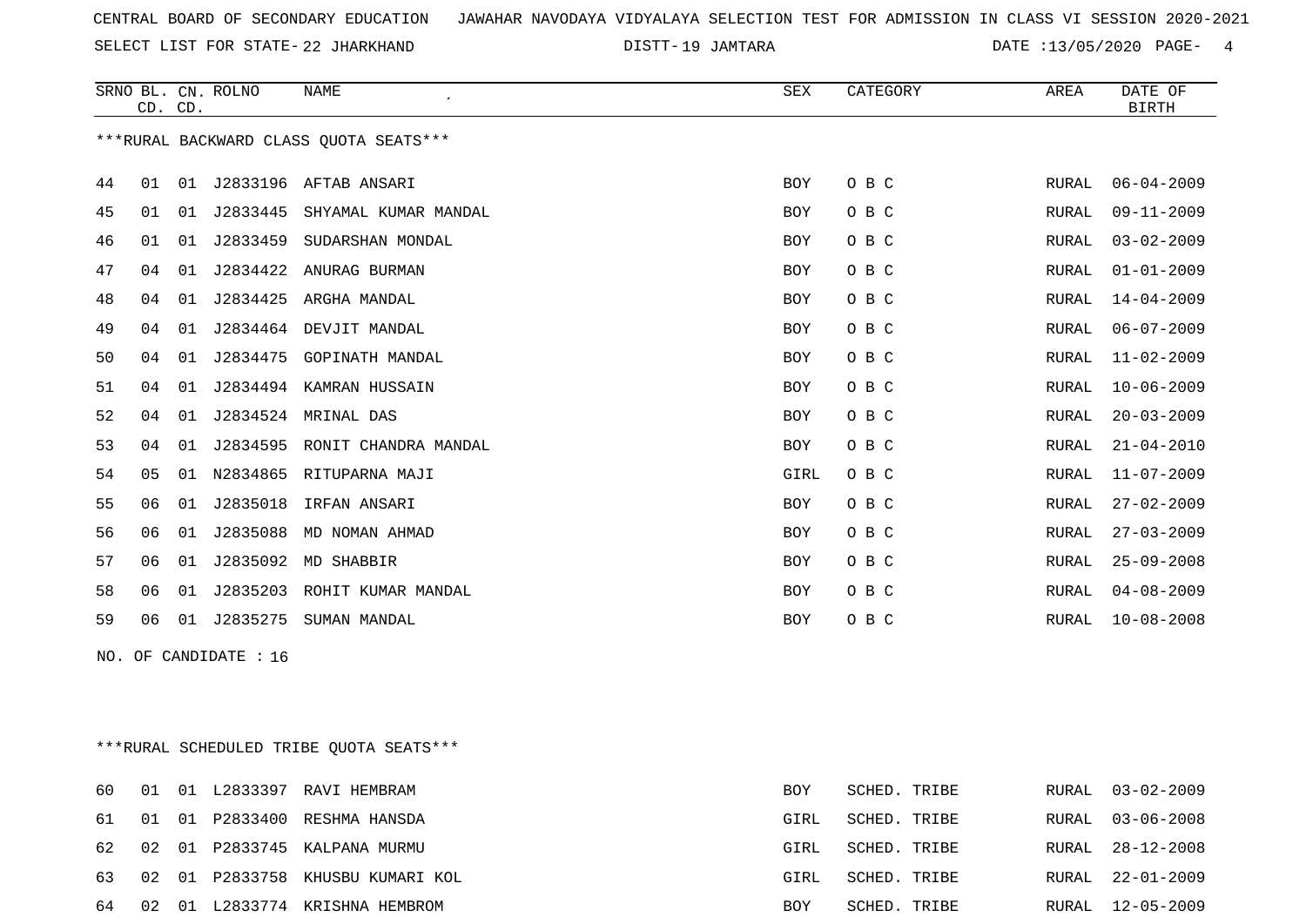CENTRAL BOARD OF SECONDARY EDUCATION JAWAHAR NAVODAYA VIDYALAYA SELECTION TEST FOR ADMISSION IN CLASS VI SESSION 2020-2021

SELECT LIST FOR STATE- 22 JHARKHAND DISTT- 19 JAMTARA DATE :13/05/2020

***RURAL BACKWARD CLASS QUOTA SEATS***

| SRNO | BL. CD. | CN. CD. | ROLNO | NAME | SEX | CATEGORY | AREA | DATE OF BIRTH |
|---|---|---|---|---|---|---|---|---|
| 44 | 01 | 01 | J2833196 | AFTAB ANSARI | BOY | O B C | RURAL | 06-04-2009 |
| 45 | 01 | 01 | J2833445 | SHYAMAL KUMAR MANDAL | BOY | O B C | RURAL | 09-11-2009 |
| 46 | 01 | 01 | J2833459 | SUDARSHAN MONDAL | BOY | O B C | RURAL | 03-02-2009 |
| 47 | 04 | 01 | J2834422 | ANURAG BURMAN | BOY | O B C | RURAL | 01-01-2009 |
| 48 | 04 | 01 | J2834425 | ARGHA MANDAL | BOY | O B C | RURAL | 14-04-2009 |
| 49 | 04 | 01 | J2834464 | DEVJIT MANDAL | BOY | O B C | RURAL | 06-07-2009 |
| 50 | 04 | 01 | J2834475 | GOPINATH MANDAL | BOY | O B C | RURAL | 11-02-2009 |
| 51 | 04 | 01 | J2834494 | KAMRAN HUSSAIN | BOY | O B C | RURAL | 10-06-2009 |
| 52 | 04 | 01 | J2834524 | MRINAL DAS | BOY | O B C | RURAL | 20-03-2009 |
| 53 | 04 | 01 | J2834595 | RONIT CHANDRA MANDAL | BOY | O B C | RURAL | 21-04-2010 |
| 54 | 05 | 01 | N2834865 | RITUPARNA MAJI | GIRL | O B C | RURAL | 11-07-2009 |
| 55 | 06 | 01 | J2835018 | IRFAN ANSARI | BOY | O B C | RURAL | 27-02-2009 |
| 56 | 06 | 01 | J2835088 | MD NOMAN AHMAD | BOY | O B C | RURAL | 27-03-2009 |
| 57 | 06 | 01 | J2835092 | MD SHABBIR | BOY | O B C | RURAL | 25-09-2008 |
| 58 | 06 | 01 | J2835203 | ROHIT KUMAR MANDAL | BOY | O B C | RURAL | 04-08-2009 |
| 59 | 06 | 01 | J2835275 | SUMAN MANDAL | BOY | O B C | RURAL | 10-08-2008 |

NO. OF CANDIDATE : 16

***RURAL SCHEDULED TRIBE QUOTA SEATS***

| SRNO | BL. CD. | CN. CD. | ROLNO | NAME | SEX | CATEGORY | AREA | DATE OF BIRTH |
|---|---|---|---|---|---|---|---|---|
| 60 | 01 | 01 | L2833397 | RAVI HEMBRAM | BOY | SCHED. TRIBE | RURAL | 03-02-2009 |
| 61 | 01 | 01 | P2833400 | RESHMA HANSDA | GIRL | SCHED. TRIBE | RURAL | 03-06-2008 |
| 62 | 02 | 01 | P2833745 | KALPANA MURMU | GIRL | SCHED. TRIBE | RURAL | 28-12-2008 |
| 63 | 02 | 01 | P2833758 | KHUSBU KUMARI KOL | GIRL | SCHED. TRIBE | RURAL | 22-01-2009 |
| 64 | 02 | 01 | L2833774 | KRISHNA HEMBROM | BOY | SCHED. TRIBE | RURAL | 12-05-2009 |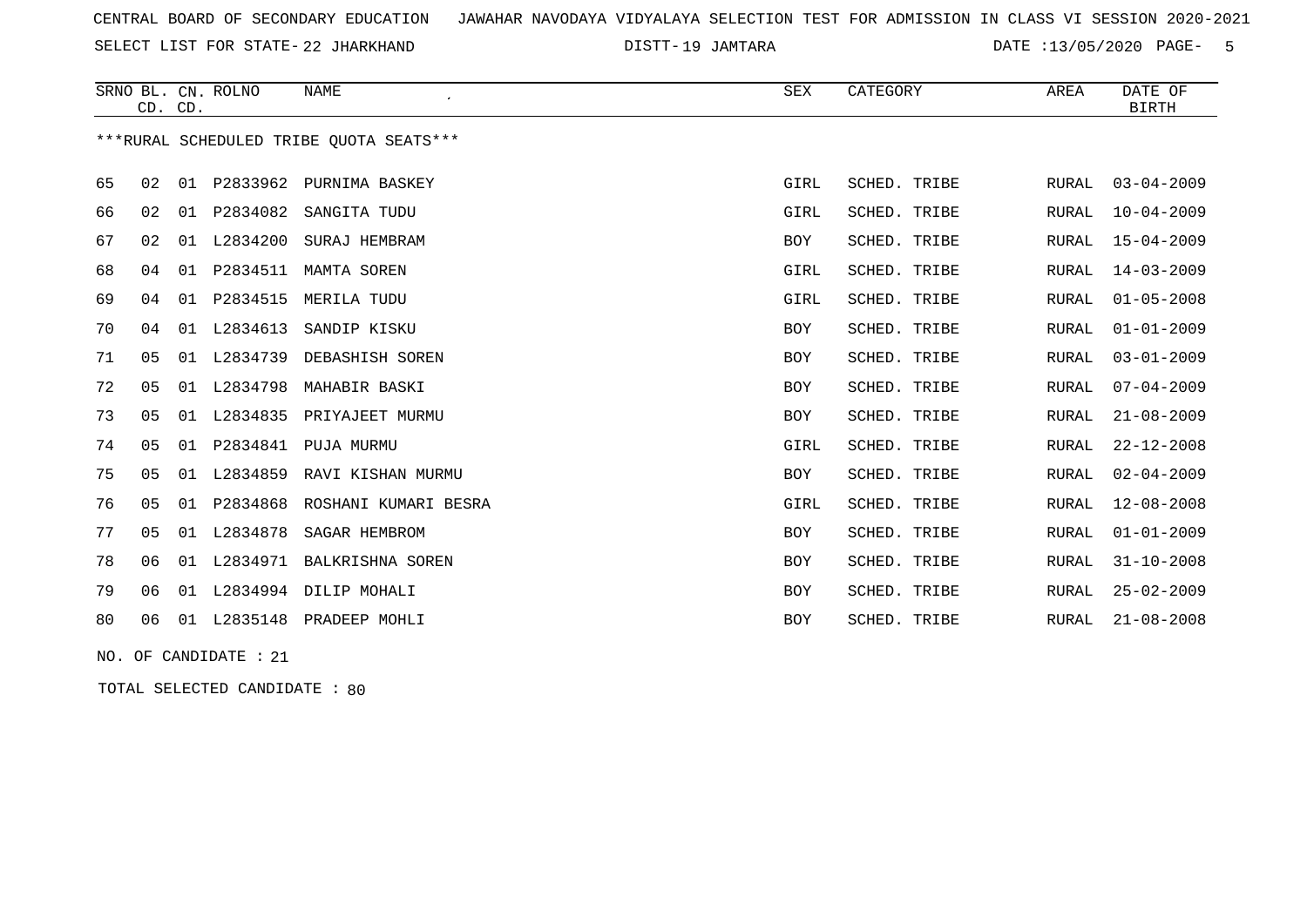CENTRAL BOARD OF SECONDARY EDUCATION JAWAHAR NAVODAYA VIDYALAYA SELECTION TEST FOR ADMISSION IN CLASS VI SESSION 2020-2021

SELECT LIST FOR STATE- 22 JHARKHAND DISTT- 19 JAMTARA DATE :13/05/2020

***RURAL SCHEDULED TRIBE QUOTA SEATS***

| SRNO | BL. CD. | CN. CD. | ROLNO | NAME | SEX | CATEGORY | AREA | DATE OF BIRTH |
|---|---|---|---|---|---|---|---|---|
| 65 | 02 | 01 | P2833962 | PURNIMA BASKEY | GIRL | SCHED. TRIBE | RURAL | 03-04-2009 |
| 66 | 02 | 01 | P2834082 | SANGITA TUDU | GIRL | SCHED. TRIBE | RURAL | 10-04-2009 |
| 67 | 02 | 01 | L2834200 | SURAJ HEMBRAM | BOY | SCHED. TRIBE | RURAL | 15-04-2009 |
| 68 | 04 | 01 | P2834511 | MAMTA SOREN | GIRL | SCHED. TRIBE | RURAL | 14-03-2009 |
| 69 | 04 | 01 | P2834515 | MERILA TUDU | GIRL | SCHED. TRIBE | RURAL | 01-05-2008 |
| 70 | 04 | 01 | L2834613 | SANDIP KISKU | BOY | SCHED. TRIBE | RURAL | 01-01-2009 |
| 71 | 05 | 01 | L2834739 | DEBASHISH SOREN | BOY | SCHED. TRIBE | RURAL | 03-01-2009 |
| 72 | 05 | 01 | L2834798 | MAHABIR BASKI | BOY | SCHED. TRIBE | RURAL | 07-04-2009 |
| 73 | 05 | 01 | L2834835 | PRIYAJEET MURMU | BOY | SCHED. TRIBE | RURAL | 21-08-2009 |
| 74 | 05 | 01 | P2834841 | PUJA MURMU | GIRL | SCHED. TRIBE | RURAL | 22-12-2008 |
| 75 | 05 | 01 | L2834859 | RAVI KISHAN MURMU | BOY | SCHED. TRIBE | RURAL | 02-04-2009 |
| 76 | 05 | 01 | P2834868 | ROSHANI KUMARI BESRA | GIRL | SCHED. TRIBE | RURAL | 12-08-2008 |
| 77 | 05 | 01 | L2834878 | SAGAR HEMBROM | BOY | SCHED. TRIBE | RURAL | 01-01-2009 |
| 78 | 06 | 01 | L2834971 | BALKRISHNA SOREN | BOY | SCHED. TRIBE | RURAL | 31-10-2008 |
| 79 | 06 | 01 | L2834994 | DILIP MOHALI | BOY | SCHED. TRIBE | RURAL | 25-02-2009 |
| 80 | 06 | 01 | L2835148 | PRADEEP MOHLI | BOY | SCHED. TRIBE | RURAL | 21-08-2008 |

NO. OF CANDIDATE : 21

TOTAL SELECTED CANDIDATE : 80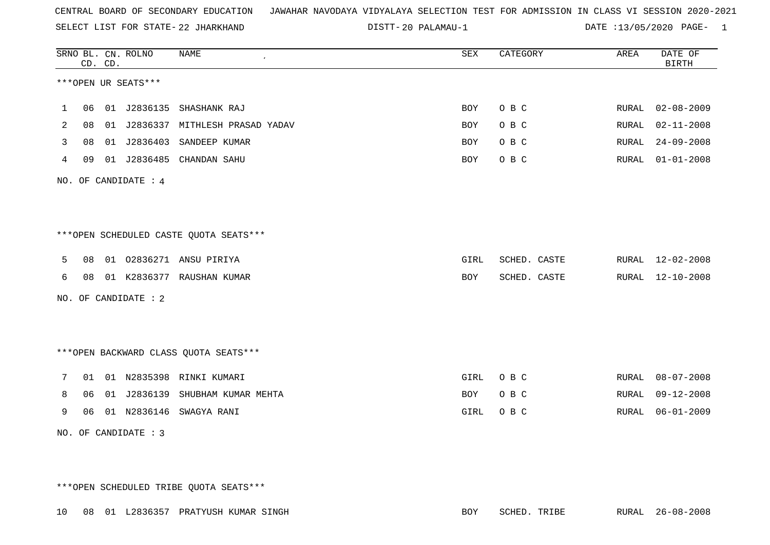CENTRAL BOARD OF SECONDARY EDUCATION JAWAHAR NAVODAYA VIDYALAYA SELECTION TEST FOR ADMISSION IN CLASS VI SESSION 2020-2021

SELECT LIST FOR STATE- 22 JHARKHAND DISTT- 20 PALAMAU-1 DATE :13/05/2020

***OPEN UR SEATS***

| SRNO | BL. CD. | CN. CD. | ROLNO | NAME | SEX | CATEGORY | AREA | DATE OF BIRTH |
|---|---|---|---|---|---|---|---|---|
| 1 | 06 | 01 | J2836135 | SHASHANK RAJ | BOY | O B C | RURAL | 02-08-2009 |
| 2 | 08 | 01 | J2836337 | MITHLESH PRASAD YADAV | BOY | O B C | RURAL | 02-11-2008 |
| 3 | 08 | 01 | J2836403 | SANDEEP KUMAR | BOY | O B C | RURAL | 24-09-2008 |
| 4 | 09 | 01 | J2836485 | CHANDAN SAHU | BOY | O B C | RURAL | 01-01-2008 |

NO. OF CANDIDATE : 4

***OPEN SCHEDULED CASTE QUOTA SEATS***

| SRNO | BL. CD. | CN. CD. | ROLNO | NAME | SEX | CATEGORY | AREA | DATE OF BIRTH |
|---|---|---|---|---|---|---|---|---|
| 5 | 08 | 01 | O2836271 | ANSU PIRIYA | GIRL | SCHED. CASTE | RURAL | 12-02-2008 |
| 6 | 08 | 01 | K2836377 | RAUSHAN KUMAR | BOY | SCHED. CASTE | RURAL | 12-10-2008 |

NO. OF CANDIDATE : 2

***OPEN BACKWARD CLASS QUOTA SEATS***

| SRNO | BL. CD. | CN. CD. | ROLNO | NAME | SEX | CATEGORY | AREA | DATE OF BIRTH |
|---|---|---|---|---|---|---|---|---|
| 7 | 01 | 01 | N2835398 | RINKI KUMARI | GIRL | O B C | RURAL | 08-07-2008 |
| 8 | 06 | 01 | J2836139 | SHUBHAM KUMAR MEHTA | BOY | O B C | RURAL | 09-12-2008 |
| 9 | 06 | 01 | N2836146 | SWAGYA RANI | GIRL | O B C | RURAL | 06-01-2009 |

NO. OF CANDIDATE : 3

***OPEN SCHEDULED TRIBE QUOTA SEATS***

| SRNO | BL. CD. | CN. CD. | ROLNO | NAME | SEX | CATEGORY | AREA | DATE OF BIRTH |
|---|---|---|---|---|---|---|---|---|
| 10 | 08 | 01 | L2836357 | PRATYUSH KUMAR SINGH | BOY | SCHED. TRIBE | RURAL | 26-08-2008 |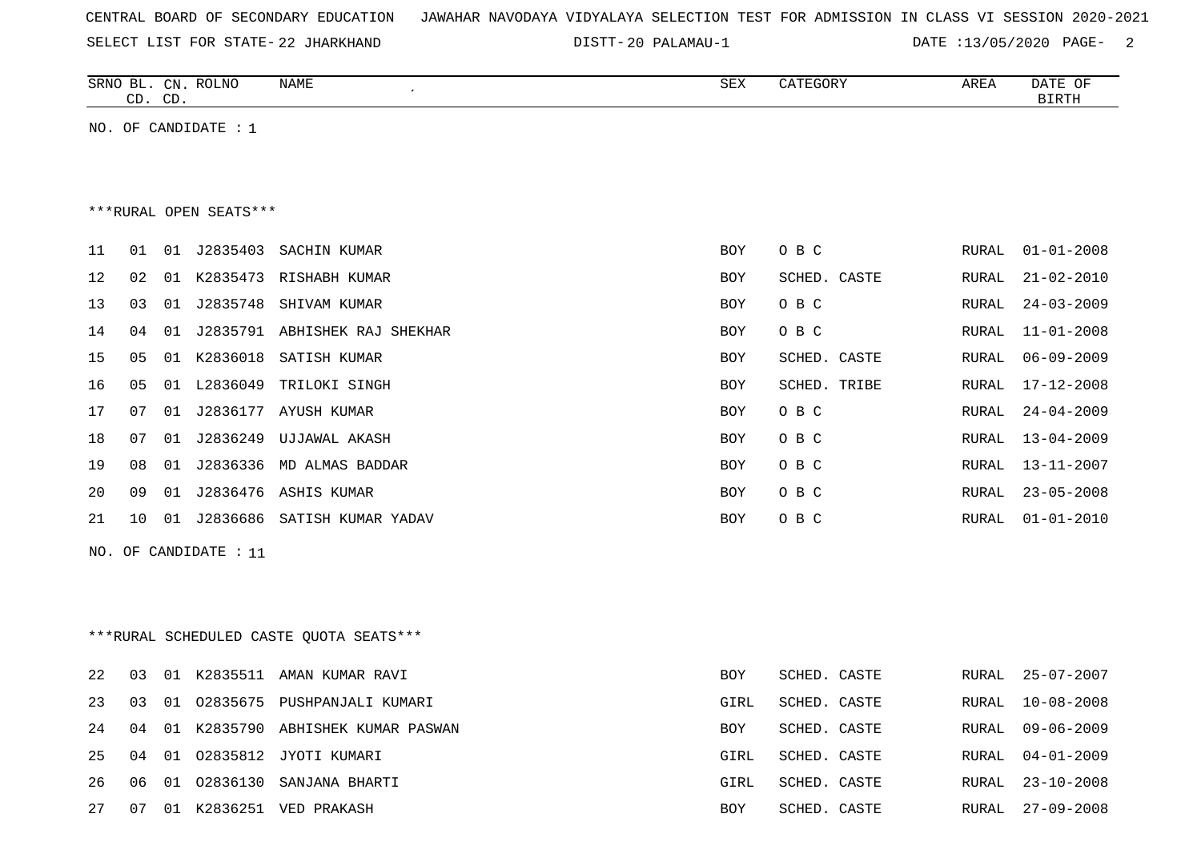CENTRAL BOARD OF SECONDARY EDUCATION JAWAHAR NAVODAYA VIDYALAYA SELECTION TEST FOR ADMISSION IN CLASS VI SESSION 2020-2021

SELECT LIST FOR STATE- 22 JHARKHAND DISTT- 20 PALAMAU-1 DATE :13/05/2020

| SRNO | BL. CD. | CN. CD. | ROLNO | NAME | SEX | CATEGORY | AREA | DATE OF BIRTH |
|---|---|---|---|---|---|---|---|---|

NO. OF CANDIDATE : 1

***RURAL OPEN SEATS***

| SRNO | BL. CD. | CN. CD. | ROLNO | NAME | SEX | CATEGORY | AREA | DATE OF BIRTH |
|---|---|---|---|---|---|---|---|---|
| 11 | 01 | 01 | J2835403 | SACHIN KUMAR | BOY | O B C | RURAL | 01-01-2008 |
| 12 | 02 | 01 | K2835473 | RISHABH KUMAR | BOY | SCHED. CASTE | RURAL | 21-02-2010 |
| 13 | 03 | 01 | J2835748 | SHIVAM KUMAR | BOY | O B C | RURAL | 24-03-2009 |
| 14 | 04 | 01 | J2835791 | ABHISHEK RAJ SHEKHAR | BOY | O B C | RURAL | 11-01-2008 |
| 15 | 05 | 01 | K2836018 | SATISH KUMAR | BOY | SCHED. CASTE | RURAL | 06-09-2009 |
| 16 | 05 | 01 | L2836049 | TRILOKI SINGH | BOY | SCHED. TRIBE | RURAL | 17-12-2008 |
| 17 | 07 | 01 | J2836177 | AYUSH KUMAR | BOY | O B C | RURAL | 24-04-2009 |
| 18 | 07 | 01 | J2836249 | UJJAWAL AKASH | BOY | O B C | RURAL | 13-04-2009 |
| 19 | 08 | 01 | J2836336 | MD ALMAS BADDAR | BOY | O B C | RURAL | 13-11-2007 |
| 20 | 09 | 01 | J2836476 | ASHIS KUMAR | BOY | O B C | RURAL | 23-05-2008 |
| 21 | 10 | 01 | J2836686 | SATISH KUMAR YADAV | BOY | O B C | RURAL | 01-01-2010 |

NO. OF CANDIDATE : 11

***RURAL SCHEDULED CASTE QUOTA SEATS***

| SRNO | BL. CD. | CN. CD. | ROLNO | NAME | SEX | CATEGORY | AREA | DATE OF BIRTH |
|---|---|---|---|---|---|---|---|---|
| 22 | 03 | 01 | K2835511 | AMAN KUMAR RAVI | BOY | SCHED. CASTE | RURAL | 25-07-2007 |
| 23 | 03 | 01 | O2835675 | PUSHPANJALI KUMARI | GIRL | SCHED. CASTE | RURAL | 10-08-2008 |
| 24 | 04 | 01 | K2835790 | ABHISHEK KUMAR PASWAN | BOY | SCHED. CASTE | RURAL | 09-06-2009 |
| 25 | 04 | 01 | O2835812 | JYOTI KUMARI | GIRL | SCHED. CASTE | RURAL | 04-01-2009 |
| 26 | 06 | 01 | O2836130 | SANJANA BHARTI | GIRL | SCHED. CASTE | RURAL | 23-10-2008 |
| 27 | 07 | 01 | K2836251 | VED PRAKASH | BOY | SCHED. CASTE | RURAL | 27-09-2008 |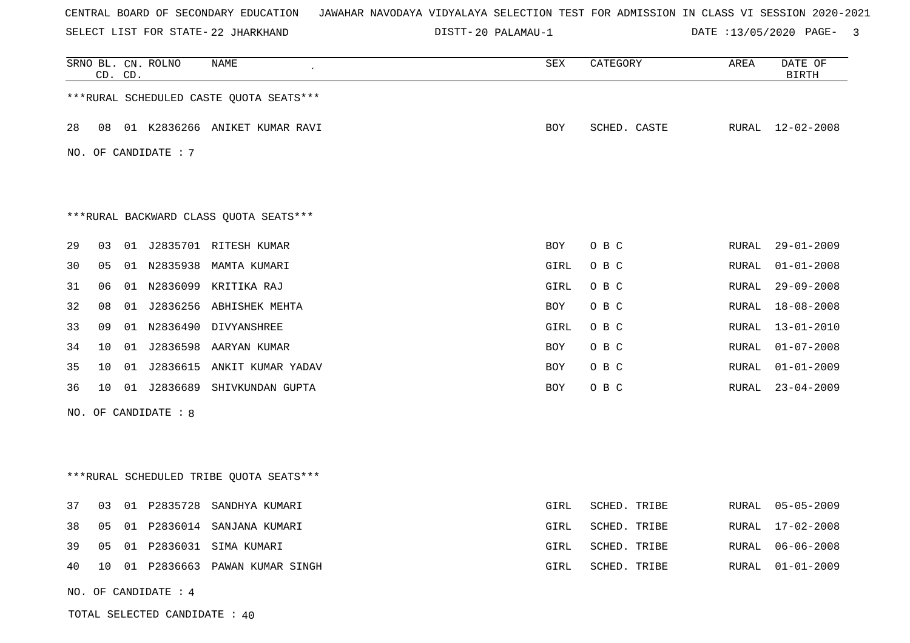CENTRAL BOARD OF SECONDARY EDUCATION   JAWAHAR NAVODAYA VIDYALAYA SELECTION TEST FOR ADMISSION IN CLASS VI SESSION 2020-2021

SELECT LIST FOR STATE- 22 JHARKHAND   DISTT- 20 PALAMAU-1   DATE :13/05/2020

| SRNO | BL. CD. | CN. CD. | ROLNO | NAME | SEX | CATEGORY | AREA | DATE OF BIRTH |
|---|---|---|---|---|---|---|---|---|

***RURAL SCHEDULED CASTE QUOTA SEATS***

| SRNO | BL. CD. | CN. CD. | ROLNO | NAME | SEX | CATEGORY | AREA | DATE OF BIRTH |
|---|---|---|---|---|---|---|---|---|
| 28 | 08 | 01 | K2836266 | ANIKET KUMAR RAVI | BOY | SCHED. CASTE | RURAL | 12-02-2008 |

NO. OF CANDIDATE : 7

***RURAL BACKWARD CLASS QUOTA SEATS***

| SRNO | BL. CD. | CN. CD. | ROLNO | NAME | SEX | CATEGORY | AREA | DATE OF BIRTH |
|---|---|---|---|---|---|---|---|---|
| 29 | 03 | 01 | J2835701 | RITESH KUMAR | BOY | O B C | RURAL | 29-01-2009 |
| 30 | 05 | 01 | N2835938 | MAMTA KUMARI | GIRL | O B C | RURAL | 01-01-2008 |
| 31 | 06 | 01 | N2836099 | KRITIKA RAJ | GIRL | O B C | RURAL | 29-09-2008 |
| 32 | 08 | 01 | J2836256 | ABHISHEK MEHTA | BOY | O B C | RURAL | 18-08-2008 |
| 33 | 09 | 01 | N2836490 | DIVYANSHREE | GIRL | O B C | RURAL | 13-01-2010 |
| 34 | 10 | 01 | J2836598 | AARYAN KUMAR | BOY | O B C | RURAL | 01-07-2008 |
| 35 | 10 | 01 | J2836615 | ANKIT KUMAR YADAV | BOY | O B C | RURAL | 01-01-2009 |
| 36 | 10 | 01 | J2836689 | SHIVKUNDAN GUPTA | BOY | O B C | RURAL | 23-04-2009 |

NO. OF CANDIDATE : 8

***RURAL SCHEDULED TRIBE QUOTA SEATS***

| SRNO | BL. CD. | CN. CD. | ROLNO | NAME | SEX | CATEGORY | AREA | DATE OF BIRTH |
|---|---|---|---|---|---|---|---|---|
| 37 | 03 | 01 | P2835728 | SANDHYA KUMARI | GIRL | SCHED. TRIBE | RURAL | 05-05-2009 |
| 38 | 05 | 01 | P2836014 | SANJANA KUMARI | GIRL | SCHED. TRIBE | RURAL | 17-02-2008 |
| 39 | 05 | 01 | P2836031 | SIMA KUMARI | GIRL | SCHED. TRIBE | RURAL | 06-06-2008 |
| 40 | 10 | 01 | P2836663 | PAWAN KUMAR SINGH | GIRL | SCHED. TRIBE | RURAL | 01-01-2009 |

NO. OF CANDIDATE : 4

TOTAL SELECTED CANDIDATE : 40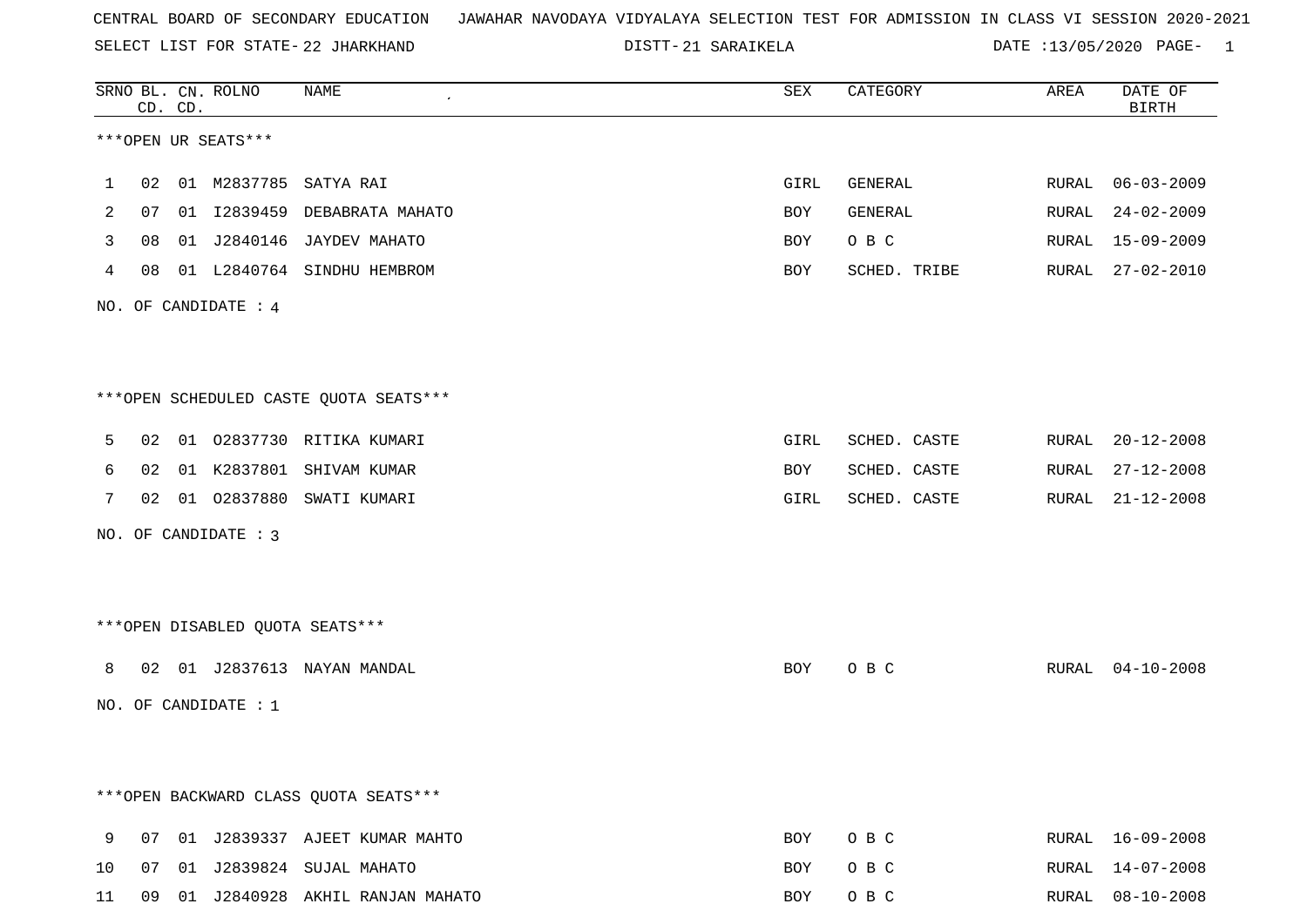CENTRAL BOARD OF SECONDARY EDUCATION JAWAHAR NAVODAYA VIDYALAYA SELECTION TEST FOR ADMISSION IN CLASS VI SESSION 2020-2021

SELECT LIST FOR STATE- 22 JHARKHAND DISTT- 21 SARAIKELA DATE :13/05/2020 PAGE- 1

| SRNO | BL. CD. | CN. CD. | ROLNO | NAME | SEX | CATEGORY | AREA | DATE OF BIRTH |
|---|---|---|---|---|---|---|---|---|

***OPEN UR SEATS***

| SRNO | BL. CD. | CN. CD. | ROLNO | NAME | SEX | CATEGORY | AREA | DATE OF BIRTH |
|---|---|---|---|---|---|---|---|---|
| 1 | 02 | 01 | M2837785 | SATYA RAI | GIRL | GENERAL | RURAL | 06-03-2009 |
| 2 | 07 | 01 | I2839459 | DEBABRATA MAHATO | BOY | GENERAL | RURAL | 24-02-2009 |
| 3 | 08 | 01 | J2840146 | JAYDEV MAHATO | BOY | O B C | RURAL | 15-09-2009 |
| 4 | 08 | 01 | L2840764 | SINDHU HEMBROM | BOY | SCHED. TRIBE | RURAL | 27-02-2010 |

NO. OF CANDIDATE : 4

***OPEN SCHEDULED CASTE QUOTA SEATS***

| SRNO | BL. CD. | CN. CD. | ROLNO | NAME | SEX | CATEGORY | AREA | DATE OF BIRTH |
|---|---|---|---|---|---|---|---|---|
| 5 | 02 | 01 | O2837730 | RITIKA KUMARI | GIRL | SCHED. CASTE | RURAL | 20-12-2008 |
| 6 | 02 | 01 | K2837801 | SHIVAM KUMAR | BOY | SCHED. CASTE | RURAL | 27-12-2008 |
| 7 | 02 | 01 | O2837880 | SWATI KUMARI | GIRL | SCHED. CASTE | RURAL | 21-12-2008 |

NO. OF CANDIDATE : 3

***OPEN DISABLED QUOTA SEATS***

| SRNO | BL. CD. | CN. CD. | ROLNO | NAME | SEX | CATEGORY | AREA | DATE OF BIRTH |
|---|---|---|---|---|---|---|---|---|
| 8 | 02 | 01 | J2837613 | NAYAN MANDAL | BOY | O B C | RURAL | 04-10-2008 |

NO. OF CANDIDATE : 1

***OPEN BACKWARD CLASS QUOTA SEATS***

| SRNO | BL. CD. | CN. CD. | ROLNO | NAME | SEX | CATEGORY | AREA | DATE OF BIRTH |
|---|---|---|---|---|---|---|---|---|
| 9 | 07 | 01 | J2839337 | AJEET KUMAR MAHTO | BOY | O B C | RURAL | 16-09-2008 |
| 10 | 07 | 01 | J2839824 | SUJAL MAHATO | BOY | O B C | RURAL | 14-07-2008 |
| 11 | 09 | 01 | J2840928 | AKHIL RANJAN MAHATO | BOY | O B C | RURAL | 08-10-2008 |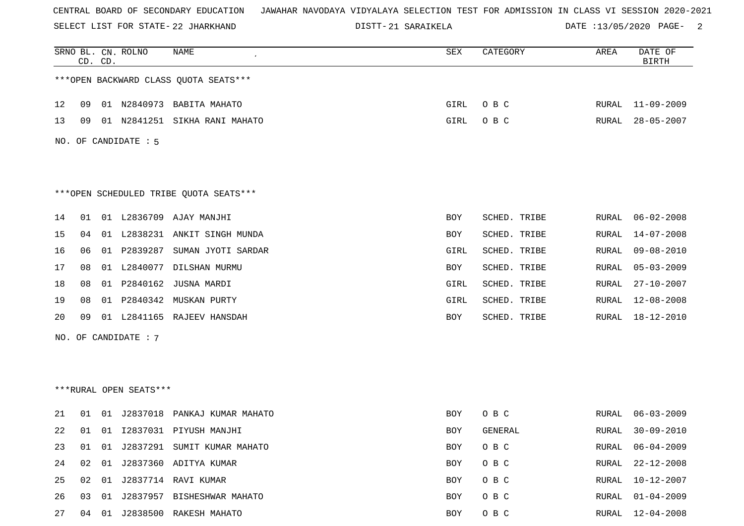CENTRAL BOARD OF SECONDARY EDUCATION JAWAHAR NAVODAYA VIDYALAYA SELECTION TEST FOR ADMISSION IN CLASS VI SESSION 2020-2021

SELECT LIST FOR STATE- 22 JHARKHAND DISTT- 21 SARAIKELA DATE :13/05/2020

***OPEN BACKWARD CLASS QUOTA SEATS***

| SRNO | BL. CD. | CN. CD. | ROLNO | NAME | SEX | CATEGORY | AREA | DATE OF BIRTH |
|---|---|---|---|---|---|---|---|---|
| 12 | 09 | 01 | N2840973 | BABITA MAHATO | GIRL | O B C | RURAL | 11-09-2009 |
| 13 | 09 | 01 | N2841251 | SIKHA RANI MAHATO | GIRL | O B C | RURAL | 28-05-2007 |

NO. OF CANDIDATE : 5

***OPEN SCHEDULED TRIBE QUOTA SEATS***

| SRNO | BL. CD. | CN. CD. | ROLNO | NAME | SEX | CATEGORY | AREA | DATE OF BIRTH |
|---|---|---|---|---|---|---|---|---|
| 14 | 01 | 01 | L2836709 | AJAY MANJHI | BOY | SCHED. TRIBE | RURAL | 06-02-2008 |
| 15 | 04 | 01 | L2838231 | ANKIT SINGH MUNDA | BOY | SCHED. TRIBE | RURAL | 14-07-2008 |
| 16 | 06 | 01 | P2839287 | SUMAN JYOTI SARDAR | GIRL | SCHED. TRIBE | RURAL | 09-08-2010 |
| 17 | 08 | 01 | L2840077 | DILSHAN MURMU | BOY | SCHED. TRIBE | RURAL | 05-03-2009 |
| 18 | 08 | 01 | P2840162 | JUSNA MARDI | GIRL | SCHED. TRIBE | RURAL | 27-10-2007 |
| 19 | 08 | 01 | P2840342 | MUSKAN PURTY | GIRL | SCHED. TRIBE | RURAL | 12-08-2008 |
| 20 | 09 | 01 | L2841165 | RAJEEV HANSDAH | BOY | SCHED. TRIBE | RURAL | 18-12-2010 |

NO. OF CANDIDATE : 7

***RURAL OPEN SEATS***

| SRNO | BL. CD. | CN. CD. | ROLNO | NAME | SEX | CATEGORY | AREA | DATE OF BIRTH |
|---|---|---|---|---|---|---|---|---|
| 21 | 01 | 01 | J2837018 | PANKAJ KUMAR MAHATO | BOY | O B C | RURAL | 06-03-2009 |
| 22 | 01 | 01 | I2837031 | PIYUSH MANJHI | BOY | GENERAL | RURAL | 30-09-2010 |
| 23 | 01 | 01 | J2837291 | SUMIT KUMAR MAHATO | BOY | O B C | RURAL | 06-04-2009 |
| 24 | 02 | 01 | J2837360 | ADITYA KUMAR | BOY | O B C | RURAL | 22-12-2008 |
| 25 | 02 | 01 | J2837714 | RAVI KUMAR | BOY | O B C | RURAL | 10-12-2007 |
| 26 | 03 | 01 | J2837957 | BISHESHWAR MAHATO | BOY | O B C | RURAL | 01-04-2009 |
| 27 | 04 | 01 | J2838500 | RAKESH MAHATO | BOY | O B C | RURAL | 12-04-2008 |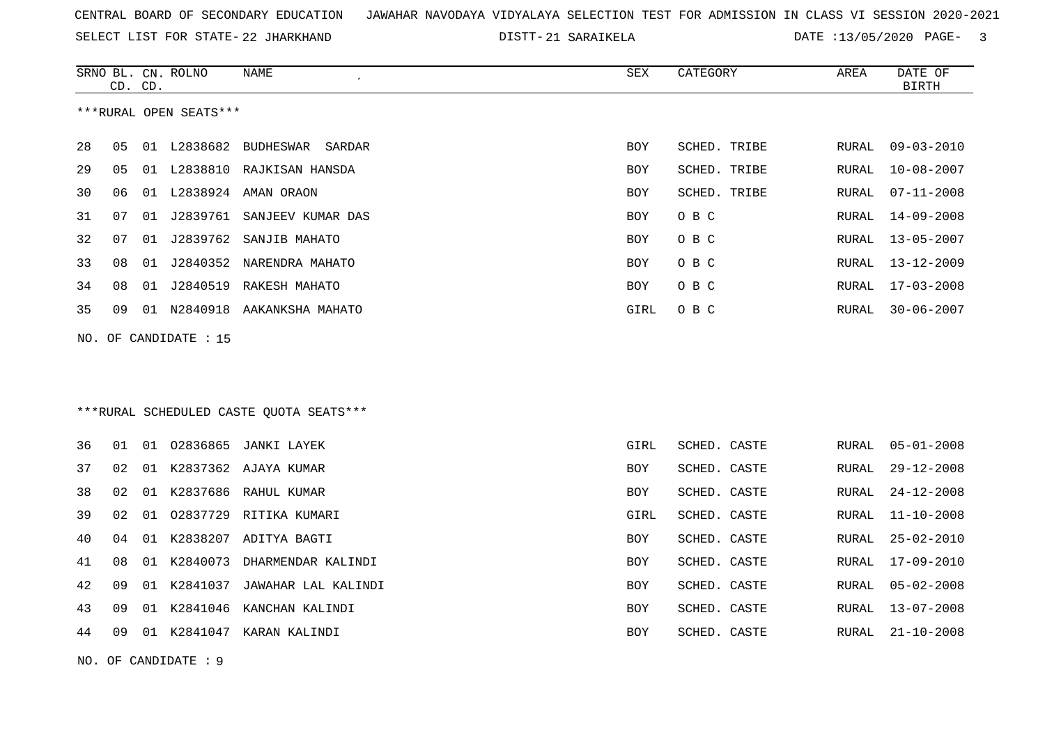CENTRAL BOARD OF SECONDARY EDUCATION   JAWAHAR NAVODAYA VIDYALAYA SELECTION TEST FOR ADMISSION IN CLASS VI SESSION 2020-2021

SELECT LIST FOR STATE- 22 JHARKHAND   DISTT- 21 SARAIKELA   DATE :13/05/2020

***RURAL OPEN SEATS***

| SRNO | BL. CD. | CN. CD. | ROLNO | NAME | SEX | CATEGORY | AREA | DATE OF BIRTH |
|---|---|---|---|---|---|---|---|---|
| 28 | 05 | 01 | L2838682 | BUDHESWAR SARDAR | BOY | SCHED. TRIBE | RURAL | 09-03-2010 |
| 29 | 05 | 01 | L2838810 | RAJKISAN HANSDA | BOY | SCHED. TRIBE | RURAL | 10-08-2007 |
| 30 | 06 | 01 | L2838924 | AMAN ORAON | BOY | SCHED. TRIBE | RURAL | 07-11-2008 |
| 31 | 07 | 01 | J2839761 | SANJEEV KUMAR DAS | BOY | O B C | RURAL | 14-09-2008 |
| 32 | 07 | 01 | J2839762 | SANJIB MAHATO | BOY | O B C | RURAL | 13-05-2007 |
| 33 | 08 | 01 | J2840352 | NARENDRA MAHATO | BOY | O B C | RURAL | 13-12-2009 |
| 34 | 08 | 01 | J2840519 | RAKESH MAHATO | BOY | O B C | RURAL | 17-03-2008 |
| 35 | 09 | 01 | N2840918 | AAKANKSHA MAHATO | GIRL | O B C | RURAL | 30-06-2007 |

NO. OF CANDIDATE : 15

***RURAL SCHEDULED CASTE QUOTA SEATS***

| SRNO | BL. CD. | CN. CD. | ROLNO | NAME | SEX | CATEGORY | AREA | DATE OF BIRTH |
|---|---|---|---|---|---|---|---|---|
| 36 | 01 | 01 | O2836865 | JANKI LAYEK | GIRL | SCHED. CASTE | RURAL | 05-01-2008 |
| 37 | 02 | 01 | K2837362 | AJAYA KUMAR | BOY | SCHED. CASTE | RURAL | 29-12-2008 |
| 38 | 02 | 01 | K2837686 | RAHUL KUMAR | BOY | SCHED. CASTE | RURAL | 24-12-2008 |
| 39 | 02 | 01 | O2837729 | RITIKA KUMARI | GIRL | SCHED. CASTE | RURAL | 11-10-2008 |
| 40 | 04 | 01 | K2838207 | ADITYA BAGTI | BOY | SCHED. CASTE | RURAL | 25-02-2010 |
| 41 | 08 | 01 | K2840073 | DHARMENDAR KALINDI | BOY | SCHED. CASTE | RURAL | 17-09-2010 |
| 42 | 09 | 01 | K2841037 | JAWAHAR LAL KALINDI | BOY | SCHED. CASTE | RURAL | 05-02-2008 |
| 43 | 09 | 01 | K2841046 | KANCHAN KALINDI | BOY | SCHED. CASTE | RURAL | 13-07-2008 |
| 44 | 09 | 01 | K2841047 | KARAN KALINDI | BOY | SCHED. CASTE | RURAL | 21-10-2008 |

NO. OF CANDIDATE : 9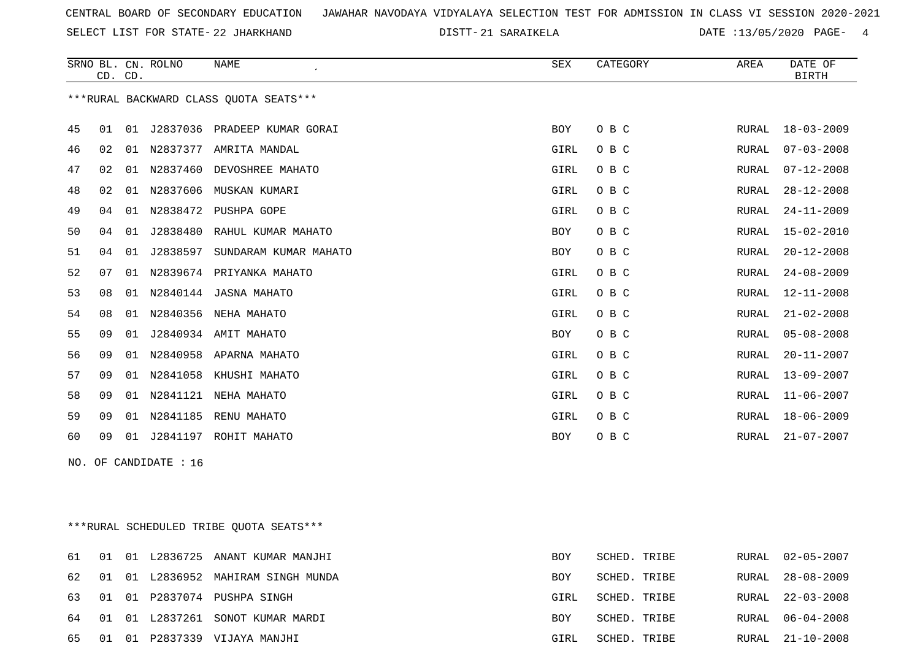CENTRAL BOARD OF SECONDARY EDUCATION JAWAHAR NAVODAYA VIDYALAYA SELECTION TEST FOR ADMISSION IN CLASS VI SESSION 2020-2021

SELECT LIST FOR STATE- 22 JHARKHAND DISTT- 21 SARAIKELA DATE :13/05/2020

***RURAL BACKWARD CLASS QUOTA SEATS***

| SRNO | BL. CD. | CN. CD. | ROLNO | NAME | SEX | CATEGORY | AREA | DATE OF BIRTH |
|---|---|---|---|---|---|---|---|---|
| 45 | 01 | 01 | J2837036 | PRADEEP KUMAR GORAI | BOY | O B C | RURAL | 18-03-2009 |
| 46 | 02 | 01 | N2837377 | AMRITA MANDAL | GIRL | O B C | RURAL | 07-03-2008 |
| 47 | 02 | 01 | N2837460 | DEVOSHREE MAHATO | GIRL | O B C | RURAL | 07-12-2008 |
| 48 | 02 | 01 | N2837606 | MUSKAN KUMARI | GIRL | O B C | RURAL | 28-12-2008 |
| 49 | 04 | 01 | N2838472 | PUSHPA GOPE | GIRL | O B C | RURAL | 24-11-2009 |
| 50 | 04 | 01 | J2838480 | RAHUL KUMAR MAHATO | BOY | O B C | RURAL | 15-02-2010 |
| 51 | 04 | 01 | J2838597 | SUNDARAM KUMAR MAHATO | BOY | O B C | RURAL | 20-12-2008 |
| 52 | 07 | 01 | N2839674 | PRIYANKA MAHATO | GIRL | O B C | RURAL | 24-08-2009 |
| 53 | 08 | 01 | N2840144 | JASNA MAHATO | GIRL | O B C | RURAL | 12-11-2008 |
| 54 | 08 | 01 | N2840356 | NEHA MAHATO | GIRL | O B C | RURAL | 21-02-2008 |
| 55 | 09 | 01 | J2840934 | AMIT MAHATO | BOY | O B C | RURAL | 05-08-2008 |
| 56 | 09 | 01 | N2840958 | APARNA MAHATO | GIRL | O B C | RURAL | 20-11-2007 |
| 57 | 09 | 01 | N2841058 | KHUSHI MAHATO | GIRL | O B C | RURAL | 13-09-2007 |
| 58 | 09 | 01 | N2841121 | NEHA MAHATO | GIRL | O B C | RURAL | 11-06-2007 |
| 59 | 09 | 01 | N2841185 | RENU MAHATO | GIRL | O B C | RURAL | 18-06-2009 |
| 60 | 09 | 01 | J2841197 | ROHIT MAHATO | BOY | O B C | RURAL | 21-07-2007 |

NO. OF CANDIDATE : 16

***RURAL SCHEDULED TRIBE QUOTA SEATS***

| SRNO | BL. CD. | CN. CD. | ROLNO | NAME | SEX | CATEGORY | AREA | DATE OF BIRTH |
|---|---|---|---|---|---|---|---|---|
| 61 | 01 | 01 | L2836725 | ANANT KUMAR MANJHI | BOY | SCHED. TRIBE | RURAL | 02-05-2007 |
| 62 | 01 | 01 | L2836952 | MAHIRAM SINGH MUNDA | BOY | SCHED. TRIBE | RURAL | 28-08-2009 |
| 63 | 01 | 01 | P2837074 | PUSHPA SINGH | GIRL | SCHED. TRIBE | RURAL | 22-03-2008 |
| 64 | 01 | 01 | L2837261 | SONOT KUMAR MARDI | BOY | SCHED. TRIBE | RURAL | 06-04-2008 |
| 65 | 01 | 01 | P2837339 | VIJAYA MANJHI | GIRL | SCHED. TRIBE | RURAL | 21-10-2008 |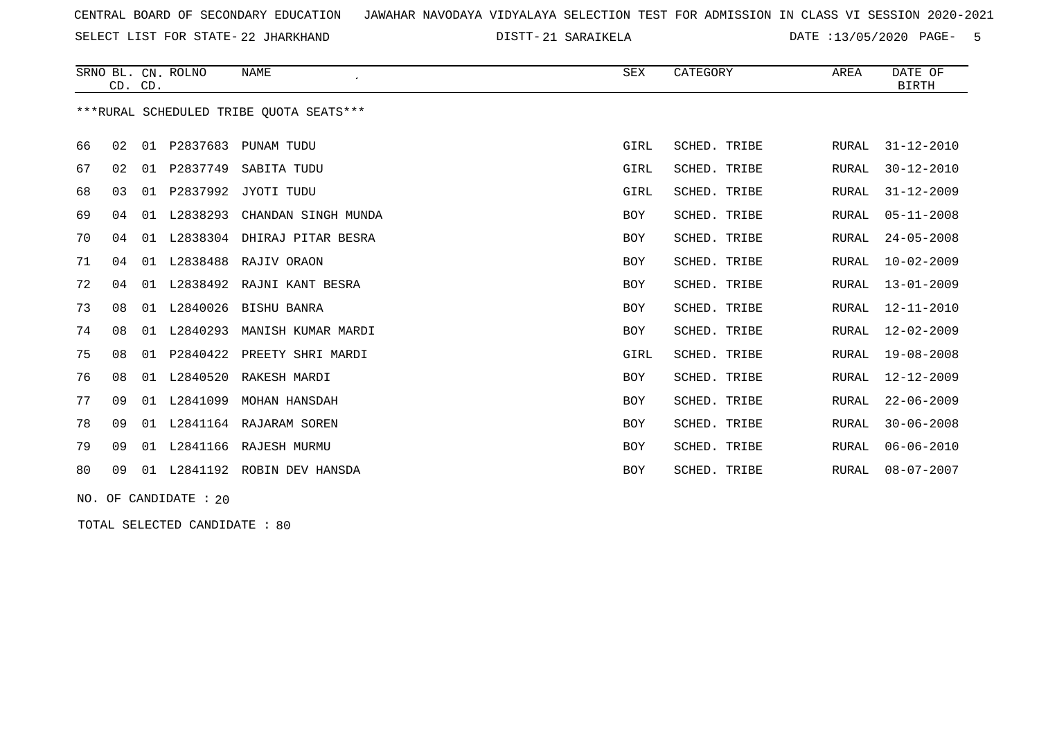CENTRAL BOARD OF SECONDARY EDUCATION   JAWAHAR NAVODAYA VIDYALAYA SELECTION TEST FOR ADMISSION IN CLASS VI SESSION 2020-2021

SELECT LIST FOR STATE- 22 JHARKHAND   DISTT- 21 SARAIKELA   DATE :13/05/2020

| SRNO | BL. CD. | CN. CD. | ROLNO | NAME | SEX | CATEGORY | AREA | DATE OF BIRTH |
|---|---|---|---|---|---|---|---|---|

***RURAL SCHEDULED TRIBE QUOTA SEATS***

| SRNO | BL. CD. | CN. CD. | ROLNO | NAME | SEX | CATEGORY | AREA | DATE OF BIRTH |
|---|---|---|---|---|---|---|---|---|
| 66 | 02 | 01 | P2837683 | PUNAM TUDU | GIRL | SCHED. TRIBE | RURAL | 31-12-2010 |
| 67 | 02 | 01 | P2837749 | SABITA TUDU | GIRL | SCHED. TRIBE | RURAL | 30-12-2010 |
| 68 | 03 | 01 | P2837992 | JYOTI TUDU | GIRL | SCHED. TRIBE | RURAL | 31-12-2009 |
| 69 | 04 | 01 | L2838293 | CHANDAN SINGH MUNDA | BOY | SCHED. TRIBE | RURAL | 05-11-2008 |
| 70 | 04 | 01 | L2838304 | DHIRAJ PITAR BESRA | BOY | SCHED. TRIBE | RURAL | 24-05-2008 |
| 71 | 04 | 01 | L2838488 | RAJIV ORAON | BOY | SCHED. TRIBE | RURAL | 10-02-2009 |
| 72 | 04 | 01 | L2838492 | RAJNI KANT BESRA | BOY | SCHED. TRIBE | RURAL | 13-01-2009 |
| 73 | 08 | 01 | L2840026 | BISHU BANRA | BOY | SCHED. TRIBE | RURAL | 12-11-2010 |
| 74 | 08 | 01 | L2840293 | MANISH KUMAR MARDI | BOY | SCHED. TRIBE | RURAL | 12-02-2009 |
| 75 | 08 | 01 | P2840422 | PREETY SHRI MARDI | GIRL | SCHED. TRIBE | RURAL | 19-08-2008 |
| 76 | 08 | 01 | L2840520 | RAKESH MARDI | BOY | SCHED. TRIBE | RURAL | 12-12-2009 |
| 77 | 09 | 01 | L2841099 | MOHAN HANSDAH | BOY | SCHED. TRIBE | RURAL | 22-06-2009 |
| 78 | 09 | 01 | L2841164 | RAJARAM SOREN | BOY | SCHED. TRIBE | RURAL | 30-06-2008 |
| 79 | 09 | 01 | L2841166 | RAJESH MURMU | BOY | SCHED. TRIBE | RURAL | 06-06-2010 |
| 80 | 09 | 01 | L2841192 | ROBIN DEV HANSDA | BOY | SCHED. TRIBE | RURAL | 08-07-2007 |

NO. OF CANDIDATE : 20

TOTAL SELECTED CANDIDATE : 80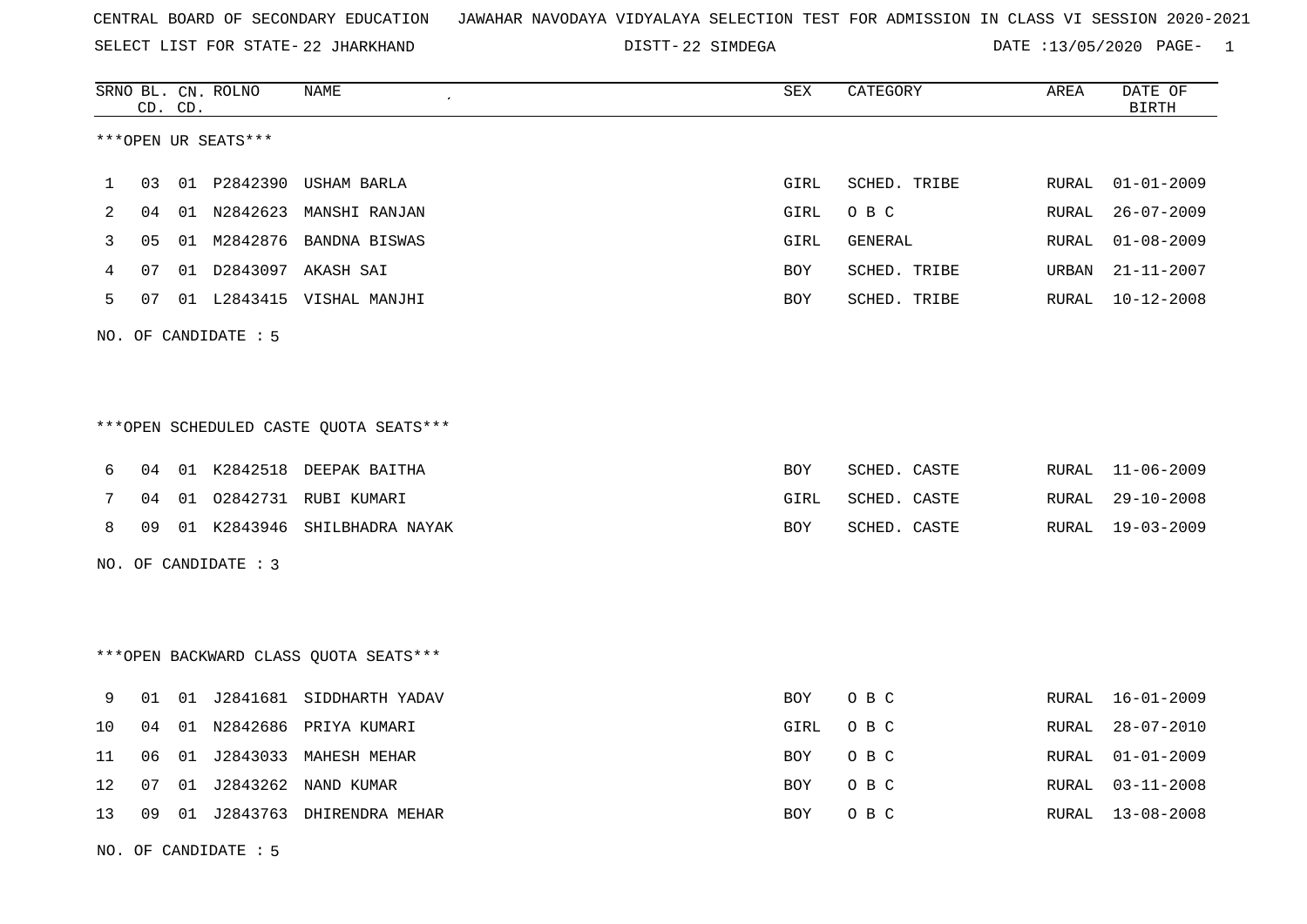CENTRAL BOARD OF SECONDARY EDUCATION JAWAHAR NAVODAYA VIDYALAYA SELECTION TEST FOR ADMISSION IN CLASS VI SESSION 2020-2021

SELECT LIST FOR STATE- 22 JHARKHAND DISTT- 22 SIMDEGA DATE :13/05/2020

***OPEN UR SEATS***

| SRNO | BL. CD. | CN. CD. | ROLNO | NAME | SEX | CATEGORY | AREA | DATE OF BIRTH |
|---|---|---|---|---|---|---|---|---|
| 1 | 03 | 01 | P2842390 | USHAM BARLA | GIRL | SCHED. TRIBE | RURAL | 01-01-2009 |
| 2 | 04 | 01 | N2842623 | MANSHI RANJAN | GIRL | O B C | RURAL | 26-07-2009 |
| 3 | 05 | 01 | M2842876 | BANDNA BISWAS | GIRL | GENERAL | RURAL | 01-08-2009 |
| 4 | 07 | 01 | D2843097 | AKASH SAI | BOY | SCHED. TRIBE | URBAN | 21-11-2007 |
| 5 | 07 | 01 | L2843415 | VISHAL MANJHI | BOY | SCHED. TRIBE | RURAL | 10-12-2008 |

NO. OF CANDIDATE : 5

***OPEN SCHEDULED CASTE QUOTA SEATS***

| SRNO | BL. CD. | CN. CD. | ROLNO | NAME | SEX | CATEGORY | AREA | DATE OF BIRTH |
|---|---|---|---|---|---|---|---|---|
| 6 | 04 | 01 | K2842518 | DEEPAK BAITHA | BOY | SCHED. CASTE | RURAL | 11-06-2009 |
| 7 | 04 | 01 | O2842731 | RUBI KUMARI | GIRL | SCHED. CASTE | RURAL | 29-10-2008 |
| 8 | 09 | 01 | K2843946 | SHILBHADRA NAYAK | BOY | SCHED. CASTE | RURAL | 19-03-2009 |

NO. OF CANDIDATE : 3

***OPEN BACKWARD CLASS QUOTA SEATS***

| SRNO | BL. CD. | CN. CD. | ROLNO | NAME | SEX | CATEGORY | AREA | DATE OF BIRTH |
|---|---|---|---|---|---|---|---|---|
| 9 | 01 | 01 | J2841681 | SIDDHARTH YADAV | BOY | O B C | RURAL | 16-01-2009 |
| 10 | 04 | 01 | N2842686 | PRIYA KUMARI | GIRL | O B C | RURAL | 28-07-2010 |
| 11 | 06 | 01 | J2843033 | MAHESH MEHAR | BOY | O B C | RURAL | 01-01-2009 |
| 12 | 07 | 01 | J2843262 | NAND KUMAR | BOY | O B C | RURAL | 03-11-2008 |
| 13 | 09 | 01 | J2843763 | DHIRENDRA MEHAR | BOY | O B C | RURAL | 13-08-2008 |

NO. OF CANDIDATE : 5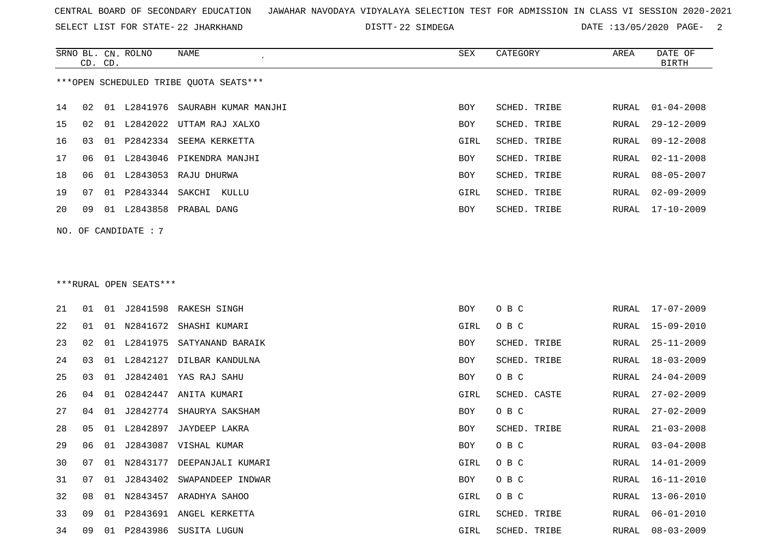CENTRAL BOARD OF SECONDARY EDUCATION JAWAHAR NAVODAYA VIDYALAYA SELECTION TEST FOR ADMISSION IN CLASS VI SESSION 2020-2021

SELECT LIST FOR STATE- 22 JHARKHAND DISTT- 22 SIMDEGA DATE :13/05/2020

***OPEN SCHEDULED TRIBE QUOTA SEATS***

| SRNO | BL. CD. | CN. CD. | ROLNO | NAME | SEX | CATEGORY | AREA | DATE OF BIRTH |
|---|---|---|---|---|---|---|---|---|
| 14 | 02 | 01 | L2841976 | SAURABH KUMAR MANJHI | BOY | SCHED. TRIBE | RURAL | 01-04-2008 |
| 15 | 02 | 01 | L2842022 | UTTAM RAJ XALXO | BOY | SCHED. TRIBE | RURAL | 29-12-2009 |
| 16 | 03 | 01 | P2842334 | SEEMA KERKETTA | GIRL | SCHED. TRIBE | RURAL | 09-12-2008 |
| 17 | 06 | 01 | L2843046 | PIKENDRA MANJHI | BOY | SCHED. TRIBE | RURAL | 02-11-2008 |
| 18 | 06 | 01 | L2843053 | RAJU DHURWA | BOY | SCHED. TRIBE | RURAL | 08-05-2007 |
| 19 | 07 | 01 | P2843344 | SAKCHI KULLU | GIRL | SCHED. TRIBE | RURAL | 02-09-2009 |
| 20 | 09 | 01 | L2843858 | PRABAL DANG | BOY | SCHED. TRIBE | RURAL | 17-10-2009 |

NO. OF CANDIDATE : 7

***RURAL OPEN SEATS***

| SRNO | BL. CD. | CN. CD. | ROLNO | NAME | SEX | CATEGORY | AREA | DATE OF BIRTH |
|---|---|---|---|---|---|---|---|---|
| 21 | 01 | 01 | J2841598 | RAKESH SINGH | BOY | O B C | RURAL | 17-07-2009 |
| 22 | 01 | 01 | N2841672 | SHASHI KUMARI | GIRL | O B C | RURAL | 15-09-2010 |
| 23 | 02 | 01 | L2841975 | SATYANAND BARAIK | BOY | SCHED. TRIBE | RURAL | 25-11-2009 |
| 24 | 03 | 01 | L2842127 | DILBAR KANDULNA | BOY | SCHED. TRIBE | RURAL | 18-03-2009 |
| 25 | 03 | 01 | J2842401 | YAS RAJ SAHU | BOY | O B C | RURAL | 24-04-2009 |
| 26 | 04 | 01 | O2842447 | ANITA KUMARI | GIRL | SCHED. CASTE | RURAL | 27-02-2009 |
| 27 | 04 | 01 | J2842774 | SHAURYA SAKSHAM | BOY | O B C | RURAL | 27-02-2009 |
| 28 | 05 | 01 | L2842897 | JAYDEEP LAKRA | BOY | SCHED. TRIBE | RURAL | 21-03-2008 |
| 29 | 06 | 01 | J2843087 | VISHAL KUMAR | BOY | O B C | RURAL | 03-04-2008 |
| 30 | 07 | 01 | N2843177 | DEEPANJALI KUMARI | GIRL | O B C | RURAL | 14-01-2009 |
| 31 | 07 | 01 | J2843402 | SWAPANDEEP INDWAR | BOY | O B C | RURAL | 16-11-2010 |
| 32 | 08 | 01 | N2843457 | ARADHYA SAHOO | GIRL | O B C | RURAL | 13-06-2010 |
| 33 | 09 | 01 | P2843691 | ANGEL KERKETTA | GIRL | SCHED. TRIBE | RURAL | 06-01-2010 |
| 34 | 09 | 01 | P2843986 | SUSITA LUGUN | GIRL | SCHED. TRIBE | RURAL | 08-03-2009 |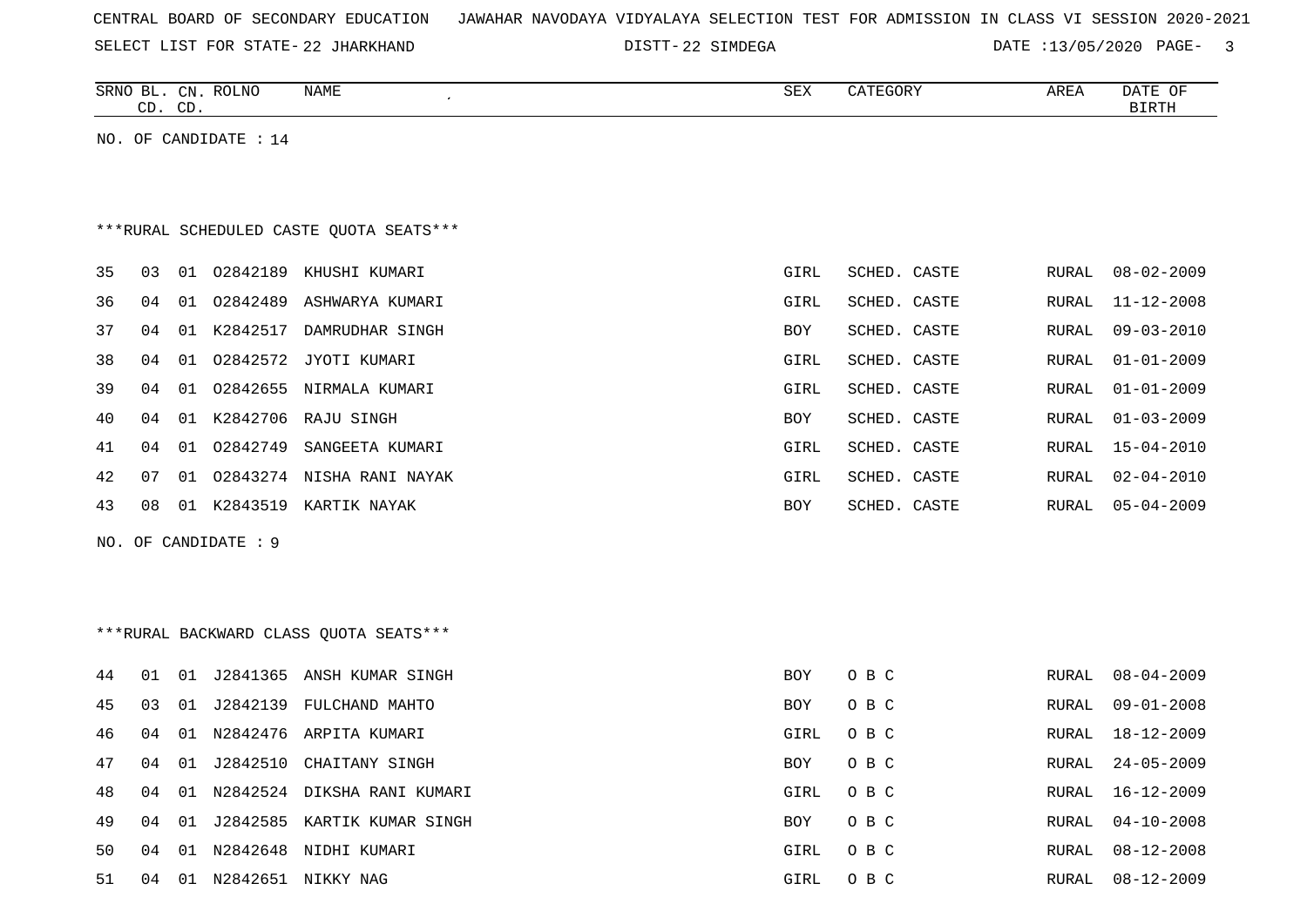CENTRAL BOARD OF SECONDARY EDUCATION   JAWAHAR NAVODAYA VIDYALAYA SELECTION TEST FOR ADMISSION IN CLASS VI SESSION 2020-2021

SELECT LIST FOR STATE- 22 JHARKHAND   DISTT- 22 SIMDEGA   DATE :13/05/2020

| SRNO | BL. CD. | CN. CD. | ROLNO | NAME | SEX | CATEGORY | AREA | DATE OF BIRTH |
|---|---|---|---|---|---|---|---|---|

NO. OF CANDIDATE : 14

***RURAL SCHEDULED CASTE QUOTA SEATS***

| SRNO | BL. CD. | CN. CD. | ROLNO | NAME | SEX | CATEGORY | AREA | DATE OF BIRTH |
|---|---|---|---|---|---|---|---|---|
| 35 | 03 | 01 | O2842189 | KHUSHI KUMARI | GIRL | SCHED. CASTE | RURAL | 08-02-2009 |
| 36 | 04 | 01 | O2842489 | ASHWARYA KUMARI | GIRL | SCHED. CASTE | RURAL | 11-12-2008 |
| 37 | 04 | 01 | K2842517 | DAMRUDHAR SINGH | BOY | SCHED. CASTE | RURAL | 09-03-2010 |
| 38 | 04 | 01 | O2842572 | JYOTI KUMARI | GIRL | SCHED. CASTE | RURAL | 01-01-2009 |
| 39 | 04 | 01 | O2842655 | NIRMALA KUMARI | GIRL | SCHED. CASTE | RURAL | 01-01-2009 |
| 40 | 04 | 01 | K2842706 | RAJU SINGH | BOY | SCHED. CASTE | RURAL | 01-03-2009 |
| 41 | 04 | 01 | O2842749 | SANGEETA KUMARI | GIRL | SCHED. CASTE | RURAL | 15-04-2010 |
| 42 | 07 | 01 | O2843274 | NISHA RANI NAYAK | GIRL | SCHED. CASTE | RURAL | 02-04-2010 |
| 43 | 08 | 01 | K2843519 | KARTIK NAYAK | BOY | SCHED. CASTE | RURAL | 05-04-2009 |

NO. OF CANDIDATE : 9

***RURAL BACKWARD CLASS QUOTA SEATS***

| SRNO | BL. CD. | CN. CD. | ROLNO | NAME | SEX | CATEGORY | AREA | DATE OF BIRTH |
|---|---|---|---|---|---|---|---|---|
| 44 | 01 | 01 | J2841365 | ANSH KUMAR SINGH | BOY | O B C | RURAL | 08-04-2009 |
| 45 | 03 | 01 | J2842139 | FULCHAND MAHTO | BOY | O B C | RURAL | 09-01-2008 |
| 46 | 04 | 01 | N2842476 | ARPITA KUMARI | GIRL | O B C | RURAL | 18-12-2009 |
| 47 | 04 | 01 | J2842510 | CHAITANY SINGH | BOY | O B C | RURAL | 24-05-2009 |
| 48 | 04 | 01 | N2842524 | DIKSHA RANI KUMARI | GIRL | O B C | RURAL | 16-12-2009 |
| 49 | 04 | 01 | J2842585 | KARTIK KUMAR SINGH | BOY | O B C | RURAL | 04-10-2008 |
| 50 | 04 | 01 | N2842648 | NIDHI KUMARI | GIRL | O B C | RURAL | 08-12-2008 |
| 51 | 04 | 01 | N2842651 | NIKKY NAG | GIRL | O B C | RURAL | 08-12-2009 |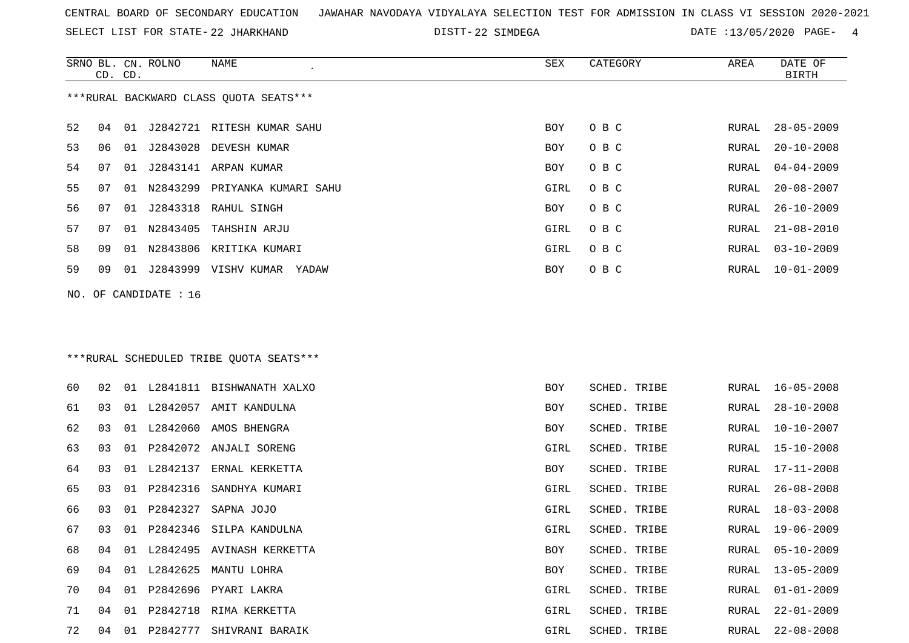CENTRAL BOARD OF SECONDARY EDUCATION JAWAHAR NAVODAYA VIDYALAYA SELECTION TEST FOR ADMISSION IN CLASS VI SESSION 2020-2021

SELECT LIST FOR STATE- 22 JHARKHAND DISTT- 22 SIMDEGA DATE :13/05/2020

***RURAL BACKWARD CLASS QUOTA SEATS***

| SRNO | BL. CD. | CN. CD. | ROLNO | NAME | SEX | CATEGORY | AREA | DATE OF BIRTH |
|---|---|---|---|---|---|---|---|---|
| 52 | 04 | 01 | J2842721 | RITESH KUMAR SAHU | BOY | O B C | RURAL | 28-05-2009 |
| 53 | 06 | 01 | J2843028 | DEVESH KUMAR | BOY | O B C | RURAL | 20-10-2008 |
| 54 | 07 | 01 | J2843141 | ARPAN KUMAR | BOY | O B C | RURAL | 04-04-2009 |
| 55 | 07 | 01 | N2843299 | PRIYANKA KUMARI SAHU | GIRL | O B C | RURAL | 20-08-2007 |
| 56 | 07 | 01 | J2843318 | RAHUL SINGH | BOY | O B C | RURAL | 26-10-2009 |
| 57 | 07 | 01 | N2843405 | TAHSHIN ARJU | GIRL | O B C | RURAL | 21-08-2010 |
| 58 | 09 | 01 | N2843806 | KRITIKA KUMARI | GIRL | O B C | RURAL | 03-10-2009 |
| 59 | 09 | 01 | J2843999 | VISHV KUMAR YADAW | BOY | O B C | RURAL | 10-01-2009 |

NO. OF CANDIDATE : 16

***RURAL SCHEDULED TRIBE QUOTA SEATS***

| SRNO | BL. CD. | CN. CD. | ROLNO | NAME | SEX | CATEGORY | AREA | DATE OF BIRTH |
|---|---|---|---|---|---|---|---|---|
| 60 | 02 | 01 | L2841811 | BISHWANATH XALXO | BOY | SCHED. TRIBE | RURAL | 16-05-2008 |
| 61 | 03 | 01 | L2842057 | AMIT KANDULNA | BOY | SCHED. TRIBE | RURAL | 28-10-2008 |
| 62 | 03 | 01 | L2842060 | AMOS BHENGRA | BOY | SCHED. TRIBE | RURAL | 10-10-2007 |
| 63 | 03 | 01 | P2842072 | ANJALI SORENG | GIRL | SCHED. TRIBE | RURAL | 15-10-2008 |
| 64 | 03 | 01 | L2842137 | ERNAL KERKETTA | BOY | SCHED. TRIBE | RURAL | 17-11-2008 |
| 65 | 03 | 01 | P2842316 | SANDHYA KUMARI | GIRL | SCHED. TRIBE | RURAL | 26-08-2008 |
| 66 | 03 | 01 | P2842327 | SAPNA JOJO | GIRL | SCHED. TRIBE | RURAL | 18-03-2008 |
| 67 | 03 | 01 | P2842346 | SILPA KANDULNA | GIRL | SCHED. TRIBE | RURAL | 19-06-2009 |
| 68 | 04 | 01 | L2842495 | AVINASH KERKETTA | BOY | SCHED. TRIBE | RURAL | 05-10-2009 |
| 69 | 04 | 01 | L2842625 | MANTU LOHRA | BOY | SCHED. TRIBE | RURAL | 13-05-2009 |
| 70 | 04 | 01 | P2842696 | PYARI LAKRA | GIRL | SCHED. TRIBE | RURAL | 01-01-2009 |
| 71 | 04 | 01 | P2842718 | RIMA KERKETTA | GIRL | SCHED. TRIBE | RURAL | 22-01-2009 |
| 72 | 04 | 01 | P2842777 | SHIVRANI BARAIK | GIRL | SCHED. TRIBE | RURAL | 22-08-2008 |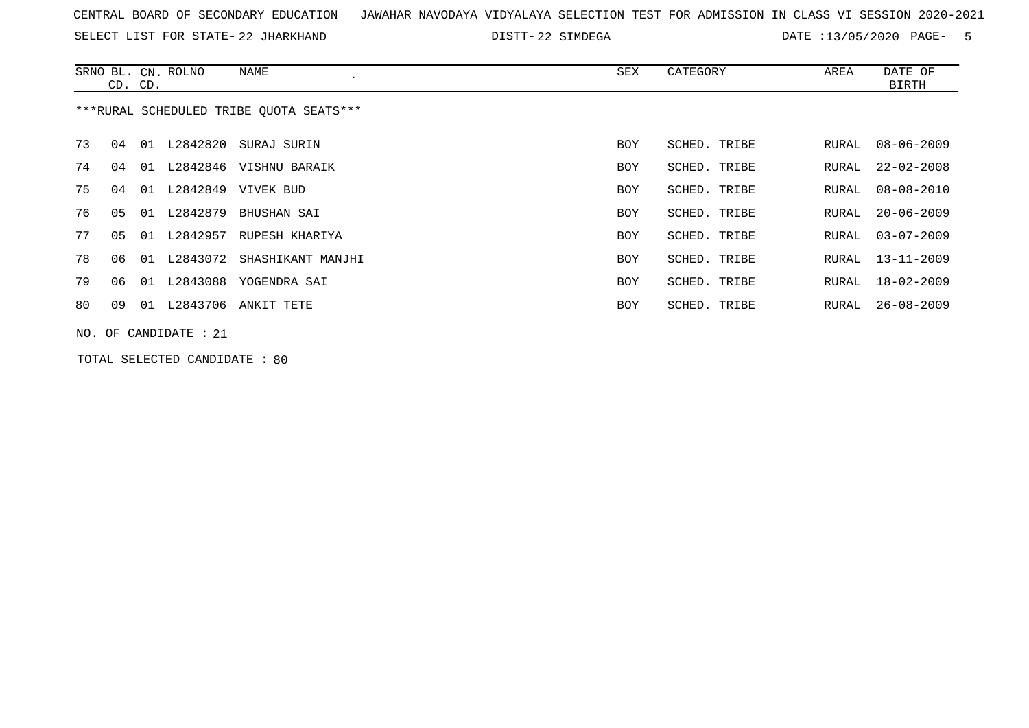CENTRAL BOARD OF SECONDARY EDUCATION JAWAHAR NAVODAYA VIDYALAYA SELECTION TEST FOR ADMISSION IN CLASS VI SESSION 2020-2021

SELECT LIST FOR STATE- 22 JHARKHAND DISTT- 22 SIMDEGA DATE :13/05/2020

| SRNO | BL. CD. | CN. CD. | ROLNO | NAME | SEX | CATEGORY | AREA | DATE OF BIRTH |
|---|---|---|---|---|---|---|---|---|
| ***RURAL SCHEDULED TRIBE QUOTA SEATS*** | | | | | | | | |
| 73 | 04 | 01 | L2842820 | SURAJ SURIN | BOY | SCHED. TRIBE | RURAL | 08-06-2009 |
| 74 | 04 | 01 | L2842846 | VISHNU BARAIK | BOY | SCHED. TRIBE | RURAL | 22-02-2008 |
| 75 | 04 | 01 | L2842849 | VIVEK BUD | BOY | SCHED. TRIBE | RURAL | 08-08-2010 |
| 76 | 05 | 01 | L2842879 | BHUSHAN SAI | BOY | SCHED. TRIBE | RURAL | 20-06-2009 |
| 77 | 05 | 01 | L2842957 | RUPESH KHARIYA | BOY | SCHED. TRIBE | RURAL | 03-07-2009 |
| 78 | 06 | 01 | L2843072 | SHASHIKANT MANJHI | BOY | SCHED. TRIBE | RURAL | 13-11-2009 |
| 79 | 06 | 01 | L2843088 | YOGENDRA SAI | BOY | SCHED. TRIBE | RURAL | 18-02-2009 |
| 80 | 09 | 01 | L2843706 | ANKIT TETE | BOY | SCHED. TRIBE | RURAL | 26-08-2009 |

NO. OF CANDIDATE : 21

TOTAL SELECTED CANDIDATE : 80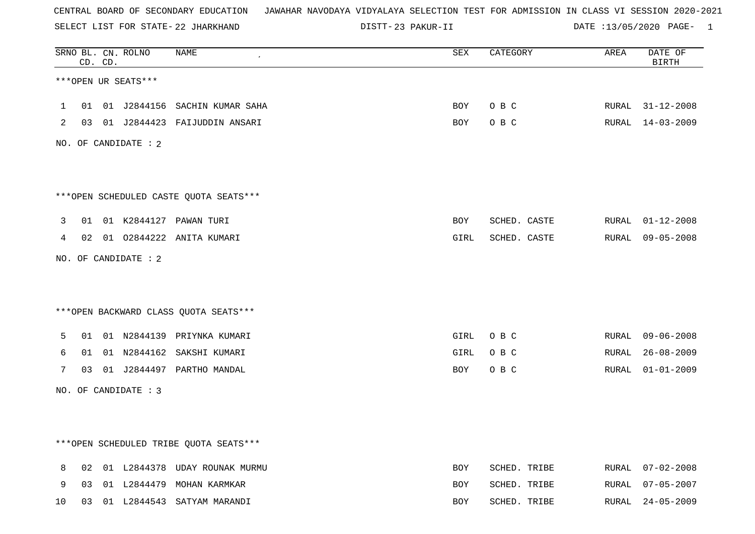CENTRAL BOARD OF SECONDARY EDUCATION JAWAHAR NAVODAYA VIDYALAYA SELECTION TEST FOR ADMISSION IN CLASS VI SESSION 2020-2021

SELECT LIST FOR STATE- 22 JHARKHAND DISTT- 23 PAKUR-II DATE :13/05/2020

| SRNO | BL. CD. | CN. CD. | ROLNO | NAME | SEX | CATEGORY | AREA | DATE OF BIRTH |
|---|---|---|---|---|---|---|---|---|

***OPEN UR SEATS***

| SRNO | BL. CD. | CN. CD. | ROLNO | NAME | SEX | CATEGORY | AREA | DATE OF BIRTH |
|---|---|---|---|---|---|---|---|---|
| 1 | 01 | 01 | J2844156 | SACHIN KUMAR SAHA | BOY | O B C | RURAL | 31-12-2008 |
| 2 | 03 | 01 | J2844423 | FAIJUDDIN ANSARI | BOY | O B C | RURAL | 14-03-2009 |

NO. OF CANDIDATE : 2

***OPEN SCHEDULED CASTE QUOTA SEATS***

| SRNO | BL. CD. | CN. CD. | ROLNO | NAME | SEX | CATEGORY | AREA | DATE OF BIRTH |
|---|---|---|---|---|---|---|---|---|
| 3 | 01 | 01 | K2844127 | PAWAN TURI | BOY | SCHED. CASTE | RURAL | 01-12-2008 |
| 4 | 02 | 01 | O2844222 | ANITA KUMARI | GIRL | SCHED. CASTE | RURAL | 09-05-2008 |

NO. OF CANDIDATE : 2

***OPEN BACKWARD CLASS QUOTA SEATS***

| SRNO | BL. CD. | CN. CD. | ROLNO | NAME | SEX | CATEGORY | AREA | DATE OF BIRTH |
|---|---|---|---|---|---|---|---|---|
| 5 | 01 | 01 | N2844139 | PRIYNKA KUMARI | GIRL | O B C | RURAL | 09-06-2008 |
| 6 | 01 | 01 | N2844162 | SAKSHI KUMARI | GIRL | O B C | RURAL | 26-08-2009 |
| 7 | 03 | 01 | J2844497 | PARTHO MANDAL | BOY | O B C | RURAL | 01-01-2009 |

NO. OF CANDIDATE : 3

***OPEN SCHEDULED TRIBE QUOTA SEATS***

| SRNO | BL. CD. | CN. CD. | ROLNO | NAME | SEX | CATEGORY | AREA | DATE OF BIRTH |
|---|---|---|---|---|---|---|---|---|
| 8 | 02 | 01 | L2844378 | UDAY ROUNAK MURMU | BOY | SCHED. TRIBE | RURAL | 07-02-2008 |
| 9 | 03 | 01 | L2844479 | MOHAN KARMKAR | BOY | SCHED. TRIBE | RURAL | 07-05-2007 |
| 10 | 03 | 01 | L2844543 | SATYAM MARANDI | BOY | SCHED. TRIBE | RURAL | 24-05-2009 |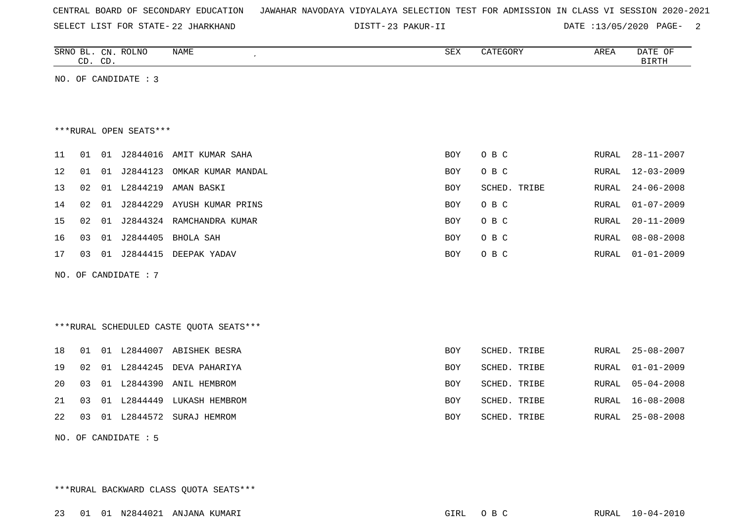CENTRAL BOARD OF SECONDARY EDUCATION JAWAHAR NAVODAYA VIDYALAYA SELECTION TEST FOR ADMISSION IN CLASS VI SESSION 2020-2021

SELECT LIST FOR STATE- 22 JHARKHAND DISTT- 23 PAKUR-II DATE :13/05/2020

| SRNO | BL. CD. | CN. CD. | ROLNO | NAME | SEX | CATEGORY | AREA | DATE OF BIRTH |
|---|---|---|---|---|---|---|---|---|

NO. OF CANDIDATE : 3

***RURAL OPEN SEATS***

| SRNO | BL. CD. | CN. CD. | ROLNO | NAME | SEX | CATEGORY | AREA | DATE OF BIRTH |
|---|---|---|---|---|---|---|---|---|
| 11 | 01 | 01 | J2844016 | AMIT KUMAR SAHA | BOY | O B C | RURAL | 28-11-2007 |
| 12 | 01 | 01 | J2844123 | OMKAR KUMAR MANDAL | BOY | O B C | RURAL | 12-03-2009 |
| 13 | 02 | 01 | L2844219 | AMAN BASKI | BOY | SCHED. TRIBE | RURAL | 24-06-2008 |
| 14 | 02 | 01 | J2844229 | AYUSH KUMAR PRINS | BOY | O B C | RURAL | 01-07-2009 |
| 15 | 02 | 01 | J2844324 | RAMCHANDRA KUMAR | BOY | O B C | RURAL | 20-11-2009 |
| 16 | 03 | 01 | J2844405 | BHOLA SAH | BOY | O B C | RURAL | 08-08-2008 |
| 17 | 03 | 01 | J2844415 | DEEPAK YADAV | BOY | O B C | RURAL | 01-01-2009 |

NO. OF CANDIDATE : 7

***RURAL SCHEDULED CASTE QUOTA SEATS***

| SRNO | BL. CD. | CN. CD. | ROLNO | NAME | SEX | CATEGORY | AREA | DATE OF BIRTH |
|---|---|---|---|---|---|---|---|---|
| 18 | 01 | 01 | L2844007 | ABISHEK BESRA | BOY | SCHED. TRIBE | RURAL | 25-08-2007 |
| 19 | 02 | 01 | L2844245 | DEVA PAHARIYA | BOY | SCHED. TRIBE | RURAL | 01-01-2009 |
| 20 | 03 | 01 | L2844390 | ANIL HEMBROM | BOY | SCHED. TRIBE | RURAL | 05-04-2008 |
| 21 | 03 | 01 | L2844449 | LUKASH HEMBROM | BOY | SCHED. TRIBE | RURAL | 16-08-2008 |
| 22 | 03 | 01 | L2844572 | SURAJ HEMROM | BOY | SCHED. TRIBE | RURAL | 25-08-2008 |

NO. OF CANDIDATE : 5

***RURAL BACKWARD CLASS QUOTA SEATS***

| SRNO | BL. CD. | CN. CD. | ROLNO | NAME | SEX | CATEGORY | AREA | DATE OF BIRTH |
|---|---|---|---|---|---|---|---|---|
| 23 | 01 | 01 | N2844021 | ANJANA KUMARI | GIRL | O B C | RURAL | 10-04-2010 |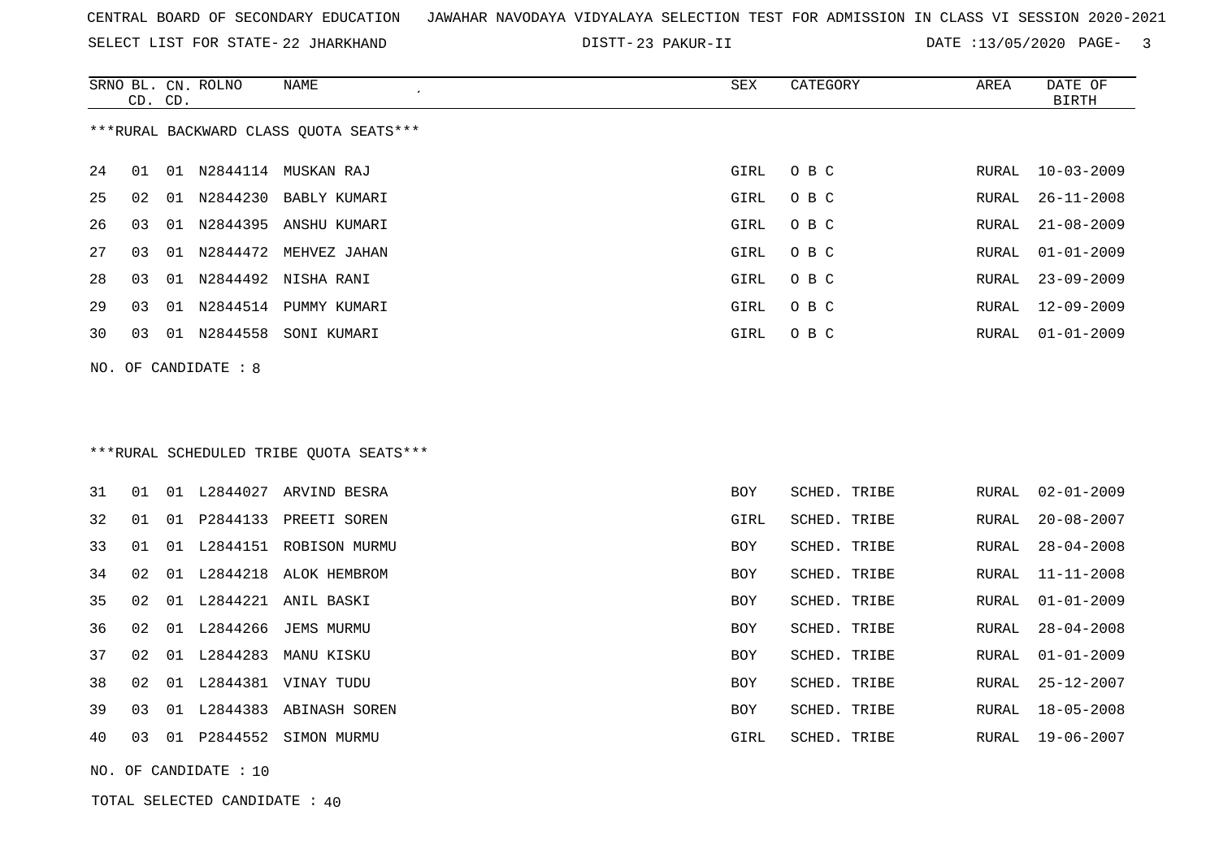CENTRAL BOARD OF SECONDARY EDUCATION JAWAHAR NAVODAYA VIDYALAYA SELECTION TEST FOR ADMISSION IN CLASS VI SESSION 2020-2021

SELECT LIST FOR STATE- 22 JHARKHAND DISTT- 23 PAKUR-II DATE :13/05/2020

***RURAL BACKWARD CLASS QUOTA SEATS***

| SRNO | BL. CD. | CN. CD. | ROLNO | NAME | SEX | CATEGORY | AREA | DATE OF BIRTH |
|---|---|---|---|---|---|---|---|---|
| 24 | 01 | 01 | N2844114 | MUSKAN RAJ | GIRL | O B C | RURAL | 10-03-2009 |
| 25 | 02 | 01 | N2844230 | BABLY KUMARI | GIRL | O B C | RURAL | 26-11-2008 |
| 26 | 03 | 01 | N2844395 | ANSHU KUMARI | GIRL | O B C | RURAL | 21-08-2009 |
| 27 | 03 | 01 | N2844472 | MEHVEZ JAHAN | GIRL | O B C | RURAL | 01-01-2009 |
| 28 | 03 | 01 | N2844492 | NISHA RANI | GIRL | O B C | RURAL | 23-09-2009 |
| 29 | 03 | 01 | N2844514 | PUMMY KUMARI | GIRL | O B C | RURAL | 12-09-2009 |
| 30 | 03 | 01 | N2844558 | SONI KUMARI | GIRL | O B C | RURAL | 01-01-2009 |

NO. OF CANDIDATE : 8

***RURAL SCHEDULED TRIBE QUOTA SEATS***

| SRNO | BL. CD. | CN. CD. | ROLNO | NAME | SEX | CATEGORY | AREA | DATE OF BIRTH |
|---|---|---|---|---|---|---|---|---|
| 31 | 01 | 01 | L2844027 | ARVIND BESRA | BOY | SCHED. TRIBE | RURAL | 02-01-2009 |
| 32 | 01 | 01 | P2844133 | PREETI SOREN | GIRL | SCHED. TRIBE | RURAL | 20-08-2007 |
| 33 | 01 | 01 | L2844151 | ROBISON MURMU | BOY | SCHED. TRIBE | RURAL | 28-04-2008 |
| 34 | 02 | 01 | L2844218 | ALOK HEMBROM | BOY | SCHED. TRIBE | RURAL | 11-11-2008 |
| 35 | 02 | 01 | L2844221 | ANIL BASKI | BOY | SCHED. TRIBE | RURAL | 01-01-2009 |
| 36 | 02 | 01 | L2844266 | JEMS MURMU | BOY | SCHED. TRIBE | RURAL | 28-04-2008 |
| 37 | 02 | 01 | L2844283 | MANU KISKU | BOY | SCHED. TRIBE | RURAL | 01-01-2009 |
| 38 | 02 | 01 | L2844381 | VINAY TUDU | BOY | SCHED. TRIBE | RURAL | 25-12-2007 |
| 39 | 03 | 01 | L2844383 | ABINASH SOREN | BOY | SCHED. TRIBE | RURAL | 18-05-2008 |
| 40 | 03 | 01 | P2844552 | SIMON MURMU | GIRL | SCHED. TRIBE | RURAL | 19-06-2007 |

NO. OF CANDIDATE : 10

TOTAL SELECTED CANDIDATE : 40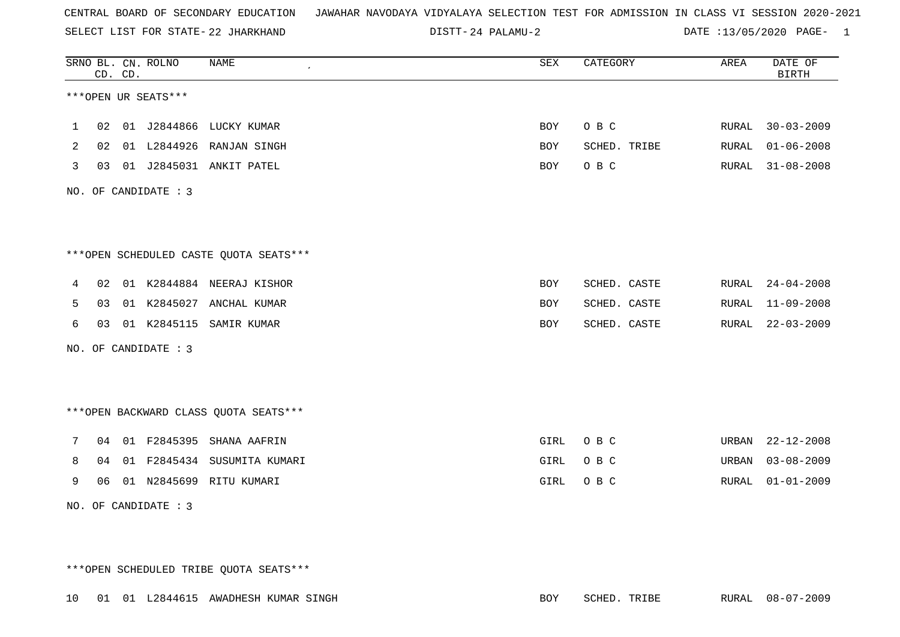CENTRAL BOARD OF SECONDARY EDUCATION JAWAHAR NAVODAYA VIDYALAYA SELECTION TEST FOR ADMISSION IN CLASS VI SESSION 2020-2021

SELECT LIST FOR STATE- 22 JHARKHAND DISTT- 24 PALAMU-2 DATE :13/05/2020 PAGE- 1

***OPEN UR SEATS***

| SRNO | BL. CD. | CN. CD. | ROLNO | NAME | SEX | CATEGORY | AREA | DATE OF BIRTH |
|---|---|---|---|---|---|---|---|---|
| 1 | 02 | 01 | J2844866 | LUCKY KUMAR | BOY | O B C | RURAL | 30-03-2009 |
| 2 | 02 | 01 | L2844926 | RANJAN SINGH | BOY | SCHED. TRIBE | RURAL | 01-06-2008 |
| 3 | 03 | 01 | J2845031 | ANKIT PATEL | BOY | O B C | RURAL | 31-08-2008 |

NO. OF CANDIDATE : 3

***OPEN SCHEDULED CASTE QUOTA SEATS***

| SRNO | BL. CD. | CN. CD. | ROLNO | NAME | SEX | CATEGORY | AREA | DATE OF BIRTH |
|---|---|---|---|---|---|---|---|---|
| 4 | 02 | 01 | K2844884 | NEERAJ KISHOR | BOY | SCHED. CASTE | RURAL | 24-04-2008 |
| 5 | 03 | 01 | K2845027 | ANCHAL KUMAR | BOY | SCHED. CASTE | RURAL | 11-09-2008 |
| 6 | 03 | 01 | K2845115 | SAMIR KUMAR | BOY | SCHED. CASTE | RURAL | 22-03-2009 |

NO. OF CANDIDATE : 3

***OPEN BACKWARD CLASS QUOTA SEATS***

| SRNO | BL. CD. | CN. CD. | ROLNO | NAME | SEX | CATEGORY | AREA | DATE OF BIRTH |
|---|---|---|---|---|---|---|---|---|
| 7 | 04 | 01 | F2845395 | SHANA AAFRIN | GIRL | O B C | URBAN | 22-12-2008 |
| 8 | 04 | 01 | F2845434 | SUSUMITA KUMARI | GIRL | O B C | URBAN | 03-08-2009 |
| 9 | 06 | 01 | N2845699 | RITU KUMARI | GIRL | O B C | RURAL | 01-01-2009 |

NO. OF CANDIDATE : 3

***OPEN SCHEDULED TRIBE QUOTA SEATS***

| SRNO | BL. CD. | CN. CD. | ROLNO | NAME | SEX | CATEGORY | AREA | DATE OF BIRTH |
|---|---|---|---|---|---|---|---|---|
| 10 | 01 | 01 | L2844615 | AWADHESH KUMAR SINGH | BOY | SCHED. TRIBE | RURAL | 08-07-2009 |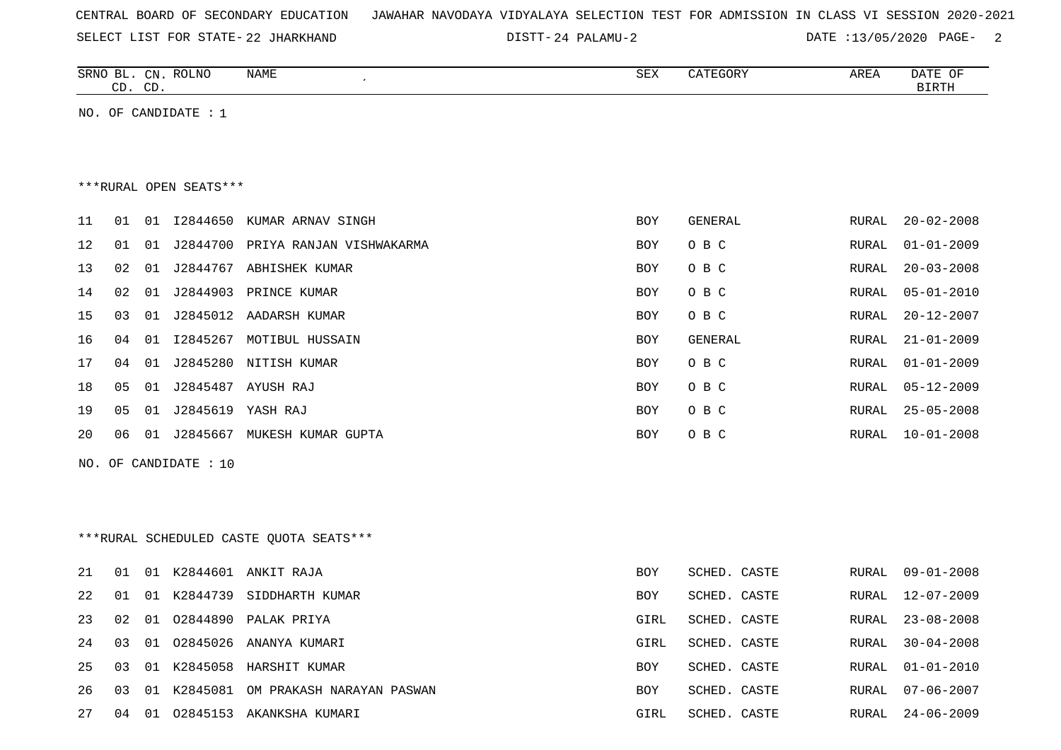CENTRAL BOARD OF SECONDARY EDUCATION JAWAHAR NAVODAYA VIDYALAYA SELECTION TEST FOR ADMISSION IN CLASS VI SESSION 2020-2021

SELECT LIST FOR STATE- 22 JHARKHAND DISTT- 24 PALAMU-2 DATE :13/05/2020 PAGE- 2

| SRNO | BL. CD. | CN. CD. | ROLNO | NAME | SEX | CATEGORY | AREA | DATE OF BIRTH |
|---|---|---|---|---|---|---|---|---|

NO. OF CANDIDATE : 1

***RURAL OPEN SEATS***

| SRNO | BL. CD. | CN. CD. | ROLNO | NAME | SEX | CATEGORY | AREA | DATE OF BIRTH |
|---|---|---|---|---|---|---|---|---|
| 11 | 01 | 01 | I2844650 | KUMAR ARNAV SINGH | BOY | GENERAL | RURAL | 20-02-2008 |
| 12 | 01 | 01 | J2844700 | PRIYA RANJAN VISHWAKARMA | BOY | O B C | RURAL | 01-01-2009 |
| 13 | 02 | 01 | J2844767 | ABHISHEK KUMAR | BOY | O B C | RURAL | 20-03-2008 |
| 14 | 02 | 01 | J2844903 | PRINCE KUMAR | BOY | O B C | RURAL | 05-01-2010 |
| 15 | 03 | 01 | J2845012 | AADARSH KUMAR | BOY | O B C | RURAL | 20-12-2007 |
| 16 | 04 | 01 | I2845267 | MOTIBUL HUSSAIN | BOY | GENERAL | RURAL | 21-01-2009 |
| 17 | 04 | 01 | J2845280 | NITISH KUMAR | BOY | O B C | RURAL | 01-01-2009 |
| 18 | 05 | 01 | J2845487 | AYUSH RAJ | BOY | O B C | RURAL | 05-12-2009 |
| 19 | 05 | 01 | J2845619 | YASH RAJ | BOY | O B C | RURAL | 25-05-2008 |
| 20 | 06 | 01 | J2845667 | MUKESH KUMAR GUPTA | BOY | O B C | RURAL | 10-01-2008 |

NO. OF CANDIDATE : 10

***RURAL SCHEDULED CASTE QUOTA SEATS***

| SRNO | BL. CD. | CN. CD. | ROLNO | NAME | SEX | CATEGORY | AREA | DATE OF BIRTH |
|---|---|---|---|---|---|---|---|---|
| 21 | 01 | 01 | K2844601 | ANKIT RAJA | BOY | SCHED. CASTE | RURAL | 09-01-2008 |
| 22 | 01 | 01 | K2844739 | SIDDHARTH KUMAR | BOY | SCHED. CASTE | RURAL | 12-07-2009 |
| 23 | 02 | 01 | O2844890 | PALAK PRIYA | GIRL | SCHED. CASTE | RURAL | 23-08-2008 |
| 24 | 03 | 01 | O2845026 | ANANYA KUMARI | GIRL | SCHED. CASTE | RURAL | 30-04-2008 |
| 25 | 03 | 01 | K2845058 | HARSHIT KUMAR | BOY | SCHED. CASTE | RURAL | 01-01-2010 |
| 26 | 03 | 01 | K2845081 | OM PRAKASH NARAYAN PASWAN | BOY | SCHED. CASTE | RURAL | 07-06-2007 |
| 27 | 04 | 01 | O2845153 | AKANKSHA KUMARI | GIRL | SCHED. CASTE | RURAL | 24-06-2009 |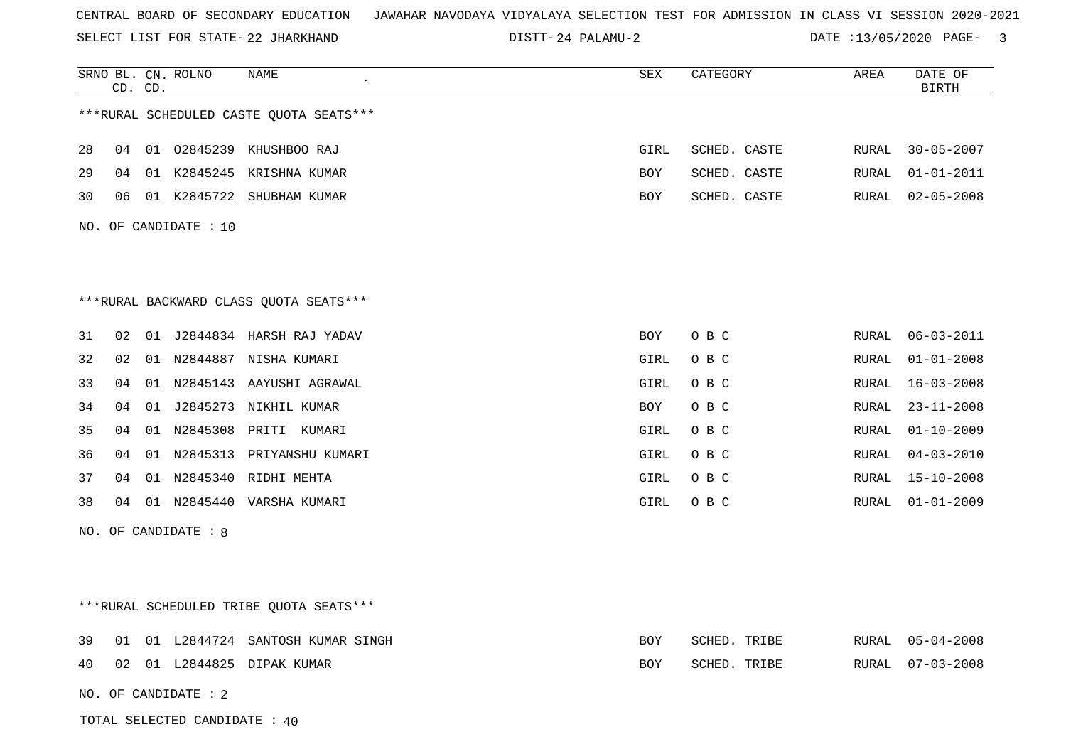CENTRAL BOARD OF SECONDARY EDUCATION JAWAHAR NAVODAYA VIDYALAYA SELECTION TEST FOR ADMISSION IN CLASS VI SESSION 2020-2021

SELECT LIST FOR STATE- 22 JHARKHAND DISTT- 24 PALAMU-2 DATE :13/05/2020 PAGE- 3

***RURAL SCHEDULED CASTE QUOTA SEATS***

| SRNO | BL. CD. | CN. CD. | ROLNO | NAME | SEX | CATEGORY | AREA | DATE OF BIRTH |
|---|---|---|---|---|---|---|---|---|
| 28 | 04 | 01 | O2845239 | KHUSHBOO RAJ | GIRL | SCHED. CASTE | RURAL | 30-05-2007 |
| 29 | 04 | 01 | K2845245 | KRISHNA KUMAR | BOY | SCHED. CASTE | RURAL | 01-01-2011 |
| 30 | 06 | 01 | K2845722 | SHUBHAM KUMAR | BOY | SCHED. CASTE | RURAL | 02-05-2008 |

NO. OF CANDIDATE : 10

***RURAL BACKWARD CLASS QUOTA SEATS***

| SRNO | BL. CD. | CN. CD. | ROLNO | NAME | SEX | CATEGORY | AREA | DATE OF BIRTH |
|---|---|---|---|---|---|---|---|---|
| 31 | 02 | 01 | J2844834 | HARSH RAJ YADAV | BOY | O B C | RURAL | 06-03-2011 |
| 32 | 02 | 01 | N2844887 | NISHA KUMARI | GIRL | O B C | RURAL | 01-01-2008 |
| 33 | 04 | 01 | N2845143 | AAYUSHI AGRAWAL | GIRL | O B C | RURAL | 16-03-2008 |
| 34 | 04 | 01 | J2845273 | NIKHIL KUMAR | BOY | O B C | RURAL | 23-11-2008 |
| 35 | 04 | 01 | N2845308 | PRITI KUMARI | GIRL | O B C | RURAL | 01-10-2009 |
| 36 | 04 | 01 | N2845313 | PRIYANSHU KUMARI | GIRL | O B C | RURAL | 04-03-2010 |
| 37 | 04 | 01 | N2845340 | RIDHI MEHTA | GIRL | O B C | RURAL | 15-10-2008 |
| 38 | 04 | 01 | N2845440 | VARSHA KUMARI | GIRL | O B C | RURAL | 01-01-2009 |

NO. OF CANDIDATE : 8

***RURAL SCHEDULED TRIBE QUOTA SEATS***

| SRNO | BL. CD. | CN. CD. | ROLNO | NAME | SEX | CATEGORY | AREA | DATE OF BIRTH |
|---|---|---|---|---|---|---|---|---|
| 39 | 01 | 01 | L2844724 | SANTOSH KUMAR SINGH | BOY | SCHED. TRIBE | RURAL | 05-04-2008 |
| 40 | 02 | 01 | L2844825 | DIPAK KUMAR | BOY | SCHED. TRIBE | RURAL | 07-03-2008 |

NO. OF CANDIDATE : 2

TOTAL SELECTED CANDIDATE : 40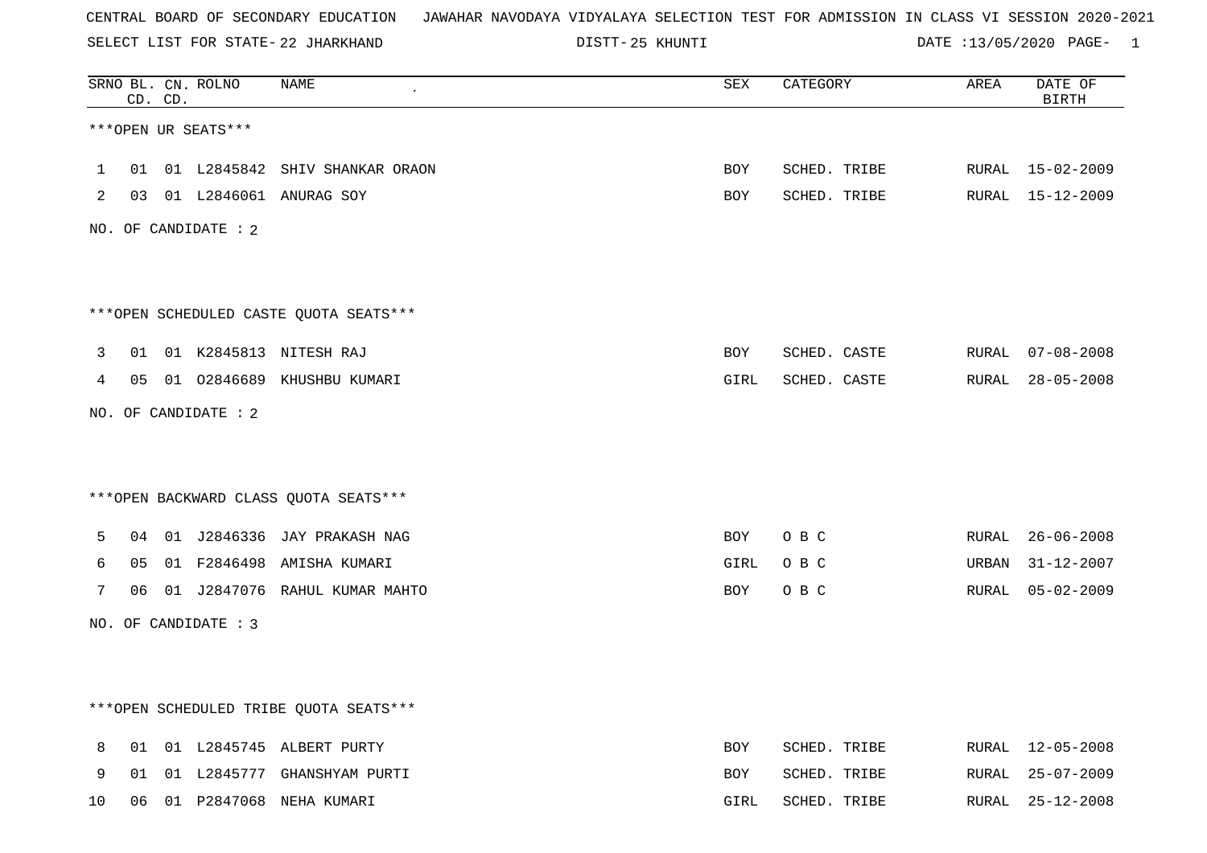CENTRAL BOARD OF SECONDARY EDUCATION JAWAHAR NAVODAYA VIDYALAYA SELECTION TEST FOR ADMISSION IN CLASS VI SESSION 2020-2021

SELECT LIST FOR STATE- 22 JHARKHAND DISTT- 25 KHUNTI DATE :13/05/2020

| SRNO | BL. CD. | CN. CD. | ROLNO | NAME | SEX | CATEGORY | AREA | DATE OF BIRTH |
|---|---|---|---|---|---|---|---|---|

***OPEN UR SEATS***

| SRNO | BL. CD. | CN. CD. | ROLNO | NAME | SEX | CATEGORY | AREA | DATE OF BIRTH |
|---|---|---|---|---|---|---|---|---|
| 1 | 01 | 01 | L2845842 | SHIV SHANKAR ORAON | BOY | SCHED. TRIBE | RURAL | 15-02-2009 |
| 2 | 03 | 01 | L2846061 | ANURAG SOY | BOY | SCHED. TRIBE | RURAL | 15-12-2009 |

NO. OF CANDIDATE : 2

***OPEN SCHEDULED CASTE QUOTA SEATS***

| SRNO | BL. CD. | CN. CD. | ROLNO | NAME | SEX | CATEGORY | AREA | DATE OF BIRTH |
|---|---|---|---|---|---|---|---|---|
| 3 | 01 | 01 | K2845813 | NITESH RAJ | BOY | SCHED. CASTE | RURAL | 07-08-2008 |
| 4 | 05 | 01 | O2846689 | KHUSHBU KUMARI | GIRL | SCHED. CASTE | RURAL | 28-05-2008 |

NO. OF CANDIDATE : 2

***OPEN BACKWARD CLASS QUOTA SEATS***

| SRNO | BL. CD. | CN. CD. | ROLNO | NAME | SEX | CATEGORY | AREA | DATE OF BIRTH |
|---|---|---|---|---|---|---|---|---|
| 5 | 04 | 01 | J2846336 | JAY PRAKASH NAG | BOY | O B C | RURAL | 26-06-2008 |
| 6 | 05 | 01 | F2846498 | AMISHA KUMARI | GIRL | O B C | URBAN | 31-12-2007 |
| 7 | 06 | 01 | J2847076 | RAHUL KUMAR MAHTO | BOY | O B C | RURAL | 05-02-2009 |

NO. OF CANDIDATE : 3

***OPEN SCHEDULED TRIBE QUOTA SEATS***

| SRNO | BL. CD. | CN. CD. | ROLNO | NAME | SEX | CATEGORY | AREA | DATE OF BIRTH |
|---|---|---|---|---|---|---|---|---|
| 8 | 01 | 01 | L2845745 | ALBERT PURTY | BOY | SCHED. TRIBE | RURAL | 12-05-2008 |
| 9 | 01 | 01 | L2845777 | GHANSHYAM PURTI | BOY | SCHED. TRIBE | RURAL | 25-07-2009 |
| 10 | 06 | 01 | P2847068 | NEHA KUMARI | GIRL | SCHED. TRIBE | RURAL | 25-12-2008 |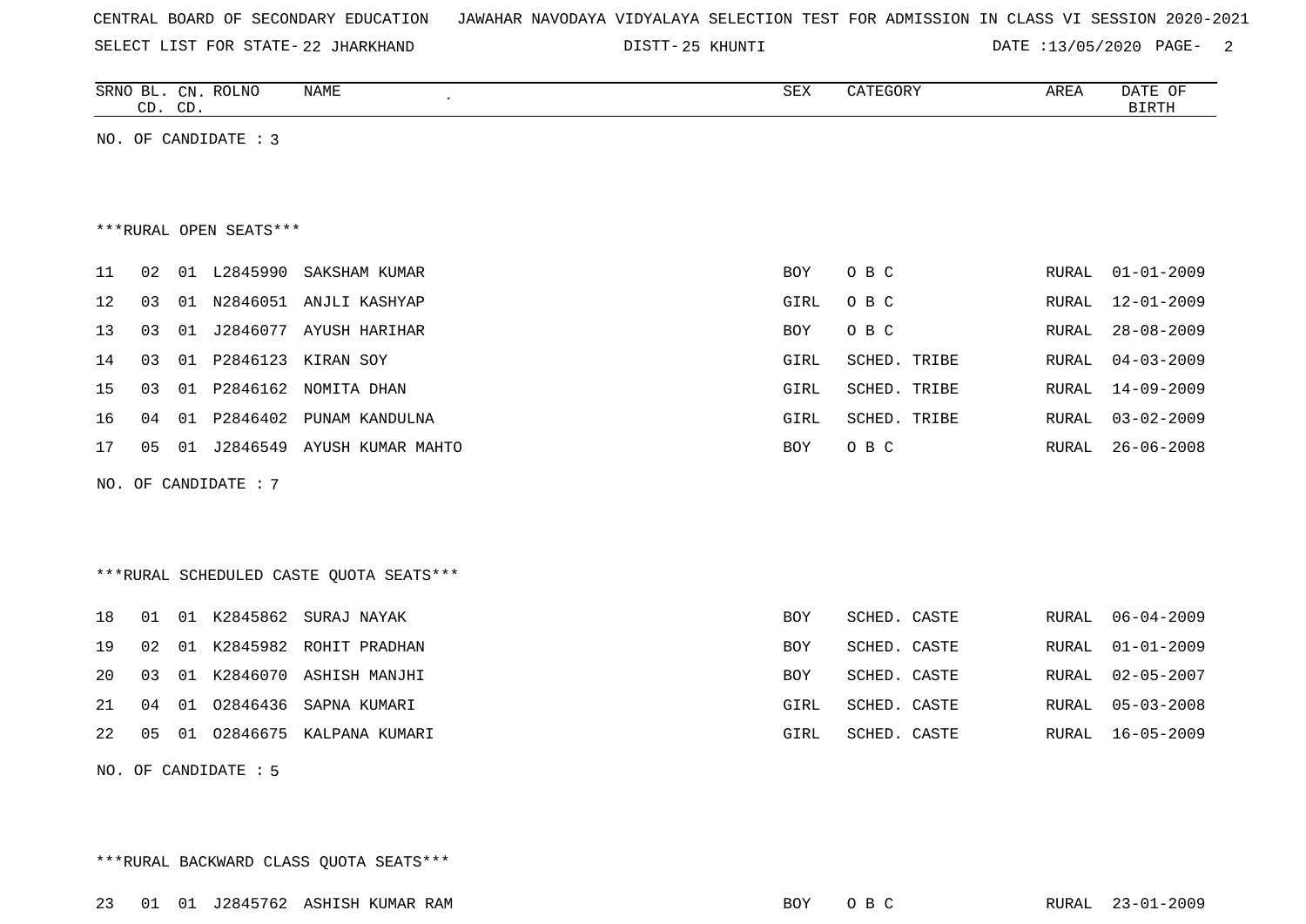CENTRAL BOARD OF SECONDARY EDUCATION   JAWAHAR NAVODAYA VIDYALAYA SELECTION TEST FOR ADMISSION IN CLASS VI SESSION 2020-2021

SELECT LIST FOR STATE- 22 JHARKHAND   DISTT- 25 KHUNTI   DATE :13/05/2020

| SRNO | BL. CD. | CN. CD. | ROLNO | NAME | SEX | CATEGORY | AREA | DATE OF BIRTH |
|---|---|---|---|---|---|---|---|---|

NO. OF CANDIDATE : 3

***RURAL OPEN SEATS***

| SRNO | BL. CD. | CN. CD. | ROLNO | NAME | SEX | CATEGORY | AREA | DATE OF BIRTH |
|---|---|---|---|---|---|---|---|---|
| 11 | 02 | 01 | L2845990 | SAKSHAM KUMAR | BOY | O B C | RURAL | 01-01-2009 |
| 12 | 03 | 01 | N2846051 | ANJLI KASHYAP | GIRL | O B C | RURAL | 12-01-2009 |
| 13 | 03 | 01 | J2846077 | AYUSH HARIHAR | BOY | O B C | RURAL | 28-08-2009 |
| 14 | 03 | 01 | P2846123 | KIRAN SOY | GIRL | SCHED. TRIBE | RURAL | 04-03-2009 |
| 15 | 03 | 01 | P2846162 | NOMITA DHAN | GIRL | SCHED. TRIBE | RURAL | 14-09-2009 |
| 16 | 04 | 01 | P2846402 | PUNAM KANDULNA | GIRL | SCHED. TRIBE | RURAL | 03-02-2009 |
| 17 | 05 | 01 | J2846549 | AYUSH KUMAR MAHTO | BOY | O B C | RURAL | 26-06-2008 |

NO. OF CANDIDATE : 7

***RURAL SCHEDULED CASTE QUOTA SEATS***

| SRNO | BL. CD. | CN. CD. | ROLNO | NAME | SEX | CATEGORY | AREA | DATE OF BIRTH |
|---|---|---|---|---|---|---|---|---|
| 18 | 01 | 01 | K2845862 | SURAJ NAYAK | BOY | SCHED. CASTE | RURAL | 06-04-2009 |
| 19 | 02 | 01 | K2845982 | ROHIT PRADHAN | BOY | SCHED. CASTE | RURAL | 01-01-2009 |
| 20 | 03 | 01 | K2846070 | ASHISH MANJHI | BOY | SCHED. CASTE | RURAL | 02-05-2007 |
| 21 | 04 | 01 | O2846436 | SAPNA KUMARI | GIRL | SCHED. CASTE | RURAL | 05-03-2008 |
| 22 | 05 | 01 | O2846675 | KALPANA KUMARI | GIRL | SCHED. CASTE | RURAL | 16-05-2009 |

NO. OF CANDIDATE : 5

***RURAL BACKWARD CLASS QUOTA SEATS***

| SRNO | BL. CD. | CN. CD. | ROLNO | NAME | SEX | CATEGORY | AREA | DATE OF BIRTH |
|---|---|---|---|---|---|---|---|---|
| 23 | 01 | 01 | J2845762 | ASHISH KUMAR RAM | BOY | O B C | RURAL | 23-01-2009 |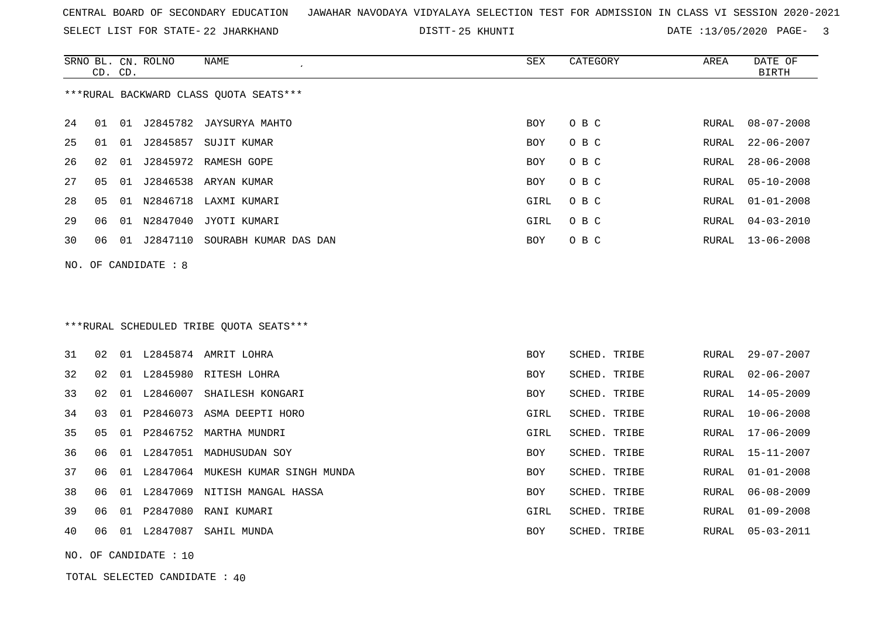CENTRAL BOARD OF SECONDARY EDUCATION JAWAHAR NAVODAYA VIDYALAYA SELECTION TEST FOR ADMISSION IN CLASS VI SESSION 2020-2021

SELECT LIST FOR STATE- 22 JHARKHAND DISTT- 25 KHUNTI DATE :13/05/2020

***RURAL BACKWARD CLASS QUOTA SEATS***

| SRNO | BL. CD. | CN. CD. | ROLNO | NAME | SEX | CATEGORY | AREA | DATE OF BIRTH |
|---|---|---|---|---|---|---|---|---|
| 24 | 01 | 01 | J2845782 | JAYSURYA MAHTO | BOY | O B C | RURAL | 08-07-2008 |
| 25 | 01 | 01 | J2845857 | SUJIT KUMAR | BOY | O B C | RURAL | 22-06-2007 |
| 26 | 02 | 01 | J2845972 | RAMESH GOPE | BOY | O B C | RURAL | 28-06-2008 |
| 27 | 05 | 01 | J2846538 | ARYAN KUMAR | BOY | O B C | RURAL | 05-10-2008 |
| 28 | 05 | 01 | N2846718 | LAXMI KUMARI | GIRL | O B C | RURAL | 01-01-2008 |
| 29 | 06 | 01 | N2847040 | JYOTI KUMARI | GIRL | O B C | RURAL | 04-03-2010 |
| 30 | 06 | 01 | J2847110 | SOURABH KUMAR DAS DAN | BOY | O B C | RURAL | 13-06-2008 |

NO. OF CANDIDATE : 8

***RURAL SCHEDULED TRIBE QUOTA SEATS***

| SRNO | BL. CD. | CN. CD. | ROLNO | NAME | SEX | CATEGORY | AREA | DATE OF BIRTH |
|---|---|---|---|---|---|---|---|---|
| 31 | 02 | 01 | L2845874 | AMRIT LOHRA | BOY | SCHED. TRIBE | RURAL | 29-07-2007 |
| 32 | 02 | 01 | L2845980 | RITESH LOHRA | BOY | SCHED. TRIBE | RURAL | 02-06-2007 |
| 33 | 02 | 01 | L2846007 | SHAILESH KONGARI | BOY | SCHED. TRIBE | RURAL | 14-05-2009 |
| 34 | 03 | 01 | P2846073 | ASMA DEEPTI HORO | GIRL | SCHED. TRIBE | RURAL | 10-06-2008 |
| 35 | 05 | 01 | P2846752 | MARTHA MUNDRI | GIRL | SCHED. TRIBE | RURAL | 17-06-2009 |
| 36 | 06 | 01 | L2847051 | MADHUSUDAN SOY | BOY | SCHED. TRIBE | RURAL | 15-11-2007 |
| 37 | 06 | 01 | L2847064 | MUKESH KUMAR SINGH MUNDA | BOY | SCHED. TRIBE | RURAL | 01-01-2008 |
| 38 | 06 | 01 | L2847069 | NITISH MANGAL HASSA | BOY | SCHED. TRIBE | RURAL | 06-08-2009 |
| 39 | 06 | 01 | P2847080 | RANI KUMARI | GIRL | SCHED. TRIBE | RURAL | 01-09-2008 |
| 40 | 06 | 01 | L2847087 | SAHIL MUNDA | BOY | SCHED. TRIBE | RURAL | 05-03-2011 |

NO. OF CANDIDATE : 10

TOTAL SELECTED CANDIDATE : 40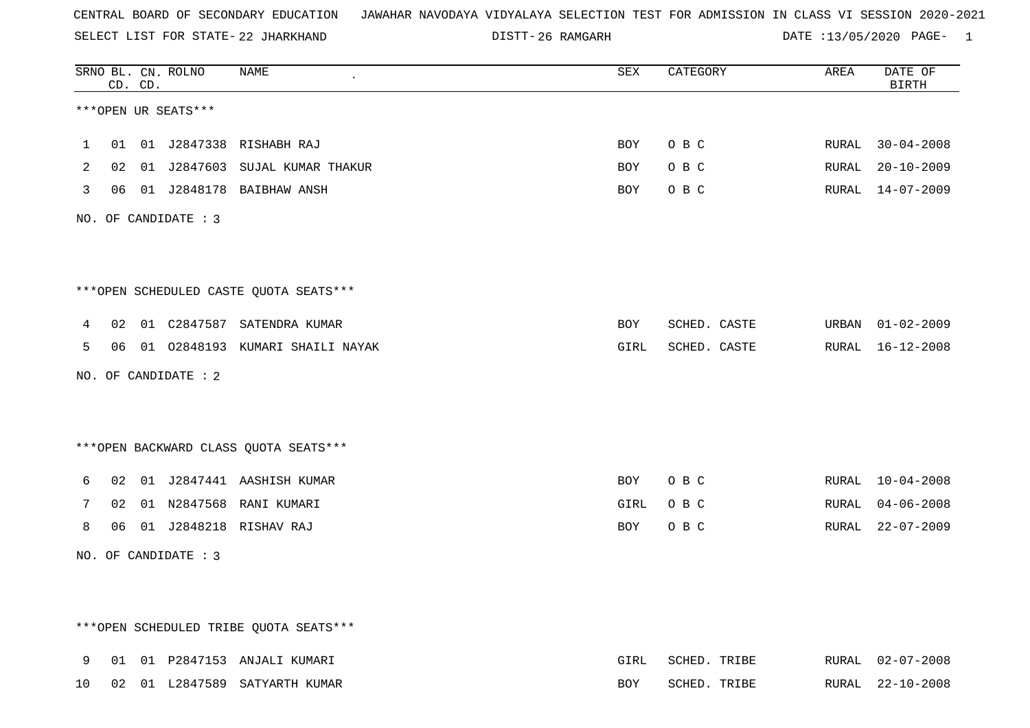CENTRAL BOARD OF SECONDARY EDUCATION JAWAHAR NAVODAYA VIDYALAYA SELECTION TEST FOR ADMISSION IN CLASS VI SESSION 2020-2021

SELECT LIST FOR STATE- 22 JHARKHAND DISTT- 26 RAMGARH DATE :13/05/2020

| SRNO | BL. CD. | CN. CD. | ROLNO | NAME | SEX | CATEGORY | AREA | DATE OF BIRTH |
|---|---|---|---|---|---|---|---|---|

***OPEN UR SEATS***

| SRNO | BL. CD. | CN. CD. | ROLNO | NAME | SEX | CATEGORY | AREA | DATE OF BIRTH |
|---|---|---|---|---|---|---|---|---|
| 1 | 01 | 01 | J2847338 | RISHABH RAJ | BOY | O B C | RURAL | 30-04-2008 |
| 2 | 02 | 01 | J2847603 | SUJAL KUMAR THAKUR | BOY | O B C | RURAL | 20-10-2009 |
| 3 | 06 | 01 | J2848178 | BAIBHAW ANSH | BOY | O B C | RURAL | 14-07-2009 |

NO. OF CANDIDATE : 3

***OPEN SCHEDULED CASTE QUOTA SEATS***

| SRNO | BL. CD. | CN. CD. | ROLNO | NAME | SEX | CATEGORY | AREA | DATE OF BIRTH |
|---|---|---|---|---|---|---|---|---|
| 4 | 02 | 01 | C2847587 | SATENDRA KUMAR | BOY | SCHED. CASTE | URBAN | 01-02-2009 |
| 5 | 06 | 01 | O2848193 | KUMARI SHAILI NAYAK | GIRL | SCHED. CASTE | RURAL | 16-12-2008 |

NO. OF CANDIDATE : 2

***OPEN BACKWARD CLASS QUOTA SEATS***

| SRNO | BL. CD. | CN. CD. | ROLNO | NAME | SEX | CATEGORY | AREA | DATE OF BIRTH |
|---|---|---|---|---|---|---|---|---|
| 6 | 02 | 01 | J2847441 | AASHISH KUMAR | BOY | O B C | RURAL | 10-04-2008 |
| 7 | 02 | 01 | N2847568 | RANI KUMARI | GIRL | O B C | RURAL | 04-06-2008 |
| 8 | 06 | 01 | J2848218 | RISHAV RAJ | BOY | O B C | RURAL | 22-07-2009 |

NO. OF CANDIDATE : 3

***OPEN SCHEDULED TRIBE QUOTA SEATS***

| SRNO | BL. CD. | CN. CD. | ROLNO | NAME | SEX | CATEGORY | AREA | DATE OF BIRTH |
|---|---|---|---|---|---|---|---|---|
| 9 | 01 | 01 | P2847153 | ANJALI KUMARI | GIRL | SCHED. TRIBE | RURAL | 02-07-2008 |
| 10 | 02 | 01 | L2847589 | SATYARTH KUMAR | BOY | SCHED. TRIBE | RURAL | 22-10-2008 |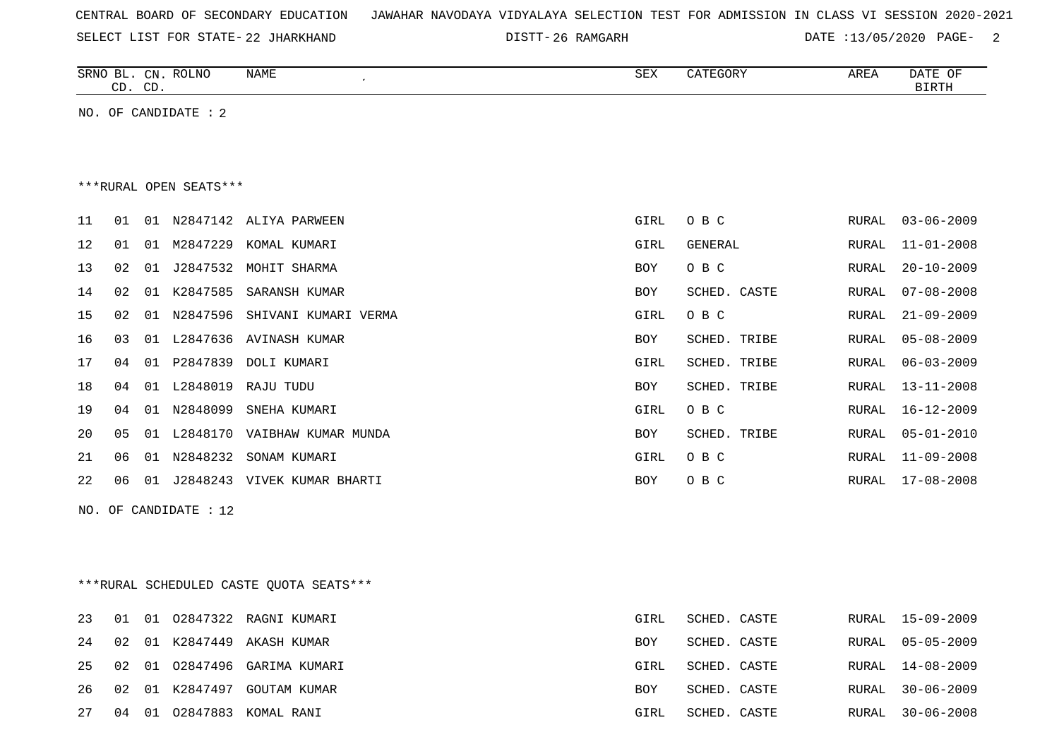CENTRAL BOARD OF SECONDARY EDUCATION   JAWAHAR NAVODAYA VIDYALAYA SELECTION TEST FOR ADMISSION IN CLASS VI SESSION 2020-2021

SELECT LIST FOR STATE- 22 JHARKHAND   DISTT- 26 RAMGARH   DATE :13/05/2020

| SRNO | BL. CD. | CN. CD. | ROLNO | NAME | SEX | CATEGORY | AREA | DATE OF BIRTH |
|---|---|---|---|---|---|---|---|---|

NO. OF CANDIDATE : 2

***RURAL OPEN SEATS***

| SRNO | BL. CD. | CN. CD. | ROLNO | NAME | SEX | CATEGORY | AREA | DATE OF BIRTH |
|---|---|---|---|---|---|---|---|---|
| 11 | 01 | 01 | N2847142 | ALIYA PARWEEN | GIRL | O B C | RURAL | 03-06-2009 |
| 12 | 01 | 01 | M2847229 | KOMAL KUMARI | GIRL | GENERAL | RURAL | 11-01-2008 |
| 13 | 02 | 01 | J2847532 | MOHIT SHARMA | BOY | O B C | RURAL | 20-10-2009 |
| 14 | 02 | 01 | K2847585 | SARANSH KUMAR | BOY | SCHED. CASTE | RURAL | 07-08-2008 |
| 15 | 02 | 01 | N2847596 | SHIVANI KUMARI VERMA | GIRL | O B C | RURAL | 21-09-2009 |
| 16 | 03 | 01 | L2847636 | AVINASH KUMAR | BOY | SCHED. TRIBE | RURAL | 05-08-2009 |
| 17 | 04 | 01 | P2847839 | DOLI KUMARI | GIRL | SCHED. TRIBE | RURAL | 06-03-2009 |
| 18 | 04 | 01 | L2848019 | RAJU TUDU | BOY | SCHED. TRIBE | RURAL | 13-11-2008 |
| 19 | 04 | 01 | N2848099 | SNEHA KUMARI | GIRL | O B C | RURAL | 16-12-2009 |
| 20 | 05 | 01 | L2848170 | VAIBHAW KUMAR MUNDA | BOY | SCHED. TRIBE | RURAL | 05-01-2010 |
| 21 | 06 | 01 | N2848232 | SONAM KUMARI | GIRL | O B C | RURAL | 11-09-2008 |
| 22 | 06 | 01 | J2848243 | VIVEK KUMAR BHARTI | BOY | O B C | RURAL | 17-08-2008 |

NO. OF CANDIDATE : 12

***RURAL SCHEDULED CASTE QUOTA SEATS***

| SRNO | BL. CD. | CN. CD. | ROLNO | NAME | SEX | CATEGORY | AREA | DATE OF BIRTH |
|---|---|---|---|---|---|---|---|---|
| 23 | 01 | 01 | O2847322 | RAGNI KUMARI | GIRL | SCHED. CASTE | RURAL | 15-09-2009 |
| 24 | 02 | 01 | K2847449 | AKASH KUMAR | BOY | SCHED. CASTE | RURAL | 05-05-2009 |
| 25 | 02 | 01 | O2847496 | GARIMA KUMARI | GIRL | SCHED. CASTE | RURAL | 14-08-2009 |
| 26 | 02 | 01 | K2847497 | GOUTAM KUMAR | BOY | SCHED. CASTE | RURAL | 30-06-2009 |
| 27 | 04 | 01 | O2847883 | KOMAL RANI | GIRL | SCHED. CASTE | RURAL | 30-06-2008 |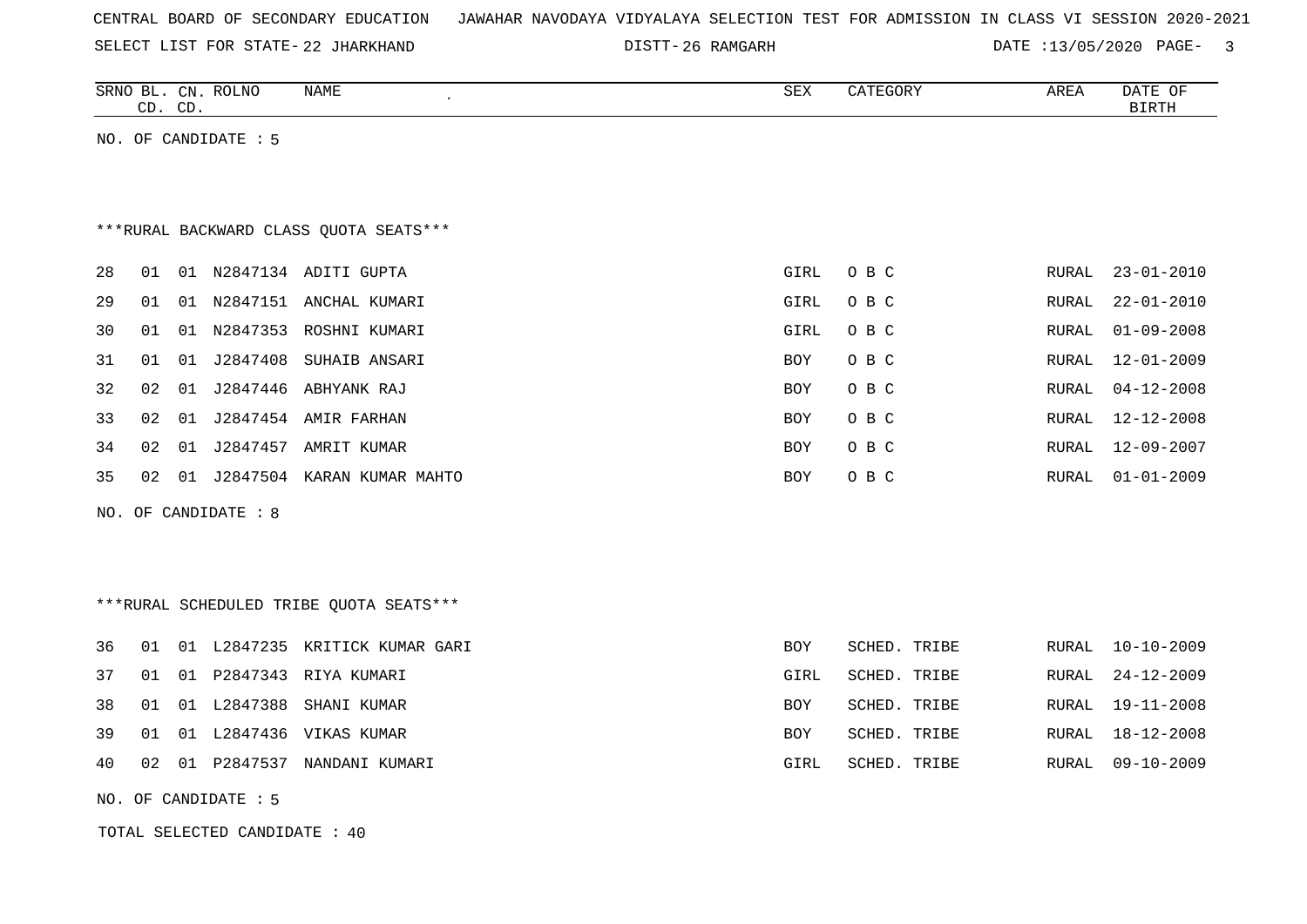CENTRAL BOARD OF SECONDARY EDUCATION JAWAHAR NAVODAYA VIDYALAYA SELECTION TEST FOR ADMISSION IN CLASS VI SESSION 2020-2021

SELECT LIST FOR STATE- 22 JHARKHAND DISTT- 26 RAMGARH DATE :13/05/2020

| SRNO | BL. CD. | CN. CD. | ROLNO | NAME | SEX | CATEGORY | AREA | DATE OF BIRTH |
|---|---|---|---|---|---|---|---|---|

NO. OF CANDIDATE : 5

***RURAL BACKWARD CLASS QUOTA SEATS***

| SRNO | BL. CD. | CN. CD. | ROLNO | NAME | SEX | CATEGORY | AREA | DATE OF BIRTH |
|---|---|---|---|---|---|---|---|---|
| 28 | 01 | 01 | N2847134 | ADITI GUPTA | GIRL | O B C | RURAL | 23-01-2010 |
| 29 | 01 | 01 | N2847151 | ANCHAL KUMARI | GIRL | O B C | RURAL | 22-01-2010 |
| 30 | 01 | 01 | N2847353 | ROSHNI KUMARI | GIRL | O B C | RURAL | 01-09-2008 |
| 31 | 01 | 01 | J2847408 | SUHAIB ANSARI | BOY | O B C | RURAL | 12-01-2009 |
| 32 | 02 | 01 | J2847446 | ABHYANK RAJ | BOY | O B C | RURAL | 04-12-2008 |
| 33 | 02 | 01 | J2847454 | AMIR FARHAN | BOY | O B C | RURAL | 12-12-2008 |
| 34 | 02 | 01 | J2847457 | AMRIT KUMAR | BOY | O B C | RURAL | 12-09-2007 |
| 35 | 02 | 01 | J2847504 | KARAN KUMAR MAHTO | BOY | O B C | RURAL | 01-01-2009 |

NO. OF CANDIDATE : 8

***RURAL SCHEDULED TRIBE QUOTA SEATS***

| SRNO | BL. CD. | CN. CD. | ROLNO | NAME | SEX | CATEGORY | AREA | DATE OF BIRTH |
|---|---|---|---|---|---|---|---|---|
| 36 | 01 | 01 | L2847235 | KRITICK KUMAR GARI | BOY | SCHED. TRIBE | RURAL | 10-10-2009 |
| 37 | 01 | 01 | P2847343 | RIYA KUMARI | GIRL | SCHED. TRIBE | RURAL | 24-12-2009 |
| 38 | 01 | 01 | L2847388 | SHANI KUMAR | BOY | SCHED. TRIBE | RURAL | 19-11-2008 |
| 39 | 01 | 01 | L2847436 | VIKAS KUMAR | BOY | SCHED. TRIBE | RURAL | 18-12-2008 |
| 40 | 02 | 01 | P2847537 | NANDANI KUMARI | GIRL | SCHED. TRIBE | RURAL | 09-10-2009 |

NO. OF CANDIDATE : 5

TOTAL SELECTED CANDIDATE : 40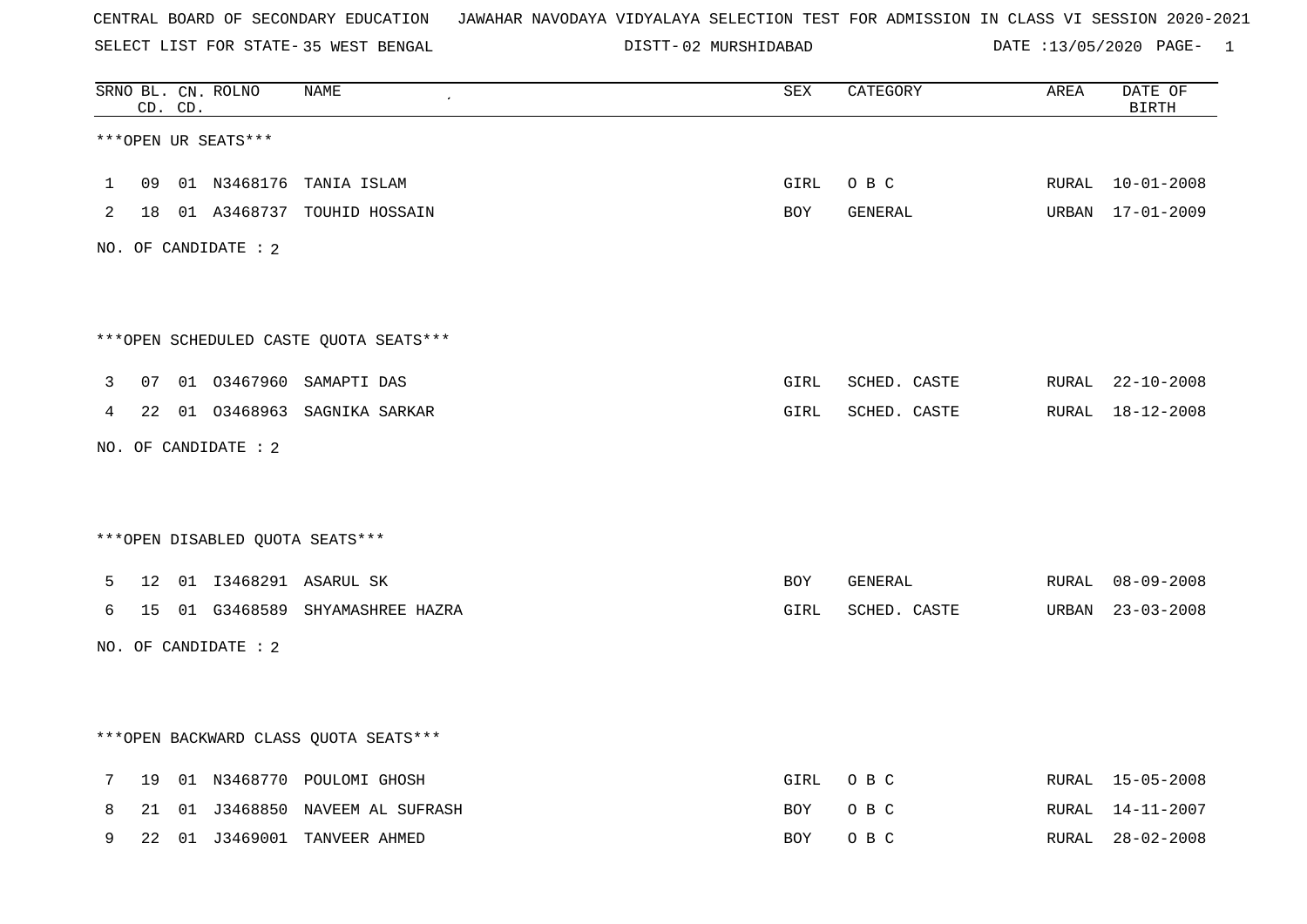CENTRAL BOARD OF SECONDARY EDUCATION JAWAHAR NAVODAYA VIDYALAYA SELECTION TEST FOR ADMISSION IN CLASS VI SESSION 2020-2021

SELECT LIST FOR STATE- 35 WEST BENGAL DISTT- 02 MURSHIDABAD DATE :13/05/2020 PAGE- 1

| SRNO | BL. CD. | CN. CD. | ROLNO | NAME | SEX | CATEGORY | AREA | DATE OF BIRTH |
|---|---|---|---|---|---|---|---|---|

***OPEN UR SEATS***

| SRNO | BL. CD. | CN. CD. | ROLNO | NAME | SEX | CATEGORY | AREA | DATE OF BIRTH |
|---|---|---|---|---|---|---|---|---|
| 1 | 09 | 01 | N3468176 | TANIA ISLAM | GIRL | O B C | RURAL | 10-01-2008 |
| 2 | 18 | 01 | A3468737 | TOUHID HOSSAIN | BOY | GENERAL | URBAN | 17-01-2009 |

NO. OF CANDIDATE : 2

***OPEN SCHEDULED CASTE QUOTA SEATS***

| SRNO | BL. CD. | CN. CD. | ROLNO | NAME | SEX | CATEGORY | AREA | DATE OF BIRTH |
|---|---|---|---|---|---|---|---|---|
| 3 | 07 | 01 | O3467960 | SAMAPTI DAS | GIRL | SCHED. CASTE | RURAL | 22-10-2008 |
| 4 | 22 | 01 | O3468963 | SAGNIKA SARKAR | GIRL | SCHED. CASTE | RURAL | 18-12-2008 |

NO. OF CANDIDATE : 2

***OPEN DISABLED QUOTA SEATS***

| SRNO | BL. CD. | CN. CD. | ROLNO | NAME | SEX | CATEGORY | AREA | DATE OF BIRTH |
|---|---|---|---|---|---|---|---|---|
| 5 | 12 | 01 | I3468291 | ASARUL SK | BOY | GENERAL | RURAL | 08-09-2008 |
| 6 | 15 | 01 | G3468589 | SHYAMASHREE HAZRA | GIRL | SCHED. CASTE | URBAN | 23-03-2008 |

NO. OF CANDIDATE : 2

***OPEN BACKWARD CLASS QUOTA SEATS***

| SRNO | BL. CD. | CN. CD. | ROLNO | NAME | SEX | CATEGORY | AREA | DATE OF BIRTH |
|---|---|---|---|---|---|---|---|---|
| 7 | 19 | 01 | N3468770 | POULOMI GHOSH | GIRL | O B C | RURAL | 15-05-2008 |
| 8 | 21 | 01 | J3468850 | NAVEEM AL SUFRASH | BOY | O B C | RURAL | 14-11-2007 |
| 9 | 22 | 01 | J3469001 | TANVEER AHMED | BOY | O B C | RURAL | 28-02-2008 |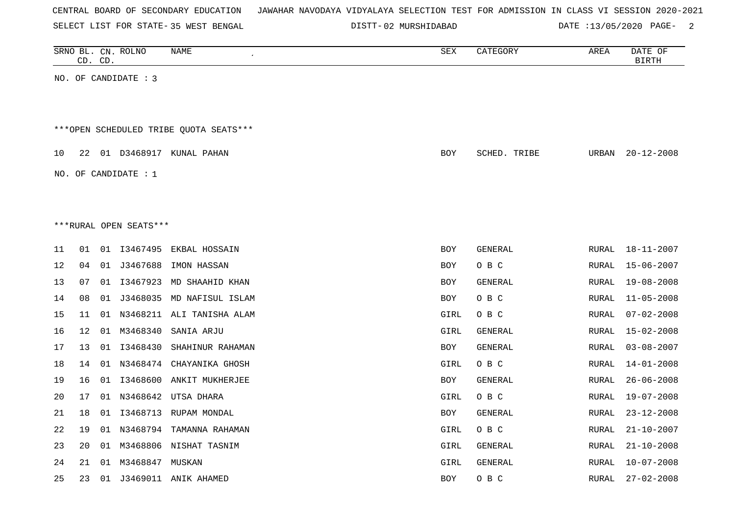CENTRAL BOARD OF SECONDARY EDUCATION JAWAHAR NAVODAYA VIDYALAYA SELECTION TEST FOR ADMISSION IN CLASS VI SESSION 2020-2021

SELECT LIST FOR STATE- 35 WEST BENGAL DISTT- 02 MURSHIDABAD DATE :13/05/2020

| SRNO | BL. CD. | CN. CD. | ROLNO | NAME | SEX | CATEGORY | AREA | DATE OF BIRTH |
|---|---|---|---|---|---|---|---|---|

NO. OF CANDIDATE : 3

***OPEN SCHEDULED TRIBE QUOTA SEATS***

| SRNO | BL. CD. | CN. CD. | ROLNO | NAME | SEX | CATEGORY | AREA | DATE OF BIRTH |
|---|---|---|---|---|---|---|---|---|
| 10 | 22 | 01 | D3468917 | KUNAL PAHAN | BOY | SCHED. TRIBE | URBAN | 20-12-2008 |

NO. OF CANDIDATE : 1

***RURAL OPEN SEATS***

| SRNO | BL. CD. | CN. CD. | ROLNO | NAME | SEX | CATEGORY | AREA | DATE OF BIRTH |
|---|---|---|---|---|---|---|---|---|
| 11 | 01 | 01 | I3467495 | EKBAL HOSSAIN | BOY | GENERAL | RURAL | 18-11-2007 |
| 12 | 04 | 01 | J3467688 | IMON HASSAN | BOY | O B C | RURAL | 15-06-2007 |
| 13 | 07 | 01 | I3467923 | MD SHAAHID KHAN | BOY | GENERAL | RURAL | 19-08-2008 |
| 14 | 08 | 01 | J3468035 | MD NAFISUL ISLAM | BOY | O B C | RURAL | 11-05-2008 |
| 15 | 11 | 01 | N3468211 | ALI TANISHA ALAM | GIRL | O B C | RURAL | 07-02-2008 |
| 16 | 12 | 01 | M3468340 | SANIA ARJU | GIRL | GENERAL | RURAL | 15-02-2008 |
| 17 | 13 | 01 | I3468430 | SHAHINUR RAHAMAN | BOY | GENERAL | RURAL | 03-08-2007 |
| 18 | 14 | 01 | N3468474 | CHAYANIKA GHOSH | GIRL | O B C | RURAL | 14-01-2008 |
| 19 | 16 | 01 | I3468600 | ANKIT MUKHERJEE | BOY | GENERAL | RURAL | 26-06-2008 |
| 20 | 17 | 01 | N3468642 | UTSA DHARA | GIRL | O B C | RURAL | 19-07-2008 |
| 21 | 18 | 01 | I3468713 | RUPAM MONDAL | BOY | GENERAL | RURAL | 23-12-2008 |
| 22 | 19 | 01 | N3468794 | TAMANNA RAHAMAN | GIRL | O B C | RURAL | 21-10-2007 |
| 23 | 20 | 01 | M3468806 | NISHAT TASNIM | GIRL | GENERAL | RURAL | 21-10-2008 |
| 24 | 21 | 01 | M3468847 | MUSKAN | GIRL | GENERAL | RURAL | 10-07-2008 |
| 25 | 23 | 01 | J3469011 | ANIK AHAMED | BOY | O B C | RURAL | 27-02-2008 |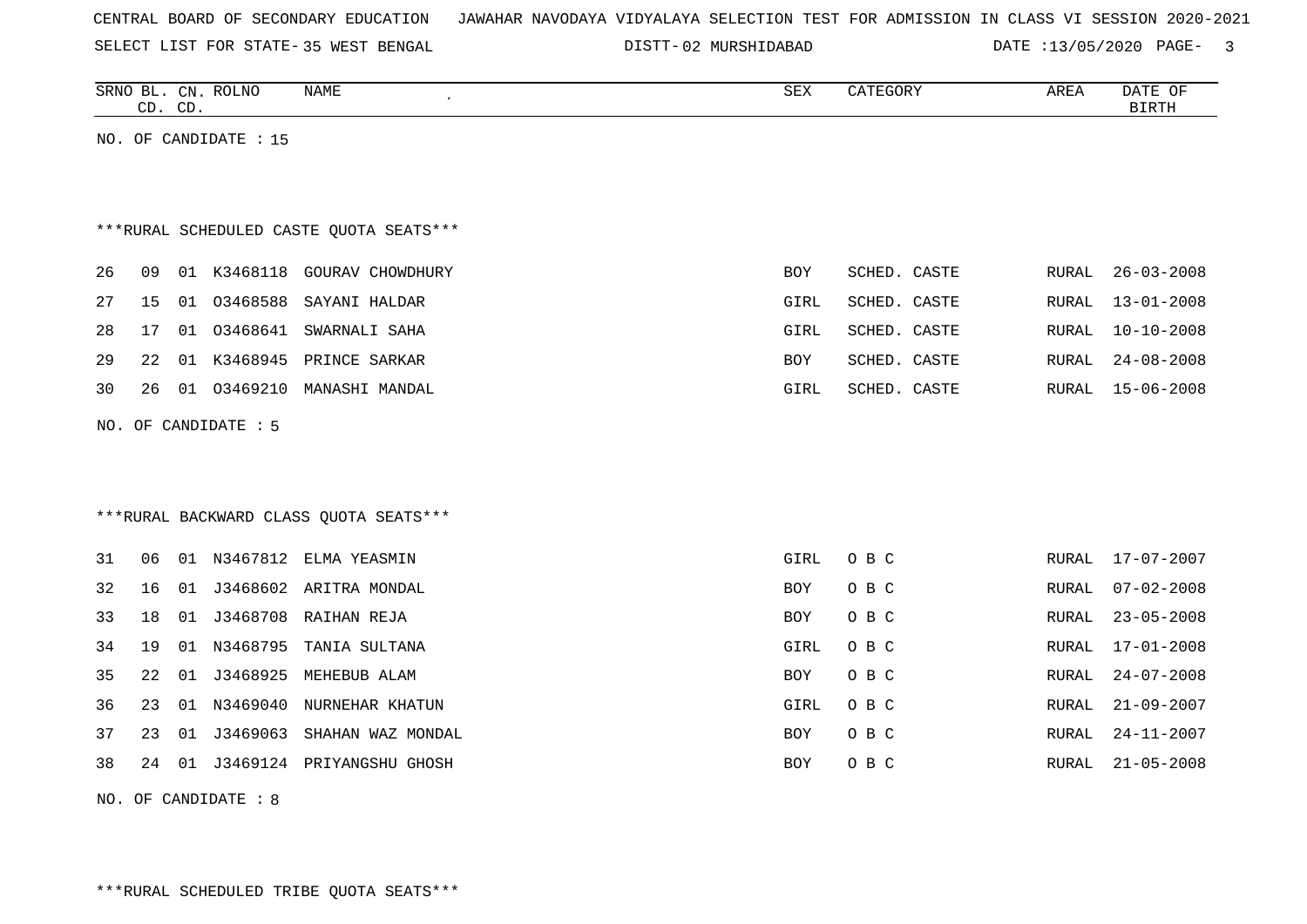CENTRAL BOARD OF SECONDARY EDUCATION JAWAHAR NAVODAYA VIDYALAYA SELECTION TEST FOR ADMISSION IN CLASS VI SESSION 2020-2021

SELECT LIST FOR STATE- 35 WEST BENGAL DISTT- 02 MURSHIDABAD DATE :13/05/2020

| SRNO | BL. CD. | CN. CD. | ROLNO | NAME | SEX | CATEGORY | AREA | DATE OF BIRTH |
|---|---|---|---|---|---|---|---|---|

NO. OF CANDIDATE : 15

***RURAL SCHEDULED CASTE QUOTA SEATS***

| SRNO | BL. CD. | CN. CD. | ROLNO | NAME | SEX | CATEGORY | AREA | DATE OF BIRTH |
|---|---|---|---|---|---|---|---|---|
| 26 | 09 | 01 | K3468118 | GOURAV CHOWDHURY | BOY | SCHED. CASTE | RURAL | 26-03-2008 |
| 27 | 15 | 01 | O3468588 | SAYANI HALDAR | GIRL | SCHED. CASTE | RURAL | 13-01-2008 |
| 28 | 17 | 01 | O3468641 | SWARNALI SAHA | GIRL | SCHED. CASTE | RURAL | 10-10-2008 |
| 29 | 22 | 01 | K3468945 | PRINCE SARKAR | BOY | SCHED. CASTE | RURAL | 24-08-2008 |
| 30 | 26 | 01 | O3469210 | MANASHI MANDAL | GIRL | SCHED. CASTE | RURAL | 15-06-2008 |

NO. OF CANDIDATE : 5

***RURAL BACKWARD CLASS QUOTA SEATS***

| SRNO | BL. CD. | CN. CD. | ROLNO | NAME | SEX | CATEGORY | AREA | DATE OF BIRTH |
|---|---|---|---|---|---|---|---|---|
| 31 | 06 | 01 | N3467812 | ELMA YEASMIN | GIRL | O B C | RURAL | 17-07-2007 |
| 32 | 16 | 01 | J3468602 | ARITRA MONDAL | BOY | O B C | RURAL | 07-02-2008 |
| 33 | 18 | 01 | J3468708 | RAIHAN REJA | BOY | O B C | RURAL | 23-05-2008 |
| 34 | 19 | 01 | N3468795 | TANIA SULTANA | GIRL | O B C | RURAL | 17-01-2008 |
| 35 | 22 | 01 | J3468925 | MEHEBUB ALAM | BOY | O B C | RURAL | 24-07-2008 |
| 36 | 23 | 01 | N3469040 | NURNEHAR KHATUN | GIRL | O B C | RURAL | 21-09-2007 |
| 37 | 23 | 01 | J3469063 | SHAHAN WAZ MONDAL | BOY | O B C | RURAL | 24-11-2007 |
| 38 | 24 | 01 | J3469124 | PRIYANGSHU GHOSH | BOY | O B C | RURAL | 21-05-2008 |

NO. OF CANDIDATE : 8

***RURAL SCHEDULED TRIBE QUOTA SEATS***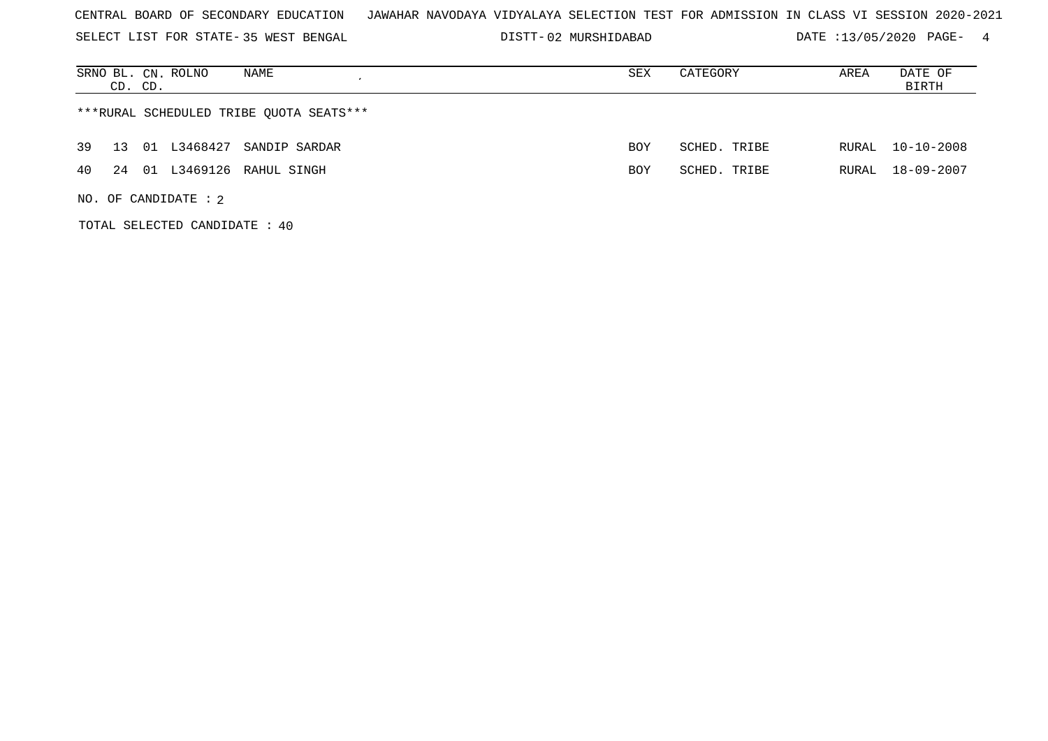CENTRAL BOARD OF SECONDARY EDUCATION JAWAHAR NAVODAYA VIDYALAYA SELECTION TEST FOR ADMISSION IN CLASS VI SESSION 2020-2021

SELECT LIST FOR STATE- 35 WEST BENGAL DISTT- 02 MURSHIDABAD DATE :13/05/2020

***RURAL SCHEDULED TRIBE QUOTA SEATS***

| SRNO | BL. CD. | CN. CD. | ROLNO | NAME | SEX | CATEGORY | AREA | DATE OF BIRTH |
|---|---|---|---|---|---|---|---|---|
| 39 | 13 | 01 | L3468427 | SANDIP SARDAR | BOY | SCHED. TRIBE | RURAL | 10-10-2008 |
| 40 | 24 | 01 | L3469126 | RAHUL SINGH | BOY | SCHED. TRIBE | RURAL | 18-09-2007 |

NO. OF CANDIDATE : 2

TOTAL SELECTED CANDIDATE : 40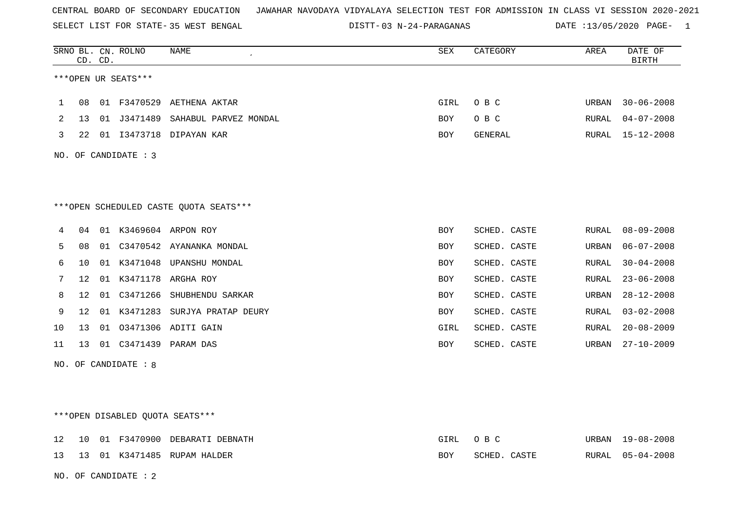CENTRAL BOARD OF SECONDARY EDUCATION JAWAHAR NAVODAYA VIDYALAYA SELECTION TEST FOR ADMISSION IN CLASS VI SESSION 2020-2021

SELECT LIST FOR STATE- 35 WEST BENGAL DISTT- 03 N-24-PARAGANAS DATE :13/05/2020

***OPEN UR SEATS***

| SRNO | BL. CD. | CN. CD. | ROLNO | NAME | SEX | CATEGORY | AREA | DATE OF BIRTH |
|---|---|---|---|---|---|---|---|---|
| 1 | 08 | 01 | F3470529 | AETHENA AKTAR | GIRL | O B C | URBAN | 30-06-2008 |
| 2 | 13 | 01 | J3471489 | SAHABUL PARVEZ MONDAL | BOY | O B C | RURAL | 04-07-2008 |
| 3 | 22 | 01 | I3473718 | DIPAYAN KAR | BOY | GENERAL | RURAL | 15-12-2008 |

NO. OF CANDIDATE : 3

***OPEN SCHEDULED CASTE QUOTA SEATS***

| SRNO | BL. CD. | CN. CD. | ROLNO | NAME | SEX | CATEGORY | AREA | DATE OF BIRTH |
|---|---|---|---|---|---|---|---|---|
| 4 | 04 | 01 | K3469604 | ARPON ROY | BOY | SCHED. CASTE | RURAL | 08-09-2008 |
| 5 | 08 | 01 | C3470542 | AYANANKA MONDAL | BOY | SCHED. CASTE | URBAN | 06-07-2008 |
| 6 | 10 | 01 | K3471048 | UPANSHU MONDAL | BOY | SCHED. CASTE | RURAL | 30-04-2008 |
| 7 | 12 | 01 | K3471178 | ARGHA ROY | BOY | SCHED. CASTE | RURAL | 23-06-2008 |
| 8 | 12 | 01 | C3471266 | SHUBHENDU SARKAR | BOY | SCHED. CASTE | URBAN | 28-12-2008 |
| 9 | 12 | 01 | K3471283 | SURJYA PRATAP DEURY | BOY | SCHED. CASTE | RURAL | 03-02-2008 |
| 10 | 13 | 01 | O3471306 | ADITI GAIN | GIRL | SCHED. CASTE | RURAL | 20-08-2009 |
| 11 | 13 | 01 | C3471439 | PARAM DAS | BOY | SCHED. CASTE | URBAN | 27-10-2009 |

NO. OF CANDIDATE : 8

***OPEN DISABLED QUOTA SEATS***

| SRNO | BL. CD. | CN. CD. | ROLNO | NAME | SEX | CATEGORY | AREA | DATE OF BIRTH |
|---|---|---|---|---|---|---|---|---|
| 12 | 10 | 01 | F3470900 | DEBARATI DEBNATH | GIRL | O B C | URBAN | 19-08-2008 |
| 13 | 13 | 01 | K3471485 | RUPAM HALDER | BOY | SCHED. CASTE | RURAL | 05-04-2008 |

NO. OF CANDIDATE : 2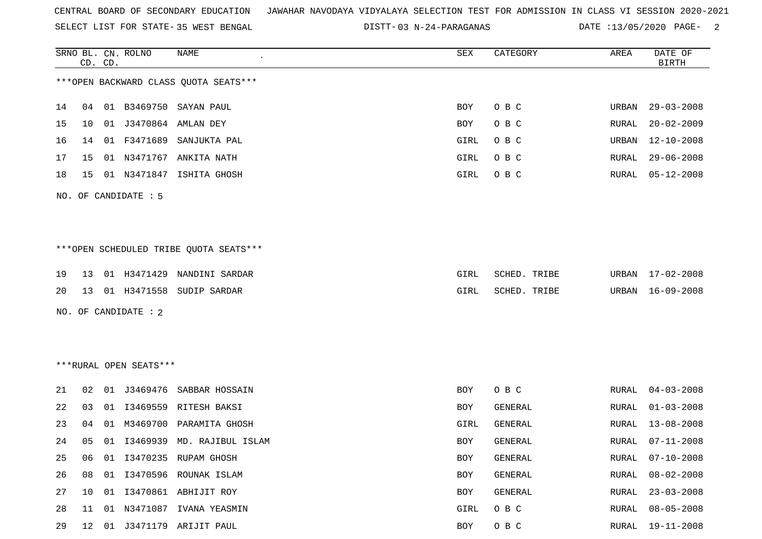CENTRAL BOARD OF SECONDARY EDUCATION JAWAHAR NAVODAYA VIDYALAYA SELECTION TEST FOR ADMISSION IN CLASS VI SESSION 2020-2021

SELECT LIST FOR STATE- 35 WEST BENGAL DISTT- 03 N-24-PARAGANAS DATE :13/05/2020

***OPEN BACKWARD CLASS QUOTA SEATS***

| SRNO | BL. CD. | CN. CD. | ROLNO | NAME | SEX | CATEGORY | AREA | DATE OF BIRTH |
|---|---|---|---|---|---|---|---|---|
| 14 | 04 | 01 | B3469750 | SAYAN PAUL | BOY | O B C | URBAN | 29-03-2008 |
| 15 | 10 | 01 | J3470864 | AMLAN DEY | BOY | O B C | RURAL | 20-02-2009 |
| 16 | 14 | 01 | F3471689 | SANJUKTA PAL | GIRL | O B C | URBAN | 12-10-2008 |
| 17 | 15 | 01 | N3471767 | ANKITA NATH | GIRL | O B C | RURAL | 29-06-2008 |
| 18 | 15 | 01 | N3471847 | ISHITA GHOSH | GIRL | O B C | RURAL | 05-12-2008 |

NO. OF CANDIDATE : 5

***OPEN SCHEDULED TRIBE QUOTA SEATS***

| SRNO | BL. CD. | CN. CD. | ROLNO | NAME | SEX | CATEGORY | AREA | DATE OF BIRTH |
|---|---|---|---|---|---|---|---|---|
| 19 | 13 | 01 | H3471429 | NANDINI SARDAR | GIRL | SCHED. TRIBE | URBAN | 17-02-2008 |
| 20 | 13 | 01 | H3471558 | SUDIP SARDAR | GIRL | SCHED. TRIBE | URBAN | 16-09-2008 |

NO. OF CANDIDATE : 2

***RURAL OPEN SEATS***

| SRNO | BL. CD. | CN. CD. | ROLNO | NAME | SEX | CATEGORY | AREA | DATE OF BIRTH |
|---|---|---|---|---|---|---|---|---|
| 21 | 02 | 01 | J3469476 | SABBAR HOSSAIN | BOY | O B C | RURAL | 04-03-2008 |
| 22 | 03 | 01 | I3469559 | RITESH BAKSI | BOY | GENERAL | RURAL | 01-03-2008 |
| 23 | 04 | 01 | M3469700 | PARAMITA GHOSH | GIRL | GENERAL | RURAL | 13-08-2008 |
| 24 | 05 | 01 | I3469939 | MD. RAJIBUL ISLAM | BOY | GENERAL | RURAL | 07-11-2008 |
| 25 | 06 | 01 | I3470235 | RUPAM GHOSH | BOY | GENERAL | RURAL | 07-10-2008 |
| 26 | 08 | 01 | I3470596 | ROUNAK ISLAM | BOY | GENERAL | RURAL | 08-02-2008 |
| 27 | 10 | 01 | I3470861 | ABHIJIT ROY | BOY | GENERAL | RURAL | 23-03-2008 |
| 28 | 11 | 01 | N3471087 | IVANA YEASMIN | GIRL | O B C | RURAL | 08-05-2008 |
| 29 | 12 | 01 | J3471179 | ARIJIT PAUL | BOY | O B C | RURAL | 19-11-2008 |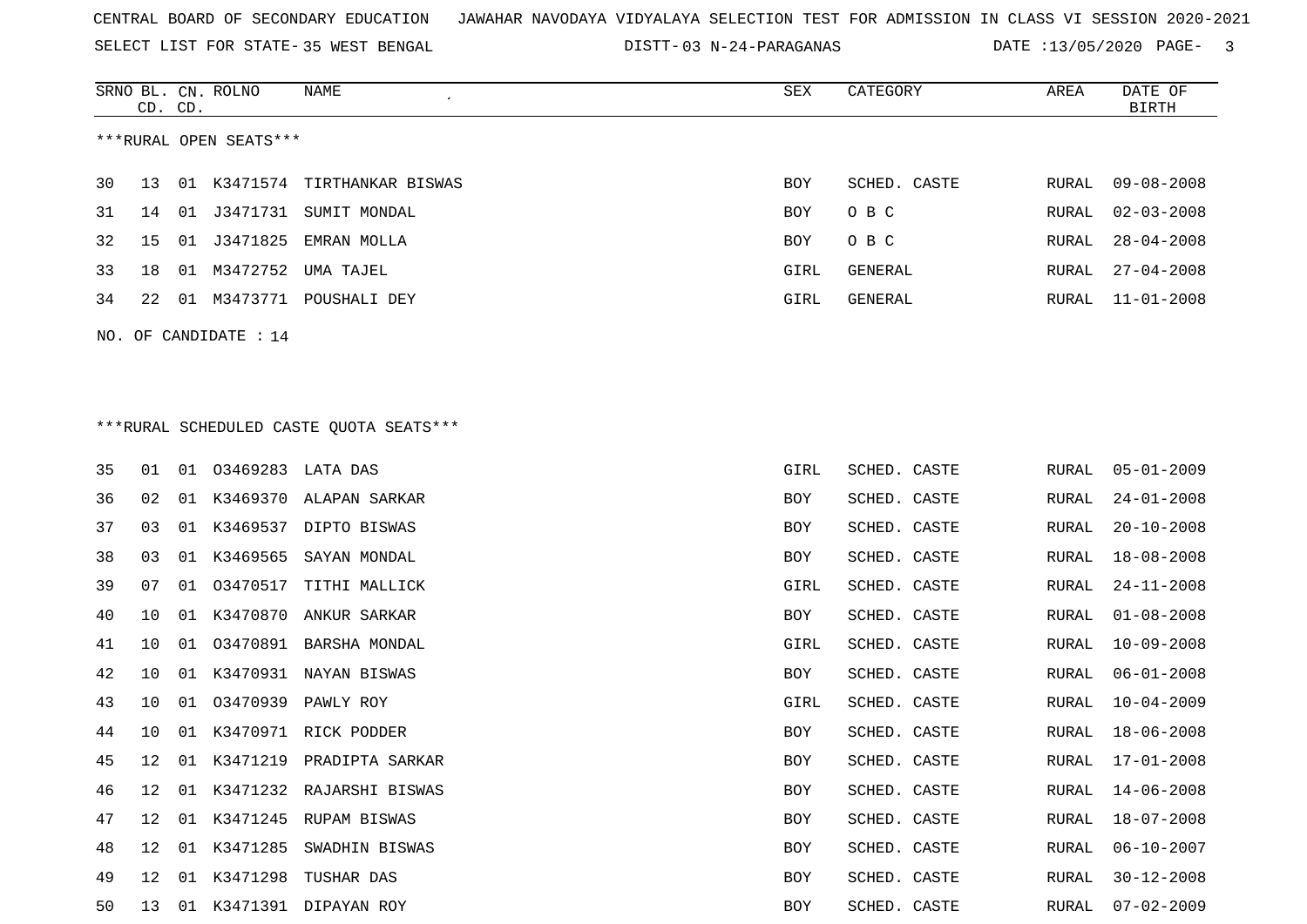CENTRAL BOARD OF SECONDARY EDUCATION JAWAHAR NAVODAYA VIDYALAYA SELECTION TEST FOR ADMISSION IN CLASS VI SESSION 2020-2021

SELECT LIST FOR STATE- 35 WEST BENGAL DISTT- 03 N-24-PARAGANAS DATE :13/05/2020

***RURAL OPEN SEATS***

| SRNO | BL. CD. | CN. CD. | ROLNO | NAME | SEX | CATEGORY | AREA | DATE OF BIRTH |
|---|---|---|---|---|---|---|---|---|
| 30 | 13 | 01 | K3471574 | TIRTHANKAR BISWAS | BOY | SCHED. CASTE | RURAL | 09-08-2008 |
| 31 | 14 | 01 | J3471731 | SUMIT MONDAL | BOY | O B C | RURAL | 02-03-2008 |
| 32 | 15 | 01 | J3471825 | EMRAN MOLLA | BOY | O B C | RURAL | 28-04-2008 |
| 33 | 18 | 01 | M3472752 | UMA TAJEL | GIRL | GENERAL | RURAL | 27-04-2008 |
| 34 | 22 | 01 | M3473771 | POUSHALI DEY | GIRL | GENERAL | RURAL | 11-01-2008 |

NO. OF CANDIDATE : 14

***RURAL SCHEDULED CASTE QUOTA SEATS***

| SRNO | BL. CD. | CN. CD. | ROLNO | NAME | SEX | CATEGORY | AREA | DATE OF BIRTH |
|---|---|---|---|---|---|---|---|---|
| 35 | 01 | 01 | O3469283 | LATA DAS | GIRL | SCHED. CASTE | RURAL | 05-01-2009 |
| 36 | 02 | 01 | K3469370 | ALAPAN SARKAR | BOY | SCHED. CASTE | RURAL | 24-01-2008 |
| 37 | 03 | 01 | K3469537 | DIPTO BISWAS | BOY | SCHED. CASTE | RURAL | 20-10-2008 |
| 38 | 03 | 01 | K3469565 | SAYAN MONDAL | BOY | SCHED. CASTE | RURAL | 18-08-2008 |
| 39 | 07 | 01 | O3470517 | TITHI MALLICK | GIRL | SCHED. CASTE | RURAL | 24-11-2008 |
| 40 | 10 | 01 | K3470870 | ANKUR SARKAR | BOY | SCHED. CASTE | RURAL | 01-08-2008 |
| 41 | 10 | 01 | O3470891 | BARSHA MONDAL | GIRL | SCHED. CASTE | RURAL | 10-09-2008 |
| 42 | 10 | 01 | K3470931 | NAYAN BISWAS | BOY | SCHED. CASTE | RURAL | 06-01-2008 |
| 43 | 10 | 01 | O3470939 | PAWLY ROY | GIRL | SCHED. CASTE | RURAL | 10-04-2009 |
| 44 | 10 | 01 | K3470971 | RICK PODDER | BOY | SCHED. CASTE | RURAL | 18-06-2008 |
| 45 | 12 | 01 | K3471219 | PRADIPTA SARKAR | BOY | SCHED. CASTE | RURAL | 17-01-2008 |
| 46 | 12 | 01 | K3471232 | RAJARSHI BISWAS | BOY | SCHED. CASTE | RURAL | 14-06-2008 |
| 47 | 12 | 01 | K3471245 | RUPAM BISWAS | BOY | SCHED. CASTE | RURAL | 18-07-2008 |
| 48 | 12 | 01 | K3471285 | SWADHIN BISWAS | BOY | SCHED. CASTE | RURAL | 06-10-2007 |
| 49 | 12 | 01 | K3471298 | TUSHAR DAS | BOY | SCHED. CASTE | RURAL | 30-12-2008 |
| 50 | 13 | 01 | K3471391 | DIPAYAN ROY | BOY | SCHED. CASTE | RURAL | 07-02-2009 |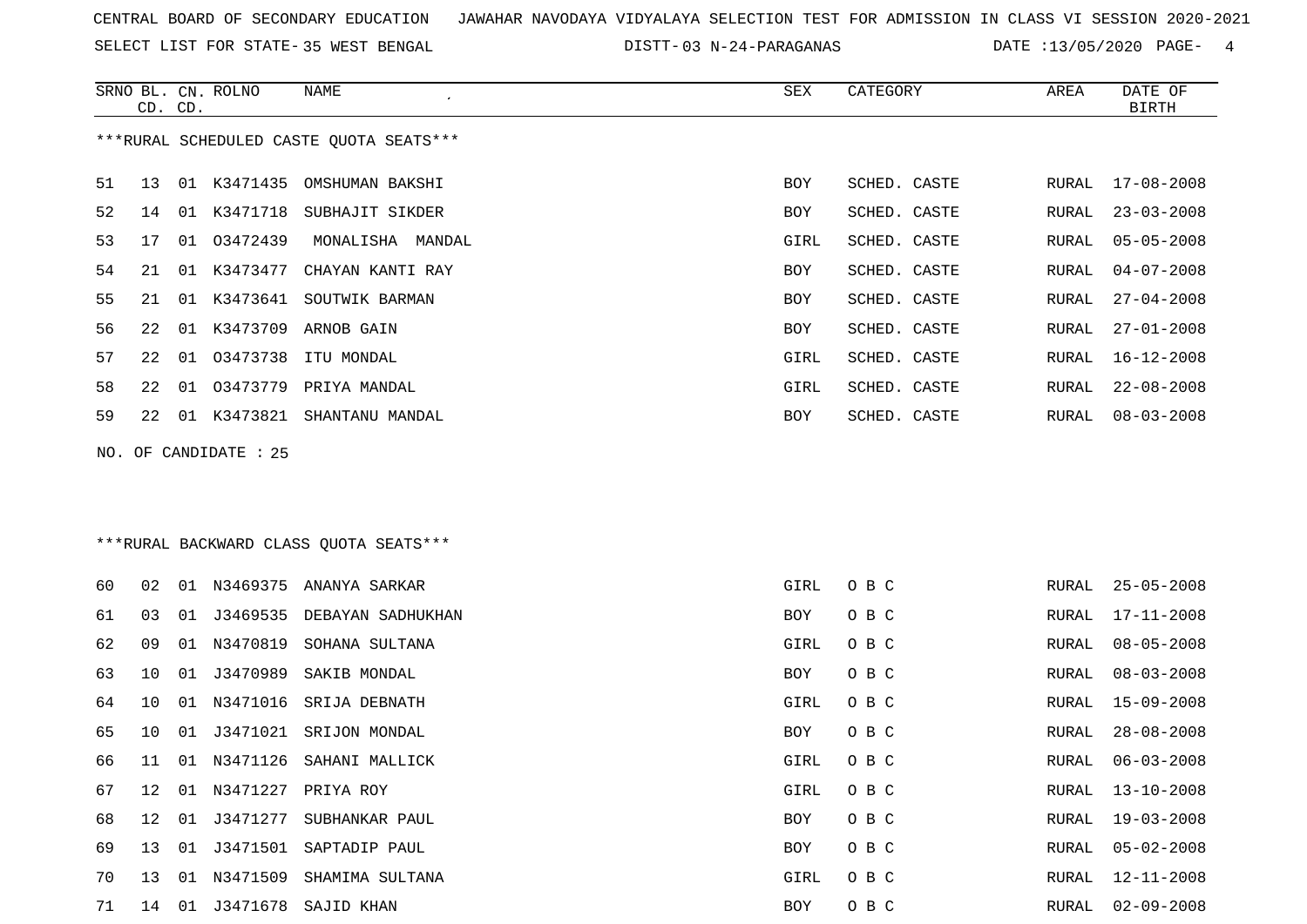CENTRAL BOARD OF SECONDARY EDUCATION JAWAHAR NAVODAYA VIDYALAYA SELECTION TEST FOR ADMISSION IN CLASS VI SESSION 2020-2021

SELECT LIST FOR STATE- 35 WEST BENGAL DISTT- 03 N-24-PARAGANAS DATE :13/05/2020

***RURAL SCHEDULED CASTE QUOTA SEATS***

| SRNO | BL. CD. | CN. CD. | ROLNO | NAME | SEX | CATEGORY | AREA | DATE OF BIRTH |
|---|---|---|---|---|---|---|---|---|
| 51 | 13 | 01 | K3471435 | OMSHUMAN BAKSHI | BOY | SCHED. CASTE | RURAL | 17-08-2008 |
| 52 | 14 | 01 | K3471718 | SUBHAJIT SIKDER | BOY | SCHED. CASTE | RURAL | 23-03-2008 |
| 53 | 17 | 01 | O3472439 | MONALISHA MANDAL | GIRL | SCHED. CASTE | RURAL | 05-05-2008 |
| 54 | 21 | 01 | K3473477 | CHAYAN KANTI RAY | BOY | SCHED. CASTE | RURAL | 04-07-2008 |
| 55 | 21 | 01 | K3473641 | SOUTWIK BARMAN | BOY | SCHED. CASTE | RURAL | 27-04-2008 |
| 56 | 22 | 01 | K3473709 | ARNOB GAIN | BOY | SCHED. CASTE | RURAL | 27-01-2008 |
| 57 | 22 | 01 | O3473738 | ITU MONDAL | GIRL | SCHED. CASTE | RURAL | 16-12-2008 |
| 58 | 22 | 01 | O3473779 | PRIYA MANDAL | GIRL | SCHED. CASTE | RURAL | 22-08-2008 |
| 59 | 22 | 01 | K3473821 | SHANTANU MANDAL | BOY | SCHED. CASTE | RURAL | 08-03-2008 |

NO. OF CANDIDATE : 25

***RURAL BACKWARD CLASS QUOTA SEATS***

| SRNO | BL. CD. | CN. CD. | ROLNO | NAME | SEX | CATEGORY | AREA | DATE OF BIRTH |
|---|---|---|---|---|---|---|---|---|
| 60 | 02 | 01 | N3469375 | ANANYA SARKAR | GIRL | O B C | RURAL | 25-05-2008 |
| 61 | 03 | 01 | J3469535 | DEBAYAN SADHUKHAN | BOY | O B C | RURAL | 17-11-2008 |
| 62 | 09 | 01 | N3470819 | SOHANA SULTANA | GIRL | O B C | RURAL | 08-05-2008 |
| 63 | 10 | 01 | J3470989 | SAKIB MONDAL | BOY | O B C | RURAL | 08-03-2008 |
| 64 | 10 | 01 | N3471016 | SRIJA DEBNATH | GIRL | O B C | RURAL | 15-09-2008 |
| 65 | 10 | 01 | J3471021 | SRIJON MONDAL | BOY | O B C | RURAL | 28-08-2008 |
| 66 | 11 | 01 | N3471126 | SAHANI MALLICK | GIRL | O B C | RURAL | 06-03-2008 |
| 67 | 12 | 01 | N3471227 | PRIYA ROY | GIRL | O B C | RURAL | 13-10-2008 |
| 68 | 12 | 01 | J3471277 | SUBHANKAR PAUL | BOY | O B C | RURAL | 19-03-2008 |
| 69 | 13 | 01 | J3471501 | SAPTADIP PAUL | BOY | O B C | RURAL | 05-02-2008 |
| 70 | 13 | 01 | N3471509 | SHAMIMA SULTANA | GIRL | O B C | RURAL | 12-11-2008 |
| 71 | 14 | 01 | J3471678 | SAJID KHAN | BOY | O B C | RURAL | 02-09-2008 |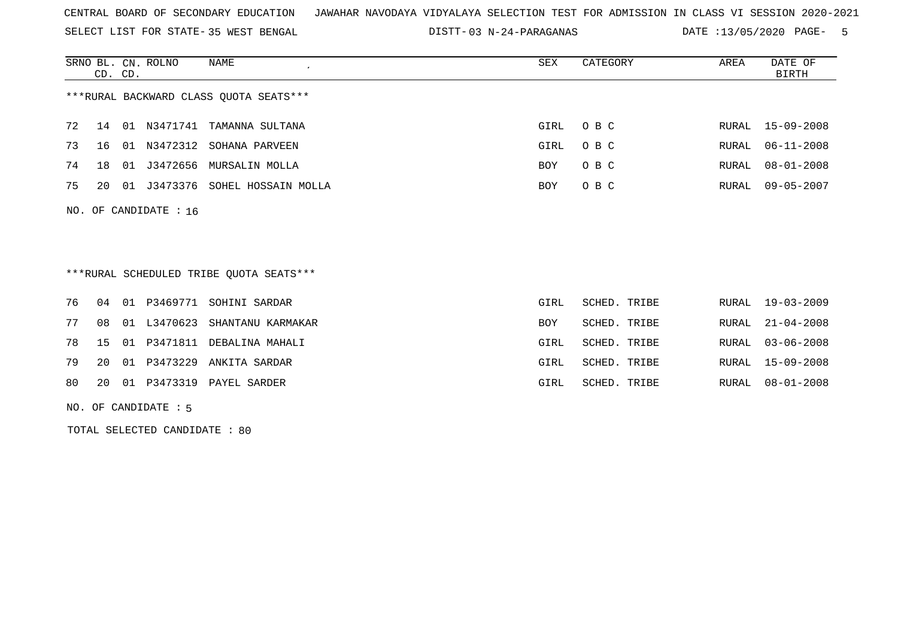CENTRAL BOARD OF SECONDARY EDUCATION JAWAHAR NAVODAYA VIDYALAYA SELECTION TEST FOR ADMISSION IN CLASS VI SESSION 2020-2021

SELECT LIST FOR STATE- 35 WEST BENGAL DISTT- 03 N-24-PARAGANAS DATE :13/05/2020

| SRNO | BL. CD. | CN. CD. | ROLNO | NAME | SEX | CATEGORY | AREA | DATE OF BIRTH |
|---|---|---|---|---|---|---|---|---|

***RURAL BACKWARD CLASS QUOTA SEATS***

| SRNO | BL. CD. | CN. CD. | ROLNO | NAME | SEX | CATEGORY | AREA | DATE OF BIRTH |
|---|---|---|---|---|---|---|---|---|
| 72 | 14 | 01 | N3471741 | TAMANNA SULTANA | GIRL | O B C | RURAL | 15-09-2008 |
| 73 | 16 | 01 | N3472312 | SOHANA PARVEEN | GIRL | O B C | RURAL | 06-11-2008 |
| 74 | 18 | 01 | J3472656 | MURSALIN MOLLA | BOY | O B C | RURAL | 08-01-2008 |
| 75 | 20 | 01 | J3473376 | SOHEL HOSSAIN MOLLA | BOY | O B C | RURAL | 09-05-2007 |

NO. OF CANDIDATE : 16

***RURAL SCHEDULED TRIBE QUOTA SEATS***

| SRNO | BL. CD. | CN. CD. | ROLNO | NAME | SEX | CATEGORY | AREA | DATE OF BIRTH |
|---|---|---|---|---|---|---|---|---|
| 76 | 04 | 01 | P3469771 | SOHINI SARDAR | GIRL | SCHED. TRIBE | RURAL | 19-03-2009 |
| 77 | 08 | 01 | L3470623 | SHANTANU KARMAKAR | BOY | SCHED. TRIBE | RURAL | 21-04-2008 |
| 78 | 15 | 01 | P3471811 | DEBALINA MAHALI | GIRL | SCHED. TRIBE | RURAL | 03-06-2008 |
| 79 | 20 | 01 | P3473229 | ANKITA SARDAR | GIRL | SCHED. TRIBE | RURAL | 15-09-2008 |
| 80 | 20 | 01 | P3473319 | PAYEL SARDER | GIRL | SCHED. TRIBE | RURAL | 08-01-2008 |

NO. OF CANDIDATE : 5

TOTAL SELECTED CANDIDATE : 80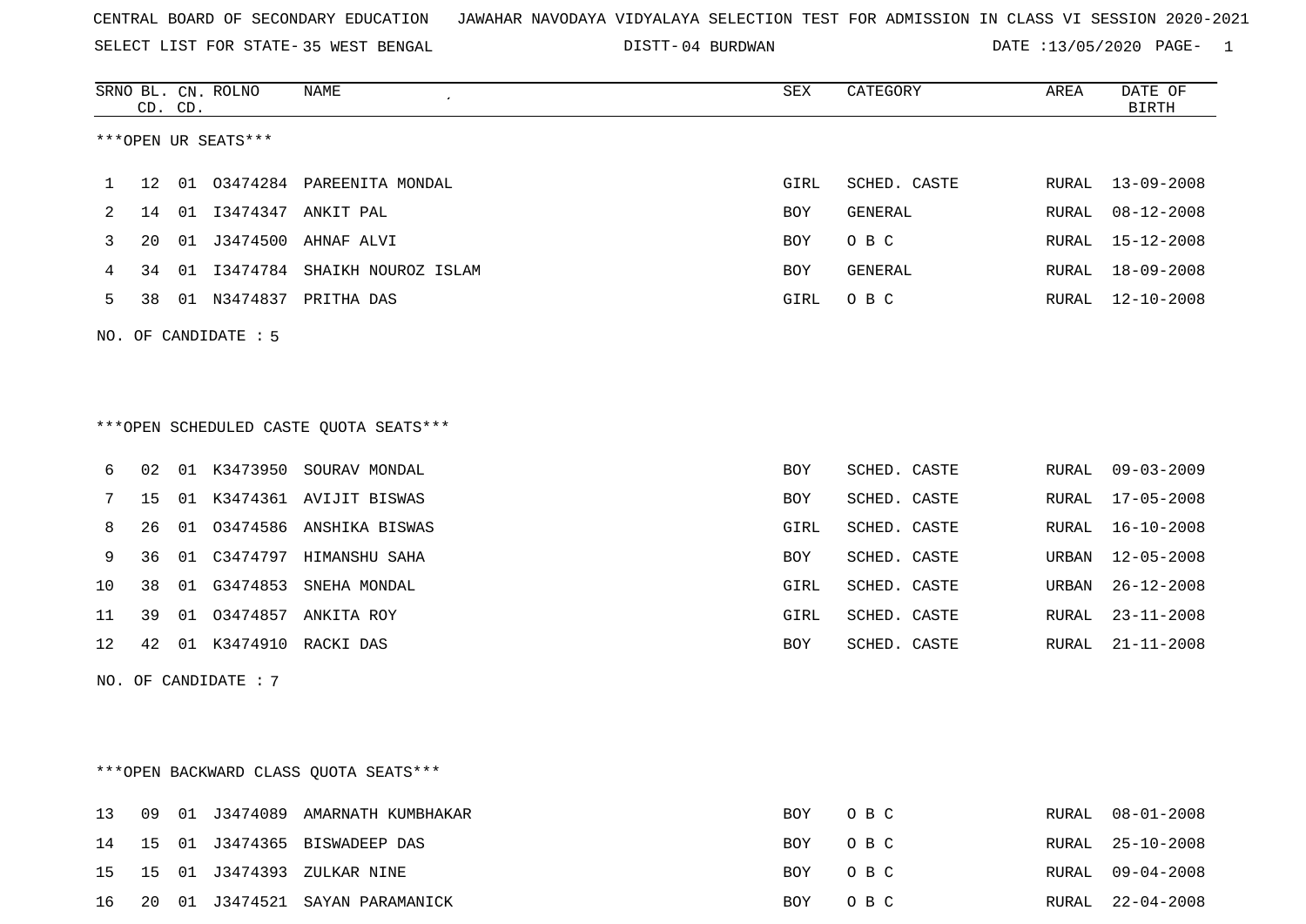CENTRAL BOARD OF SECONDARY EDUCATION JAWAHAR NAVODAYA VIDYALAYA SELECTION TEST FOR ADMISSION IN CLASS VI SESSION 2020-2021

SELECT LIST FOR STATE- 35 WEST BENGAL DISTT- 04 BURDWAN DATE :13/05/2020

***OPEN UR SEATS***

| SRNO | BL. CD. | CN. CD. | ROLNO | NAME | SEX | CATEGORY | AREA | DATE OF BIRTH |
|---|---|---|---|---|---|---|---|---|
| 1 | 12 | 01 | O3474284 | PAREENITA MONDAL | GIRL | SCHED. CASTE | RURAL | 13-09-2008 |
| 2 | 14 | 01 | I3474347 | ANKIT PAL | BOY | GENERAL | RURAL | 08-12-2008 |
| 3 | 20 | 01 | J3474500 | AHNAF ALVI | BOY | O B C | RURAL | 15-12-2008 |
| 4 | 34 | 01 | I3474784 | SHAIKH NOUROZ ISLAM | BOY | GENERAL | RURAL | 18-09-2008 |
| 5 | 38 | 01 | N3474837 | PRITHA DAS | GIRL | O B C | RURAL | 12-10-2008 |

NO. OF CANDIDATE : 5

***OPEN SCHEDULED CASTE QUOTA SEATS***

| SRNO | BL. CD. | CN. CD. | ROLNO | NAME | SEX | CATEGORY | AREA | DATE OF BIRTH |
|---|---|---|---|---|---|---|---|---|
| 6 | 02 | 01 | K3473950 | SOURAV MONDAL | BOY | SCHED. CASTE | RURAL | 09-03-2009 |
| 7 | 15 | 01 | K3474361 | AVIJIT BISWAS | BOY | SCHED. CASTE | RURAL | 17-05-2008 |
| 8 | 26 | 01 | O3474586 | ANSHIKA BISWAS | GIRL | SCHED. CASTE | RURAL | 16-10-2008 |
| 9 | 36 | 01 | C3474797 | HIMANSHU SAHA | BOY | SCHED. CASTE | URBAN | 12-05-2008 |
| 10 | 38 | 01 | G3474853 | SNEHA MONDAL | GIRL | SCHED. CASTE | URBAN | 26-12-2008 |
| 11 | 39 | 01 | O3474857 | ANKITA ROY | GIRL | SCHED. CASTE | RURAL | 23-11-2008 |
| 12 | 42 | 01 | K3474910 | RACKI DAS | BOY | SCHED. CASTE | RURAL | 21-11-2008 |

NO. OF CANDIDATE : 7

***OPEN BACKWARD CLASS QUOTA SEATS***

| SRNO | BL. CD. | CN. CD. | ROLNO | NAME | SEX | CATEGORY | AREA | DATE OF BIRTH |
|---|---|---|---|---|---|---|---|---|
| 13 | 09 | 01 | J3474089 | AMARNATH KUMBHAKAR | BOY | O B C | RURAL | 08-01-2008 |
| 14 | 15 | 01 | J3474365 | BISWADEEP DAS | BOY | O B C | RURAL | 25-10-2008 |
| 15 | 15 | 01 | J3474393 | ZULKAR NINE | BOY | O B C | RURAL | 09-04-2008 |
| 16 | 20 | 01 | J3474521 | SAYAN PARAMANICK | BOY | O B C | RURAL | 22-04-2008 |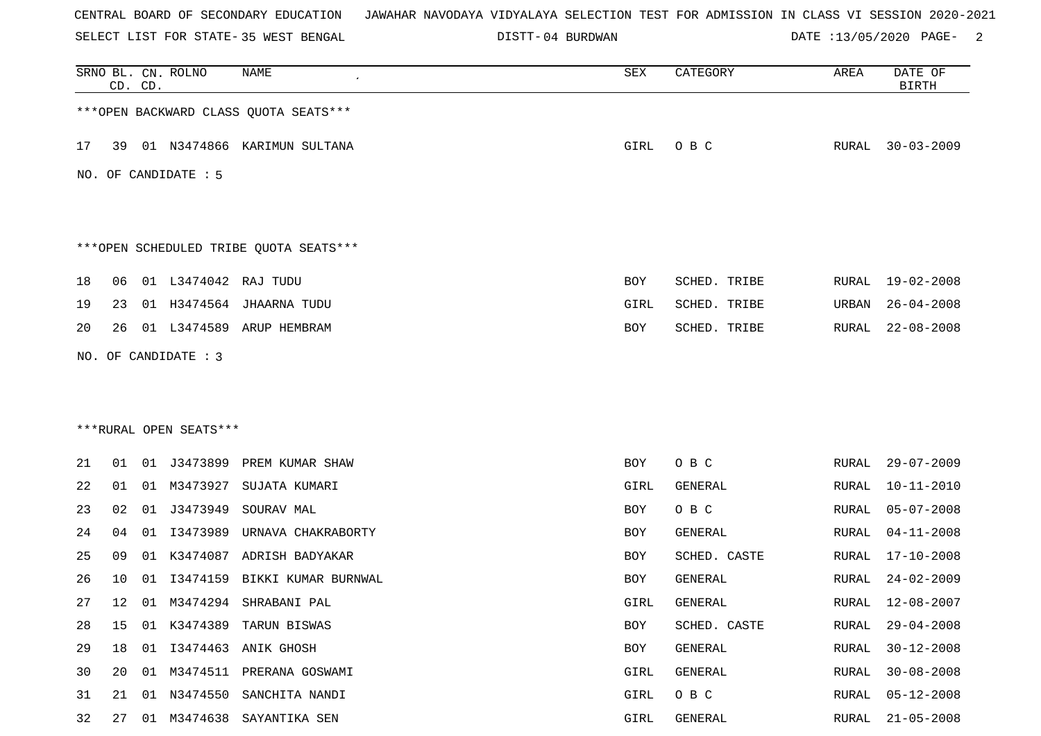CENTRAL BOARD OF SECONDARY EDUCATION JAWAHAR NAVODAYA VIDYALAYA SELECTION TEST FOR ADMISSION IN CLASS VI SESSION 2020-2021

SELECT LIST FOR STATE- 35 WEST BENGAL DISTT- 04 BURDWAN DATE :13/05/2020

| SRNO | BL. CD. | CN. CD. | ROLNO | NAME | SEX | CATEGORY | AREA | DATE OF BIRTH |
|---|---|---|---|---|---|---|---|---|

***OPEN BACKWARD CLASS QUOTA SEATS***

| SRNO | BL. CD. | CN. CD. | ROLNO | NAME | SEX | CATEGORY | AREA | DATE OF BIRTH |
|---|---|---|---|---|---|---|---|---|
| 17 | 39 | 01 | N3474866 | KARIMUN SULTANA | GIRL | O B C | RURAL | 30-03-2009 |

NO. OF CANDIDATE : 5

***OPEN SCHEDULED TRIBE QUOTA SEATS***

| SRNO | BL. CD. | CN. CD. | ROLNO | NAME | SEX | CATEGORY | AREA | DATE OF BIRTH |
|---|---|---|---|---|---|---|---|---|
| 18 | 06 | 01 | L3474042 | RAJ TUDU | BOY | SCHED. TRIBE | RURAL | 19-02-2008 |
| 19 | 23 | 01 | H3474564 | JHAARNA TUDU | GIRL | SCHED. TRIBE | URBAN | 26-04-2008 |
| 20 | 26 | 01 | L3474589 | ARUP HEMBRAM | BOY | SCHED. TRIBE | RURAL | 22-08-2008 |

NO. OF CANDIDATE : 3

***RURAL OPEN SEATS***

| SRNO | BL. CD. | CN. CD. | ROLNO | NAME | SEX | CATEGORY | AREA | DATE OF BIRTH |
|---|---|---|---|---|---|---|---|---|
| 21 | 01 | 01 | J3473899 | PREM KUMAR SHAW | BOY | O B C | RURAL | 29-07-2009 |
| 22 | 01 | 01 | M3473927 | SUJATA KUMARI | GIRL | GENERAL | RURAL | 10-11-2010 |
| 23 | 02 | 01 | J3473949 | SOURAV MAL | BOY | O B C | RURAL | 05-07-2008 |
| 24 | 04 | 01 | I3473989 | URNAVA CHAKRABORTY | BOY | GENERAL | RURAL | 04-11-2008 |
| 25 | 09 | 01 | K3474087 | ADRISH BADYAKAR | BOY | SCHED. CASTE | RURAL | 17-10-2008 |
| 26 | 10 | 01 | I3474159 | BIKKI KUMAR BURNWAL | BOY | GENERAL | RURAL | 24-02-2009 |
| 27 | 12 | 01 | M3474294 | SHRABANI PAL | GIRL | GENERAL | RURAL | 12-08-2007 |
| 28 | 15 | 01 | K3474389 | TARUN BISWAS | BOY | SCHED. CASTE | RURAL | 29-04-2008 |
| 29 | 18 | 01 | I3474463 | ANIK GHOSH | BOY | GENERAL | RURAL | 30-12-2008 |
| 30 | 20 | 01 | M3474511 | PRERANA GOSWAMI | GIRL | GENERAL | RURAL | 30-08-2008 |
| 31 | 21 | 01 | N3474550 | SANCHITA NANDI | GIRL | O B C | RURAL | 05-12-2008 |
| 32 | 27 | 01 | M3474638 | SAYANTIKA SEN | GIRL | GENERAL | RURAL | 21-05-2008 |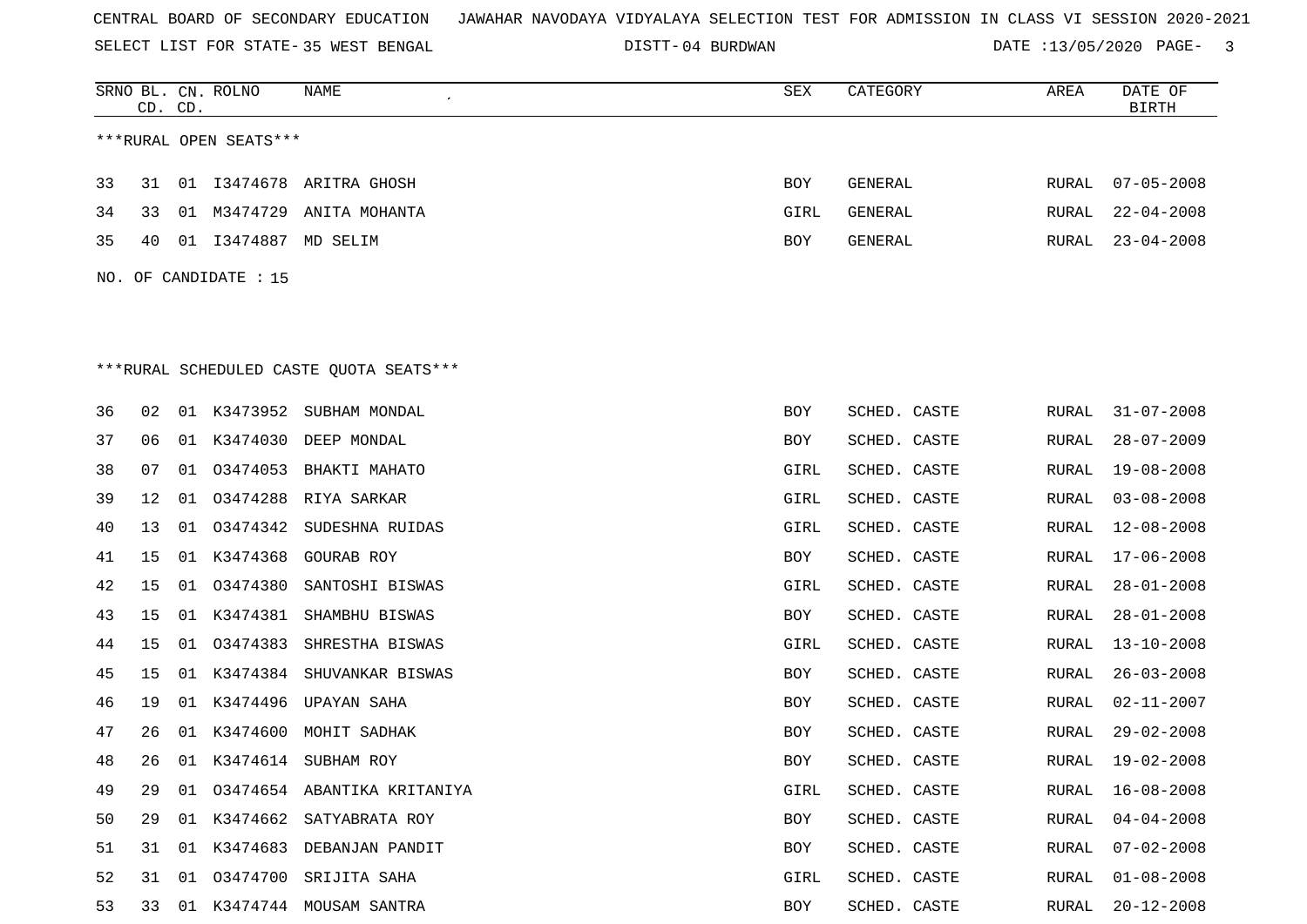CENTRAL BOARD OF SECONDARY EDUCATION JAWAHAR NAVODAYA VIDYALAYA SELECTION TEST FOR ADMISSION IN CLASS VI SESSION 2020-2021

SELECT LIST FOR STATE- 35 WEST BENGAL DISTT- 04 BURDWAN DATE :13/05/2020

***RURAL OPEN SEATS***

| SRNO | BL. CD. | CN. CD. | ROLNO | NAME | SEX | CATEGORY | AREA | DATE OF BIRTH |
|---|---|---|---|---|---|---|---|---|
| 33 | 31 | 01 | I3474678 | ARITRA GHOSH | BOY | GENERAL | RURAL | 07-05-2008 |
| 34 | 33 | 01 | M3474729 | ANITA MOHANTA | GIRL | GENERAL | RURAL | 22-04-2008 |
| 35 | 40 | 01 | I3474887 | MD SELIM | BOY | GENERAL | RURAL | 23-04-2008 |

NO. OF CANDIDATE : 15

***RURAL SCHEDULED CASTE QUOTA SEATS***

| SRNO | BL. CD. | CN. CD. | ROLNO | NAME | SEX | CATEGORY | AREA | DATE OF BIRTH |
|---|---|---|---|---|---|---|---|---|
| 36 | 02 | 01 | K3473952 | SUBHAM MONDAL | BOY | SCHED. CASTE | RURAL | 31-07-2008 |
| 37 | 06 | 01 | K3474030 | DEEP MONDAL | BOY | SCHED. CASTE | RURAL | 28-07-2009 |
| 38 | 07 | 01 | O3474053 | BHAKTI MAHATO | GIRL | SCHED. CASTE | RURAL | 19-08-2008 |
| 39 | 12 | 01 | O3474288 | RIYA SARKAR | GIRL | SCHED. CASTE | RURAL | 03-08-2008 |
| 40 | 13 | 01 | O3474342 | SUDESHNA RUIDAS | GIRL | SCHED. CASTE | RURAL | 12-08-2008 |
| 41 | 15 | 01 | K3474368 | GOURAB ROY | BOY | SCHED. CASTE | RURAL | 17-06-2008 |
| 42 | 15 | 01 | O3474380 | SANTOSHI BISWAS | GIRL | SCHED. CASTE | RURAL | 28-01-2008 |
| 43 | 15 | 01 | K3474381 | SHAMBHU BISWAS | BOY | SCHED. CASTE | RURAL | 28-01-2008 |
| 44 | 15 | 01 | O3474383 | SHRESTHA BISWAS | GIRL | SCHED. CASTE | RURAL | 13-10-2008 |
| 45 | 15 | 01 | K3474384 | SHUVANKAR BISWAS | BOY | SCHED. CASTE | RURAL | 26-03-2008 |
| 46 | 19 | 01 | K3474496 | UPAYAN SAHA | BOY | SCHED. CASTE | RURAL | 02-11-2007 |
| 47 | 26 | 01 | K3474600 | MOHIT SADHAK | BOY | SCHED. CASTE | RURAL | 29-02-2008 |
| 48 | 26 | 01 | K3474614 | SUBHAM ROY | BOY | SCHED. CASTE | RURAL | 19-02-2008 |
| 49 | 29 | 01 | O3474654 | ABANTIKA KRITANIYA | GIRL | SCHED. CASTE | RURAL | 16-08-2008 |
| 50 | 29 | 01 | K3474662 | SATYABRATA ROY | BOY | SCHED. CASTE | RURAL | 04-04-2008 |
| 51 | 31 | 01 | K3474683 | DEBANJAN PANDIT | BOY | SCHED. CASTE | RURAL | 07-02-2008 |
| 52 | 31 | 01 | O3474700 | SRIJITA SAHA | GIRL | SCHED. CASTE | RURAL | 01-08-2008 |
| 53 | 33 | 01 | K3474744 | MOUSAM SANTRA | BOY | SCHED. CASTE | RURAL | 20-12-2008 |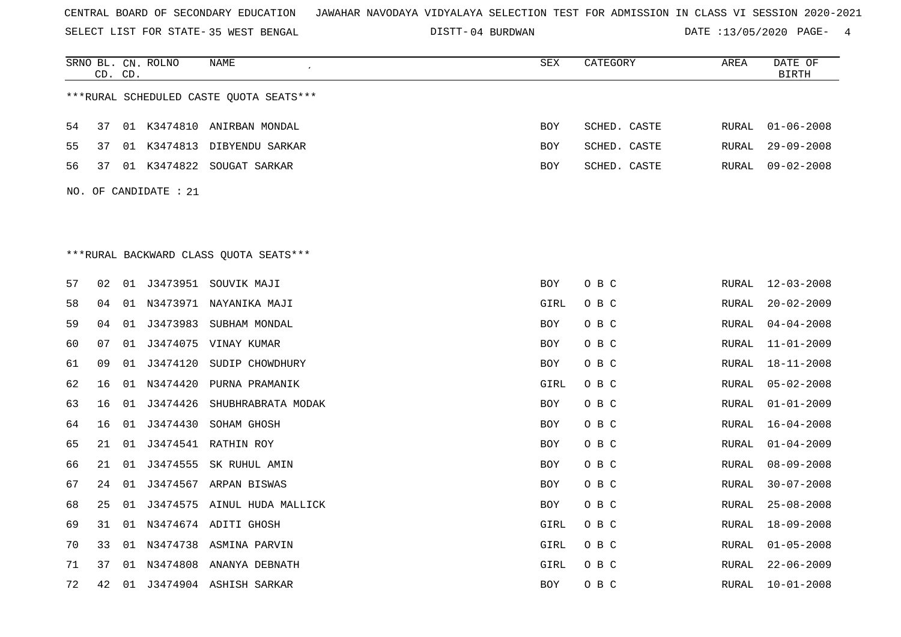CENTRAL BOARD OF SECONDARY EDUCATION JAWAHAR NAVODAYA VIDYALAYA SELECTION TEST FOR ADMISSION IN CLASS VI SESSION 2020-2021

SELECT LIST FOR STATE- 35 WEST BENGAL DISTT- 04 BURDWAN DATE :13/05/2020

***RURAL SCHEDULED CASTE QUOTA SEATS***

| SRNO | BL. CD. | CN. CD. | ROLNO | NAME | SEX | CATEGORY | AREA | DATE OF BIRTH |
|---|---|---|---|---|---|---|---|---|
| 54 | 37 | 01 | K3474810 | ANIRBAN MONDAL | BOY | SCHED. CASTE | RURAL | 01-06-2008 |
| 55 | 37 | 01 | K3474813 | DIBYENDU SARKAR | BOY | SCHED. CASTE | RURAL | 29-09-2008 |
| 56 | 37 | 01 | K3474822 | SOUGAT SARKAR | BOY | SCHED. CASTE | RURAL | 09-02-2008 |

NO. OF CANDIDATE : 21

***RURAL BACKWARD CLASS QUOTA SEATS***

| SRNO | BL. CD. | CN. CD. | ROLNO | NAME | SEX | CATEGORY | AREA | DATE OF BIRTH |
|---|---|---|---|---|---|---|---|---|
| 57 | 02 | 01 | J3473951 | SOUVIK MAJI | BOY | O B C | RURAL | 12-03-2008 |
| 58 | 04 | 01 | N3473971 | NAYANIKA MAJI | GIRL | O B C | RURAL | 20-02-2009 |
| 59 | 04 | 01 | J3473983 | SUBHAM MONDAL | BOY | O B C | RURAL | 04-04-2008 |
| 60 | 07 | 01 | J3474075 | VINAY KUMAR | BOY | O B C | RURAL | 11-01-2009 |
| 61 | 09 | 01 | J3474120 | SUDIP CHOWDHURY | BOY | O B C | RURAL | 18-11-2008 |
| 62 | 16 | 01 | N3474420 | PURNA PRAMANIK | GIRL | O B C | RURAL | 05-02-2008 |
| 63 | 16 | 01 | J3474426 | SHUBHRABRATA MODAK | BOY | O B C | RURAL | 01-01-2009 |
| 64 | 16 | 01 | J3474430 | SOHAM GHOSH | BOY | O B C | RURAL | 16-04-2008 |
| 65 | 21 | 01 | J3474541 | RATHIN ROY | BOY | O B C | RURAL | 01-04-2009 |
| 66 | 21 | 01 | J3474555 | SK RUHUL AMIN | BOY | O B C | RURAL | 08-09-2008 |
| 67 | 24 | 01 | J3474567 | ARPAN BISWAS | BOY | O B C | RURAL | 30-07-2008 |
| 68 | 25 | 01 | J3474575 | AINUL HUDA MALLICK | BOY | O B C | RURAL | 25-08-2008 |
| 69 | 31 | 01 | N3474674 | ADITI GHOSH | GIRL | O B C | RURAL | 18-09-2008 |
| 70 | 33 | 01 | N3474738 | ASMINA PARVIN | GIRL | O B C | RURAL | 01-05-2008 |
| 71 | 37 | 01 | N3474808 | ANANYA DEBNATH | GIRL | O B C | RURAL | 22-06-2009 |
| 72 | 42 | 01 | J3474904 | ASHISH SARKAR | BOY | O B C | RURAL | 10-01-2008 |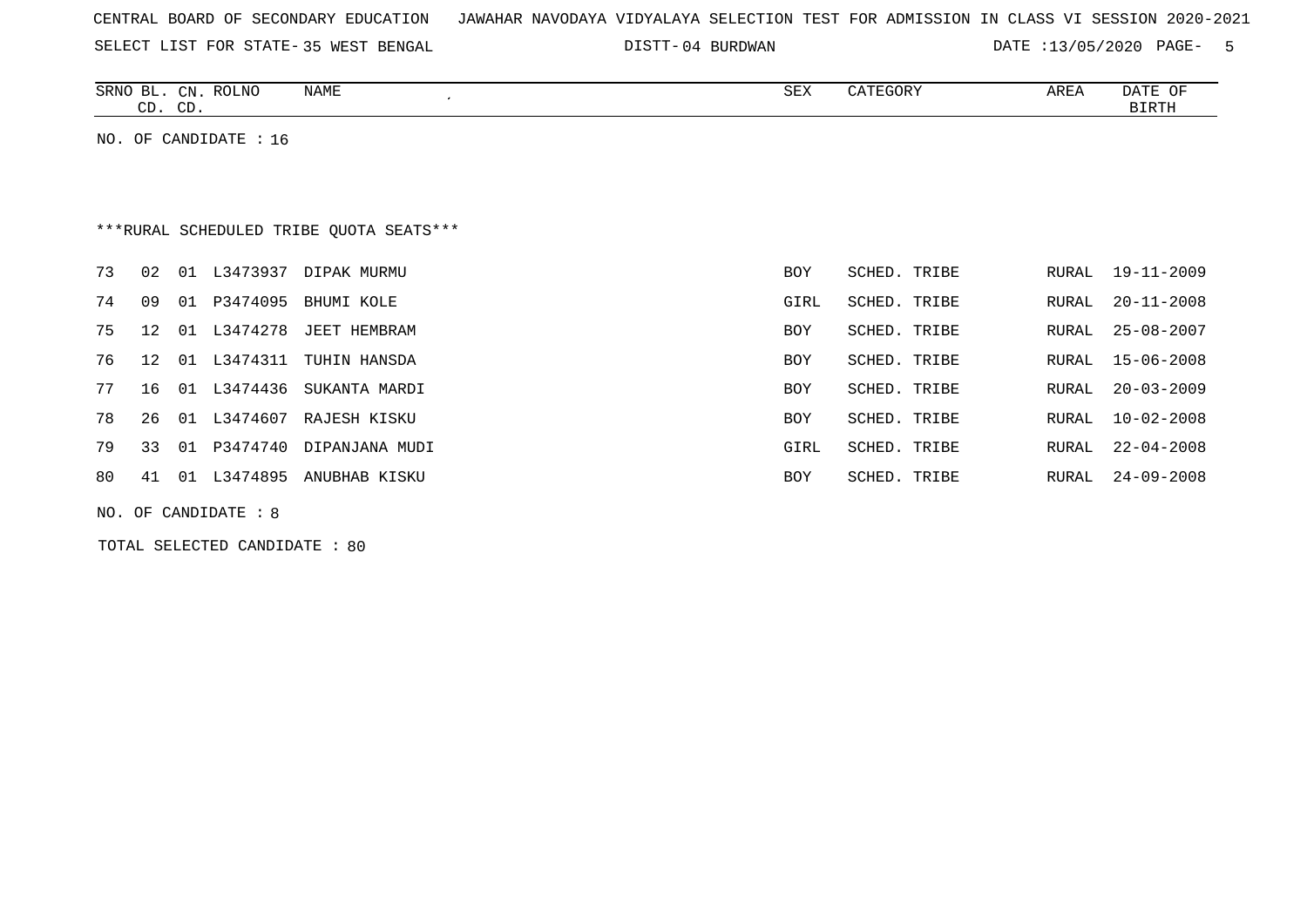CENTRAL BOARD OF SECONDARY EDUCATION JAWAHAR NAVODAYA VIDYALAYA SELECTION TEST FOR ADMISSION IN CLASS VI SESSION 2020-2021

SELECT LIST FOR STATE- 35 WEST BENGAL DISTT- 04 BURDWAN DATE :13/05/2020

| SRNO | BL. CD. | CN. CD. | ROLNO | NAME | SEX | CATEGORY | AREA | DATE OF BIRTH |
|---|---|---|---|---|---|---|---|---|

NO. OF CANDIDATE : 16

***RURAL SCHEDULED TRIBE QUOTA SEATS***

| SRNO | BL. CD. | CN. CD. | ROLNO | NAME | SEX | CATEGORY | AREA | DATE OF BIRTH |
|---|---|---|---|---|---|---|---|---|
| 73 | 02 | 01 | L3473937 | DIPAK MURMU | BOY | SCHED. TRIBE | RURAL | 19-11-2009 |
| 74 | 09 | 01 | P3474095 | BHUMI KOLE | GIRL | SCHED. TRIBE | RURAL | 20-11-2008 |
| 75 | 12 | 01 | L3474278 | JEET HEMBRAM | BOY | SCHED. TRIBE | RURAL | 25-08-2007 |
| 76 | 12 | 01 | L3474311 | TUHIN HANSDA | BOY | SCHED. TRIBE | RURAL | 15-06-2008 |
| 77 | 16 | 01 | L3474436 | SUKANTA MARDI | BOY | SCHED. TRIBE | RURAL | 20-03-2009 |
| 78 | 26 | 01 | L3474607 | RAJESH KISKU | BOY | SCHED. TRIBE | RURAL | 10-02-2008 |
| 79 | 33 | 01 | P3474740 | DIPANJANA MUDI | GIRL | SCHED. TRIBE | RURAL | 22-04-2008 |
| 80 | 41 | 01 | L3474895 | ANUBHAB KISKU | BOY | SCHED. TRIBE | RURAL | 24-09-2008 |

NO. OF CANDIDATE : 8

TOTAL SELECTED CANDIDATE : 80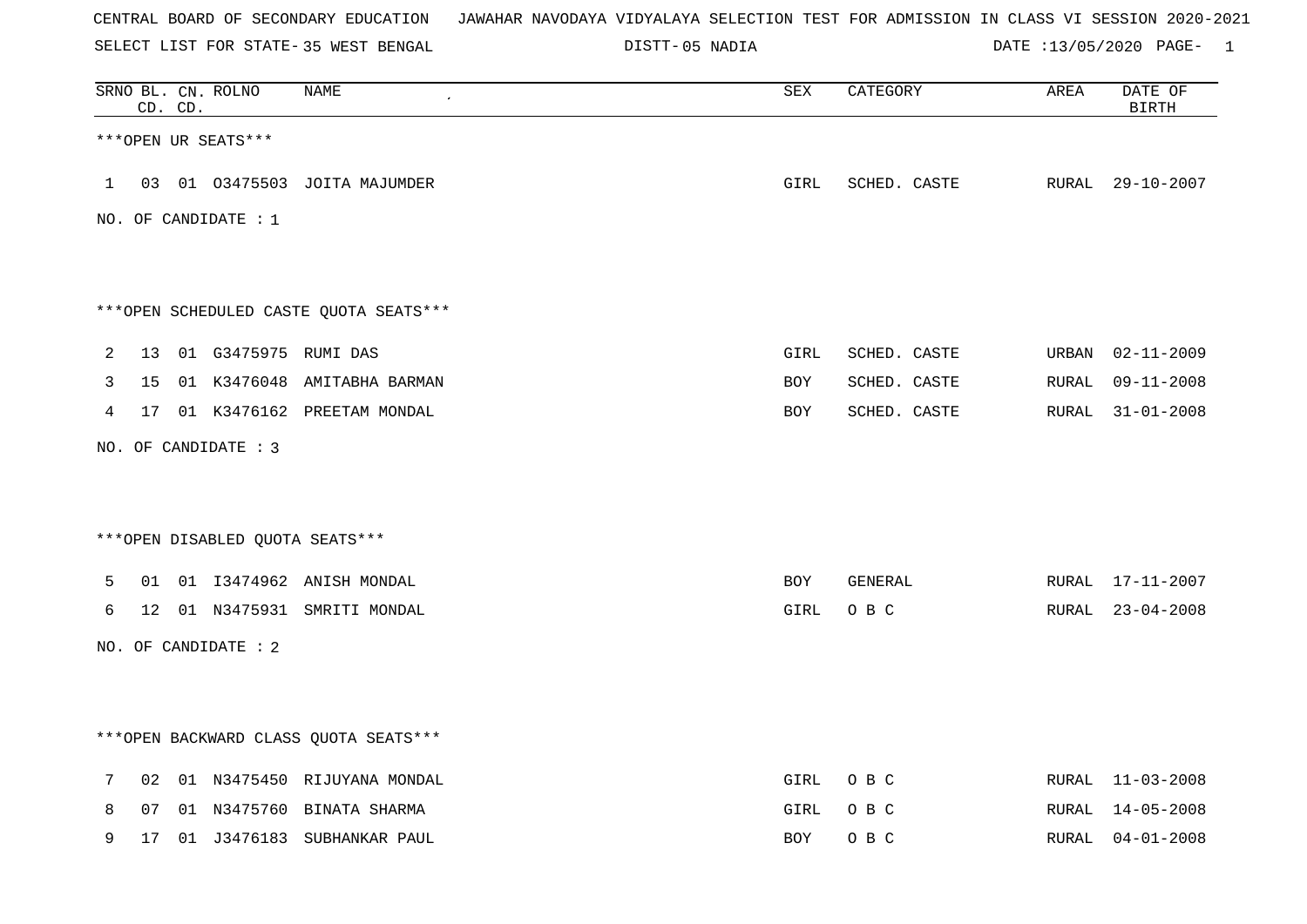CENTRAL BOARD OF SECONDARY EDUCATION JAWAHAR NAVODAYA VIDYALAYA SELECTION TEST FOR ADMISSION IN CLASS VI SESSION 2020-2021

SELECT LIST FOR STATE- 35 WEST BENGAL DISTT- 05 NADIA DATE :13/05/2020

| SRNO | BL. CD. | CN. CD. | ROLNO | NAME | SEX | CATEGORY | AREA | DATE OF BIRTH |
|---|---|---|---|---|---|---|---|---|

***OPEN UR SEATS***

| SRNO | BL. CD. | CN. CD. | ROLNO | NAME | SEX | CATEGORY | AREA | DATE OF BIRTH |
|---|---|---|---|---|---|---|---|---|
| 1 | 03 | 01 | O3475503 | JOITA MAJUMDER | GIRL | SCHED. CASTE | RURAL | 29-10-2007 |

NO. OF CANDIDATE : 1

***OPEN SCHEDULED CASTE QUOTA SEATS***

| SRNO | BL. CD. | CN. CD. | ROLNO | NAME | SEX | CATEGORY | AREA | DATE OF BIRTH |
|---|---|---|---|---|---|---|---|---|
| 2 | 13 | 01 | G3475975 | RUMI DAS | GIRL | SCHED. CASTE | URBAN | 02-11-2009 |
| 3 | 15 | 01 | K3476048 | AMITABHA BARMAN | BOY | SCHED. CASTE | RURAL | 09-11-2008 |
| 4 | 17 | 01 | K3476162 | PREETAM MONDAL | BOY | SCHED. CASTE | RURAL | 31-01-2008 |

NO. OF CANDIDATE : 3

***OPEN DISABLED QUOTA SEATS***

| SRNO | BL. CD. | CN. CD. | ROLNO | NAME | SEX | CATEGORY | AREA | DATE OF BIRTH |
|---|---|---|---|---|---|---|---|---|
| 5 | 01 | 01 | I3474962 | ANISH MONDAL | BOY | GENERAL | RURAL | 17-11-2007 |
| 6 | 12 | 01 | N3475931 | SMRITI MONDAL | GIRL | O B C | RURAL | 23-04-2008 |

NO. OF CANDIDATE : 2

***OPEN BACKWARD CLASS QUOTA SEATS***

| SRNO | BL. CD. | CN. CD. | ROLNO | NAME | SEX | CATEGORY | AREA | DATE OF BIRTH |
|---|---|---|---|---|---|---|---|---|
| 7 | 02 | 01 | N3475450 | RIJUYANA MONDAL | GIRL | O B C | RURAL | 11-03-2008 |
| 8 | 07 | 01 | N3475760 | BINATA SHARMA | GIRL | O B C | RURAL | 14-05-2008 |
| 9 | 17 | 01 | J3476183 | SUBHANKAR PAUL | BOY | O B C | RURAL | 04-01-2008 |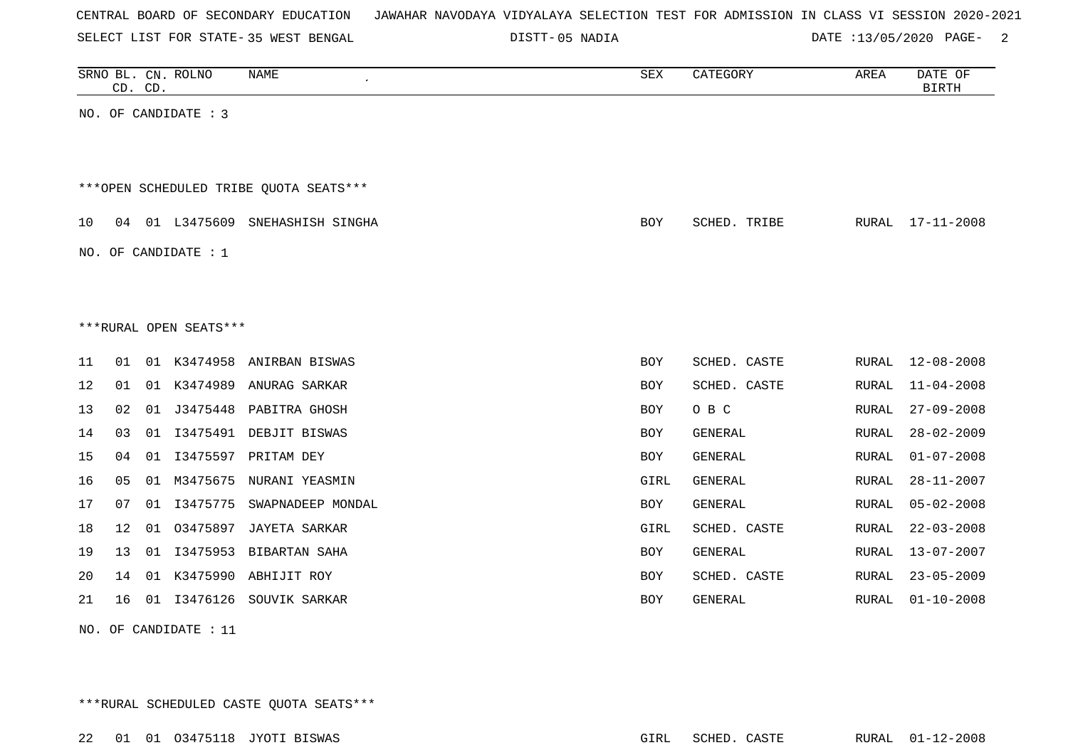CENTRAL BOARD OF SECONDARY EDUCATION JAWAHAR NAVODAYA VIDYALAYA SELECTION TEST FOR ADMISSION IN CLASS VI SESSION 2020-2021

SELECT LIST FOR STATE- 35 WEST BENGAL DISTT- 05 NADIA DATE :13/05/2020

| SRNO | BL. CD. | CN. CD. | ROLNO | NAME | SEX | CATEGORY | AREA | DATE OF BIRTH |
|---|---|---|---|---|---|---|---|---|

NO. OF CANDIDATE : 3

***OPEN SCHEDULED TRIBE QUOTA SEATS***

| SRNO | BL. CD. | CN. CD. | ROLNO | NAME | SEX | CATEGORY | AREA | DATE OF BIRTH |
|---|---|---|---|---|---|---|---|---|
| 10 | 04 | 01 | L3475609 | SNEHASHISH SINGHA | BOY | SCHED. TRIBE | RURAL | 17-11-2008 |

NO. OF CANDIDATE : 1

***RURAL OPEN SEATS***

| SRNO | BL. CD. | CN. CD. | ROLNO | NAME | SEX | CATEGORY | AREA | DATE OF BIRTH |
|---|---|---|---|---|---|---|---|---|
| 11 | 01 | 01 | K3474958 | ANIRBAN BISWAS | BOY | SCHED. CASTE | RURAL | 12-08-2008 |
| 12 | 01 | 01 | K3474989 | ANURAG SARKAR | BOY | SCHED. CASTE | RURAL | 11-04-2008 |
| 13 | 02 | 01 | J3475448 | PABITRA GHOSH | BOY | O B C | RURAL | 27-09-2008 |
| 14 | 03 | 01 | I3475491 | DEBJIT BISWAS | BOY | GENERAL | RURAL | 28-02-2009 |
| 15 | 04 | 01 | I3475597 | PRITAM DEY | BOY | GENERAL | RURAL | 01-07-2008 |
| 16 | 05 | 01 | M3475675 | NURANI YEASMIN | GIRL | GENERAL | RURAL | 28-11-2007 |
| 17 | 07 | 01 | I3475775 | SWAPNADEEP MONDAL | BOY | GENERAL | RURAL | 05-02-2008 |
| 18 | 12 | 01 | O3475897 | JAYETA SARKAR | GIRL | SCHED. CASTE | RURAL | 22-03-2008 |
| 19 | 13 | 01 | I3475953 | BIBARTAN SAHA | BOY | GENERAL | RURAL | 13-07-2007 |
| 20 | 14 | 01 | K3475990 | ABHIJIT ROY | BOY | SCHED. CASTE | RURAL | 23-05-2009 |
| 21 | 16 | 01 | I3476126 | SOUVIK SARKAR | BOY | GENERAL | RURAL | 01-10-2008 |

NO. OF CANDIDATE : 11

***RURAL SCHEDULED CASTE QUOTA SEATS***

| SRNO | BL. CD. | CN. CD. | ROLNO | NAME | SEX | CATEGORY | AREA | DATE OF BIRTH |
|---|---|---|---|---|---|---|---|---|
| 22 | 01 | 01 | O3475118 | JYOTI BISWAS | GIRL | SCHED. CASTE | RURAL | 01-12-2008 |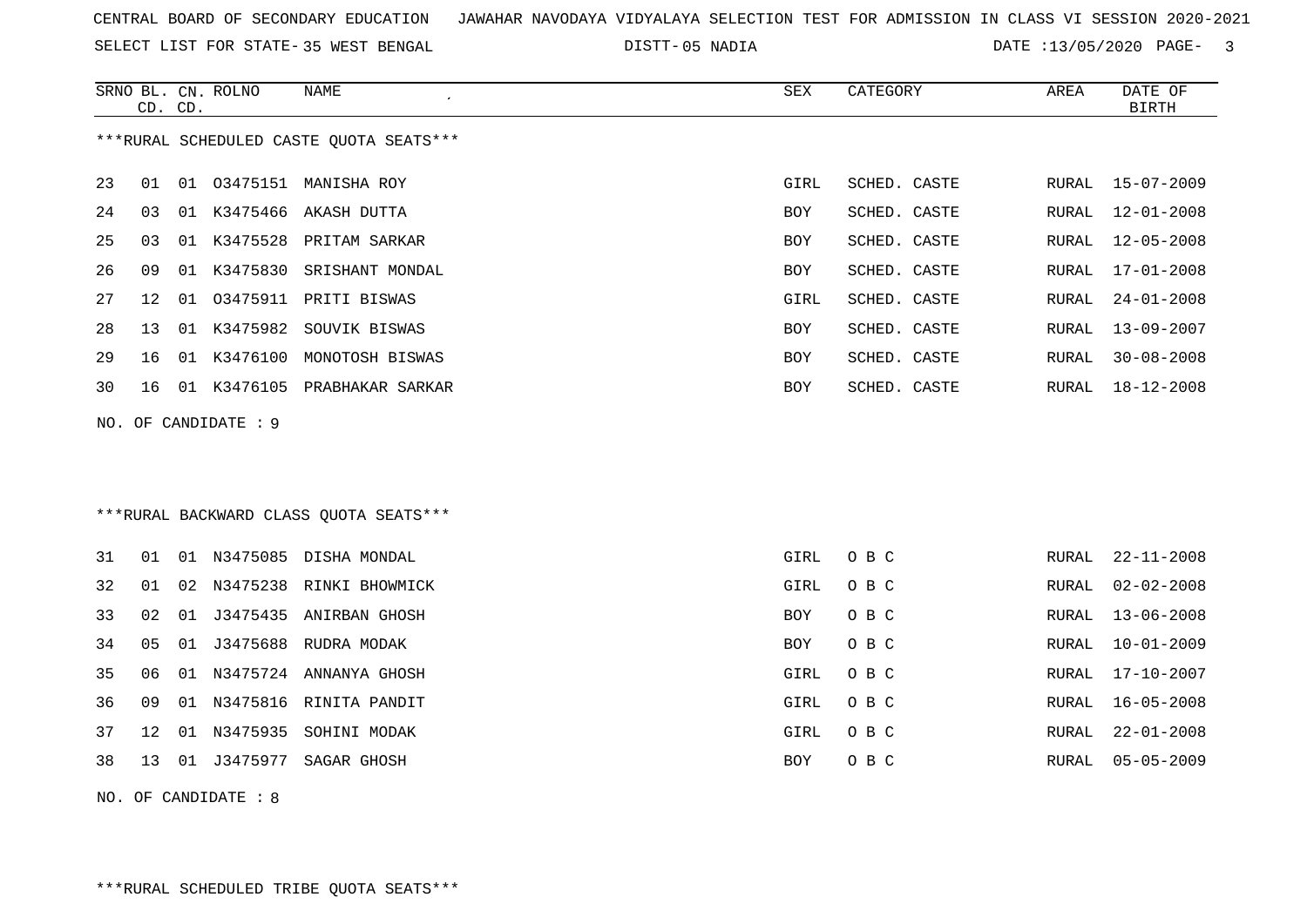CENTRAL BOARD OF SECONDARY EDUCATION JAWAHAR NAVODAYA VIDYALAYA SELECTION TEST FOR ADMISSION IN CLASS VI SESSION 2020-2021

SELECT LIST FOR STATE- 35 WEST BENGAL DISTT- 05 NADIA DATE :13/05/2020

***RURAL SCHEDULED CASTE QUOTA SEATS***

| SRNO | BL. CD. | CN. CD. | ROLNO | NAME | SEX | CATEGORY | AREA | DATE OF BIRTH |
|---|---|---|---|---|---|---|---|---|
| 23 | 01 | 01 | O3475151 | MANISHA ROY | GIRL | SCHED. CASTE | RURAL | 15-07-2009 |
| 24 | 03 | 01 | K3475466 | AKASH DUTTA | BOY | SCHED. CASTE | RURAL | 12-01-2008 |
| 25 | 03 | 01 | K3475528 | PRITAM SARKAR | BOY | SCHED. CASTE | RURAL | 12-05-2008 |
| 26 | 09 | 01 | K3475830 | SRISHANT MONDAL | BOY | SCHED. CASTE | RURAL | 17-01-2008 |
| 27 | 12 | 01 | O3475911 | PRITI BISWAS | GIRL | SCHED. CASTE | RURAL | 24-01-2008 |
| 28 | 13 | 01 | K3475982 | SOUVIK BISWAS | BOY | SCHED. CASTE | RURAL | 13-09-2007 |
| 29 | 16 | 01 | K3476100 | MONOTOSH BISWAS | BOY | SCHED. CASTE | RURAL | 30-08-2008 |
| 30 | 16 | 01 | K3476105 | PRABHAKAR SARKAR | BOY | SCHED. CASTE | RURAL | 18-12-2008 |

NO. OF CANDIDATE : 9

***RURAL BACKWARD CLASS QUOTA SEATS***

| SRNO | BL. CD. | CN. CD. | ROLNO | NAME | SEX | CATEGORY | AREA | DATE OF BIRTH |
|---|---|---|---|---|---|---|---|---|
| 31 | 01 | 01 | N3475085 | DISHA MONDAL | GIRL | O B C | RURAL | 22-11-2008 |
| 32 | 01 | 02 | N3475238 | RINKI BHOWMICK | GIRL | O B C | RURAL | 02-02-2008 |
| 33 | 02 | 01 | J3475435 | ANIRBAN GHOSH | BOY | O B C | RURAL | 13-06-2008 |
| 34 | 05 | 01 | J3475688 | RUDRA MODAK | BOY | O B C | RURAL | 10-01-2009 |
| 35 | 06 | 01 | N3475724 | ANNANYA GHOSH | GIRL | O B C | RURAL | 17-10-2007 |
| 36 | 09 | 01 | N3475816 | RINITA PANDIT | GIRL | O B C | RURAL | 16-05-2008 |
| 37 | 12 | 01 | N3475935 | SOHINI MODAK | GIRL | O B C | RURAL | 22-01-2008 |
| 38 | 13 | 01 | J3475977 | SAGAR GHOSH | BOY | O B C | RURAL | 05-05-2009 |

NO. OF CANDIDATE : 8

***RURAL SCHEDULED TRIBE QUOTA SEATS***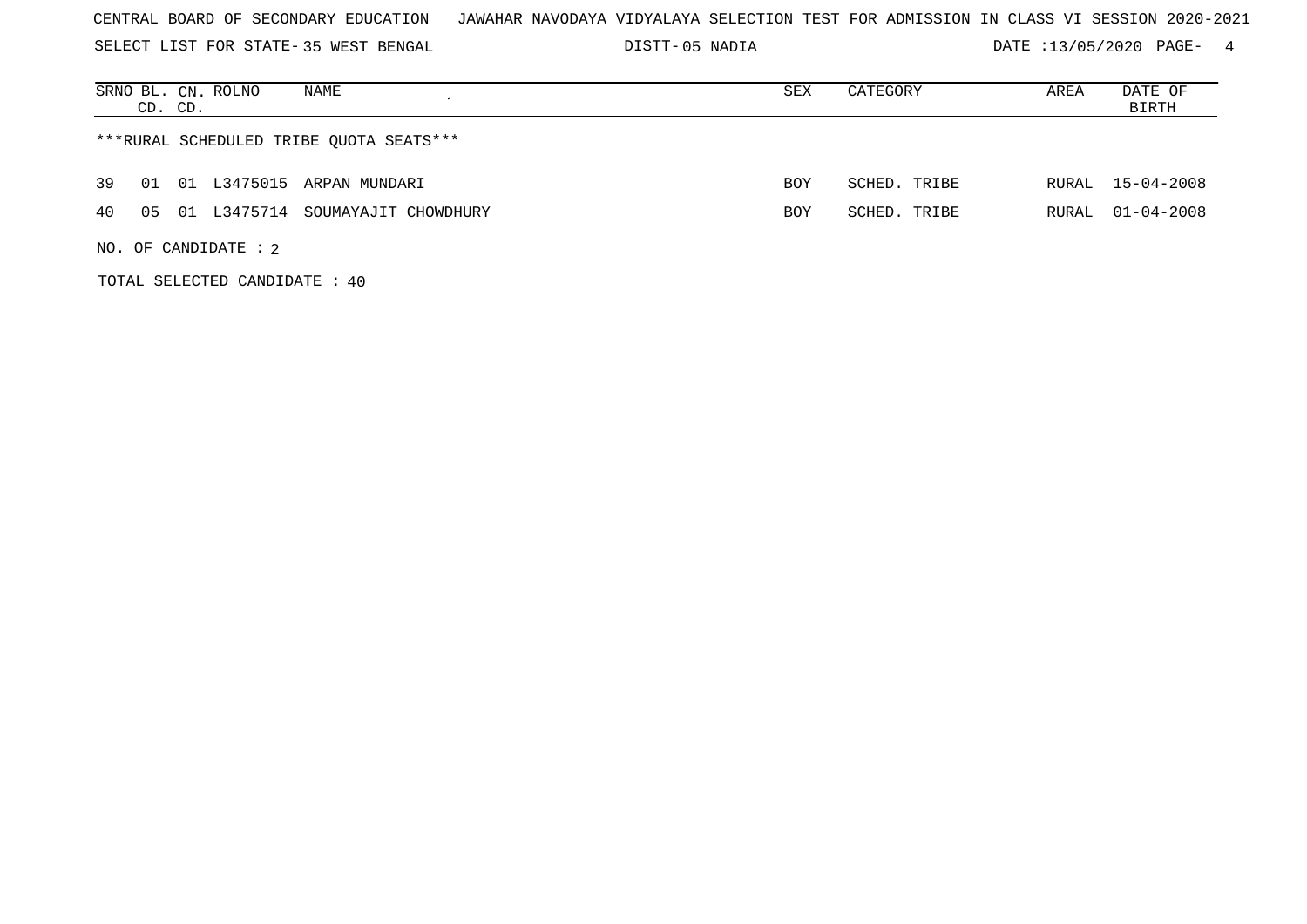CENTRAL BOARD OF SECONDARY EDUCATION JAWAHAR NAVODAYA VIDYALAYA SELECTION TEST FOR ADMISSION IN CLASS VI SESSION 2020-2021

SELECT LIST FOR STATE- 35 WEST BENGAL DISTT- 05 NADIA DATE :13/05/2020

| SRNO | BL. CD. | CN. CD. | ROLNO | NAME | SEX | CATEGORY | AREA | DATE OF BIRTH |
|---|---|---|---|---|---|---|---|---|
| ***RURAL SCHEDULED TRIBE QUOTA SEATS*** | | | | | | | | |
| 39 | 01 | 01 | L3475015 | ARPAN MUNDARI | BOY | SCHED. TRIBE | RURAL | 15-04-2008 |
| 40 | 05 | 01 | L3475714 | SOUMAYAJIT CHOWDHURY | BOY | SCHED. TRIBE | RURAL | 01-04-2008 |

NO. OF CANDIDATE : 2

TOTAL SELECTED CANDIDATE : 40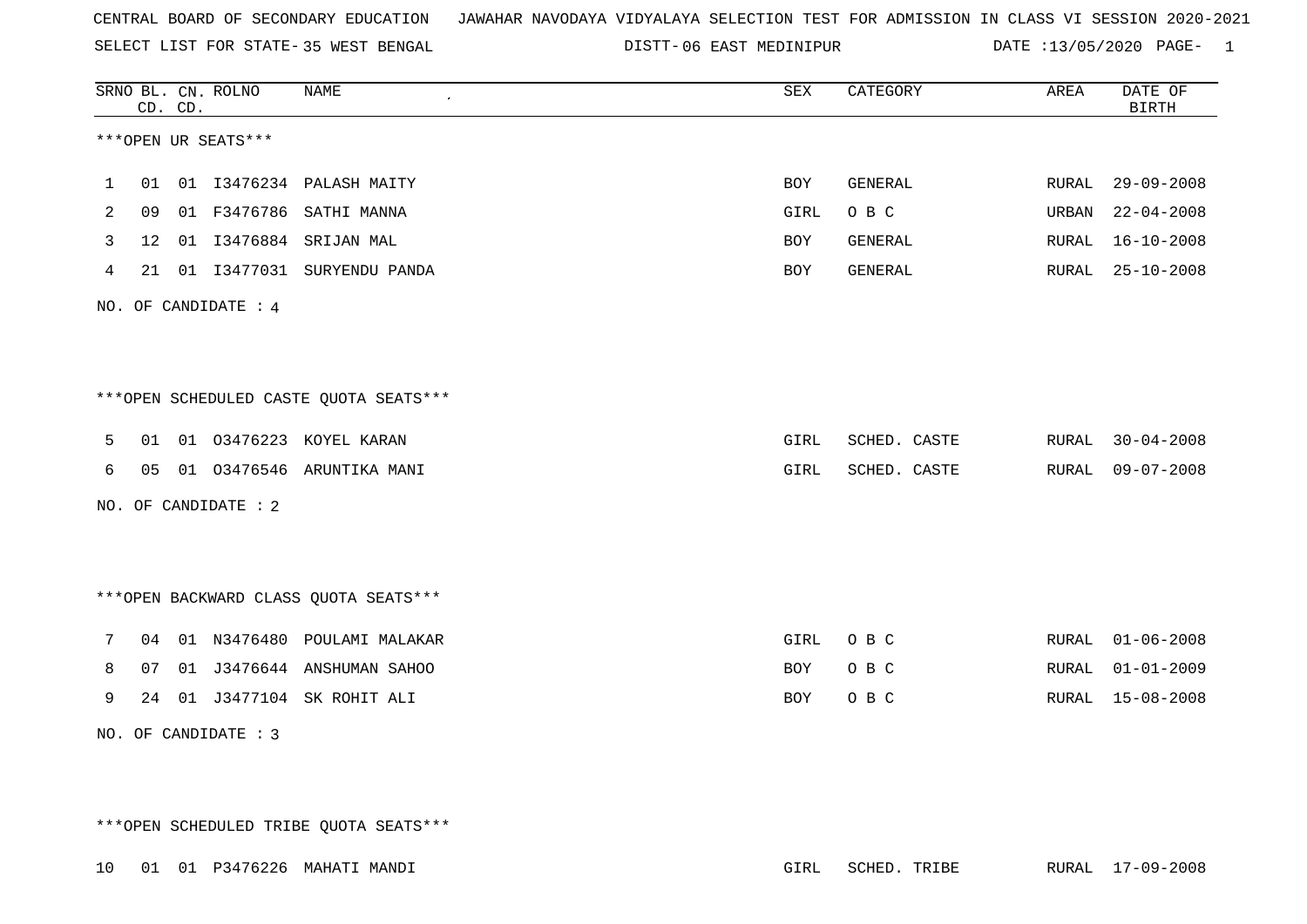CENTRAL BOARD OF SECONDARY EDUCATION JAWAHAR NAVODAYA VIDYALAYA SELECTION TEST FOR ADMISSION IN CLASS VI SESSION 2020-2021

SELECT LIST FOR STATE- 35 WEST BENGAL DISTT- 06 EAST MEDINIPUR DATE :13/05/2020 PAGE- 1

***OPEN UR SEATS***

| SRNO | BL. CD. | CN. CD. | ROLNO | NAME | SEX | CATEGORY | AREA | DATE OF BIRTH |
|---|---|---|---|---|---|---|---|---|
| 1 | 01 | 01 | I3476234 | PALASH MAITY | BOY | GENERAL | RURAL | 29-09-2008 |
| 2 | 09 | 01 | F3476786 | SATHI MANNA | GIRL | O B C | URBAN | 22-04-2008 |
| 3 | 12 | 01 | I3476884 | SRIJAN MAL | BOY | GENERAL | RURAL | 16-10-2008 |
| 4 | 21 | 01 | I3477031 | SURYENDU PANDA | BOY | GENERAL | RURAL | 25-10-2008 |

NO. OF CANDIDATE : 4

***OPEN SCHEDULED CASTE QUOTA SEATS***

| SRNO | BL. CD. | CN. CD. | ROLNO | NAME | SEX | CATEGORY | AREA | DATE OF BIRTH |
|---|---|---|---|---|---|---|---|---|
| 5 | 01 | 01 | O3476223 | KOYEL KARAN | GIRL | SCHED. CASTE | RURAL | 30-04-2008 |
| 6 | 05 | 01 | O3476546 | ARUNTIKA MANI | GIRL | SCHED. CASTE | RURAL | 09-07-2008 |

NO. OF CANDIDATE : 2

***OPEN BACKWARD CLASS QUOTA SEATS***

| SRNO | BL. CD. | CN. CD. | ROLNO | NAME | SEX | CATEGORY | AREA | DATE OF BIRTH |
|---|---|---|---|---|---|---|---|---|
| 7 | 04 | 01 | N3476480 | POULAMI MALAKAR | GIRL | O B C | RURAL | 01-06-2008 |
| 8 | 07 | 01 | J3476644 | ANSHUMAN SAHOO | BOY | O B C | RURAL | 01-01-2009 |
| 9 | 24 | 01 | J3477104 | SK ROHIT ALI | BOY | O B C | RURAL | 15-08-2008 |

NO. OF CANDIDATE : 3

***OPEN SCHEDULED TRIBE QUOTA SEATS***

| SRNO | BL. CD. | CN. CD. | ROLNO | NAME | SEX | CATEGORY | AREA | DATE OF BIRTH |
|---|---|---|---|---|---|---|---|---|
| 10 | 01 | 01 | P3476226 | MAHATI MANDI | GIRL | SCHED. TRIBE | RURAL | 17-09-2008 |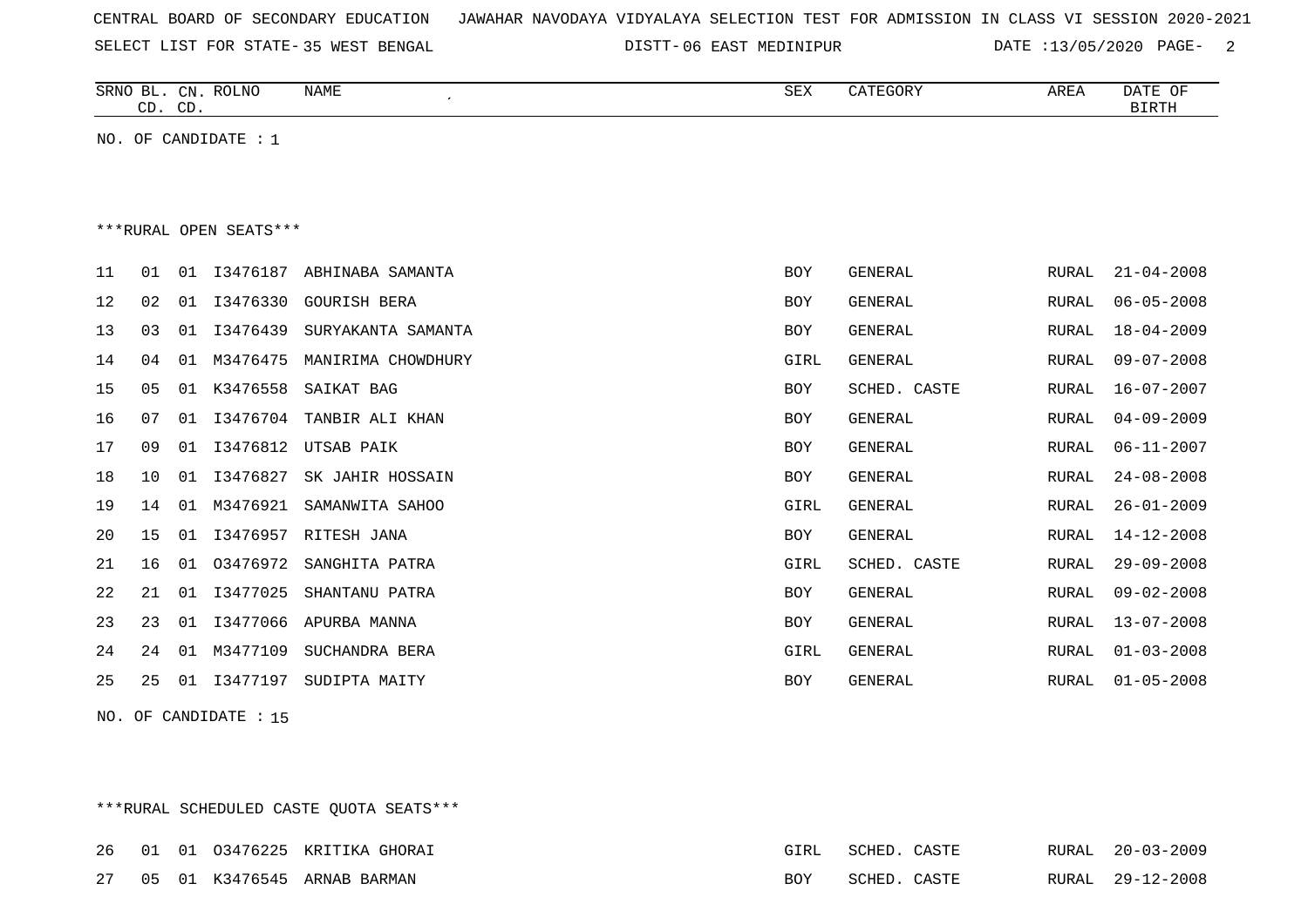CENTRAL BOARD OF SECONDARY EDUCATION JAWAHAR NAVODAYA VIDYALAYA SELECTION TEST FOR ADMISSION IN CLASS VI SESSION 2020-2021

SELECT LIST FOR STATE- 35 WEST BENGAL DISTT- 06 EAST MEDINIPUR DATE :13/05/2020 PAGE- 2

| SRNO | BL. CD. | CN. CD. | ROLNO | NAME | SEX | CATEGORY | AREA | DATE OF BIRTH |
|---|---|---|---|---|---|---|---|---|

NO. OF CANDIDATE : 1

***RURAL OPEN SEATS***

| SRNO | BL. CD. | CN. CD. | ROLNO | NAME | SEX | CATEGORY | AREA | DATE OF BIRTH |
|---|---|---|---|---|---|---|---|---|
| 11 | 01 | 01 | I3476187 | ABHINABA SAMANTA | BOY | GENERAL | RURAL | 21-04-2008 |
| 12 | 02 | 01 | I3476330 | GOURISH BERA | BOY | GENERAL | RURAL | 06-05-2008 |
| 13 | 03 | 01 | I3476439 | SURYAKANTA SAMANTA | BOY | GENERAL | RURAL | 18-04-2009 |
| 14 | 04 | 01 | M3476475 | MANIRIMA CHOWDHURY | GIRL | GENERAL | RURAL | 09-07-2008 |
| 15 | 05 | 01 | K3476558 | SAIKAT BAG | BOY | SCHED. CASTE | RURAL | 16-07-2007 |
| 16 | 07 | 01 | I3476704 | TANBIR ALI KHAN | BOY | GENERAL | RURAL | 04-09-2009 |
| 17 | 09 | 01 | I3476812 | UTSAB PAIK | BOY | GENERAL | RURAL | 06-11-2007 |
| 18 | 10 | 01 | I3476827 | SK JAHIR HOSSAIN | BOY | GENERAL | RURAL | 24-08-2008 |
| 19 | 14 | 01 | M3476921 | SAMANWITA SAHOO | GIRL | GENERAL | RURAL | 26-01-2009 |
| 20 | 15 | 01 | I3476957 | RITESH JANA | BOY | GENERAL | RURAL | 14-12-2008 |
| 21 | 16 | 01 | O3476972 | SANGHITA PATRA | GIRL | SCHED. CASTE | RURAL | 29-09-2008 |
| 22 | 21 | 01 | I3477025 | SHANTANU PATRA | BOY | GENERAL | RURAL | 09-02-2008 |
| 23 | 23 | 01 | I3477066 | APURBA MANNA | BOY | GENERAL | RURAL | 13-07-2008 |
| 24 | 24 | 01 | M3477109 | SUCHANDRA BERA | GIRL | GENERAL | RURAL | 01-03-2008 |
| 25 | 25 | 01 | I3477197 | SUDIPTA MAITY | BOY | GENERAL | RURAL | 01-05-2008 |

NO. OF CANDIDATE : 15

***RURAL SCHEDULED CASTE QUOTA SEATS***

| SRNO | BL. CD. | CN. CD. | ROLNO | NAME | SEX | CATEGORY | AREA | DATE OF BIRTH |
|---|---|---|---|---|---|---|---|---|
| 26 | 01 | 01 | O3476225 | KRITIKA GHORAI | GIRL | SCHED. CASTE | RURAL | 20-03-2009 |
| 27 | 05 | 01 | K3476545 | ARNAB BARMAN | BOY | SCHED. CASTE | RURAL | 29-12-2008 |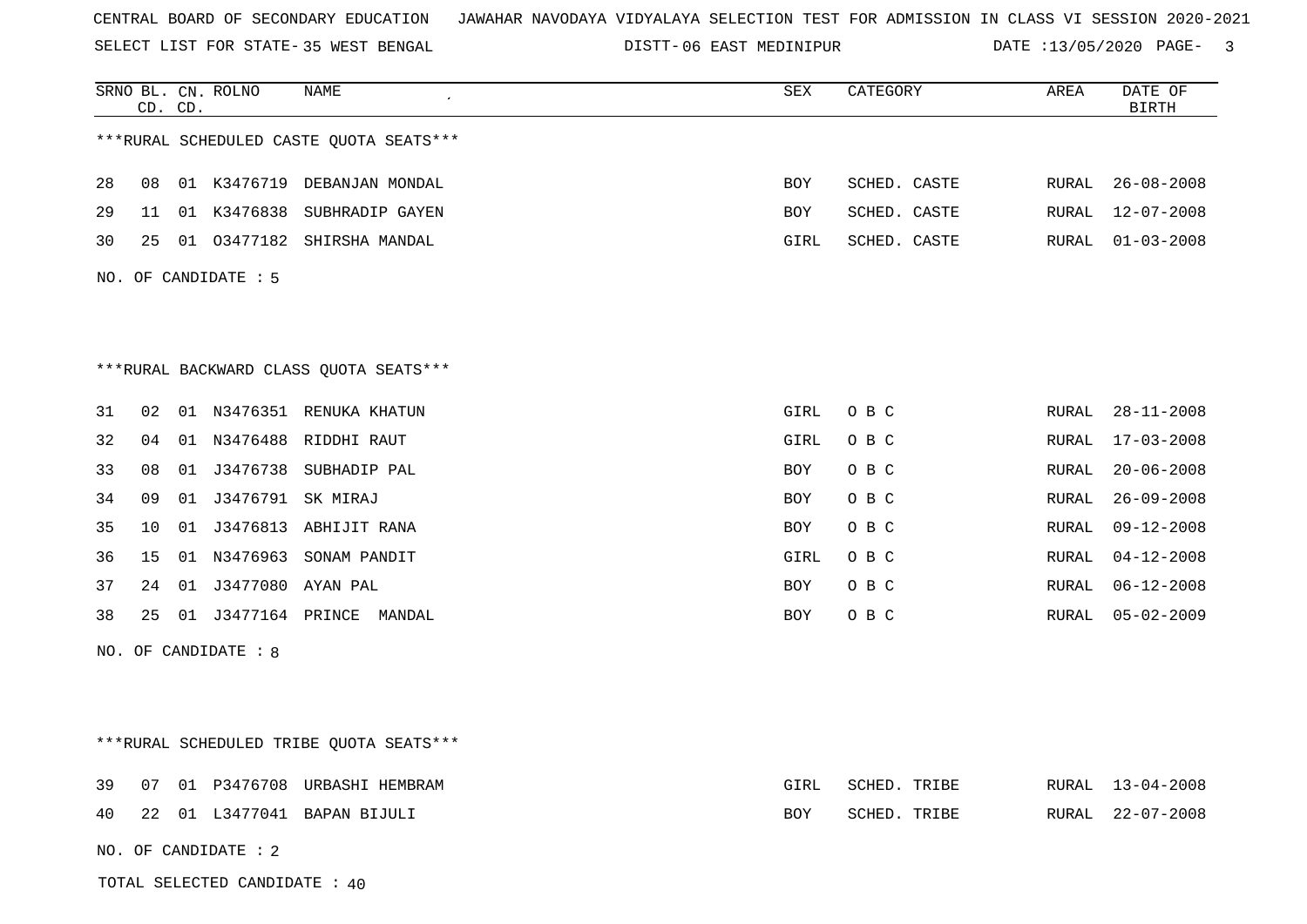CENTRAL BOARD OF SECONDARY EDUCATION JAWAHAR NAVODAYA VIDYALAYA SELECTION TEST FOR ADMISSION IN CLASS VI SESSION 2020-2021

SELECT LIST FOR STATE- 35 WEST BENGAL DISTT- 06 EAST MEDINIPUR DATE :13/05/2020

| SRNO | BL. CD. | CN. CD. | ROLNO | NAME | SEX | CATEGORY | AREA | DATE OF BIRTH |
|---|---|---|---|---|---|---|---|---|

***RURAL SCHEDULED CASTE QUOTA SEATS***

| SRNO | BL. CD. | CN. CD. | ROLNO | NAME | SEX | CATEGORY | AREA | DATE OF BIRTH |
|---|---|---|---|---|---|---|---|---|
| 28 | 08 | 01 | K3476719 | DEBANJAN MONDAL | BOY | SCHED. CASTE | RURAL | 26-08-2008 |
| 29 | 11 | 01 | K3476838 | SUBHRADIP GAYEN | BOY | SCHED. CASTE | RURAL | 12-07-2008 |
| 30 | 25 | 01 | O3477182 | SHIRSHA MANDAL | GIRL | SCHED. CASTE | RURAL | 01-03-2008 |

NO. OF CANDIDATE : 5

***RURAL BACKWARD CLASS QUOTA SEATS***

| SRNO | BL. CD. | CN. CD. | ROLNO | NAME | SEX | CATEGORY | AREA | DATE OF BIRTH |
|---|---|---|---|---|---|---|---|---|
| 31 | 02 | 01 | N3476351 | RENUKA KHATUN | GIRL | O B C | RURAL | 28-11-2008 |
| 32 | 04 | 01 | N3476488 | RIDDHI RAUT | GIRL | O B C | RURAL | 17-03-2008 |
| 33 | 08 | 01 | J3476738 | SUBHADIP PAL | BOY | O B C | RURAL | 20-06-2008 |
| 34 | 09 | 01 | J3476791 | SK MIRAJ | BOY | O B C | RURAL | 26-09-2008 |
| 35 | 10 | 01 | J3476813 | ABHIJIT RANA | BOY | O B C | RURAL | 09-12-2008 |
| 36 | 15 | 01 | N3476963 | SONAM PANDIT | GIRL | O B C | RURAL | 04-12-2008 |
| 37 | 24 | 01 | J3477080 | AYAN PAL | BOY | O B C | RURAL | 06-12-2008 |
| 38 | 25 | 01 | J3477164 | PRINCE MANDAL | BOY | O B C | RURAL | 05-02-2009 |

NO. OF CANDIDATE : 8

***RURAL SCHEDULED TRIBE QUOTA SEATS***

| SRNO | BL. CD. | CN. CD. | ROLNO | NAME | SEX | CATEGORY | AREA | DATE OF BIRTH |
|---|---|---|---|---|---|---|---|---|
| 39 | 07 | 01 | P3476708 | URBASHI HEMBRAM | GIRL | SCHED. TRIBE | RURAL | 13-04-2008 |
| 40 | 22 | 01 | L3477041 | BAPAN BIJULI | BOY | SCHED. TRIBE | RURAL | 22-07-2008 |

NO. OF CANDIDATE : 2

TOTAL SELECTED CANDIDATE : 40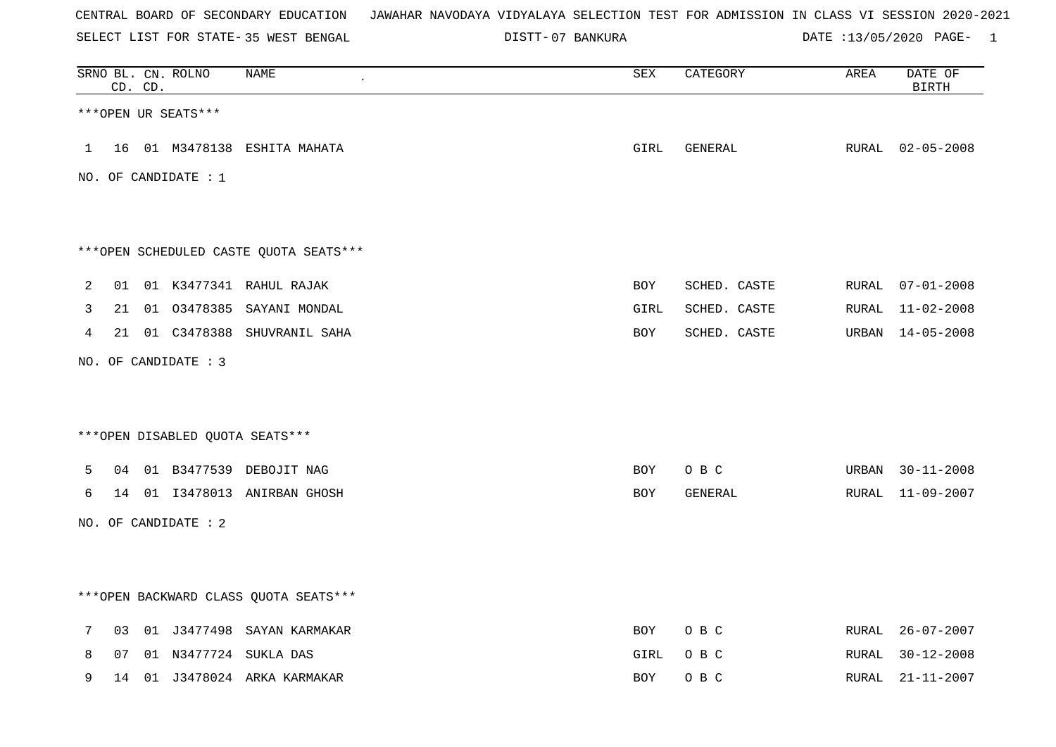CENTRAL BOARD OF SECONDARY EDUCATION JAWAHAR NAVODAYA VIDYALAYA SELECTION TEST FOR ADMISSION IN CLASS VI SESSION 2020-2021

SELECT LIST FOR STATE- 35 WEST BENGAL DISTT- 07 BANKURA DATE :13/05/2020

| SRNO | BL. CD. | CN. CD. | ROLNO | NAME | SEX | CATEGORY | AREA | DATE OF BIRTH |
|---|---|---|---|---|---|---|---|---|

***OPEN UR SEATS***

| SRNO | BL. CD. | CN. CD. | ROLNO | NAME | SEX | CATEGORY | AREA | DATE OF BIRTH |
|---|---|---|---|---|---|---|---|---|
| 1 | 16 | 01 | M3478138 | ESHITA MAHATA | GIRL | GENERAL | RURAL | 02-05-2008 |

NO. OF CANDIDATE : 1

***OPEN SCHEDULED CASTE QUOTA SEATS***

| SRNO | BL. CD. | CN. CD. | ROLNO | NAME | SEX | CATEGORY | AREA | DATE OF BIRTH |
|---|---|---|---|---|---|---|---|---|
| 2 | 01 | 01 | K3477341 | RAHUL RAJAK | BOY | SCHED. CASTE | RURAL | 07-01-2008 |
| 3 | 21 | 01 | O3478385 | SAYANI MONDAL | GIRL | SCHED. CASTE | RURAL | 11-02-2008 |
| 4 | 21 | 01 | C3478388 | SHUVRANIL SAHA | BOY | SCHED. CASTE | URBAN | 14-05-2008 |

NO. OF CANDIDATE : 3

***OPEN DISABLED QUOTA SEATS***

| SRNO | BL. CD. | CN. CD. | ROLNO | NAME | SEX | CATEGORY | AREA | DATE OF BIRTH |
|---|---|---|---|---|---|---|---|---|
| 5 | 04 | 01 | B3477539 | DEBOJIT NAG | BOY | O B C | URBAN | 30-11-2008 |
| 6 | 14 | 01 | I3478013 | ANIRBAN GHOSH | BOY | GENERAL | RURAL | 11-09-2007 |

NO. OF CANDIDATE : 2

***OPEN BACKWARD CLASS QUOTA SEATS***

| SRNO | BL. CD. | CN. CD. | ROLNO | NAME | SEX | CATEGORY | AREA | DATE OF BIRTH |
|---|---|---|---|---|---|---|---|---|
| 7 | 03 | 01 | J3477498 | SAYAN KARMAKAR | BOY | O B C | RURAL | 26-07-2007 |
| 8 | 07 | 01 | N3477724 | SUKLA DAS | GIRL | O B C | RURAL | 30-12-2008 |
| 9 | 14 | 01 | J3478024 | ARKA KARMAKAR | BOY | O B C | RURAL | 21-11-2007 |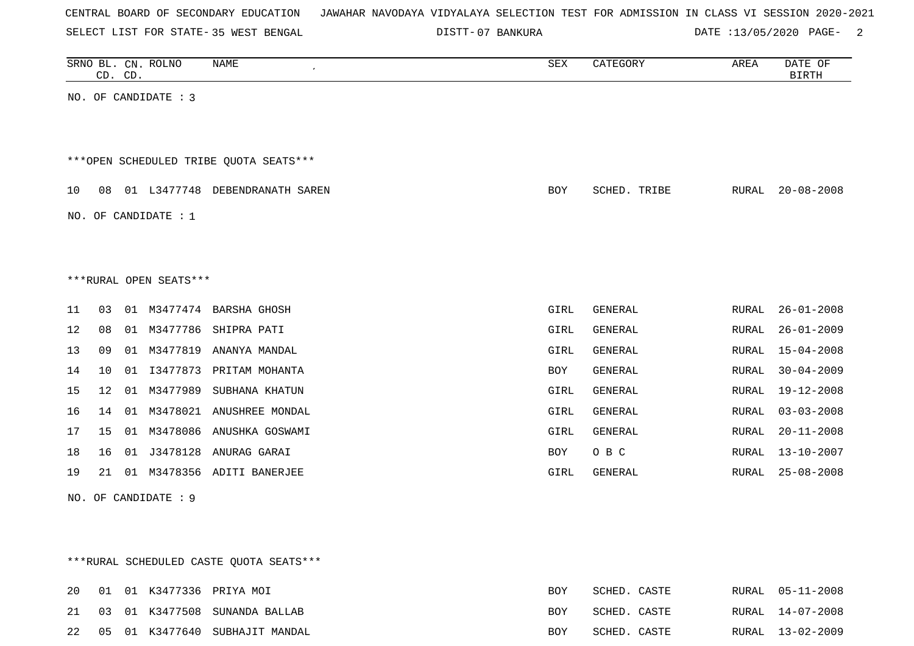CENTRAL BOARD OF SECONDARY EDUCATION JAWAHAR NAVODAYA VIDYALAYA SELECTION TEST FOR ADMISSION IN CLASS VI SESSION 2020-2021

SELECT LIST FOR STATE- 35 WEST BENGAL DISTT- 07 BANKURA DATE :13/05/2020

| SRNO | BL. CD. | CN. CD. | ROLNO | NAME | SEX | CATEGORY | AREA | DATE OF BIRTH |
|---|---|---|---|---|---|---|---|---|

NO. OF CANDIDATE : 3

***OPEN SCHEDULED TRIBE QUOTA SEATS***

| SRNO | BL. CD. | CN. CD. | ROLNO | NAME | SEX | CATEGORY | AREA | DATE OF BIRTH |
|---|---|---|---|---|---|---|---|---|
| 10 | 08 | 01 | L3477748 | DEBENDRANATH SAREN | BOY | SCHED. TRIBE | RURAL | 20-08-2008 |

NO. OF CANDIDATE : 1

***RURAL OPEN SEATS***

| SRNO | BL. CD. | CN. CD. | ROLNO | NAME | SEX | CATEGORY | AREA | DATE OF BIRTH |
|---|---|---|---|---|---|---|---|---|
| 11 | 03 | 01 | M3477474 | BARSHA GHOSH | GIRL | GENERAL | RURAL | 26-01-2008 |
| 12 | 08 | 01 | M3477786 | SHIPRA PATI | GIRL | GENERAL | RURAL | 26-01-2009 |
| 13 | 09 | 01 | M3477819 | ANANYA MANDAL | GIRL | GENERAL | RURAL | 15-04-2008 |
| 14 | 10 | 01 | I3477873 | PRITAM MOHANTA | BOY | GENERAL | RURAL | 30-04-2009 |
| 15 | 12 | 01 | M3477989 | SUBHANA KHATUN | GIRL | GENERAL | RURAL | 19-12-2008 |
| 16 | 14 | 01 | M3478021 | ANUSHREE MONDAL | GIRL | GENERAL | RURAL | 03-03-2008 |
| 17 | 15 | 01 | M3478086 | ANUSHKA GOSWAMI | GIRL | GENERAL | RURAL | 20-11-2008 |
| 18 | 16 | 01 | J3478128 | ANURAG GARAI | BOY | O B C | RURAL | 13-10-2007 |
| 19 | 21 | 01 | M3478356 | ADITI BANERJEE | GIRL | GENERAL | RURAL | 25-08-2008 |

NO. OF CANDIDATE : 9

***RURAL SCHEDULED CASTE QUOTA SEATS***

| SRNO | BL. CD. | CN. CD. | ROLNO | NAME | SEX | CATEGORY | AREA | DATE OF BIRTH |
|---|---|---|---|---|---|---|---|---|
| 20 | 01 | 01 | K3477336 | PRIYA MOI | BOY | SCHED. CASTE | RURAL | 05-11-2008 |
| 21 | 03 | 01 | K3477508 | SUNANDA BALLAB | BOY | SCHED. CASTE | RURAL | 14-07-2008 |
| 22 | 05 | 01 | K3477640 | SUBHAJIT MANDAL | BOY | SCHED. CASTE | RURAL | 13-02-2009 |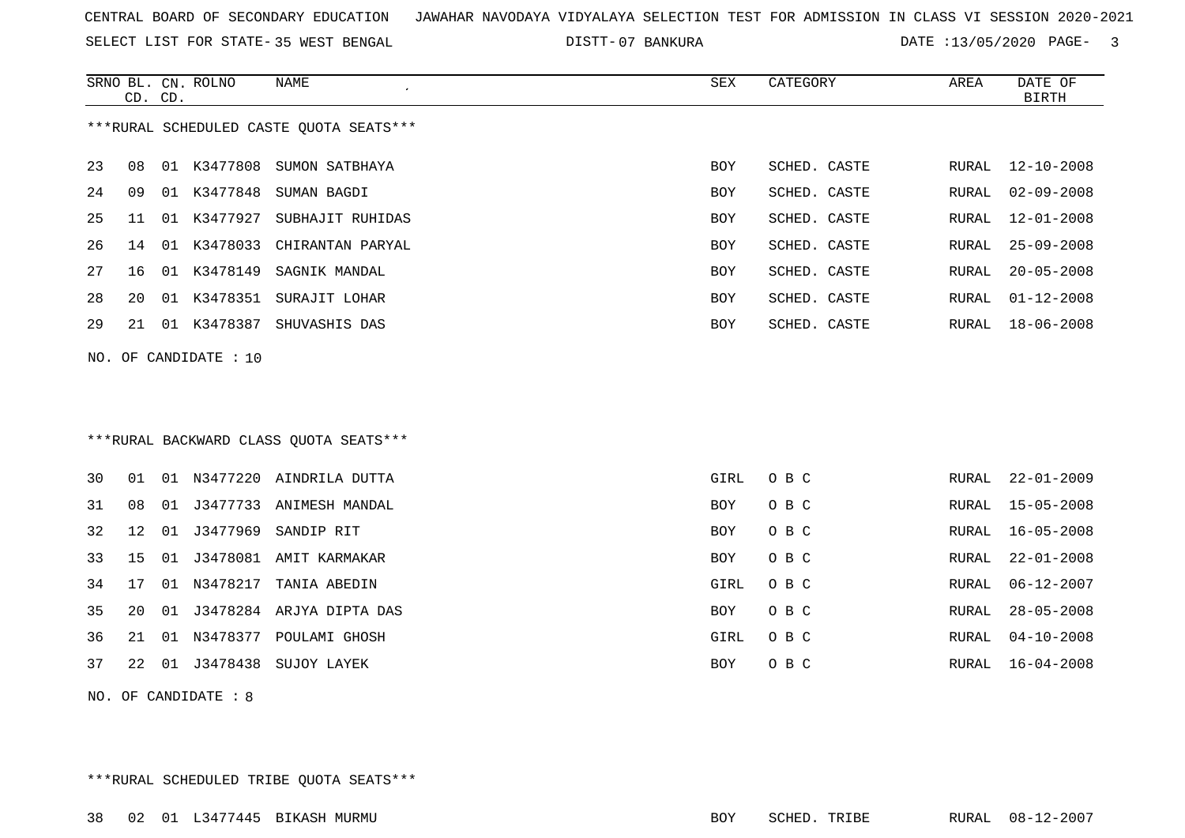CENTRAL BOARD OF SECONDARY EDUCATION JAWAHAR NAVODAYA VIDYALAYA SELECTION TEST FOR ADMISSION IN CLASS VI SESSION 2020-2021

SELECT LIST FOR STATE- 35 WEST BENGAL DISTT- 07 BANKURA DATE :13/05/2020

***RURAL SCHEDULED CASTE QUOTA SEATS***

| SRNO | BL. CD. | CN. CD. | ROLNO | NAME | SEX | CATEGORY | AREA | DATE OF BIRTH |
|---|---|---|---|---|---|---|---|---|
| 23 | 08 | 01 | K3477808 | SUMON SATBHAYA | BOY | SCHED. CASTE | RURAL | 12-10-2008 |
| 24 | 09 | 01 | K3477848 | SUMAN BAGDI | BOY | SCHED. CASTE | RURAL | 02-09-2008 |
| 25 | 11 | 01 | K3477927 | SUBHAJIT RUHIDAS | BOY | SCHED. CASTE | RURAL | 12-01-2008 |
| 26 | 14 | 01 | K3478033 | CHIRANTAN PARYAL | BOY | SCHED. CASTE | RURAL | 25-09-2008 |
| 27 | 16 | 01 | K3478149 | SAGNIK MANDAL | BOY | SCHED. CASTE | RURAL | 20-05-2008 |
| 28 | 20 | 01 | K3478351 | SURAJIT LOHAR | BOY | SCHED. CASTE | RURAL | 01-12-2008 |
| 29 | 21 | 01 | K3478387 | SHUVASHIS DAS | BOY | SCHED. CASTE | RURAL | 18-06-2008 |

NO. OF CANDIDATE : 10

***RURAL BACKWARD CLASS QUOTA SEATS***

| SRNO | BL. CD. | CN. CD. | ROLNO | NAME | SEX | CATEGORY | AREA | DATE OF BIRTH |
|---|---|---|---|---|---|---|---|---|
| 30 | 01 | 01 | N3477220 | AINDRILA DUTTA | GIRL | O B C | RURAL | 22-01-2009 |
| 31 | 08 | 01 | J3477733 | ANIMESH MANDAL | BOY | O B C | RURAL | 15-05-2008 |
| 32 | 12 | 01 | J3477969 | SANDIP RIT | BOY | O B C | RURAL | 16-05-2008 |
| 33 | 15 | 01 | J3478081 | AMIT KARMAKAR | BOY | O B C | RURAL | 22-01-2008 |
| 34 | 17 | 01 | N3478217 | TANIA ABEDIN | GIRL | O B C | RURAL | 06-12-2007 |
| 35 | 20 | 01 | J3478284 | ARJYA DIPTA DAS | BOY | O B C | RURAL | 28-05-2008 |
| 36 | 21 | 01 | N3478377 | POULAMI GHOSH | GIRL | O B C | RURAL | 04-10-2008 |
| 37 | 22 | 01 | J3478438 | SUJOY LAYEK | BOY | O B C | RURAL | 16-04-2008 |

NO. OF CANDIDATE : 8

***RURAL SCHEDULED TRIBE QUOTA SEATS***

| SRNO | BL. CD. | CN. CD. | ROLNO | NAME | SEX | CATEGORY | AREA | DATE OF BIRTH |
|---|---|---|---|---|---|---|---|---|
| 38 | 02 | 01 | L3477445 | BIKASH MURMU | BOY | SCHED. TRIBE | RURAL | 08-12-2007 |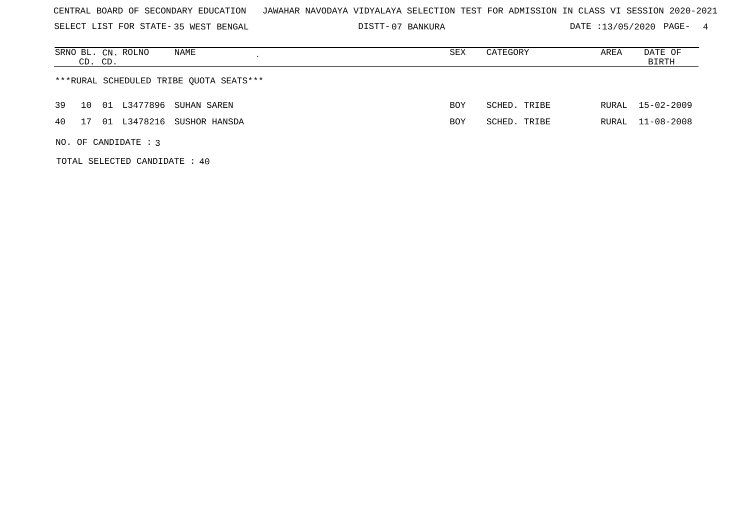CENTRAL BOARD OF SECONDARY EDUCATION JAWAHAR NAVODAYA VIDYALAYA SELECTION TEST FOR ADMISSION IN CLASS VI SESSION 2020-2021

SELECT LIST FOR STATE- 35 WEST BENGAL DISTT- 07 BANKURA DATE :13/05/2020

| SRNO | BL. CD. | CN. CD. | ROLNO | NAME | SEX | CATEGORY | AREA | DATE OF BIRTH |
|---|---|---|---|---|---|---|---|---|
| ***RURAL SCHEDULED TRIBE QUOTA SEATS*** | | | | | | | | |
| 39 | 10 | 01 | L3477896 | SUHAN SAREN | BOY | SCHED. TRIBE | RURAL | 15-02-2009 |
| 40 | 17 | 01 | L3478216 | SUSHOR HANSDA | BOY | SCHED. TRIBE | RURAL | 11-08-2008 |

NO. OF CANDIDATE : 3

TOTAL SELECTED CANDIDATE : 40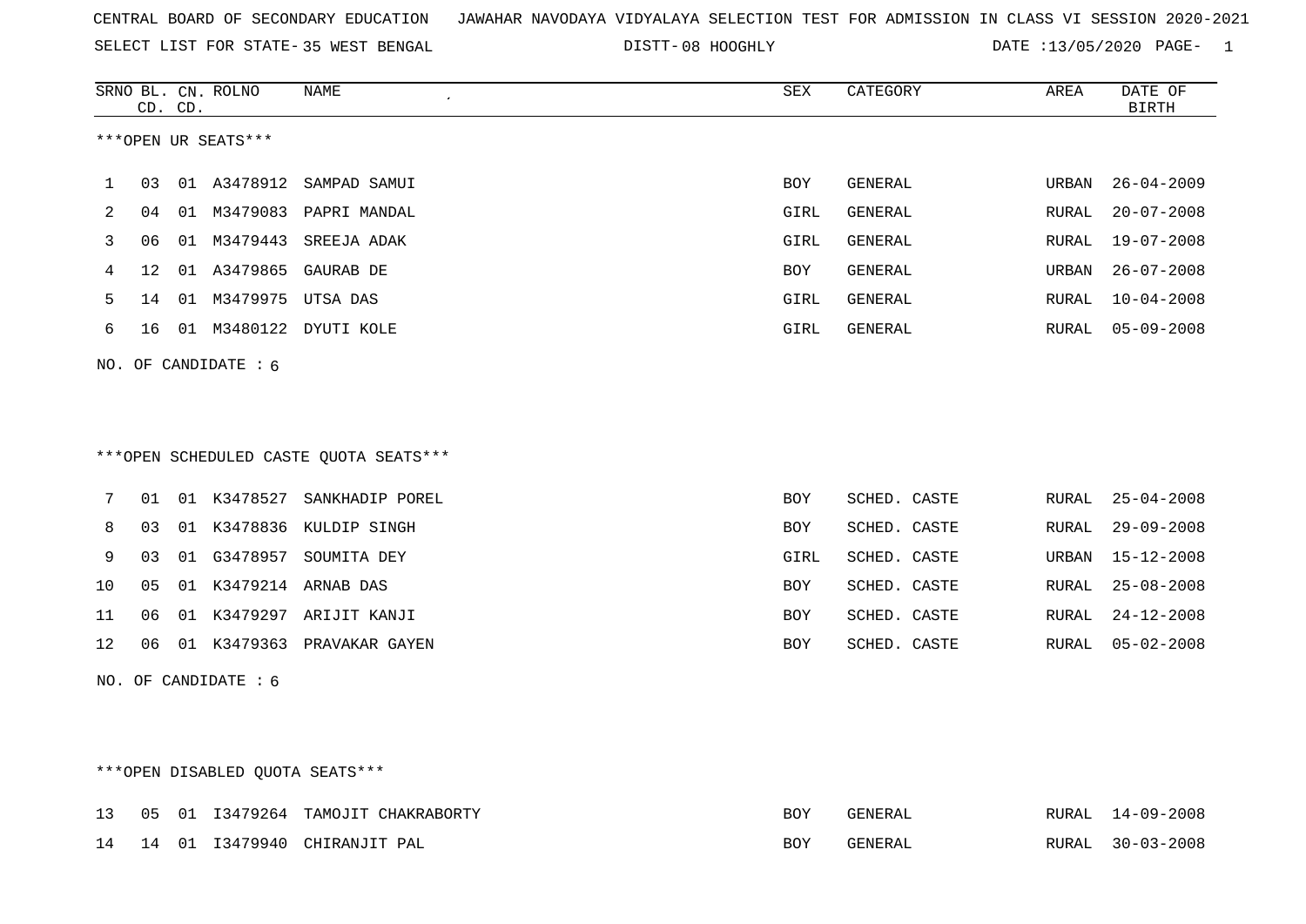CENTRAL BOARD OF SECONDARY EDUCATION JAWAHAR NAVODAYA VIDYALAYA SELECTION TEST FOR ADMISSION IN CLASS VI SESSION 2020-2021

SELECT LIST FOR STATE- 35 WEST BENGAL DISTT- 08 HOOGHLY DATE :13/05/2020

***OPEN UR SEATS***

| SRNO | BL. CD. | CN. CD. | ROLNO | NAME | SEX | CATEGORY | AREA | DATE OF BIRTH |
|---|---|---|---|---|---|---|---|---|
| 1 | 03 | 01 | A3478912 | SAMPAD SAMUI | BOY | GENERAL | URBAN | 26-04-2009 |
| 2 | 04 | 01 | M3479083 | PAPRI MANDAL | GIRL | GENERAL | RURAL | 20-07-2008 |
| 3 | 06 | 01 | M3479443 | SREEJA ADAK | GIRL | GENERAL | RURAL | 19-07-2008 |
| 4 | 12 | 01 | A3479865 | GAURAB DE | BOY | GENERAL | URBAN | 26-07-2008 |
| 5 | 14 | 01 | M3479975 | UTSA DAS | GIRL | GENERAL | RURAL | 10-04-2008 |
| 6 | 16 | 01 | M3480122 | DYUTI KOLE | GIRL | GENERAL | RURAL | 05-09-2008 |

NO. OF CANDIDATE : 6

***OPEN SCHEDULED CASTE QUOTA SEATS***

| SRNO | BL. CD. | CN. CD. | ROLNO | NAME | SEX | CATEGORY | AREA | DATE OF BIRTH |
|---|---|---|---|---|---|---|---|---|
| 7 | 01 | 01 | K3478527 | SANKHADIP POREL | BOY | SCHED. CASTE | RURAL | 25-04-2008 |
| 8 | 03 | 01 | K3478836 | KULDIP SINGH | BOY | SCHED. CASTE | RURAL | 29-09-2008 |
| 9 | 03 | 01 | G3478957 | SOUMITA DEY | GIRL | SCHED. CASTE | URBAN | 15-12-2008 |
| 10 | 05 | 01 | K3479214 | ARNAB DAS | BOY | SCHED. CASTE | RURAL | 25-08-2008 |
| 11 | 06 | 01 | K3479297 | ARIJIT KANJI | BOY | SCHED. CASTE | RURAL | 24-12-2008 |
| 12 | 06 | 01 | K3479363 | PRAVAKAR GAYEN | BOY | SCHED. CASTE | RURAL | 05-02-2008 |

NO. OF CANDIDATE : 6

***OPEN DISABLED QUOTA SEATS***

| SRNO | BL. CD. | CN. CD. | ROLNO | NAME | SEX | CATEGORY | AREA | DATE OF BIRTH |
|---|---|---|---|---|---|---|---|---|
| 13 | 05 | 01 | I3479264 | TAMOJIT CHAKRABORTY | BOY | GENERAL | RURAL | 14-09-2008 |
| 14 | 14 | 01 | I3479940 | CHIRANJIT PAL | BOY | GENERAL | RURAL | 30-03-2008 |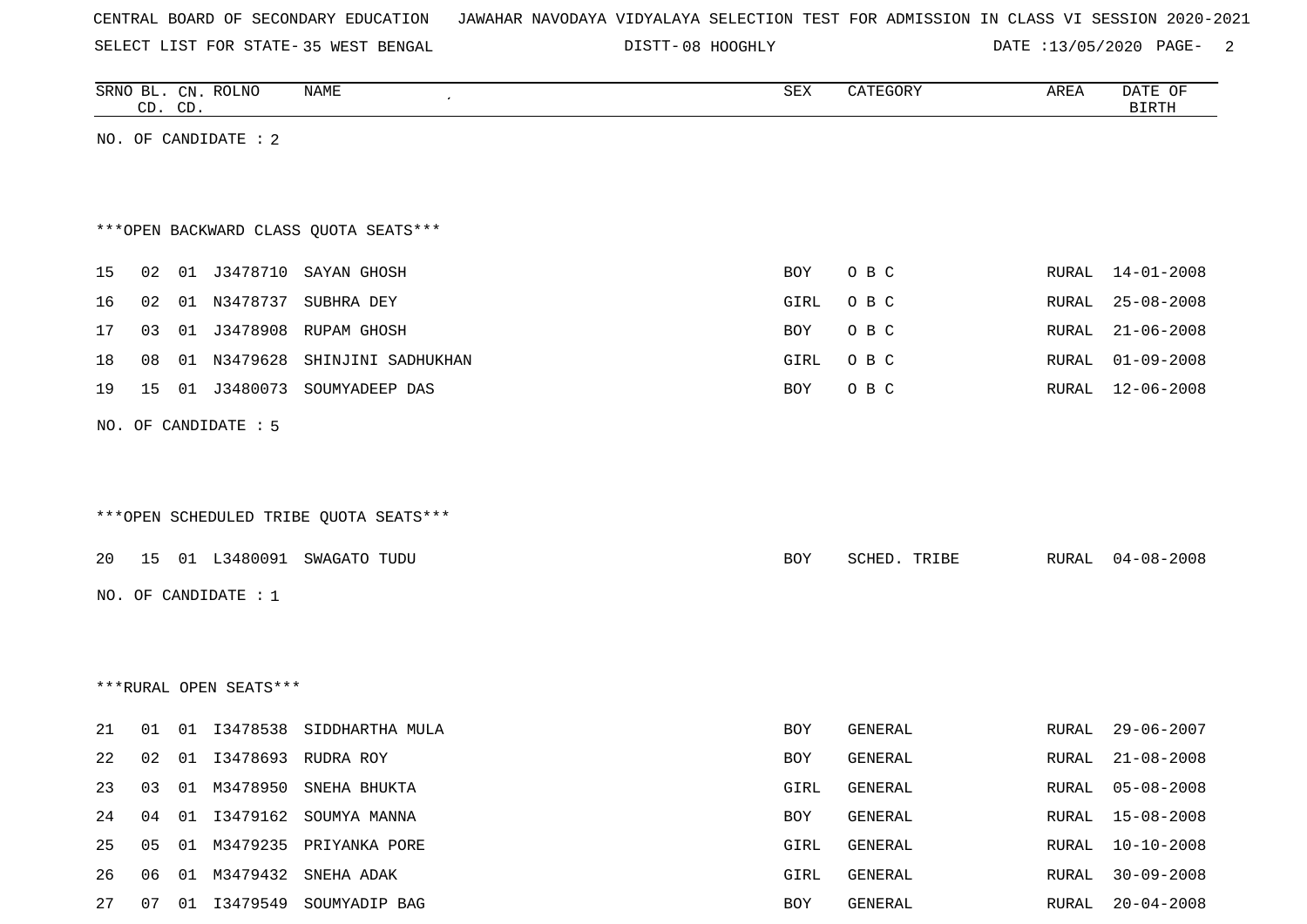CENTRAL BOARD OF SECONDARY EDUCATION JAWAHAR NAVODAYA VIDYALAYA SELECTION TEST FOR ADMISSION IN CLASS VI SESSION 2020-2021

SELECT LIST FOR STATE- 35 WEST BENGAL DISTT- 08 HOOGHLY DATE :13/05/2020

| SRNO | BL. CD. | CN. CD. | ROLNO | NAME | SEX | CATEGORY | AREA | DATE OF BIRTH |
|---|---|---|---|---|---|---|---|---|

NO. OF CANDIDATE : 2

***OPEN BACKWARD CLASS QUOTA SEATS***

| SRNO | BL. CD. | CN. CD. | ROLNO | NAME | SEX | CATEGORY | AREA | DATE OF BIRTH |
|---|---|---|---|---|---|---|---|---|
| 15 | 02 | 01 | J3478710 | SAYAN GHOSH | BOY | O B C | RURAL | 14-01-2008 |
| 16 | 02 | 01 | N3478737 | SUBHRA DEY | GIRL | O B C | RURAL | 25-08-2008 |
| 17 | 03 | 01 | J3478908 | RUPAM GHOSH | BOY | O B C | RURAL | 21-06-2008 |
| 18 | 08 | 01 | N3479628 | SHINJINI SADHUKHAN | GIRL | O B C | RURAL | 01-09-2008 |
| 19 | 15 | 01 | J3480073 | SOUMYADEEP DAS | BOY | O B C | RURAL | 12-06-2008 |

NO. OF CANDIDATE : 5

***OPEN SCHEDULED TRIBE QUOTA SEATS***

| SRNO | BL. CD. | CN. CD. | ROLNO | NAME | SEX | CATEGORY | AREA | DATE OF BIRTH |
|---|---|---|---|---|---|---|---|---|
| 20 | 15 | 01 | L3480091 | SWAGATO TUDU | BOY | SCHED. TRIBE | RURAL | 04-08-2008 |

NO. OF CANDIDATE : 1

***RURAL OPEN SEATS***

| SRNO | BL. CD. | CN. CD. | ROLNO | NAME | SEX | CATEGORY | AREA | DATE OF BIRTH |
|---|---|---|---|---|---|---|---|---|
| 21 | 01 | 01 | I3478538 | SIDDHARTHA MULA | BOY | GENERAL | RURAL | 29-06-2007 |
| 22 | 02 | 01 | I3478693 | RUDRA ROY | BOY | GENERAL | RURAL | 21-08-2008 |
| 23 | 03 | 01 | M3478950 | SNEHA BHUKTA | GIRL | GENERAL | RURAL | 05-08-2008 |
| 24 | 04 | 01 | I3479162 | SOUMYA MANNA | BOY | GENERAL | RURAL | 15-08-2008 |
| 25 | 05 | 01 | M3479235 | PRIYANKA PORE | GIRL | GENERAL | RURAL | 10-10-2008 |
| 26 | 06 | 01 | M3479432 | SNEHA ADAK | GIRL | GENERAL | RURAL | 30-09-2008 |
| 27 | 07 | 01 | I3479549 | SOUMYADIP BAG | BOY | GENERAL | RURAL | 20-04-2008 |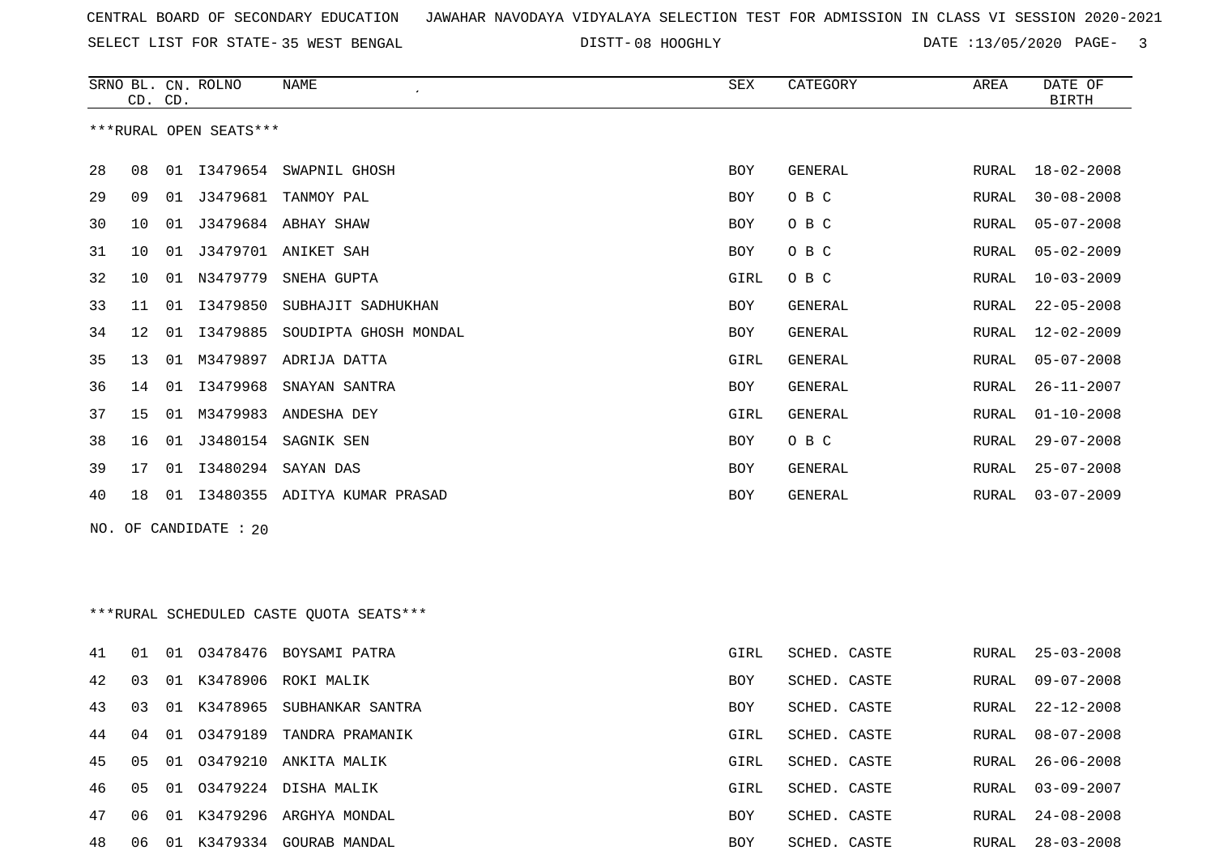CENTRAL BOARD OF SECONDARY EDUCATION JAWAHAR NAVODAYA VIDYALAYA SELECTION TEST FOR ADMISSION IN CLASS VI SESSION 2020-2021

SELECT LIST FOR STATE- 35 WEST BENGAL DISTT- 08 HOOGHLY DATE :13/05/2020

***RURAL OPEN SEATS***

| SRNO | BL. CD. | CN. CD. | ROLNO | NAME | SEX | CATEGORY | AREA | DATE OF BIRTH |
|---|---|---|---|---|---|---|---|---|
| 28 | 08 | 01 | I3479654 | SWAPNIL GHOSH | BOY | GENERAL | RURAL | 18-02-2008 |
| 29 | 09 | 01 | J3479681 | TANMOY PAL | BOY | O B C | RURAL | 30-08-2008 |
| 30 | 10 | 01 | J3479684 | ABHAY SHAW | BOY | O B C | RURAL | 05-07-2008 |
| 31 | 10 | 01 | J3479701 | ANIKET SAH | BOY | O B C | RURAL | 05-02-2009 |
| 32 | 10 | 01 | N3479779 | SNEHA GUPTA | GIRL | O B C | RURAL | 10-03-2009 |
| 33 | 11 | 01 | I3479850 | SUBHAJIT SADHUKHAN | BOY | GENERAL | RURAL | 22-05-2008 |
| 34 | 12 | 01 | I3479885 | SOUDIPTA GHOSH MONDAL | BOY | GENERAL | RURAL | 12-02-2009 |
| 35 | 13 | 01 | M3479897 | ADRIJA DATTA | GIRL | GENERAL | RURAL | 05-07-2008 |
| 36 | 14 | 01 | I3479968 | SNAYAN SANTRA | BOY | GENERAL | RURAL | 26-11-2007 |
| 37 | 15 | 01 | M3479983 | ANDESHA DEY | GIRL | GENERAL | RURAL | 01-10-2008 |
| 38 | 16 | 01 | J3480154 | SAGNIK SEN | BOY | O B C | RURAL | 29-07-2008 |
| 39 | 17 | 01 | I3480294 | SAYAN DAS | BOY | GENERAL | RURAL | 25-07-2008 |
| 40 | 18 | 01 | I3480355 | ADITYA KUMAR PRASAD | BOY | GENERAL | RURAL | 03-07-2009 |

NO. OF CANDIDATE : 20

***RURAL SCHEDULED CASTE QUOTA SEATS***

| SRNO | BL. CD. | CN. CD. | ROLNO | NAME | SEX | CATEGORY | AREA | DATE OF BIRTH |
|---|---|---|---|---|---|---|---|---|
| 41 | 01 | 01 | O3478476 | BOYSAMI PATRA | GIRL | SCHED. CASTE | RURAL | 25-03-2008 |
| 42 | 03 | 01 | K3478906 | ROKI MALIK | BOY | SCHED. CASTE | RURAL | 09-07-2008 |
| 43 | 03 | 01 | K3478965 | SUBHANKAR SANTRA | BOY | SCHED. CASTE | RURAL | 22-12-2008 |
| 44 | 04 | 01 | O3479189 | TANDRA PRAMANIK | GIRL | SCHED. CASTE | RURAL | 08-07-2008 |
| 45 | 05 | 01 | O3479210 | ANKITA MALIK | GIRL | SCHED. CASTE | RURAL | 26-06-2008 |
| 46 | 05 | 01 | O3479224 | DISHA MALIK | GIRL | SCHED. CASTE | RURAL | 03-09-2007 |
| 47 | 06 | 01 | K3479296 | ARGHYA MONDAL | BOY | SCHED. CASTE | RURAL | 24-08-2008 |
| 48 | 06 | 01 | K3479334 | GOURAB MANDAL | BOY | SCHED. CASTE | RURAL | 28-03-2008 |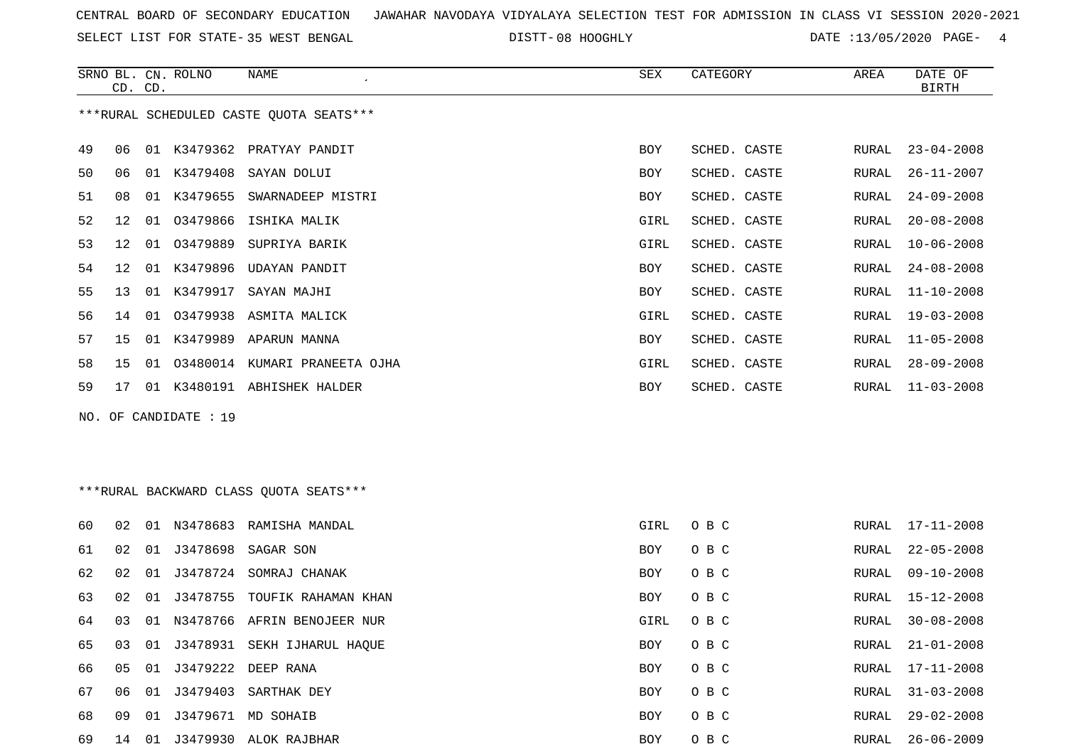CENTRAL BOARD OF SECONDARY EDUCATION JAWAHAR NAVODAYA VIDYALAYA SELECTION TEST FOR ADMISSION IN CLASS VI SESSION 2020-2021

SELECT LIST FOR STATE- 35 WEST BENGAL DISTT- 08 HOOGHLY DATE :13/05/2020

***RURAL SCHEDULED CASTE QUOTA SEATS***

| SRNO | BL. CD. | CN. CD. | ROLNO | NAME | SEX | CATEGORY | AREA | DATE OF BIRTH |
|---|---|---|---|---|---|---|---|---|
| 49 | 06 | 01 | K3479362 | PRATYAY PANDIT | BOY | SCHED. CASTE | RURAL | 23-04-2008 |
| 50 | 06 | 01 | K3479408 | SAYAN DOLUI | BOY | SCHED. CASTE | RURAL | 26-11-2007 |
| 51 | 08 | 01 | K3479655 | SWARNADEEP MISTRI | BOY | SCHED. CASTE | RURAL | 24-09-2008 |
| 52 | 12 | 01 | O3479866 | ISHIKA MALIK | GIRL | SCHED. CASTE | RURAL | 20-08-2008 |
| 53 | 12 | 01 | O3479889 | SUPRIYA BARIK | GIRL | SCHED. CASTE | RURAL | 10-06-2008 |
| 54 | 12 | 01 | K3479896 | UDAYAN PANDIT | BOY | SCHED. CASTE | RURAL | 24-08-2008 |
| 55 | 13 | 01 | K3479917 | SAYAN MAJHI | BOY | SCHED. CASTE | RURAL | 11-10-2008 |
| 56 | 14 | 01 | O3479938 | ASMITA MALICK | GIRL | SCHED. CASTE | RURAL | 19-03-2008 |
| 57 | 15 | 01 | K3479989 | APARUN MANNA | BOY | SCHED. CASTE | RURAL | 11-05-2008 |
| 58 | 15 | 01 | O3480014 | KUMARI PRANEETA OJHA | GIRL | SCHED. CASTE | RURAL | 28-09-2008 |
| 59 | 17 | 01 | K3480191 | ABHISHEK HALDER | BOY | SCHED. CASTE | RURAL | 11-03-2008 |

NO. OF CANDIDATE : 19

***RURAL BACKWARD CLASS QUOTA SEATS***

| SRNO | BL. CD. | CN. CD. | ROLNO | NAME | SEX | CATEGORY | AREA | DATE OF BIRTH |
|---|---|---|---|---|---|---|---|---|
| 60 | 02 | 01 | N3478683 | RAMISHA MANDAL | GIRL | O B C | RURAL | 17-11-2008 |
| 61 | 02 | 01 | J3478698 | SAGAR SON | BOY | O B C | RURAL | 22-05-2008 |
| 62 | 02 | 01 | J3478724 | SOMRAJ CHANAK | BOY | O B C | RURAL | 09-10-2008 |
| 63 | 02 | 01 | J3478755 | TOUFIK RAHAMAN KHAN | BOY | O B C | RURAL | 15-12-2008 |
| 64 | 03 | 01 | N3478766 | AFRIN BENOJEER NUR | GIRL | O B C | RURAL | 30-08-2008 |
| 65 | 03 | 01 | J3478931 | SEKH IJHARUL HAQUE | BOY | O B C | RURAL | 21-01-2008 |
| 66 | 05 | 01 | J3479222 | DEEP RANA | BOY | O B C | RURAL | 17-11-2008 |
| 67 | 06 | 01 | J3479403 | SARTHAK DEY | BOY | O B C | RURAL | 31-03-2008 |
| 68 | 09 | 01 | J3479671 | MD SOHAIB | BOY | O B C | RURAL | 29-02-2008 |
| 69 | 14 | 01 | J3479930 | ALOK RAJBHAR | BOY | O B C | RURAL | 26-06-2009 |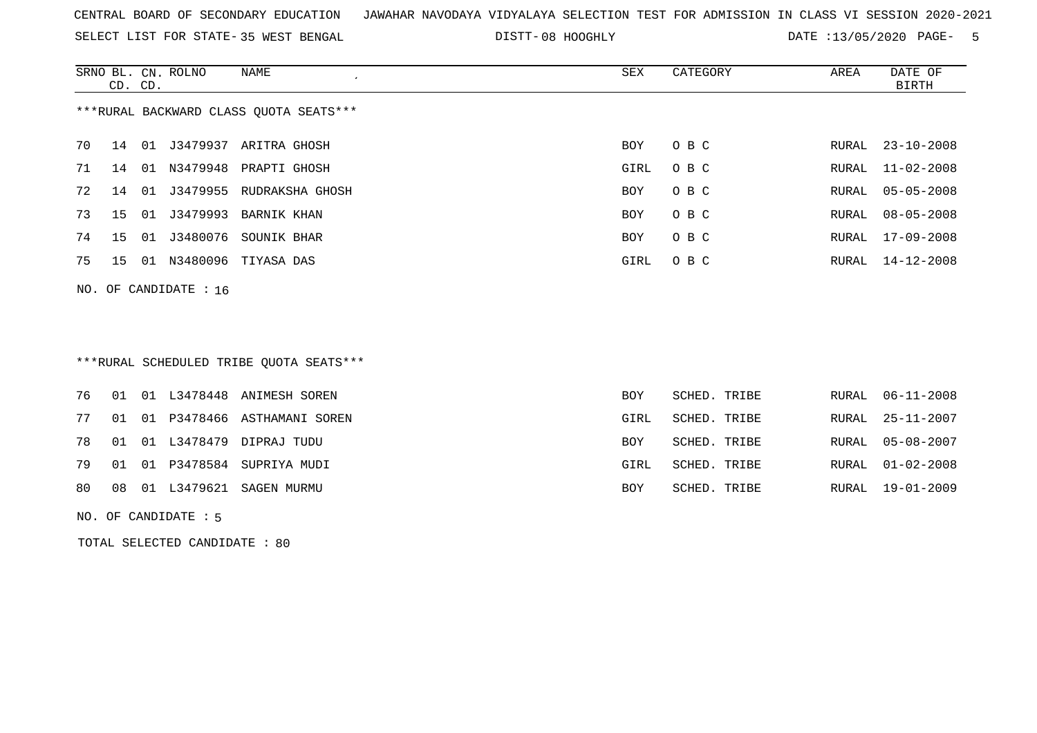CENTRAL BOARD OF SECONDARY EDUCATION   JAWAHAR NAVODAYA VIDYALAYA SELECTION TEST FOR ADMISSION IN CLASS VI SESSION 2020-2021

SELECT LIST FOR STATE- 35 WEST BENGAL   DISTT- 08 HOOGHLY   DATE :13/05/2020

***RURAL BACKWARD CLASS QUOTA SEATS***

| SRNO | BL. CD. | CN. CD. | ROLNO | NAME | SEX | CATEGORY | AREA | DATE OF BIRTH |
|---|---|---|---|---|---|---|---|---|
| 70 | 14 | 01 | J3479937 | ARITRA GHOSH | BOY | O B C | RURAL | 23-10-2008 |
| 71 | 14 | 01 | N3479948 | PRAPTI GHOSH | GIRL | O B C | RURAL | 11-02-2008 |
| 72 | 14 | 01 | J3479955 | RUDRAKSHA GHOSH | BOY | O B C | RURAL | 05-05-2008 |
| 73 | 15 | 01 | J3479993 | BARNIK KHAN | BOY | O B C | RURAL | 08-05-2008 |
| 74 | 15 | 01 | J3480076 | SOUNIK BHAR | BOY | O B C | RURAL | 17-09-2008 |
| 75 | 15 | 01 | N3480096 | TIYASA DAS | GIRL | O B C | RURAL | 14-12-2008 |

NO. OF CANDIDATE : 16

***RURAL SCHEDULED TRIBE QUOTA SEATS***

| SRNO | BL. CD. | CN. CD. | ROLNO | NAME | SEX | CATEGORY | AREA | DATE OF BIRTH |
|---|---|---|---|---|---|---|---|---|
| 76 | 01 | 01 | L3478448 | ANIMESH SOREN | BOY | SCHED. TRIBE | RURAL | 06-11-2008 |
| 77 | 01 | 01 | P3478466 | ASTHAMANI SOREN | GIRL | SCHED. TRIBE | RURAL | 25-11-2007 |
| 78 | 01 | 01 | L3478479 | DIPRAJ TUDU | BOY | SCHED. TRIBE | RURAL | 05-08-2007 |
| 79 | 01 | 01 | P3478584 | SUPRIYA MUDI | GIRL | SCHED. TRIBE | RURAL | 01-02-2008 |
| 80 | 08 | 01 | L3479621 | SAGEN MURMU | BOY | SCHED. TRIBE | RURAL | 19-01-2009 |

NO. OF CANDIDATE : 5

TOTAL SELECTED CANDIDATE : 80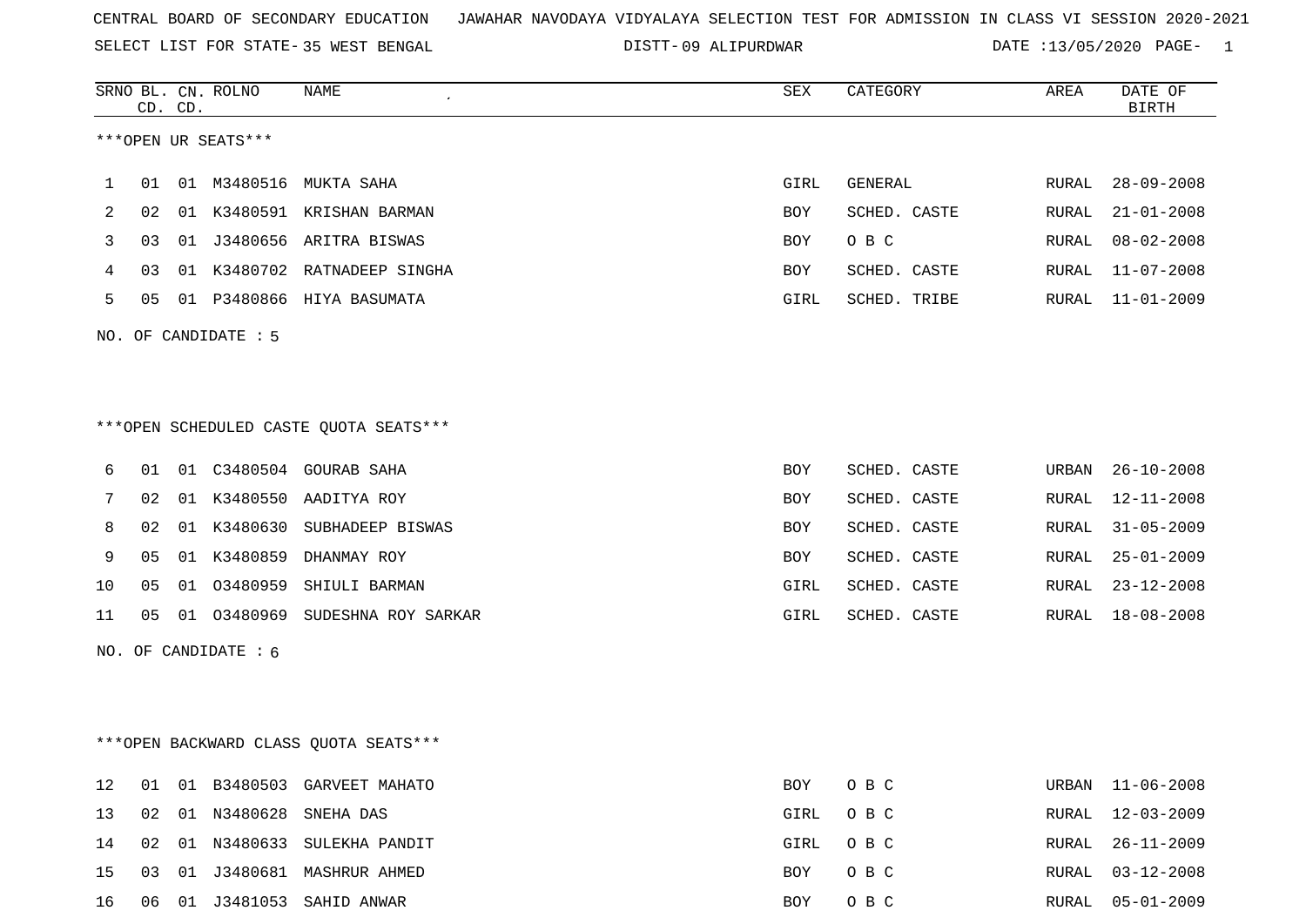CENTRAL BOARD OF SECONDARY EDUCATION JAWAHAR NAVODAYA VIDYALAYA SELECTION TEST FOR ADMISSION IN CLASS VI SESSION 2020-2021

SELECT LIST FOR STATE- 35 WEST BENGAL DISTT- 09 ALIPURDWAR DATE :13/05/2020

***OPEN UR SEATS***

| SRNO | BL. CD. | CN. CD. | ROLNO | NAME | SEX | CATEGORY | AREA | DATE OF BIRTH |
|---|---|---|---|---|---|---|---|---|
| 1 | 01 | 01 | M3480516 | MUKTA SAHA | GIRL | GENERAL | RURAL | 28-09-2008 |
| 2 | 02 | 01 | K3480591 | KRISHAN BARMAN | BOY | SCHED. CASTE | RURAL | 21-01-2008 |
| 3 | 03 | 01 | J3480656 | ARITRA BISWAS | BOY | O B C | RURAL | 08-02-2008 |
| 4 | 03 | 01 | K3480702 | RATNADEEP SINGHA | BOY | SCHED. CASTE | RURAL | 11-07-2008 |
| 5 | 05 | 01 | P3480866 | HIYA BASUMATA | GIRL | SCHED. TRIBE | RURAL | 11-01-2009 |

NO. OF CANDIDATE : 5

***OPEN SCHEDULED CASTE QUOTA SEATS***

| SRNO | BL. CD. | CN. CD. | ROLNO | NAME | SEX | CATEGORY | AREA | DATE OF BIRTH |
|---|---|---|---|---|---|---|---|---|
| 6 | 01 | 01 | C3480504 | GOURAB SAHA | BOY | SCHED. CASTE | URBAN | 26-10-2008 |
| 7 | 02 | 01 | K3480550 | AADITYA ROY | BOY | SCHED. CASTE | RURAL | 12-11-2008 |
| 8 | 02 | 01 | K3480630 | SUBHADEEP BISWAS | BOY | SCHED. CASTE | RURAL | 31-05-2009 |
| 9 | 05 | 01 | K3480859 | DHANMAY ROY | BOY | SCHED. CASTE | RURAL | 25-01-2009 |
| 10 | 05 | 01 | O3480959 | SHIULI BARMAN | GIRL | SCHED. CASTE | RURAL | 23-12-2008 |
| 11 | 05 | 01 | O3480969 | SUDESHNA ROY SARKAR | GIRL | SCHED. CASTE | RURAL | 18-08-2008 |

NO. OF CANDIDATE : 6

***OPEN BACKWARD CLASS QUOTA SEATS***

| SRNO | BL. CD. | CN. CD. | ROLNO | NAME | SEX | CATEGORY | AREA | DATE OF BIRTH |
|---|---|---|---|---|---|---|---|---|
| 12 | 01 | 01 | B3480503 | GARVEET MAHATO | BOY | O B C | URBAN | 11-06-2008 |
| 13 | 02 | 01 | N3480628 | SNEHA DAS | GIRL | O B C | RURAL | 12-03-2009 |
| 14 | 02 | 01 | N3480633 | SULEKHA PANDIT | GIRL | O B C | RURAL | 26-11-2009 |
| 15 | 03 | 01 | J3480681 | MASHRUR AHMED | BOY | O B C | RURAL | 03-12-2008 |
| 16 | 06 | 01 | J3481053 | SAHID ANWAR | BOY | O B C | RURAL | 05-01-2009 |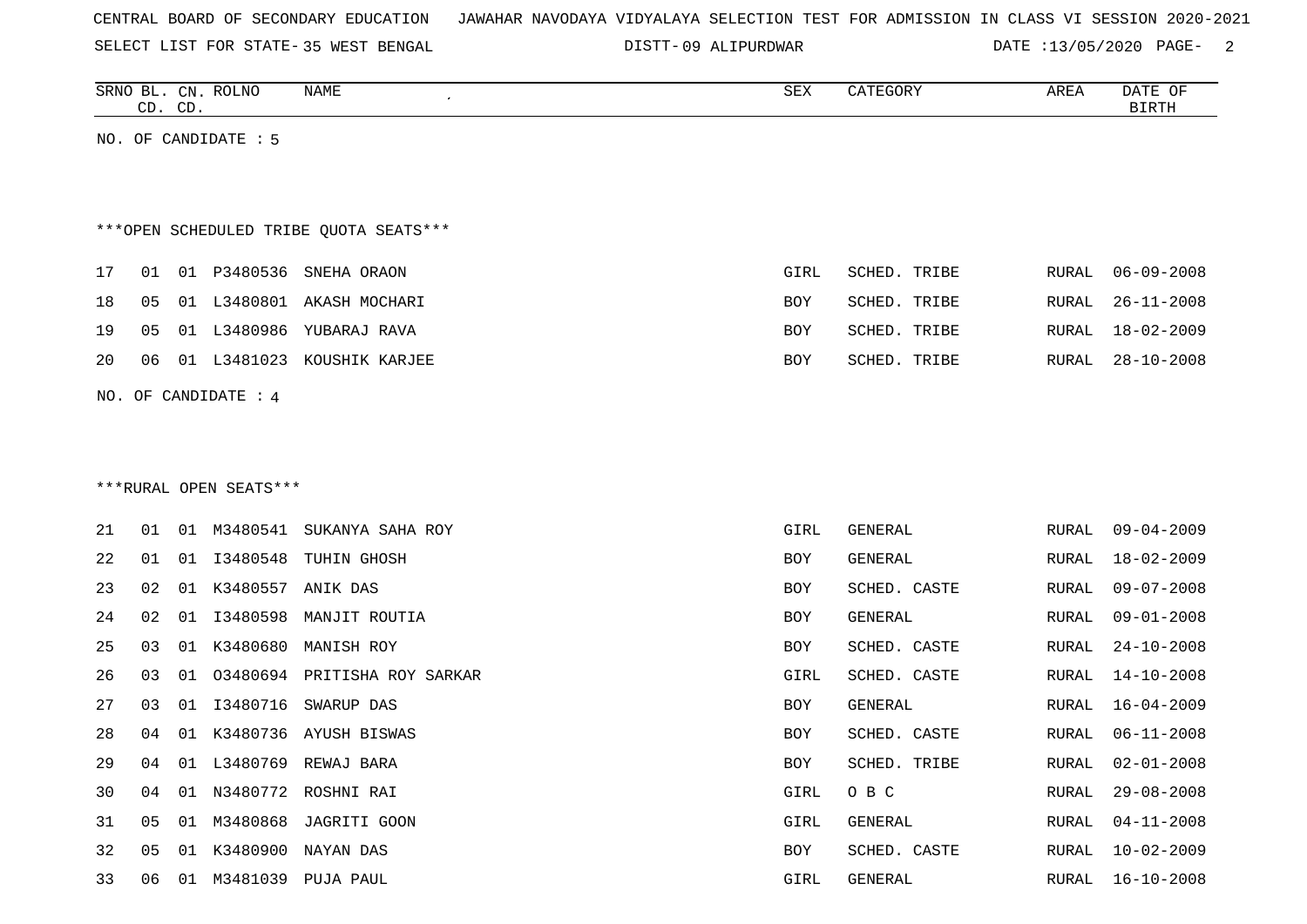CENTRAL BOARD OF SECONDARY EDUCATION JAWAHAR NAVODAYA VIDYALAYA SELECTION TEST FOR ADMISSION IN CLASS VI SESSION 2020-2021

SELECT LIST FOR STATE- 35 WEST BENGAL DISTT- 09 ALIPURDWAR DATE :13/05/2020

| SRNO | BL. CD. | CN. CD. | ROLNO | NAME | SEX | CATEGORY | AREA | DATE OF BIRTH |
|---|---|---|---|---|---|---|---|---|

NO. OF CANDIDATE : 5

***OPEN SCHEDULED TRIBE QUOTA SEATS***

| SRNO | BL. CD. | CN. CD. | ROLNO | NAME | SEX | CATEGORY | AREA | DATE OF BIRTH |
|---|---|---|---|---|---|---|---|---|
| 17 | 01 | 01 | P3480536 | SNEHA ORAON | GIRL | SCHED. TRIBE | RURAL | 06-09-2008 |
| 18 | 05 | 01 | L3480801 | AKASH MOCHARI | BOY | SCHED. TRIBE | RURAL | 26-11-2008 |
| 19 | 05 | 01 | L3480986 | YUBARAJ RAVA | BOY | SCHED. TRIBE | RURAL | 18-02-2009 |
| 20 | 06 | 01 | L3481023 | KOUSHIK KARJEE | BOY | SCHED. TRIBE | RURAL | 28-10-2008 |

NO. OF CANDIDATE : 4

***RURAL OPEN SEATS***

| SRNO | BL. CD. | CN. CD. | ROLNO | NAME | SEX | CATEGORY | AREA | DATE OF BIRTH |
|---|---|---|---|---|---|---|---|---|
| 21 | 01 | 01 | M3480541 | SUKANYA SAHA ROY | GIRL | GENERAL | RURAL | 09-04-2009 |
| 22 | 01 | 01 | I3480548 | TUHIN GHOSH | BOY | GENERAL | RURAL | 18-02-2009 |
| 23 | 02 | 01 | K3480557 | ANIK DAS | BOY | SCHED. CASTE | RURAL | 09-07-2008 |
| 24 | 02 | 01 | I3480598 | MANJIT ROUTIA | BOY | GENERAL | RURAL | 09-01-2008 |
| 25 | 03 | 01 | K3480680 | MANISH ROY | BOY | SCHED. CASTE | RURAL | 24-10-2008 |
| 26 | 03 | 01 | O3480694 | PRITISHA ROY SARKAR | GIRL | SCHED. CASTE | RURAL | 14-10-2008 |
| 27 | 03 | 01 | I3480716 | SWARUP DAS | BOY | GENERAL | RURAL | 16-04-2009 |
| 28 | 04 | 01 | K3480736 | AYUSH BISWAS | BOY | SCHED. CASTE | RURAL | 06-11-2008 |
| 29 | 04 | 01 | L3480769 | REWAJ BARA | BOY | SCHED. TRIBE | RURAL | 02-01-2008 |
| 30 | 04 | 01 | N3480772 | ROSHNI RAI | GIRL | O B C | RURAL | 29-08-2008 |
| 31 | 05 | 01 | M3480868 | JAGRITI GOON | GIRL | GENERAL | RURAL | 04-11-2008 |
| 32 | 05 | 01 | K3480900 | NAYAN DAS | BOY | SCHED. CASTE | RURAL | 10-02-2009 |
| 33 | 06 | 01 | M3481039 | PUJA PAUL | GIRL | GENERAL | RURAL | 16-10-2008 |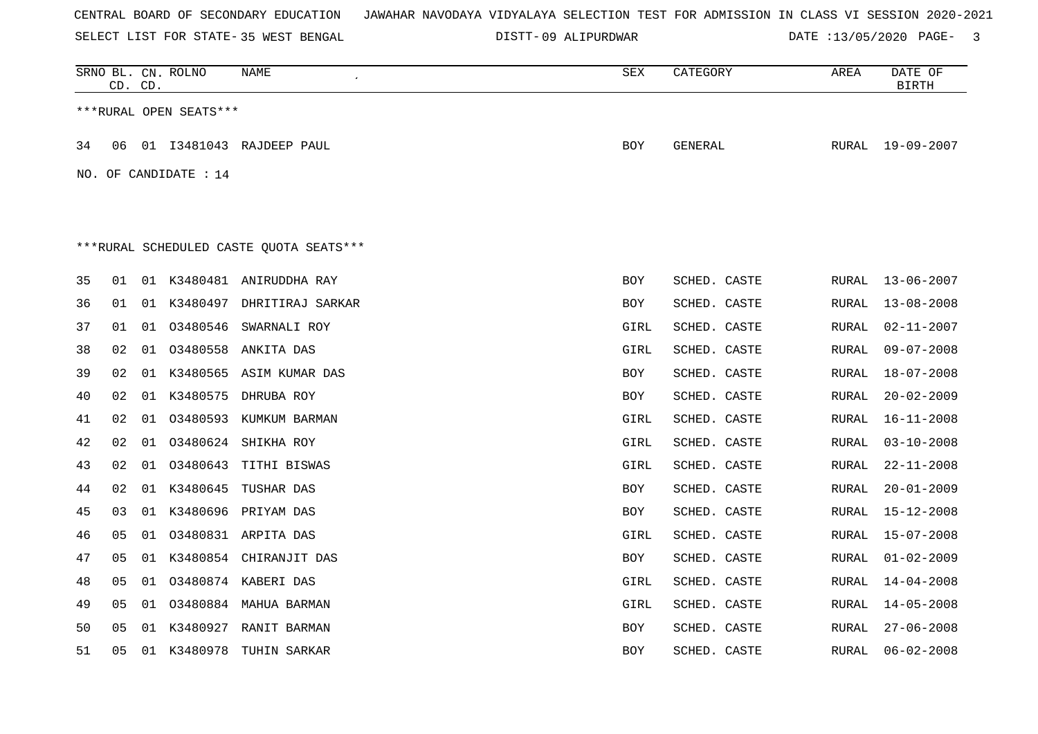CENTRAL BOARD OF SECONDARY EDUCATION JAWAHAR NAVODAYA VIDYALAYA SELECTION TEST FOR ADMISSION IN CLASS VI SESSION 2020-2021

SELECT LIST FOR STATE- 35 WEST BENGAL DISTT- 09 ALIPURDWAR DATE :13/05/2020

***RURAL OPEN SEATS***

| SRNO | BL. CD. | CN. CD. | ROLNO | NAME | SEX | CATEGORY | AREA | DATE OF BIRTH |
|---|---|---|---|---|---|---|---|---|
| 34 | 06 | 01 | I3481043 | RAJDEEP PAUL | BOY | GENERAL | RURAL | 19-09-2007 |

NO. OF CANDIDATE : 14

***RURAL SCHEDULED CASTE QUOTA SEATS***

| SRNO | BL. CD. | CN. CD. | ROLNO | NAME | SEX | CATEGORY | AREA | DATE OF BIRTH |
|---|---|---|---|---|---|---|---|---|
| 35 | 01 | 01 | K3480481 | ANIRUDDHA RAY | BOY | SCHED. CASTE | RURAL | 13-06-2007 |
| 36 | 01 | 01 | K3480497 | DHRITIRAJ SARKAR | BOY | SCHED. CASTE | RURAL | 13-08-2008 |
| 37 | 01 | 01 | O3480546 | SWARNALI ROY | GIRL | SCHED. CASTE | RURAL | 02-11-2007 |
| 38 | 02 | 01 | O3480558 | ANKITA DAS | GIRL | SCHED. CASTE | RURAL | 09-07-2008 |
| 39 | 02 | 01 | K3480565 | ASIM KUMAR DAS | BOY | SCHED. CASTE | RURAL | 18-07-2008 |
| 40 | 02 | 01 | K3480575 | DHRUBA ROY | BOY | SCHED. CASTE | RURAL | 20-02-2009 |
| 41 | 02 | 01 | O3480593 | KUMKUM BARMAN | GIRL | SCHED. CASTE | RURAL | 16-11-2008 |
| 42 | 02 | 01 | O3480624 | SHIKHA ROY | GIRL | SCHED. CASTE | RURAL | 03-10-2008 |
| 43 | 02 | 01 | O3480643 | TITHI BISWAS | GIRL | SCHED. CASTE | RURAL | 22-11-2008 |
| 44 | 02 | 01 | K3480645 | TUSHAR DAS | BOY | SCHED. CASTE | RURAL | 20-01-2009 |
| 45 | 03 | 01 | K3480696 | PRIYAM DAS | BOY | SCHED. CASTE | RURAL | 15-12-2008 |
| 46 | 05 | 01 | O3480831 | ARPITA DAS | GIRL | SCHED. CASTE | RURAL | 15-07-2008 |
| 47 | 05 | 01 | K3480854 | CHIRANJIT DAS | BOY | SCHED. CASTE | RURAL | 01-02-2009 |
| 48 | 05 | 01 | O3480874 | KABERI DAS | GIRL | SCHED. CASTE | RURAL | 14-04-2008 |
| 49 | 05 | 01 | O3480884 | MAHUA BARMAN | GIRL | SCHED. CASTE | RURAL | 14-05-2008 |
| 50 | 05 | 01 | K3480927 | RANIT BARMAN | BOY | SCHED. CASTE | RURAL | 27-06-2008 |
| 51 | 05 | 01 | K3480978 | TUHIN SARKAR | BOY | SCHED. CASTE | RURAL | 06-02-2008 |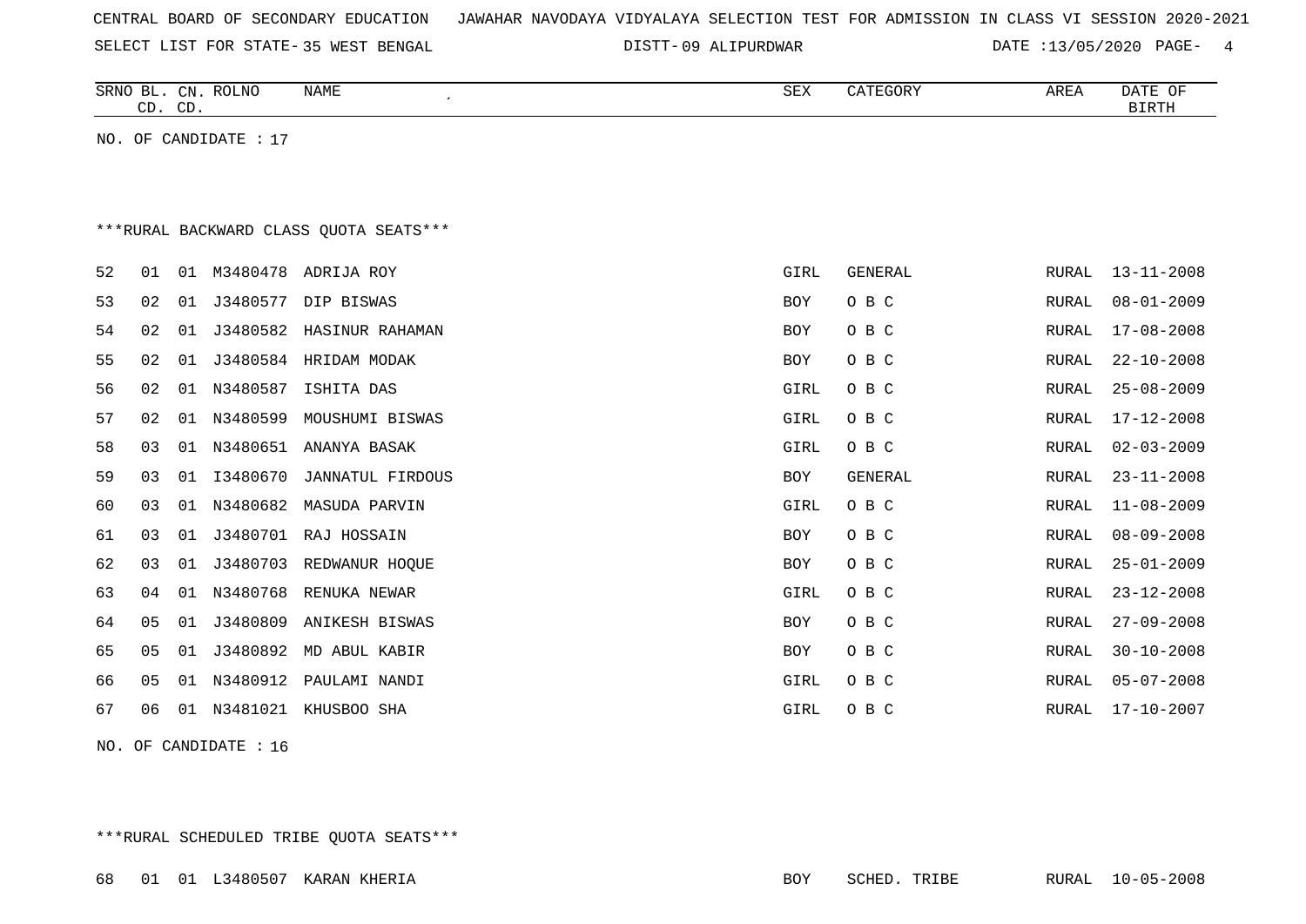CENTRAL BOARD OF SECONDARY EDUCATION JAWAHAR NAVODAYA VIDYALAYA SELECTION TEST FOR ADMISSION IN CLASS VI SESSION 2020-2021

SELECT LIST FOR STATE- 35 WEST BENGAL DISTT- 09 ALIPURDWAR DATE :13/05/2020

| SRNO | BL. CD. | CN. CD. | ROLNO | NAME | SEX | CATEGORY | AREA | DATE OF BIRTH |
|---|---|---|---|---|---|---|---|---|

NO. OF CANDIDATE : 17

***RURAL BACKWARD CLASS QUOTA SEATS***

| SRNO | BL. CD. | CN. CD. | ROLNO | NAME | SEX | CATEGORY | AREA | DATE OF BIRTH |
|---|---|---|---|---|---|---|---|---|
| 52 | 01 | 01 | M3480478 | ADRIJA ROY | GIRL | GENERAL | RURAL | 13-11-2008 |
| 53 | 02 | 01 | J3480577 | DIP BISWAS | BOY | O B C | RURAL | 08-01-2009 |
| 54 | 02 | 01 | J3480582 | HASINUR RAHAMAN | BOY | O B C | RURAL | 17-08-2008 |
| 55 | 02 | 01 | J3480584 | HRIDAM MODAK | BOY | O B C | RURAL | 22-10-2008 |
| 56 | 02 | 01 | N3480587 | ISHITA DAS | GIRL | O B C | RURAL | 25-08-2009 |
| 57 | 02 | 01 | N3480599 | MOUSHUMI BISWAS | GIRL | O B C | RURAL | 17-12-2008 |
| 58 | 03 | 01 | N3480651 | ANANYA BASAK | GIRL | O B C | RURAL | 02-03-2009 |
| 59 | 03 | 01 | I3480670 | JANNATUL FIRDOUS | BOY | GENERAL | RURAL | 23-11-2008 |
| 60 | 03 | 01 | N3480682 | MASUDA PARVIN | GIRL | O B C | RURAL | 11-08-2009 |
| 61 | 03 | 01 | J3480701 | RAJ HOSSAIN | BOY | O B C | RURAL | 08-09-2008 |
| 62 | 03 | 01 | J3480703 | REDWANUR HOQUE | BOY | O B C | RURAL | 25-01-2009 |
| 63 | 04 | 01 | N3480768 | RENUKA NEWAR | GIRL | O B C | RURAL | 23-12-2008 |
| 64 | 05 | 01 | J3480809 | ANIKESH BISWAS | BOY | O B C | RURAL | 27-09-2008 |
| 65 | 05 | 01 | J3480892 | MD ABUL KABIR | BOY | O B C | RURAL | 30-10-2008 |
| 66 | 05 | 01 | N3480912 | PAULAMI NANDI | GIRL | O B C | RURAL | 05-07-2008 |
| 67 | 06 | 01 | N3481021 | KHUSBOO SHA | GIRL | O B C | RURAL | 17-10-2007 |

NO. OF CANDIDATE : 16

***RURAL SCHEDULED TRIBE QUOTA SEATS***

| SRNO | BL. CD. | CN. CD. | ROLNO | NAME | SEX | CATEGORY | AREA | DATE OF BIRTH |
|---|---|---|---|---|---|---|---|---|
| 68 | 01 | 01 | L3480507 | KARAN KHERIA | BOY | SCHED. TRIBE | RURAL | 10-05-2008 |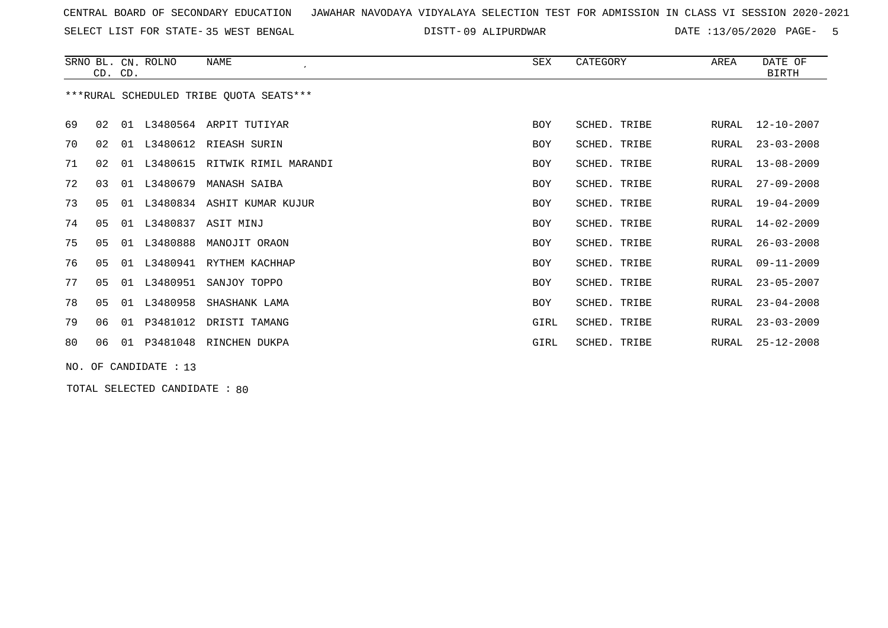CENTRAL BOARD OF SECONDARY EDUCATION JAWAHAR NAVODAYA VIDYALAYA SELECTION TEST FOR ADMISSION IN CLASS VI SESSION 2020-2021

SELECT LIST FOR STATE- 35 WEST BENGAL DISTT- 09 ALIPURDWAR DATE :13/05/2020

| SRNO | BL. CD. | CN. CD. | ROLNO | NAME | SEX | CATEGORY | AREA | DATE OF BIRTH |
|---|---|---|---|---|---|---|---|---|

***RURAL SCHEDULED TRIBE QUOTA SEATS***

| SRNO | BL. CD. | CN. CD. | ROLNO | NAME | SEX | CATEGORY | AREA | DATE OF BIRTH |
|---|---|---|---|---|---|---|---|---|
| 69 | 02 | 01 | L3480564 | ARPIT TUTIYAR | BOY | SCHED. TRIBE | RURAL | 12-10-2007 |
| 70 | 02 | 01 | L3480612 | RIEASH SURIN | BOY | SCHED. TRIBE | RURAL | 23-03-2008 |
| 71 | 02 | 01 | L3480615 | RITWIK RIMIL MARANDI | BOY | SCHED. TRIBE | RURAL | 13-08-2009 |
| 72 | 03 | 01 | L3480679 | MANASH SAIBA | BOY | SCHED. TRIBE | RURAL | 27-09-2008 |
| 73 | 05 | 01 | L3480834 | ASHIT KUMAR KUJUR | BOY | SCHED. TRIBE | RURAL | 19-04-2009 |
| 74 | 05 | 01 | L3480837 | ASIT MINJ | BOY | SCHED. TRIBE | RURAL | 14-02-2009 |
| 75 | 05 | 01 | L3480888 | MANOJIT ORAON | BOY | SCHED. TRIBE | RURAL | 26-03-2008 |
| 76 | 05 | 01 | L3480941 | RYTHEM KACHHAP | BOY | SCHED. TRIBE | RURAL | 09-11-2009 |
| 77 | 05 | 01 | L3480951 | SANJOY TOPPO | BOY | SCHED. TRIBE | RURAL | 23-05-2007 |
| 78 | 05 | 01 | L3480958 | SHASHANK LAMA | BOY | SCHED. TRIBE | RURAL | 23-04-2008 |
| 79 | 06 | 01 | P3481012 | DRISTI TAMANG | GIRL | SCHED. TRIBE | RURAL | 23-03-2009 |
| 80 | 06 | 01 | P3481048 | RINCHEN DUKPA | GIRL | SCHED. TRIBE | RURAL | 25-12-2008 |

NO. OF CANDIDATE : 13

TOTAL SELECTED CANDIDATE : 80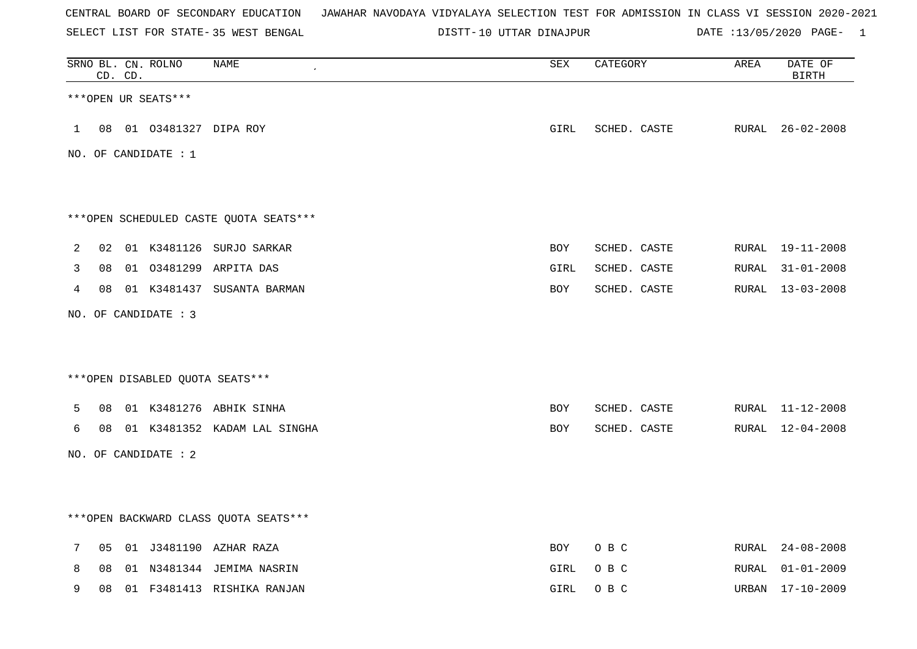CENTRAL BOARD OF SECONDARY EDUCATION JAWAHAR NAVODAYA VIDYALAYA SELECTION TEST FOR ADMISSION IN CLASS VI SESSION 2020-2021

SELECT LIST FOR STATE- 35 WEST BENGAL DISTT- 10 UTTAR DINAJPUR DATE :13/05/2020 PAGE- 1

| SRNO | BL. CD. | CN. CD. | ROLNO | NAME | SEX | CATEGORY | AREA | DATE OF BIRTH |
|---|---|---|---|---|---|---|---|---|

***OPEN UR SEATS***

| SRNO | BL. CD. | CN. CD. | ROLNO | NAME | SEX | CATEGORY | AREA | DATE OF BIRTH |
|---|---|---|---|---|---|---|---|---|
| 1 | 08 | 01 | O3481327 | DIPA ROY | GIRL | SCHED. CASTE | RURAL | 26-02-2008 |

NO. OF CANDIDATE : 1

***OPEN SCHEDULED CASTE QUOTA SEATS***

| SRNO | BL. CD. | CN. CD. | ROLNO | NAME | SEX | CATEGORY | AREA | DATE OF BIRTH |
|---|---|---|---|---|---|---|---|---|
| 2 | 02 | 01 | K3481126 | SURJO SARKAR | BOY | SCHED. CASTE | RURAL | 19-11-2008 |
| 3 | 08 | 01 | O3481299 | ARPITA DAS | GIRL | SCHED. CASTE | RURAL | 31-01-2008 |
| 4 | 08 | 01 | K3481437 | SUSANTA BARMAN | BOY | SCHED. CASTE | RURAL | 13-03-2008 |

NO. OF CANDIDATE : 3

***OPEN DISABLED QUOTA SEATS***

| SRNO | BL. CD. | CN. CD. | ROLNO | NAME | SEX | CATEGORY | AREA | DATE OF BIRTH |
|---|---|---|---|---|---|---|---|---|
| 5 | 08 | 01 | K3481276 | ABHIK SINHA | BOY | SCHED. CASTE | RURAL | 11-12-2008 |
| 6 | 08 | 01 | K3481352 | KADAM LAL SINGHA | BOY | SCHED. CASTE | RURAL | 12-04-2008 |

NO. OF CANDIDATE : 2

***OPEN BACKWARD CLASS QUOTA SEATS***

| SRNO | BL. CD. | CN. CD. | ROLNO | NAME | SEX | CATEGORY | AREA | DATE OF BIRTH |
|---|---|---|---|---|---|---|---|---|
| 7 | 05 | 01 | J3481190 | AZHAR RAZA | BOY | O B C | RURAL | 24-08-2008 |
| 8 | 08 | 01 | N3481344 | JEMIMA NASRIN | GIRL | O B C | RURAL | 01-01-2009 |
| 9 | 08 | 01 | F3481413 | RISHIKA RANJAN | GIRL | O B C | URBAN | 17-10-2009 |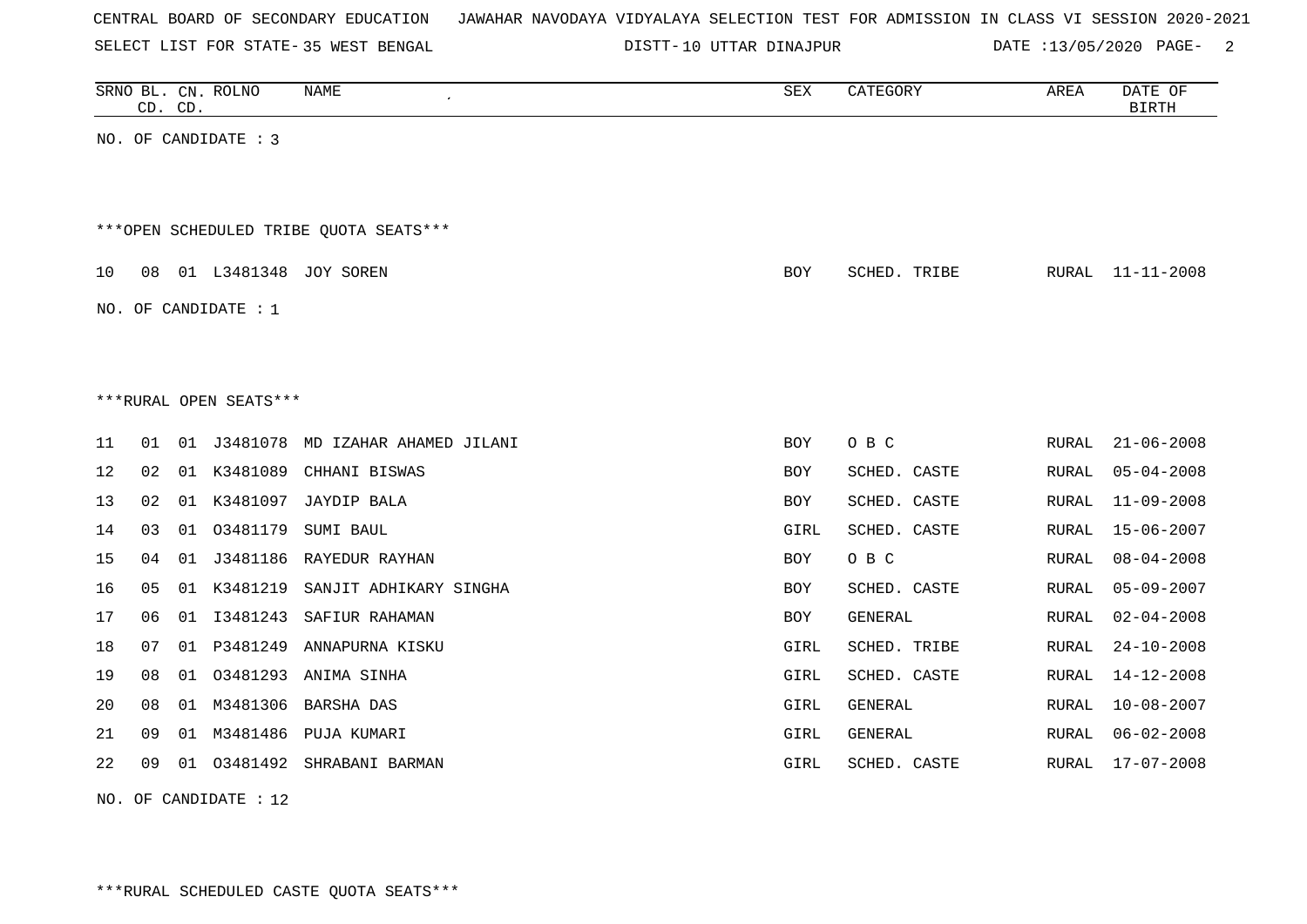CENTRAL BOARD OF SECONDARY EDUCATION JAWAHAR NAVODAYA VIDYALAYA SELECTION TEST FOR ADMISSION IN CLASS VI SESSION 2020-2021

SELECT LIST FOR STATE- 35 WEST BENGAL DISTT- 10 UTTAR DINAJPUR DATE :13/05/2020

| SRNO | BL. CD. | CN. CD. | ROLNO | NAME | SEX | CATEGORY | AREA | DATE OF BIRTH |
|---|---|---|---|---|---|---|---|---|

NO. OF CANDIDATE : 3

***OPEN SCHEDULED TRIBE QUOTA SEATS***

| SRNO | BL. CD. | CN. CD. | ROLNO | NAME | SEX | CATEGORY | AREA | DATE OF BIRTH |
|---|---|---|---|---|---|---|---|---|
| 10 | 08 | 01 | L3481348 | JOY SOREN | BOY | SCHED. TRIBE | RURAL | 11-11-2008 |

NO. OF CANDIDATE : 1

***RURAL OPEN SEATS***

| SRNO | BL. CD. | CN. CD. | ROLNO | NAME | SEX | CATEGORY | AREA | DATE OF BIRTH |
|---|---|---|---|---|---|---|---|---|
| 11 | 01 | 01 | J3481078 | MD IZAHAR AHAMED JILANI | BOY | O B C | RURAL | 21-06-2008 |
| 12 | 02 | 01 | K3481089 | CHHANI BISWAS | BOY | SCHED. CASTE | RURAL | 05-04-2008 |
| 13 | 02 | 01 | K3481097 | JAYDIP BALA | BOY | SCHED. CASTE | RURAL | 11-09-2008 |
| 14 | 03 | 01 | O3481179 | SUMI BAUL | GIRL | SCHED. CASTE | RURAL | 15-06-2007 |
| 15 | 04 | 01 | J3481186 | RAYEDUR RAYHAN | BOY | O B C | RURAL | 08-04-2008 |
| 16 | 05 | 01 | K3481219 | SANJIT ADHIKARY SINGHA | BOY | SCHED. CASTE | RURAL | 05-09-2007 |
| 17 | 06 | 01 | I3481243 | SAFIUR RAHAMAN | BOY | GENERAL | RURAL | 02-04-2008 |
| 18 | 07 | 01 | P3481249 | ANNAPURNA KISKU | GIRL | SCHED. TRIBE | RURAL | 24-10-2008 |
| 19 | 08 | 01 | O3481293 | ANIMA SINHA | GIRL | SCHED. CASTE | RURAL | 14-12-2008 |
| 20 | 08 | 01 | M3481306 | BARSHA DAS | GIRL | GENERAL | RURAL | 10-08-2007 |
| 21 | 09 | 01 | M3481486 | PUJA KUMARI | GIRL | GENERAL | RURAL | 06-02-2008 |
| 22 | 09 | 01 | O3481492 | SHRABANI BARMAN | GIRL | SCHED. CASTE | RURAL | 17-07-2008 |

NO. OF CANDIDATE : 12

***RURAL SCHEDULED CASTE QUOTA SEATS***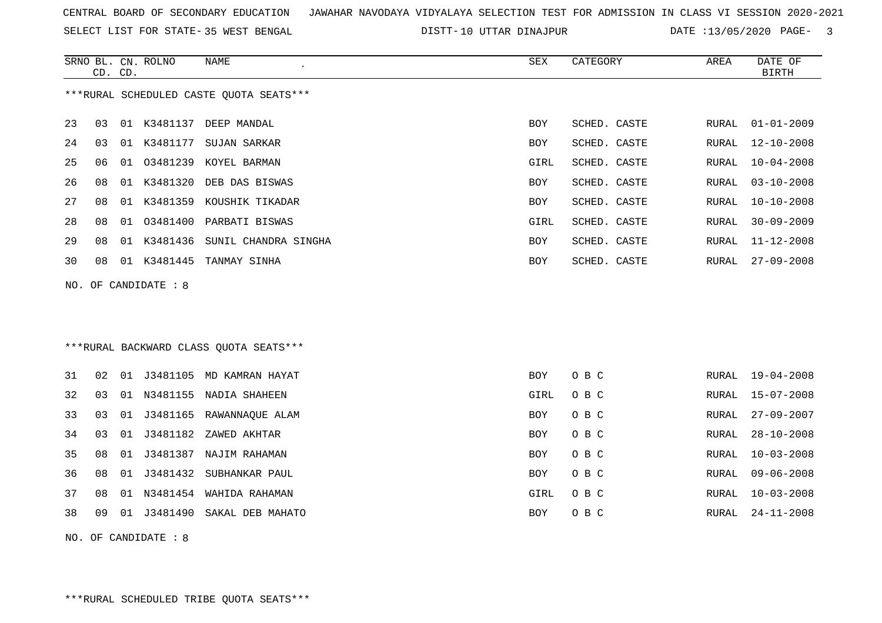CENTRAL BOARD OF SECONDARY EDUCATION JAWAHAR NAVODAYA VIDYALAYA SELECTION TEST FOR ADMISSION IN CLASS VI SESSION 2020-2021

SELECT LIST FOR STATE- 35 WEST BENGAL DISTT- 10 UTTAR DINAJPUR DATE :13/05/2020

***RURAL SCHEDULED CASTE QUOTA SEATS***

| SRNO | BL. CD. | CN. CD. | ROLNO | NAME | SEX | CATEGORY | AREA | DATE OF BIRTH |
|---|---|---|---|---|---|---|---|---|
| 23 | 03 | 01 | K3481137 | DEEP MANDAL | BOY | SCHED. CASTE | RURAL | 01-01-2009 |
| 24 | 03 | 01 | K3481177 | SUJAN SARKAR | BOY | SCHED. CASTE | RURAL | 12-10-2008 |
| 25 | 06 | 01 | O3481239 | KOYEL BARMAN | GIRL | SCHED. CASTE | RURAL | 10-04-2008 |
| 26 | 08 | 01 | K3481320 | DEB DAS BISWAS | BOY | SCHED. CASTE | RURAL | 03-10-2008 |
| 27 | 08 | 01 | K3481359 | KOUSHIK TIKADAR | BOY | SCHED. CASTE | RURAL | 10-10-2008 |
| 28 | 08 | 01 | O3481400 | PARBATI BISWAS | GIRL | SCHED. CASTE | RURAL | 30-09-2009 |
| 29 | 08 | 01 | K3481436 | SUNIL CHANDRA SINGHA | BOY | SCHED. CASTE | RURAL | 11-12-2008 |
| 30 | 08 | 01 | K3481445 | TANMAY SINHA | BOY | SCHED. CASTE | RURAL | 27-09-2008 |

NO. OF CANDIDATE : 8

***RURAL BACKWARD CLASS QUOTA SEATS***

| SRNO | BL. CD. | CN. CD. | ROLNO | NAME | SEX | CATEGORY | AREA | DATE OF BIRTH |
|---|---|---|---|---|---|---|---|---|
| 31 | 02 | 01 | J3481105 | MD KAMRAN HAYAT | BOY | O B C | RURAL | 19-04-2008 |
| 32 | 03 | 01 | N3481155 | NADIA SHAHEEN | GIRL | O B C | RURAL | 15-07-2008 |
| 33 | 03 | 01 | J3481165 | RAWANNAQUE ALAM | BOY | O B C | RURAL | 27-09-2007 |
| 34 | 03 | 01 | J3481182 | ZAWED AKHTAR | BOY | O B C | RURAL | 28-10-2008 |
| 35 | 08 | 01 | J3481387 | NAJIM RAHAMAN | BOY | O B C | RURAL | 10-03-2008 |
| 36 | 08 | 01 | J3481432 | SUBHANKAR PAUL | BOY | O B C | RURAL | 09-06-2008 |
| 37 | 08 | 01 | N3481454 | WAHIDA RAHAMAN | GIRL | O B C | RURAL | 10-03-2008 |
| 38 | 09 | 01 | J3481490 | SAKAL DEB MAHATO | BOY | O B C | RURAL | 24-11-2008 |

NO. OF CANDIDATE : 8

***RURAL SCHEDULED TRIBE QUOTA SEATS***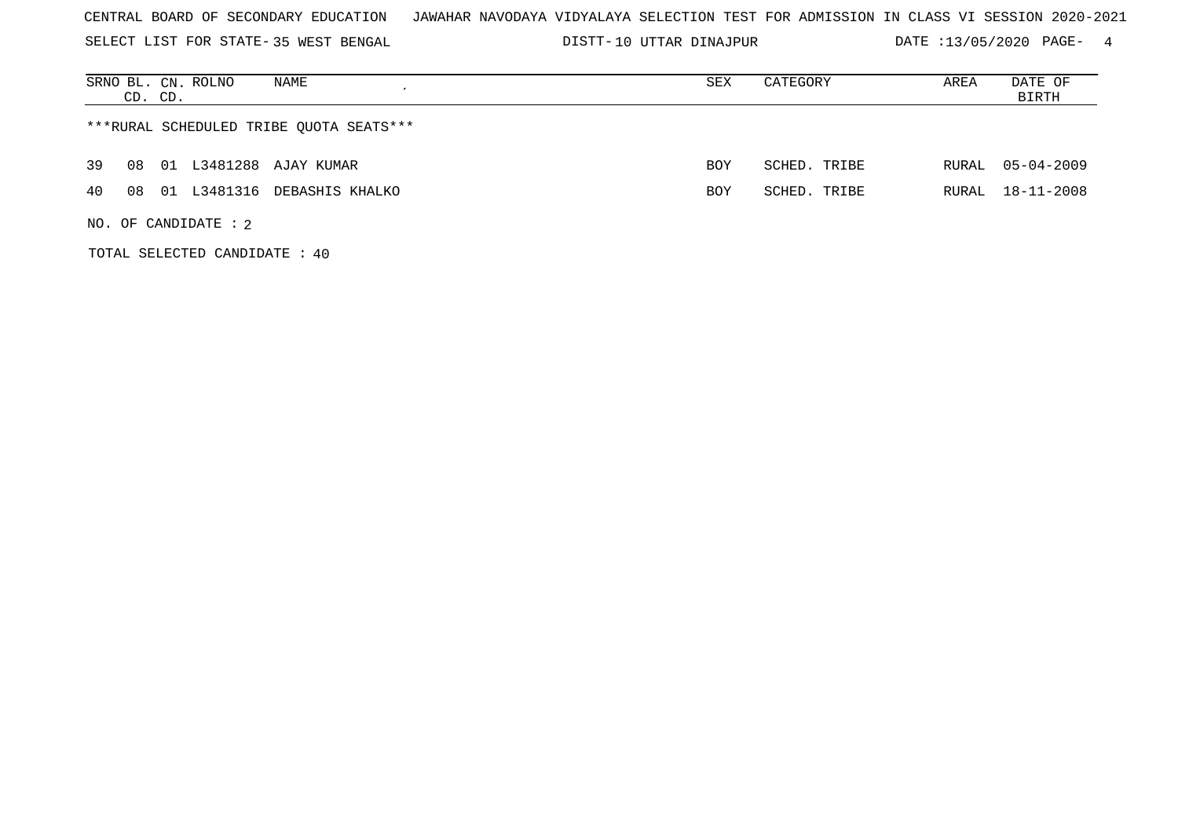CENTRAL BOARD OF SECONDARY EDUCATION JAWAHAR NAVODAYA VIDYALAYA SELECTION TEST FOR ADMISSION IN CLASS VI SESSION 2020-2021

SELECT LIST FOR STATE- 35 WEST BENGAL DISTT- 10 UTTAR DINAJPUR DATE :13/05/2020 PAGE- 4

| SRNO | BL. CD. | CN. CD. | ROLNO | NAME | SEX | CATEGORY | AREA | DATE OF BIRTH |
|---|---|---|---|---|---|---|---|---|
| ***RURAL SCHEDULED TRIBE QUOTA SEATS*** | | | | | | | | |
| 39 | 08 | 01 | L3481288 | AJAY KUMAR | BOY | SCHED. TRIBE | RURAL | 05-04-2009 |
| 40 | 08 | 01 | L3481316 | DEBASHIS KHALKO | BOY | SCHED. TRIBE | RURAL | 18-11-2008 |

NO. OF CANDIDATE : 2

TOTAL SELECTED CANDIDATE : 40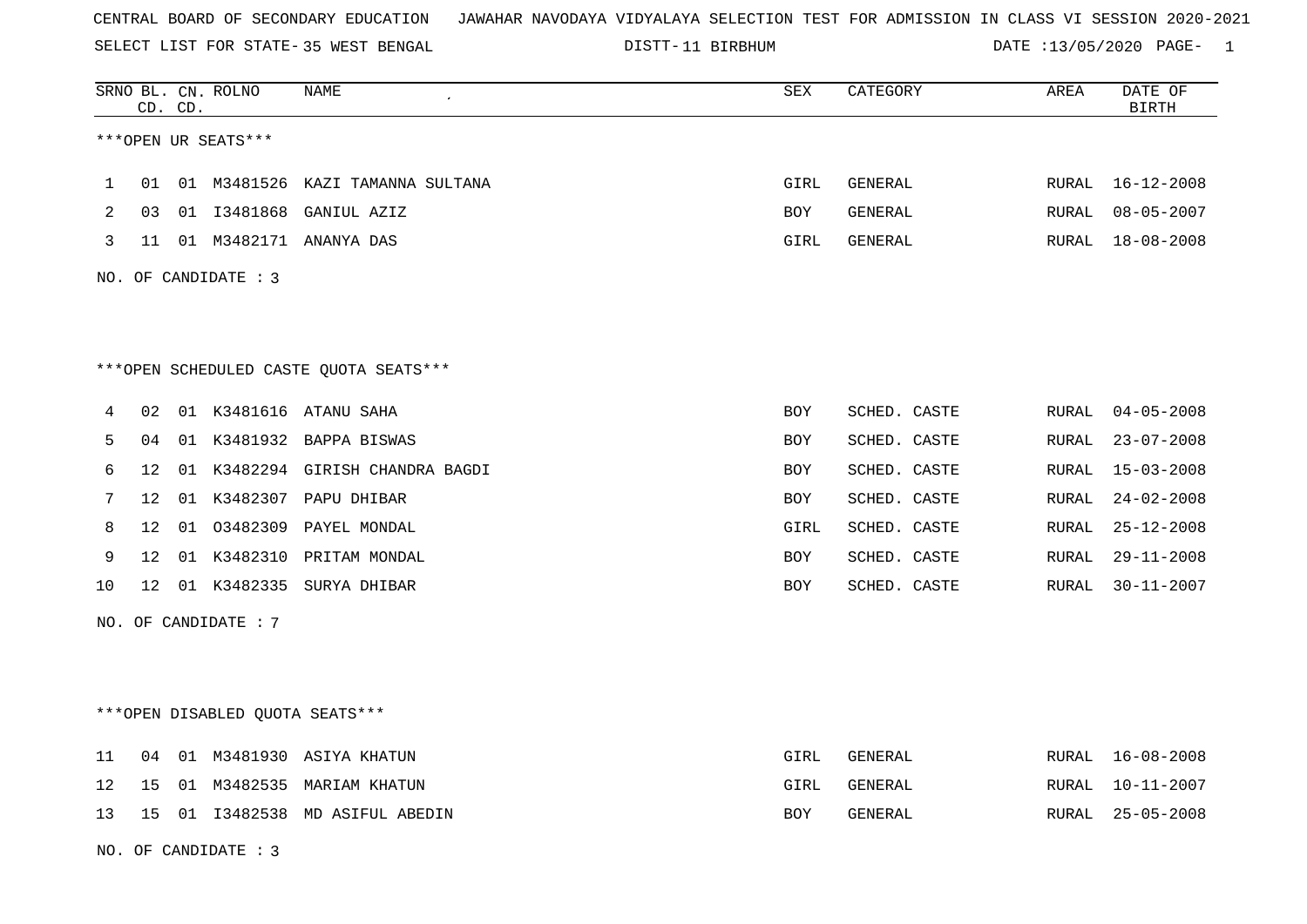CENTRAL BOARD OF SECONDARY EDUCATION JAWAHAR NAVODAYA VIDYALAYA SELECTION TEST FOR ADMISSION IN CLASS VI SESSION 2020-2021

SELECT LIST FOR STATE- 35 WEST BENGAL DISTT- 11 BIRBHUM DATE :13/05/2020

***OPEN UR SEATS***

| SRNO | BL. CD. | CN. CD. | ROLNO | NAME | SEX | CATEGORY | AREA | DATE OF BIRTH |
|---|---|---|---|---|---|---|---|---|
| 1 | 01 | 01 | M3481526 | KAZI TAMANNA SULTANA | GIRL | GENERAL | RURAL | 16-12-2008 |
| 2 | 03 | 01 | I3481868 | GANIUL AZIZ | BOY | GENERAL | RURAL | 08-05-2007 |
| 3 | 11 | 01 | M3482171 | ANANYA DAS | GIRL | GENERAL | RURAL | 18-08-2008 |

NO. OF CANDIDATE : 3

***OPEN SCHEDULED CASTE QUOTA SEATS***

| SRNO | BL. CD. | CN. CD. | ROLNO | NAME | SEX | CATEGORY | AREA | DATE OF BIRTH |
|---|---|---|---|---|---|---|---|---|
| 4 | 02 | 01 | K3481616 | ATANU SAHA | BOY | SCHED. CASTE | RURAL | 04-05-2008 |
| 5 | 04 | 01 | K3481932 | BAPPA BISWAS | BOY | SCHED. CASTE | RURAL | 23-07-2008 |
| 6 | 12 | 01 | K3482294 | GIRISH CHANDRA BAGDI | BOY | SCHED. CASTE | RURAL | 15-03-2008 |
| 7 | 12 | 01 | K3482307 | PAPU DHIBAR | BOY | SCHED. CASTE | RURAL | 24-02-2008 |
| 8 | 12 | 01 | O3482309 | PAYEL MONDAL | GIRL | SCHED. CASTE | RURAL | 25-12-2008 |
| 9 | 12 | 01 | K3482310 | PRITAM MONDAL | BOY | SCHED. CASTE | RURAL | 29-11-2008 |
| 10 | 12 | 01 | K3482335 | SURYA DHIBAR | BOY | SCHED. CASTE | RURAL | 30-11-2007 |

NO. OF CANDIDATE : 7

***OPEN DISABLED QUOTA SEATS***

| SRNO | BL. CD. | CN. CD. | ROLNO | NAME | SEX | CATEGORY | AREA | DATE OF BIRTH |
|---|---|---|---|---|---|---|---|---|
| 11 | 04 | 01 | M3481930 | ASIYA KHATUN | GIRL | GENERAL | RURAL | 16-08-2008 |
| 12 | 15 | 01 | M3482535 | MARIAM KHATUN | GIRL | GENERAL | RURAL | 10-11-2007 |
| 13 | 15 | 01 | I3482538 | MD ASIFUL ABEDIN | BOY | GENERAL | RURAL | 25-05-2008 |

NO. OF CANDIDATE : 3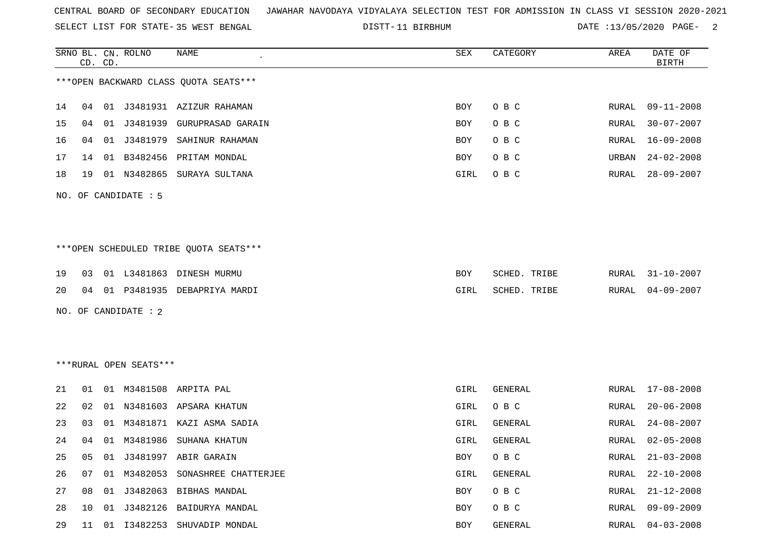CENTRAL BOARD OF SECONDARY EDUCATION JAWAHAR NAVODAYA VIDYALAYA SELECTION TEST FOR ADMISSION IN CLASS VI SESSION 2020-2021

SELECT LIST FOR STATE- 35 WEST BENGAL DISTT- 11 BIRBHUM DATE :13/05/2020

***OPEN BACKWARD CLASS QUOTA SEATS***

| SRNO | BL. CD. | CN. CD. | ROLNO | NAME | SEX | CATEGORY | AREA | DATE OF BIRTH |
|---|---|---|---|---|---|---|---|---|
| 14 | 04 | 01 | J3481931 | AZIZUR RAHAMAN | BOY | O B C | RURAL | 09-11-2008 |
| 15 | 04 | 01 | J3481939 | GURUPRASAD GARAIN | BOY | O B C | RURAL | 30-07-2007 |
| 16 | 04 | 01 | J3481979 | SAHINUR RAHAMAN | BOY | O B C | RURAL | 16-09-2008 |
| 17 | 14 | 01 | B3482456 | PRITAM MONDAL | BOY | O B C | URBAN | 24-02-2008 |
| 18 | 19 | 01 | N3482865 | SURAYA SULTANA | GIRL | O B C | RURAL | 28-09-2007 |

NO. OF CANDIDATE : 5

***OPEN SCHEDULED TRIBE QUOTA SEATS***

| SRNO | BL. CD. | CN. CD. | ROLNO | NAME | SEX | CATEGORY | AREA | DATE OF BIRTH |
|---|---|---|---|---|---|---|---|---|
| 19 | 03 | 01 | L3481863 | DINESH MURMU | BOY | SCHED. TRIBE | RURAL | 31-10-2007 |
| 20 | 04 | 01 | P3481935 | DEBAPRIYA MARDI | GIRL | SCHED. TRIBE | RURAL | 04-09-2007 |

NO. OF CANDIDATE : 2

***RURAL OPEN SEATS***

| SRNO | BL. CD. | CN. CD. | ROLNO | NAME | SEX | CATEGORY | AREA | DATE OF BIRTH |
|---|---|---|---|---|---|---|---|---|
| 21 | 01 | 01 | M3481508 | ARPITA PAL | GIRL | GENERAL | RURAL | 17-08-2008 |
| 22 | 02 | 01 | N3481603 | APSARA KHATUN | GIRL | O B C | RURAL | 20-06-2008 |
| 23 | 03 | 01 | M3481871 | KAZI ASMA SADIA | GIRL | GENERAL | RURAL | 24-08-2007 |
| 24 | 04 | 01 | M3481986 | SUHANA KHATUN | GIRL | GENERAL | RURAL | 02-05-2008 |
| 25 | 05 | 01 | J3481997 | ABIR GARAIN | BOY | O B C | RURAL | 21-03-2008 |
| 26 | 07 | 01 | M3482053 | SONASHREE CHATTERJEE | GIRL | GENERAL | RURAL | 22-10-2008 |
| 27 | 08 | 01 | J3482063 | BIBHAS MANDAL | BOY | O B C | RURAL | 21-12-2008 |
| 28 | 10 | 01 | J3482126 | BAIDURYA MANDAL | BOY | O B C | RURAL | 09-09-2009 |
| 29 | 11 | 01 | I3482253 | SHUVADIP MONDAL | BOY | GENERAL | RURAL | 04-03-2008 |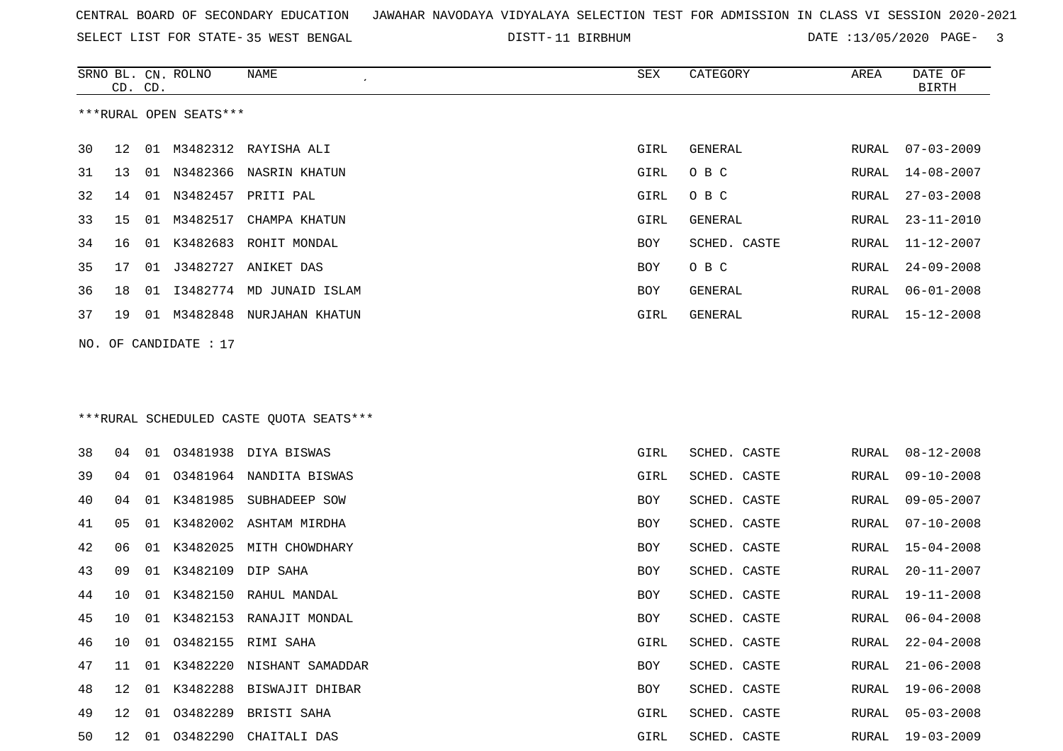CENTRAL BOARD OF SECONDARY EDUCATION JAWAHAR NAVODAYA VIDYALAYA SELECTION TEST FOR ADMISSION IN CLASS VI SESSION 2020-2021

SELECT LIST FOR STATE- 35 WEST BENGAL DISTT- 11 BIRBHUM DATE :13/05/2020

***RURAL OPEN SEATS***

| SRNO | BL. CD. | CN. CD. | ROLNO | NAME | SEX | CATEGORY | AREA | DATE OF BIRTH |
|---|---|---|---|---|---|---|---|---|
| 30 | 12 | 01 | M3482312 | RAYISHA ALI | GIRL | GENERAL | RURAL | 07-03-2009 |
| 31 | 13 | 01 | N3482366 | NASRIN KHATUN | GIRL | O B C | RURAL | 14-08-2007 |
| 32 | 14 | 01 | N3482457 | PRITI PAL | GIRL | O B C | RURAL | 27-03-2008 |
| 33 | 15 | 01 | M3482517 | CHAMPA KHATUN | GIRL | GENERAL | RURAL | 23-11-2010 |
| 34 | 16 | 01 | K3482683 | ROHIT MONDAL | BOY | SCHED. CASTE | RURAL | 11-12-2007 |
| 35 | 17 | 01 | J3482727 | ANIKET DAS | BOY | O B C | RURAL | 24-09-2008 |
| 36 | 18 | 01 | I3482774 | MD JUNAID ISLAM | BOY | GENERAL | RURAL | 06-01-2008 |
| 37 | 19 | 01 | M3482848 | NURJAHAN KHATUN | GIRL | GENERAL | RURAL | 15-12-2008 |

NO. OF CANDIDATE : 17

***RURAL SCHEDULED CASTE QUOTA SEATS***

| SRNO | BL. CD. | CN. CD. | ROLNO | NAME | SEX | CATEGORY | AREA | DATE OF BIRTH |
|---|---|---|---|---|---|---|---|---|
| 38 | 04 | 01 | O3481938 | DIYA BISWAS | GIRL | SCHED. CASTE | RURAL | 08-12-2008 |
| 39 | 04 | 01 | O3481964 | NANDITA BISWAS | GIRL | SCHED. CASTE | RURAL | 09-10-2008 |
| 40 | 04 | 01 | K3481985 | SUBHADEEP SOW | BOY | SCHED. CASTE | RURAL | 09-05-2007 |
| 41 | 05 | 01 | K3482002 | ASHTAM MIRDHA | BOY | SCHED. CASTE | RURAL | 07-10-2008 |
| 42 | 06 | 01 | K3482025 | MITH CHOWDHARY | BOY | SCHED. CASTE | RURAL | 15-04-2008 |
| 43 | 09 | 01 | K3482109 | DIP SAHA | BOY | SCHED. CASTE | RURAL | 20-11-2007 |
| 44 | 10 | 01 | K3482150 | RAHUL MANDAL | BOY | SCHED. CASTE | RURAL | 19-11-2008 |
| 45 | 10 | 01 | K3482153 | RANAJIT MONDAL | BOY | SCHED. CASTE | RURAL | 06-04-2008 |
| 46 | 10 | 01 | O3482155 | RIMI SAHA | GIRL | SCHED. CASTE | RURAL | 22-04-2008 |
| 47 | 11 | 01 | K3482220 | NISHANT SAMADDAR | BOY | SCHED. CASTE | RURAL | 21-06-2008 |
| 48 | 12 | 01 | K3482288 | BISWAJIT DHIBAR | BOY | SCHED. CASTE | RURAL | 19-06-2008 |
| 49 | 12 | 01 | O3482289 | BRISTI SAHA | GIRL | SCHED. CASTE | RURAL | 05-03-2008 |
| 50 | 12 | 01 | O3482290 | CHAITALI DAS | GIRL | SCHED. CASTE | RURAL | 19-03-2009 |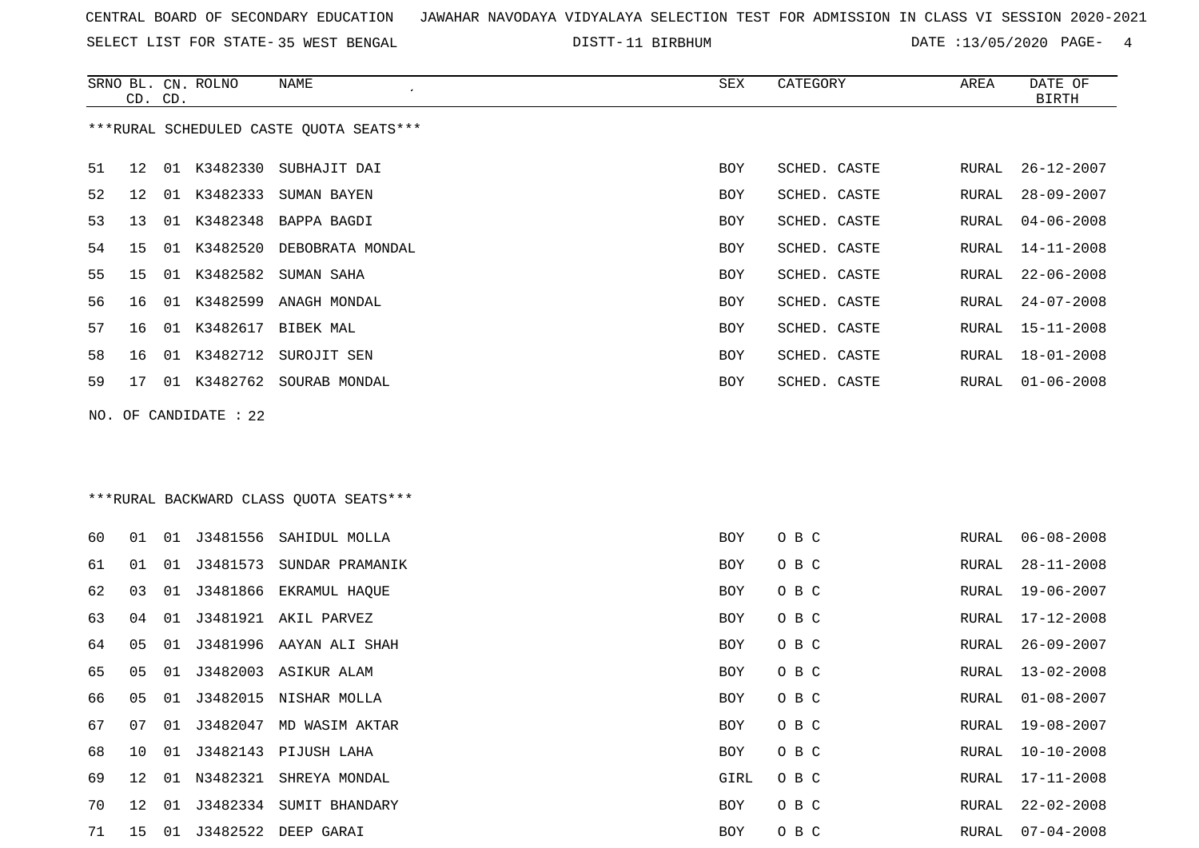CENTRAL BOARD OF SECONDARY EDUCATION JAWAHAR NAVODAYA VIDYALAYA SELECTION TEST FOR ADMISSION IN CLASS VI SESSION 2020-2021

SELECT LIST FOR STATE- 35 WEST BENGAL DISTT- 11 BIRBHUM DATE :13/05/2020

***RURAL SCHEDULED CASTE QUOTA SEATS***

| SRNO | BL. CD. | CN. CD. | ROLNO | NAME | SEX | CATEGORY | AREA | DATE OF BIRTH |
|---|---|---|---|---|---|---|---|---|
| 51 | 12 | 01 | K3482330 | SUBHAJIT DAI | BOY | SCHED. CASTE | RURAL | 26-12-2007 |
| 52 | 12 | 01 | K3482333 | SUMAN BAYEN | BOY | SCHED. CASTE | RURAL | 28-09-2007 |
| 53 | 13 | 01 | K3482348 | BAPPA BAGDI | BOY | SCHED. CASTE | RURAL | 04-06-2008 |
| 54 | 15 | 01 | K3482520 | DEBOBRATA MONDAL | BOY | SCHED. CASTE | RURAL | 14-11-2008 |
| 55 | 15 | 01 | K3482582 | SUMAN SAHA | BOY | SCHED. CASTE | RURAL | 22-06-2008 |
| 56 | 16 | 01 | K3482599 | ANAGH MONDAL | BOY | SCHED. CASTE | RURAL | 24-07-2008 |
| 57 | 16 | 01 | K3482617 | BIBEK MAL | BOY | SCHED. CASTE | RURAL | 15-11-2008 |
| 58 | 16 | 01 | K3482712 | SUROJIT SEN | BOY | SCHED. CASTE | RURAL | 18-01-2008 |
| 59 | 17 | 01 | K3482762 | SOURAB MONDAL | BOY | SCHED. CASTE | RURAL | 01-06-2008 |

NO. OF CANDIDATE : 22

***RURAL BACKWARD CLASS QUOTA SEATS***

| SRNO | BL. CD. | CN. CD. | ROLNO | NAME | SEX | CATEGORY | AREA | DATE OF BIRTH |
|---|---|---|---|---|---|---|---|---|
| 60 | 01 | 01 | J3481556 | SAHIDUL MOLLA | BOY | O B C | RURAL | 06-08-2008 |
| 61 | 01 | 01 | J3481573 | SUNDAR PRAMANIK | BOY | O B C | RURAL | 28-11-2008 |
| 62 | 03 | 01 | J3481866 | EKRAMUL HAQUE | BOY | O B C | RURAL | 19-06-2007 |
| 63 | 04 | 01 | J3481921 | AKIL PARVEZ | BOY | O B C | RURAL | 17-12-2008 |
| 64 | 05 | 01 | J3481996 | AAYAN ALI SHAH | BOY | O B C | RURAL | 26-09-2007 |
| 65 | 05 | 01 | J3482003 | ASIKUR ALAM | BOY | O B C | RURAL | 13-02-2008 |
| 66 | 05 | 01 | J3482015 | NISHAR MOLLA | BOY | O B C | RURAL | 01-08-2007 |
| 67 | 07 | 01 | J3482047 | MD WASIM AKTAR | BOY | O B C | RURAL | 19-08-2007 |
| 68 | 10 | 01 | J3482143 | PIJUSH LAHA | BOY | O B C | RURAL | 10-10-2008 |
| 69 | 12 | 01 | N3482321 | SHREYA MONDAL | GIRL | O B C | RURAL | 17-11-2008 |
| 70 | 12 | 01 | J3482334 | SUMIT BHANDARY | BOY | O B C | RURAL | 22-02-2008 |
| 71 | 15 | 01 | J3482522 | DEEP GARAI | BOY | O B C | RURAL | 07-04-2008 |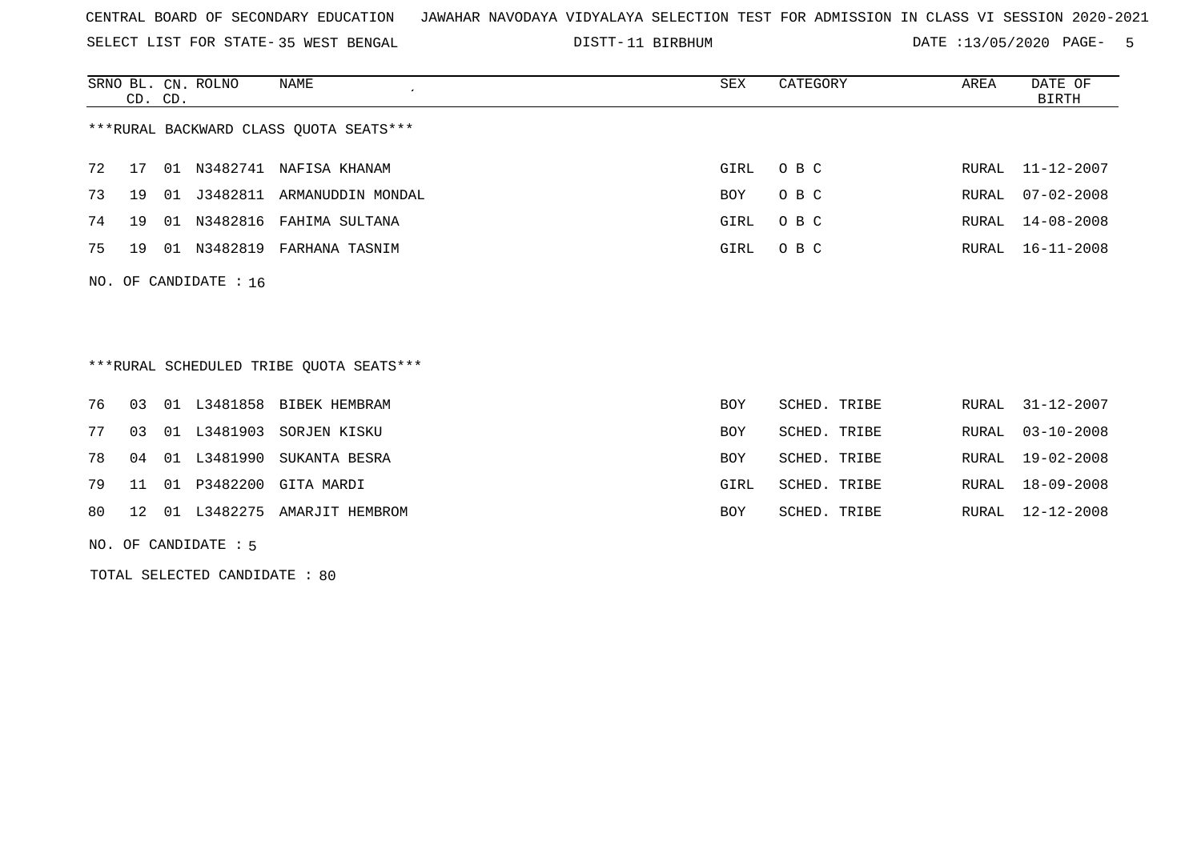CENTRAL BOARD OF SECONDARY EDUCATION JAWAHAR NAVODAYA VIDYALAYA SELECTION TEST FOR ADMISSION IN CLASS VI SESSION 2020-2021

SELECT LIST FOR STATE- 35 WEST BENGAL DISTT- 11 BIRBHUM DATE :13/05/2020

***RURAL BACKWARD CLASS QUOTA SEATS***

| SRNO | BL. CD. | CN. CD. | ROLNO | NAME | SEX | CATEGORY | AREA | DATE OF BIRTH |
|---|---|---|---|---|---|---|---|---|
| 72 | 17 | 01 | N3482741 | NAFISA KHANAM | GIRL | O B C | RURAL | 11-12-2007 |
| 73 | 19 | 01 | J3482811 | ARMANUDDIN MONDAL | BOY | O B C | RURAL | 07-02-2008 |
| 74 | 19 | 01 | N3482816 | FAHIMA SULTANA | GIRL | O B C | RURAL | 14-08-2008 |
| 75 | 19 | 01 | N3482819 | FARHANA TASNIM | GIRL | O B C | RURAL | 16-11-2008 |

NO. OF CANDIDATE : 16

***RURAL SCHEDULED TRIBE QUOTA SEATS***

| SRNO | BL. CD. | CN. CD. | ROLNO | NAME | SEX | CATEGORY | AREA | DATE OF BIRTH |
|---|---|---|---|---|---|---|---|---|
| 76 | 03 | 01 | L3481858 | BIBEK HEMBRAM | BOY | SCHED. TRIBE | RURAL | 31-12-2007 |
| 77 | 03 | 01 | L3481903 | SORJEN KISKU | BOY | SCHED. TRIBE | RURAL | 03-10-2008 |
| 78 | 04 | 01 | L3481990 | SUKANTA BESRA | BOY | SCHED. TRIBE | RURAL | 19-02-2008 |
| 79 | 11 | 01 | P3482200 | GITA MARDI | GIRL | SCHED. TRIBE | RURAL | 18-09-2008 |
| 80 | 12 | 01 | L3482275 | AMARJIT HEMBROM | BOY | SCHED. TRIBE | RURAL | 12-12-2008 |

NO. OF CANDIDATE : 5

TOTAL SELECTED CANDIDATE : 80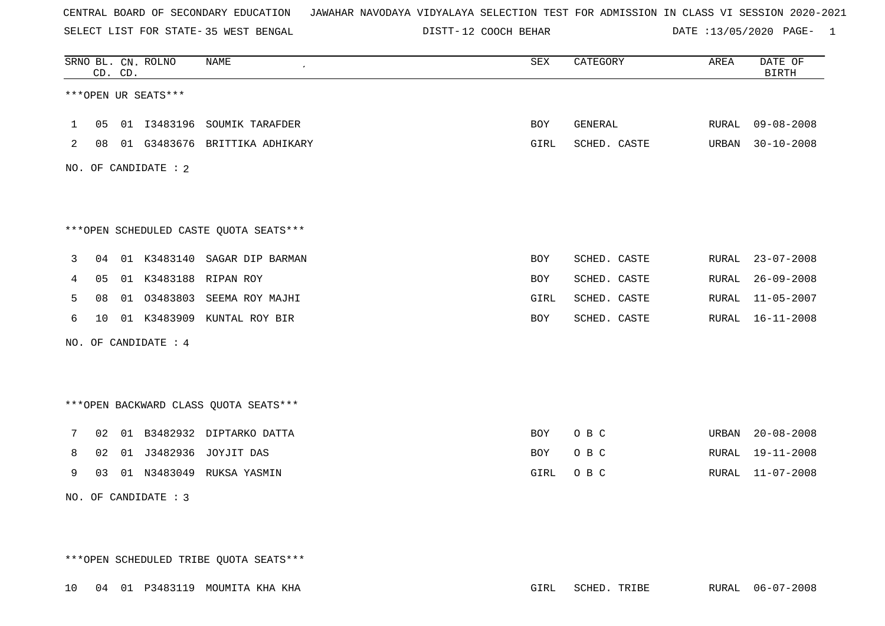CENTRAL BOARD OF SECONDARY EDUCATION   JAWAHAR NAVODAYA VIDYALAYA SELECTION TEST FOR ADMISSION IN CLASS VI SESSION 2020-2021

SELECT LIST FOR STATE- 35 WEST BENGAL   DISTT- 12 COOCH BEHAR   DATE :13/05/2020

| SRNO | BL. CD. | CN. CD. | ROLNO | NAME | SEX | CATEGORY | AREA | DATE OF BIRTH |
|---|---|---|---|---|---|---|---|---|

***OPEN UR SEATS***

| SRNO | BL. CD. | CN. CD. | ROLNO | NAME | SEX | CATEGORY | AREA | DATE OF BIRTH |
|---|---|---|---|---|---|---|---|---|
| 1 | 05 | 01 | I3483196 | SOUMIK TARAFDER | BOY | GENERAL | RURAL | 09-08-2008 |
| 2 | 08 | 01 | G3483676 | BRITTIKA ADHIKARY | GIRL | SCHED. CASTE | URBAN | 30-10-2008 |

NO. OF CANDIDATE : 2

***OPEN SCHEDULED CASTE QUOTA SEATS***

| SRNO | BL. CD. | CN. CD. | ROLNO | NAME | SEX | CATEGORY | AREA | DATE OF BIRTH |
|---|---|---|---|---|---|---|---|---|
| 3 | 04 | 01 | K3483140 | SAGAR DIP BARMAN | BOY | SCHED. CASTE | RURAL | 23-07-2008 |
| 4 | 05 | 01 | K3483188 | RIPAN ROY | BOY | SCHED. CASTE | RURAL | 26-09-2008 |
| 5 | 08 | 01 | O3483803 | SEEMA ROY MAJHI | GIRL | SCHED. CASTE | RURAL | 11-05-2007 |
| 6 | 10 | 01 | K3483909 | KUNTAL ROY BIR | BOY | SCHED. CASTE | RURAL | 16-11-2008 |

NO. OF CANDIDATE : 4

***OPEN BACKWARD CLASS QUOTA SEATS***

| SRNO | BL. CD. | CN. CD. | ROLNO | NAME | SEX | CATEGORY | AREA | DATE OF BIRTH |
|---|---|---|---|---|---|---|---|---|
| 7 | 02 | 01 | B3482932 | DIPTARKO DATTA | BOY | O B C | URBAN | 20-08-2008 |
| 8 | 02 | 01 | J3482936 | JOYJIT DAS | BOY | O B C | RURAL | 19-11-2008 |
| 9 | 03 | 01 | N3483049 | RUKSA YASMIN | GIRL | O B C | RURAL | 11-07-2008 |

NO. OF CANDIDATE : 3

***OPEN SCHEDULED TRIBE QUOTA SEATS***

| SRNO | BL. CD. | CN. CD. | ROLNO | NAME | SEX | CATEGORY | AREA | DATE OF BIRTH |
|---|---|---|---|---|---|---|---|---|
| 10 | 04 | 01 | P3483119 | MOUMITA KHA KHA | GIRL | SCHED. TRIBE | RURAL | 06-07-2008 |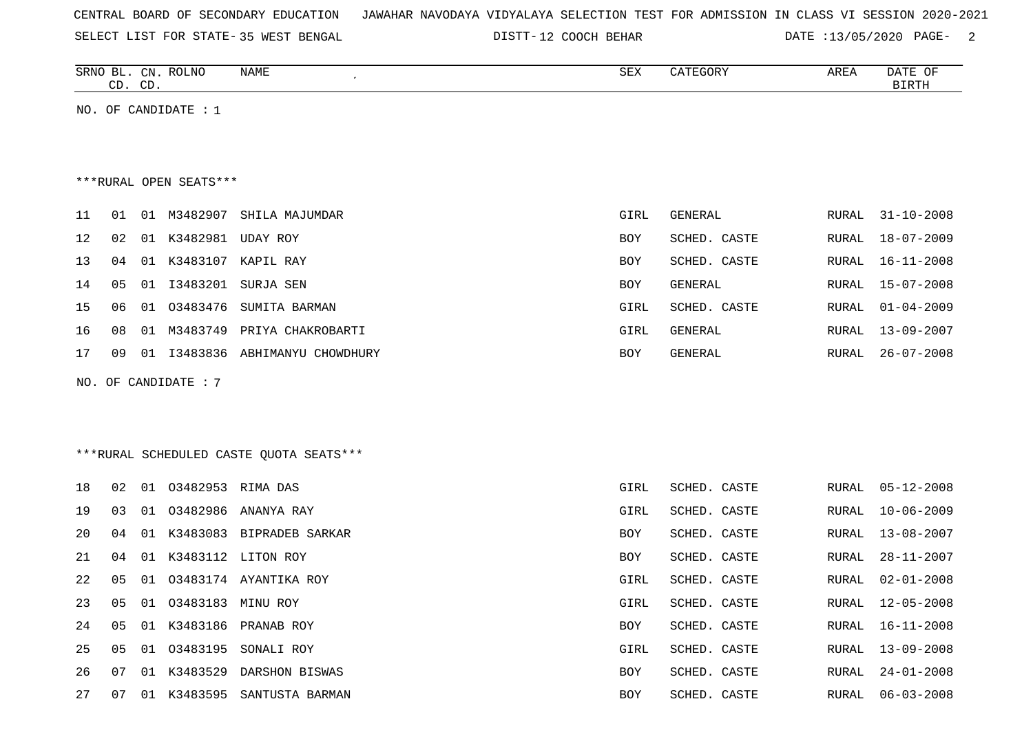CENTRAL BOARD OF SECONDARY EDUCATION JAWAHAR NAVODAYA VIDYALAYA SELECTION TEST FOR ADMISSION IN CLASS VI SESSION 2020-2021

SELECT LIST FOR STATE- 35 WEST BENGAL DISTT- 12 COOCH BEHAR DATE :13/05/2020

| SRNO | BL. CD. | CN. CD. | ROLNO | NAME | SEX | CATEGORY | AREA | DATE OF BIRTH |
|---|---|---|---|---|---|---|---|---|

NO. OF CANDIDATE : 1

***RURAL OPEN SEATS***

| SRNO | BL. CD. | CN. CD. | ROLNO | NAME | SEX | CATEGORY | AREA | DATE OF BIRTH |
|---|---|---|---|---|---|---|---|---|
| 11 | 01 | 01 | M3482907 | SHILA MAJUMDAR | GIRL | GENERAL | RURAL | 31-10-2008 |
| 12 | 02 | 01 | K3482981 | UDAY ROY | BOY | SCHED. CASTE | RURAL | 18-07-2009 |
| 13 | 04 | 01 | K3483107 | KAPIL RAY | BOY | SCHED. CASTE | RURAL | 16-11-2008 |
| 14 | 05 | 01 | I3483201 | SURJA SEN | BOY | GENERAL | RURAL | 15-07-2008 |
| 15 | 06 | 01 | O3483476 | SUMITA BARMAN | GIRL | SCHED. CASTE | RURAL | 01-04-2009 |
| 16 | 08 | 01 | M3483749 | PRIYA CHAKROBARTI | GIRL | GENERAL | RURAL | 13-09-2007 |
| 17 | 09 | 01 | I3483836 | ABHIMANYU CHOWDHURY | BOY | GENERAL | RURAL | 26-07-2008 |

NO. OF CANDIDATE : 7

***RURAL SCHEDULED CASTE QUOTA SEATS***

| SRNO | BL. CD. | CN. CD. | ROLNO | NAME | SEX | CATEGORY | AREA | DATE OF BIRTH |
|---|---|---|---|---|---|---|---|---|
| 18 | 02 | 01 | O3482953 | RIMA DAS | GIRL | SCHED. CASTE | RURAL | 05-12-2008 |
| 19 | 03 | 01 | O3482986 | ANANYA RAY | GIRL | SCHED. CASTE | RURAL | 10-06-2009 |
| 20 | 04 | 01 | K3483083 | BIPRADEB SARKAR | BOY | SCHED. CASTE | RURAL | 13-08-2007 |
| 21 | 04 | 01 | K3483112 | LITON ROY | BOY | SCHED. CASTE | RURAL | 28-11-2007 |
| 22 | 05 | 01 | O3483174 | AYANTIKA ROY | GIRL | SCHED. CASTE | RURAL | 02-01-2008 |
| 23 | 05 | 01 | O3483183 | MINU ROY | GIRL | SCHED. CASTE | RURAL | 12-05-2008 |
| 24 | 05 | 01 | K3483186 | PRANAB ROY | BOY | SCHED. CASTE | RURAL | 16-11-2008 |
| 25 | 05 | 01 | O3483195 | SONALI ROY | GIRL | SCHED. CASTE | RURAL | 13-09-2008 |
| 26 | 07 | 01 | K3483529 | DARSHON BISWAS | BOY | SCHED. CASTE | RURAL | 24-01-2008 |
| 27 | 07 | 01 | K3483595 | SANTUSTA BARMAN | BOY | SCHED. CASTE | RURAL | 06-03-2008 |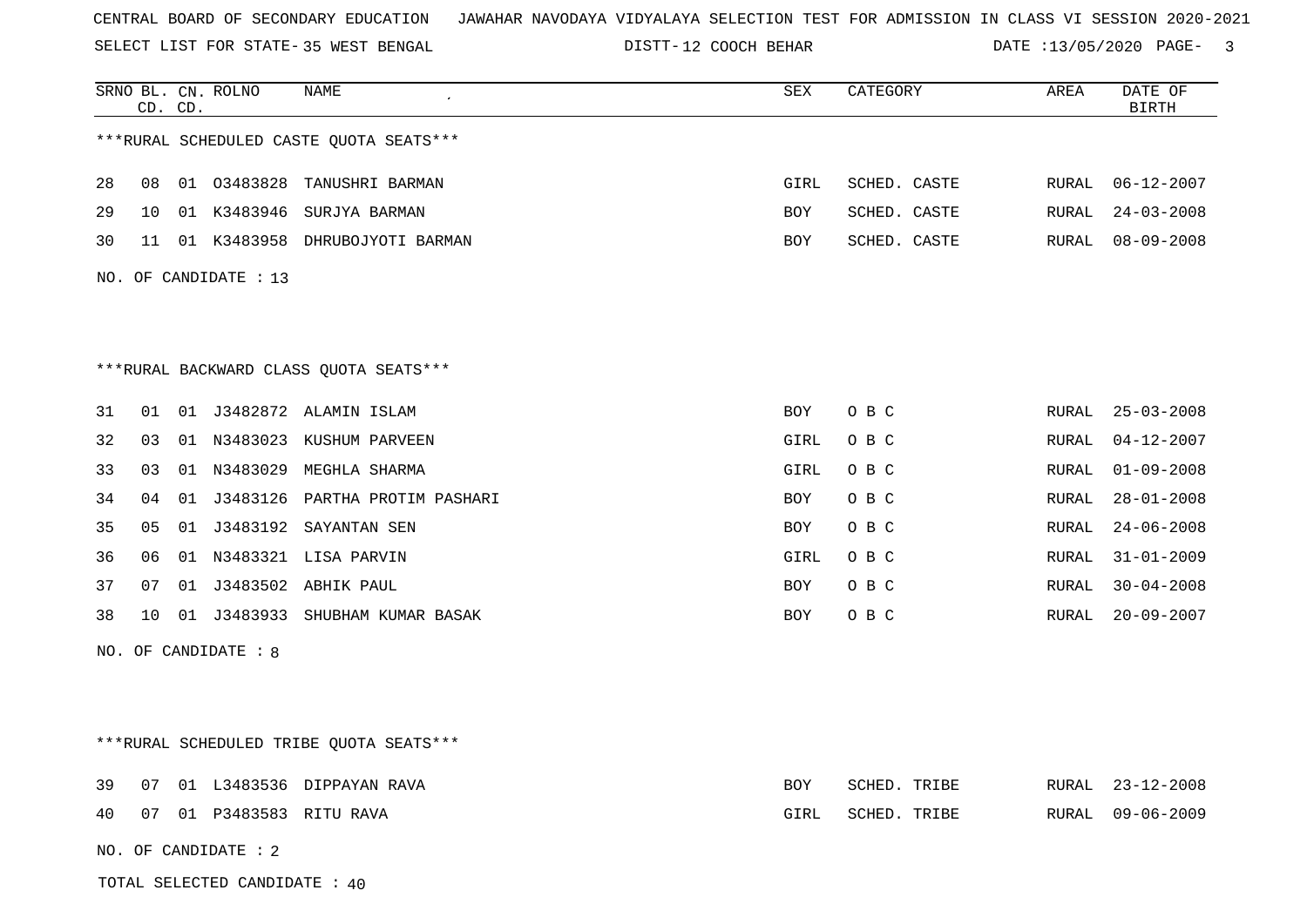CENTRAL BOARD OF SECONDARY EDUCATION JAWAHAR NAVODAYA VIDYALAYA SELECTION TEST FOR ADMISSION IN CLASS VI SESSION 2020-2021

SELECT LIST FOR STATE- 35 WEST BENGAL DISTT- 12 COOCH BEHAR DATE :13/05/2020

***RURAL SCHEDULED CASTE QUOTA SEATS***

| SRNO | BL. CD. | CN. CD. | ROLNO | NAME | SEX | CATEGORY | AREA | DATE OF BIRTH |
|---|---|---|---|---|---|---|---|---|
| 28 | 08 | 01 | O3483828 | TANUSHRI BARMAN | GIRL | SCHED. CASTE | RURAL | 06-12-2007 |
| 29 | 10 | 01 | K3483946 | SURJYA BARMAN | BOY | SCHED. CASTE | RURAL | 24-03-2008 |
| 30 | 11 | 01 | K3483958 | DHRUBOJYOTI BARMAN | BOY | SCHED. CASTE | RURAL | 08-09-2008 |

NO. OF CANDIDATE : 13

***RURAL BACKWARD CLASS QUOTA SEATS***

| SRNO | BL. CD. | CN. CD. | ROLNO | NAME | SEX | CATEGORY | AREA | DATE OF BIRTH |
|---|---|---|---|---|---|---|---|---|
| 31 | 01 | 01 | J3482872 | ALAMIN ISLAM | BOY | O B C | RURAL | 25-03-2008 |
| 32 | 03 | 01 | N3483023 | KUSHUM PARVEEN | GIRL | O B C | RURAL | 04-12-2007 |
| 33 | 03 | 01 | N3483029 | MEGHLA SHARMA | GIRL | O B C | RURAL | 01-09-2008 |
| 34 | 04 | 01 | J3483126 | PARTHA PROTIM PASHARI | BOY | O B C | RURAL | 28-01-2008 |
| 35 | 05 | 01 | J3483192 | SAYANTAN SEN | BOY | O B C | RURAL | 24-06-2008 |
| 36 | 06 | 01 | N3483321 | LISA PARVIN | GIRL | O B C | RURAL | 31-01-2009 |
| 37 | 07 | 01 | J3483502 | ABHIK PAUL | BOY | O B C | RURAL | 30-04-2008 |
| 38 | 10 | 01 | J3483933 | SHUBHAM KUMAR BASAK | BOY | O B C | RURAL | 20-09-2007 |

NO. OF CANDIDATE : 8

***RURAL SCHEDULED TRIBE QUOTA SEATS***

| SRNO | BL. CD. | CN. CD. | ROLNO | NAME | SEX | CATEGORY | AREA | DATE OF BIRTH |
|---|---|---|---|---|---|---|---|---|
| 39 | 07 | 01 | L3483536 | DIPPAYAN RAVA | BOY | SCHED. TRIBE | RURAL | 23-12-2008 |
| 40 | 07 | 01 | P3483583 | RITU RAVA | GIRL | SCHED. TRIBE | RURAL | 09-06-2009 |

NO. OF CANDIDATE : 2

TOTAL SELECTED CANDIDATE : 40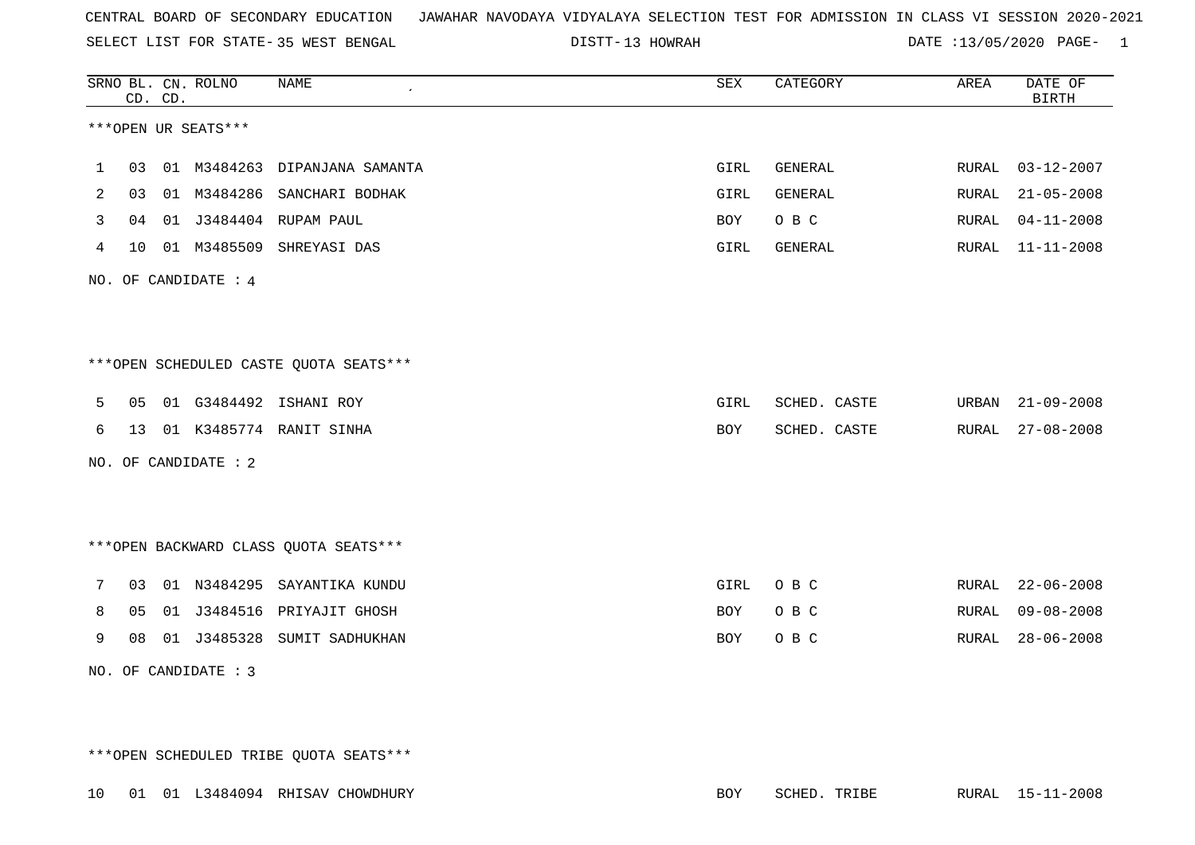CENTRAL BOARD OF SECONDARY EDUCATION   JAWAHAR NAVODAYA VIDYALAYA SELECTION TEST FOR ADMISSION IN CLASS VI SESSION 2020-2021

SELECT LIST FOR STATE- 35 WEST BENGAL   DISTT- 13 HOWRAH   DATE :13/05/2020

***OPEN UR SEATS***

| SRNO | BL. CD. | CN. CD. | ROLNO | NAME | SEX | CATEGORY | AREA | DATE OF BIRTH |
|---|---|---|---|---|---|---|---|---|
| 1 | 03 | 01 | M3484263 | DIPANJANA SAMANTA | GIRL | GENERAL | RURAL | 03-12-2007 |
| 2 | 03 | 01 | M3484286 | SANCHARI BODHAK | GIRL | GENERAL | RURAL | 21-05-2008 |
| 3 | 04 | 01 | J3484404 | RUPAM PAUL | BOY | O B C | RURAL | 04-11-2008 |
| 4 | 10 | 01 | M3485509 | SHREYASI DAS | GIRL | GENERAL | RURAL | 11-11-2008 |

NO. OF CANDIDATE : 4

***OPEN SCHEDULED CASTE QUOTA SEATS***

| SRNO | BL. CD. | CN. CD. | ROLNO | NAME | SEX | CATEGORY | AREA | DATE OF BIRTH |
|---|---|---|---|---|---|---|---|---|
| 5 | 05 | 01 | G3484492 | ISHANI ROY | GIRL | SCHED. CASTE | URBAN | 21-09-2008 |
| 6 | 13 | 01 | K3485774 | RANIT SINHA | BOY | SCHED. CASTE | RURAL | 27-08-2008 |

NO. OF CANDIDATE : 2

***OPEN BACKWARD CLASS QUOTA SEATS***

| SRNO | BL. CD. | CN. CD. | ROLNO | NAME | SEX | CATEGORY | AREA | DATE OF BIRTH |
|---|---|---|---|---|---|---|---|---|
| 7 | 03 | 01 | N3484295 | SAYANTIKA KUNDU | GIRL | O B C | RURAL | 22-06-2008 |
| 8 | 05 | 01 | J3484516 | PRIYAJIT GHOSH | BOY | O B C | RURAL | 09-08-2008 |
| 9 | 08 | 01 | J3485328 | SUMIT SADHUKHAN | BOY | O B C | RURAL | 28-06-2008 |

NO. OF CANDIDATE : 3

***OPEN SCHEDULED TRIBE QUOTA SEATS***

| SRNO | BL. CD. | CN. CD. | ROLNO | NAME | SEX | CATEGORY | AREA | DATE OF BIRTH |
|---|---|---|---|---|---|---|---|---|
| 10 | 01 | 01 | L3484094 | RHISAV CHOWDHURY | BOY | SCHED. TRIBE | RURAL | 15-11-2008 |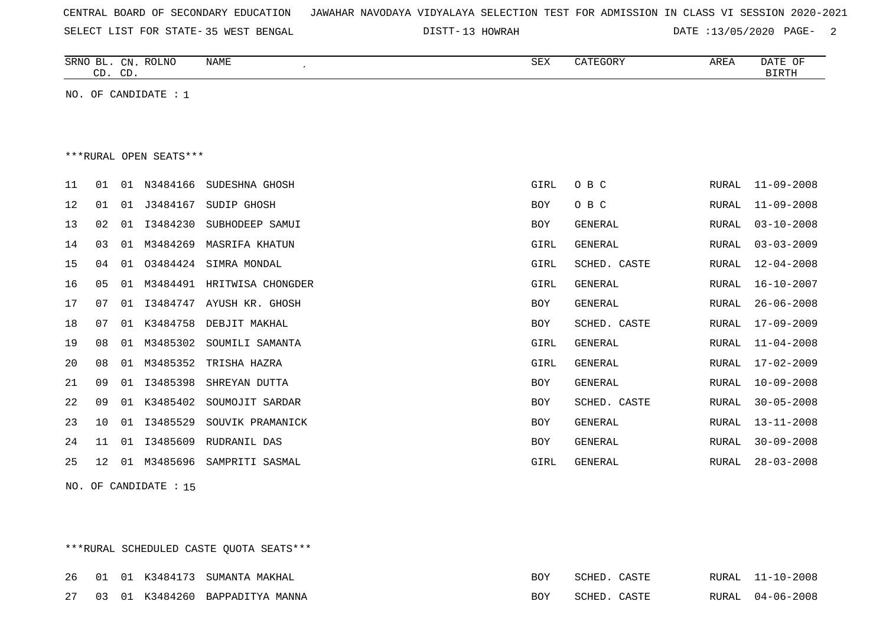CENTRAL BOARD OF SECONDARY EDUCATION JAWAHAR NAVODAYA VIDYALAYA SELECTION TEST FOR ADMISSION IN CLASS VI SESSION 2020-2021

SELECT LIST FOR STATE- 35 WEST BENGAL DISTT- 13 HOWRAH DATE :13/05/2020

| SRNO | BL. CD. | CN. CD. | ROLNO | NAME | SEX | CATEGORY | AREA | DATE OF BIRTH |
|---|---|---|---|---|---|---|---|---|

NO. OF CANDIDATE : 1

***RURAL OPEN SEATS***

| SRNO | BL. CD. | CN. CD. | ROLNO | NAME | SEX | CATEGORY | AREA | DATE OF BIRTH |
|---|---|---|---|---|---|---|---|---|
| 11 | 01 | 01 | N3484166 | SUDESHNA GHOSH | GIRL | O B C | RURAL | 11-09-2008 |
| 12 | 01 | 01 | J3484167 | SUDIP GHOSH | BOY | O B C | RURAL | 11-09-2008 |
| 13 | 02 | 01 | I3484230 | SUBHODEEP SAMUI | BOY | GENERAL | RURAL | 03-10-2008 |
| 14 | 03 | 01 | M3484269 | MASRIFA KHATUN | GIRL | GENERAL | RURAL | 03-03-2009 |
| 15 | 04 | 01 | O3484424 | SIMRA MONDAL | GIRL | SCHED. CASTE | RURAL | 12-04-2008 |
| 16 | 05 | 01 | M3484491 | HRITWISA CHONGDER | GIRL | GENERAL | RURAL | 16-10-2007 |
| 17 | 07 | 01 | I3484747 | AYUSH KR. GHOSH | BOY | GENERAL | RURAL | 26-06-2008 |
| 18 | 07 | 01 | K3484758 | DEBJIT MAKHAL | BOY | SCHED. CASTE | RURAL | 17-09-2009 |
| 19 | 08 | 01 | M3485302 | SOUMILI SAMANTA | GIRL | GENERAL | RURAL | 11-04-2008 |
| 20 | 08 | 01 | M3485352 | TRISHA HAZRA | GIRL | GENERAL | RURAL | 17-02-2009 |
| 21 | 09 | 01 | I3485398 | SHREYAN DUTTA | BOY | GENERAL | RURAL | 10-09-2008 |
| 22 | 09 | 01 | K3485402 | SOUMOJIT SARDAR | BOY | SCHED. CASTE | RURAL | 30-05-2008 |
| 23 | 10 | 01 | I3485529 | SOUVIK PRAMANICK | BOY | GENERAL | RURAL | 13-11-2008 |
| 24 | 11 | 01 | I3485609 | RUDRANIL DAS | BOY | GENERAL | RURAL | 30-09-2008 |
| 25 | 12 | 01 | M3485696 | SAMPRITI SASMAL | GIRL | GENERAL | RURAL | 28-03-2008 |

NO. OF CANDIDATE : 15

***RURAL SCHEDULED CASTE QUOTA SEATS***

| SRNO | BL. CD. | CN. CD. | ROLNO | NAME | SEX | CATEGORY | AREA | DATE OF BIRTH |
|---|---|---|---|---|---|---|---|---|
| 26 | 01 | 01 | K3484173 | SUMANTA MAKHAL | BOY | SCHED. CASTE | RURAL | 11-10-2008 |
| 27 | 03 | 01 | K3484260 | BAPPADITYA MANNA | BOY | SCHED. CASTE | RURAL | 04-06-2008 |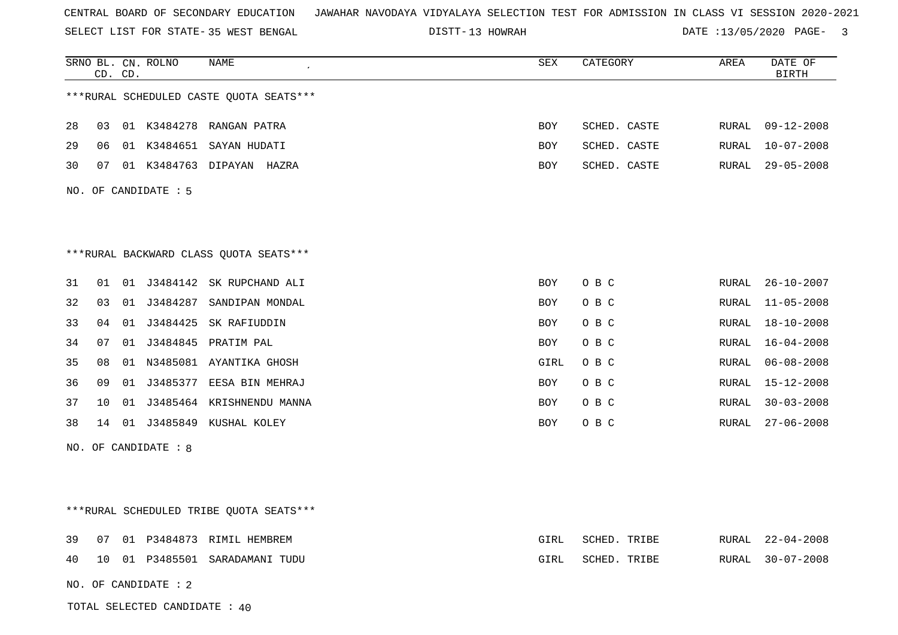CENTRAL BOARD OF SECONDARY EDUCATION JAWAHAR NAVODAYA VIDYALAYA SELECTION TEST FOR ADMISSION IN CLASS VI SESSION 2020-2021

SELECT LIST FOR STATE- 35 WEST BENGAL DISTT- 13 HOWRAH DATE :13/05/2020

| SRNO | BL. CD. | CN. CD. | ROLNO | NAME | SEX | CATEGORY | AREA | DATE OF BIRTH |
|---|---|---|---|---|---|---|---|---|

***RURAL SCHEDULED CASTE QUOTA SEATS***

| SRNO | BL. CD. | CN. CD. | ROLNO | NAME | SEX | CATEGORY | AREA | DATE OF BIRTH |
|---|---|---|---|---|---|---|---|---|
| 28 | 03 | 01 | K3484278 | RANGAN PATRA | BOY | SCHED. CASTE | RURAL | 09-12-2008 |
| 29 | 06 | 01 | K3484651 | SAYAN HUDATI | BOY | SCHED. CASTE | RURAL | 10-07-2008 |
| 30 | 07 | 01 | K3484763 | DIPAYAN HAZRA | BOY | SCHED. CASTE | RURAL | 29-05-2008 |

NO. OF CANDIDATE : 5

***RURAL BACKWARD CLASS QUOTA SEATS***

| SRNO | BL. CD. | CN. CD. | ROLNO | NAME | SEX | CATEGORY | AREA | DATE OF BIRTH |
|---|---|---|---|---|---|---|---|---|
| 31 | 01 | 01 | J3484142 | SK RUPCHAND ALI | BOY | O B C | RURAL | 26-10-2007 |
| 32 | 03 | 01 | J3484287 | SANDIPAN MONDAL | BOY | O B C | RURAL | 11-05-2008 |
| 33 | 04 | 01 | J3484425 | SK RAFIUDDIN | BOY | O B C | RURAL | 18-10-2008 |
| 34 | 07 | 01 | J3484845 | PRATIM PAL | BOY | O B C | RURAL | 16-04-2008 |
| 35 | 08 | 01 | N3485081 | AYANTIKA GHOSH | GIRL | O B C | RURAL | 06-08-2008 |
| 36 | 09 | 01 | J3485377 | EESA BIN MEHRAJ | BOY | O B C | RURAL | 15-12-2008 |
| 37 | 10 | 01 | J3485464 | KRISHNENDU MANNA | BOY | O B C | RURAL | 30-03-2008 |
| 38 | 14 | 01 | J3485849 | KUSHAL KOLEY | BOY | O B C | RURAL | 27-06-2008 |

NO. OF CANDIDATE : 8

***RURAL SCHEDULED TRIBE QUOTA SEATS***

| SRNO | BL. CD. | CN. CD. | ROLNO | NAME | SEX | CATEGORY | AREA | DATE OF BIRTH |
|---|---|---|---|---|---|---|---|---|
| 39 | 07 | 01 | P3484873 | RIMIL HEMBREM | GIRL | SCHED. TRIBE | RURAL | 22-04-2008 |
| 40 | 10 | 01 | P3485501 | SARADAMANI TUDU | GIRL | SCHED. TRIBE | RURAL | 30-07-2008 |

NO. OF CANDIDATE : 2

TOTAL SELECTED CANDIDATE : 40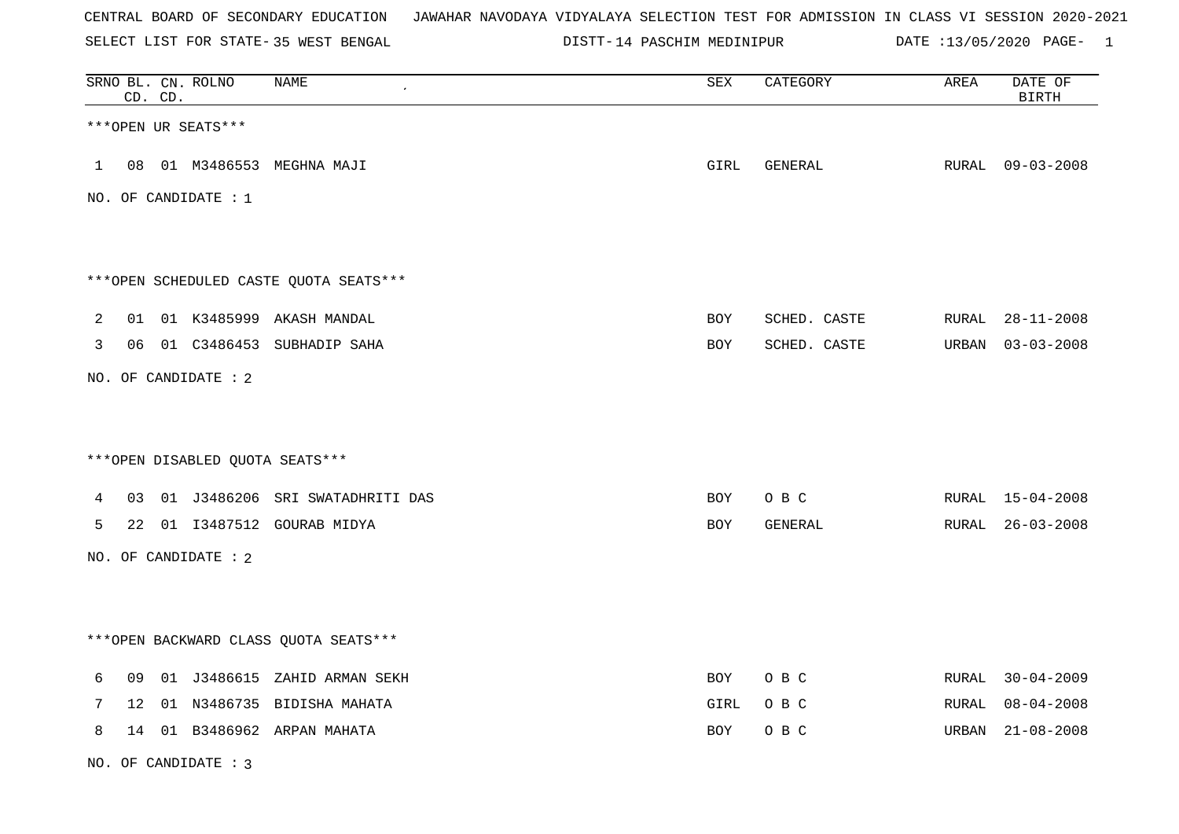CENTRAL BOARD OF SECONDARY EDUCATION JAWAHAR NAVODAYA VIDYALAYA SELECTION TEST FOR ADMISSION IN CLASS VI SESSION 2020-2021

SELECT LIST FOR STATE- 35 WEST BENGAL DISTT- 14 PASCHIM MEDINIPUR DATE :13/05/2020 PAGE- 1

| SRNO | BL. CD. | CN. CD. | ROLNO | NAME | SEX | CATEGORY | AREA | DATE OF BIRTH |
|---|---|---|---|---|---|---|---|---|

***OPEN UR SEATS***

| SRNO | BL. CD. | CN. CD. | ROLNO | NAME | SEX | CATEGORY | AREA | DATE OF BIRTH |
|---|---|---|---|---|---|---|---|---|
| 1 | 08 | 01 | M3486553 | MEGHNA MAJI | GIRL | GENERAL | RURAL | 09-03-2008 |

NO. OF CANDIDATE : 1

***OPEN SCHEDULED CASTE QUOTA SEATS***

| SRNO | BL. CD. | CN. CD. | ROLNO | NAME | SEX | CATEGORY | AREA | DATE OF BIRTH |
|---|---|---|---|---|---|---|---|---|
| 2 | 01 | 01 | K3485999 | AKASH MANDAL | BOY | SCHED. CASTE | RURAL | 28-11-2008 |
| 3 | 06 | 01 | C3486453 | SUBHADIP SAHA | BOY | SCHED. CASTE | URBAN | 03-03-2008 |

NO. OF CANDIDATE : 2

***OPEN DISABLED QUOTA SEATS***

| SRNO | BL. CD. | CN. CD. | ROLNO | NAME | SEX | CATEGORY | AREA | DATE OF BIRTH |
|---|---|---|---|---|---|---|---|---|
| 4 | 03 | 01 | J3486206 | SRI SWATADHRITI DAS | BOY | O B C | RURAL | 15-04-2008 |
| 5 | 22 | 01 | I3487512 | GOURAB MIDYA | BOY | GENERAL | RURAL | 26-03-2008 |

NO. OF CANDIDATE : 2

***OPEN BACKWARD CLASS QUOTA SEATS***

| SRNO | BL. CD. | CN. CD. | ROLNO | NAME | SEX | CATEGORY | AREA | DATE OF BIRTH |
|---|---|---|---|---|---|---|---|---|
| 6 | 09 | 01 | J3486615 | ZAHID ARMAN SEKH | BOY | O B C | RURAL | 30-04-2009 |
| 7 | 12 | 01 | N3486735 | BIDISHA MAHATA | GIRL | O B C | RURAL | 08-04-2008 |
| 8 | 14 | 01 | B3486962 | ARPAN MAHATA | BOY | O B C | URBAN | 21-08-2008 |

NO. OF CANDIDATE : 3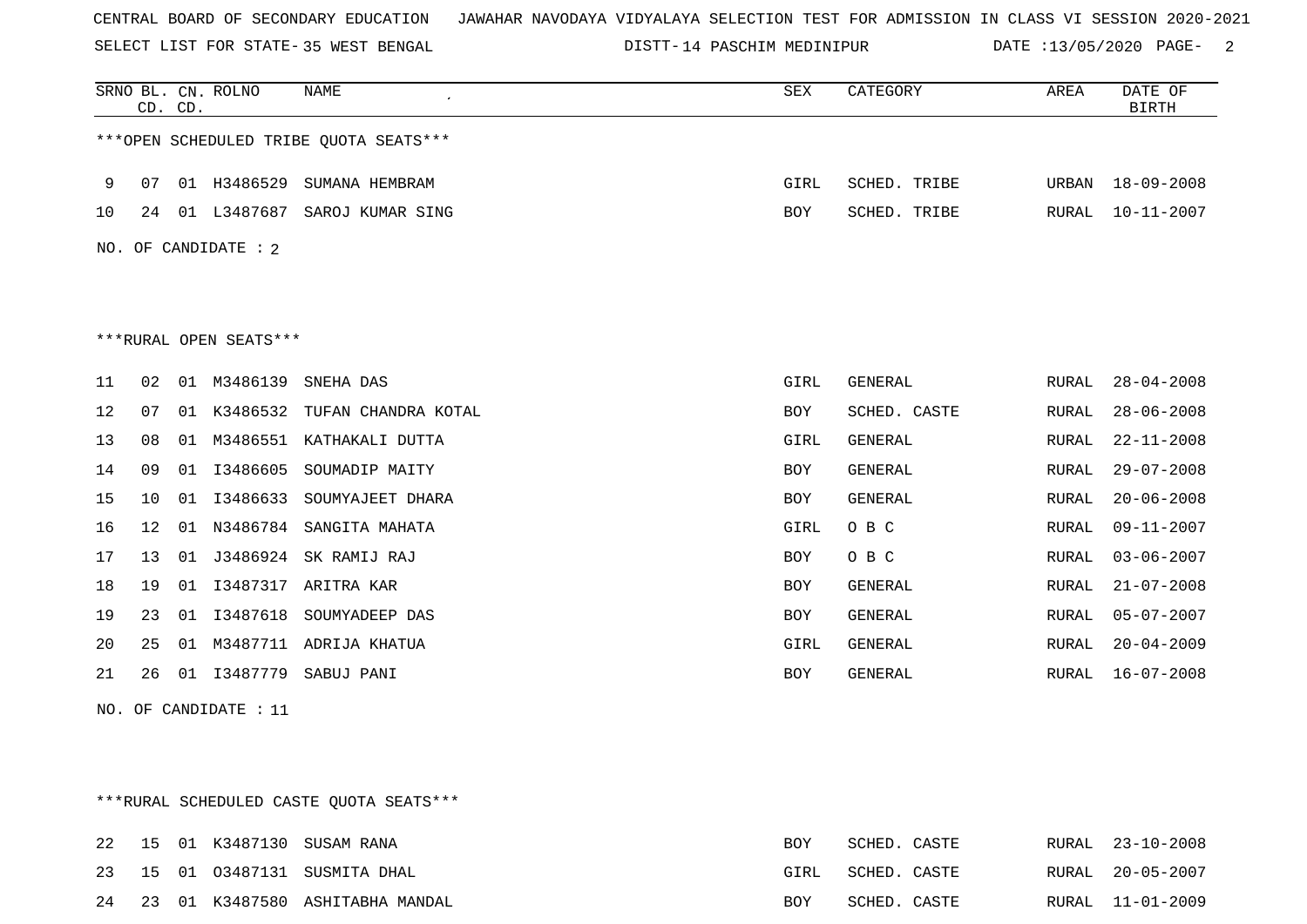CENTRAL BOARD OF SECONDARY EDUCATION JAWAHAR NAVODAYA VIDYALAYA SELECTION TEST FOR ADMISSION IN CLASS VI SESSION 2020-2021

SELECT LIST FOR STATE- 35 WEST BENGAL DISTT- 14 PASCHIM MEDINIPUR DATE :13/05/2020

***OPEN SCHEDULED TRIBE QUOTA SEATS***

| SRNO | BL. CD. | CN. CD. | ROLNO | NAME | SEX | CATEGORY | AREA | DATE OF BIRTH |
|---|---|---|---|---|---|---|---|---|
| 9 | 07 | 01 | H3486529 | SUMANA HEMBRAM | GIRL | SCHED. TRIBE | URBAN | 18-09-2008 |
| 10 | 24 | 01 | L3487687 | SAROJ KUMAR SING | BOY | SCHED. TRIBE | RURAL | 10-11-2007 |

NO. OF CANDIDATE : 2

***RURAL OPEN SEATS***

| SRNO | BL. CD. | CN. CD. | ROLNO | NAME | SEX | CATEGORY | AREA | DATE OF BIRTH |
|---|---|---|---|---|---|---|---|---|
| 11 | 02 | 01 | M3486139 | SNEHA DAS | GIRL | GENERAL | RURAL | 28-04-2008 |
| 12 | 07 | 01 | K3486532 | TUFAN CHANDRA KOTAL | BOY | SCHED. CASTE | RURAL | 28-06-2008 |
| 13 | 08 | 01 | M3486551 | KATHAKALI DUTTA | GIRL | GENERAL | RURAL | 22-11-2008 |
| 14 | 09 | 01 | I3486605 | SOUMADIP MAITY | BOY | GENERAL | RURAL | 29-07-2008 |
| 15 | 10 | 01 | I3486633 | SOUMYAJEET DHARA | BOY | GENERAL | RURAL | 20-06-2008 |
| 16 | 12 | 01 | N3486784 | SANGITA MAHATA | GIRL | O B C | RURAL | 09-11-2007 |
| 17 | 13 | 01 | J3486924 | SK RAMIJ RAJ | BOY | O B C | RURAL | 03-06-2007 |
| 18 | 19 | 01 | I3487317 | ARITRA KAR | BOY | GENERAL | RURAL | 21-07-2008 |
| 19 | 23 | 01 | I3487618 | SOUMYADEEP DAS | BOY | GENERAL | RURAL | 05-07-2007 |
| 20 | 25 | 01 | M3487711 | ADRIJA KHATUA | GIRL | GENERAL | RURAL | 20-04-2009 |
| 21 | 26 | 01 | I3487779 | SABUJ PANI | BOY | GENERAL | RURAL | 16-07-2008 |

NO. OF CANDIDATE : 11

***RURAL SCHEDULED CASTE QUOTA SEATS***

| SRNO | BL. CD. | CN. CD. | ROLNO | NAME | SEX | CATEGORY | AREA | DATE OF BIRTH |
|---|---|---|---|---|---|---|---|---|
| 22 | 15 | 01 | K3487130 | SUSAM RANA | BOY | SCHED. CASTE | RURAL | 23-10-2008 |
| 23 | 15 | 01 | O3487131 | SUSMITA DHAL | GIRL | SCHED. CASTE | RURAL | 20-05-2007 |
| 24 | 23 | 01 | K3487580 | ASHITABHA MANDAL | BOY | SCHED. CASTE | RURAL | 11-01-2009 |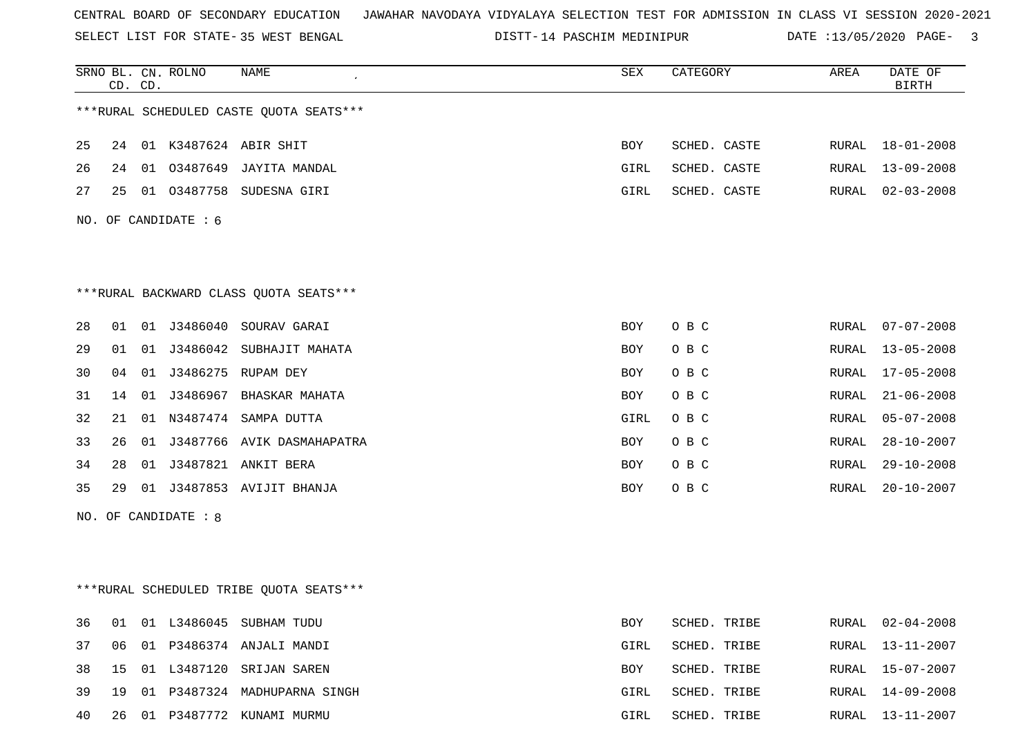CENTRAL BOARD OF SECONDARY EDUCATION JAWAHAR NAVODAYA VIDYALAYA SELECTION TEST FOR ADMISSION IN CLASS VI SESSION 2020-2021

SELECT LIST FOR STATE- 35 WEST BENGAL DISTT- 14 PASCHIM MEDINIPUR DATE :13/05/2020

| SRNO | BL. CD. | CN. CD. | ROLNO | NAME | SEX | CATEGORY | AREA | DATE OF BIRTH |
|---|---|---|---|---|---|---|---|---|

***RURAL SCHEDULED CASTE QUOTA SEATS***

| SRNO | BL. CD. | CN. CD. | ROLNO | NAME | SEX | CATEGORY | AREA | DATE OF BIRTH |
|---|---|---|---|---|---|---|---|---|
| 25 | 24 | 01 | K3487624 | ABIR SHIT | BOY | SCHED. CASTE | RURAL | 18-01-2008 |
| 26 | 24 | 01 | O3487649 | JAYITA MANDAL | GIRL | SCHED. CASTE | RURAL | 13-09-2008 |
| 27 | 25 | 01 | O3487758 | SUDESNA GIRI | GIRL | SCHED. CASTE | RURAL | 02-03-2008 |

NO. OF CANDIDATE : 6

***RURAL BACKWARD CLASS QUOTA SEATS***

| SRNO | BL. CD. | CN. CD. | ROLNO | NAME | SEX | CATEGORY | AREA | DATE OF BIRTH |
|---|---|---|---|---|---|---|---|---|
| 28 | 01 | 01 | J3486040 | SOURAV GARAI | BOY | O B C | RURAL | 07-07-2008 |
| 29 | 01 | 01 | J3486042 | SUBHAJIT MAHATA | BOY | O B C | RURAL | 13-05-2008 |
| 30 | 04 | 01 | J3486275 | RUPAM DEY | BOY | O B C | RURAL | 17-05-2008 |
| 31 | 14 | 01 | J3486967 | BHASKAR MAHATA | BOY | O B C | RURAL | 21-06-2008 |
| 32 | 21 | 01 | N3487474 | SAMPA DUTTA | GIRL | O B C | RURAL | 05-07-2008 |
| 33 | 26 | 01 | J3487766 | AVIK DASMAHAPATRA | BOY | O B C | RURAL | 28-10-2007 |
| 34 | 28 | 01 | J3487821 | ANKIT BERA | BOY | O B C | RURAL | 29-10-2008 |
| 35 | 29 | 01 | J3487853 | AVIJIT BHANJA | BOY | O B C | RURAL | 20-10-2007 |

NO. OF CANDIDATE : 8

***RURAL SCHEDULED TRIBE QUOTA SEATS***

| SRNO | BL. CD. | CN. CD. | ROLNO | NAME | SEX | CATEGORY | AREA | DATE OF BIRTH |
|---|---|---|---|---|---|---|---|---|
| 36 | 01 | 01 | L3486045 | SUBHAM TUDU | BOY | SCHED. TRIBE | RURAL | 02-04-2008 |
| 37 | 06 | 01 | P3486374 | ANJALI MANDI | GIRL | SCHED. TRIBE | RURAL | 13-11-2007 |
| 38 | 15 | 01 | L3487120 | SRIJAN SAREN | BOY | SCHED. TRIBE | RURAL | 15-07-2007 |
| 39 | 19 | 01 | P3487324 | MADHUPARNA SINGH | GIRL | SCHED. TRIBE | RURAL | 14-09-2008 |
| 40 | 26 | 01 | P3487772 | KUNAMI MURMU | GIRL | SCHED. TRIBE | RURAL | 13-11-2007 |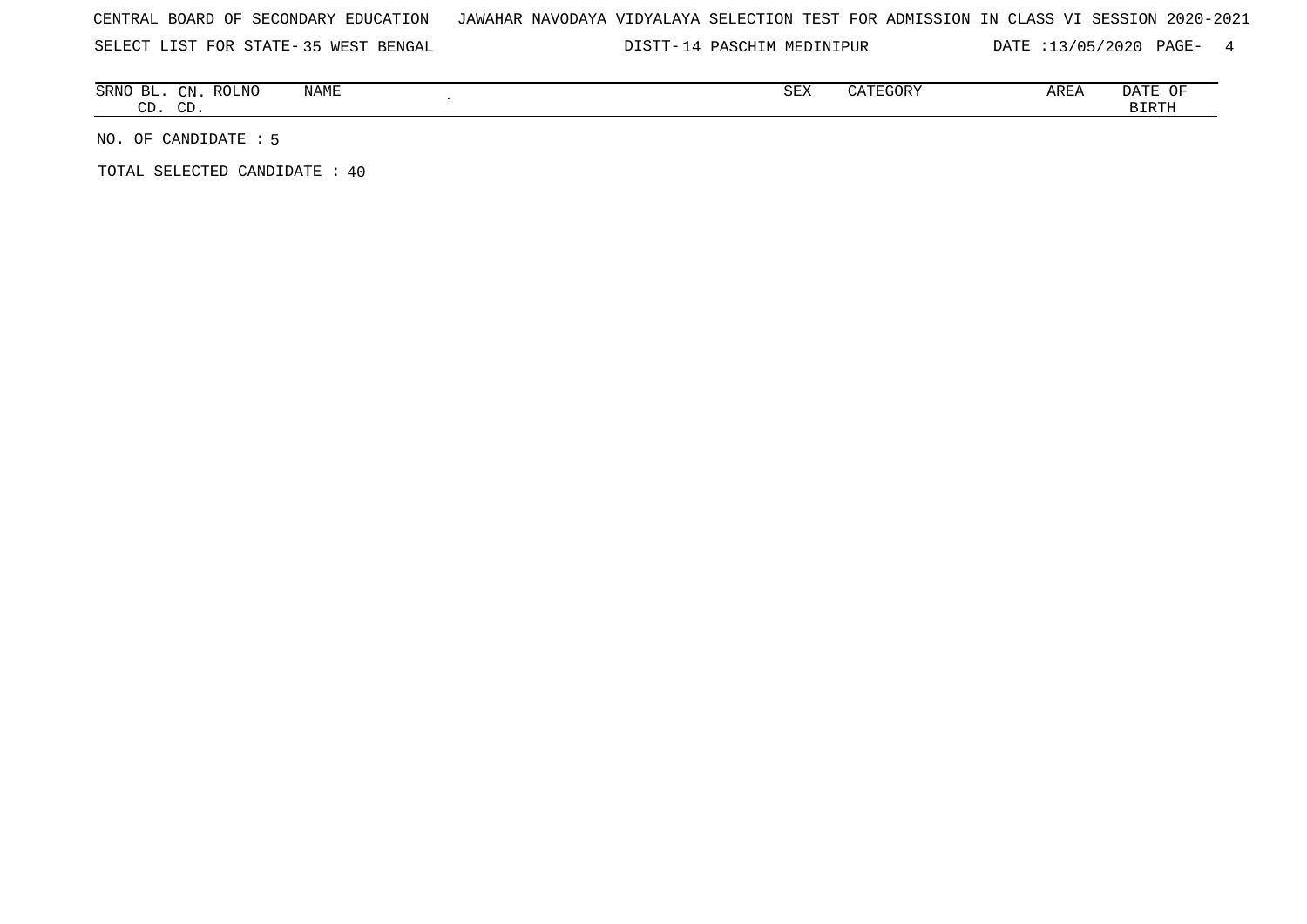CENTRAL BOARD OF SECONDARY EDUCATION JAWAHAR NAVODAYA VIDYALAYA SELECTION TEST FOR ADMISSION IN CLASS VI SESSION 2020-2021

SELECT LIST FOR STATE- 35 WEST BENGAL DISTT- 14 PASCHIM MEDINIPUR DATE :13/05/2020

| SRNO | BL. CD. | CN. CD. | ROLNO | NAME | SEX | CATEGORY | AREA | DATE OF BIRTH |
| --- | --- | --- | --- | --- | --- | --- | --- | --- |

NO. OF CANDIDATE : 5

TOTAL SELECTED CANDIDATE : 40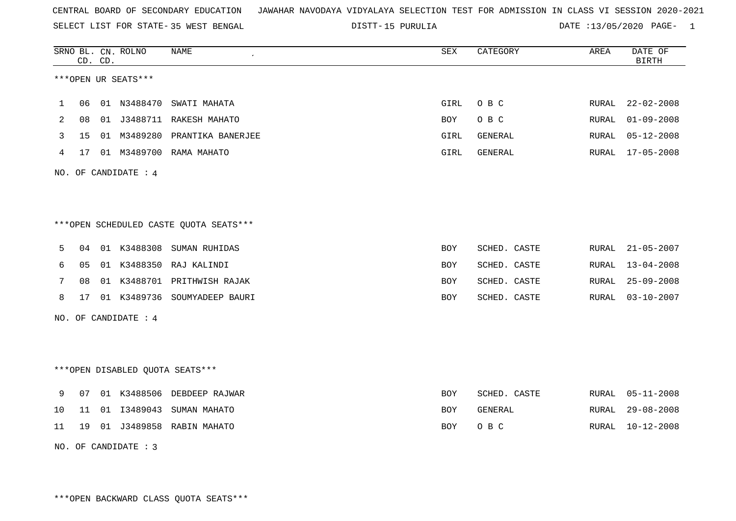CENTRAL BOARD OF SECONDARY EDUCATION JAWAHAR NAVODAYA VIDYALAYA SELECTION TEST FOR ADMISSION IN CLASS VI SESSION 2020-2021

SELECT LIST FOR STATE- 35 WEST BENGAL DISTT- 15 PURULIA DATE :13/05/2020

***OPEN UR SEATS***

| SRNO | BL. CD. | CN. CD. | ROLNO | NAME | SEX | CATEGORY | AREA | DATE OF BIRTH |
|---|---|---|---|---|---|---|---|---|
| 1 | 06 | 01 | N3488470 | SWATI MAHATA | GIRL | O B C | RURAL | 22-02-2008 |
| 2 | 08 | 01 | J3488711 | RAKESH MAHATO | BOY | O B C | RURAL | 01-09-2008 |
| 3 | 15 | 01 | M3489280 | PRANTIKA BANERJEE | GIRL | GENERAL | RURAL | 05-12-2008 |
| 4 | 17 | 01 | M3489700 | RAMA MAHATO | GIRL | GENERAL | RURAL | 17-05-2008 |

NO. OF CANDIDATE : 4

***OPEN SCHEDULED CASTE QUOTA SEATS***

| SRNO | BL. CD. | CN. CD. | ROLNO | NAME | SEX | CATEGORY | AREA | DATE OF BIRTH |
|---|---|---|---|---|---|---|---|---|
| 5 | 04 | 01 | K3488308 | SUMAN RUHIDAS | BOY | SCHED. CASTE | RURAL | 21-05-2007 |
| 6 | 05 | 01 | K3488350 | RAJ KALINDI | BOY | SCHED. CASTE | RURAL | 13-04-2008 |
| 7 | 08 | 01 | K3488701 | PRITHWISH RAJAK | BOY | SCHED. CASTE | RURAL | 25-09-2008 |
| 8 | 17 | 01 | K3489736 | SOUMYADEEP BAURI | BOY | SCHED. CASTE | RURAL | 03-10-2007 |

NO. OF CANDIDATE : 4

***OPEN DISABLED QUOTA SEATS***

| SRNO | BL. CD. | CN. CD. | ROLNO | NAME | SEX | CATEGORY | AREA | DATE OF BIRTH |
|---|---|---|---|---|---|---|---|---|
| 9 | 07 | 01 | K3488506 | DEBDEEP RAJWAR | BOY | SCHED. CASTE | RURAL | 05-11-2008 |
| 10 | 11 | 01 | I3489043 | SUMAN MAHATO | BOY | GENERAL | RURAL | 29-08-2008 |
| 11 | 19 | 01 | J3489858 | RABIN MAHATO | BOY | O B C | RURAL | 10-12-2008 |

NO. OF CANDIDATE : 3

***OPEN BACKWARD CLASS QUOTA SEATS***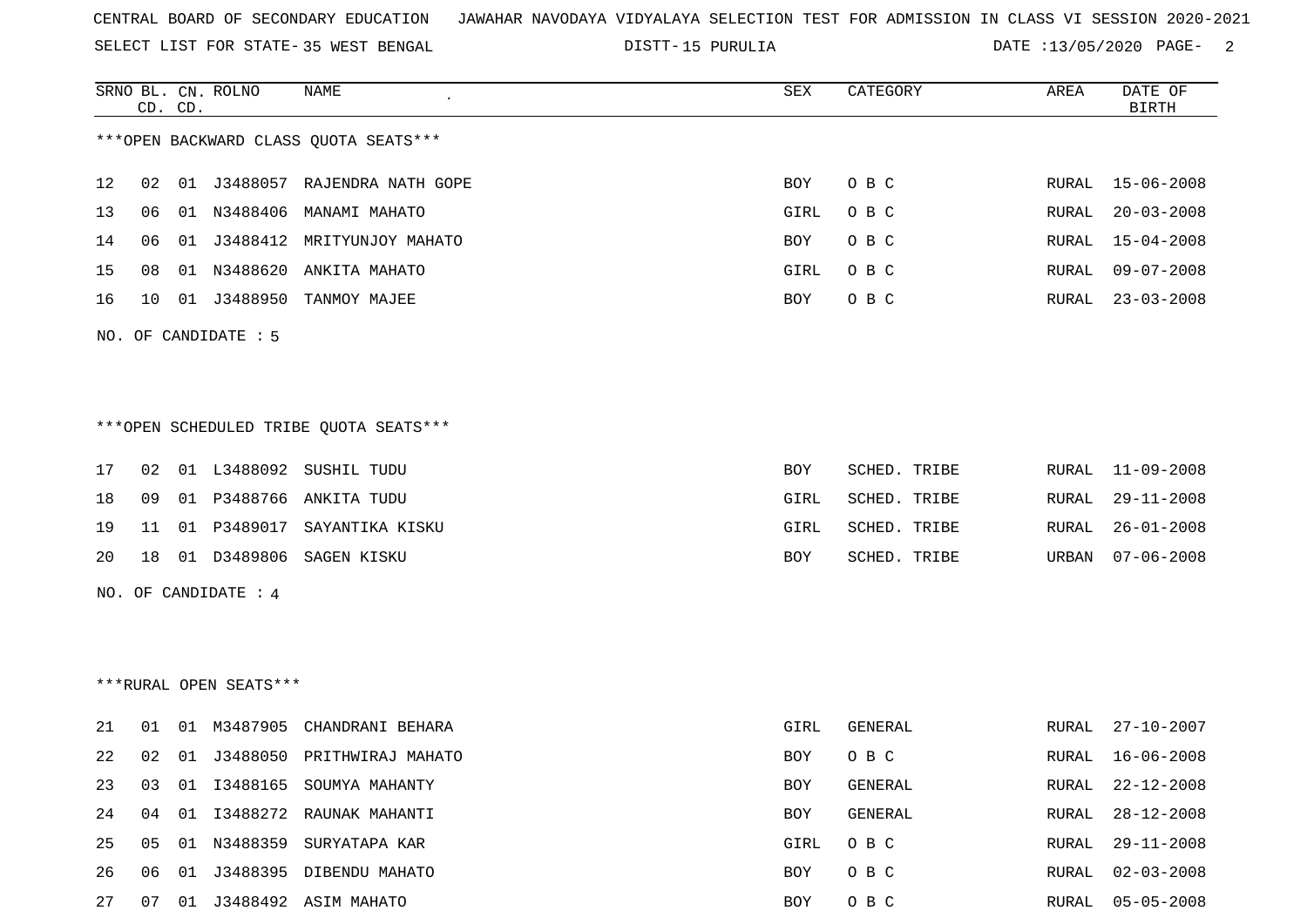CENTRAL BOARD OF SECONDARY EDUCATION JAWAHAR NAVODAYA VIDYALAYA SELECTION TEST FOR ADMISSION IN CLASS VI SESSION 2020-2021

SELECT LIST FOR STATE- 35 WEST BENGAL DISTT- 15 PURULIA DATE :13/05/2020

| SRNO | BL. CD. | CN. CD. | ROLNO | NAME | SEX | CATEGORY | AREA | DATE OF BIRTH |
|---|---|---|---|---|---|---|---|---|

***OPEN BACKWARD CLASS QUOTA SEATS***

| SRNO | BL. CD. | CN. CD. | ROLNO | NAME | SEX | CATEGORY | AREA | DATE OF BIRTH |
|---|---|---|---|---|---|---|---|---|
| 12 | 02 | 01 | J3488057 | RAJENDRA NATH GOPE | BOY | O B C | RURAL | 15-06-2008 |
| 13 | 06 | 01 | N3488406 | MANAMI MAHATO | GIRL | O B C | RURAL | 20-03-2008 |
| 14 | 06 | 01 | J3488412 | MRITYUNJOY MAHATO | BOY | O B C | RURAL | 15-04-2008 |
| 15 | 08 | 01 | N3488620 | ANKITA MAHATO | GIRL | O B C | RURAL | 09-07-2008 |
| 16 | 10 | 01 | J3488950 | TANMOY MAJEE | BOY | O B C | RURAL | 23-03-2008 |

NO. OF CANDIDATE : 5

***OPEN SCHEDULED TRIBE QUOTA SEATS***

| SRNO | BL. CD. | CN. CD. | ROLNO | NAME | SEX | CATEGORY | AREA | DATE OF BIRTH |
|---|---|---|---|---|---|---|---|---|
| 17 | 02 | 01 | L3488092 | SUSHIL TUDU | BOY | SCHED. TRIBE | RURAL | 11-09-2008 |
| 18 | 09 | 01 | P3488766 | ANKITA TUDU | GIRL | SCHED. TRIBE | RURAL | 29-11-2008 |
| 19 | 11 | 01 | P3489017 | SAYANTIKA KISKU | GIRL | SCHED. TRIBE | RURAL | 26-01-2008 |
| 20 | 18 | 01 | D3489806 | SAGEN KISKU | BOY | SCHED. TRIBE | URBAN | 07-06-2008 |

NO. OF CANDIDATE : 4

***RURAL OPEN SEATS***

| SRNO | BL. CD. | CN. CD. | ROLNO | NAME | SEX | CATEGORY | AREA | DATE OF BIRTH |
|---|---|---|---|---|---|---|---|---|
| 21 | 01 | 01 | M3487905 | CHANDRANI BEHARA | GIRL | GENERAL | RURAL | 27-10-2007 |
| 22 | 02 | 01 | J3488050 | PRITHWIRAJ MAHATO | BOY | O B C | RURAL | 16-06-2008 |
| 23 | 03 | 01 | I3488165 | SOUMYA MAHANTY | BOY | GENERAL | RURAL | 22-12-2008 |
| 24 | 04 | 01 | I3488272 | RAUNAK MAHANTI | BOY | GENERAL | RURAL | 28-12-2008 |
| 25 | 05 | 01 | N3488359 | SURYATAPA KAR | GIRL | O B C | RURAL | 29-11-2008 |
| 26 | 06 | 01 | J3488395 | DIBENDU MAHATO | BOY | O B C | RURAL | 02-03-2008 |
| 27 | 07 | 01 | J3488492 | ASIM MAHATO | BOY | O B C | RURAL | 05-05-2008 |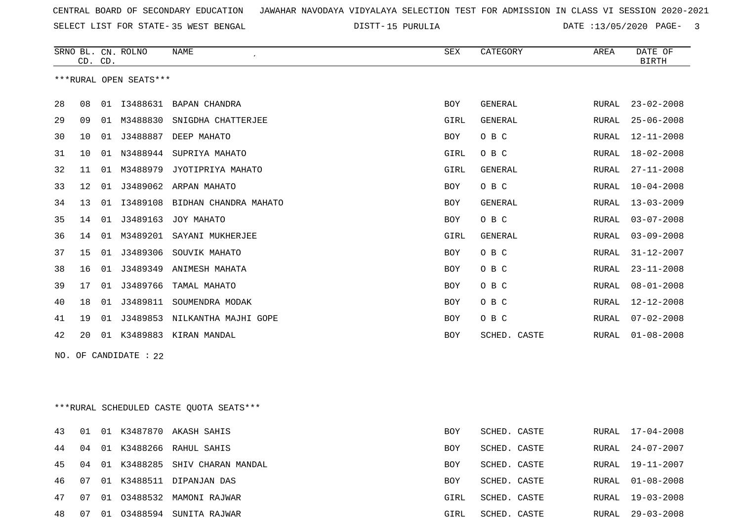CENTRAL BOARD OF SECONDARY EDUCATION   JAWAHAR NAVODAYA VIDYALAYA SELECTION TEST FOR ADMISSION IN CLASS VI SESSION 2020-2021

SELECT LIST FOR STATE- 35 WEST BENGAL   DISTT- 15 PURULIA   DATE :13/05/2020

***RURAL OPEN SEATS***

| SRNO | BL. CD. | CN. CD. | ROLNO | NAME | SEX | CATEGORY | AREA | DATE OF BIRTH |
|---|---|---|---|---|---|---|---|---|
| 28 | 08 | 01 | I3488631 | BAPAN CHANDRA | BOY | GENERAL | RURAL | 23-02-2008 |
| 29 | 09 | 01 | M3488830 | SNIGDHA CHATTERJEE | GIRL | GENERAL | RURAL | 25-06-2008 |
| 30 | 10 | 01 | J3488887 | DEEP MAHATO | BOY | O B C | RURAL | 12-11-2008 |
| 31 | 10 | 01 | N3488944 | SUPRIYA MAHATO | GIRL | O B C | RURAL | 18-02-2008 |
| 32 | 11 | 01 | M3488979 | JYOTIPRIYA MAHATO | GIRL | GENERAL | RURAL | 27-11-2008 |
| 33 | 12 | 01 | J3489062 | ARPAN MAHATO | BOY | O B C | RURAL | 10-04-2008 |
| 34 | 13 | 01 | I3489108 | BIDHAN CHANDRA MAHATO | BOY | GENERAL | RURAL | 13-03-2009 |
| 35 | 14 | 01 | J3489163 | JOY MAHATO | BOY | O B C | RURAL | 03-07-2008 |
| 36 | 14 | 01 | M3489201 | SAYANI MUKHERJEE | GIRL | GENERAL | RURAL | 03-09-2008 |
| 37 | 15 | 01 | J3489306 | SOUVIK MAHATO | BOY | O B C | RURAL | 31-12-2007 |
| 38 | 16 | 01 | J3489349 | ANIMESH MAHATA | BOY | O B C | RURAL | 23-11-2008 |
| 39 | 17 | 01 | J3489766 | TAMAL MAHATO | BOY | O B C | RURAL | 08-01-2008 |
| 40 | 18 | 01 | J3489811 | SOUMENDRA MODAK | BOY | O B C | RURAL | 12-12-2008 |
| 41 | 19 | 01 | J3489853 | NILKANTHA MAJHI GOPE | BOY | O B C | RURAL | 07-02-2008 |
| 42 | 20 | 01 | K3489883 | KIRAN MANDAL | BOY | SCHED. CASTE | RURAL | 01-08-2008 |

NO. OF CANDIDATE : 22

***RURAL SCHEDULED CASTE QUOTA SEATS***

| SRNO | BL. CD. | CN. CD. | ROLNO | NAME | SEX | CATEGORY | AREA | DATE OF BIRTH |
|---|---|---|---|---|---|---|---|---|
| 43 | 01 | 01 | K3487870 | AKASH SAHIS | BOY | SCHED. CASTE | RURAL | 17-04-2008 |
| 44 | 04 | 01 | K3488266 | RAHUL SAHIS | BOY | SCHED. CASTE | RURAL | 24-07-2007 |
| 45 | 04 | 01 | K3488285 | SHIV CHARAN MANDAL | BOY | SCHED. CASTE | RURAL | 19-11-2007 |
| 46 | 07 | 01 | K3488511 | DIPANJAN DAS | BOY | SCHED. CASTE | RURAL | 01-08-2008 |
| 47 | 07 | 01 | O3488532 | MAMONI RAJWAR | GIRL | SCHED. CASTE | RURAL | 19-03-2008 |
| 48 | 07 | 01 | O3488594 | SUNITA RAJWAR | GIRL | SCHED. CASTE | RURAL | 29-03-2008 |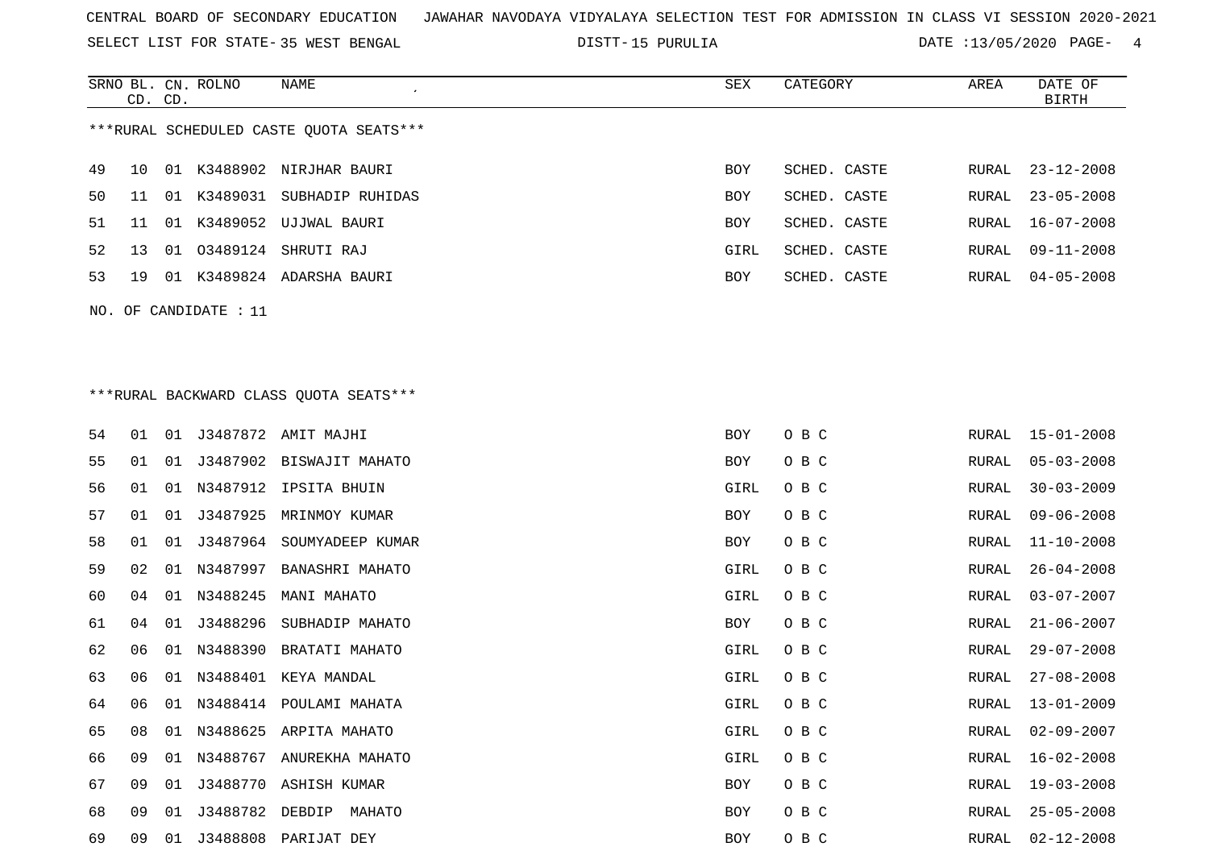CENTRAL BOARD OF SECONDARY EDUCATION JAWAHAR NAVODAYA VIDYALAYA SELECTION TEST FOR ADMISSION IN CLASS VI SESSION 2020-2021

SELECT LIST FOR STATE- 35 WEST BENGAL DISTT- 15 PURULIA DATE :13/05/2020

***RURAL SCHEDULED CASTE QUOTA SEATS***

| SRNO | BL. CD. | CN. CD. | ROLNO | NAME | SEX | CATEGORY | AREA | DATE OF BIRTH |
|---|---|---|---|---|---|---|---|---|
| 49 | 10 | 01 | K3488902 | NIRJHAR BAURI | BOY | SCHED. CASTE | RURAL | 23-12-2008 |
| 50 | 11 | 01 | K3489031 | SUBHADIP RUHIDAS | BOY | SCHED. CASTE | RURAL | 23-05-2008 |
| 51 | 11 | 01 | K3489052 | UJJWAL BAURI | BOY | SCHED. CASTE | RURAL | 16-07-2008 |
| 52 | 13 | 01 | O3489124 | SHRUTI RAJ | GIRL | SCHED. CASTE | RURAL | 09-11-2008 |
| 53 | 19 | 01 | K3489824 | ADARSHA BAURI | BOY | SCHED. CASTE | RURAL | 04-05-2008 |

NO. OF CANDIDATE : 11

***RURAL BACKWARD CLASS QUOTA SEATS***

| SRNO | BL. CD. | CN. CD. | ROLNO | NAME | SEX | CATEGORY | AREA | DATE OF BIRTH |
|---|---|---|---|---|---|---|---|---|
| 54 | 01 | 01 | J3487872 | AMIT MAJHI | BOY | O B C | RURAL | 15-01-2008 |
| 55 | 01 | 01 | J3487902 | BISWAJIT MAHATO | BOY | O B C | RURAL | 05-03-2008 |
| 56 | 01 | 01 | N3487912 | IPSITA BHUIN | GIRL | O B C | RURAL | 30-03-2009 |
| 57 | 01 | 01 | J3487925 | MRINMOY KUMAR | BOY | O B C | RURAL | 09-06-2008 |
| 58 | 01 | 01 | J3487964 | SOUMYADEEP KUMAR | BOY | O B C | RURAL | 11-10-2008 |
| 59 | 02 | 01 | N3487997 | BANASHRI MAHATO | GIRL | O B C | RURAL | 26-04-2008 |
| 60 | 04 | 01 | N3488245 | MANI MAHATO | GIRL | O B C | RURAL | 03-07-2007 |
| 61 | 04 | 01 | J3488296 | SUBHADIP MAHATO | BOY | O B C | RURAL | 21-06-2007 |
| 62 | 06 | 01 | N3488390 | BRATATI MAHATO | GIRL | O B C | RURAL | 29-07-2008 |
| 63 | 06 | 01 | N3488401 | KEYA MANDAL | GIRL | O B C | RURAL | 27-08-2008 |
| 64 | 06 | 01 | N3488414 | POULAMI MAHATA | GIRL | O B C | RURAL | 13-01-2009 |
| 65 | 08 | 01 | N3488625 | ARPITA MAHATO | GIRL | O B C | RURAL | 02-09-2007 |
| 66 | 09 | 01 | N3488767 | ANUREKHA MAHATO | GIRL | O B C | RURAL | 16-02-2008 |
| 67 | 09 | 01 | J3488770 | ASHISH KUMAR | BOY | O B C | RURAL | 19-03-2008 |
| 68 | 09 | 01 | J3488782 | DEBDIP MAHATO | BOY | O B C | RURAL | 25-05-2008 |
| 69 | 09 | 01 | J3488808 | PARIJAT DEY | BOY | O B C | RURAL | 02-12-2008 |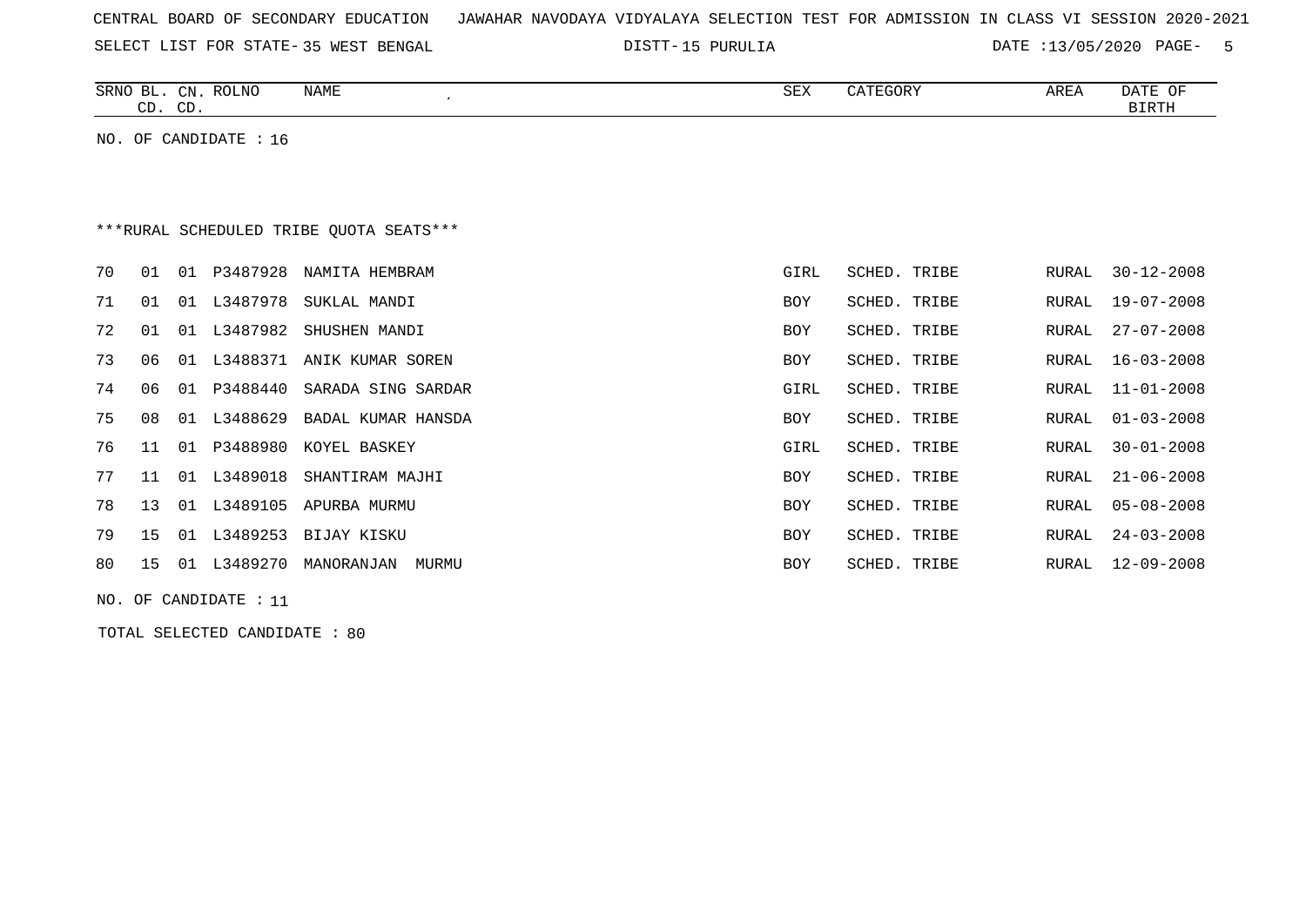CENTRAL BOARD OF SECONDARY EDUCATION JAWAHAR NAVODAYA VIDYALAYA SELECTION TEST FOR ADMISSION IN CLASS VI SESSION 2020-2021

SELECT LIST FOR STATE- 35 WEST BENGAL DISTT- 15 PURULIA DATE :13/05/2020

NO. OF CANDIDATE : 16

***RURAL SCHEDULED TRIBE QUOTA SEATS***

| SRNO | BL. CD. | CN. CD. | ROLNO | NAME | SEX | CATEGORY | AREA | DATE OF BIRTH |
|---|---|---|---|---|---|---|---|---|
| 70 | 01 | 01 | P3487928 | NAMITA HEMBRAM | GIRL | SCHED. TRIBE | RURAL | 30-12-2008 |
| 71 | 01 | 01 | L3487978 | SUKLAL MANDI | BOY | SCHED. TRIBE | RURAL | 19-07-2008 |
| 72 | 01 | 01 | L3487982 | SHUSHEN MANDI | BOY | SCHED. TRIBE | RURAL | 27-07-2008 |
| 73 | 06 | 01 | L3488371 | ANIK KUMAR SOREN | BOY | SCHED. TRIBE | RURAL | 16-03-2008 |
| 74 | 06 | 01 | P3488440 | SARADA SING SARDAR | GIRL | SCHED. TRIBE | RURAL | 11-01-2008 |
| 75 | 08 | 01 | L3488629 | BADAL KUMAR HANSDA | BOY | SCHED. TRIBE | RURAL | 01-03-2008 |
| 76 | 11 | 01 | P3488980 | KOYEL BASKEY | GIRL | SCHED. TRIBE | RURAL | 30-01-2008 |
| 77 | 11 | 01 | L3489018 | SHANTIRAM MAJHI | BOY | SCHED. TRIBE | RURAL | 21-06-2008 |
| 78 | 13 | 01 | L3489105 | APURBA MURMU | BOY | SCHED. TRIBE | RURAL | 05-08-2008 |
| 79 | 15 | 01 | L3489253 | BIJAY KISKU | BOY | SCHED. TRIBE | RURAL | 24-03-2008 |
| 80 | 15 | 01 | L3489270 | MANORANJAN MURMU | BOY | SCHED. TRIBE | RURAL | 12-09-2008 |

NO. OF CANDIDATE : 11

TOTAL SELECTED CANDIDATE : 80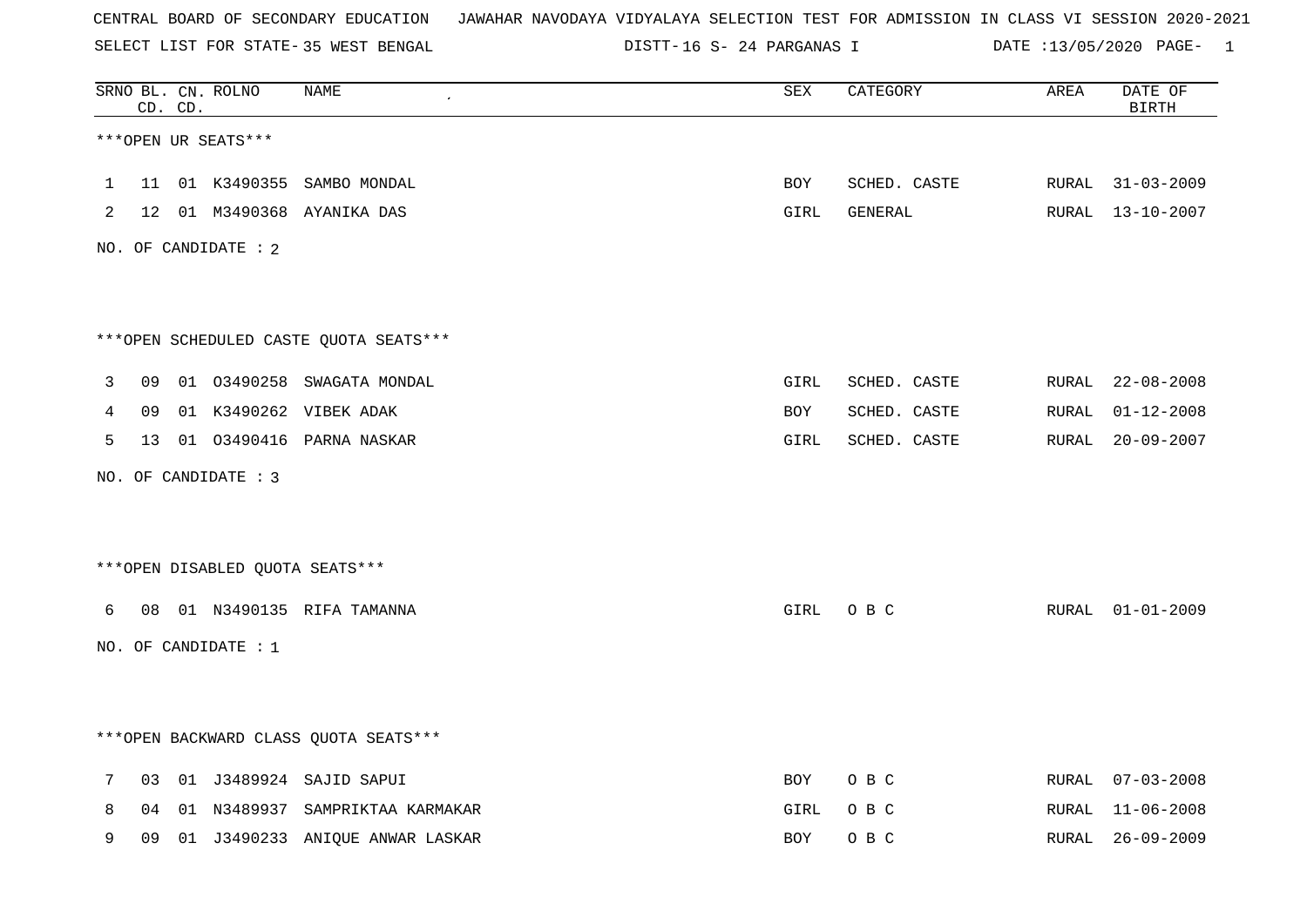CENTRAL BOARD OF SECONDARY EDUCATION JAWAHAR NAVODAYA VIDYALAYA SELECTION TEST FOR ADMISSION IN CLASS VI SESSION 2020-2021

SELECT LIST FOR STATE- 35 WEST BENGAL DISTT- 16 S- 24 PARGANAS I DATE :13/05/2020 PAGE- 1

| SRNO | BL. CD. | CN. CD. | ROLNO | NAME | SEX | CATEGORY | AREA | DATE OF BIRTH |
|---|---|---|---|---|---|---|---|---|

***OPEN UR SEATS***

| SRNO | BL. CD. | CN. CD. | ROLNO | NAME | SEX | CATEGORY | AREA | DATE OF BIRTH |
|---|---|---|---|---|---|---|---|---|
| 1 | 11 | 01 | K3490355 | SAMBO MONDAL | BOY | SCHED. CASTE | RURAL | 31-03-2009 |
| 2 | 12 | 01 | M3490368 | AYANIKA DAS | GIRL | GENERAL | RURAL | 13-10-2007 |

NO. OF CANDIDATE : 2

***OPEN SCHEDULED CASTE QUOTA SEATS***

| SRNO | BL. CD. | CN. CD. | ROLNO | NAME | SEX | CATEGORY | AREA | DATE OF BIRTH |
|---|---|---|---|---|---|---|---|---|
| 3 | 09 | 01 | O3490258 | SWAGATA MONDAL | GIRL | SCHED. CASTE | RURAL | 22-08-2008 |
| 4 | 09 | 01 | K3490262 | VIBEK ADAK | BOY | SCHED. CASTE | RURAL | 01-12-2008 |
| 5 | 13 | 01 | O3490416 | PARNA NASKAR | GIRL | SCHED. CASTE | RURAL | 20-09-2007 |

NO. OF CANDIDATE : 3

***OPEN DISABLED QUOTA SEATS***

| SRNO | BL. CD. | CN. CD. | ROLNO | NAME | SEX | CATEGORY | AREA | DATE OF BIRTH |
|---|---|---|---|---|---|---|---|---|
| 6 | 08 | 01 | N3490135 | RIFA TAMANNA | GIRL | O B C | RURAL | 01-01-2009 |

NO. OF CANDIDATE : 1

***OPEN BACKWARD CLASS QUOTA SEATS***

| SRNO | BL. CD. | CN. CD. | ROLNO | NAME | SEX | CATEGORY | AREA | DATE OF BIRTH |
|---|---|---|---|---|---|---|---|---|
| 7 | 03 | 01 | J3489924 | SAJID SAPUI | BOY | O B C | RURAL | 07-03-2008 |
| 8 | 04 | 01 | N3489937 | SAMPRIKTAA KARMAKAR | GIRL | O B C | RURAL | 11-06-2008 |
| 9 | 09 | 01 | J3490233 | ANIQUE ANWAR LASKAR | BOY | O B C | RURAL | 26-09-2009 |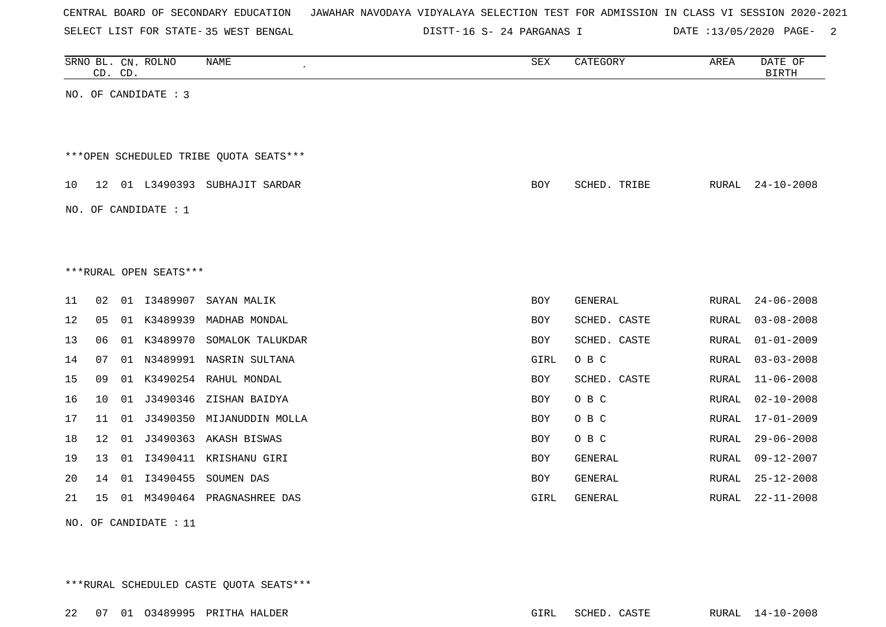CENTRAL BOARD OF SECONDARY EDUCATION JAWAHAR NAVODAYA VIDYALAYA SELECTION TEST FOR ADMISSION IN CLASS VI SESSION 2020-2021

SELECT LIST FOR STATE- 35 WEST BENGAL DISTT- 16 S- 24 PARGANAS I DATE :13/05/2020

| SRNO | BL. CD. | CN. CD. | ROLNO | NAME | SEX | CATEGORY | AREA | DATE OF BIRTH |
|---|---|---|---|---|---|---|---|---|

NO. OF CANDIDATE : 3

***OPEN SCHEDULED TRIBE QUOTA SEATS***

| SRNO | BL. CD. | CN. CD. | ROLNO | NAME | SEX | CATEGORY | AREA | DATE OF BIRTH |
|---|---|---|---|---|---|---|---|---|
| 10 | 12 | 01 | L3490393 | SUBHAJIT SARDAR | BOY | SCHED. TRIBE | RURAL | 24-10-2008 |

NO. OF CANDIDATE : 1

***RURAL OPEN SEATS***

| SRNO | BL. CD. | CN. CD. | ROLNO | NAME | SEX | CATEGORY | AREA | DATE OF BIRTH |
|---|---|---|---|---|---|---|---|---|
| 11 | 02 | 01 | I3489907 | SAYAN MALIK | BOY | GENERAL | RURAL | 24-06-2008 |
| 12 | 05 | 01 | K3489939 | MADHAB MONDAL | BOY | SCHED. CASTE | RURAL | 03-08-2008 |
| 13 | 06 | 01 | K3489970 | SOMALOK TALUKDAR | BOY | SCHED. CASTE | RURAL | 01-01-2009 |
| 14 | 07 | 01 | N3489991 | NASRIN SULTANA | GIRL | O B C | RURAL | 03-03-2008 |
| 15 | 09 | 01 | K3490254 | RAHUL MONDAL | BOY | SCHED. CASTE | RURAL | 11-06-2008 |
| 16 | 10 | 01 | J3490346 | ZISHAN BAIDYA | BOY | O B C | RURAL | 02-10-2008 |
| 17 | 11 | 01 | J3490350 | MIJANUDDIN MOLLA | BOY | O B C | RURAL | 17-01-2009 |
| 18 | 12 | 01 | J3490363 | AKASH BISWAS | BOY | O B C | RURAL | 29-06-2008 |
| 19 | 13 | 01 | I3490411 | KRISHANU GIRI | BOY | GENERAL | RURAL | 09-12-2007 |
| 20 | 14 | 01 | I3490455 | SOUMEN DAS | BOY | GENERAL | RURAL | 25-12-2008 |
| 21 | 15 | 01 | M3490464 | PRAGNASHREE DAS | GIRL | GENERAL | RURAL | 22-11-2008 |

NO. OF CANDIDATE : 11

***RURAL SCHEDULED CASTE QUOTA SEATS***

| SRNO | BL. CD. | CN. CD. | ROLNO | NAME | SEX | CATEGORY | AREA | DATE OF BIRTH |
|---|---|---|---|---|---|---|---|---|
| 22 | 07 | 01 | O3489995 | PRITHA HALDER | GIRL | SCHED. CASTE | RURAL | 14-10-2008 |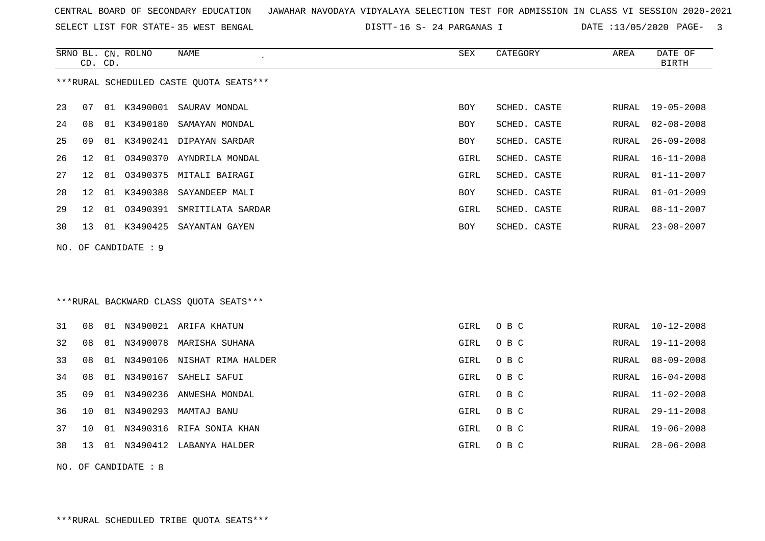CENTRAL BOARD OF SECONDARY EDUCATION JAWAHAR NAVODAYA VIDYALAYA SELECTION TEST FOR ADMISSION IN CLASS VI SESSION 2020-2021

SELECT LIST FOR STATE- 35 WEST BENGAL DISTT- 16 S- 24 PARGANAS I DATE :13/05/2020

***RURAL SCHEDULED CASTE QUOTA SEATS***

| SRNO | BL. CD. | CN. CD. | ROLNO | NAME | SEX | CATEGORY | AREA | DATE OF BIRTH |
|---|---|---|---|---|---|---|---|---|
| 23 | 07 | 01 | K3490001 | SAURAV MONDAL | BOY | SCHED. CASTE | RURAL | 19-05-2008 |
| 24 | 08 | 01 | K3490180 | SAMAYAN MONDAL | BOY | SCHED. CASTE | RURAL | 02-08-2008 |
| 25 | 09 | 01 | K3490241 | DIPAYAN SARDAR | BOY | SCHED. CASTE | RURAL | 26-09-2008 |
| 26 | 12 | 01 | O3490370 | AYNDRILA MONDAL | GIRL | SCHED. CASTE | RURAL | 16-11-2008 |
| 27 | 12 | 01 | O3490375 | MITALI BAIRAGI | GIRL | SCHED. CASTE | RURAL | 01-11-2007 |
| 28 | 12 | 01 | K3490388 | SAYANDEEP MALI | BOY | SCHED. CASTE | RURAL | 01-01-2009 |
| 29 | 12 | 01 | O3490391 | SMRITILATA SARDAR | GIRL | SCHED. CASTE | RURAL | 08-11-2007 |
| 30 | 13 | 01 | K3490425 | SAYANTAN GAYEN | BOY | SCHED. CASTE | RURAL | 23-08-2007 |

NO. OF CANDIDATE : 9

***RURAL BACKWARD CLASS QUOTA SEATS***

| SRNO | BL. CD. | CN. CD. | ROLNO | NAME | SEX | CATEGORY | AREA | DATE OF BIRTH |
|---|---|---|---|---|---|---|---|---|
| 31 | 08 | 01 | N3490021 | ARIFA KHATUN | GIRL | O B C | RURAL | 10-12-2008 |
| 32 | 08 | 01 | N3490078 | MARISHA SUHANA | GIRL | O B C | RURAL | 19-11-2008 |
| 33 | 08 | 01 | N3490106 | NISHAT RIMA HALDER | GIRL | O B C | RURAL | 08-09-2008 |
| 34 | 08 | 01 | N3490167 | SAHELI SAFUI | GIRL | O B C | RURAL | 16-04-2008 |
| 35 | 09 | 01 | N3490236 | ANWESHA MONDAL | GIRL | O B C | RURAL | 11-02-2008 |
| 36 | 10 | 01 | N3490293 | MAMTAJ BANU | GIRL | O B C | RURAL | 29-11-2008 |
| 37 | 10 | 01 | N3490316 | RIFA SONIA KHAN | GIRL | O B C | RURAL | 19-06-2008 |
| 38 | 13 | 01 | N3490412 | LABANYA HALDER | GIRL | O B C | RURAL | 28-06-2008 |

NO. OF CANDIDATE : 8

***RURAL SCHEDULED TRIBE QUOTA SEATS***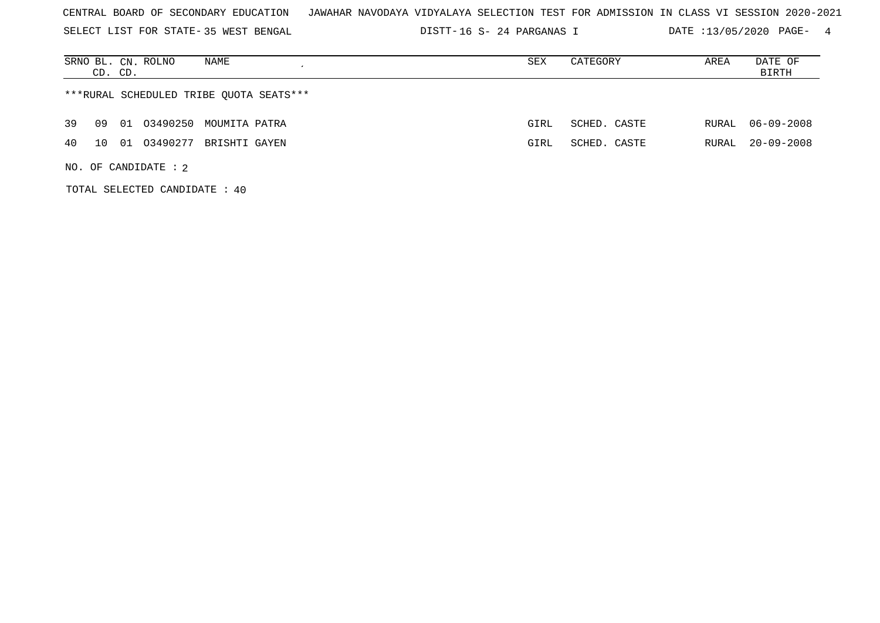CENTRAL BOARD OF SECONDARY EDUCATION JAWAHAR NAVODAYA VIDYALAYA SELECTION TEST FOR ADMISSION IN CLASS VI SESSION 2020-2021

SELECT LIST FOR STATE- 35 WEST BENGAL DISTT- 16 S- 24 PARGANAS I DATE :13/05/2020 PAGE- 4

| SRNO | BL. CD. | CN. CD. | ROLNO | NAME | SEX | CATEGORY | AREA | DATE OF BIRTH |
|---|---|---|---|---|---|---|---|---|
| ***RURAL SCHEDULED TRIBE QUOTA SEATS*** | | | | | | | | |
| 39 | 09 | 01 | O3490250 | MOUMITA PATRA | GIRL | SCHED. CASTE | RURAL | 06-09-2008 |
| 40 | 10 | 01 | O3490277 | BRISHTI GAYEN | GIRL | SCHED. CASTE | RURAL | 20-09-2008 |

NO. OF CANDIDATE : 2

TOTAL SELECTED CANDIDATE : 40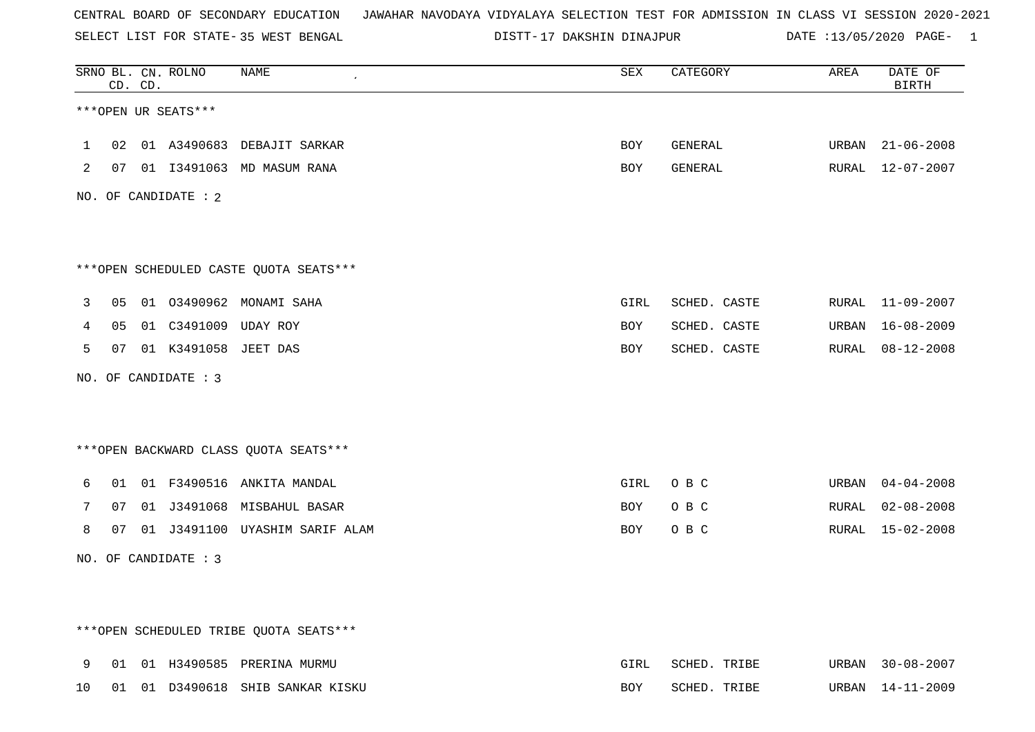CENTRAL BOARD OF SECONDARY EDUCATION JAWAHAR NAVODAYA VIDYALAYA SELECTION TEST FOR ADMISSION IN CLASS VI SESSION 2020-2021

SELECT LIST FOR STATE- 35 WEST BENGAL DISTT- 17 DAKSHIN DINAJPUR DATE :13/05/2020

***OPEN UR SEATS***

| SRNO | BL. CD. | CN. CD. | ROLNO | NAME | SEX | CATEGORY | AREA | DATE OF BIRTH |
|---|---|---|---|---|---|---|---|---|
| 1 | 02 | 01 | A3490683 | DEBAJIT SARKAR | BOY | GENERAL | URBAN | 21-06-2008 |
| 2 | 07 | 01 | I3491063 | MD MASUM RANA | BOY | GENERAL | RURAL | 12-07-2007 |

NO. OF CANDIDATE : 2

***OPEN SCHEDULED CASTE QUOTA SEATS***

| SRNO | BL. CD. | CN. CD. | ROLNO | NAME | SEX | CATEGORY | AREA | DATE OF BIRTH |
|---|---|---|---|---|---|---|---|---|
| 3 | 05 | 01 | O3490962 | MONAMI SAHA | GIRL | SCHED. CASTE | RURAL | 11-09-2007 |
| 4 | 05 | 01 | C3491009 | UDAY ROY | BOY | SCHED. CASTE | URBAN | 16-08-2009 |
| 5 | 07 | 01 | K3491058 | JEET DAS | BOY | SCHED. CASTE | RURAL | 08-12-2008 |

NO. OF CANDIDATE : 3

***OPEN BACKWARD CLASS QUOTA SEATS***

| SRNO | BL. CD. | CN. CD. | ROLNO | NAME | SEX | CATEGORY | AREA | DATE OF BIRTH |
|---|---|---|---|---|---|---|---|---|
| 6 | 01 | 01 | F3490516 | ANKITA MANDAL | GIRL | O B C | URBAN | 04-04-2008 |
| 7 | 07 | 01 | J3491068 | MISBAHUL BASAR | BOY | O B C | RURAL | 02-08-2008 |
| 8 | 07 | 01 | J3491100 | UYASHIM SARIF ALAM | BOY | O B C | RURAL | 15-02-2008 |

NO. OF CANDIDATE : 3

***OPEN SCHEDULED TRIBE QUOTA SEATS***

| SRNO | BL. CD. | CN. CD. | ROLNO | NAME | SEX | CATEGORY | AREA | DATE OF BIRTH |
|---|---|---|---|---|---|---|---|---|
| 9 | 01 | 01 | H3490585 | PRERINA MURMU | GIRL | SCHED. TRIBE | URBAN | 30-08-2007 |
| 10 | 01 | 01 | D3490618 | SHIB SANKAR KISKU | BOY | SCHED. TRIBE | URBAN | 14-11-2009 |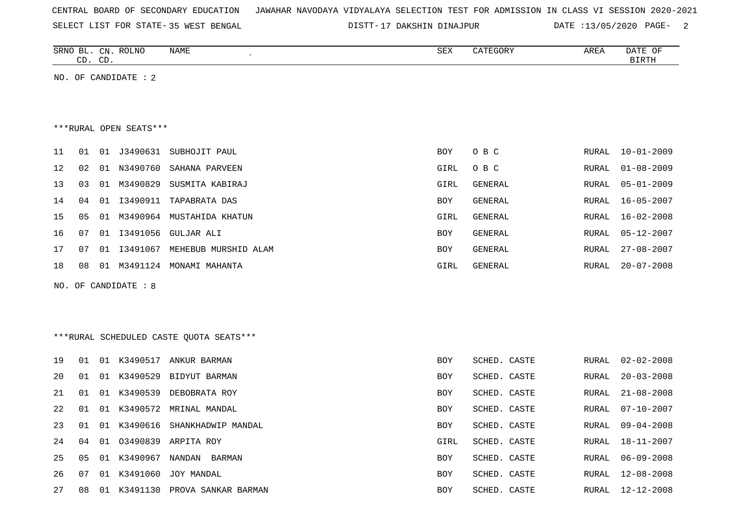CENTRAL BOARD OF SECONDARY EDUCATION JAWAHAR NAVODAYA VIDYALAYA SELECTION TEST FOR ADMISSION IN CLASS VI SESSION 2020-2021

SELECT LIST FOR STATE- 35 WEST BENGAL DISTT- 17 DAKSHIN DINAJPUR DATE :13/05/2020

NO. OF CANDIDATE : 2

***RURAL OPEN SEATS***

| SRNO | BL. CD. | CN. CD. | ROLNO | NAME | SEX | CATEGORY | AREA | DATE OF BIRTH |
|---|---|---|---|---|---|---|---|---|
| 11 | 01 | 01 | J3490631 | SUBHOJIT PAUL | BOY | O B C | RURAL | 10-01-2009 |
| 12 | 02 | 01 | N3490760 | SAHANA PARVEEN | GIRL | O B C | RURAL | 01-08-2009 |
| 13 | 03 | 01 | M3490829 | SUSMITA KABIRAJ | GIRL | GENERAL | RURAL | 05-01-2009 |
| 14 | 04 | 01 | I3490911 | TAPABRATA DAS | BOY | GENERAL | RURAL | 16-05-2007 |
| 15 | 05 | 01 | M3490964 | MUSTAHIDA KHATUN | GIRL | GENERAL | RURAL | 16-02-2008 |
| 16 | 07 | 01 | I3491056 | GULJAR ALI | BOY | GENERAL | RURAL | 05-12-2007 |
| 17 | 07 | 01 | I3491067 | MEHEBUB MURSHID ALAM | BOY | GENERAL | RURAL | 27-08-2007 |
| 18 | 08 | 01 | M3491124 | MONAMI MAHANTA | GIRL | GENERAL | RURAL | 20-07-2008 |

NO. OF CANDIDATE : 8

***RURAL SCHEDULED CASTE QUOTA SEATS***

| SRNO | BL. CD. | CN. CD. | ROLNO | NAME | SEX | CATEGORY | AREA | DATE OF BIRTH |
|---|---|---|---|---|---|---|---|---|
| 19 | 01 | 01 | K3490517 | ANKUR BARMAN | BOY | SCHED. CASTE | RURAL | 02-02-2008 |
| 20 | 01 | 01 | K3490529 | BIDYUT BARMAN | BOY | SCHED. CASTE | RURAL | 20-03-2008 |
| 21 | 01 | 01 | K3490539 | DEBOBRATA ROY | BOY | SCHED. CASTE | RURAL | 21-08-2008 |
| 22 | 01 | 01 | K3490572 | MRINAL MANDAL | BOY | SCHED. CASTE | RURAL | 07-10-2007 |
| 23 | 01 | 01 | K3490616 | SHANKHADWIP MANDAL | BOY | SCHED. CASTE | RURAL | 09-04-2008 |
| 24 | 04 | 01 | O3490839 | ARPITA ROY | GIRL | SCHED. CASTE | RURAL | 18-11-2007 |
| 25 | 05 | 01 | K3490967 | NANDAN BARMAN | BOY | SCHED. CASTE | RURAL | 06-09-2008 |
| 26 | 07 | 01 | K3491060 | JOY MANDAL | BOY | SCHED. CASTE | RURAL | 12-08-2008 |
| 27 | 08 | 01 | K3491130 | PROVA SANKAR BARMAN | BOY | SCHED. CASTE | RURAL | 12-12-2008 |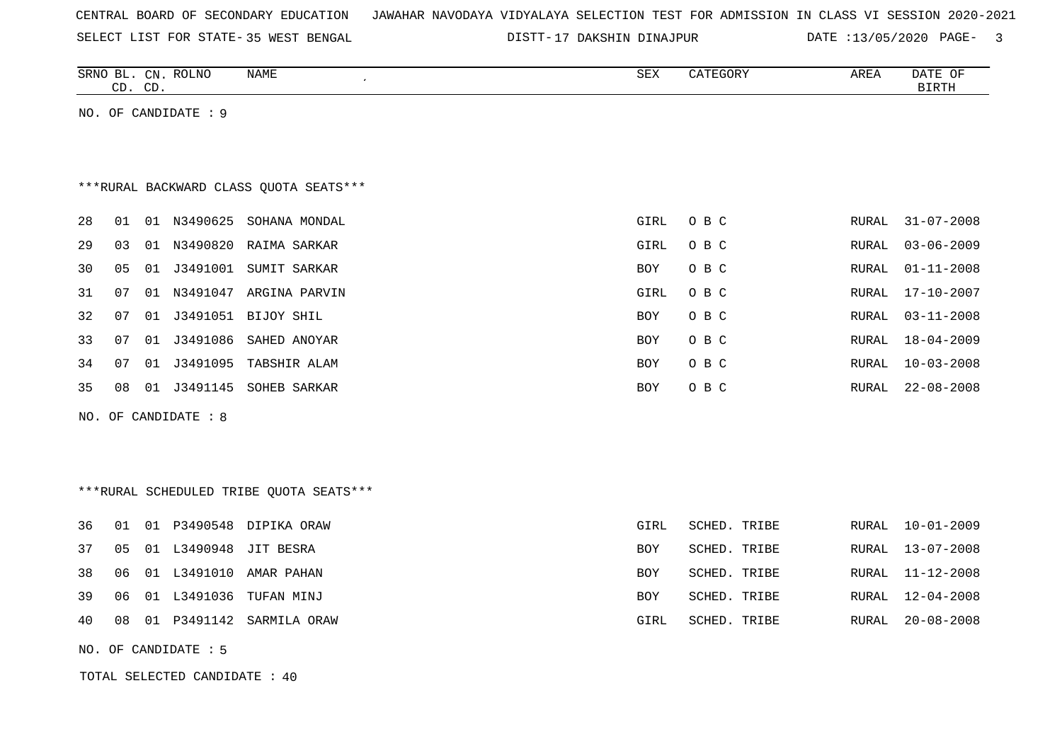CENTRAL BOARD OF SECONDARY EDUCATION JAWAHAR NAVODAYA VIDYALAYA SELECTION TEST FOR ADMISSION IN CLASS VI SESSION 2020-2021

SELECT LIST FOR STATE- 35 WEST BENGAL DISTT- 17 DAKSHIN DINAJPUR DATE :13/05/2020

| SRNO | BL. CD. | CN. CD. | ROLNO | NAME | SEX | CATEGORY | AREA | DATE OF BIRTH |
|---|---|---|---|---|---|---|---|---|

NO. OF CANDIDATE : 9

***RURAL BACKWARD CLASS QUOTA SEATS***

| SRNO | BL. CD. | CN. CD. | ROLNO | NAME | SEX | CATEGORY | AREA | DATE OF BIRTH |
|---|---|---|---|---|---|---|---|---|
| 28 | 01 | 01 | N3490625 | SOHANA MONDAL | GIRL | O B C | RURAL | 31-07-2008 |
| 29 | 03 | 01 | N3490820 | RAIMA SARKAR | GIRL | O B C | RURAL | 03-06-2009 |
| 30 | 05 | 01 | J3491001 | SUMIT SARKAR | BOY | O B C | RURAL | 01-11-2008 |
| 31 | 07 | 01 | N3491047 | ARGINA PARVIN | GIRL | O B C | RURAL | 17-10-2007 |
| 32 | 07 | 01 | J3491051 | BIJOY SHIL | BOY | O B C | RURAL | 03-11-2008 |
| 33 | 07 | 01 | J3491086 | SAHED ANOYAR | BOY | O B C | RURAL | 18-04-2009 |
| 34 | 07 | 01 | J3491095 | TABSHIR ALAM | BOY | O B C | RURAL | 10-03-2008 |
| 35 | 08 | 01 | J3491145 | SOHEB SARKAR | BOY | O B C | RURAL | 22-08-2008 |

NO. OF CANDIDATE : 8

***RURAL SCHEDULED TRIBE QUOTA SEATS***

| SRNO | BL. CD. | CN. CD. | ROLNO | NAME | SEX | CATEGORY | AREA | DATE OF BIRTH |
|---|---|---|---|---|---|---|---|---|
| 36 | 01 | 01 | P3490548 | DIPIKA ORAW | GIRL | SCHED. TRIBE | RURAL | 10-01-2009 |
| 37 | 05 | 01 | L3490948 | JIT BESRA | BOY | SCHED. TRIBE | RURAL | 13-07-2008 |
| 38 | 06 | 01 | L3491010 | AMAR PAHAN | BOY | SCHED. TRIBE | RURAL | 11-12-2008 |
| 39 | 06 | 01 | L3491036 | TUFAN MINJ | BOY | SCHED. TRIBE | RURAL | 12-04-2008 |
| 40 | 08 | 01 | P3491142 | SARMILA ORAW | GIRL | SCHED. TRIBE | RURAL | 20-08-2008 |

NO. OF CANDIDATE : 5

TOTAL SELECTED CANDIDATE : 40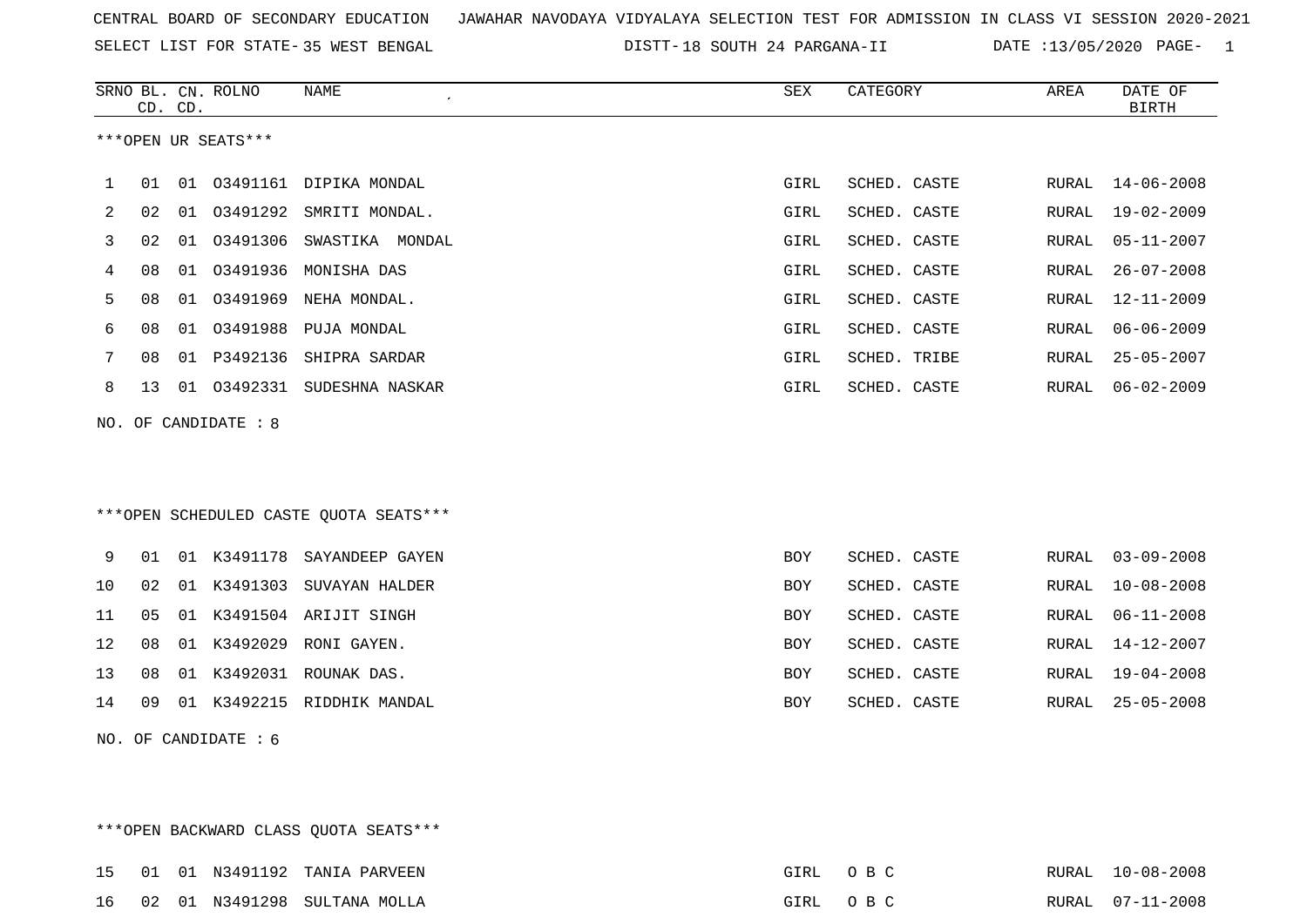CENTRAL BOARD OF SECONDARY EDUCATION JAWAHAR NAVODAYA VIDYALAYA SELECTION TEST FOR ADMISSION IN CLASS VI SESSION 2020-2021

SELECT LIST FOR STATE- 35 WEST BENGAL DISTT- 18 SOUTH 24 PARGANA-II DATE :13/05/2020

***OPEN UR SEATS***

| SRNO | BL. CD. | CN. CD. | ROLNO | NAME | SEX | CATEGORY | AREA | DATE OF BIRTH |
|---|---|---|---|---|---|---|---|---|
| 1 | 01 | 01 | O3491161 | DIPIKA MONDAL | GIRL | SCHED. CASTE | RURAL | 14-06-2008 |
| 2 | 02 | 01 | O3491292 | SMRITI MONDAL. | GIRL | SCHED. CASTE | RURAL | 19-02-2009 |
| 3 | 02 | 01 | O3491306 | SWASTIKA  MONDAL | GIRL | SCHED. CASTE | RURAL | 05-11-2007 |
| 4 | 08 | 01 | O3491936 | MONISHA DAS | GIRL | SCHED. CASTE | RURAL | 26-07-2008 |
| 5 | 08 | 01 | O3491969 | NEHA MONDAL. | GIRL | SCHED. CASTE | RURAL | 12-11-2009 |
| 6 | 08 | 01 | O3491988 | PUJA MONDAL | GIRL | SCHED. CASTE | RURAL | 06-06-2009 |
| 7 | 08 | 01 | P3492136 | SHIPRA SARDAR | GIRL | SCHED. TRIBE | RURAL | 25-05-2007 |
| 8 | 13 | 01 | O3492331 | SUDESHNA NASKAR | GIRL | SCHED. CASTE | RURAL | 06-02-2009 |

NO. OF CANDIDATE : 8

***OPEN SCHEDULED CASTE QUOTA SEATS***

| SRNO | BL. CD. | CN. CD. | ROLNO | NAME | SEX | CATEGORY | AREA | DATE OF BIRTH |
|---|---|---|---|---|---|---|---|---|
| 9 | 01 | 01 | K3491178 | SAYANDEEP GAYEN | BOY | SCHED. CASTE | RURAL | 03-09-2008 |
| 10 | 02 | 01 | K3491303 | SUVAYAN HALDER | BOY | SCHED. CASTE | RURAL | 10-08-2008 |
| 11 | 05 | 01 | K3491504 | ARIJIT SINGH | BOY | SCHED. CASTE | RURAL | 06-11-2008 |
| 12 | 08 | 01 | K3492029 | RONI GAYEN. | BOY | SCHED. CASTE | RURAL | 14-12-2007 |
| 13 | 08 | 01 | K3492031 | ROUNAK DAS. | BOY | SCHED. CASTE | RURAL | 19-04-2008 |
| 14 | 09 | 01 | K3492215 | RIDDHIK MANDAL | BOY | SCHED. CASTE | RURAL | 25-05-2008 |

NO. OF CANDIDATE : 6

***OPEN BACKWARD CLASS QUOTA SEATS***

| SRNO | BL. CD. | CN. CD. | ROLNO | NAME | SEX | CATEGORY | AREA | DATE OF BIRTH |
|---|---|---|---|---|---|---|---|---|
| 15 | 01 | 01 | N3491192 | TANIA PARVEEN | GIRL | O B C | RURAL | 10-08-2008 |
| 16 | 02 | 01 | N3491298 | SULTANA MOLLA | GIRL | O B C | RURAL | 07-11-2008 |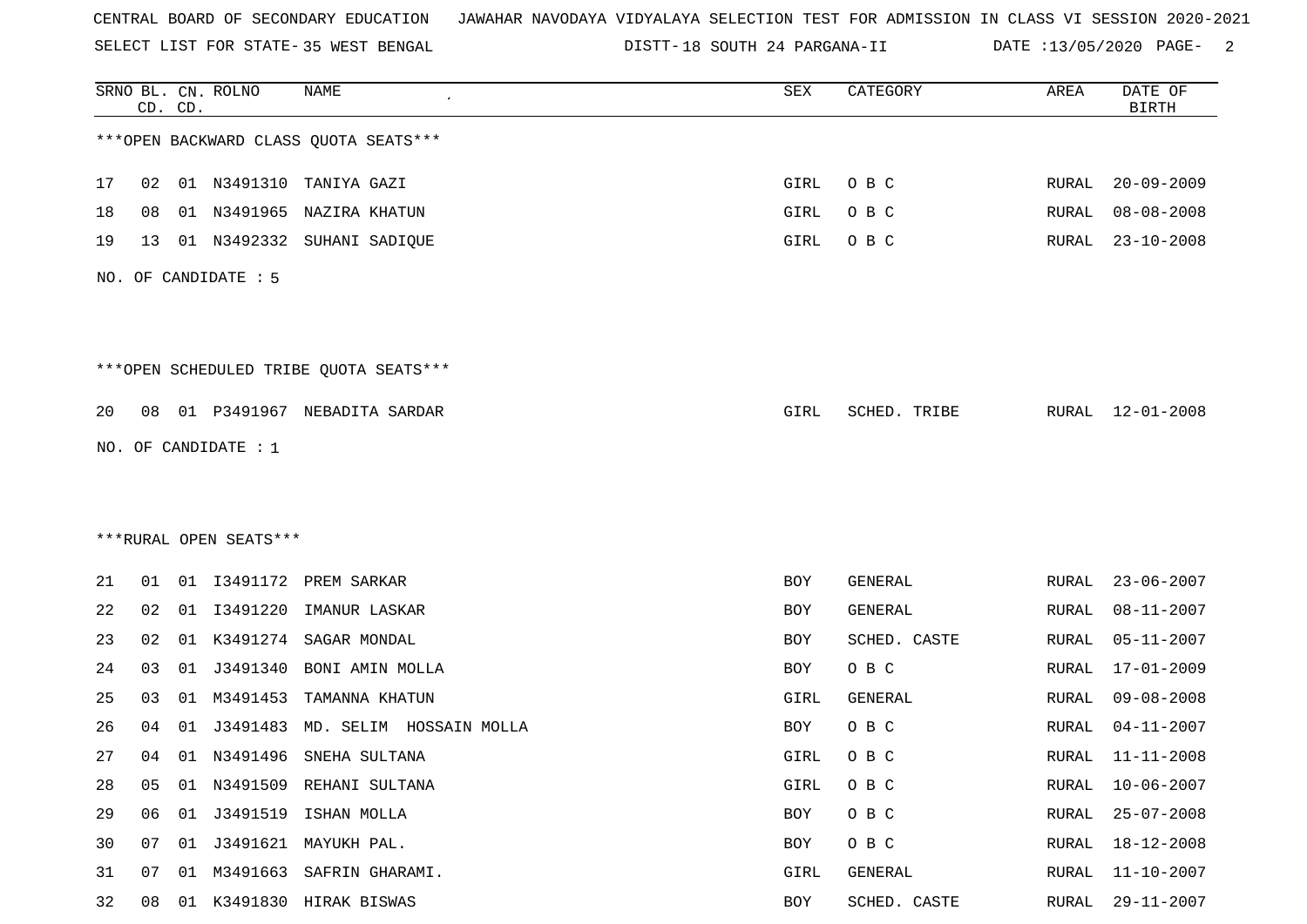CENTRAL BOARD OF SECONDARY EDUCATION JAWAHAR NAVODAYA VIDYALAYA SELECTION TEST FOR ADMISSION IN CLASS VI SESSION 2020-2021

SELECT LIST FOR STATE- 35 WEST BENGAL DISTT- 18 SOUTH 24 PARGANA-II DATE :13/05/2020

***OPEN BACKWARD CLASS QUOTA SEATS***

| SRNO | BL. CD. | CN. CD. | ROLNO | NAME | SEX | CATEGORY | AREA | DATE OF BIRTH |
|---|---|---|---|---|---|---|---|---|
| 17 | 02 | 01 | N3491310 | TANIYA GAZI | GIRL | O B C | RURAL | 20-09-2009 |
| 18 | 08 | 01 | N3491965 | NAZIRA KHATUN | GIRL | O B C | RURAL | 08-08-2008 |
| 19 | 13 | 01 | N3492332 | SUHANI SADIQUE | GIRL | O B C | RURAL | 23-10-2008 |

NO. OF CANDIDATE : 5

***OPEN SCHEDULED TRIBE QUOTA SEATS***

| SRNO | BL. CD. | CN. CD. | ROLNO | NAME | SEX | CATEGORY | AREA | DATE OF BIRTH |
|---|---|---|---|---|---|---|---|---|
| 20 | 08 | 01 | P3491967 | NEBADITA SARDAR | GIRL | SCHED. TRIBE | RURAL | 12-01-2008 |

NO. OF CANDIDATE : 1

***RURAL OPEN SEATS***

| SRNO | BL. CD. | CN. CD. | ROLNO | NAME | SEX | CATEGORY | AREA | DATE OF BIRTH |
|---|---|---|---|---|---|---|---|---|
| 21 | 01 | 01 | I3491172 | PREM SARKAR | BOY | GENERAL | RURAL | 23-06-2007 |
| 22 | 02 | 01 | I3491220 | IMANUR LASKAR | BOY | GENERAL | RURAL | 08-11-2007 |
| 23 | 02 | 01 | K3491274 | SAGAR MONDAL | BOY | SCHED. CASTE | RURAL | 05-11-2007 |
| 24 | 03 | 01 | J3491340 | BONI AMIN MOLLA | BOY | O B C | RURAL | 17-01-2009 |
| 25 | 03 | 01 | M3491453 | TAMANNA KHATUN | GIRL | GENERAL | RURAL | 09-08-2008 |
| 26 | 04 | 01 | J3491483 | MD. SELIM HOSSAIN MOLLA | BOY | O B C | RURAL | 04-11-2007 |
| 27 | 04 | 01 | N3491496 | SNEHA SULTANA | GIRL | O B C | RURAL | 11-11-2008 |
| 28 | 05 | 01 | N3491509 | REHANI SULTANA | GIRL | O B C | RURAL | 10-06-2007 |
| 29 | 06 | 01 | J3491519 | ISHAN MOLLA | BOY | O B C | RURAL | 25-07-2008 |
| 30 | 07 | 01 | J3491621 | MAYUKH PAL. | BOY | O B C | RURAL | 18-12-2008 |
| 31 | 07 | 01 | M3491663 | SAFRIN GHARAMI. | GIRL | GENERAL | RURAL | 11-10-2007 |
| 32 | 08 | 01 | K3491830 | HIRAK BISWAS | BOY | SCHED. CASTE | RURAL | 29-11-2007 |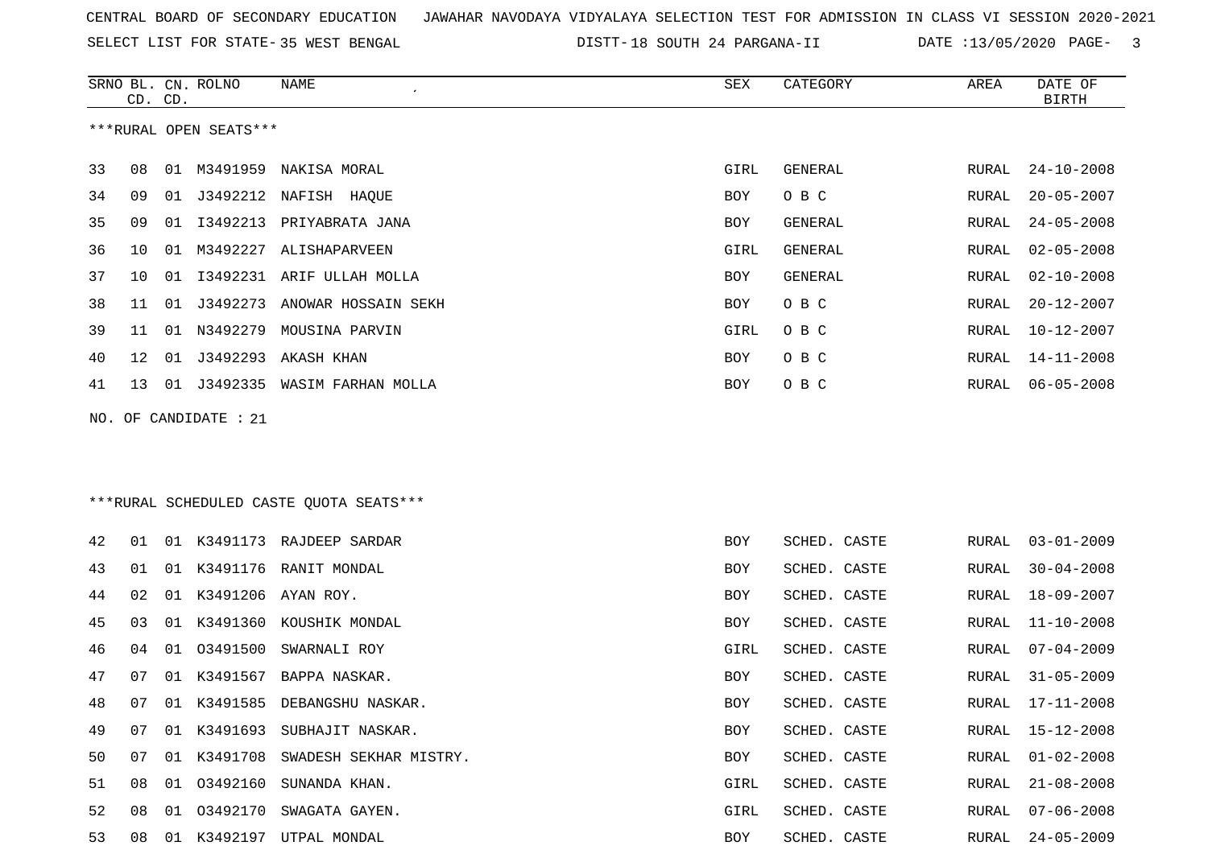CENTRAL BOARD OF SECONDARY EDUCATION JAWAHAR NAVODAYA VIDYALAYA SELECTION TEST FOR ADMISSION IN CLASS VI SESSION 2020-2021

SELECT LIST FOR STATE- 35 WEST BENGAL DISTT- 18 SOUTH 24 PARGANA-II DATE :13/05/2020 PAGE- 3

***RURAL OPEN SEATS***

| SRNO | BL. CD. | CN. CD. | ROLNO | NAME | SEX | CATEGORY | AREA | DATE OF BIRTH |
|---|---|---|---|---|---|---|---|---|
| 33 | 08 | 01 | M3491959 | NAKISA MORAL | GIRL | GENERAL | RURAL | 24-10-2008 |
| 34 | 09 | 01 | J3492212 | NAFISH HAQUE | BOY | O B C | RURAL | 20-05-2007 |
| 35 | 09 | 01 | I3492213 | PRIYABRATA JANA | BOY | GENERAL | RURAL | 24-05-2008 |
| 36 | 10 | 01 | M3492227 | ALISHAPARVEEN | GIRL | GENERAL | RURAL | 02-05-2008 |
| 37 | 10 | 01 | I3492231 | ARIF ULLAH MOLLA | BOY | GENERAL | RURAL | 02-10-2008 |
| 38 | 11 | 01 | J3492273 | ANOWAR HOSSAIN SEKH | BOY | O B C | RURAL | 20-12-2007 |
| 39 | 11 | 01 | N3492279 | MOUSINA PARVIN | GIRL | O B C | RURAL | 10-12-2007 |
| 40 | 12 | 01 | J3492293 | AKASH KHAN | BOY | O B C | RURAL | 14-11-2008 |
| 41 | 13 | 01 | J3492335 | WASIM FARHAN MOLLA | BOY | O B C | RURAL | 06-05-2008 |

NO. OF CANDIDATE : 21

***RURAL SCHEDULED CASTE QUOTA SEATS***

| SRNO | BL. CD. | CN. CD. | ROLNO | NAME | SEX | CATEGORY | AREA | DATE OF BIRTH |
|---|---|---|---|---|---|---|---|---|
| 42 | 01 | 01 | K3491173 | RAJDEEP SARDAR | BOY | SCHED. CASTE | RURAL | 03-01-2009 |
| 43 | 01 | 01 | K3491176 | RANIT MONDAL | BOY | SCHED. CASTE | RURAL | 30-04-2008 |
| 44 | 02 | 01 | K3491206 | AYAN ROY. | BOY | SCHED. CASTE | RURAL | 18-09-2007 |
| 45 | 03 | 01 | K3491360 | KOUSHIK MONDAL | BOY | SCHED. CASTE | RURAL | 11-10-2008 |
| 46 | 04 | 01 | O3491500 | SWARNALI ROY | GIRL | SCHED. CASTE | RURAL | 07-04-2009 |
| 47 | 07 | 01 | K3491567 | BAPPA NASKAR. | BOY | SCHED. CASTE | RURAL | 31-05-2009 |
| 48 | 07 | 01 | K3491585 | DEBANGSHU NASKAR. | BOY | SCHED. CASTE | RURAL | 17-11-2008 |
| 49 | 07 | 01 | K3491693 | SUBHAJIT NASKAR. | BOY | SCHED. CASTE | RURAL | 15-12-2008 |
| 50 | 07 | 01 | K3491708 | SWADESH SEKHAR MISTRY. | BOY | SCHED. CASTE | RURAL | 01-02-2008 |
| 51 | 08 | 01 | O3492160 | SUNANDA KHAN. | GIRL | SCHED. CASTE | RURAL | 21-08-2008 |
| 52 | 08 | 01 | O3492170 | SWAGATA GAYEN. | GIRL | SCHED. CASTE | RURAL | 07-06-2008 |
| 53 | 08 | 01 | K3492197 | UTPAL MONDAL | BOY | SCHED. CASTE | RURAL | 24-05-2009 |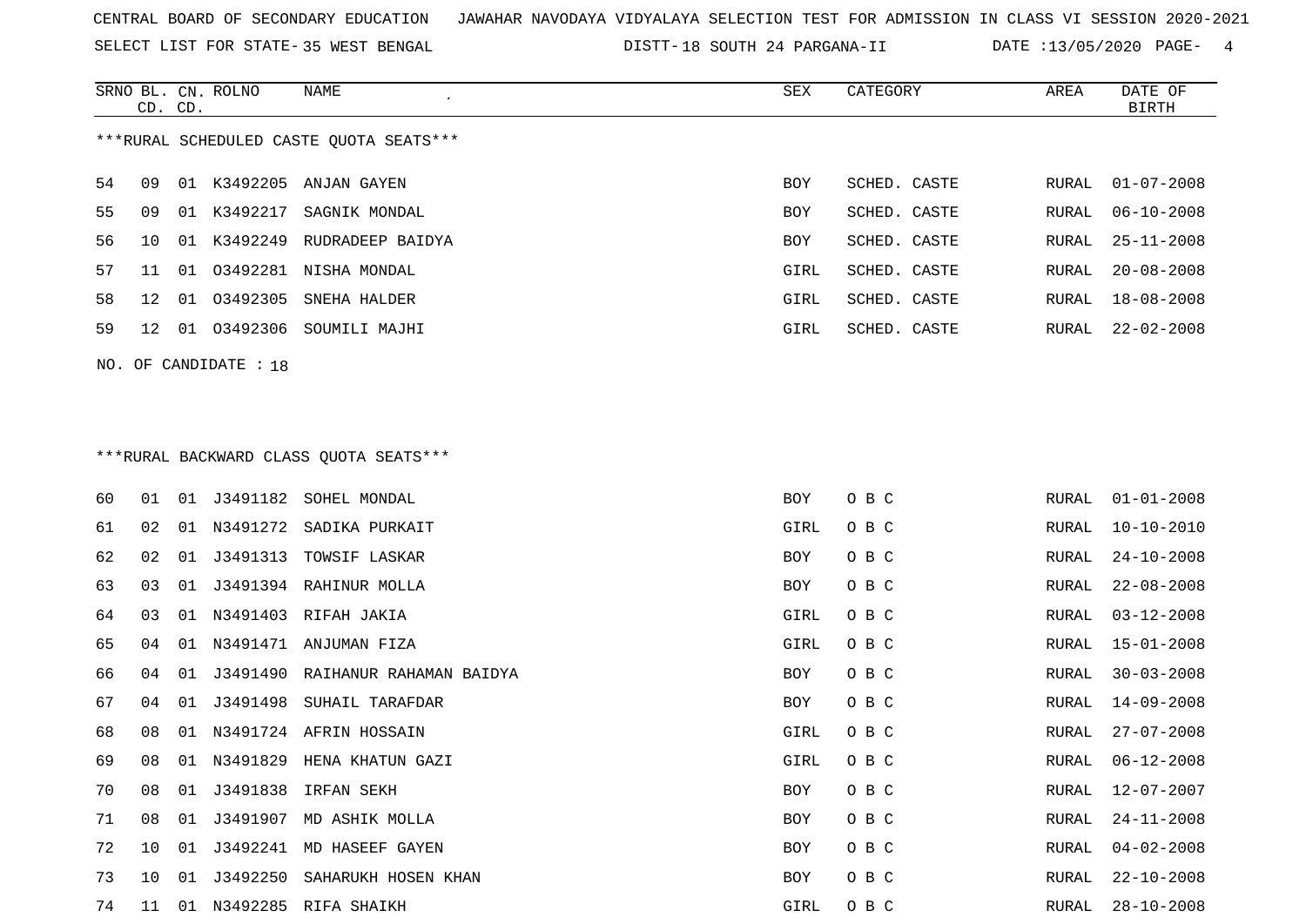CENTRAL BOARD OF SECONDARY EDUCATION JAWAHAR NAVODAYA VIDYALAYA SELECTION TEST FOR ADMISSION IN CLASS VI SESSION 2020-2021

SELECT LIST FOR STATE- 35 WEST BENGAL DISTT- 18 SOUTH 24 PARGANA-II DATE :13/05/2020

| SRNO | BL. CD. | CN. CD. | ROLNO | NAME | SEX | CATEGORY | AREA | DATE OF BIRTH |
|---|---|---|---|---|---|---|---|---|

***RURAL SCHEDULED CASTE QUOTA SEATS***

| SRNO | BL. CD. | CN. CD. | ROLNO | NAME | SEX | CATEGORY | AREA | DATE OF BIRTH |
|---|---|---|---|---|---|---|---|---|
| 54 | 09 | 01 | K3492205 | ANJAN GAYEN | BOY | SCHED. CASTE | RURAL | 01-07-2008 |
| 55 | 09 | 01 | K3492217 | SAGNIK MONDAL | BOY | SCHED. CASTE | RURAL | 06-10-2008 |
| 56 | 10 | 01 | K3492249 | RUDRADEEP BAIDYA | BOY | SCHED. CASTE | RURAL | 25-11-2008 |
| 57 | 11 | 01 | O3492281 | NISHA MONDAL | GIRL | SCHED. CASTE | RURAL | 20-08-2008 |
| 58 | 12 | 01 | O3492305 | SNEHA HALDER | GIRL | SCHED. CASTE | RURAL | 18-08-2008 |
| 59 | 12 | 01 | O3492306 | SOUMILI MAJHI | GIRL | SCHED. CASTE | RURAL | 22-02-2008 |

NO. OF CANDIDATE : 18

***RURAL BACKWARD CLASS QUOTA SEATS***

| SRNO | BL. CD. | CN. CD. | ROLNO | NAME | SEX | CATEGORY | AREA | DATE OF BIRTH |
|---|---|---|---|---|---|---|---|---|
| 60 | 01 | 01 | J3491182 | SOHEL MONDAL | BOY | O B C | RURAL | 01-01-2008 |
| 61 | 02 | 01 | N3491272 | SADIKA PURKAIT | GIRL | O B C | RURAL | 10-10-2010 |
| 62 | 02 | 01 | J3491313 | TOWSIF LASKAR | BOY | O B C | RURAL | 24-10-2008 |
| 63 | 03 | 01 | J3491394 | RAHINUR MOLLA | BOY | O B C | RURAL | 22-08-2008 |
| 64 | 03 | 01 | N3491403 | RIFAH JAKIA | GIRL | O B C | RURAL | 03-12-2008 |
| 65 | 04 | 01 | N3491471 | ANJUMAN FIZA | GIRL | O B C | RURAL | 15-01-2008 |
| 66 | 04 | 01 | J3491490 | RAIHANUR RAHAMAN BAIDYA | BOY | O B C | RURAL | 30-03-2008 |
| 67 | 04 | 01 | J3491498 | SUHAIL TARAFDAR | BOY | O B C | RURAL | 14-09-2008 |
| 68 | 08 | 01 | N3491724 | AFRIN HOSSAIN | GIRL | O B C | RURAL | 27-07-2008 |
| 69 | 08 | 01 | N3491829 | HENA KHATUN GAZI | GIRL | O B C | RURAL | 06-12-2008 |
| 70 | 08 | 01 | J3491838 | IRFAN SEKH | BOY | O B C | RURAL | 12-07-2007 |
| 71 | 08 | 01 | J3491907 | MD ASHIK MOLLA | BOY | O B C | RURAL | 24-11-2008 |
| 72 | 10 | 01 | J3492241 | MD HASEEF GAYEN | BOY | O B C | RURAL | 04-02-2008 |
| 73 | 10 | 01 | J3492250 | SAHARUKH HOSEN KHAN | BOY | O B C | RURAL | 22-10-2008 |
| 74 | 11 | 01 | N3492285 | RIFA SHAIKH | GIRL | O B C | RURAL | 28-10-2008 |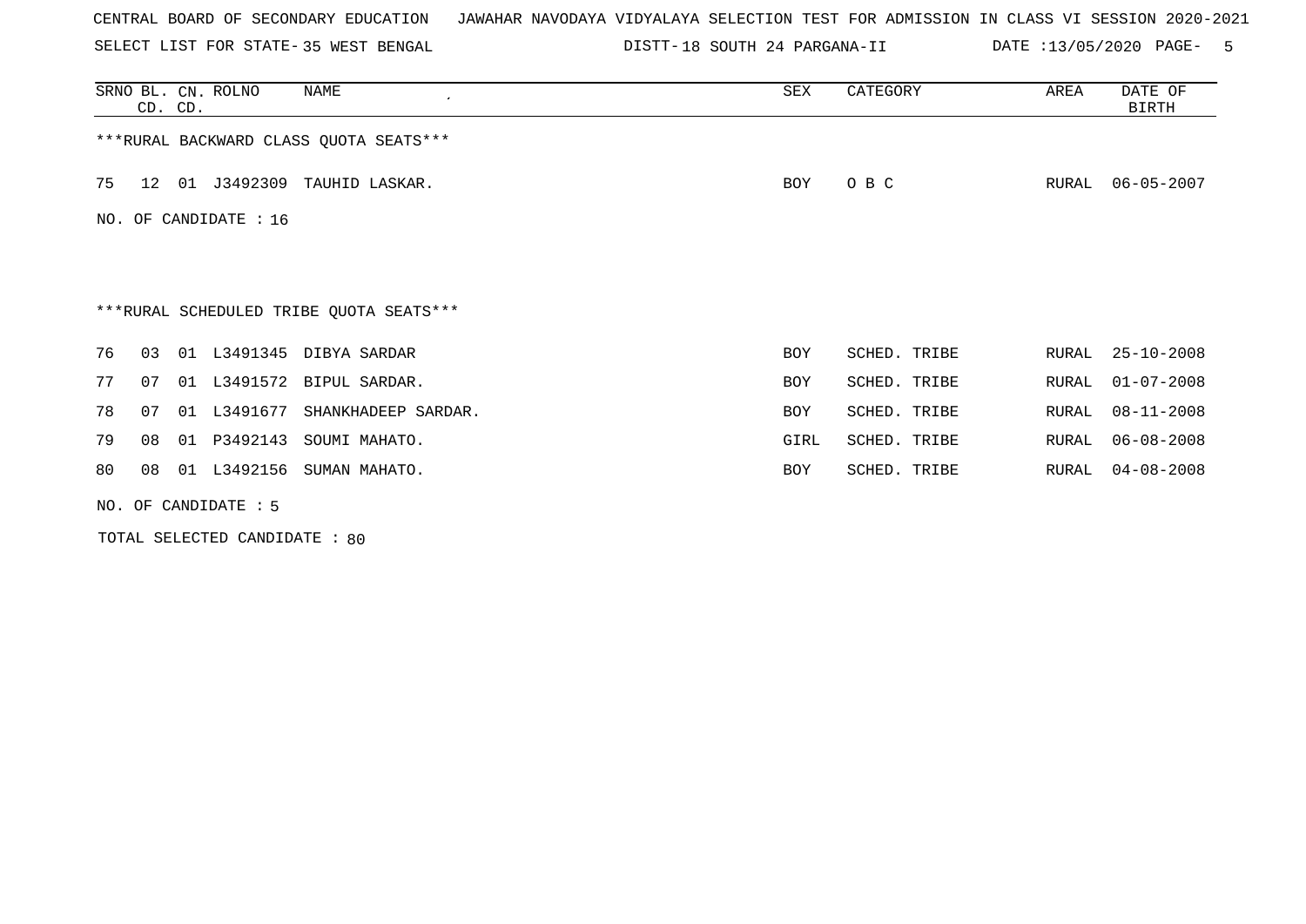CENTRAL BOARD OF SECONDARY EDUCATION   JAWAHAR NAVODAYA VIDYALAYA SELECTION TEST FOR ADMISSION IN CLASS VI SESSION 2020-2021

SELECT LIST FOR STATE- 35 WEST BENGAL   DISTT- 18 SOUTH 24 PARGANA-II   DATE :13/05/2020

| SRNO | BL. CD. | CN. CD. | ROLNO | NAME | SEX | CATEGORY | AREA | DATE OF BIRTH |
|---|---|---|---|---|---|---|---|---|

***RURAL BACKWARD CLASS QUOTA SEATS***

| SRNO | BL. CD. | CN. CD. | ROLNO | NAME | SEX | CATEGORY | AREA | DATE OF BIRTH |
|---|---|---|---|---|---|---|---|---|
| 75 | 12 | 01 | J3492309 | TAUHID LASKAR. | BOY | O B C | RURAL | 06-05-2007 |

NO. OF CANDIDATE : 16

***RURAL SCHEDULED TRIBE QUOTA SEATS***

| SRNO | BL. CD. | CN. CD. | ROLNO | NAME | SEX | CATEGORY | AREA | DATE OF BIRTH |
|---|---|---|---|---|---|---|---|---|
| 76 | 03 | 01 | L3491345 | DIBYA SARDAR | BOY | SCHED. TRIBE | RURAL | 25-10-2008 |
| 77 | 07 | 01 | L3491572 | BIPUL SARDAR. | BOY | SCHED. TRIBE | RURAL | 01-07-2008 |
| 78 | 07 | 01 | L3491677 | SHANKHADEEP SARDAR. | BOY | SCHED. TRIBE | RURAL | 08-11-2008 |
| 79 | 08 | 01 | P3492143 | SOUMI MAHATO. | GIRL | SCHED. TRIBE | RURAL | 06-08-2008 |
| 80 | 08 | 01 | L3492156 | SUMAN MAHATO. | BOY | SCHED. TRIBE | RURAL | 04-08-2008 |

NO. OF CANDIDATE : 5

TOTAL SELECTED CANDIDATE : 80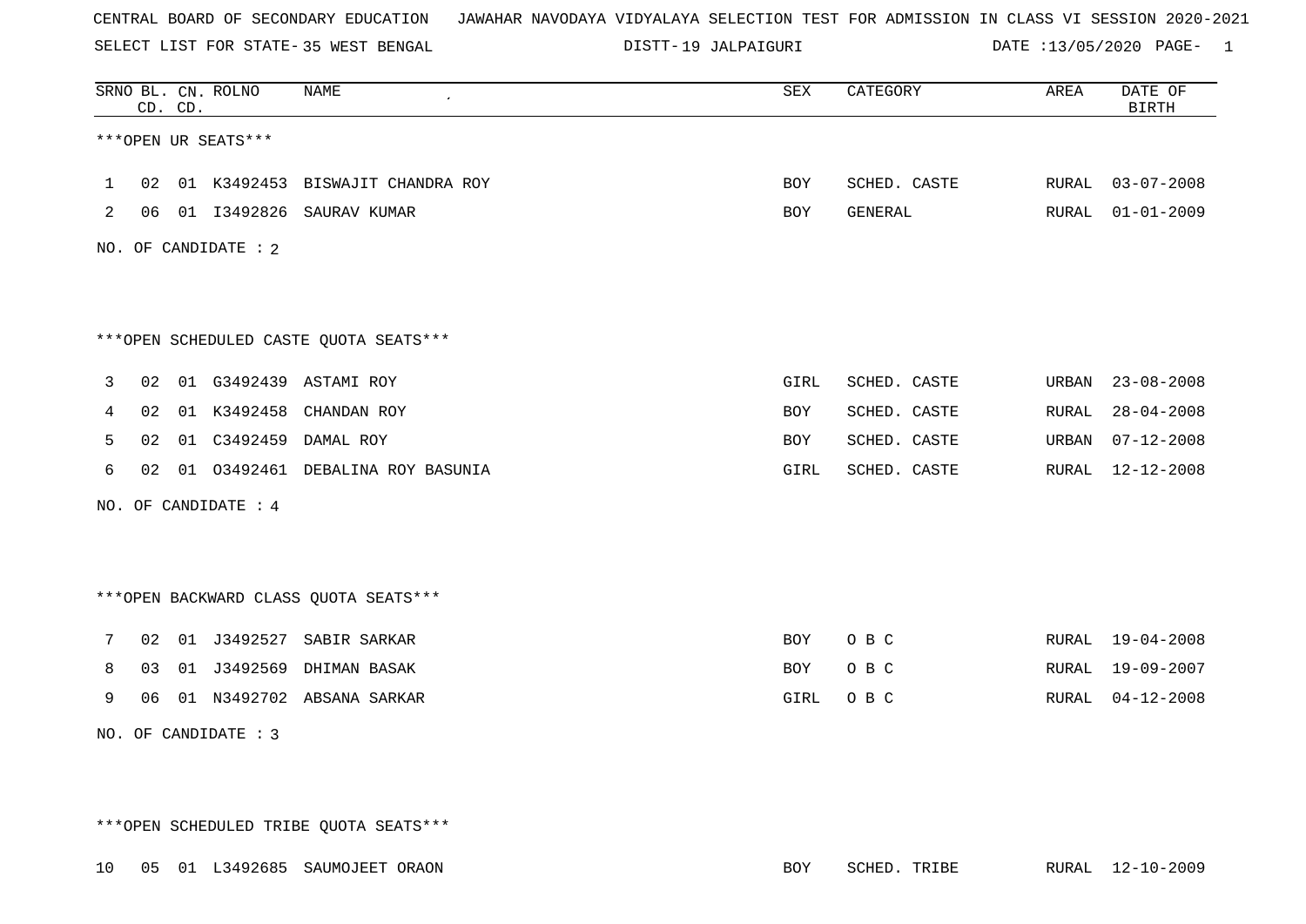CENTRAL BOARD OF SECONDARY EDUCATION JAWAHAR NAVODAYA VIDYALAYA SELECTION TEST FOR ADMISSION IN CLASS VI SESSION 2020-2021

SELECT LIST FOR STATE- 35 WEST BENGAL DISTT- 19 JALPAIGURI DATE :13/05/2020 PAGE- 1

| SRNO | BL. CD. | CN. CD. | ROLNO | NAME | SEX | CATEGORY | AREA | DATE OF BIRTH |
|---|---|---|---|---|---|---|---|---|

***OPEN UR SEATS***

| SRNO | BL. CD. | CN. CD. | ROLNO | NAME | SEX | CATEGORY | AREA | DATE OF BIRTH |
|---|---|---|---|---|---|---|---|---|
| 1 | 02 | 01 | K3492453 | BISWAJIT CHANDRA ROY | BOY | SCHED. CASTE | RURAL | 03-07-2008 |
| 2 | 06 | 01 | I3492826 | SAURAV KUMAR | BOY | GENERAL | RURAL | 01-01-2009 |

NO. OF CANDIDATE : 2

***OPEN SCHEDULED CASTE QUOTA SEATS***

| SRNO | BL. CD. | CN. CD. | ROLNO | NAME | SEX | CATEGORY | AREA | DATE OF BIRTH |
|---|---|---|---|---|---|---|---|---|
| 3 | 02 | 01 | G3492439 | ASTAMI ROY | GIRL | SCHED. CASTE | URBAN | 23-08-2008 |
| 4 | 02 | 01 | K3492458 | CHANDAN ROY | BOY | SCHED. CASTE | RURAL | 28-04-2008 |
| 5 | 02 | 01 | C3492459 | DAMAL ROY | BOY | SCHED. CASTE | URBAN | 07-12-2008 |
| 6 | 02 | 01 | O3492461 | DEBALINA ROY BASUNIA | GIRL | SCHED. CASTE | RURAL | 12-12-2008 |

NO. OF CANDIDATE : 4

***OPEN BACKWARD CLASS QUOTA SEATS***

| SRNO | BL. CD. | CN. CD. | ROLNO | NAME | SEX | CATEGORY | AREA | DATE OF BIRTH |
|---|---|---|---|---|---|---|---|---|
| 7 | 02 | 01 | J3492527 | SABIR SARKAR | BOY | O B C | RURAL | 19-04-2008 |
| 8 | 03 | 01 | J3492569 | DHIMAN BASAK | BOY | O B C | RURAL | 19-09-2007 |
| 9 | 06 | 01 | N3492702 | ABSANA SARKAR | GIRL | O B C | RURAL | 04-12-2008 |

NO. OF CANDIDATE : 3

***OPEN SCHEDULED TRIBE QUOTA SEATS***

| SRNO | BL. CD. | CN. CD. | ROLNO | NAME | SEX | CATEGORY | AREA | DATE OF BIRTH |
|---|---|---|---|---|---|---|---|---|
| 10 | 05 | 01 | L3492685 | SAUMOJEET ORAON | BOY | SCHED. TRIBE | RURAL | 12-10-2009 |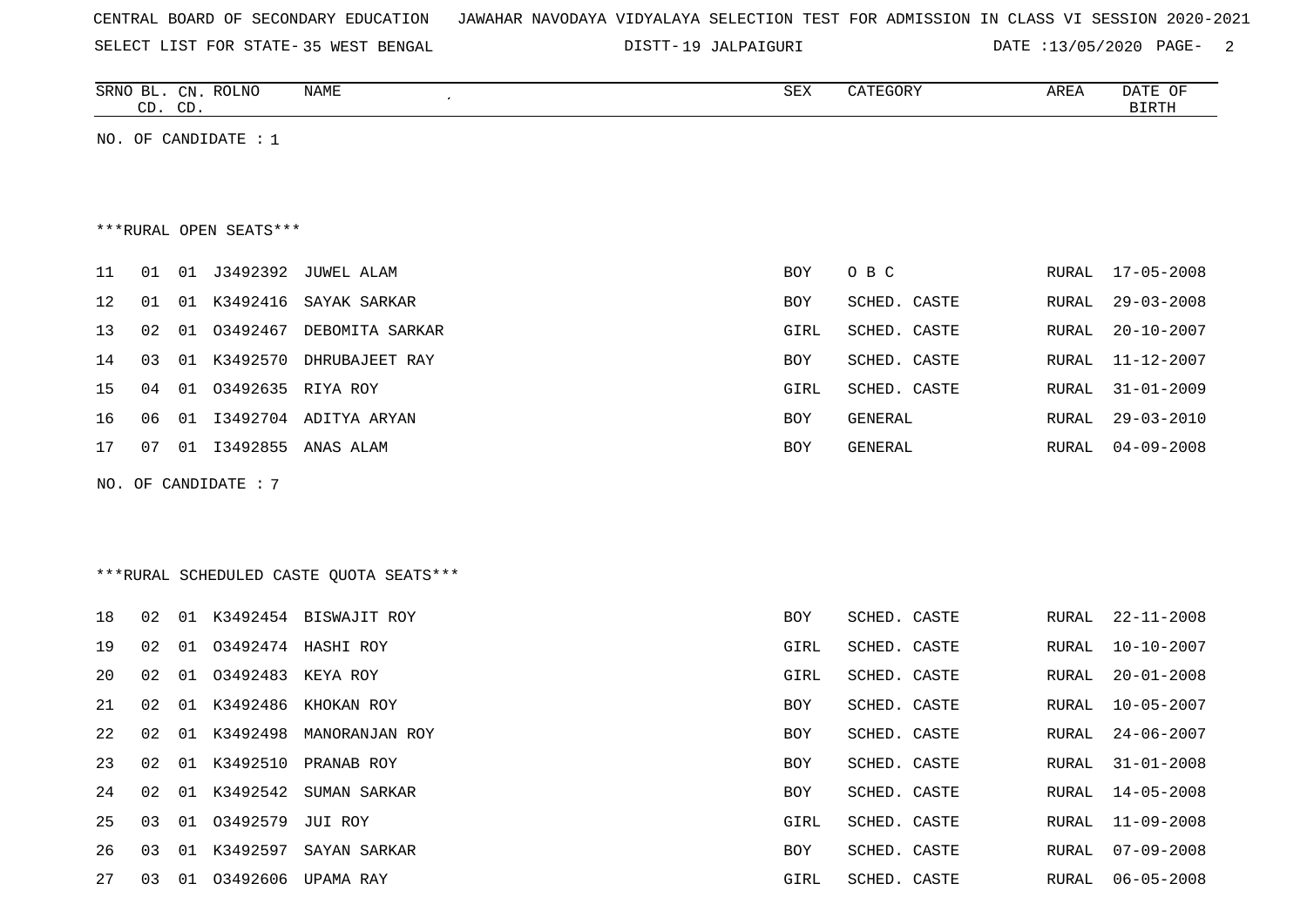CENTRAL BOARD OF SECONDARY EDUCATION JAWAHAR NAVODAYA VIDYALAYA SELECTION TEST FOR ADMISSION IN CLASS VI SESSION 2020-2021

SELECT LIST FOR STATE- 35 WEST BENGAL DISTT- 19 JALPAIGURI DATE :13/05/2020

NO. OF CANDIDATE : 1

***RURAL OPEN SEATS***

| SRNO | BL. CD. | CN. CD. | ROLNO | NAME | SEX | CATEGORY | AREA | DATE OF BIRTH |
|---|---|---|---|---|---|---|---|---|
| 11 | 01 | 01 | J3492392 | JUWEL ALAM | BOY | O B C | RURAL | 17-05-2008 |
| 12 | 01 | 01 | K3492416 | SAYAK SARKAR | BOY | SCHED. CASTE | RURAL | 29-03-2008 |
| 13 | 02 | 01 | O3492467 | DEBOMITA SARKAR | GIRL | SCHED. CASTE | RURAL | 20-10-2007 |
| 14 | 03 | 01 | K3492570 | DHRUBAJEET RAY | BOY | SCHED. CASTE | RURAL | 11-12-2007 |
| 15 | 04 | 01 | O3492635 | RIYA ROY | GIRL | SCHED. CASTE | RURAL | 31-01-2009 |
| 16 | 06 | 01 | I3492704 | ADITYA ARYAN | BOY | GENERAL | RURAL | 29-03-2010 |
| 17 | 07 | 01 | I3492855 | ANAS ALAM | BOY | GENERAL | RURAL | 04-09-2008 |

NO. OF CANDIDATE : 7

***RURAL SCHEDULED CASTE QUOTA SEATS***

| SRNO | BL. CD. | CN. CD. | ROLNO | NAME | SEX | CATEGORY | AREA | DATE OF BIRTH |
|---|---|---|---|---|---|---|---|---|
| 18 | 02 | 01 | K3492454 | BISWAJIT ROY | BOY | SCHED. CASTE | RURAL | 22-11-2008 |
| 19 | 02 | 01 | O3492474 | HASHI ROY | GIRL | SCHED. CASTE | RURAL | 10-10-2007 |
| 20 | 02 | 01 | O3492483 | KEYA ROY | GIRL | SCHED. CASTE | RURAL | 20-01-2008 |
| 21 | 02 | 01 | K3492486 | KHOKAN ROY | BOY | SCHED. CASTE | RURAL | 10-05-2007 |
| 22 | 02 | 01 | K3492498 | MANORANJAN ROY | BOY | SCHED. CASTE | RURAL | 24-06-2007 |
| 23 | 02 | 01 | K3492510 | PRANAB ROY | BOY | SCHED. CASTE | RURAL | 31-01-2008 |
| 24 | 02 | 01 | K3492542 | SUMAN SARKAR | BOY | SCHED. CASTE | RURAL | 14-05-2008 |
| 25 | 03 | 01 | O3492579 | JUI ROY | GIRL | SCHED. CASTE | RURAL | 11-09-2008 |
| 26 | 03 | 01 | K3492597 | SAYAN SARKAR | BOY | SCHED. CASTE | RURAL | 07-09-2008 |
| 27 | 03 | 01 | O3492606 | UPAMA RAY | GIRL | SCHED. CASTE | RURAL | 06-05-2008 |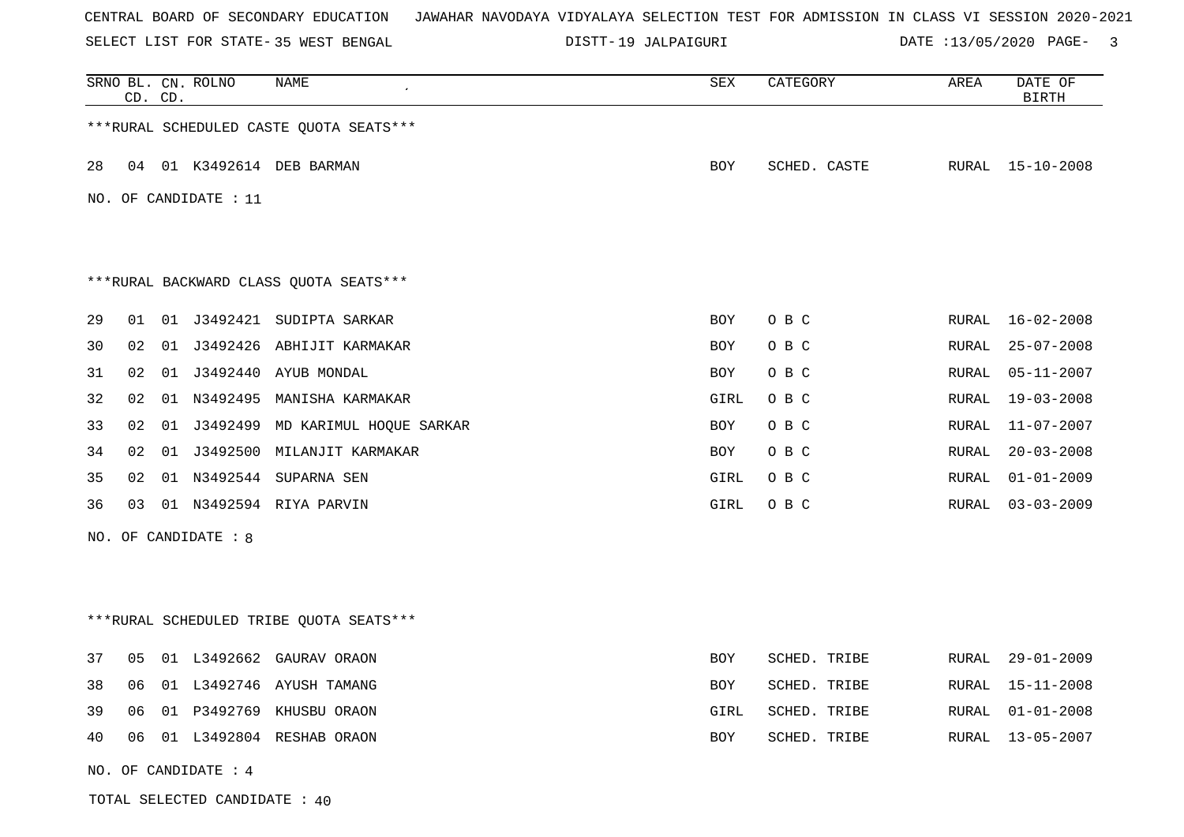CENTRAL BOARD OF SECONDARY EDUCATION JAWAHAR NAVODAYA VIDYALAYA SELECTION TEST FOR ADMISSION IN CLASS VI SESSION 2020-2021

SELECT LIST FOR STATE- 35 WEST BENGAL DISTT- 19 JALPAIGURI DATE :13/05/2020

| SRNO | BL. CD. | CN. CD. | ROLNO | NAME | SEX | CATEGORY | AREA | DATE OF BIRTH |
|---|---|---|---|---|---|---|---|---|

***RURAL SCHEDULED CASTE QUOTA SEATS***

| SRNO | BL. CD. | CN. CD. | ROLNO | NAME | SEX | CATEGORY | AREA | DATE OF BIRTH |
|---|---|---|---|---|---|---|---|---|
| 28 | 04 | 01 | K3492614 | DEB BARMAN | BOY | SCHED. CASTE | RURAL | 15-10-2008 |

NO. OF CANDIDATE : 11

***RURAL BACKWARD CLASS QUOTA SEATS***

| SRNO | BL. CD. | CN. CD. | ROLNO | NAME | SEX | CATEGORY | AREA | DATE OF BIRTH |
|---|---|---|---|---|---|---|---|---|
| 29 | 01 | 01 | J3492421 | SUDIPTA SARKAR | BOY | O B C | RURAL | 16-02-2008 |
| 30 | 02 | 01 | J3492426 | ABHIJIT KARMAKAR | BOY | O B C | RURAL | 25-07-2008 |
| 31 | 02 | 01 | J3492440 | AYUB MONDAL | BOY | O B C | RURAL | 05-11-2007 |
| 32 | 02 | 01 | N3492495 | MANISHA KARMAKAR | GIRL | O B C | RURAL | 19-03-2008 |
| 33 | 02 | 01 | J3492499 | MD KARIMUL HOQUE SARKAR | BOY | O B C | RURAL | 11-07-2007 |
| 34 | 02 | 01 | J3492500 | MILANJIT KARMAKAR | BOY | O B C | RURAL | 20-03-2008 |
| 35 | 02 | 01 | N3492544 | SUPARNA SEN | GIRL | O B C | RURAL | 01-01-2009 |
| 36 | 03 | 01 | N3492594 | RIYA PARVIN | GIRL | O B C | RURAL | 03-03-2009 |

NO. OF CANDIDATE : 8

***RURAL SCHEDULED TRIBE QUOTA SEATS***

| SRNO | BL. CD. | CN. CD. | ROLNO | NAME | SEX | CATEGORY | AREA | DATE OF BIRTH |
|---|---|---|---|---|---|---|---|---|
| 37 | 05 | 01 | L3492662 | GAURAV ORAON | BOY | SCHED. TRIBE | RURAL | 29-01-2009 |
| 38 | 06 | 01 | L3492746 | AYUSH TAMANG | BOY | SCHED. TRIBE | RURAL | 15-11-2008 |
| 39 | 06 | 01 | P3492769 | KHUSBU ORAON | GIRL | SCHED. TRIBE | RURAL | 01-01-2008 |
| 40 | 06 | 01 | L3492804 | RESHAB ORAON | BOY | SCHED. TRIBE | RURAL | 13-05-2007 |

NO. OF CANDIDATE : 4

TOTAL SELECTED CANDIDATE : 40